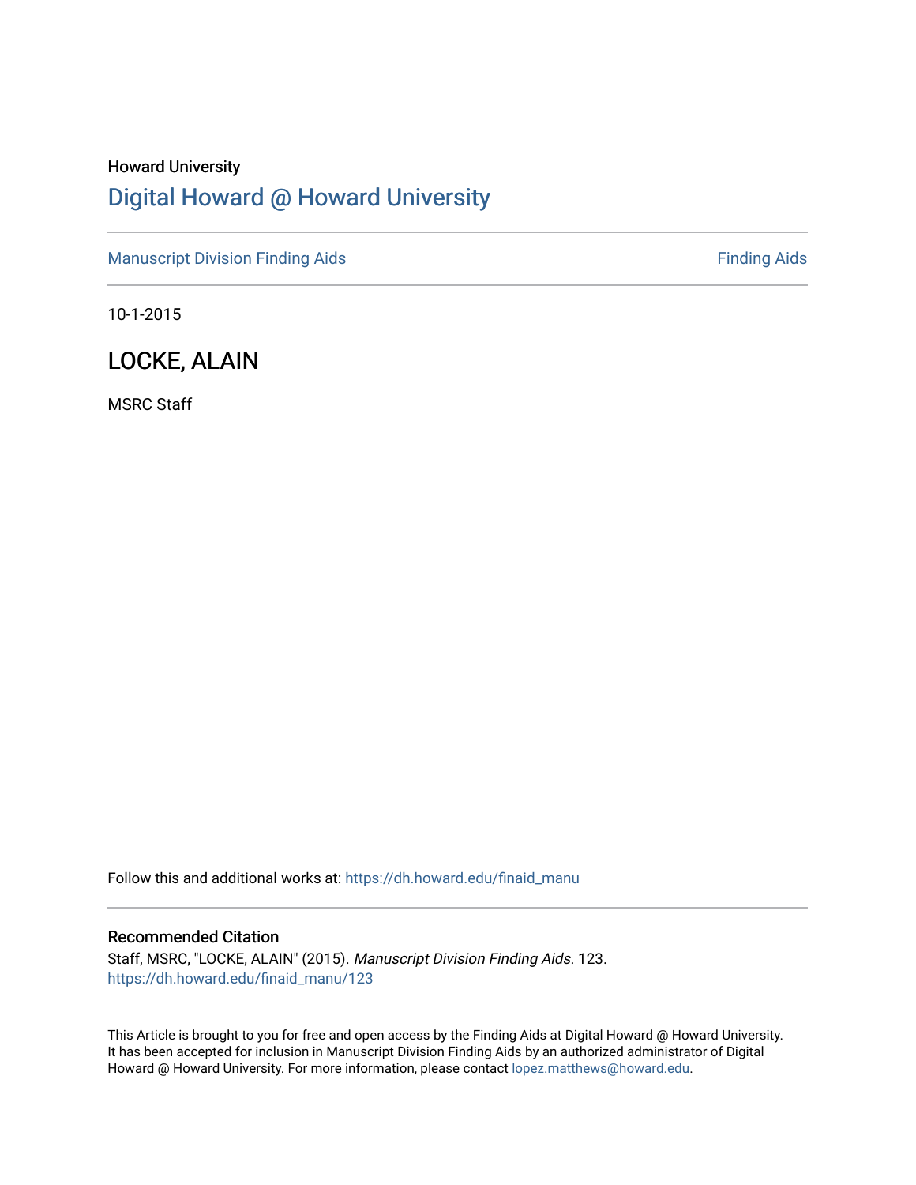Howard University

# Digital Howard @ Howard University

Manuscript Division Finding Aids

Finding Aids

10-1-2015

## LOCKE, ALAIN

MSRC Staff

Follow this and additional works at: https://dh.howard.edu/finaid_manu

### Recommended Citation

Staff, MSRC, "LOCKE, ALAIN" (2015). *Manuscript Division Finding Aids*. 123.
https://dh.howard.edu/finaid_manu/123

This Article is brought to you for free and open access by the Finding Aids at Digital Howard @ Howard University. It has been accepted for inclusion in Manuscript Division Finding Aids by an authorized administrator of Digital Howard @ Howard University. For more information, please contact lopez.matthews@howard.edu.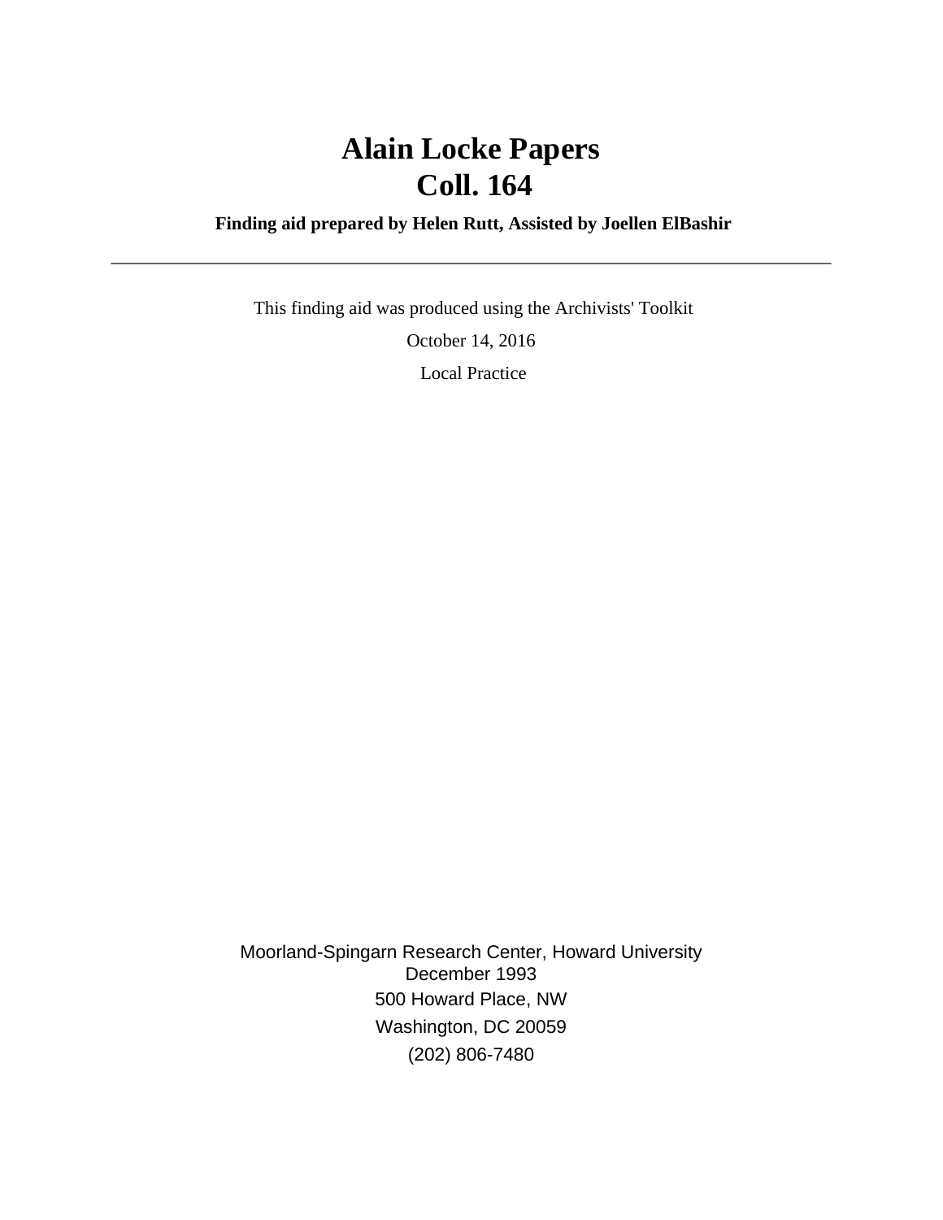# Alain Locke Papers
# Coll. 164

**Finding aid prepared by Helen Rutt, Assisted by Joellen ElBashir**

---

This finding aid was produced using the Archivists' Toolkit

October 14, 2016

Local Practice

Moorland-Spingarn Research Center, Howard University
December 1993
500 Howard Place, NW
Washington, DC 20059
(202) 806-7480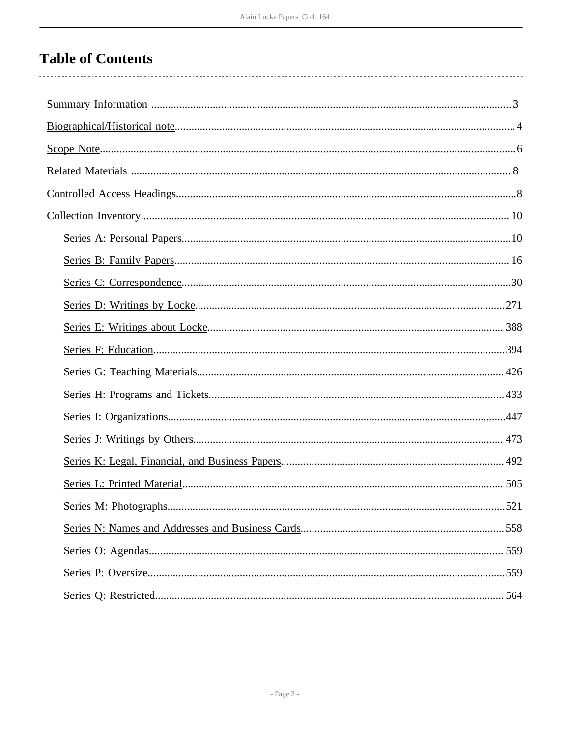# Table of Contents

- Summary Information ........ 3
- Biographical/Historical note ........ 4
- Scope Note ........ 6
- Related Materials ........ 8
- Controlled Access Headings ........ 8
- Collection Inventory ........ 10
  - Series A: Personal Papers ........ 10
  - Series B: Family Papers ........ 16
  - Series C: Correspondence ........ 30
  - Series D: Writings by Locke ........ 271
  - Series E: Writings about Locke ........ 388
  - Series F: Education ........ 394
  - Series G: Teaching Materials ........ 426
  - Series H: Programs and Tickets ........ 433
  - Series I: Organizations ........ 447
  - Series J: Writings by Others ........ 473
  - Series K: Legal, Financial, and Business Papers ........ 492
  - Series L: Printed Material ........ 505
  - Series M: Photographs ........ 521
  - Series N: Names and Addresses and Business Cards ........ 558
  - Series O: Agendas ........ 559
  - Series P: Oversize ........ 559
  - Series Q: Restricted ........ 564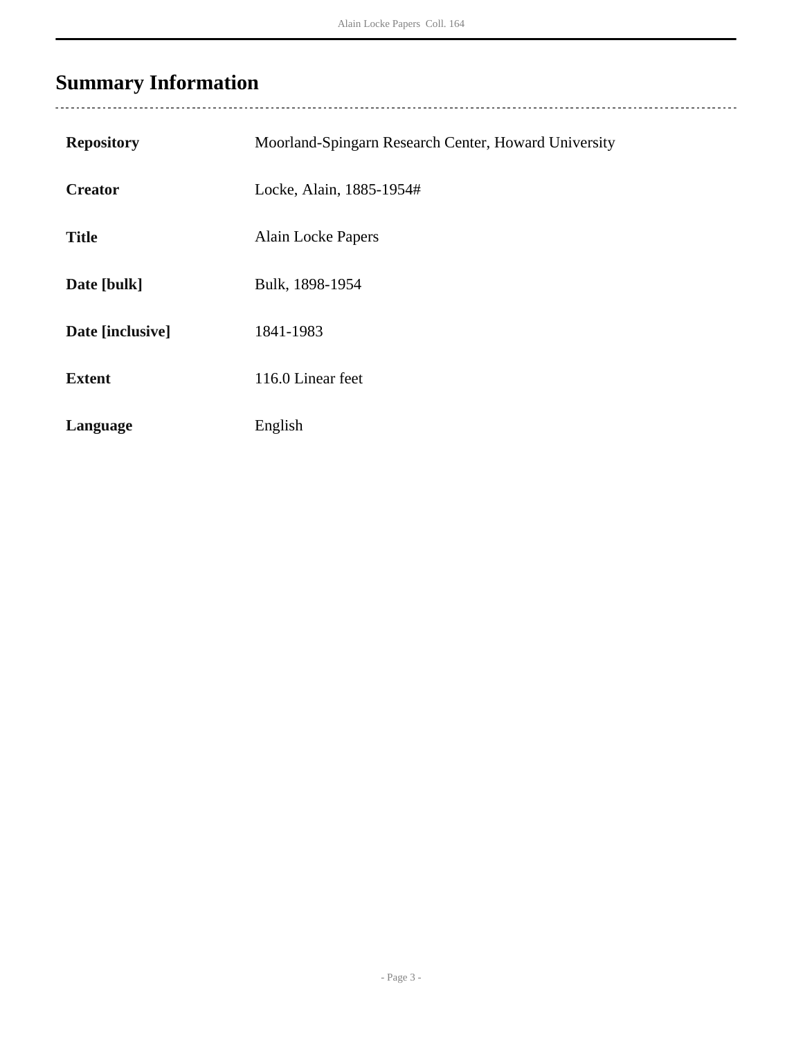# Summary Information

| | |
|---|---|
| **Repository** | Moorland-Spingarn Research Center, Howard University |
| **Creator** | Locke, Alain, 1885-1954# |
| **Title** | Alain Locke Papers |
| **Date [bulk]** | Bulk, 1898-1954 |
| **Date [inclusive]** | 1841-1983 |
| **Extent** | 116.0 Linear feet |
| **Language** | English |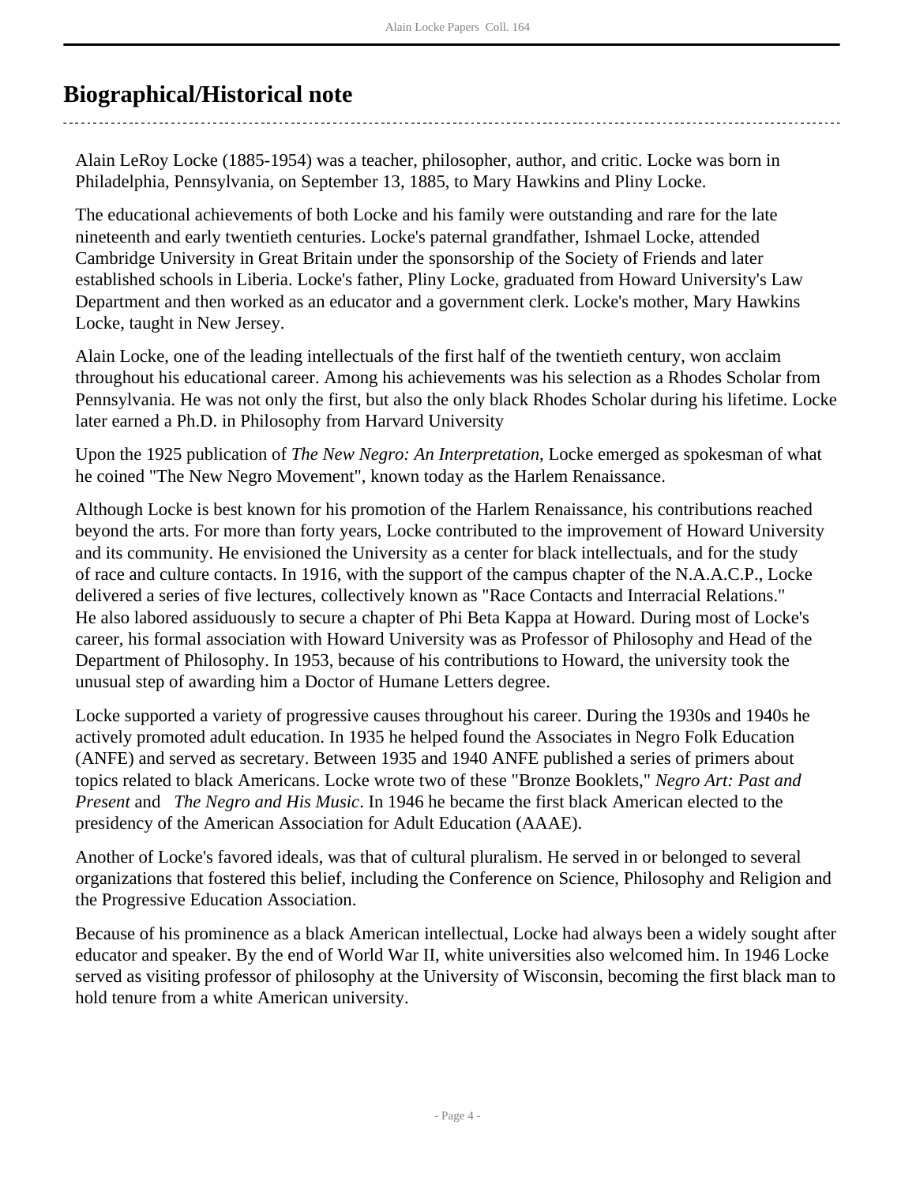## Biographical/Historical note

Alain LeRoy Locke (1885-1954) was a teacher, philosopher, author, and critic. Locke was born in Philadelphia, Pennsylvania, on September 13, 1885, to Mary Hawkins and Pliny Locke.

The educational achievements of both Locke and his family were outstanding and rare for the late nineteenth and early twentieth centuries. Locke's paternal grandfather, Ishmael Locke, attended Cambridge University in Great Britain under the sponsorship of the Society of Friends and later established schools in Liberia. Locke's father, Pliny Locke, graduated from Howard University's Law Department and then worked as an educator and a government clerk. Locke's mother, Mary Hawkins Locke, taught in New Jersey.

Alain Locke, one of the leading intellectuals of the first half of the twentieth century, won acclaim throughout his educational career. Among his achievements was his selection as a Rhodes Scholar from Pennsylvania. He was not only the first, but also the only black Rhodes Scholar during his lifetime. Locke later earned a Ph.D. in Philosophy from Harvard University

Upon the 1925 publication of *The New Negro: An Interpretation*, Locke emerged as spokesman of what he coined "The New Negro Movement", known today as the Harlem Renaissance.

Although Locke is best known for his promotion of the Harlem Renaissance, his contributions reached beyond the arts. For more than forty years, Locke contributed to the improvement of Howard University and its community. He envisioned the University as a center for black intellectuals, and for the study of race and culture contacts. In 1916, with the support of the campus chapter of the N.A.A.C.P., Locke delivered a series of five lectures, collectively known as "Race Contacts and Interracial Relations." He also labored assiduously to secure a chapter of Phi Beta Kappa at Howard. During most of Locke's career, his formal association with Howard University was as Professor of Philosophy and Head of the Department of Philosophy. In 1953, because of his contributions to Howard, the university took the unusual step of awarding him a Doctor of Humane Letters degree.

Locke supported a variety of progressive causes throughout his career. During the 1930s and 1940s he actively promoted adult education. In 1935 he helped found the Associates in Negro Folk Education (ANFE) and served as secretary. Between 1935 and 1940 ANFE published a series of primers about topics related to black Americans. Locke wrote two of these "Bronze Booklets," *Negro Art: Past and Present* and *The Negro and His Music*. In 1946 he became the first black American elected to the presidency of the American Association for Adult Education (AAAE).

Another of Locke's favored ideals, was that of cultural pluralism. He served in or belonged to several organizations that fostered this belief, including the Conference on Science, Philosophy and Religion and the Progressive Education Association.

Because of his prominence as a black American intellectual, Locke had always been a widely sought after educator and speaker. By the end of World War II, white universities also welcomed him. In 1946 Locke served as visiting professor of philosophy at the University of Wisconsin, becoming the first black man to hold tenure from a white American university.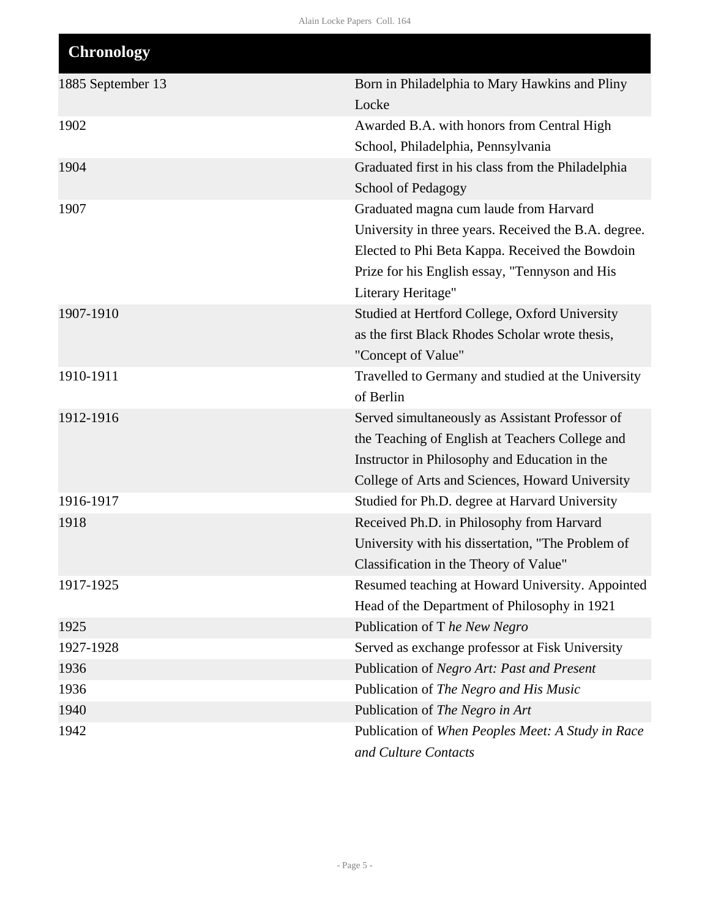## Chronology

| | |
|---|---|
| 1885 September 13 | Born in Philadelphia to Mary Hawkins and Pliny Locke |
| 1902 | Awarded B.A. with honors from Central High School, Philadelphia, Pennsylvania |
| 1904 | Graduated first in his class from the Philadelphia School of Pedagogy |
| 1907 | Graduated magna cum laude from Harvard University in three years. Received the B.A. degree. Elected to Phi Beta Kappa. Received the Bowdoin Prize for his English essay, "Tennyson and His Literary Heritage" |
| 1907-1910 | Studied at Hertford College, Oxford University as the first Black Rhodes Scholar wrote thesis, "Concept of Value" |
| 1910-1911 | Travelled to Germany and studied at the University of Berlin |
| 1912-1916 | Served simultaneously as Assistant Professor of the Teaching of English at Teachers College and Instructor in Philosophy and Education in the College of Arts and Sciences, Howard University |
| 1916-1917 | Studied for Ph.D. degree at Harvard University |
| 1918 | Received Ph.D. in Philosophy from Harvard University with his dissertation, "The Problem of Classification in the Theory of Value" |
| 1917-1925 | Resumed teaching at Howard University. Appointed Head of the Department of Philosophy in 1921 |
| 1925 | Publication of T *he New Negro* |
| 1927-1928 | Served as exchange professor at Fisk University |
| 1936 | Publication of *Negro Art: Past and Present* |
| 1936 | Publication of *The Negro and His Music* |
| 1940 | Publication of *The Negro in Art* |
| 1942 | Publication of *When Peoples Meet: A Study in Race and Culture Contacts* |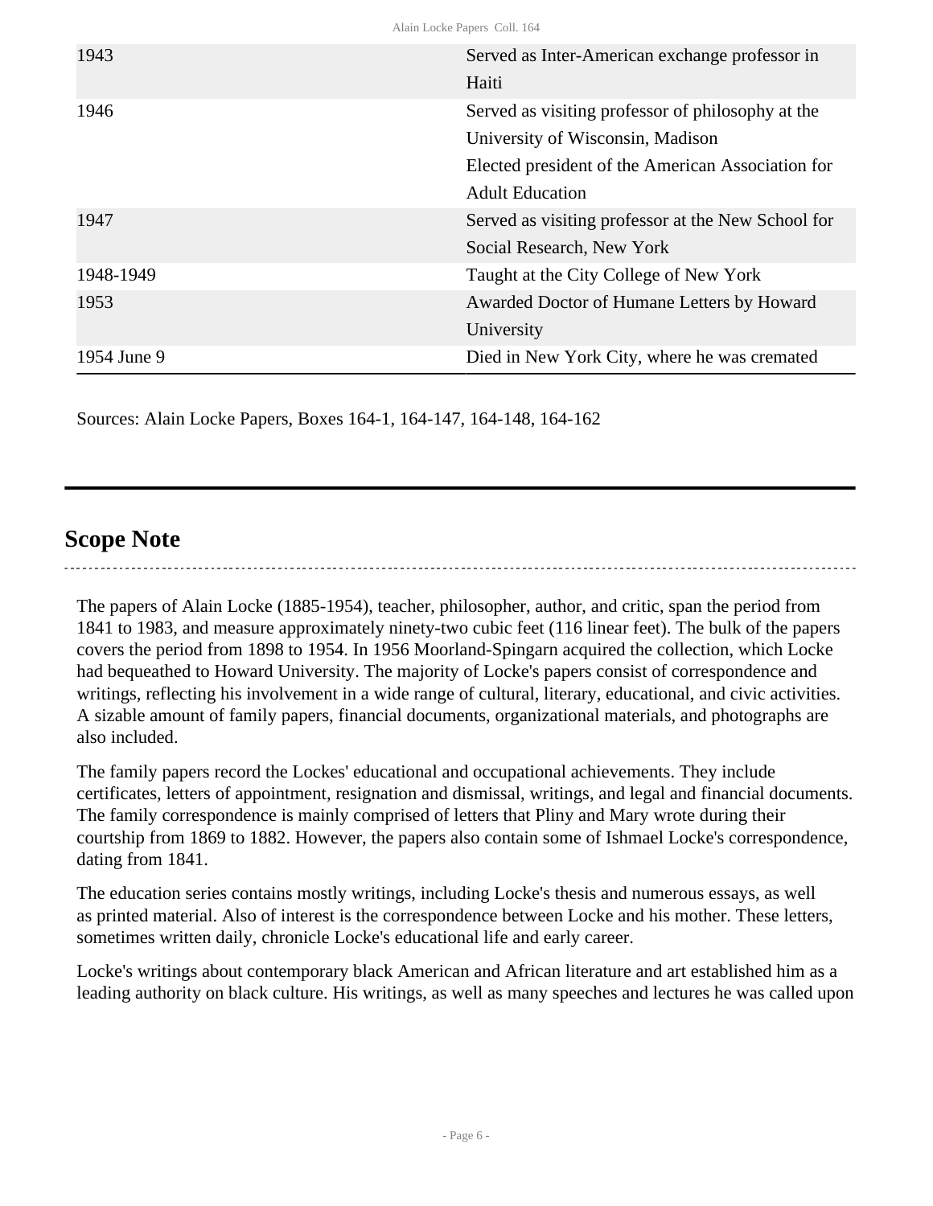| | |
|---|---|
| 1943 | Served as Inter-American exchange professor in Haiti |
| 1946 | Served as visiting professor of philosophy at the University of Wisconsin, Madison<br>Elected president of the American Association for Adult Education |
| 1947 | Served as visiting professor at the New School for Social Research, New York |
| 1948-1949 | Taught at the City College of New York |
| 1953 | Awarded Doctor of Humane Letters by Howard University |
| 1954 June 9 | Died in New York City, where he was cremated |

Sources: Alain Locke Papers, Boxes 164-1, 164-147, 164-148, 164-162

## Scope Note

The papers of Alain Locke (1885-1954), teacher, philosopher, author, and critic, span the period from 1841 to 1983, and measure approximately ninety-two cubic feet (116 linear feet). The bulk of the papers covers the period from 1898 to 1954. In 1956 Moorland-Spingarn acquired the collection, which Locke had bequeathed to Howard University. The majority of Locke's papers consist of correspondence and writings, reflecting his involvement in a wide range of cultural, literary, educational, and civic activities. A sizable amount of family papers, financial documents, organizational materials, and photographs are also included.

The family papers record the Lockes' educational and occupational achievements. They include certificates, letters of appointment, resignation and dismissal, writings, and legal and financial documents. The family correspondence is mainly comprised of letters that Pliny and Mary wrote during their courtship from 1869 to 1882. However, the papers also contain some of Ishmael Locke's correspondence, dating from 1841.

The education series contains mostly writings, including Locke's thesis and numerous essays, as well as printed material. Also of interest is the correspondence between Locke and his mother. These letters, sometimes written daily, chronicle Locke's educational life and early career.

Locke's writings about contemporary black American and African literature and art established him as a leading authority on black culture. His writings, as well as many speeches and lectures he was called upon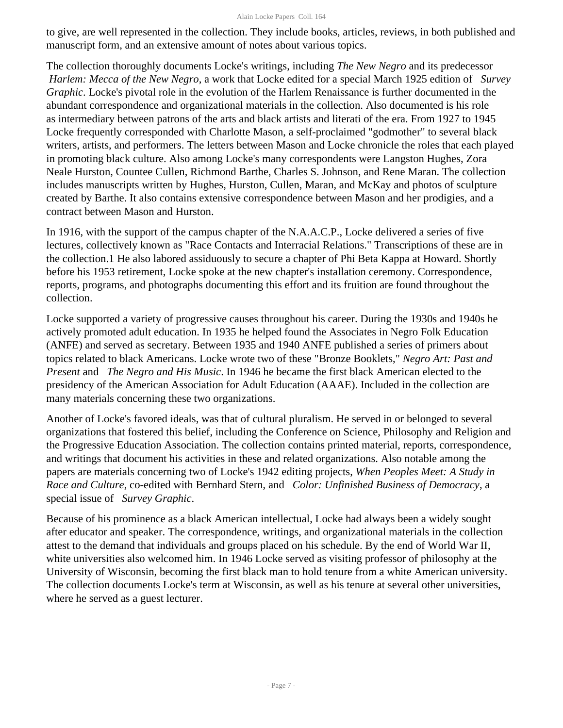to give, are well represented in the collection. They include books, articles, reviews, in both published and manuscript form, and an extensive amount of notes about various topics.

The collection thoroughly documents Locke's writings, including *The New Negro* and its predecessor *Harlem: Mecca of the New Negro*, a work that Locke edited for a special March 1925 edition of *Survey Graphic*. Locke's pivotal role in the evolution of the Harlem Renaissance is further documented in the abundant correspondence and organizational materials in the collection. Also documented is his role as intermediary between patrons of the arts and black artists and literati of the era. From 1927 to 1945 Locke frequently corresponded with Charlotte Mason, a self-proclaimed "godmother" to several black writers, artists, and performers. The letters between Mason and Locke chronicle the roles that each played in promoting black culture. Also among Locke's many correspondents were Langston Hughes, Zora Neale Hurston, Countee Cullen, Richmond Barthe, Charles S. Johnson, and Rene Maran. The collection includes manuscripts written by Hughes, Hurston, Cullen, Maran, and McKay and photos of sculpture created by Barthe. It also contains extensive correspondence between Mason and her prodigies, and a contract between Mason and Hurston.

In 1916, with the support of the campus chapter of the N.A.A.C.P., Locke delivered a series of five lectures, collectively known as "Race Contacts and Interracial Relations." Transcriptions of these are in the collection.1 He also labored assiduously to secure a chapter of Phi Beta Kappa at Howard. Shortly before his 1953 retirement, Locke spoke at the new chapter's installation ceremony. Correspondence, reports, programs, and photographs documenting this effort and its fruition are found throughout the collection.

Locke supported a variety of progressive causes throughout his career. During the 1930s and 1940s he actively promoted adult education. In 1935 he helped found the Associates in Negro Folk Education (ANFE) and served as secretary. Between 1935 and 1940 ANFE published a series of primers about topics related to black Americans. Locke wrote two of these "Bronze Booklets," *Negro Art: Past and Present* and *The Negro and His Music*. In 1946 he became the first black American elected to the presidency of the American Association for Adult Education (AAAE). Included in the collection are many materials concerning these two organizations.

Another of Locke's favored ideals, was that of cultural pluralism. He served in or belonged to several organizations that fostered this belief, including the Conference on Science, Philosophy and Religion and the Progressive Education Association. The collection contains printed material, reports, correspondence, and writings that document his activities in these and related organizations. Also notable among the papers are materials concerning two of Locke's 1942 editing projects, *When Peoples Meet: A Study in Race and Culture*, co-edited with Bernhard Stern, and *Color: Unfinished Business of Democracy*, a special issue of *Survey Graphic*.

Because of his prominence as a black American intellectual, Locke had always been a widely sought after educator and speaker. The correspondence, writings, and organizational materials in the collection attest to the demand that individuals and groups placed on his schedule. By the end of World War II, white universities also welcomed him. In 1946 Locke served as visiting professor of philosophy at the University of Wisconsin, becoming the first black man to hold tenure from a white American university. The collection documents Locke's term at Wisconsin, as well as his tenure at several other universities, where he served as a guest lecturer.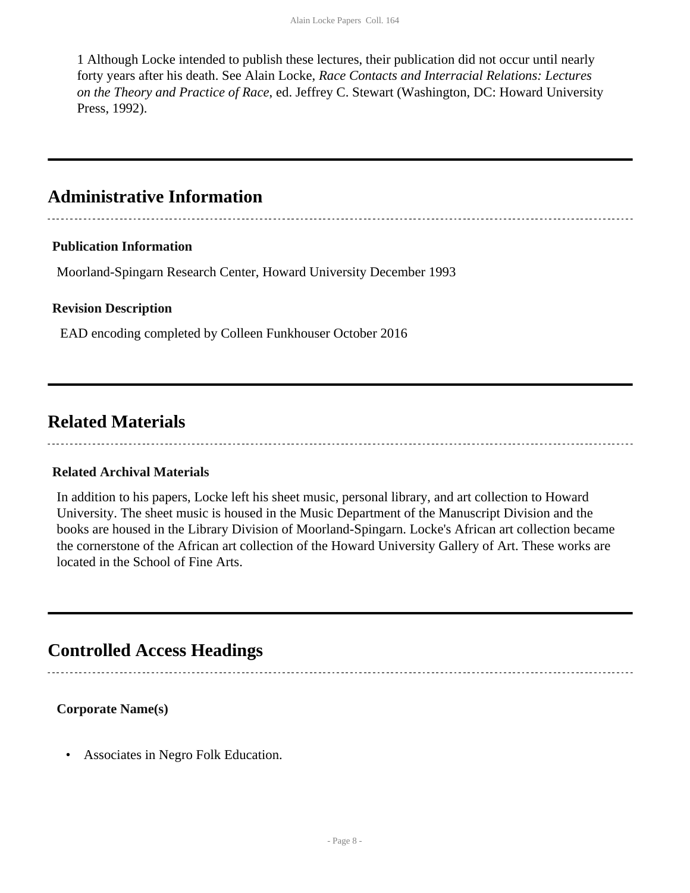1 Although Locke intended to publish these lectures, their publication did not occur until nearly forty years after his death. See Alain Locke, *Race Contacts and Interracial Relations: Lectures on the Theory and Practice of Race*, ed. Jeffrey C. Stewart (Washington, DC: Howard University Press, 1992).

## Administrative Information

### Publication Information

Moorland-Spingarn Research Center, Howard University December 1993

### Revision Description

EAD encoding completed by Colleen Funkhouser October 2016

## Related Materials

### Related Archival Materials

In addition to his papers, Locke left his sheet music, personal library, and art collection to Howard University. The sheet music is housed in the Music Department of the Manuscript Division and the books are housed in the Library Division of Moorland-Spingarn. Locke's African art collection became the cornerstone of the African art collection of the Howard University Gallery of Art. These works are located in the School of Fine Arts.

## Controlled Access Headings

### Corporate Name(s)

- Associates in Negro Folk Education.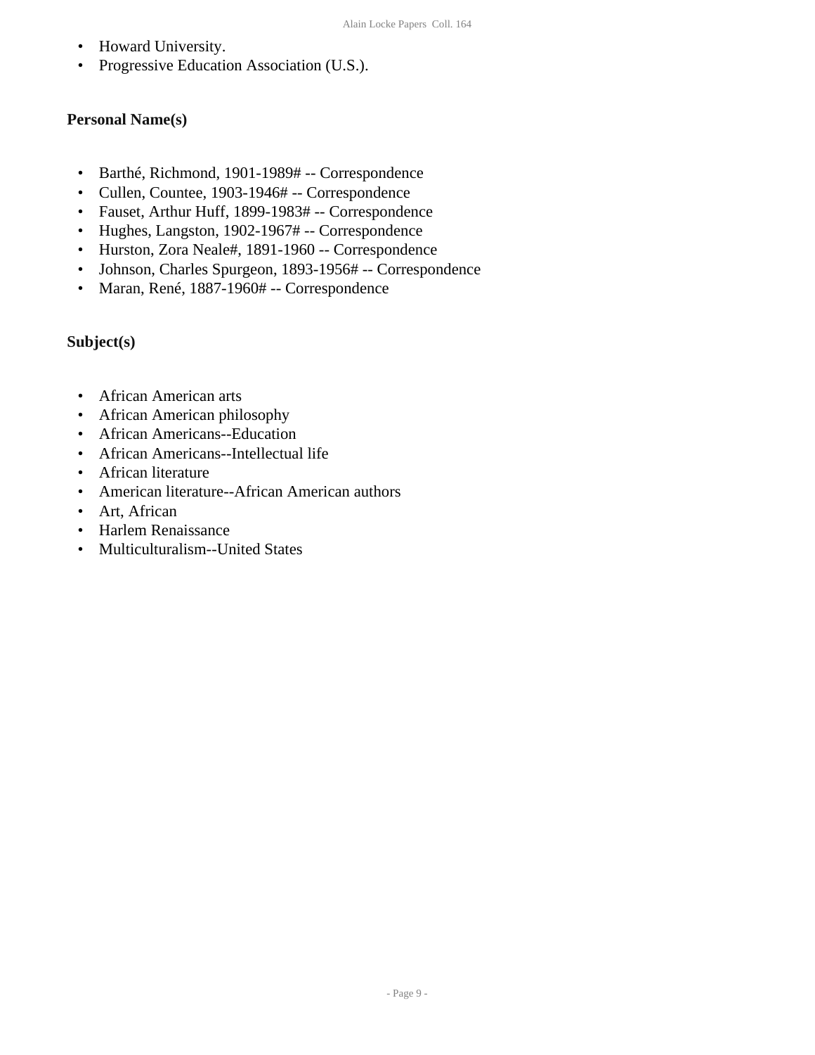- Howard University.
- Progressive Education Association (U.S.).

**Personal Name(s)**

- Barthé, Richmond, 1901-1989# -- Correspondence
- Cullen, Countee, 1903-1946# -- Correspondence
- Fauset, Arthur Huff, 1899-1983# -- Correspondence
- Hughes, Langston, 1902-1967# -- Correspondence
- Hurston, Zora Neale#, 1891-1960 -- Correspondence
- Johnson, Charles Spurgeon, 1893-1956# -- Correspondence
- Maran, René, 1887-1960# -- Correspondence

**Subject(s)**

- African American arts
- African American philosophy
- African Americans--Education
- African Americans--Intellectual life
- African literature
- American literature--African American authors
- Art, African
- Harlem Renaissance
- Multiculturalism--United States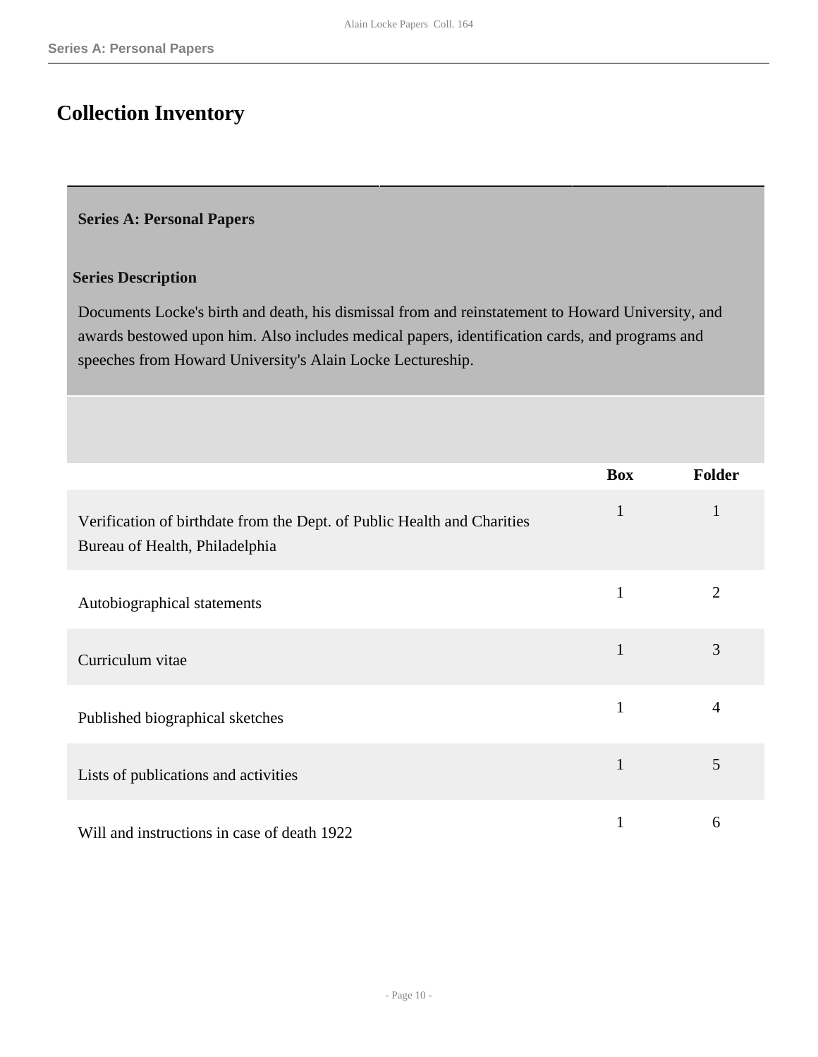# Collection Inventory

## Series A: Personal Papers

### Series Description

Documents Locke's birth and death, his dismissal from and reinstatement to Howard University, and awards bestowed upon him. Also includes medical papers, identification cards, and programs and speeches from Howard University's Alain Locke Lectureship.

| | Box | Folder |
|---|---|---|
| Verification of birthdate from the Dept. of Public Health and Charities Bureau of Health, Philadelphia | 1 | 1 |
| Autobiographical statements | 1 | 2 |
| Curriculum vitae | 1 | 3 |
| Published biographical sketches | 1 | 4 |
| Lists of publications and activities | 1 | 5 |
| Will and instructions in case of death 1922 | 1 | 6 |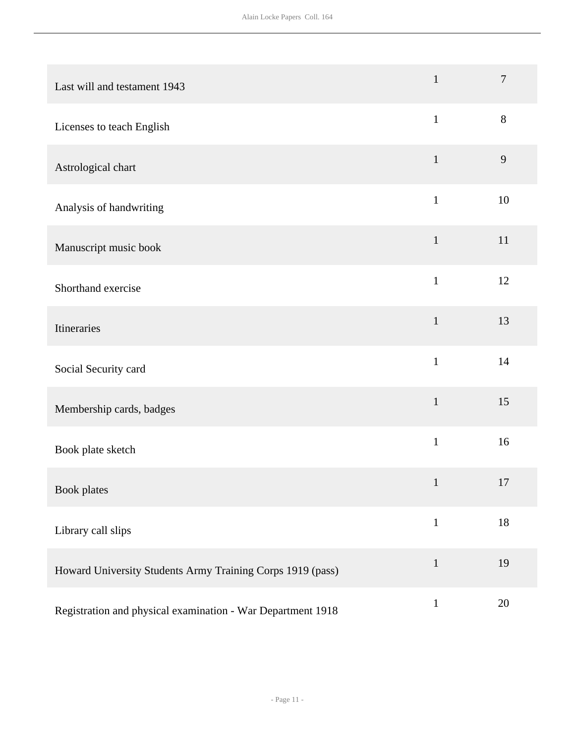| | | |
|---|---|---|
| Last will and testament 1943 | 1 | 7 |
| Licenses to teach English | 1 | 8 |
| Astrological chart | 1 | 9 |
| Analysis of handwriting | 1 | 10 |
| Manuscript music book | 1 | 11 |
| Shorthand exercise | 1 | 12 |
| Itineraries | 1 | 13 |
| Social Security card | 1 | 14 |
| Membership cards, badges | 1 | 15 |
| Book plate sketch | 1 | 16 |
| Book plates | 1 | 17 |
| Library call slips | 1 | 18 |
| Howard University Students Army Training Corps 1919 (pass) | 1 | 19 |
| Registration and physical examination - War Department 1918 | 1 | 20 |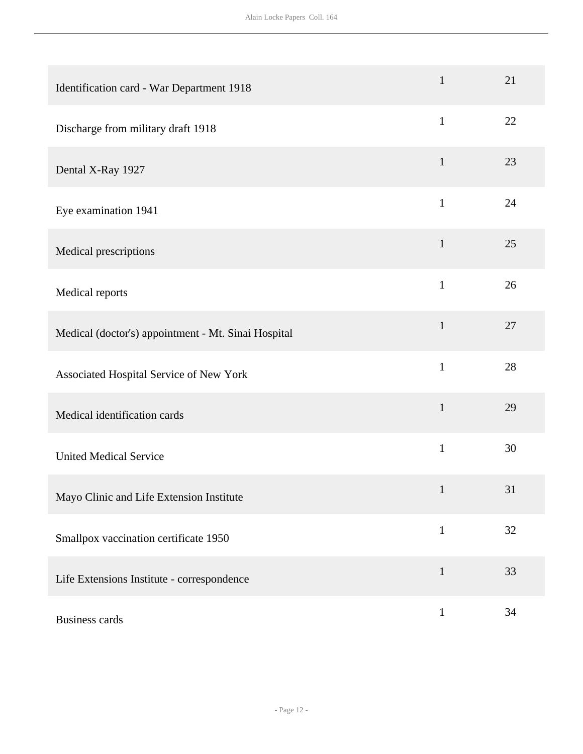| | | |
|---|---|---|
| Identification card - War Department 1918 | 1 | 21 |
| Discharge from military draft 1918 | 1 | 22 |
| Dental X-Ray 1927 | 1 | 23 |
| Eye examination 1941 | 1 | 24 |
| Medical prescriptions | 1 | 25 |
| Medical reports | 1 | 26 |
| Medical (doctor's) appointment - Mt. Sinai Hospital | 1 | 27 |
| Associated Hospital Service of New York | 1 | 28 |
| Medical identification cards | 1 | 29 |
| United Medical Service | 1 | 30 |
| Mayo Clinic and Life Extension Institute | 1 | 31 |
| Smallpox vaccination certificate 1950 | 1 | 32 |
| Life Extensions Institute - correspondence | 1 | 33 |
| Business cards | 1 | 34 |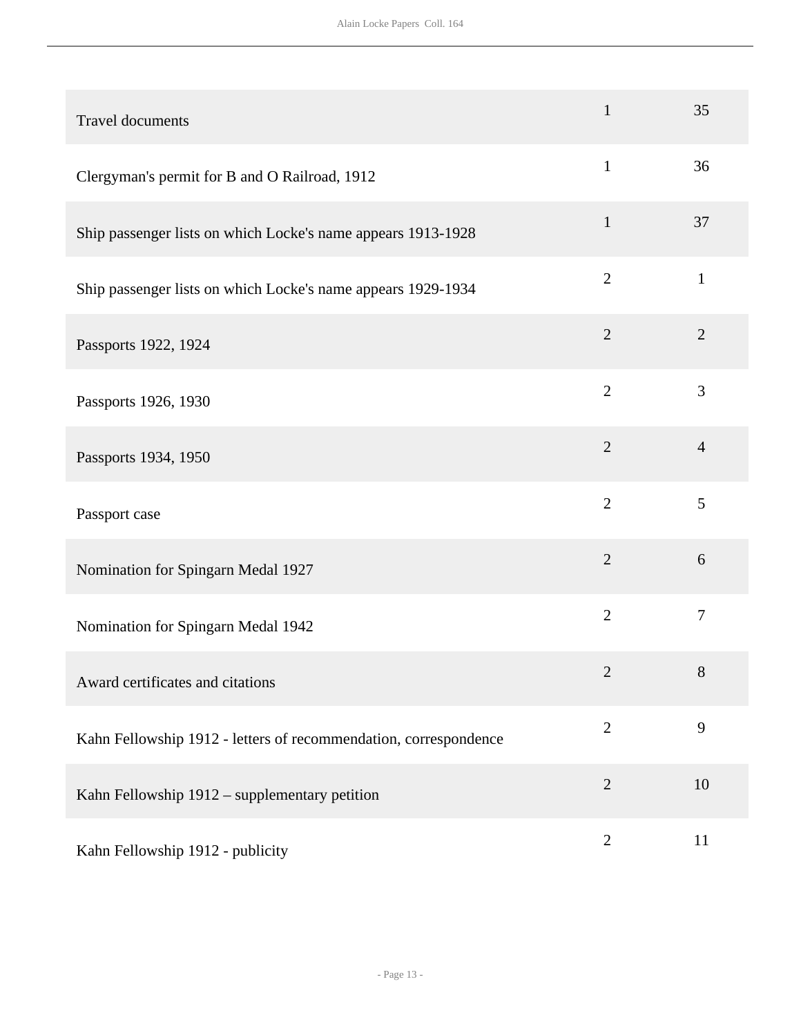| | | |
|---|---|---|
| Travel documents | 1 | 35 |
| Clergyman's permit for B and O Railroad, 1912 | 1 | 36 |
| Ship passenger lists on which Locke's name appears 1913-1928 | 1 | 37 |
| Ship passenger lists on which Locke's name appears 1929-1934 | 2 | 1 |
| Passports 1922, 1924 | 2 | 2 |
| Passports 1926, 1930 | 2 | 3 |
| Passports 1934, 1950 | 2 | 4 |
| Passport case | 2 | 5 |
| Nomination for Spingarn Medal 1927 | 2 | 6 |
| Nomination for Spingarn Medal 1942 | 2 | 7 |
| Award certificates and citations | 2 | 8 |
| Kahn Fellowship 1912 - letters of recommendation, correspondence | 2 | 9 |
| Kahn Fellowship 1912 – supplementary petition | 2 | 10 |
| Kahn Fellowship 1912 - publicity | 2 | 11 |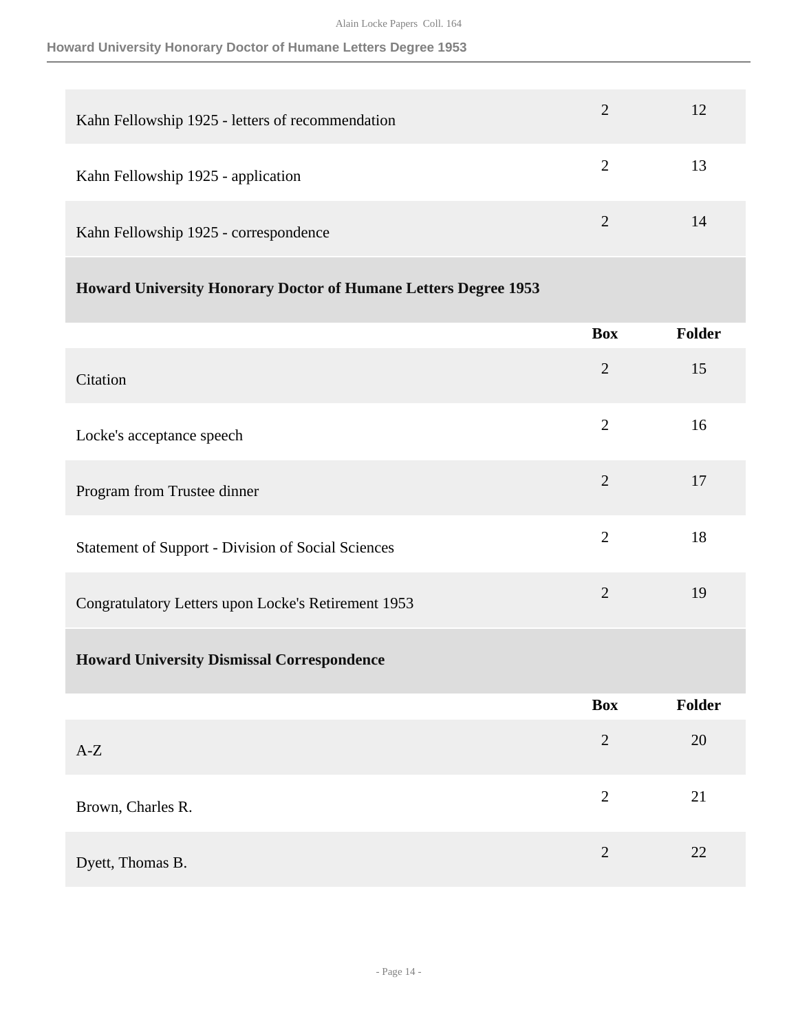| | | |
|---|---|---|
| Kahn Fellowship 1925 - letters of recommendation | 2 | 12 |
| Kahn Fellowship 1925 - application | 2 | 13 |
| Kahn Fellowship 1925 - correspondence | 2 | 14 |

### Howard University Honorary Doctor of Humane Letters Degree 1953

| | Box | Folder |
|---|---|---|
| Citation | 2 | 15 |
| Locke's acceptance speech | 2 | 16 |
| Program from Trustee dinner | 2 | 17 |
| Statement of Support - Division of Social Sciences | 2 | 18 |
| Congratulatory Letters upon Locke's Retirement 1953 | 2 | 19 |

### Howard University Dismissal Correspondence

| | Box | Folder |
|---|---|---|
| A-Z | 2 | 20 |
| Brown, Charles R. | 2 | 21 |
| Dyett, Thomas B. | 2 | 22 |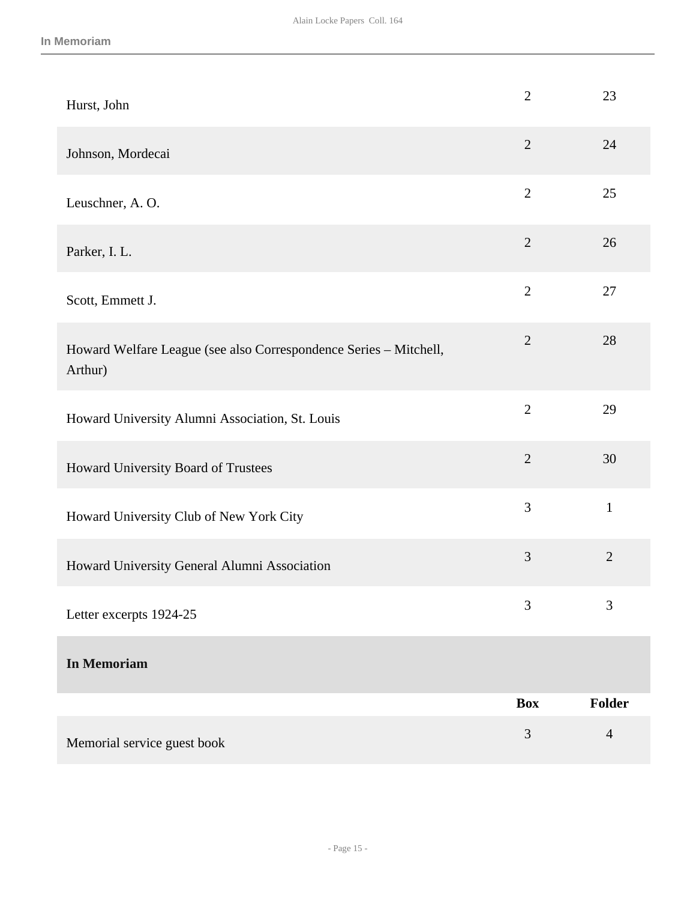| | Box | Folder |
|---|---|---|
| Hurst, John | 2 | 23 |
| Johnson, Mordecai | 2 | 24 |
| Leuschner, A. O. | 2 | 25 |
| Parker, I. L. | 2 | 26 |
| Scott, Emmett J. | 2 | 27 |
| Howard Welfare League (see also Correspondence Series – Mitchell, Arthur) | 2 | 28 |
| Howard University Alumni Association, St. Louis | 2 | 29 |
| Howard University Board of Trustees | 2 | 30 |
| Howard University Club of New York City | 3 | 1 |
| Howard University General Alumni Association | 3 | 2 |
| Letter excerpts 1924-25 | 3 | 3 |

## In Memoriam

| | Box | Folder |
|---|---|---|
| Memorial service guest book | 3 | 4 |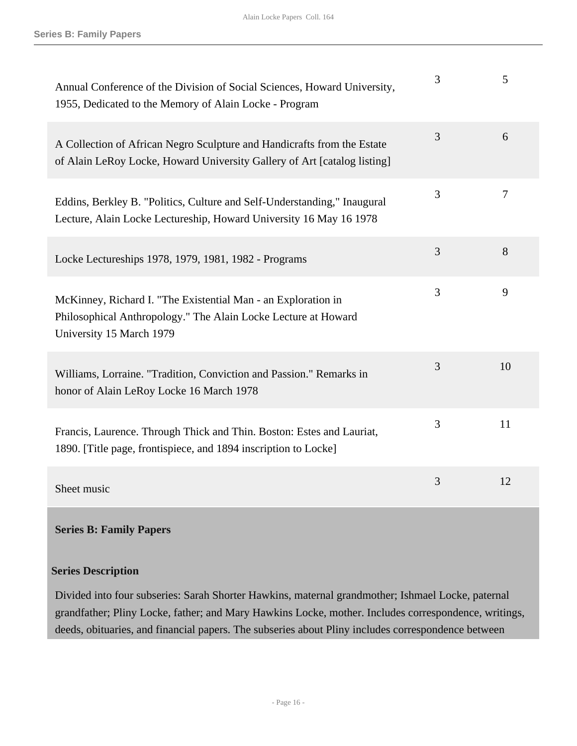| Title | Box | Folder |
| --- | --- | --- |
| Annual Conference of the Division of Social Sciences, Howard University, 1955, Dedicated to the Memory of Alain Locke - Program | 3 | 5 |
| A Collection of African Negro Sculpture and Handicrafts from the Estate of Alain LeRoy Locke, Howard University Gallery of Art [catalog listing] | 3 | 6 |
| Eddins, Berkley B. "Politics, Culture and Self-Understanding," Inaugural Lecture, Alain Locke Lectureship, Howard University 16 May 16 1978 | 3 | 7 |
| Locke Lectureships 1978, 1979, 1981, 1982 - Programs | 3 | 8 |
| McKinney, Richard I. "The Existential Man - an Exploration in Philosophical Anthropology." The Alain Locke Lecture at Howard University 15 March 1979 | 3 | 9 |
| Williams, Lorraine. "Tradition, Conviction and Passion." Remarks in honor of Alain LeRoy Locke 16 March 1978 | 3 | 10 |
| Francis, Laurence. Through Thick and Thin. Boston: Estes and Lauriat, 1890. [Title page, frontispiece, and 1894 inscription to Locke] | 3 | 11 |
| Sheet music | 3 | 12 |

## Series B: Family Papers

### Series Description

Divided into four subseries: Sarah Shorter Hawkins, maternal grandmother; Ishmael Locke, paternal grandfather; Pliny Locke, father; and Mary Hawkins Locke, mother. Includes correspondence, writings, deeds, obituaries, and financial papers. The subseries about Pliny includes correspondence between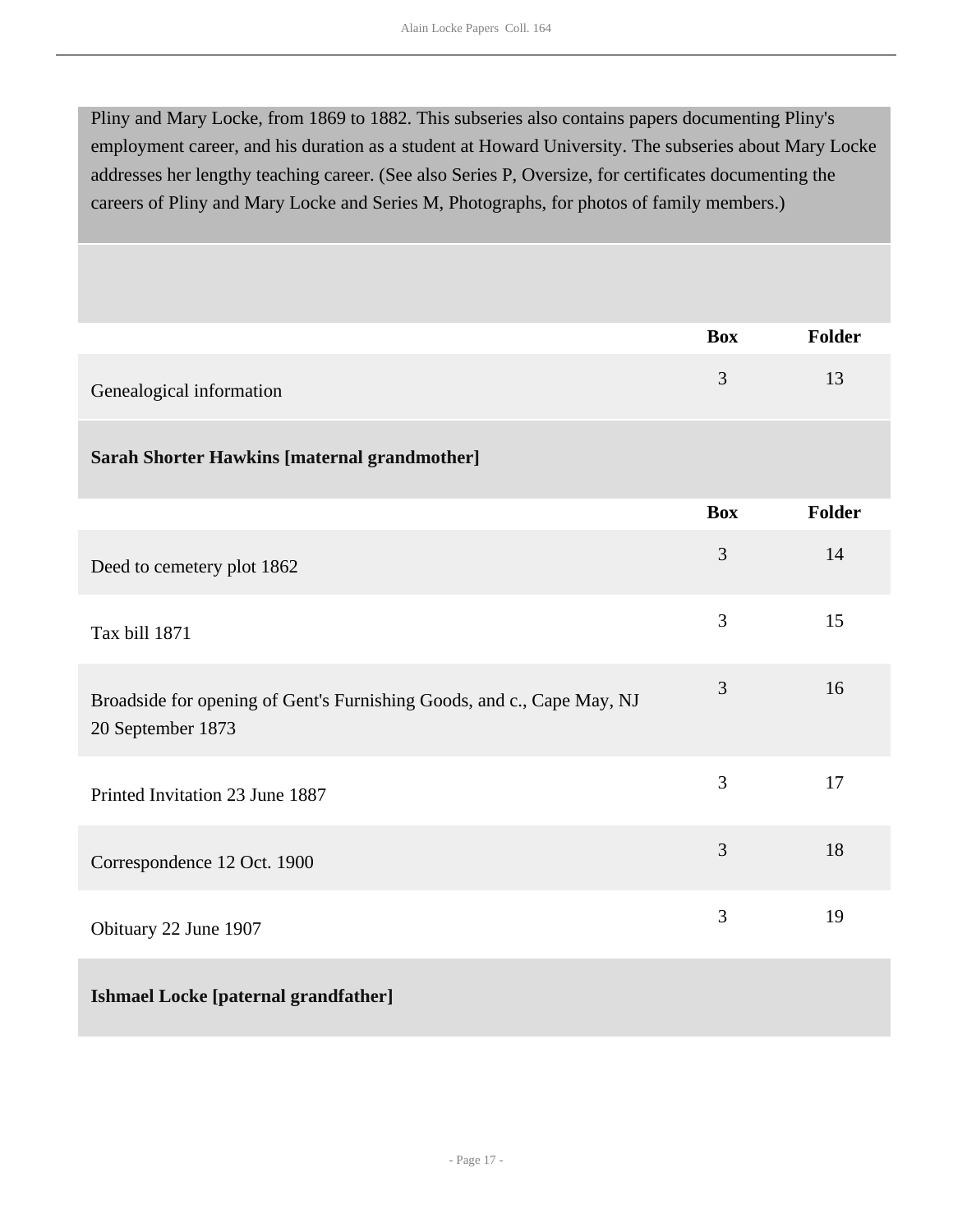Pliny and Mary Locke, from 1869 to 1882. This subseries also contains papers documenting Pliny's employment career, and his duration as a student at Howard University. The subseries about Mary Locke addresses her lengthy teaching career. (See also Series P, Oversize, for certificates documenting the careers of Pliny and Mary Locke and Series M, Photographs, for photos of family members.)

| | Box | Folder |
|---|---|---|
| Genealogical information | 3 | 13 |

### Sarah Shorter Hawkins [maternal grandmother]

| | Box | Folder |
|---|---|---|
| Deed to cemetery plot 1862 | 3 | 14 |
| Tax bill 1871 | 3 | 15 |
| Broadside for opening of Gent's Furnishing Goods, and c., Cape May, NJ 20 September 1873 | 3 | 16 |
| Printed Invitation 23 June 1887 | 3 | 17 |
| Correspondence 12 Oct. 1900 | 3 | 18 |
| Obituary 22 June 1907 | 3 | 19 |

### Ishmael Locke [paternal grandfather]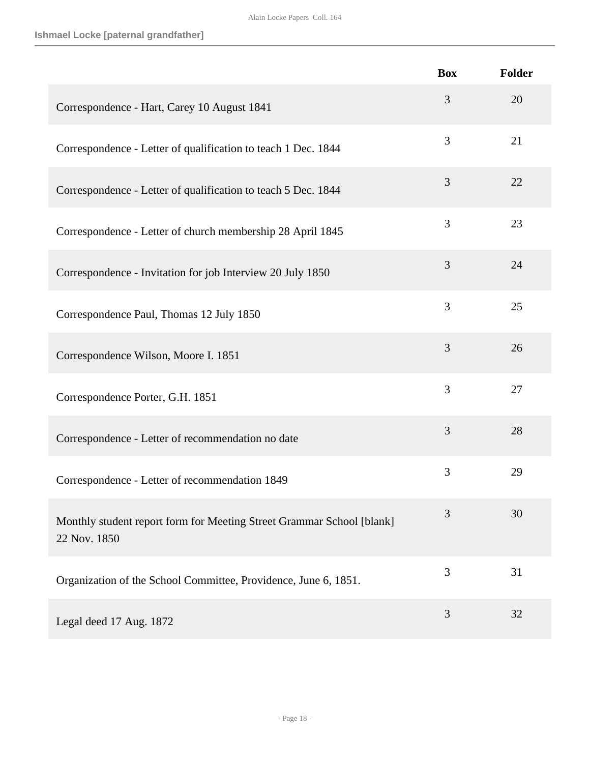## Ishmael Locke [paternal grandfather]

| | Box | Folder |
|---|---|---|
| Correspondence - Hart, Carey 10 August 1841 | 3 | 20 |
| Correspondence - Letter of qualification to teach 1 Dec. 1844 | 3 | 21 |
| Correspondence - Letter of qualification to teach 5 Dec. 1844 | 3 | 22 |
| Correspondence - Letter of church membership 28 April 1845 | 3 | 23 |
| Correspondence - Invitation for job Interview 20 July 1850 | 3 | 24 |
| Correspondence Paul, Thomas 12 July 1850 | 3 | 25 |
| Correspondence Wilson, Moore I. 1851 | 3 | 26 |
| Correspondence Porter, G.H. 1851 | 3 | 27 |
| Correspondence - Letter of recommendation no date | 3 | 28 |
| Correspondence - Letter of recommendation 1849 | 3 | 29 |
| Monthly student report form for Meeting Street Grammar School [blank] 22 Nov. 1850 | 3 | 30 |
| Organization of the School Committee, Providence, June 6, 1851. | 3 | 31 |
| Legal deed 17 Aug. 1872 | 3 | 32 |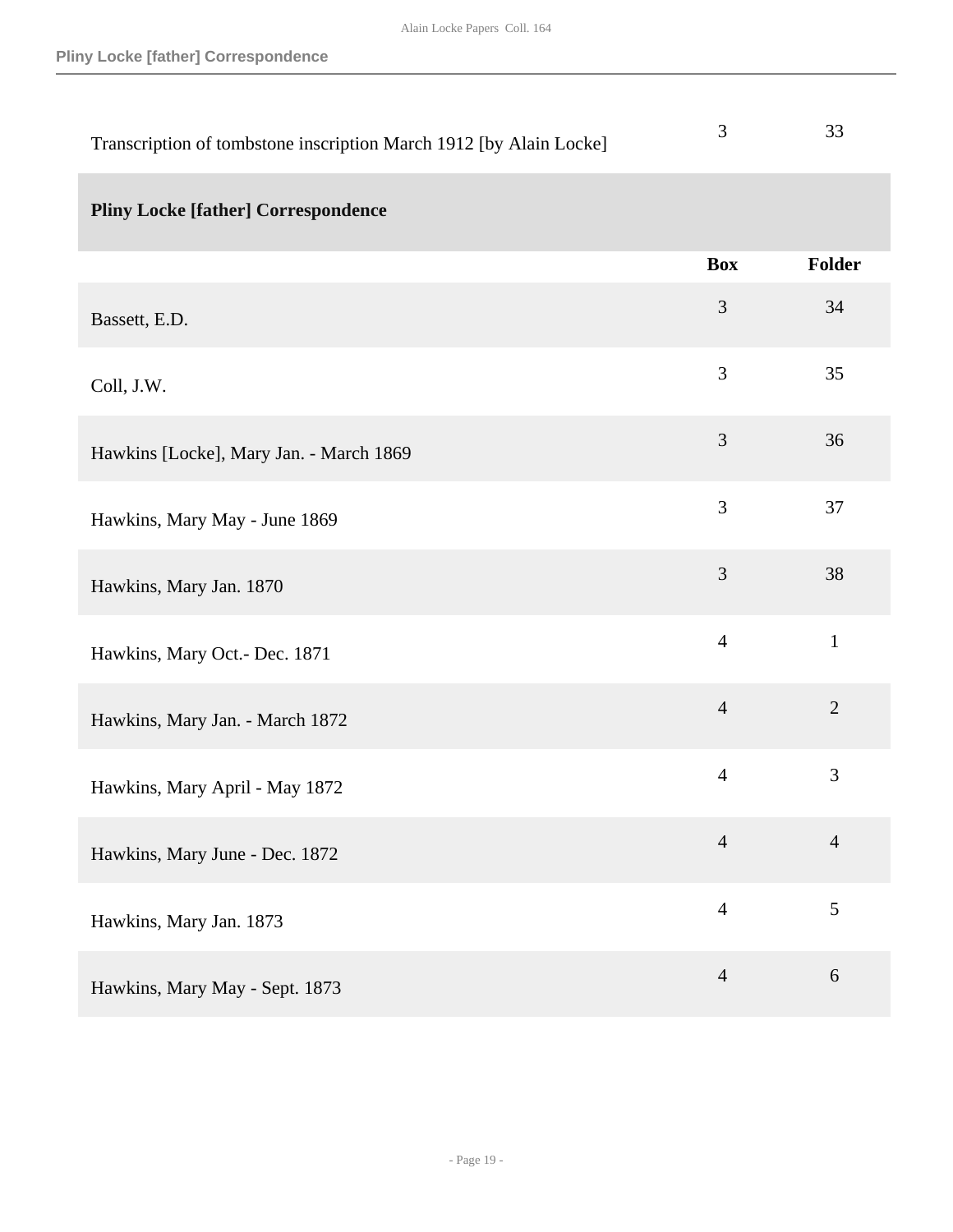| | Box | Folder |
|---|---|---|
| Transcription of tombstone inscription March 1912 [by Alain Locke] | 3 | 33 |

## Pliny Locke [father] Correspondence

| | Box | Folder |
|---|---|---|
| Bassett, E.D. | 3 | 34 |
| Coll, J.W. | 3 | 35 |
| Hawkins [Locke], Mary Jan. - March 1869 | 3 | 36 |
| Hawkins, Mary May - June 1869 | 3 | 37 |
| Hawkins, Mary Jan. 1870 | 3 | 38 |
| Hawkins, Mary Oct.- Dec. 1871 | 4 | 1 |
| Hawkins, Mary Jan. - March 1872 | 4 | 2 |
| Hawkins, Mary April - May 1872 | 4 | 3 |
| Hawkins, Mary June - Dec. 1872 | 4 | 4 |
| Hawkins, Mary Jan. 1873 | 4 | 5 |
| Hawkins, Mary May - Sept. 1873 | 4 | 6 |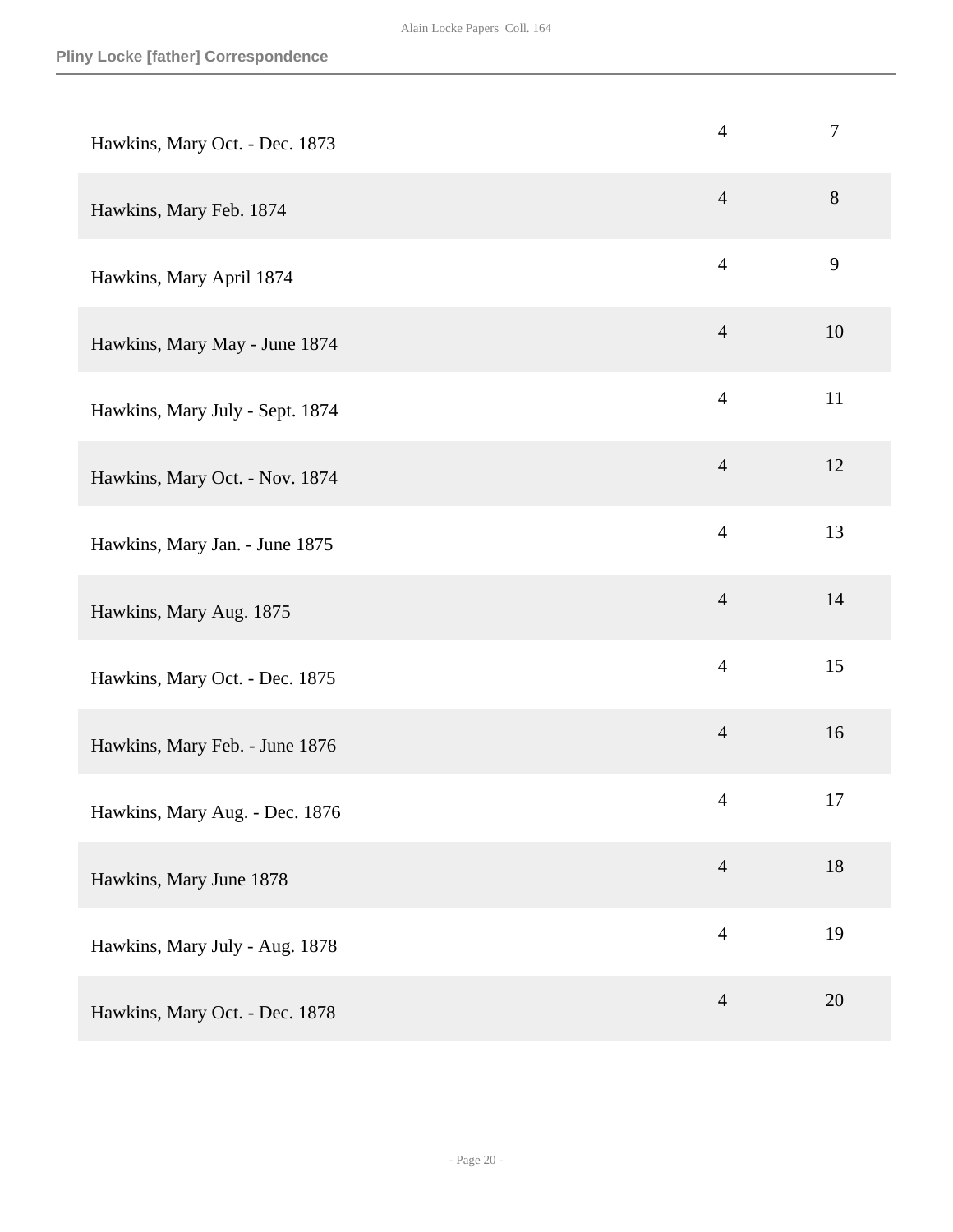**Pliny Locke [father] Correspondence**

| | | |
|---|---|---|
| Hawkins, Mary Oct. - Dec. 1873 | 4 | 7 |
| Hawkins, Mary Feb. 1874 | 4 | 8 |
| Hawkins, Mary April 1874 | 4 | 9 |
| Hawkins, Mary May - June 1874 | 4 | 10 |
| Hawkins, Mary July - Sept. 1874 | 4 | 11 |
| Hawkins, Mary Oct. - Nov. 1874 | 4 | 12 |
| Hawkins, Mary Jan. - June 1875 | 4 | 13 |
| Hawkins, Mary Aug. 1875 | 4 | 14 |
| Hawkins, Mary Oct. - Dec. 1875 | 4 | 15 |
| Hawkins, Mary Feb. - June 1876 | 4 | 16 |
| Hawkins, Mary Aug. - Dec. 1876 | 4 | 17 |
| Hawkins, Mary June 1878 | 4 | 18 |
| Hawkins, Mary July - Aug. 1878 | 4 | 19 |
| Hawkins, Mary Oct. - Dec. 1878 | 4 | 20 |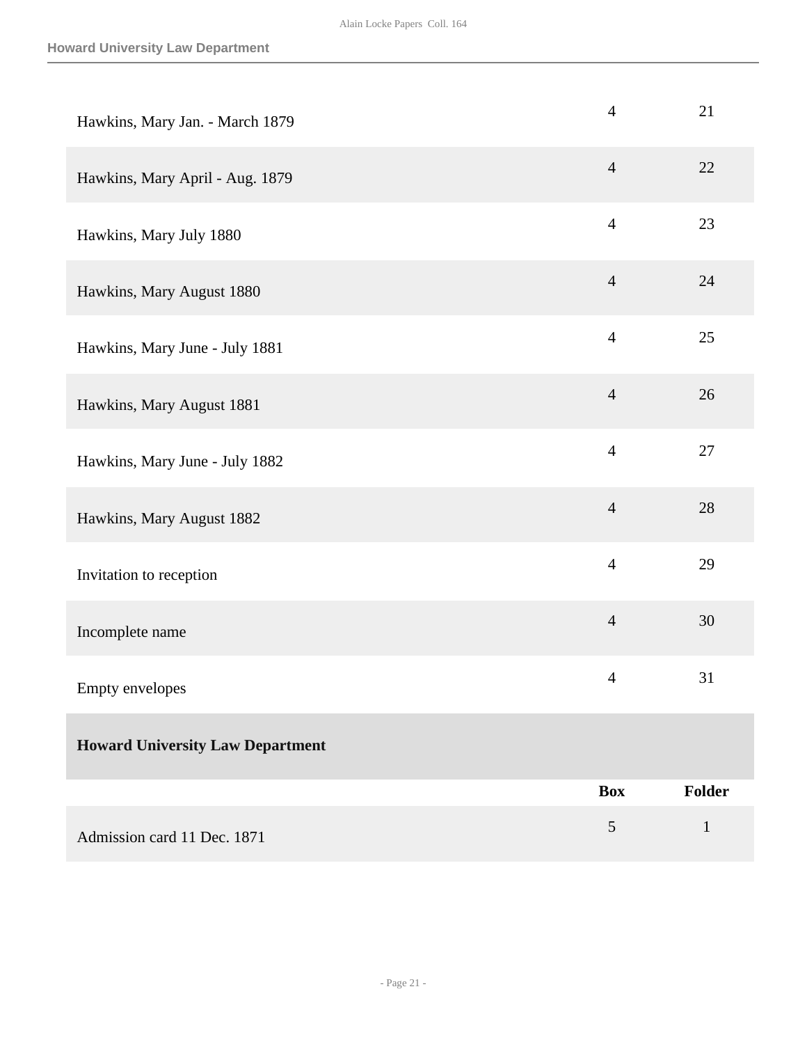| | Box | Folder |
|---|---|---|
| Hawkins, Mary Jan. - March 1879 | 4 | 21 |
| Hawkins, Mary April - Aug. 1879 | 4 | 22 |
| Hawkins, Mary July 1880 | 4 | 23 |
| Hawkins, Mary August 1880 | 4 | 24 |
| Hawkins, Mary June - July 1881 | 4 | 25 |
| Hawkins, Mary August 1881 | 4 | 26 |
| Hawkins, Mary June - July 1882 | 4 | 27 |
| Hawkins, Mary August 1882 | 4 | 28 |
| Invitation to reception | 4 | 29 |
| Incomplete name | 4 | 30 |
| Empty envelopes | 4 | 31 |

**Howard University Law Department**

| | Box | Folder |
|---|---|---|
| Admission card 11 Dec. 1871 | 5 | 1 |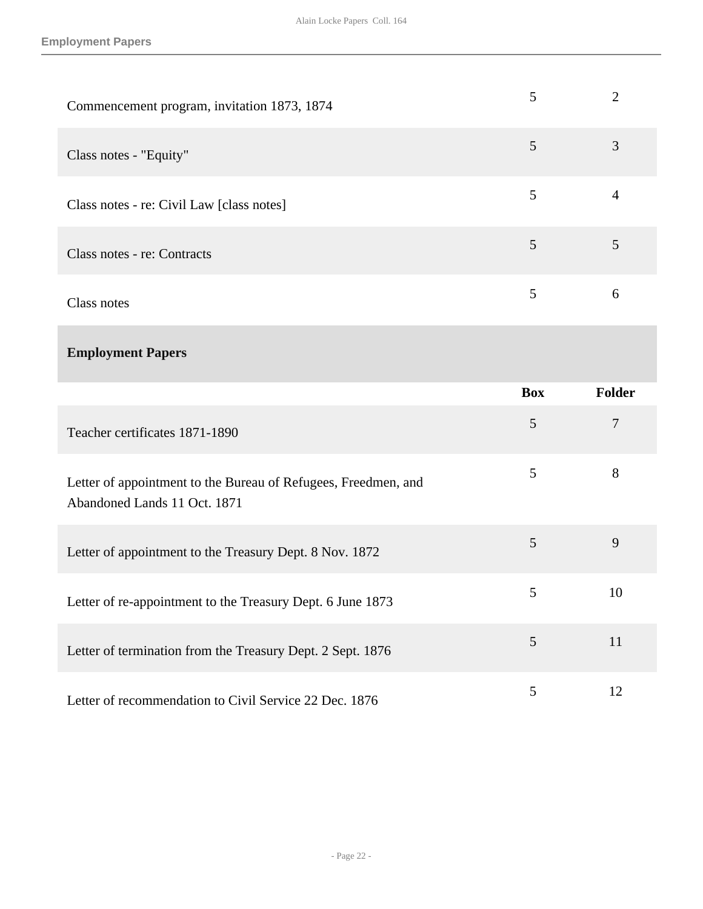| | Box | Folder |
|---|---|---|
| Commencement program, invitation 1873, 1874 | 5 | 2 |
| Class notes - "Equity" | 5 | 3 |
| Class notes - re: Civil Law [class notes] | 5 | 4 |
| Class notes - re: Contracts | 5 | 5 |
| Class notes | 5 | 6 |

## Employment Papers

| | Box | Folder |
|---|---|---|
| Teacher certificates 1871-1890 | 5 | 7 |
| Letter of appointment to the Bureau of Refugees, Freedmen, and Abandoned Lands 11 Oct. 1871 | 5 | 8 |
| Letter of appointment to the Treasury Dept. 8 Nov. 1872 | 5 | 9 |
| Letter of re-appointment to the Treasury Dept. 6 June 1873 | 5 | 10 |
| Letter of termination from the Treasury Dept. 2 Sept. 1876 | 5 | 11 |
| Letter of recommendation to Civil Service 22 Dec. 1876 | 5 | 12 |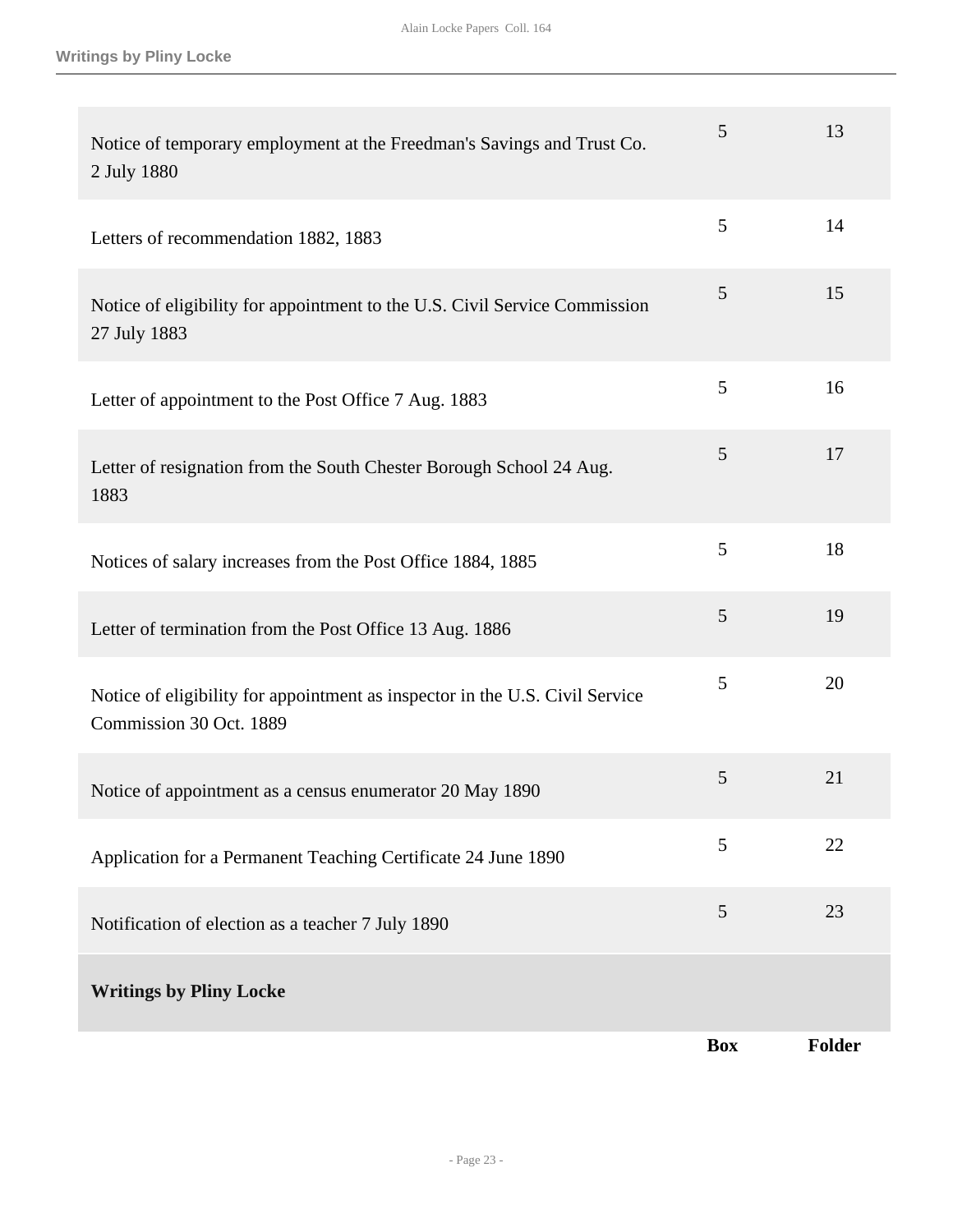| | Box | Folder |
|---|---|---|
| Notice of temporary employment at the Freedman's Savings and Trust Co. 2 July 1880 | 5 | 13 |
| Letters of recommendation 1882, 1883 | 5 | 14 |
| Notice of eligibility for appointment to the U.S. Civil Service Commission 27 July 1883 | 5 | 15 |
| Letter of appointment to the Post Office 7 Aug. 1883 | 5 | 16 |
| Letter of resignation from the South Chester Borough School 24 Aug. 1883 | 5 | 17 |
| Notices of salary increases from the Post Office 1884, 1885 | 5 | 18 |
| Letter of termination from the Post Office 13 Aug. 1886 | 5 | 19 |
| Notice of eligibility for appointment as inspector in the U.S. Civil Service Commission 30 Oct. 1889 | 5 | 20 |
| Notice of appointment as a census enumerator 20 May 1890 | 5 | 21 |
| Application for a Permanent Teaching Certificate 24 June 1890 | 5 | 22 |
| Notification of election as a teacher 7 July 1890 | 5 | 23 |

**Writings by Pliny Locke**

| | Box | Folder |
|---|---|---|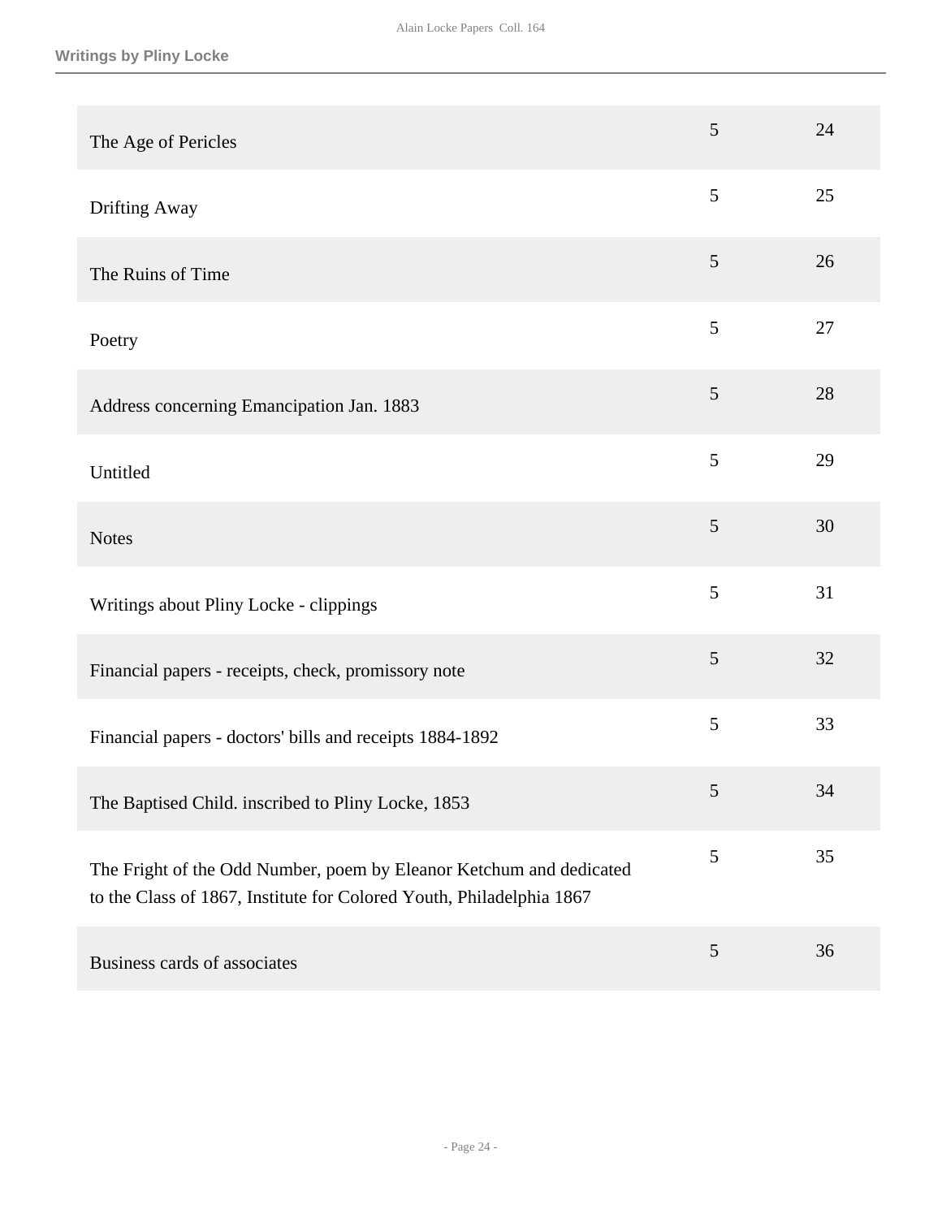**Writings by Pliny Locke**

| | | |
|---|---|---|
| The Age of Pericles | 5 | 24 |
| Drifting Away | 5 | 25 |
| The Ruins of Time | 5 | 26 |
| Poetry | 5 | 27 |
| Address concerning Emancipation Jan. 1883 | 5 | 28 |
| Untitled | 5 | 29 |
| Notes | 5 | 30 |
| Writings about Pliny Locke - clippings | 5 | 31 |
| Financial papers - receipts, check, promissory note | 5 | 32 |
| Financial papers - doctors' bills and receipts 1884-1892 | 5 | 33 |
| The Baptised Child. inscribed to Pliny Locke, 1853 | 5 | 34 |
| The Fright of the Odd Number, poem by Eleanor Ketchum and dedicated to the Class of 1867, Institute for Colored Youth, Philadelphia 1867 | 5 | 35 |
| Business cards of associates | 5 | 36 |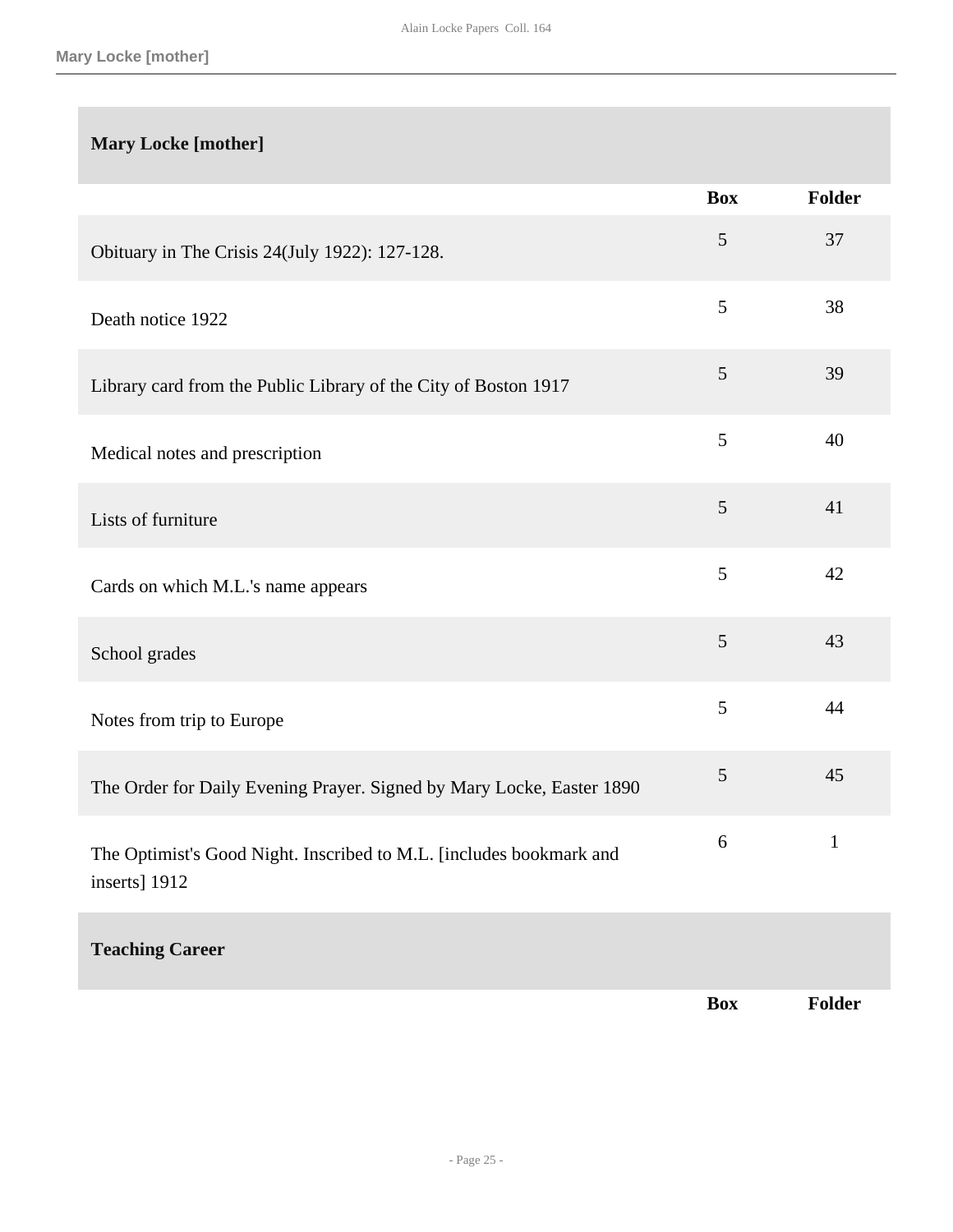## Mary Locke [mother]

| | Box | Folder |
|---|---|---|
| Obituary in The Crisis 24(July 1922): 127-128. | 5 | 37 |
| Death notice 1922 | 5 | 38 |
| Library card from the Public Library of the City of Boston 1917 | 5 | 39 |
| Medical notes and prescription | 5 | 40 |
| Lists of furniture | 5 | 41 |
| Cards on which M.L.'s name appears | 5 | 42 |
| School grades | 5 | 43 |
| Notes from trip to Europe | 5 | 44 |
| The Order for Daily Evening Prayer. Signed by Mary Locke, Easter 1890 | 5 | 45 |
| The Optimist's Good Night. Inscribed to M.L. [includes bookmark and inserts] 1912 | 6 | 1 |

## Teaching Career

| | Box | Folder |
|---|---|---|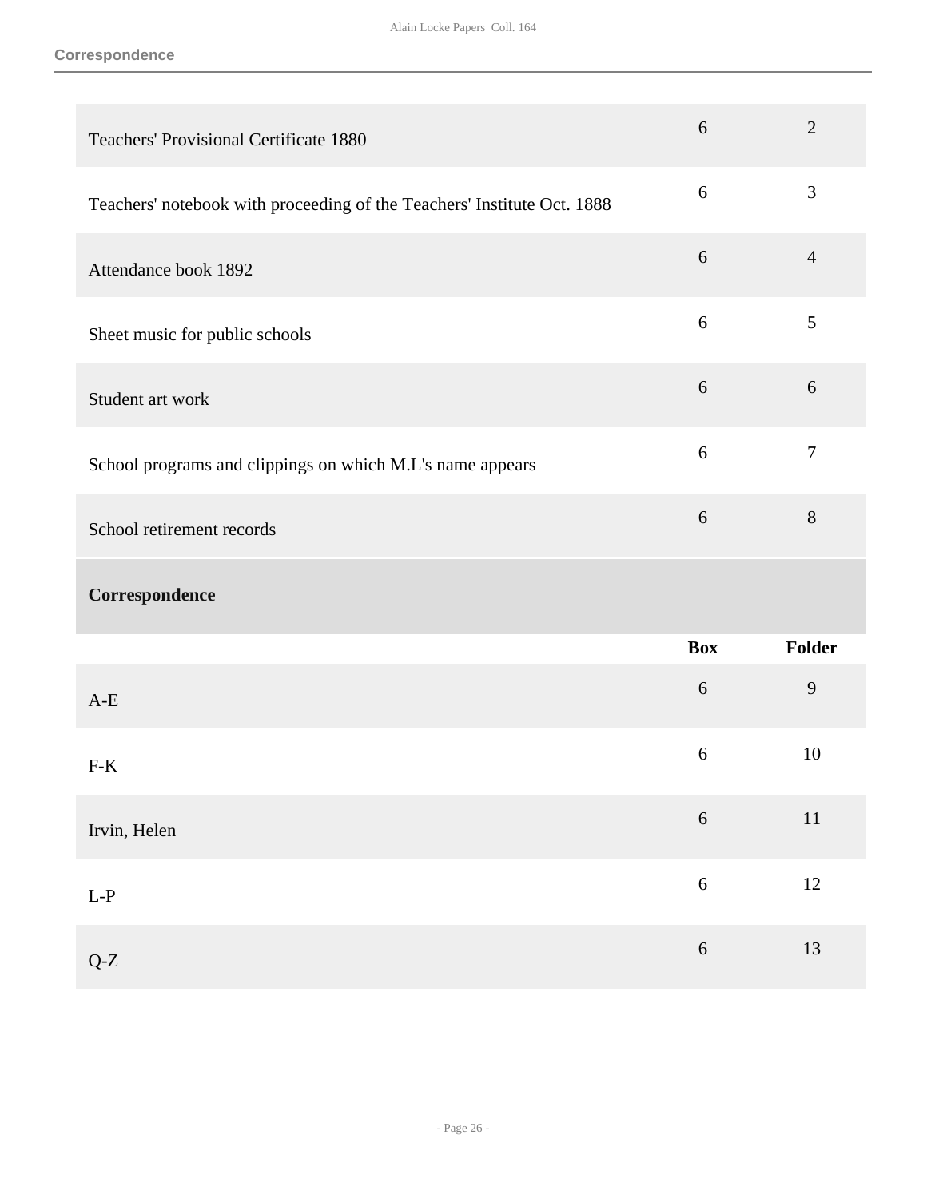| | Box | Folder |
|---|---|---|
| Teachers' Provisional Certificate 1880 | 6 | 2 |
| Teachers' notebook with proceeding of the Teachers' Institute Oct. 1888 | 6 | 3 |
| Attendance book 1892 | 6 | 4 |
| Sheet music for public schools | 6 | 5 |
| Student art work | 6 | 6 |
| School programs and clippings on which M.L's name appears | 6 | 7 |
| School retirement records | 6 | 8 |

### Correspondence

| | Box | Folder |
|---|---|---|
| A-E | 6 | 9 |
| F-K | 6 | 10 |
| Irvin, Helen | 6 | 11 |
| L-P | 6 | 12 |
| Q-Z | 6 | 13 |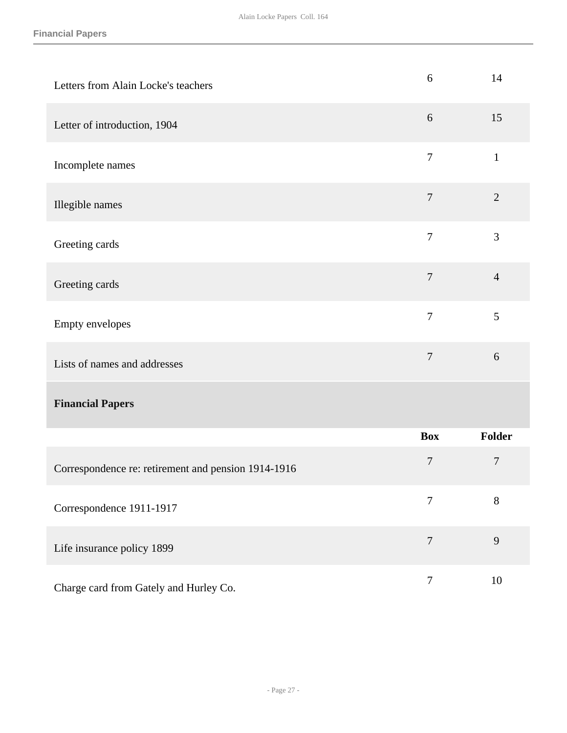| | Box | Folder |
|---|---|---|
| Letters from Alain Locke's teachers | 6 | 14 |
| Letter of introduction, 1904 | 6 | 15 |
| Incomplete names | 7 | 1 |
| Illegible names | 7 | 2 |
| Greeting cards | 7 | 3 |
| Greeting cards | 7 | 4 |
| Empty envelopes | 7 | 5 |
| Lists of names and addresses | 7 | 6 |

## Financial Papers

| | Box | Folder |
|---|---|---|
| Correspondence re: retirement and pension 1914-1916 | 7 | 7 |
| Correspondence 1911-1917 | 7 | 8 |
| Life insurance policy 1899 | 7 | 9 |
| Charge card from Gately and Hurley Co. | 7 | 10 |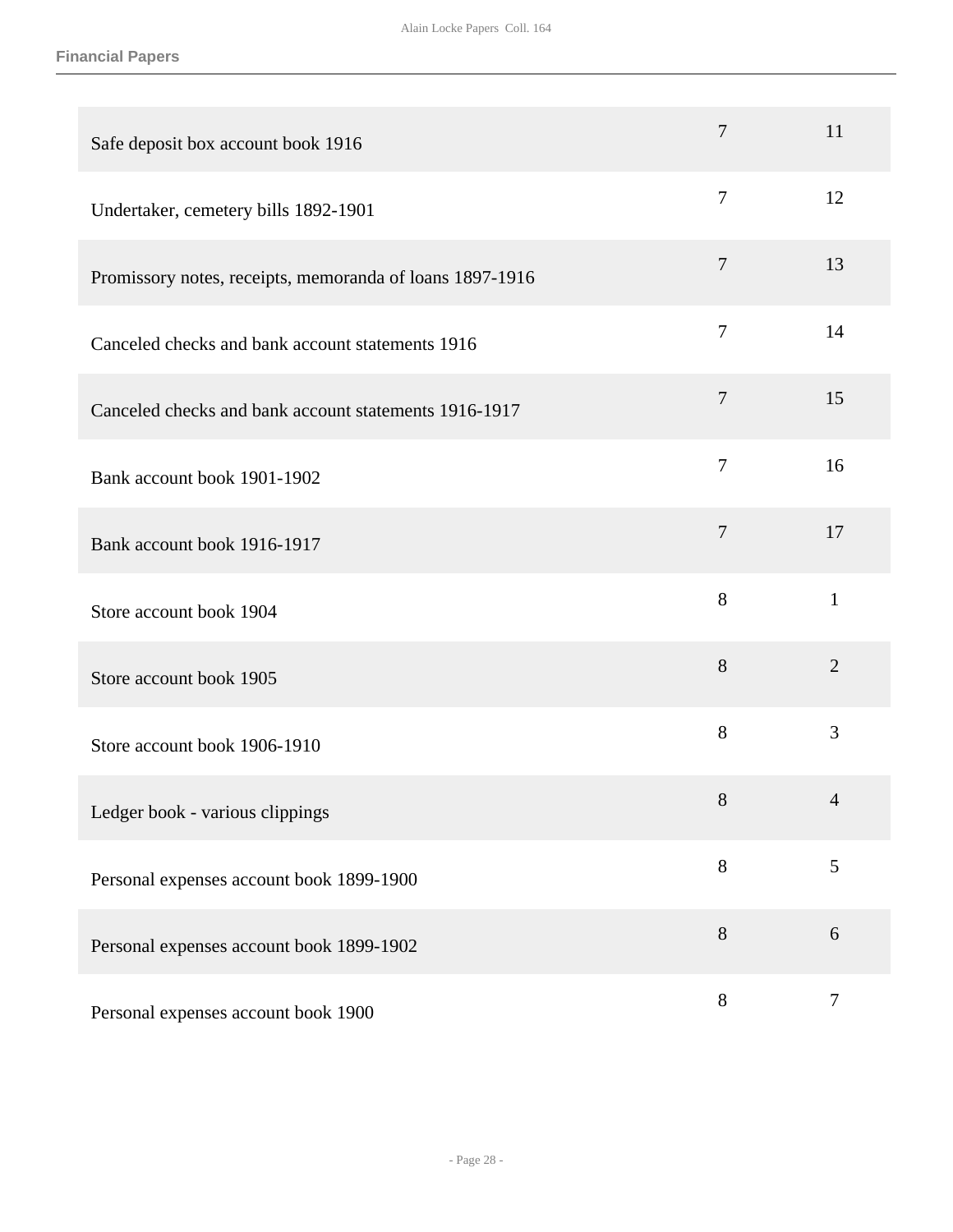| | | |
|---|---|---|
| Safe deposit box account book 1916 | 7 | 11 |
| Undertaker, cemetery bills 1892-1901 | 7 | 12 |
| Promissory notes, receipts, memoranda of loans 1897-1916 | 7 | 13 |
| Canceled checks and bank account statements 1916 | 7 | 14 |
| Canceled checks and bank account statements 1916-1917 | 7 | 15 |
| Bank account book 1901-1902 | 7 | 16 |
| Bank account book 1916-1917 | 7 | 17 |
| Store account book 1904 | 8 | 1 |
| Store account book 1905 | 8 | 2 |
| Store account book 1906-1910 | 8 | 3 |
| Ledger book - various clippings | 8 | 4 |
| Personal expenses account book 1899-1900 | 8 | 5 |
| Personal expenses account book 1899-1902 | 8 | 6 |
| Personal expenses account book 1900 | 8 | 7 |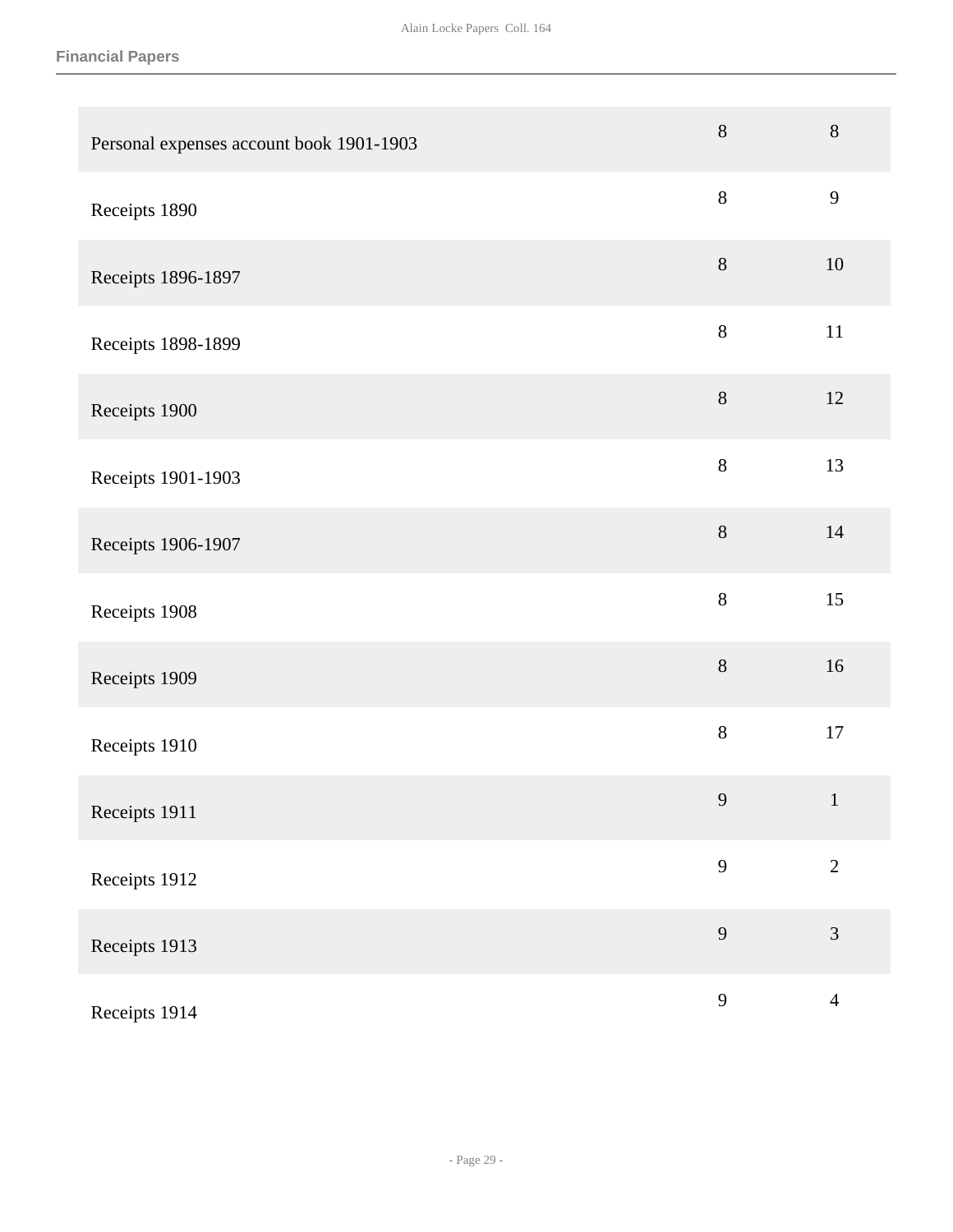| | | |
|---|---|---|
| Personal expenses account book 1901-1903 | 8 | 8 |
| Receipts 1890 | 8 | 9 |
| Receipts 1896-1897 | 8 | 10 |
| Receipts 1898-1899 | 8 | 11 |
| Receipts 1900 | 8 | 12 |
| Receipts 1901-1903 | 8 | 13 |
| Receipts 1906-1907 | 8 | 14 |
| Receipts 1908 | 8 | 15 |
| Receipts 1909 | 8 | 16 |
| Receipts 1910 | 8 | 17 |
| Receipts 1911 | 9 | 1 |
| Receipts 1912 | 9 | 2 |
| Receipts 1913 | 9 | 3 |
| Receipts 1914 | 9 | 4 |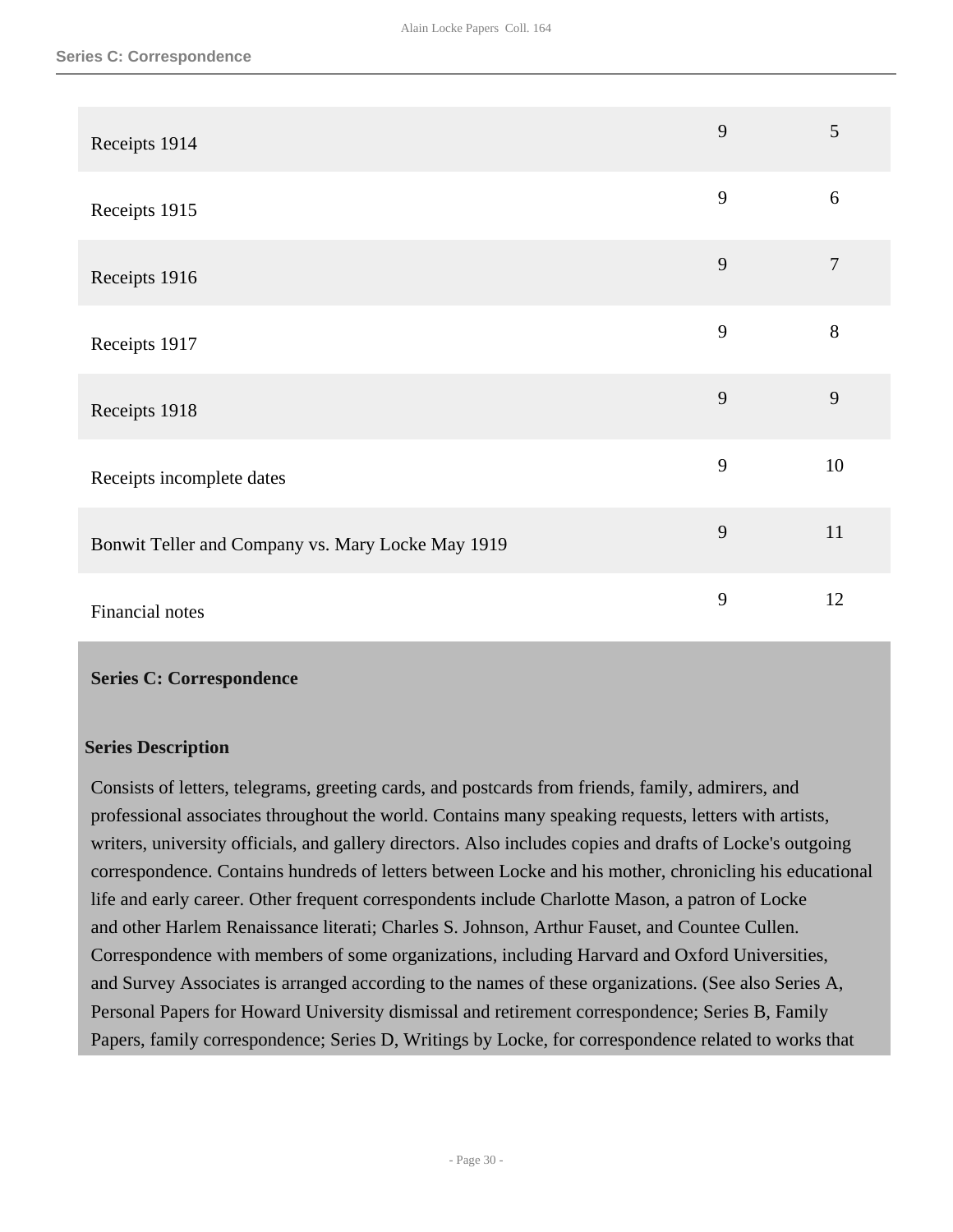| | | |
|---|---|---|
| Receipts 1914 | 9 | 5 |
| Receipts 1915 | 9 | 6 |
| Receipts 1916 | 9 | 7 |
| Receipts 1917 | 9 | 8 |
| Receipts 1918 | 9 | 9 |
| Receipts incomplete dates | 9 | 10 |
| Bonwit Teller and Company vs. Mary Locke May 1919 | 9 | 11 |
| Financial notes | 9 | 12 |

## Series C: Correspondence

### Series Description

Consists of letters, telegrams, greeting cards, and postcards from friends, family, admirers, and professional associates throughout the world. Contains many speaking requests, letters with artists, writers, university officials, and gallery directors. Also includes copies and drafts of Locke's outgoing correspondence. Contains hundreds of letters between Locke and his mother, chronicling his educational life and early career. Other frequent correspondents include Charlotte Mason, a patron of Locke and other Harlem Renaissance literati; Charles S. Johnson, Arthur Fauset, and Countee Cullen. Correspondence with members of some organizations, including Harvard and Oxford Universities, and Survey Associates is arranged according to the names of these organizations. (See also Series A, Personal Papers for Howard University dismissal and retirement correspondence; Series B, Family Papers, family correspondence; Series D, Writings by Locke, for correspondence related to works that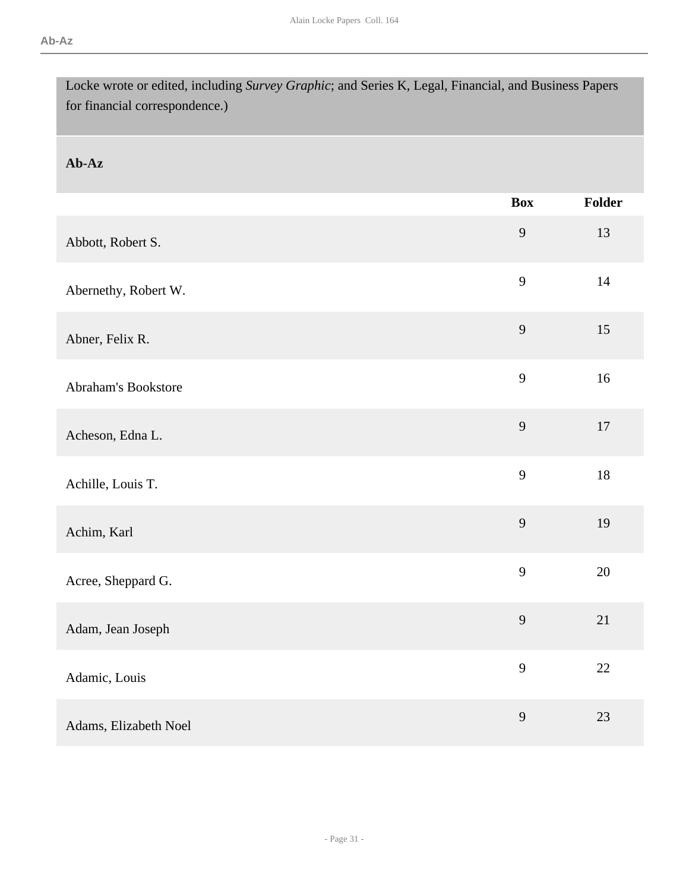Locke wrote or edited, including *Survey Graphic*; and Series K, Legal, Financial, and Business Papers for financial correspondence.)

### Ab-Az

| | Box | Folder |
|---|---|---|
| Abbott, Robert S. | 9 | 13 |
| Abernethy, Robert W. | 9 | 14 |
| Abner, Felix R. | 9 | 15 |
| Abraham's Bookstore | 9 | 16 |
| Acheson, Edna L. | 9 | 17 |
| Achille, Louis T. | 9 | 18 |
| Achim, Karl | 9 | 19 |
| Acree, Sheppard G. | 9 | 20 |
| Adam, Jean Joseph | 9 | 21 |
| Adamic, Louis | 9 | 22 |
| Adams, Elizabeth Noel | 9 | 23 |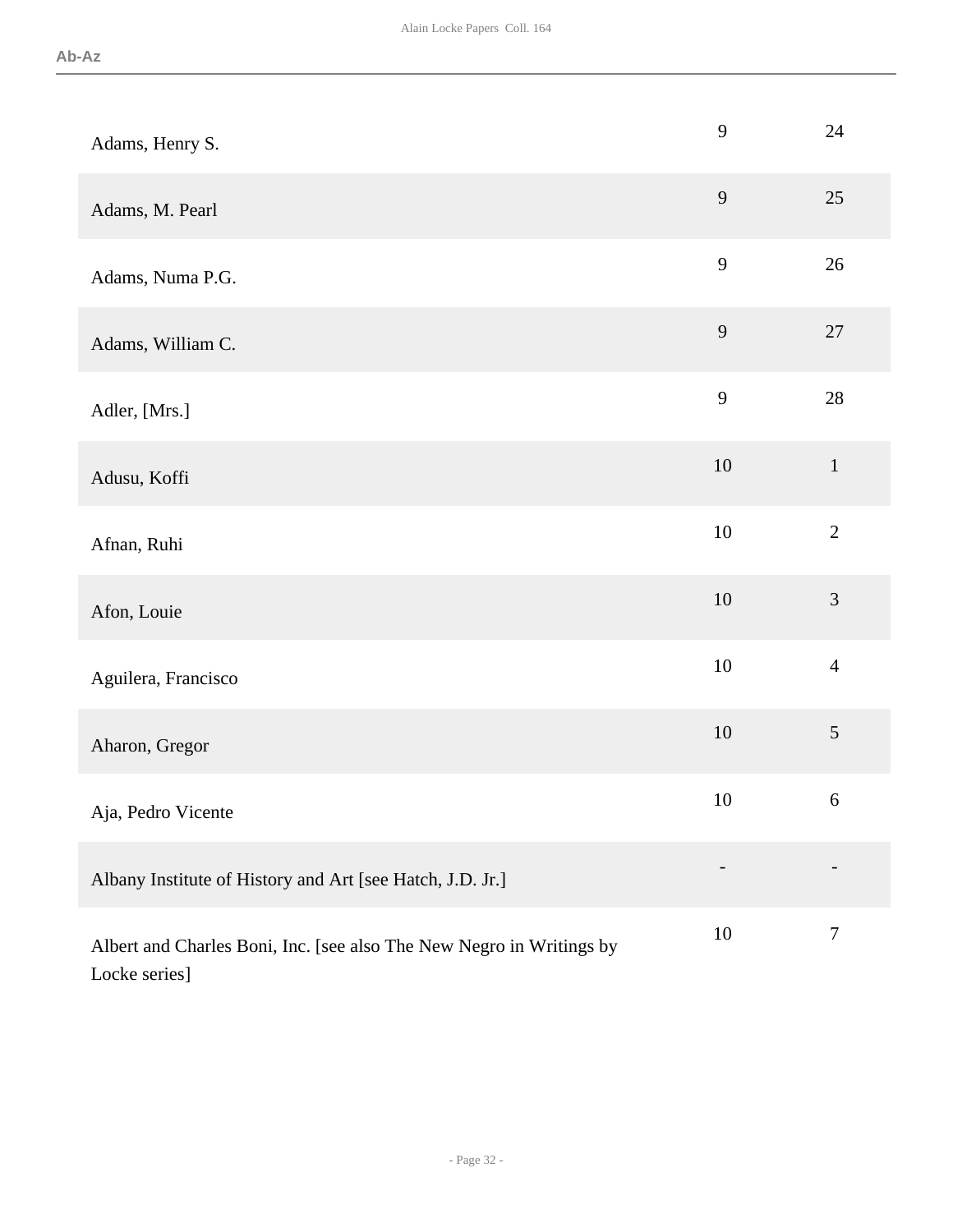| | | |
|---|---|---|
| Adams, Henry S. | 9 | 24 |
| Adams, M. Pearl | 9 | 25 |
| Adams, Numa P.G. | 9 | 26 |
| Adams, William C. | 9 | 27 |
| Adler, [Mrs.] | 9 | 28 |
| Adusu, Koffi | 10 | 1 |
| Afnan, Ruhi | 10 | 2 |
| Afon, Louie | 10 | 3 |
| Aguilera, Francisco | 10 | 4 |
| Aharon, Gregor | 10 | 5 |
| Aja, Pedro Vicente | 10 | 6 |
| Albany Institute of History and Art [see Hatch, J.D. Jr.] | - | - |
| Albert and Charles Boni, Inc. [see also The New Negro in Writings by Locke series] | 10 | 7 |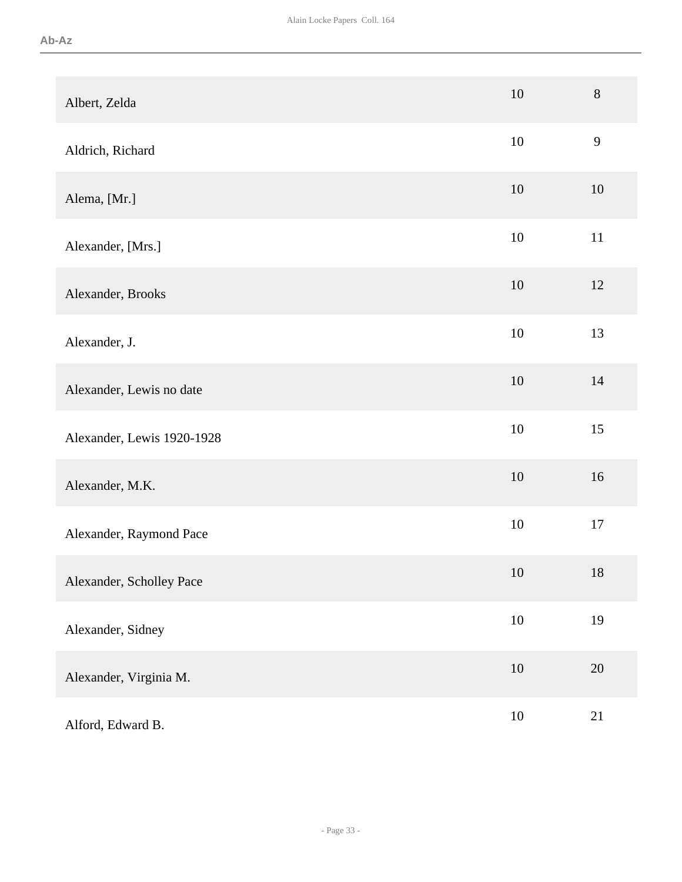| | | |
|---|---|---|
| Albert, Zelda | 10 | 8 |
| Aldrich, Richard | 10 | 9 |
| Alema, [Mr.] | 10 | 10 |
| Alexander, [Mrs.] | 10 | 11 |
| Alexander, Brooks | 10 | 12 |
| Alexander, J. | 10 | 13 |
| Alexander, Lewis no date | 10 | 14 |
| Alexander, Lewis 1920-1928 | 10 | 15 |
| Alexander, M.K. | 10 | 16 |
| Alexander, Raymond Pace | 10 | 17 |
| Alexander, Scholley Pace | 10 | 18 |
| Alexander, Sidney | 10 | 19 |
| Alexander, Virginia M. | 10 | 20 |
| Alford, Edward B. | 10 | 21 |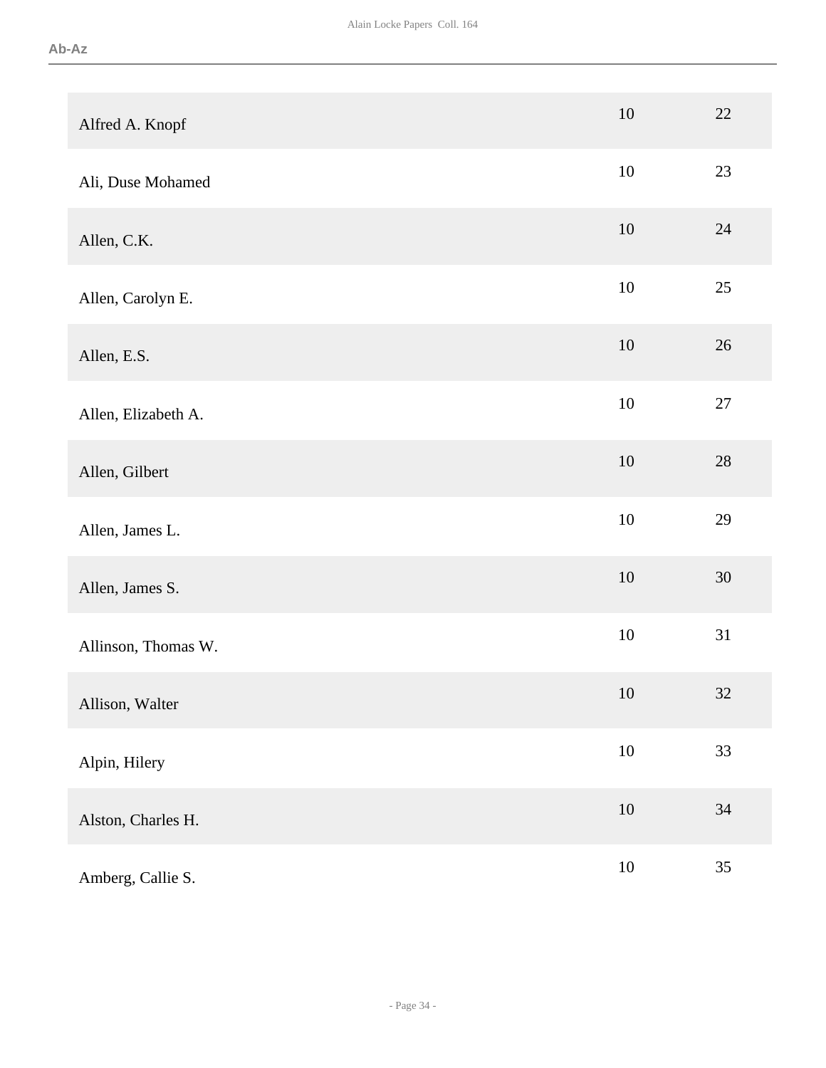| | | |
|---|---|---|
| Alfred A. Knopf | 10 | 22 |
| Ali, Duse Mohamed | 10 | 23 |
| Allen, C.K. | 10 | 24 |
| Allen, Carolyn E. | 10 | 25 |
| Allen, E.S. | 10 | 26 |
| Allen, Elizabeth A. | 10 | 27 |
| Allen, Gilbert | 10 | 28 |
| Allen, James L. | 10 | 29 |
| Allen, James S. | 10 | 30 |
| Allinson, Thomas W. | 10 | 31 |
| Allison, Walter | 10 | 32 |
| Alpin, Hilery | 10 | 33 |
| Alston, Charles H. | 10 | 34 |
| Amberg, Callie S. | 10 | 35 |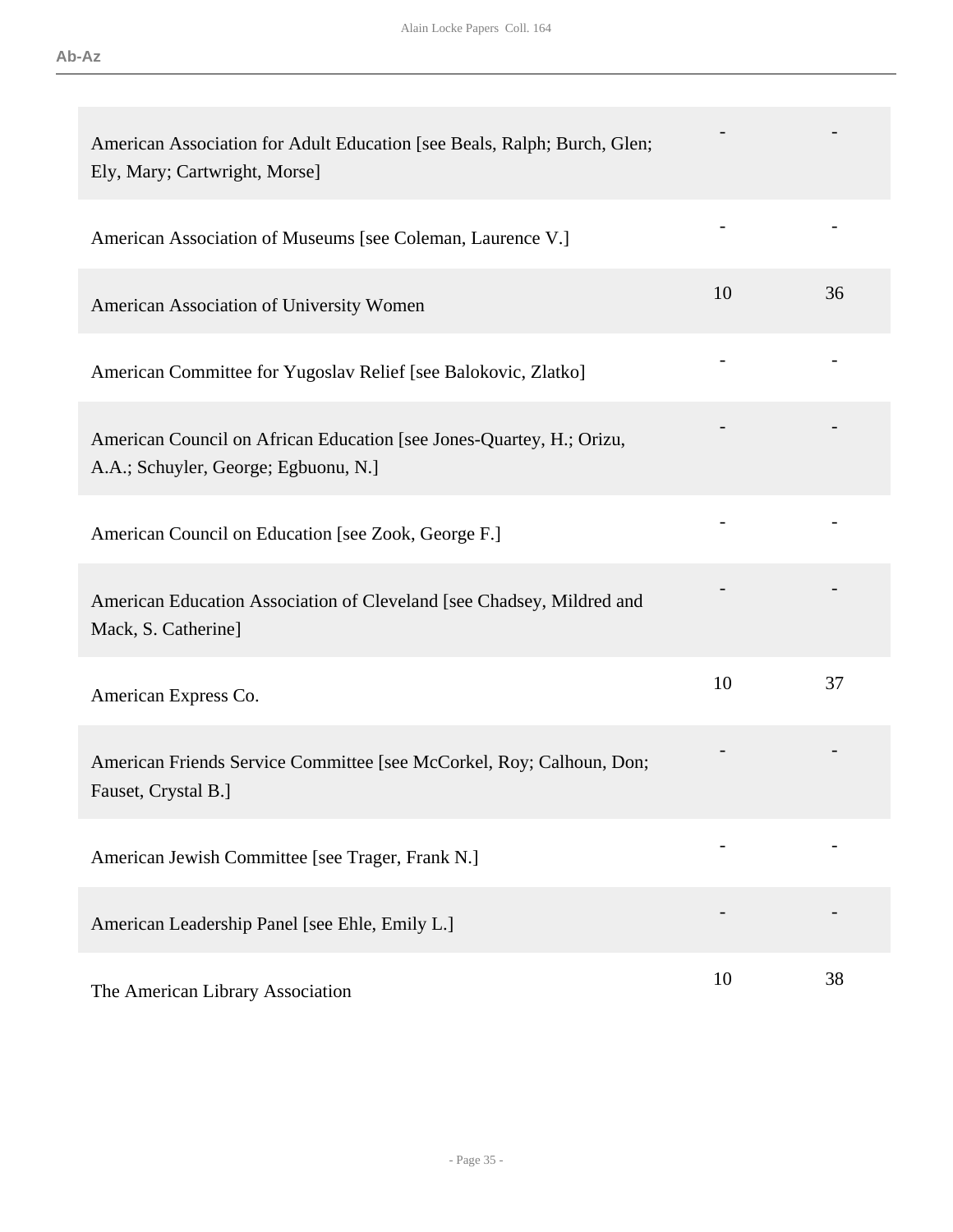| | | |
|---|---|---|
| American Association for Adult Education [see Beals, Ralph; Burch, Glen; Ely, Mary; Cartwright, Morse] | - | - |
| American Association of Museums [see Coleman, Laurence V.] | - | - |
| American Association of University Women | 10 | 36 |
| American Committee for Yugoslav Relief [see Balokovic, Zlatko] | - | - |
| American Council on African Education [see Jones-Quartey, H.; Orizu, A.A.; Schuyler, George; Egbuonu, N.] | - | - |
| American Council on Education [see Zook, George F.] | - | - |
| American Education Association of Cleveland [see Chadsey, Mildred and Mack, S. Catherine] | - | - |
| American Express Co. | 10 | 37 |
| American Friends Service Committee [see McCorkel, Roy; Calhoun, Don; Fauset, Crystal B.] | - | - |
| American Jewish Committee [see Trager, Frank N.] | - | - |
| American Leadership Panel [see Ehle, Emily L.] | - | - |
| The American Library Association | 10 | 38 |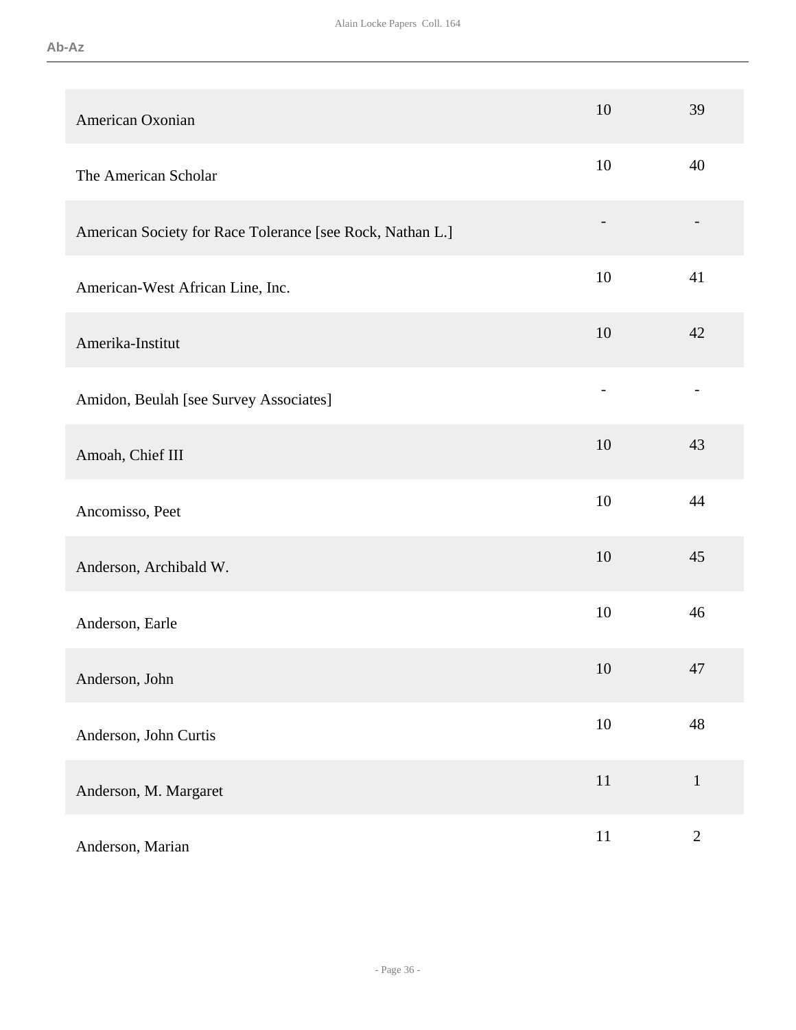| | | |
|---|---|---|
| American Oxonian | 10 | 39 |
| The American Scholar | 10 | 40 |
| American Society for Race Tolerance [see Rock, Nathan L.] | - | - |
| American-West African Line, Inc. | 10 | 41 |
| Amerika-Institut | 10 | 42 |
| Amidon, Beulah [see Survey Associates] | - | - |
| Amoah, Chief III | 10 | 43 |
| Ancomisso, Peet | 10 | 44 |
| Anderson, Archibald W. | 10 | 45 |
| Anderson, Earle | 10 | 46 |
| Anderson, John | 10 | 47 |
| Anderson, John Curtis | 10 | 48 |
| Anderson, M. Margaret | 11 | 1 |
| Anderson, Marian | 11 | 2 |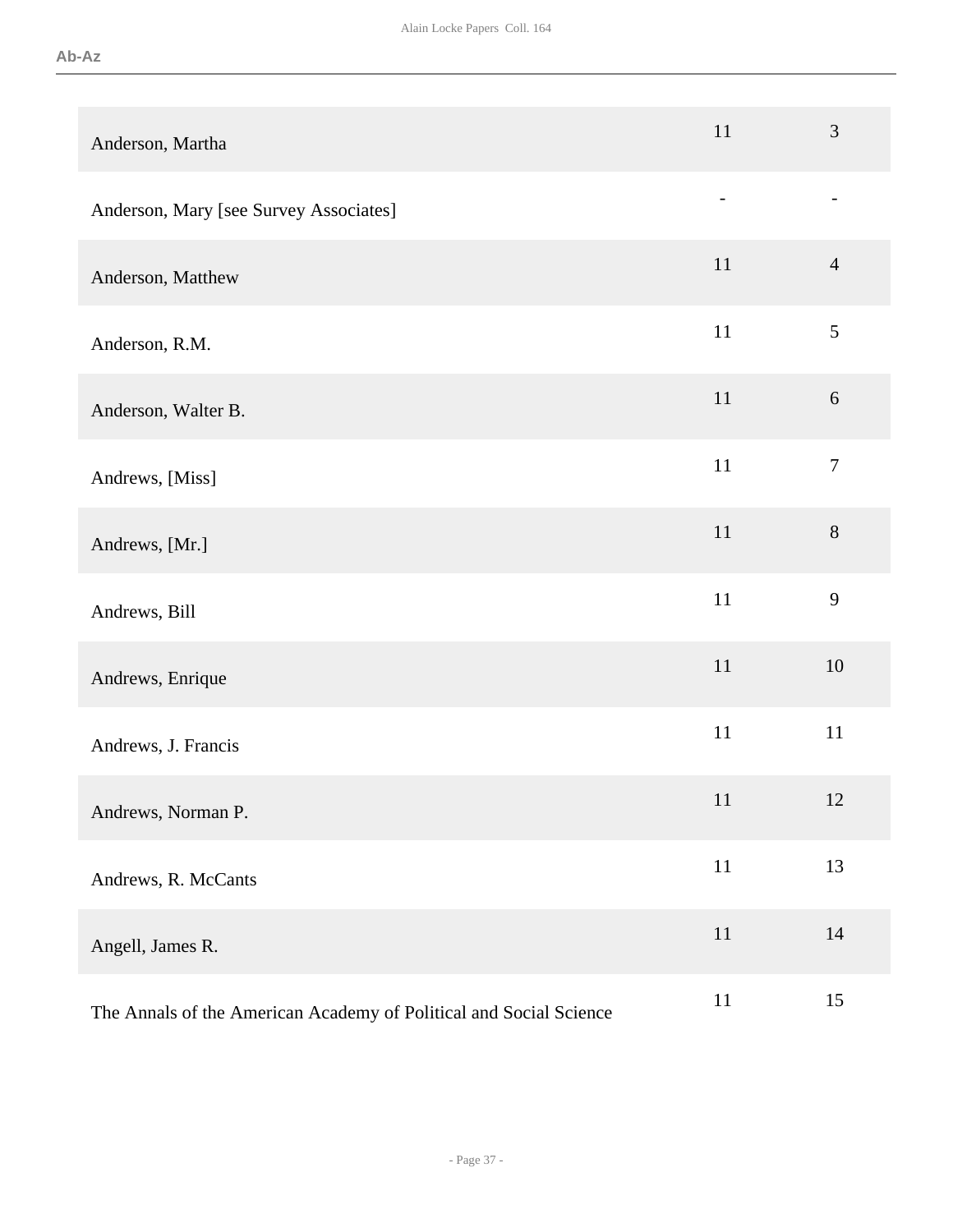| | | |
|---|---|---|
| Anderson, Martha | 11 | 3 |
| Anderson, Mary [see Survey Associates] | - | - |
| Anderson, Matthew | 11 | 4 |
| Anderson, R.M. | 11 | 5 |
| Anderson, Walter B. | 11 | 6 |
| Andrews, [Miss] | 11 | 7 |
| Andrews, [Mr.] | 11 | 8 |
| Andrews, Bill | 11 | 9 |
| Andrews, Enrique | 11 | 10 |
| Andrews, J. Francis | 11 | 11 |
| Andrews, Norman P. | 11 | 12 |
| Andrews, R. McCants | 11 | 13 |
| Angell, James R. | 11 | 14 |
| The Annals of the American Academy of Political and Social Science | 11 | 15 |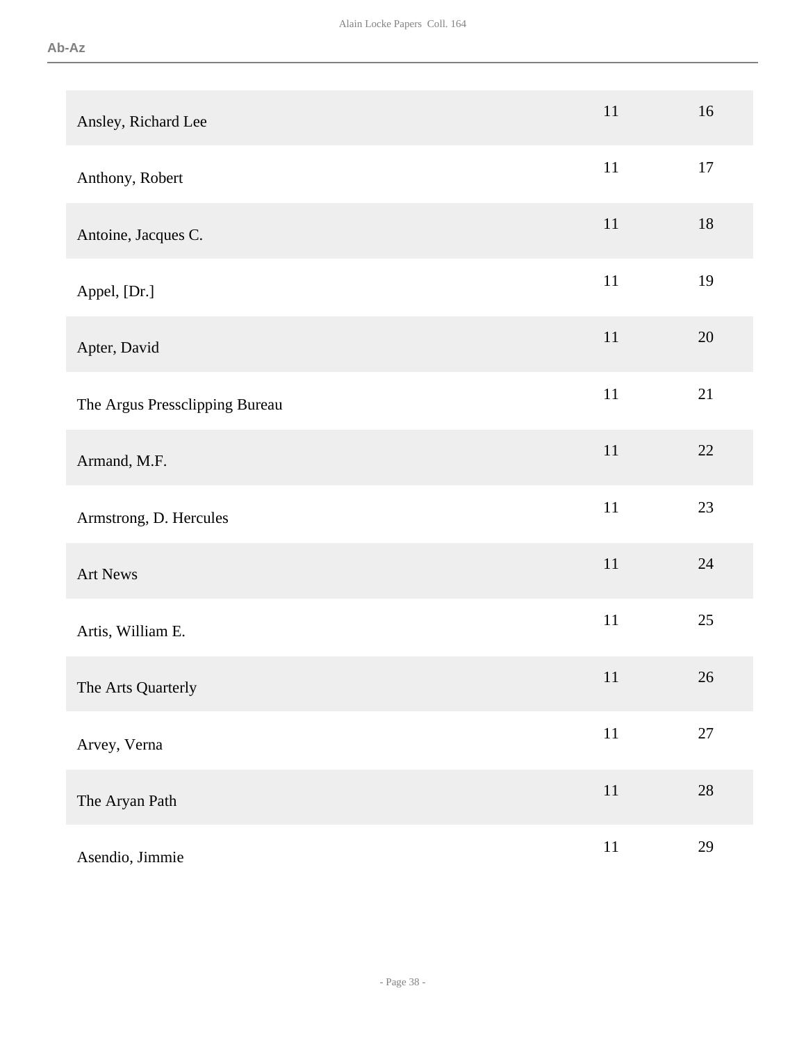| | | |
|---|---|---|
| Ansley, Richard Lee | 11 | 16 |
| Anthony, Robert | 11 | 17 |
| Antoine, Jacques C. | 11 | 18 |
| Appel, [Dr.] | 11 | 19 |
| Apter, David | 11 | 20 |
| The Argus Pressclipping Bureau | 11 | 21 |
| Armand, M.F. | 11 | 22 |
| Armstrong, D. Hercules | 11 | 23 |
| Art News | 11 | 24 |
| Artis, William E. | 11 | 25 |
| The Arts Quarterly | 11 | 26 |
| Arvey, Verna | 11 | 27 |
| The Aryan Path | 11 | 28 |
| Asendio, Jimmie | 11 | 29 |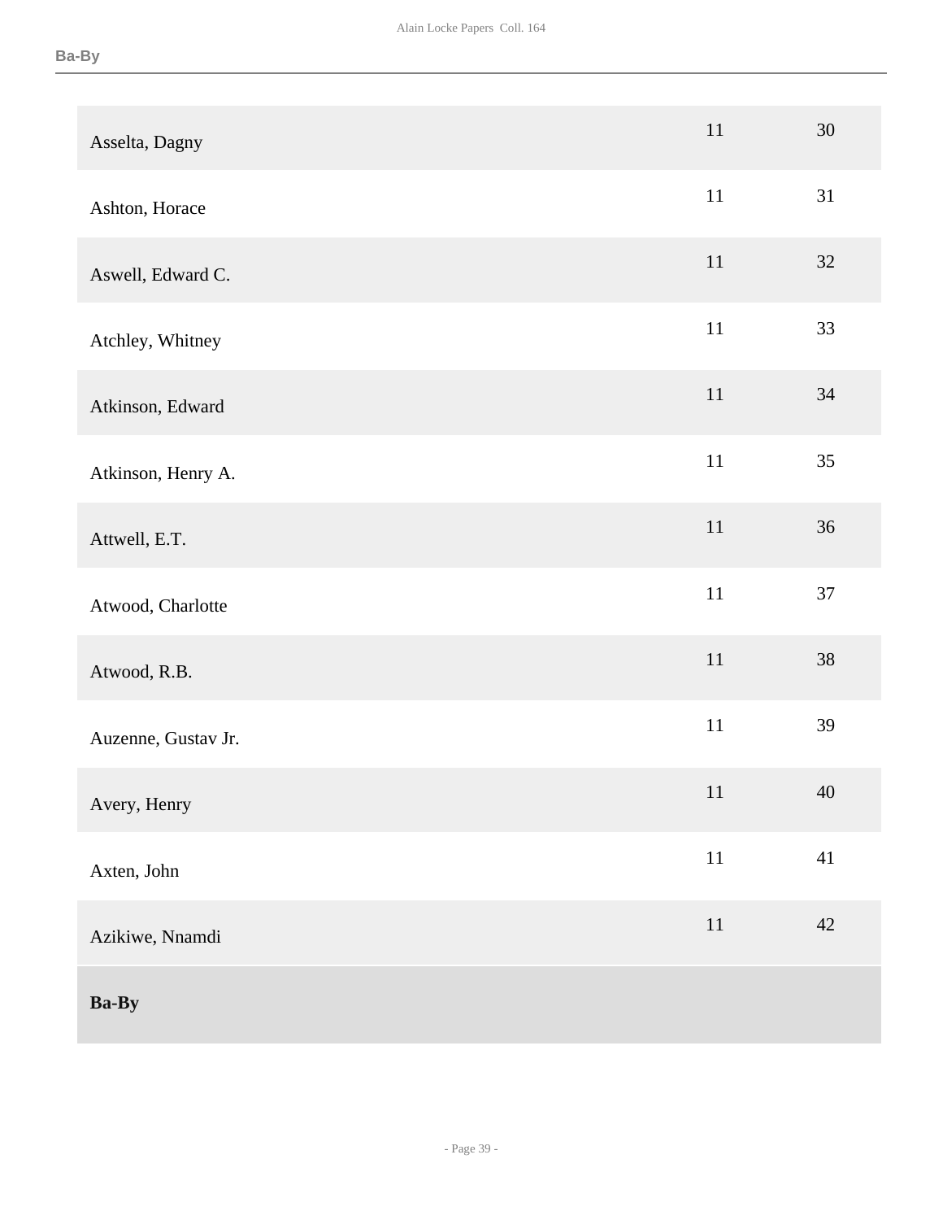| | | |
|---|---|---|
| Asselta, Dagny | 11 | 30 |
| Ashton, Horace | 11 | 31 |
| Aswell, Edward C. | 11 | 32 |
| Atchley, Whitney | 11 | 33 |
| Atkinson, Edward | 11 | 34 |
| Atkinson, Henry A. | 11 | 35 |
| Attwell, E.T. | 11 | 36 |
| Atwood, Charlotte | 11 | 37 |
| Atwood, R.B. | 11 | 38 |
| Auzenne, Gustav Jr. | 11 | 39 |
| Avery, Henry | 11 | 40 |
| Axten, John | 11 | 41 |
| Azikiwe, Nnamdi | 11 | 42 |
| **Ba-By** | | |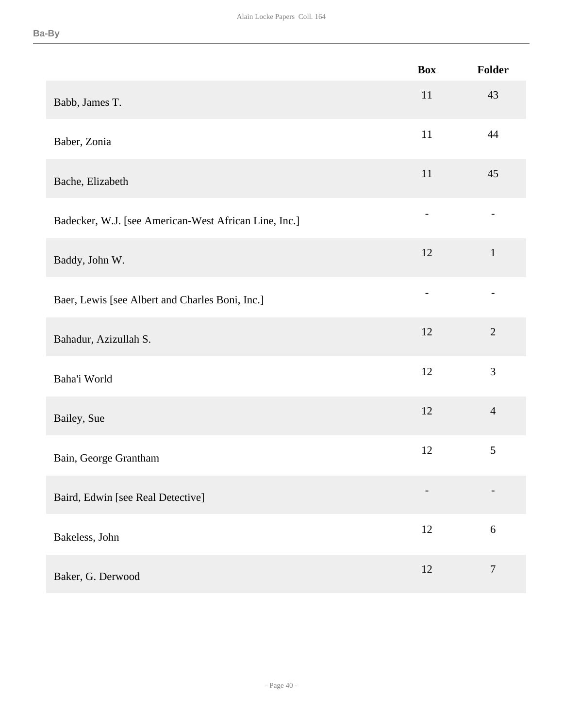| | Box | Folder |
|---|---|---|
| Babb, James T. | 11 | 43 |
| Baber, Zonia | 11 | 44 |
| Bache, Elizabeth | 11 | 45 |
| Badecker, W.J. [see American-West African Line, Inc.] | - | - |
| Baddy, John W. | 12 | 1 |
| Baer, Lewis [see Albert and Charles Boni, Inc.] | - | - |
| Bahadur, Azizullah S. | 12 | 2 |
| Baha'i World | 12 | 3 |
| Bailey, Sue | 12 | 4 |
| Bain, George Grantham | 12 | 5 |
| Baird, Edwin [see Real Detective] | - | - |
| Bakeless, John | 12 | 6 |
| Baker, G. Derwood | 12 | 7 |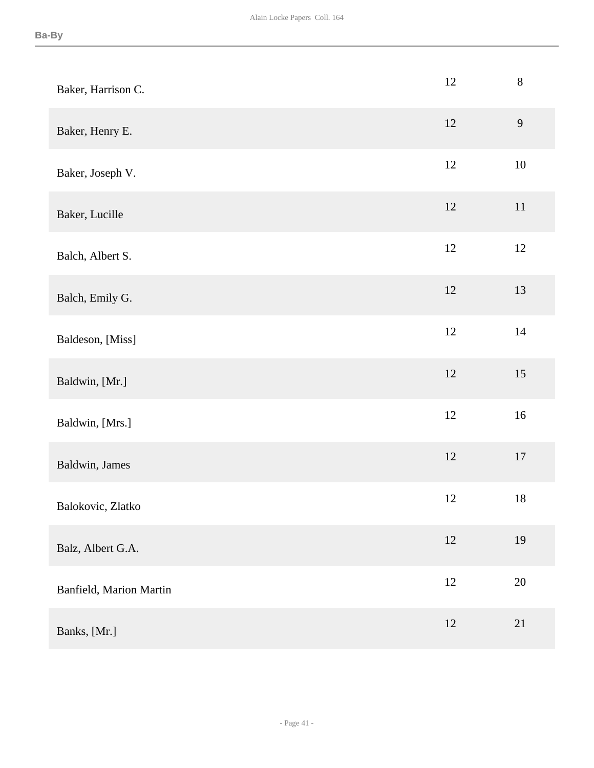| | | |
|---|---|---|
| Baker, Harrison C. | 12 | 8 |
| Baker, Henry E. | 12 | 9 |
| Baker, Joseph V. | 12 | 10 |
| Baker, Lucille | 12 | 11 |
| Balch, Albert S. | 12 | 12 |
| Balch, Emily G. | 12 | 13 |
| Baldeson, [Miss] | 12 | 14 |
| Baldwin, [Mr.] | 12 | 15 |
| Baldwin, [Mrs.] | 12 | 16 |
| Baldwin, James | 12 | 17 |
| Balokovic, Zlatko | 12 | 18 |
| Balz, Albert G.A. | 12 | 19 |
| Banfield, Marion Martin | 12 | 20 |
| Banks, [Mr.] | 12 | 21 |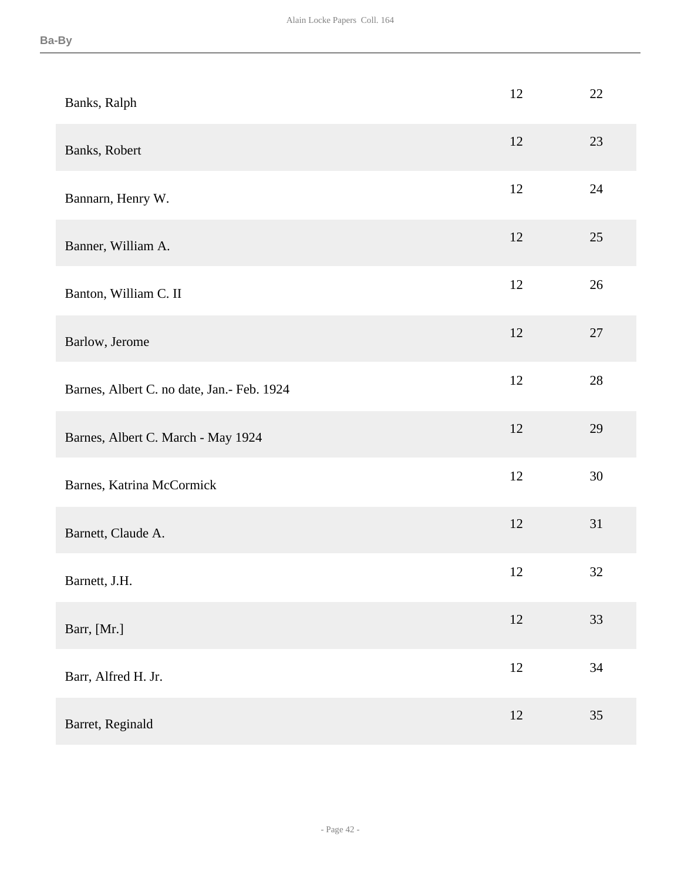| | | |
|---|---|---|
| Banks, Ralph | 12 | 22 |
| Banks, Robert | 12 | 23 |
| Bannarn, Henry W. | 12 | 24 |
| Banner, William A. | 12 | 25 |
| Banton, William C. II | 12 | 26 |
| Barlow, Jerome | 12 | 27 |
| Barnes, Albert C. no date, Jan.- Feb. 1924 | 12 | 28 |
| Barnes, Albert C. March - May 1924 | 12 | 29 |
| Barnes, Katrina McCormick | 12 | 30 |
| Barnett, Claude A. | 12 | 31 |
| Barnett, J.H. | 12 | 32 |
| Barr, [Mr.] | 12 | 33 |
| Barr, Alfred H. Jr. | 12 | 34 |
| Barret, Reginald | 12 | 35 |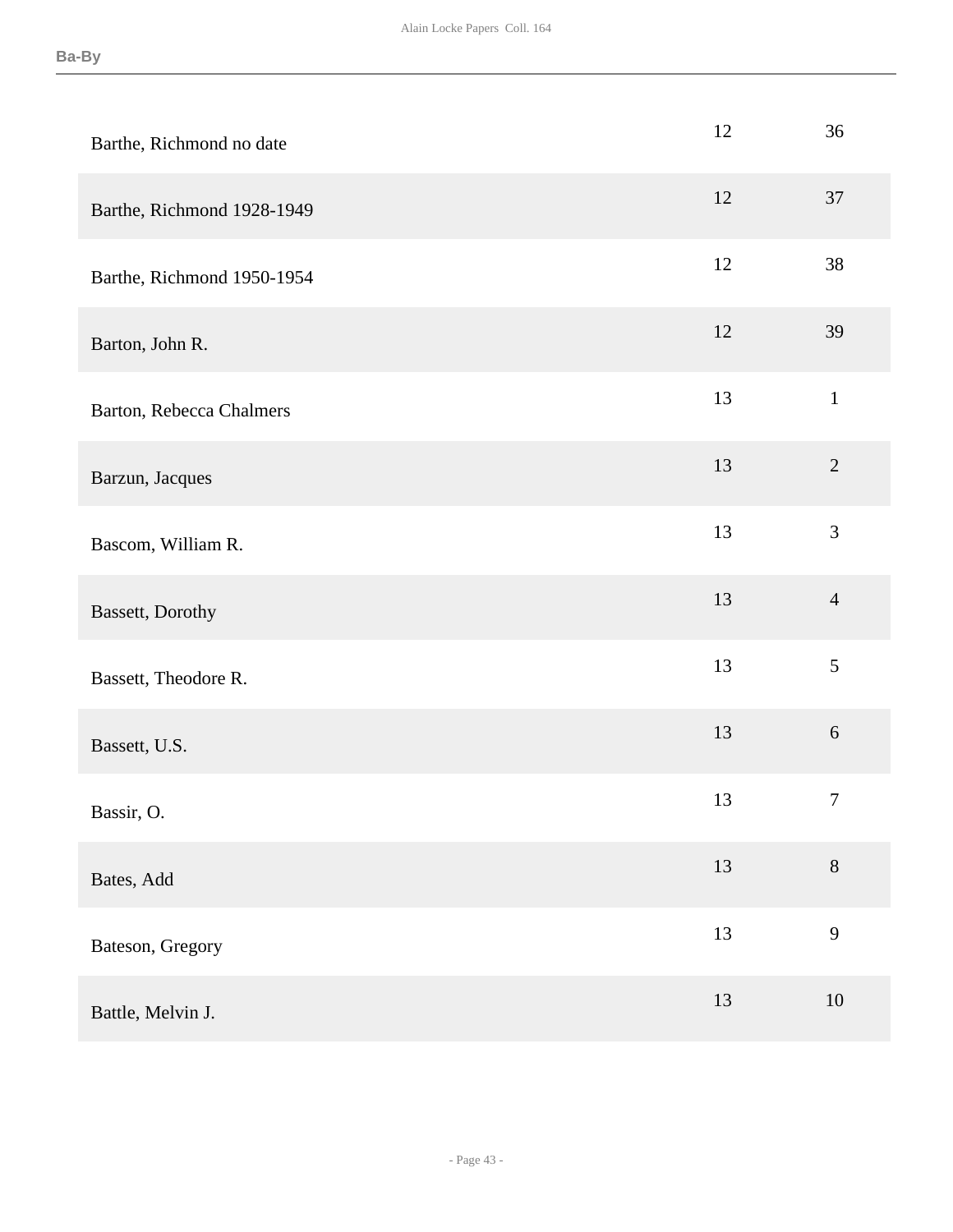| | | |
|---|---|---|
| Barthe, Richmond no date | 12 | 36 |
| Barthe, Richmond 1928-1949 | 12 | 37 |
| Barthe, Richmond 1950-1954 | 12 | 38 |
| Barton, John R. | 12 | 39 |
| Barton, Rebecca Chalmers | 13 | 1 |
| Barzun, Jacques | 13 | 2 |
| Bascom, William R. | 13 | 3 |
| Bassett, Dorothy | 13 | 4 |
| Bassett, Theodore R. | 13 | 5 |
| Bassett, U.S. | 13 | 6 |
| Bassir, O. | 13 | 7 |
| Bates, Add | 13 | 8 |
| Bateson, Gregory | 13 | 9 |
| Battle, Melvin J. | 13 | 10 |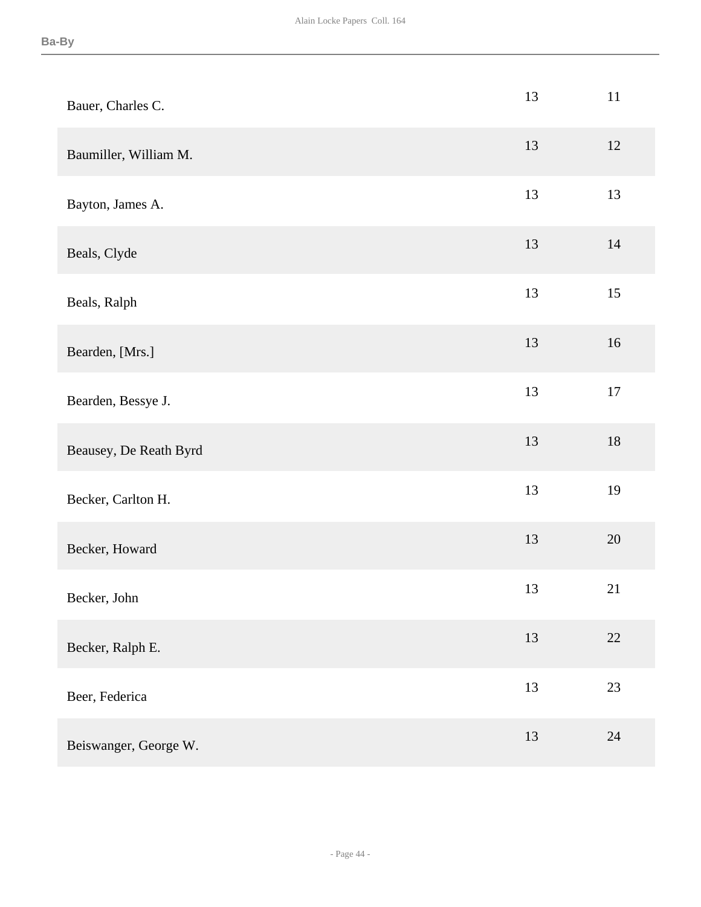| | | |
|---|---|---|
| Bauer, Charles C. | 13 | 11 |
| Baumiller, William M. | 13 | 12 |
| Bayton, James A. | 13 | 13 |
| Beals, Clyde | 13 | 14 |
| Beals, Ralph | 13 | 15 |
| Bearden, [Mrs.] | 13 | 16 |
| Bearden, Bessye J. | 13 | 17 |
| Beausey, De Reath Byrd | 13 | 18 |
| Becker, Carlton H. | 13 | 19 |
| Becker, Howard | 13 | 20 |
| Becker, John | 13 | 21 |
| Becker, Ralph E. | 13 | 22 |
| Beer, Federica | 13 | 23 |
| Beiswanger, George W. | 13 | 24 |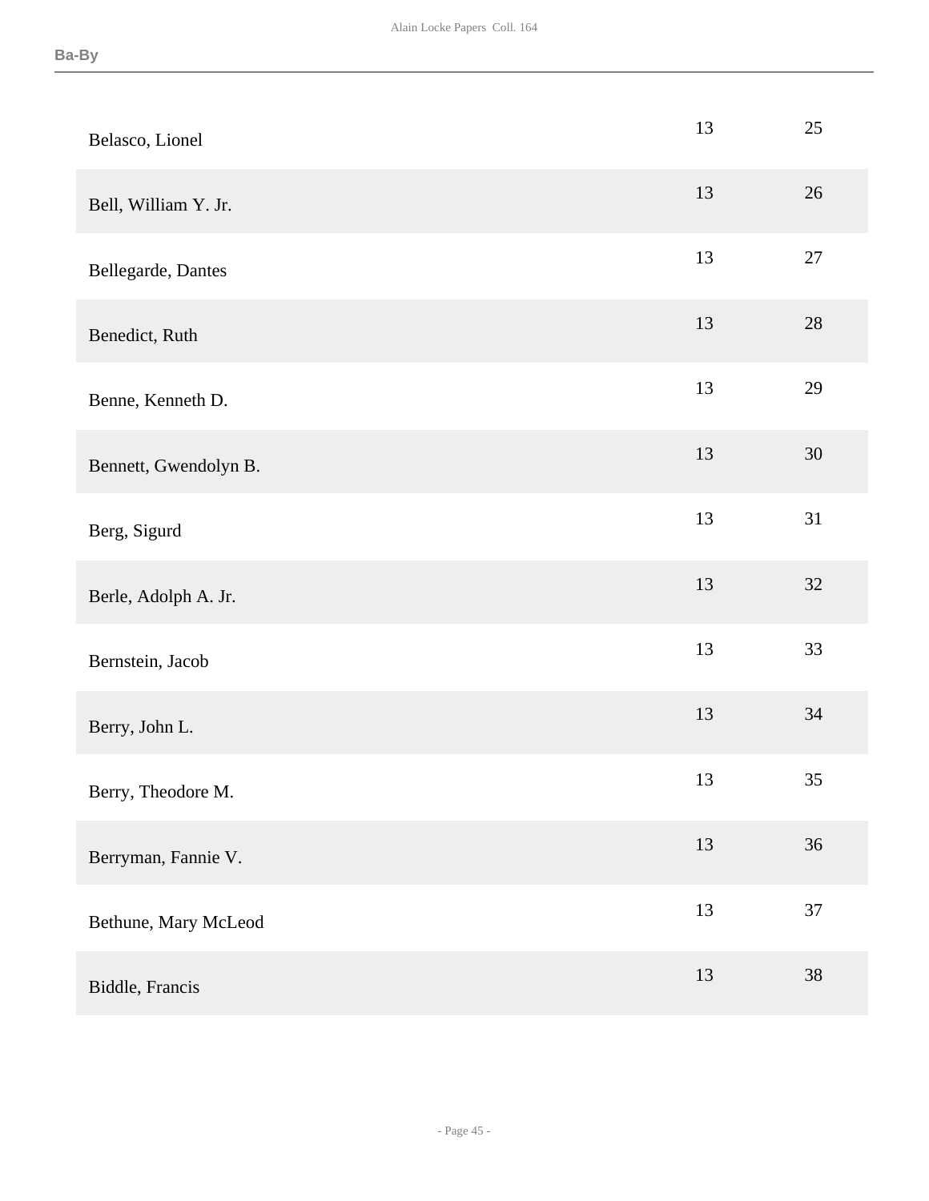| | | |
|---|---|---|
| Belasco, Lionel | 13 | 25 |
| Bell, William Y. Jr. | 13 | 26 |
| Bellegarde, Dantes | 13 | 27 |
| Benedict, Ruth | 13 | 28 |
| Benne, Kenneth D. | 13 | 29 |
| Bennett, Gwendolyn B. | 13 | 30 |
| Berg, Sigurd | 13 | 31 |
| Berle, Adolph A. Jr. | 13 | 32 |
| Bernstein, Jacob | 13 | 33 |
| Berry, John L. | 13 | 34 |
| Berry, Theodore M. | 13 | 35 |
| Berryman, Fannie V. | 13 | 36 |
| Bethune, Mary McLeod | 13 | 37 |
| Biddle, Francis | 13 | 38 |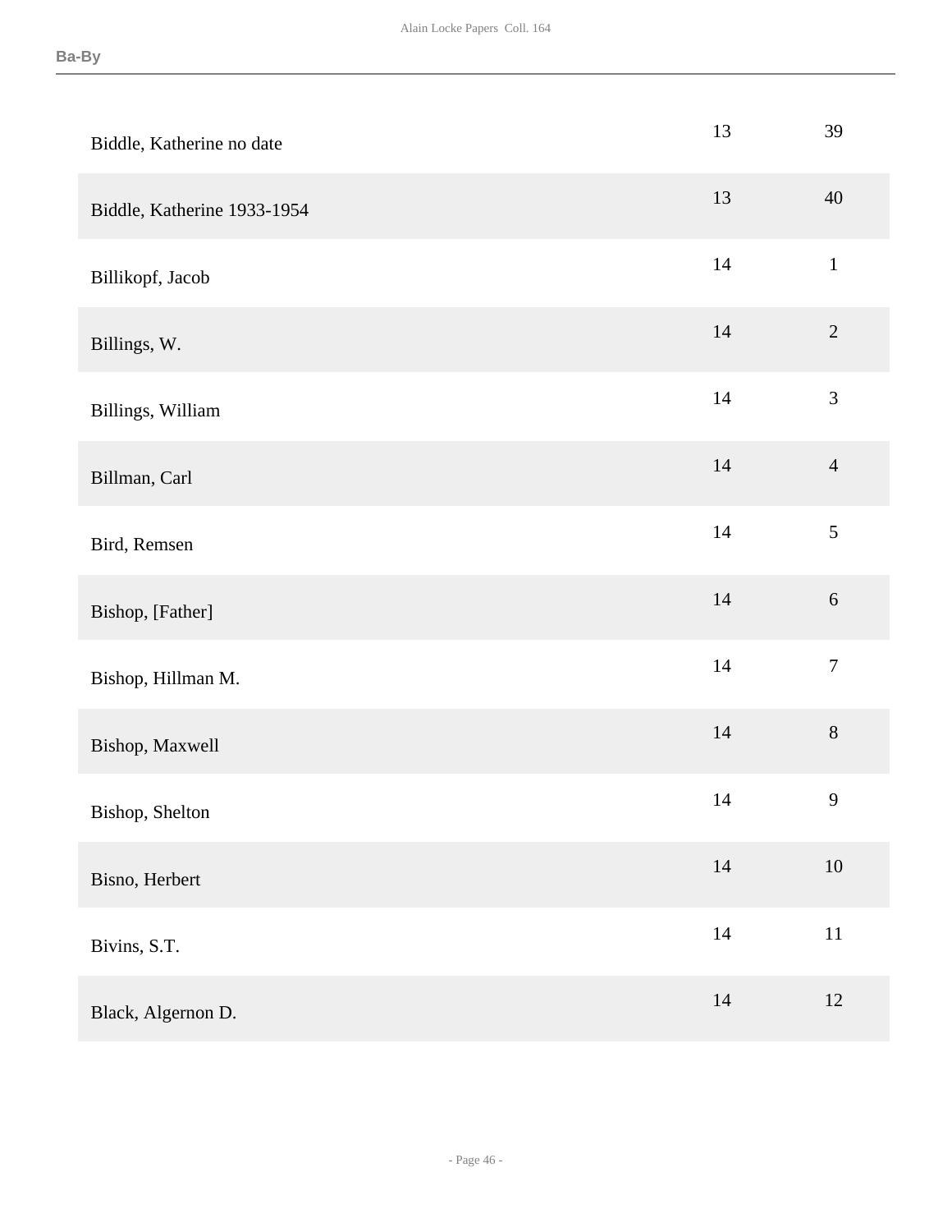| | | |
|---|---|---|
| Biddle, Katherine no date | 13 | 39 |
| Biddle, Katherine 1933-1954 | 13 | 40 |
| Billikopf, Jacob | 14 | 1 |
| Billings, W. | 14 | 2 |
| Billings, William | 14 | 3 |
| Billman, Carl | 14 | 4 |
| Bird, Remsen | 14 | 5 |
| Bishop, [Father] | 14 | 6 |
| Bishop, Hillman M. | 14 | 7 |
| Bishop, Maxwell | 14 | 8 |
| Bishop, Shelton | 14 | 9 |
| Bisno, Herbert | 14 | 10 |
| Bivins, S.T. | 14 | 11 |
| Black, Algernon D. | 14 | 12 |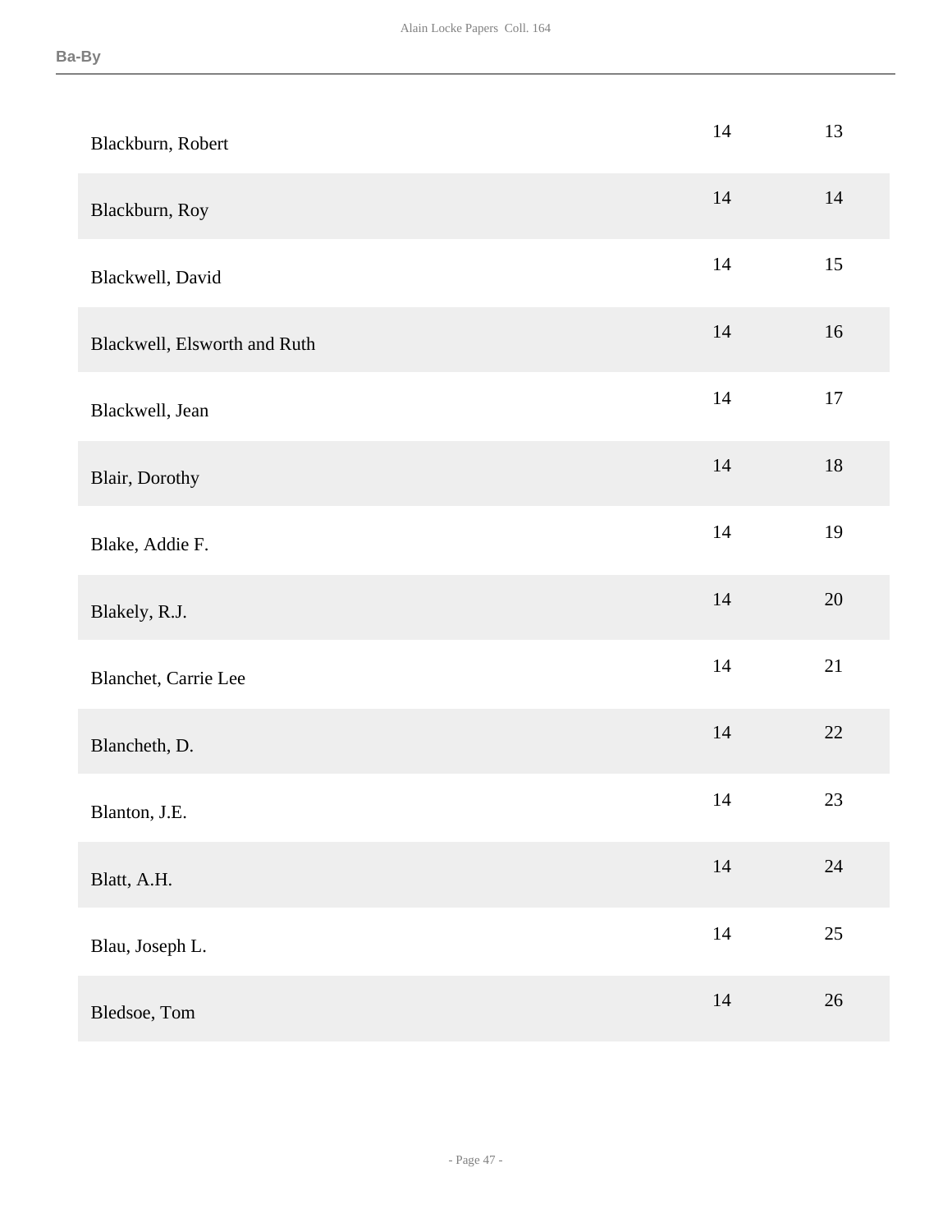| | | |
|---|---|---|
| Blackburn, Robert | 14 | 13 |
| Blackburn, Roy | 14 | 14 |
| Blackwell, David | 14 | 15 |
| Blackwell, Elsworth and Ruth | 14 | 16 |
| Blackwell, Jean | 14 | 17 |
| Blair, Dorothy | 14 | 18 |
| Blake, Addie F. | 14 | 19 |
| Blakely, R.J. | 14 | 20 |
| Blanchet, Carrie Lee | 14 | 21 |
| Blancheth, D. | 14 | 22 |
| Blanton, J.E. | 14 | 23 |
| Blatt, A.H. | 14 | 24 |
| Blau, Joseph L. | 14 | 25 |
| Bledsoe, Tom | 14 | 26 |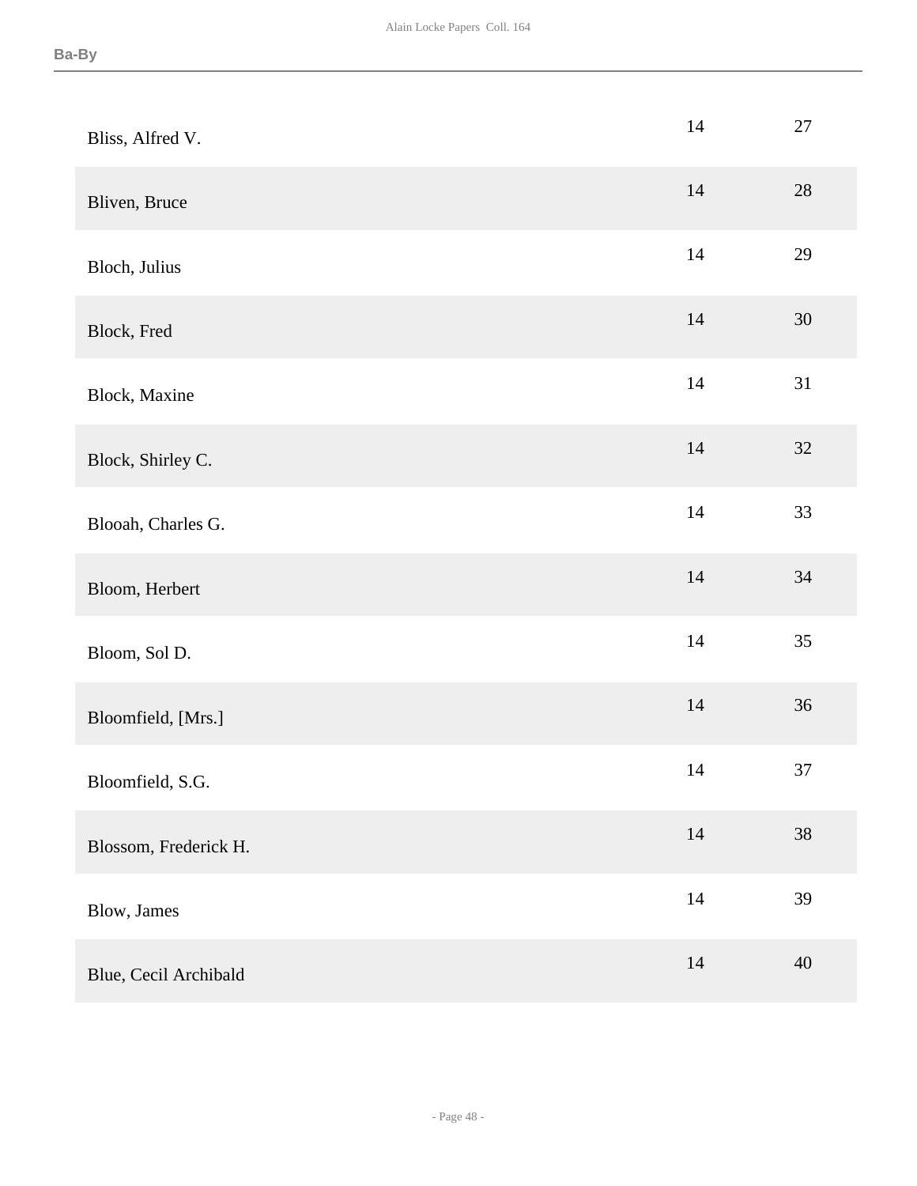| | | |
|---|---|---|
| Bliss, Alfred V. | 14 | 27 |
| Bliven, Bruce | 14 | 28 |
| Bloch, Julius | 14 | 29 |
| Block, Fred | 14 | 30 |
| Block, Maxine | 14 | 31 |
| Block, Shirley C. | 14 | 32 |
| Blooah, Charles G. | 14 | 33 |
| Bloom, Herbert | 14 | 34 |
| Bloom, Sol D. | 14 | 35 |
| Bloomfield, [Mrs.] | 14 | 36 |
| Bloomfield, S.G. | 14 | 37 |
| Blossom, Frederick H. | 14 | 38 |
| Blow, James | 14 | 39 |
| Blue, Cecil Archibald | 14 | 40 |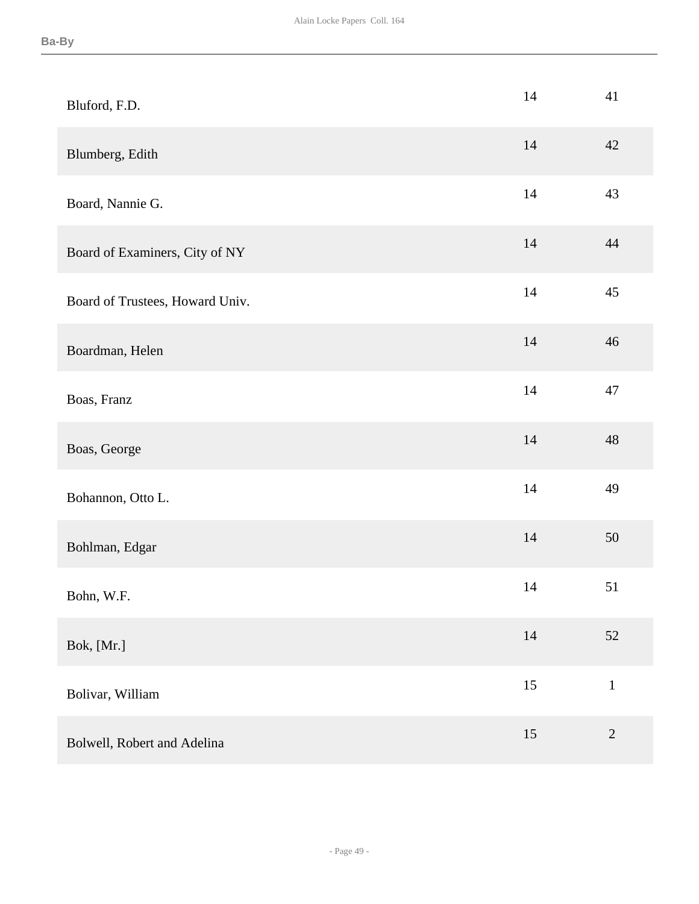| | | |
|---|---|---|
| Bluford, F.D. | 14 | 41 |
| Blumberg, Edith | 14 | 42 |
| Board, Nannie G. | 14 | 43 |
| Board of Examiners, City of NY | 14 | 44 |
| Board of Trustees, Howard Univ. | 14 | 45 |
| Boardman, Helen | 14 | 46 |
| Boas, Franz | 14 | 47 |
| Boas, George | 14 | 48 |
| Bohannon, Otto L. | 14 | 49 |
| Bohlman, Edgar | 14 | 50 |
| Bohn, W.F. | 14 | 51 |
| Bok, [Mr.] | 14 | 52 |
| Bolivar, William | 15 | 1 |
| Bolwell, Robert and Adelina | 15 | 2 |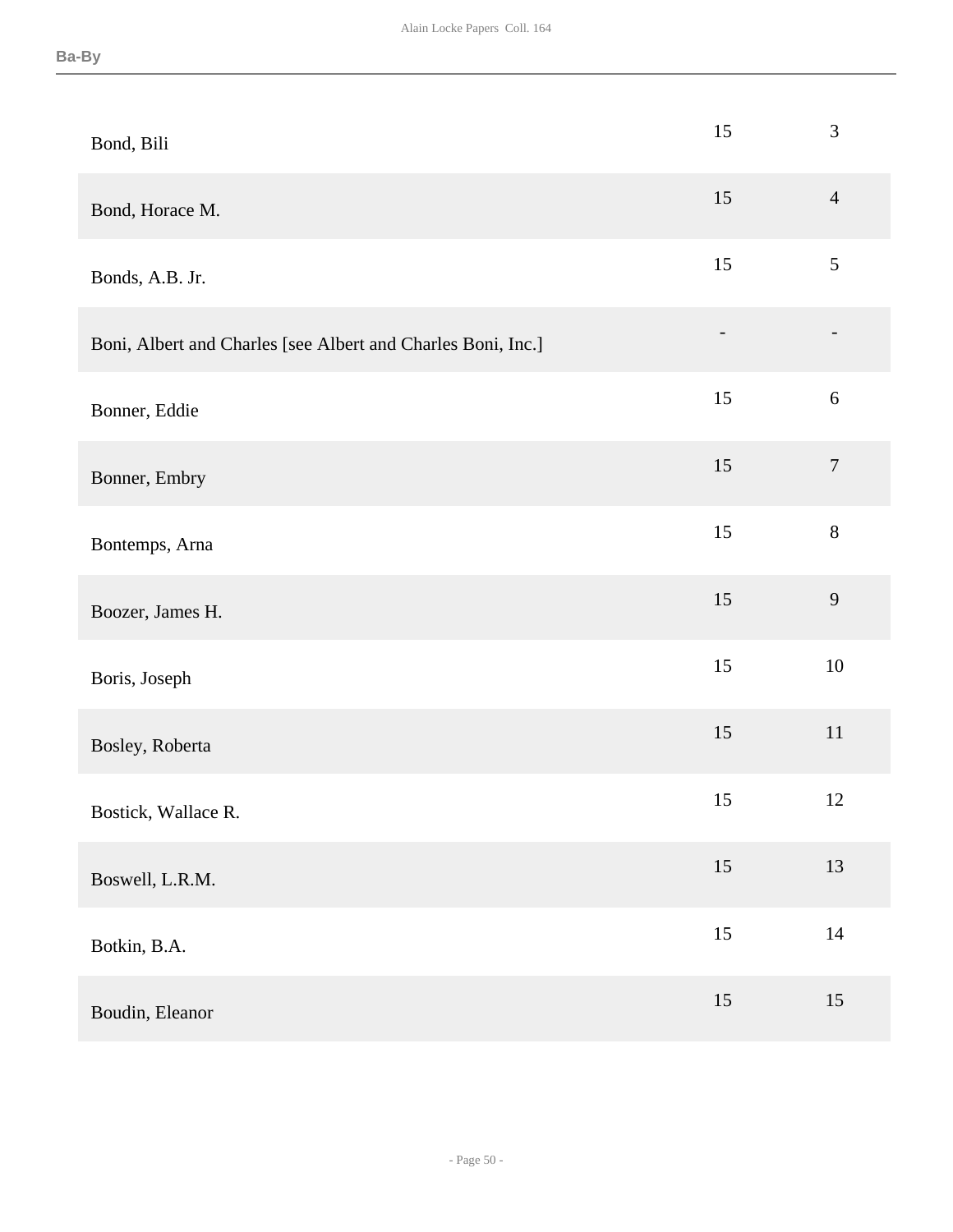| | | |
|---|---|---|
| Bond, Bili | 15 | 3 |
| Bond, Horace M. | 15 | 4 |
| Bonds, A.B. Jr. | 15 | 5 |
| Boni, Albert and Charles [see Albert and Charles Boni, Inc.] | - | - |
| Bonner, Eddie | 15 | 6 |
| Bonner, Embry | 15 | 7 |
| Bontemps, Arna | 15 | 8 |
| Boozer, James H. | 15 | 9 |
| Boris, Joseph | 15 | 10 |
| Bosley, Roberta | 15 | 11 |
| Bostick, Wallace R. | 15 | 12 |
| Boswell, L.R.M. | 15 | 13 |
| Botkin, B.A. | 15 | 14 |
| Boudin, Eleanor | 15 | 15 |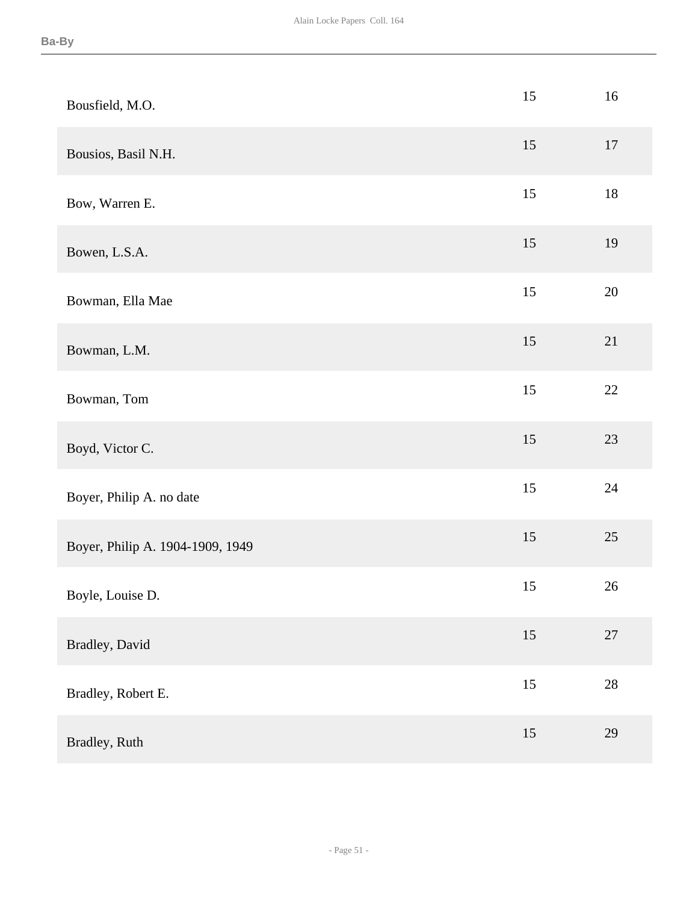| | | |
|---|---|---|
| Bousfield, M.O. | 15 | 16 |
| Bousios, Basil N.H. | 15 | 17 |
| Bow, Warren E. | 15 | 18 |
| Bowen, L.S.A. | 15 | 19 |
| Bowman, Ella Mae | 15 | 20 |
| Bowman, L.M. | 15 | 21 |
| Bowman, Tom | 15 | 22 |
| Boyd, Victor C. | 15 | 23 |
| Boyer, Philip A. no date | 15 | 24 |
| Boyer, Philip A. 1904-1909, 1949 | 15 | 25 |
| Boyle, Louise D. | 15 | 26 |
| Bradley, David | 15 | 27 |
| Bradley, Robert E. | 15 | 28 |
| Bradley, Ruth | 15 | 29 |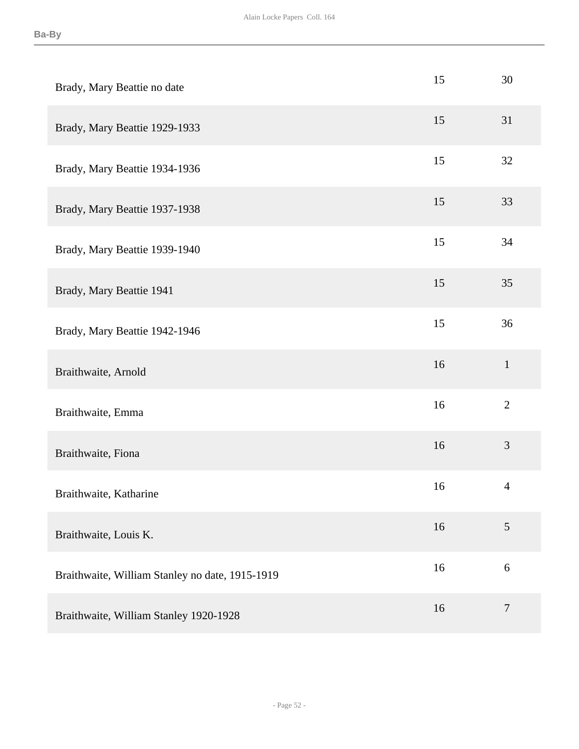| | | |
|---|---|---|
| Brady, Mary Beattie no date | 15 | 30 |
| Brady, Mary Beattie 1929-1933 | 15 | 31 |
| Brady, Mary Beattie 1934-1936 | 15 | 32 |
| Brady, Mary Beattie 1937-1938 | 15 | 33 |
| Brady, Mary Beattie 1939-1940 | 15 | 34 |
| Brady, Mary Beattie 1941 | 15 | 35 |
| Brady, Mary Beattie 1942-1946 | 15 | 36 |
| Braithwaite, Arnold | 16 | 1 |
| Braithwaite, Emma | 16 | 2 |
| Braithwaite, Fiona | 16 | 3 |
| Braithwaite, Katharine | 16 | 4 |
| Braithwaite, Louis K. | 16 | 5 |
| Braithwaite, William Stanley no date, 1915-1919 | 16 | 6 |
| Braithwaite, William Stanley 1920-1928 | 16 | 7 |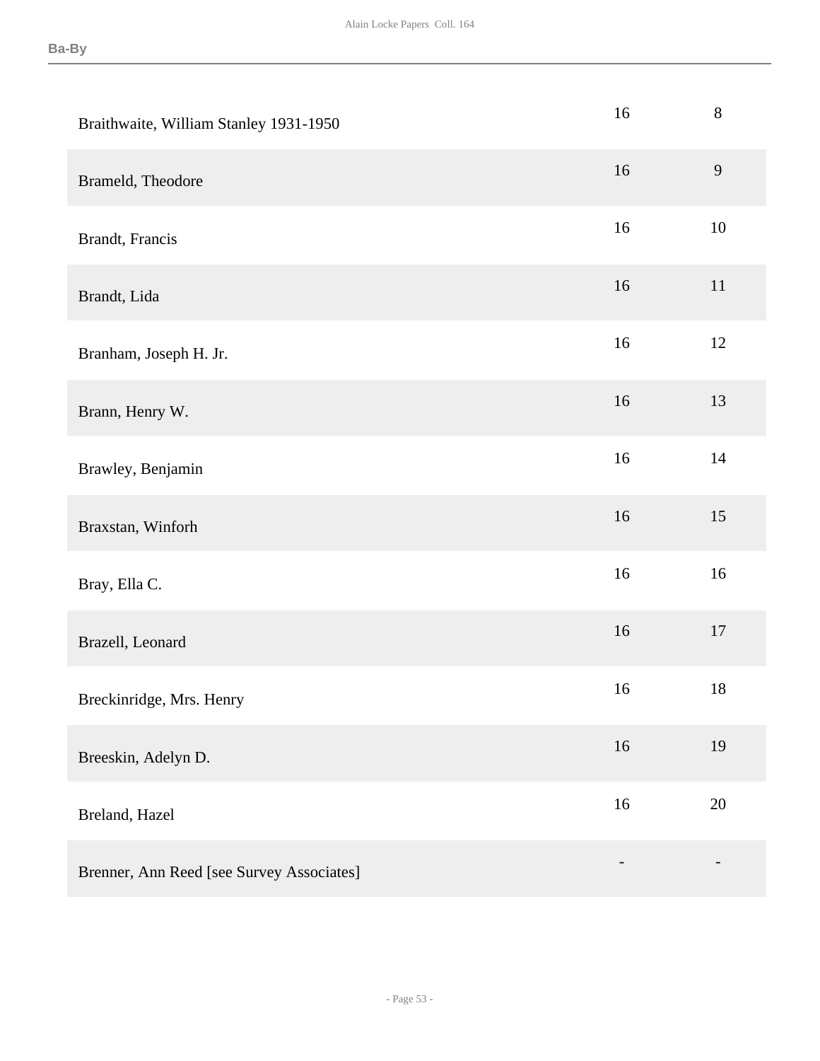| | | |
|---|---|---|
| Braithwaite, William Stanley 1931-1950 | 16 | 8 |
| Brameld, Theodore | 16 | 9 |
| Brandt, Francis | 16 | 10 |
| Brandt, Lida | 16 | 11 |
| Branham, Joseph H. Jr. | 16 | 12 |
| Brann, Henry W. | 16 | 13 |
| Brawley, Benjamin | 16 | 14 |
| Braxstan, Winforh | 16 | 15 |
| Bray, Ella C. | 16 | 16 |
| Brazell, Leonard | 16 | 17 |
| Breckinridge, Mrs. Henry | 16 | 18 |
| Breeskin, Adelyn D. | 16 | 19 |
| Breland, Hazel | 16 | 20 |
| Brenner, Ann Reed [see Survey Associates] | - | - |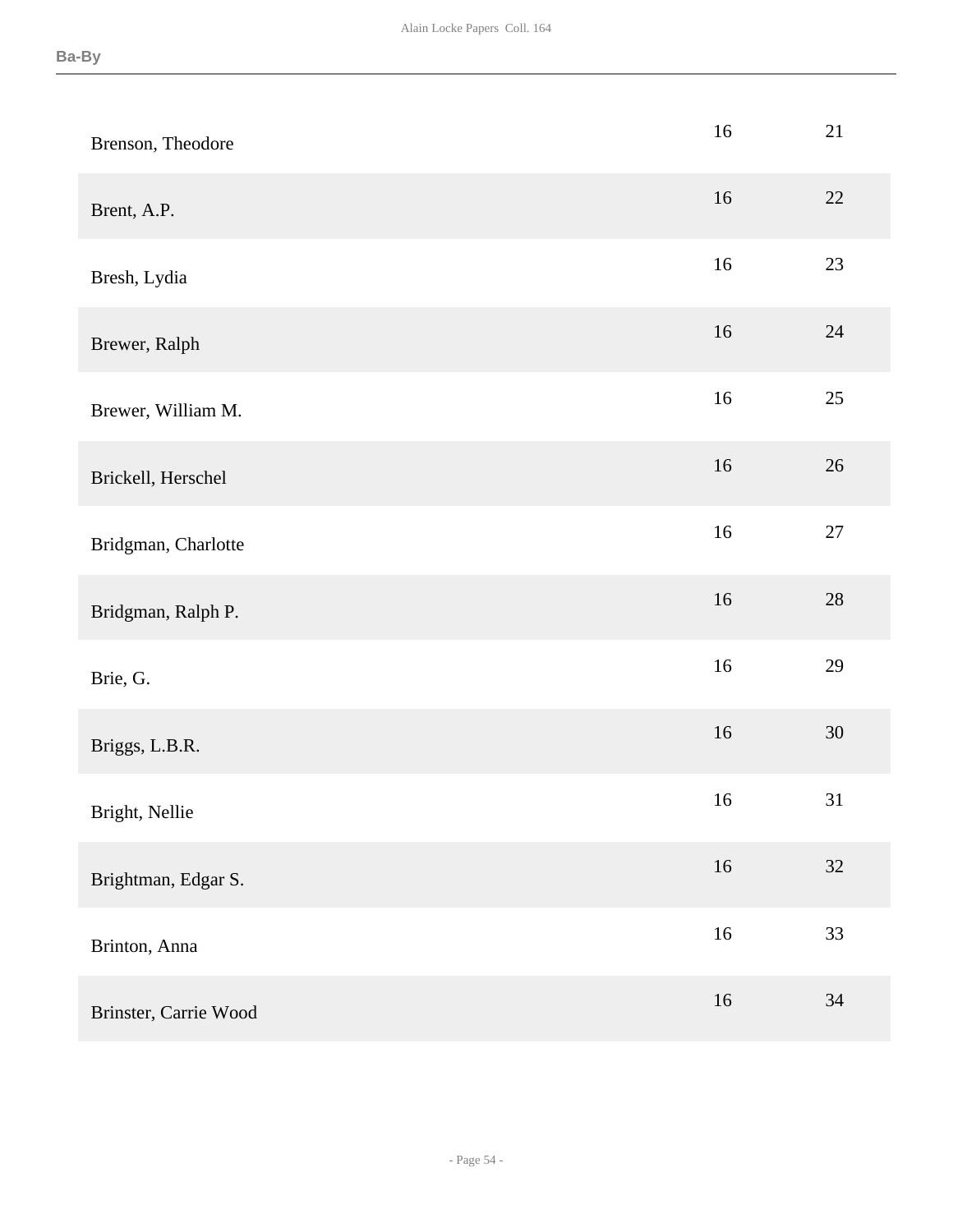| | | |
|---|---|---|
| Brenson, Theodore | 16 | 21 |
| Brent, A.P. | 16 | 22 |
| Bresh, Lydia | 16 | 23 |
| Brewer, Ralph | 16 | 24 |
| Brewer, William M. | 16 | 25 |
| Brickell, Herschel | 16 | 26 |
| Bridgman, Charlotte | 16 | 27 |
| Bridgman, Ralph P. | 16 | 28 |
| Brie, G. | 16 | 29 |
| Briggs, L.B.R. | 16 | 30 |
| Bright, Nellie | 16 | 31 |
| Brightman, Edgar S. | 16 | 32 |
| Brinton, Anna | 16 | 33 |
| Brinster, Carrie Wood | 16 | 34 |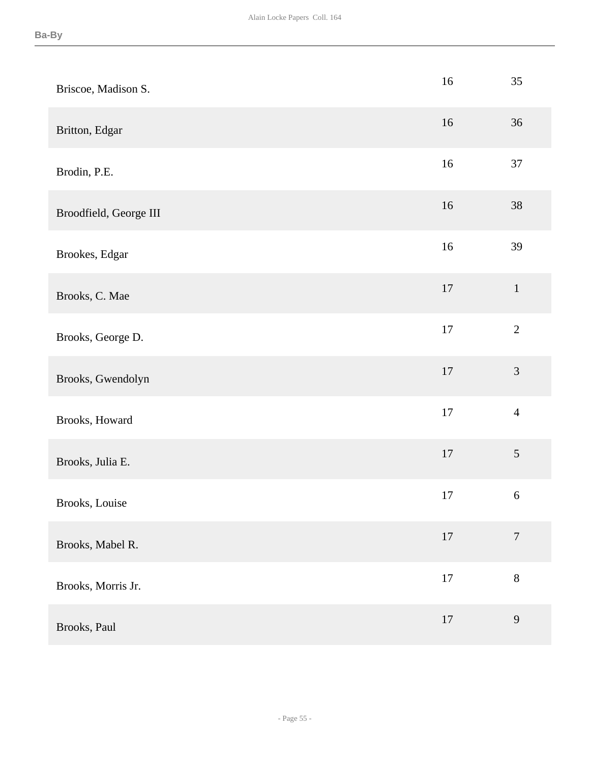| | | |
|---|---|---|
| Briscoe, Madison S. | 16 | 35 |
| Britton, Edgar | 16 | 36 |
| Brodin, P.E. | 16 | 37 |
| Broodfield, George III | 16 | 38 |
| Brookes, Edgar | 16 | 39 |
| Brooks, C. Mae | 17 | 1 |
| Brooks, George D. | 17 | 2 |
| Brooks, Gwendolyn | 17 | 3 |
| Brooks, Howard | 17 | 4 |
| Brooks, Julia E. | 17 | 5 |
| Brooks, Louise | 17 | 6 |
| Brooks, Mabel R. | 17 | 7 |
| Brooks, Morris Jr. | 17 | 8 |
| Brooks, Paul | 17 | 9 |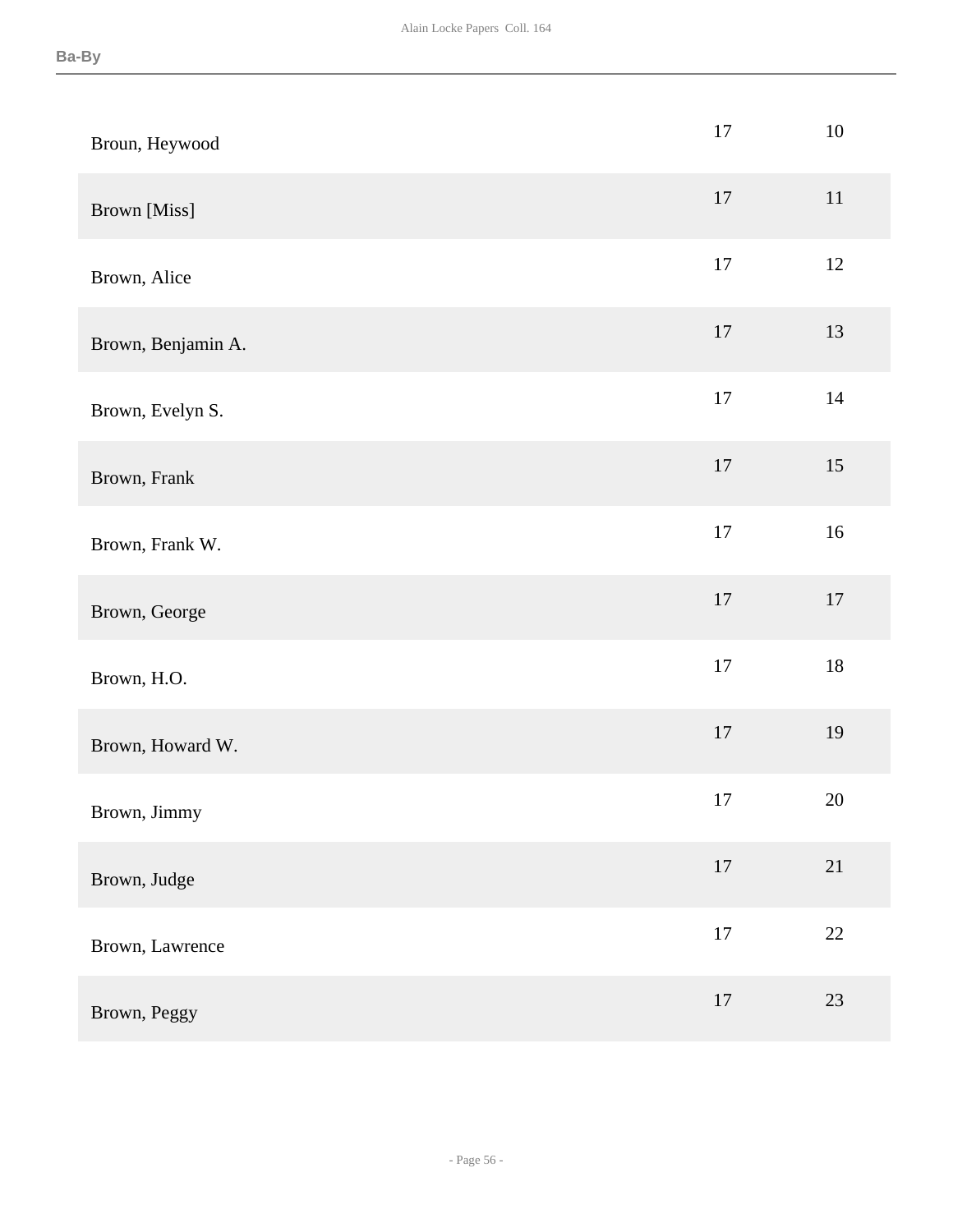| | | |
|---|---|---|
| Broun, Heywood | 17 | 10 |
| Brown [Miss] | 17 | 11 |
| Brown, Alice | 17 | 12 |
| Brown, Benjamin A. | 17 | 13 |
| Brown, Evelyn S. | 17 | 14 |
| Brown, Frank | 17 | 15 |
| Brown, Frank W. | 17 | 16 |
| Brown, George | 17 | 17 |
| Brown, H.O. | 17 | 18 |
| Brown, Howard W. | 17 | 19 |
| Brown, Jimmy | 17 | 20 |
| Brown, Judge | 17 | 21 |
| Brown, Lawrence | 17 | 22 |
| Brown, Peggy | 17 | 23 |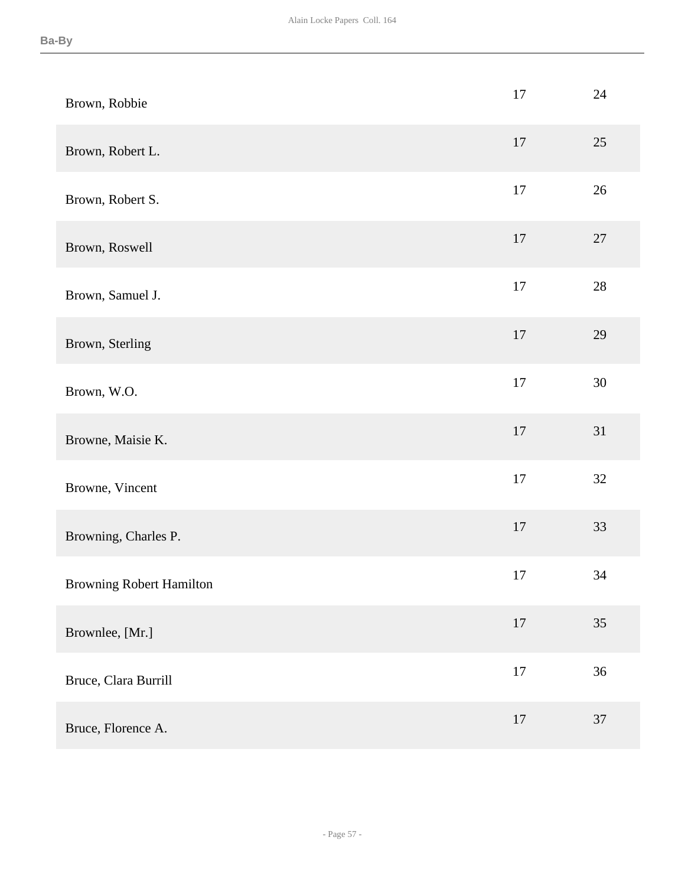| | | |
|---|---|---|
| Brown, Robbie | 17 | 24 |
| Brown, Robert L. | 17 | 25 |
| Brown, Robert S. | 17 | 26 |
| Brown, Roswell | 17 | 27 |
| Brown, Samuel J. | 17 | 28 |
| Brown, Sterling | 17 | 29 |
| Brown, W.O. | 17 | 30 |
| Browne, Maisie K. | 17 | 31 |
| Browne, Vincent | 17 | 32 |
| Browning, Charles P. | 17 | 33 |
| Browning Robert Hamilton | 17 | 34 |
| Brownlee, [Mr.] | 17 | 35 |
| Bruce, Clara Burrill | 17 | 36 |
| Bruce, Florence A. | 17 | 37 |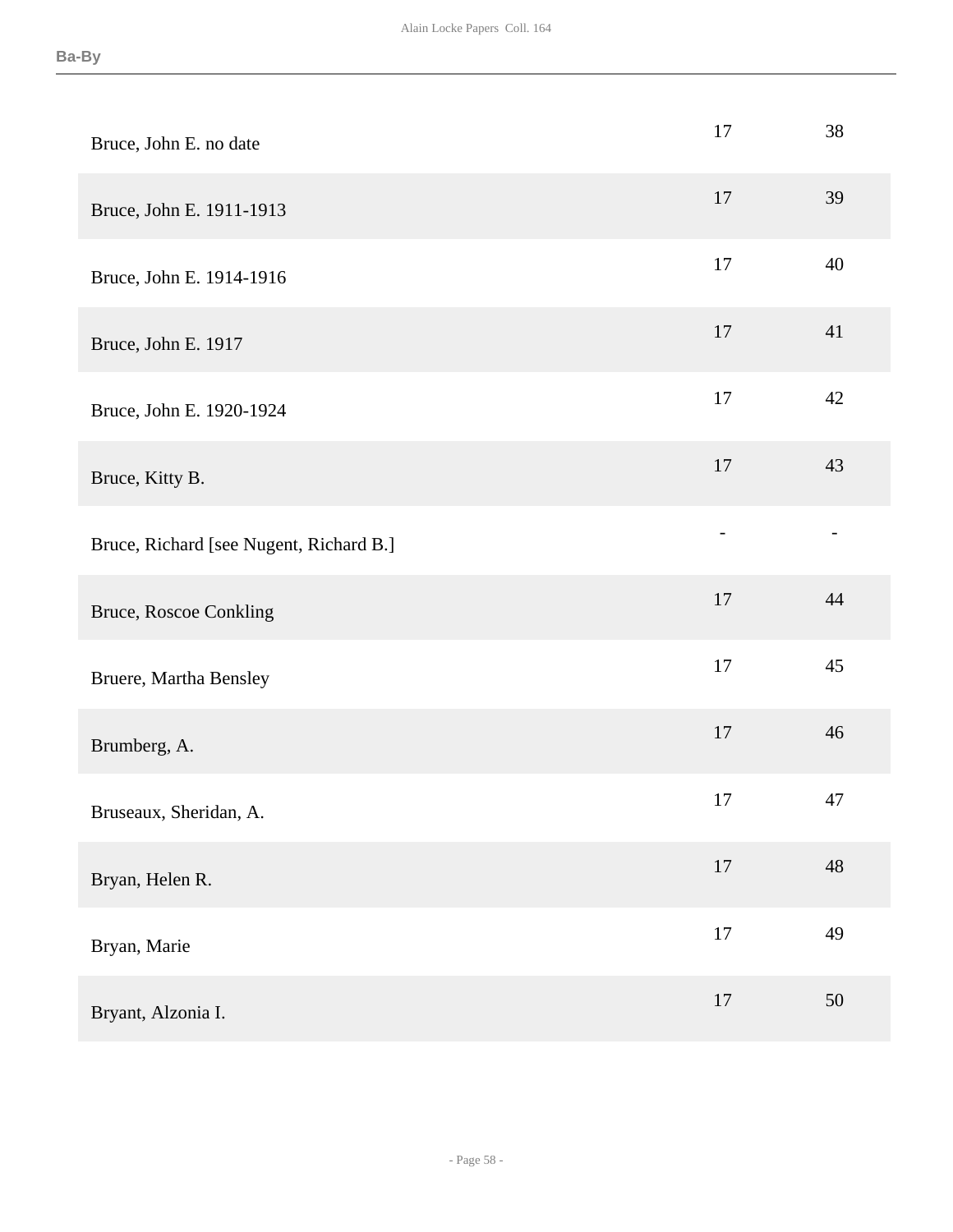| | | |
|---|---|---|
| Bruce, John E. no date | 17 | 38 |
| Bruce, John E. 1911-1913 | 17 | 39 |
| Bruce, John E. 1914-1916 | 17 | 40 |
| Bruce, John E. 1917 | 17 | 41 |
| Bruce, John E. 1920-1924 | 17 | 42 |
| Bruce, Kitty B. | 17 | 43 |
| Bruce, Richard [see Nugent, Richard B.] | - | - |
| Bruce, Roscoe Conkling | 17 | 44 |
| Bruere, Martha Bensley | 17 | 45 |
| Brumberg, A. | 17 | 46 |
| Bruseaux, Sheridan, A. | 17 | 47 |
| Bryan, Helen R. | 17 | 48 |
| Bryan, Marie | 17 | 49 |
| Bryant, Alzonia I. | 17 | 50 |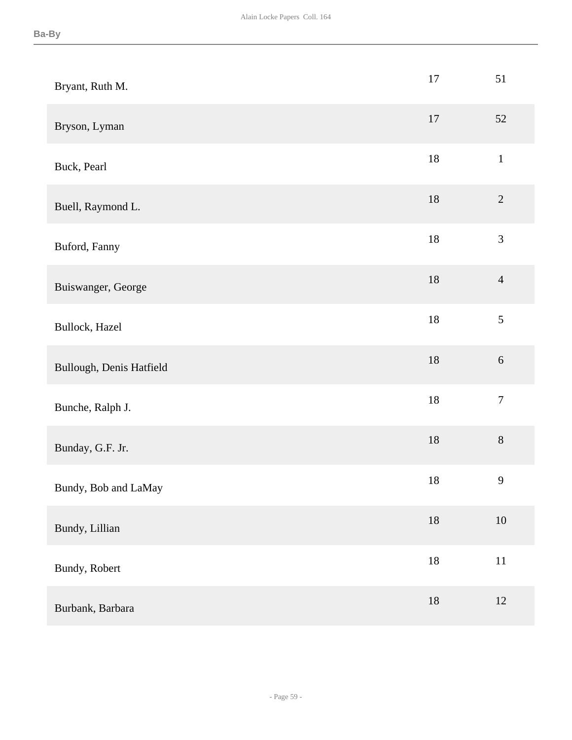| | | |
|---|---|---|
| Bryant, Ruth M. | 17 | 51 |
| Bryson, Lyman | 17 | 52 |
| Buck, Pearl | 18 | 1 |
| Buell, Raymond L. | 18 | 2 |
| Buford, Fanny | 18 | 3 |
| Buiswanger, George | 18 | 4 |
| Bullock, Hazel | 18 | 5 |
| Bullough, Denis Hatfield | 18 | 6 |
| Bunche, Ralph J. | 18 | 7 |
| Bunday, G.F. Jr. | 18 | 8 |
| Bundy, Bob and LaMay | 18 | 9 |
| Bundy, Lillian | 18 | 10 |
| Bundy, Robert | 18 | 11 |
| Burbank, Barbara | 18 | 12 |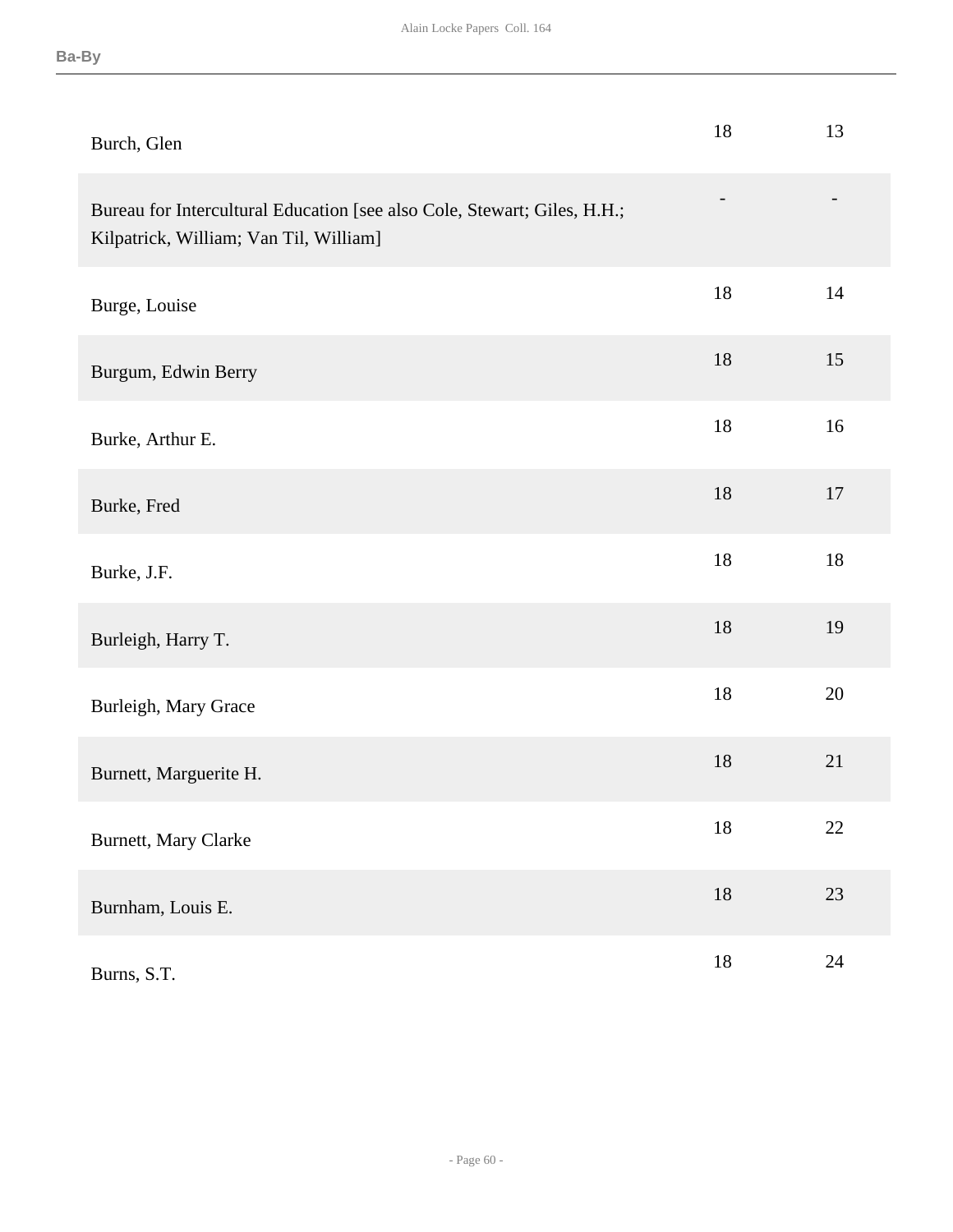| | | |
|---|---|---|
| Burch, Glen | 18 | 13 |
| Bureau for Intercultural Education [see also Cole, Stewart; Giles, H.H.; Kilpatrick, William; Van Til, William] | - | - |
| Burge, Louise | 18 | 14 |
| Burgum, Edwin Berry | 18 | 15 |
| Burke, Arthur E. | 18 | 16 |
| Burke, Fred | 18 | 17 |
| Burke, J.F. | 18 | 18 |
| Burleigh, Harry T. | 18 | 19 |
| Burleigh, Mary Grace | 18 | 20 |
| Burnett, Marguerite H. | 18 | 21 |
| Burnett, Mary Clarke | 18 | 22 |
| Burnham, Louis E. | 18 | 23 |
| Burns, S.T. | 18 | 24 |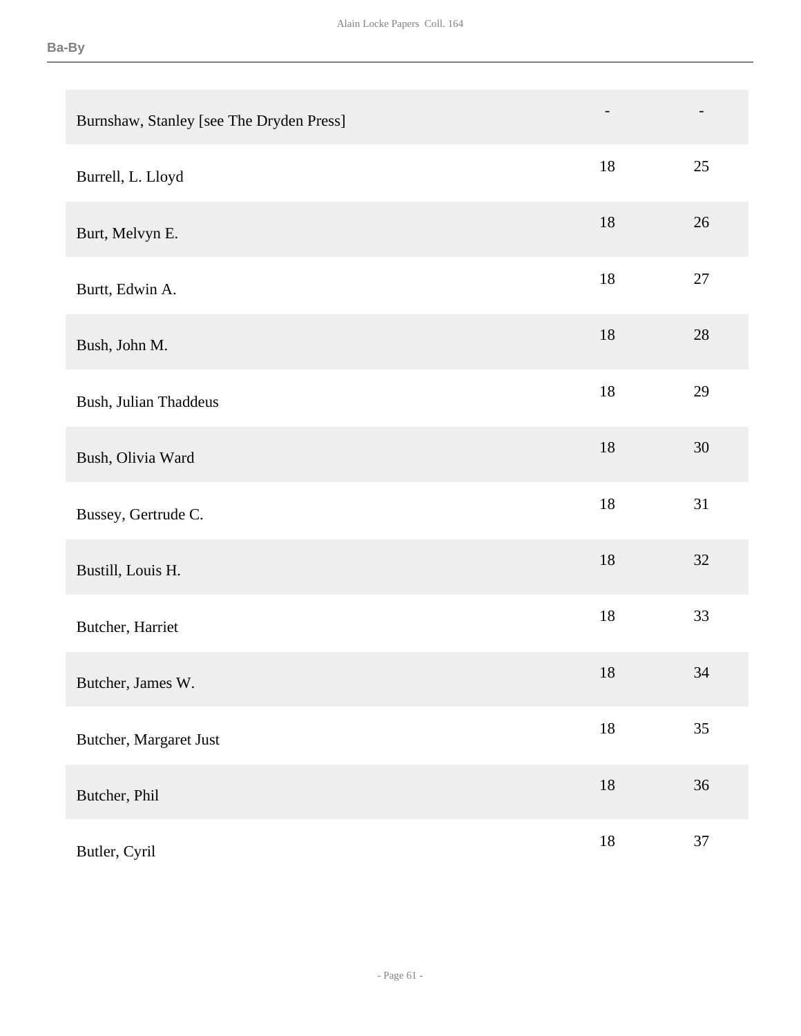| | | |
|---|---|---|
| Burnshaw, Stanley [see The Dryden Press] | - | - |
| Burrell, L. Lloyd | 18 | 25 |
| Burt, Melvyn E. | 18 | 26 |
| Burtt, Edwin A. | 18 | 27 |
| Bush, John M. | 18 | 28 |
| Bush, Julian Thaddeus | 18 | 29 |
| Bush, Olivia Ward | 18 | 30 |
| Bussey, Gertrude C. | 18 | 31 |
| Bustill, Louis H. | 18 | 32 |
| Butcher, Harriet | 18 | 33 |
| Butcher, James W. | 18 | 34 |
| Butcher, Margaret Just | 18 | 35 |
| Butcher, Phil | 18 | 36 |
| Butler, Cyril | 18 | 37 |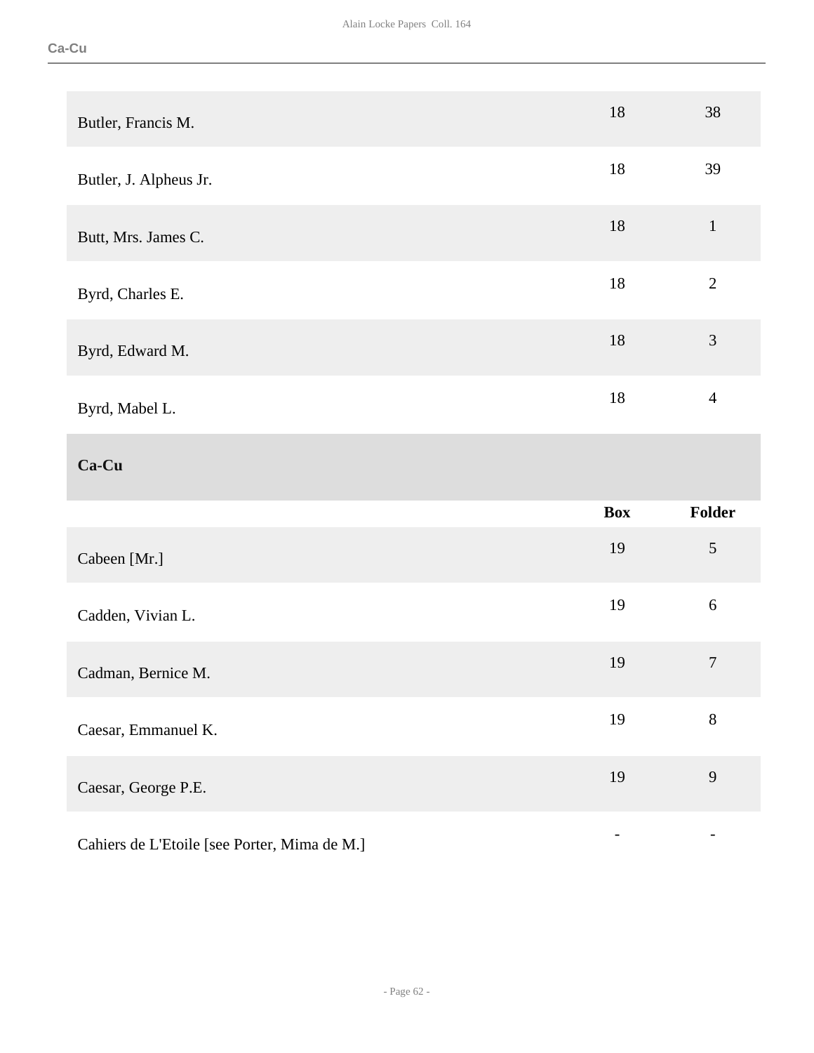| | | |
|---|---|---|
| Butler, Francis M. | 18 | 38 |
| Butler, J. Alpheus Jr. | 18 | 39 |
| Butt, Mrs. James C. | 18 | 1 |
| Byrd, Charles E. | 18 | 2 |
| Byrd, Edward M. | 18 | 3 |
| Byrd, Mabel L. | 18 | 4 |

**Ca-Cu**

| | Box | Folder |
|---|---|---|
| Cabeen [Mr.] | 19 | 5 |
| Cadden, Vivian L. | 19 | 6 |
| Cadman, Bernice M. | 19 | 7 |
| Caesar, Emmanuel K. | 19 | 8 |
| Caesar, George P.E. | 19 | 9 |
| Cahiers de L'Etoile [see Porter, Mima de M.] | - | - |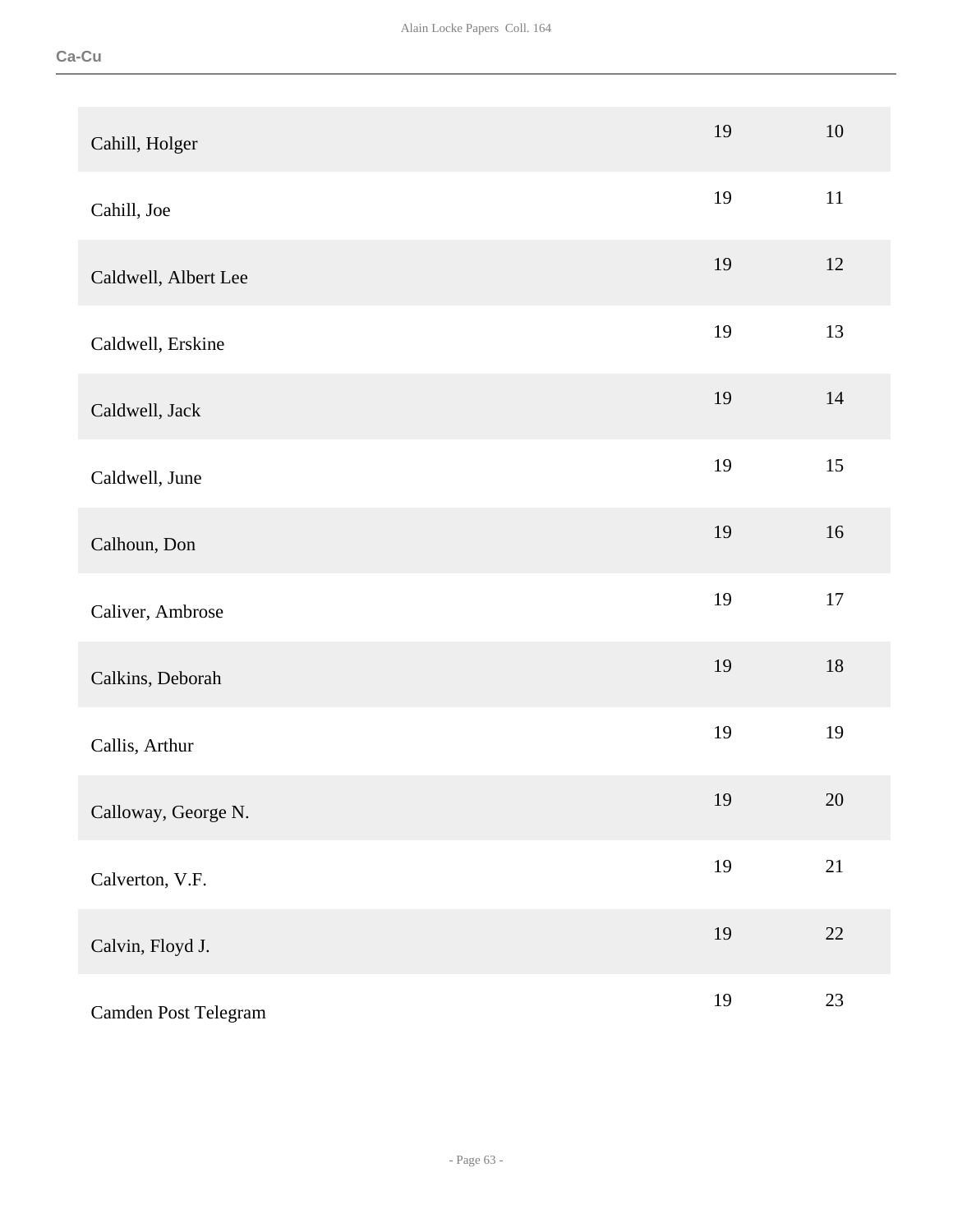| | | |
|---|---|---|
| Cahill, Holger | 19 | 10 |
| Cahill, Joe | 19 | 11 |
| Caldwell, Albert Lee | 19 | 12 |
| Caldwell, Erskine | 19 | 13 |
| Caldwell, Jack | 19 | 14 |
| Caldwell, June | 19 | 15 |
| Calhoun, Don | 19 | 16 |
| Caliver, Ambrose | 19 | 17 |
| Calkins, Deborah | 19 | 18 |
| Callis, Arthur | 19 | 19 |
| Calloway, George N. | 19 | 20 |
| Calverton, V.F. | 19 | 21 |
| Calvin, Floyd J. | 19 | 22 |
| Camden Post Telegram | 19 | 23 |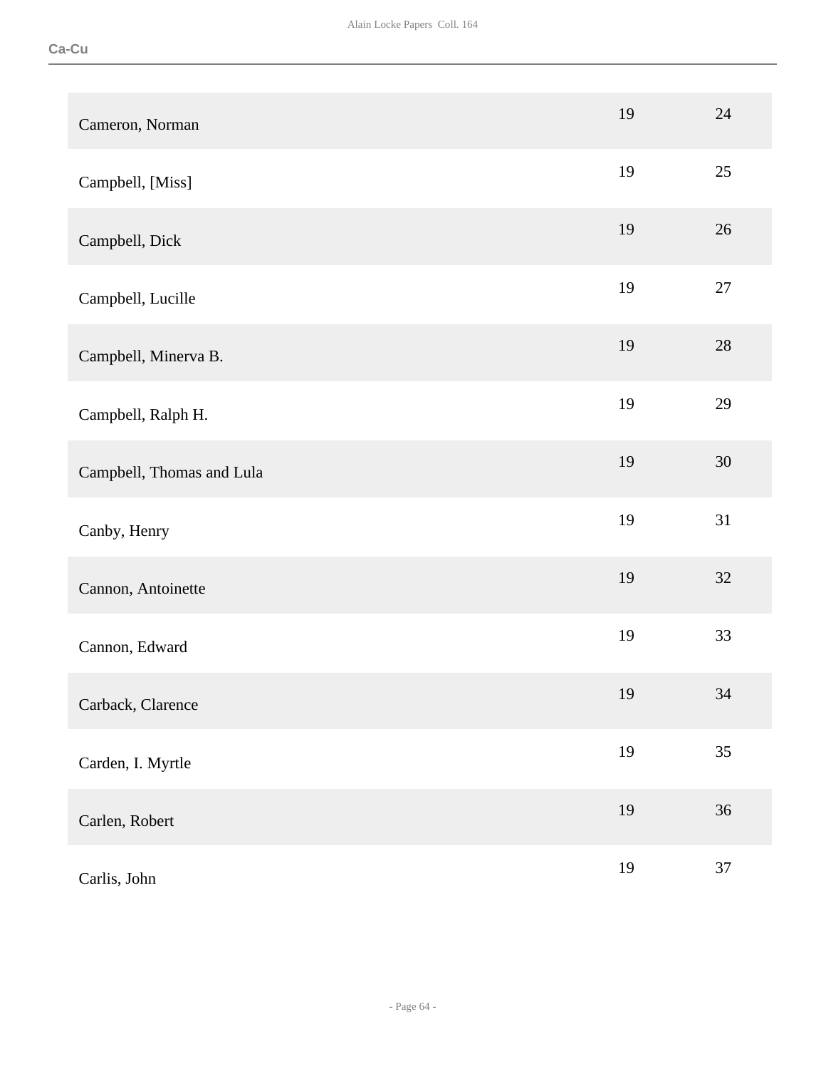| | | |
|---|---|---|
| Cameron, Norman | 19 | 24 |
| Campbell, [Miss] | 19 | 25 |
| Campbell, Dick | 19 | 26 |
| Campbell, Lucille | 19 | 27 |
| Campbell, Minerva B. | 19 | 28 |
| Campbell, Ralph H. | 19 | 29 |
| Campbell, Thomas and Lula | 19 | 30 |
| Canby, Henry | 19 | 31 |
| Cannon, Antoinette | 19 | 32 |
| Cannon, Edward | 19 | 33 |
| Carback, Clarence | 19 | 34 |
| Carden, I. Myrtle | 19 | 35 |
| Carlen, Robert | 19 | 36 |
| Carlis, John | 19 | 37 |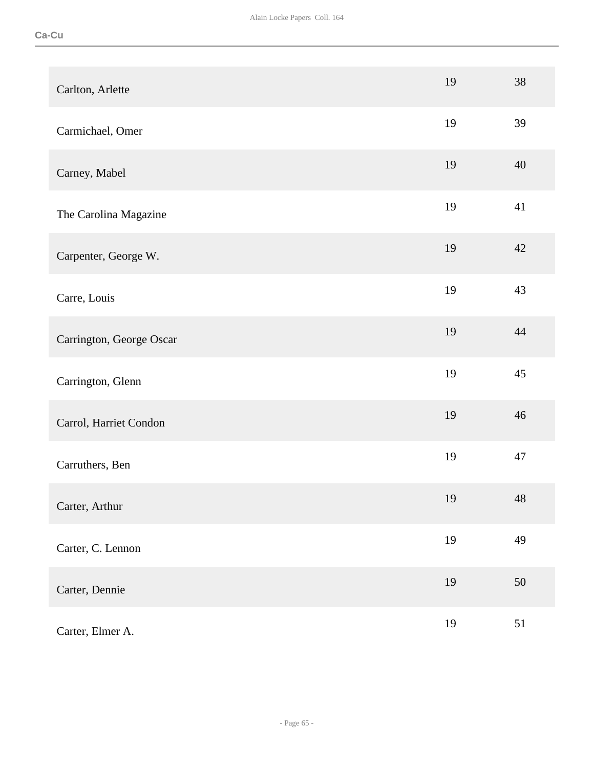| | | |
|---|---|---|
| Carlton, Arlette | 19 | 38 |
| Carmichael, Omer | 19 | 39 |
| Carney, Mabel | 19 | 40 |
| The Carolina Magazine | 19 | 41 |
| Carpenter, George W. | 19 | 42 |
| Carre, Louis | 19 | 43 |
| Carrington, George Oscar | 19 | 44 |
| Carrington, Glenn | 19 | 45 |
| Carrol, Harriet Condon | 19 | 46 |
| Carruthers, Ben | 19 | 47 |
| Carter, Arthur | 19 | 48 |
| Carter, C. Lennon | 19 | 49 |
| Carter, Dennie | 19 | 50 |
| Carter, Elmer A. | 19 | 51 |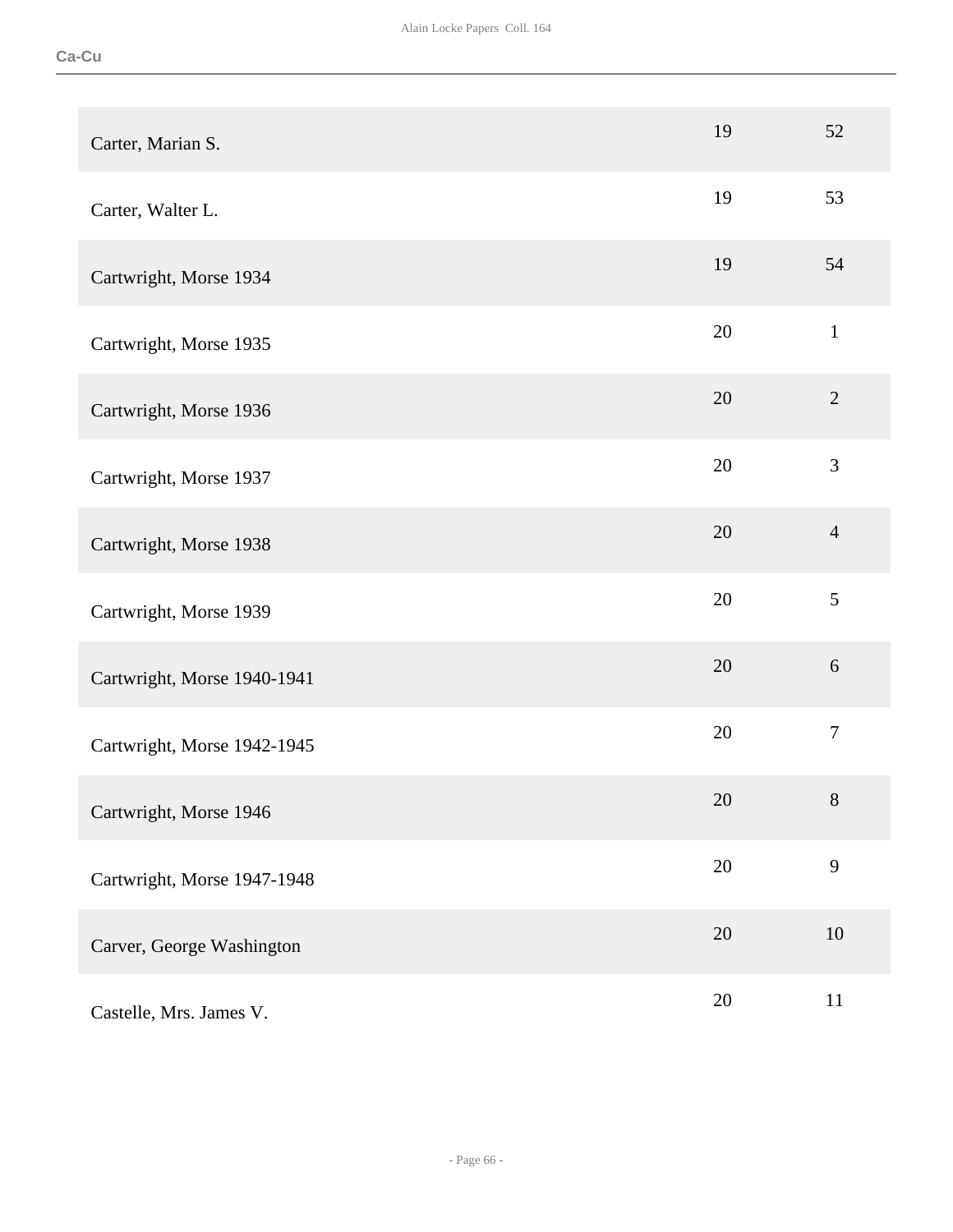| | | |
|---|---|---|
| Carter, Marian S. | 19 | 52 |
| Carter, Walter L. | 19 | 53 |
| Cartwright, Morse 1934 | 19 | 54 |
| Cartwright, Morse 1935 | 20 | 1 |
| Cartwright, Morse 1936 | 20 | 2 |
| Cartwright, Morse 1937 | 20 | 3 |
| Cartwright, Morse 1938 | 20 | 4 |
| Cartwright, Morse 1939 | 20 | 5 |
| Cartwright, Morse 1940-1941 | 20 | 6 |
| Cartwright, Morse 1942-1945 | 20 | 7 |
| Cartwright, Morse 1946 | 20 | 8 |
| Cartwright, Morse 1947-1948 | 20 | 9 |
| Carver, George Washington | 20 | 10 |
| Castelle, Mrs. James V. | 20 | 11 |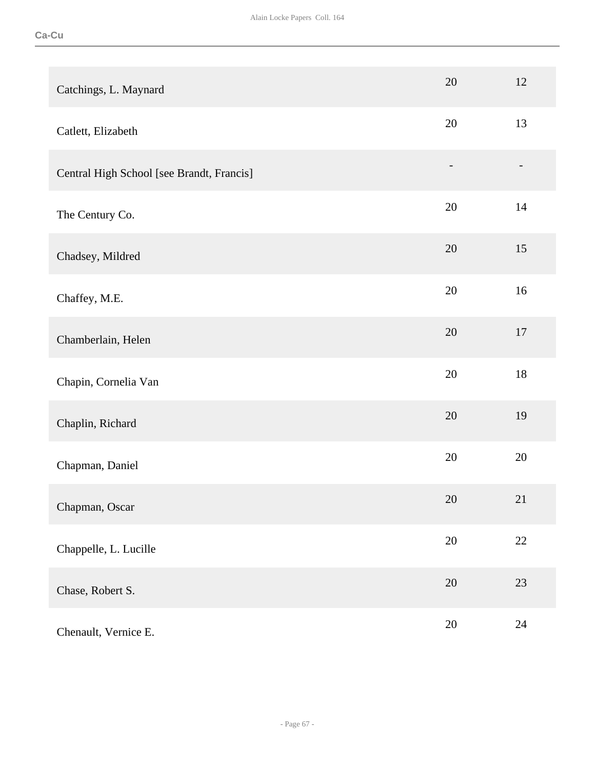| | | |
|---|---|---|
| Catchings, L. Maynard | 20 | 12 |
| Catlett, Elizabeth | 20 | 13 |
| Central High School [see Brandt, Francis] | - | - |
| The Century Co. | 20 | 14 |
| Chadsey, Mildred | 20 | 15 |
| Chaffey, M.E. | 20 | 16 |
| Chamberlain, Helen | 20 | 17 |
| Chapin, Cornelia Van | 20 | 18 |
| Chaplin, Richard | 20 | 19 |
| Chapman, Daniel | 20 | 20 |
| Chapman, Oscar | 20 | 21 |
| Chappelle, L. Lucille | 20 | 22 |
| Chase, Robert S. | 20 | 23 |
| Chenault, Vernice E. | 20 | 24 |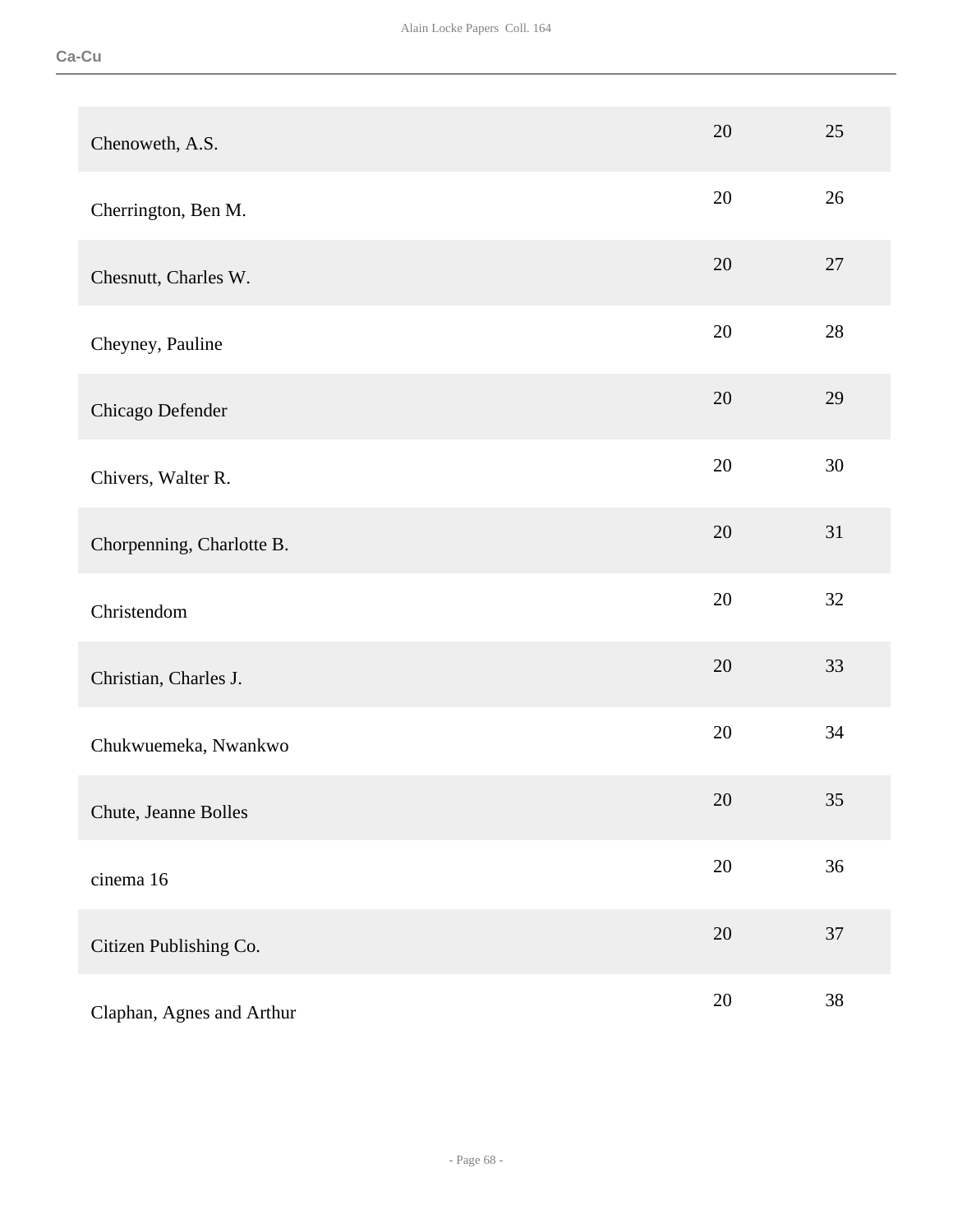| | | |
|---|---|---|
| Chenoweth, A.S. | 20 | 25 |
| Cherrington, Ben M. | 20 | 26 |
| Chesnutt, Charles W. | 20 | 27 |
| Cheyney, Pauline | 20 | 28 |
| Chicago Defender | 20 | 29 |
| Chivers, Walter R. | 20 | 30 |
| Chorpenning, Charlotte B. | 20 | 31 |
| Christendom | 20 | 32 |
| Christian, Charles J. | 20 | 33 |
| Chukwuemeka, Nwankwo | 20 | 34 |
| Chute, Jeanne Bolles | 20 | 35 |
| cinema 16 | 20 | 36 |
| Citizen Publishing Co. | 20 | 37 |
| Claphan, Agnes and Arthur | 20 | 38 |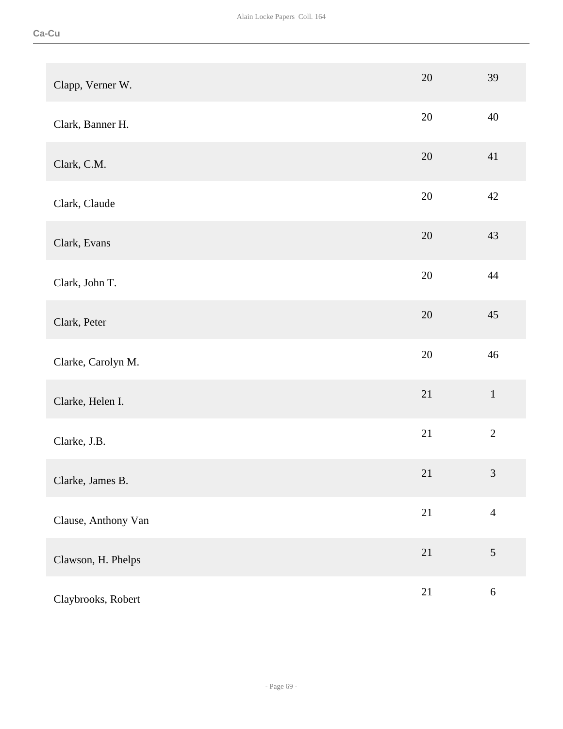| | | |
|---|---|---|
| Clapp, Verner W. | 20 | 39 |
| Clark, Banner H. | 20 | 40 |
| Clark, C.M. | 20 | 41 |
| Clark, Claude | 20 | 42 |
| Clark, Evans | 20 | 43 |
| Clark, John T. | 20 | 44 |
| Clark, Peter | 20 | 45 |
| Clarke, Carolyn M. | 20 | 46 |
| Clarke, Helen I. | 21 | 1 |
| Clarke, J.B. | 21 | 2 |
| Clarke, James B. | 21 | 3 |
| Clause, Anthony Van | 21 | 4 |
| Clawson, H. Phelps | 21 | 5 |
| Claybrooks, Robert | 21 | 6 |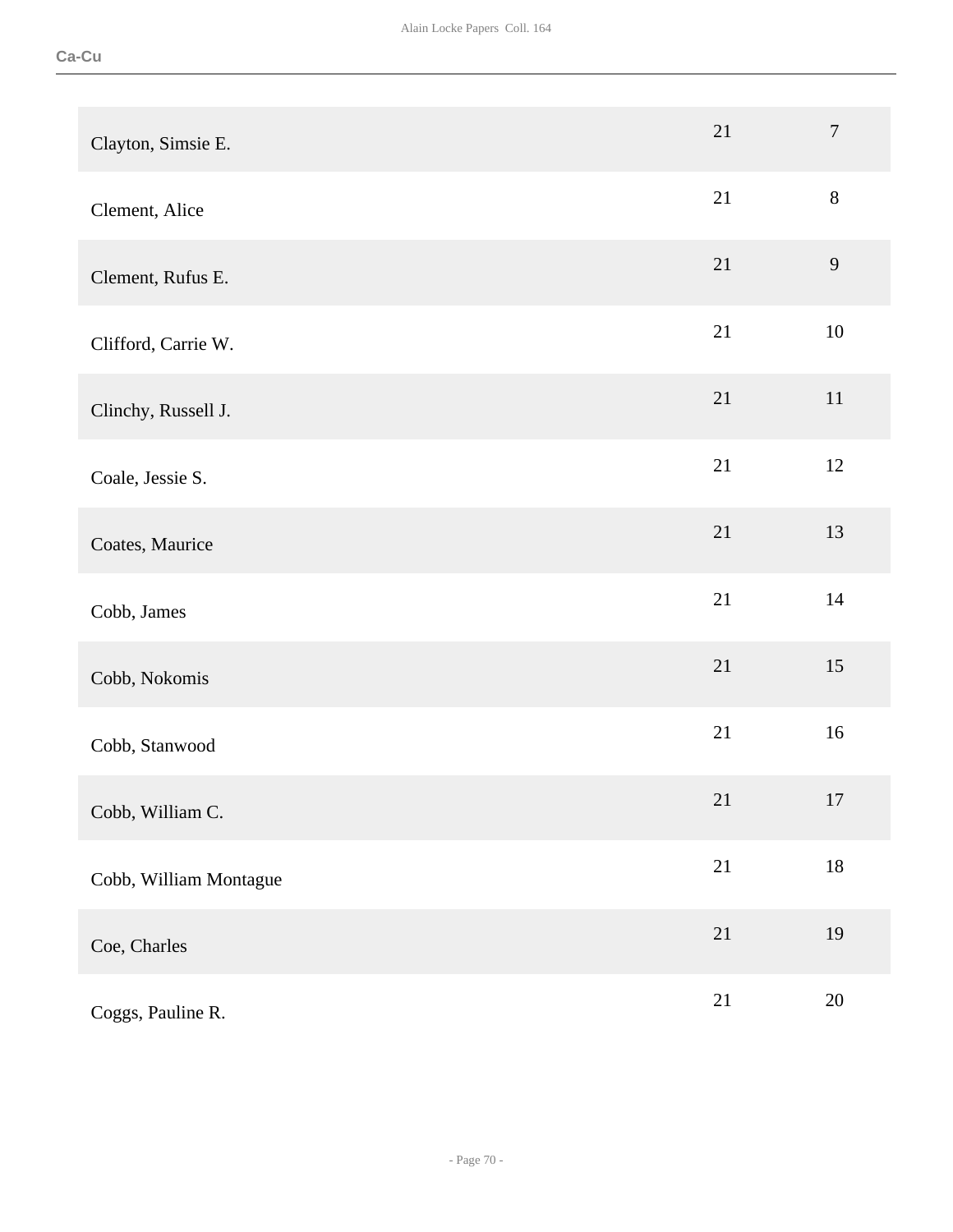| | | |
|---|---|---|
| Clayton, Simsie E. | 21 | 7 |
| Clement, Alice | 21 | 8 |
| Clement, Rufus E. | 21 | 9 |
| Clifford, Carrie W. | 21 | 10 |
| Clinchy, Russell J. | 21 | 11 |
| Coale, Jessie S. | 21 | 12 |
| Coates, Maurice | 21 | 13 |
| Cobb, James | 21 | 14 |
| Cobb, Nokomis | 21 | 15 |
| Cobb, Stanwood | 21 | 16 |
| Cobb, William C. | 21 | 17 |
| Cobb, William Montague | 21 | 18 |
| Coe, Charles | 21 | 19 |
| Coggs, Pauline R. | 21 | 20 |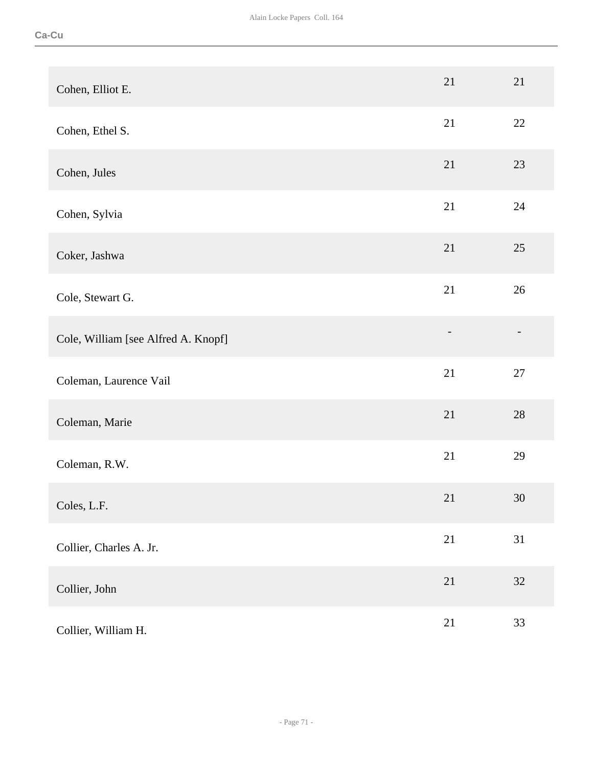| | | |
|---|---|---|
| Cohen, Elliot E. | 21 | 21 |
| Cohen, Ethel S. | 21 | 22 |
| Cohen, Jules | 21 | 23 |
| Cohen, Sylvia | 21 | 24 |
| Coker, Jashwa | 21 | 25 |
| Cole, Stewart G. | 21 | 26 |
| Cole, William [see Alfred A. Knopf] | - | - |
| Coleman, Laurence Vail | 21 | 27 |
| Coleman, Marie | 21 | 28 |
| Coleman, R.W. | 21 | 29 |
| Coles, L.F. | 21 | 30 |
| Collier, Charles A. Jr. | 21 | 31 |
| Collier, John | 21 | 32 |
| Collier, William H. | 21 | 33 |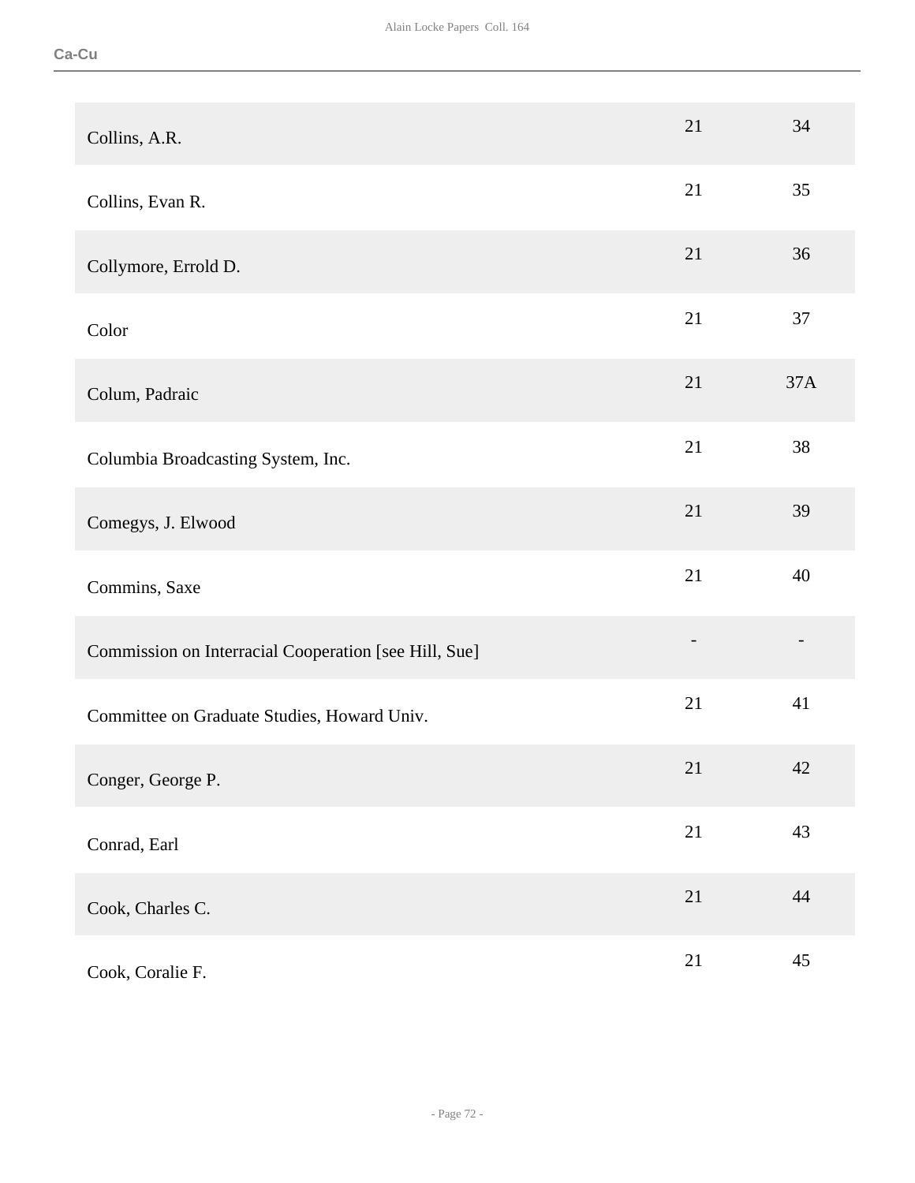| | | |
|---|---|---|
| Collins, A.R. | 21 | 34 |
| Collins, Evan R. | 21 | 35 |
| Collymore, Errold D. | 21 | 36 |
| Color | 21 | 37 |
| Colum, Padraic | 21 | 37A |
| Columbia Broadcasting System, Inc. | 21 | 38 |
| Comegys, J. Elwood | 21 | 39 |
| Commins, Saxe | 21 | 40 |
| Commission on Interracial Cooperation [see Hill, Sue] | - | - |
| Committee on Graduate Studies, Howard Univ. | 21 | 41 |
| Conger, George P. | 21 | 42 |
| Conrad, Earl | 21 | 43 |
| Cook, Charles C. | 21 | 44 |
| Cook, Coralie F. | 21 | 45 |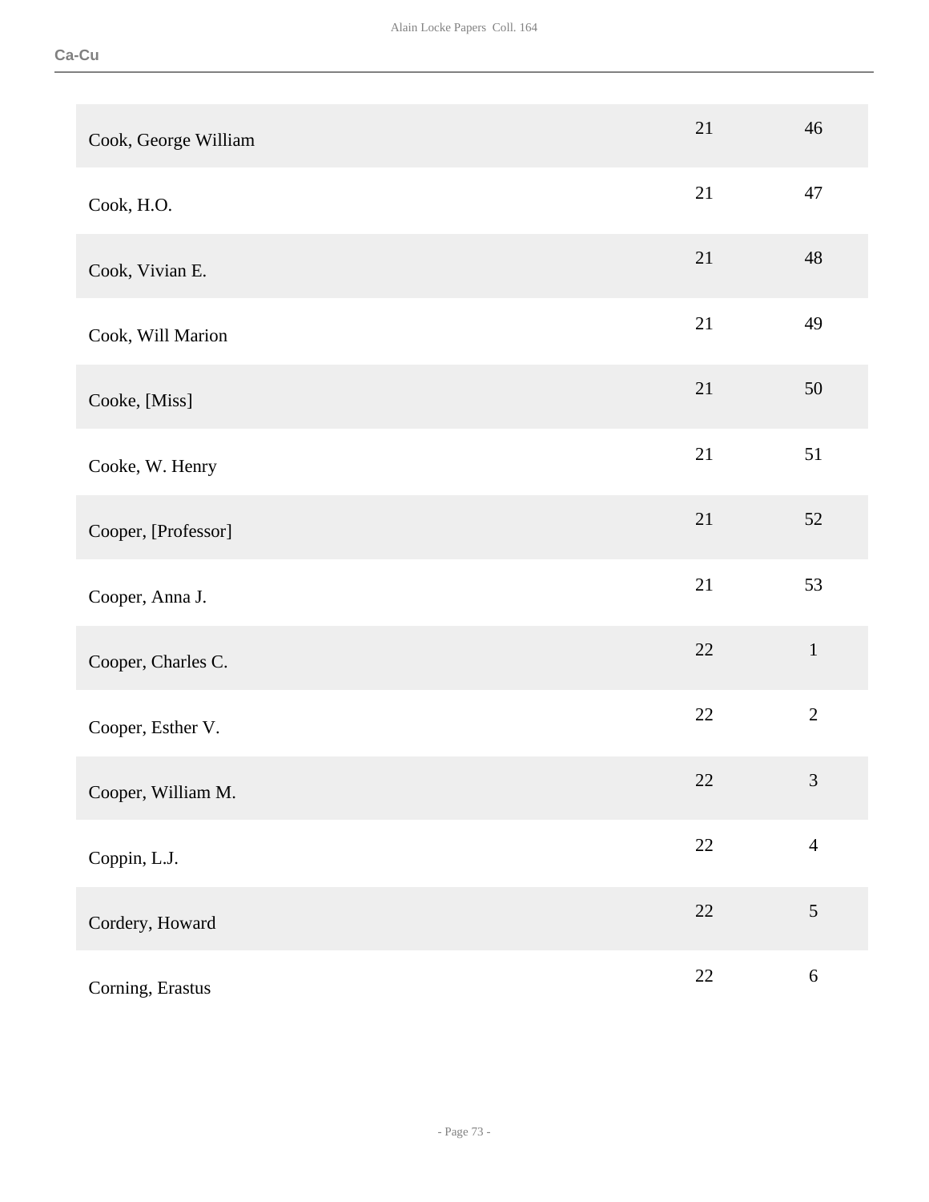| | | |
|---|---|---|
| Cook, George William | 21 | 46 |
| Cook, H.O. | 21 | 47 |
| Cook, Vivian E. | 21 | 48 |
| Cook, Will Marion | 21 | 49 |
| Cooke, [Miss] | 21 | 50 |
| Cooke, W. Henry | 21 | 51 |
| Cooper, [Professor] | 21 | 52 |
| Cooper, Anna J. | 21 | 53 |
| Cooper, Charles C. | 22 | 1 |
| Cooper, Esther V. | 22 | 2 |
| Cooper, William M. | 22 | 3 |
| Coppin, L.J. | 22 | 4 |
| Cordery, Howard | 22 | 5 |
| Corning, Erastus | 22 | 6 |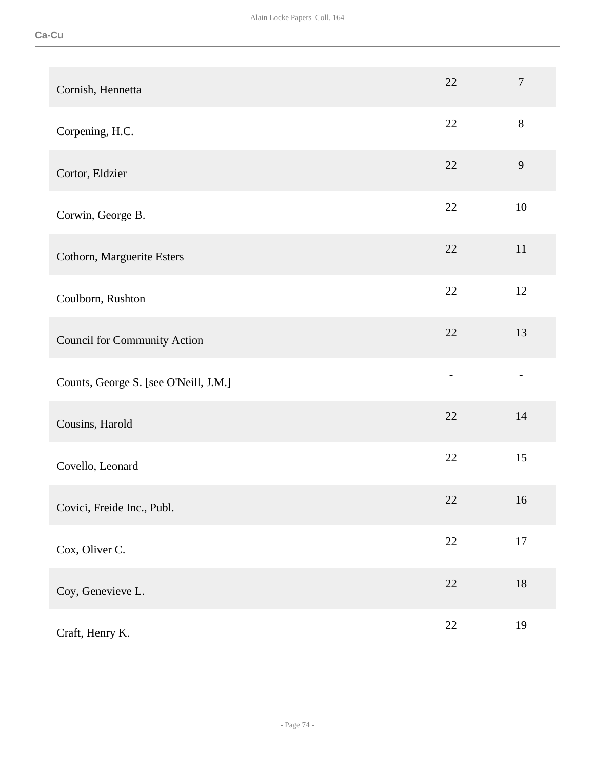| | | |
|---|---|---|
| Cornish, Hennetta | 22 | 7 |
| Corpening, H.C. | 22 | 8 |
| Cortor, Eldzier | 22 | 9 |
| Corwin, George B. | 22 | 10 |
| Cothorn, Marguerite Esters | 22 | 11 |
| Coulborn, Rushton | 22 | 12 |
| Council for Community Action | 22 | 13 |
| Counts, George S. [see O'Neill, J.M.] | - | - |
| Cousins, Harold | 22 | 14 |
| Covello, Leonard | 22 | 15 |
| Covici, Freide Inc., Publ. | 22 | 16 |
| Cox, Oliver C. | 22 | 17 |
| Coy, Genevieve L. | 22 | 18 |
| Craft, Henry K. | 22 | 19 |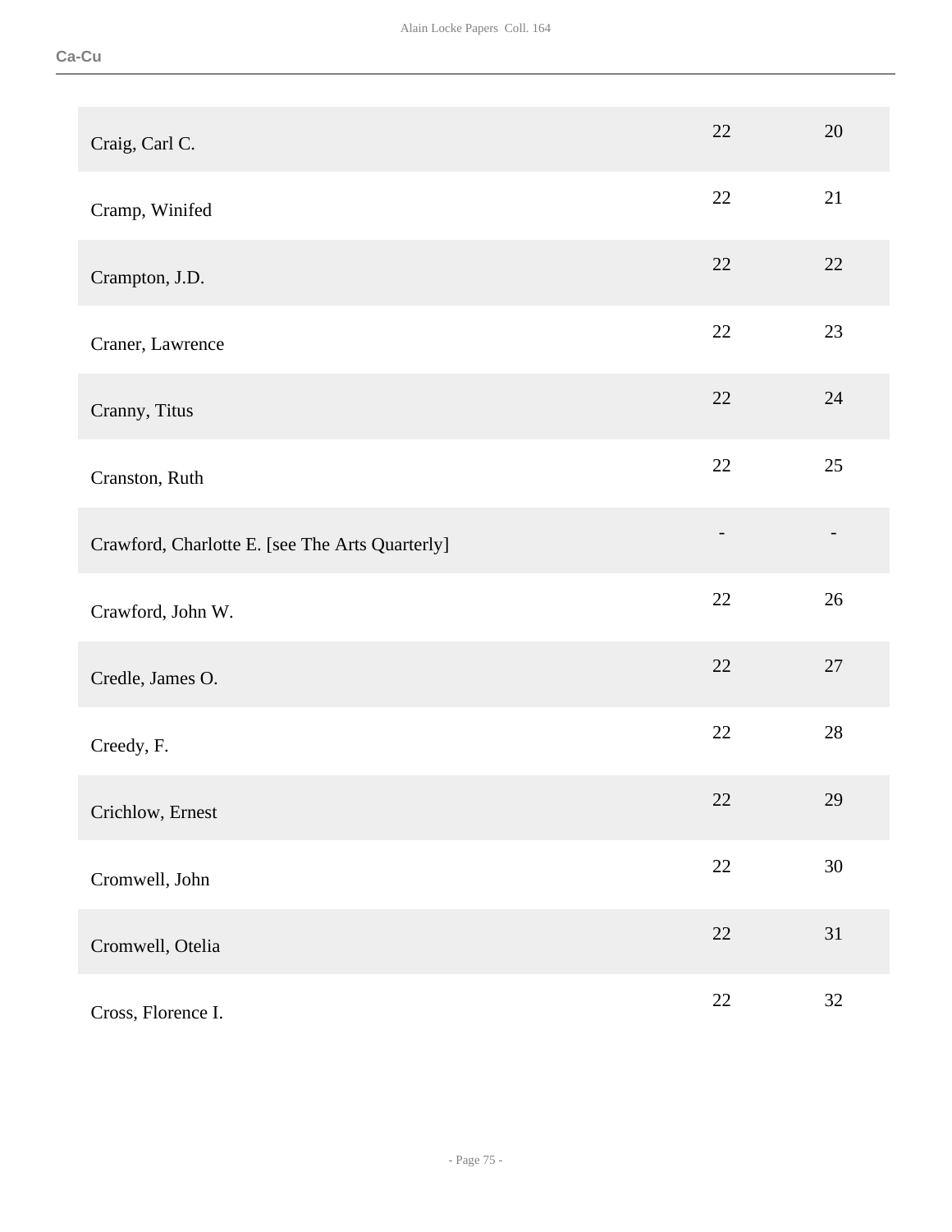| | | |
|---|---|---|
| Craig, Carl C. | 22 | 20 |
| Cramp, Winifed | 22 | 21 |
| Crampton, J.D. | 22 | 22 |
| Craner, Lawrence | 22 | 23 |
| Cranny, Titus | 22 | 24 |
| Cranston, Ruth | 22 | 25 |
| Crawford, Charlotte E. [see The Arts Quarterly] | - | - |
| Crawford, John W. | 22 | 26 |
| Credle, James O. | 22 | 27 |
| Creedy, F. | 22 | 28 |
| Crichlow, Ernest | 22 | 29 |
| Cromwell, John | 22 | 30 |
| Cromwell, Otelia | 22 | 31 |
| Cross, Florence I. | 22 | 32 |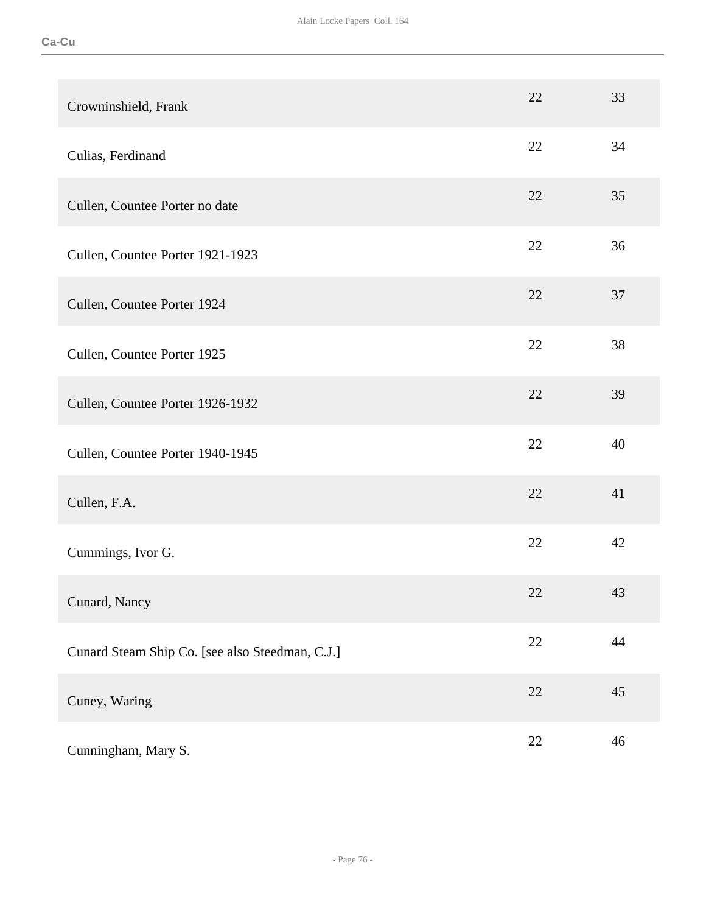| | | |
|---|---|---|
| Crowninshield, Frank | 22 | 33 |
| Culias, Ferdinand | 22 | 34 |
| Cullen, Countee Porter no date | 22 | 35 |
| Cullen, Countee Porter 1921-1923 | 22 | 36 |
| Cullen, Countee Porter 1924 | 22 | 37 |
| Cullen, Countee Porter 1925 | 22 | 38 |
| Cullen, Countee Porter 1926-1932 | 22 | 39 |
| Cullen, Countee Porter 1940-1945 | 22 | 40 |
| Cullen, F.A. | 22 | 41 |
| Cummings, Ivor G. | 22 | 42 |
| Cunard, Nancy | 22 | 43 |
| Cunard Steam Ship Co. [see also Steedman, C.J.] | 22 | 44 |
| Cuney, Waring | 22 | 45 |
| Cunningham, Mary S. | 22 | 46 |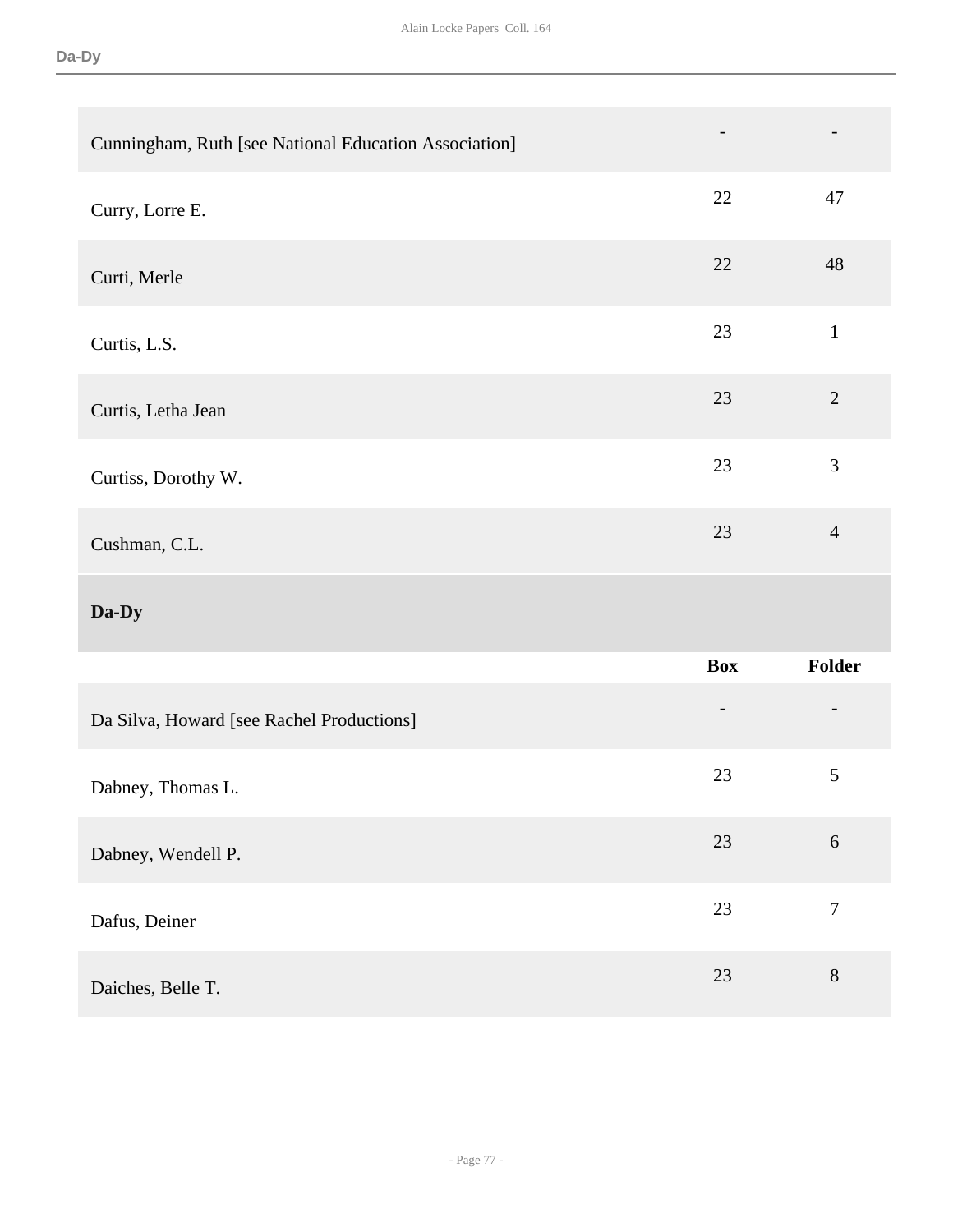| | | |
|---|---|---|
| Cunningham, Ruth [see National Education Association] | - | - |
| Curry, Lorre E. | 22 | 47 |
| Curti, Merle | 22 | 48 |
| Curtis, L.S. | 23 | 1 |
| Curtis, Letha Jean | 23 | 2 |
| Curtiss, Dorothy W. | 23 | 3 |
| Cushman, C.L. | 23 | 4 |

## Da-Dy

| | Box | Folder |
|---|---|---|
| Da Silva, Howard [see Rachel Productions] | - | - |
| Dabney, Thomas L. | 23 | 5 |
| Dabney, Wendell P. | 23 | 6 |
| Dafus, Deiner | 23 | 7 |
| Daiches, Belle T. | 23 | 8 |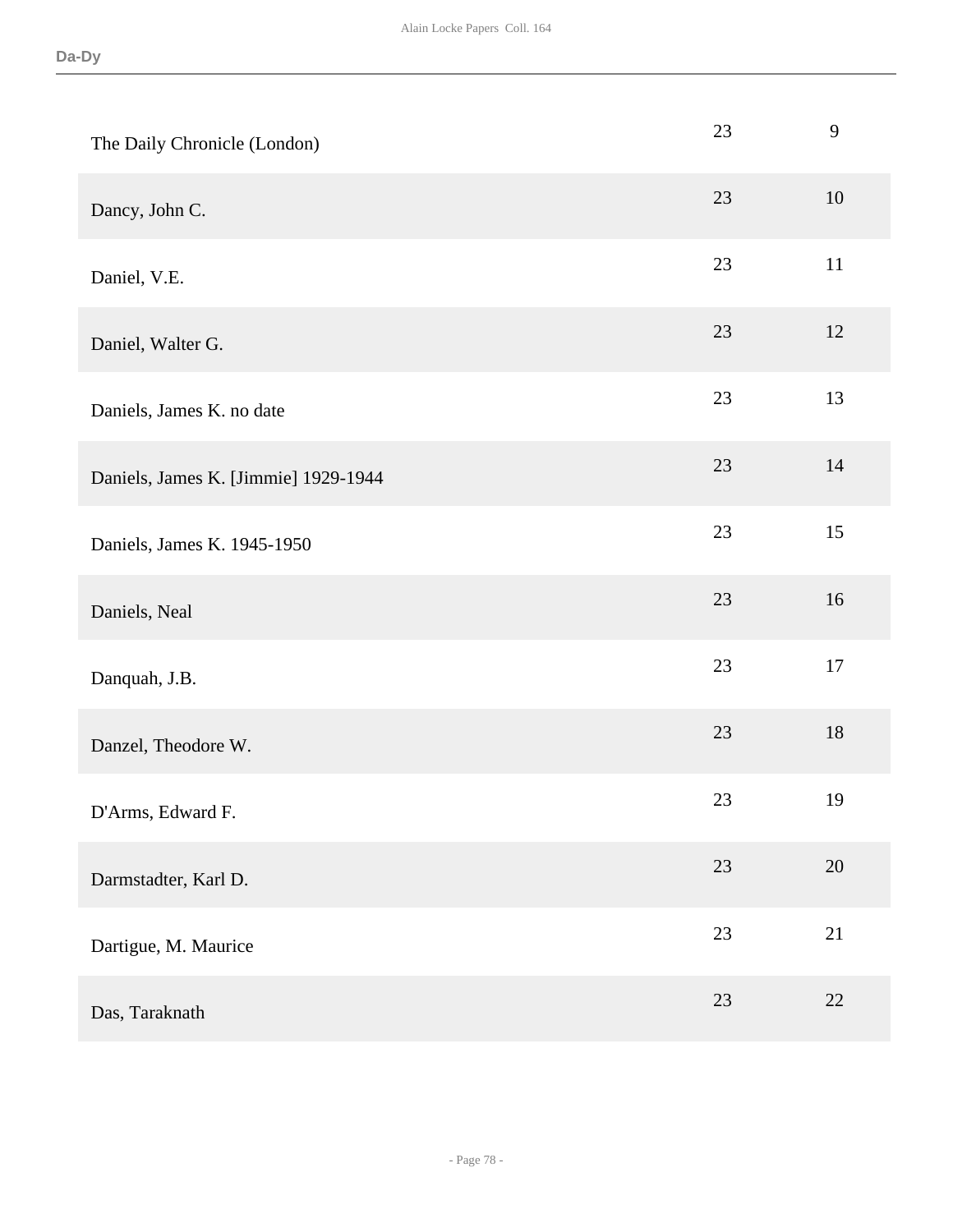| | | |
|---|---|---|
| The Daily Chronicle (London) | 23 | 9 |
| Dancy, John C. | 23 | 10 |
| Daniel, V.E. | 23 | 11 |
| Daniel, Walter G. | 23 | 12 |
| Daniels, James K. no date | 23 | 13 |
| Daniels, James K. [Jimmie] 1929-1944 | 23 | 14 |
| Daniels, James K. 1945-1950 | 23 | 15 |
| Daniels, Neal | 23 | 16 |
| Danquah, J.B. | 23 | 17 |
| Danzel, Theodore W. | 23 | 18 |
| D'Arms, Edward F. | 23 | 19 |
| Darmstadter, Karl D. | 23 | 20 |
| Dartigue, M. Maurice | 23 | 21 |
| Das, Taraknath | 23 | 22 |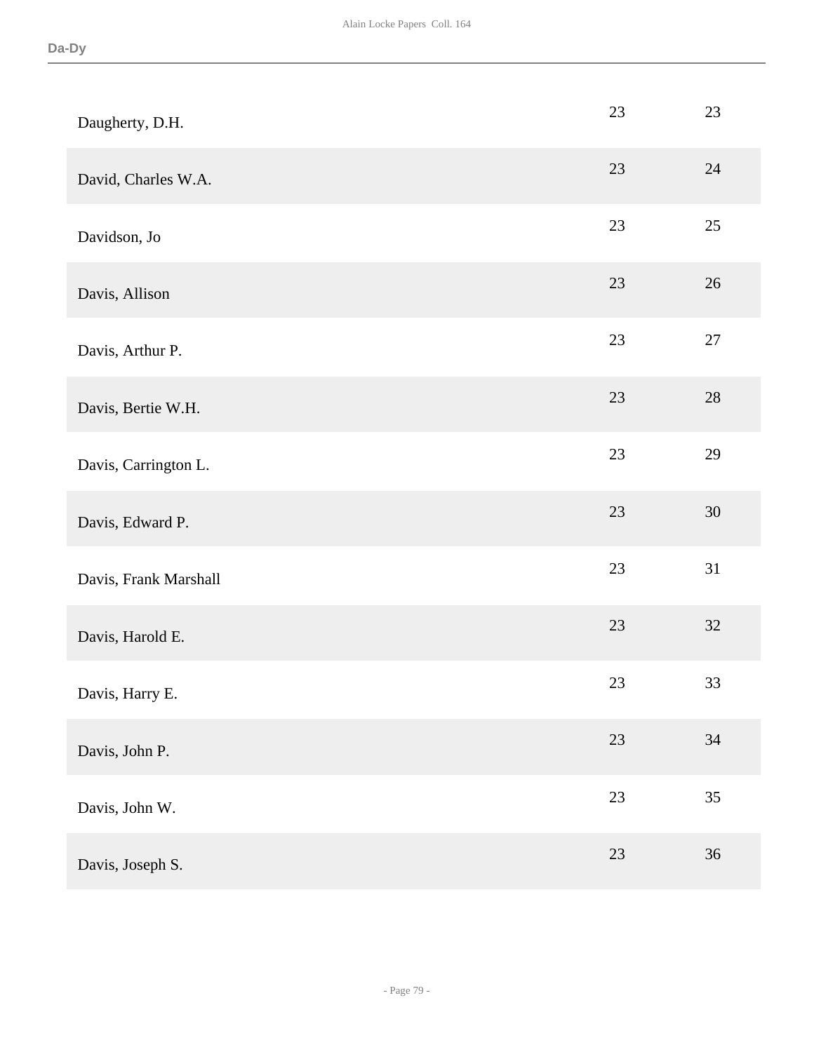| | | |
|---|---|---|
| Daugherty, D.H. | 23 | 23 |
| David, Charles W.A. | 23 | 24 |
| Davidson, Jo | 23 | 25 |
| Davis, Allison | 23 | 26 |
| Davis, Arthur P. | 23 | 27 |
| Davis, Bertie W.H. | 23 | 28 |
| Davis, Carrington L. | 23 | 29 |
| Davis, Edward P. | 23 | 30 |
| Davis, Frank Marshall | 23 | 31 |
| Davis, Harold E. | 23 | 32 |
| Davis, Harry E. | 23 | 33 |
| Davis, John P. | 23 | 34 |
| Davis, John W. | 23 | 35 |
| Davis, Joseph S. | 23 | 36 |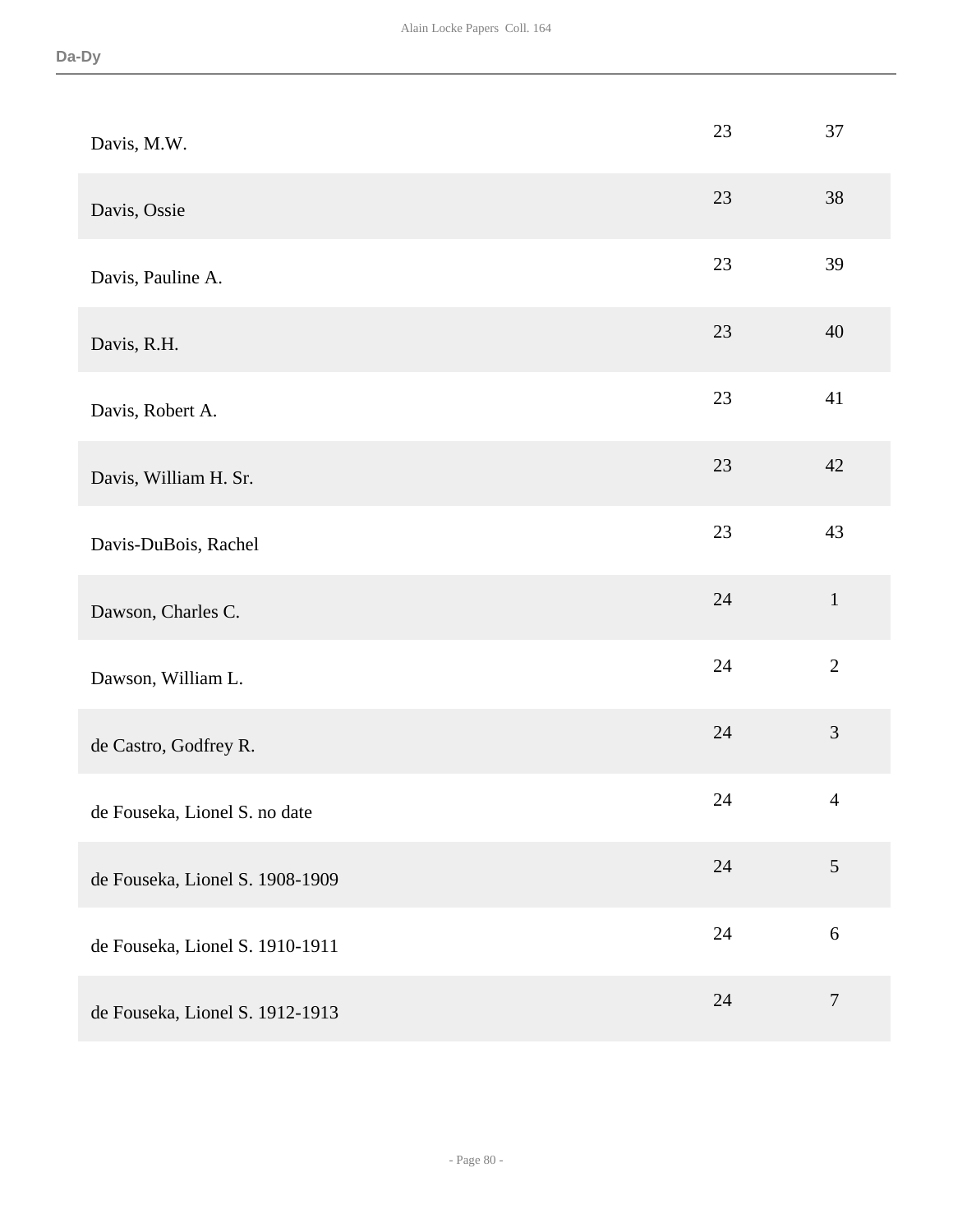| | | |
|---|---|---|
| Davis, M.W. | 23 | 37 |
| Davis, Ossie | 23 | 38 |
| Davis, Pauline A. | 23 | 39 |
| Davis, R.H. | 23 | 40 |
| Davis, Robert A. | 23 | 41 |
| Davis, William H. Sr. | 23 | 42 |
| Davis-DuBois, Rachel | 23 | 43 |
| Dawson, Charles C. | 24 | 1 |
| Dawson, William L. | 24 | 2 |
| de Castro, Godfrey R. | 24 | 3 |
| de Fouseka, Lionel S. no date | 24 | 4 |
| de Fouseka, Lionel S. 1908-1909 | 24 | 5 |
| de Fouseka, Lionel S. 1910-1911 | 24 | 6 |
| de Fouseka, Lionel S. 1912-1913 | 24 | 7 |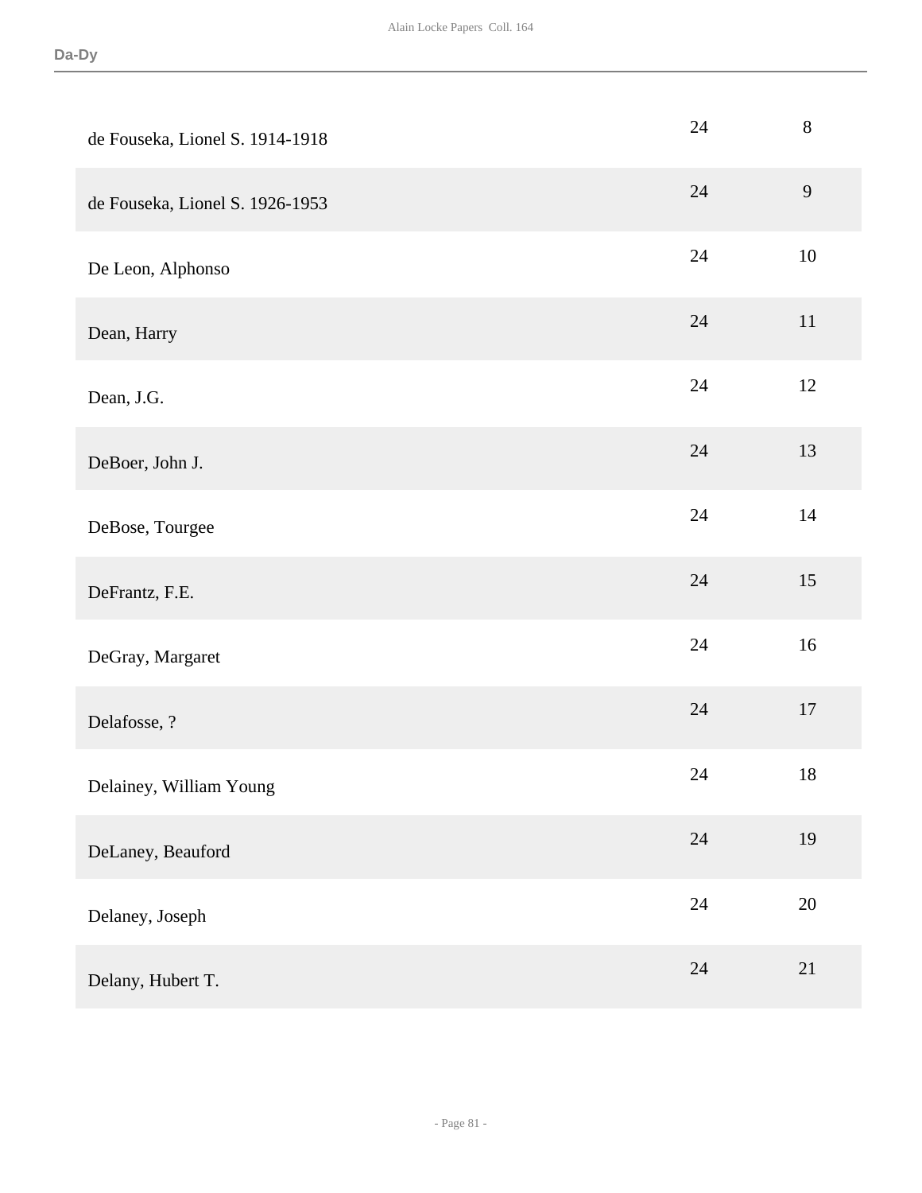| | | |
|---|---|---|
| de Fouseka, Lionel S. 1914-1918 | 24 | 8 |
| de Fouseka, Lionel S. 1926-1953 | 24 | 9 |
| De Leon, Alphonso | 24 | 10 |
| Dean, Harry | 24 | 11 |
| Dean, J.G. | 24 | 12 |
| DeBoer, John J. | 24 | 13 |
| DeBose, Tourgee | 24 | 14 |
| DeFrantz, F.E. | 24 | 15 |
| DeGray, Margaret | 24 | 16 |
| Delafosse, ? | 24 | 17 |
| Delainey, William Young | 24 | 18 |
| DeLaney, Beauford | 24 | 19 |
| Delaney, Joseph | 24 | 20 |
| Delany, Hubert T. | 24 | 21 |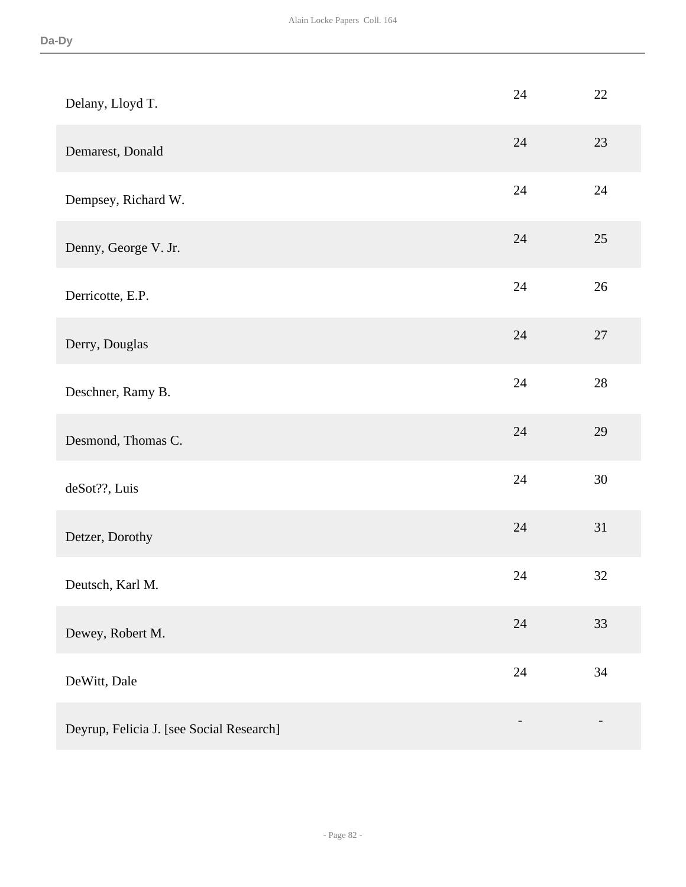| | | |
|---|---|---|
| Delany, Lloyd T. | 24 | 22 |
| Demarest, Donald | 24 | 23 |
| Dempsey, Richard W. | 24 | 24 |
| Denny, George V. Jr. | 24 | 25 |
| Derricotte, E.P. | 24 | 26 |
| Derry, Douglas | 24 | 27 |
| Deschner, Ramy B. | 24 | 28 |
| Desmond, Thomas C. | 24 | 29 |
| deSot??, Luis | 24 | 30 |
| Detzer, Dorothy | 24 | 31 |
| Deutsch, Karl M. | 24 | 32 |
| Dewey, Robert M. | 24 | 33 |
| DeWitt, Dale | 24 | 34 |
| Deyrup, Felicia J. [see Social Research] | - | - |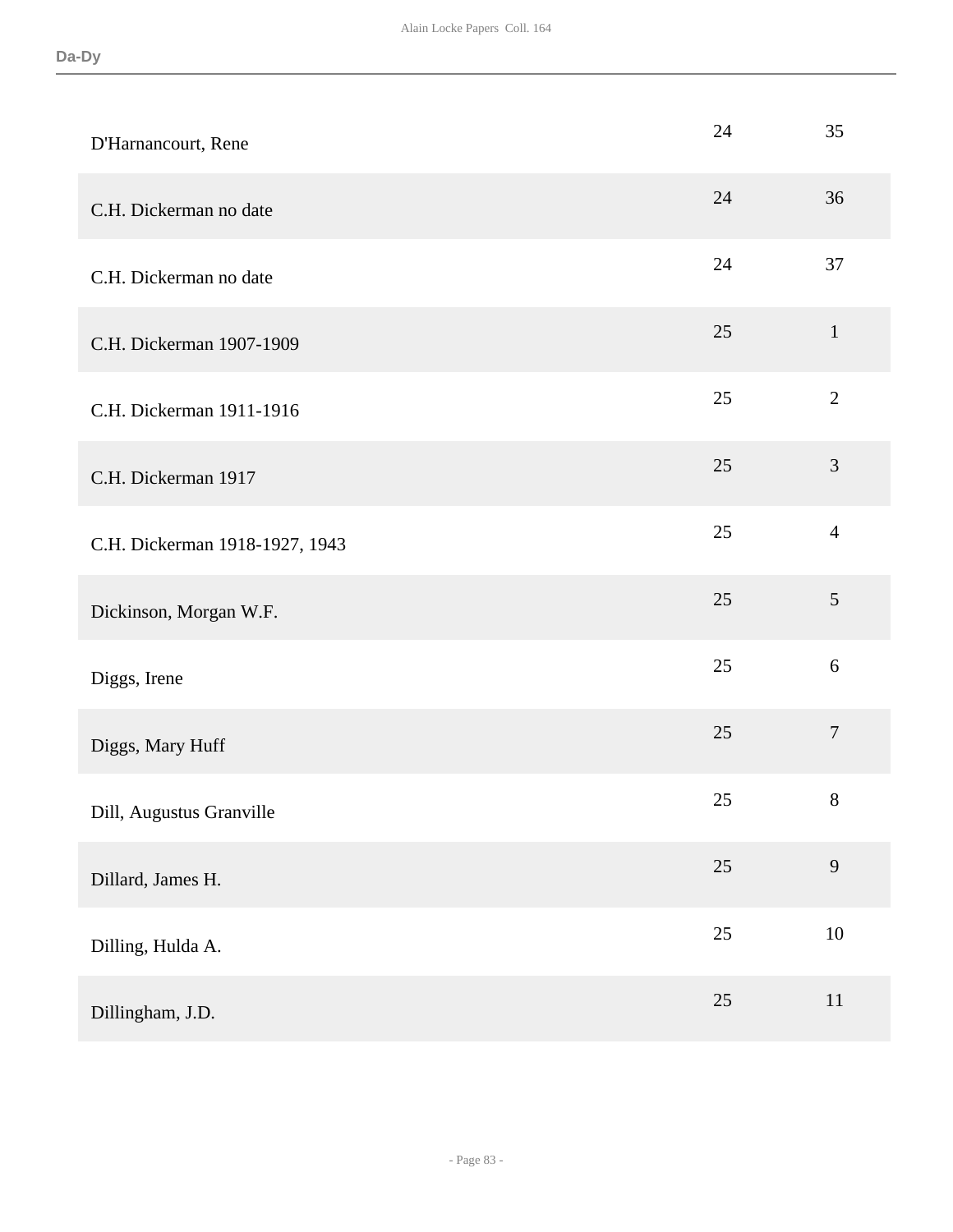| | | |
|---|---|---|
| D'Harnancourt, Rene | 24 | 35 |
| C.H. Dickerman no date | 24 | 36 |
| C.H. Dickerman no date | 24 | 37 |
| C.H. Dickerman 1907-1909 | 25 | 1 |
| C.H. Dickerman 1911-1916 | 25 | 2 |
| C.H. Dickerman 1917 | 25 | 3 |
| C.H. Dickerman 1918-1927, 1943 | 25 | 4 |
| Dickinson, Morgan W.F. | 25 | 5 |
| Diggs, Irene | 25 | 6 |
| Diggs, Mary Huff | 25 | 7 |
| Dill, Augustus Granville | 25 | 8 |
| Dillard, James H. | 25 | 9 |
| Dilling, Hulda A. | 25 | 10 |
| Dillingham, J.D. | 25 | 11 |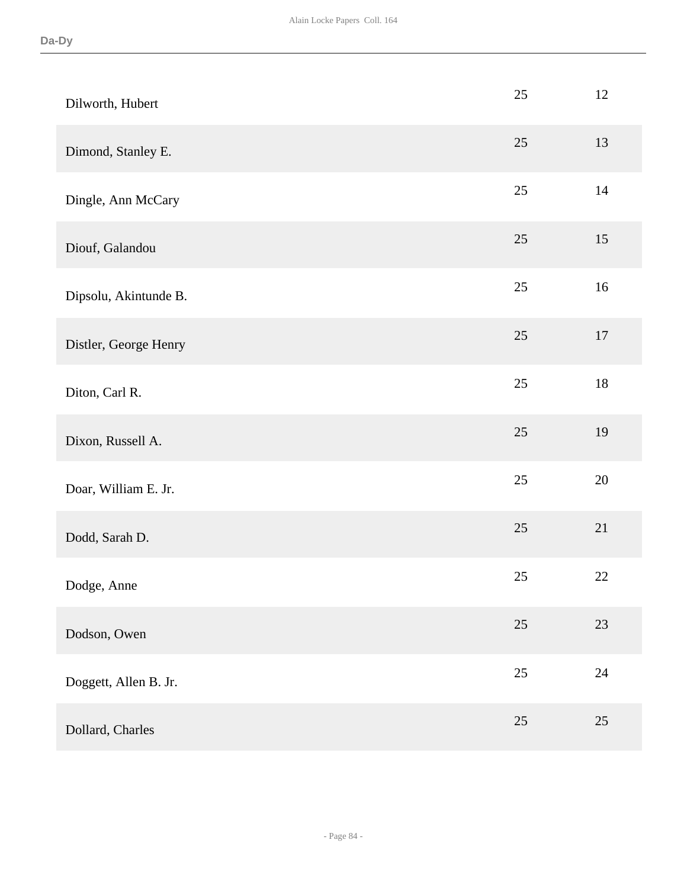| | | |
|---|---|---|
| Dilworth, Hubert | 25 | 12 |
| Dimond, Stanley E. | 25 | 13 |
| Dingle, Ann McCary | 25 | 14 |
| Diouf, Galandou | 25 | 15 |
| Dipsolu, Akintunde B. | 25 | 16 |
| Distler, George Henry | 25 | 17 |
| Diton, Carl R. | 25 | 18 |
| Dixon, Russell A. | 25 | 19 |
| Doar, William E. Jr. | 25 | 20 |
| Dodd, Sarah D. | 25 | 21 |
| Dodge, Anne | 25 | 22 |
| Dodson, Owen | 25 | 23 |
| Doggett, Allen B. Jr. | 25 | 24 |
| Dollard, Charles | 25 | 25 |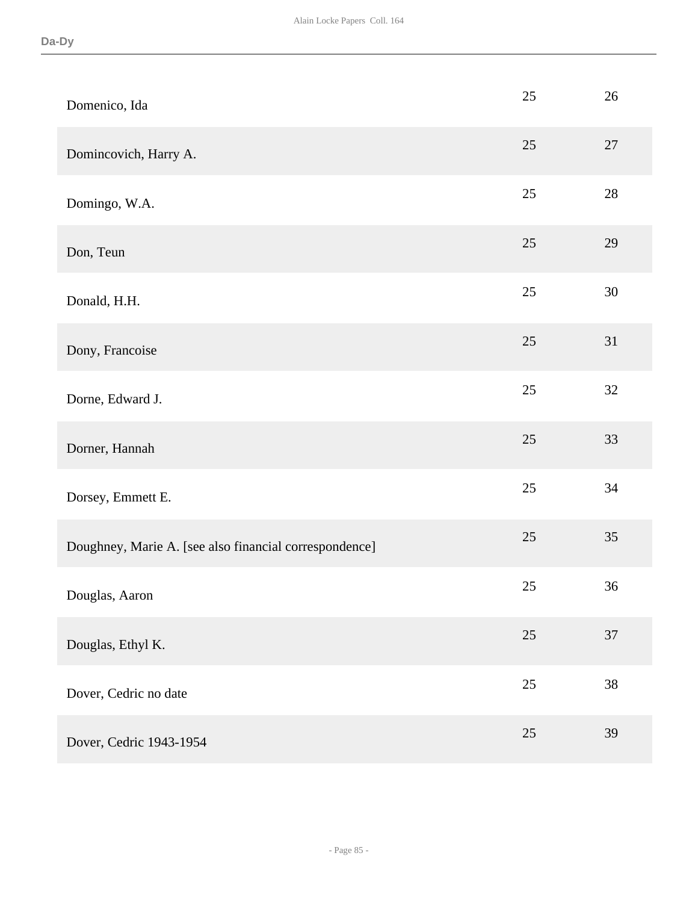| | | |
|---|---|---|
| Domenico, Ida | 25 | 26 |
| Domincovich, Harry A. | 25 | 27 |
| Domingo, W.A. | 25 | 28 |
| Don, Teun | 25 | 29 |
| Donald, H.H. | 25 | 30 |
| Dony, Francoise | 25 | 31 |
| Dorne, Edward J. | 25 | 32 |
| Dorner, Hannah | 25 | 33 |
| Dorsey, Emmett E. | 25 | 34 |
| Doughney, Marie A. [see also financial correspondence] | 25 | 35 |
| Douglas, Aaron | 25 | 36 |
| Douglas, Ethyl K. | 25 | 37 |
| Dover, Cedric no date | 25 | 38 |
| Dover, Cedric 1943-1954 | 25 | 39 |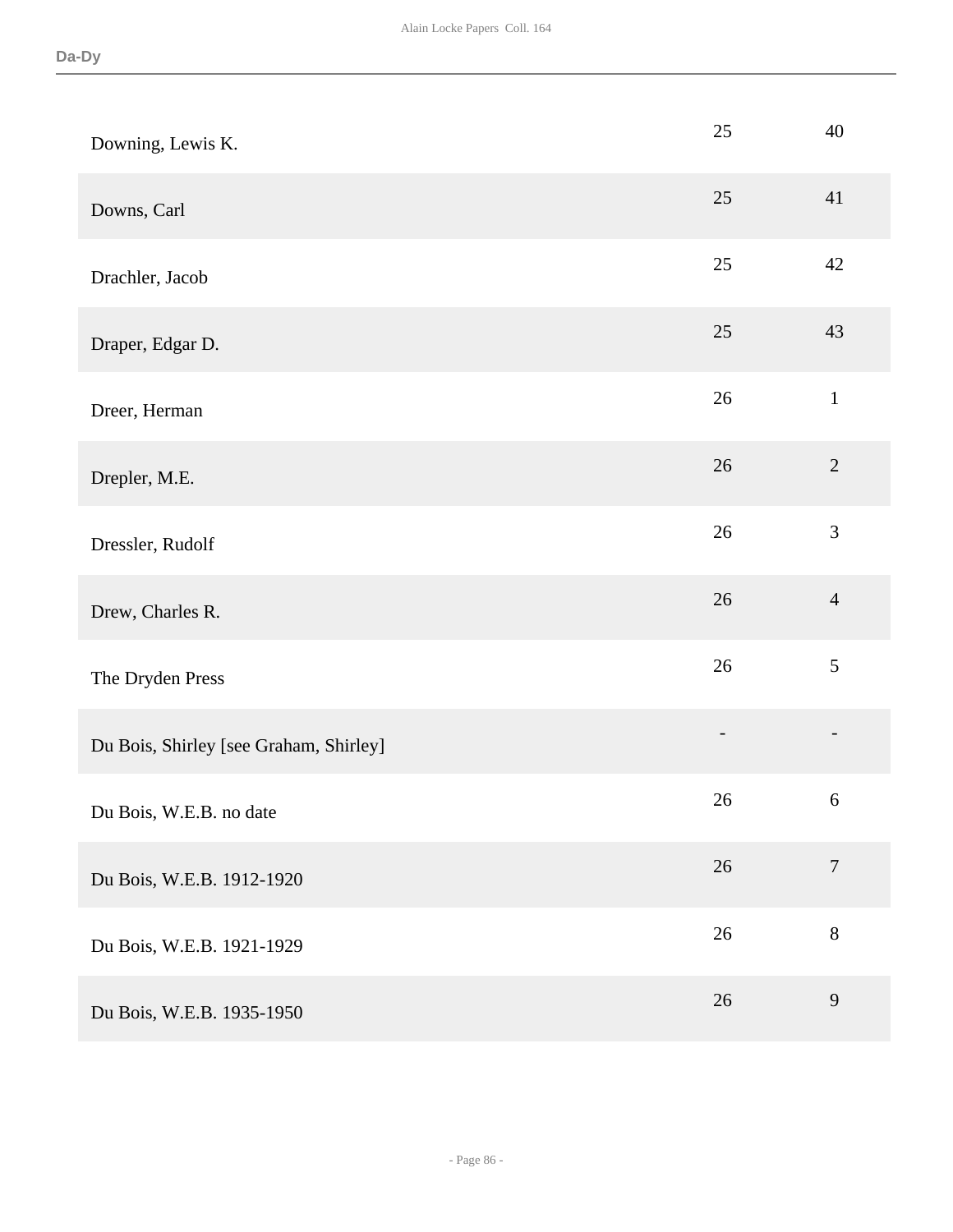| | | |
|---|---|---|
| Downing, Lewis K. | 25 | 40 |
| Downs, Carl | 25 | 41 |
| Drachler, Jacob | 25 | 42 |
| Draper, Edgar D. | 25 | 43 |
| Dreer, Herman | 26 | 1 |
| Drepler, M.E. | 26 | 2 |
| Dressler, Rudolf | 26 | 3 |
| Drew, Charles R. | 26 | 4 |
| The Dryden Press | 26 | 5 |
| Du Bois, Shirley [see Graham, Shirley] | - | - |
| Du Bois, W.E.B. no date | 26 | 6 |
| Du Bois, W.E.B. 1912-1920 | 26 | 7 |
| Du Bois, W.E.B. 1921-1929 | 26 | 8 |
| Du Bois, W.E.B. 1935-1950 | 26 | 9 |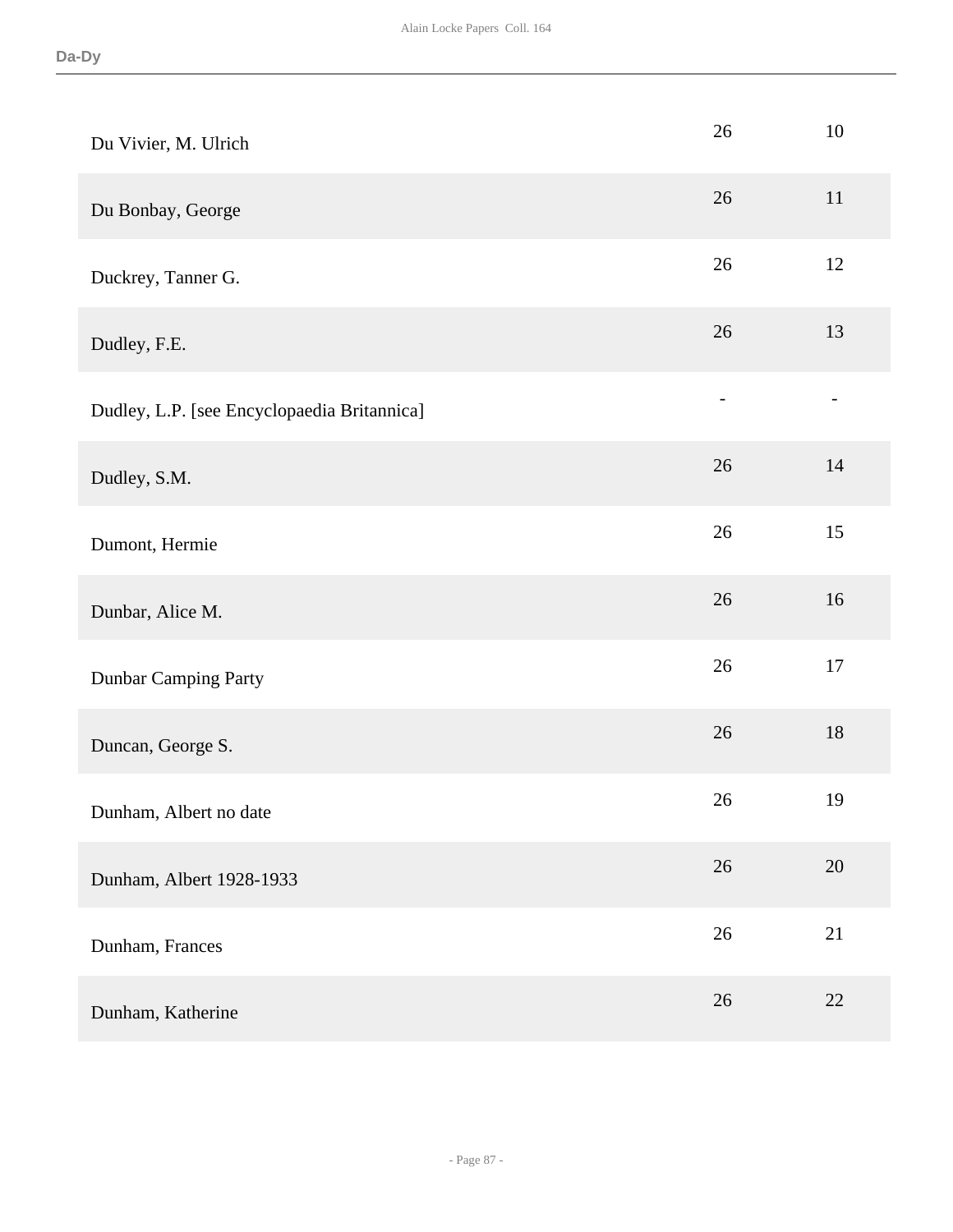| | | |
|---|---|---|
| Du Vivier, M. Ulrich | 26 | 10 |
| Du Bonbay, George | 26 | 11 |
| Duckrey, Tanner G. | 26 | 12 |
| Dudley, F.E. | 26 | 13 |
| Dudley, L.P. [see Encyclopaedia Britannica] | - | - |
| Dudley, S.M. | 26 | 14 |
| Dumont, Hermie | 26 | 15 |
| Dunbar, Alice M. | 26 | 16 |
| Dunbar Camping Party | 26 | 17 |
| Duncan, George S. | 26 | 18 |
| Dunham, Albert no date | 26 | 19 |
| Dunham, Albert 1928-1933 | 26 | 20 |
| Dunham, Frances | 26 | 21 |
| Dunham, Katherine | 26 | 22 |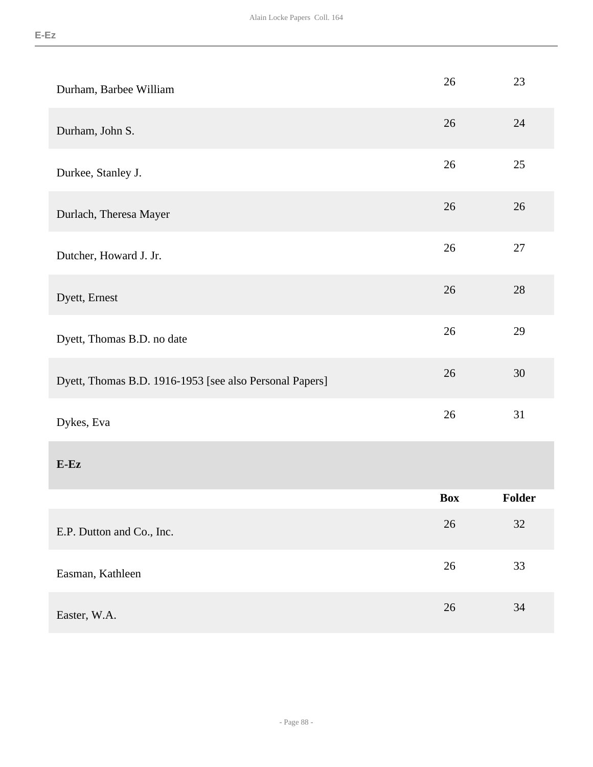| | | |
|---|---|---|
| Durham, Barbee William | 26 | 23 |
| Durham, John S. | 26 | 24 |
| Durkee, Stanley J. | 26 | 25 |
| Durlach, Theresa Mayer | 26 | 26 |
| Dutcher, Howard J. Jr. | 26 | 27 |
| Dyett, Ernest | 26 | 28 |
| Dyett, Thomas B.D. no date | 26 | 29 |
| Dyett, Thomas B.D. 1916-1953 [see also Personal Papers] | 26 | 30 |
| Dykes, Eva | 26 | 31 |

## E-Ez

| | Box | Folder |
|---|---|---|
| E.P. Dutton and Co., Inc. | 26 | 32 |
| Easman, Kathleen | 26 | 33 |
| Easter, W.A. | 26 | 34 |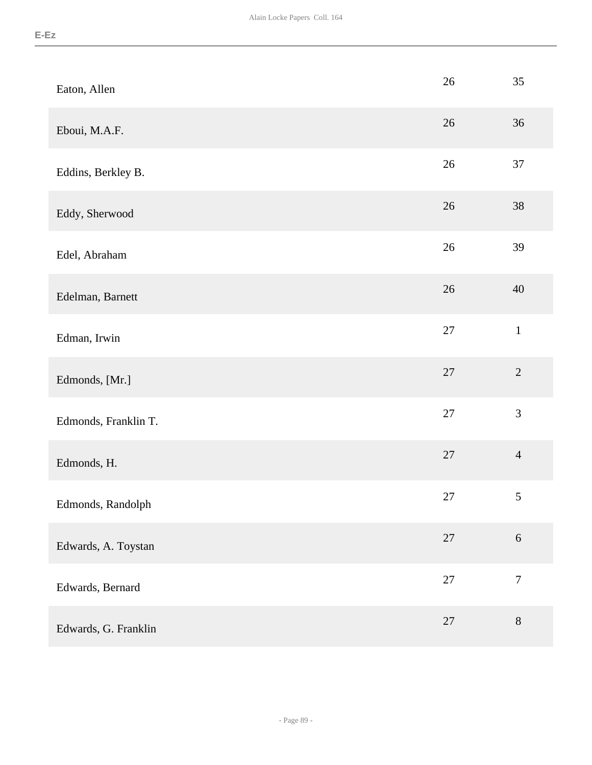| | | |
|---|---|---|
| Eaton, Allen | 26 | 35 |
| Eboui, M.A.F. | 26 | 36 |
| Eddins, Berkley B. | 26 | 37 |
| Eddy, Sherwood | 26 | 38 |
| Edel, Abraham | 26 | 39 |
| Edelman, Barnett | 26 | 40 |
| Edman, Irwin | 27 | 1 |
| Edmonds, [Mr.] | 27 | 2 |
| Edmonds, Franklin T. | 27 | 3 |
| Edmonds, H. | 27 | 4 |
| Edmonds, Randolph | 27 | 5 |
| Edwards, A. Toystan | 27 | 6 |
| Edwards, Bernard | 27 | 7 |
| Edwards, G. Franklin | 27 | 8 |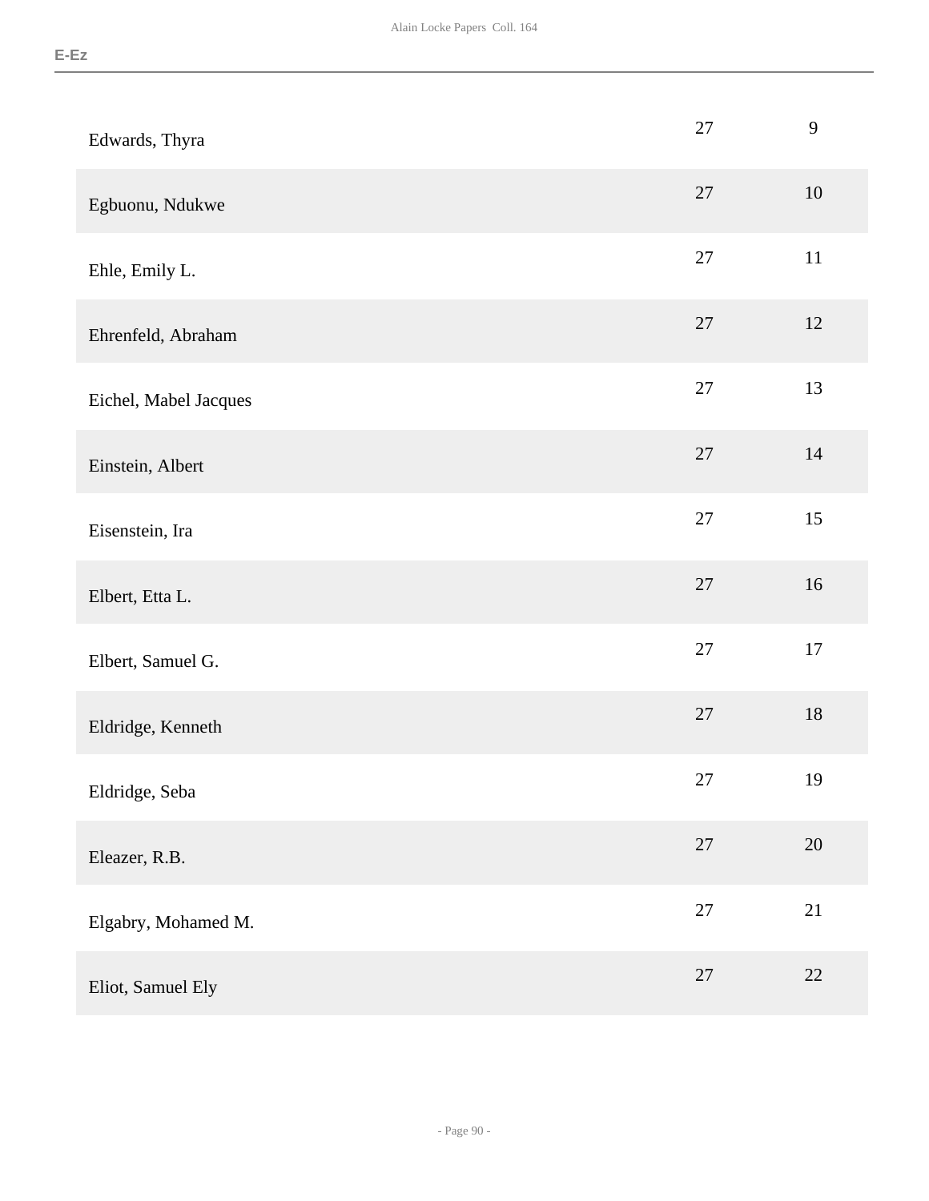| | | |
|---|---|---|
| Edwards, Thyra | 27 | 9 |
| Egbuonu, Ndukwe | 27 | 10 |
| Ehle, Emily L. | 27 | 11 |
| Ehrenfeld, Abraham | 27 | 12 |
| Eichel, Mabel Jacques | 27 | 13 |
| Einstein, Albert | 27 | 14 |
| Eisenstein, Ira | 27 | 15 |
| Elbert, Etta L. | 27 | 16 |
| Elbert, Samuel G. | 27 | 17 |
| Eldridge, Kenneth | 27 | 18 |
| Eldridge, Seba | 27 | 19 |
| Eleazer, R.B. | 27 | 20 |
| Elgabry, Mohamed M. | 27 | 21 |
| Eliot, Samuel Ely | 27 | 22 |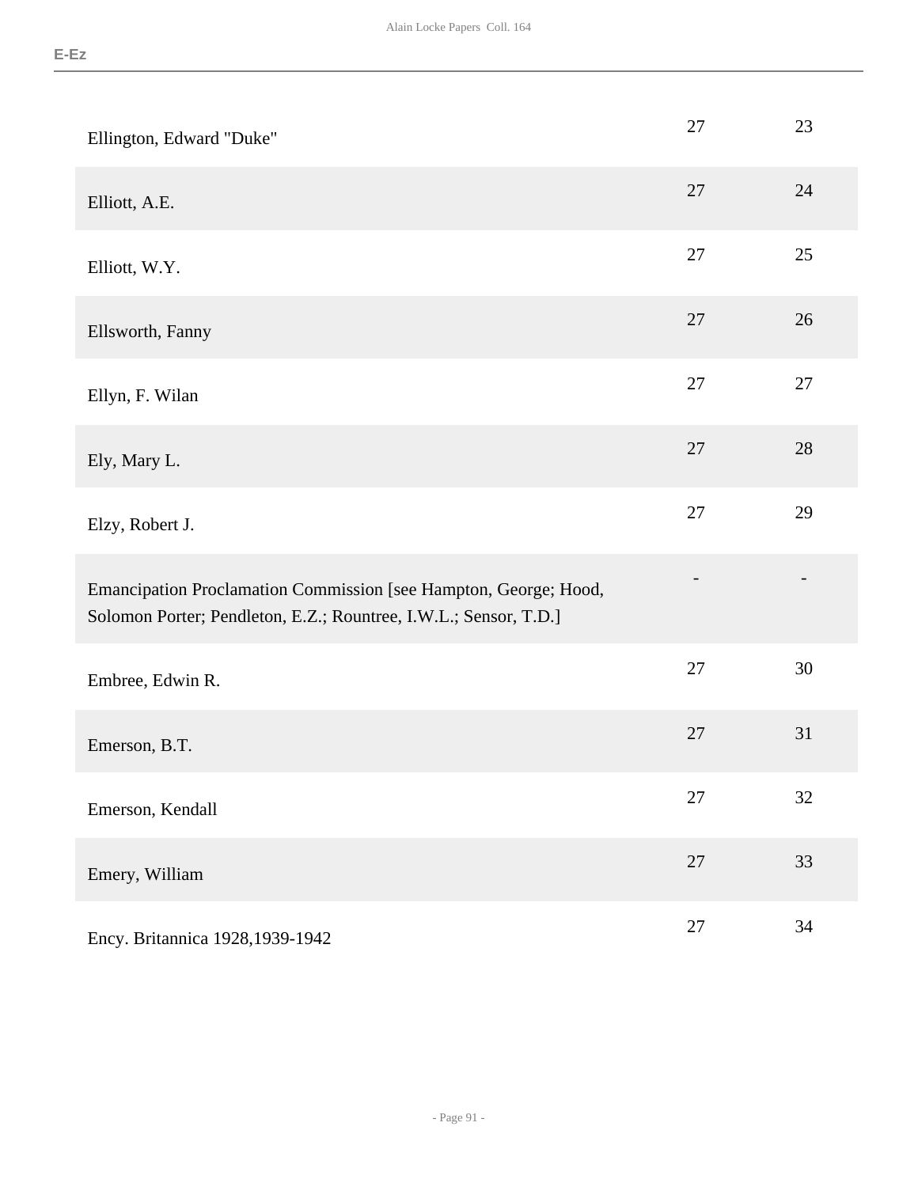| | | |
|---|---|---|
| Ellington, Edward "Duke" | 27 | 23 |
| Elliott, A.E. | 27 | 24 |
| Elliott, W.Y. | 27 | 25 |
| Ellsworth, Fanny | 27 | 26 |
| Ellyn, F. Wilan | 27 | 27 |
| Ely, Mary L. | 27 | 28 |
| Elzy, Robert J. | 27 | 29 |
| Emancipation Proclamation Commission [see Hampton, George; Hood, Solomon Porter; Pendleton, E.Z.; Rountree, I.W.L.; Sensor, T.D.] | - | - |
| Embree, Edwin R. | 27 | 30 |
| Emerson, B.T. | 27 | 31 |
| Emerson, Kendall | 27 | 32 |
| Emery, William | 27 | 33 |
| Ency. Britannica 1928,1939-1942 | 27 | 34 |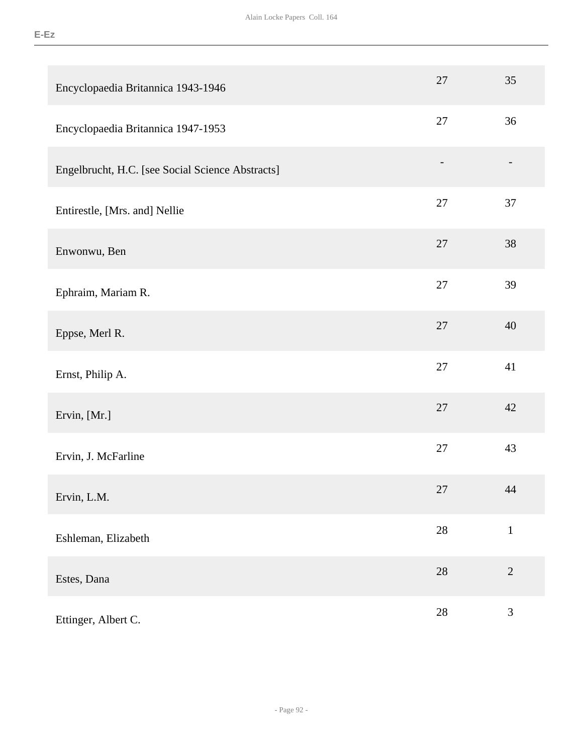| | | |
|---|---|---|
| Encyclopaedia Britannica 1943-1946 | 27 | 35 |
| Encyclopaedia Britannica 1947-1953 | 27 | 36 |
| Engelbrucht, H.C. [see Social Science Abstracts] | - | - |
| Entirestle, [Mrs. and] Nellie | 27 | 37 |
| Enwonwu, Ben | 27 | 38 |
| Ephraim, Mariam R. | 27 | 39 |
| Eppse, Merl R. | 27 | 40 |
| Ernst, Philip A. | 27 | 41 |
| Ervin, [Mr.] | 27 | 42 |
| Ervin, J. McFarline | 27 | 43 |
| Ervin, L.M. | 27 | 44 |
| Eshleman, Elizabeth | 28 | 1 |
| Estes, Dana | 28 | 2 |
| Ettinger, Albert C. | 28 | 3 |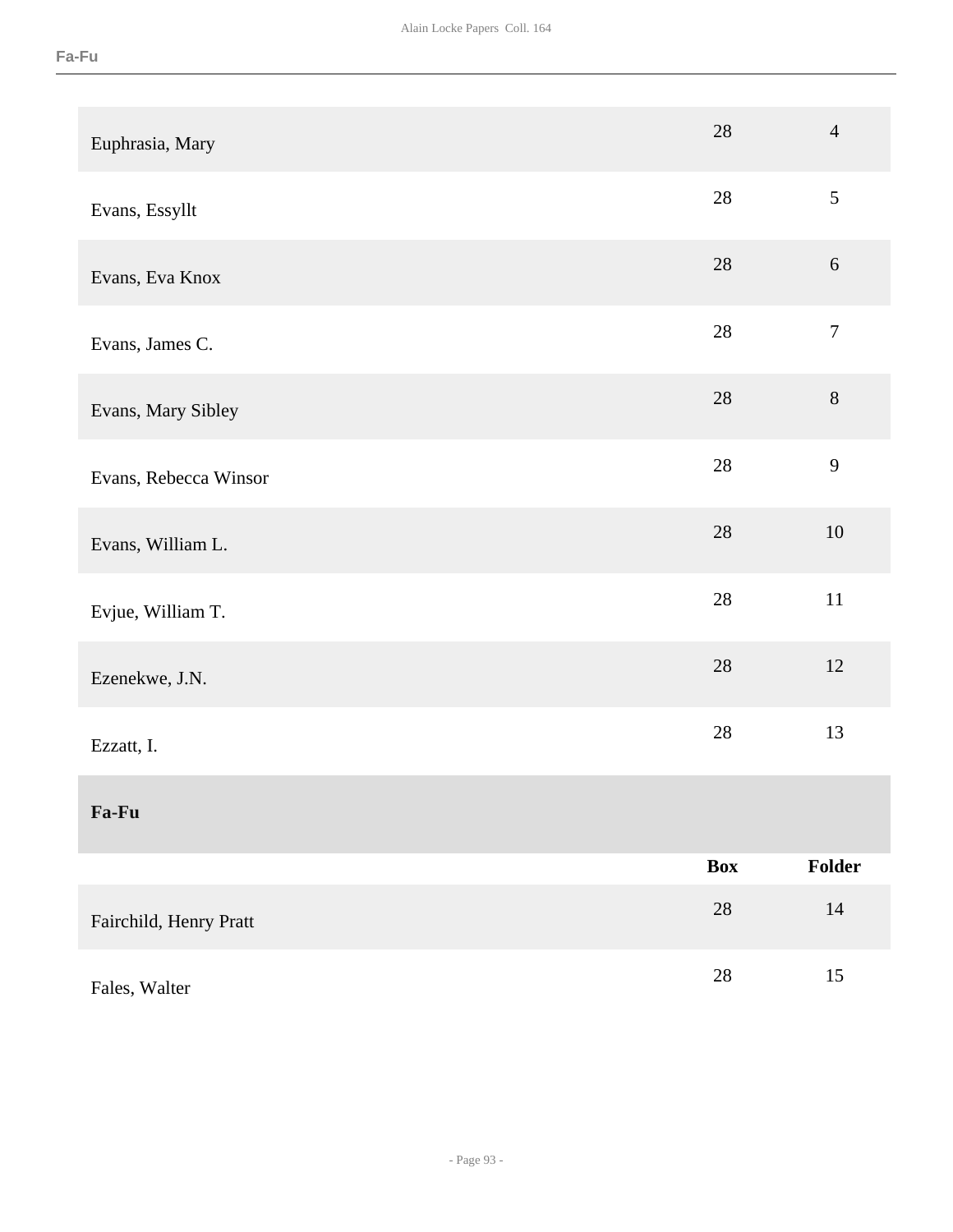| | | |
|---|---|---|
| Euphrasia, Mary | 28 | 4 |
| Evans, Essyllt | 28 | 5 |
| Evans, Eva Knox | 28 | 6 |
| Evans, James C. | 28 | 7 |
| Evans, Mary Sibley | 28 | 8 |
| Evans, Rebecca Winsor | 28 | 9 |
| Evans, William L. | 28 | 10 |
| Evjue, William T. | 28 | 11 |
| Ezenekwe, J.N. | 28 | 12 |
| Ezzatt, I. | 28 | 13 |

## Fa-Fu

| | Box | Folder |
|---|---|---|
| Fairchild, Henry Pratt | 28 | 14 |
| Fales, Walter | 28 | 15 |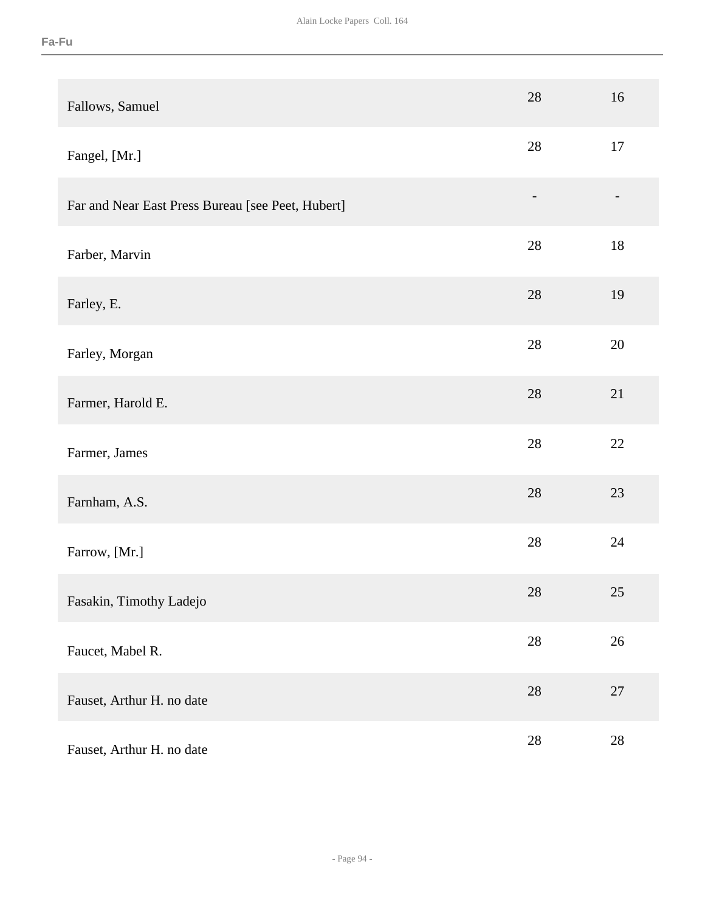| | | |
|---|---|---|
| Fallows, Samuel | 28 | 16 |
| Fangel, [Mr.] | 28 | 17 |
| Far and Near East Press Bureau [see Peet, Hubert] | - | - |
| Farber, Marvin | 28 | 18 |
| Farley, E. | 28 | 19 |
| Farley, Morgan | 28 | 20 |
| Farmer, Harold E. | 28 | 21 |
| Farmer, James | 28 | 22 |
| Farnham, A.S. | 28 | 23 |
| Farrow, [Mr.] | 28 | 24 |
| Fasakin, Timothy Ladejo | 28 | 25 |
| Faucet, Mabel R. | 28 | 26 |
| Fauset, Arthur H. no date | 28 | 27 |
| Fauset, Arthur H. no date | 28 | 28 |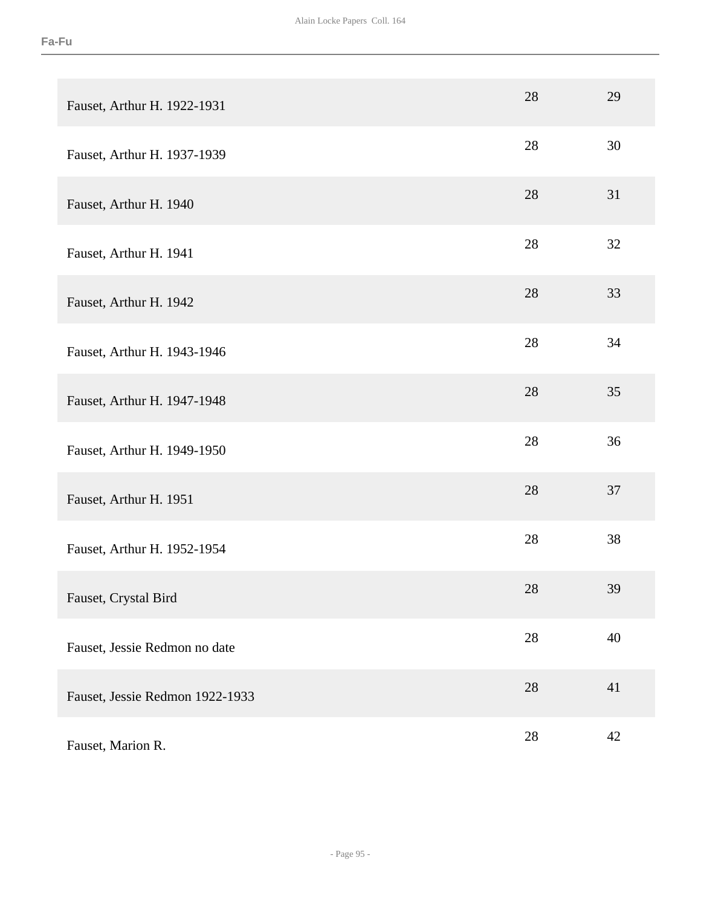| | | |
|---|---|---|
| Fauset, Arthur H. 1922-1931 | 28 | 29 |
| Fauset, Arthur H. 1937-1939 | 28 | 30 |
| Fauset, Arthur H. 1940 | 28 | 31 |
| Fauset, Arthur H. 1941 | 28 | 32 |
| Fauset, Arthur H. 1942 | 28 | 33 |
| Fauset, Arthur H. 1943-1946 | 28 | 34 |
| Fauset, Arthur H. 1947-1948 | 28 | 35 |
| Fauset, Arthur H. 1949-1950 | 28 | 36 |
| Fauset, Arthur H. 1951 | 28 | 37 |
| Fauset, Arthur H. 1952-1954 | 28 | 38 |
| Fauset, Crystal Bird | 28 | 39 |
| Fauset, Jessie Redmon no date | 28 | 40 |
| Fauset, Jessie Redmon 1922-1933 | 28 | 41 |
| Fauset, Marion R. | 28 | 42 |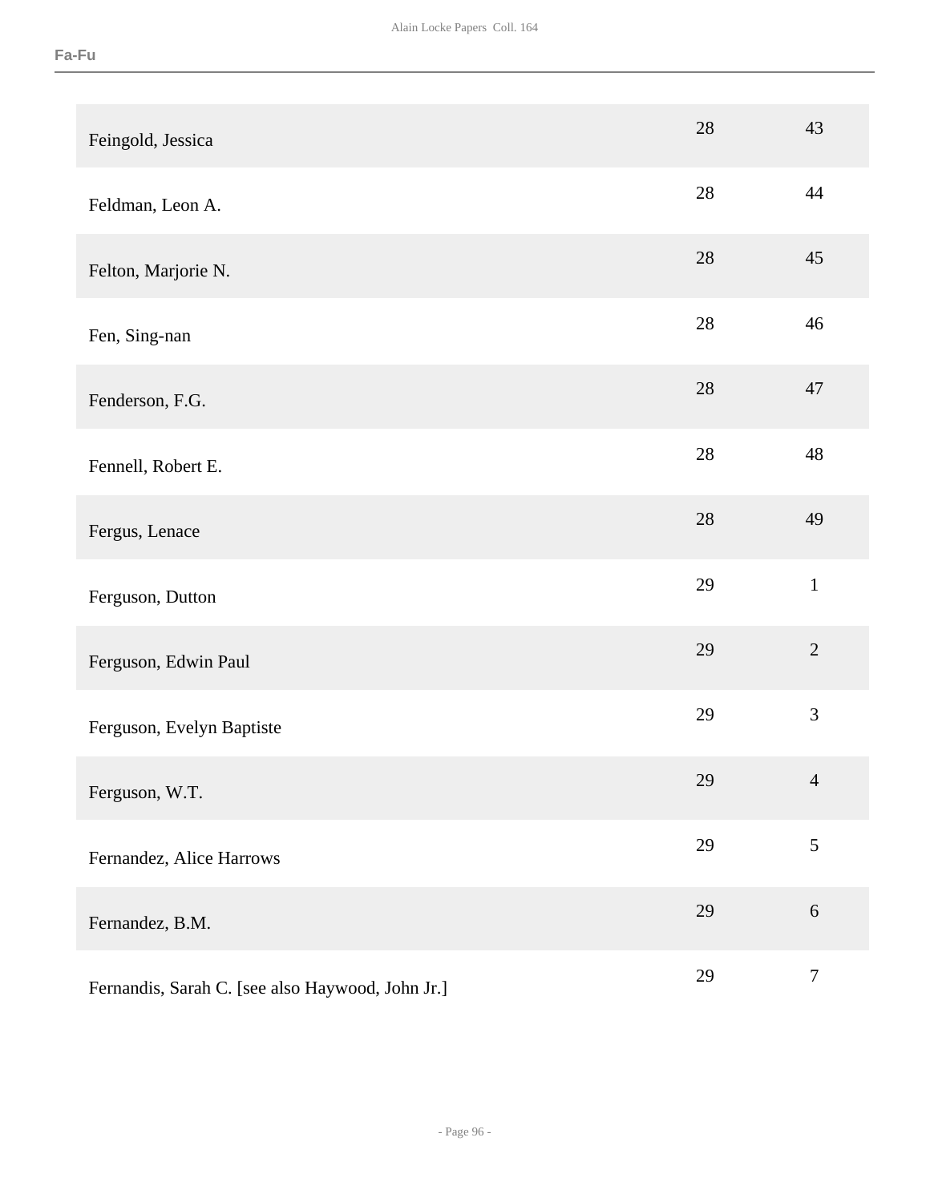| | | |
|---|---|---|
| Feingold, Jessica | 28 | 43 |
| Feldman, Leon A. | 28 | 44 |
| Felton, Marjorie N. | 28 | 45 |
| Fen, Sing-nan | 28 | 46 |
| Fenderson, F.G. | 28 | 47 |
| Fennell, Robert E. | 28 | 48 |
| Fergus, Lenace | 28 | 49 |
| Ferguson, Dutton | 29 | 1 |
| Ferguson, Edwin Paul | 29 | 2 |
| Ferguson, Evelyn Baptiste | 29 | 3 |
| Ferguson, W.T. | 29 | 4 |
| Fernandez, Alice Harrows | 29 | 5 |
| Fernandez, B.M. | 29 | 6 |
| Fernandis, Sarah C. [see also Haywood, John Jr.] | 29 | 7 |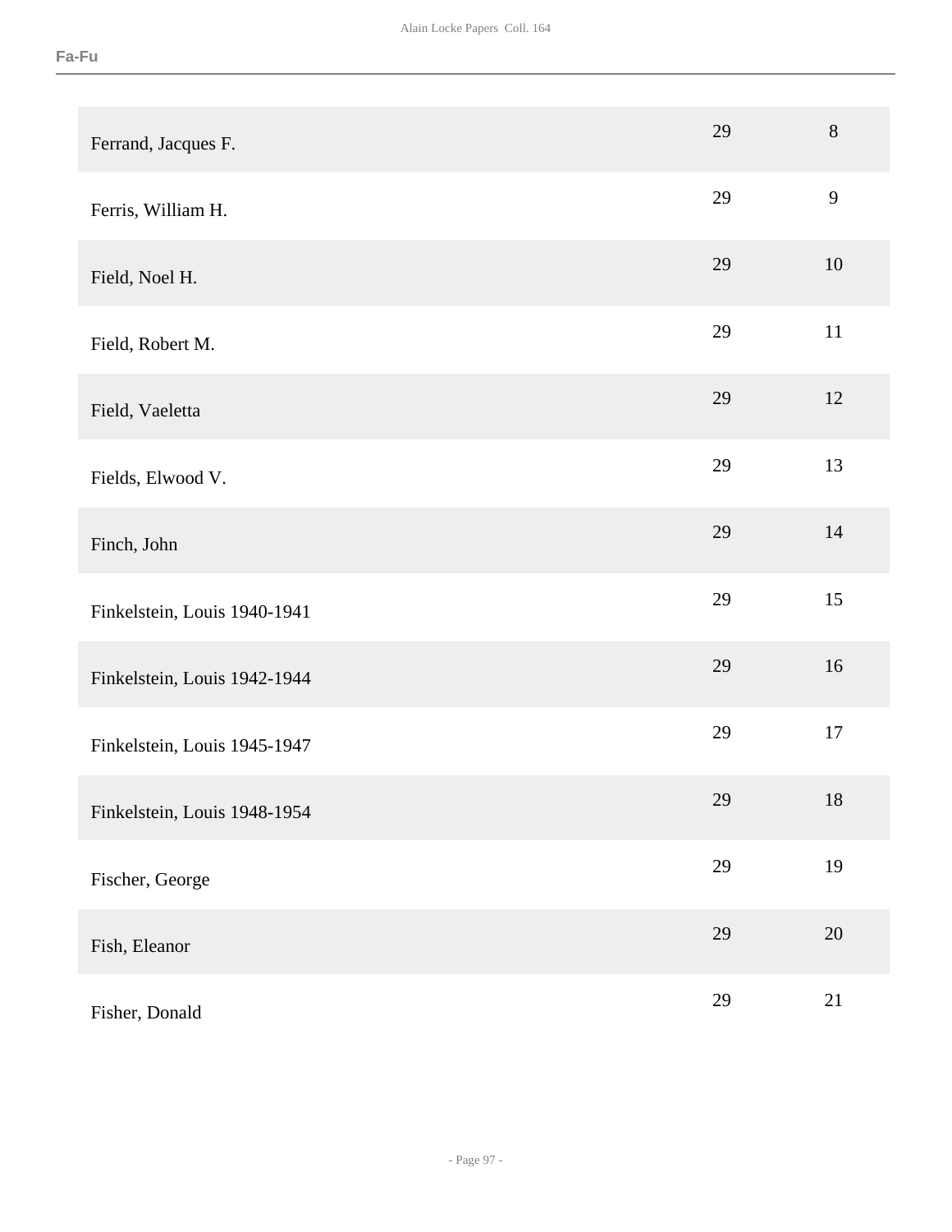| | | |
|---|---|---|
| Ferrand, Jacques F. | 29 | 8 |
| Ferris, William H. | 29 | 9 |
| Field, Noel H. | 29 | 10 |
| Field, Robert M. | 29 | 11 |
| Field, Vaeletta | 29 | 12 |
| Fields, Elwood V. | 29 | 13 |
| Finch, John | 29 | 14 |
| Finkelstein, Louis 1940-1941 | 29 | 15 |
| Finkelstein, Louis 1942-1944 | 29 | 16 |
| Finkelstein, Louis 1945-1947 | 29 | 17 |
| Finkelstein, Louis 1948-1954 | 29 | 18 |
| Fischer, George | 29 | 19 |
| Fish, Eleanor | 29 | 20 |
| Fisher, Donald | 29 | 21 |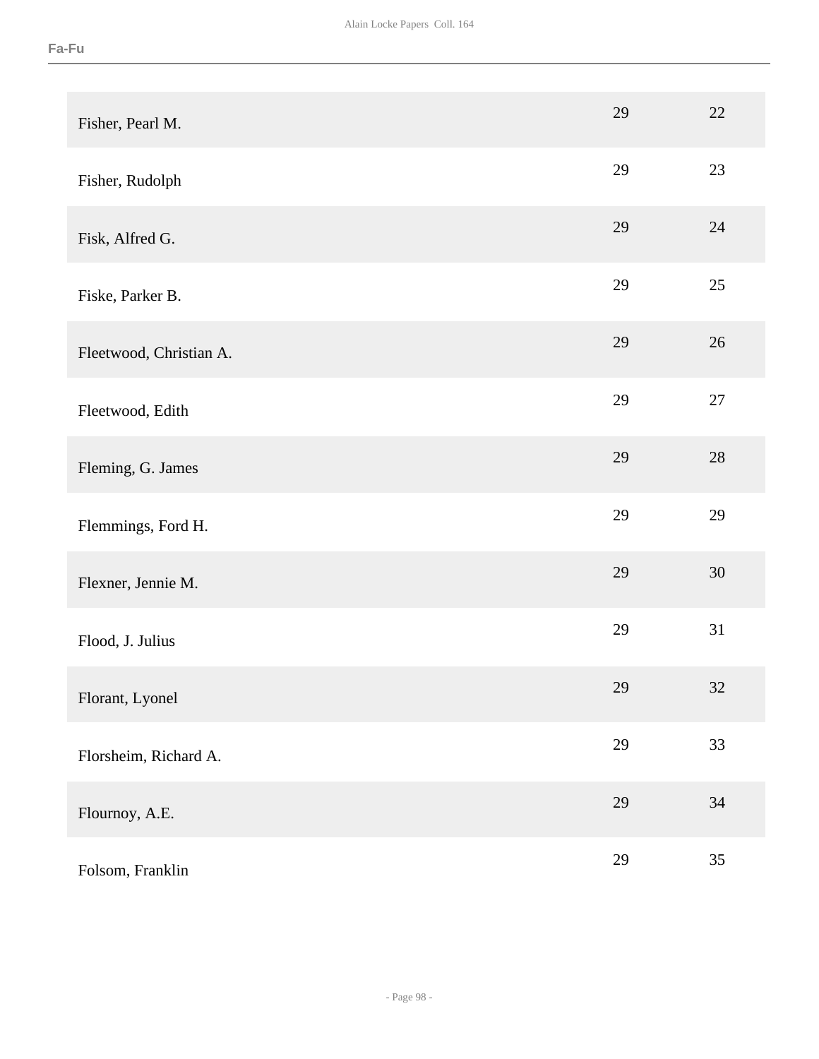| | | |
|---|---|---|
| Fisher, Pearl M. | 29 | 22 |
| Fisher, Rudolph | 29 | 23 |
| Fisk, Alfred G. | 29 | 24 |
| Fiske, Parker B. | 29 | 25 |
| Fleetwood, Christian A. | 29 | 26 |
| Fleetwood, Edith | 29 | 27 |
| Fleming, G. James | 29 | 28 |
| Flemmings, Ford H. | 29 | 29 |
| Flexner, Jennie M. | 29 | 30 |
| Flood, J. Julius | 29 | 31 |
| Florant, Lyonel | 29 | 32 |
| Florsheim, Richard A. | 29 | 33 |
| Flournoy, A.E. | 29 | 34 |
| Folsom, Franklin | 29 | 35 |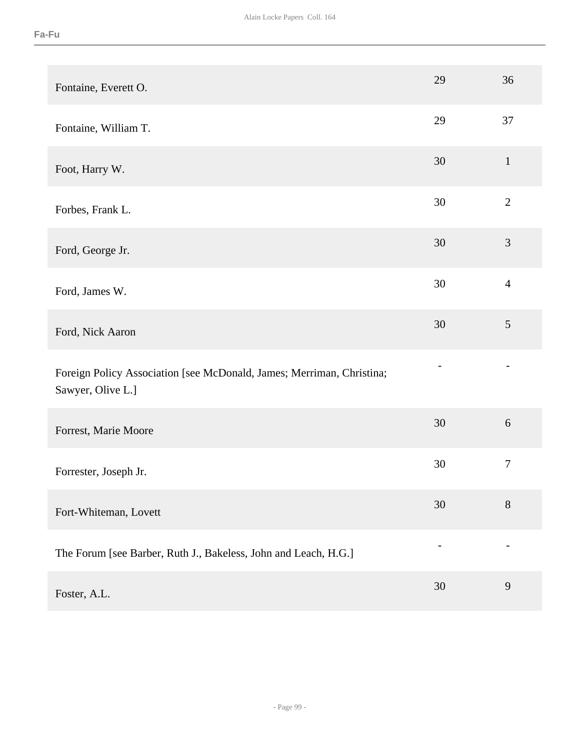| | | |
|---|---|---|
| Fontaine, Everett O. | 29 | 36 |
| Fontaine, William T. | 29 | 37 |
| Foot, Harry W. | 30 | 1 |
| Forbes, Frank L. | 30 | 2 |
| Ford, George Jr. | 30 | 3 |
| Ford, James W. | 30 | 4 |
| Ford, Nick Aaron | 30 | 5 |
| Foreign Policy Association [see McDonald, James; Merriman, Christina; Sawyer, Olive L.] | - | - |
| Forrest, Marie Moore | 30 | 6 |
| Forrester, Joseph Jr. | 30 | 7 |
| Fort-Whiteman, Lovett | 30 | 8 |
| The Forum [see Barber, Ruth J., Bakeless, John and Leach, H.G.] | - | - |
| Foster, A.L. | 30 | 9 |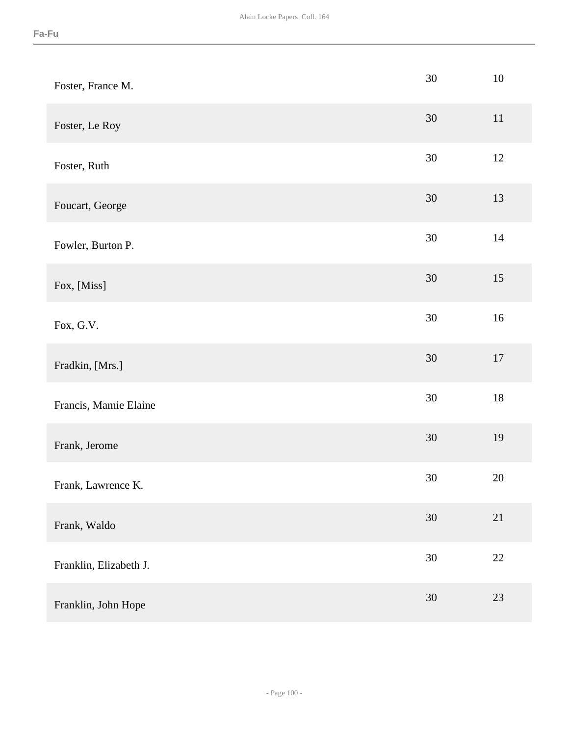| | | |
|---|---|---|
| Foster, France M. | 30 | 10 |
| Foster, Le Roy | 30 | 11 |
| Foster, Ruth | 30 | 12 |
| Foucart, George | 30 | 13 |
| Fowler, Burton P. | 30 | 14 |
| Fox, [Miss] | 30 | 15 |
| Fox, G.V. | 30 | 16 |
| Fradkin, [Mrs.] | 30 | 17 |
| Francis, Mamie Elaine | 30 | 18 |
| Frank, Jerome | 30 | 19 |
| Frank, Lawrence K. | 30 | 20 |
| Frank, Waldo | 30 | 21 |
| Franklin, Elizabeth J. | 30 | 22 |
| Franklin, John Hope | 30 | 23 |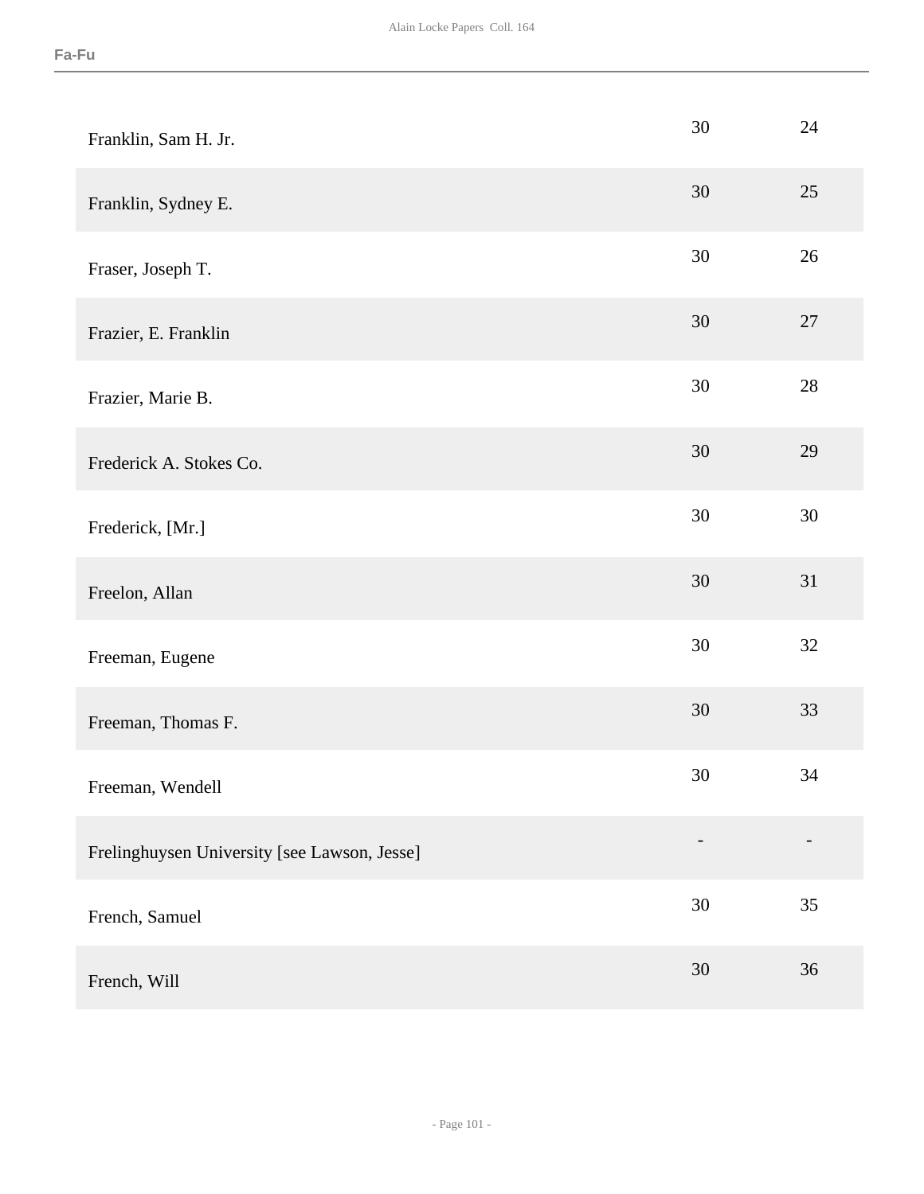| | | |
|---|---|---|
| Franklin, Sam H. Jr. | 30 | 24 |
| Franklin, Sydney E. | 30 | 25 |
| Fraser, Joseph T. | 30 | 26 |
| Frazier, E. Franklin | 30 | 27 |
| Frazier, Marie B. | 30 | 28 |
| Frederick A. Stokes Co. | 30 | 29 |
| Frederick, [Mr.] | 30 | 30 |
| Freelon, Allan | 30 | 31 |
| Freeman, Eugene | 30 | 32 |
| Freeman, Thomas F. | 30 | 33 |
| Freeman, Wendell | 30 | 34 |
| Frelinghuysen University [see Lawson, Jesse] | - | - |
| French, Samuel | 30 | 35 |
| French, Will | 30 | 36 |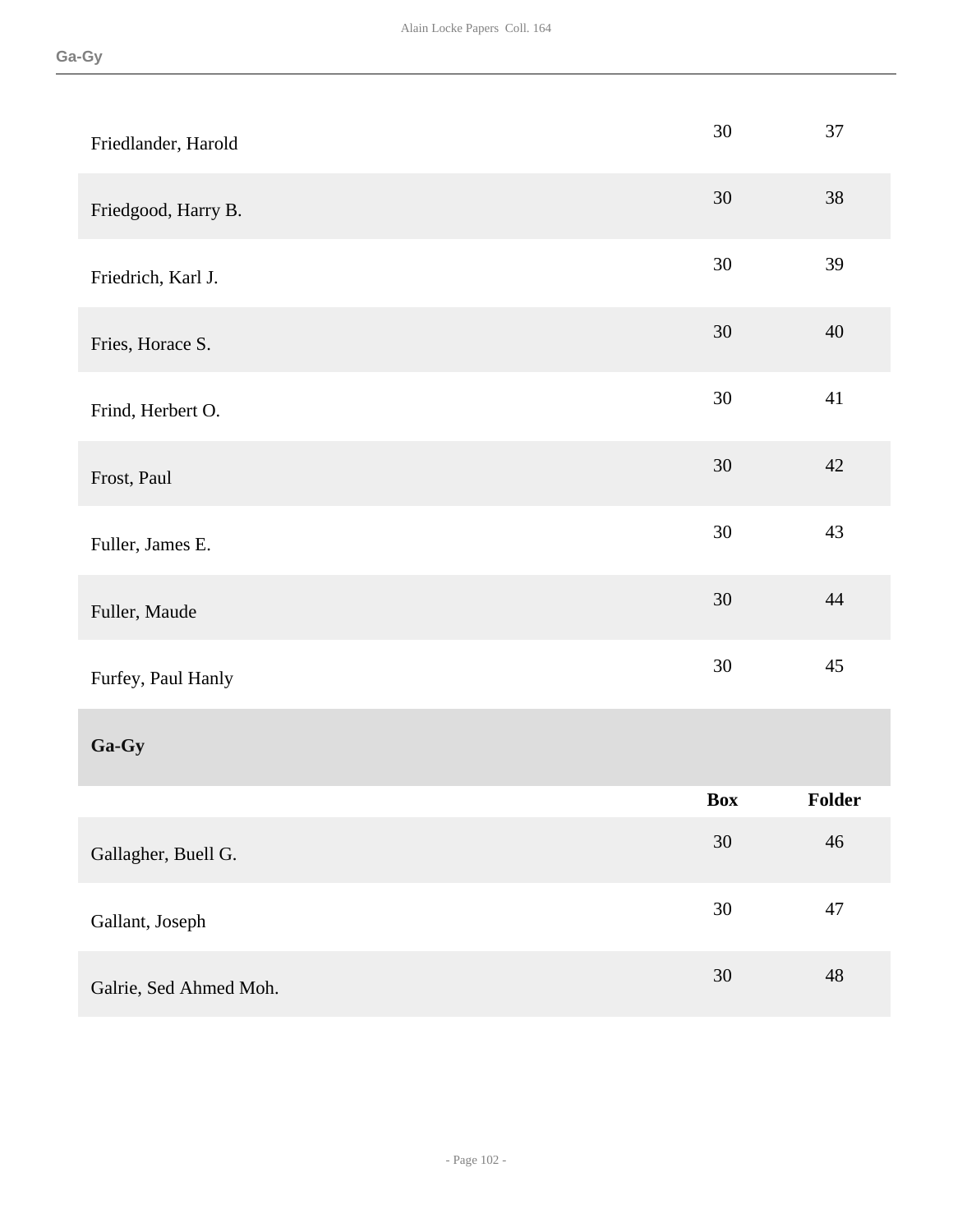| | | |
|---|---|---|
| Friedlander, Harold | 30 | 37 |
| Friedgood, Harry B. | 30 | 38 |
| Friedrich, Karl J. | 30 | 39 |
| Fries, Horace S. | 30 | 40 |
| Frind, Herbert O. | 30 | 41 |
| Frost, Paul | 30 | 42 |
| Fuller, James E. | 30 | 43 |
| Fuller, Maude | 30 | 44 |
| Furfey, Paul Hanly | 30 | 45 |

## Ga-Gy

| | Box | Folder |
|---|---|---|
| Gallagher, Buell G. | 30 | 46 |
| Gallant, Joseph | 30 | 47 |
| Galrie, Sed Ahmed Moh. | 30 | 48 |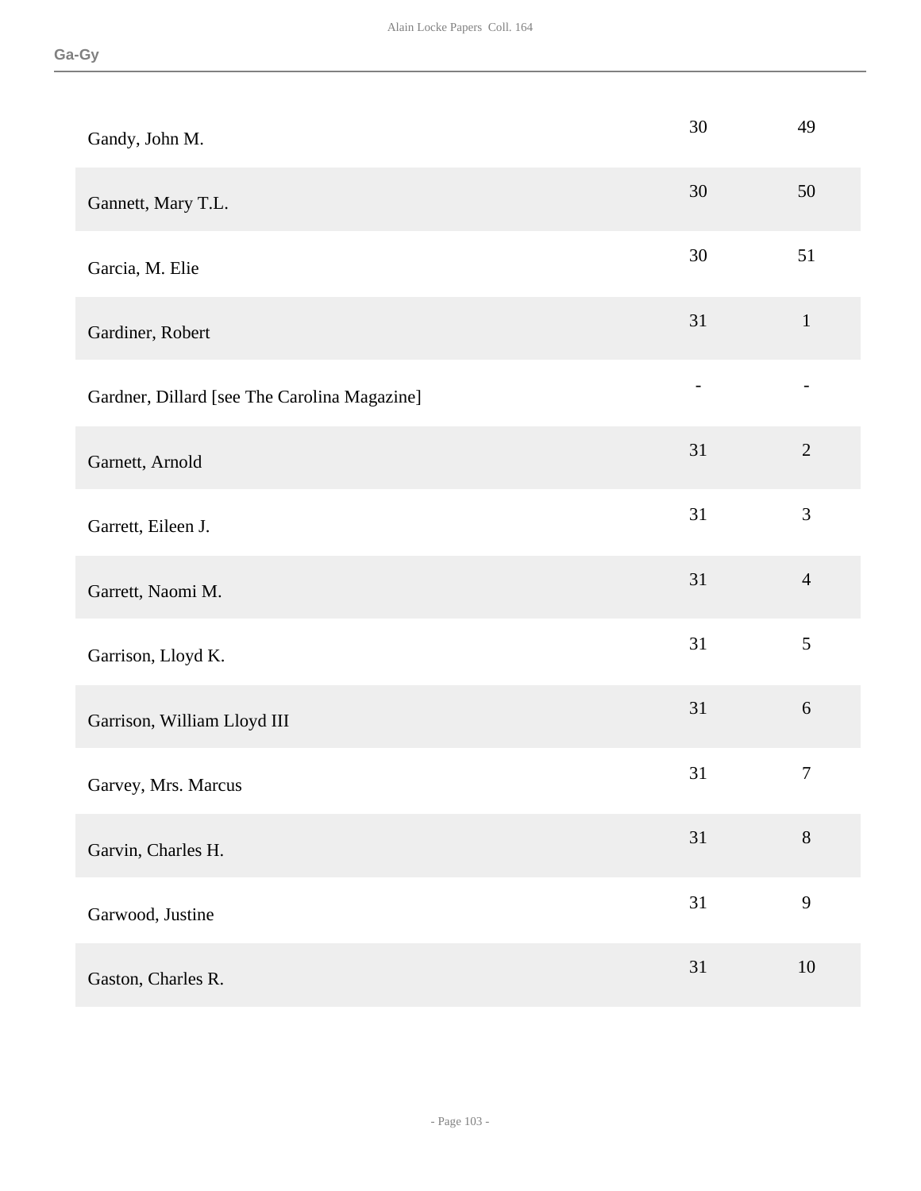| | | |
|---|---|---|
| Gandy, John M. | 30 | 49 |
| Gannett, Mary T.L. | 30 | 50 |
| Garcia, M. Elie | 30 | 51 |
| Gardiner, Robert | 31 | 1 |
| Gardner, Dillard [see The Carolina Magazine] | - | - |
| Garnett, Arnold | 31 | 2 |
| Garrett, Eileen J. | 31 | 3 |
| Garrett, Naomi M. | 31 | 4 |
| Garrison, Lloyd K. | 31 | 5 |
| Garrison, William Lloyd III | 31 | 6 |
| Garvey, Mrs. Marcus | 31 | 7 |
| Garvin, Charles H. | 31 | 8 |
| Garwood, Justine | 31 | 9 |
| Gaston, Charles R. | 31 | 10 |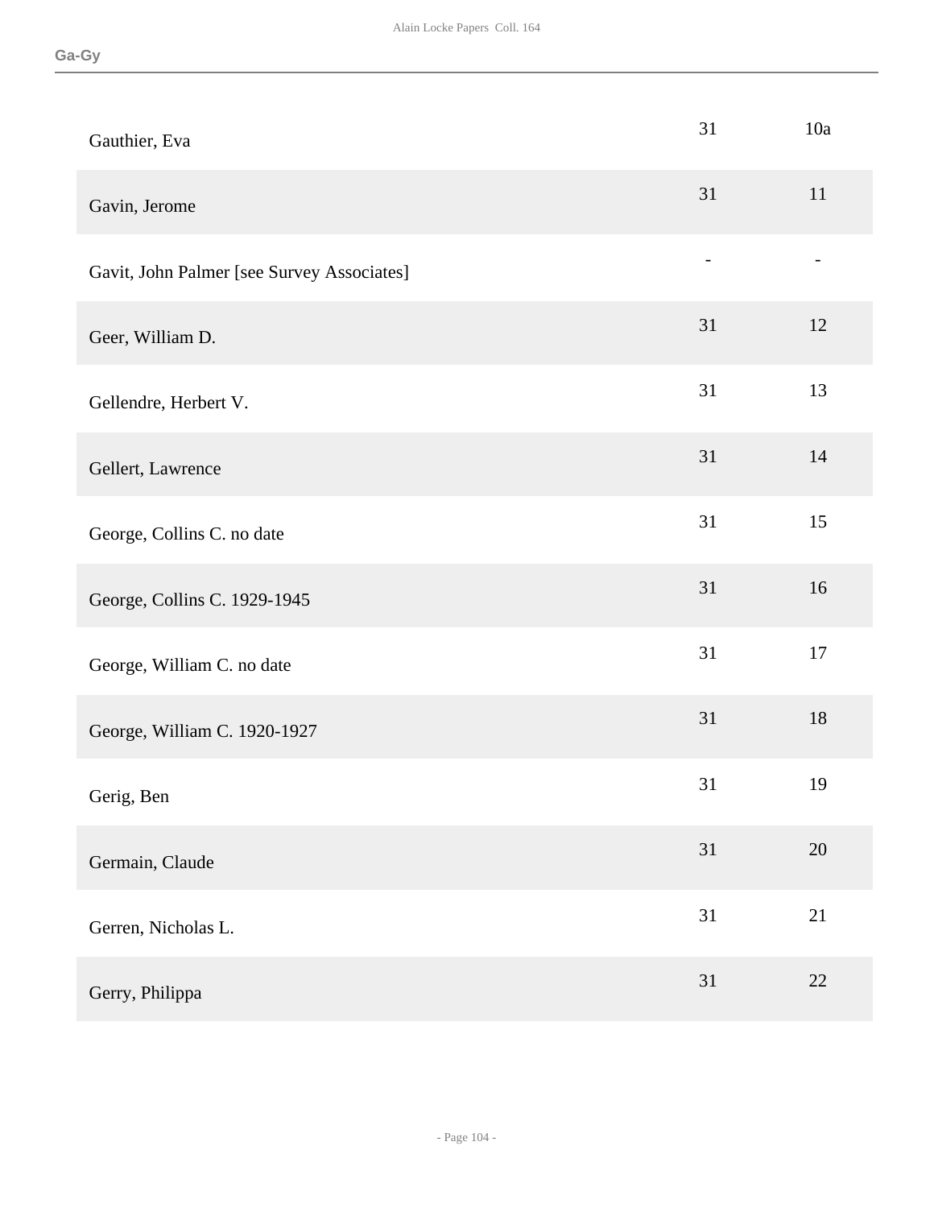| | | |
|---|---|---|
| Gauthier, Eva | 31 | 10a |
| Gavin, Jerome | 31 | 11 |
| Gavit, John Palmer [see Survey Associates] | - | - |
| Geer, William D. | 31 | 12 |
| Gellendre, Herbert V. | 31 | 13 |
| Gellert, Lawrence | 31 | 14 |
| George, Collins C. no date | 31 | 15 |
| George, Collins C. 1929-1945 | 31 | 16 |
| George, William C. no date | 31 | 17 |
| George, William C. 1920-1927 | 31 | 18 |
| Gerig, Ben | 31 | 19 |
| Germain, Claude | 31 | 20 |
| Gerren, Nicholas L. | 31 | 21 |
| Gerry, Philippa | 31 | 22 |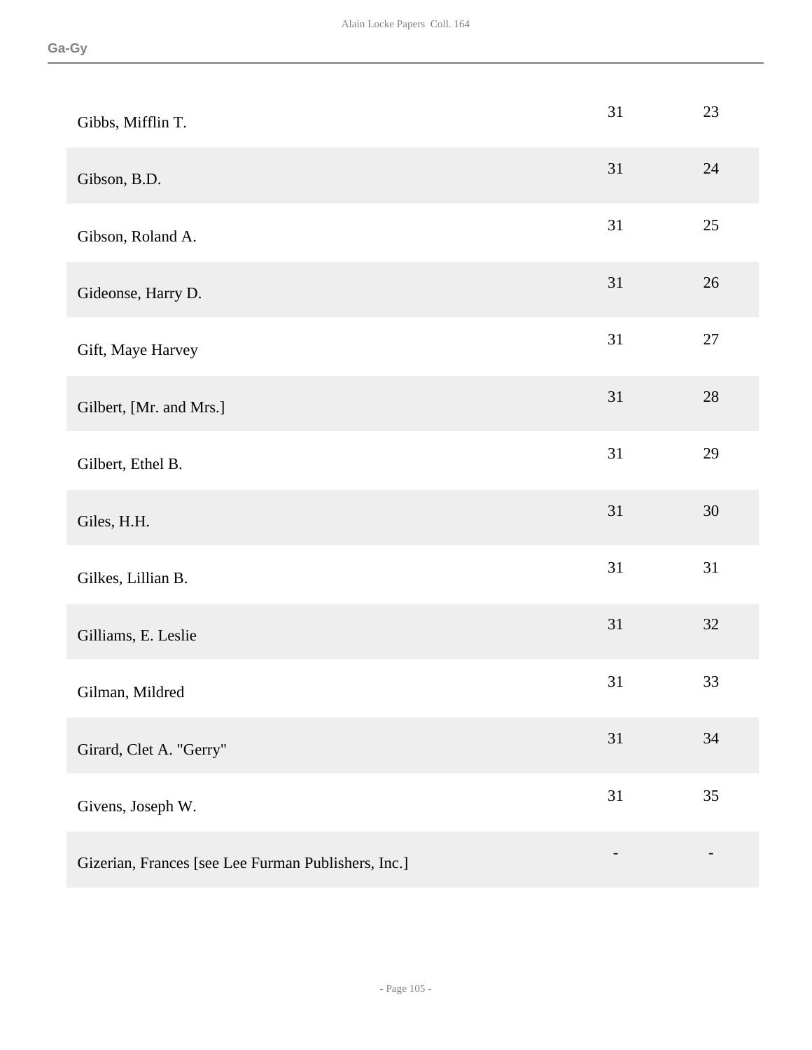| | | |
|---|---|---|
| Gibbs, Mifflin T. | 31 | 23 |
| Gibson, B.D. | 31 | 24 |
| Gibson, Roland A. | 31 | 25 |
| Gideonse, Harry D. | 31 | 26 |
| Gift, Maye Harvey | 31 | 27 |
| Gilbert, [Mr. and Mrs.] | 31 | 28 |
| Gilbert, Ethel B. | 31 | 29 |
| Giles, H.H. | 31 | 30 |
| Gilkes, Lillian B. | 31 | 31 |
| Gilliams, E. Leslie | 31 | 32 |
| Gilman, Mildred | 31 | 33 |
| Girard, Clet A. "Gerry" | 31 | 34 |
| Givens, Joseph W. | 31 | 35 |
| Gizerian, Frances [see Lee Furman Publishers, Inc.] | - | - |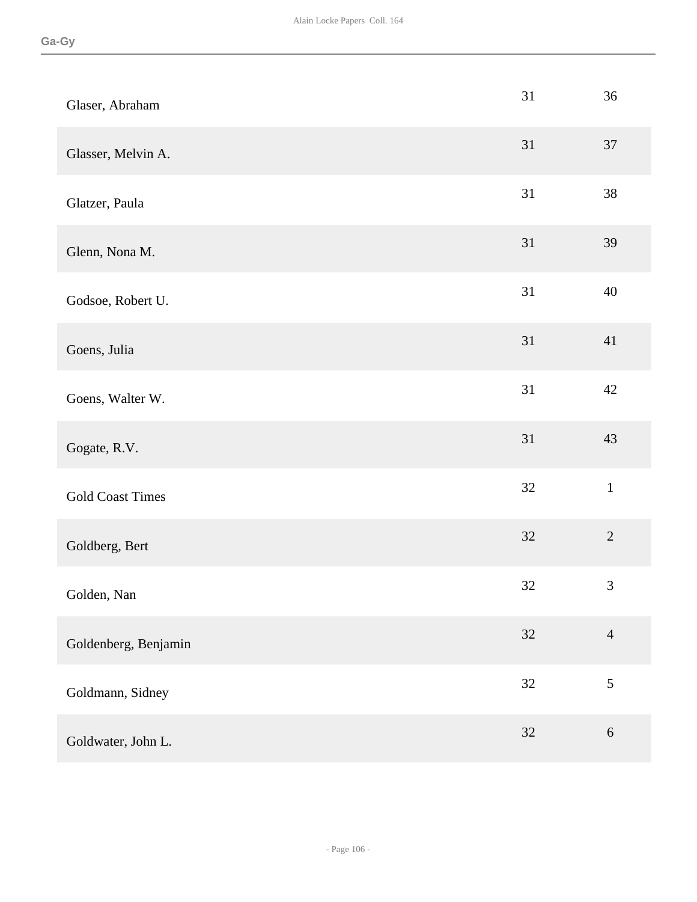| | | |
|---|---|---|
| Glaser, Abraham | 31 | 36 |
| Glasser, Melvin A. | 31 | 37 |
| Glatzer, Paula | 31 | 38 |
| Glenn, Nona M. | 31 | 39 |
| Godsoe, Robert U. | 31 | 40 |
| Goens, Julia | 31 | 41 |
| Goens, Walter W. | 31 | 42 |
| Gogate, R.V. | 31 | 43 |
| Gold Coast Times | 32 | 1 |
| Goldberg, Bert | 32 | 2 |
| Golden, Nan | 32 | 3 |
| Goldenberg, Benjamin | 32 | 4 |
| Goldmann, Sidney | 32 | 5 |
| Goldwater, John L. | 32 | 6 |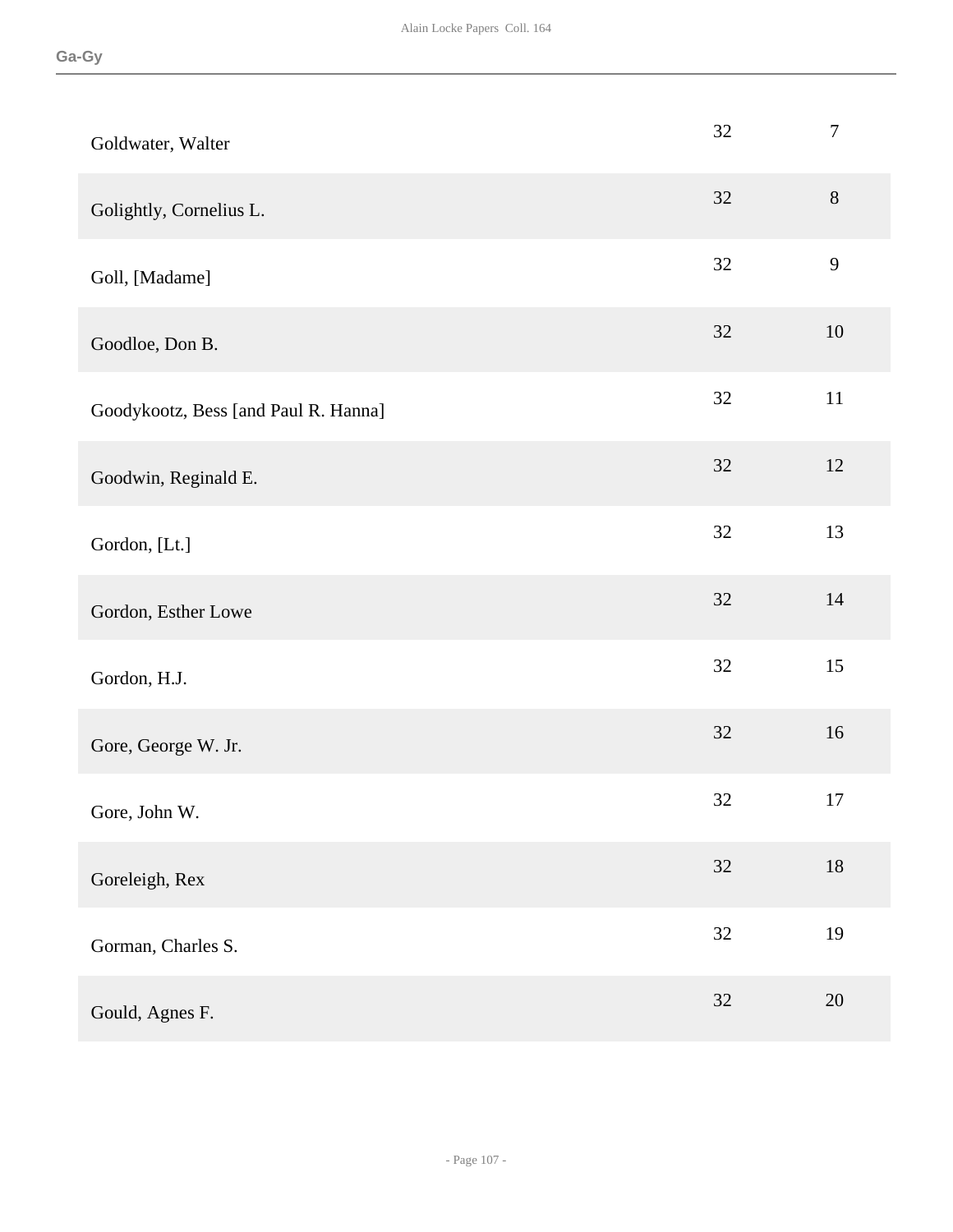| Name | Box | Folder |
| --- | --- | --- |
| Goldwater, Walter | 32 | 7 |
| Golightly, Cornelius L. | 32 | 8 |
| Goll, [Madame] | 32 | 9 |
| Goodloe, Don B. | 32 | 10 |
| Goodykootz, Bess [and Paul R. Hanna] | 32 | 11 |
| Goodwin, Reginald E. | 32 | 12 |
| Gordon, [Lt.] | 32 | 13 |
| Gordon, Esther Lowe | 32 | 14 |
| Gordon, H.J. | 32 | 15 |
| Gore, George W. Jr. | 32 | 16 |
| Gore, John W. | 32 | 17 |
| Goreleigh, Rex | 32 | 18 |
| Gorman, Charles S. | 32 | 19 |
| Gould, Agnes F. | 32 | 20 |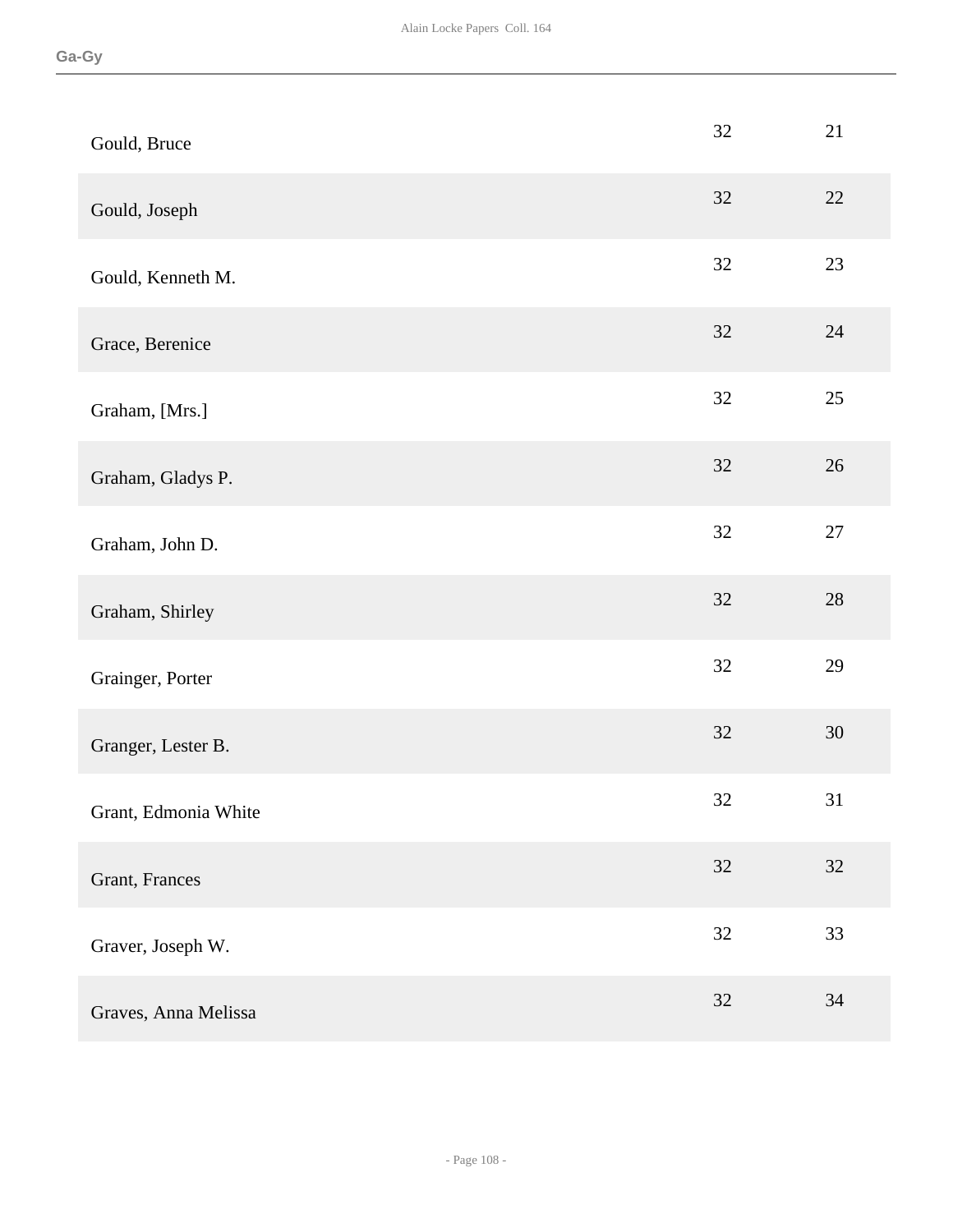| | | |
|---|---|---|
| Gould, Bruce | 32 | 21 |
| Gould, Joseph | 32 | 22 |
| Gould, Kenneth M. | 32 | 23 |
| Grace, Berenice | 32 | 24 |
| Graham, [Mrs.] | 32 | 25 |
| Graham, Gladys P. | 32 | 26 |
| Graham, John D. | 32 | 27 |
| Graham, Shirley | 32 | 28 |
| Grainger, Porter | 32 | 29 |
| Granger, Lester B. | 32 | 30 |
| Grant, Edmonia White | 32 | 31 |
| Grant, Frances | 32 | 32 |
| Graver, Joseph W. | 32 | 33 |
| Graves, Anna Melissa | 32 | 34 |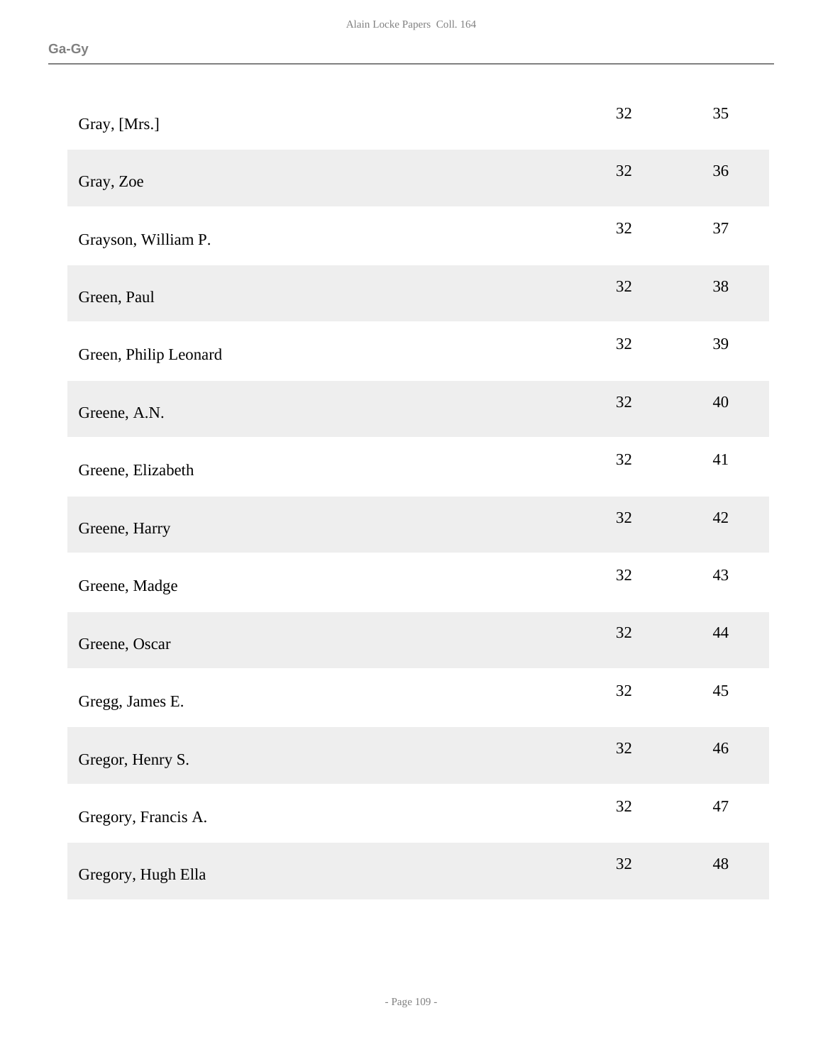| | | |
|---|---|---|
| Gray, [Mrs.] | 32 | 35 |
| Gray, Zoe | 32 | 36 |
| Grayson, William P. | 32 | 37 |
| Green, Paul | 32 | 38 |
| Green, Philip Leonard | 32 | 39 |
| Greene, A.N. | 32 | 40 |
| Greene, Elizabeth | 32 | 41 |
| Greene, Harry | 32 | 42 |
| Greene, Madge | 32 | 43 |
| Greene, Oscar | 32 | 44 |
| Gregg, James E. | 32 | 45 |
| Gregor, Henry S. | 32 | 46 |
| Gregory, Francis A. | 32 | 47 |
| Gregory, Hugh Ella | 32 | 48 |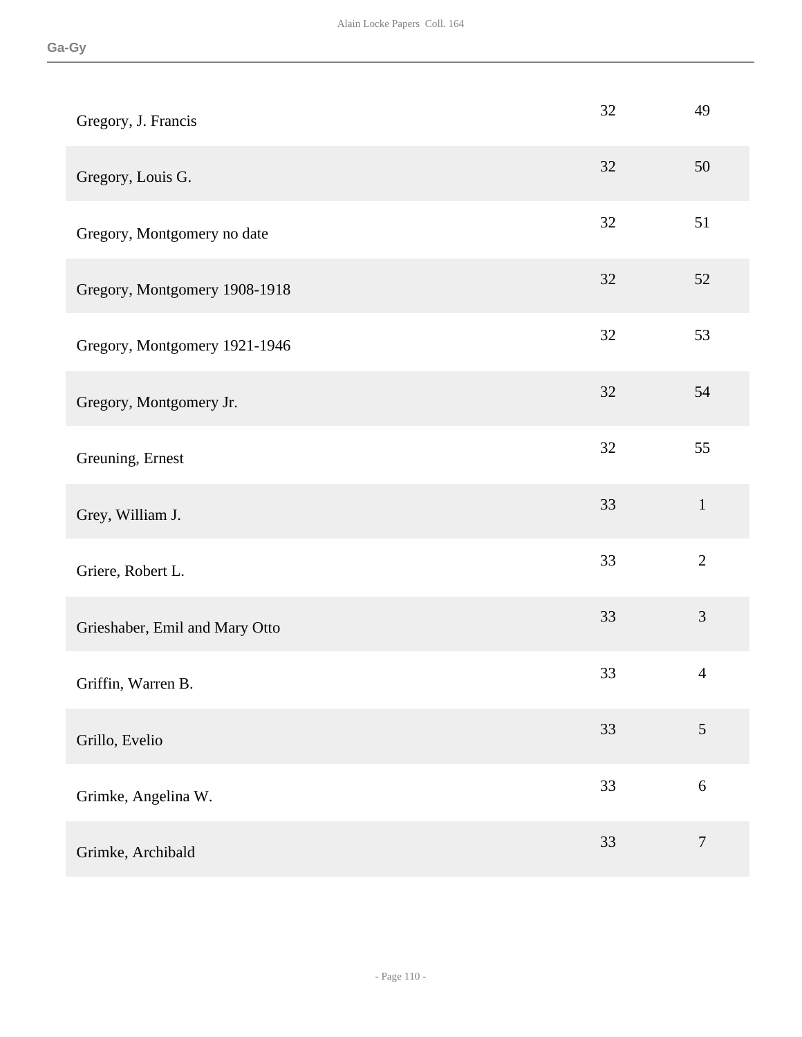| | | |
|---|---|---|
| Gregory, J. Francis | 32 | 49 |
| Gregory, Louis G. | 32 | 50 |
| Gregory, Montgomery no date | 32 | 51 |
| Gregory, Montgomery 1908-1918 | 32 | 52 |
| Gregory, Montgomery 1921-1946 | 32 | 53 |
| Gregory, Montgomery Jr. | 32 | 54 |
| Greuning, Ernest | 32 | 55 |
| Grey, William J. | 33 | 1 |
| Griere, Robert L. | 33 | 2 |
| Grieshaber, Emil and Mary Otto | 33 | 3 |
| Griffin, Warren B. | 33 | 4 |
| Grillo, Evelio | 33 | 5 |
| Grimke, Angelina W. | 33 | 6 |
| Grimke, Archibald | 33 | 7 |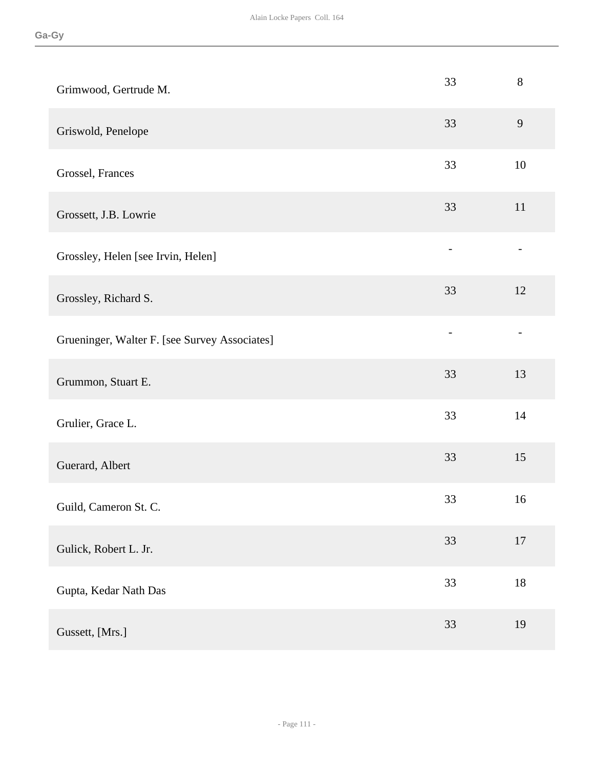| | | |
|---|---|---|
| Grimwood, Gertrude M. | 33 | 8 |
| Griswold, Penelope | 33 | 9 |
| Grossel, Frances | 33 | 10 |
| Grossett, J.B. Lowrie | 33 | 11 |
| Grossley, Helen [see Irvin, Helen] | - | - |
| Grossley, Richard S. | 33 | 12 |
| Grueninger, Walter F. [see Survey Associates] | - | - |
| Grummon, Stuart E. | 33 | 13 |
| Grulier, Grace L. | 33 | 14 |
| Guerard, Albert | 33 | 15 |
| Guild, Cameron St. C. | 33 | 16 |
| Gulick, Robert L. Jr. | 33 | 17 |
| Gupta, Kedar Nath Das | 33 | 18 |
| Gussett, [Mrs.] | 33 | 19 |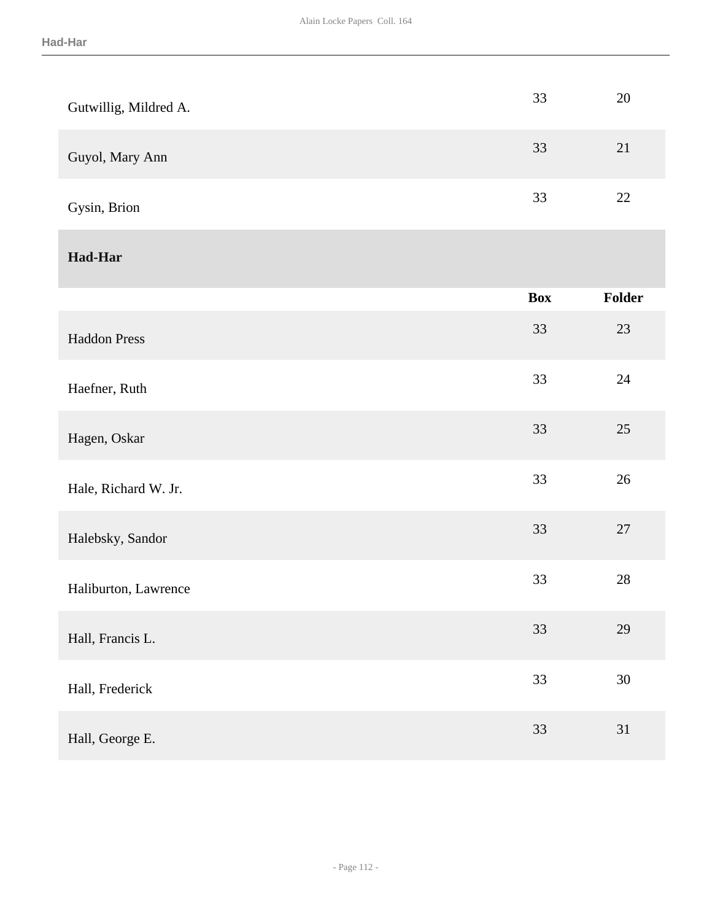| | | |
|---|---|---|
| Gutwillig, Mildred A. | 33 | 20 |
| Guyol, Mary Ann | 33 | 21 |
| Gysin, Brion | 33 | 22 |

## Had-Har

| | Box | Folder |
|---|---|---|
| Haddon Press | 33 | 23 |
| Haefner, Ruth | 33 | 24 |
| Hagen, Oskar | 33 | 25 |
| Hale, Richard W. Jr. | 33 | 26 |
| Halebsky, Sandor | 33 | 27 |
| Haliburton, Lawrence | 33 | 28 |
| Hall, Francis L. | 33 | 29 |
| Hall, Frederick | 33 | 30 |
| Hall, George E. | 33 | 31 |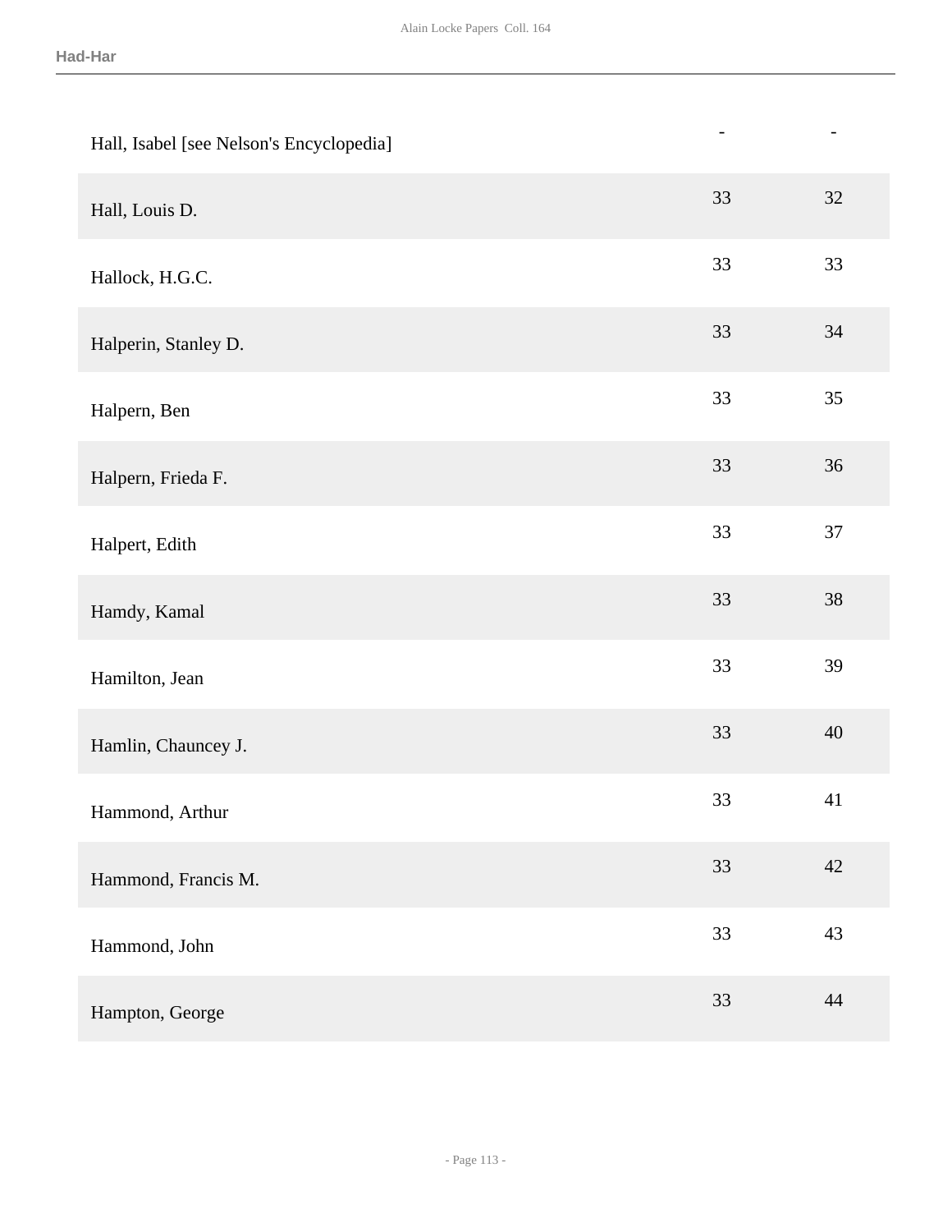| | | |
|---|---|---|
| Hall, Isabel [see Nelson's Encyclopedia] | - | - |
| Hall, Louis D. | 33 | 32 |
| Hallock, H.G.C. | 33 | 33 |
| Halperin, Stanley D. | 33 | 34 |
| Halpern, Ben | 33 | 35 |
| Halpern, Frieda F. | 33 | 36 |
| Halpert, Edith | 33 | 37 |
| Hamdy, Kamal | 33 | 38 |
| Hamilton, Jean | 33 | 39 |
| Hamlin, Chauncey J. | 33 | 40 |
| Hammond, Arthur | 33 | 41 |
| Hammond, Francis M. | 33 | 42 |
| Hammond, John | 33 | 43 |
| Hampton, George | 33 | 44 |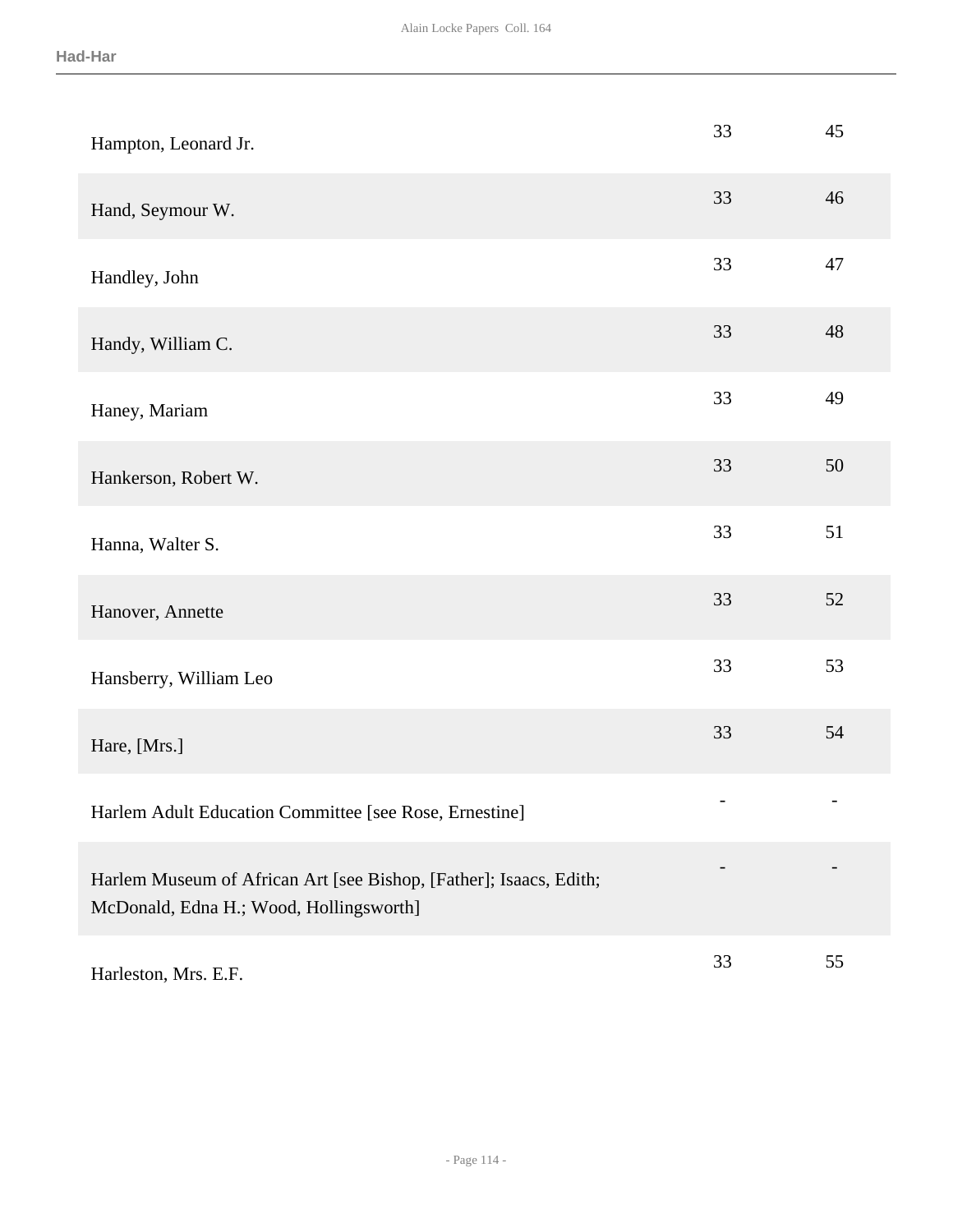| | | |
|---|---|---|
| Hampton, Leonard Jr. | 33 | 45 |
| Hand, Seymour W. | 33 | 46 |
| Handley, John | 33 | 47 |
| Handy, William C. | 33 | 48 |
| Haney, Mariam | 33 | 49 |
| Hankerson, Robert W. | 33 | 50 |
| Hanna, Walter S. | 33 | 51 |
| Hanover, Annette | 33 | 52 |
| Hansberry, William Leo | 33 | 53 |
| Hare, [Mrs.] | 33 | 54 |
| Harlem Adult Education Committee [see Rose, Ernestine] | - | - |
| Harlem Museum of African Art [see Bishop, [Father]; Isaacs, Edith; McDonald, Edna H.; Wood, Hollingsworth] | - | - |
| Harleston, Mrs. E.F. | 33 | 55 |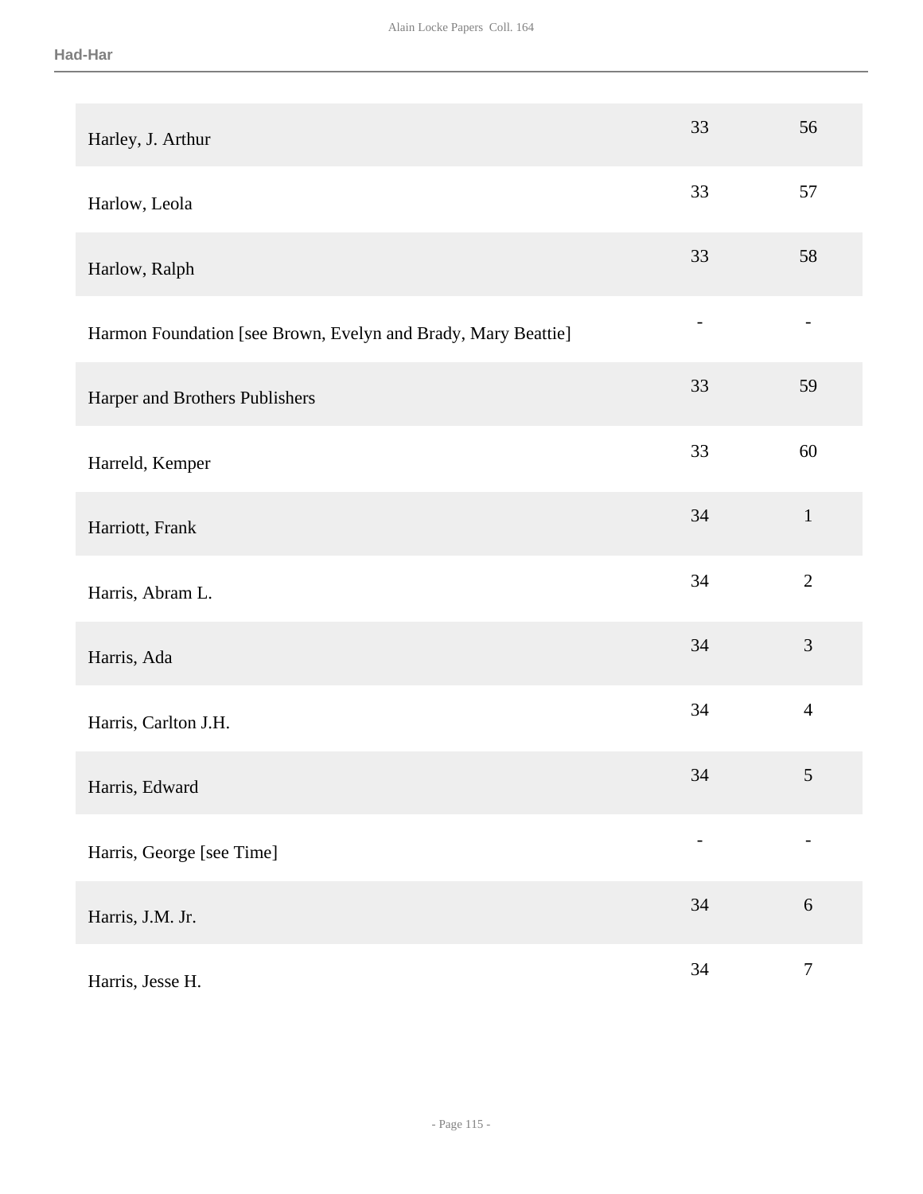| | | |
|---|---|---|
| Harley, J. Arthur | 33 | 56 |
| Harlow, Leola | 33 | 57 |
| Harlow, Ralph | 33 | 58 |
| Harmon Foundation [see Brown, Evelyn and Brady, Mary Beattie] | - | - |
| Harper and Brothers Publishers | 33 | 59 |
| Harreld, Kemper | 33 | 60 |
| Harriott, Frank | 34 | 1 |
| Harris, Abram L. | 34 | 2 |
| Harris, Ada | 34 | 3 |
| Harris, Carlton J.H. | 34 | 4 |
| Harris, Edward | 34 | 5 |
| Harris, George [see Time] | - | - |
| Harris, J.M. Jr. | 34 | 6 |
| Harris, Jesse H. | 34 | 7 |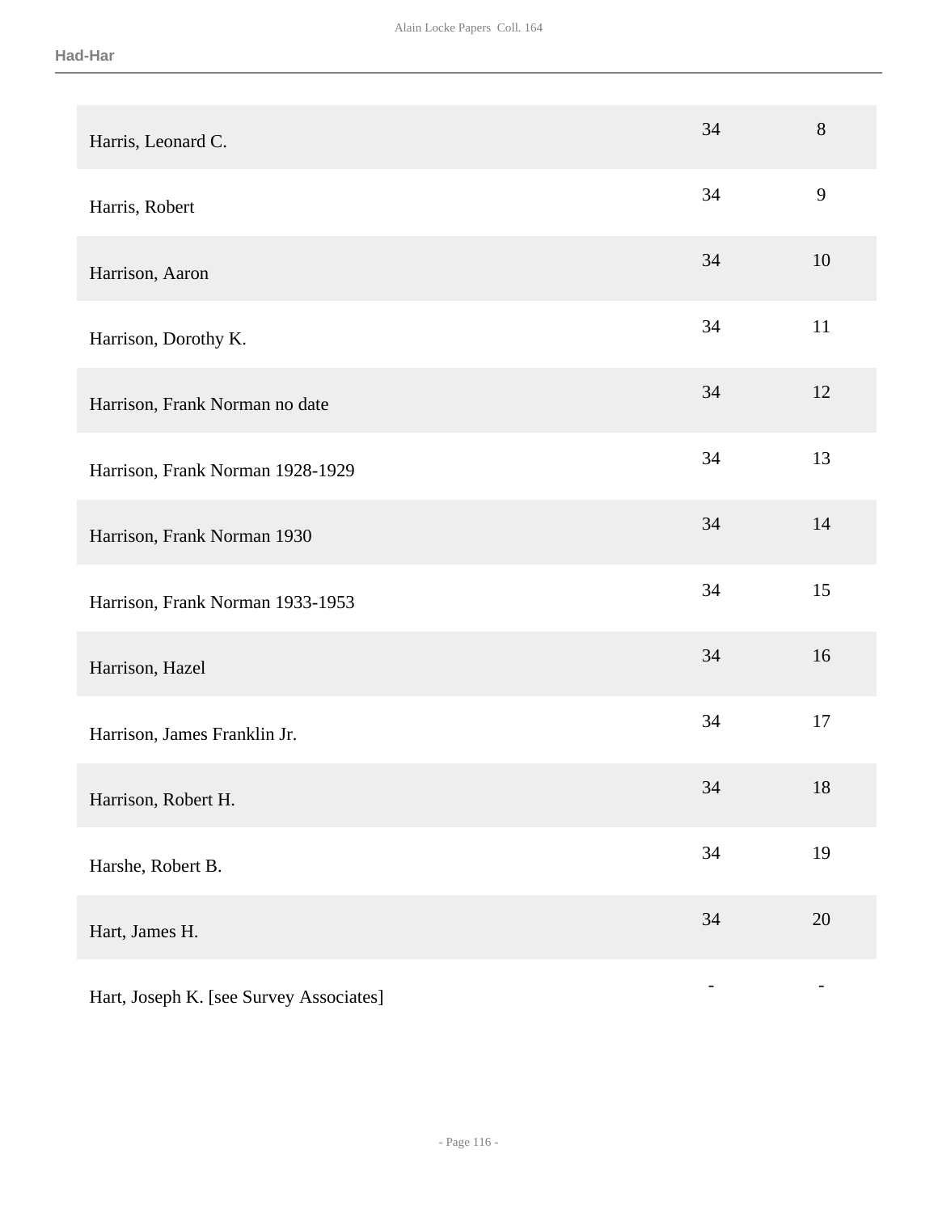| | | |
|---|---|---|
| Harris, Leonard C. | 34 | 8 |
| Harris, Robert | 34 | 9 |
| Harrison, Aaron | 34 | 10 |
| Harrison, Dorothy K. | 34 | 11 |
| Harrison, Frank Norman no date | 34 | 12 |
| Harrison, Frank Norman 1928-1929 | 34 | 13 |
| Harrison, Frank Norman 1930 | 34 | 14 |
| Harrison, Frank Norman 1933-1953 | 34 | 15 |
| Harrison, Hazel | 34 | 16 |
| Harrison, James Franklin Jr. | 34 | 17 |
| Harrison, Robert H. | 34 | 18 |
| Harshe, Robert B. | 34 | 19 |
| Hart, James H. | 34 | 20 |
| Hart, Joseph K. [see Survey Associates] | - | - |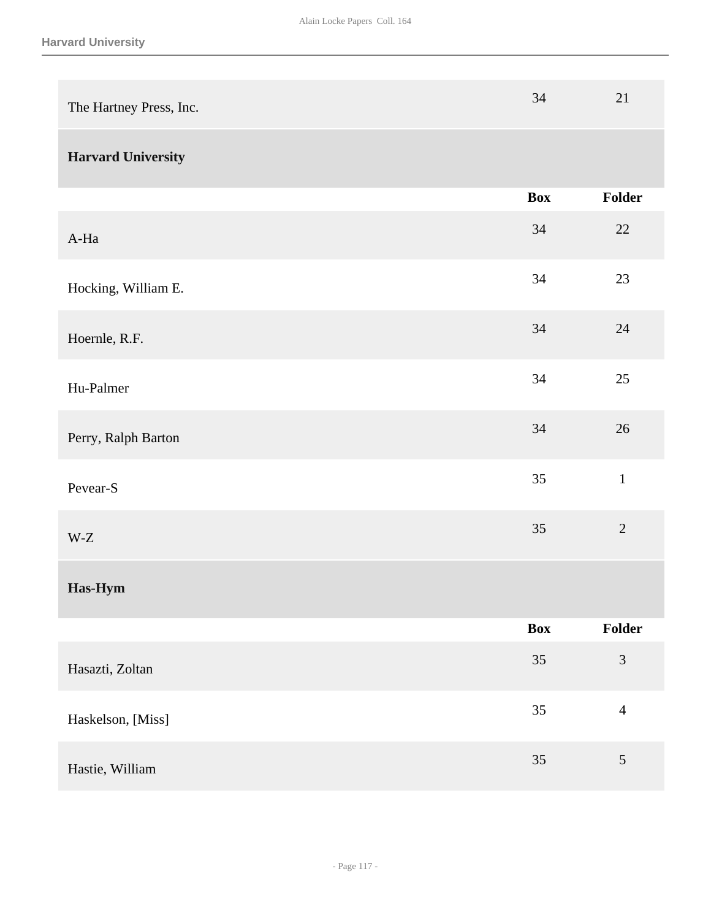| | Box | Folder |
|---|---|---|
| The Hartney Press, Inc. | 34 | 21 |

### Harvard University

| | Box | Folder |
|---|---|---|
| A-Ha | 34 | 22 |
| Hocking, William E. | 34 | 23 |
| Hoernle, R.F. | 34 | 24 |
| Hu-Palmer | 34 | 25 |
| Perry, Ralph Barton | 34 | 26 |
| Pevear-S | 35 | 1 |
| W-Z | 35 | 2 |

### Has-Hym

| | Box | Folder |
|---|---|---|
| Hasazti, Zoltan | 35 | 3 |
| Haskelson, [Miss] | 35 | 4 |
| Hastie, William | 35 | 5 |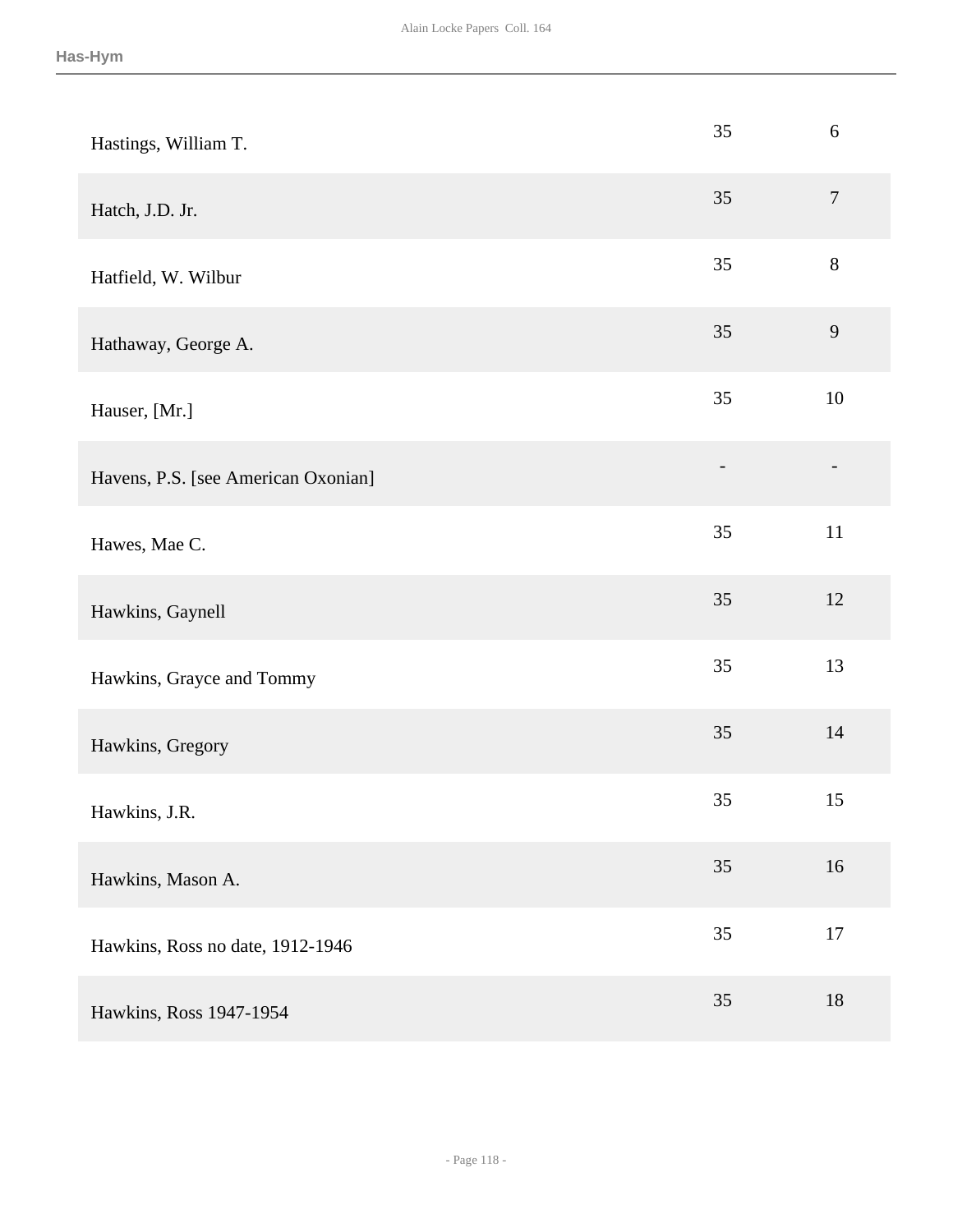| | | |
|---|---|---|
| Hastings, William T. | 35 | 6 |
| Hatch, J.D. Jr. | 35 | 7 |
| Hatfield, W. Wilbur | 35 | 8 |
| Hathaway, George A. | 35 | 9 |
| Hauser, [Mr.] | 35 | 10 |
| Havens, P.S. [see American Oxonian] | - | - |
| Hawes, Mae C. | 35 | 11 |
| Hawkins, Gaynell | 35 | 12 |
| Hawkins, Grayce and Tommy | 35 | 13 |
| Hawkins, Gregory | 35 | 14 |
| Hawkins, J.R. | 35 | 15 |
| Hawkins, Mason A. | 35 | 16 |
| Hawkins, Ross no date, 1912-1946 | 35 | 17 |
| Hawkins, Ross 1947-1954 | 35 | 18 |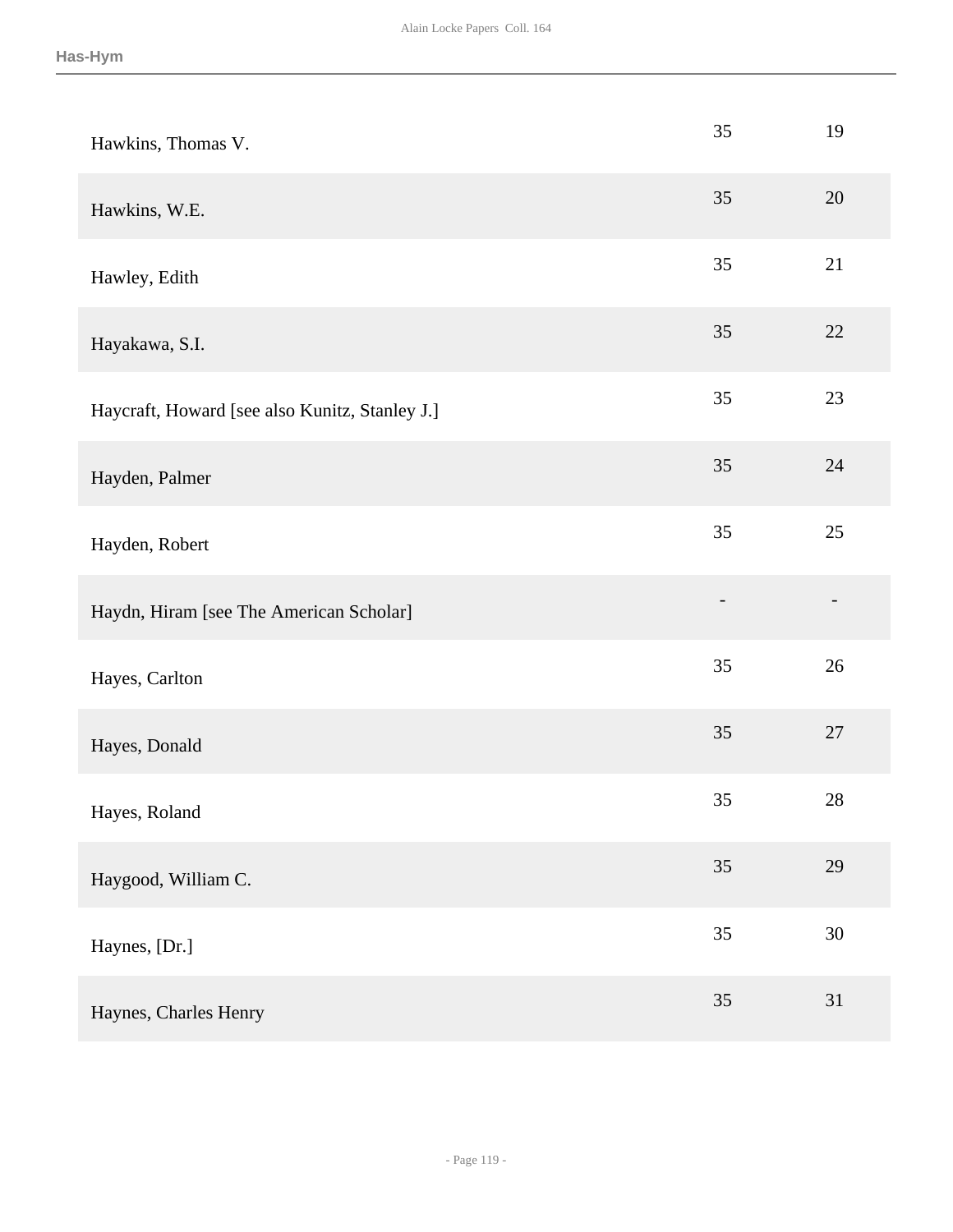| | | |
|---|---|---|
| Hawkins, Thomas V. | 35 | 19 |
| Hawkins, W.E. | 35 | 20 |
| Hawley, Edith | 35 | 21 |
| Hayakawa, S.I. | 35 | 22 |
| Haycraft, Howard [see also Kunitz, Stanley J.] | 35 | 23 |
| Hayden, Palmer | 35 | 24 |
| Hayden, Robert | 35 | 25 |
| Haydn, Hiram [see The American Scholar] | - | - |
| Hayes, Carlton | 35 | 26 |
| Hayes, Donald | 35 | 27 |
| Hayes, Roland | 35 | 28 |
| Haygood, William C. | 35 | 29 |
| Haynes, [Dr.] | 35 | 30 |
| Haynes, Charles Henry | 35 | 31 |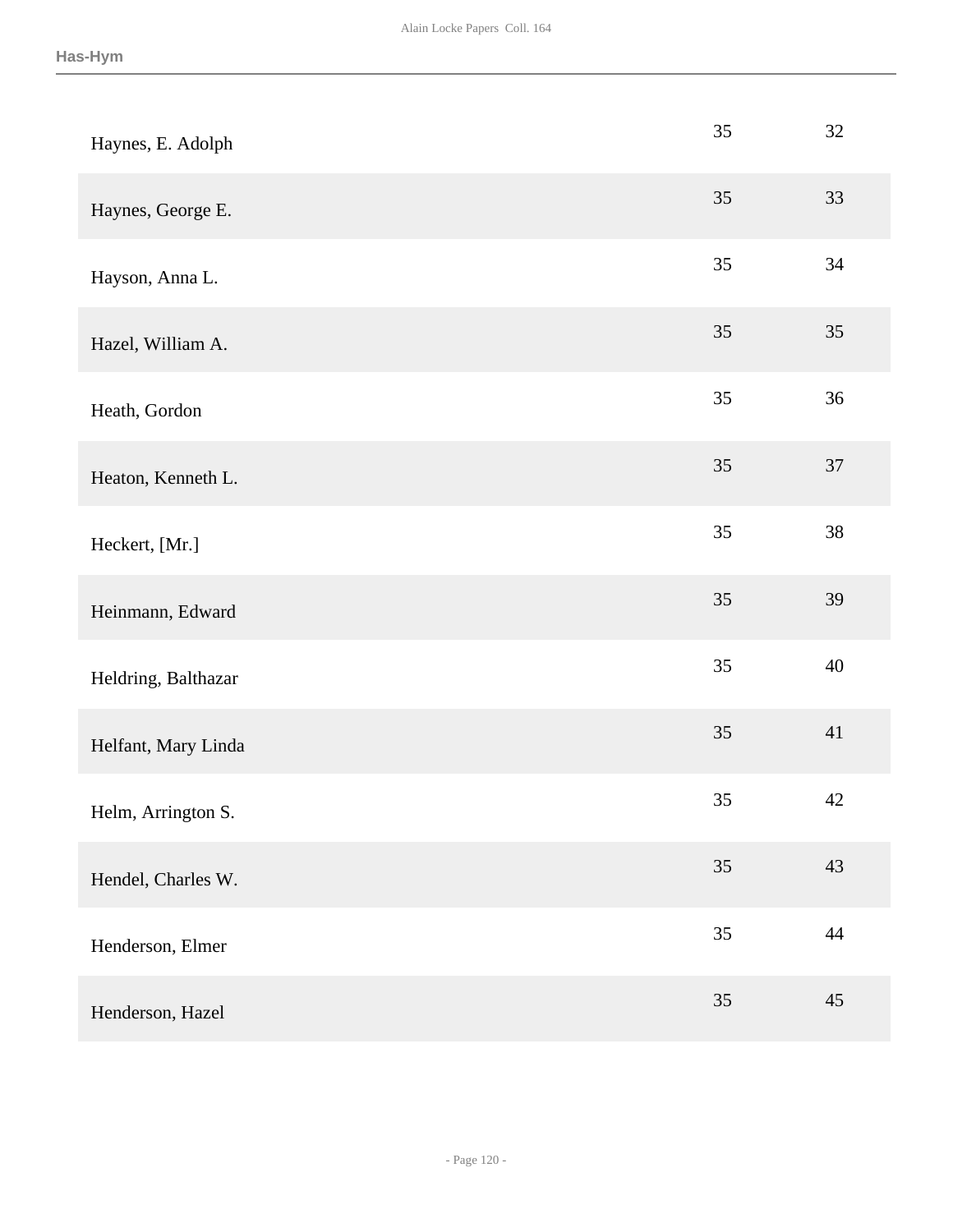| | | |
|---|---|---|
| Haynes, E. Adolph | 35 | 32 |
| Haynes, George E. | 35 | 33 |
| Hayson, Anna L. | 35 | 34 |
| Hazel, William A. | 35 | 35 |
| Heath, Gordon | 35 | 36 |
| Heaton, Kenneth L. | 35 | 37 |
| Heckert, [Mr.] | 35 | 38 |
| Heinmann, Edward | 35 | 39 |
| Heldring, Balthazar | 35 | 40 |
| Helfant, Mary Linda | 35 | 41 |
| Helm, Arrington S. | 35 | 42 |
| Hendel, Charles W. | 35 | 43 |
| Henderson, Elmer | 35 | 44 |
| Henderson, Hazel | 35 | 45 |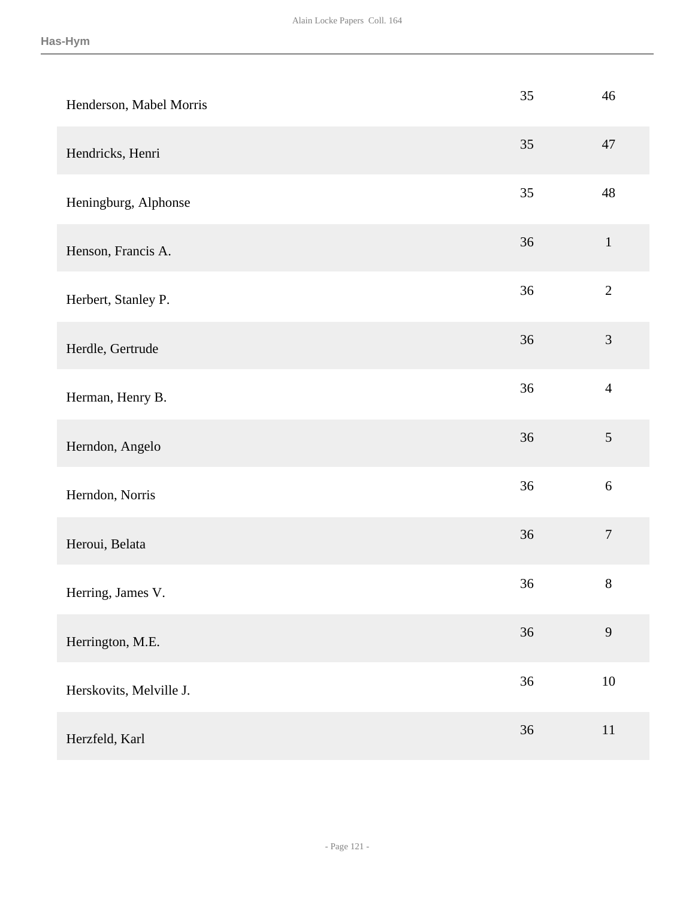| | | |
|---|---|---|
| Henderson, Mabel Morris | 35 | 46 |
| Hendricks, Henri | 35 | 47 |
| Heningburg, Alphonse | 35 | 48 |
| Henson, Francis A. | 36 | 1 |
| Herbert, Stanley P. | 36 | 2 |
| Herdle, Gertrude | 36 | 3 |
| Herman, Henry B. | 36 | 4 |
| Herndon, Angelo | 36 | 5 |
| Herndon, Norris | 36 | 6 |
| Heroui, Belata | 36 | 7 |
| Herring, James V. | 36 | 8 |
| Herrington, M.E. | 36 | 9 |
| Herskovits, Melville J. | 36 | 10 |
| Herzfeld, Karl | 36 | 11 |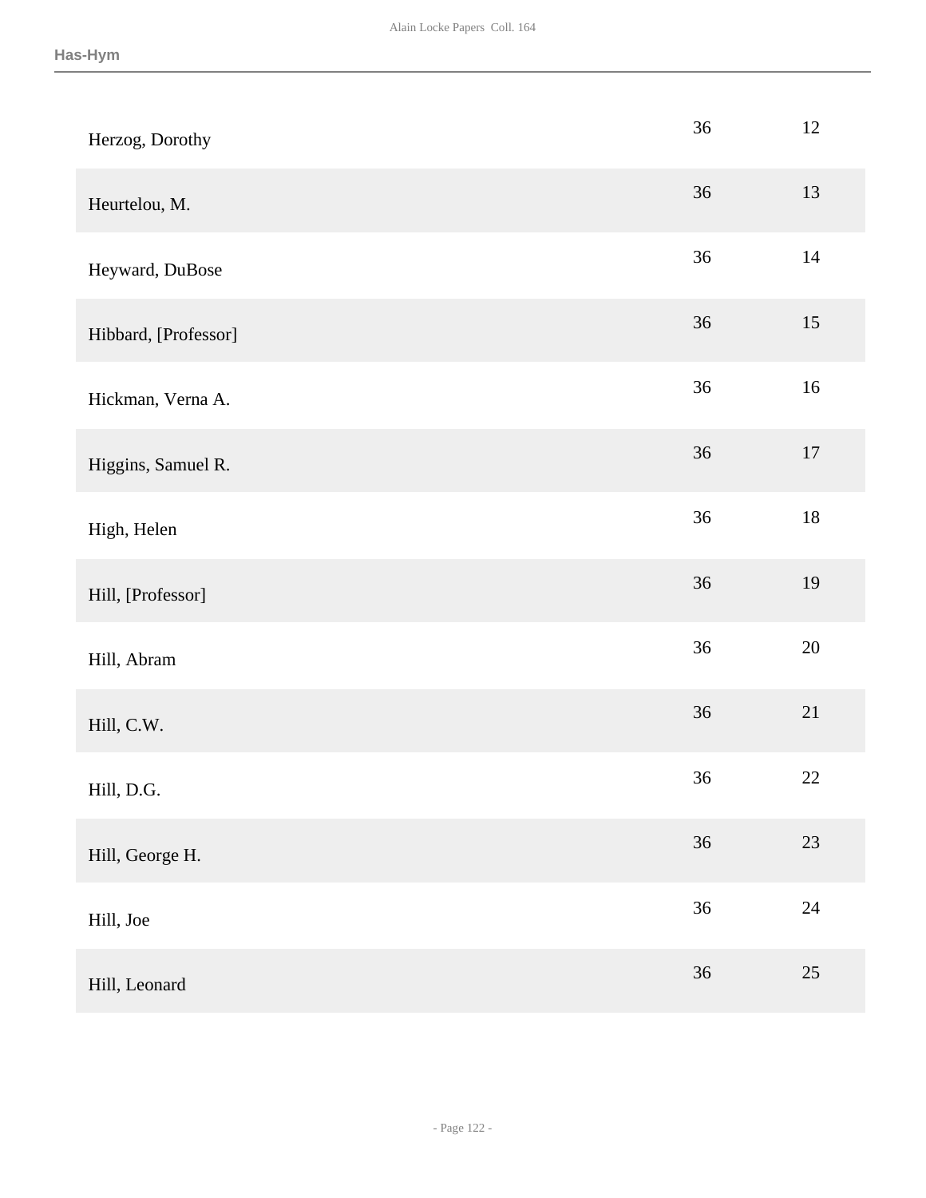| | | |
|---|---|---|
| Herzog, Dorothy | 36 | 12 |
| Heurtelou, M. | 36 | 13 |
| Heyward, DuBose | 36 | 14 |
| Hibbard, [Professor] | 36 | 15 |
| Hickman, Verna A. | 36 | 16 |
| Higgins, Samuel R. | 36 | 17 |
| High, Helen | 36 | 18 |
| Hill, [Professor] | 36 | 19 |
| Hill, Abram | 36 | 20 |
| Hill, C.W. | 36 | 21 |
| Hill, D.G. | 36 | 22 |
| Hill, George H. | 36 | 23 |
| Hill, Joe | 36 | 24 |
| Hill, Leonard | 36 | 25 |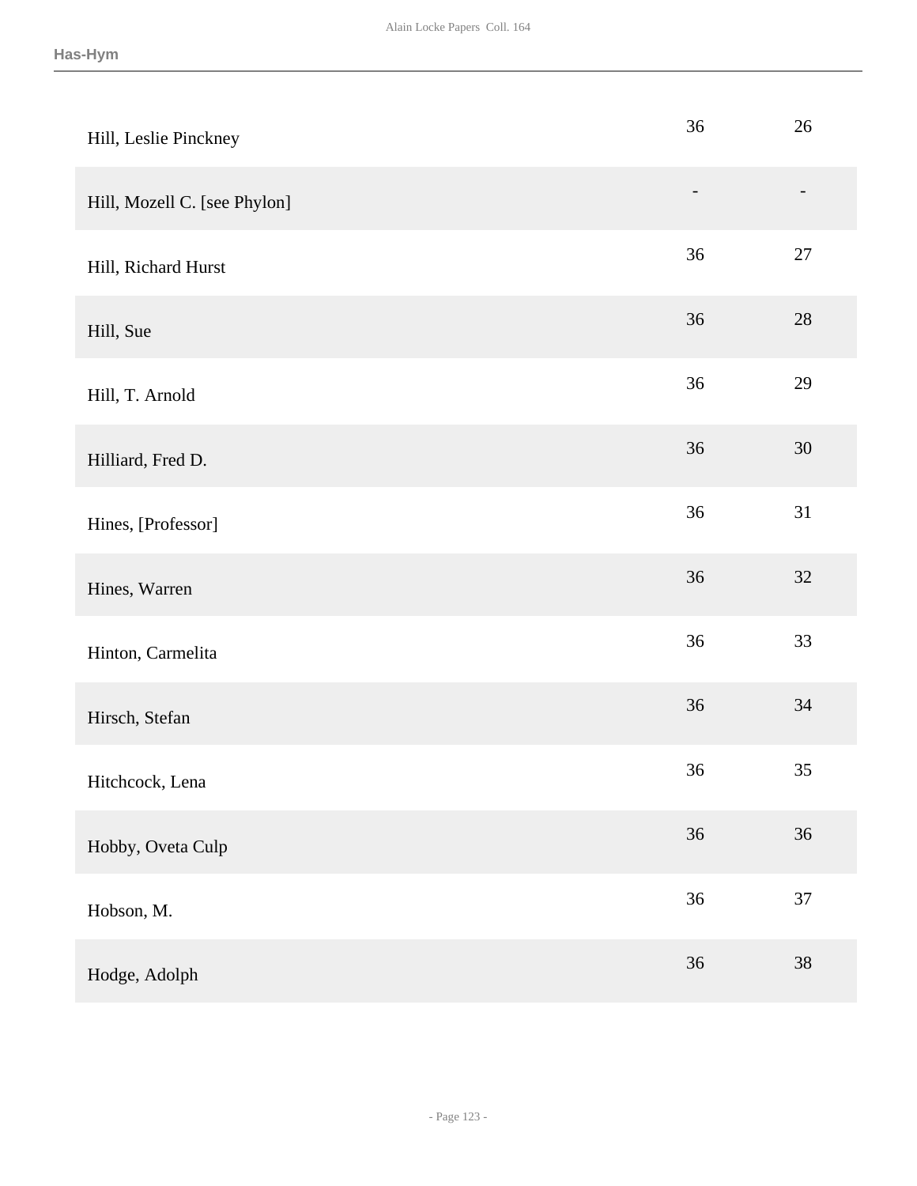| | | |
|---|---|---|
| Hill, Leslie Pinckney | 36 | 26 |
| Hill, Mozell C. [see Phylon] | - | - |
| Hill, Richard Hurst | 36 | 27 |
| Hill, Sue | 36 | 28 |
| Hill, T. Arnold | 36 | 29 |
| Hilliard, Fred D. | 36 | 30 |
| Hines, [Professor] | 36 | 31 |
| Hines, Warren | 36 | 32 |
| Hinton, Carmelita | 36 | 33 |
| Hirsch, Stefan | 36 | 34 |
| Hitchcock, Lena | 36 | 35 |
| Hobby, Oveta Culp | 36 | 36 |
| Hobson, M. | 36 | 37 |
| Hodge, Adolph | 36 | 38 |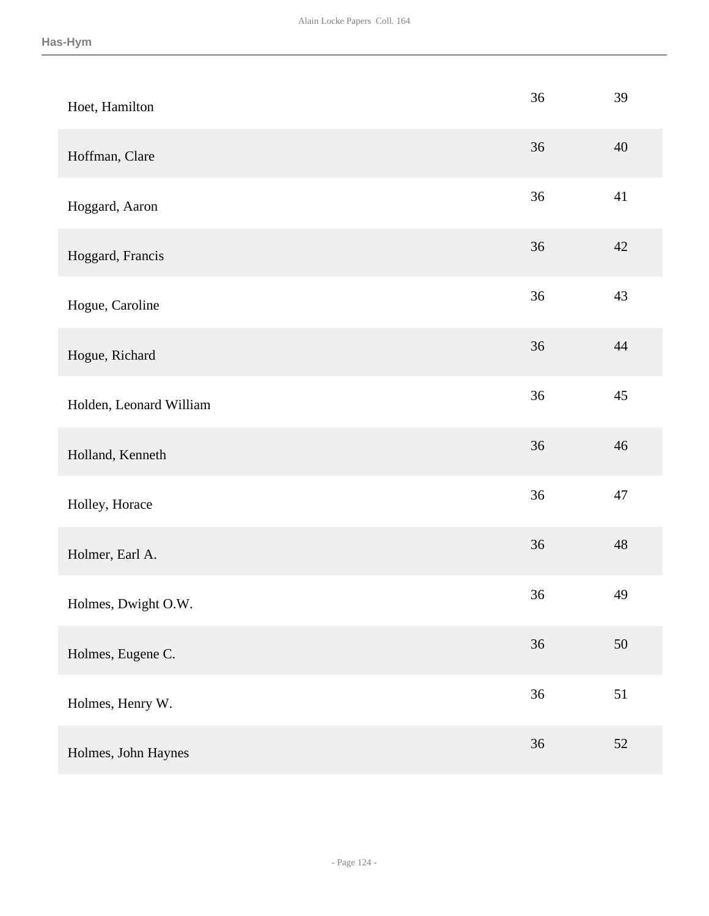| | | |
|---|---|---|
| Hoet, Hamilton | 36 | 39 |
| Hoffman, Clare | 36 | 40 |
| Hoggard, Aaron | 36 | 41 |
| Hoggard, Francis | 36 | 42 |
| Hogue, Caroline | 36 | 43 |
| Hogue, Richard | 36 | 44 |
| Holden, Leonard William | 36 | 45 |
| Holland, Kenneth | 36 | 46 |
| Holley, Horace | 36 | 47 |
| Holmer, Earl A. | 36 | 48 |
| Holmes, Dwight O.W. | 36 | 49 |
| Holmes, Eugene C. | 36 | 50 |
| Holmes, Henry W. | 36 | 51 |
| Holmes, John Haynes | 36 | 52 |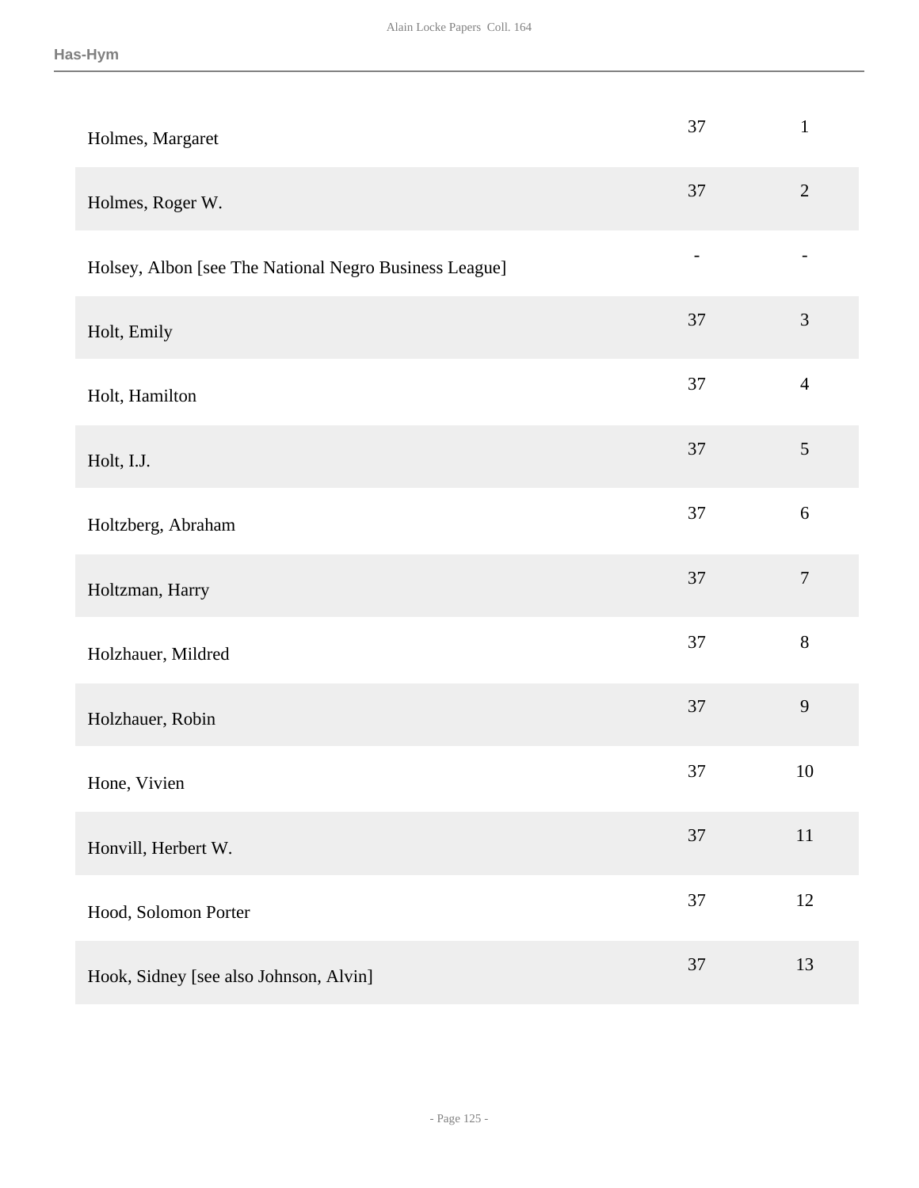| | | |
|---|---|---|
| Holmes, Margaret | 37 | 1 |
| Holmes, Roger W. | 37 | 2 |
| Holsey, Albon [see The National Negro Business League] | - | - |
| Holt, Emily | 37 | 3 |
| Holt, Hamilton | 37 | 4 |
| Holt, I.J. | 37 | 5 |
| Holtzberg, Abraham | 37 | 6 |
| Holtzman, Harry | 37 | 7 |
| Holzhauer, Mildred | 37 | 8 |
| Holzhauer, Robin | 37 | 9 |
| Hone, Vivien | 37 | 10 |
| Honvill, Herbert W. | 37 | 11 |
| Hood, Solomon Porter | 37 | 12 |
| Hook, Sidney [see also Johnson, Alvin] | 37 | 13 |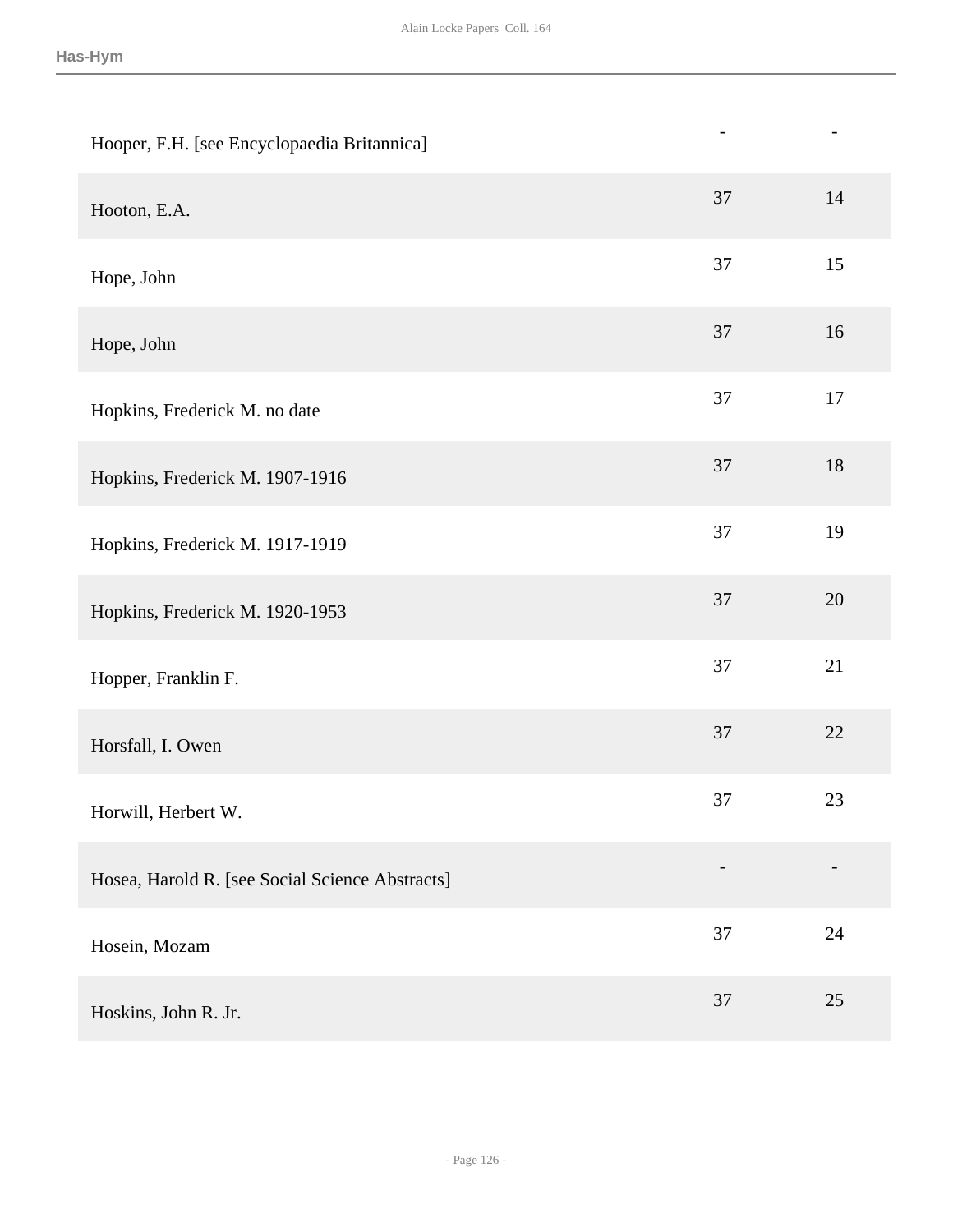| | | |
|---|---|---|
| Hooper, F.H. [see Encyclopaedia Britannica] | - | - |
| Hooton, E.A. | 37 | 14 |
| Hope, John | 37 | 15 |
| Hope, John | 37 | 16 |
| Hopkins, Frederick M. no date | 37 | 17 |
| Hopkins, Frederick M. 1907-1916 | 37 | 18 |
| Hopkins, Frederick M. 1917-1919 | 37 | 19 |
| Hopkins, Frederick M. 1920-1953 | 37 | 20 |
| Hopper, Franklin F. | 37 | 21 |
| Horsfall, I. Owen | 37 | 22 |
| Horwill, Herbert W. | 37 | 23 |
| Hosea, Harold R. [see Social Science Abstracts] | - | - |
| Hosein, Mozam | 37 | 24 |
| Hoskins, John R. Jr. | 37 | 25 |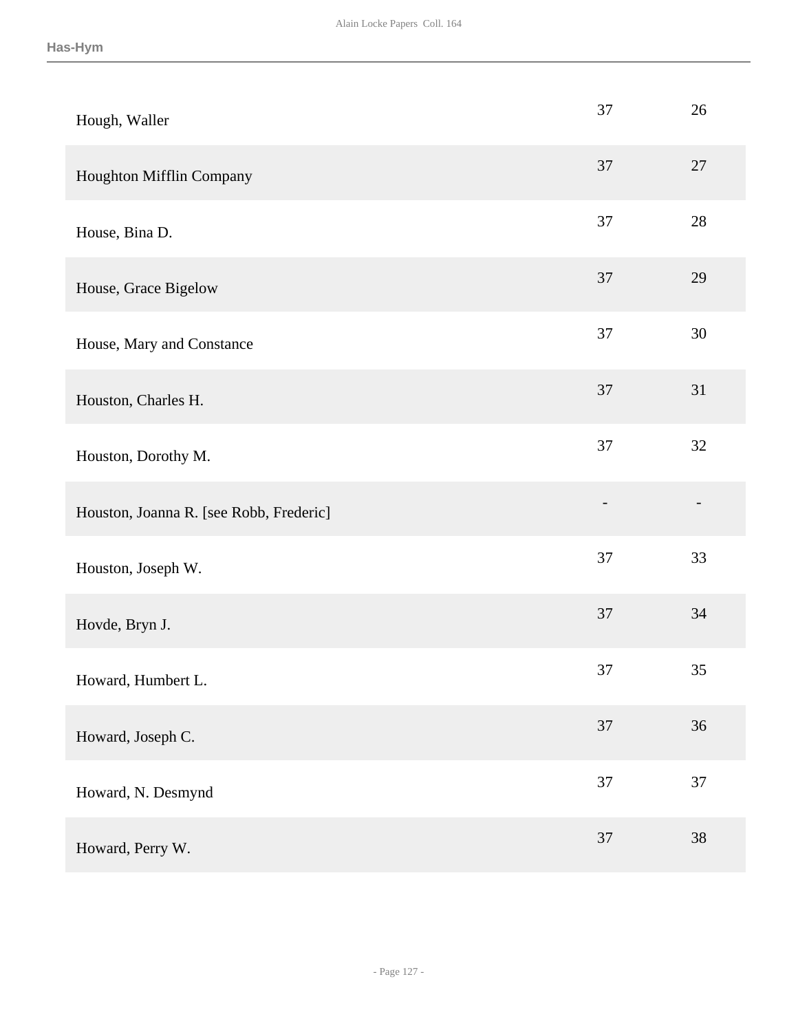| | | |
|---|---|---|
| Hough, Waller | 37 | 26 |
| Houghton Mifflin Company | 37 | 27 |
| House, Bina D. | 37 | 28 |
| House, Grace Bigelow | 37 | 29 |
| House, Mary and Constance | 37 | 30 |
| Houston, Charles H. | 37 | 31 |
| Houston, Dorothy M. | 37 | 32 |
| Houston, Joanna R. [see Robb, Frederic] | - | - |
| Houston, Joseph W. | 37 | 33 |
| Hovde, Bryn J. | 37 | 34 |
| Howard, Humbert L. | 37 | 35 |
| Howard, Joseph C. | 37 | 36 |
| Howard, N. Desmynd | 37 | 37 |
| Howard, Perry W. | 37 | 38 |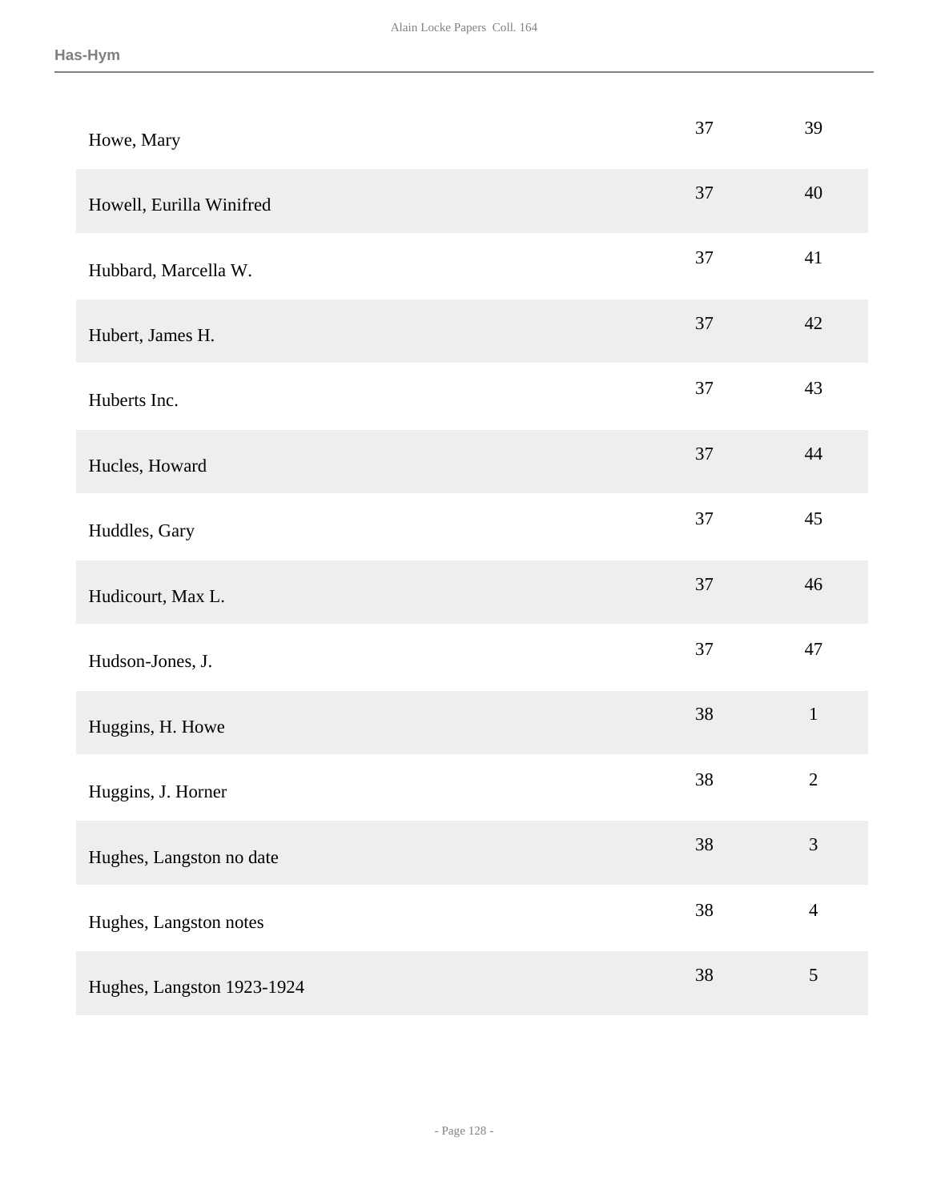| | | |
|---|---|---|
| Howe, Mary | 37 | 39 |
| Howell, Eurilla Winifred | 37 | 40 |
| Hubbard, Marcella W. | 37 | 41 |
| Hubert, James H. | 37 | 42 |
| Huberts Inc. | 37 | 43 |
| Hucles, Howard | 37 | 44 |
| Huddles, Gary | 37 | 45 |
| Hudicourt, Max L. | 37 | 46 |
| Hudson-Jones, J. | 37 | 47 |
| Huggins, H. Howe | 38 | 1 |
| Huggins, J. Horner | 38 | 2 |
| Hughes, Langston no date | 38 | 3 |
| Hughes, Langston notes | 38 | 4 |
| Hughes, Langston 1923-1924 | 38 | 5 |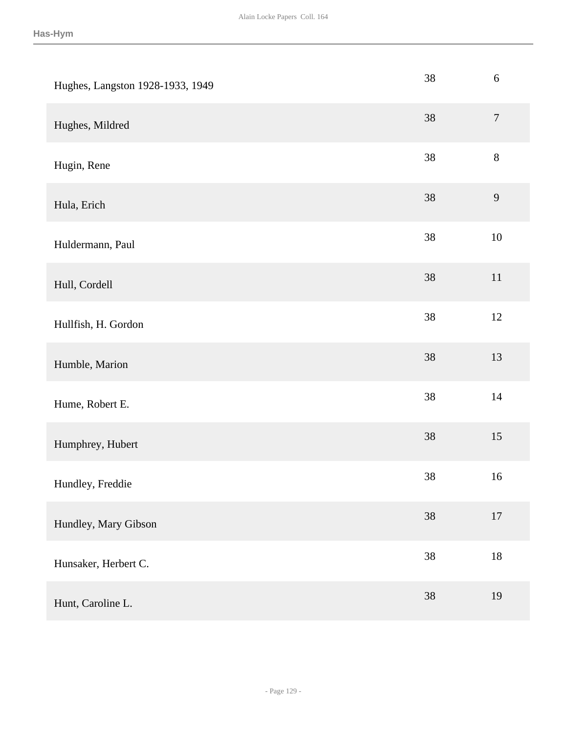| | | |
|---|---|---|
| Hughes, Langston 1928-1933, 1949 | 38 | 6 |
| Hughes, Mildred | 38 | 7 |
| Hugin, Rene | 38 | 8 |
| Hula, Erich | 38 | 9 |
| Huldermann, Paul | 38 | 10 |
| Hull, Cordell | 38 | 11 |
| Hullfish, H. Gordon | 38 | 12 |
| Humble, Marion | 38 | 13 |
| Hume, Robert E. | 38 | 14 |
| Humphrey, Hubert | 38 | 15 |
| Hundley, Freddie | 38 | 16 |
| Hundley, Mary Gibson | 38 | 17 |
| Hunsaker, Herbert C. | 38 | 18 |
| Hunt, Caroline L. | 38 | 19 |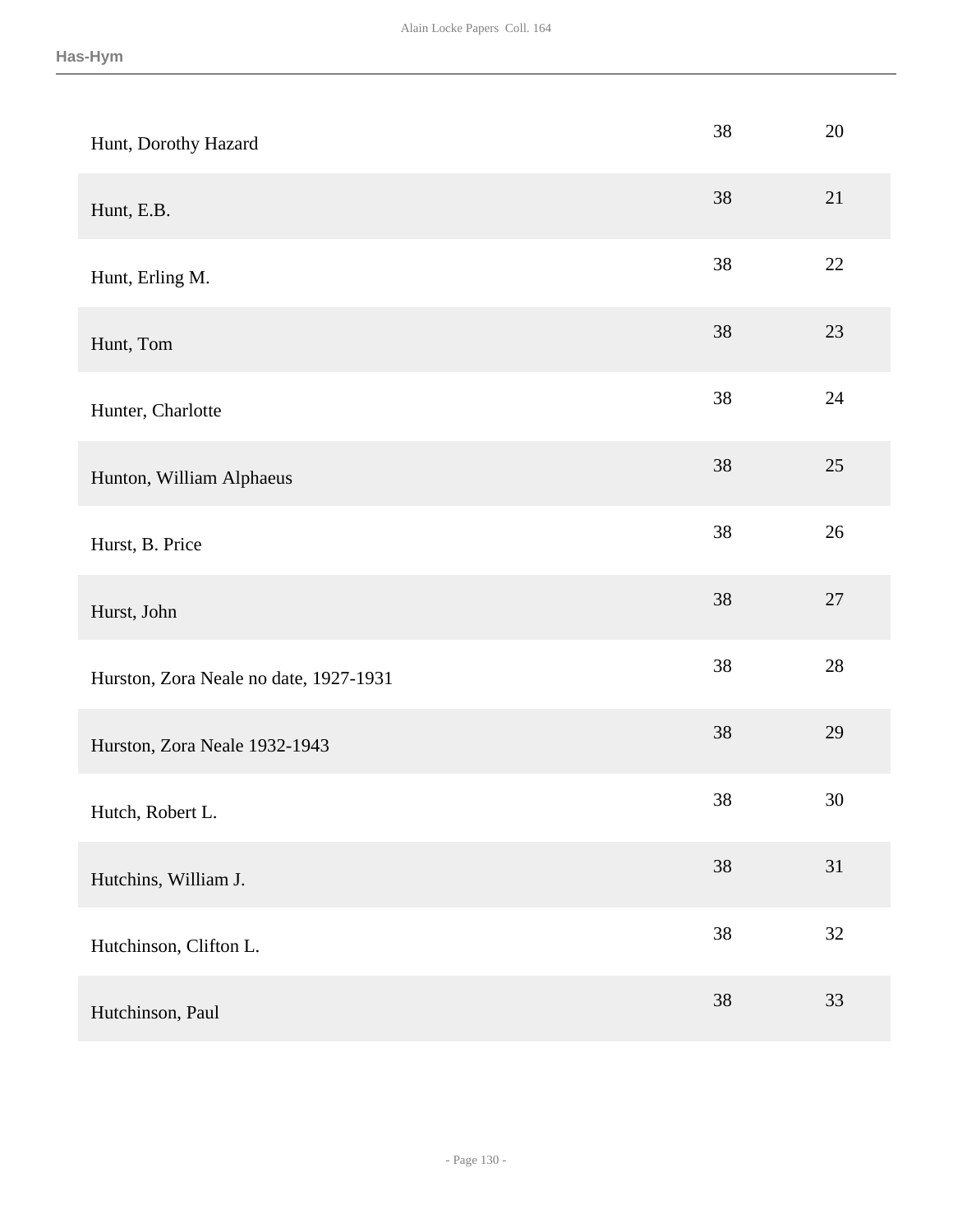| | | |
|---|---|---|
| Hunt, Dorothy Hazard | 38 | 20 |
| Hunt, E.B. | 38 | 21 |
| Hunt, Erling M. | 38 | 22 |
| Hunt, Tom | 38 | 23 |
| Hunter, Charlotte | 38 | 24 |
| Hunton, William Alphaeus | 38 | 25 |
| Hurst, B. Price | 38 | 26 |
| Hurst, John | 38 | 27 |
| Hurston, Zora Neale no date, 1927-1931 | 38 | 28 |
| Hurston, Zora Neale 1932-1943 | 38 | 29 |
| Hutch, Robert L. | 38 | 30 |
| Hutchins, William J. | 38 | 31 |
| Hutchinson, Clifton L. | 38 | 32 |
| Hutchinson, Paul | 38 | 33 |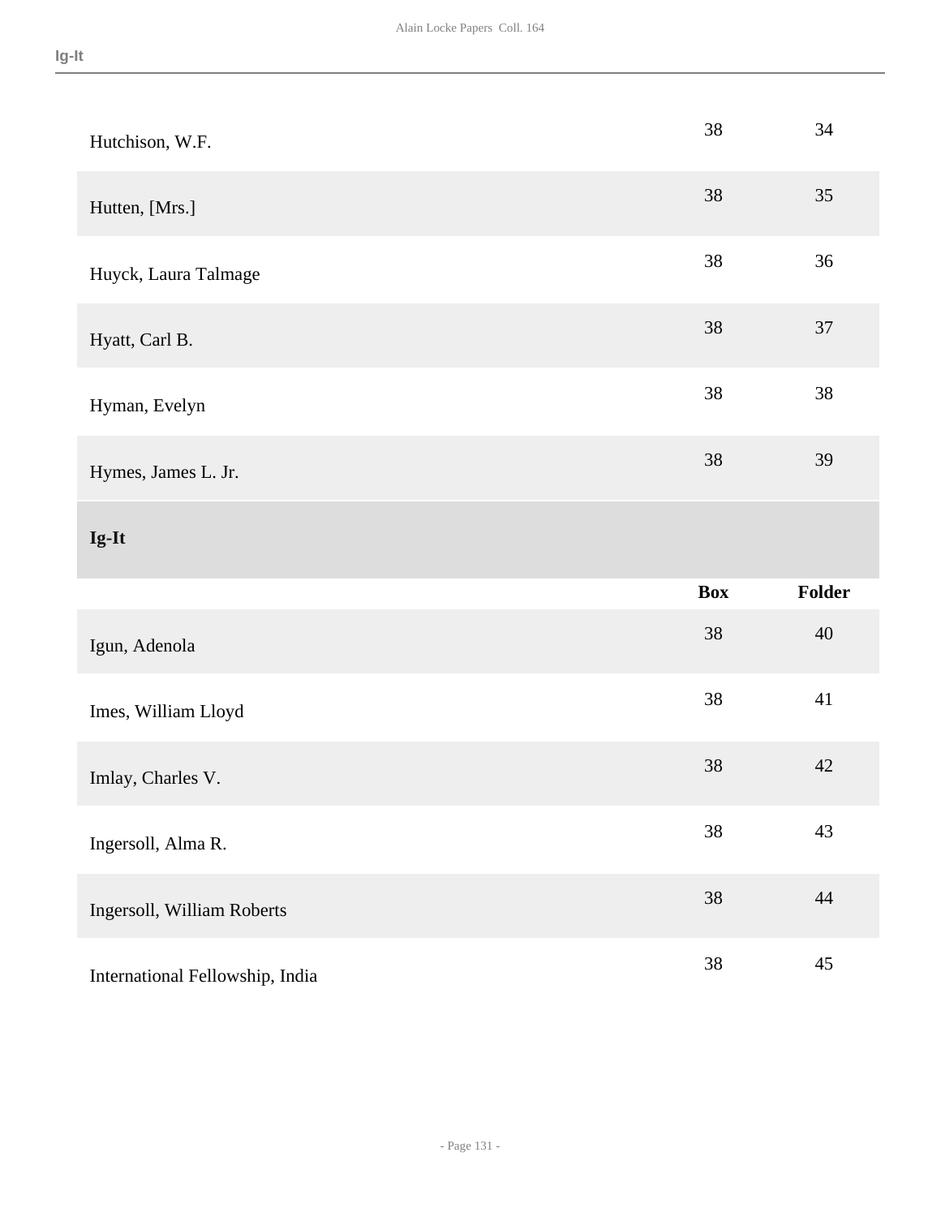| | Box | Folder |
|---|---|---|
| Hutchison, W.F. | 38 | 34 |
| Hutten, [Mrs.] | 38 | 35 |
| Huyck, Laura Talmage | 38 | 36 |
| Hyatt, Carl B. | 38 | 37 |
| Hyman, Evelyn | 38 | 38 |
| Hymes, James L. Jr. | 38 | 39 |

## Ig-It

| | Box | Folder |
|---|---|---|
| Igun, Adenola | 38 | 40 |
| Imes, William Lloyd | 38 | 41 |
| Imlay, Charles V. | 38 | 42 |
| Ingersoll, Alma R. | 38 | 43 |
| Ingersoll, William Roberts | 38 | 44 |
| International Fellowship, India | 38 | 45 |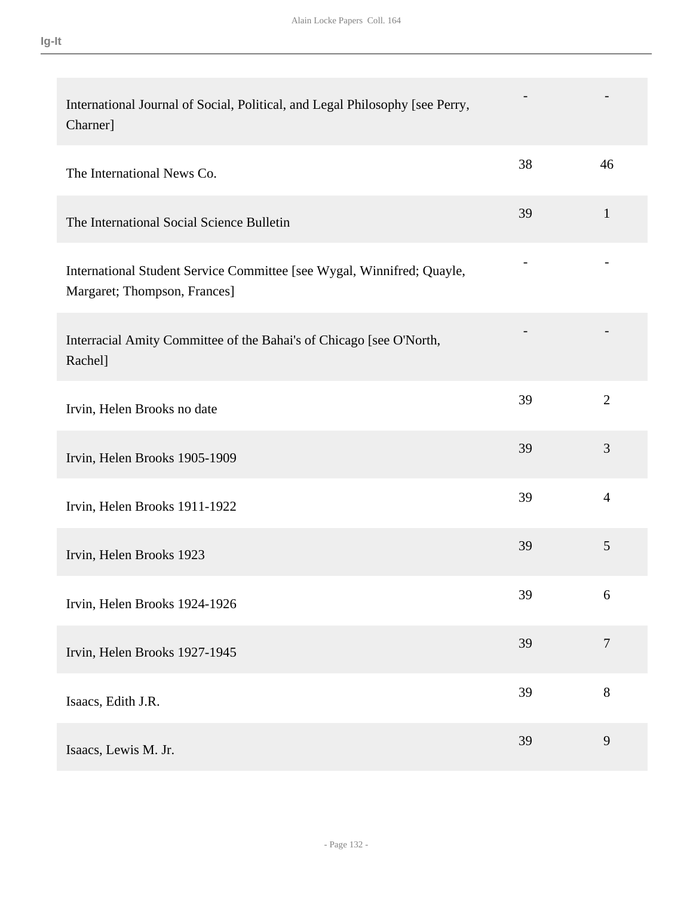| | | |
|---|---|---|
| International Journal of Social, Political, and Legal Philosophy [see Perry, Charner] | - | - |
| The International News Co. | 38 | 46 |
| The International Social Science Bulletin | 39 | 1 |
| International Student Service Committee [see Wygal, Winnifred; Quayle, Margaret; Thompson, Frances] | - | - |
| Interracial Amity Committee of the Bahai's of Chicago [see O'North, Rachel] | - | - |
| Irvin, Helen Brooks no date | 39 | 2 |
| Irvin, Helen Brooks 1905-1909 | 39 | 3 |
| Irvin, Helen Brooks 1911-1922 | 39 | 4 |
| Irvin, Helen Brooks 1923 | 39 | 5 |
| Irvin, Helen Brooks 1924-1926 | 39 | 6 |
| Irvin, Helen Brooks 1927-1945 | 39 | 7 |
| Isaacs, Edith J.R. | 39 | 8 |
| Isaacs, Lewis M. Jr. | 39 | 9 |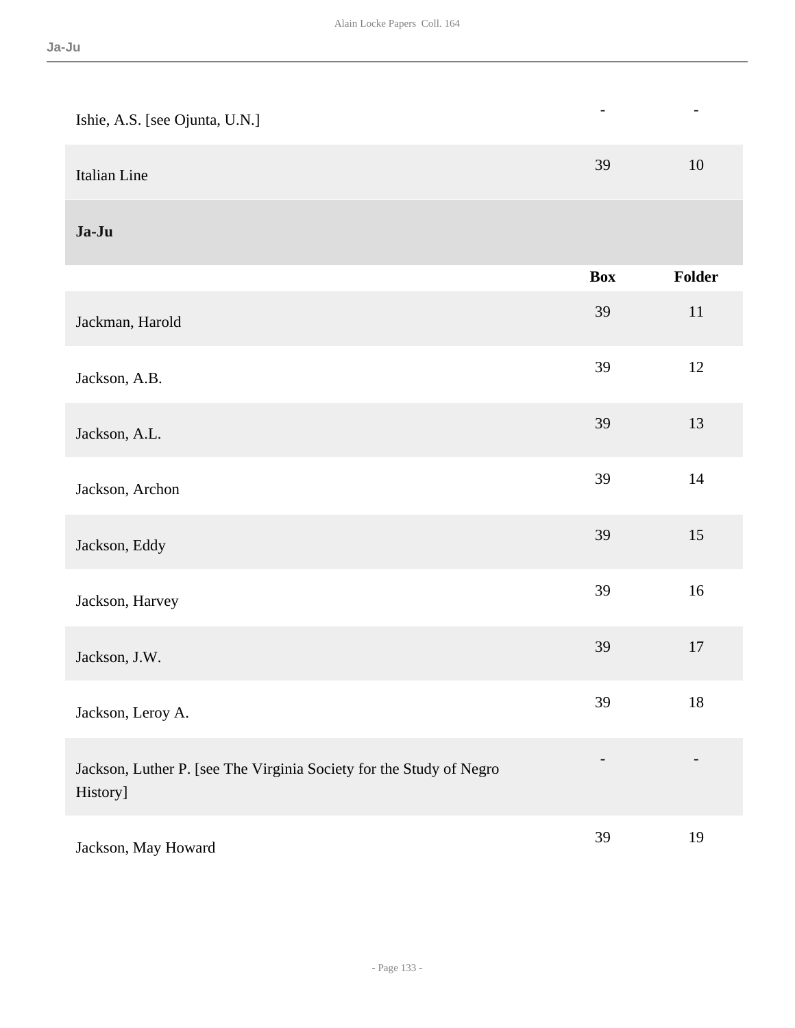| | | |
|---|---|---|
| Ishie, A.S. [see Ojunta, U.N.] | - | - |
| Italian Line | 39 | 10 |

### Ja-Ju

| | Box | Folder |
|---|---|---|
| Jackman, Harold | 39 | 11 |
| Jackson, A.B. | 39 | 12 |
| Jackson, A.L. | 39 | 13 |
| Jackson, Archon | 39 | 14 |
| Jackson, Eddy | 39 | 15 |
| Jackson, Harvey | 39 | 16 |
| Jackson, J.W. | 39 | 17 |
| Jackson, Leroy A. | 39 | 18 |
| Jackson, Luther P. [see The Virginia Society for the Study of Negro History] | - | - |
| Jackson, May Howard | 39 | 19 |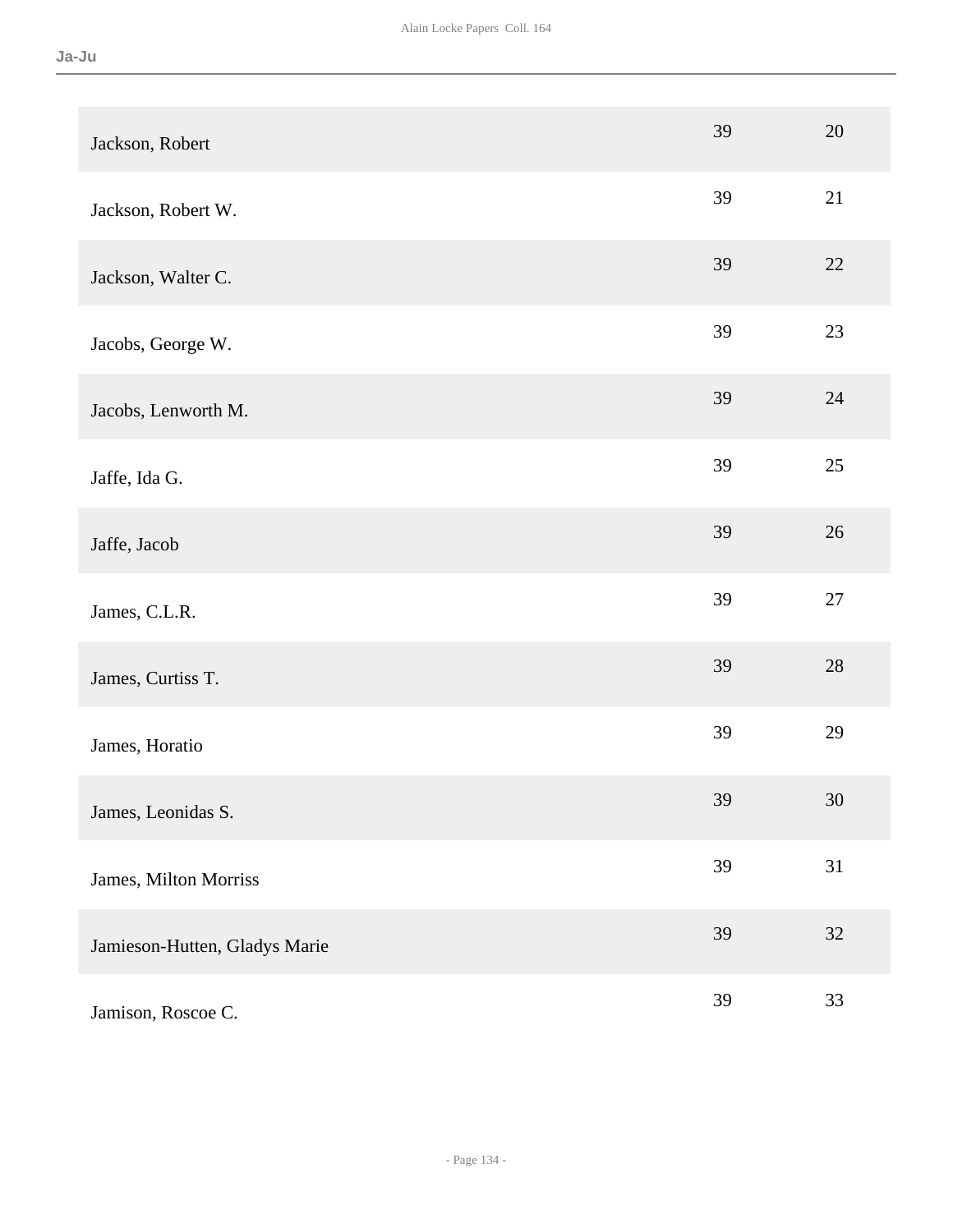| | | |
|---|---|---|
| Jackson, Robert | 39 | 20 |
| Jackson, Robert W. | 39 | 21 |
| Jackson, Walter C. | 39 | 22 |
| Jacobs, George W. | 39 | 23 |
| Jacobs, Lenworth M. | 39 | 24 |
| Jaffe, Ida G. | 39 | 25 |
| Jaffe, Jacob | 39 | 26 |
| James, C.L.R. | 39 | 27 |
| James, Curtiss T. | 39 | 28 |
| James, Horatio | 39 | 29 |
| James, Leonidas S. | 39 | 30 |
| James, Milton Morriss | 39 | 31 |
| Jamieson-Hutten, Gladys Marie | 39 | 32 |
| Jamison, Roscoe C. | 39 | 33 |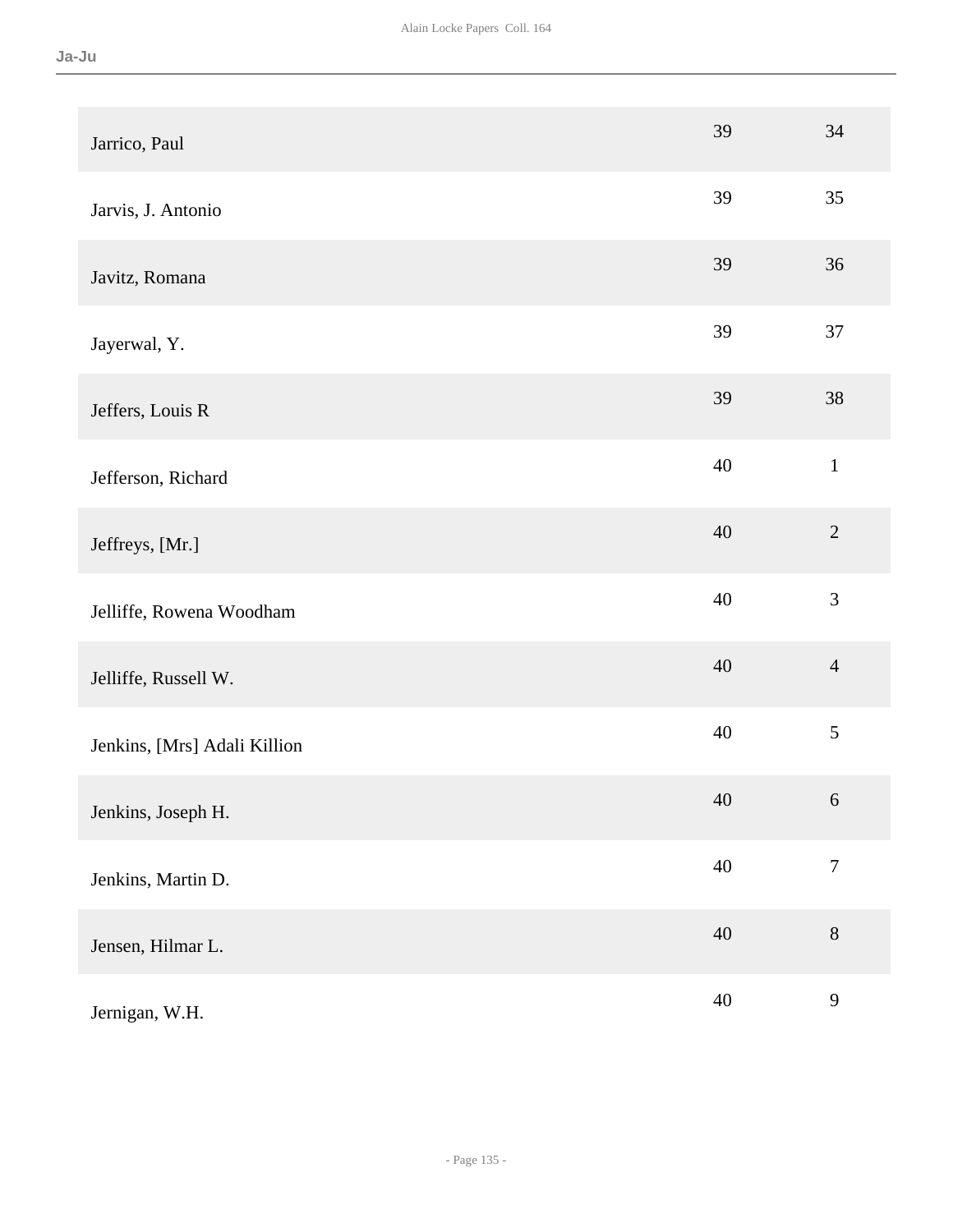| | | |
|---|---|---|
| Jarrico, Paul | 39 | 34 |
| Jarvis, J. Antonio | 39 | 35 |
| Javitz, Romana | 39 | 36 |
| Jayerwal, Y. | 39 | 37 |
| Jeffers, Louis R | 39 | 38 |
| Jefferson, Richard | 40 | 1 |
| Jeffreys, [Mr.] | 40 | 2 |
| Jelliffe, Rowena Woodham | 40 | 3 |
| Jelliffe, Russell W. | 40 | 4 |
| Jenkins, [Mrs] Adali Killion | 40 | 5 |
| Jenkins, Joseph H. | 40 | 6 |
| Jenkins, Martin D. | 40 | 7 |
| Jensen, Hilmar L. | 40 | 8 |
| Jernigan, W.H. | 40 | 9 |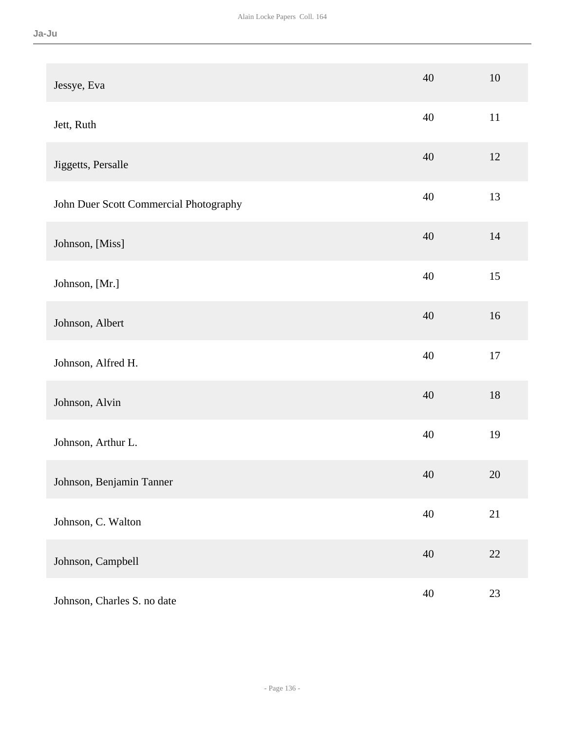| | | |
|---|---|---|
| Jessye, Eva | 40 | 10 |
| Jett, Ruth | 40 | 11 |
| Jiggetts, Persalle | 40 | 12 |
| John Duer Scott Commercial Photography | 40 | 13 |
| Johnson, [Miss] | 40 | 14 |
| Johnson, [Mr.] | 40 | 15 |
| Johnson, Albert | 40 | 16 |
| Johnson, Alfred H. | 40 | 17 |
| Johnson, Alvin | 40 | 18 |
| Johnson, Arthur L. | 40 | 19 |
| Johnson, Benjamin Tanner | 40 | 20 |
| Johnson, C. Walton | 40 | 21 |
| Johnson, Campbell | 40 | 22 |
| Johnson, Charles S. no date | 40 | 23 |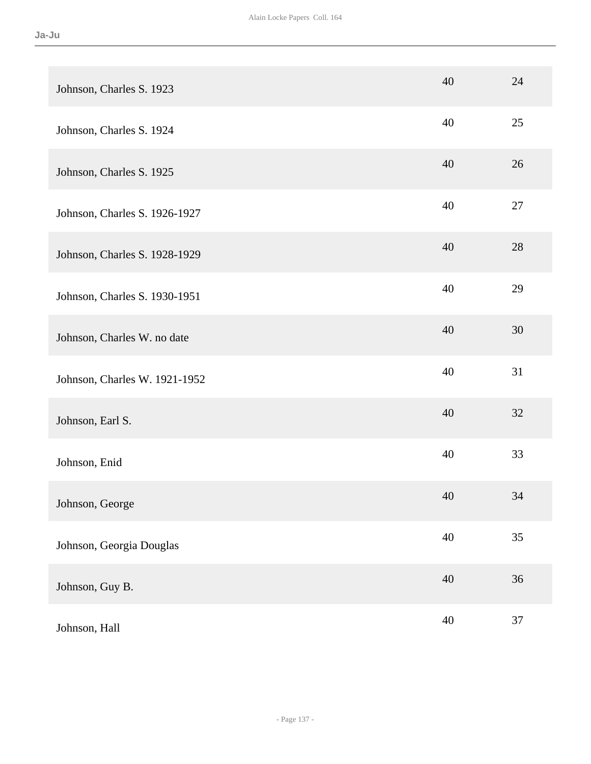| | | |
|---|---|---|
| Johnson, Charles S. 1923 | 40 | 24 |
| Johnson, Charles S. 1924 | 40 | 25 |
| Johnson, Charles S. 1925 | 40 | 26 |
| Johnson, Charles S. 1926-1927 | 40 | 27 |
| Johnson, Charles S. 1928-1929 | 40 | 28 |
| Johnson, Charles S. 1930-1951 | 40 | 29 |
| Johnson, Charles W. no date | 40 | 30 |
| Johnson, Charles W. 1921-1952 | 40 | 31 |
| Johnson, Earl S. | 40 | 32 |
| Johnson, Enid | 40 | 33 |
| Johnson, George | 40 | 34 |
| Johnson, Georgia Douglas | 40 | 35 |
| Johnson, Guy B. | 40 | 36 |
| Johnson, Hall | 40 | 37 |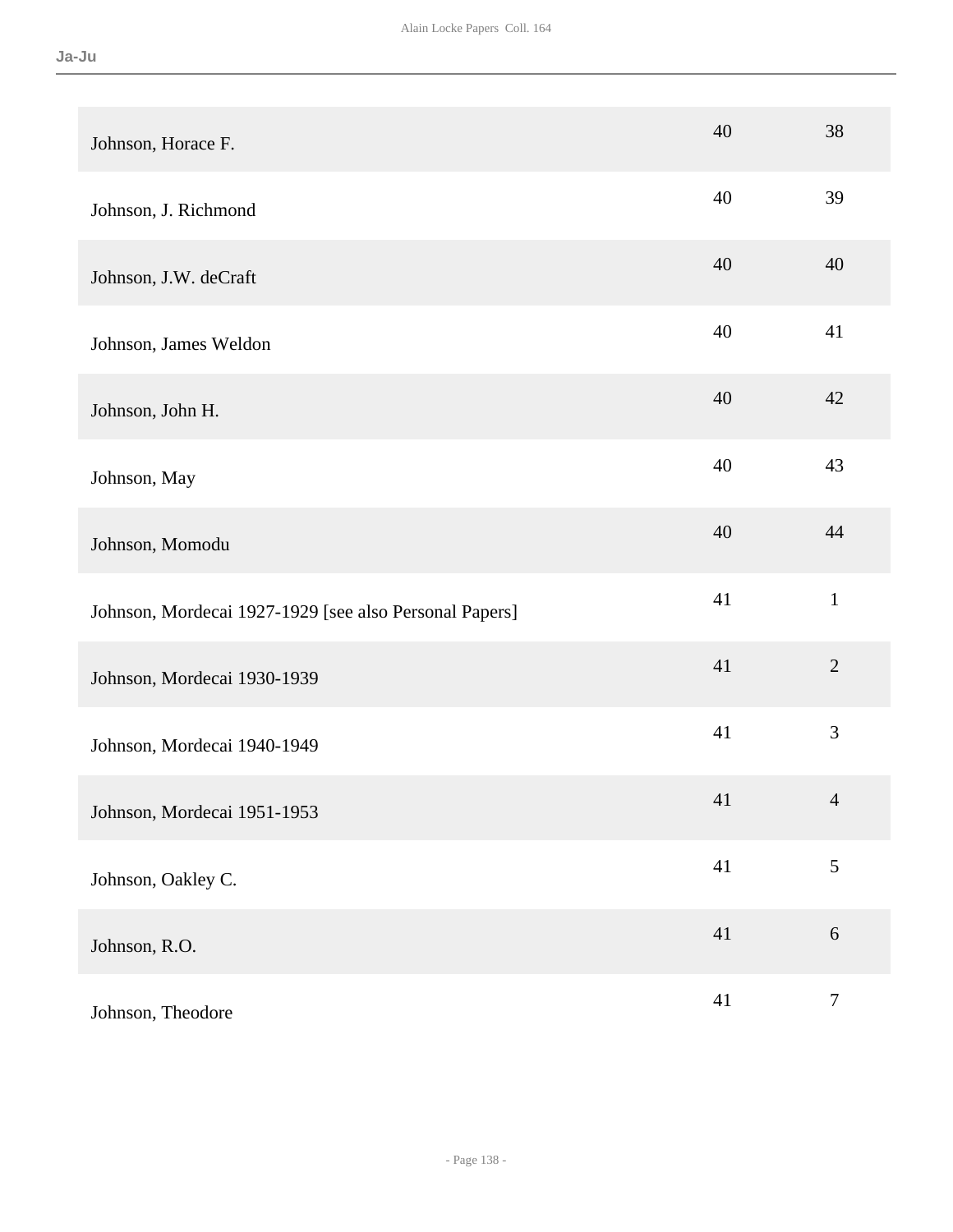| | | |
|---|---|---|
| Johnson, Horace F. | 40 | 38 |
| Johnson, J. Richmond | 40 | 39 |
| Johnson, J.W. deCraft | 40 | 40 |
| Johnson, James Weldon | 40 | 41 |
| Johnson, John H. | 40 | 42 |
| Johnson, May | 40 | 43 |
| Johnson, Momodu | 40 | 44 |
| Johnson, Mordecai 1927-1929 [see also Personal Papers] | 41 | 1 |
| Johnson, Mordecai 1930-1939 | 41 | 2 |
| Johnson, Mordecai 1940-1949 | 41 | 3 |
| Johnson, Mordecai 1951-1953 | 41 | 4 |
| Johnson, Oakley C. | 41 | 5 |
| Johnson, R.O. | 41 | 6 |
| Johnson, Theodore | 41 | 7 |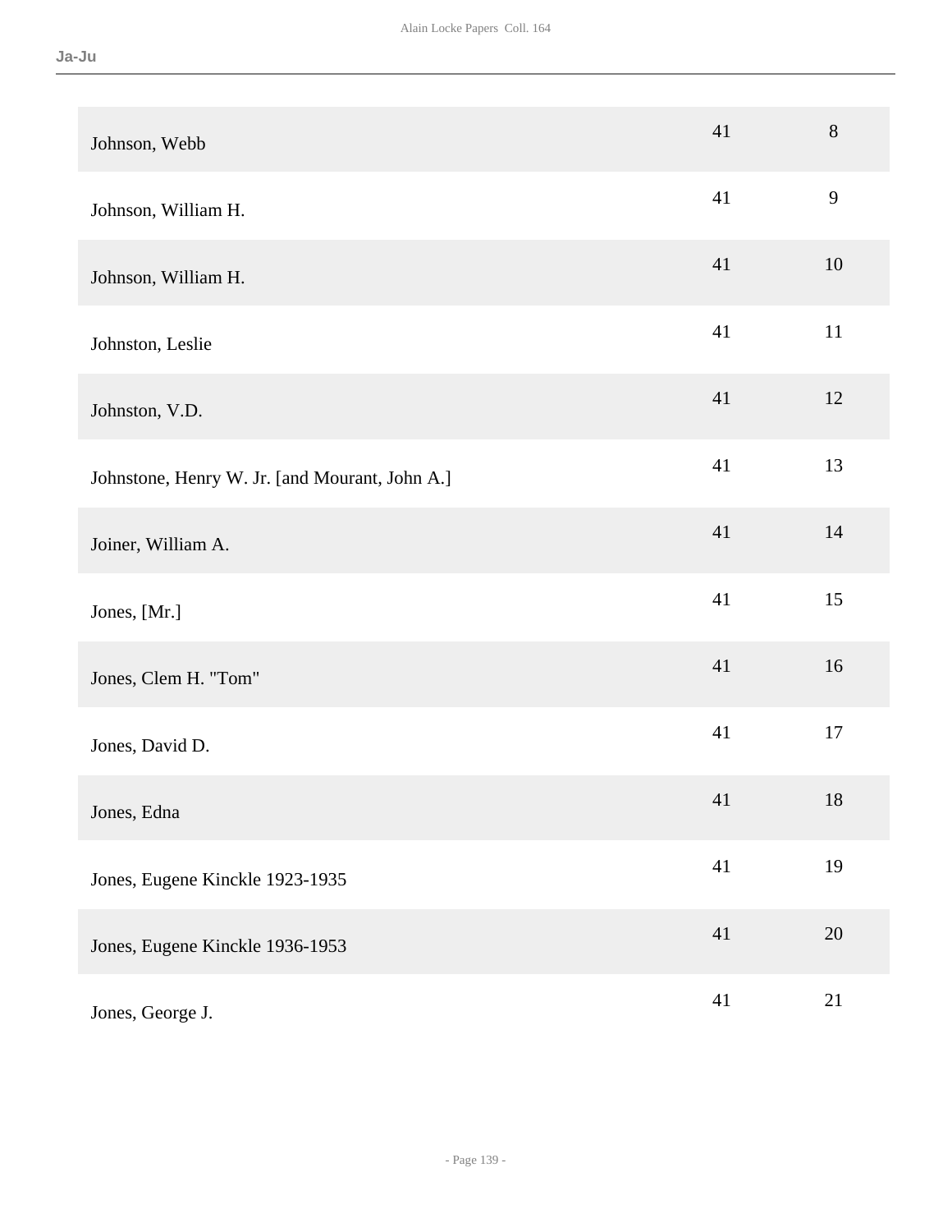| | | |
|---|---|---|
| Johnson, Webb | 41 | 8 |
| Johnson, William H. | 41 | 9 |
| Johnson, William H. | 41 | 10 |
| Johnston, Leslie | 41 | 11 |
| Johnston, V.D. | 41 | 12 |
| Johnstone, Henry W. Jr. [and Mourant, John A.] | 41 | 13 |
| Joiner, William A. | 41 | 14 |
| Jones, [Mr.] | 41 | 15 |
| Jones, Clem H. "Tom" | 41 | 16 |
| Jones, David D. | 41 | 17 |
| Jones, Edna | 41 | 18 |
| Jones, Eugene Kinckle 1923-1935 | 41 | 19 |
| Jones, Eugene Kinckle 1936-1953 | 41 | 20 |
| Jones, George J. | 41 | 21 |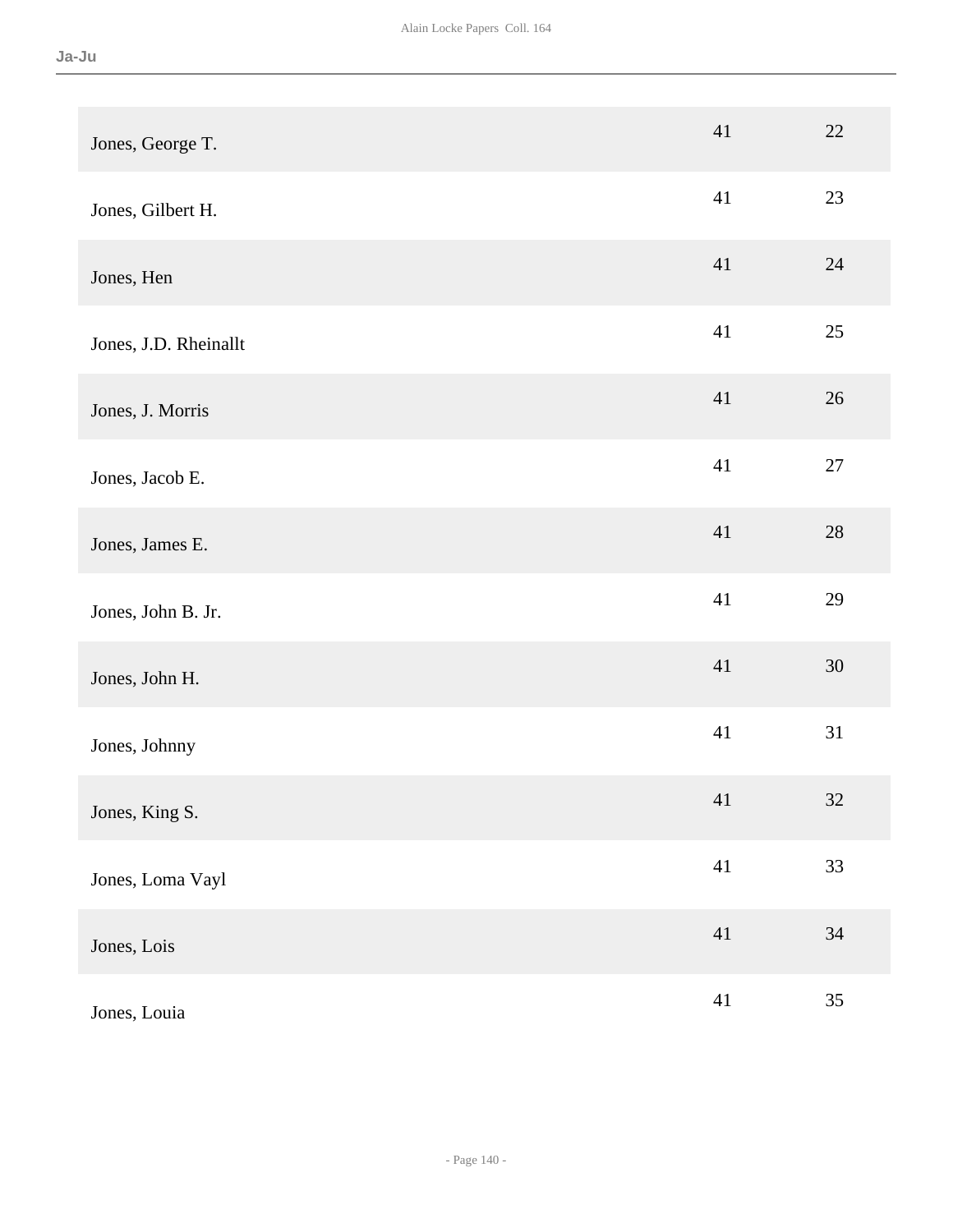| | | |
|---|---|---|
| Jones, George T. | 41 | 22 |
| Jones, Gilbert H. | 41 | 23 |
| Jones, Hen | 41 | 24 |
| Jones, J.D. Rheinallt | 41 | 25 |
| Jones, J. Morris | 41 | 26 |
| Jones, Jacob E. | 41 | 27 |
| Jones, James E. | 41 | 28 |
| Jones, John B. Jr. | 41 | 29 |
| Jones, John H. | 41 | 30 |
| Jones, Johnny | 41 | 31 |
| Jones, King S. | 41 | 32 |
| Jones, Loma Vayl | 41 | 33 |
| Jones, Lois | 41 | 34 |
| Jones, Louia | 41 | 35 |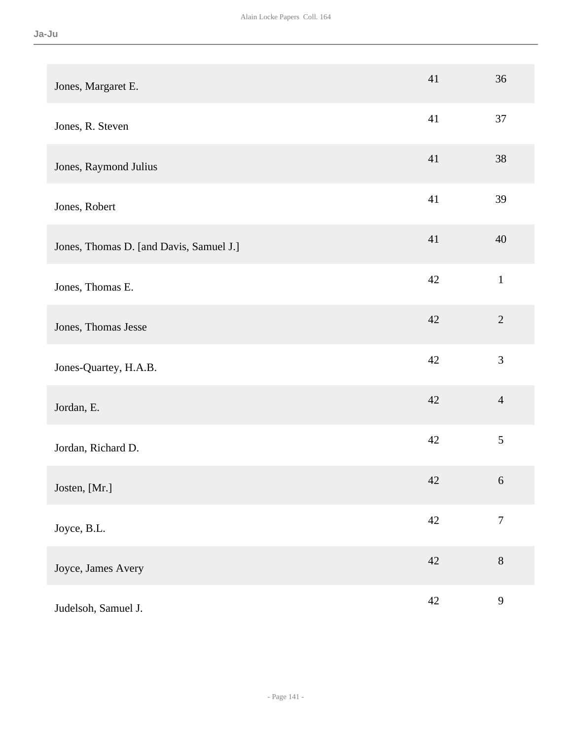| | | |
|---|---|---|
| Jones, Margaret E. | 41 | 36 |
| Jones, R. Steven | 41 | 37 |
| Jones, Raymond Julius | 41 | 38 |
| Jones, Robert | 41 | 39 |
| Jones, Thomas D. [and Davis, Samuel J.] | 41 | 40 |
| Jones, Thomas E. | 42 | 1 |
| Jones, Thomas Jesse | 42 | 2 |
| Jones-Quartey, H.A.B. | 42 | 3 |
| Jordan, E. | 42 | 4 |
| Jordan, Richard D. | 42 | 5 |
| Josten, [Mr.] | 42 | 6 |
| Joyce, B.L. | 42 | 7 |
| Joyce, James Avery | 42 | 8 |
| Judelsoh, Samuel J. | 42 | 9 |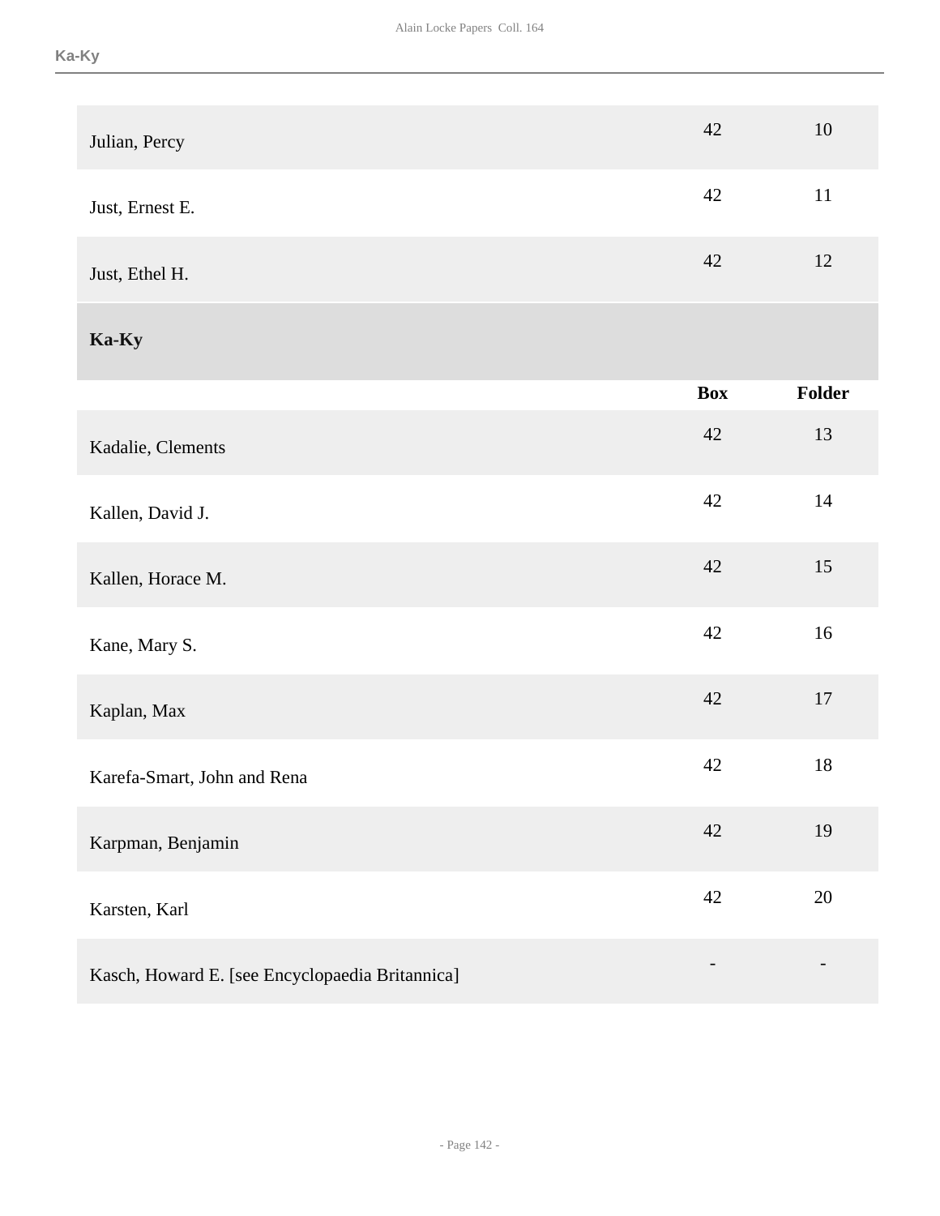| | Box | Folder |
|---|---|---|
| Julian, Percy | 42 | 10 |
| Just, Ernest E. | 42 | 11 |
| Just, Ethel H. | 42 | 12 |

## Ka-Ky

| | Box | Folder |
|---|---|---|
| Kadalie, Clements | 42 | 13 |
| Kallen, David J. | 42 | 14 |
| Kallen, Horace M. | 42 | 15 |
| Kane, Mary S. | 42 | 16 |
| Kaplan, Max | 42 | 17 |
| Karefa-Smart, John and Rena | 42 | 18 |
| Karpman, Benjamin | 42 | 19 |
| Karsten, Karl | 42 | 20 |
| Kasch, Howard E. [see Encyclopaedia Britannica] | - | - |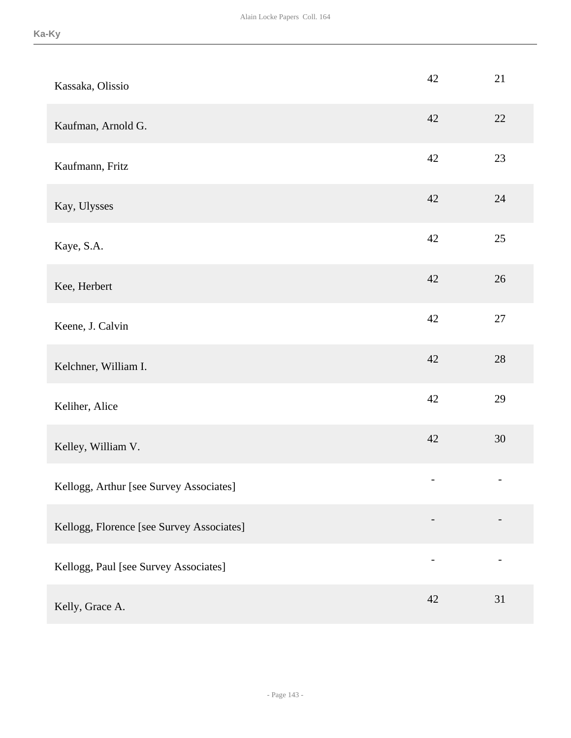**Ka-Ky**

| | | |
|---|---|---|
| Kassaka, Olissio | 42 | 21 |
| Kaufman, Arnold G. | 42 | 22 |
| Kaufmann, Fritz | 42 | 23 |
| Kay, Ulysses | 42 | 24 |
| Kaye, S.A. | 42 | 25 |
| Kee, Herbert | 42 | 26 |
| Keene, J. Calvin | 42 | 27 |
| Kelchner, William I. | 42 | 28 |
| Keliher, Alice | 42 | 29 |
| Kelley, William V. | 42 | 30 |
| Kellogg, Arthur [see Survey Associates] | - | - |
| Kellogg, Florence [see Survey Associates] | - | - |
| Kellogg, Paul [see Survey Associates] | - | - |
| Kelly, Grace A. | 42 | 31 |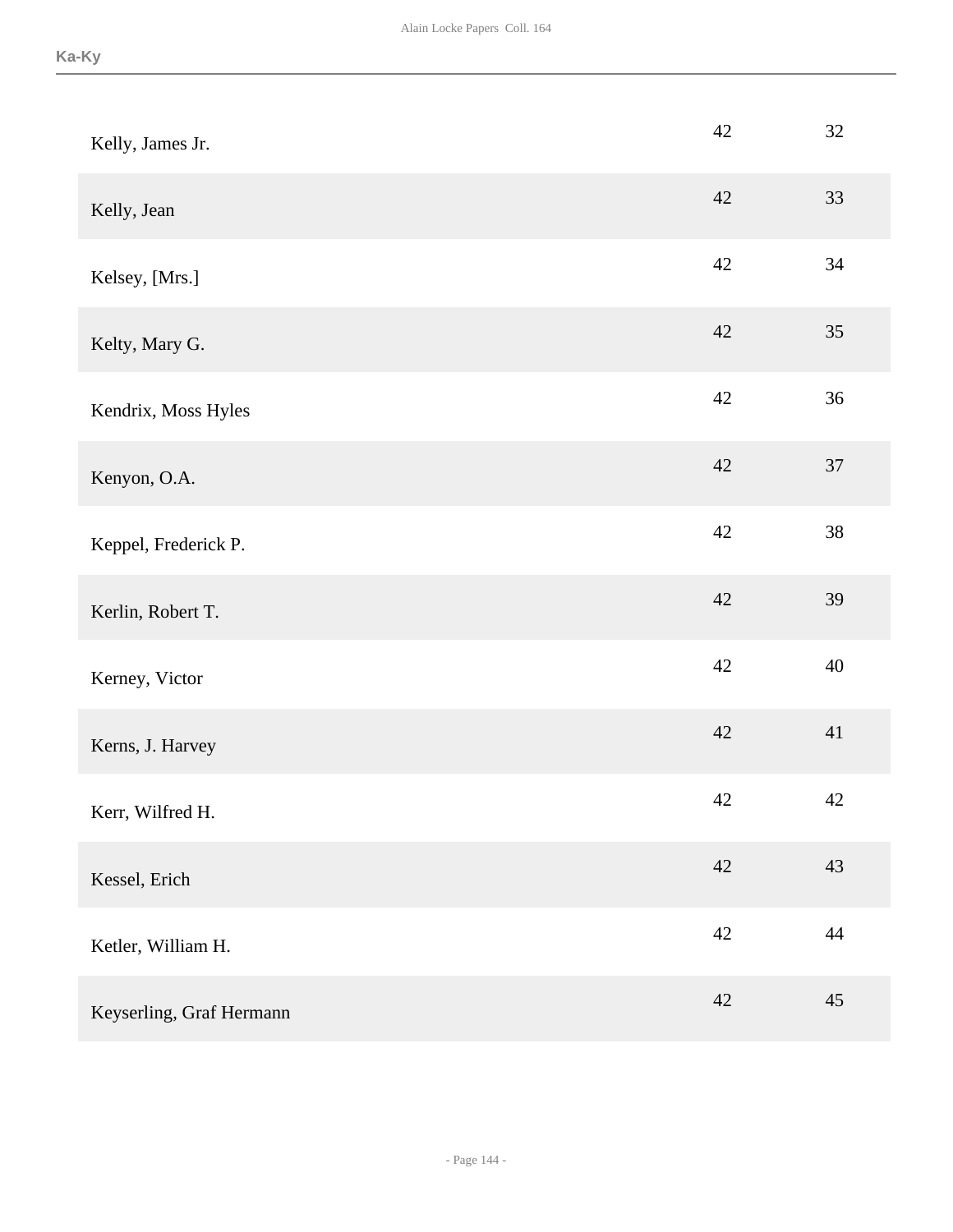| | | |
|---|---|---|
| Kelly, James Jr. | 42 | 32 |
| Kelly, Jean | 42 | 33 |
| Kelsey, [Mrs.] | 42 | 34 |
| Kelty, Mary G. | 42 | 35 |
| Kendrix, Moss Hyles | 42 | 36 |
| Kenyon, O.A. | 42 | 37 |
| Keppel, Frederick P. | 42 | 38 |
| Kerlin, Robert T. | 42 | 39 |
| Kerney, Victor | 42 | 40 |
| Kerns, J. Harvey | 42 | 41 |
| Kerr, Wilfred H. | 42 | 42 |
| Kessel, Erich | 42 | 43 |
| Ketler, William H. | 42 | 44 |
| Keyserling, Graf Hermann | 42 | 45 |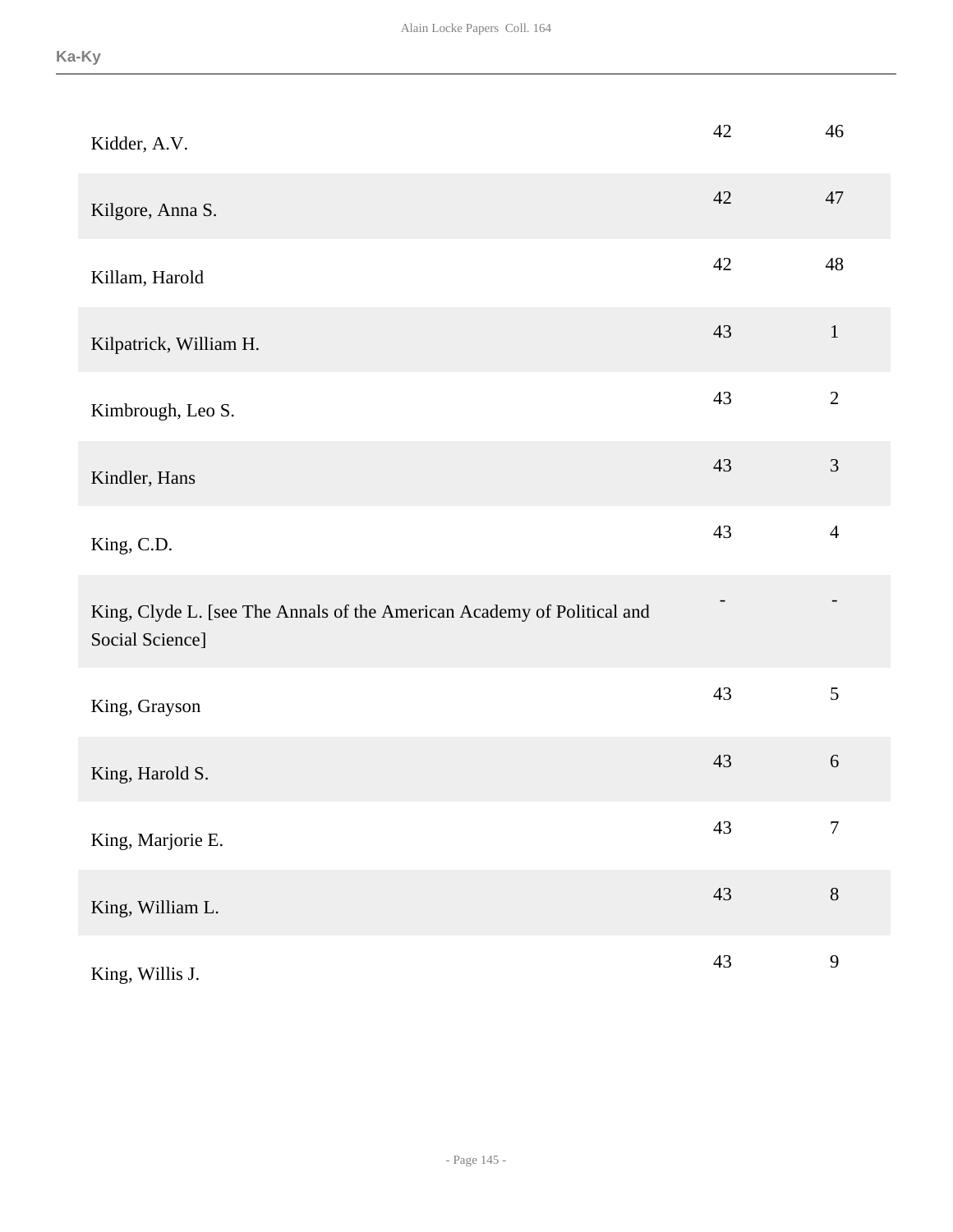| | | |
|---|---|---|
| Kidder, A.V. | 42 | 46 |
| Kilgore, Anna S. | 42 | 47 |
| Killam, Harold | 42 | 48 |
| Kilpatrick, William H. | 43 | 1 |
| Kimbrough, Leo S. | 43 | 2 |
| Kindler, Hans | 43 | 3 |
| King, C.D. | 43 | 4 |
| King, Clyde L. [see The Annals of the American Academy of Political and Social Science] | - | - |
| King, Grayson | 43 | 5 |
| King, Harold S. | 43 | 6 |
| King, Marjorie E. | 43 | 7 |
| King, William L. | 43 | 8 |
| King, Willis J. | 43 | 9 |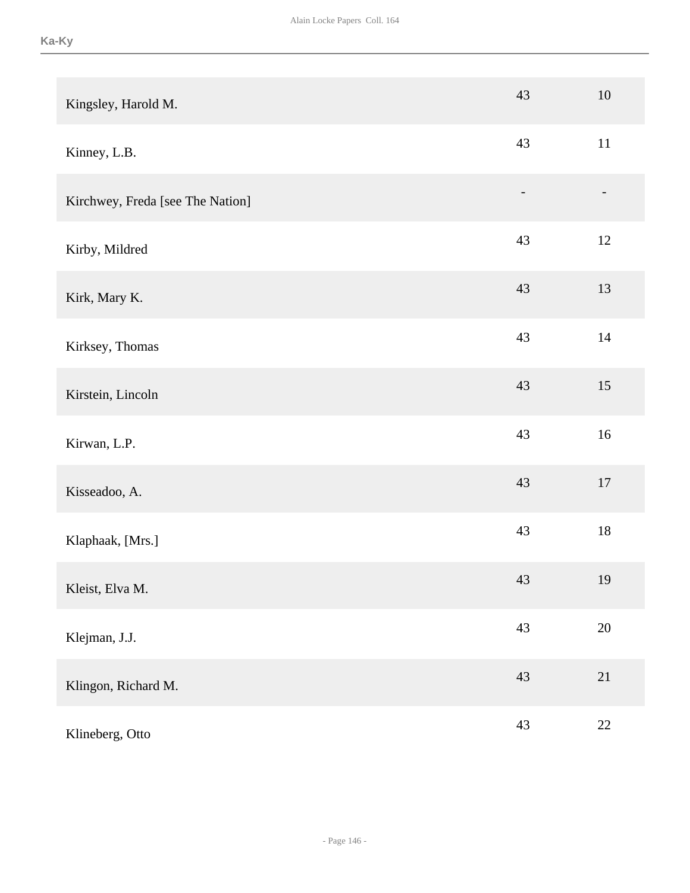| | | |
|---|---|---|
| Kingsley, Harold M. | 43 | 10 |
| Kinney, L.B. | 43 | 11 |
| Kirchwey, Freda [see The Nation] | - | - |
| Kirby, Mildred | 43 | 12 |
| Kirk, Mary K. | 43 | 13 |
| Kirksey, Thomas | 43 | 14 |
| Kirstein, Lincoln | 43 | 15 |
| Kirwan, L.P. | 43 | 16 |
| Kisseadoo, A. | 43 | 17 |
| Klaphaak, [Mrs.] | 43 | 18 |
| Kleist, Elva M. | 43 | 19 |
| Klejman, J.J. | 43 | 20 |
| Klingon, Richard M. | 43 | 21 |
| Klineberg, Otto | 43 | 22 |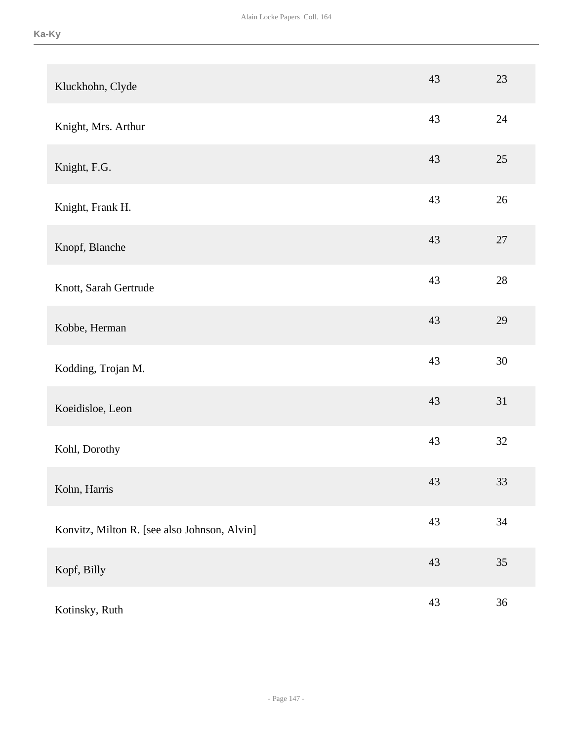| | | |
|---|---|---|
| Kluckhohn, Clyde | 43 | 23 |
| Knight, Mrs. Arthur | 43 | 24 |
| Knight, F.G. | 43 | 25 |
| Knight, Frank H. | 43 | 26 |
| Knopf, Blanche | 43 | 27 |
| Knott, Sarah Gertrude | 43 | 28 |
| Kobbe, Herman | 43 | 29 |
| Kodding, Trojan M. | 43 | 30 |
| Koeidisloe, Leon | 43 | 31 |
| Kohl, Dorothy | 43 | 32 |
| Kohn, Harris | 43 | 33 |
| Konvitz, Milton R. [see also Johnson, Alvin] | 43 | 34 |
| Kopf, Billy | 43 | 35 |
| Kotinsky, Ruth | 43 | 36 |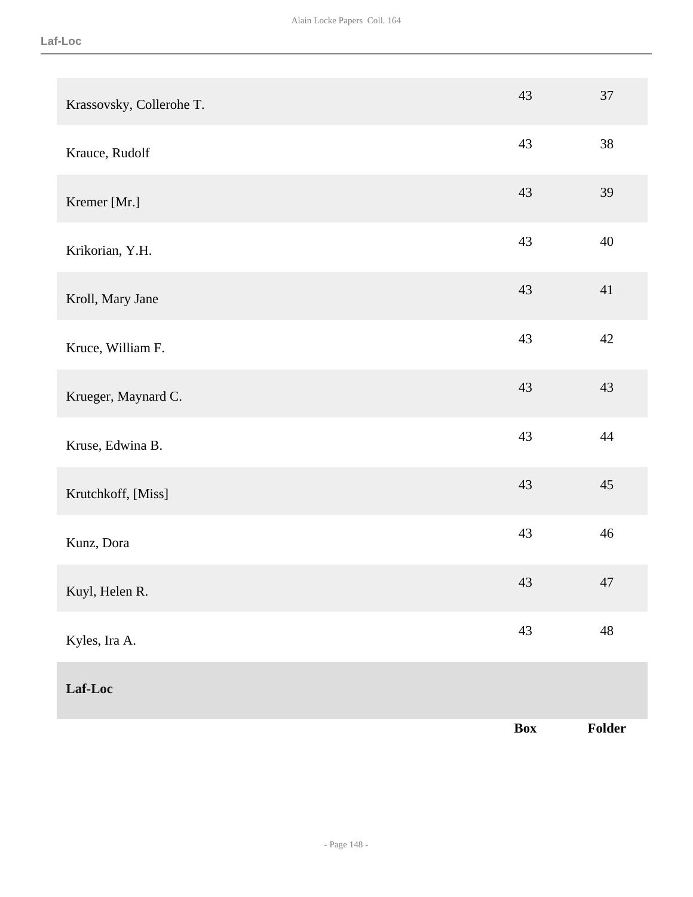| | | |
|---|---|---|
| Krassovsky, Collerohe T. | 43 | 37 |
| Krauce, Rudolf | 43 | 38 |
| Kremer [Mr.] | 43 | 39 |
| Krikorian, Y.H. | 43 | 40 |
| Kroll, Mary Jane | 43 | 41 |
| Kruce, William F. | 43 | 42 |
| Krueger, Maynard C. | 43 | 43 |
| Kruse, Edwina B. | 43 | 44 |
| Krutchkoff, [Miss] | 43 | 45 |
| Kunz, Dora | 43 | 46 |
| Kuyl, Helen R. | 43 | 47 |
| Kyles, Ira A. | 43 | 48 |

## Laf-Loc

| | Box | Folder |
|---|---|---|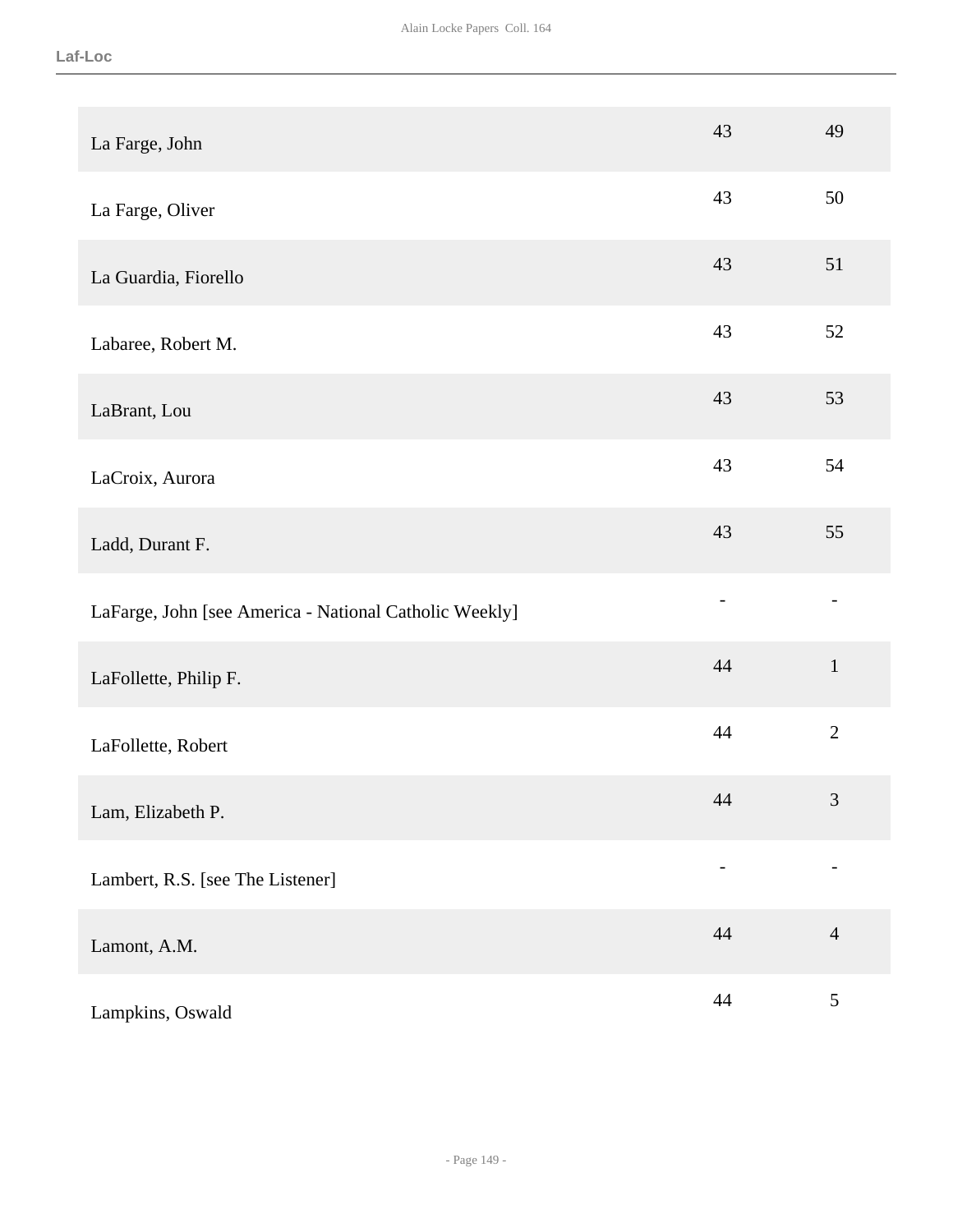| | | |
|---|---|---|
| La Farge, John | 43 | 49 |
| La Farge, Oliver | 43 | 50 |
| La Guardia, Fiorello | 43 | 51 |
| Labaree, Robert M. | 43 | 52 |
| LaBrant, Lou | 43 | 53 |
| LaCroix, Aurora | 43 | 54 |
| Ladd, Durant F. | 43 | 55 |
| LaFarge, John [see America - National Catholic Weekly] | - | - |
| LaFollette, Philip F. | 44 | 1 |
| LaFollette, Robert | 44 | 2 |
| Lam, Elizabeth P. | 44 | 3 |
| Lambert, R.S. [see The Listener] | - | - |
| Lamont, A.M. | 44 | 4 |
| Lampkins, Oswald | 44 | 5 |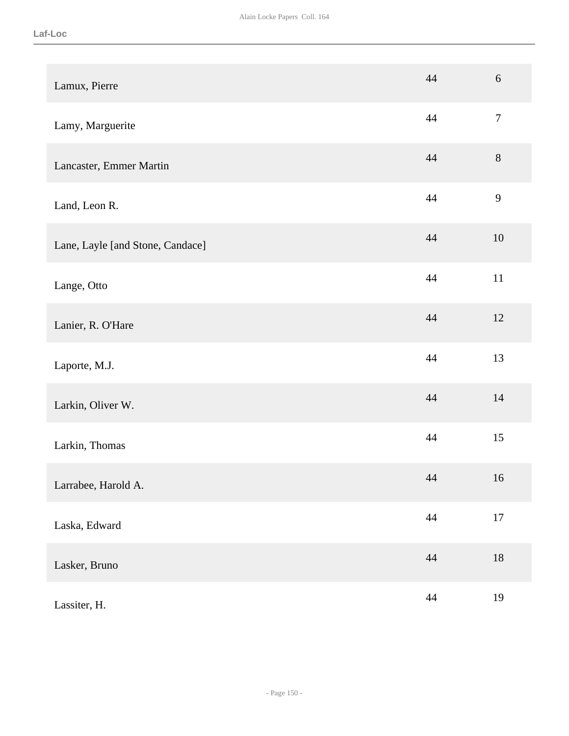| | | |
|---|---|---|
| Lamux, Pierre | 44 | 6 |
| Lamy, Marguerite | 44 | 7 |
| Lancaster, Emmer Martin | 44 | 8 |
| Land, Leon R. | 44 | 9 |
| Lane, Layle [and Stone, Candace] | 44 | 10 |
| Lange, Otto | 44 | 11 |
| Lanier, R. O'Hare | 44 | 12 |
| Laporte, M.J. | 44 | 13 |
| Larkin, Oliver W. | 44 | 14 |
| Larkin, Thomas | 44 | 15 |
| Larrabee, Harold A. | 44 | 16 |
| Laska, Edward | 44 | 17 |
| Lasker, Bruno | 44 | 18 |
| Lassiter, H. | 44 | 19 |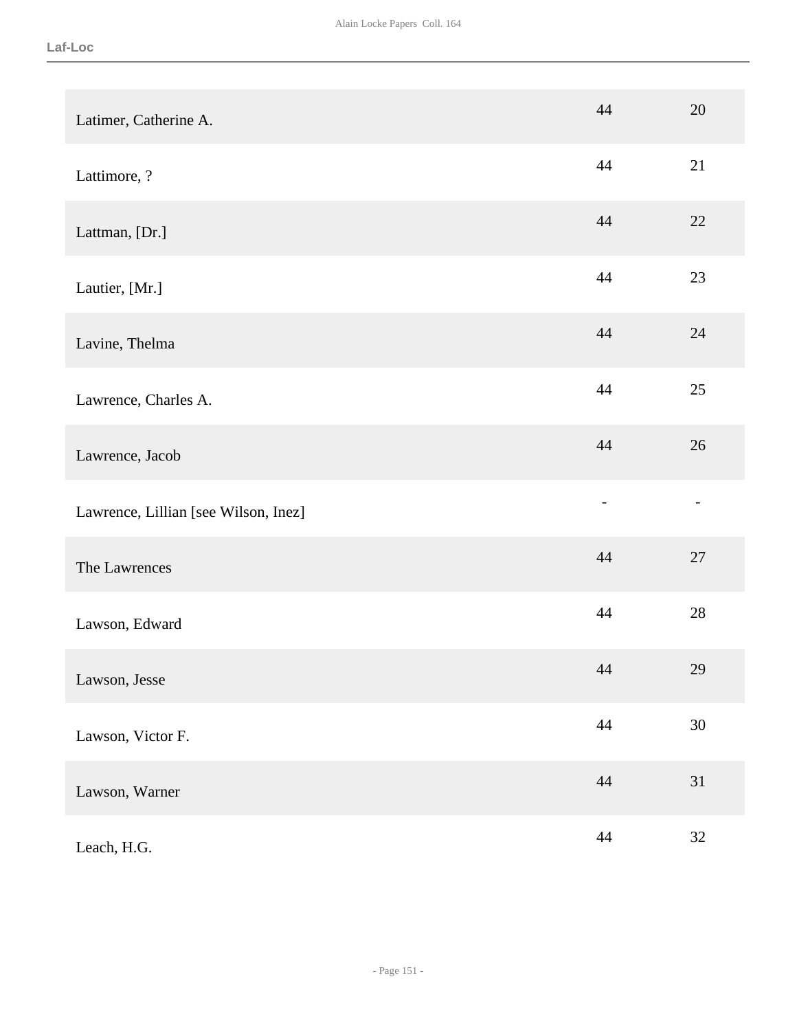| | | |
|---|---|---|
| Latimer, Catherine A. | 44 | 20 |
| Lattimore, ? | 44 | 21 |
| Lattman, [Dr.] | 44 | 22 |
| Lautier, [Mr.] | 44 | 23 |
| Lavine, Thelma | 44 | 24 |
| Lawrence, Charles A. | 44 | 25 |
| Lawrence, Jacob | 44 | 26 |
| Lawrence, Lillian [see Wilson, Inez] | - | - |
| The Lawrences | 44 | 27 |
| Lawson, Edward | 44 | 28 |
| Lawson, Jesse | 44 | 29 |
| Lawson, Victor F. | 44 | 30 |
| Lawson, Warner | 44 | 31 |
| Leach, H.G. | 44 | 32 |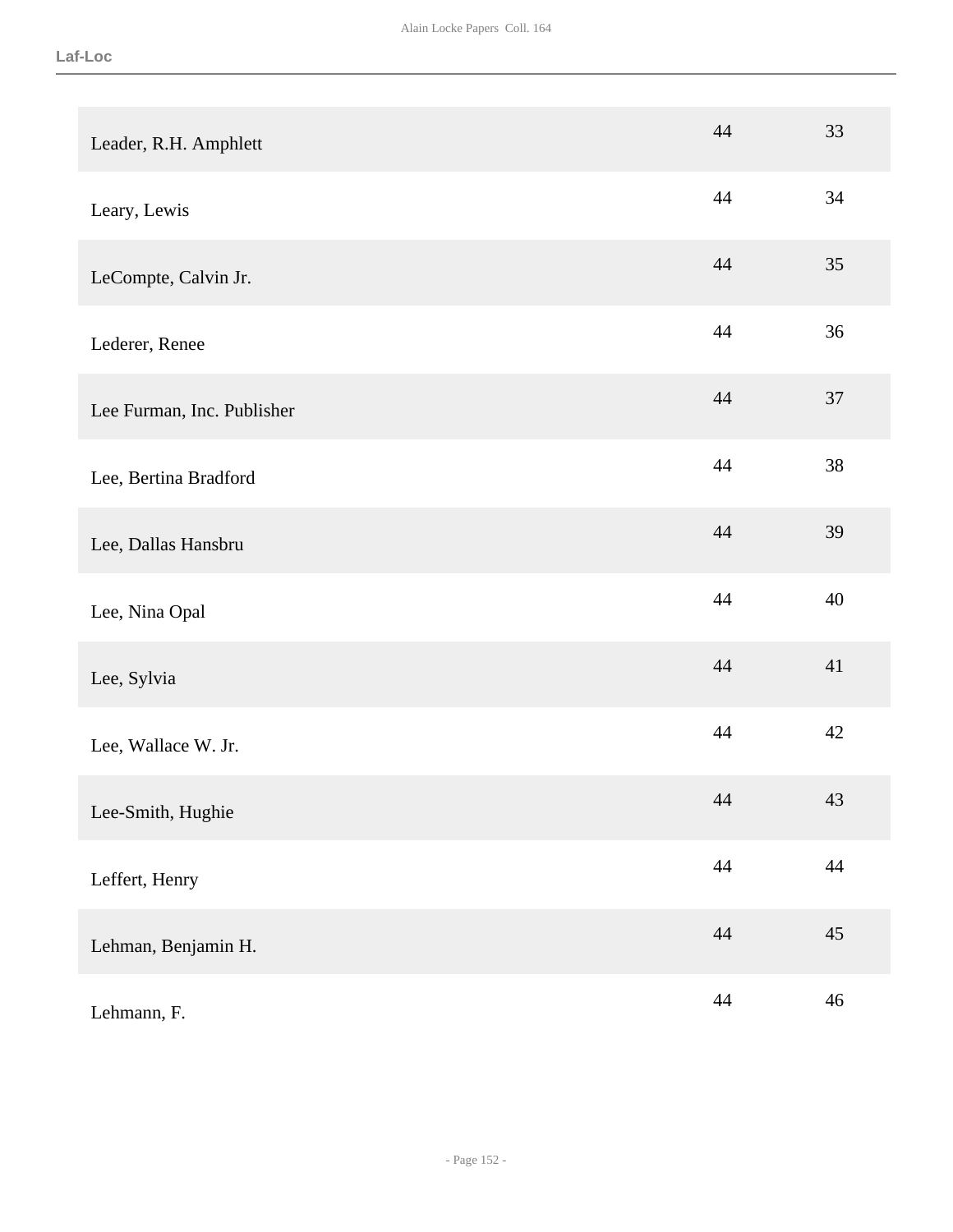| | | |
|---|---|---|
| Leader, R.H. Amphlett | 44 | 33 |
| Leary, Lewis | 44 | 34 |
| LeCompte, Calvin Jr. | 44 | 35 |
| Lederer, Renee | 44 | 36 |
| Lee Furman, Inc. Publisher | 44 | 37 |
| Lee, Bertina Bradford | 44 | 38 |
| Lee, Dallas Hansbru | 44 | 39 |
| Lee, Nina Opal | 44 | 40 |
| Lee, Sylvia | 44 | 41 |
| Lee, Wallace W. Jr. | 44 | 42 |
| Lee-Smith, Hughie | 44 | 43 |
| Leffert, Henry | 44 | 44 |
| Lehman, Benjamin H. | 44 | 45 |
| Lehmann, F. | 44 | 46 |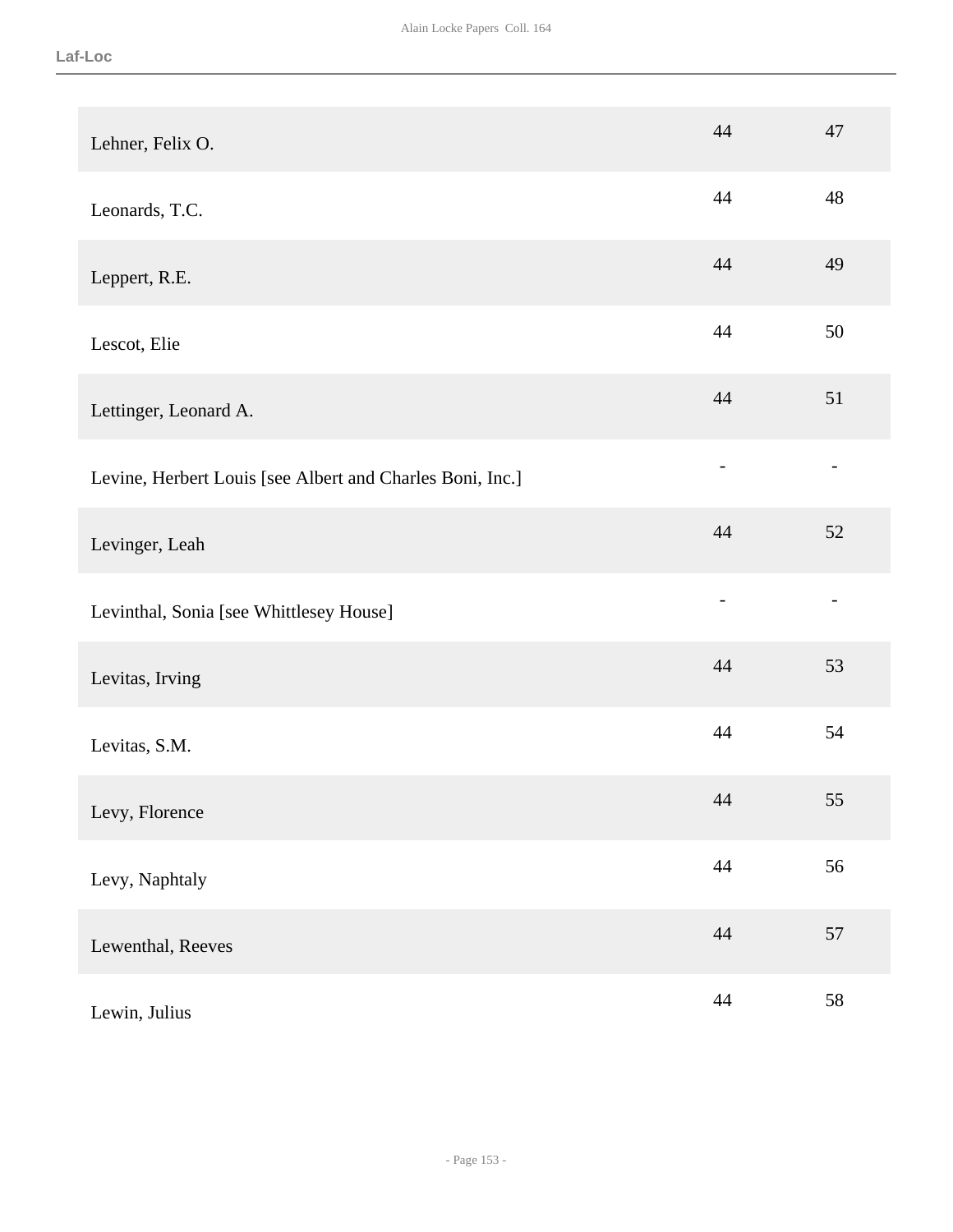| | | |
|---|---|---|
| Lehner, Felix O. | 44 | 47 |
| Leonards, T.C. | 44 | 48 |
| Leppert, R.E. | 44 | 49 |
| Lescot, Elie | 44 | 50 |
| Lettinger, Leonard A. | 44 | 51 |
| Levine, Herbert Louis [see Albert and Charles Boni, Inc.] | - | - |
| Levinger, Leah | 44 | 52 |
| Levinthal, Sonia [see Whittlesey House] | - | - |
| Levitas, Irving | 44 | 53 |
| Levitas, S.M. | 44 | 54 |
| Levy, Florence | 44 | 55 |
| Levy, Naphtaly | 44 | 56 |
| Lewenthal, Reeves | 44 | 57 |
| Lewin, Julius | 44 | 58 |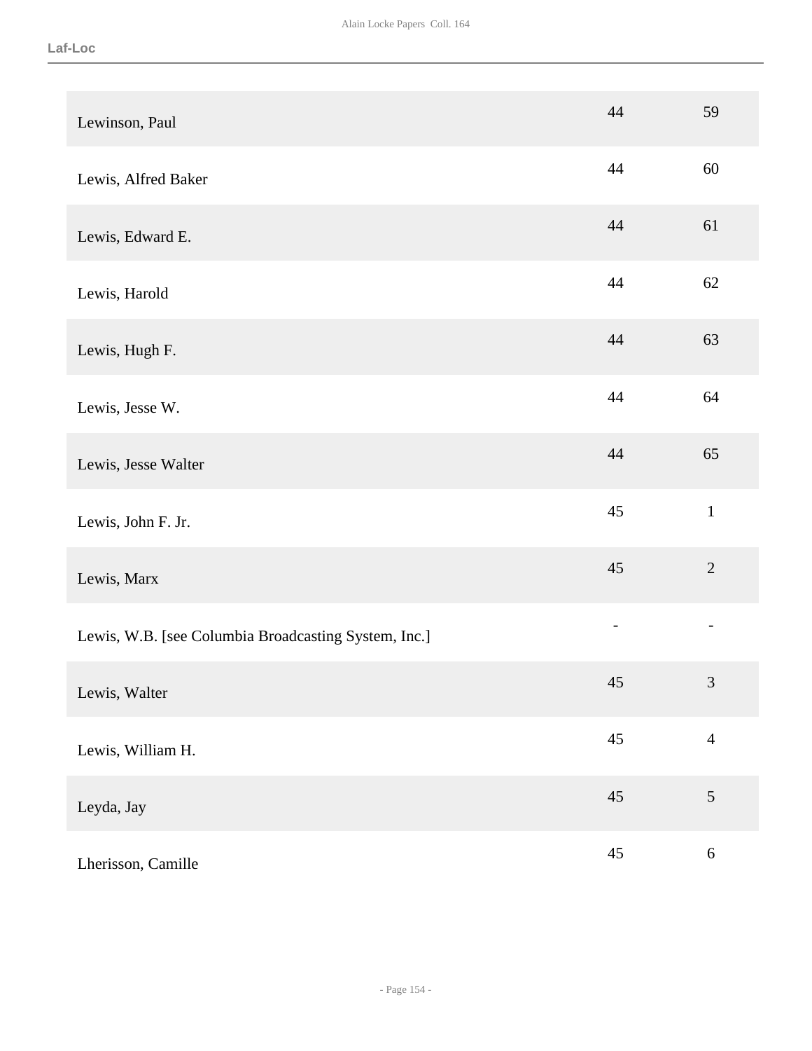| | | |
|---|---|---|
| Lewinson, Paul | 44 | 59 |
| Lewis, Alfred Baker | 44 | 60 |
| Lewis, Edward E. | 44 | 61 |
| Lewis, Harold | 44 | 62 |
| Lewis, Hugh F. | 44 | 63 |
| Lewis, Jesse W. | 44 | 64 |
| Lewis, Jesse Walter | 44 | 65 |
| Lewis, John F. Jr. | 45 | 1 |
| Lewis, Marx | 45 | 2 |
| Lewis, W.B. [see Columbia Broadcasting System, Inc.] | - | - |
| Lewis, Walter | 45 | 3 |
| Lewis, William H. | 45 | 4 |
| Leyda, Jay | 45 | 5 |
| Lherisson, Camille | 45 | 6 |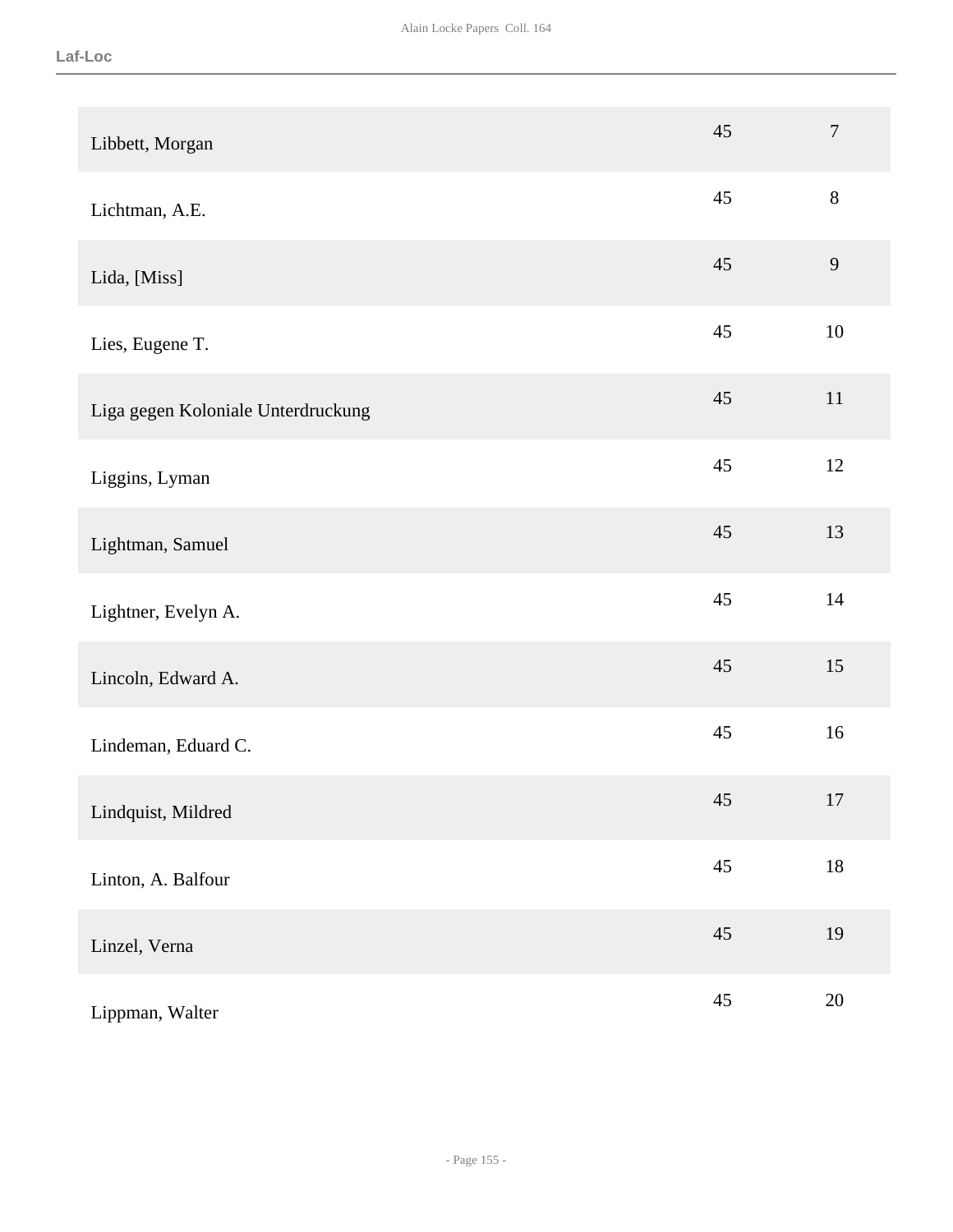| | | |
|---|---|---|
| Libbett, Morgan | 45 | 7 |
| Lichtman, A.E. | 45 | 8 |
| Lida, [Miss] | 45 | 9 |
| Lies, Eugene T. | 45 | 10 |
| Liga gegen Koloniale Unterdruckung | 45 | 11 |
| Liggins, Lyman | 45 | 12 |
| Lightman, Samuel | 45 | 13 |
| Lightner, Evelyn A. | 45 | 14 |
| Lincoln, Edward A. | 45 | 15 |
| Lindeman, Eduard C. | 45 | 16 |
| Lindquist, Mildred | 45 | 17 |
| Linton, A. Balfour | 45 | 18 |
| Linzel, Verna | 45 | 19 |
| Lippman, Walter | 45 | 20 |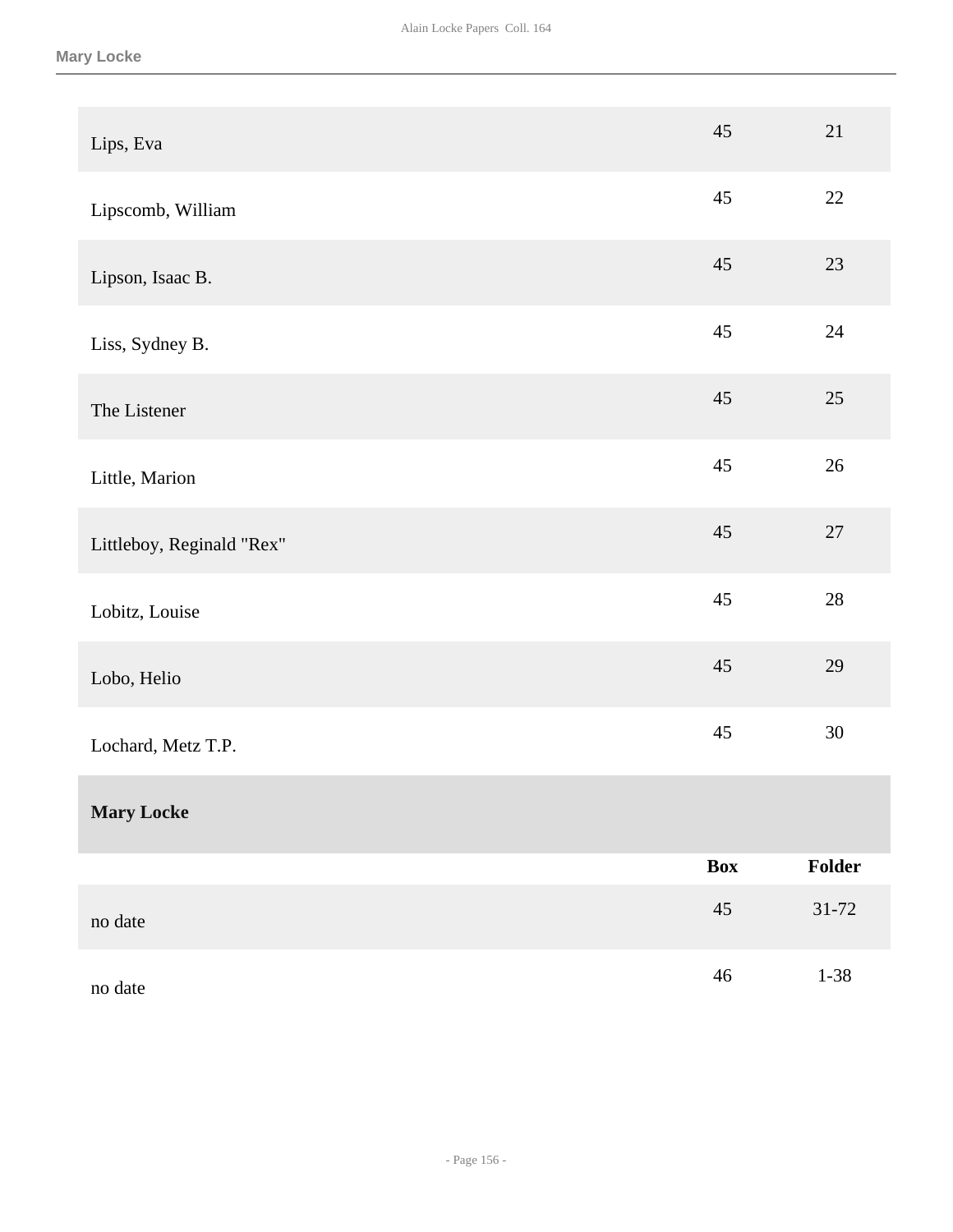| | | |
|---|---|---|
| Lips, Eva | 45 | 21 |
| Lipscomb, William | 45 | 22 |
| Lipson, Isaac B. | 45 | 23 |
| Liss, Sydney B. | 45 | 24 |
| The Listener | 45 | 25 |
| Little, Marion | 45 | 26 |
| Littleboy, Reginald "Rex" | 45 | 27 |
| Lobitz, Louise | 45 | 28 |
| Lobo, Helio | 45 | 29 |
| Lochard, Metz T.P. | 45 | 30 |

**Mary Locke**

| | Box | Folder |
|---|---|---|
| no date | 45 | 31-72 |
| no date | 46 | 1-38 |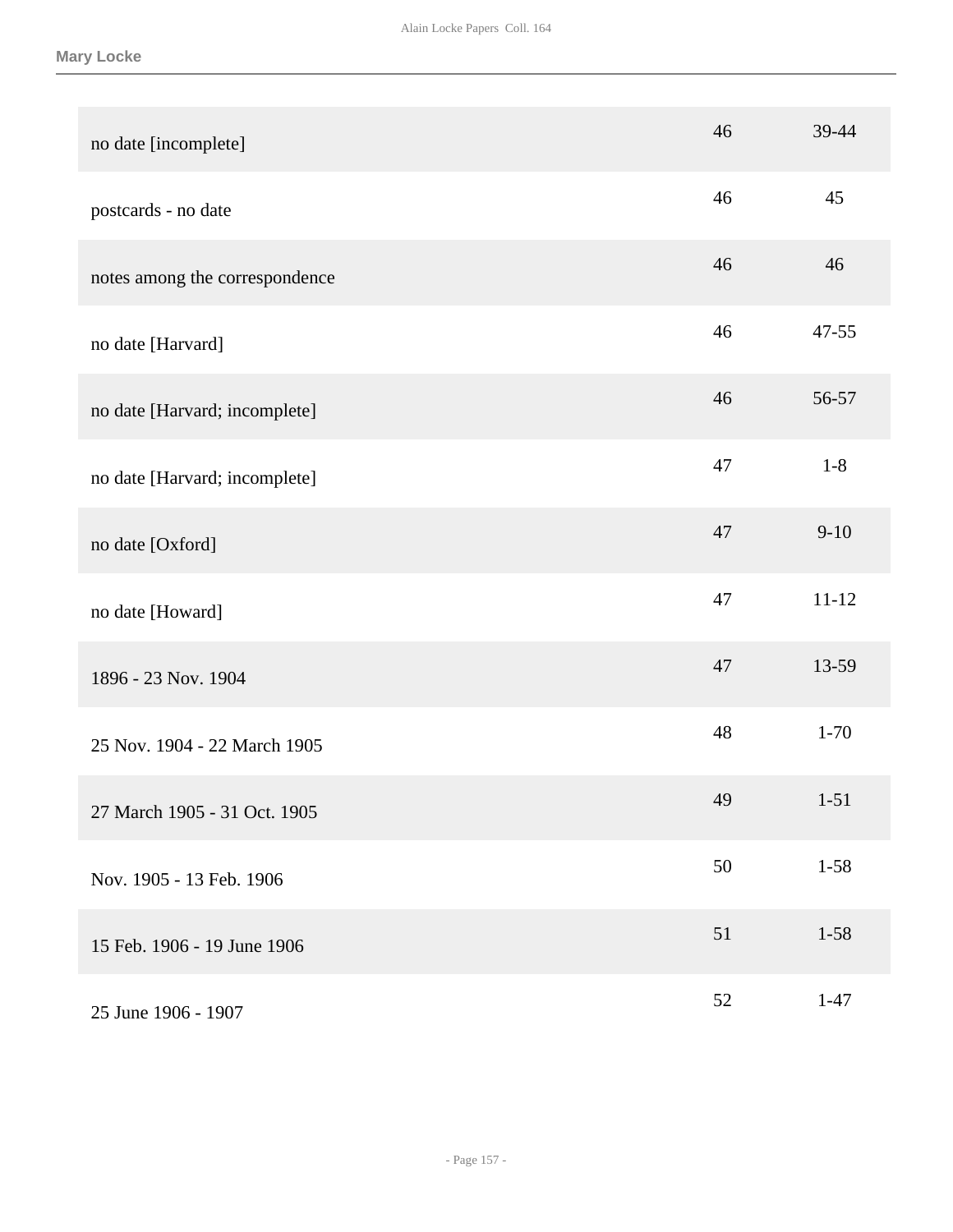**Mary Locke**

| | | |
|---|---|---|
| no date [incomplete] | 46 | 39-44 |
| postcards - no date | 46 | 45 |
| notes among the correspondence | 46 | 46 |
| no date [Harvard] | 46 | 47-55 |
| no date [Harvard; incomplete] | 46 | 56-57 |
| no date [Harvard; incomplete] | 47 | 1-8 |
| no date [Oxford] | 47 | 9-10 |
| no date [Howard] | 47 | 11-12 |
| 1896 - 23 Nov. 1904 | 47 | 13-59 |
| 25 Nov. 1904 - 22 March 1905 | 48 | 1-70 |
| 27 March 1905 - 31 Oct. 1905 | 49 | 1-51 |
| Nov. 1905 - 13 Feb. 1906 | 50 | 1-58 |
| 15 Feb. 1906 - 19 June 1906 | 51 | 1-58 |
| 25 June 1906 - 1907 | 52 | 1-47 |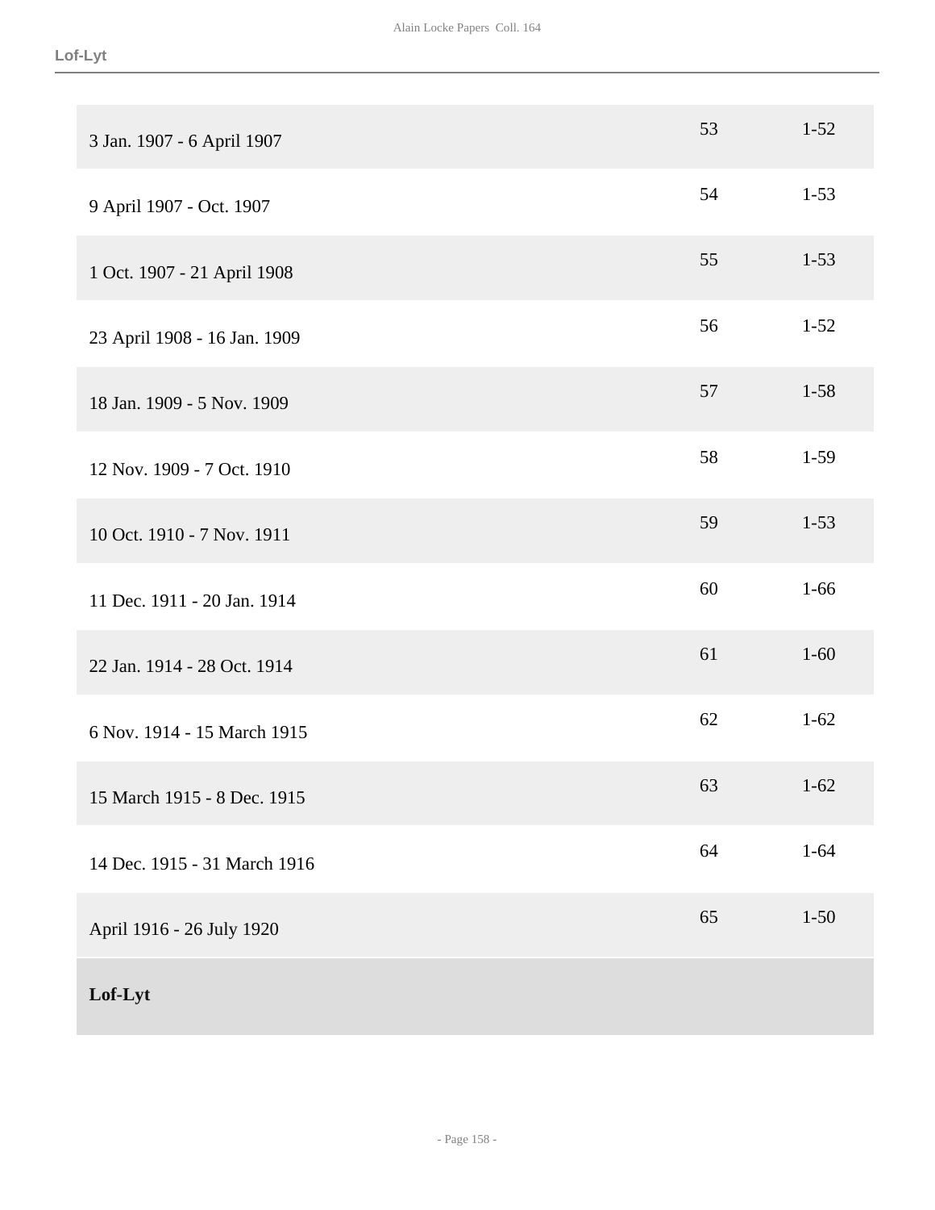| | | |
|---|---|---|
| 3 Jan. 1907 - 6 April 1907 | 53 | 1-52 |
| 9 April 1907 - Oct. 1907 | 54 | 1-53 |
| 1 Oct. 1907 - 21 April 1908 | 55 | 1-53 |
| 23 April 1908 - 16 Jan. 1909 | 56 | 1-52 |
| 18 Jan. 1909 - 5 Nov. 1909 | 57 | 1-58 |
| 12 Nov. 1909 - 7 Oct. 1910 | 58 | 1-59 |
| 10 Oct. 1910 - 7 Nov. 1911 | 59 | 1-53 |
| 11 Dec. 1911 - 20 Jan. 1914 | 60 | 1-66 |
| 22 Jan. 1914 - 28 Oct. 1914 | 61 | 1-60 |
| 6 Nov. 1914 - 15 March 1915 | 62 | 1-62 |
| 15 March 1915 - 8 Dec. 1915 | 63 | 1-62 |
| 14 Dec. 1915 - 31 March 1916 | 64 | 1-64 |
| April 1916 - 26 July 1920 | 65 | 1-50 |
| **Lof-Lyt** | | |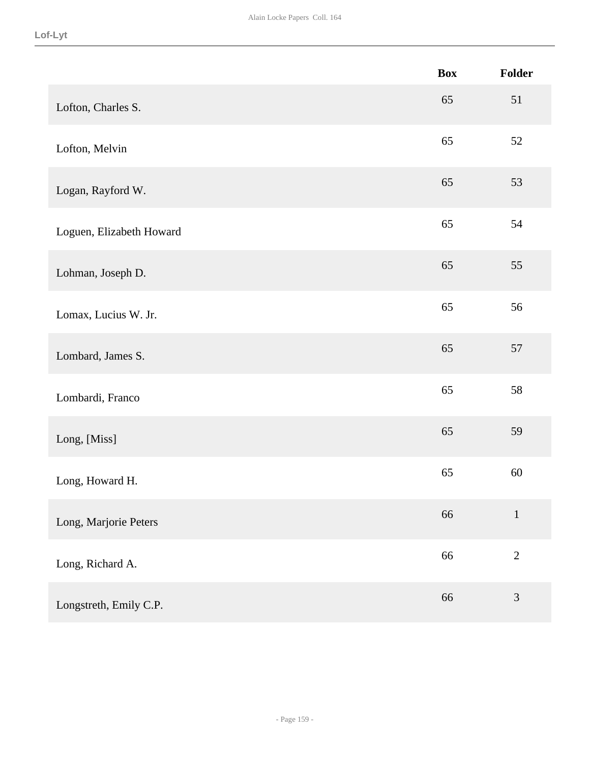| | Box | Folder |
|---|---|---|
| Lofton, Charles S. | 65 | 51 |
| Lofton, Melvin | 65 | 52 |
| Logan, Rayford W. | 65 | 53 |
| Loguen, Elizabeth Howard | 65 | 54 |
| Lohman, Joseph D. | 65 | 55 |
| Lomax, Lucius W. Jr. | 65 | 56 |
| Lombard, James S. | 65 | 57 |
| Lombardi, Franco | 65 | 58 |
| Long, [Miss] | 65 | 59 |
| Long, Howard H. | 65 | 60 |
| Long, Marjorie Peters | 66 | 1 |
| Long, Richard A. | 66 | 2 |
| Longstreth, Emily C.P. | 66 | 3 |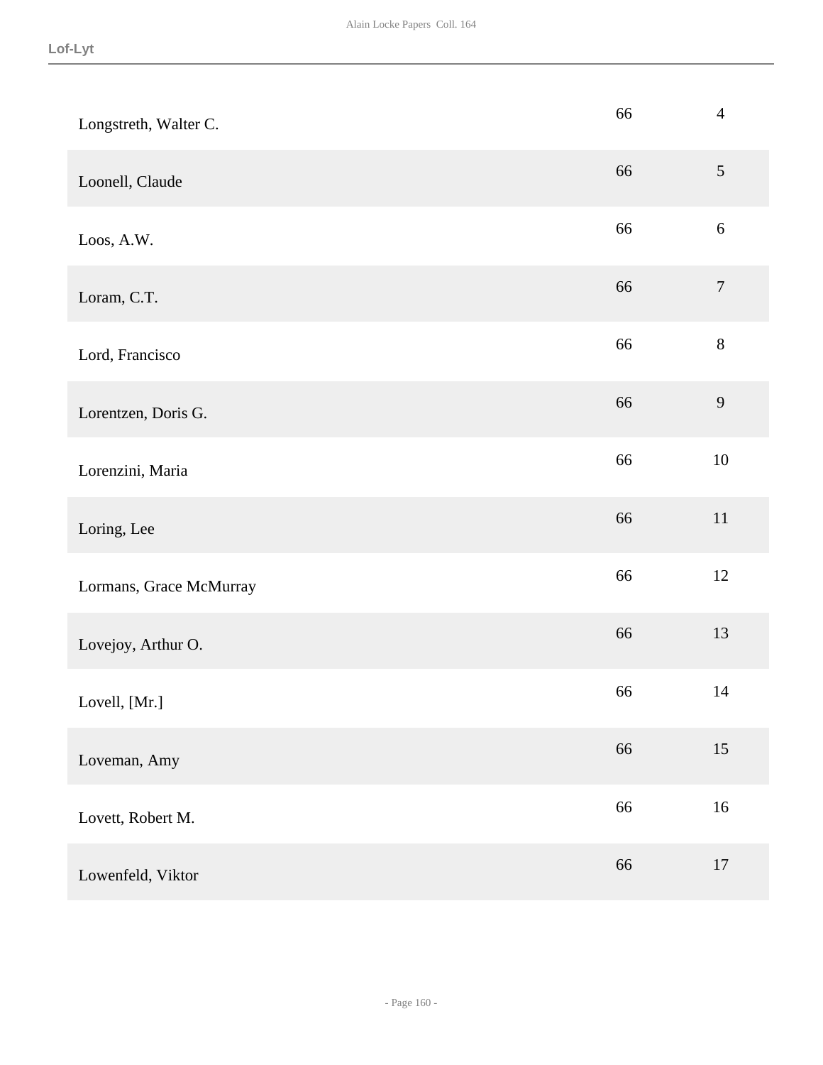| | | |
|---|---|---|
| Longstreth, Walter C. | 66 | 4 |
| Loonell, Claude | 66 | 5 |
| Loos, A.W. | 66 | 6 |
| Loram, C.T. | 66 | 7 |
| Lord, Francisco | 66 | 8 |
| Lorentzen, Doris G. | 66 | 9 |
| Lorenzini, Maria | 66 | 10 |
| Loring, Lee | 66 | 11 |
| Lormans, Grace McMurray | 66 | 12 |
| Lovejoy, Arthur O. | 66 | 13 |
| Lovell, [Mr.] | 66 | 14 |
| Loveman, Amy | 66 | 15 |
| Lovett, Robert M. | 66 | 16 |
| Lowenfeld, Viktor | 66 | 17 |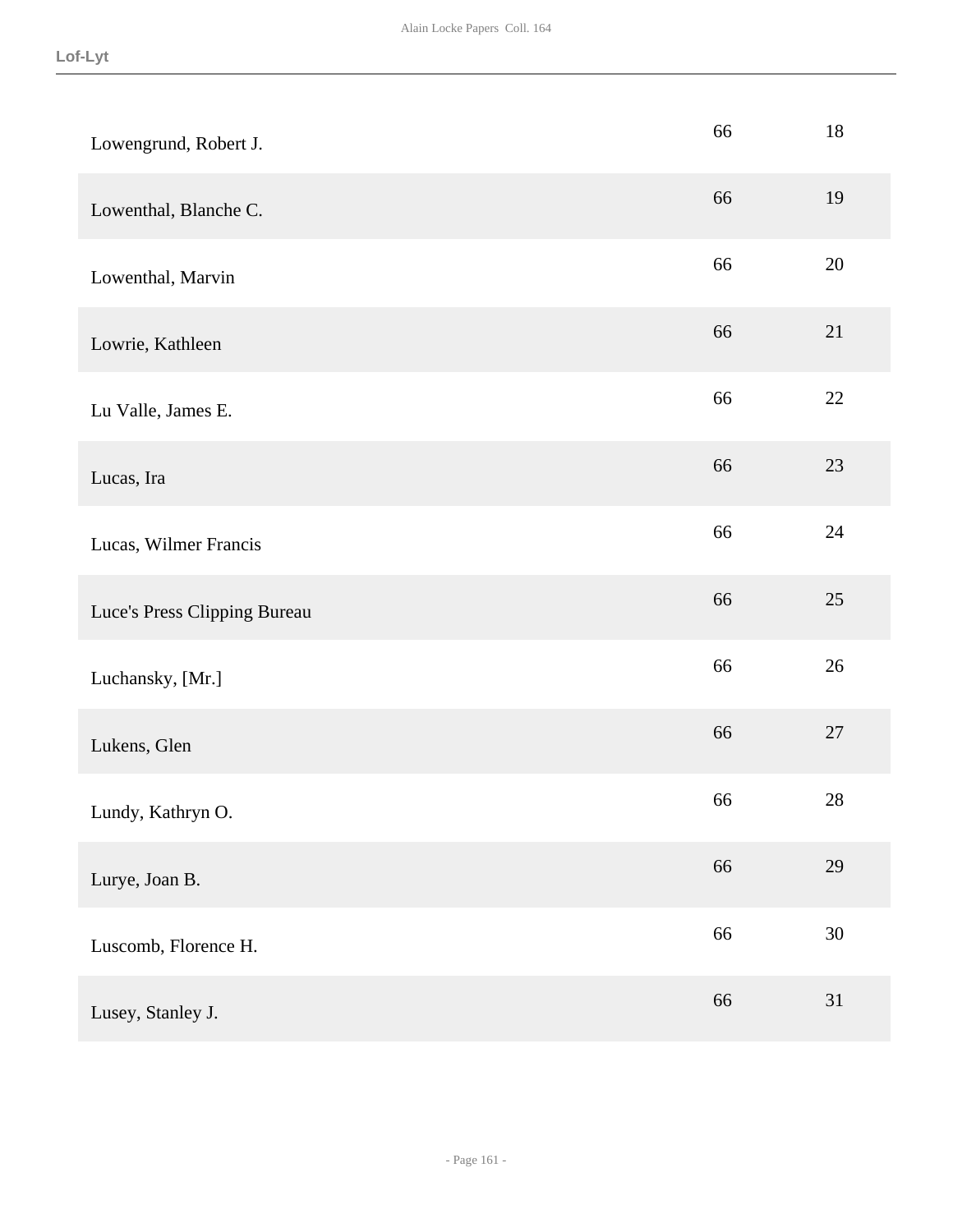| | | |
|---|---|---|
| Lowengrund, Robert J. | 66 | 18 |
| Lowenthal, Blanche C. | 66 | 19 |
| Lowenthal, Marvin | 66 | 20 |
| Lowrie, Kathleen | 66 | 21 |
| Lu Valle, James E. | 66 | 22 |
| Lucas, Ira | 66 | 23 |
| Lucas, Wilmer Francis | 66 | 24 |
| Luce's Press Clipping Bureau | 66 | 25 |
| Luchansky, [Mr.] | 66 | 26 |
| Lukens, Glen | 66 | 27 |
| Lundy, Kathryn O. | 66 | 28 |
| Lurye, Joan B. | 66 | 29 |
| Luscomb, Florence H. | 66 | 30 |
| Lusey, Stanley J. | 66 | 31 |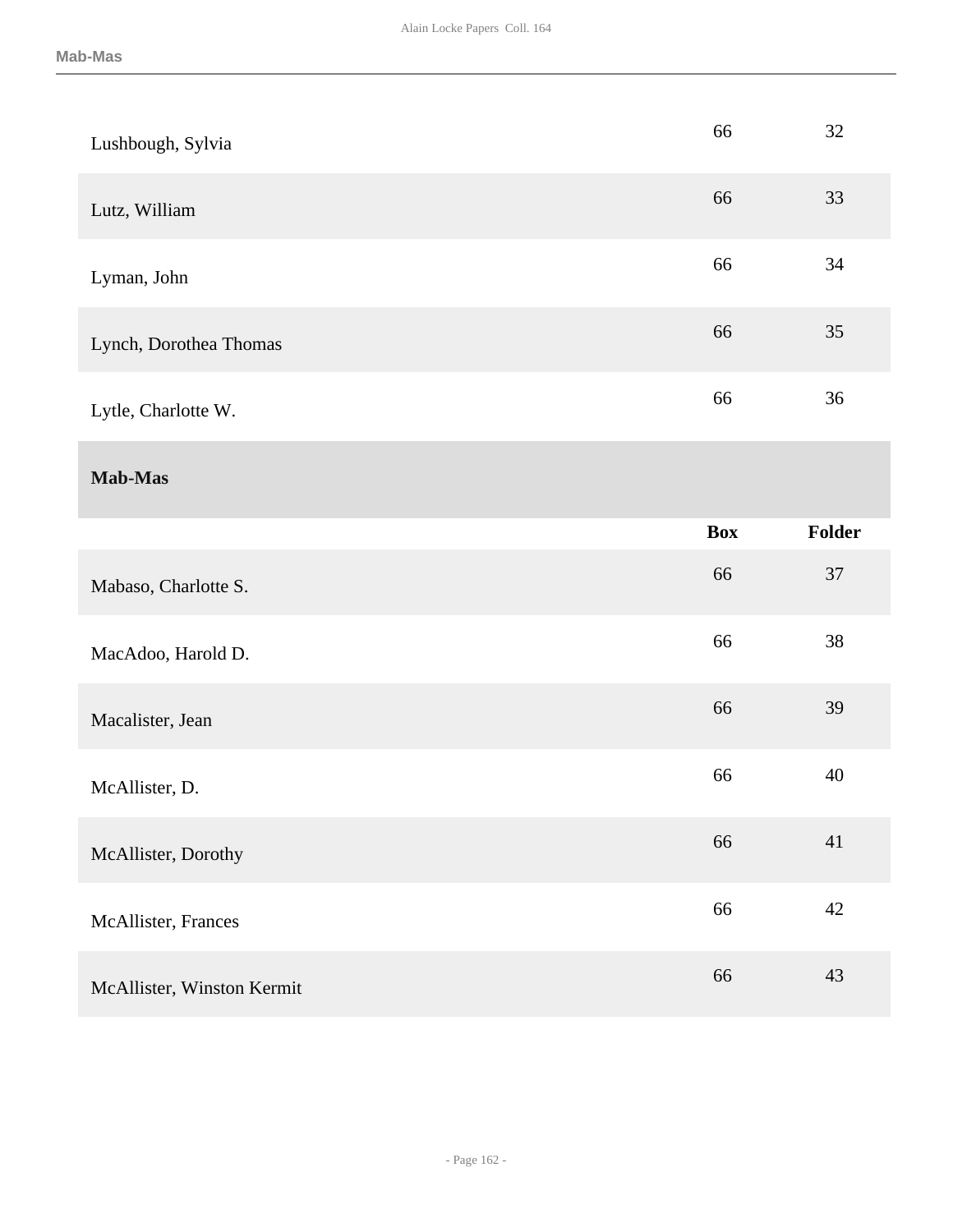| | | |
|---|---|---|
| Lushbough, Sylvia | 66 | 32 |
| Lutz, William | 66 | 33 |
| Lyman, John | 66 | 34 |
| Lynch, Dorothea Thomas | 66 | 35 |
| Lytle, Charlotte W. | 66 | 36 |

## Mab-Mas

| | Box | Folder |
|---|---|---|
| Mabaso, Charlotte S. | 66 | 37 |
| MacAdoo, Harold D. | 66 | 38 |
| Macalister, Jean | 66 | 39 |
| McAllister, D. | 66 | 40 |
| McAllister, Dorothy | 66 | 41 |
| McAllister, Frances | 66 | 42 |
| McAllister, Winston Kermit | 66 | 43 |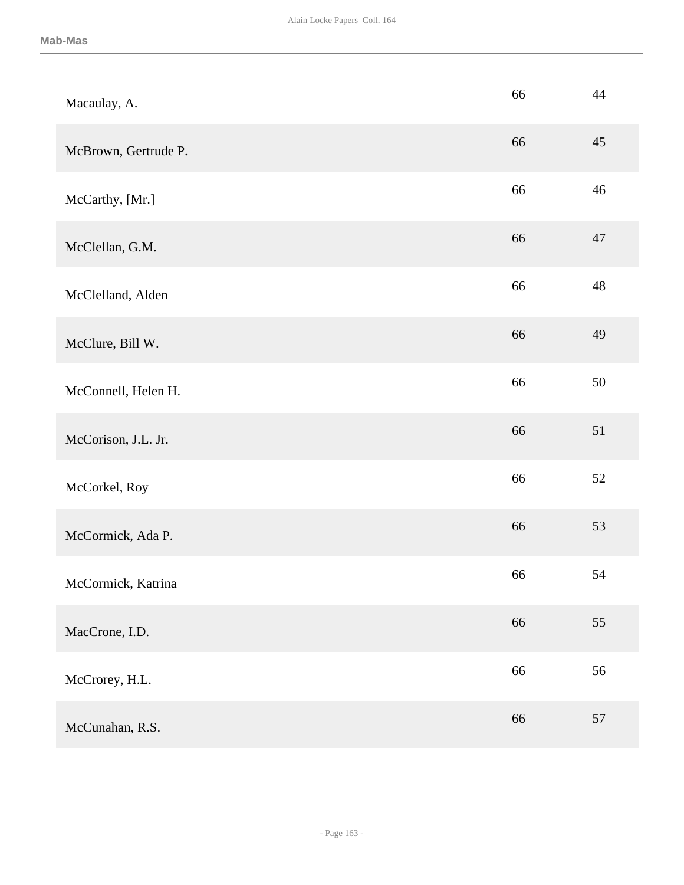| | | |
|---|---|---|
| Macaulay, A. | 66 | 44 |
| McBrown, Gertrude P. | 66 | 45 |
| McCarthy, [Mr.] | 66 | 46 |
| McClellan, G.M. | 66 | 47 |
| McClelland, Alden | 66 | 48 |
| McClure, Bill W. | 66 | 49 |
| McConnell, Helen H. | 66 | 50 |
| McCorison, J.L. Jr. | 66 | 51 |
| McCorkel, Roy | 66 | 52 |
| McCormick, Ada P. | 66 | 53 |
| McCormick, Katrina | 66 | 54 |
| MacCrone, I.D. | 66 | 55 |
| McCrorey, H.L. | 66 | 56 |
| McCunahan, R.S. | 66 | 57 |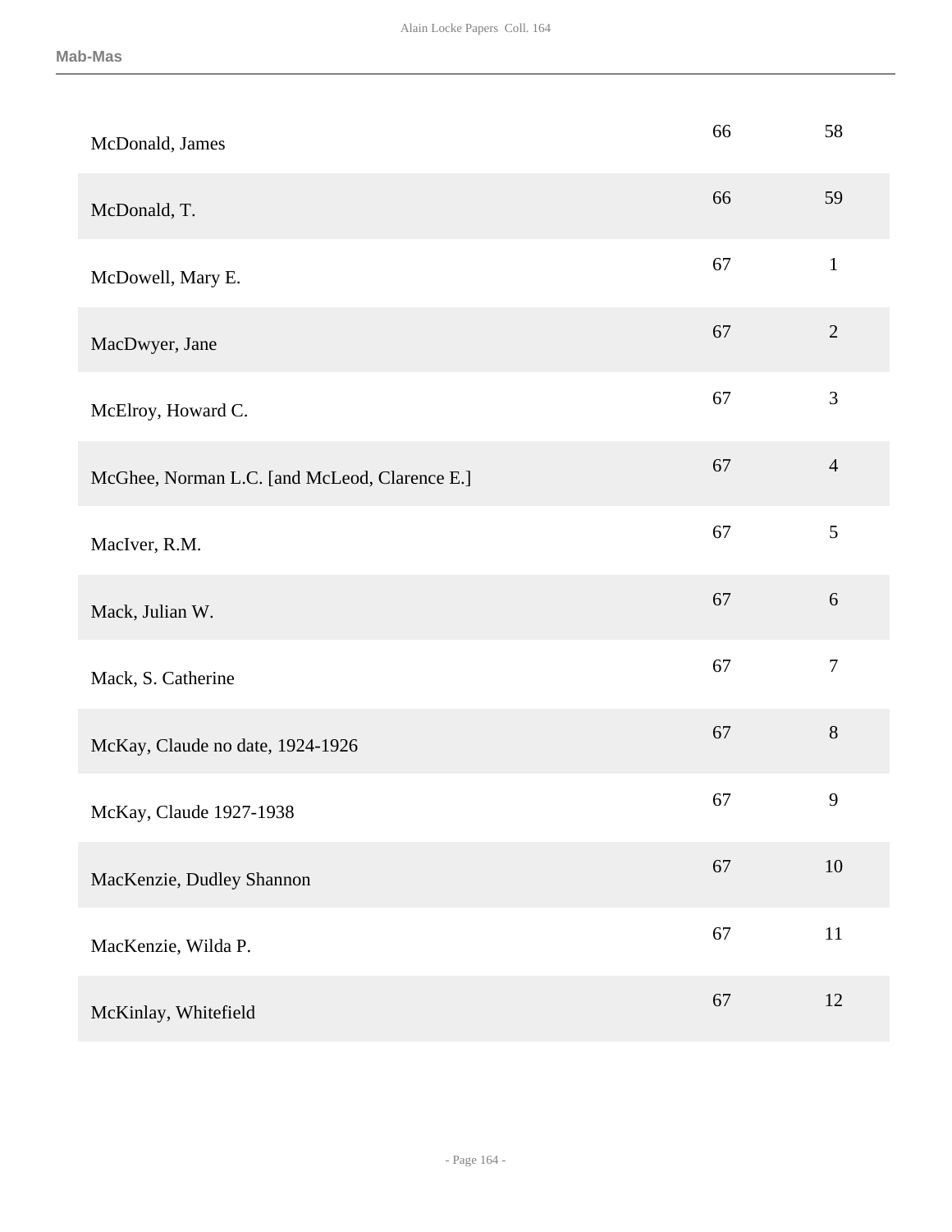| | | |
|---|---|---|
| McDonald, James | 66 | 58 |
| McDonald, T. | 66 | 59 |
| McDowell, Mary E. | 67 | 1 |
| MacDwyer, Jane | 67 | 2 |
| McElroy, Howard C. | 67 | 3 |
| McGhee, Norman L.C. [and McLeod, Clarence E.] | 67 | 4 |
| MacIver, R.M. | 67 | 5 |
| Mack, Julian W. | 67 | 6 |
| Mack, S. Catherine | 67 | 7 |
| McKay, Claude no date, 1924-1926 | 67 | 8 |
| McKay, Claude 1927-1938 | 67 | 9 |
| MacKenzie, Dudley Shannon | 67 | 10 |
| MacKenzie, Wilda P. | 67 | 11 |
| McKinlay, Whitefield | 67 | 12 |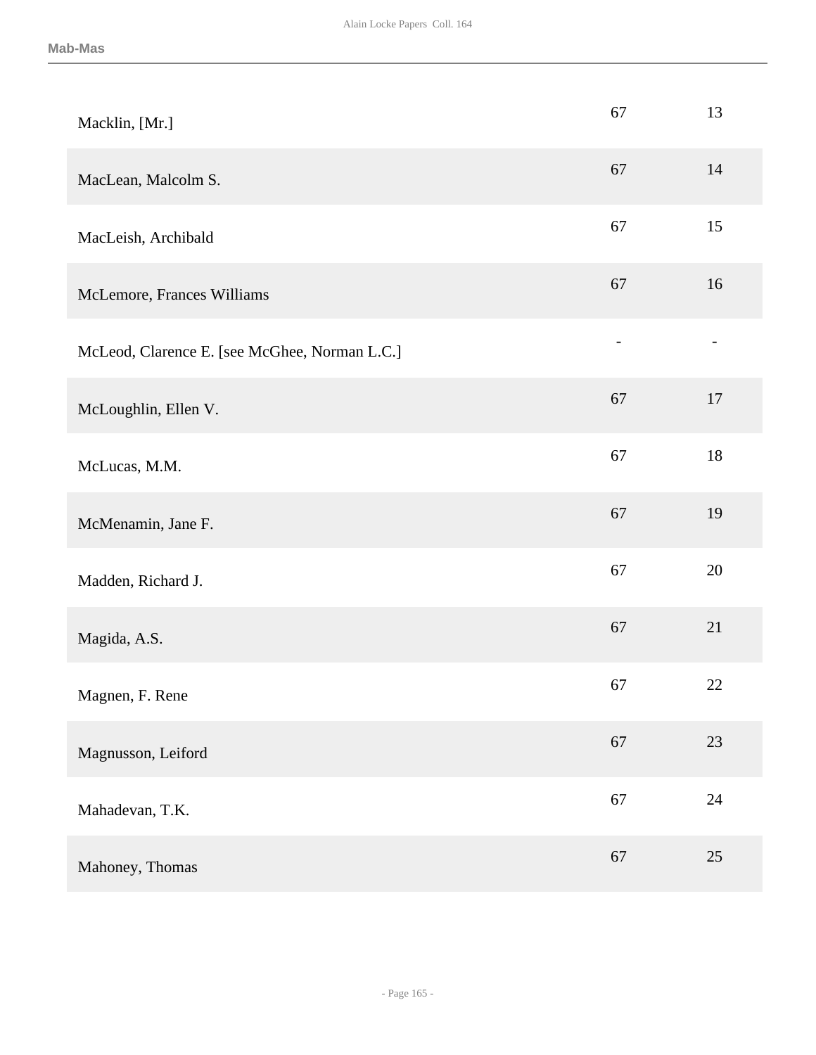| | | |
|---|---|---|
| Macklin, [Mr.] | 67 | 13 |
| MacLean, Malcolm S. | 67 | 14 |
| MacLeish, Archibald | 67 | 15 |
| McLemore, Frances Williams | 67 | 16 |
| McLeod, Clarence E. [see McGhee, Norman L.C.] | - | - |
| McLoughlin, Ellen V. | 67 | 17 |
| McLucas, M.M. | 67 | 18 |
| McMenamin, Jane F. | 67 | 19 |
| Madden, Richard J. | 67 | 20 |
| Magida, A.S. | 67 | 21 |
| Magnen, F. Rene | 67 | 22 |
| Magnusson, Leiford | 67 | 23 |
| Mahadevan, T.K. | 67 | 24 |
| Mahoney, Thomas | 67 | 25 |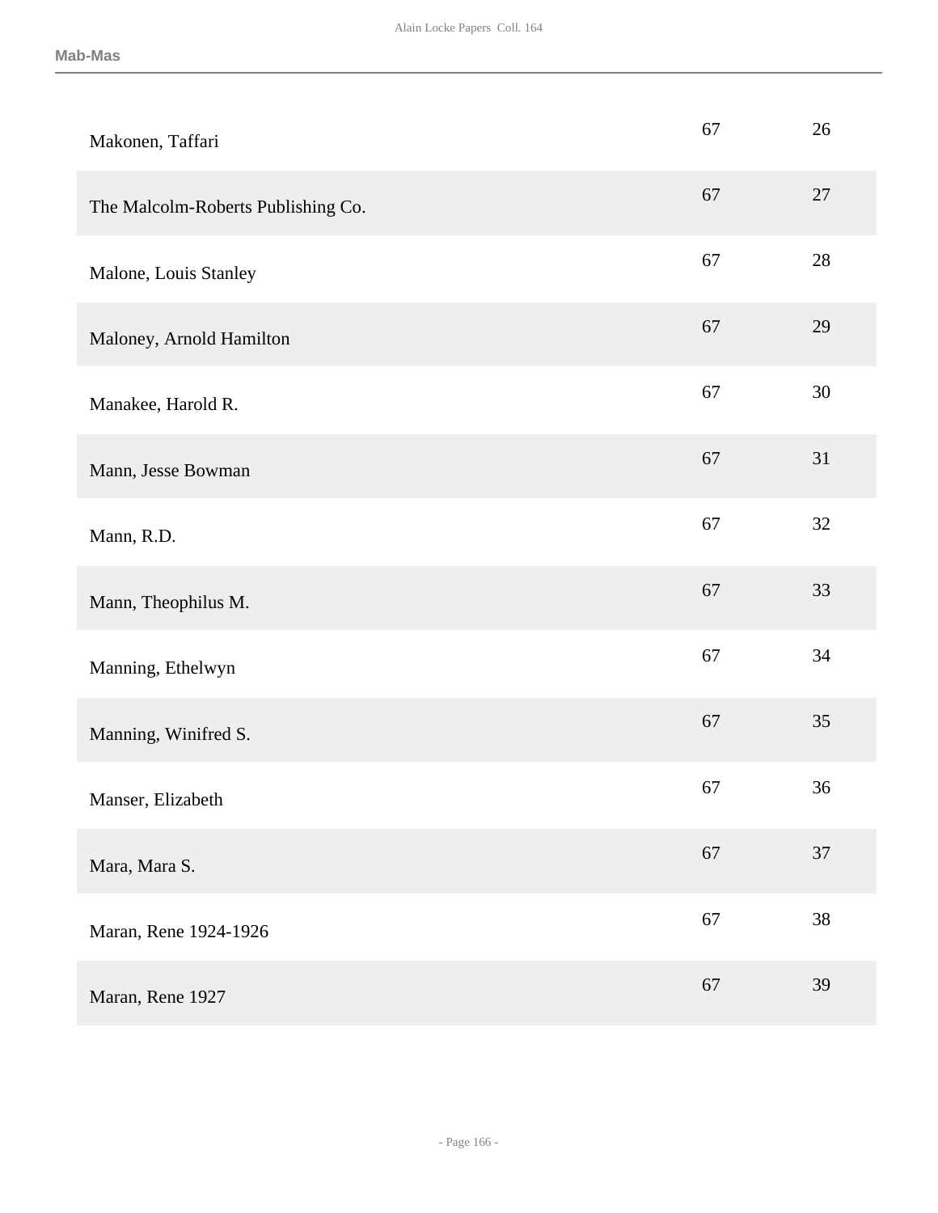| | | |
|---|---|---|
| Makonen, Taffari | 67 | 26 |
| The Malcolm-Roberts Publishing Co. | 67 | 27 |
| Malone, Louis Stanley | 67 | 28 |
| Maloney, Arnold Hamilton | 67 | 29 |
| Manakee, Harold R. | 67 | 30 |
| Mann, Jesse Bowman | 67 | 31 |
| Mann, R.D. | 67 | 32 |
| Mann, Theophilus M. | 67 | 33 |
| Manning, Ethelwyn | 67 | 34 |
| Manning, Winifred S. | 67 | 35 |
| Manser, Elizabeth | 67 | 36 |
| Mara, Mara S. | 67 | 37 |
| Maran, Rene 1924-1926 | 67 | 38 |
| Maran, Rene 1927 | 67 | 39 |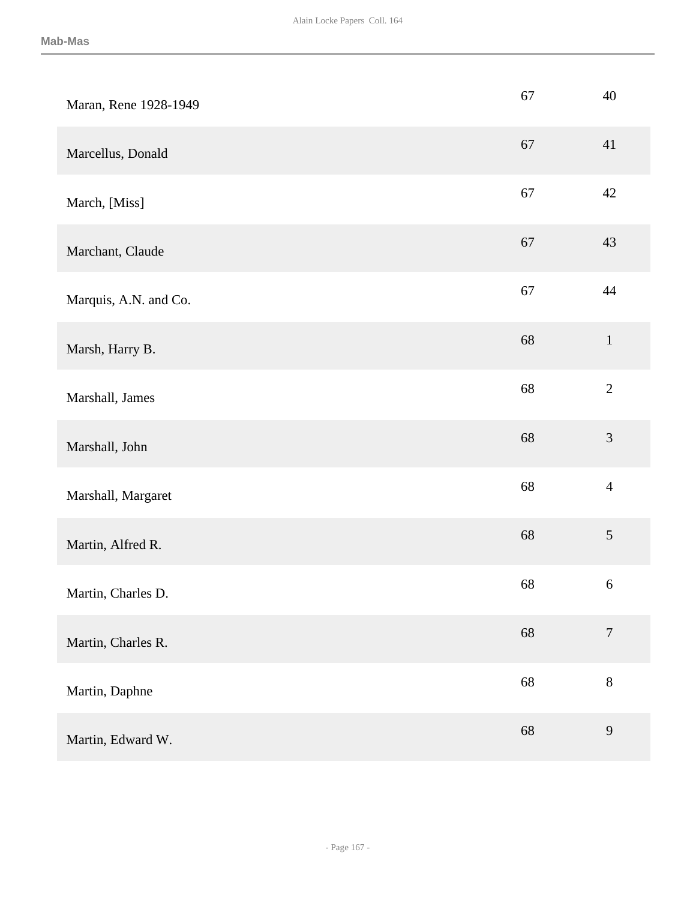| | | |
|---|---|---|
| Maran, Rene 1928-1949 | 67 | 40 |
| Marcellus, Donald | 67 | 41 |
| March, [Miss] | 67 | 42 |
| Marchant, Claude | 67 | 43 |
| Marquis, A.N. and Co. | 67 | 44 |
| Marsh, Harry B. | 68 | 1 |
| Marshall, James | 68 | 2 |
| Marshall, John | 68 | 3 |
| Marshall, Margaret | 68 | 4 |
| Martin, Alfred R. | 68 | 5 |
| Martin, Charles D. | 68 | 6 |
| Martin, Charles R. | 68 | 7 |
| Martin, Daphne | 68 | 8 |
| Martin, Edward W. | 68 | 9 |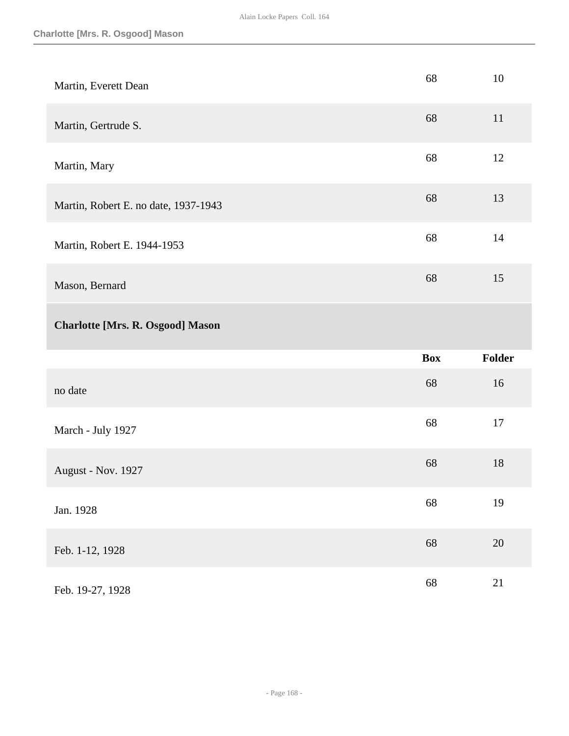| | Box | Folder |
|---|---|---|
| Martin, Everett Dean | 68 | 10 |
| Martin, Gertrude S. | 68 | 11 |
| Martin, Mary | 68 | 12 |
| Martin, Robert E. no date, 1937-1943 | 68 | 13 |
| Martin, Robert E. 1944-1953 | 68 | 14 |
| Mason, Bernard | 68 | 15 |

### Charlotte [Mrs. R. Osgood] Mason

| | Box | Folder |
|---|---|---|
| no date | 68 | 16 |
| March - July 1927 | 68 | 17 |
| August - Nov. 1927 | 68 | 18 |
| Jan. 1928 | 68 | 19 |
| Feb. 1-12, 1928 | 68 | 20 |
| Feb. 19-27, 1928 | 68 | 21 |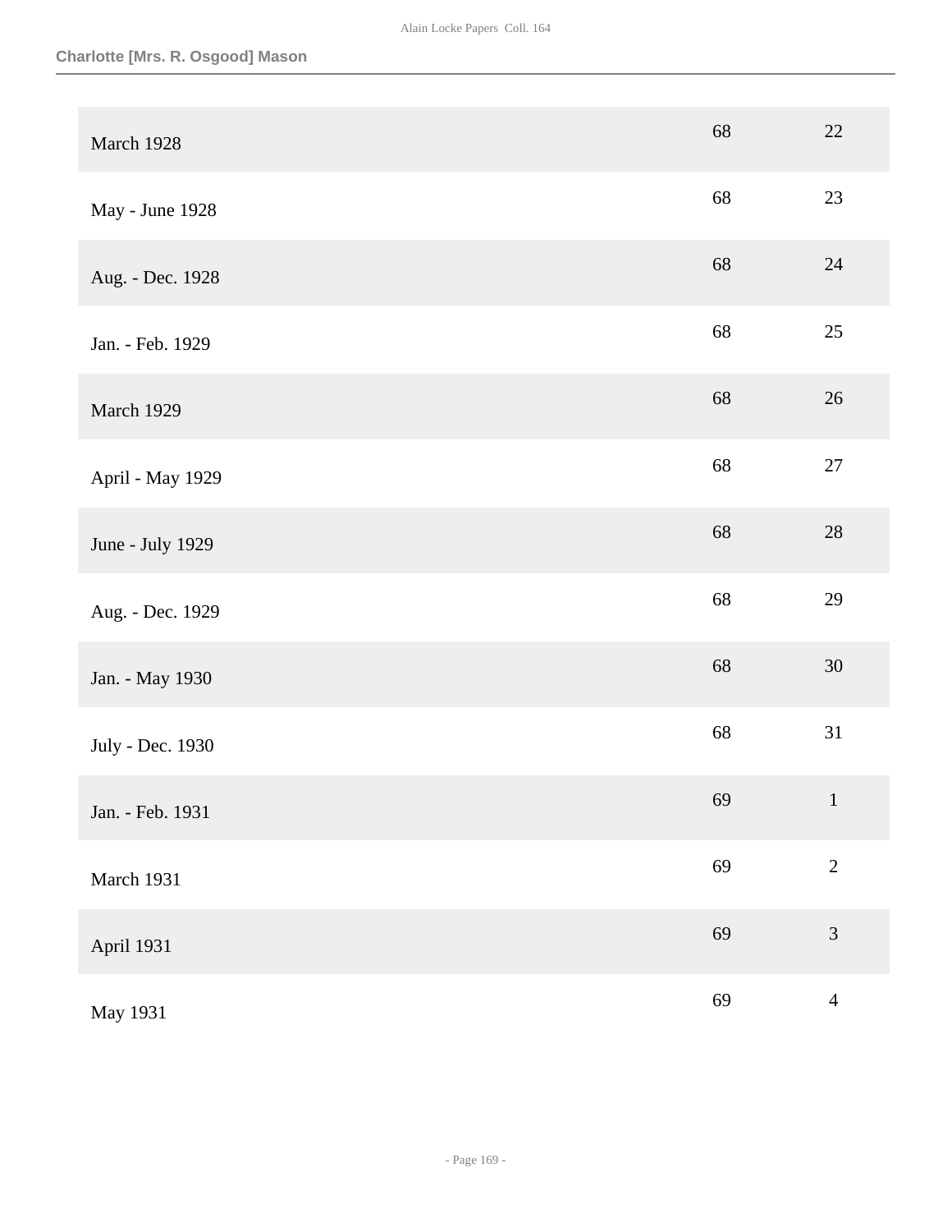Charlotte [Mrs. R. Osgood] Mason

| | | |
|---|---|---|
| March 1928 | 68 | 22 |
| May - June 1928 | 68 | 23 |
| Aug. - Dec. 1928 | 68 | 24 |
| Jan. - Feb. 1929 | 68 | 25 |
| March 1929 | 68 | 26 |
| April - May 1929 | 68 | 27 |
| June - July 1929 | 68 | 28 |
| Aug. - Dec. 1929 | 68 | 29 |
| Jan. - May 1930 | 68 | 30 |
| July - Dec. 1930 | 68 | 31 |
| Jan. - Feb. 1931 | 69 | 1 |
| March 1931 | 69 | 2 |
| April 1931 | 69 | 3 |
| May 1931 | 69 | 4 |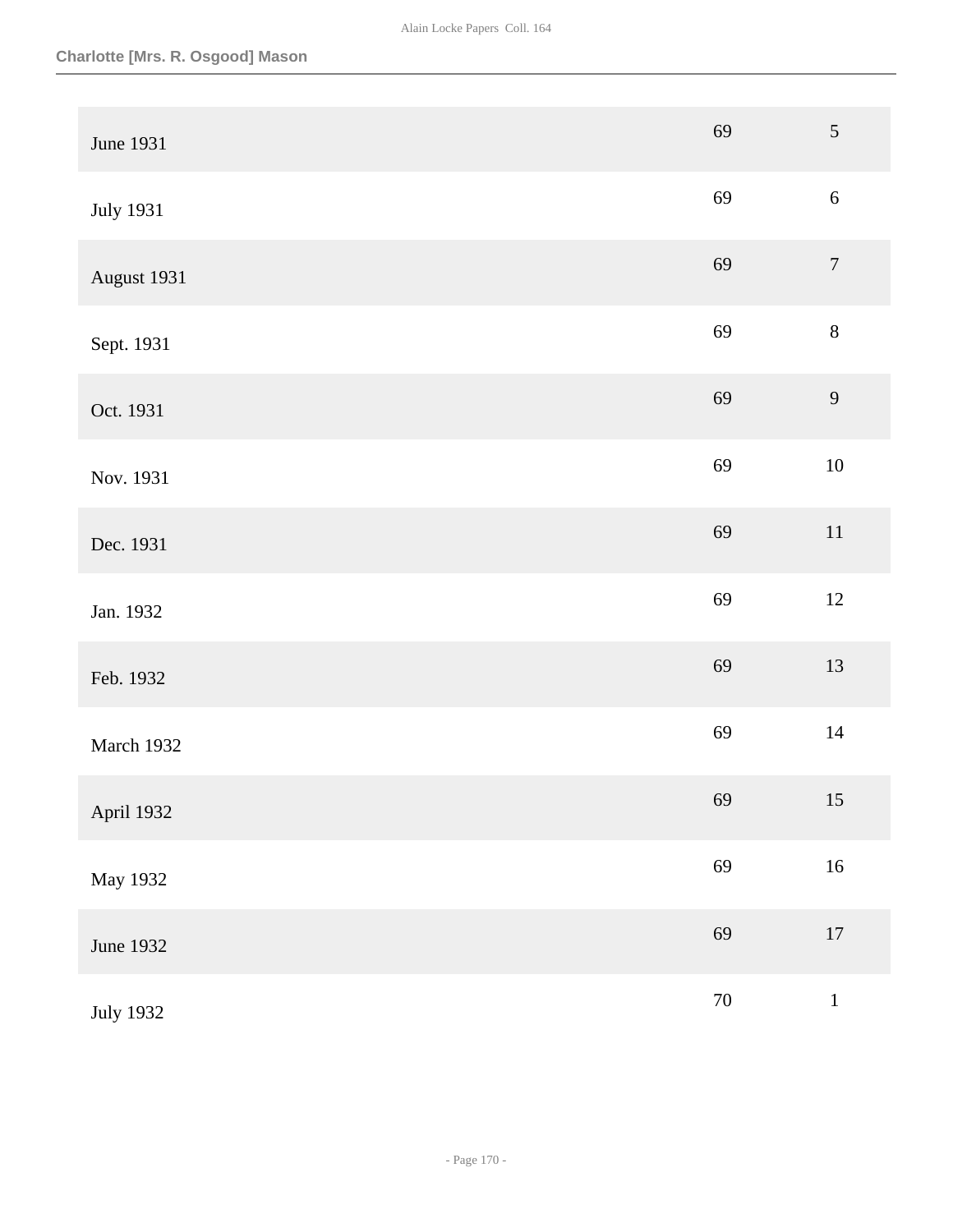| | | |
|---|---|---|
| June 1931 | 69 | 5 |
| July 1931 | 69 | 6 |
| August 1931 | 69 | 7 |
| Sept. 1931 | 69 | 8 |
| Oct. 1931 | 69 | 9 |
| Nov. 1931 | 69 | 10 |
| Dec. 1931 | 69 | 11 |
| Jan. 1932 | 69 | 12 |
| Feb. 1932 | 69 | 13 |
| March 1932 | 69 | 14 |
| April 1932 | 69 | 15 |
| May 1932 | 69 | 16 |
| June 1932 | 69 | 17 |
| July 1932 | 70 | 1 |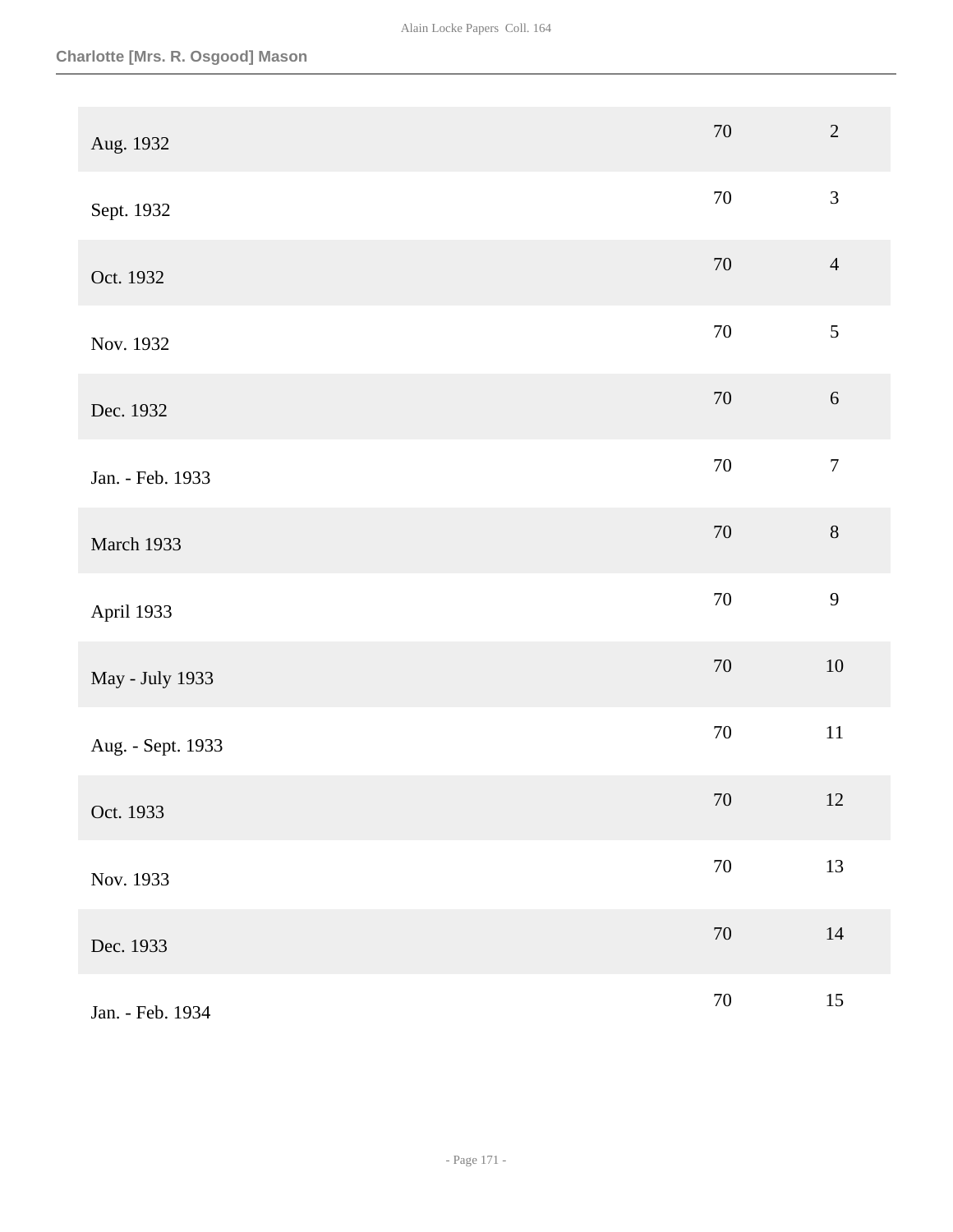Charlotte [Mrs. R. Osgood] Mason

| | | |
|---|---|---|
| Aug. 1932 | 70 | 2 |
| Sept. 1932 | 70 | 3 |
| Oct. 1932 | 70 | 4 |
| Nov. 1932 | 70 | 5 |
| Dec. 1932 | 70 | 6 |
| Jan. - Feb. 1933 | 70 | 7 |
| March 1933 | 70 | 8 |
| April 1933 | 70 | 9 |
| May - July 1933 | 70 | 10 |
| Aug. - Sept. 1933 | 70 | 11 |
| Oct. 1933 | 70 | 12 |
| Nov. 1933 | 70 | 13 |
| Dec. 1933 | 70 | 14 |
| Jan. - Feb. 1934 | 70 | 15 |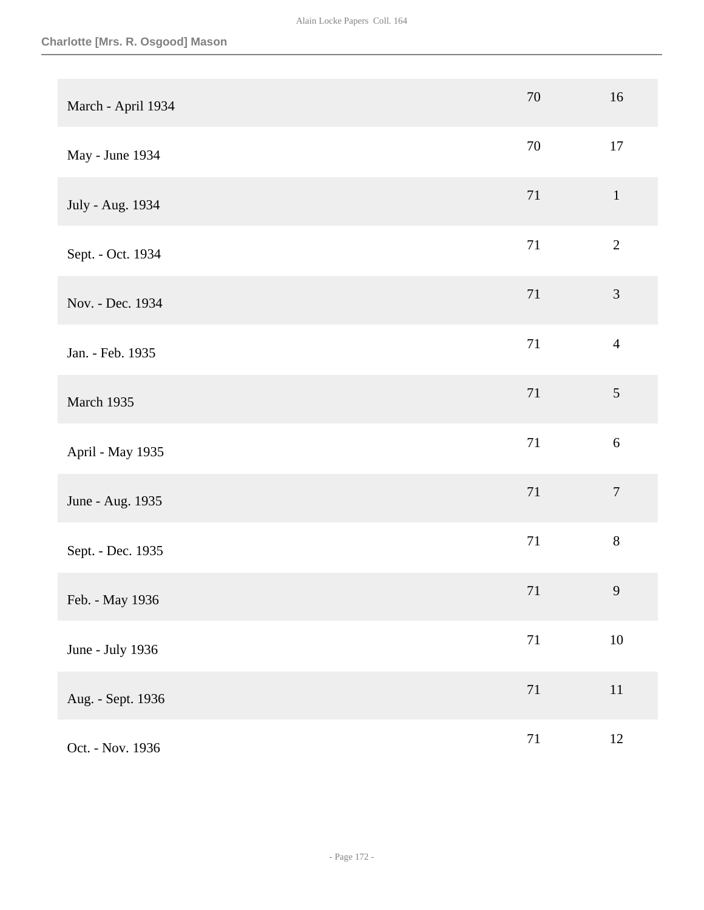**Charlotte [Mrs. R. Osgood] Mason**

| | | |
|---|---|---|
| March - April 1934 | 70 | 16 |
| May - June 1934 | 70 | 17 |
| July - Aug. 1934 | 71 | 1 |
| Sept. - Oct. 1934 | 71 | 2 |
| Nov. - Dec. 1934 | 71 | 3 |
| Jan. - Feb. 1935 | 71 | 4 |
| March 1935 | 71 | 5 |
| April - May 1935 | 71 | 6 |
| June - Aug. 1935 | 71 | 7 |
| Sept. - Dec. 1935 | 71 | 8 |
| Feb. - May 1936 | 71 | 9 |
| June - July 1936 | 71 | 10 |
| Aug. - Sept. 1936 | 71 | 11 |
| Oct. - Nov. 1936 | 71 | 12 |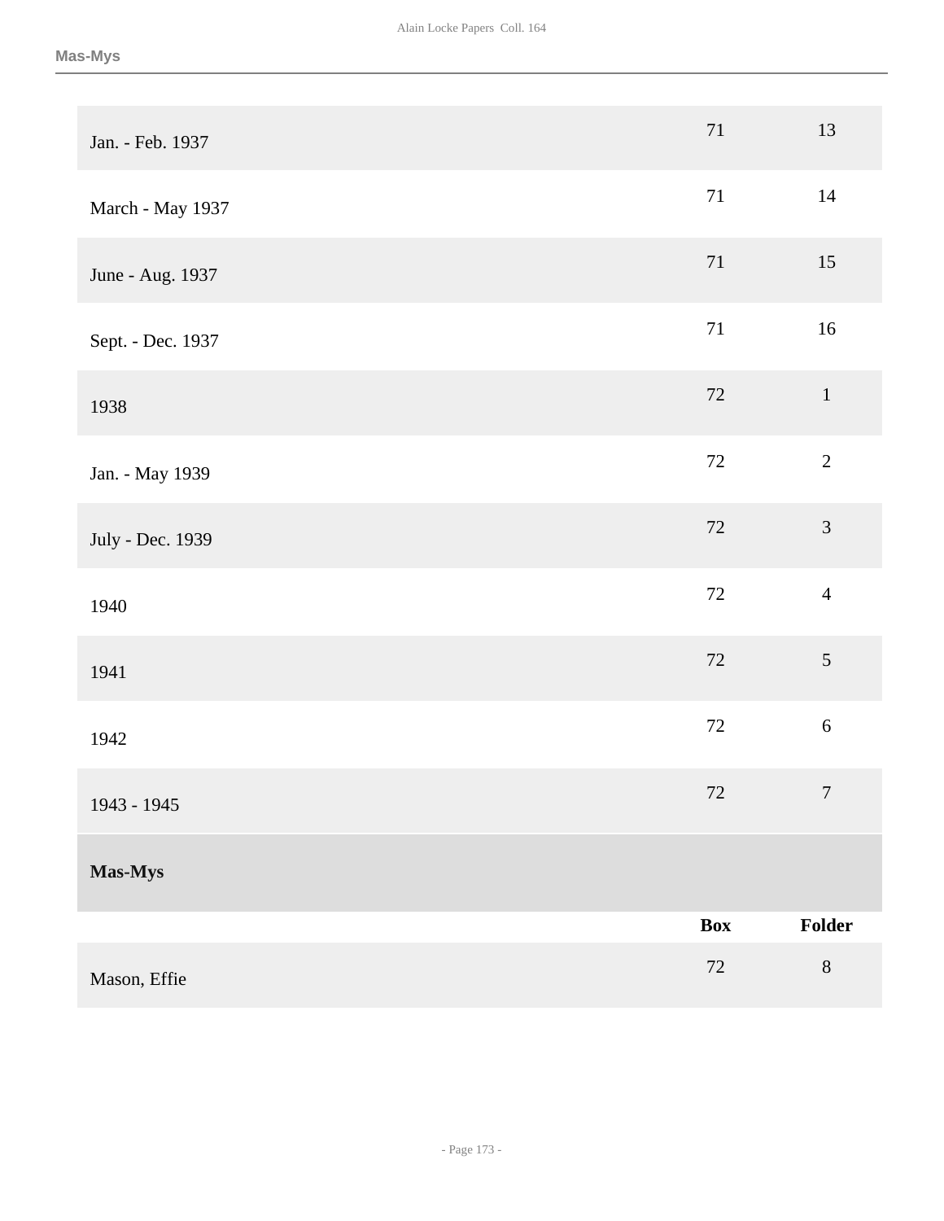| | Box | Folder |
|---|---|---|
| Jan. - Feb. 1937 | 71 | 13 |
| March - May 1937 | 71 | 14 |
| June - Aug. 1937 | 71 | 15 |
| Sept. - Dec. 1937 | 71 | 16 |
| 1938 | 72 | 1 |
| Jan. - May 1939 | 72 | 2 |
| July - Dec. 1939 | 72 | 3 |
| 1940 | 72 | 4 |
| 1941 | 72 | 5 |
| 1942 | 72 | 6 |
| 1943 - 1945 | 72 | 7 |

## Mas-Mys

| | Box | Folder |
|---|---|---|
| Mason, Effie | 72 | 8 |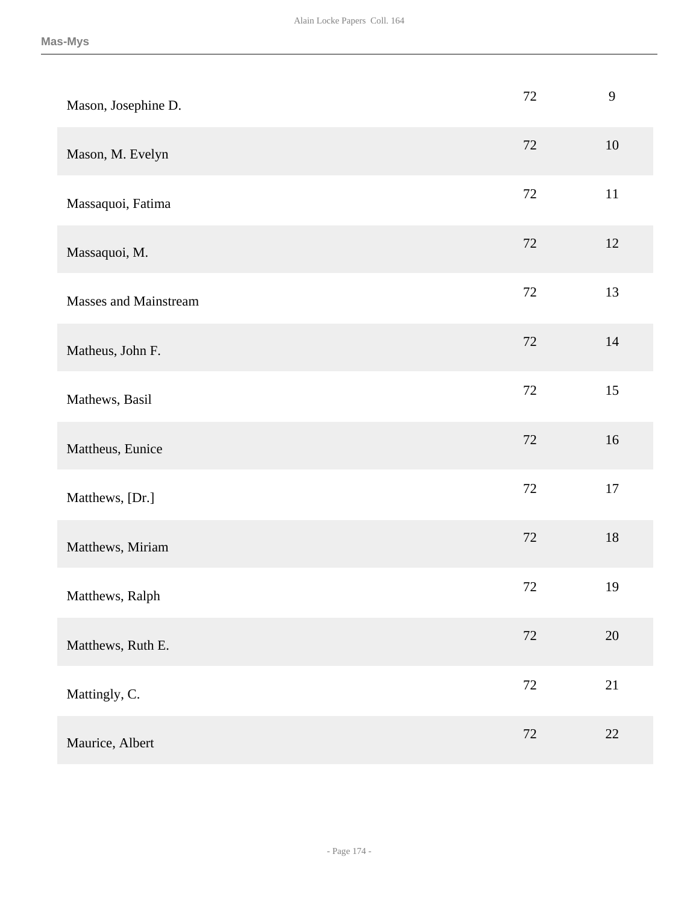| | | |
|---|---|---|
| Mason, Josephine D. | 72 | 9 |
| Mason, M. Evelyn | 72 | 10 |
| Massaquoi, Fatima | 72 | 11 |
| Massaquoi, M. | 72 | 12 |
| Masses and Mainstream | 72 | 13 |
| Matheus, John F. | 72 | 14 |
| Mathews, Basil | 72 | 15 |
| Mattheus, Eunice | 72 | 16 |
| Matthews, [Dr.] | 72 | 17 |
| Matthews, Miriam | 72 | 18 |
| Matthews, Ralph | 72 | 19 |
| Matthews, Ruth E. | 72 | 20 |
| Mattingly, C. | 72 | 21 |
| Maurice, Albert | 72 | 22 |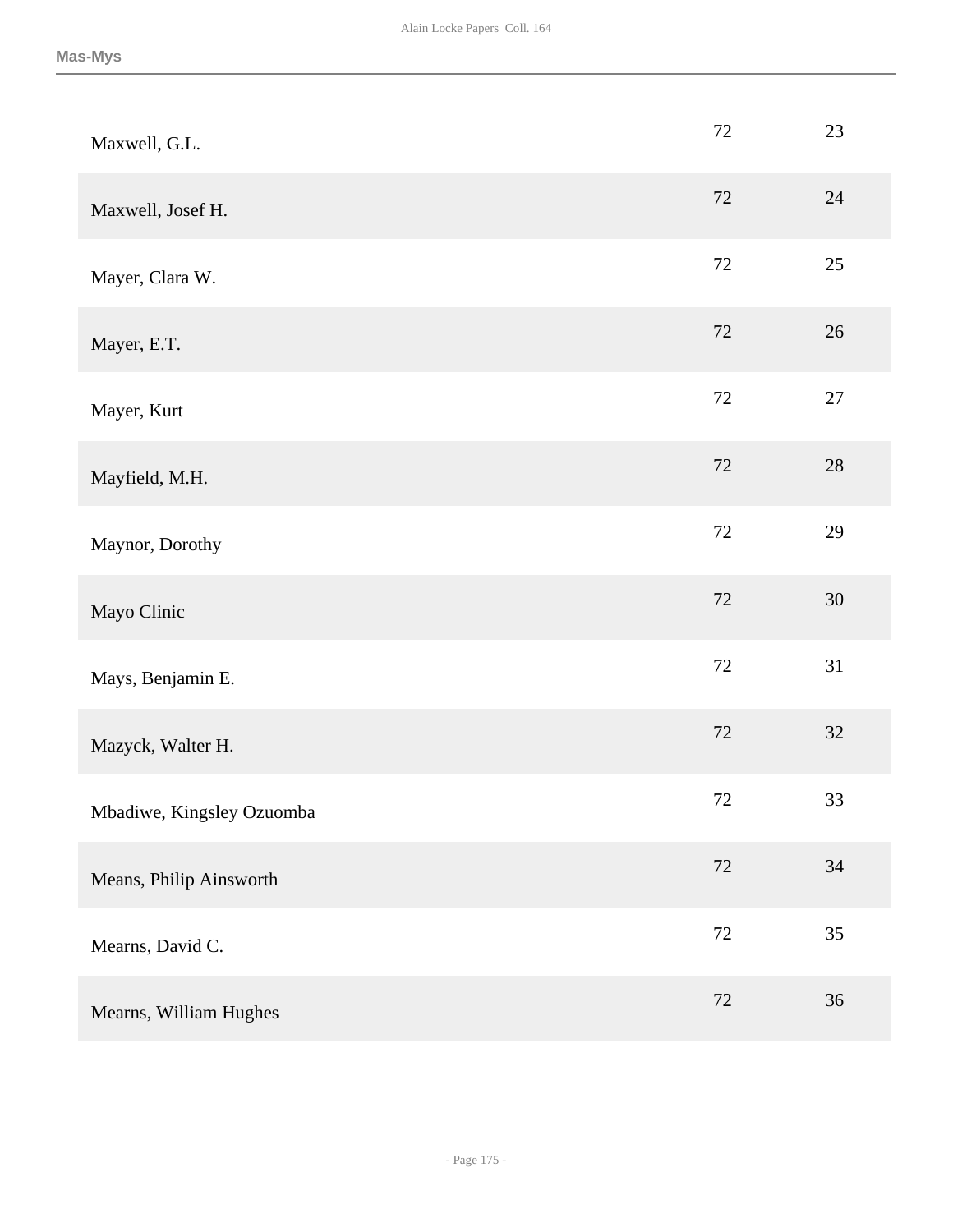| | | |
|---|---|---|
| Maxwell, G.L. | 72 | 23 |
| Maxwell, Josef H. | 72 | 24 |
| Mayer, Clara W. | 72 | 25 |
| Mayer, E.T. | 72 | 26 |
| Mayer, Kurt | 72 | 27 |
| Mayfield, M.H. | 72 | 28 |
| Maynor, Dorothy | 72 | 29 |
| Mayo Clinic | 72 | 30 |
| Mays, Benjamin E. | 72 | 31 |
| Mazyck, Walter H. | 72 | 32 |
| Mbadiwe, Kingsley Ozuomba | 72 | 33 |
| Means, Philip Ainsworth | 72 | 34 |
| Mearns, David C. | 72 | 35 |
| Mearns, William Hughes | 72 | 36 |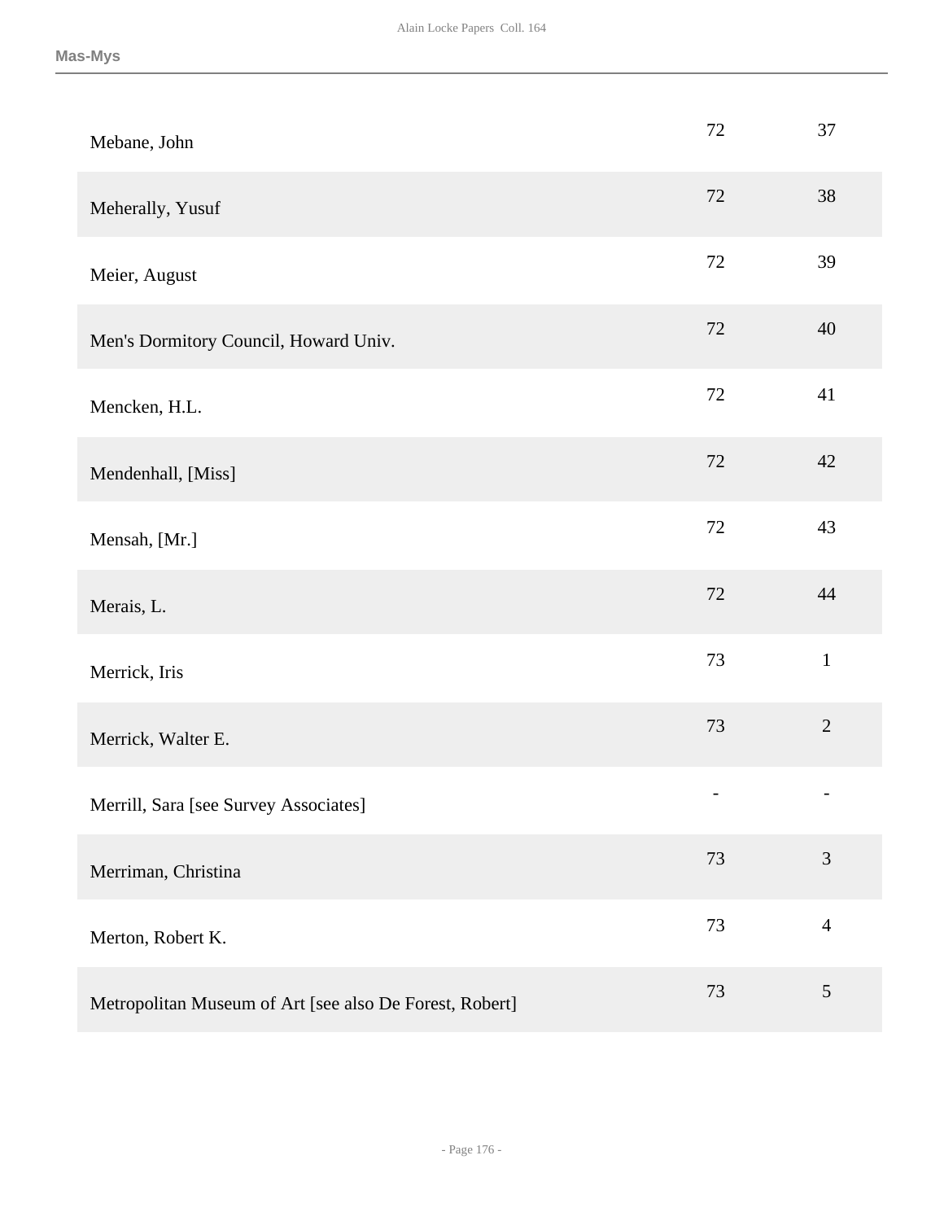| | | |
|---|---|---|
| Mebane, John | 72 | 37 |
| Meherally, Yusuf | 72 | 38 |
| Meier, August | 72 | 39 |
| Men's Dormitory Council, Howard Univ. | 72 | 40 |
| Mencken, H.L. | 72 | 41 |
| Mendenhall, [Miss] | 72 | 42 |
| Mensah, [Mr.] | 72 | 43 |
| Merais, L. | 72 | 44 |
| Merrick, Iris | 73 | 1 |
| Merrick, Walter E. | 73 | 2 |
| Merrill, Sara [see Survey Associates] | - | - |
| Merriman, Christina | 73 | 3 |
| Merton, Robert K. | 73 | 4 |
| Metropolitan Museum of Art [see also De Forest, Robert] | 73 | 5 |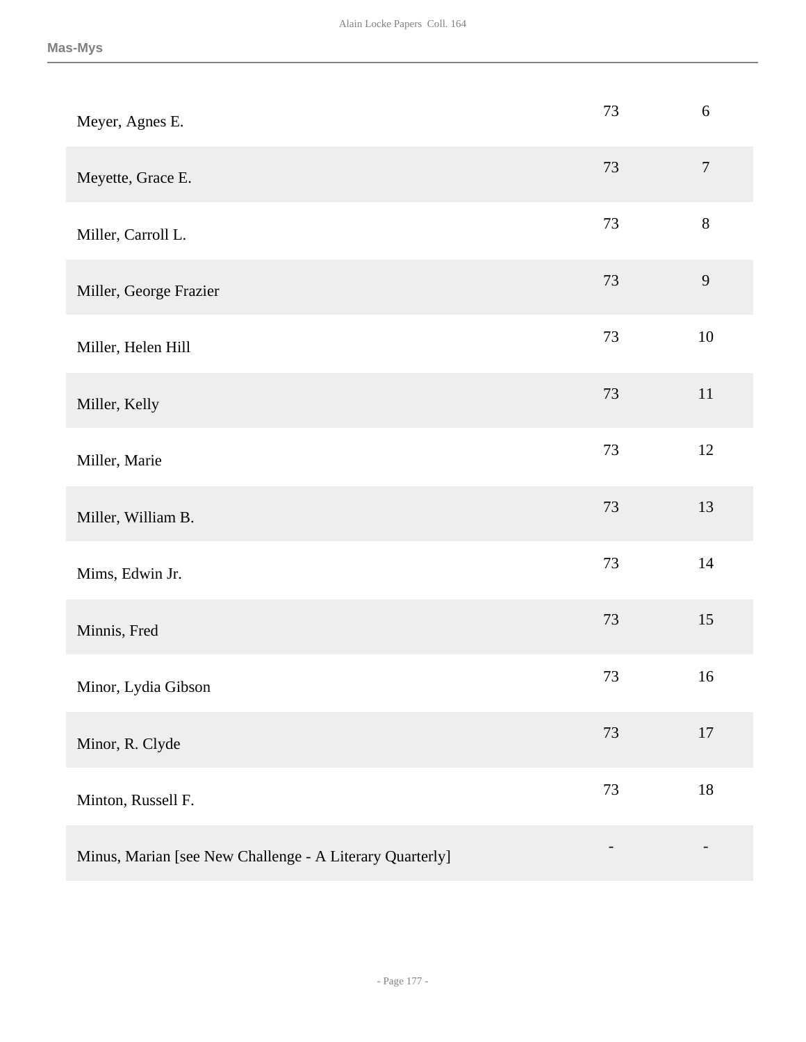| | | |
|---|---|---|
| Meyer, Agnes E. | 73 | 6 |
| Meyette, Grace E. | 73 | 7 |
| Miller, Carroll L. | 73 | 8 |
| Miller, George Frazier | 73 | 9 |
| Miller, Helen Hill | 73 | 10 |
| Miller, Kelly | 73 | 11 |
| Miller, Marie | 73 | 12 |
| Miller, William B. | 73 | 13 |
| Mims, Edwin Jr. | 73 | 14 |
| Minnis, Fred | 73 | 15 |
| Minor, Lydia Gibson | 73 | 16 |
| Minor, R. Clyde | 73 | 17 |
| Minton, Russell F. | 73 | 18 |
| Minus, Marian [see New Challenge - A Literary Quarterly] | - | - |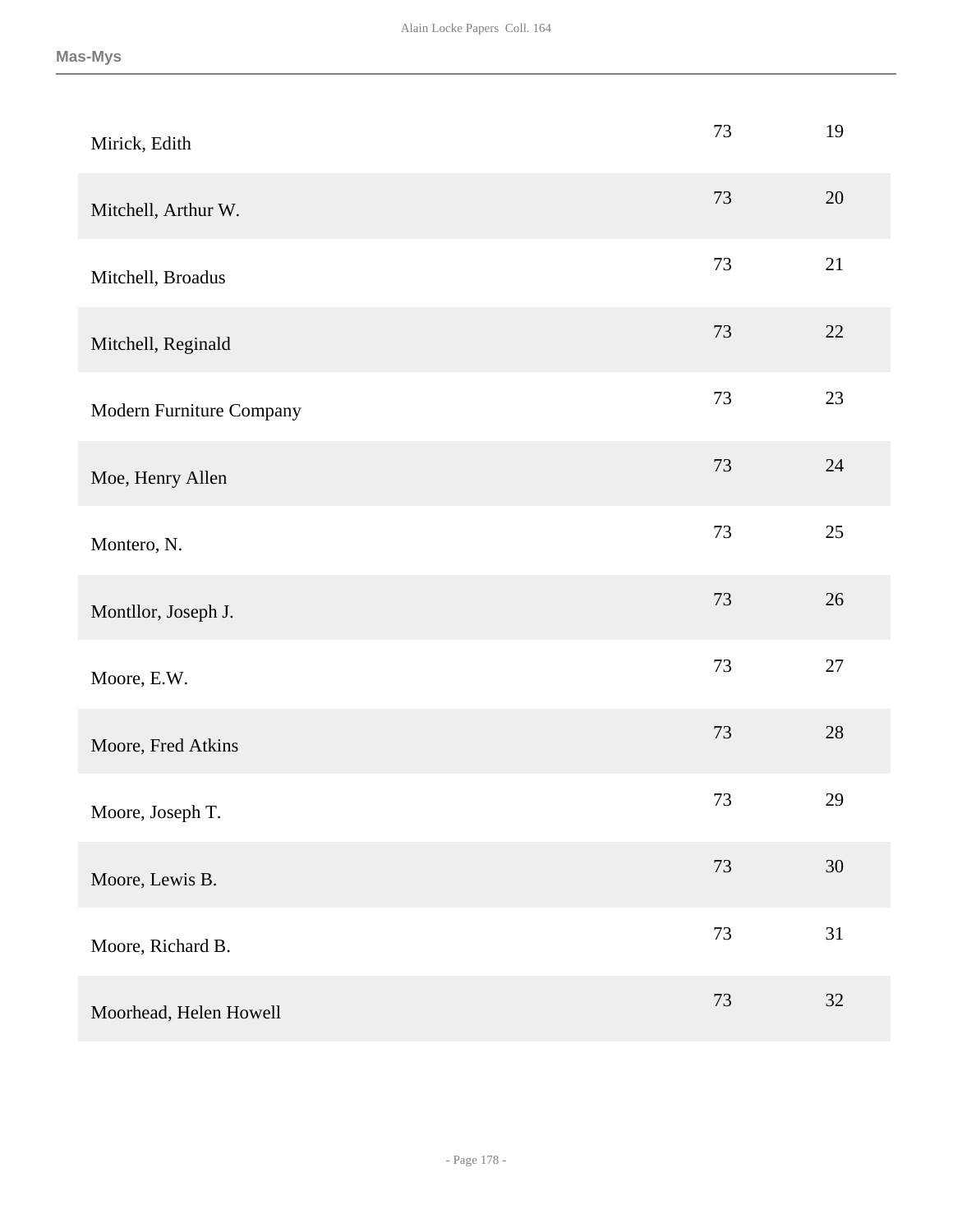| | | |
|---|---|---|
| Mirick, Edith | 73 | 19 |
| Mitchell, Arthur W. | 73 | 20 |
| Mitchell, Broadus | 73 | 21 |
| Mitchell, Reginald | 73 | 22 |
| Modern Furniture Company | 73 | 23 |
| Moe, Henry Allen | 73 | 24 |
| Montero, N. | 73 | 25 |
| Montllor, Joseph J. | 73 | 26 |
| Moore, E.W. | 73 | 27 |
| Moore, Fred Atkins | 73 | 28 |
| Moore, Joseph T. | 73 | 29 |
| Moore, Lewis B. | 73 | 30 |
| Moore, Richard B. | 73 | 31 |
| Moorhead, Helen Howell | 73 | 32 |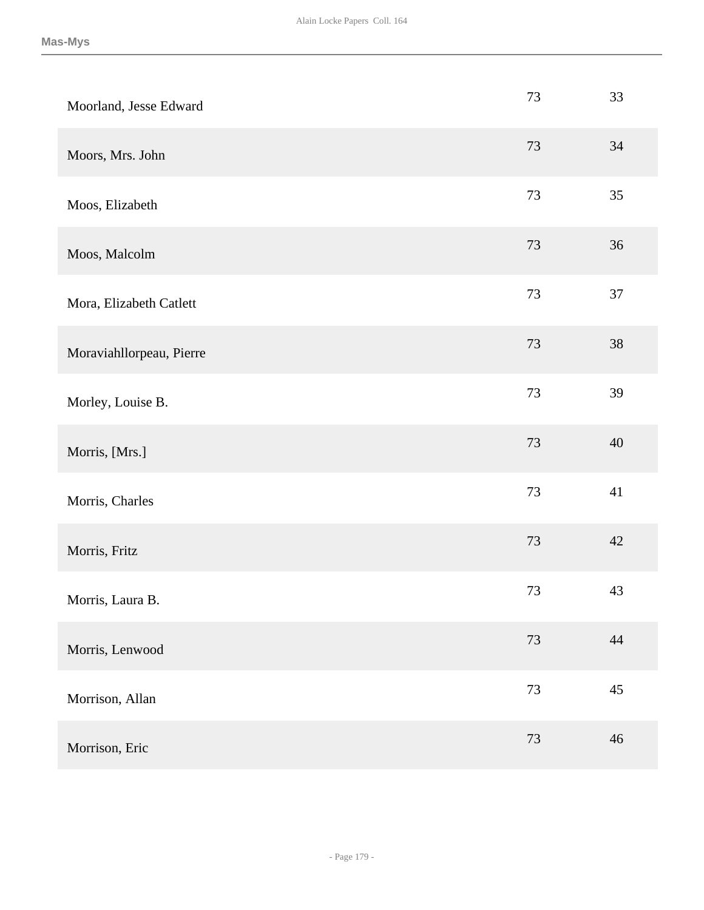| | | |
|---|---|---|
| Moorland, Jesse Edward | 73 | 33 |
| Moors, Mrs. John | 73 | 34 |
| Moos, Elizabeth | 73 | 35 |
| Moos, Malcolm | 73 | 36 |
| Mora, Elizabeth Catlett | 73 | 37 |
| Moraviahllorpeau, Pierre | 73 | 38 |
| Morley, Louise B. | 73 | 39 |
| Morris, [Mrs.] | 73 | 40 |
| Morris, Charles | 73 | 41 |
| Morris, Fritz | 73 | 42 |
| Morris, Laura B. | 73 | 43 |
| Morris, Lenwood | 73 | 44 |
| Morrison, Allan | 73 | 45 |
| Morrison, Eric | 73 | 46 |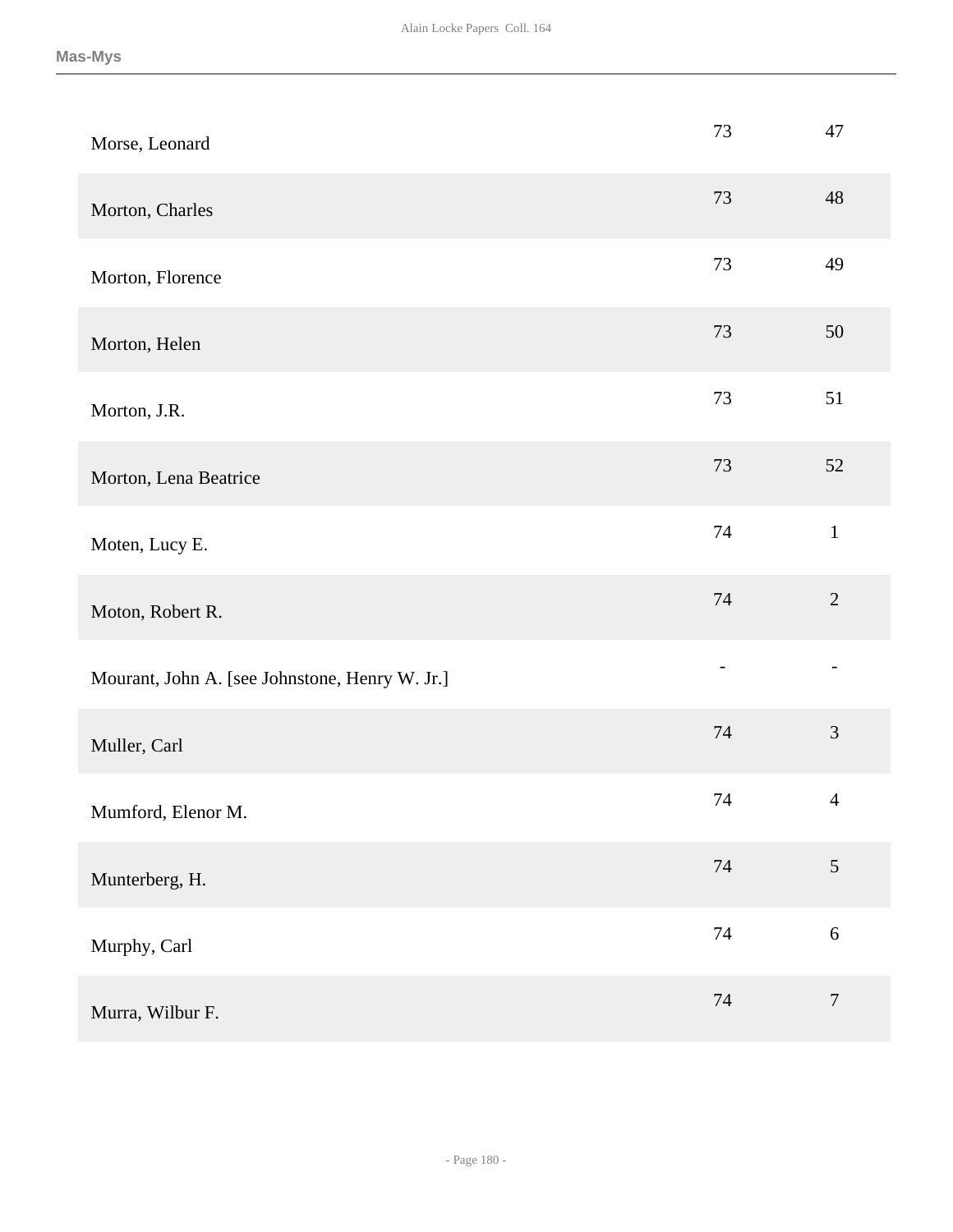| Name | Box | Folder |
|---|---|---|
| Morse, Leonard | 73 | 47 |
| Morton, Charles | 73 | 48 |
| Morton, Florence | 73 | 49 |
| Morton, Helen | 73 | 50 |
| Morton, J.R. | 73 | 51 |
| Morton, Lena Beatrice | 73 | 52 |
| Moten, Lucy E. | 74 | 1 |
| Moton, Robert R. | 74 | 2 |
| Mourant, John A. [see Johnstone, Henry W. Jr.] | - | - |
| Muller, Carl | 74 | 3 |
| Mumford, Elenor M. | 74 | 4 |
| Munterberg, H. | 74 | 5 |
| Murphy, Carl | 74 | 6 |
| Murra, Wilbur F. | 74 | 7 |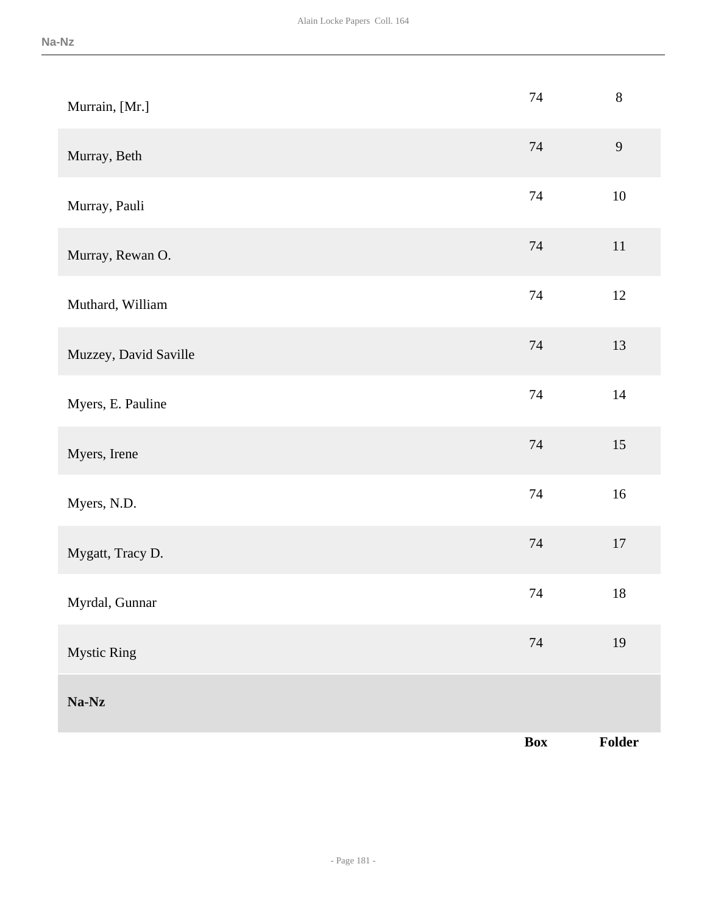| | Box | Folder |
|---|---|---|
| Murrain, [Mr.] | 74 | 8 |
| Murray, Beth | 74 | 9 |
| Murray, Pauli | 74 | 10 |
| Murray, Rewan O. | 74 | 11 |
| Muthard, William | 74 | 12 |
| Muzzey, David Saville | 74 | 13 |
| Myers, E. Pauline | 74 | 14 |
| Myers, Irene | 74 | 15 |
| Myers, N.D. | 74 | 16 |
| Mygatt, Tracy D. | 74 | 17 |
| Myrdal, Gunnar | 74 | 18 |
| Mystic Ring | 74 | 19 |

**Na-Nz**

| | Box | Folder |
|---|---|---|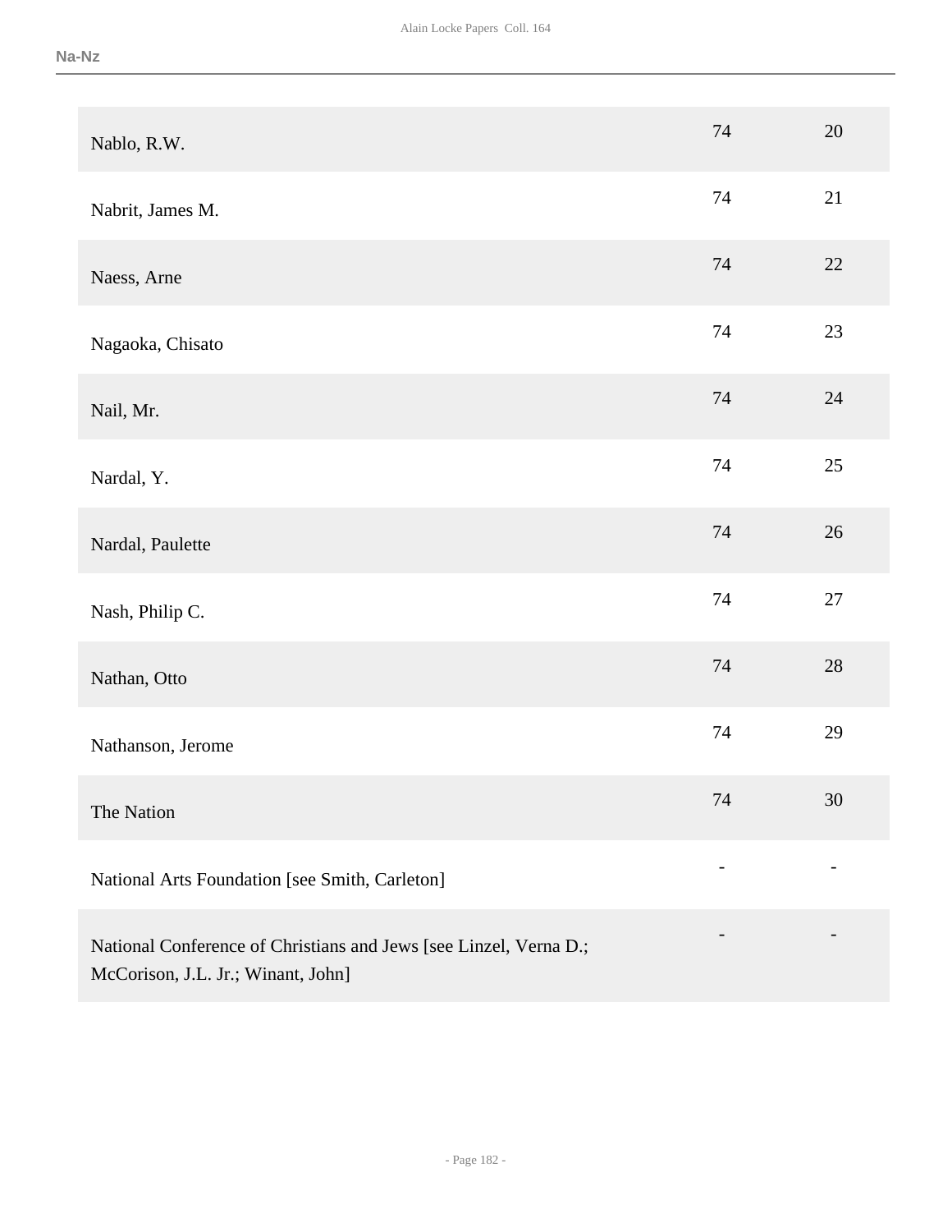| Name | Box | Folder |
| --- | --- | --- |
| Nablo, R.W. | 74 | 20 |
| Nabrit, James M. | 74 | 21 |
| Naess, Arne | 74 | 22 |
| Nagaoka, Chisato | 74 | 23 |
| Nail, Mr. | 74 | 24 |
| Nardal, Y. | 74 | 25 |
| Nardal, Paulette | 74 | 26 |
| Nash, Philip C. | 74 | 27 |
| Nathan, Otto | 74 | 28 |
| Nathanson, Jerome | 74 | 29 |
| The Nation | 74 | 30 |
| National Arts Foundation [see Smith, Carleton] | - | - |
| National Conference of Christians and Jews [see Linzel, Verna D.; McCorison, J.L. Jr.; Winant, John] | - | - |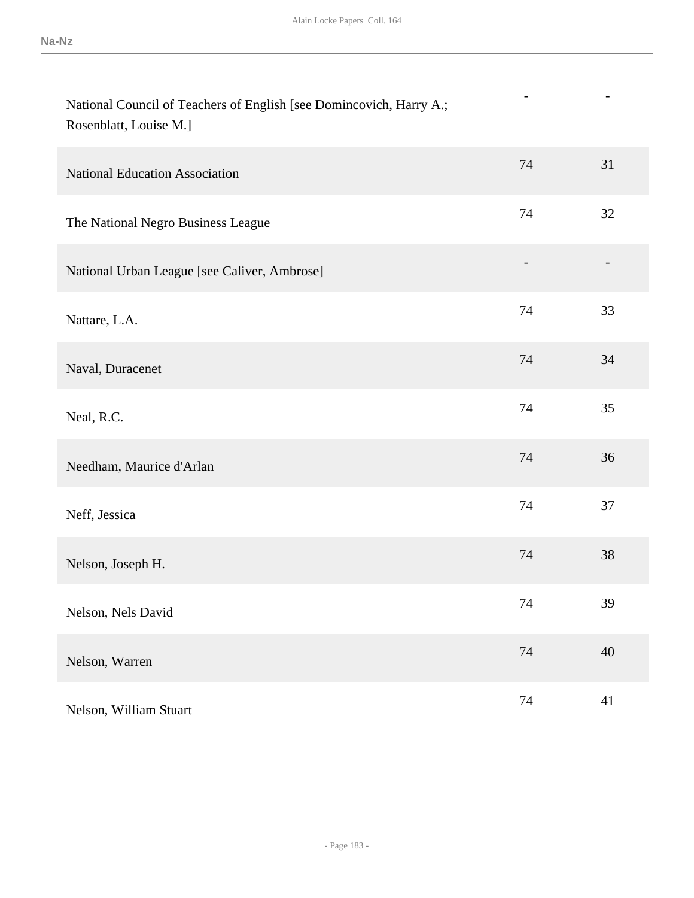| | | |
|---|---|---|
| National Council of Teachers of English [see Domincovich, Harry A.; Rosenblatt, Louise M.] | - | - |
| National Education Association | 74 | 31 |
| The National Negro Business League | 74 | 32 |
| National Urban League [see Caliver, Ambrose] | - | - |
| Nattare, L.A. | 74 | 33 |
| Naval, Duracenet | 74 | 34 |
| Neal, R.C. | 74 | 35 |
| Needham, Maurice d'Arlan | 74 | 36 |
| Neff, Jessica | 74 | 37 |
| Nelson, Joseph H. | 74 | 38 |
| Nelson, Nels David | 74 | 39 |
| Nelson, Warren | 74 | 40 |
| Nelson, William Stuart | 74 | 41 |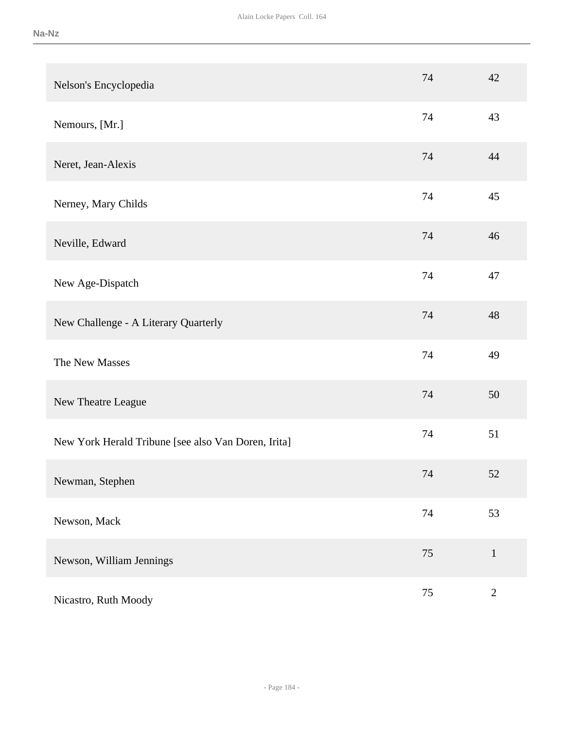| | | |
|---|---|---|
| Nelson's Encyclopedia | 74 | 42 |
| Nemours, [Mr.] | 74 | 43 |
| Neret, Jean-Alexis | 74 | 44 |
| Nerney, Mary Childs | 74 | 45 |
| Neville, Edward | 74 | 46 |
| New Age-Dispatch | 74 | 47 |
| New Challenge - A Literary Quarterly | 74 | 48 |
| The New Masses | 74 | 49 |
| New Theatre League | 74 | 50 |
| New York Herald Tribune [see also Van Doren, Irita] | 74 | 51 |
| Newman, Stephen | 74 | 52 |
| Newson, Mack | 74 | 53 |
| Newson, William Jennings | 75 | 1 |
| Nicastro, Ruth Moody | 75 | 2 |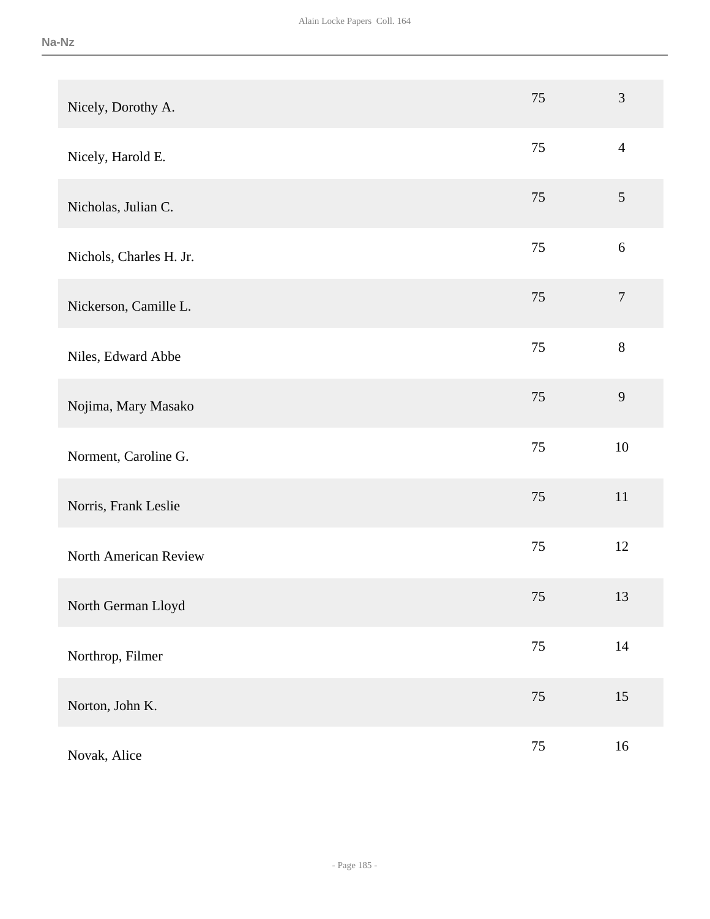## Na-Nz

| | | |
|---|---|---|
| Nicely, Dorothy A. | 75 | 3 |
| Nicely, Harold E. | 75 | 4 |
| Nicholas, Julian C. | 75 | 5 |
| Nichols, Charles H. Jr. | 75 | 6 |
| Nickerson, Camille L. | 75 | 7 |
| Niles, Edward Abbe | 75 | 8 |
| Nojima, Mary Masako | 75 | 9 |
| Norment, Caroline G. | 75 | 10 |
| Norris, Frank Leslie | 75 | 11 |
| North American Review | 75 | 12 |
| North German Lloyd | 75 | 13 |
| Northrop, Filmer | 75 | 14 |
| Norton, John K. | 75 | 15 |
| Novak, Alice | 75 | 16 |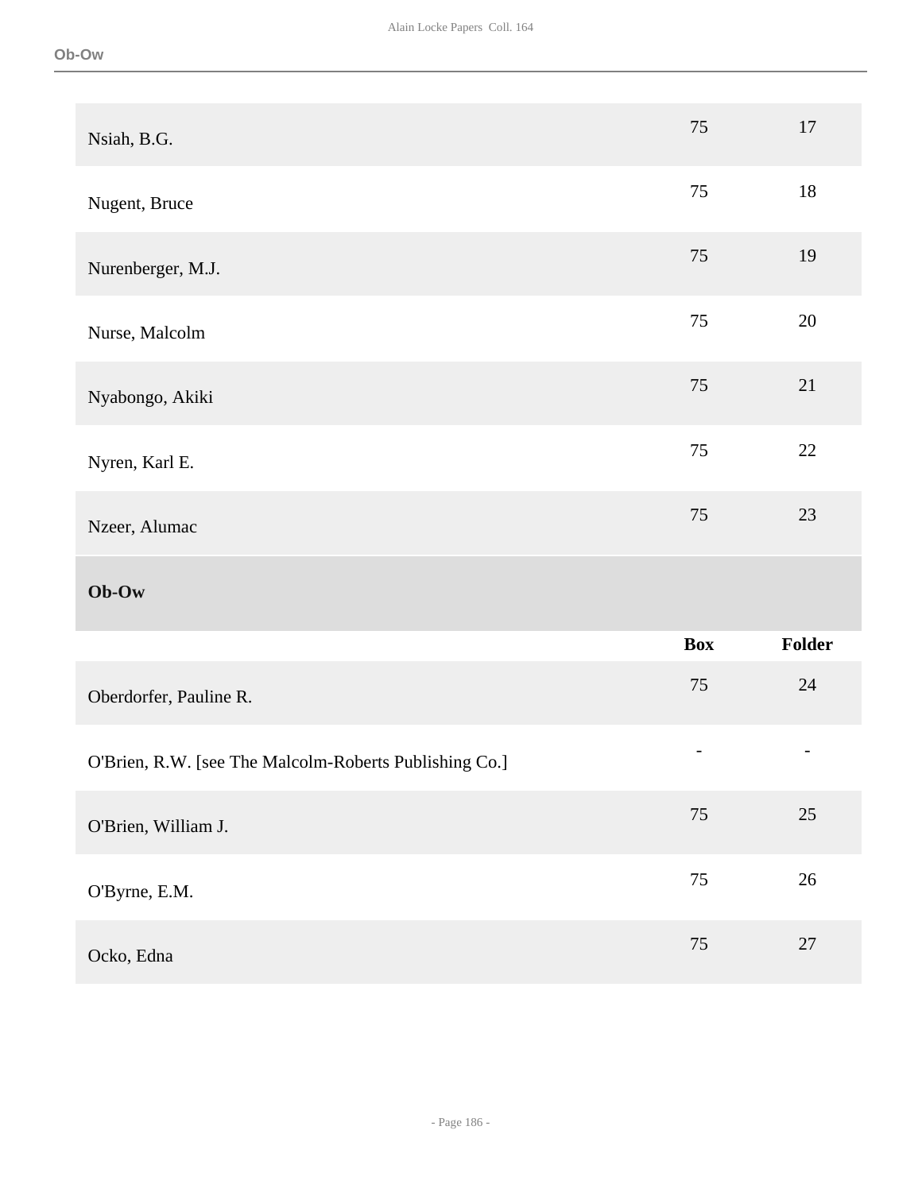| | Box | Folder |
|---|---|---|
| Nsiah, B.G. | 75 | 17 |
| Nugent, Bruce | 75 | 18 |
| Nurenberger, M.J. | 75 | 19 |
| Nurse, Malcolm | 75 | 20 |
| Nyabongo, Akiki | 75 | 21 |
| Nyren, Karl E. | 75 | 22 |
| Nzeer, Alumac | 75 | 23 |

## Ob-Ow

| | Box | Folder |
|---|---|---|
| Oberdorfer, Pauline R. | 75 | 24 |
| O'Brien, R.W. [see The Malcolm-Roberts Publishing Co.] | - | - |
| O'Brien, William J. | 75 | 25 |
| O'Byrne, E.M. | 75 | 26 |
| Ocko, Edna | 75 | 27 |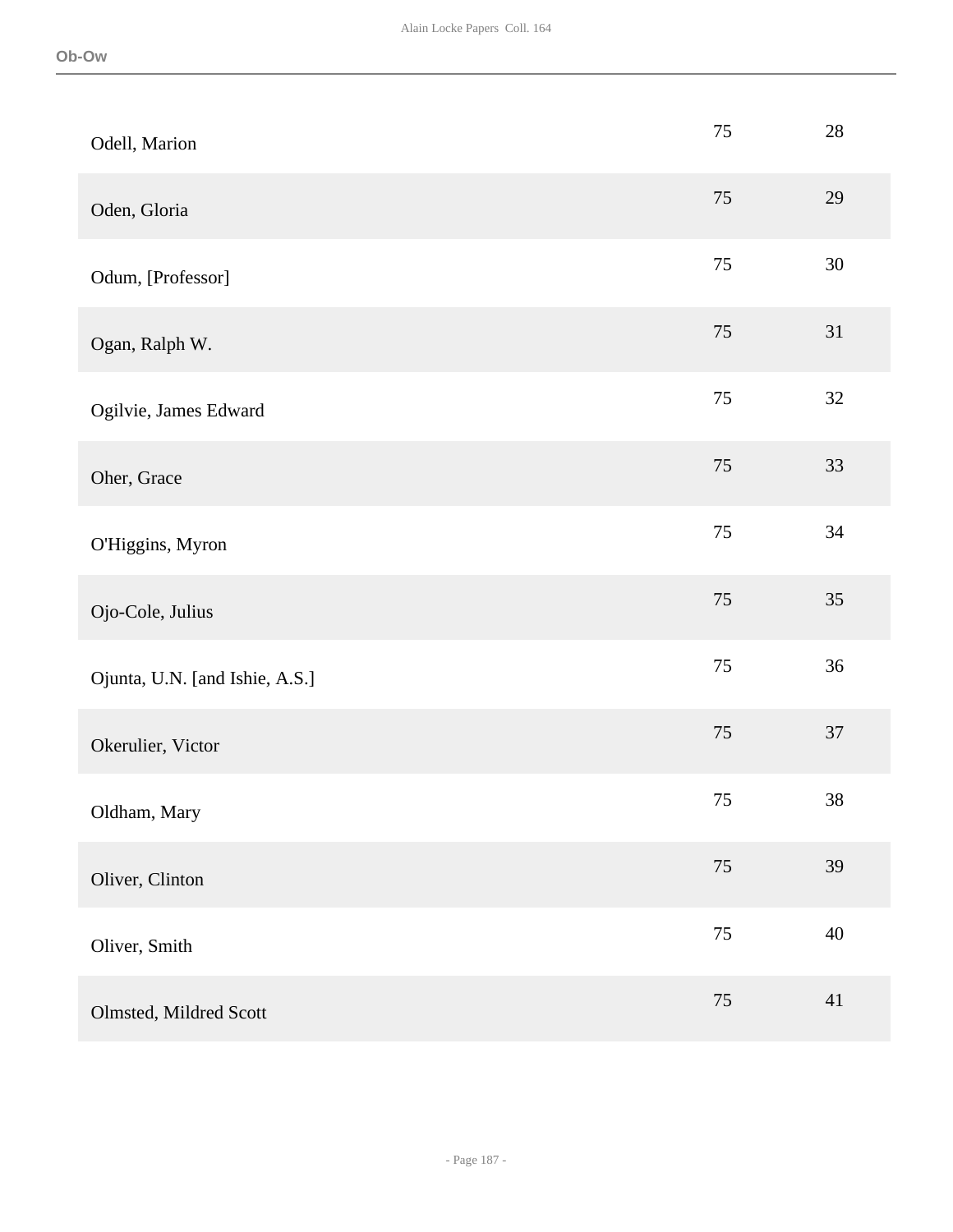| | | |
|---|---|---|
| Odell, Marion | 75 | 28 |
| Oden, Gloria | 75 | 29 |
| Odum, [Professor] | 75 | 30 |
| Ogan, Ralph W. | 75 | 31 |
| Ogilvie, James Edward | 75 | 32 |
| Oher, Grace | 75 | 33 |
| O'Higgins, Myron | 75 | 34 |
| Ojo-Cole, Julius | 75 | 35 |
| Ojunta, U.N. [and Ishie, A.S.] | 75 | 36 |
| Okerulier, Victor | 75 | 37 |
| Oldham, Mary | 75 | 38 |
| Oliver, Clinton | 75 | 39 |
| Oliver, Smith | 75 | 40 |
| Olmsted, Mildred Scott | 75 | 41 |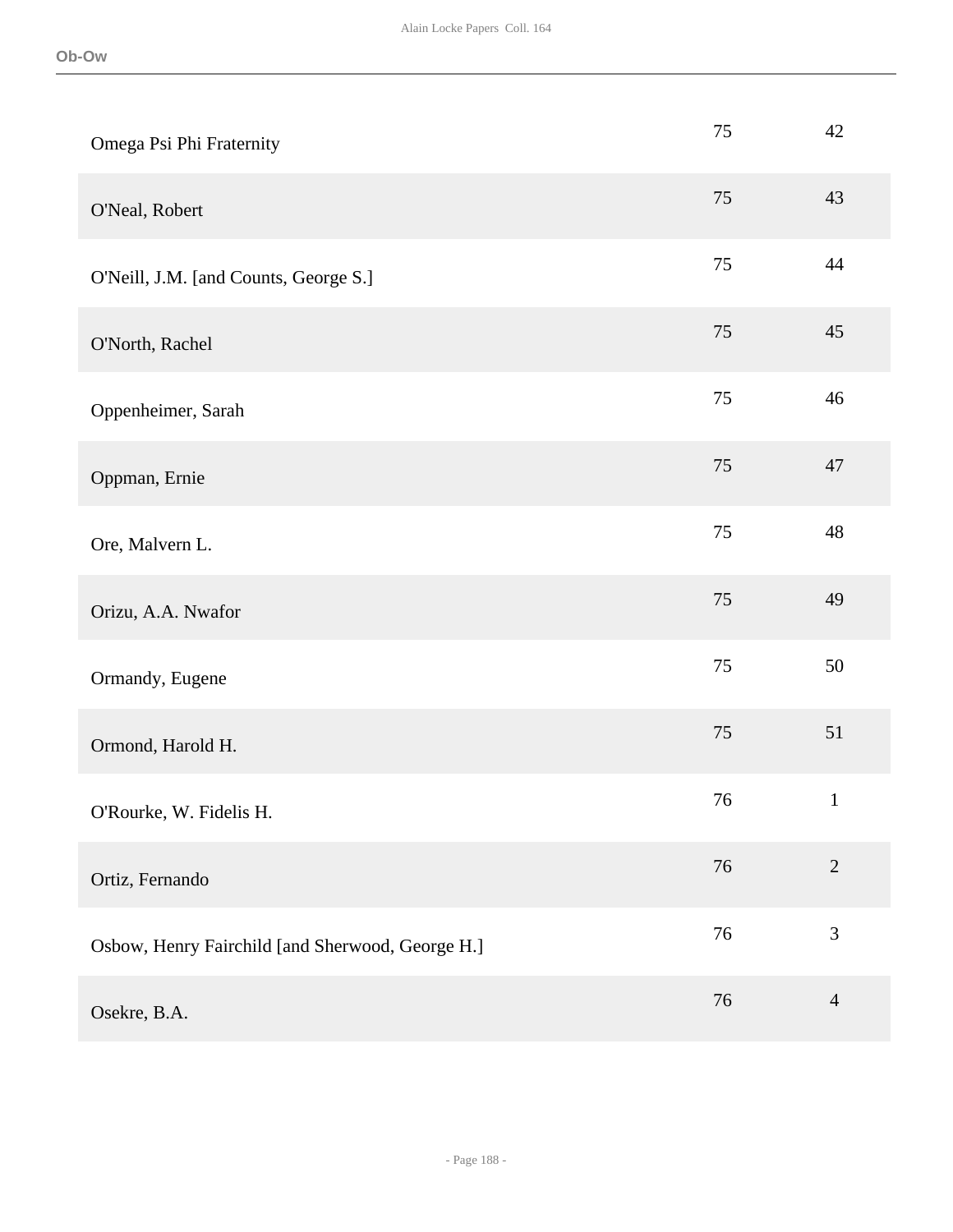| | | |
|---|---|---|
| Omega Psi Phi Fraternity | 75 | 42 |
| O'Neal, Robert | 75 | 43 |
| O'Neill, J.M. [and Counts, George S.] | 75 | 44 |
| O'North, Rachel | 75 | 45 |
| Oppenheimer, Sarah | 75 | 46 |
| Oppman, Ernie | 75 | 47 |
| Ore, Malvern L. | 75 | 48 |
| Orizu, A.A. Nwafor | 75 | 49 |
| Ormandy, Eugene | 75 | 50 |
| Ormond, Harold H. | 75 | 51 |
| O'Rourke, W. Fidelis H. | 76 | 1 |
| Ortiz, Fernando | 76 | 2 |
| Osbow, Henry Fairchild [and Sherwood, George H.] | 76 | 3 |
| Osekre, B.A. | 76 | 4 |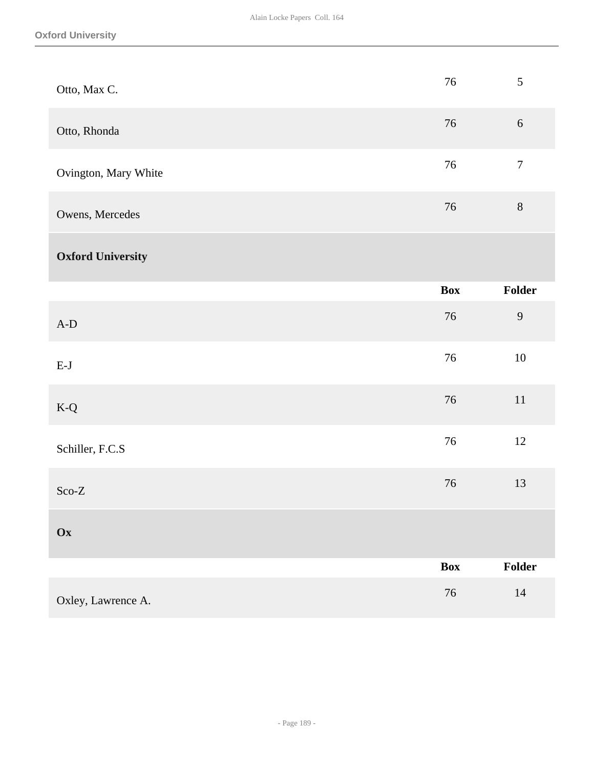| | Box | Folder |
|---|---|---|
| Otto, Max C. | 76 | 5 |
| Otto, Rhonda | 76 | 6 |
| Ovington, Mary White | 76 | 7 |
| Owens, Mercedes | 76 | 8 |

### Oxford University

| | Box | Folder |
|---|---|---|
| A-D | 76 | 9 |
| E-J | 76 | 10 |
| K-Q | 76 | 11 |
| Schiller, F.C.S | 76 | 12 |
| Sco-Z | 76 | 13 |

### Ox

| | Box | Folder |
|---|---|---|
| Oxley, Lawrence A. | 76 | 14 |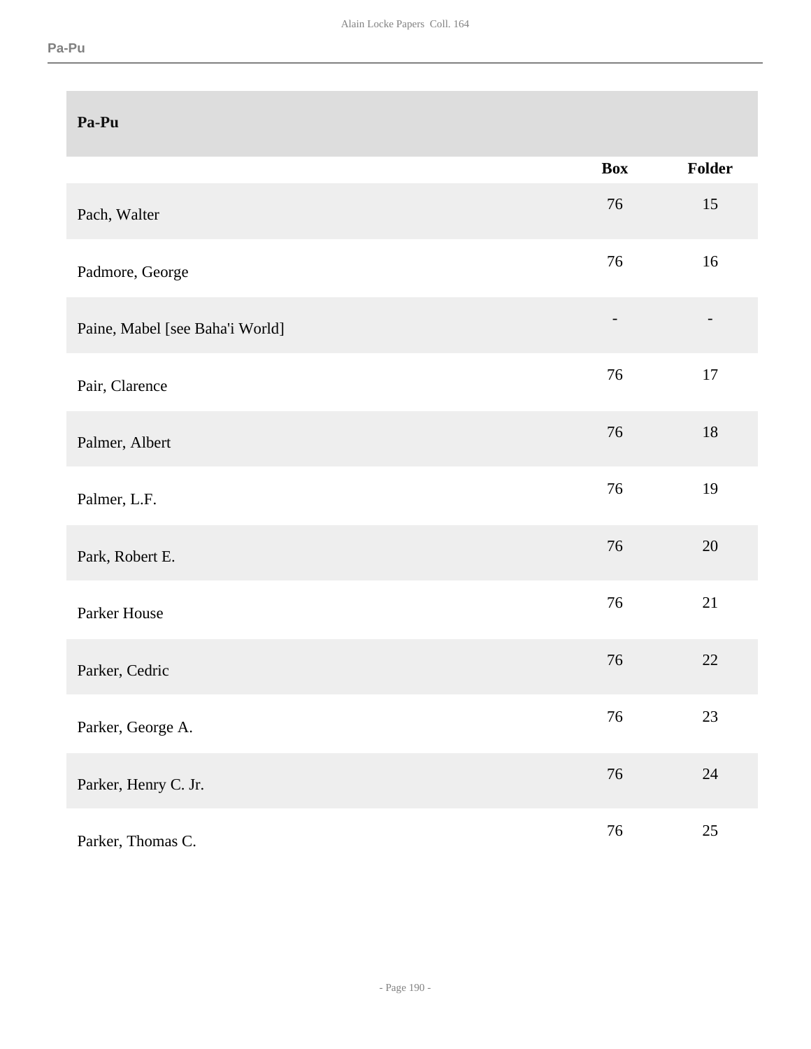## Pa-Pu

| | Box | Folder |
|---|---|---|
| Pach, Walter | 76 | 15 |
| Padmore, George | 76 | 16 |
| Paine, Mabel [see Baha'i World] | - | - |
| Pair, Clarence | 76 | 17 |
| Palmer, Albert | 76 | 18 |
| Palmer, L.F. | 76 | 19 |
| Park, Robert E. | 76 | 20 |
| Parker House | 76 | 21 |
| Parker, Cedric | 76 | 22 |
| Parker, George A. | 76 | 23 |
| Parker, Henry C. Jr. | 76 | 24 |
| Parker, Thomas C. | 76 | 25 |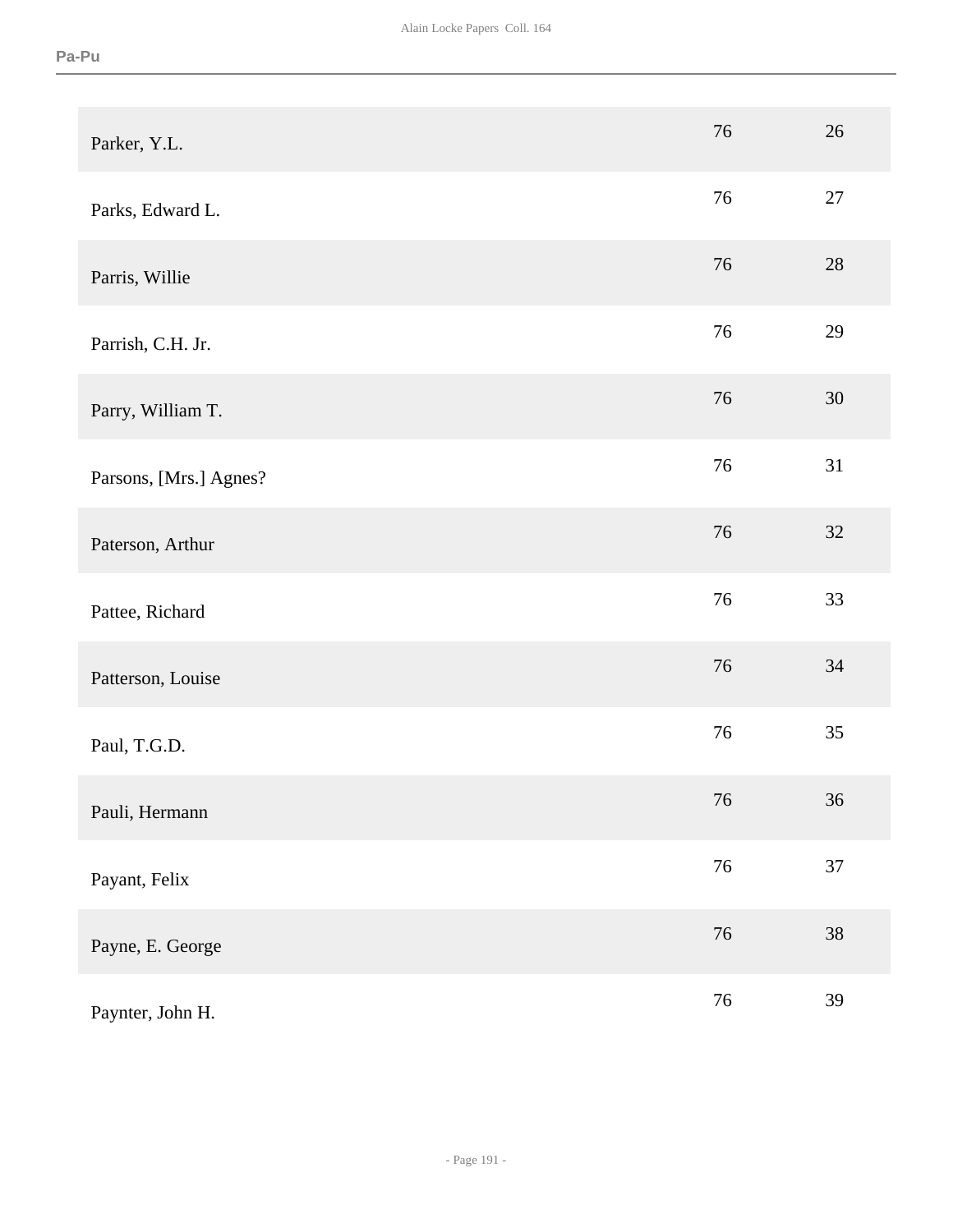| | | |
|---|---|---|
| Parker, Y.L. | 76 | 26 |
| Parks, Edward L. | 76 | 27 |
| Parris, Willie | 76 | 28 |
| Parrish, C.H. Jr. | 76 | 29 |
| Parry, William T. | 76 | 30 |
| Parsons, [Mrs.] Agnes? | 76 | 31 |
| Paterson, Arthur | 76 | 32 |
| Pattee, Richard | 76 | 33 |
| Patterson, Louise | 76 | 34 |
| Paul, T.G.D. | 76 | 35 |
| Pauli, Hermann | 76 | 36 |
| Payant, Felix | 76 | 37 |
| Payne, E. George | 76 | 38 |
| Paynter, John H. | 76 | 39 |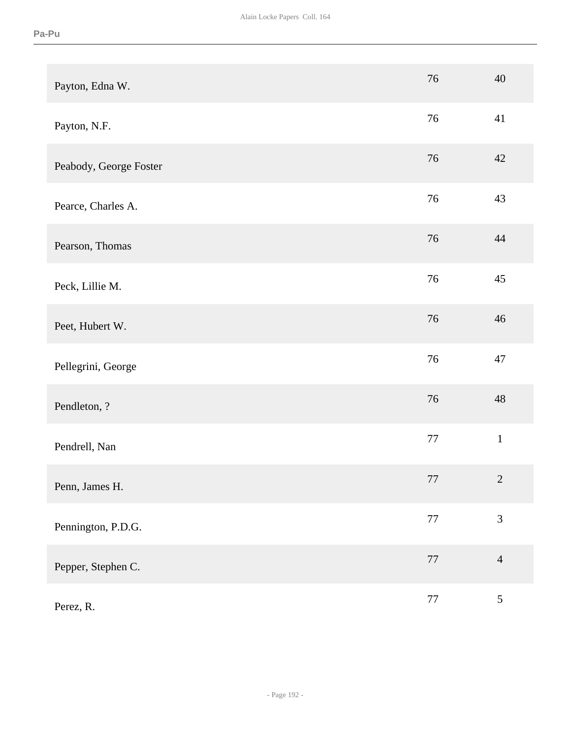| | | |
|---|---|---|
| Payton, Edna W. | 76 | 40 |
| Payton, N.F. | 76 | 41 |
| Peabody, George Foster | 76 | 42 |
| Pearce, Charles A. | 76 | 43 |
| Pearson, Thomas | 76 | 44 |
| Peck, Lillie M. | 76 | 45 |
| Peet, Hubert W. | 76 | 46 |
| Pellegrini, George | 76 | 47 |
| Pendleton, ? | 76 | 48 |
| Pendrell, Nan | 77 | 1 |
| Penn, James H. | 77 | 2 |
| Pennington, P.D.G. | 77 | 3 |
| Pepper, Stephen C. | 77 | 4 |
| Perez, R. | 77 | 5 |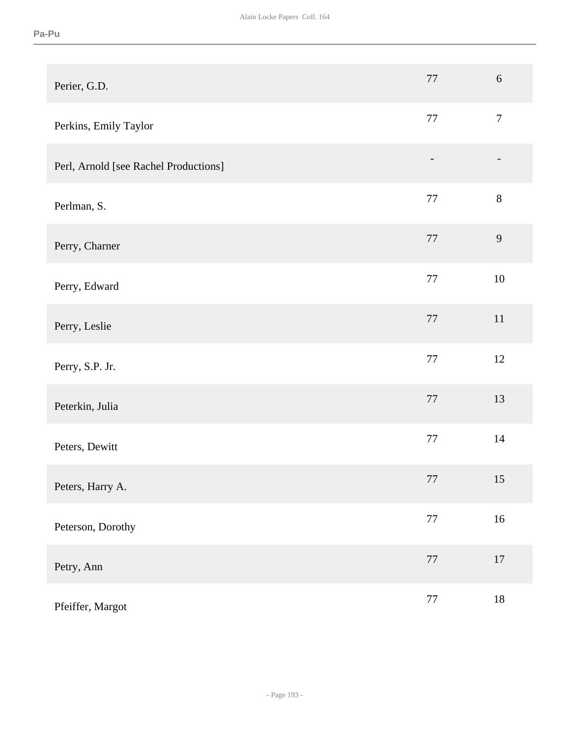| | | |
|---|---|---|
| Perier, G.D. | 77 | 6 |
| Perkins, Emily Taylor | 77 | 7 |
| Perl, Arnold [see Rachel Productions] | - | - |
| Perlman, S. | 77 | 8 |
| Perry, Charner | 77 | 9 |
| Perry, Edward | 77 | 10 |
| Perry, Leslie | 77 | 11 |
| Perry, S.P. Jr. | 77 | 12 |
| Peterkin, Julia | 77 | 13 |
| Peters, Dewitt | 77 | 14 |
| Peters, Harry A. | 77 | 15 |
| Peterson, Dorothy | 77 | 16 |
| Petry, Ann | 77 | 17 |
| Pfeiffer, Margot | 77 | 18 |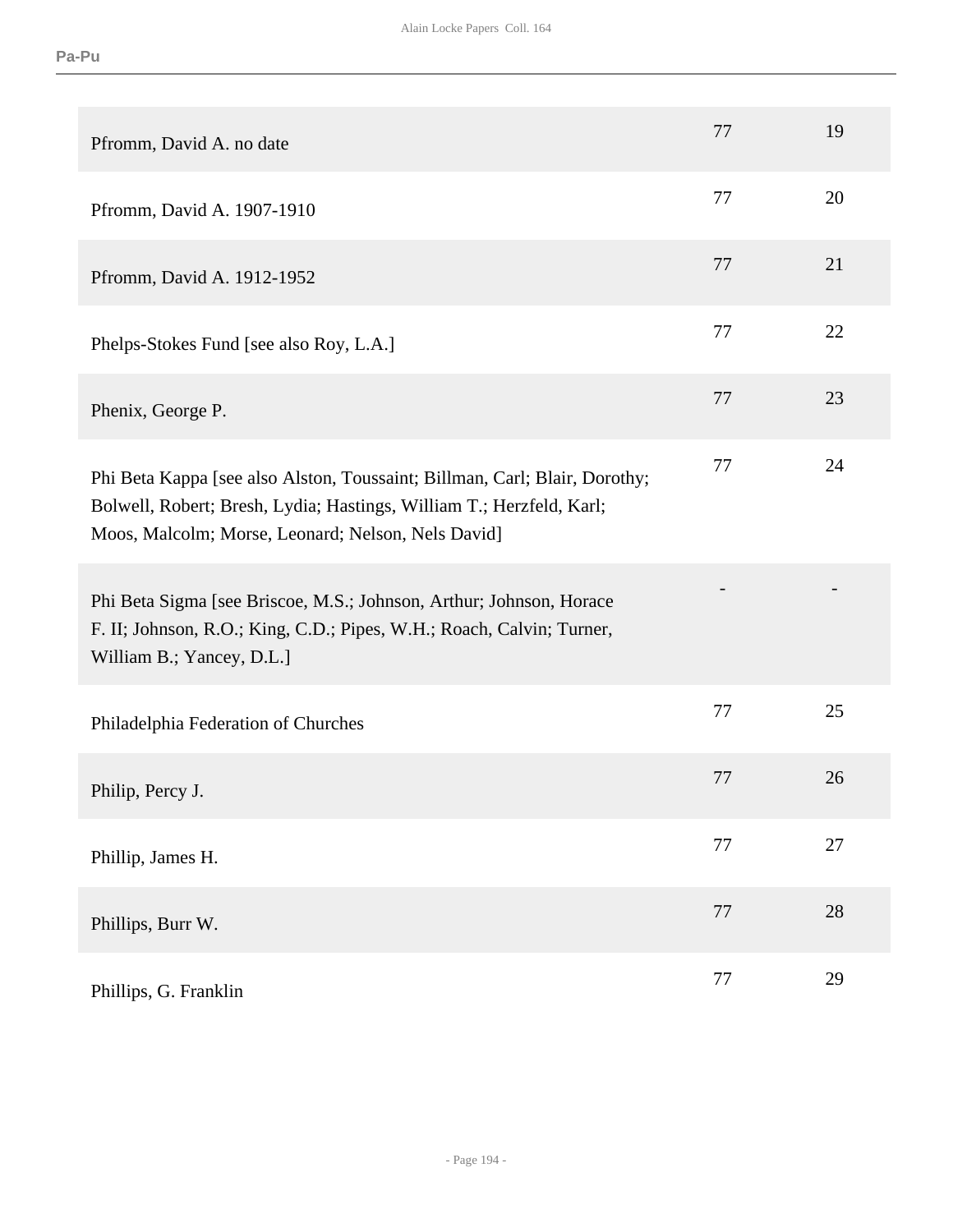| | | |
|---|---|---|
| Pfromm, David A. no date | 77 | 19 |
| Pfromm, David A. 1907-1910 | 77 | 20 |
| Pfromm, David A. 1912-1952 | 77 | 21 |
| Phelps-Stokes Fund [see also Roy, L.A.] | 77 | 22 |
| Phenix, George P. | 77 | 23 |
| Phi Beta Kappa [see also Alston, Toussaint; Billman, Carl; Blair, Dorothy; Bolwell, Robert; Bresh, Lydia; Hastings, William T.; Herzfeld, Karl; Moos, Malcolm; Morse, Leonard; Nelson, Nels David] | 77 | 24 |
| Phi Beta Sigma [see Briscoe, M.S.; Johnson, Arthur; Johnson, Horace F. II; Johnson, R.O.; King, C.D.; Pipes, W.H.; Roach, Calvin; Turner, William B.; Yancey, D.L.] | - | - |
| Philadelphia Federation of Churches | 77 | 25 |
| Philip, Percy J. | 77 | 26 |
| Phillip, James H. | 77 | 27 |
| Phillips, Burr W. | 77 | 28 |
| Phillips, G. Franklin | 77 | 29 |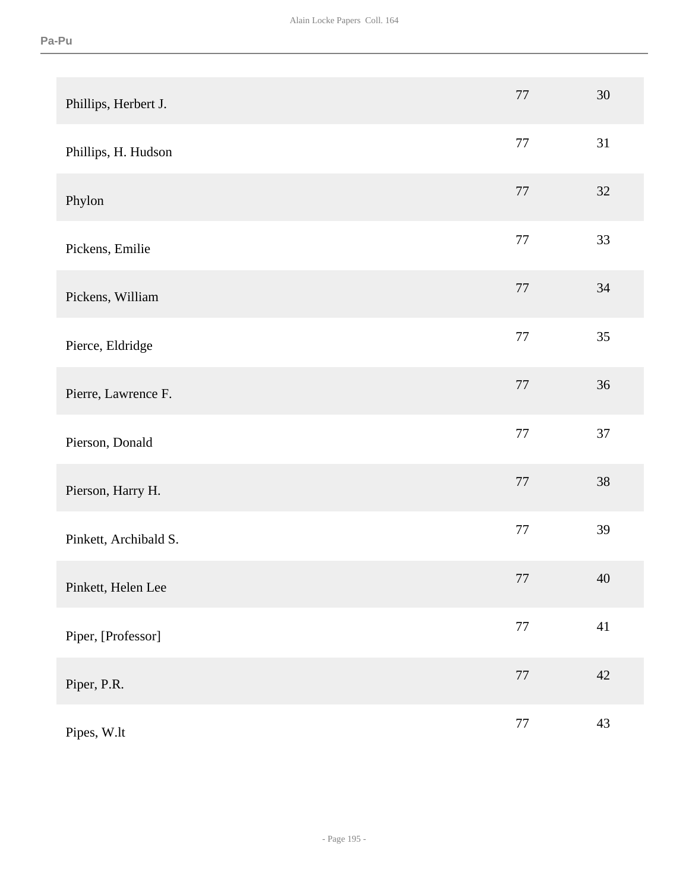| | | |
|---|---|---|
| Phillips, Herbert J. | 77 | 30 |
| Phillips, H. Hudson | 77 | 31 |
| Phylon | 77 | 32 |
| Pickens, Emilie | 77 | 33 |
| Pickens, William | 77 | 34 |
| Pierce, Eldridge | 77 | 35 |
| Pierre, Lawrence F. | 77 | 36 |
| Pierson, Donald | 77 | 37 |
| Pierson, Harry H. | 77 | 38 |
| Pinkett, Archibald S. | 77 | 39 |
| Pinkett, Helen Lee | 77 | 40 |
| Piper, [Professor] | 77 | 41 |
| Piper, P.R. | 77 | 42 |
| Pipes, W.lt | 77 | 43 |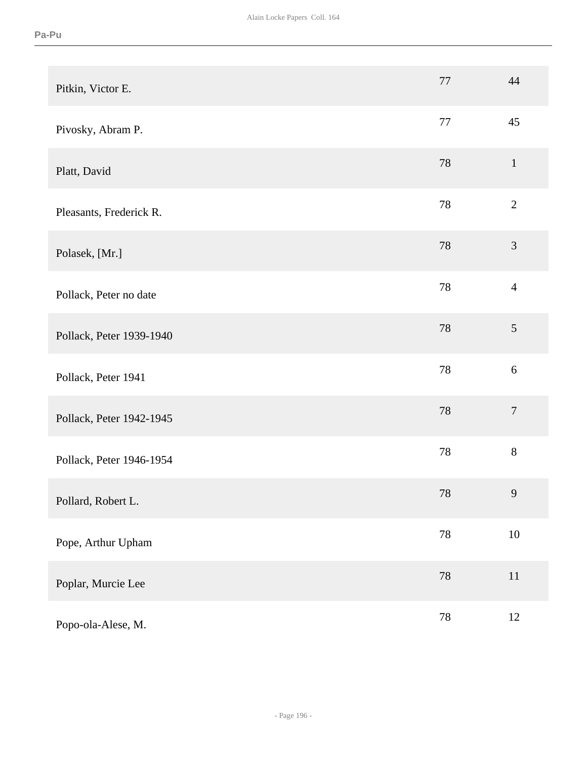| | | |
|---|---|---|
| Pitkin, Victor E. | 77 | 44 |
| Pivosky, Abram P. | 77 | 45 |
| Platt, David | 78 | 1 |
| Pleasants, Frederick R. | 78 | 2 |
| Polasek, [Mr.] | 78 | 3 |
| Pollack, Peter no date | 78 | 4 |
| Pollack, Peter 1939-1940 | 78 | 5 |
| Pollack, Peter 1941 | 78 | 6 |
| Pollack, Peter 1942-1945 | 78 | 7 |
| Pollack, Peter 1946-1954 | 78 | 8 |
| Pollard, Robert L. | 78 | 9 |
| Pope, Arthur Upham | 78 | 10 |
| Poplar, Murcie Lee | 78 | 11 |
| Popo-ola-Alese, M. | 78 | 12 |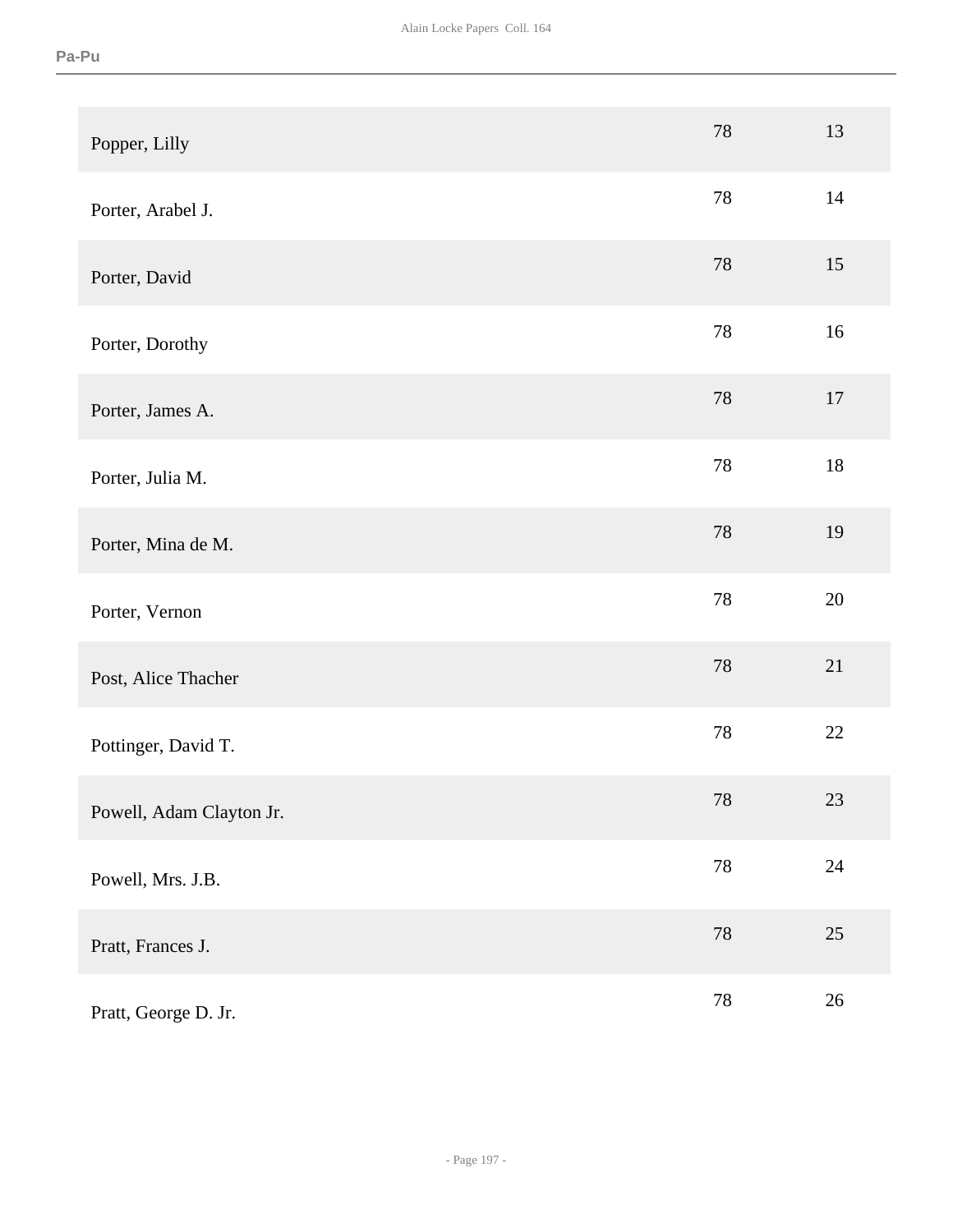| | | |
|---|---|---|
| Popper, Lilly | 78 | 13 |
| Porter, Arabel J. | 78 | 14 |
| Porter, David | 78 | 15 |
| Porter, Dorothy | 78 | 16 |
| Porter, James A. | 78 | 17 |
| Porter, Julia M. | 78 | 18 |
| Porter, Mina de M. | 78 | 19 |
| Porter, Vernon | 78 | 20 |
| Post, Alice Thacher | 78 | 21 |
| Pottinger, David T. | 78 | 22 |
| Powell, Adam Clayton Jr. | 78 | 23 |
| Powell, Mrs. J.B. | 78 | 24 |
| Pratt, Frances J. | 78 | 25 |
| Pratt, George D. Jr. | 78 | 26 |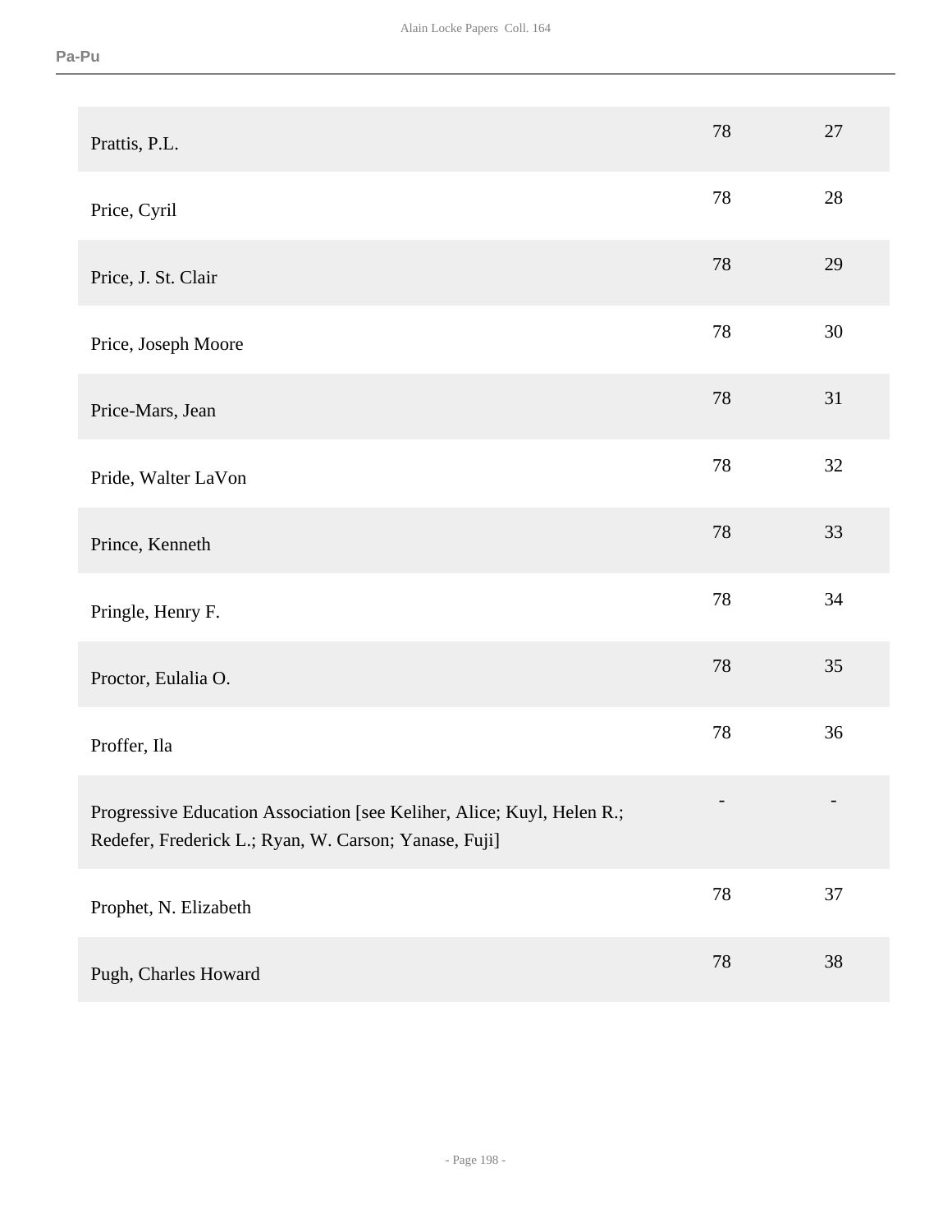| | | |
|---|---|---|
| Prattis, P.L. | 78 | 27 |
| Price, Cyril | 78 | 28 |
| Price, J. St. Clair | 78 | 29 |
| Price, Joseph Moore | 78 | 30 |
| Price-Mars, Jean | 78 | 31 |
| Pride, Walter LaVon | 78 | 32 |
| Prince, Kenneth | 78 | 33 |
| Pringle, Henry F. | 78 | 34 |
| Proctor, Eulalia O. | 78 | 35 |
| Proffer, Ila | 78 | 36 |
| Progressive Education Association [see Keliher, Alice; Kuyl, Helen R.; Redefer, Frederick L.; Ryan, W. Carson; Yanase, Fuji] | - | - |
| Prophet, N. Elizabeth | 78 | 37 |
| Pugh, Charles Howard | 78 | 38 |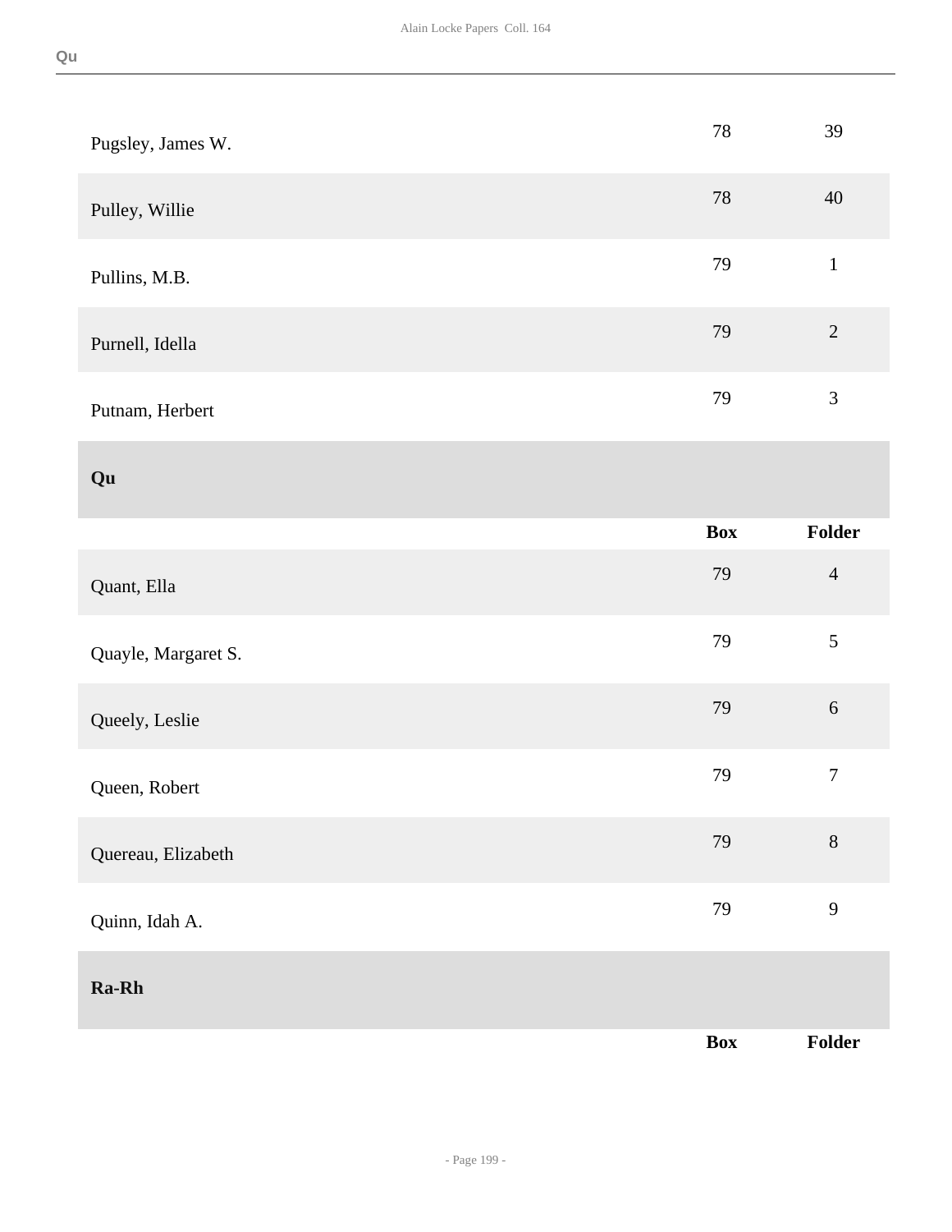| | | |
|---|---|---|
| Pugsley, James W. | 78 | 39 |
| Pulley, Willie | 78 | 40 |
| Pullins, M.B. | 79 | 1 |
| Purnell, Idella | 79 | 2 |
| Putnam, Herbert | 79 | 3 |

## Qu

| | Box | Folder |
|---|---|---|
| Quant, Ella | 79 | 4 |
| Quayle, Margaret S. | 79 | 5 |
| Queely, Leslie | 79 | 6 |
| Queen, Robert | 79 | 7 |
| Quereau, Elizabeth | 79 | 8 |
| Quinn, Idah A. | 79 | 9 |

## Ra-Rh

| | Box | Folder |
|---|---|---|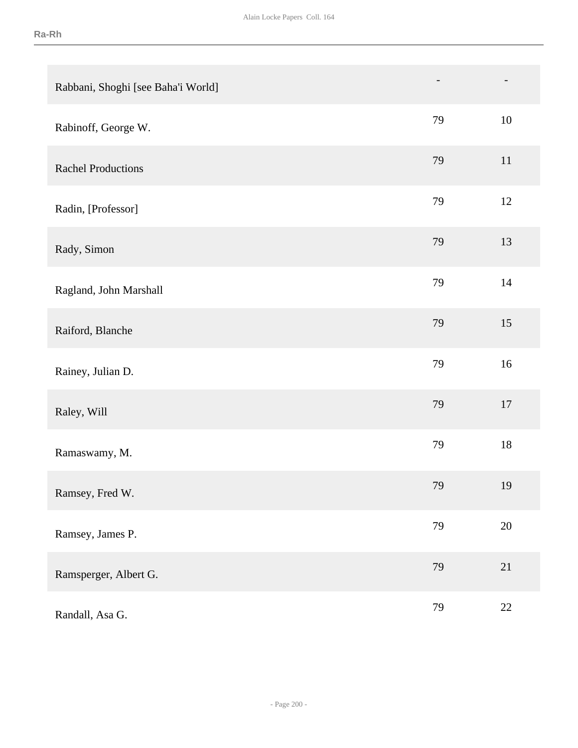| | | |
|---|---|---|
| Rabbani, Shoghi [see Baha'i World] | - | - |
| Rabinoff, George W. | 79 | 10 |
| Rachel Productions | 79 | 11 |
| Radin, [Professor] | 79 | 12 |
| Rady, Simon | 79 | 13 |
| Ragland, John Marshall | 79 | 14 |
| Raiford, Blanche | 79 | 15 |
| Rainey, Julian D. | 79 | 16 |
| Raley, Will | 79 | 17 |
| Ramaswamy, M. | 79 | 18 |
| Ramsey, Fred W. | 79 | 19 |
| Ramsey, James P. | 79 | 20 |
| Ramsperger, Albert G. | 79 | 21 |
| Randall, Asa G. | 79 | 22 |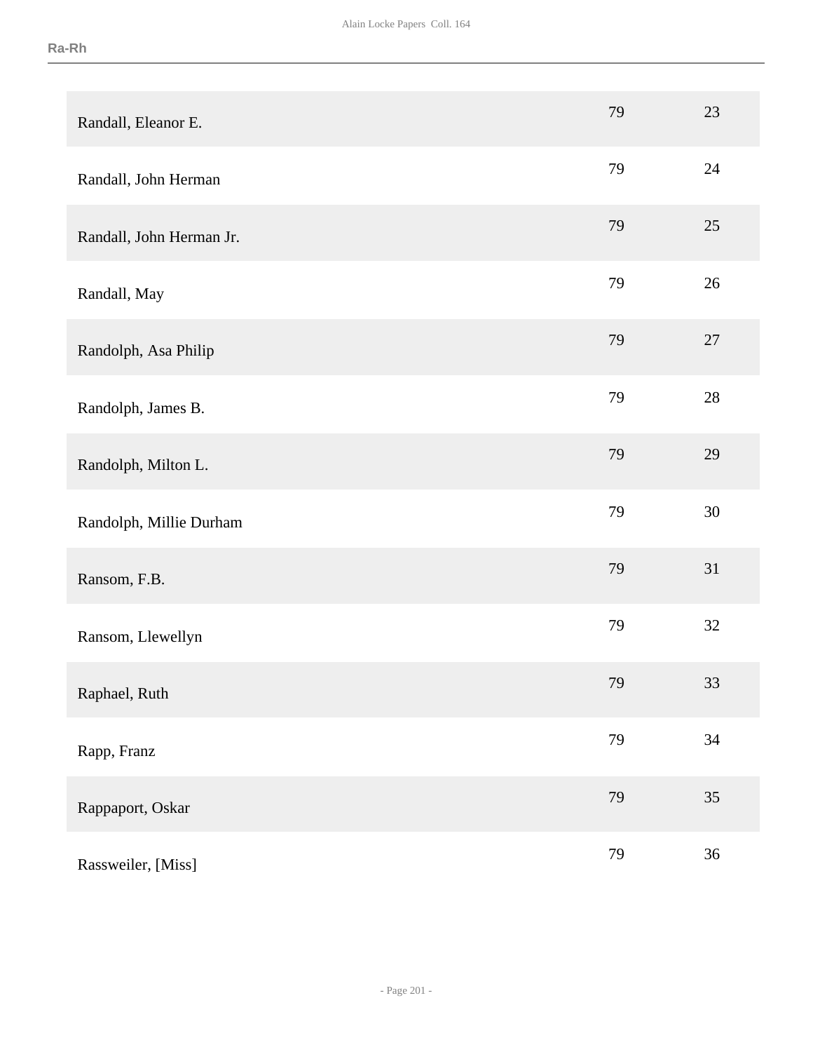| | | |
|---|---|---|
| Randall, Eleanor E. | 79 | 23 |
| Randall, John Herman | 79 | 24 |
| Randall, John Herman Jr. | 79 | 25 |
| Randall, May | 79 | 26 |
| Randolph, Asa Philip | 79 | 27 |
| Randolph, James B. | 79 | 28 |
| Randolph, Milton L. | 79 | 29 |
| Randolph, Millie Durham | 79 | 30 |
| Ransom, F.B. | 79 | 31 |
| Ransom, Llewellyn | 79 | 32 |
| Raphael, Ruth | 79 | 33 |
| Rapp, Franz | 79 | 34 |
| Rappaport, Oskar | 79 | 35 |
| Rassweiler, [Miss] | 79 | 36 |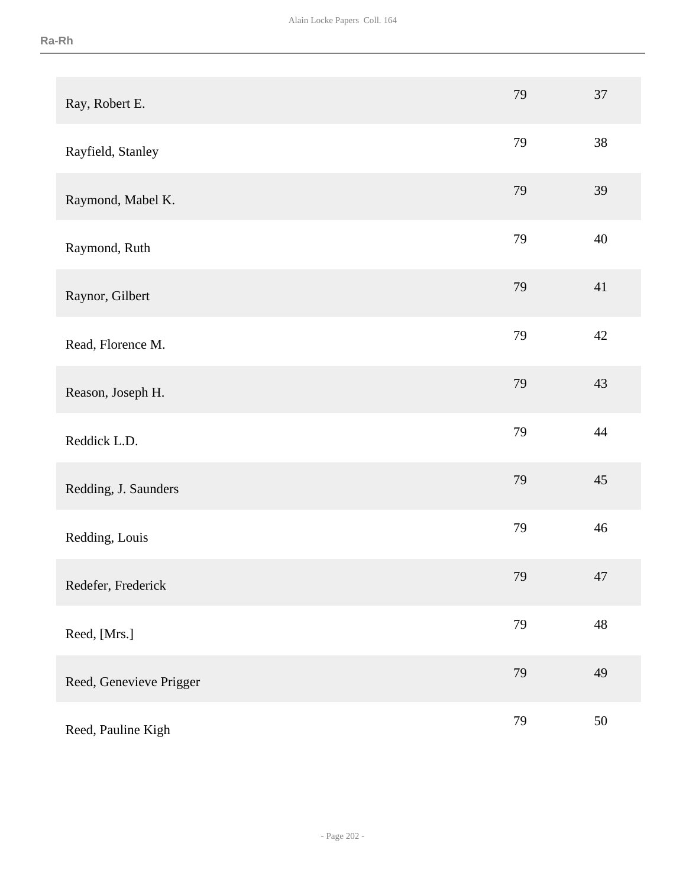| | | |
|---|---|---|
| Ray, Robert E. | 79 | 37 |
| Rayfield, Stanley | 79 | 38 |
| Raymond, Mabel K. | 79 | 39 |
| Raymond, Ruth | 79 | 40 |
| Raynor, Gilbert | 79 | 41 |
| Read, Florence M. | 79 | 42 |
| Reason, Joseph H. | 79 | 43 |
| Reddick L.D. | 79 | 44 |
| Redding, J. Saunders | 79 | 45 |
| Redding, Louis | 79 | 46 |
| Redefer, Frederick | 79 | 47 |
| Reed, [Mrs.] | 79 | 48 |
| Reed, Genevieve Prigger | 79 | 49 |
| Reed, Pauline Kigh | 79 | 50 |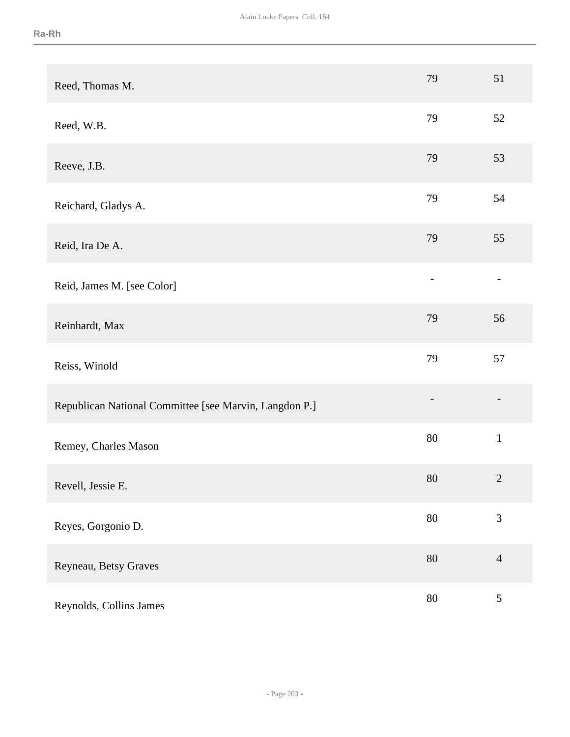| | | |
|---|---|---|
| Reed, Thomas M. | 79 | 51 |
| Reed, W.B. | 79 | 52 |
| Reeve, J.B. | 79 | 53 |
| Reichard, Gladys A. | 79 | 54 |
| Reid, Ira De A. | 79 | 55 |
| Reid, James M. [see Color] | - | - |
| Reinhardt, Max | 79 | 56 |
| Reiss, Winold | 79 | 57 |
| Republican National Committee [see Marvin, Langdon P.] | - | - |
| Remey, Charles Mason | 80 | 1 |
| Revell, Jessie E. | 80 | 2 |
| Reyes, Gorgonio D. | 80 | 3 |
| Reyneau, Betsy Graves | 80 | 4 |
| Reynolds, Collins James | 80 | 5 |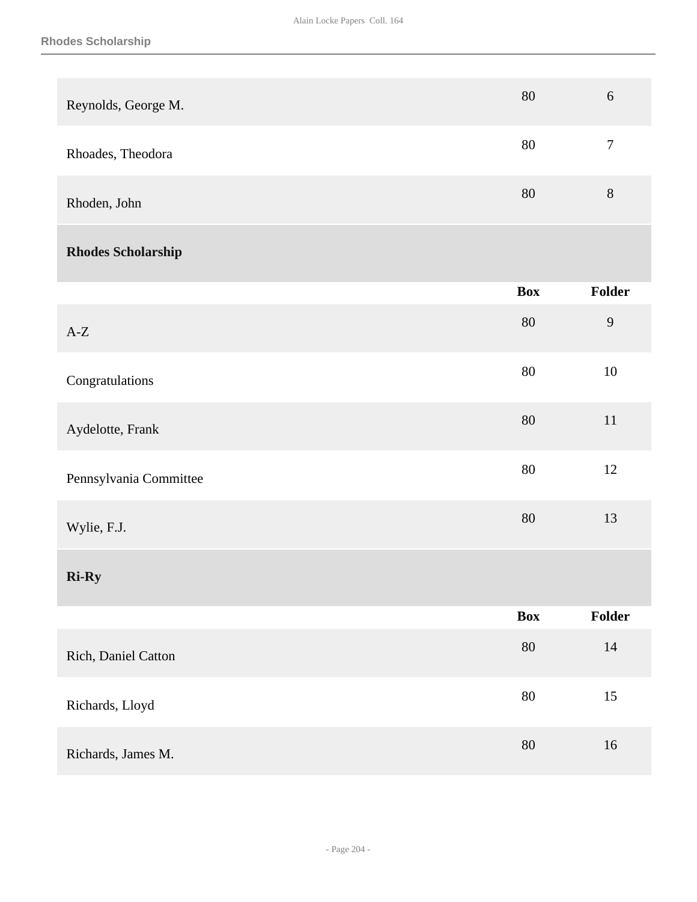| | Box | Folder |
|---|---|---|
| Reynolds, George M. | 80 | 6 |
| Rhoades, Theodora | 80 | 7 |
| Rhoden, John | 80 | 8 |

### Rhodes Scholarship

| | Box | Folder |
|---|---|---|
| A-Z | 80 | 9 |
| Congratulations | 80 | 10 |
| Aydelotte, Frank | 80 | 11 |
| Pennsylvania Committee | 80 | 12 |
| Wylie, F.J. | 80 | 13 |

### Ri-Ry

| | Box | Folder |
|---|---|---|
| Rich, Daniel Catton | 80 | 14 |
| Richards, Lloyd | 80 | 15 |
| Richards, James M. | 80 | 16 |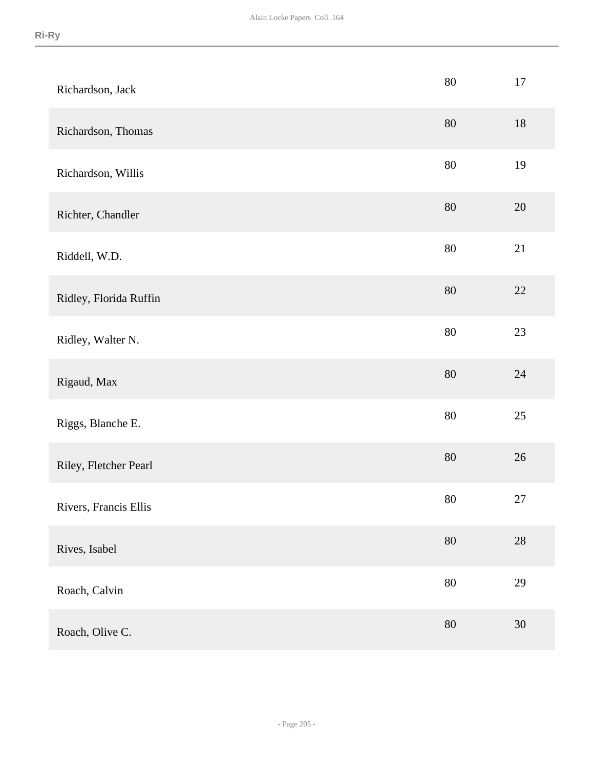| | | |
|---|---|---|
| Richardson, Jack | 80 | 17 |
| Richardson, Thomas | 80 | 18 |
| Richardson, Willis | 80 | 19 |
| Richter, Chandler | 80 | 20 |
| Riddell, W.D. | 80 | 21 |
| Ridley, Florida Ruffin | 80 | 22 |
| Ridley, Walter N. | 80 | 23 |
| Rigaud, Max | 80 | 24 |
| Riggs, Blanche E. | 80 | 25 |
| Riley, Fletcher Pearl | 80 | 26 |
| Rivers, Francis Ellis | 80 | 27 |
| Rives, Isabel | 80 | 28 |
| Roach, Calvin | 80 | 29 |
| Roach, Olive C. | 80 | 30 |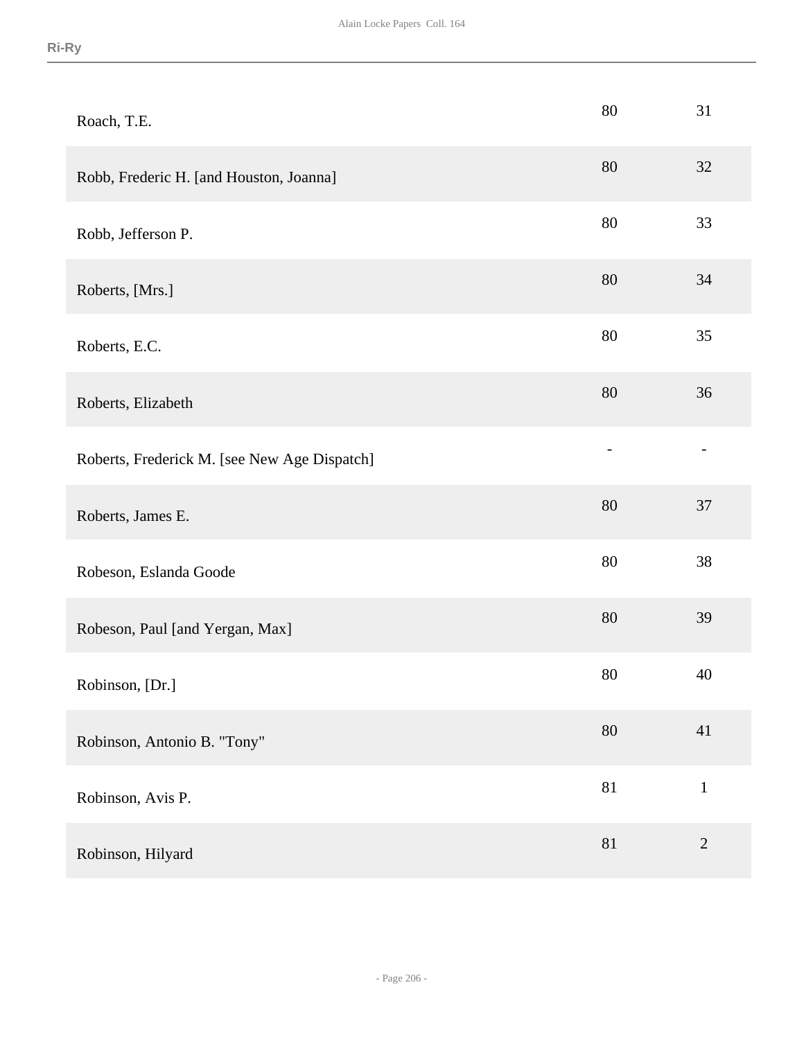| | | |
|---|---|---|
| Roach, T.E. | 80 | 31 |
| Robb, Frederic H. [and Houston, Joanna] | 80 | 32 |
| Robb, Jefferson P. | 80 | 33 |
| Roberts, [Mrs.] | 80 | 34 |
| Roberts, E.C. | 80 | 35 |
| Roberts, Elizabeth | 80 | 36 |
| Roberts, Frederick M. [see New Age Dispatch] | - | - |
| Roberts, James E. | 80 | 37 |
| Robeson, Eslanda Goode | 80 | 38 |
| Robeson, Paul [and Yergan, Max] | 80 | 39 |
| Robinson, [Dr.] | 80 | 40 |
| Robinson, Antonio B. "Tony" | 80 | 41 |
| Robinson, Avis P. | 81 | 1 |
| Robinson, Hilyard | 81 | 2 |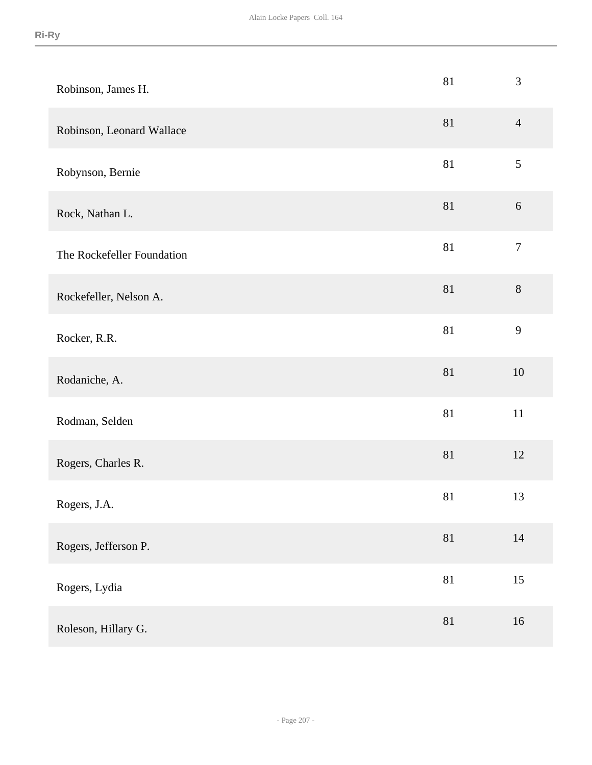| | | |
|---|---|---|
| Robinson, James H. | 81 | 3 |
| Robinson, Leonard Wallace | 81 | 4 |
| Robynson, Bernie | 81 | 5 |
| Rock, Nathan L. | 81 | 6 |
| The Rockefeller Foundation | 81 | 7 |
| Rockefeller, Nelson A. | 81 | 8 |
| Rocker, R.R. | 81 | 9 |
| Rodaniche, A. | 81 | 10 |
| Rodman, Selden | 81 | 11 |
| Rogers, Charles R. | 81 | 12 |
| Rogers, J.A. | 81 | 13 |
| Rogers, Jefferson P. | 81 | 14 |
| Rogers, Lydia | 81 | 15 |
| Roleson, Hillary G. | 81 | 16 |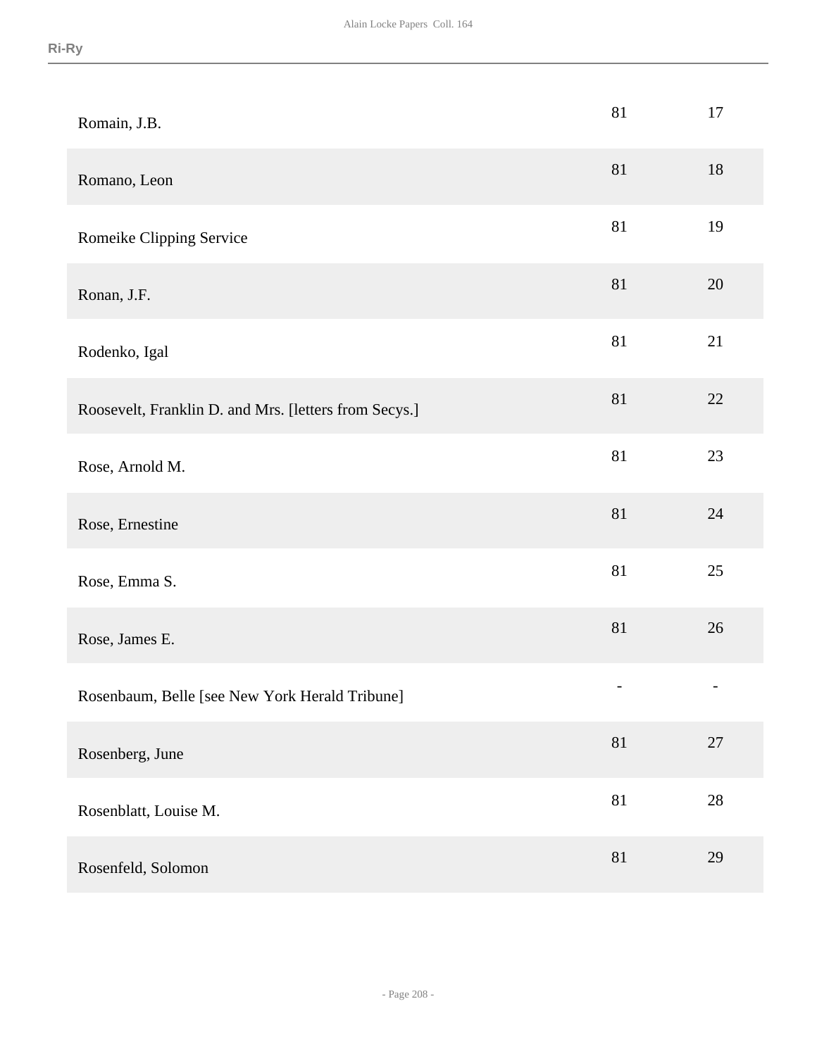| | | |
|---|---|---|
| Romain, J.B. | 81 | 17 |
| Romano, Leon | 81 | 18 |
| Romeike Clipping Service | 81 | 19 |
| Ronan, J.F. | 81 | 20 |
| Rodenko, Igal | 81 | 21 |
| Roosevelt, Franklin D. and Mrs. [letters from Secys.] | 81 | 22 |
| Rose, Arnold M. | 81 | 23 |
| Rose, Ernestine | 81 | 24 |
| Rose, Emma S. | 81 | 25 |
| Rose, James E. | 81 | 26 |
| Rosenbaum, Belle [see New York Herald Tribune] | - | - |
| Rosenberg, June | 81 | 27 |
| Rosenblatt, Louise M. | 81 | 28 |
| Rosenfeld, Solomon | 81 | 29 |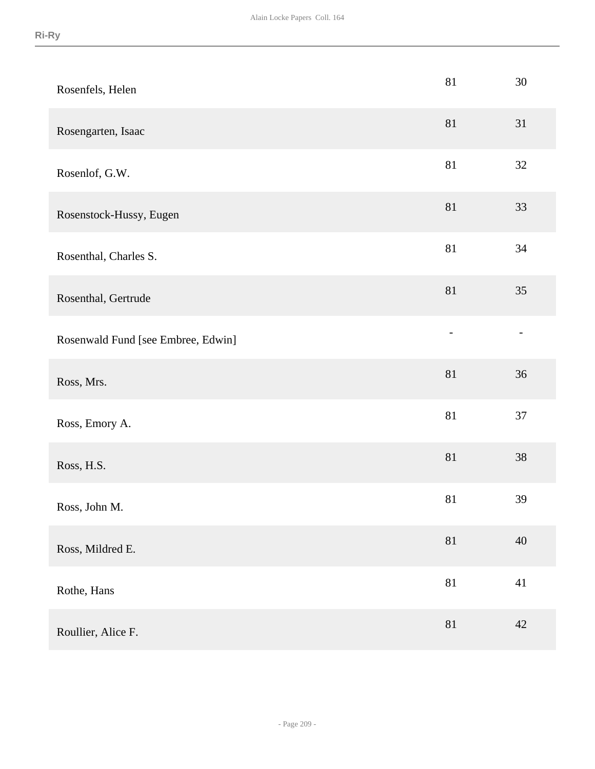| | | |
|---|---|---|
| Rosenfels, Helen | 81 | 30 |
| Rosengarten, Isaac | 81 | 31 |
| Rosenlof, G.W. | 81 | 32 |
| Rosenstock-Hussy, Eugen | 81 | 33 |
| Rosenthal, Charles S. | 81 | 34 |
| Rosenthal, Gertrude | 81 | 35 |
| Rosenwald Fund [see Embree, Edwin] | - | - |
| Ross, Mrs. | 81 | 36 |
| Ross, Emory A. | 81 | 37 |
| Ross, H.S. | 81 | 38 |
| Ross, John M. | 81 | 39 |
| Ross, Mildred E. | 81 | 40 |
| Rothe, Hans | 81 | 41 |
| Roullier, Alice F. | 81 | 42 |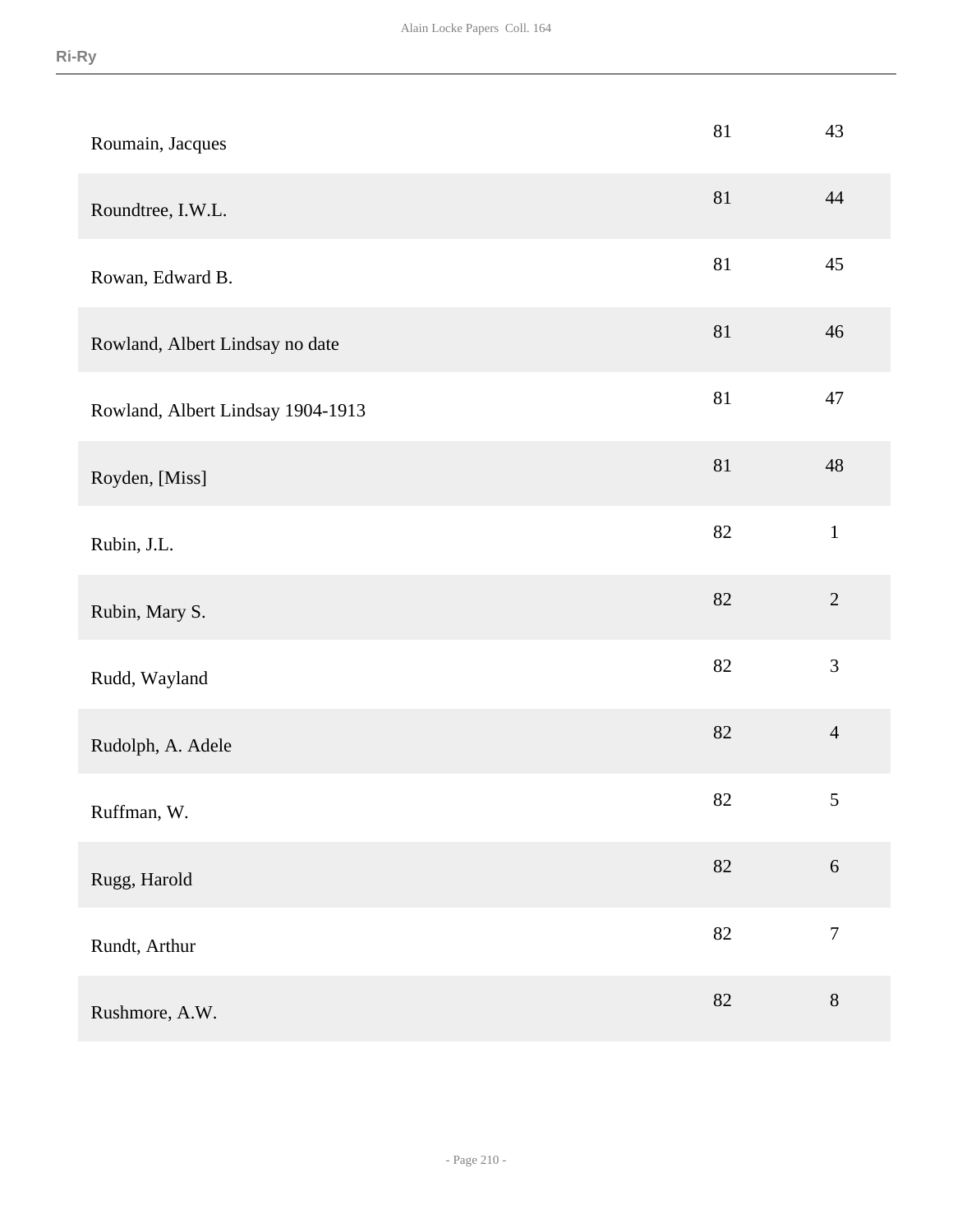| | | |
|---|---|---|
| Roumain, Jacques | 81 | 43 |
| Roundtree, I.W.L. | 81 | 44 |
| Rowan, Edward B. | 81 | 45 |
| Rowland, Albert Lindsay no date | 81 | 46 |
| Rowland, Albert Lindsay 1904-1913 | 81 | 47 |
| Royden, [Miss] | 81 | 48 |
| Rubin, J.L. | 82 | 1 |
| Rubin, Mary S. | 82 | 2 |
| Rudd, Wayland | 82 | 3 |
| Rudolph, A. Adele | 82 | 4 |
| Ruffman, W. | 82 | 5 |
| Rugg, Harold | 82 | 6 |
| Rundt, Arthur | 82 | 7 |
| Rushmore, A.W. | 82 | 8 |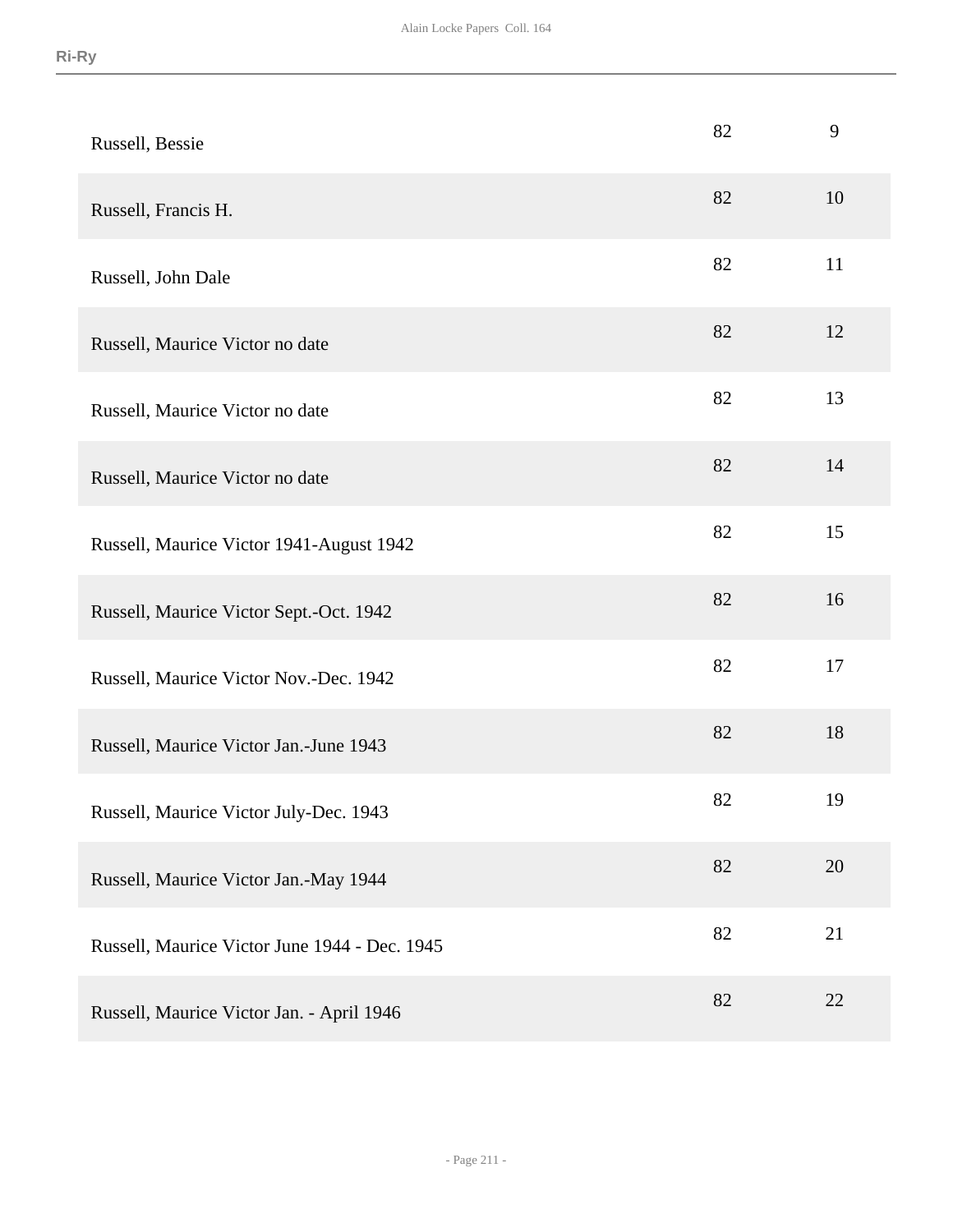| | | |
|---|---|---|
| Russell, Bessie | 82 | 9 |
| Russell, Francis H. | 82 | 10 |
| Russell, John Dale | 82 | 11 |
| Russell, Maurice Victor no date | 82 | 12 |
| Russell, Maurice Victor no date | 82 | 13 |
| Russell, Maurice Victor no date | 82 | 14 |
| Russell, Maurice Victor 1941-August 1942 | 82 | 15 |
| Russell, Maurice Victor Sept.-Oct. 1942 | 82 | 16 |
| Russell, Maurice Victor Nov.-Dec. 1942 | 82 | 17 |
| Russell, Maurice Victor Jan.-June 1943 | 82 | 18 |
| Russell, Maurice Victor July-Dec. 1943 | 82 | 19 |
| Russell, Maurice Victor Jan.-May 1944 | 82 | 20 |
| Russell, Maurice Victor June 1944 - Dec. 1945 | 82 | 21 |
| Russell, Maurice Victor Jan. - April 1946 | 82 | 22 |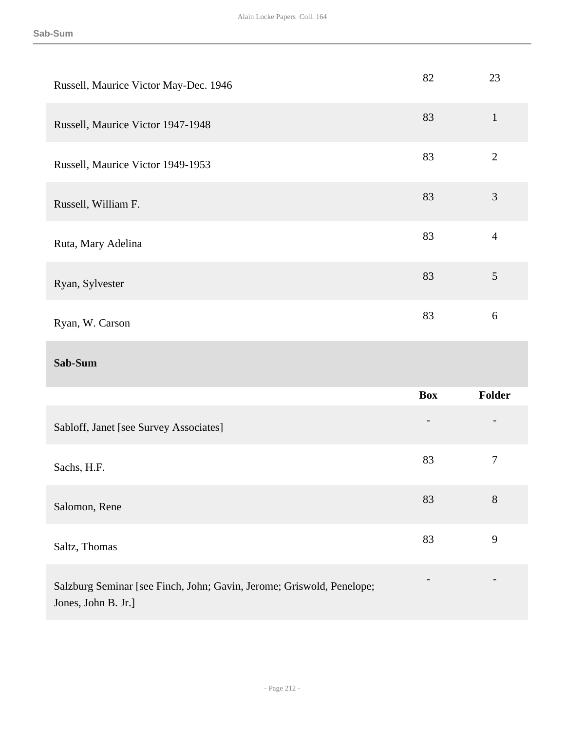| | Box | Folder |
|---|---|---|
| Russell, Maurice Victor May-Dec. 1946 | 82 | 23 |
| Russell, Maurice Victor 1947-1948 | 83 | 1 |
| Russell, Maurice Victor 1949-1953 | 83 | 2 |
| Russell, William F. | 83 | 3 |
| Ruta, Mary Adelina | 83 | 4 |
| Ryan, Sylvester | 83 | 5 |
| Ryan, W. Carson | 83 | 6 |

## Sab-Sum

| | Box | Folder |
|---|---|---|
| Sabloff, Janet [see Survey Associates] | - | - |
| Sachs, H.F. | 83 | 7 |
| Salomon, Rene | 83 | 8 |
| Saltz, Thomas | 83 | 9 |
| Salzburg Seminar [see Finch, John; Gavin, Jerome; Griswold, Penelope; Jones, John B. Jr.] | - | - |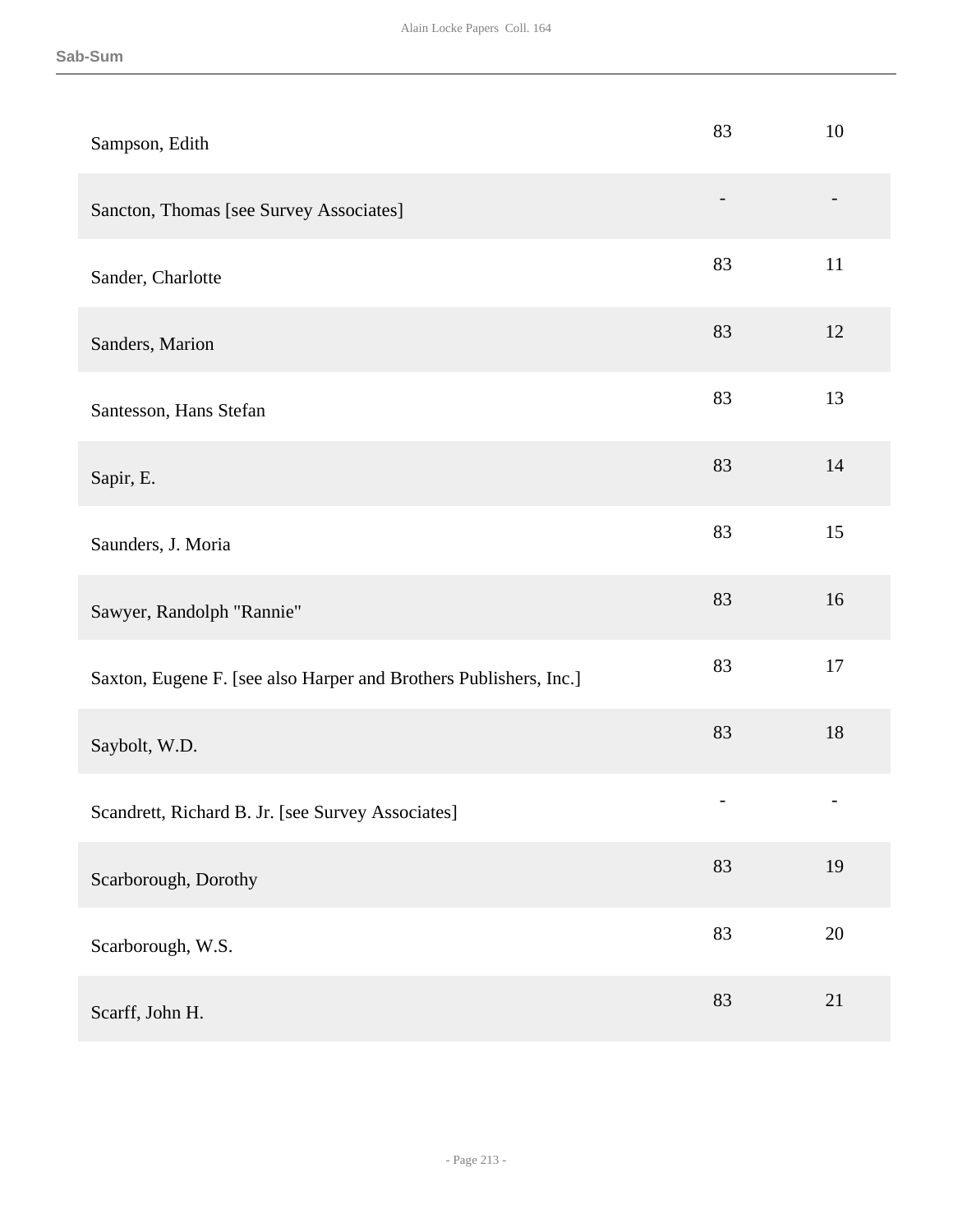| | | |
|---|---|---|
| Sampson, Edith | 83 | 10 |
| Sancton, Thomas [see Survey Associates] | - | - |
| Sander, Charlotte | 83 | 11 |
| Sanders, Marion | 83 | 12 |
| Santesson, Hans Stefan | 83 | 13 |
| Sapir, E. | 83 | 14 |
| Saunders, J. Moria | 83 | 15 |
| Sawyer, Randolph "Rannie" | 83 | 16 |
| Saxton, Eugene F. [see also Harper and Brothers Publishers, Inc.] | 83 | 17 |
| Saybolt, W.D. | 83 | 18 |
| Scandrett, Richard B. Jr. [see Survey Associates] | - | - |
| Scarborough, Dorothy | 83 | 19 |
| Scarborough, W.S. | 83 | 20 |
| Scarff, John H. | 83 | 21 |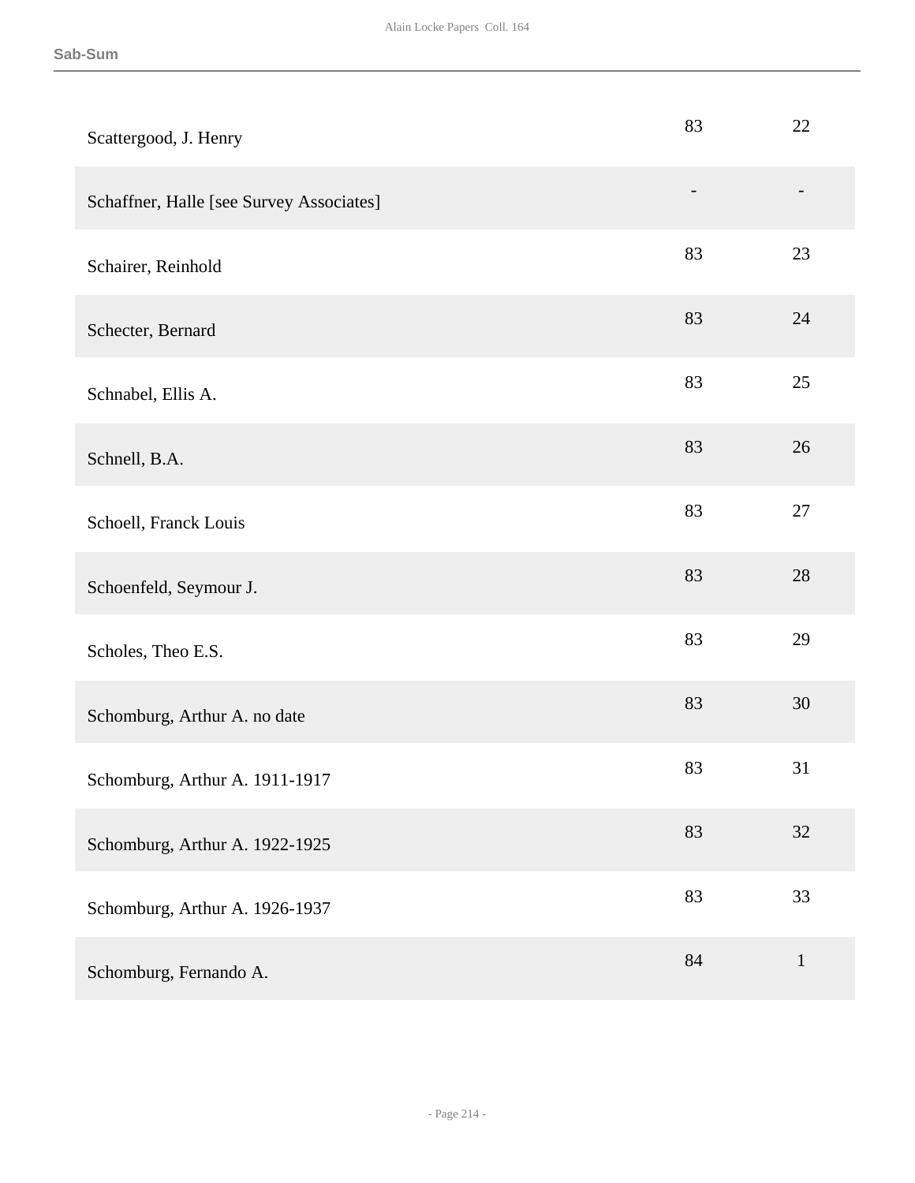| | | |
|---|---|---|
| Scattergood, J. Henry | 83 | 22 |
| Schaffner, Halle [see Survey Associates] | - | - |
| Schairer, Reinhold | 83 | 23 |
| Schecter, Bernard | 83 | 24 |
| Schnabel, Ellis A. | 83 | 25 |
| Schnell, B.A. | 83 | 26 |
| Schoell, Franck Louis | 83 | 27 |
| Schoenfeld, Seymour J. | 83 | 28 |
| Scholes, Theo E.S. | 83 | 29 |
| Schomburg, Arthur A. no date | 83 | 30 |
| Schomburg, Arthur A. 1911-1917 | 83 | 31 |
| Schomburg, Arthur A. 1922-1925 | 83 | 32 |
| Schomburg, Arthur A. 1926-1937 | 83 | 33 |
| Schomburg, Fernando A. | 84 | 1 |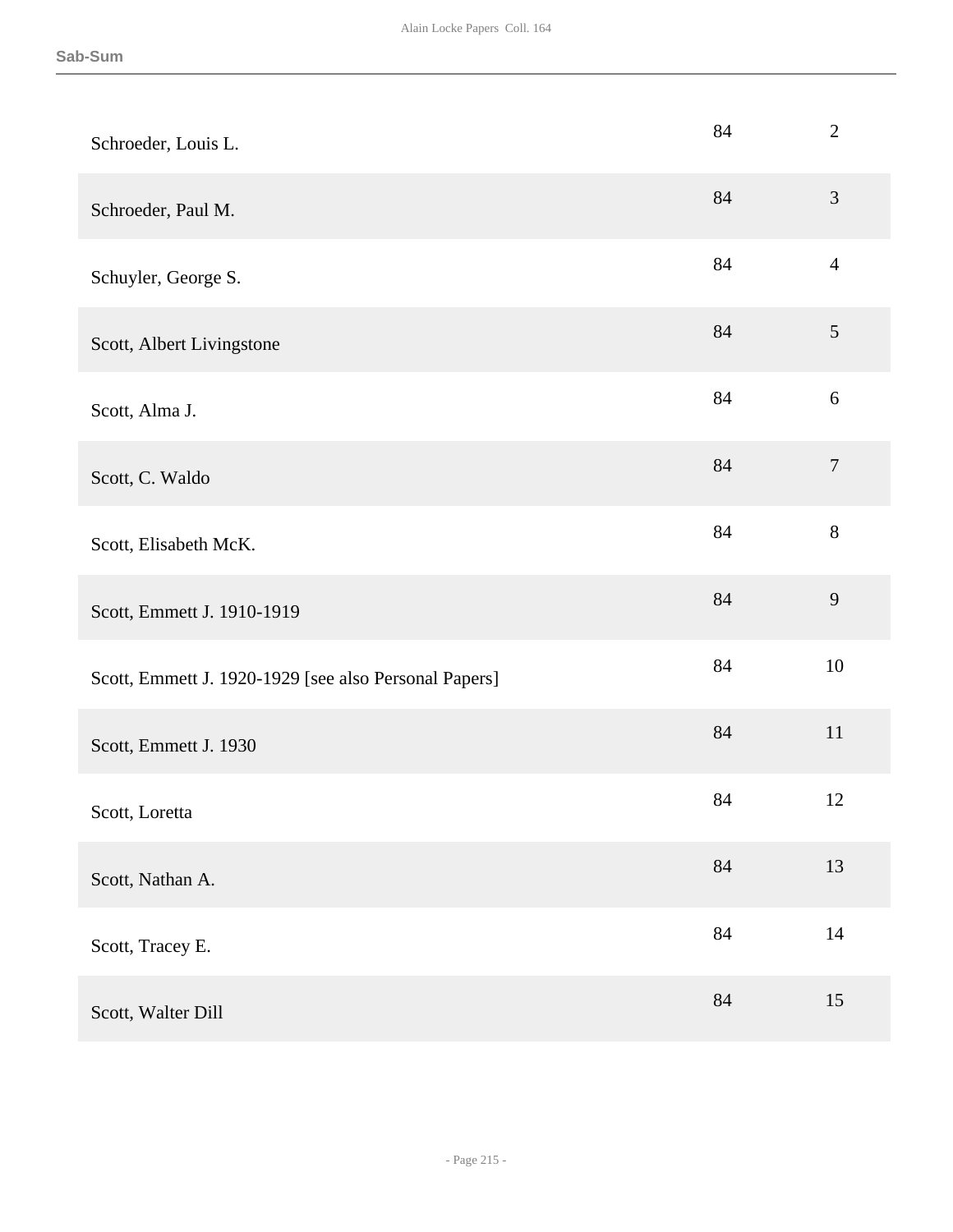| | | |
|---|---|---|
| Schroeder, Louis L. | 84 | 2 |
| Schroeder, Paul M. | 84 | 3 |
| Schuyler, George S. | 84 | 4 |
| Scott, Albert Livingstone | 84 | 5 |
| Scott, Alma J. | 84 | 6 |
| Scott, C. Waldo | 84 | 7 |
| Scott, Elisabeth McK. | 84 | 8 |
| Scott, Emmett J. 1910-1919 | 84 | 9 |
| Scott, Emmett J. 1920-1929 [see also Personal Papers] | 84 | 10 |
| Scott, Emmett J. 1930 | 84 | 11 |
| Scott, Loretta | 84 | 12 |
| Scott, Nathan A. | 84 | 13 |
| Scott, Tracey E. | 84 | 14 |
| Scott, Walter Dill | 84 | 15 |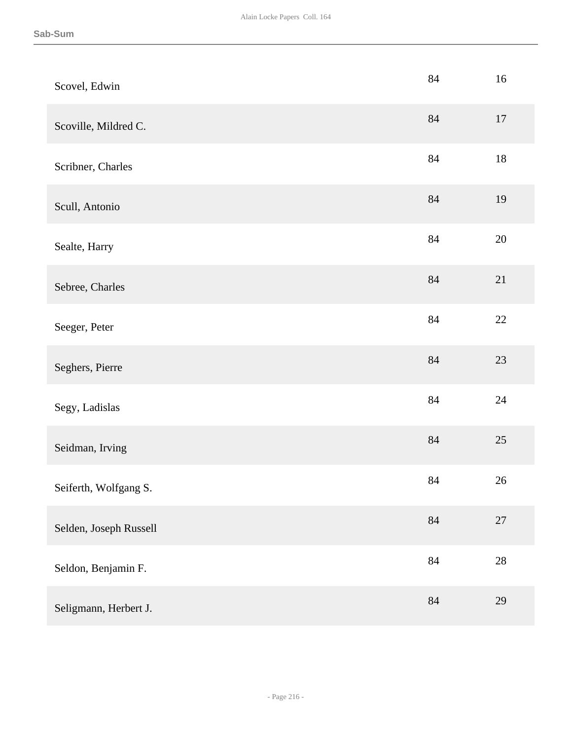| | | |
|---|---|---|
| Scovel, Edwin | 84 | 16 |
| Scoville, Mildred C. | 84 | 17 |
| Scribner, Charles | 84 | 18 |
| Scull, Antonio | 84 | 19 |
| Sealte, Harry | 84 | 20 |
| Sebree, Charles | 84 | 21 |
| Seeger, Peter | 84 | 22 |
| Seghers, Pierre | 84 | 23 |
| Segy, Ladislas | 84 | 24 |
| Seidman, Irving | 84 | 25 |
| Seiferth, Wolfgang S. | 84 | 26 |
| Selden, Joseph Russell | 84 | 27 |
| Seldon, Benjamin F. | 84 | 28 |
| Seligmann, Herbert J. | 84 | 29 |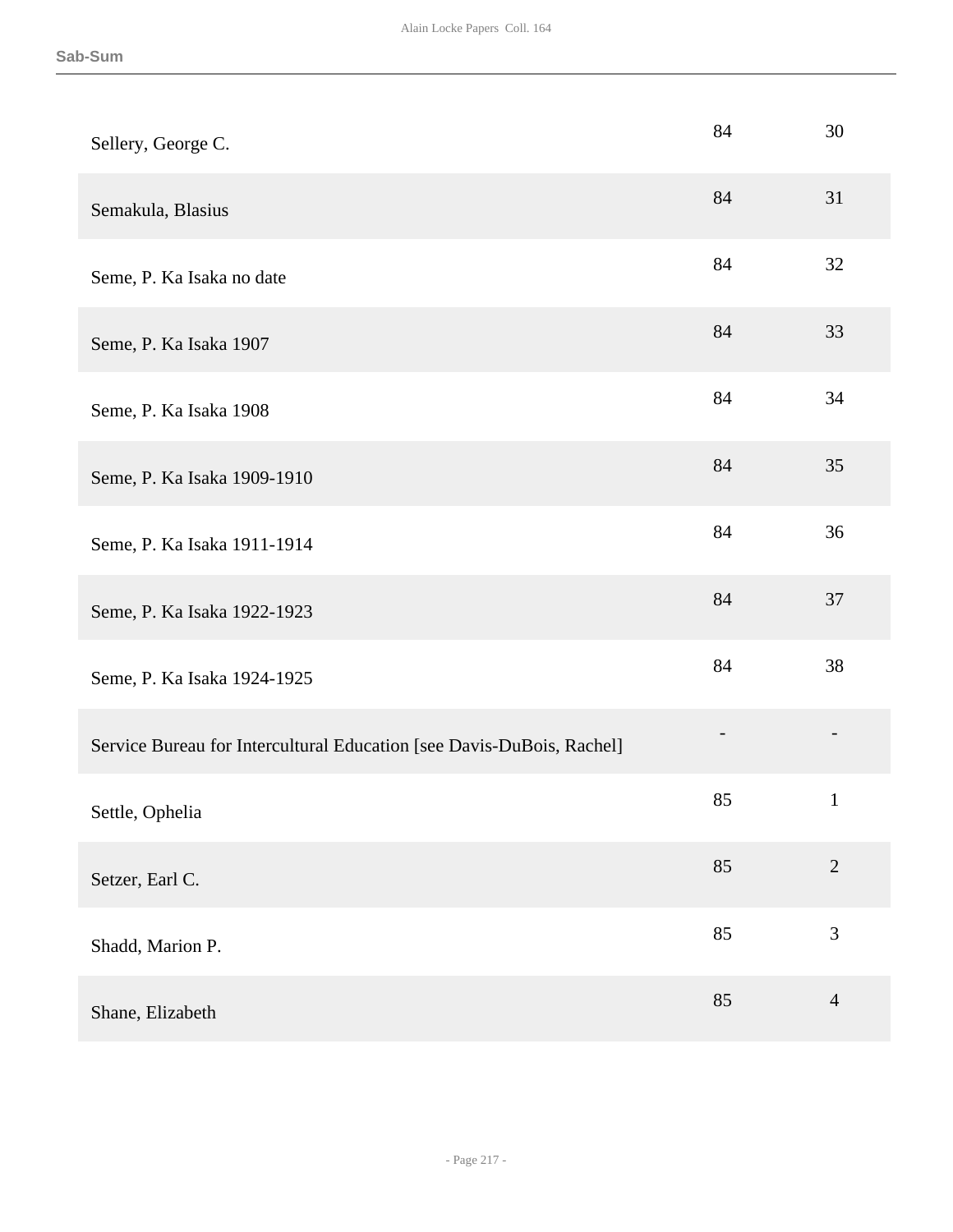| | | |
|---|---|---|
| Sellery, George C. | 84 | 30 |
| Semakula, Blasius | 84 | 31 |
| Seme, P. Ka Isaka no date | 84 | 32 |
| Seme, P. Ka Isaka 1907 | 84 | 33 |
| Seme, P. Ka Isaka 1908 | 84 | 34 |
| Seme, P. Ka Isaka 1909-1910 | 84 | 35 |
| Seme, P. Ka Isaka 1911-1914 | 84 | 36 |
| Seme, P. Ka Isaka 1922-1923 | 84 | 37 |
| Seme, P. Ka Isaka 1924-1925 | 84 | 38 |
| Service Bureau for Intercultural Education [see Davis-DuBois, Rachel] | - | - |
| Settle, Ophelia | 85 | 1 |
| Setzer, Earl C. | 85 | 2 |
| Shadd, Marion P. | 85 | 3 |
| Shane, Elizabeth | 85 | 4 |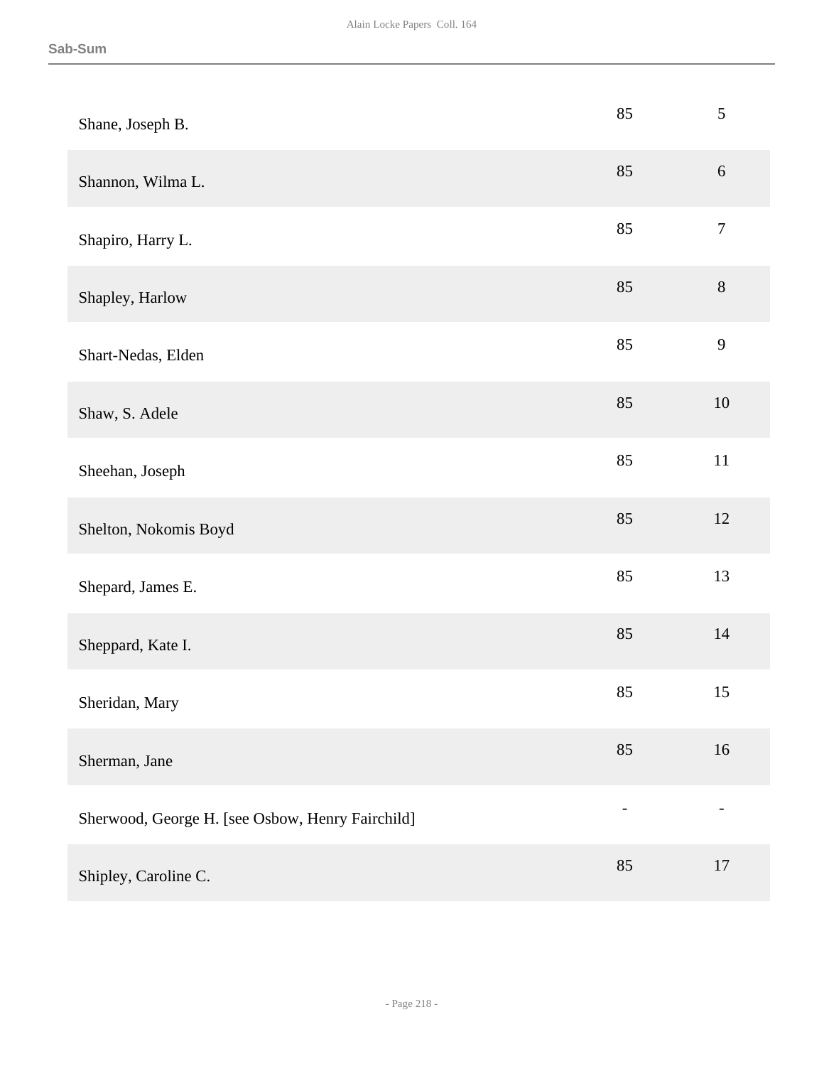| | | |
|---|---|---|
| Shane, Joseph B. | 85 | 5 |
| Shannon, Wilma L. | 85 | 6 |
| Shapiro, Harry L. | 85 | 7 |
| Shapley, Harlow | 85 | 8 |
| Shart-Nedas, Elden | 85 | 9 |
| Shaw, S. Adele | 85 | 10 |
| Sheehan, Joseph | 85 | 11 |
| Shelton, Nokomis Boyd | 85 | 12 |
| Shepard, James E. | 85 | 13 |
| Sheppard, Kate I. | 85 | 14 |
| Sheridan, Mary | 85 | 15 |
| Sherman, Jane | 85 | 16 |
| Sherwood, George H. [see Osbow, Henry Fairchild] | - | - |
| Shipley, Caroline C. | 85 | 17 |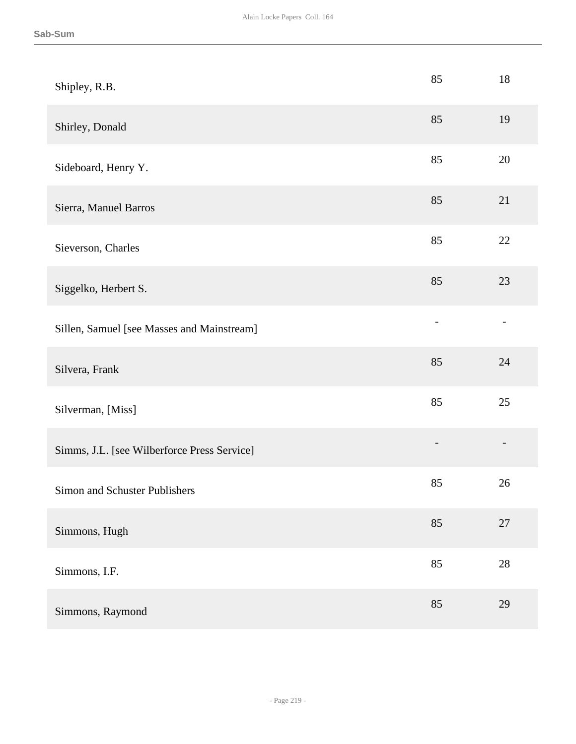| | | |
|---|---|---|
| Shipley, R.B. | 85 | 18 |
| Shirley, Donald | 85 | 19 |
| Sideboard, Henry Y. | 85 | 20 |
| Sierra, Manuel Barros | 85 | 21 |
| Sieverson, Charles | 85 | 22 |
| Siggelko, Herbert S. | 85 | 23 |
| Sillen, Samuel [see Masses and Mainstream] | - | - |
| Silvera, Frank | 85 | 24 |
| Silverman, [Miss] | 85 | 25 |
| Simms, J.L. [see Wilberforce Press Service] | - | - |
| Simon and Schuster Publishers | 85 | 26 |
| Simmons, Hugh | 85 | 27 |
| Simmons, I.F. | 85 | 28 |
| Simmons, Raymond | 85 | 29 |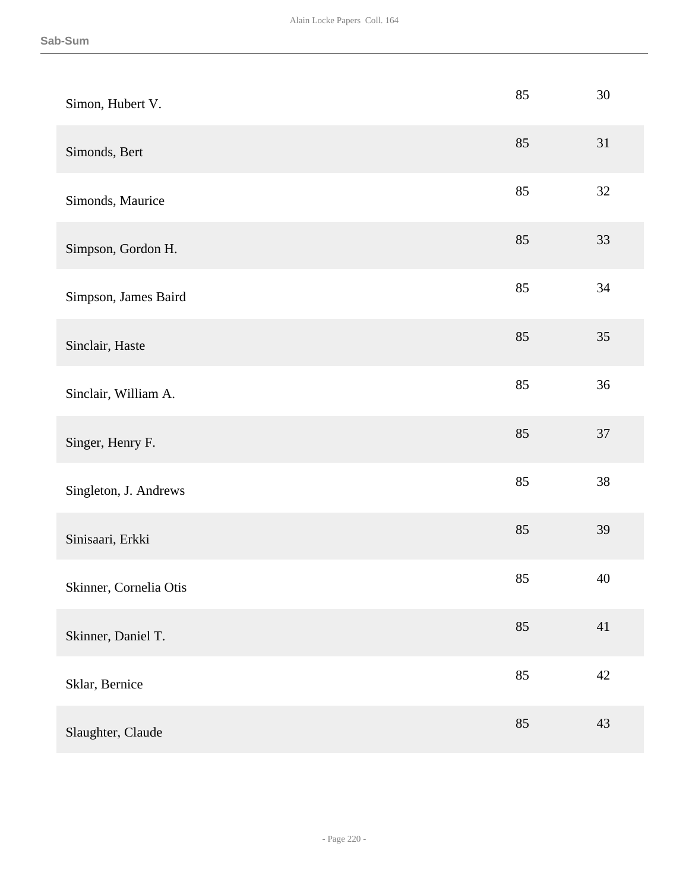| | | |
|---|---|---|
| Simon, Hubert V. | 85 | 30 |
| Simonds, Bert | 85 | 31 |
| Simonds, Maurice | 85 | 32 |
| Simpson, Gordon H. | 85 | 33 |
| Simpson, James Baird | 85 | 34 |
| Sinclair, Haste | 85 | 35 |
| Sinclair, William A. | 85 | 36 |
| Singer, Henry F. | 85 | 37 |
| Singleton, J. Andrews | 85 | 38 |
| Sinisaari, Erkki | 85 | 39 |
| Skinner, Cornelia Otis | 85 | 40 |
| Skinner, Daniel T. | 85 | 41 |
| Sklar, Bernice | 85 | 42 |
| Slaughter, Claude | 85 | 43 |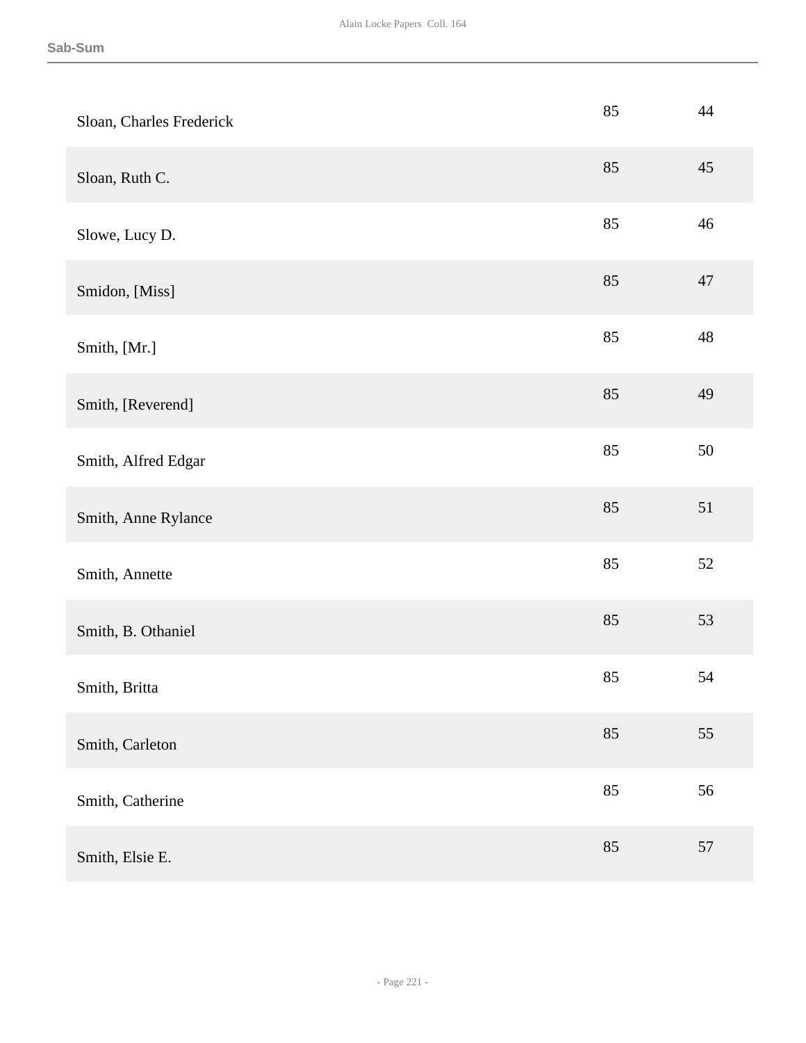| | | |
|---|---|---|
| Sloan, Charles Frederick | 85 | 44 |
| Sloan, Ruth C. | 85 | 45 |
| Slowe, Lucy D. | 85 | 46 |
| Smidon, [Miss] | 85 | 47 |
| Smith, [Mr.] | 85 | 48 |
| Smith, [Reverend] | 85 | 49 |
| Smith, Alfred Edgar | 85 | 50 |
| Smith, Anne Rylance | 85 | 51 |
| Smith, Annette | 85 | 52 |
| Smith, B. Othaniel | 85 | 53 |
| Smith, Britta | 85 | 54 |
| Smith, Carleton | 85 | 55 |
| Smith, Catherine | 85 | 56 |
| Smith, Elsie E. | 85 | 57 |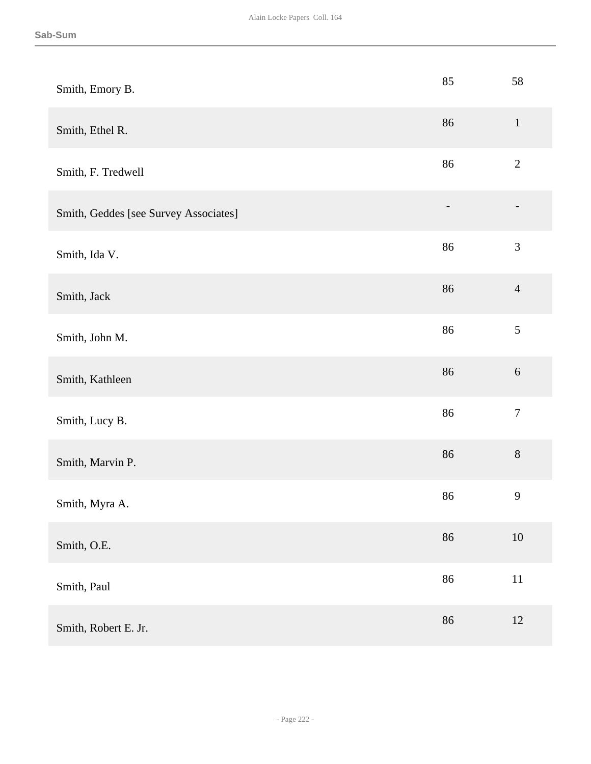| | | |
|---|---|---|
| Smith, Emory B. | 85 | 58 |
| Smith, Ethel R. | 86 | 1 |
| Smith, F. Tredwell | 86 | 2 |
| Smith, Geddes [see Survey Associates] | - | - |
| Smith, Ida V. | 86 | 3 |
| Smith, Jack | 86 | 4 |
| Smith, John M. | 86 | 5 |
| Smith, Kathleen | 86 | 6 |
| Smith, Lucy B. | 86 | 7 |
| Smith, Marvin P. | 86 | 8 |
| Smith, Myra A. | 86 | 9 |
| Smith, O.E. | 86 | 10 |
| Smith, Paul | 86 | 11 |
| Smith, Robert E. Jr. | 86 | 12 |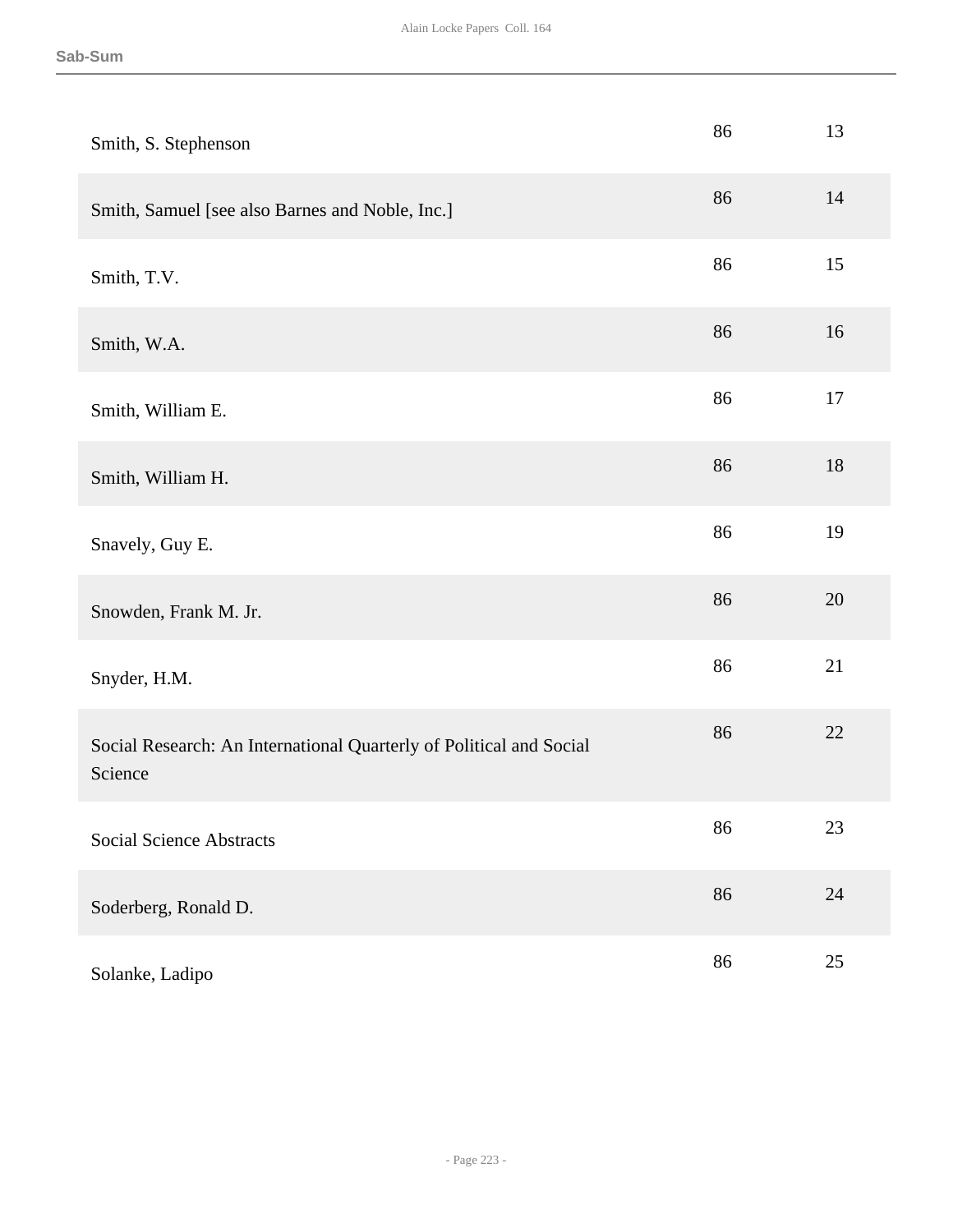| | | |
|---|---|---|
| Smith, S. Stephenson | 86 | 13 |
| Smith, Samuel [see also Barnes and Noble, Inc.] | 86 | 14 |
| Smith, T.V. | 86 | 15 |
| Smith, W.A. | 86 | 16 |
| Smith, William E. | 86 | 17 |
| Smith, William H. | 86 | 18 |
| Snavely, Guy E. | 86 | 19 |
| Snowden, Frank M. Jr. | 86 | 20 |
| Snyder, H.M. | 86 | 21 |
| Social Research: An International Quarterly of Political and Social Science | 86 | 22 |
| Social Science Abstracts | 86 | 23 |
| Soderberg, Ronald D. | 86 | 24 |
| Solanke, Ladipo | 86 | 25 |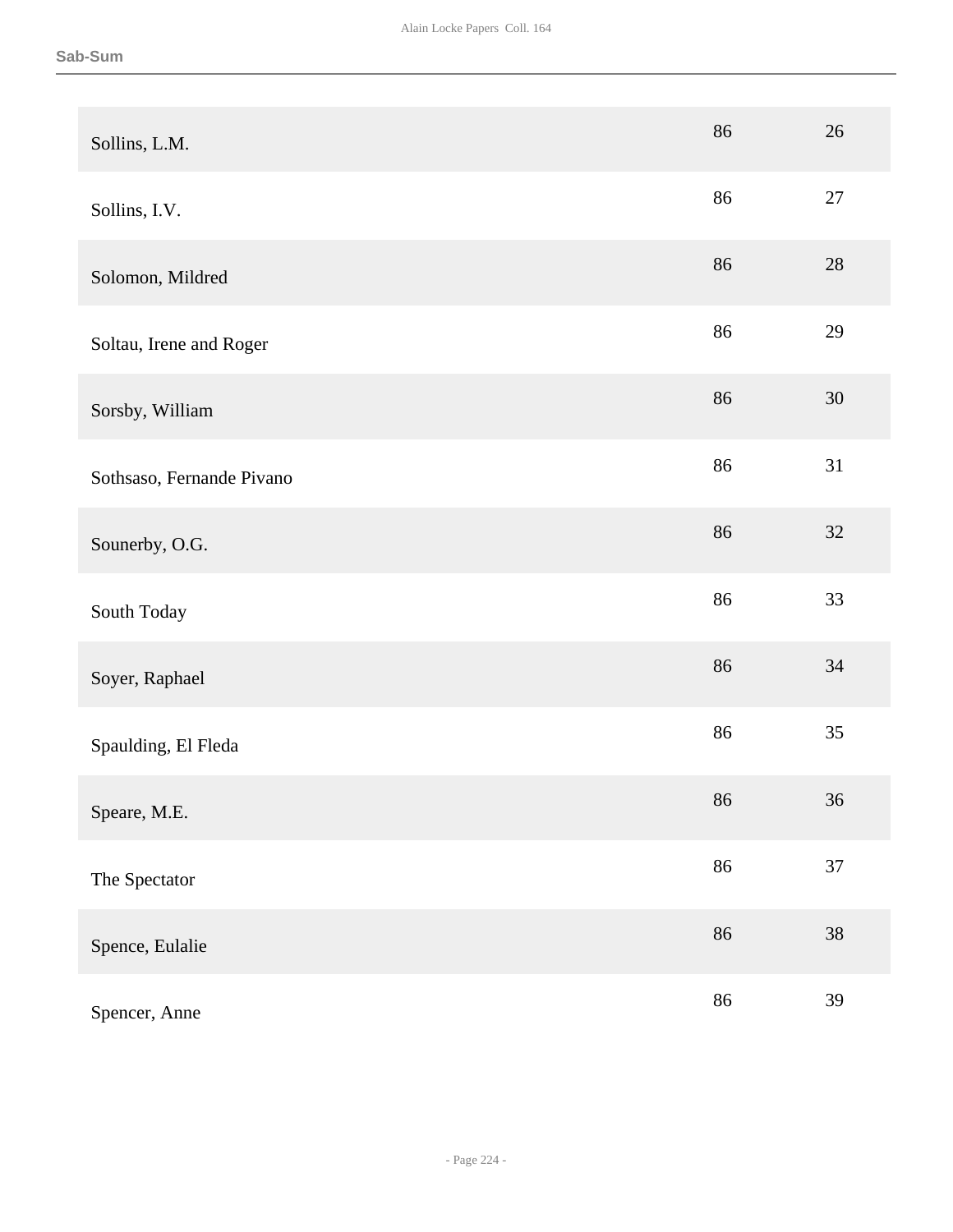| | | |
|---|---|---|
| Sollins, L.M. | 86 | 26 |
| Sollins, I.V. | 86 | 27 |
| Solomon, Mildred | 86 | 28 |
| Soltau, Irene and Roger | 86 | 29 |
| Sorsby, William | 86 | 30 |
| Sothsaso, Fernande Pivano | 86 | 31 |
| Sounerby, O.G. | 86 | 32 |
| South Today | 86 | 33 |
| Soyer, Raphael | 86 | 34 |
| Spaulding, El Fleda | 86 | 35 |
| Speare, M.E. | 86 | 36 |
| The Spectator | 86 | 37 |
| Spence, Eulalie | 86 | 38 |
| Spencer, Anne | 86 | 39 |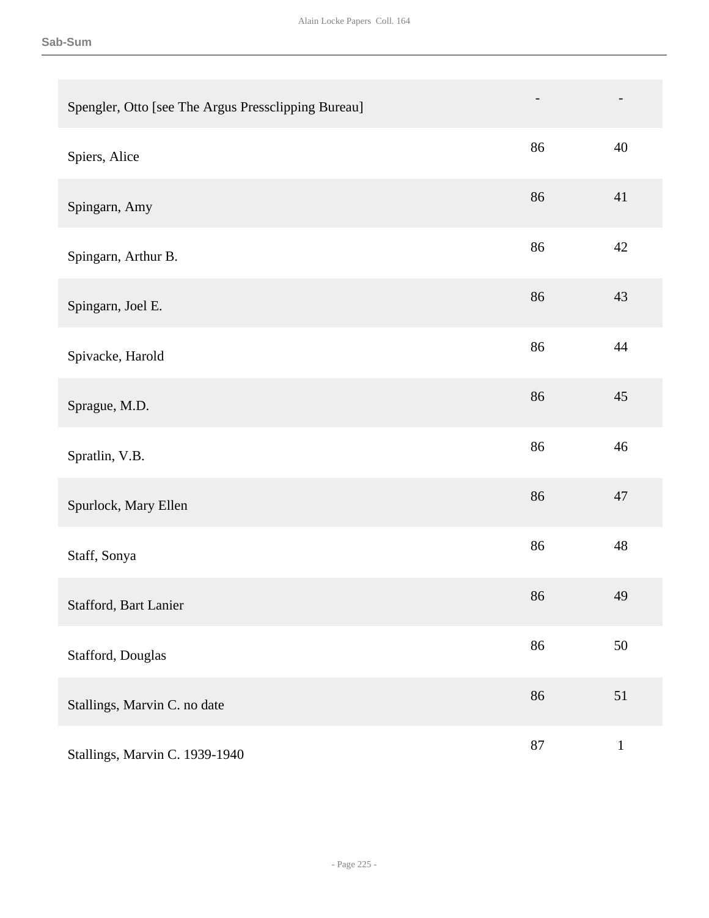| | | |
|---|---|---|
| Spengler, Otto [see The Argus Pressclipping Bureau] | - | - |
| Spiers, Alice | 86 | 40 |
| Spingarn, Amy | 86 | 41 |
| Spingarn, Arthur B. | 86 | 42 |
| Spingarn, Joel E. | 86 | 43 |
| Spivacke, Harold | 86 | 44 |
| Sprague, M.D. | 86 | 45 |
| Spratlin, V.B. | 86 | 46 |
| Spurlock, Mary Ellen | 86 | 47 |
| Staff, Sonya | 86 | 48 |
| Stafford, Bart Lanier | 86 | 49 |
| Stafford, Douglas | 86 | 50 |
| Stallings, Marvin C. no date | 86 | 51 |
| Stallings, Marvin C. 1939-1940 | 87 | 1 |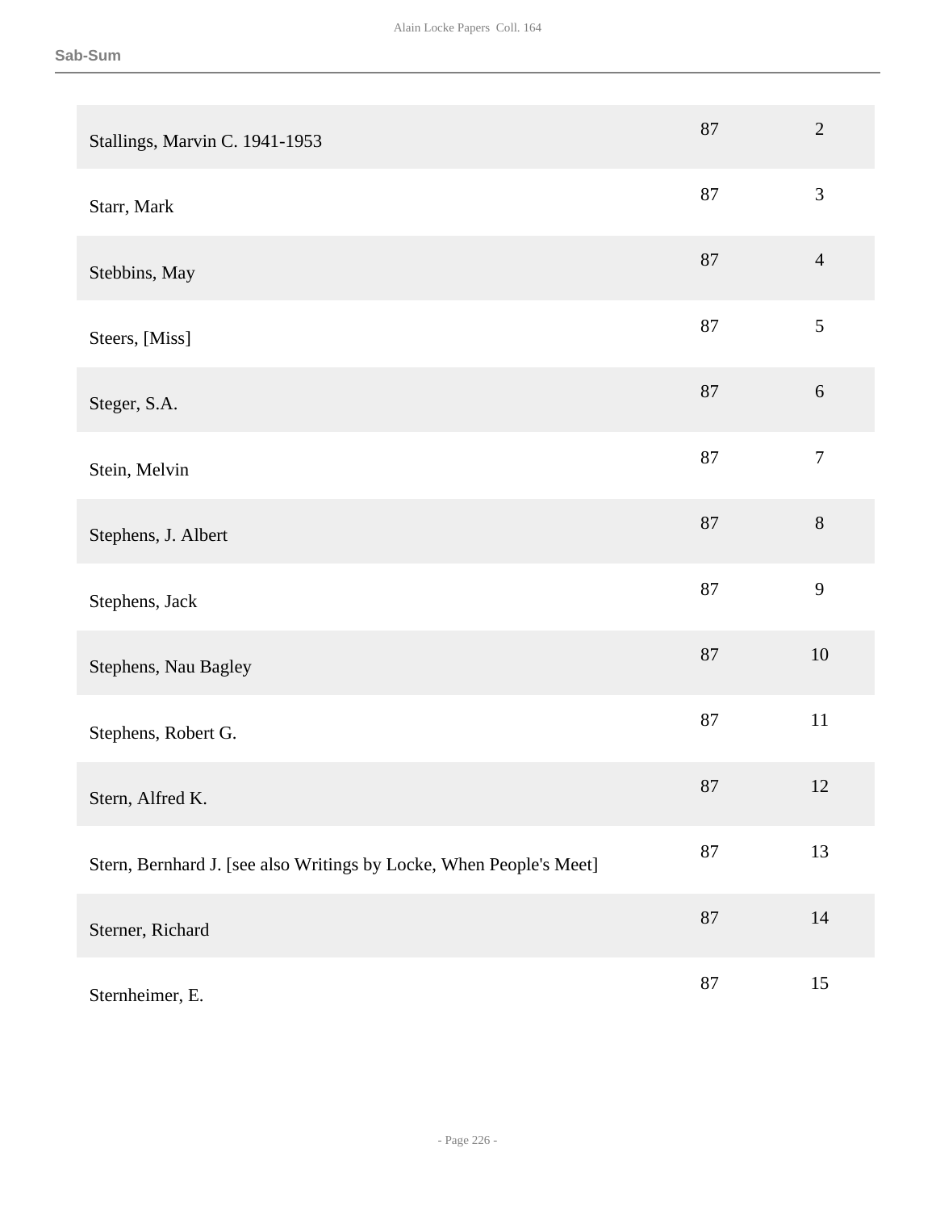| | | |
|---|---|---|
| Stallings, Marvin C. 1941-1953 | 87 | 2 |
| Starr, Mark | 87 | 3 |
| Stebbins, May | 87 | 4 |
| Steers, [Miss] | 87 | 5 |
| Steger, S.A. | 87 | 6 |
| Stein, Melvin | 87 | 7 |
| Stephens, J. Albert | 87 | 8 |
| Stephens, Jack | 87 | 9 |
| Stephens, Nau Bagley | 87 | 10 |
| Stephens, Robert G. | 87 | 11 |
| Stern, Alfred K. | 87 | 12 |
| Stern, Bernhard J. [see also Writings by Locke, When People's Meet] | 87 | 13 |
| Sterner, Richard | 87 | 14 |
| Sternheimer, E. | 87 | 15 |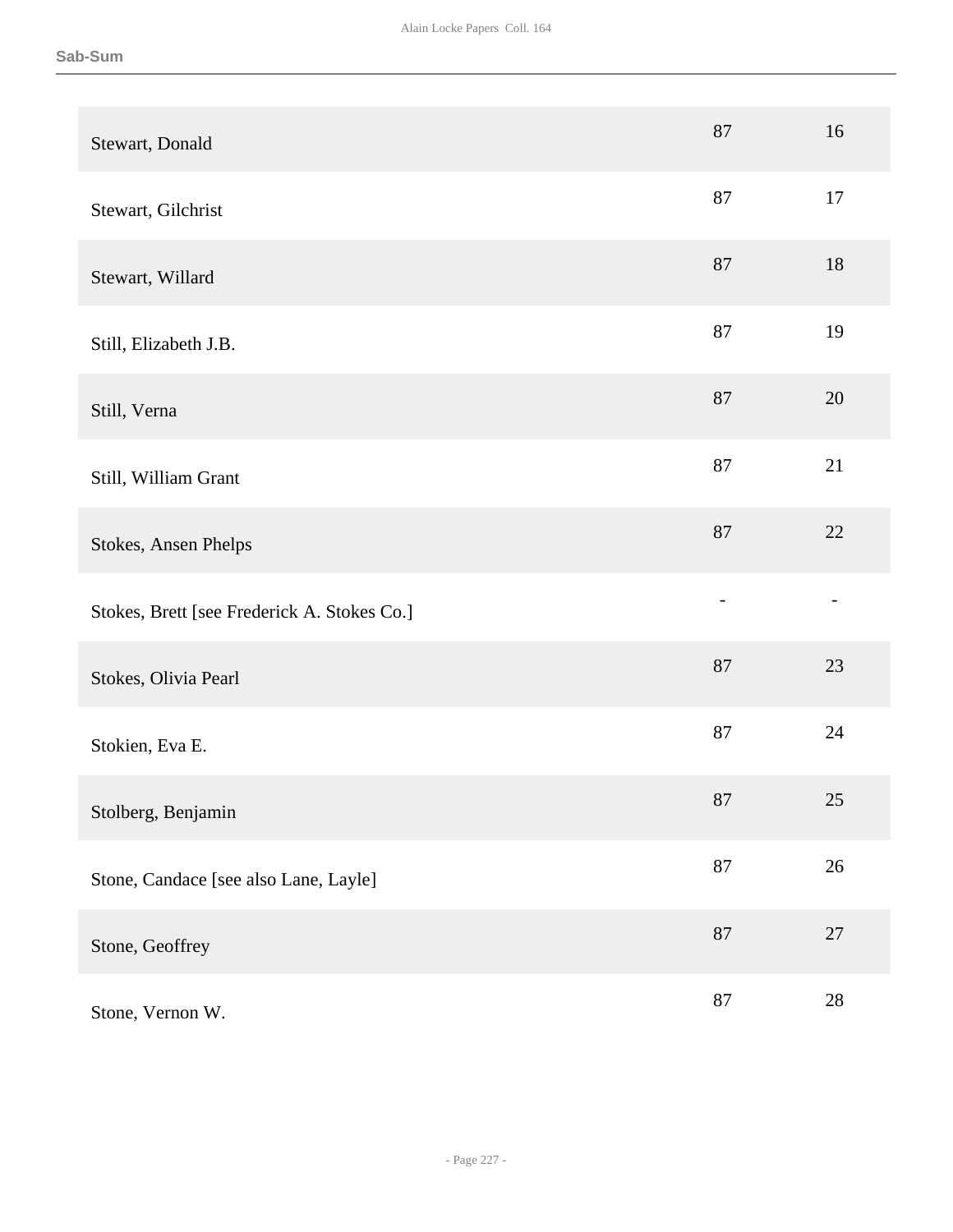| | | |
|---|---|---|
| Stewart, Donald | 87 | 16 |
| Stewart, Gilchrist | 87 | 17 |
| Stewart, Willard | 87 | 18 |
| Still, Elizabeth J.B. | 87 | 19 |
| Still, Verna | 87 | 20 |
| Still, William Grant | 87 | 21 |
| Stokes, Ansen Phelps | 87 | 22 |
| Stokes, Brett [see Frederick A. Stokes Co.] | - | - |
| Stokes, Olivia Pearl | 87 | 23 |
| Stokien, Eva E. | 87 | 24 |
| Stolberg, Benjamin | 87 | 25 |
| Stone, Candace [see also Lane, Layle] | 87 | 26 |
| Stone, Geoffrey | 87 | 27 |
| Stone, Vernon W. | 87 | 28 |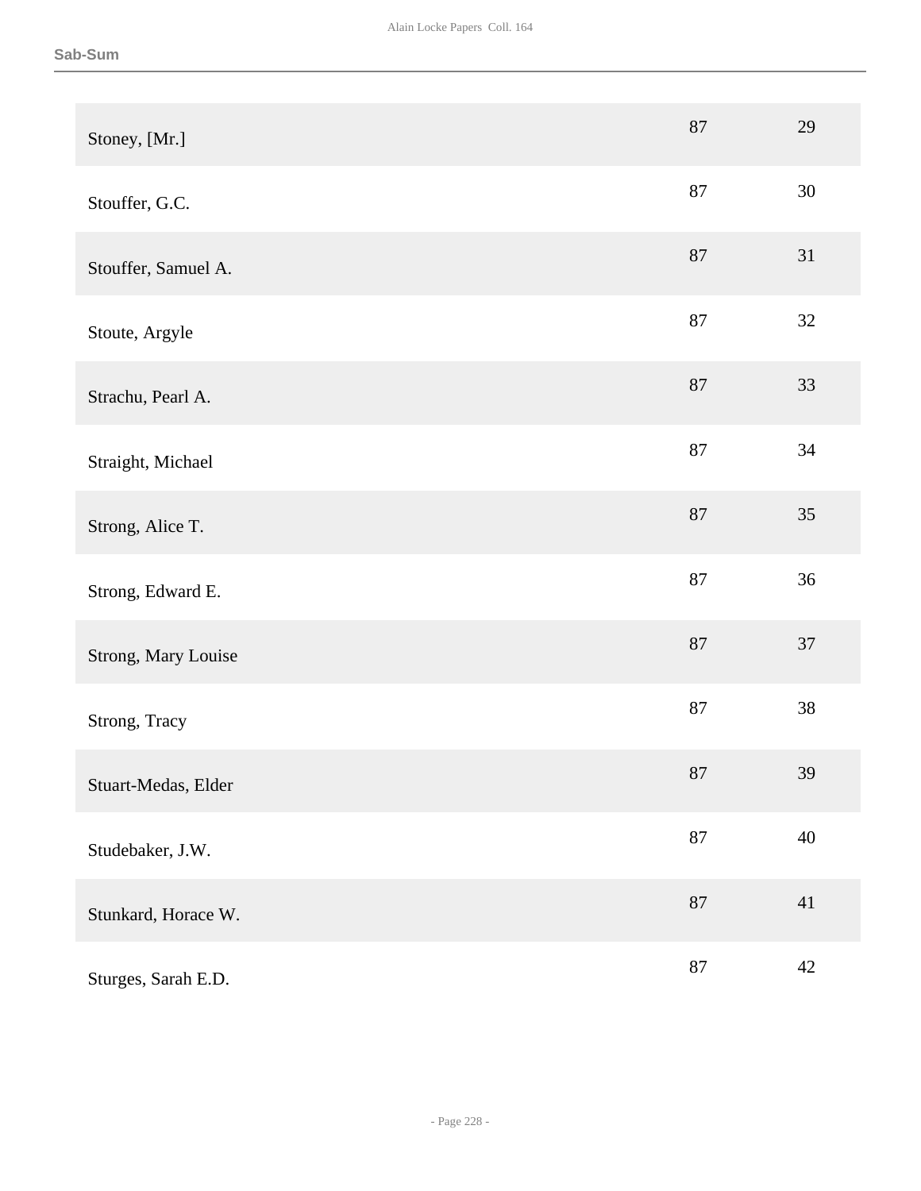| | | |
|---|---|---|
| Stoney, [Mr.] | 87 | 29 |
| Stouffer, G.C. | 87 | 30 |
| Stouffer, Samuel A. | 87 | 31 |
| Stoute, Argyle | 87 | 32 |
| Strachu, Pearl A. | 87 | 33 |
| Straight, Michael | 87 | 34 |
| Strong, Alice T. | 87 | 35 |
| Strong, Edward E. | 87 | 36 |
| Strong, Mary Louise | 87 | 37 |
| Strong, Tracy | 87 | 38 |
| Stuart-Medas, Elder | 87 | 39 |
| Studebaker, J.W. | 87 | 40 |
| Stunkard, Horace W. | 87 | 41 |
| Sturges, Sarah E.D. | 87 | 42 |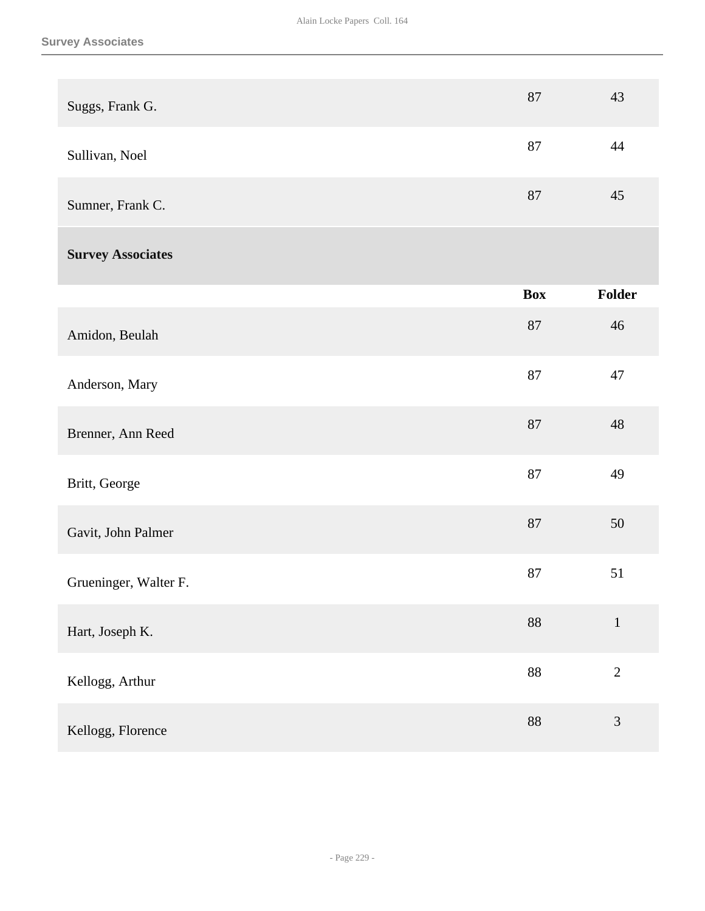| | Box | Folder |
|---|---|---|
| Suggs, Frank G. | 87 | 43 |
| Sullivan, Noel | 87 | 44 |
| Sumner, Frank C. | 87 | 45 |

## Survey Associates

| | Box | Folder |
|---|---|---|
| Amidon, Beulah | 87 | 46 |
| Anderson, Mary | 87 | 47 |
| Brenner, Ann Reed | 87 | 48 |
| Britt, George | 87 | 49 |
| Gavit, John Palmer | 87 | 50 |
| Grueninger, Walter F. | 87 | 51 |
| Hart, Joseph K. | 88 | 1 |
| Kellogg, Arthur | 88 | 2 |
| Kellogg, Florence | 88 | 3 |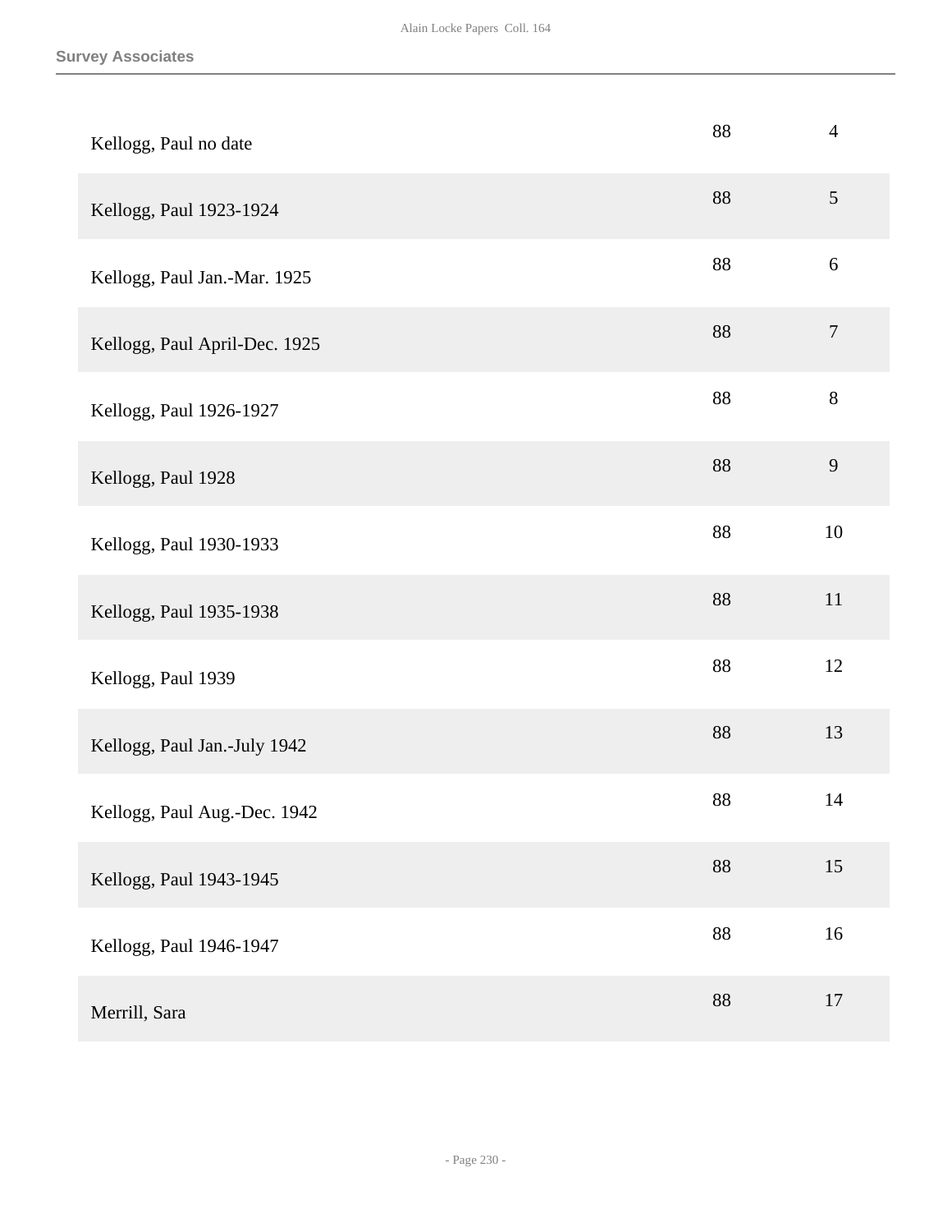| | | |
|---|---|---|
| Kellogg, Paul no date | 88 | 4 |
| Kellogg, Paul 1923-1924 | 88 | 5 |
| Kellogg, Paul Jan.-Mar. 1925 | 88 | 6 |
| Kellogg, Paul April-Dec. 1925 | 88 | 7 |
| Kellogg, Paul 1926-1927 | 88 | 8 |
| Kellogg, Paul 1928 | 88 | 9 |
| Kellogg, Paul 1930-1933 | 88 | 10 |
| Kellogg, Paul 1935-1938 | 88 | 11 |
| Kellogg, Paul 1939 | 88 | 12 |
| Kellogg, Paul Jan.-July 1942 | 88 | 13 |
| Kellogg, Paul Aug.-Dec. 1942 | 88 | 14 |
| Kellogg, Paul 1943-1945 | 88 | 15 |
| Kellogg, Paul 1946-1947 | 88 | 16 |
| Merrill, Sara | 88 | 17 |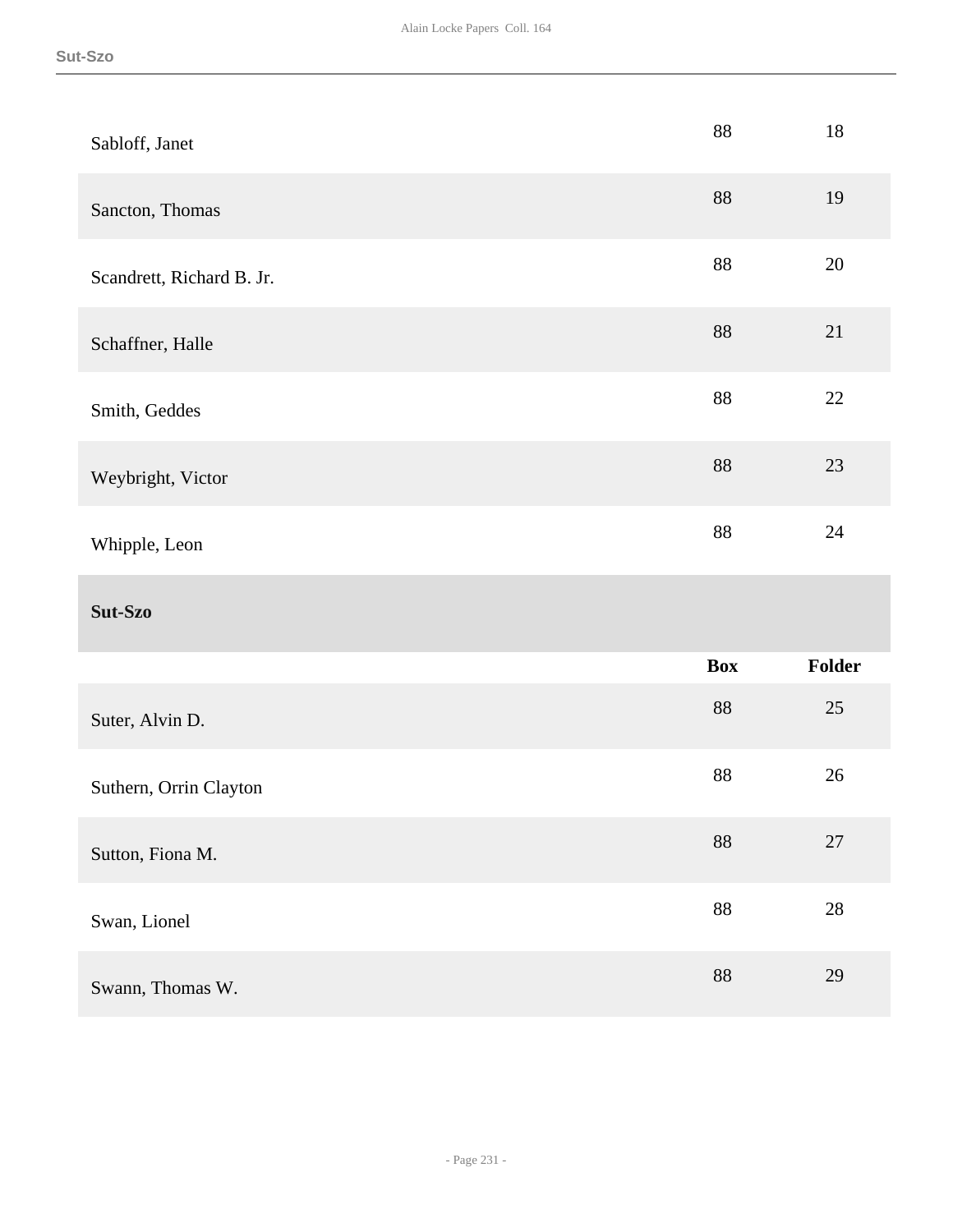| | Box | Folder |
|---|---|---|
| Sabloff, Janet | 88 | 18 |
| Sancton, Thomas | 88 | 19 |
| Scandrett, Richard B. Jr. | 88 | 20 |
| Schaffner, Halle | 88 | 21 |
| Smith, Geddes | 88 | 22 |
| Weybright, Victor | 88 | 23 |
| Whipple, Leon | 88 | 24 |

### Sut-Szo

| | Box | Folder |
|---|---|---|
| Suter, Alvin D. | 88 | 25 |
| Suthern, Orrin Clayton | 88 | 26 |
| Sutton, Fiona M. | 88 | 27 |
| Swan, Lionel | 88 | 28 |
| Swann, Thomas W. | 88 | 29 |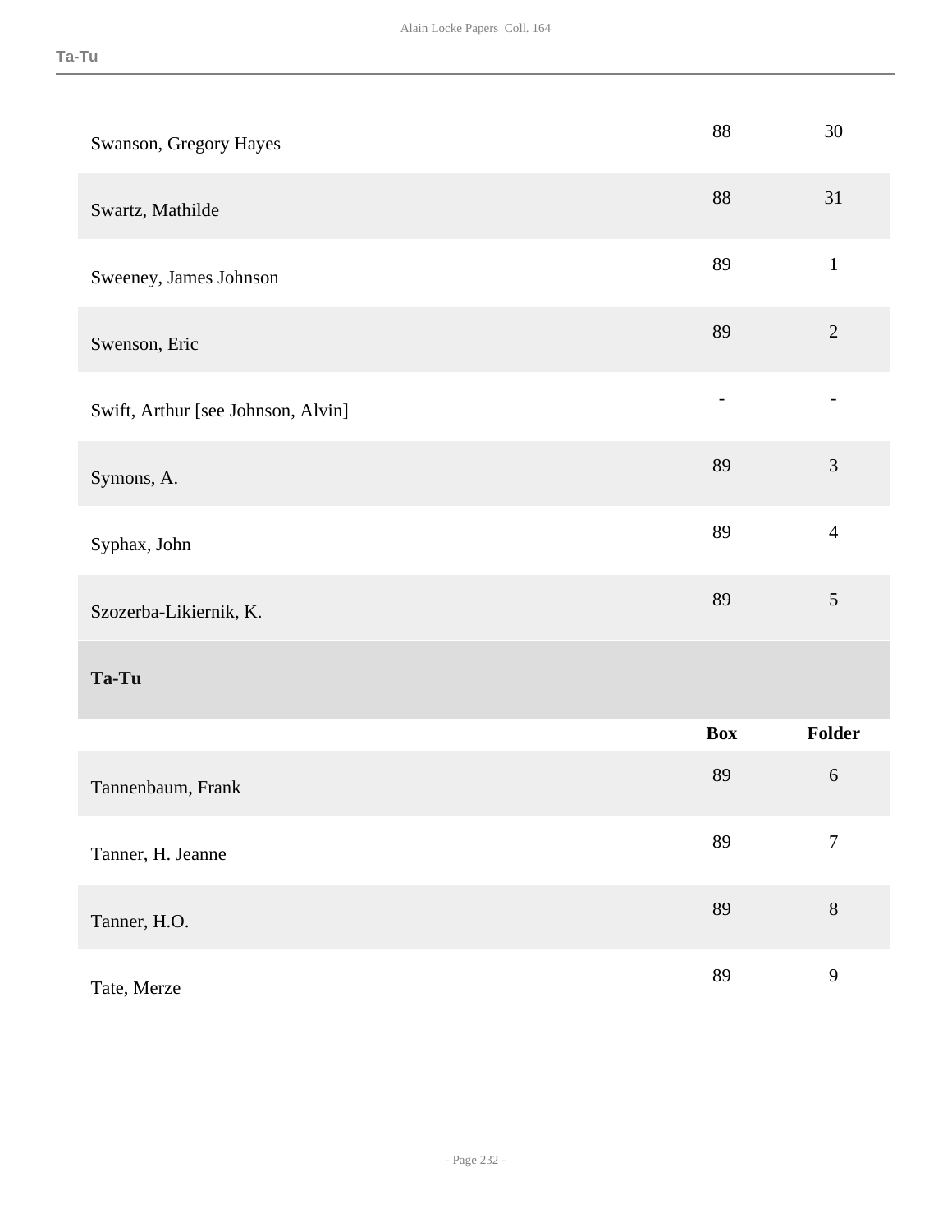| | | |
|---|---|---|
| Swanson, Gregory Hayes | 88 | 30 |
| Swartz, Mathilde | 88 | 31 |
| Sweeney, James Johnson | 89 | 1 |
| Swenson, Eric | 89 | 2 |
| Swift, Arthur [see Johnson, Alvin] | - | - |
| Symons, A. | 89 | 3 |
| Syphax, John | 89 | 4 |
| Szozerba-Likiernik, K. | 89 | 5 |

## Ta-Tu

| | Box | Folder |
|---|---|---|
| Tannenbaum, Frank | 89 | 6 |
| Tanner, H. Jeanne | 89 | 7 |
| Tanner, H.O. | 89 | 8 |
| Tate, Merze | 89 | 9 |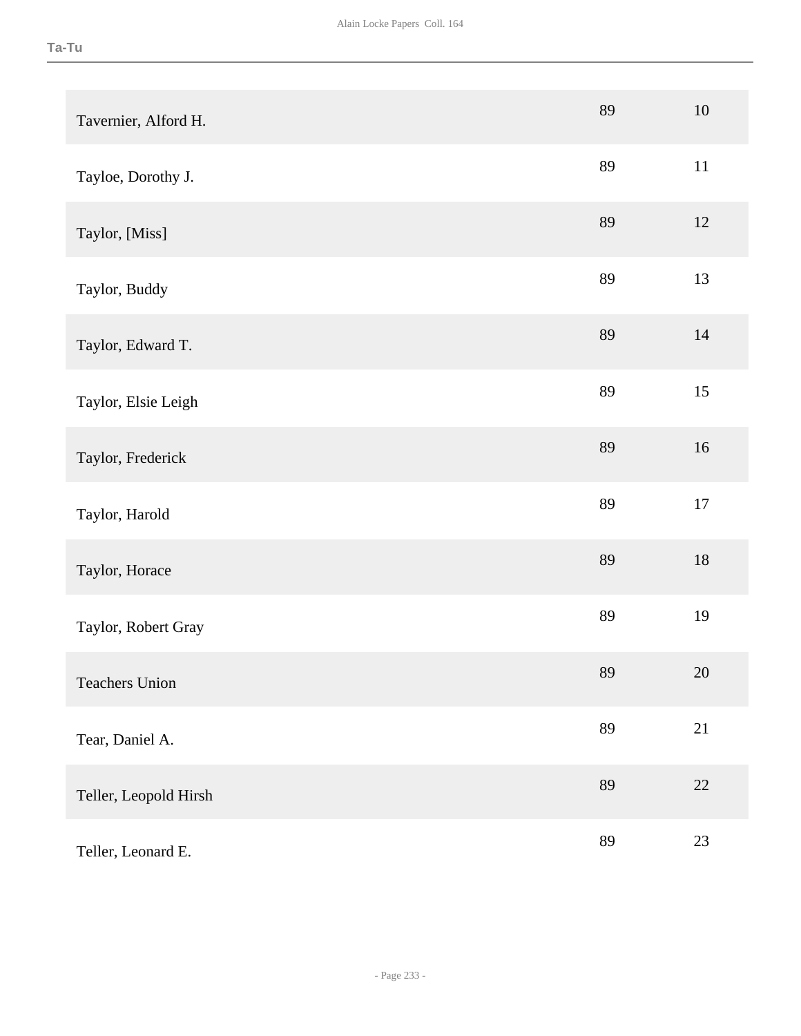| | | |
|---|---|---|
| Tavernier, Alford H. | 89 | 10 |
| Tayloe, Dorothy J. | 89 | 11 |
| Taylor, [Miss] | 89 | 12 |
| Taylor, Buddy | 89 | 13 |
| Taylor, Edward T. | 89 | 14 |
| Taylor, Elsie Leigh | 89 | 15 |
| Taylor, Frederick | 89 | 16 |
| Taylor, Harold | 89 | 17 |
| Taylor, Horace | 89 | 18 |
| Taylor, Robert Gray | 89 | 19 |
| Teachers Union | 89 | 20 |
| Tear, Daniel A. | 89 | 21 |
| Teller, Leopold Hirsh | 89 | 22 |
| Teller, Leonard E. | 89 | 23 |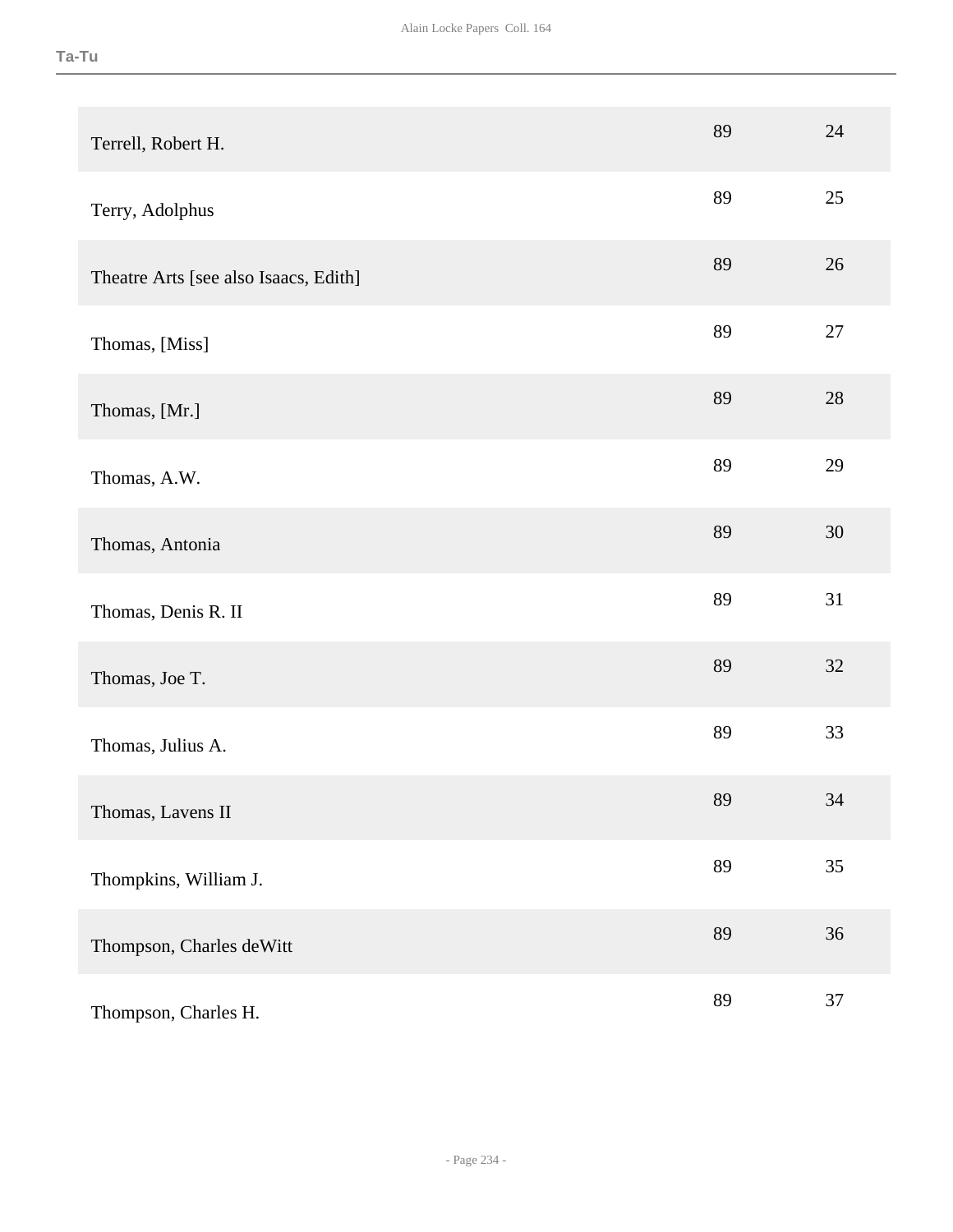| | | |
|---|---|---|
| Terrell, Robert H. | 89 | 24 |
| Terry, Adolphus | 89 | 25 |
| Theatre Arts [see also Isaacs, Edith] | 89 | 26 |
| Thomas, [Miss] | 89 | 27 |
| Thomas, [Mr.] | 89 | 28 |
| Thomas, A.W. | 89 | 29 |
| Thomas, Antonia | 89 | 30 |
| Thomas, Denis R. II | 89 | 31 |
| Thomas, Joe T. | 89 | 32 |
| Thomas, Julius A. | 89 | 33 |
| Thomas, Lavens II | 89 | 34 |
| Thompkins, William J. | 89 | 35 |
| Thompson, Charles deWitt | 89 | 36 |
| Thompson, Charles H. | 89 | 37 |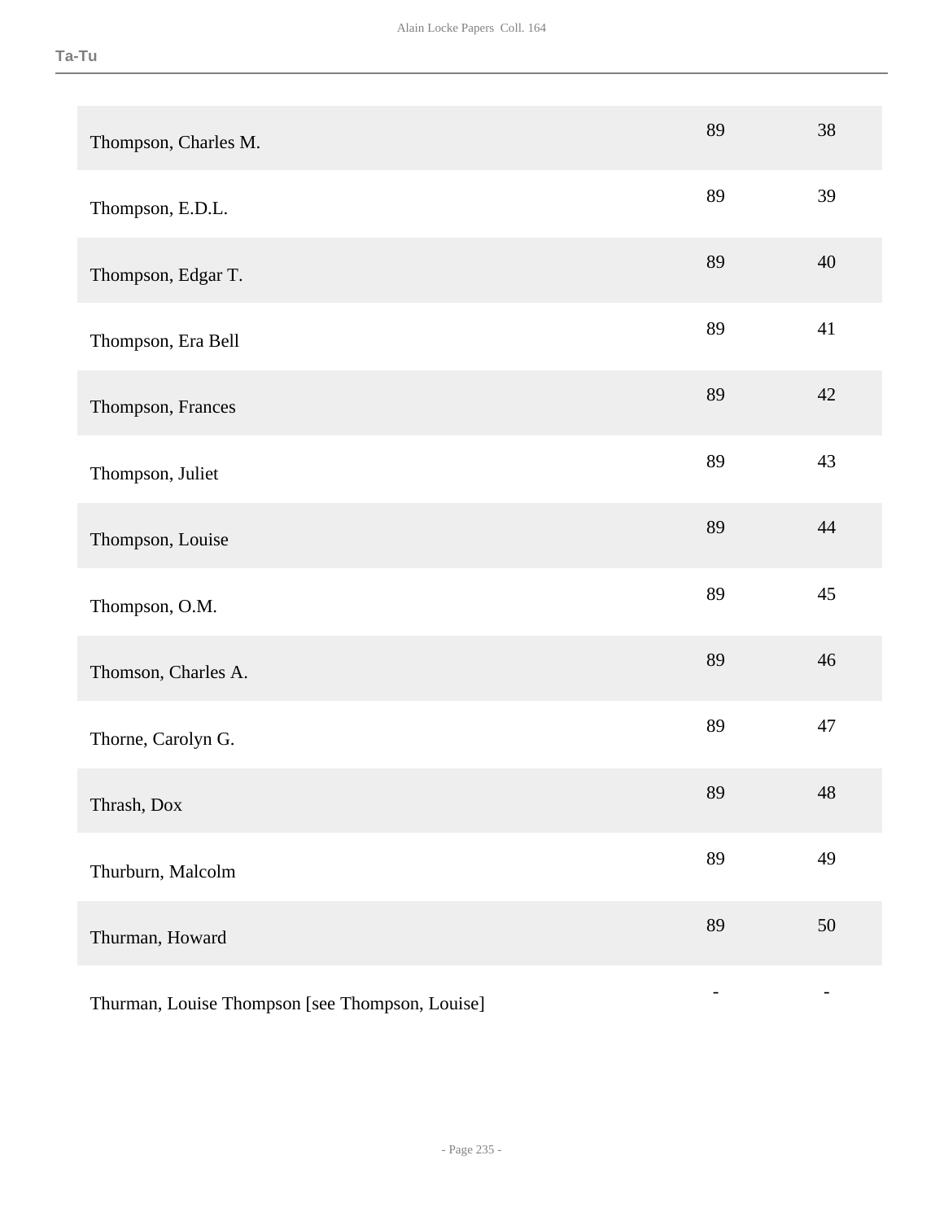| | | |
|---|---|---|
| Thompson, Charles M. | 89 | 38 |
| Thompson, E.D.L. | 89 | 39 |
| Thompson, Edgar T. | 89 | 40 |
| Thompson, Era Bell | 89 | 41 |
| Thompson, Frances | 89 | 42 |
| Thompson, Juliet | 89 | 43 |
| Thompson, Louise | 89 | 44 |
| Thompson, O.M. | 89 | 45 |
| Thomson, Charles A. | 89 | 46 |
| Thorne, Carolyn G. | 89 | 47 |
| Thrash, Dox | 89 | 48 |
| Thurburn, Malcolm | 89 | 49 |
| Thurman, Howard | 89 | 50 |
| Thurman, Louise Thompson [see Thompson, Louise] | - | - |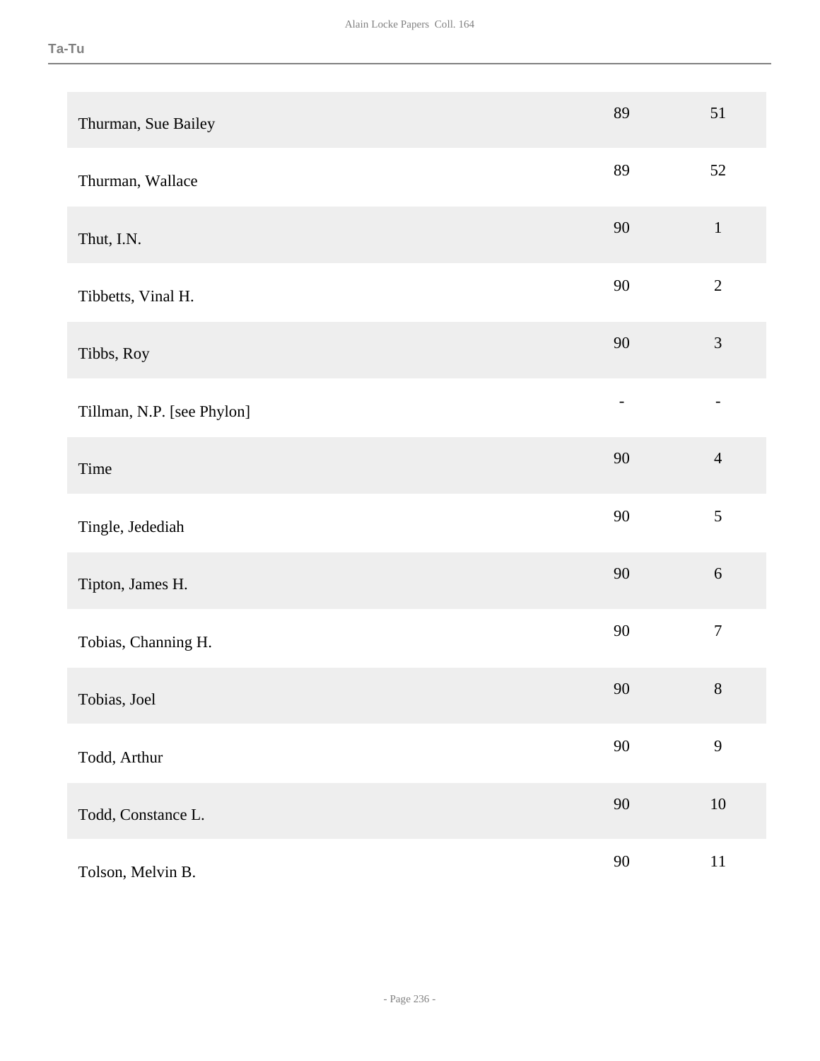| | | |
|---|---|---|
| Thurman, Sue Bailey | 89 | 51 |
| Thurman, Wallace | 89 | 52 |
| Thut, I.N. | 90 | 1 |
| Tibbetts, Vinal H. | 90 | 2 |
| Tibbs, Roy | 90 | 3 |
| Tillman, N.P. [see Phylon] | - | - |
| Time | 90 | 4 |
| Tingle, Jedediah | 90 | 5 |
| Tipton, James H. | 90 | 6 |
| Tobias, Channing H. | 90 | 7 |
| Tobias, Joel | 90 | 8 |
| Todd, Arthur | 90 | 9 |
| Todd, Constance L. | 90 | 10 |
| Tolson, Melvin B. | 90 | 11 |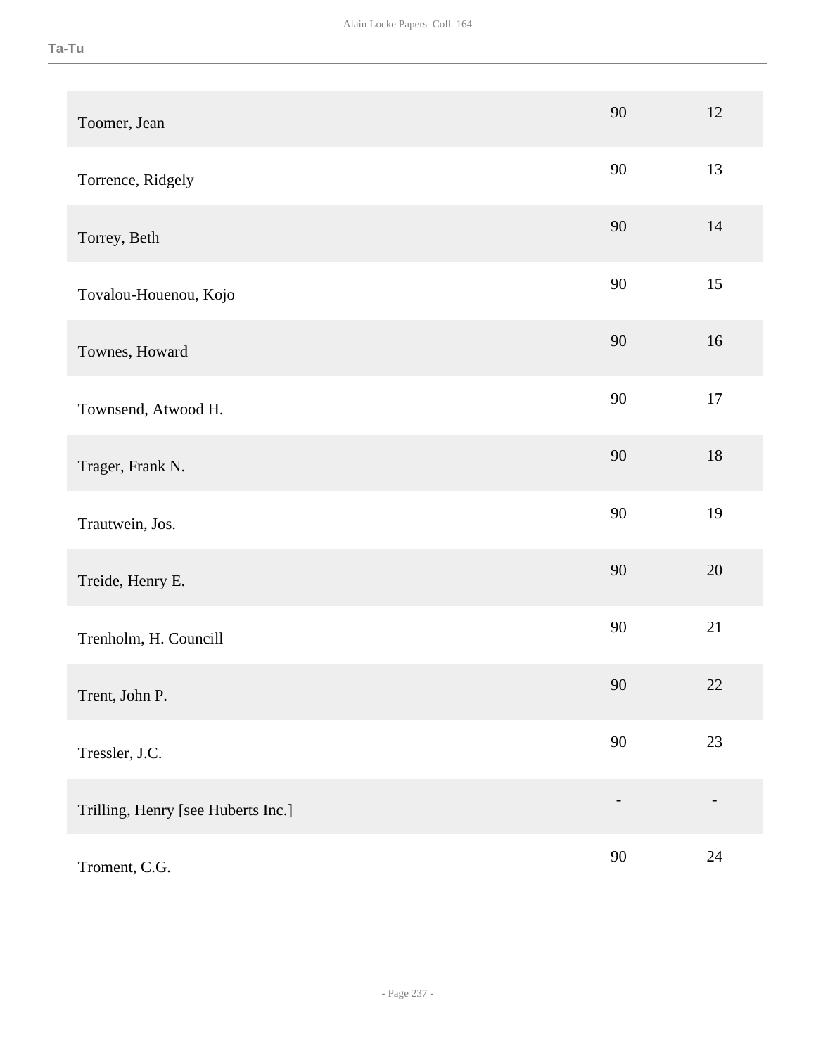| | | |
|---|---|---|
| Toomer, Jean | 90 | 12 |
| Torrence, Ridgely | 90 | 13 |
| Torrey, Beth | 90 | 14 |
| Tovalou-Houenou, Kojo | 90 | 15 |
| Townes, Howard | 90 | 16 |
| Townsend, Atwood H. | 90 | 17 |
| Trager, Frank N. | 90 | 18 |
| Trautwein, Jos. | 90 | 19 |
| Treide, Henry E. | 90 | 20 |
| Trenholm, H. Councill | 90 | 21 |
| Trent, John P. | 90 | 22 |
| Tressler, J.C. | 90 | 23 |
| Trilling, Henry [see Huberts Inc.] | - | - |
| Troment, C.G. | 90 | 24 |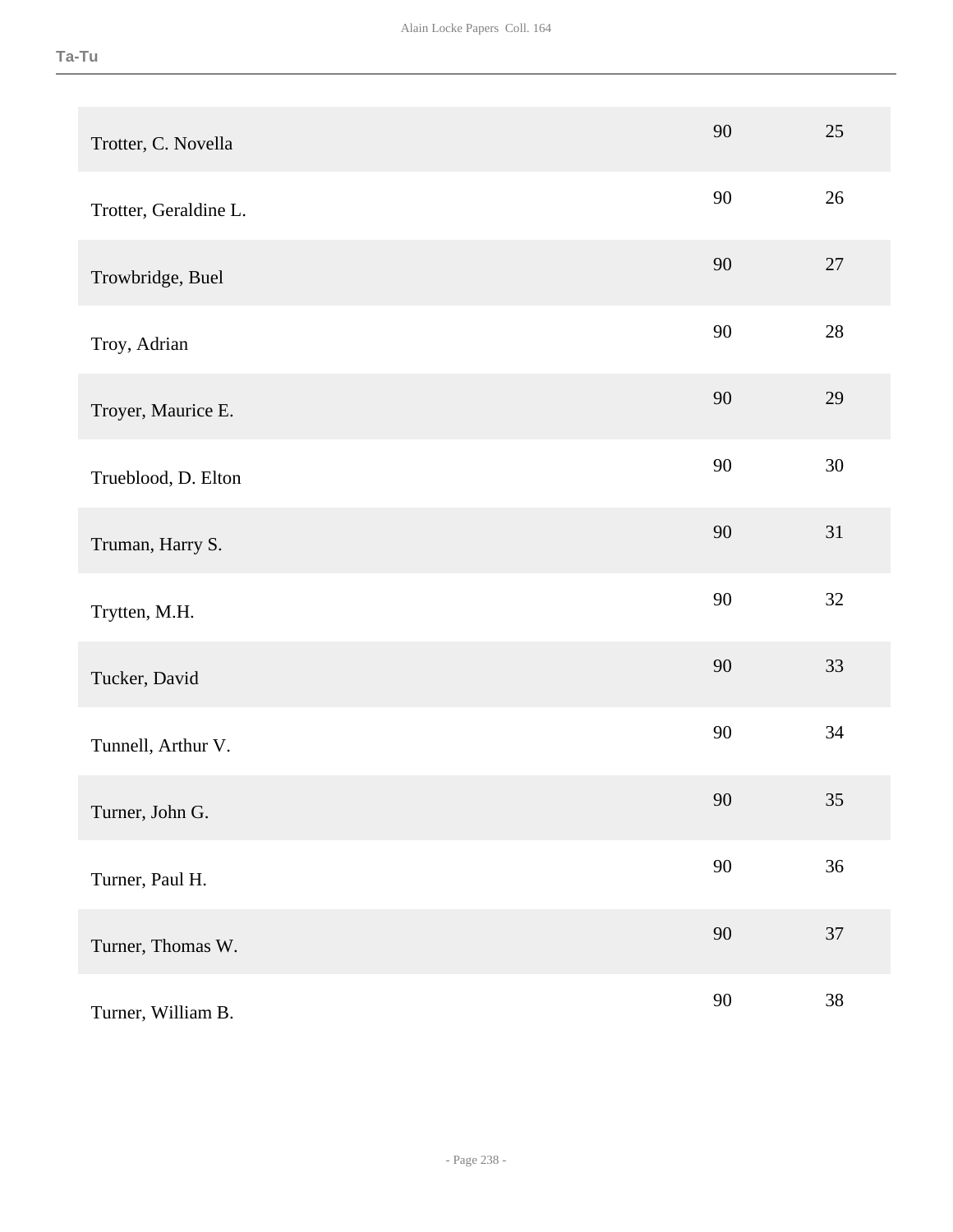| | | |
|---|---|---|
| Trotter, C. Novella | 90 | 25 |
| Trotter, Geraldine L. | 90 | 26 |
| Trowbridge, Buel | 90 | 27 |
| Troy, Adrian | 90 | 28 |
| Troyer, Maurice E. | 90 | 29 |
| Trueblood, D. Elton | 90 | 30 |
| Truman, Harry S. | 90 | 31 |
| Trytten, M.H. | 90 | 32 |
| Tucker, David | 90 | 33 |
| Tunnell, Arthur V. | 90 | 34 |
| Turner, John G. | 90 | 35 |
| Turner, Paul H. | 90 | 36 |
| Turner, Thomas W. | 90 | 37 |
| Turner, William B. | 90 | 38 |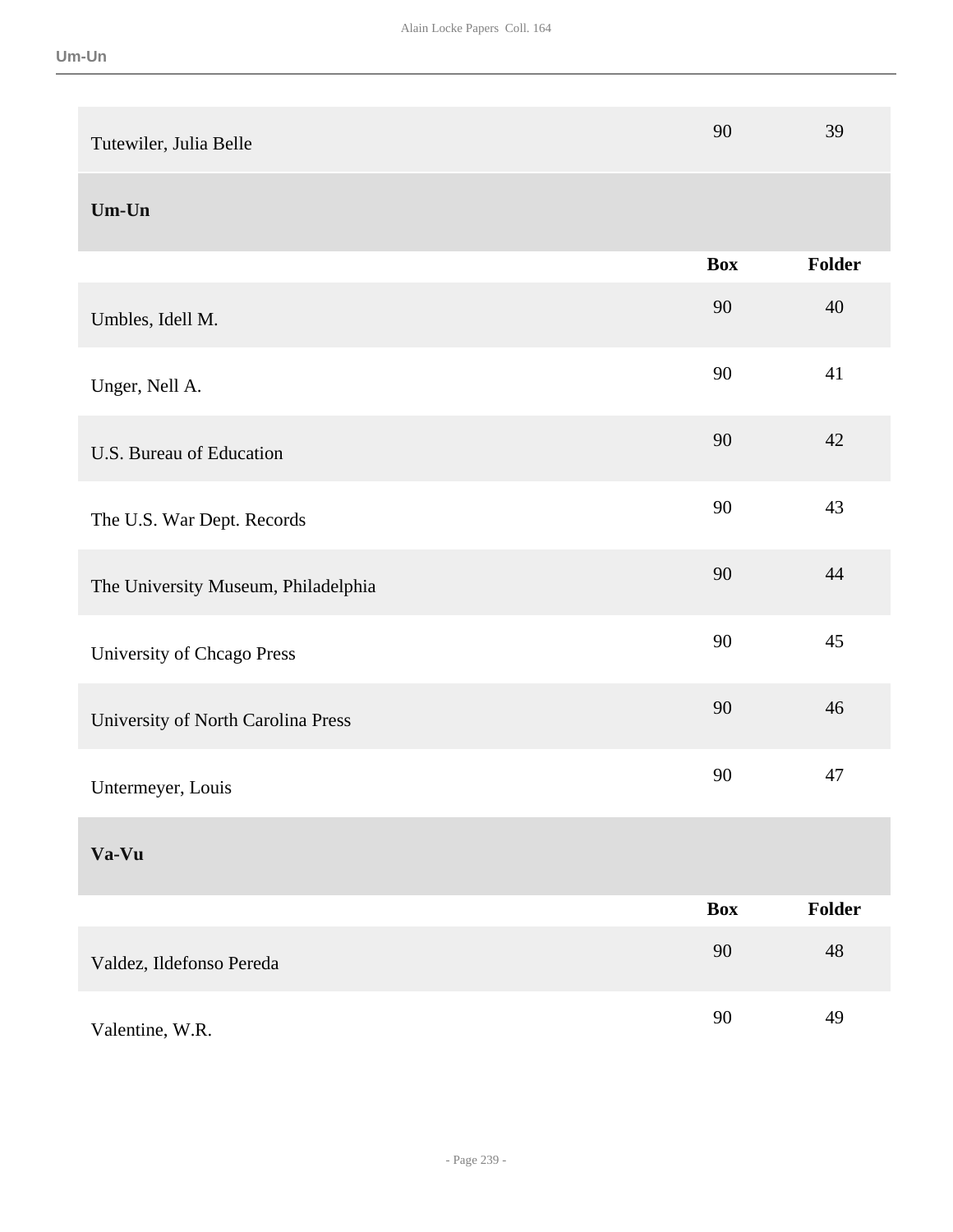| | Box | Folder |
|---|---|---|
| Tutewiler, Julia Belle | 90 | 39 |

### Um-Un

| | Box | Folder |
|---|---|---|
| Umbles, Idell M. | 90 | 40 |
| Unger, Nell A. | 90 | 41 |
| U.S. Bureau of Education | 90 | 42 |
| The U.S. War Dept. Records | 90 | 43 |
| The University Museum, Philadelphia | 90 | 44 |
| University of Chcago Press | 90 | 45 |
| University of North Carolina Press | 90 | 46 |
| Untermeyer, Louis | 90 | 47 |

### Va-Vu

| | Box | Folder |
|---|---|---|
| Valdez, Ildefonso Pereda | 90 | 48 |
| Valentine, W.R. | 90 | 49 |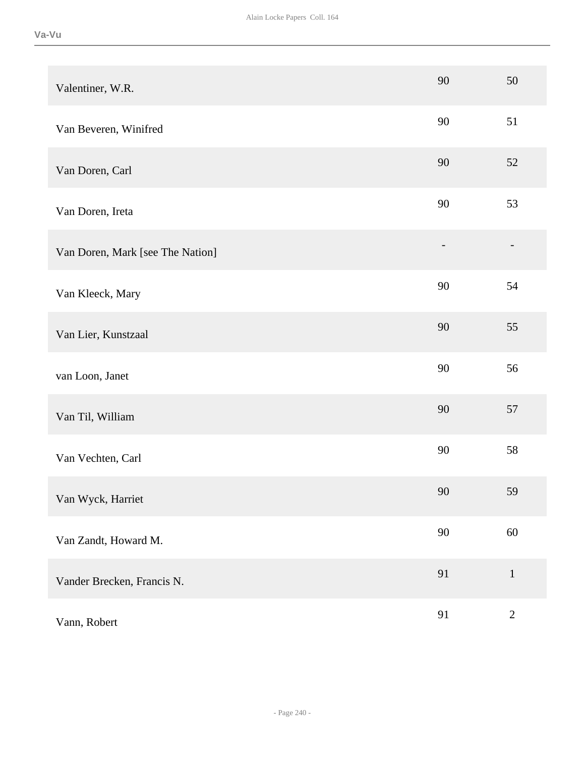| | | |
|---|---|---|
| Valentiner, W.R. | 90 | 50 |
| Van Beveren, Winifred | 90 | 51 |
| Van Doren, Carl | 90 | 52 |
| Van Doren, Ireta | 90 | 53 |
| Van Doren, Mark [see The Nation] | - | - |
| Van Kleeck, Mary | 90 | 54 |
| Van Lier, Kunstzaal | 90 | 55 |
| van Loon, Janet | 90 | 56 |
| Van Til, William | 90 | 57 |
| Van Vechten, Carl | 90 | 58 |
| Van Wyck, Harriet | 90 | 59 |
| Van Zandt, Howard M. | 90 | 60 |
| Vander Brecken, Francis N. | 91 | 1 |
| Vann, Robert | 91 | 2 |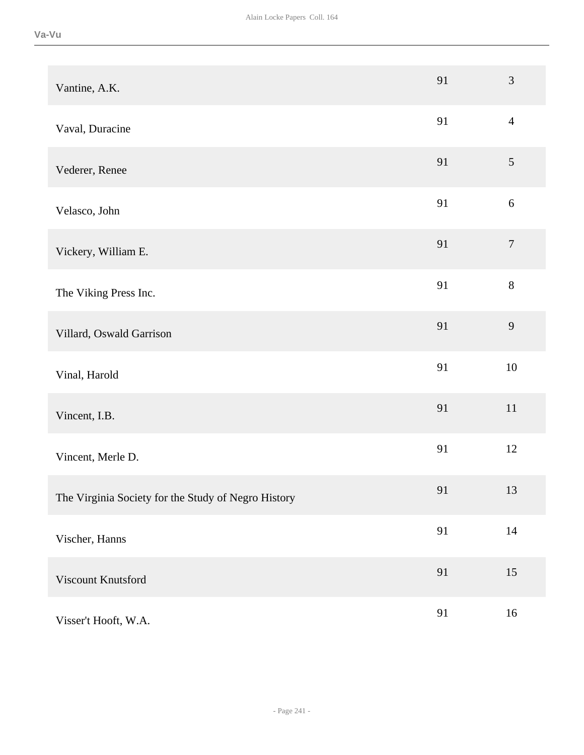| | | |
|---|---|---|
| Vantine, A.K. | 91 | 3 |
| Vaval, Duracine | 91 | 4 |
| Vederer, Renee | 91 | 5 |
| Velasco, John | 91 | 6 |
| Vickery, William E. | 91 | 7 |
| The Viking Press Inc. | 91 | 8 |
| Villard, Oswald Garrison | 91 | 9 |
| Vinal, Harold | 91 | 10 |
| Vincent, I.B. | 91 | 11 |
| Vincent, Merle D. | 91 | 12 |
| The Virginia Society for the Study of Negro History | 91 | 13 |
| Vischer, Hanns | 91 | 14 |
| Viscount Knutsford | 91 | 15 |
| Visser't Hooft, W.A. | 91 | 16 |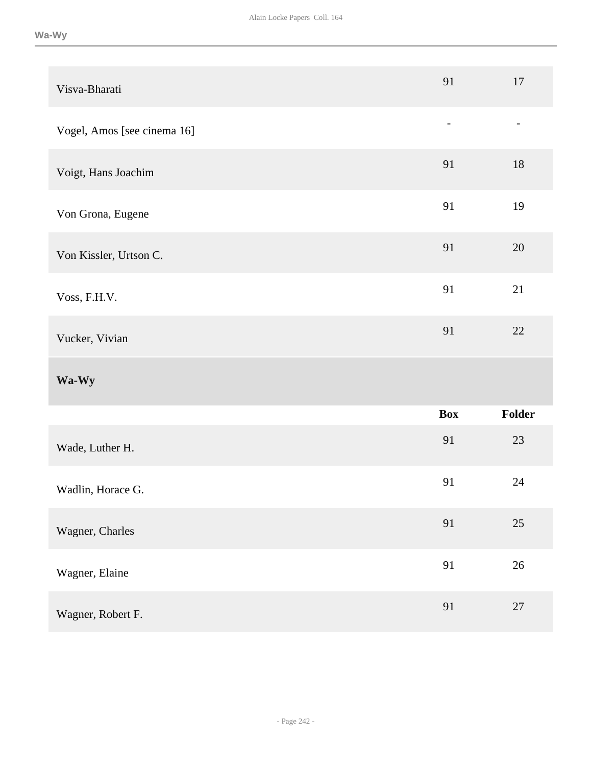| | Box | Folder |
|---|---|---|
| Visva-Bharati | 91 | 17 |
| Vogel, Amos [see cinema 16] | - | - |
| Voigt, Hans Joachim | 91 | 18 |
| Von Grona, Eugene | 91 | 19 |
| Von Kissler, Urtson C. | 91 | 20 |
| Voss, F.H.V. | 91 | 21 |
| Vucker, Vivian | 91 | 22 |

## Wa-Wy

| | Box | Folder |
|---|---|---|
| Wade, Luther H. | 91 | 23 |
| Wadlin, Horace G. | 91 | 24 |
| Wagner, Charles | 91 | 25 |
| Wagner, Elaine | 91 | 26 |
| Wagner, Robert F. | 91 | 27 |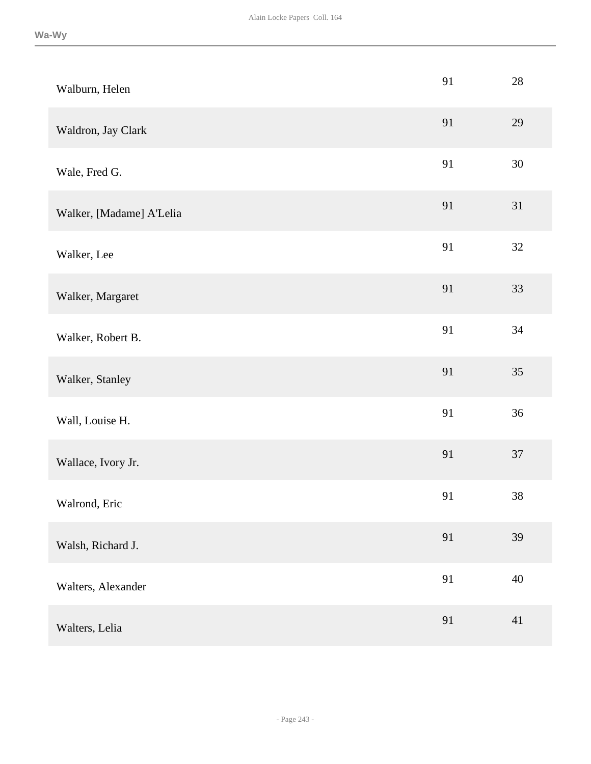| | | |
|---|---|---|
| Walburn, Helen | 91 | 28 |
| Waldron, Jay Clark | 91 | 29 |
| Wale, Fred G. | 91 | 30 |
| Walker, [Madame] A'Lelia | 91 | 31 |
| Walker, Lee | 91 | 32 |
| Walker, Margaret | 91 | 33 |
| Walker, Robert B. | 91 | 34 |
| Walker, Stanley | 91 | 35 |
| Wall, Louise H. | 91 | 36 |
| Wallace, Ivory Jr. | 91 | 37 |
| Walrond, Eric | 91 | 38 |
| Walsh, Richard J. | 91 | 39 |
| Walters, Alexander | 91 | 40 |
| Walters, Lelia | 91 | 41 |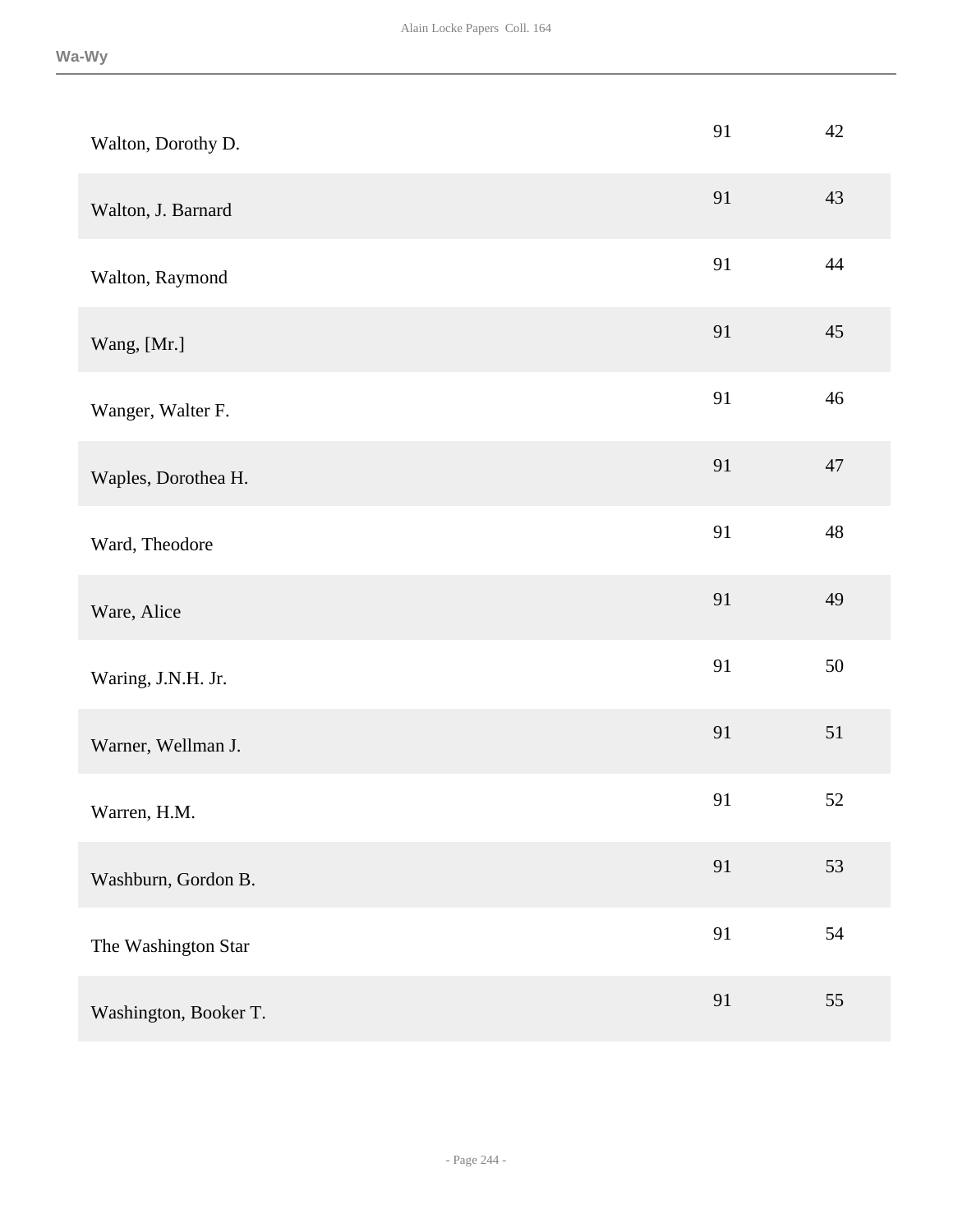| | | |
|---|---|---|
| Walton, Dorothy D. | 91 | 42 |
| Walton, J. Barnard | 91 | 43 |
| Walton, Raymond | 91 | 44 |
| Wang, [Mr.] | 91 | 45 |
| Wanger, Walter F. | 91 | 46 |
| Waples, Dorothea H. | 91 | 47 |
| Ward, Theodore | 91 | 48 |
| Ware, Alice | 91 | 49 |
| Waring, J.N.H. Jr. | 91 | 50 |
| Warner, Wellman J. | 91 | 51 |
| Warren, H.M. | 91 | 52 |
| Washburn, Gordon B. | 91 | 53 |
| The Washington Star | 91 | 54 |
| Washington, Booker T. | 91 | 55 |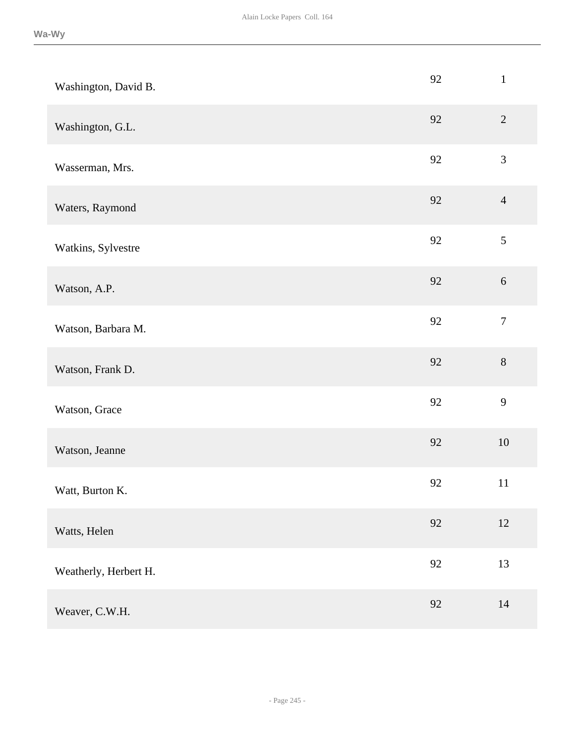| | | |
|---|---|---|
| Washington, David B. | 92 | 1 |
| Washington, G.L. | 92 | 2 |
| Wasserman, Mrs. | 92 | 3 |
| Waters, Raymond | 92 | 4 |
| Watkins, Sylvestre | 92 | 5 |
| Watson, A.P. | 92 | 6 |
| Watson, Barbara M. | 92 | 7 |
| Watson, Frank D. | 92 | 8 |
| Watson, Grace | 92 | 9 |
| Watson, Jeanne | 92 | 10 |
| Watt, Burton K. | 92 | 11 |
| Watts, Helen | 92 | 12 |
| Weatherly, Herbert H. | 92 | 13 |
| Weaver, C.W.H. | 92 | 14 |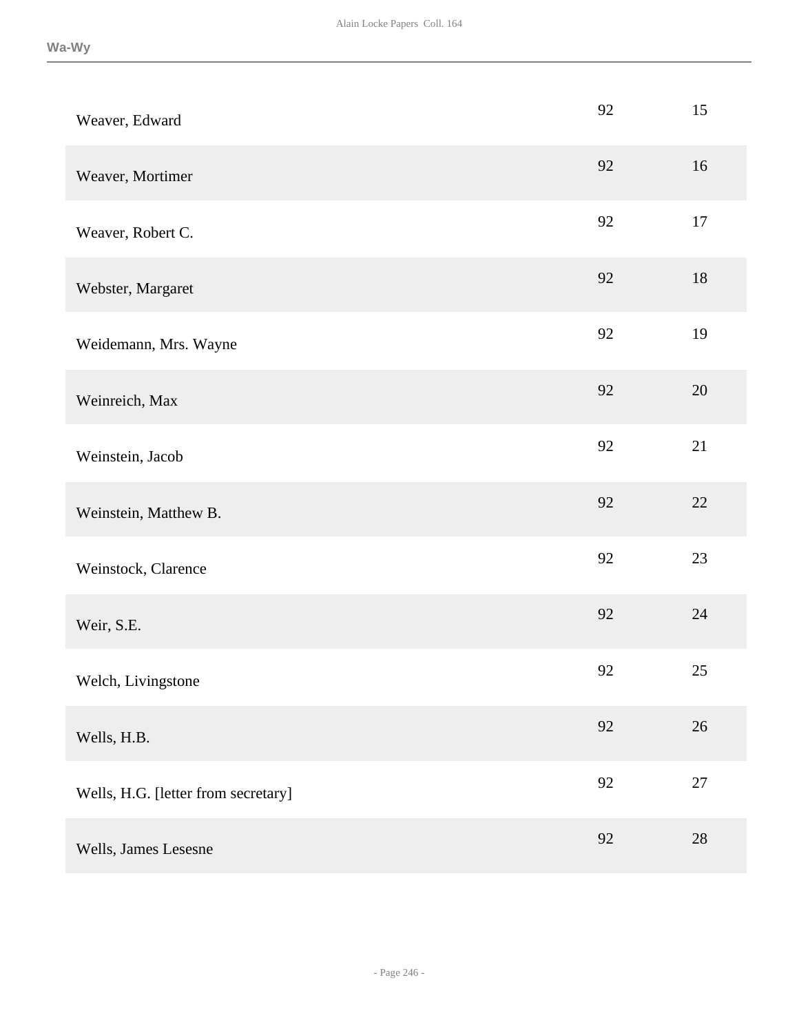| | | |
|---|---|---|
| Weaver, Edward | 92 | 15 |
| Weaver, Mortimer | 92 | 16 |
| Weaver, Robert C. | 92 | 17 |
| Webster, Margaret | 92 | 18 |
| Weidemann, Mrs. Wayne | 92 | 19 |
| Weinreich, Max | 92 | 20 |
| Weinstein, Jacob | 92 | 21 |
| Weinstein, Matthew B. | 92 | 22 |
| Weinstock, Clarence | 92 | 23 |
| Weir, S.E. | 92 | 24 |
| Welch, Livingstone | 92 | 25 |
| Wells, H.B. | 92 | 26 |
| Wells, H.G. [letter from secretary] | 92 | 27 |
| Wells, James Lesesne | 92 | 28 |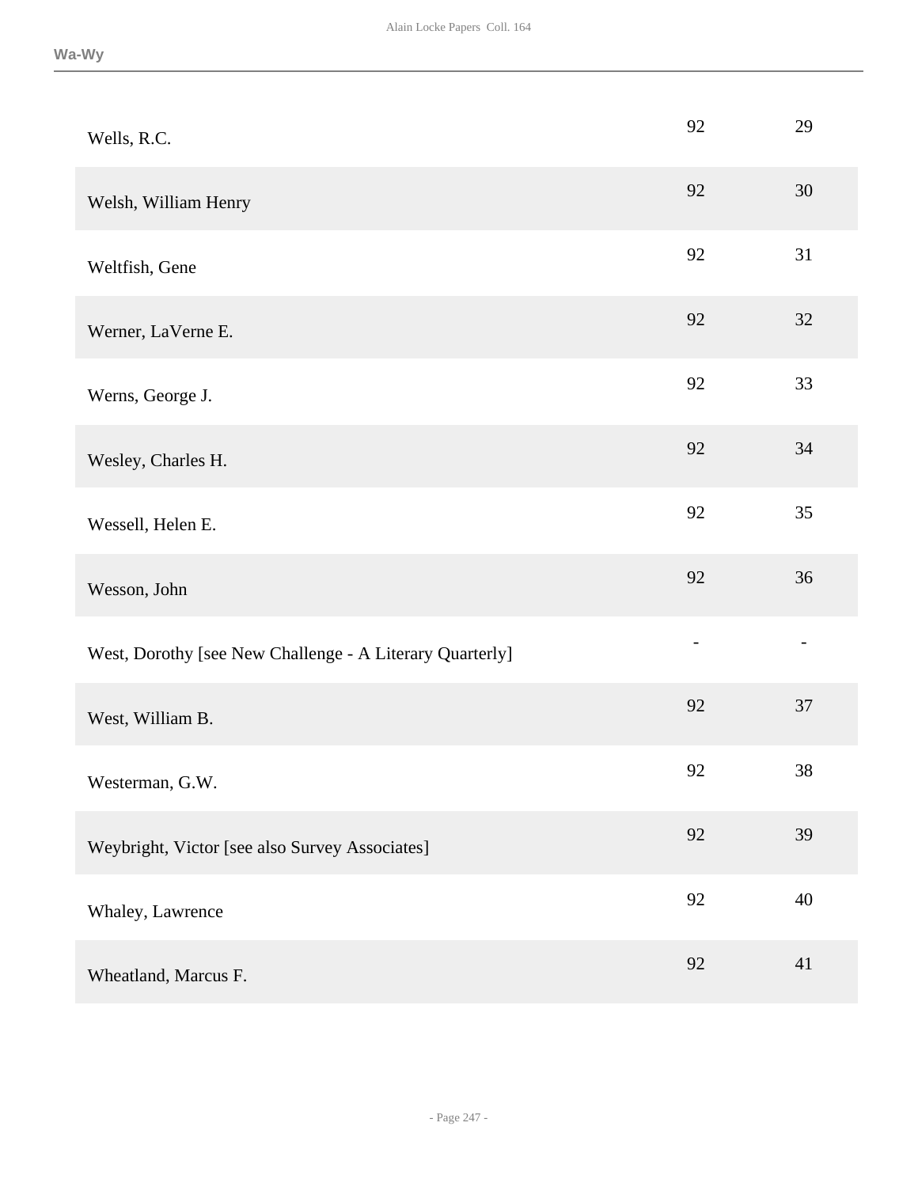| | | |
|---|---|---|
| Wells, R.C. | 92 | 29 |
| Welsh, William Henry | 92 | 30 |
| Weltfish, Gene | 92 | 31 |
| Werner, LaVerne E. | 92 | 32 |
| Werns, George J. | 92 | 33 |
| Wesley, Charles H. | 92 | 34 |
| Wessell, Helen E. | 92 | 35 |
| Wesson, John | 92 | 36 |
| West, Dorothy [see New Challenge - A Literary Quarterly] | - | - |
| West, William B. | 92 | 37 |
| Westerman, G.W. | 92 | 38 |
| Weybright, Victor [see also Survey Associates] | 92 | 39 |
| Whaley, Lawrence | 92 | 40 |
| Wheatland, Marcus F. | 92 | 41 |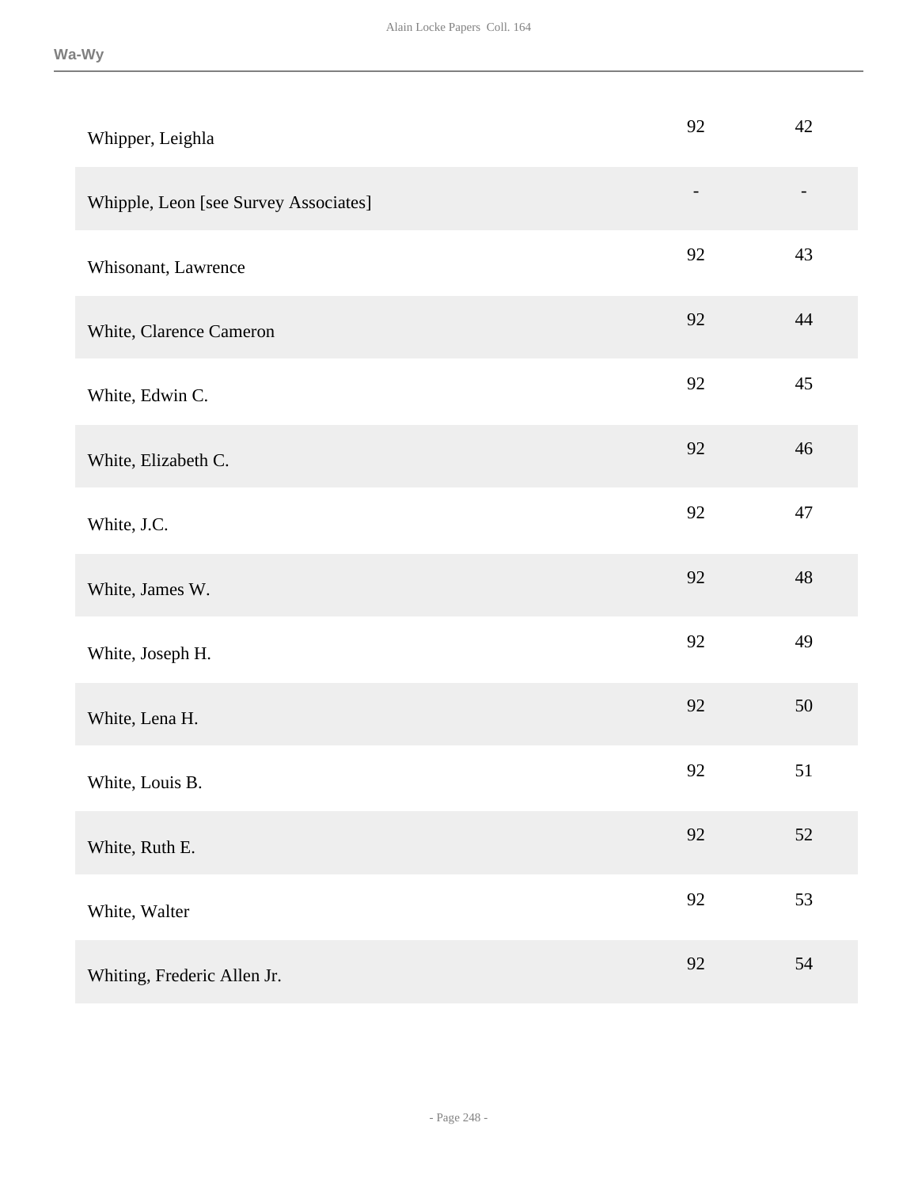| | | |
|---|---|---|
| Whipper, Leighla | 92 | 42 |
| Whipple, Leon [see Survey Associates] | - | - |
| Whisonant, Lawrence | 92 | 43 |
| White, Clarence Cameron | 92 | 44 |
| White, Edwin C. | 92 | 45 |
| White, Elizabeth C. | 92 | 46 |
| White, J.C. | 92 | 47 |
| White, James W. | 92 | 48 |
| White, Joseph H. | 92 | 49 |
| White, Lena H. | 92 | 50 |
| White, Louis B. | 92 | 51 |
| White, Ruth E. | 92 | 52 |
| White, Walter | 92 | 53 |
| Whiting, Frederic Allen Jr. | 92 | 54 |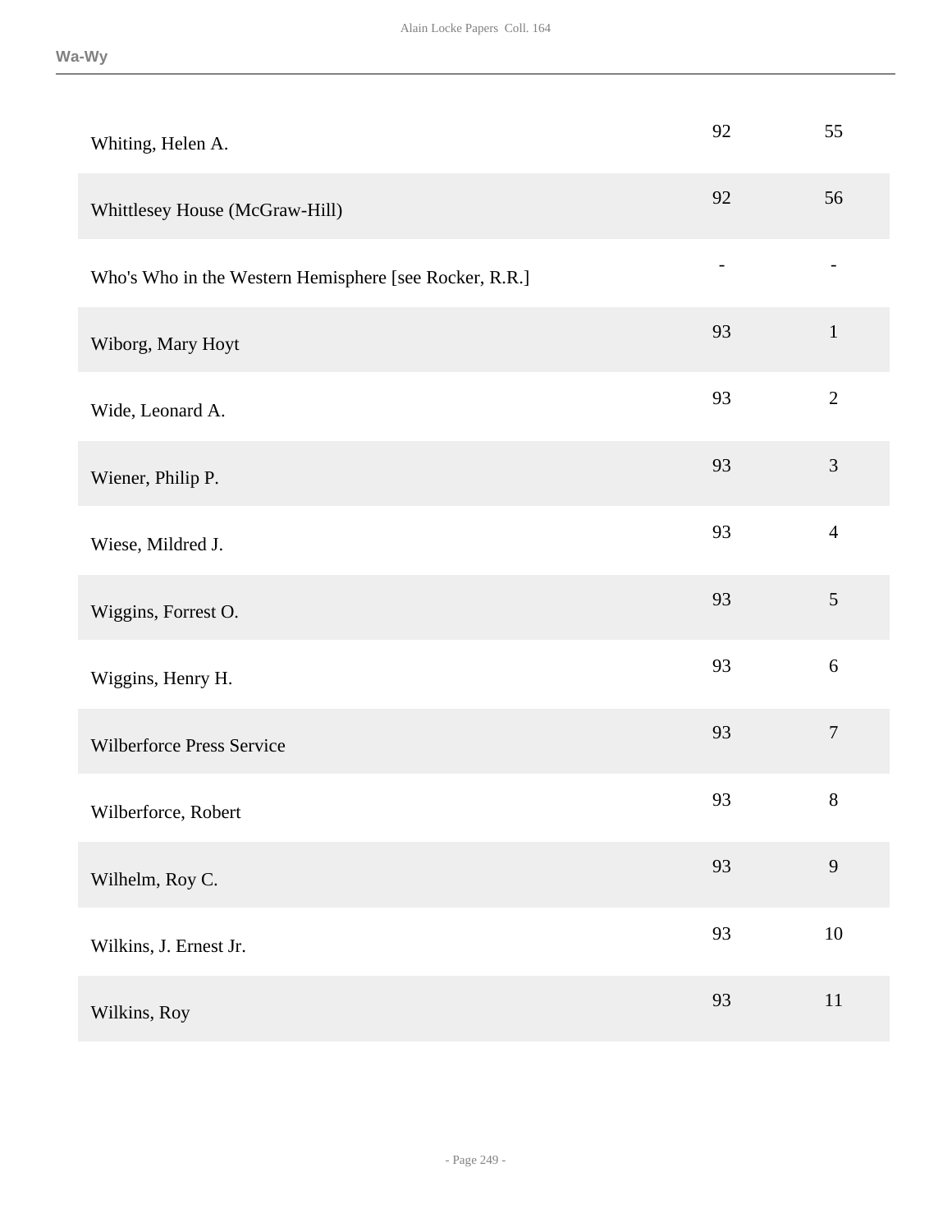| | | |
|---|---|---|
| Whiting, Helen A. | 92 | 55 |
| Whittlesey House (McGraw-Hill) | 92 | 56 |
| Who's Who in the Western Hemisphere [see Rocker, R.R.] | - | - |
| Wiborg, Mary Hoyt | 93 | 1 |
| Wide, Leonard A. | 93 | 2 |
| Wiener, Philip P. | 93 | 3 |
| Wiese, Mildred J. | 93 | 4 |
| Wiggins, Forrest O. | 93 | 5 |
| Wiggins, Henry H. | 93 | 6 |
| Wilberforce Press Service | 93 | 7 |
| Wilberforce, Robert | 93 | 8 |
| Wilhelm, Roy C. | 93 | 9 |
| Wilkins, J. Ernest Jr. | 93 | 10 |
| Wilkins, Roy | 93 | 11 |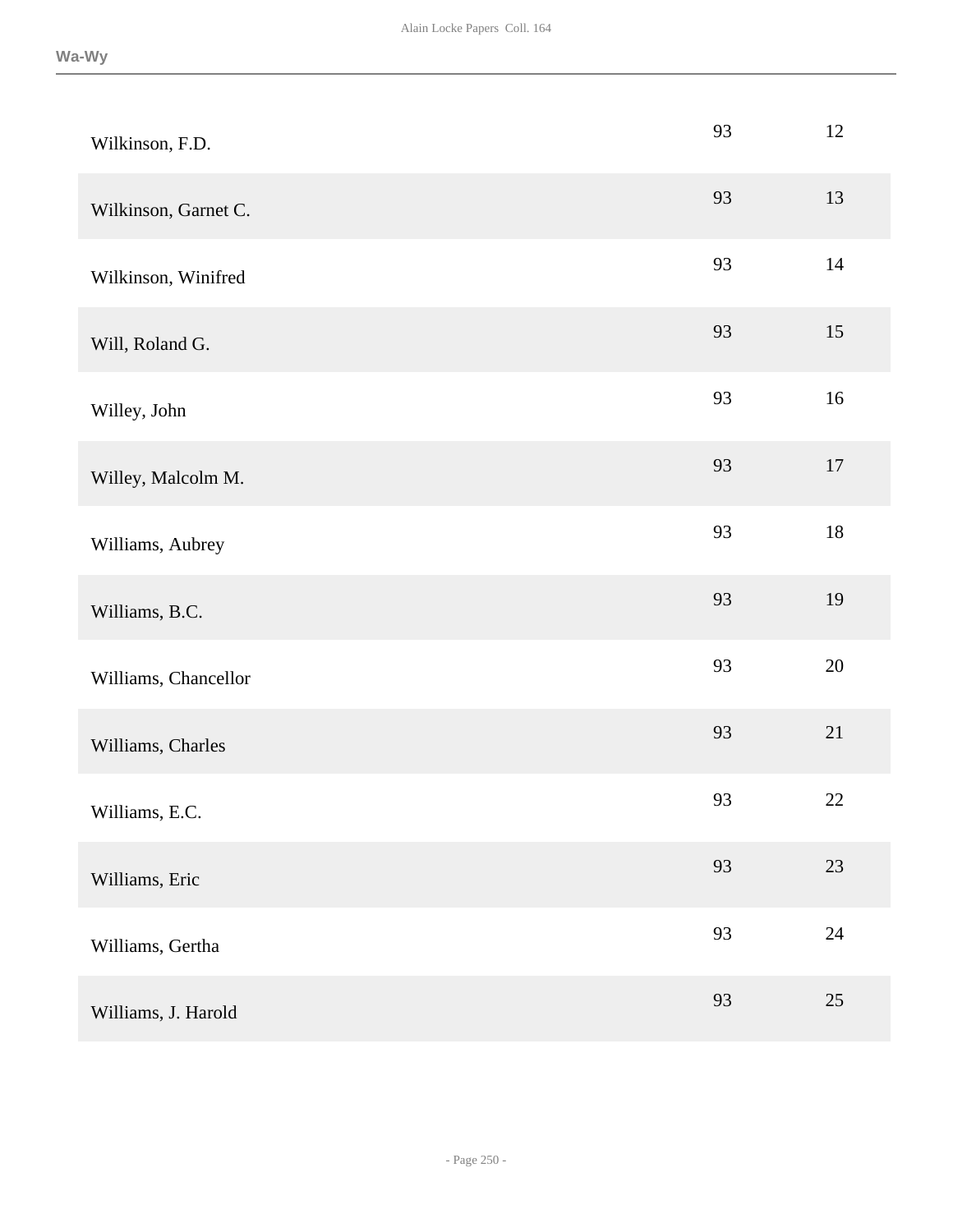| | | |
|---|---|---|
| Wilkinson, F.D. | 93 | 12 |
| Wilkinson, Garnet C. | 93 | 13 |
| Wilkinson, Winifred | 93 | 14 |
| Will, Roland G. | 93 | 15 |
| Willey, John | 93 | 16 |
| Willey, Malcolm M. | 93 | 17 |
| Williams, Aubrey | 93 | 18 |
| Williams, B.C. | 93 | 19 |
| Williams, Chancellor | 93 | 20 |
| Williams, Charles | 93 | 21 |
| Williams, E.C. | 93 | 22 |
| Williams, Eric | 93 | 23 |
| Williams, Gertha | 93 | 24 |
| Williams, J. Harold | 93 | 25 |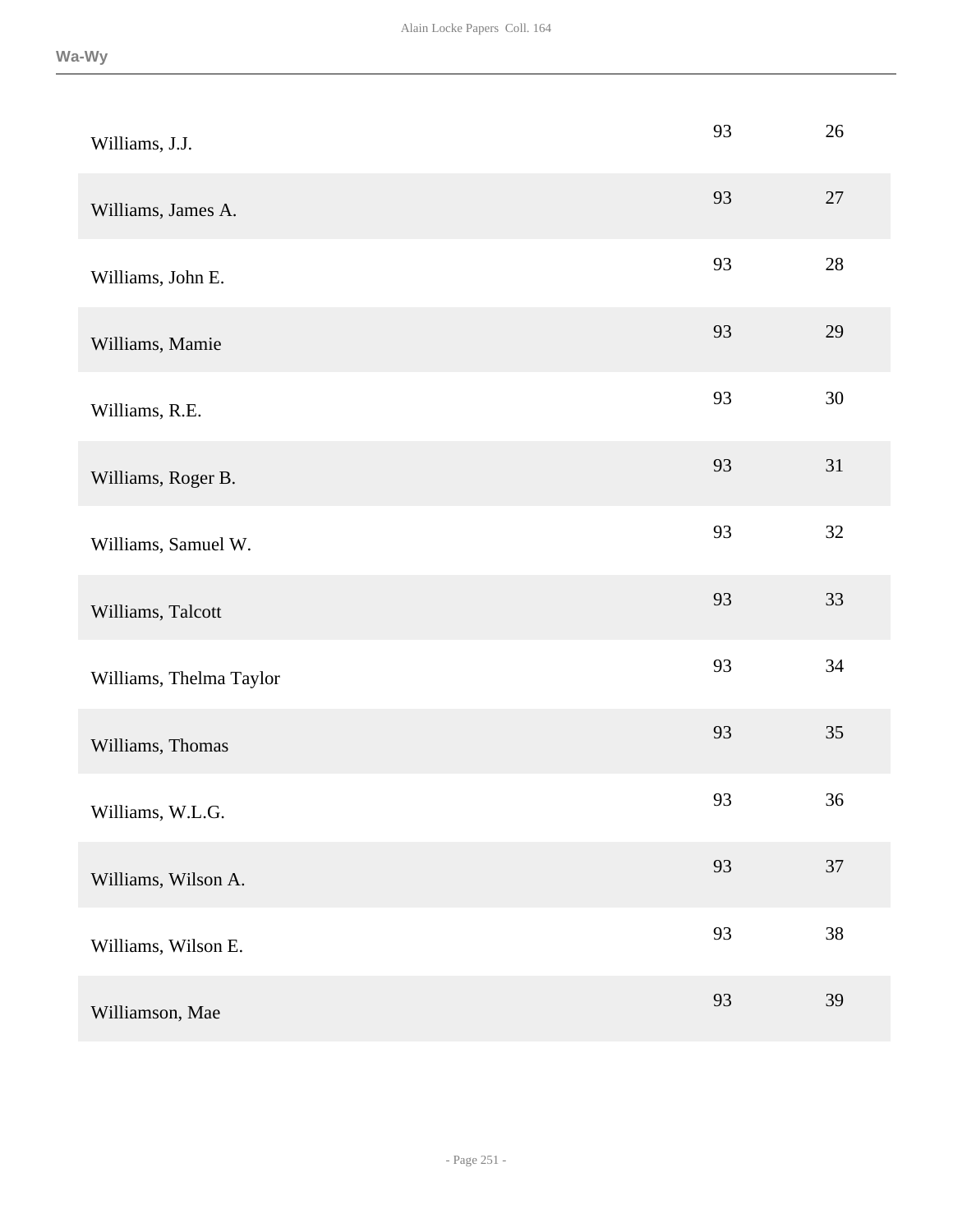| | | |
|---|---|---|
| Williams, J.J. | 93 | 26 |
| Williams, James A. | 93 | 27 |
| Williams, John E. | 93 | 28 |
| Williams, Mamie | 93 | 29 |
| Williams, R.E. | 93 | 30 |
| Williams, Roger B. | 93 | 31 |
| Williams, Samuel W. | 93 | 32 |
| Williams, Talcott | 93 | 33 |
| Williams, Thelma Taylor | 93 | 34 |
| Williams, Thomas | 93 | 35 |
| Williams, W.L.G. | 93 | 36 |
| Williams, Wilson A. | 93 | 37 |
| Williams, Wilson E. | 93 | 38 |
| Williamson, Mae | 93 | 39 |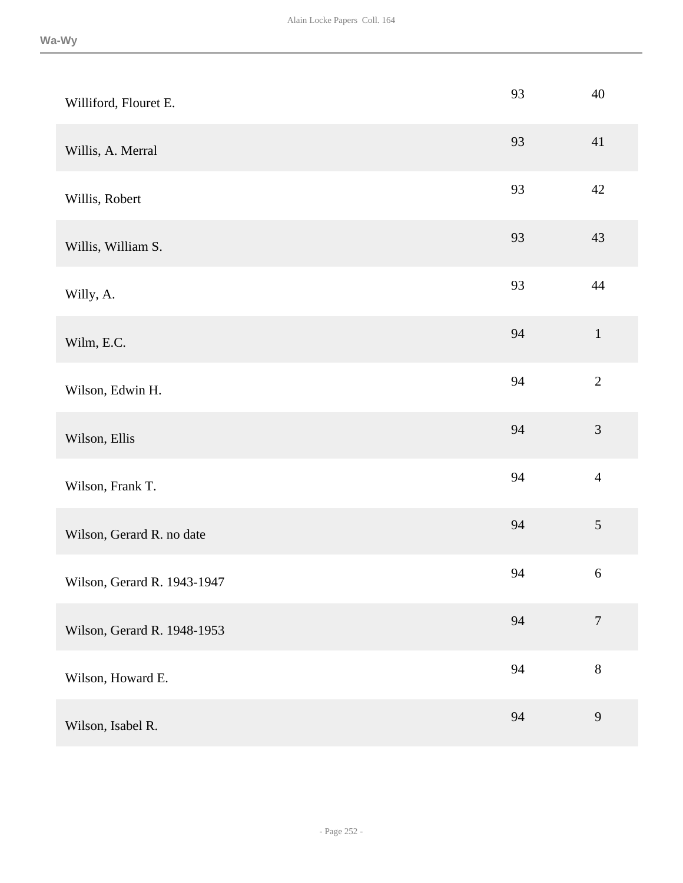| | | |
|---|---|---|
| Williford, Flouret E. | 93 | 40 |
| Willis, A. Merral | 93 | 41 |
| Willis, Robert | 93 | 42 |
| Willis, William S. | 93 | 43 |
| Willy, A. | 93 | 44 |
| Wilm, E.C. | 94 | 1 |
| Wilson, Edwin H. | 94 | 2 |
| Wilson, Ellis | 94 | 3 |
| Wilson, Frank T. | 94 | 4 |
| Wilson, Gerard R. no date | 94 | 5 |
| Wilson, Gerard R. 1943-1947 | 94 | 6 |
| Wilson, Gerard R. 1948-1953 | 94 | 7 |
| Wilson, Howard E. | 94 | 8 |
| Wilson, Isabel R. | 94 | 9 |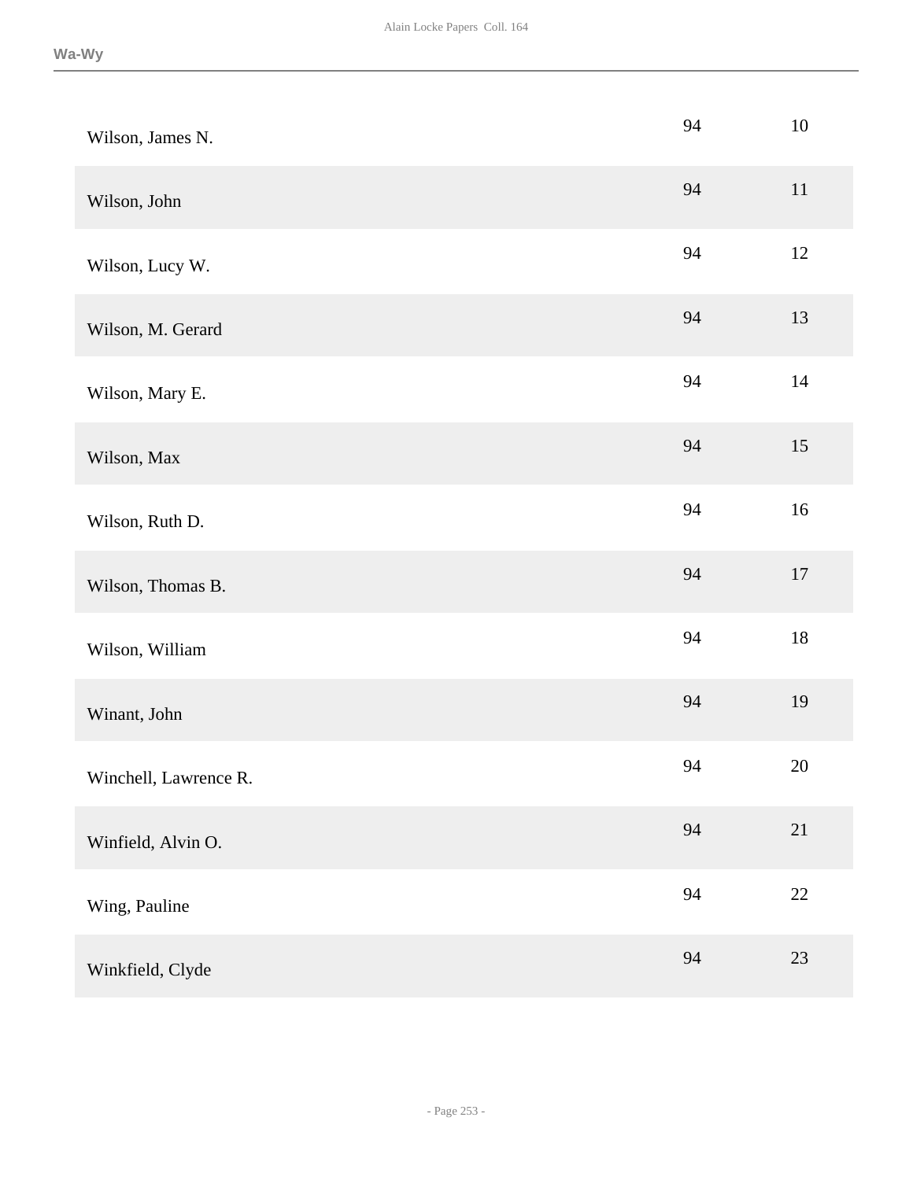| | | |
|---|---|---|
| Wilson, James N. | 94 | 10 |
| Wilson, John | 94 | 11 |
| Wilson, Lucy W. | 94 | 12 |
| Wilson, M. Gerard | 94 | 13 |
| Wilson, Mary E. | 94 | 14 |
| Wilson, Max | 94 | 15 |
| Wilson, Ruth D. | 94 | 16 |
| Wilson, Thomas B. | 94 | 17 |
| Wilson, William | 94 | 18 |
| Winant, John | 94 | 19 |
| Winchell, Lawrence R. | 94 | 20 |
| Winfield, Alvin O. | 94 | 21 |
| Wing, Pauline | 94 | 22 |
| Winkfield, Clyde | 94 | 23 |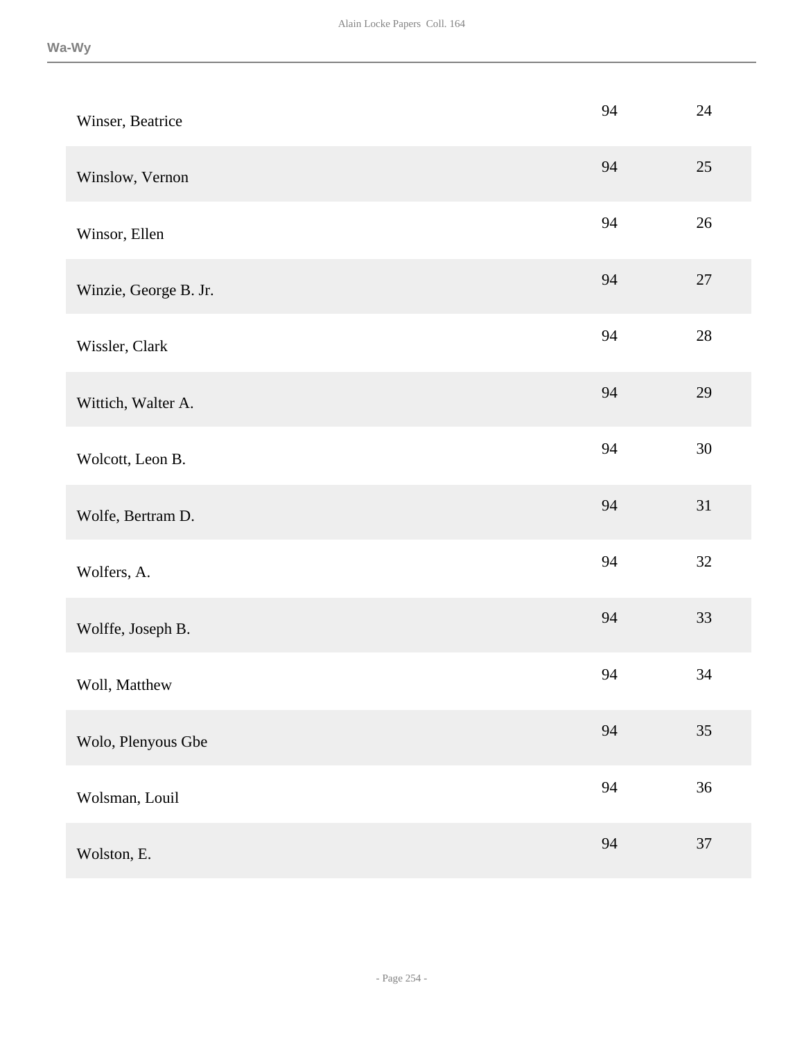| | | |
|---|---|---|
| Winser, Beatrice | 94 | 24 |
| Winslow, Vernon | 94 | 25 |
| Winsor, Ellen | 94 | 26 |
| Winzie, George B. Jr. | 94 | 27 |
| Wissler, Clark | 94 | 28 |
| Wittich, Walter A. | 94 | 29 |
| Wolcott, Leon B. | 94 | 30 |
| Wolfe, Bertram D. | 94 | 31 |
| Wolfers, A. | 94 | 32 |
| Wolffe, Joseph B. | 94 | 33 |
| Woll, Matthew | 94 | 34 |
| Wolo, Plenyous Gbe | 94 | 35 |
| Wolsman, Louil | 94 | 36 |
| Wolston, E. | 94 | 37 |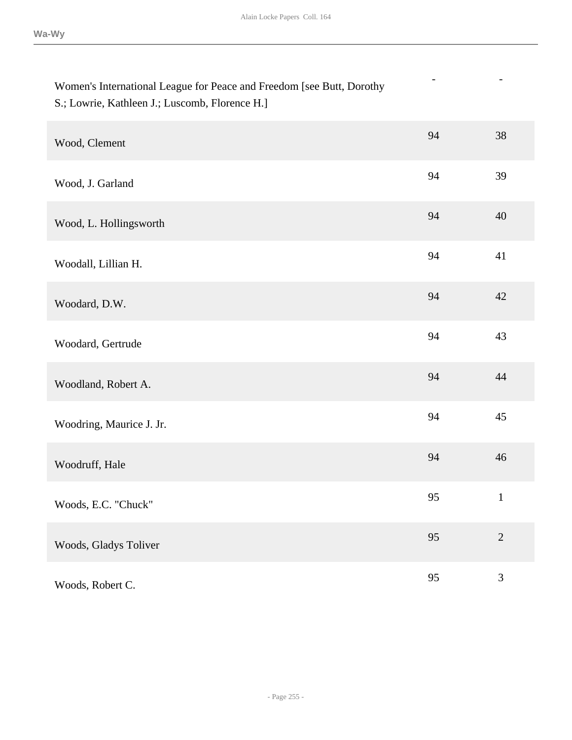| | | |
|---|---|---|
| Women's International League for Peace and Freedom [see Butt, Dorothy S.; Lowrie, Kathleen J.; Luscomb, Florence H.] | - | - |
| Wood, Clement | 94 | 38 |
| Wood, J. Garland | 94 | 39 |
| Wood, L. Hollingsworth | 94 | 40 |
| Woodall, Lillian H. | 94 | 41 |
| Woodard, D.W. | 94 | 42 |
| Woodard, Gertrude | 94 | 43 |
| Woodland, Robert A. | 94 | 44 |
| Woodring, Maurice J. Jr. | 94 | 45 |
| Woodruff, Hale | 94 | 46 |
| Woods, E.C. "Chuck" | 95 | 1 |
| Woods, Gladys Toliver | 95 | 2 |
| Woods, Robert C. | 95 | 3 |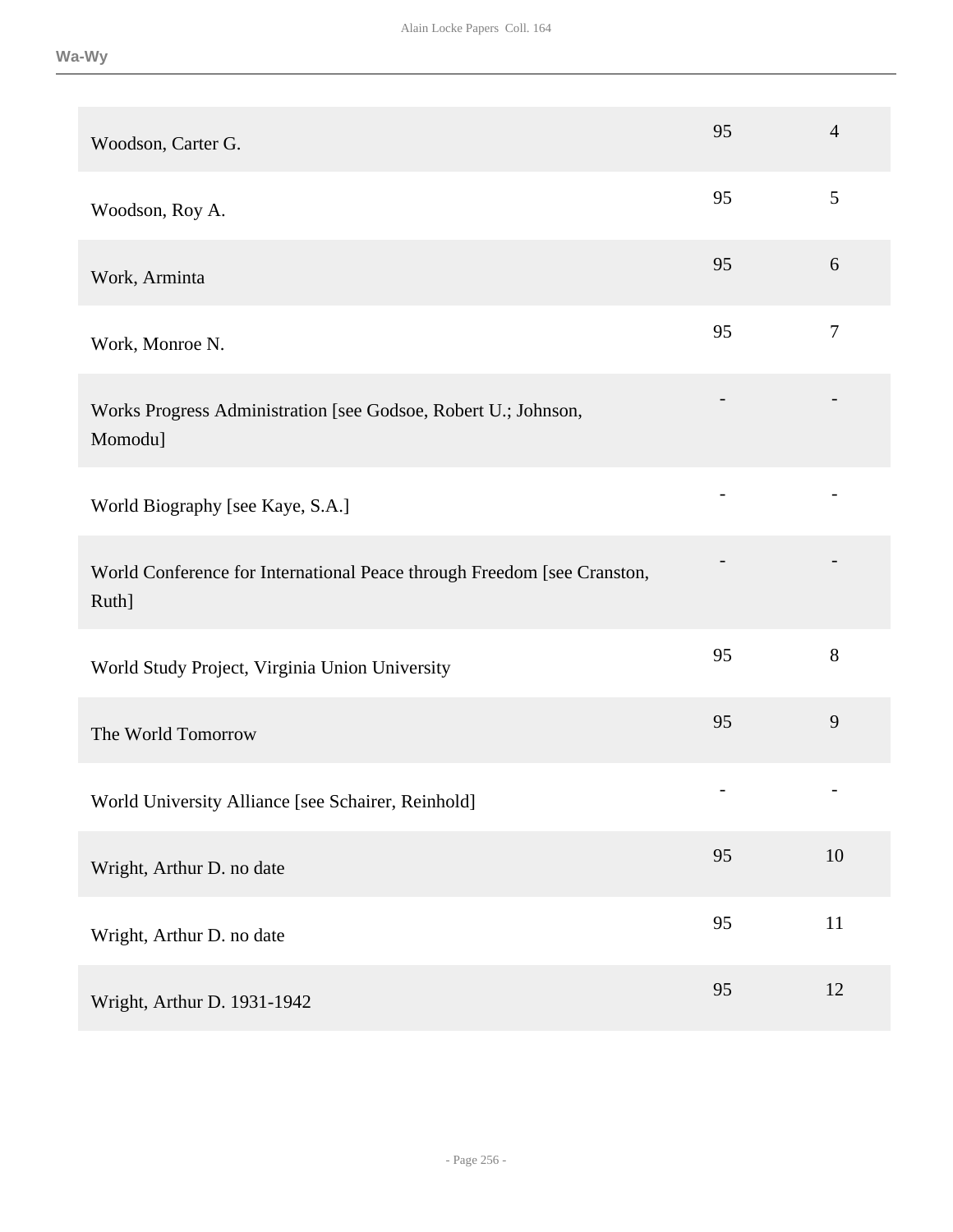| | | |
|---|---|---|
| Woodson, Carter G. | 95 | 4 |
| Woodson, Roy A. | 95 | 5 |
| Work, Arminta | 95 | 6 |
| Work, Monroe N. | 95 | 7 |
| Works Progress Administration [see Godsoe, Robert U.; Johnson, Momodu] | - | - |
| World Biography [see Kaye, S.A.] | - | - |
| World Conference for International Peace through Freedom [see Cranston, Ruth] | - | - |
| World Study Project, Virginia Union University | 95 | 8 |
| The World Tomorrow | 95 | 9 |
| World University Alliance [see Schairer, Reinhold] | - | - |
| Wright, Arthur D. no date | 95 | 10 |
| Wright, Arthur D. no date | 95 | 11 |
| Wright, Arthur D. 1931-1942 | 95 | 12 |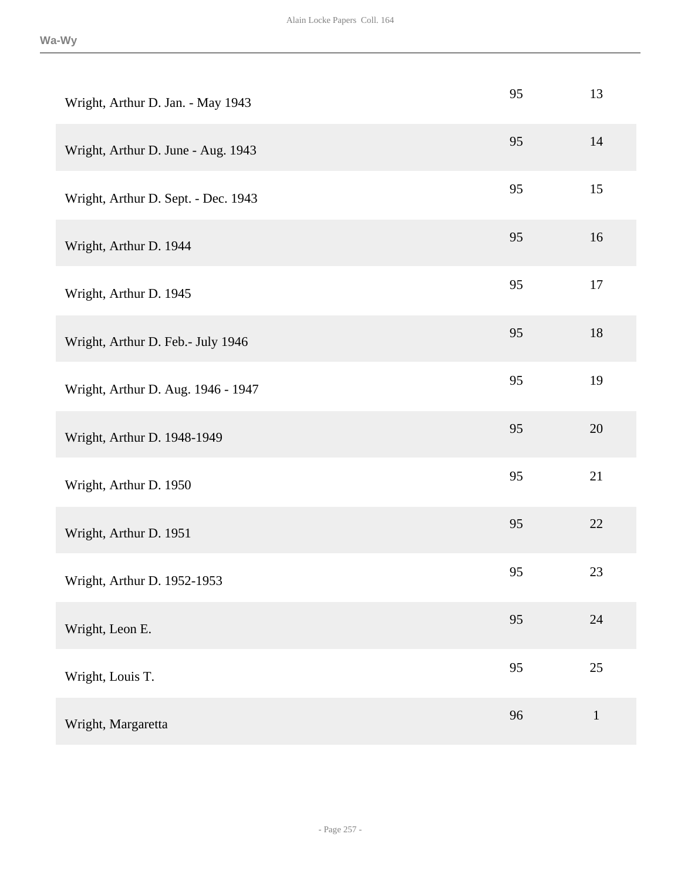| | | |
|---|---|---|
| Wright, Arthur D. Jan. - May 1943 | 95 | 13 |
| Wright, Arthur D. June - Aug. 1943 | 95 | 14 |
| Wright, Arthur D. Sept. - Dec. 1943 | 95 | 15 |
| Wright, Arthur D. 1944 | 95 | 16 |
| Wright, Arthur D. 1945 | 95 | 17 |
| Wright, Arthur D. Feb.- July 1946 | 95 | 18 |
| Wright, Arthur D. Aug. 1946 - 1947 | 95 | 19 |
| Wright, Arthur D. 1948-1949 | 95 | 20 |
| Wright, Arthur D. 1950 | 95 | 21 |
| Wright, Arthur D. 1951 | 95 | 22 |
| Wright, Arthur D. 1952-1953 | 95 | 23 |
| Wright, Leon E. | 95 | 24 |
| Wright, Louis T. | 95 | 25 |
| Wright, Margaretta | 96 | 1 |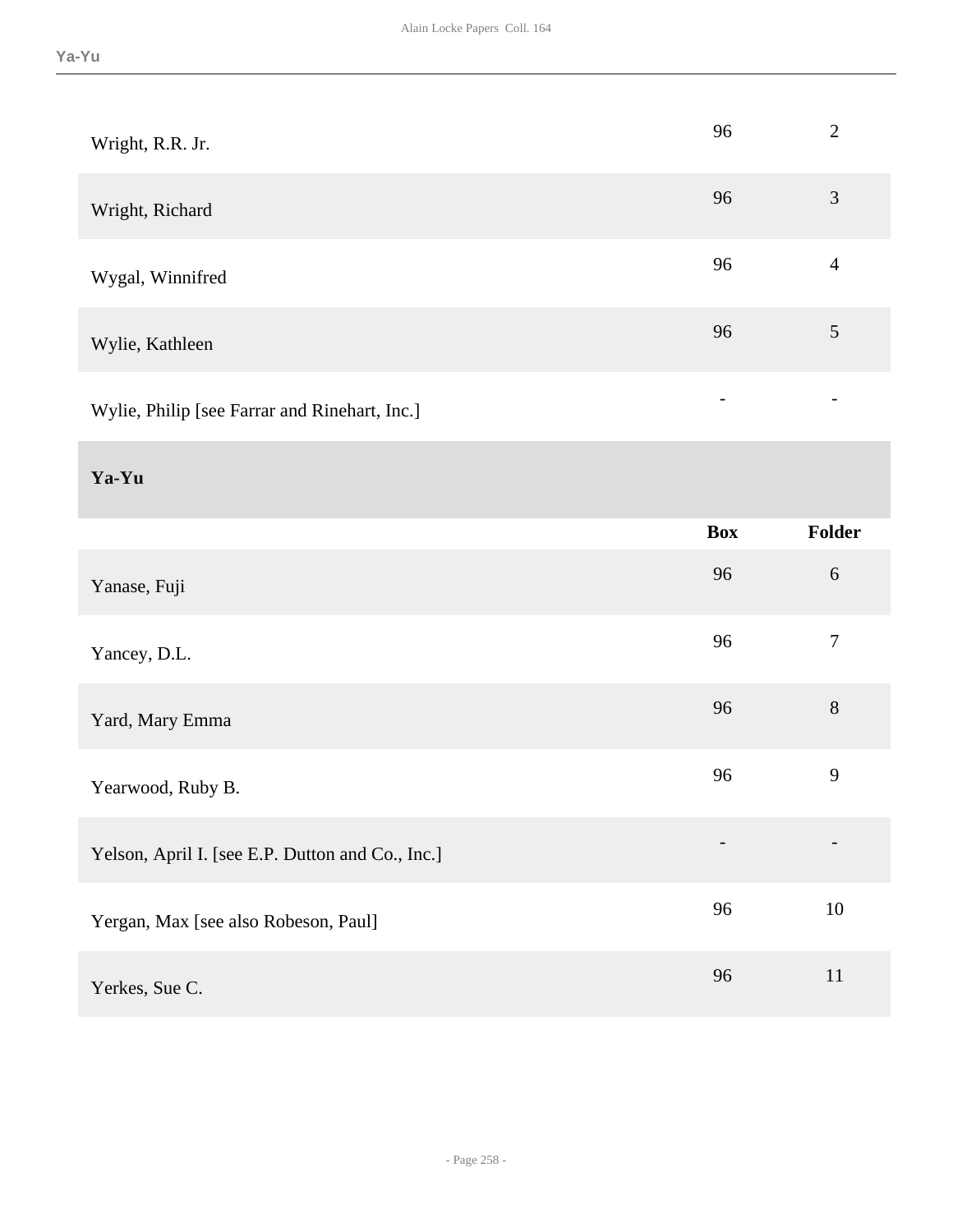| | | |
|---|---|---|
| Wright, R.R. Jr. | 96 | 2 |
| Wright, Richard | 96 | 3 |
| Wygal, Winnifred | 96 | 4 |
| Wylie, Kathleen | 96 | 5 |
| Wylie, Philip [see Farrar and Rinehart, Inc.] | - | - |

## Ya-Yu

| | Box | Folder |
|---|---|---|
| Yanase, Fuji | 96 | 6 |
| Yancey, D.L. | 96 | 7 |
| Yard, Mary Emma | 96 | 8 |
| Yearwood, Ruby B. | 96 | 9 |
| Yelson, April I. [see E.P. Dutton and Co., Inc.] | - | - |
| Yergan, Max [see also Robeson, Paul] | 96 | 10 |
| Yerkes, Sue C. | 96 | 11 |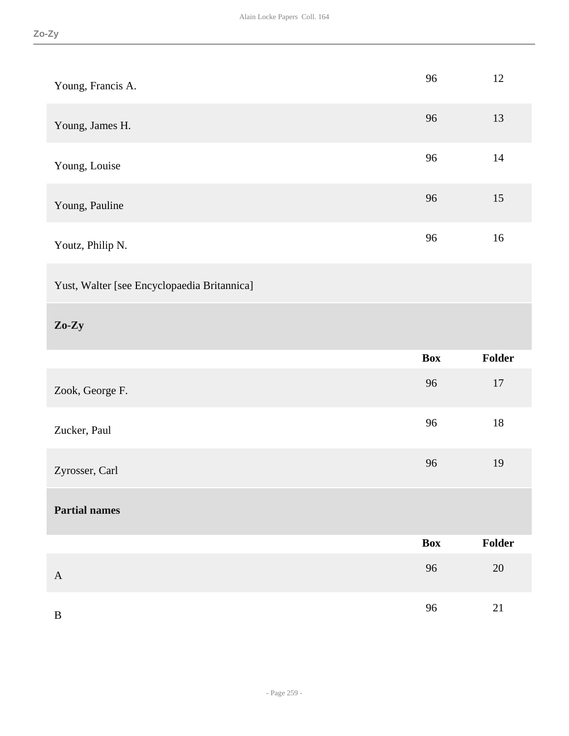| | | |
|---|---|---|
| Young, Francis A. | 96 | 12 |
| Young, James H. | 96 | 13 |
| Young, Louise | 96 | 14 |
| Young, Pauline | 96 | 15 |
| Youtz, Philip N. | 96 | 16 |
| Yust, Walter [see Encyclopaedia Britannica] | | |

## Zo-Zy

| | Box | Folder |
|---|---|---|
| Zook, George F. | 96 | 17 |
| Zucker, Paul | 96 | 18 |
| Zyrosser, Carl | 96 | 19 |

## Partial names

| | Box | Folder |
|---|---|---|
| A | 96 | 20 |
| B | 96 | 21 |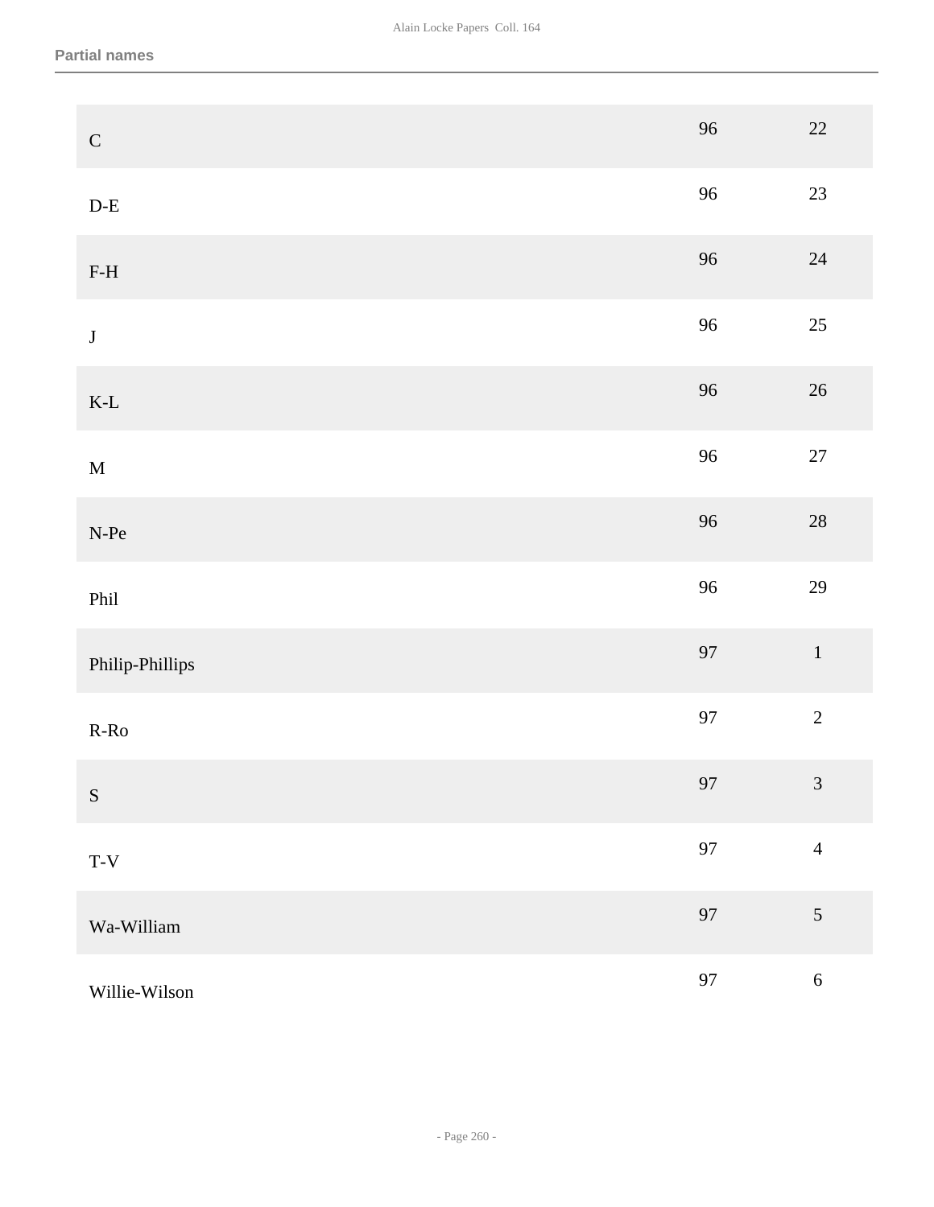Partial names

| | | |
|---|---|---|
| C | 96 | 22 |
| D-E | 96 | 23 |
| F-H | 96 | 24 |
| J | 96 | 25 |
| K-L | 96 | 26 |
| M | 96 | 27 |
| N-Pe | 96 | 28 |
| Phil | 96 | 29 |
| Philip-Phillips | 97 | 1 |
| R-Ro | 97 | 2 |
| S | 97 | 3 |
| T-V | 97 | 4 |
| Wa-William | 97 | 5 |
| Willie-Wilson | 97 | 6 |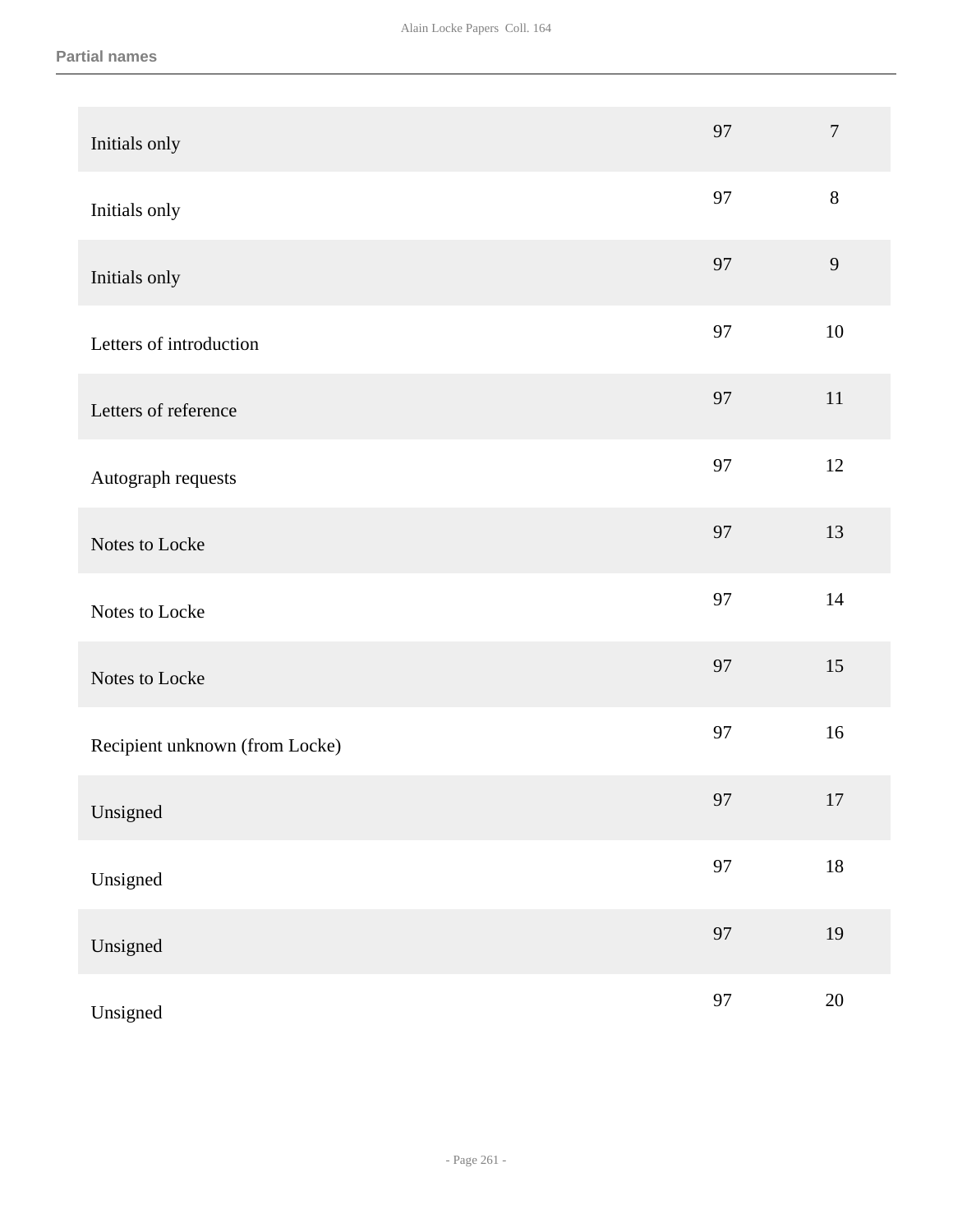**Partial names**

| | | |
|---|---|---|
| Initials only | 97 | 7 |
| Initials only | 97 | 8 |
| Initials only | 97 | 9 |
| Letters of introduction | 97 | 10 |
| Letters of reference | 97 | 11 |
| Autograph requests | 97 | 12 |
| Notes to Locke | 97 | 13 |
| Notes to Locke | 97 | 14 |
| Notes to Locke | 97 | 15 |
| Recipient unknown (from Locke) | 97 | 16 |
| Unsigned | 97 | 17 |
| Unsigned | 97 | 18 |
| Unsigned | 97 | 19 |
| Unsigned | 97 | 20 |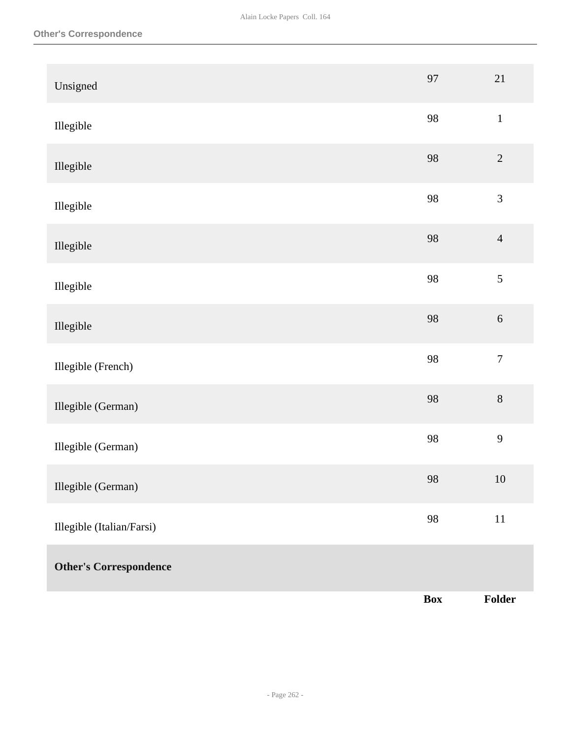| | Box | Folder |
|---|---|---|
| Unsigned | 97 | 21 |
| Illegible | 98 | 1 |
| Illegible | 98 | 2 |
| Illegible | 98 | 3 |
| Illegible | 98 | 4 |
| Illegible | 98 | 5 |
| Illegible | 98 | 6 |
| Illegible (French) | 98 | 7 |
| Illegible (German) | 98 | 8 |
| Illegible (German) | 98 | 9 |
| Illegible (German) | 98 | 10 |
| Illegible (Italian/Farsi) | 98 | 11 |

**Other's Correspondence**

| | Box | Folder |
|---|---|---|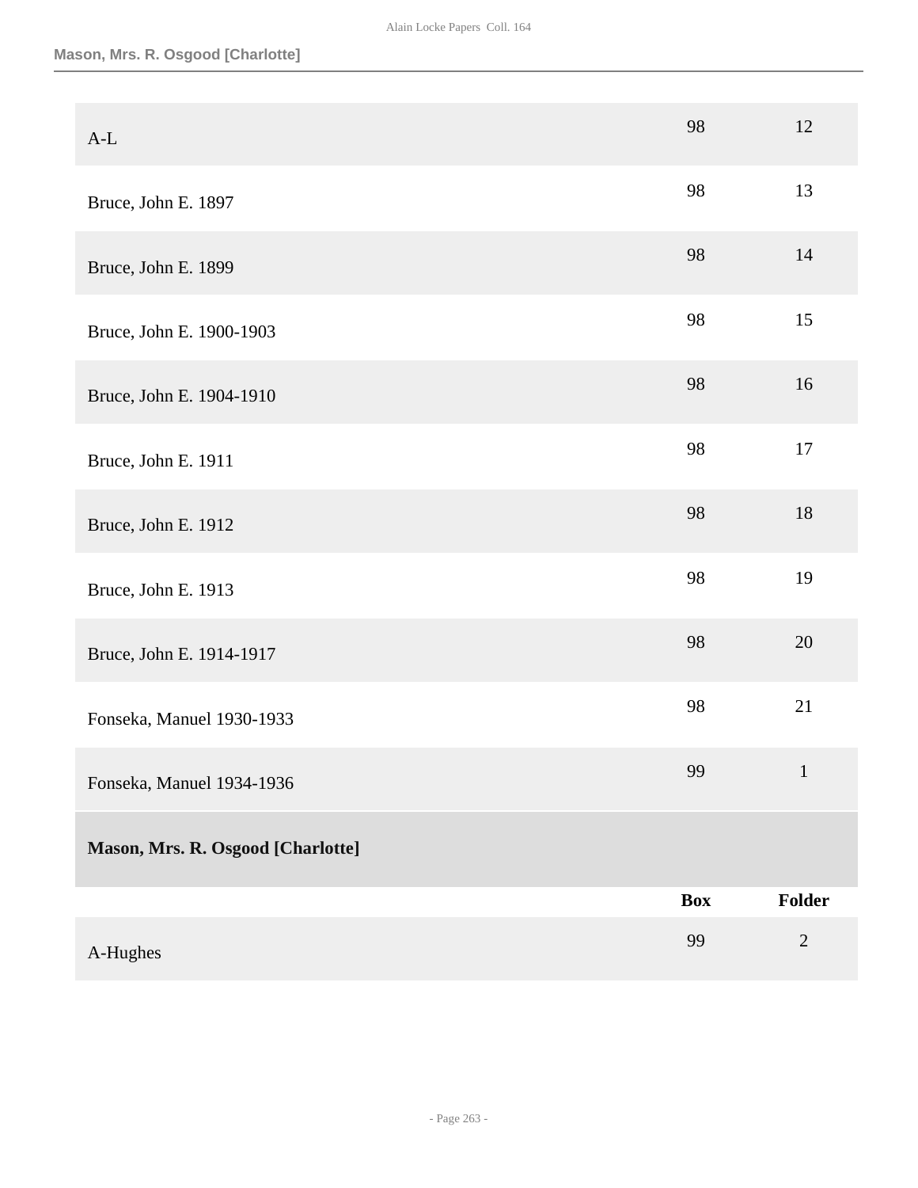| | Box | Folder |
|---|---|---|
| A-L | 98 | 12 |
| Bruce, John E. 1897 | 98 | 13 |
| Bruce, John E. 1899 | 98 | 14 |
| Bruce, John E. 1900-1903 | 98 | 15 |
| Bruce, John E. 1904-1910 | 98 | 16 |
| Bruce, John E. 1911 | 98 | 17 |
| Bruce, John E. 1912 | 98 | 18 |
| Bruce, John E. 1913 | 98 | 19 |
| Bruce, John E. 1914-1917 | 98 | 20 |
| Fonseka, Manuel 1930-1933 | 98 | 21 |
| Fonseka, Manuel 1934-1936 | 99 | 1 |

**Mason, Mrs. R. Osgood [Charlotte]**

| | Box | Folder |
|---|---|---|
| A-Hughes | 99 | 2 |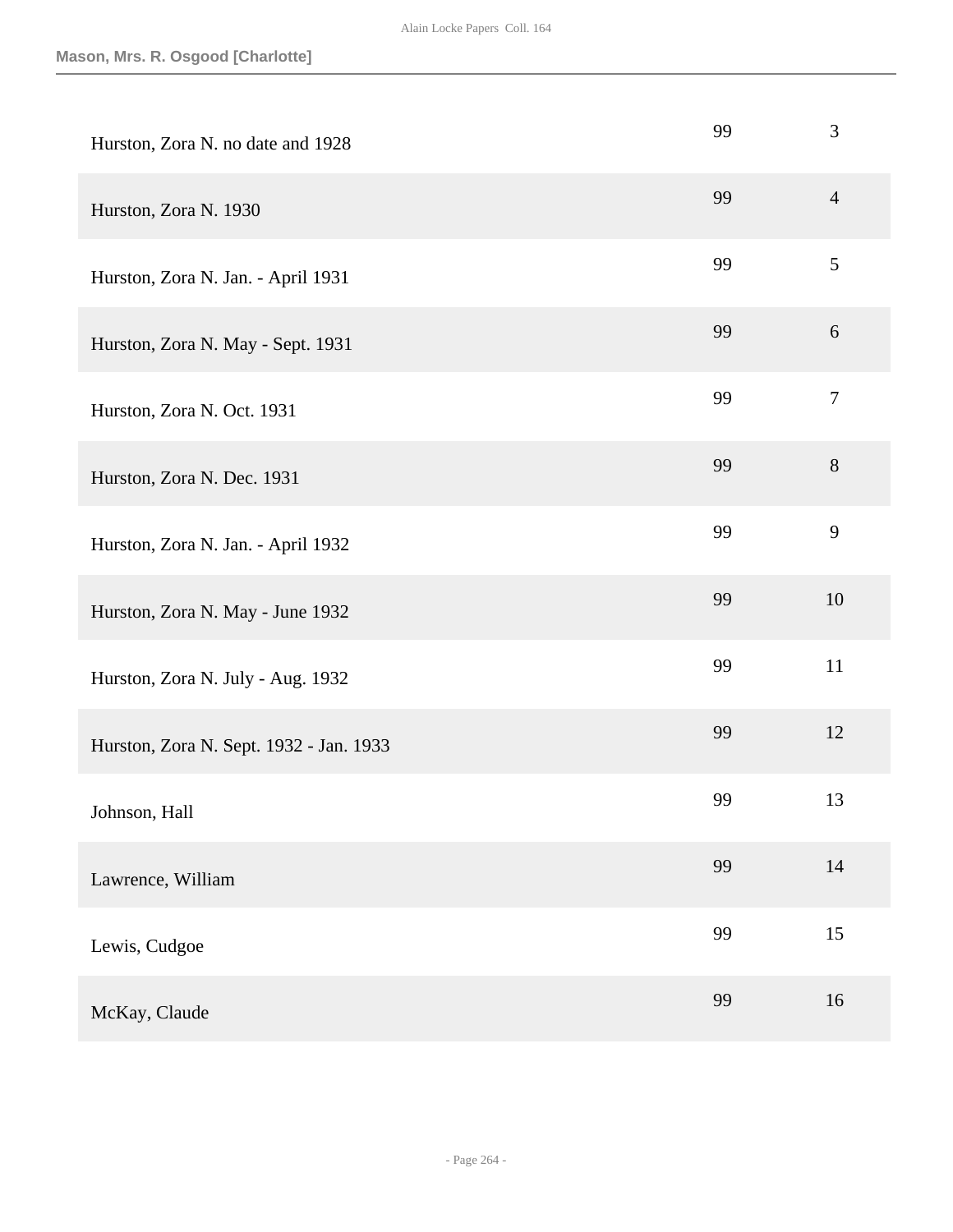**Mason, Mrs. R. Osgood [Charlotte]**

| | | |
|---|---|---|
| Hurston, Zora N. no date and 1928 | 99 | 3 |
| Hurston, Zora N. 1930 | 99 | 4 |
| Hurston, Zora N. Jan. - April 1931 | 99 | 5 |
| Hurston, Zora N. May - Sept. 1931 | 99 | 6 |
| Hurston, Zora N. Oct. 1931 | 99 | 7 |
| Hurston, Zora N. Dec. 1931 | 99 | 8 |
| Hurston, Zora N. Jan. - April 1932 | 99 | 9 |
| Hurston, Zora N. May - June 1932 | 99 | 10 |
| Hurston, Zora N. July - Aug. 1932 | 99 | 11 |
| Hurston, Zora N. Sept. 1932 - Jan. 1933 | 99 | 12 |
| Johnson, Hall | 99 | 13 |
| Lawrence, William | 99 | 14 |
| Lewis, Cudgoe | 99 | 15 |
| McKay, Claude | 99 | 16 |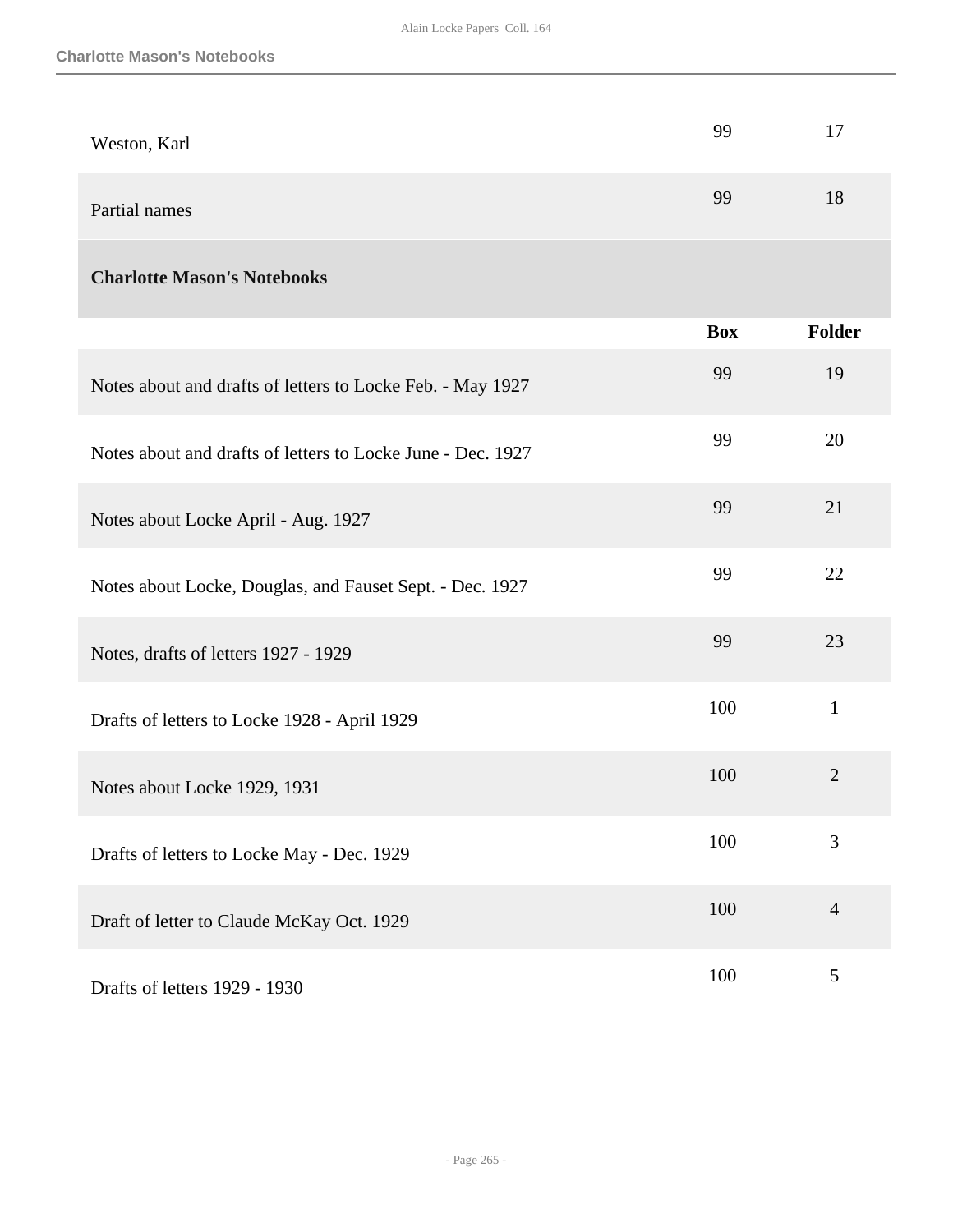| | | |
|---|---|---|
| Weston, Karl | 99 | 17 |
| Partial names | 99 | 18 |

## Charlotte Mason's Notebooks

| | Box | Folder |
|---|---|---|
| Notes about and drafts of letters to Locke Feb. - May 1927 | 99 | 19 |
| Notes about and drafts of letters to Locke June - Dec. 1927 | 99 | 20 |
| Notes about Locke April - Aug. 1927 | 99 | 21 |
| Notes about Locke, Douglas, and Fauset Sept. - Dec. 1927 | 99 | 22 |
| Notes, drafts of letters 1927 - 1929 | 99 | 23 |
| Drafts of letters to Locke 1928 - April 1929 | 100 | 1 |
| Notes about Locke 1929, 1931 | 100 | 2 |
| Drafts of letters to Locke May - Dec. 1929 | 100 | 3 |
| Draft of letter to Claude McKay Oct. 1929 | 100 | 4 |
| Drafts of letters 1929 - 1930 | 100 | 5 |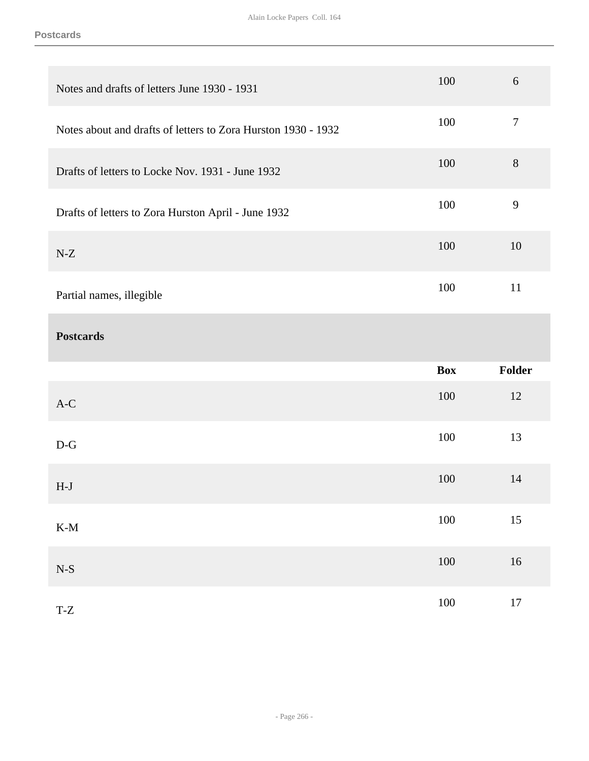| | Box | Folder |
|---|---|---|
| Notes and drafts of letters June 1930 - 1931 | 100 | 6 |
| Notes about and drafts of letters to Zora Hurston 1930 - 1932 | 100 | 7 |
| Drafts of letters to Locke Nov. 1931 - June 1932 | 100 | 8 |
| Drafts of letters to Zora Hurston April - June 1932 | 100 | 9 |
| N-Z | 100 | 10 |
| Partial names, illegible | 100 | 11 |

## Postcards

| | Box | Folder |
|---|---|---|
| A-C | 100 | 12 |
| D-G | 100 | 13 |
| H-J | 100 | 14 |
| K-M | 100 | 15 |
| N-S | 100 | 16 |
| T-Z | 100 | 17 |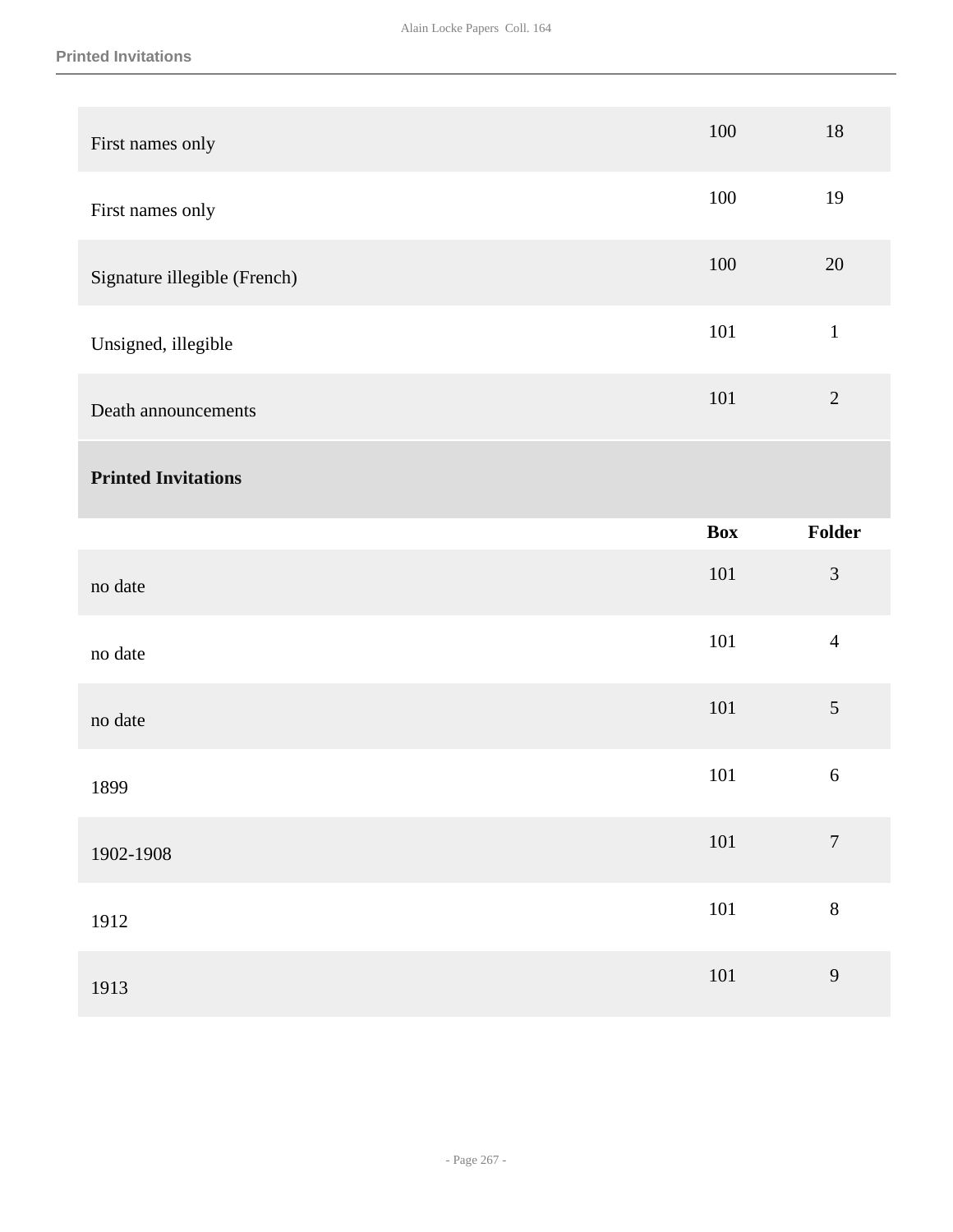| | | |
|---|---|---|
| First names only | 100 | 18 |
| First names only | 100 | 19 |
| Signature illegible (French) | 100 | 20 |
| Unsigned, illegible | 101 | 1 |
| Death announcements | 101 | 2 |

## Printed Invitations

| | Box | Folder |
|---|---|---|
| no date | 101 | 3 |
| no date | 101 | 4 |
| no date | 101 | 5 |
| 1899 | 101 | 6 |
| 1902-1908 | 101 | 7 |
| 1912 | 101 | 8 |
| 1913 | 101 | 9 |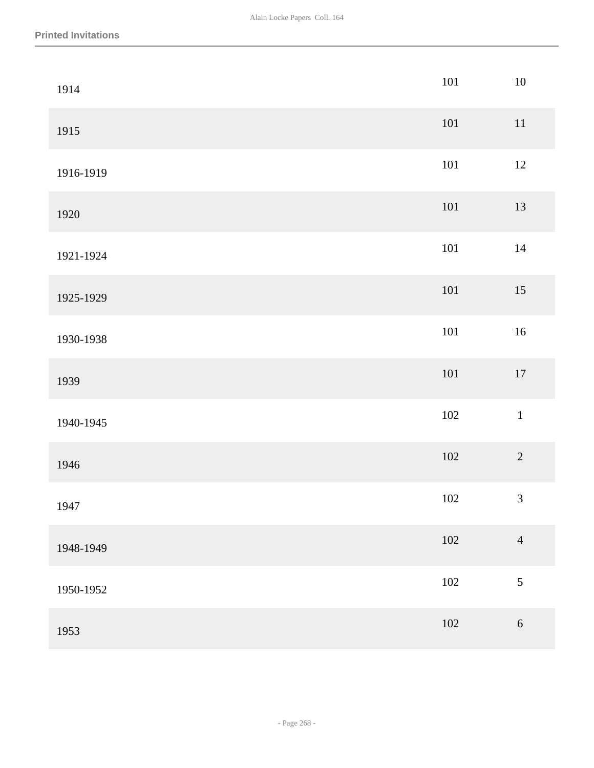## Printed Invitations

| | | |
|---|---|---|
| 1914 | 101 | 10 |
| 1915 | 101 | 11 |
| 1916-1919 | 101 | 12 |
| 1920 | 101 | 13 |
| 1921-1924 | 101 | 14 |
| 1925-1929 | 101 | 15 |
| 1930-1938 | 101 | 16 |
| 1939 | 101 | 17 |
| 1940-1945 | 102 | 1 |
| 1946 | 102 | 2 |
| 1947 | 102 | 3 |
| 1948-1949 | 102 | 4 |
| 1950-1952 | 102 | 5 |
| 1953 | 102 | 6 |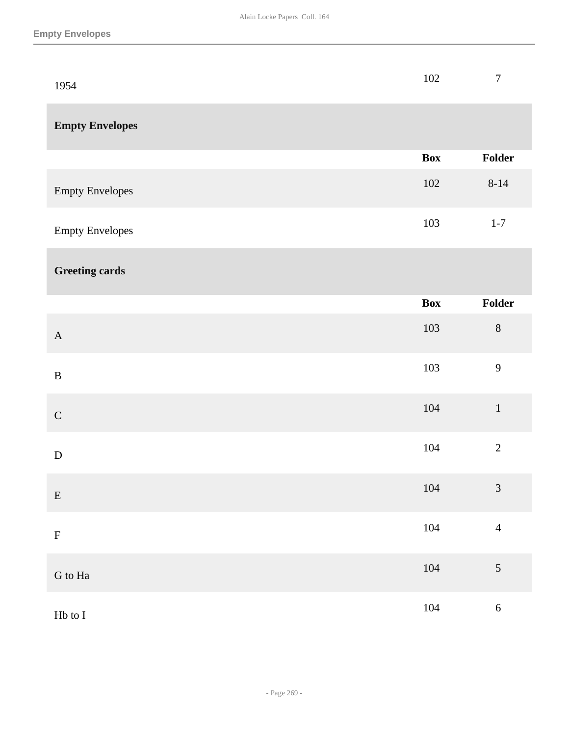| | Box | Folder |
|---|---|---|
| 1954 | 102 | 7 |

## Empty Envelopes

| | Box | Folder |
|---|---|---|
| Empty Envelopes | 102 | 8-14 |
| Empty Envelopes | 103 | 1-7 |

## Greeting cards

| | Box | Folder |
|---|---|---|
| A | 103 | 8 |
| B | 103 | 9 |
| C | 104 | 1 |
| D | 104 | 2 |
| E | 104 | 3 |
| F | 104 | 4 |
| G to Ha | 104 | 5 |
| Hb to I | 104 | 6 |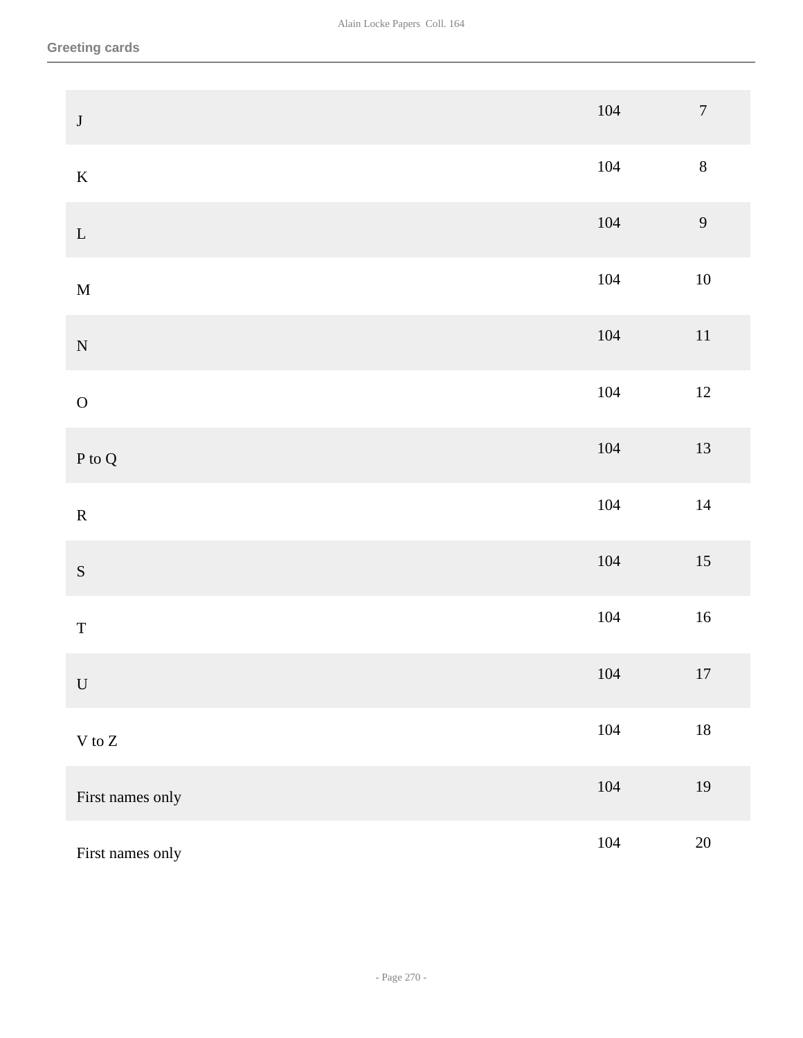### Greeting cards

| | | |
|---|---|---|
| J | 104 | 7 |
| K | 104 | 8 |
| L | 104 | 9 |
| M | 104 | 10 |
| N | 104 | 11 |
| O | 104 | 12 |
| P to Q | 104 | 13 |
| R | 104 | 14 |
| S | 104 | 15 |
| T | 104 | 16 |
| U | 104 | 17 |
| V to Z | 104 | 18 |
| First names only | 104 | 19 |
| First names only | 104 | 20 |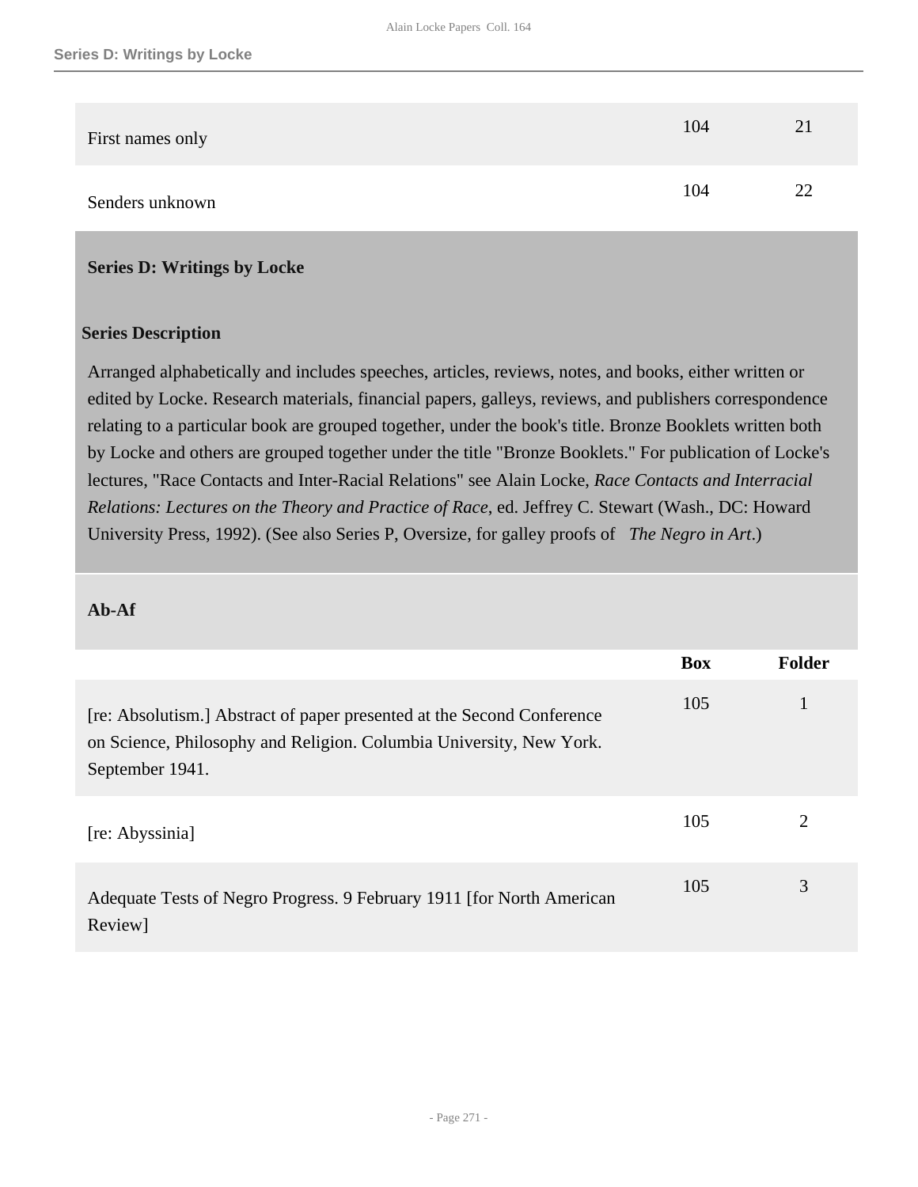| | Box | Folder |
|---|---|---|
| First names only | 104 | 21 |
| Senders unknown | 104 | 22 |

## Series D: Writings by Locke

### Series Description

Arranged alphabetically and includes speeches, articles, reviews, notes, and books, either written or edited by Locke. Research materials, financial papers, galleys, reviews, and publishers correspondence relating to a particular book are grouped together, under the book's title. Bronze Booklets written both by Locke and others are grouped together under the title "Bronze Booklets." For publication of Locke's lectures, "Race Contacts and Inter-Racial Relations" see Alain Locke, *Race Contacts and Interracial Relations: Lectures on the Theory and Practice of Race*, ed. Jeffrey C. Stewart (Wash., DC: Howard University Press, 1992). (See also Series P, Oversize, for galley proofs of *The Negro in Art*.)

### Ab-Af

| | Box | Folder |
|---|---|---|
| [re: Absolutism.] Abstract of paper presented at the Second Conference on Science, Philosophy and Religion. Columbia University, New York. September 1941. | 105 | 1 |
| [re: Abyssinia] | 105 | 2 |
| Adequate Tests of Negro Progress. 9 February 1911 [for North American Review] | 105 | 3 |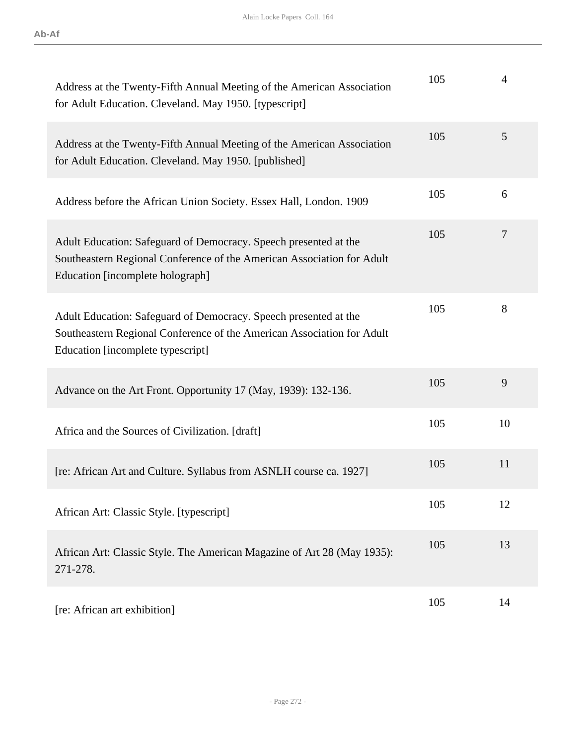| | | |
|---|---|---|
| Address at the Twenty-Fifth Annual Meeting of the American Association for Adult Education. Cleveland. May 1950. [typescript] | 105 | 4 |
| Address at the Twenty-Fifth Annual Meeting of the American Association for Adult Education. Cleveland. May 1950. [published] | 105 | 5 |
| Address before the African Union Society. Essex Hall, London. 1909 | 105 | 6 |
| Adult Education: Safeguard of Democracy. Speech presented at the Southeastern Regional Conference of the American Association for Adult Education [incomplete holograph] | 105 | 7 |
| Adult Education: Safeguard of Democracy. Speech presented at the Southeastern Regional Conference of the American Association for Adult Education [incomplete typescript] | 105 | 8 |
| Advance on the Art Front. Opportunity 17 (May, 1939): 132-136. | 105 | 9 |
| Africa and the Sources of Civilization. [draft] | 105 | 10 |
| [re: African Art and Culture. Syllabus from ASNLH course ca. 1927] | 105 | 11 |
| African Art: Classic Style. [typescript] | 105 | 12 |
| African Art: Classic Style. The American Magazine of Art 28 (May 1935): 271-278. | 105 | 13 |
| [re: African art exhibition] | 105 | 14 |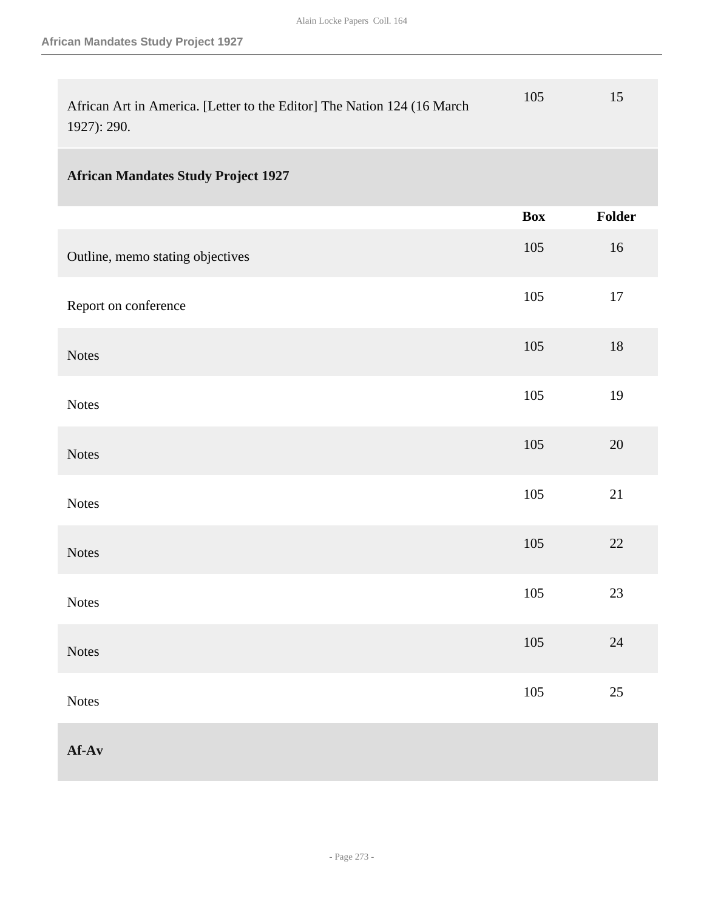| | Box | Folder |
|---|---|---|
| African Art in America. [Letter to the Editor] The Nation 124 (16 March 1927): 290. | 105 | 15 |

## African Mandates Study Project 1927

| | Box | Folder |
|---|---|---|
| Outline, memo stating objectives | 105 | 16 |
| Report on conference | 105 | 17 |
| Notes | 105 | 18 |
| Notes | 105 | 19 |
| Notes | 105 | 20 |
| Notes | 105 | 21 |
| Notes | 105 | 22 |
| Notes | 105 | 23 |
| Notes | 105 | 24 |
| Notes | 105 | 25 |

## Af-Av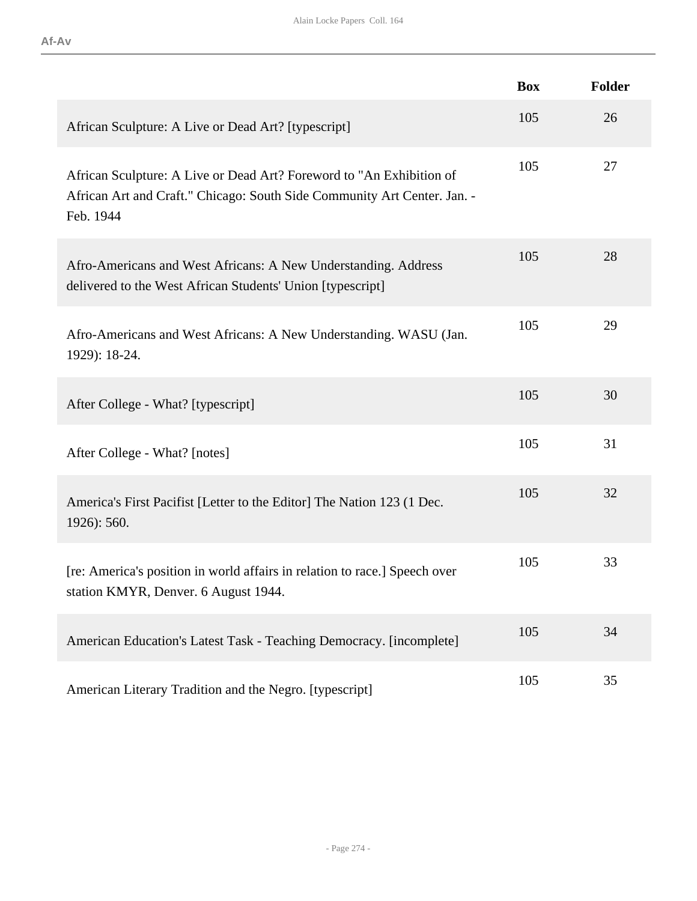| | Box | Folder |
|---|---|---|
| African Sculpture: A Live or Dead Art? [typescript] | 105 | 26 |
| African Sculpture: A Live or Dead Art? Foreword to "An Exhibition of African Art and Craft." Chicago: South Side Community Art Center. Jan. - Feb. 1944 | 105 | 27 |
| Afro-Americans and West Africans: A New Understanding. Address delivered to the West African Students' Union [typescript] | 105 | 28 |
| Afro-Americans and West Africans: A New Understanding. WASU (Jan. 1929): 18-24. | 105 | 29 |
| After College - What? [typescript] | 105 | 30 |
| After College - What? [notes] | 105 | 31 |
| America's First Pacifist [Letter to the Editor] The Nation 123 (1 Dec. 1926): 560. | 105 | 32 |
| [re: America's position in world affairs in relation to race.] Speech over station KMYR, Denver. 6 August 1944. | 105 | 33 |
| American Education's Latest Task - Teaching Democracy. [incomplete] | 105 | 34 |
| American Literary Tradition and the Negro. [typescript] | 105 | 35 |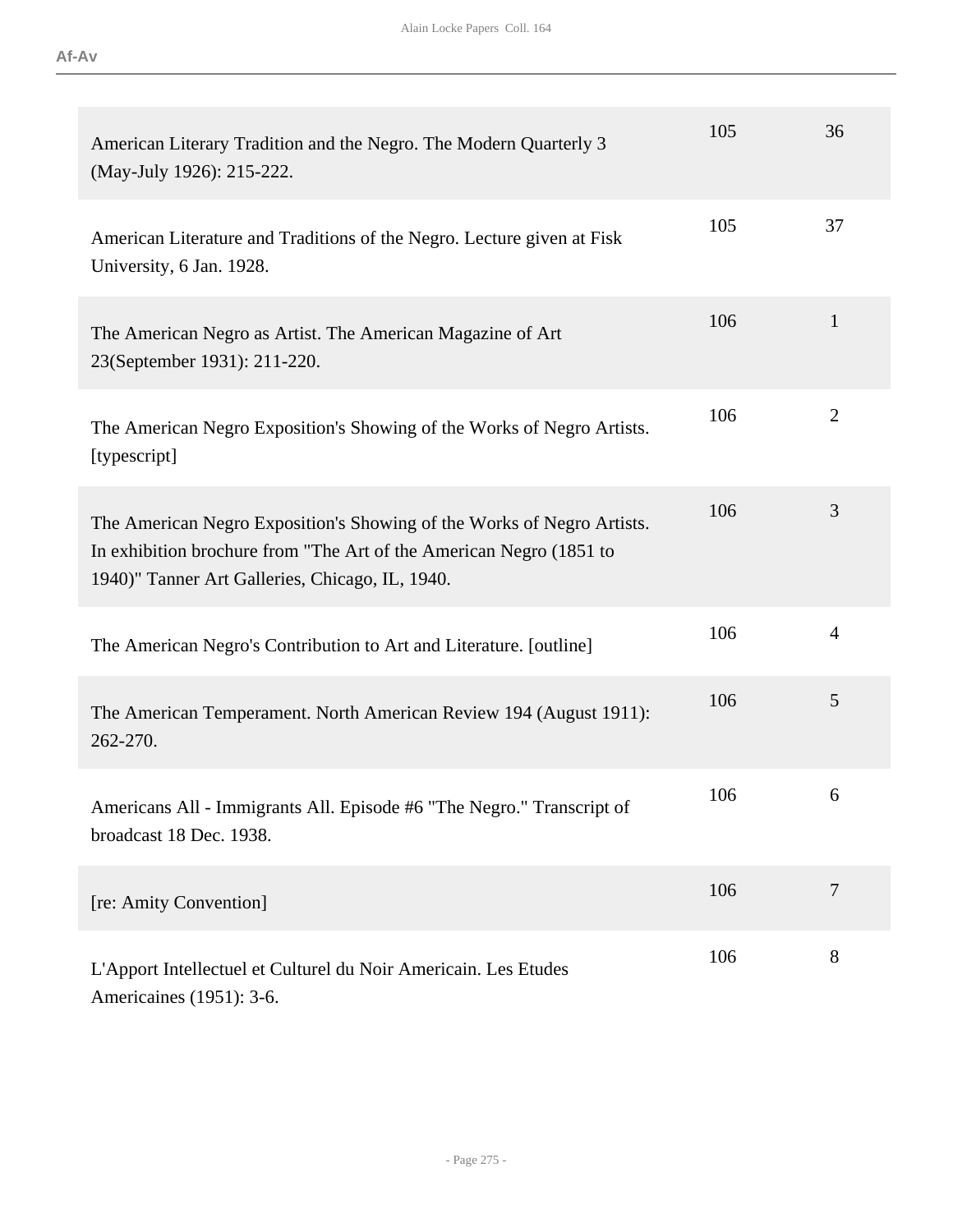**Af-Av**

| | | |
|---|---|---|
| American Literary Tradition and the Negro. The Modern Quarterly 3 (May-July 1926): 215-222. | 105 | 36 |
| American Literature and Traditions of the Negro. Lecture given at Fisk University, 6 Jan. 1928. | 105 | 37 |
| The American Negro as Artist. The American Magazine of Art 23(September 1931): 211-220. | 106 | 1 |
| The American Negro Exposition's Showing of the Works of Negro Artists. [typescript] | 106 | 2 |
| The American Negro Exposition's Showing of the Works of Negro Artists. In exhibition brochure from "The Art of the American Negro (1851 to 1940)" Tanner Art Galleries, Chicago, IL, 1940. | 106 | 3 |
| The American Negro's Contribution to Art and Literature. [outline] | 106 | 4 |
| The American Temperament. North American Review 194 (August 1911): 262-270. | 106 | 5 |
| Americans All - Immigrants All. Episode #6 "The Negro." Transcript of broadcast 18 Dec. 1938. | 106 | 6 |
| [re: Amity Convention] | 106 | 7 |
| L'Apport Intellectuel et Culturel du Noir Americain. Les Etudes Americaines (1951): 3-6. | 106 | 8 |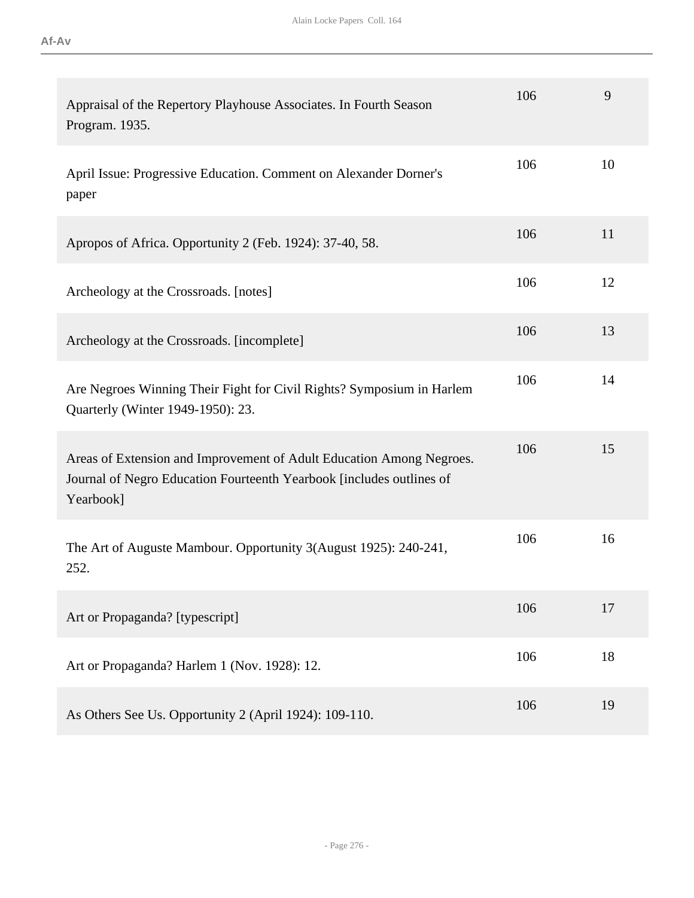| | | |
|---|---|---|
| Appraisal of the Repertory Playhouse Associates. In Fourth Season Program. 1935. | 106 | 9 |
| April Issue: Progressive Education. Comment on Alexander Dorner's paper | 106 | 10 |
| Apropos of Africa. Opportunity 2 (Feb. 1924): 37-40, 58. | 106 | 11 |
| Archeology at the Crossroads. [notes] | 106 | 12 |
| Archeology at the Crossroads. [incomplete] | 106 | 13 |
| Are Negroes Winning Their Fight for Civil Rights? Symposium in Harlem Quarterly (Winter 1949-1950): 23. | 106 | 14 |
| Areas of Extension and Improvement of Adult Education Among Negroes. Journal of Negro Education Fourteenth Yearbook [includes outlines of Yearbook] | 106 | 15 |
| The Art of Auguste Mambour. Opportunity 3(August 1925): 240-241, 252. | 106 | 16 |
| Art or Propaganda? [typescript] | 106 | 17 |
| Art or Propaganda? Harlem 1 (Nov. 1928): 12. | 106 | 18 |
| As Others See Us. Opportunity 2 (April 1924): 109-110. | 106 | 19 |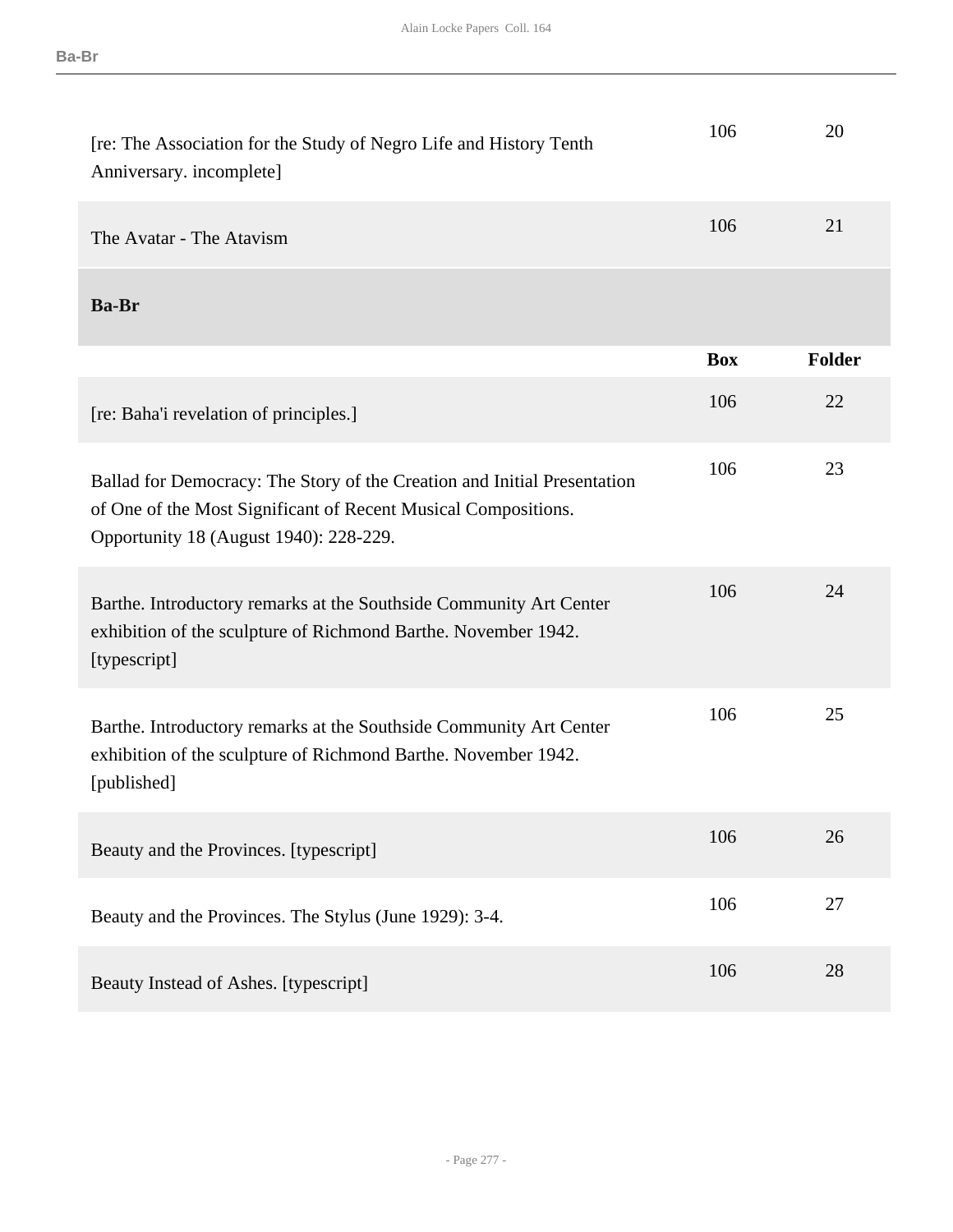| | Box | Folder |
|---|---|---|
| [re: The Association for the Study of Negro Life and History Tenth Anniversary. incomplete] | 106 | 20 |
| The Avatar - The Atavism | 106 | 21 |

## Ba-Br

| | Box | Folder |
|---|---|---|
| [re: Baha'i revelation of principles.] | 106 | 22 |
| Ballad for Democracy: The Story of the Creation and Initial Presentation of One of the Most Significant of Recent Musical Compositions. Opportunity 18 (August 1940): 228-229. | 106 | 23 |
| Barthe. Introductory remarks at the Southside Community Art Center exhibition of the sculpture of Richmond Barthe. November 1942. [typescript] | 106 | 24 |
| Barthe. Introductory remarks at the Southside Community Art Center exhibition of the sculpture of Richmond Barthe. November 1942. [published] | 106 | 25 |
| Beauty and the Provinces. [typescript] | 106 | 26 |
| Beauty and the Provinces. The Stylus (June 1929): 3-4. | 106 | 27 |
| Beauty Instead of Ashes. [typescript] | 106 | 28 |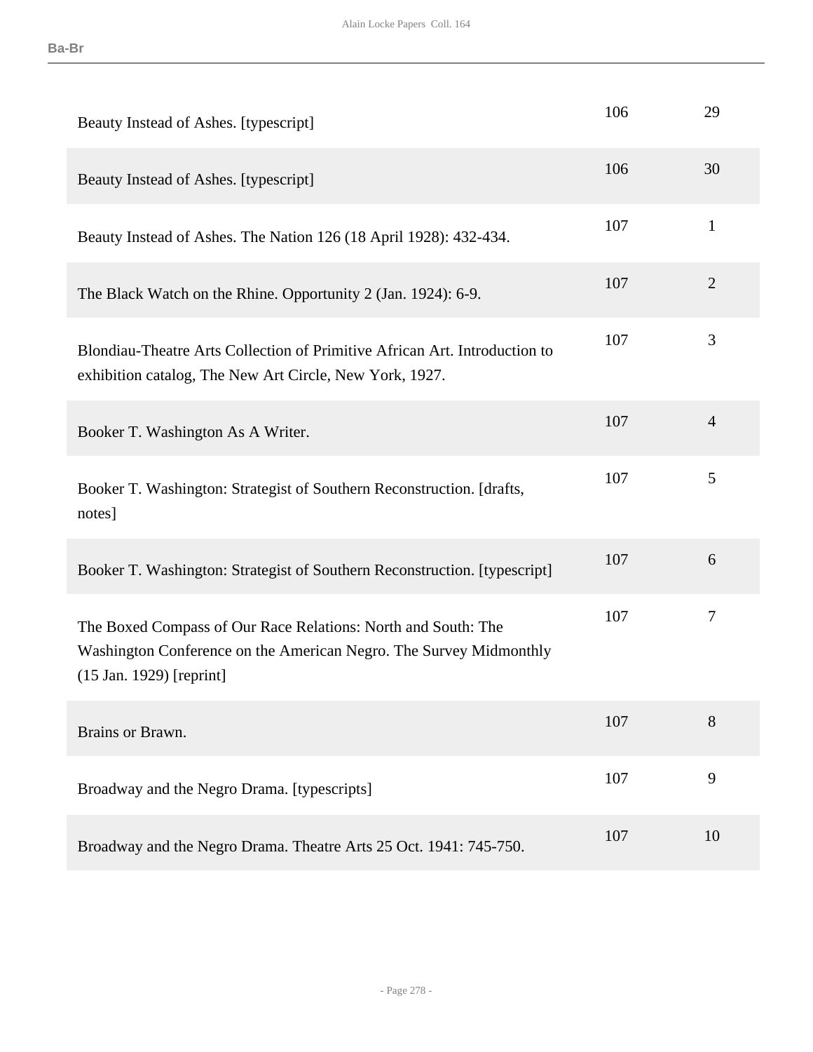| | | |
|---|---|---|
| Beauty Instead of Ashes. [typescript] | 106 | 29 |
| Beauty Instead of Ashes. [typescript] | 106 | 30 |
| Beauty Instead of Ashes. The Nation 126 (18 April 1928): 432-434. | 107 | 1 |
| The Black Watch on the Rhine. Opportunity 2 (Jan. 1924): 6-9. | 107 | 2 |
| Blondiau-Theatre Arts Collection of Primitive African Art. Introduction to exhibition catalog, The New Art Circle, New York, 1927. | 107 | 3 |
| Booker T. Washington As A Writer. | 107 | 4 |
| Booker T. Washington: Strategist of Southern Reconstruction. [drafts, notes] | 107 | 5 |
| Booker T. Washington: Strategist of Southern Reconstruction. [typescript] | 107 | 6 |
| The Boxed Compass of Our Race Relations: North and South: The Washington Conference on the American Negro. The Survey Midmonthly (15 Jan. 1929) [reprint] | 107 | 7 |
| Brains or Brawn. | 107 | 8 |
| Broadway and the Negro Drama. [typescripts] | 107 | 9 |
| Broadway and the Negro Drama. Theatre Arts 25 Oct. 1941: 745-750. | 107 | 10 |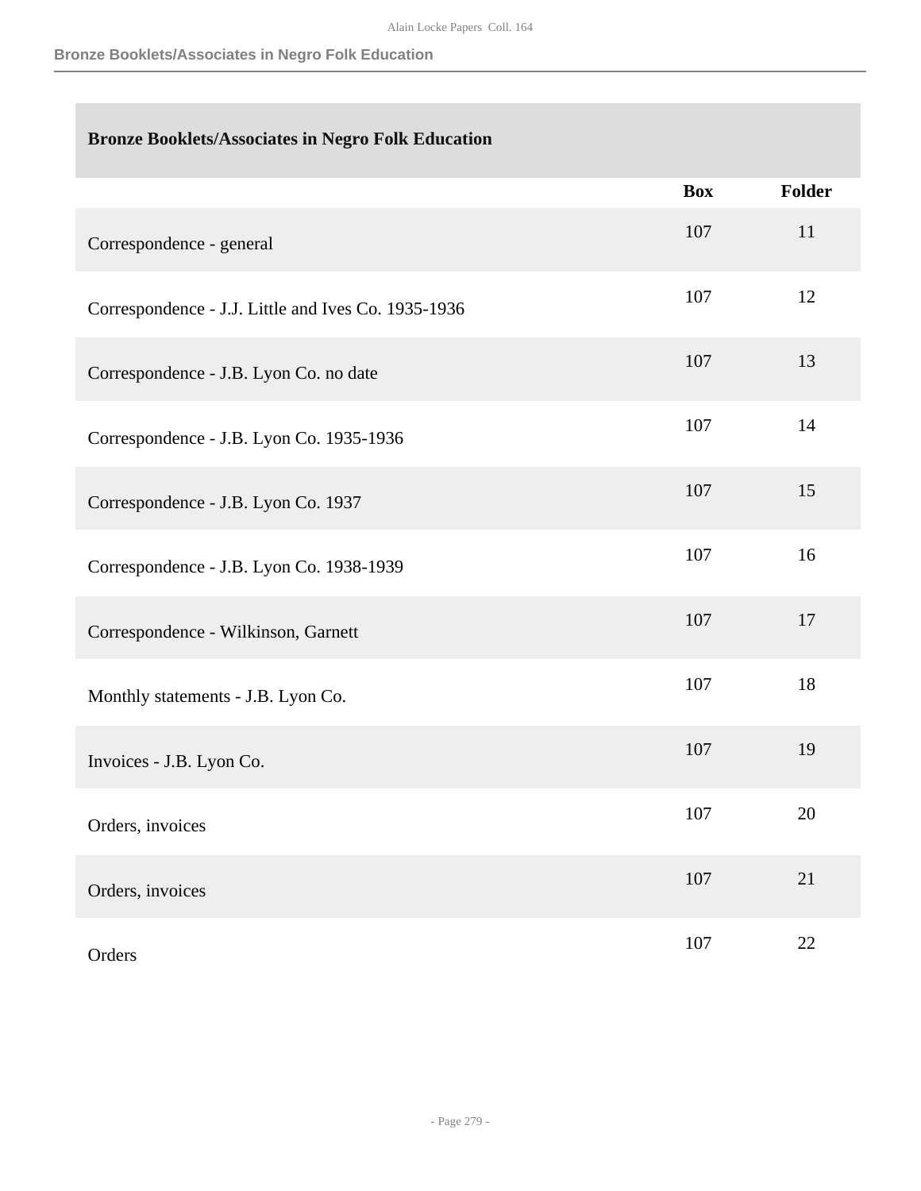## Bronze Booklets/Associates in Negro Folk Education

| | Box | Folder |
|---|---|---|
| Correspondence - general | 107 | 11 |
| Correspondence - J.J. Little and Ives Co. 1935-1936 | 107 | 12 |
| Correspondence - J.B. Lyon Co. no date | 107 | 13 |
| Correspondence - J.B. Lyon Co. 1935-1936 | 107 | 14 |
| Correspondence - J.B. Lyon Co. 1937 | 107 | 15 |
| Correspondence - J.B. Lyon Co. 1938-1939 | 107 | 16 |
| Correspondence - Wilkinson, Garnett | 107 | 17 |
| Monthly statements - J.B. Lyon Co. | 107 | 18 |
| Invoices - J.B. Lyon Co. | 107 | 19 |
| Orders, invoices | 107 | 20 |
| Orders, invoices | 107 | 21 |
| Orders | 107 | 22 |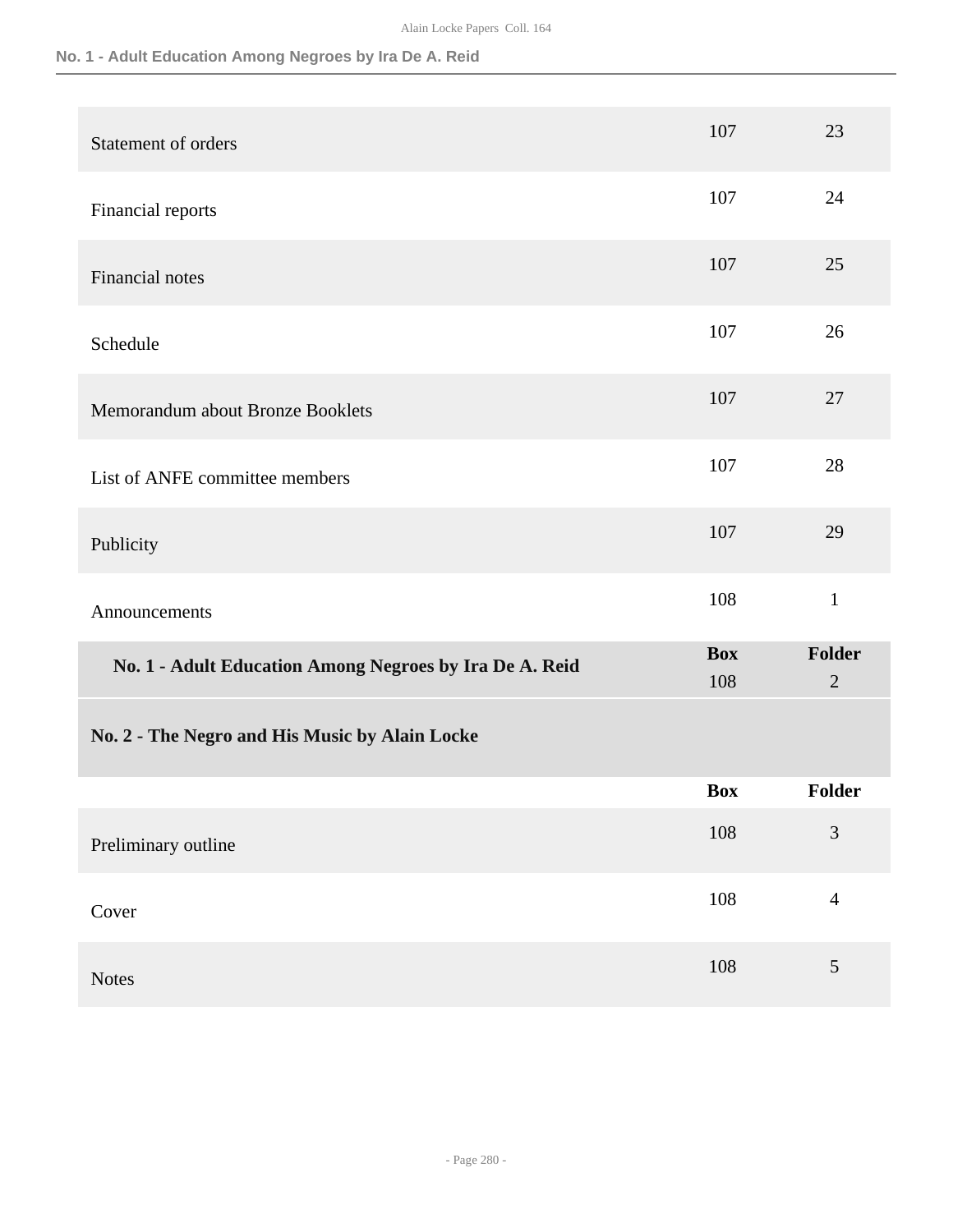| | Box | Folder |
|---|---|---|
| Statement of orders | 107 | 23 |
| Financial reports | 107 | 24 |
| Financial notes | 107 | 25 |
| Schedule | 107 | 26 |
| Memorandum about Bronze Booklets | 107 | 27 |
| List of ANFE committee members | 107 | 28 |
| Publicity | 107 | 29 |
| Announcements | 108 | 1 |

| | Box | Folder |
|---|---|---|
| **No. 1 - Adult Education Among Negroes by Ira De A. Reid** | 108 | 2 |

### No. 2 - The Negro and His Music by Alain Locke

| | Box | Folder |
|---|---|---|
| Preliminary outline | 108 | 3 |
| Cover | 108 | 4 |
| Notes | 108 | 5 |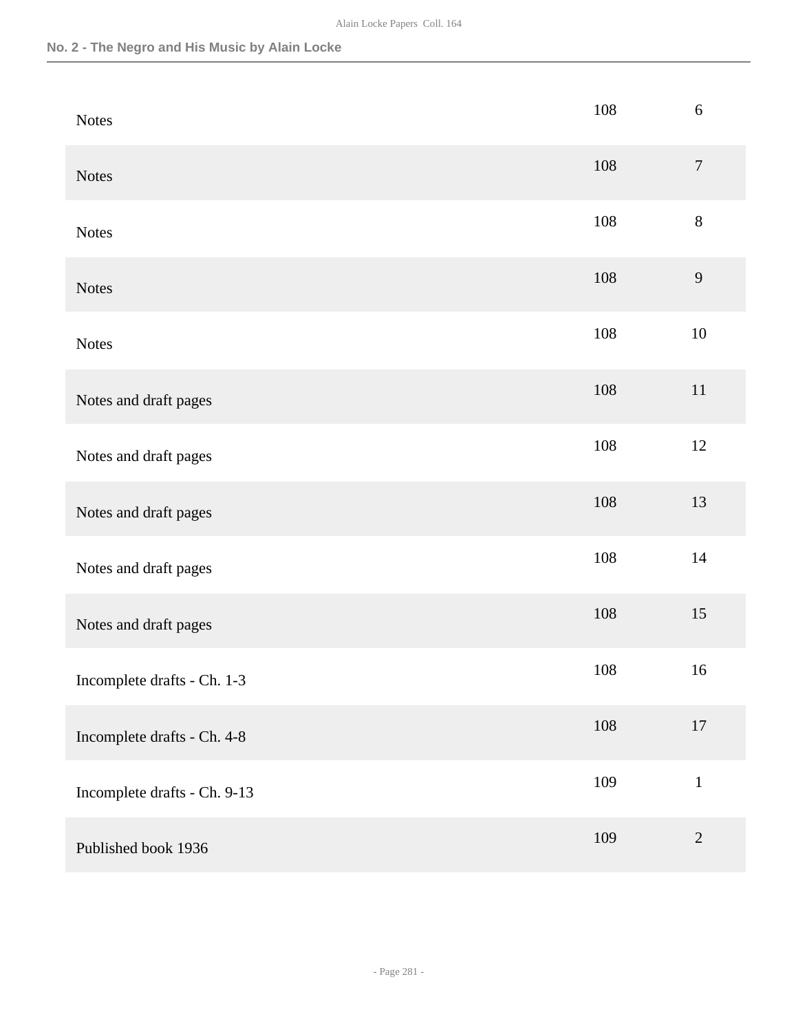| | | |
|---|---|---|
| Notes | 108 | 6 |
| Notes | 108 | 7 |
| Notes | 108 | 8 |
| Notes | 108 | 9 |
| Notes | 108 | 10 |
| Notes and draft pages | 108 | 11 |
| Notes and draft pages | 108 | 12 |
| Notes and draft pages | 108 | 13 |
| Notes and draft pages | 108 | 14 |
| Notes and draft pages | 108 | 15 |
| Incomplete drafts - Ch. 1-3 | 108 | 16 |
| Incomplete drafts - Ch. 4-8 | 108 | 17 |
| Incomplete drafts - Ch. 9-13 | 109 | 1 |
| Published book 1936 | 109 | 2 |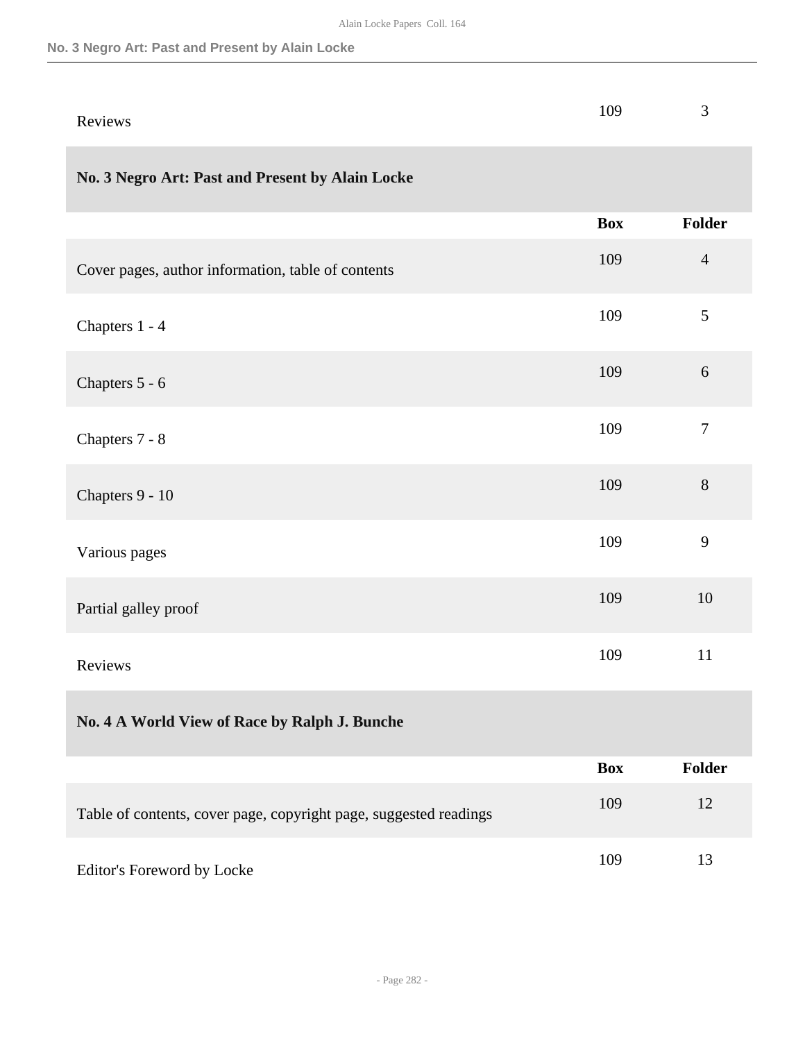| | Box | Folder |
|---|---|---|
| Reviews | 109 | 3 |

## No. 3 Negro Art: Past and Present by Alain Locke

| | Box | Folder |
|---|---|---|
| Cover pages, author information, table of contents | 109 | 4 |
| Chapters 1 - 4 | 109 | 5 |
| Chapters 5 - 6 | 109 | 6 |
| Chapters 7 - 8 | 109 | 7 |
| Chapters 9 - 10 | 109 | 8 |
| Various pages | 109 | 9 |
| Partial galley proof | 109 | 10 |
| Reviews | 109 | 11 |

## No. 4 A World View of Race by Ralph J. Bunche

| | Box | Folder |
|---|---|---|
| Table of contents, cover page, copyright page, suggested readings | 109 | 12 |
| Editor's Foreword by Locke | 109 | 13 |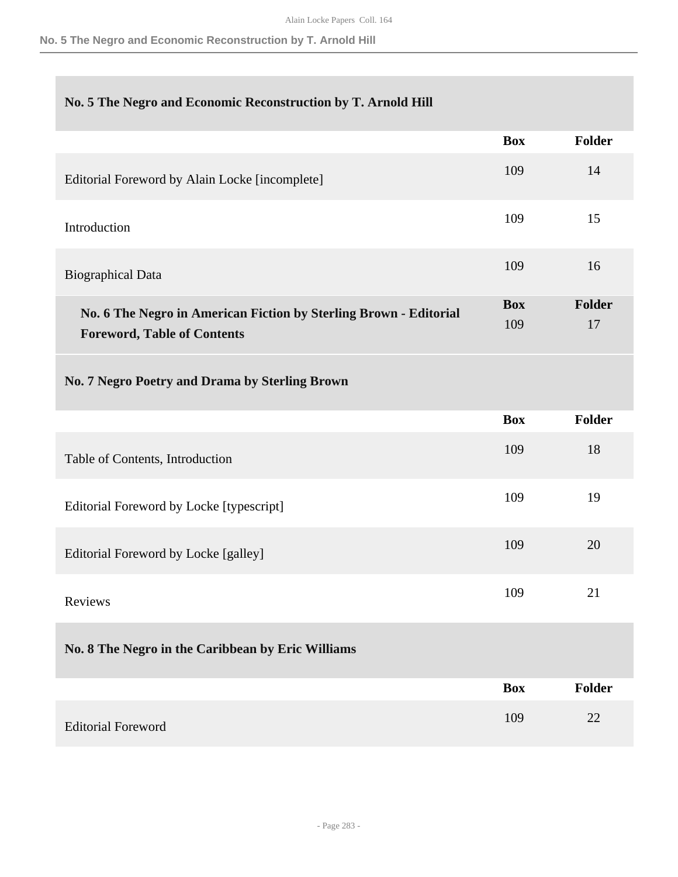### No. 5 The Negro and Economic Reconstruction by T. Arnold Hill

| | Box | Folder |
|---|---|---|
| Editorial Foreword by Alain Locke [incomplete] | 109 | 14 |
| Introduction | 109 | 15 |
| Biographical Data | 109 | 16 |

| | Box | Folder |
|---|---|---|
| **No. 6 The Negro in American Fiction by Sterling Brown - Editorial Foreword, Table of Contents** | 109 | 17 |

### No. 7 Negro Poetry and Drama by Sterling Brown

| | Box | Folder |
|---|---|---|
| Table of Contents, Introduction | 109 | 18 |
| Editorial Foreword by Locke [typescript] | 109 | 19 |
| Editorial Foreword by Locke [galley] | 109 | 20 |
| Reviews | 109 | 21 |

### No. 8 The Negro in the Caribbean by Eric Williams

| | Box | Folder |
|---|---|---|
| Editorial Foreword | 109 | 22 |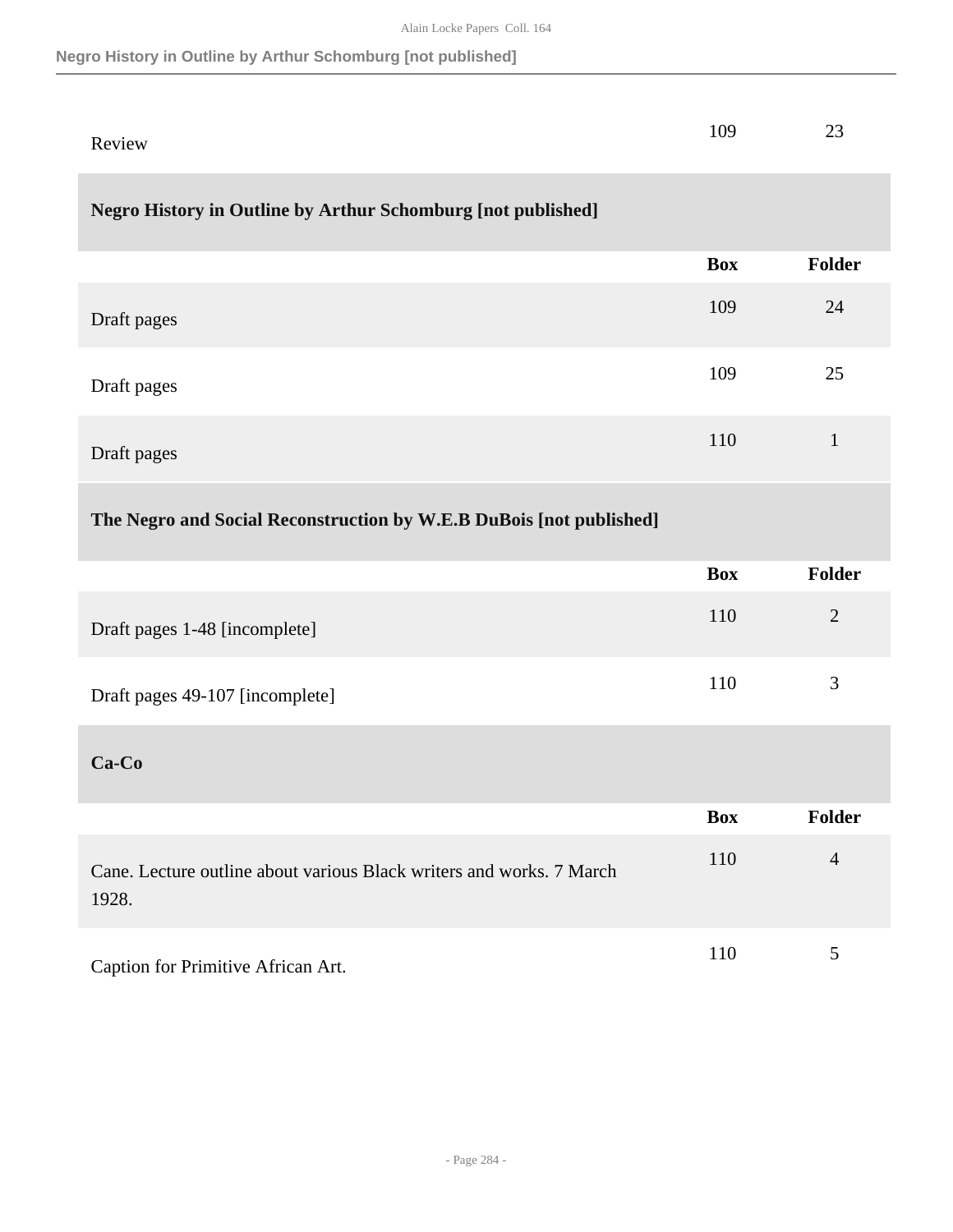| | Box | Folder |
|---|---|---|
| Review | 109 | 23 |

## Negro History in Outline by Arthur Schomburg [not published]

| | Box | Folder |
|---|---|---|
| Draft pages | 109 | 24 |
| Draft pages | 109 | 25 |
| Draft pages | 110 | 1 |

## The Negro and Social Reconstruction by W.E.B DuBois [not published]

| | Box | Folder |
|---|---|---|
| Draft pages 1-48 [incomplete] | 110 | 2 |
| Draft pages 49-107 [incomplete] | 110 | 3 |

## Ca-Co

| | Box | Folder |
|---|---|---|
| Cane. Lecture outline about various Black writers and works. 7 March 1928. | 110 | 4 |
| Caption for Primitive African Art. | 110 | 5 |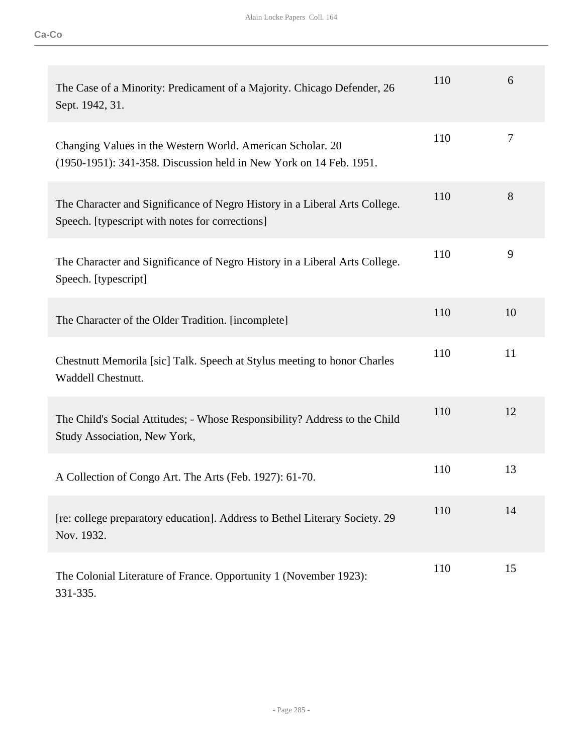| | | |
|---|---|---|
| The Case of a Minority: Predicament of a Majority. Chicago Defender, 26 Sept. 1942, 31. | 110 | 6 |
| Changing Values in the Western World. American Scholar. 20 (1950-1951): 341-358. Discussion held in New York on 14 Feb. 1951. | 110 | 7 |
| The Character and Significance of Negro History in a Liberal Arts College. Speech. [typescript with notes for corrections] | 110 | 8 |
| The Character and Significance of Negro History in a Liberal Arts College. Speech. [typescript] | 110 | 9 |
| The Character of the Older Tradition. [incomplete] | 110 | 10 |
| Chestnutt Memorila [sic] Talk. Speech at Stylus meeting to honor Charles Waddell Chestnutt. | 110 | 11 |
| The Child's Social Attitudes; - Whose Responsibility? Address to the Child Study Association, New York, | 110 | 12 |
| A Collection of Congo Art. The Arts (Feb. 1927): 61-70. | 110 | 13 |
| [re: college preparatory education]. Address to Bethel Literary Society. 29 Nov. 1932. | 110 | 14 |
| The Colonial Literature of France. Opportunity 1 (November 1923): 331-335. | 110 | 15 |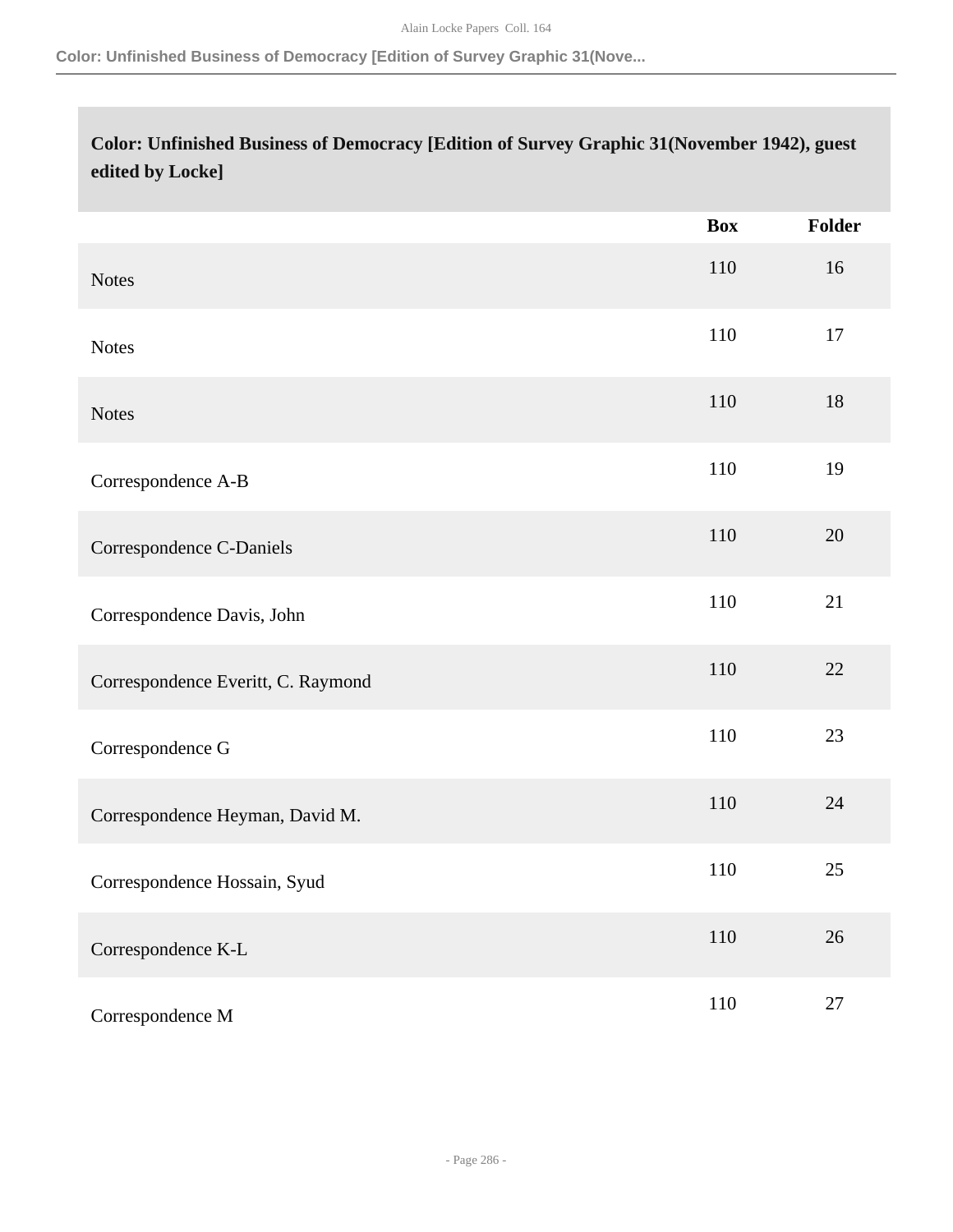## Color: Unfinished Business of Democracy [Edition of Survey Graphic 31(November 1942), guest edited by Locke]

| | Box | Folder |
|---|---|---|
| Notes | 110 | 16 |
| Notes | 110 | 17 |
| Notes | 110 | 18 |
| Correspondence A-B | 110 | 19 |
| Correspondence C-Daniels | 110 | 20 |
| Correspondence Davis, John | 110 | 21 |
| Correspondence Everitt, C. Raymond | 110 | 22 |
| Correspondence G | 110 | 23 |
| Correspondence Heyman, David M. | 110 | 24 |
| Correspondence Hossain, Syud | 110 | 25 |
| Correspondence K-L | 110 | 26 |
| Correspondence M | 110 | 27 |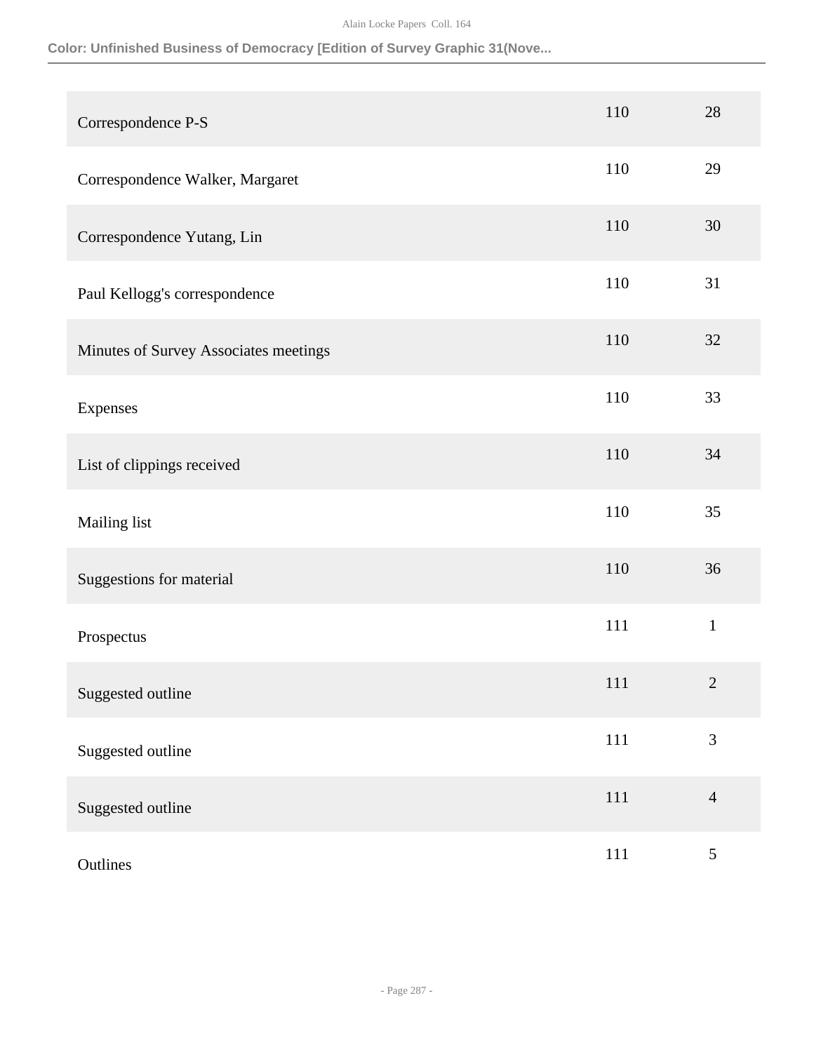| | | |
|---|---|---|
| Correspondence P-S | 110 | 28 |
| Correspondence Walker, Margaret | 110 | 29 |
| Correspondence Yutang, Lin | 110 | 30 |
| Paul Kellogg's correspondence | 110 | 31 |
| Minutes of Survey Associates meetings | 110 | 32 |
| Expenses | 110 | 33 |
| List of clippings received | 110 | 34 |
| Mailing list | 110 | 35 |
| Suggestions for material | 110 | 36 |
| Prospectus | 111 | 1 |
| Suggested outline | 111 | 2 |
| Suggested outline | 111 | 3 |
| Suggested outline | 111 | 4 |
| Outlines | 111 | 5 |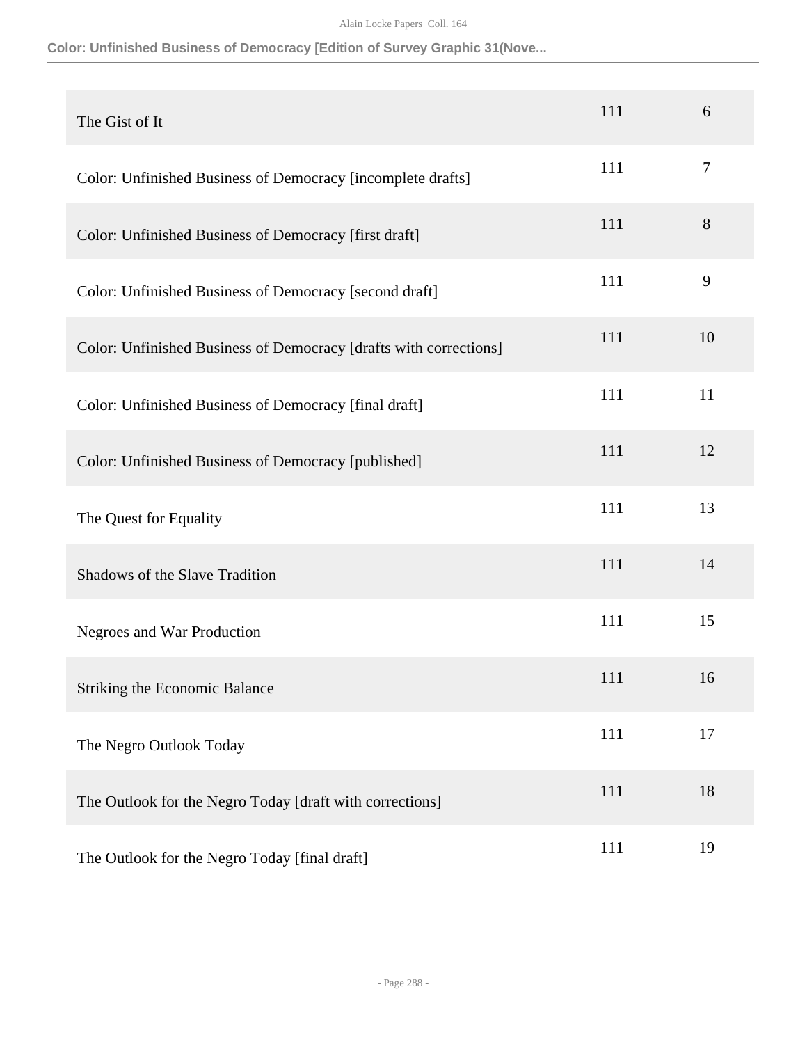| | | |
|---|---|---|
| The Gist of It | 111 | 6 |
| Color: Unfinished Business of Democracy [incomplete drafts] | 111 | 7 |
| Color: Unfinished Business of Democracy [first draft] | 111 | 8 |
| Color: Unfinished Business of Democracy [second draft] | 111 | 9 |
| Color: Unfinished Business of Democracy [drafts with corrections] | 111 | 10 |
| Color: Unfinished Business of Democracy [final draft] | 111 | 11 |
| Color: Unfinished Business of Democracy [published] | 111 | 12 |
| The Quest for Equality | 111 | 13 |
| Shadows of the Slave Tradition | 111 | 14 |
| Negroes and War Production | 111 | 15 |
| Striking the Economic Balance | 111 | 16 |
| The Negro Outlook Today | 111 | 17 |
| The Outlook for the Negro Today [draft with corrections] | 111 | 18 |
| The Outlook for the Negro Today [final draft] | 111 | 19 |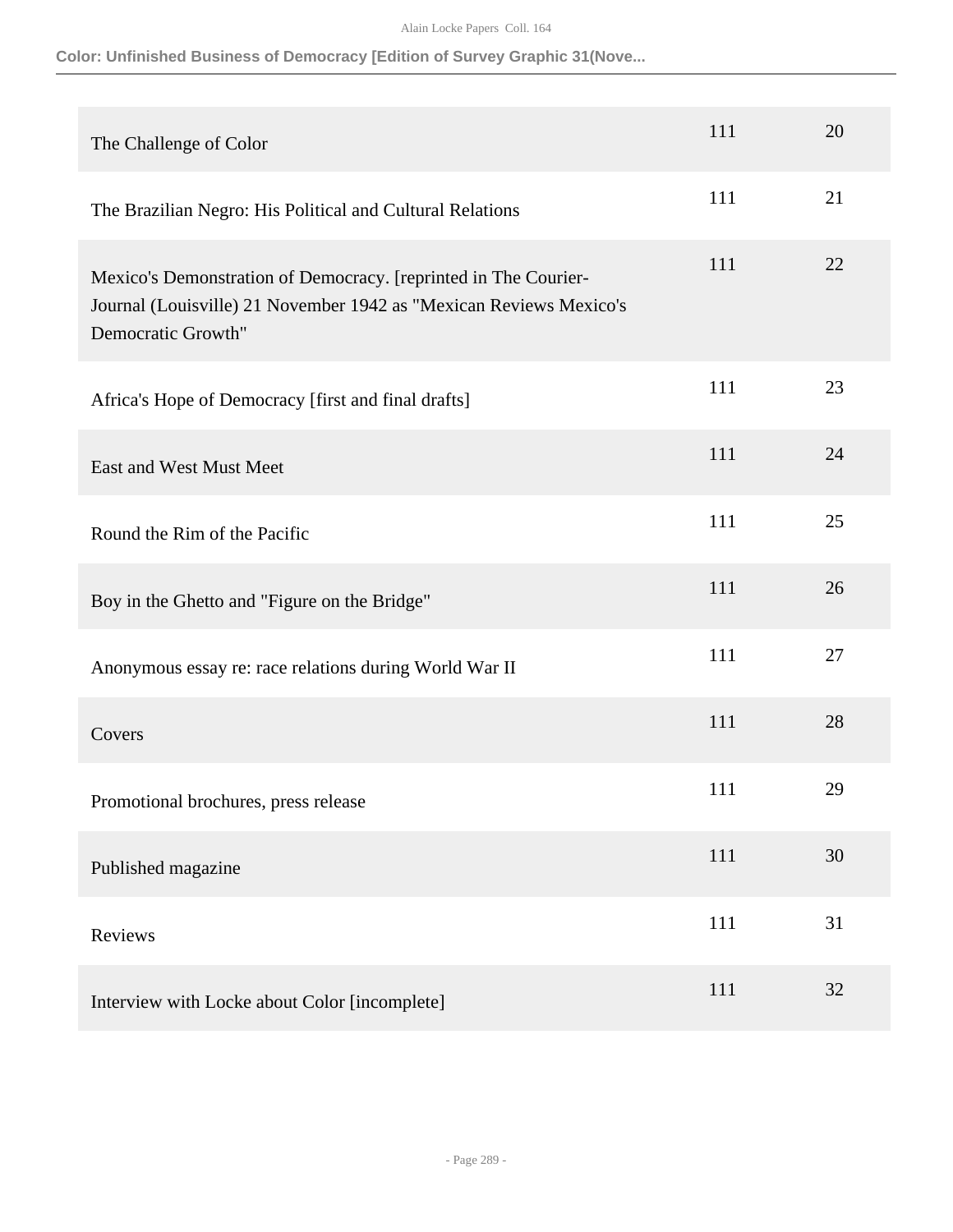| | | |
|---|---|---|
| The Challenge of Color | 111 | 20 |
| The Brazilian Negro: His Political and Cultural Relations | 111 | 21 |
| Mexico's Demonstration of Democracy. [reprinted in The Courier-Journal (Louisville) 21 November 1942 as "Mexican Reviews Mexico's Democratic Growth" | 111 | 22 |
| Africa's Hope of Democracy [first and final drafts] | 111 | 23 |
| East and West Must Meet | 111 | 24 |
| Round the Rim of the Pacific | 111 | 25 |
| Boy in the Ghetto and "Figure on the Bridge" | 111 | 26 |
| Anonymous essay re: race relations during World War II | 111 | 27 |
| Covers | 111 | 28 |
| Promotional brochures, press release | 111 | 29 |
| Published magazine | 111 | 30 |
| Reviews | 111 | 31 |
| Interview with Locke about Color [incomplete] | 111 | 32 |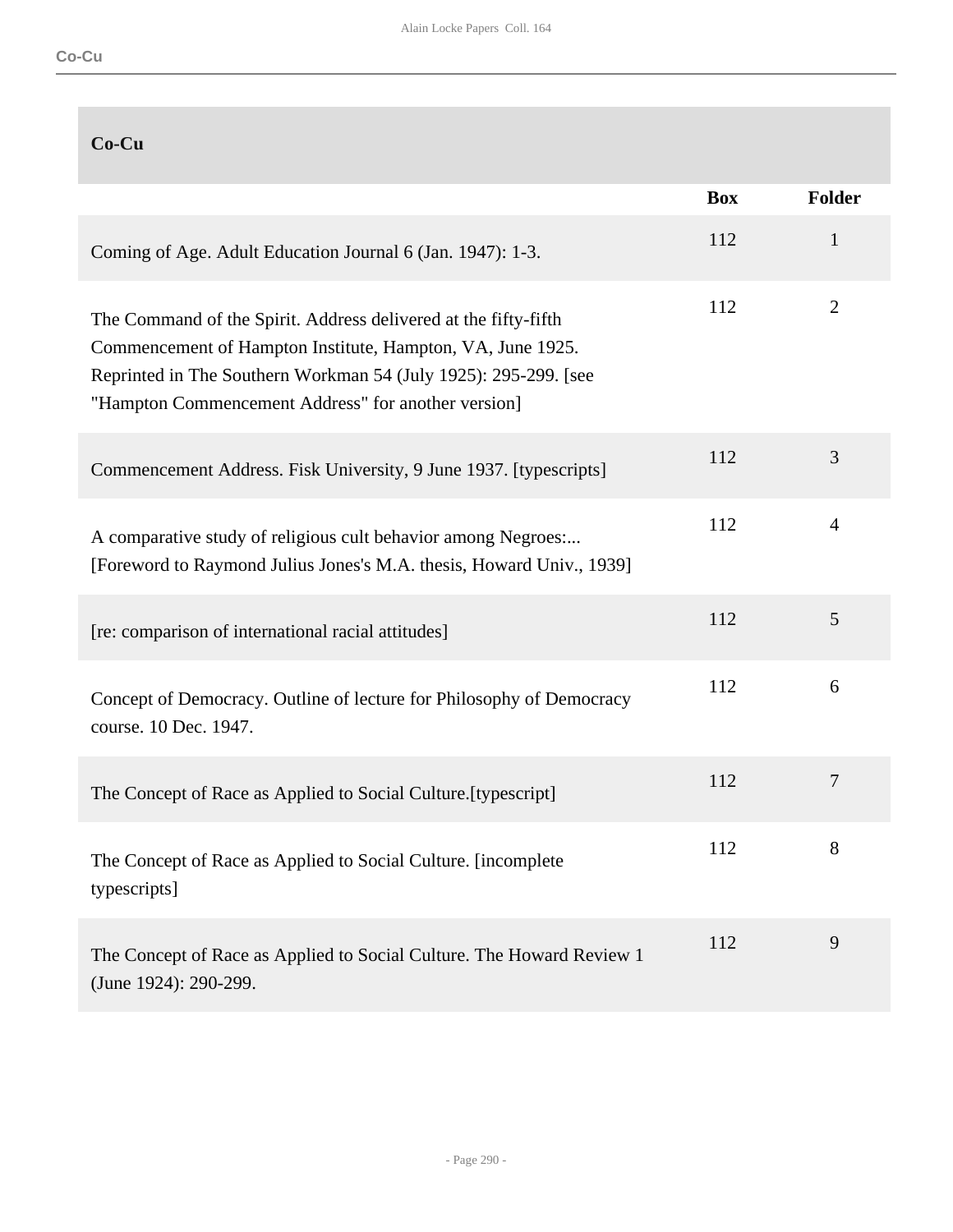## Co-Cu

| | Box | Folder |
|---|---|---|
| Coming of Age. Adult Education Journal 6 (Jan. 1947): 1-3. | 112 | 1 |
| The Command of the Spirit. Address delivered at the fifty-fifth Commencement of Hampton Institute, Hampton, VA, June 1925. Reprinted in The Southern Workman 54 (July 1925): 295-299. [see "Hampton Commencement Address" for another version] | 112 | 2 |
| Commencement Address. Fisk University, 9 June 1937. [typescripts] | 112 | 3 |
| A comparative study of religious cult behavior among Negroes:... [Foreword to Raymond Julius Jones's M.A. thesis, Howard Univ., 1939] | 112 | 4 |
| [re: comparison of international racial attitudes] | 112 | 5 |
| Concept of Democracy. Outline of lecture for Philosophy of Democracy course. 10 Dec. 1947. | 112 | 6 |
| The Concept of Race as Applied to Social Culture.[typescript] | 112 | 7 |
| The Concept of Race as Applied to Social Culture. [incomplete typescripts] | 112 | 8 |
| The Concept of Race as Applied to Social Culture. The Howard Review 1 (June 1924): 290-299. | 112 | 9 |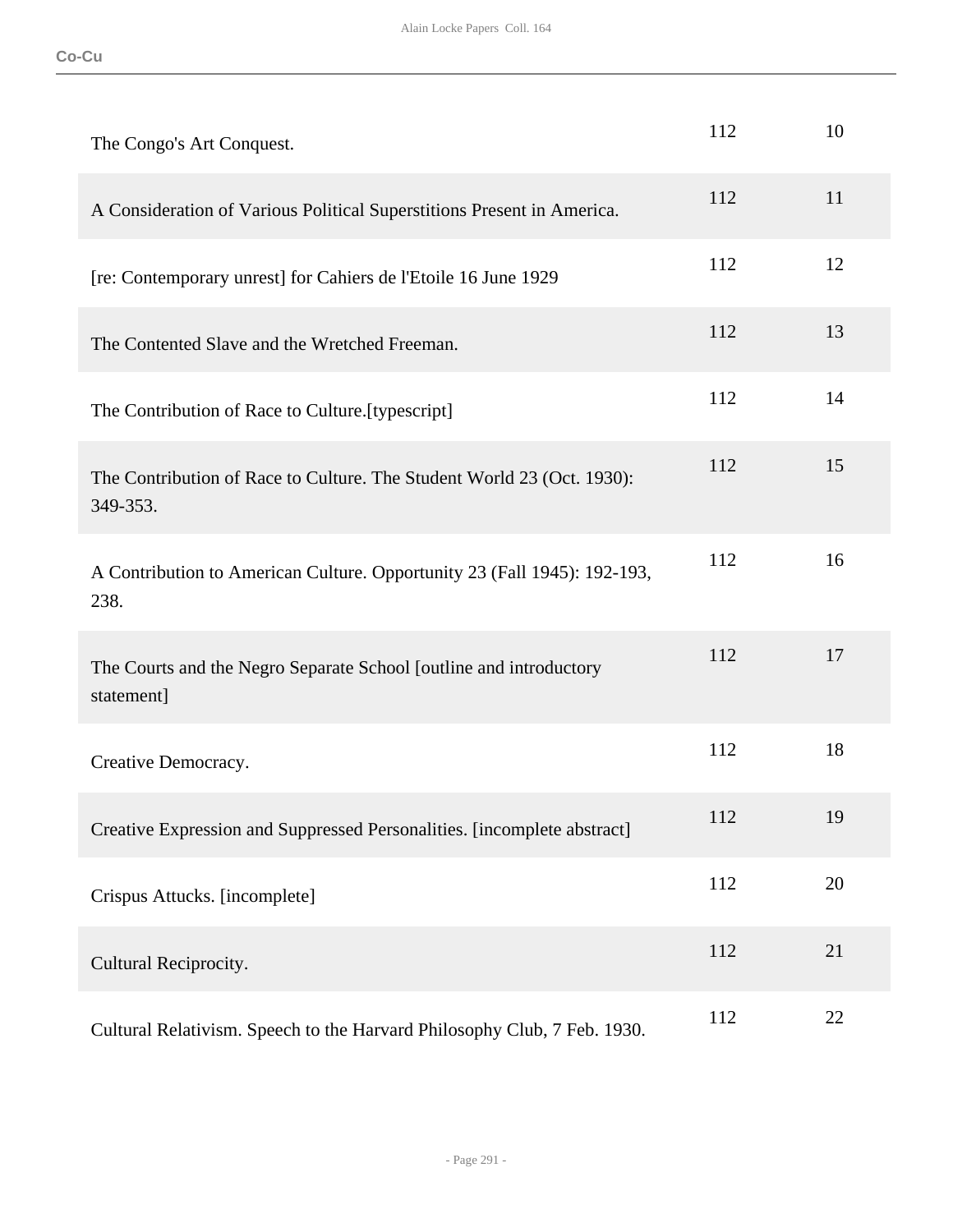| | | |
|---|---|---|
| The Congo's Art Conquest. | 112 | 10 |
| A Consideration of Various Political Superstitions Present in America. | 112 | 11 |
| [re: Contemporary unrest] for Cahiers de l'Etoile 16 June 1929 | 112 | 12 |
| The Contented Slave and the Wretched Freeman. | 112 | 13 |
| The Contribution of Race to Culture.[typescript] | 112 | 14 |
| The Contribution of Race to Culture. The Student World 23 (Oct. 1930): 349-353. | 112 | 15 |
| A Contribution to American Culture. Opportunity 23 (Fall 1945): 192-193, 238. | 112 | 16 |
| The Courts and the Negro Separate School [outline and introductory statement] | 112 | 17 |
| Creative Democracy. | 112 | 18 |
| Creative Expression and Suppressed Personalities. [incomplete abstract] | 112 | 19 |
| Crispus Attucks. [incomplete] | 112 | 20 |
| Cultural Reciprocity. | 112 | 21 |
| Cultural Relativism. Speech to the Harvard Philosophy Club, 7 Feb. 1930. | 112 | 22 |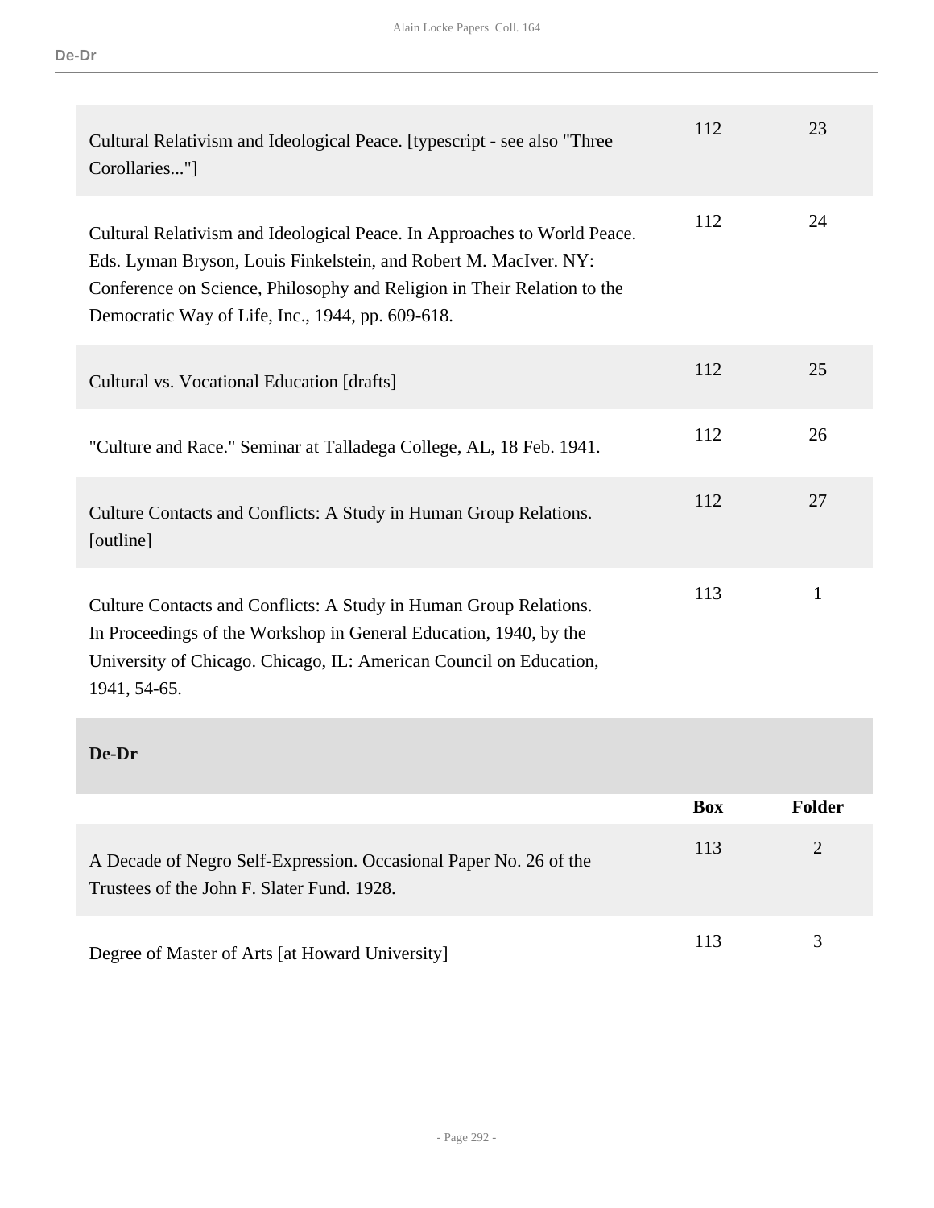| | Box | Folder |
|---|---|---|
| Cultural Relativism and Ideological Peace. [typescript - see also "Three Corollaries..."] | 112 | 23 |
| Cultural Relativism and Ideological Peace. In Approaches to World Peace. Eds. Lyman Bryson, Louis Finkelstein, and Robert M. MacIver. NY: Conference on Science, Philosophy and Religion in Their Relation to the Democratic Way of Life, Inc., 1944, pp. 609-618. | 112 | 24 |
| Cultural vs. Vocational Education [drafts] | 112 | 25 |
| "Culture and Race." Seminar at Talladega College, AL, 18 Feb. 1941. | 112 | 26 |
| Culture Contacts and Conflicts: A Study in Human Group Relations. [outline] | 112 | 27 |
| Culture Contacts and Conflicts: A Study in Human Group Relations. In Proceedings of the Workshop in General Education, 1940, by the University of Chicago. Chicago, IL: American Council on Education, 1941, 54-65. | 113 | 1 |

## De-Dr

| | Box | Folder |
|---|---|---|
| A Decade of Negro Self-Expression. Occasional Paper No. 26 of the Trustees of the John F. Slater Fund. 1928. | 113 | 2 |
| Degree of Master of Arts [at Howard University] | 113 | 3 |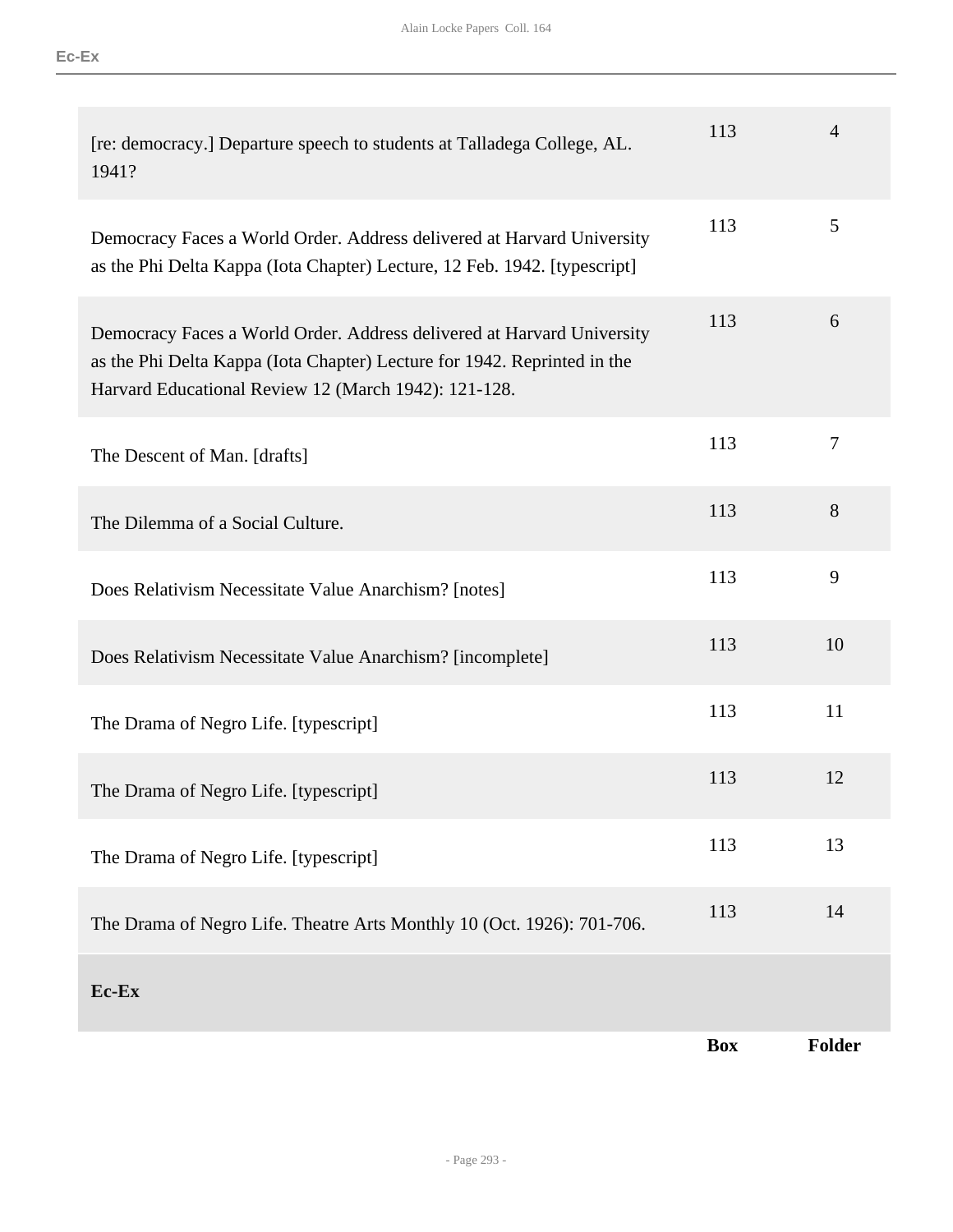| | Box | Folder |
|---|---|---|
| [re: democracy.] Departure speech to students at Talladega College, AL. 1941? | 113 | 4 |
| Democracy Faces a World Order. Address delivered at Harvard University as the Phi Delta Kappa (Iota Chapter) Lecture, 12 Feb. 1942. [typescript] | 113 | 5 |
| Democracy Faces a World Order. Address delivered at Harvard University as the Phi Delta Kappa (Iota Chapter) Lecture for 1942. Reprinted in the Harvard Educational Review 12 (March 1942): 121-128. | 113 | 6 |
| The Descent of Man. [drafts] | 113 | 7 |
| The Dilemma of a Social Culture. | 113 | 8 |
| Does Relativism Necessitate Value Anarchism? [notes] | 113 | 9 |
| Does Relativism Necessitate Value Anarchism? [incomplete] | 113 | 10 |
| The Drama of Negro Life. [typescript] | 113 | 11 |
| The Drama of Negro Life. [typescript] | 113 | 12 |
| The Drama of Negro Life. [typescript] | 113 | 13 |
| The Drama of Negro Life. Theatre Arts Monthly 10 (Oct. 1926): 701-706. | 113 | 14 |

**Ec-Ex**

| | Box | Folder |
|---|---|---|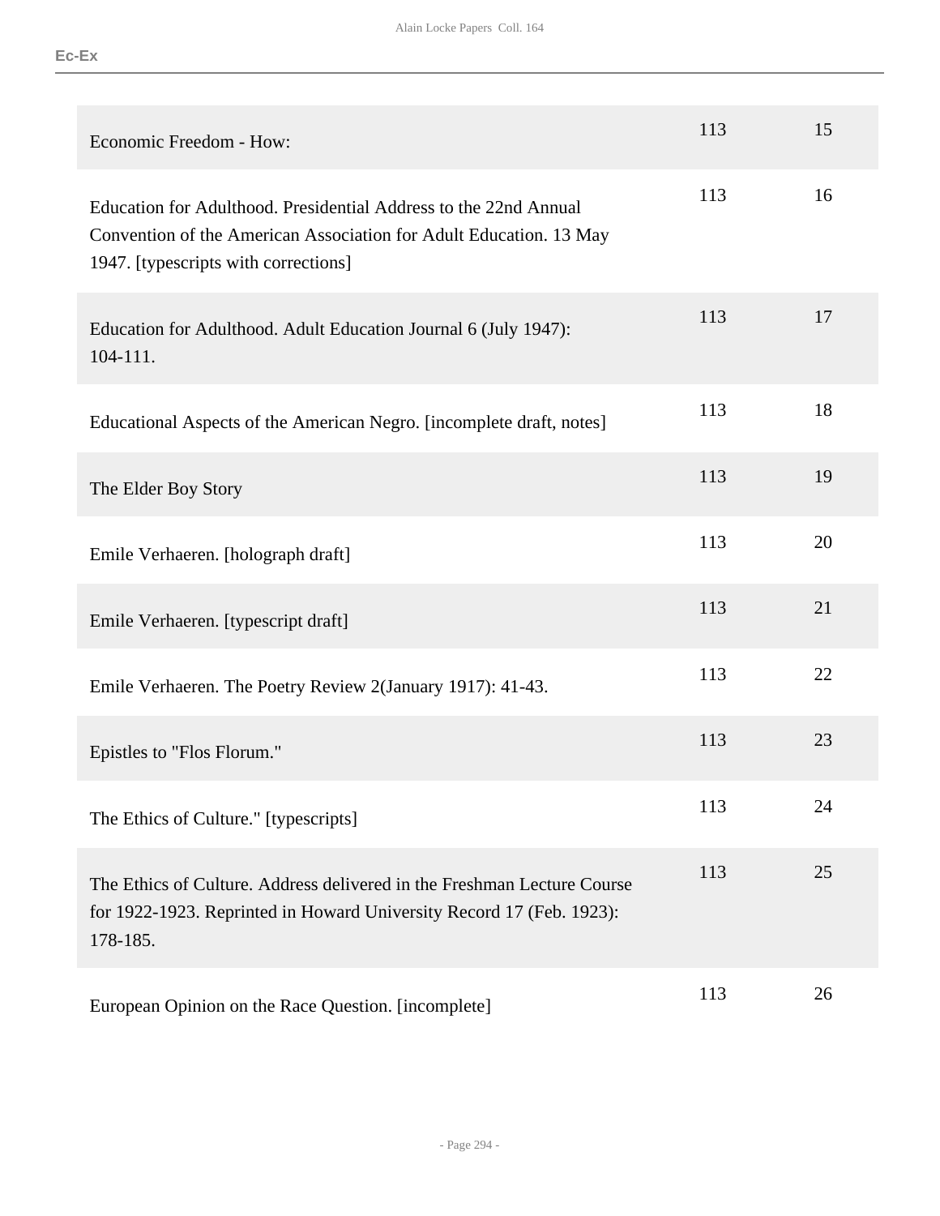| Title | Box | Folder |
| --- | --- | --- |
| Economic Freedom - How: | 113 | 15 |
| Education for Adulthood. Presidential Address to the 22nd Annual Convention of the American Association for Adult Education. 13 May 1947. [typescripts with corrections] | 113 | 16 |
| Education for Adulthood. Adult Education Journal 6 (July 1947): 104-111. | 113 | 17 |
| Educational Aspects of the American Negro. [incomplete draft, notes] | 113 | 18 |
| The Elder Boy Story | 113 | 19 |
| Emile Verhaeren. [holograph draft] | 113 | 20 |
| Emile Verhaeren. [typescript draft] | 113 | 21 |
| Emile Verhaeren. The Poetry Review 2(January 1917): 41-43. | 113 | 22 |
| Epistles to "Flos Florum." | 113 | 23 |
| The Ethics of Culture." [typescripts] | 113 | 24 |
| The Ethics of Culture. Address delivered in the Freshman Lecture Course for 1922-1923. Reprinted in Howard University Record 17 (Feb. 1923): 178-185. | 113 | 25 |
| European Opinion on the Race Question. [incomplete] | 113 | 26 |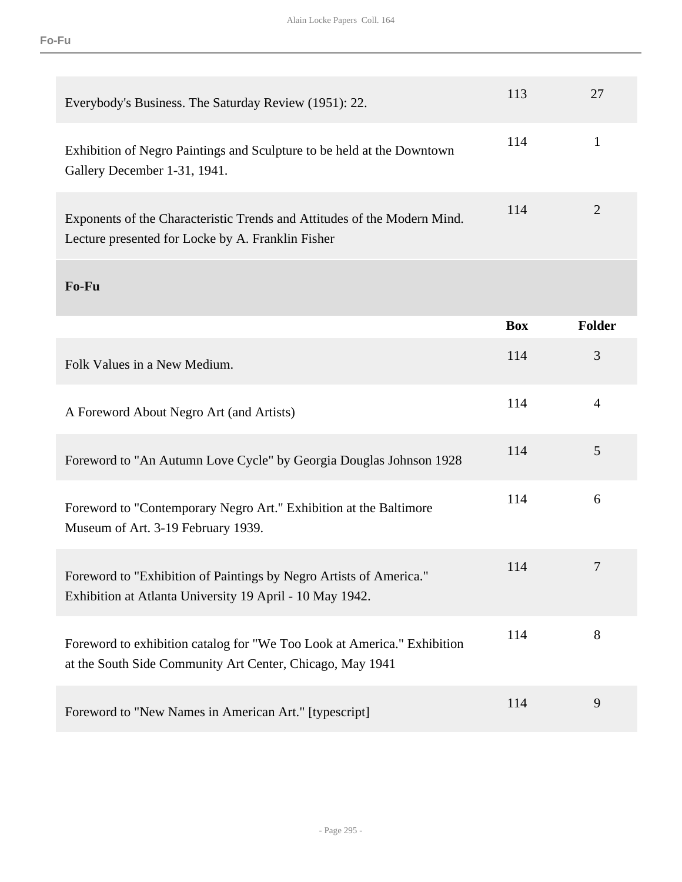| | | |
|---|---|---|
| Everybody's Business. The Saturday Review (1951): 22. | 113 | 27 |
| Exhibition of Negro Paintings and Sculpture to be held at the Downtown Gallery December 1-31, 1941. | 114 | 1 |
| Exponents of the Characteristic Trends and Attitudes of the Modern Mind. Lecture presented for Locke by A. Franklin Fisher | 114 | 2 |

## Fo-Fu

| | Box | Folder |
|---|---|---|
| Folk Values in a New Medium. | 114 | 3 |
| A Foreword About Negro Art (and Artists) | 114 | 4 |
| Foreword to "An Autumn Love Cycle" by Georgia Douglas Johnson 1928 | 114 | 5 |
| Foreword to "Contemporary Negro Art." Exhibition at the Baltimore Museum of Art. 3-19 February 1939. | 114 | 6 |
| Foreword to "Exhibition of Paintings by Negro Artists of America." Exhibition at Atlanta University 19 April - 10 May 1942. | 114 | 7 |
| Foreword to exhibition catalog for "We Too Look at America." Exhibition at the South Side Community Art Center, Chicago, May 1941 | 114 | 8 |
| Foreword to "New Names in American Art." [typescript] | 114 | 9 |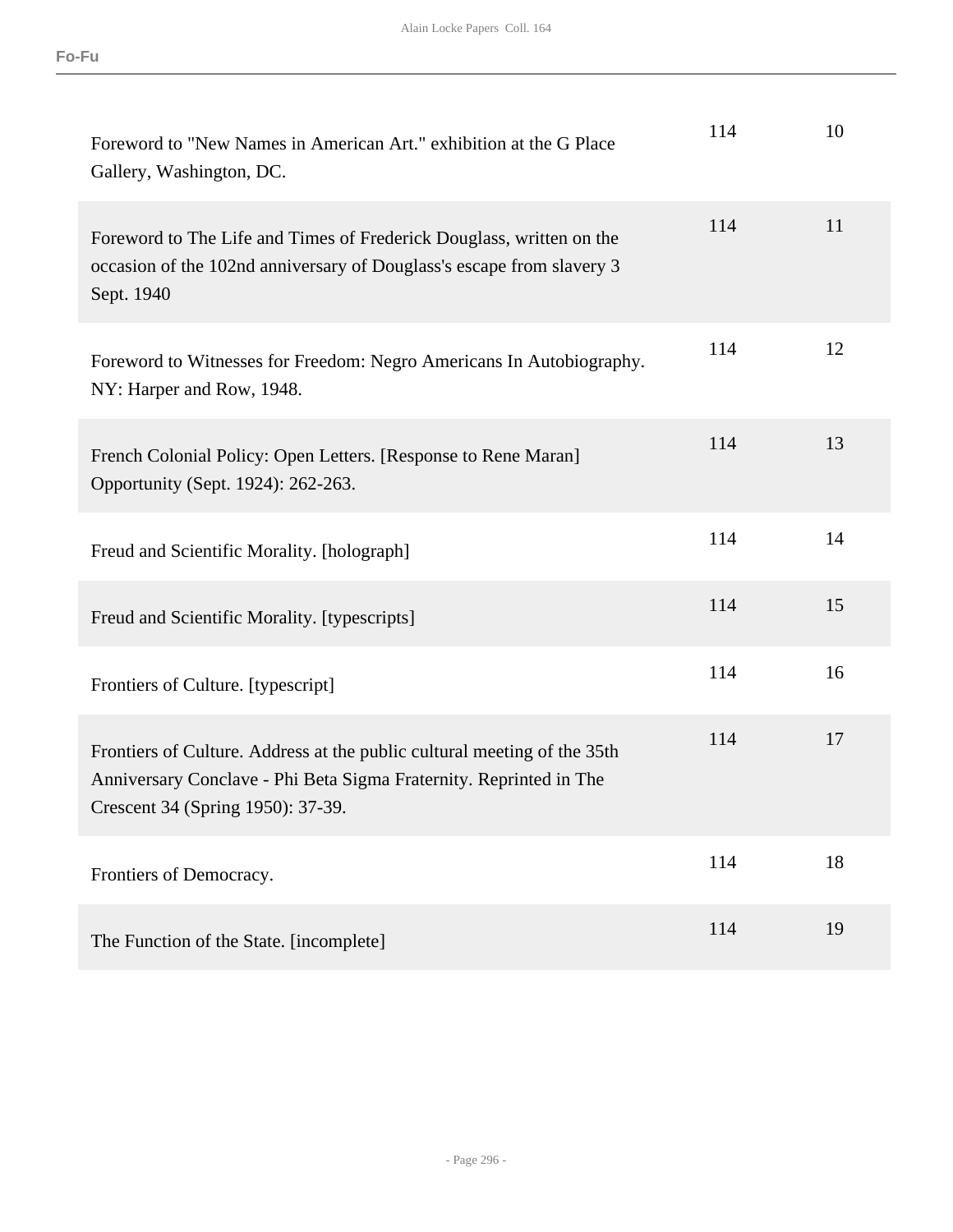| | | |
|---|---|---|
| Foreword to "New Names in American Art." exhibition at the G Place Gallery, Washington, DC. | 114 | 10 |
| Foreword to The Life and Times of Frederick Douglass, written on the occasion of the 102nd anniversary of Douglass's escape from slavery 3 Sept. 1940 | 114 | 11 |
| Foreword to Witnesses for Freedom: Negro Americans In Autobiography. NY: Harper and Row, 1948. | 114 | 12 |
| French Colonial Policy: Open Letters. [Response to Rene Maran] Opportunity (Sept. 1924): 262-263. | 114 | 13 |
| Freud and Scientific Morality. [holograph] | 114 | 14 |
| Freud and Scientific Morality. [typescripts] | 114 | 15 |
| Frontiers of Culture. [typescript] | 114 | 16 |
| Frontiers of Culture. Address at the public cultural meeting of the 35th Anniversary Conclave - Phi Beta Sigma Fraternity. Reprinted in The Crescent 34 (Spring 1950): 37-39. | 114 | 17 |
| Frontiers of Democracy. | 114 | 18 |
| The Function of the State. [incomplete] | 114 | 19 |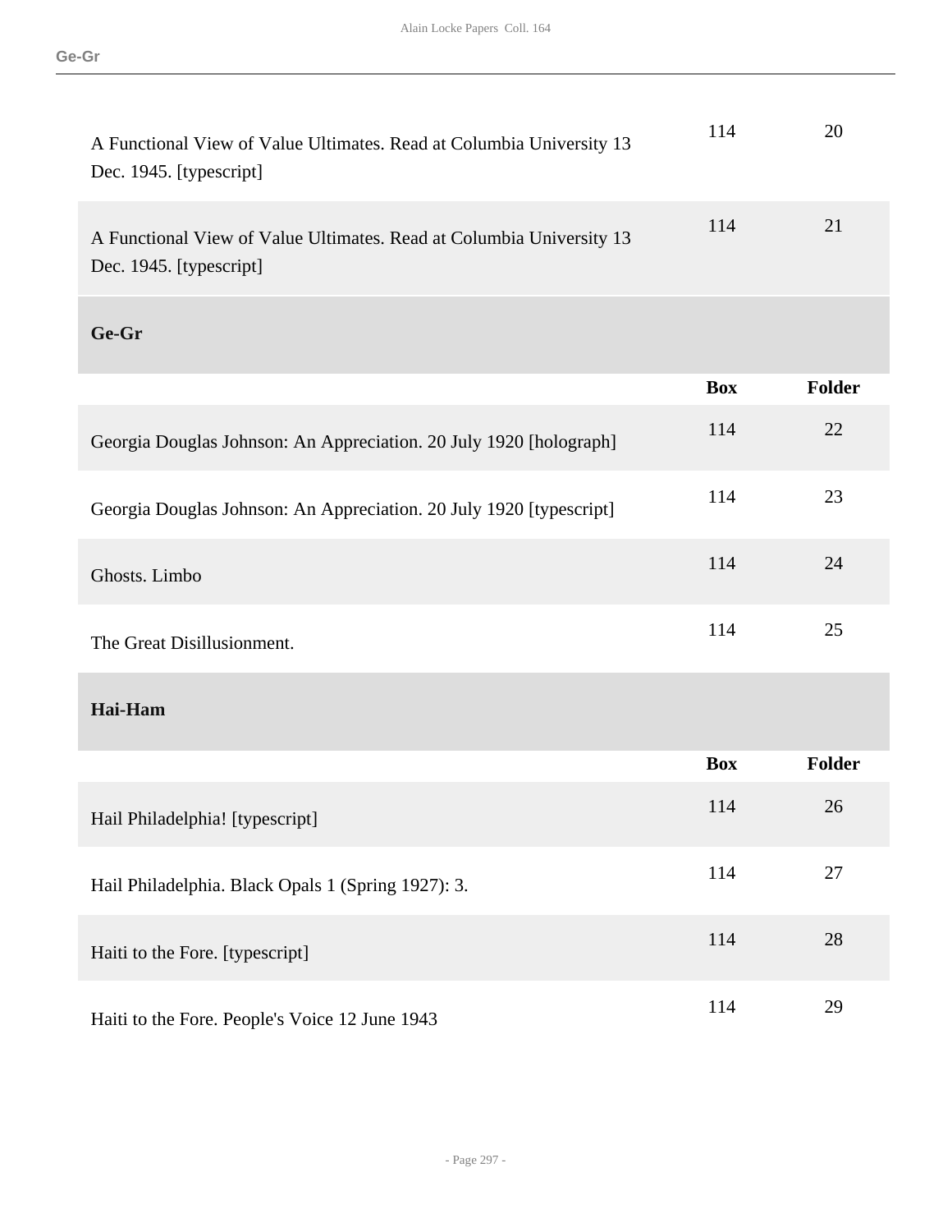| | Box | Folder |
|---|---|---|
| A Functional View of Value Ultimates. Read at Columbia University 13 Dec. 1945. [typescript] | 114 | 20 |
| A Functional View of Value Ultimates. Read at Columbia University 13 Dec. 1945. [typescript] | 114 | 21 |

### Ge-Gr

| | Box | Folder |
|---|---|---|
| Georgia Douglas Johnson: An Appreciation. 20 July 1920 [holograph] | 114 | 22 |
| Georgia Douglas Johnson: An Appreciation. 20 July 1920 [typescript] | 114 | 23 |
| Ghosts. Limbo | 114 | 24 |
| The Great Disillusionment. | 114 | 25 |

### Hai-Ham

| | Box | Folder |
|---|---|---|
| Hail Philadelphia! [typescript] | 114 | 26 |
| Hail Philadelphia. Black Opals 1 (Spring 1927): 3. | 114 | 27 |
| Haiti to the Fore. [typescript] | 114 | 28 |
| Haiti to the Fore. People's Voice 12 June 1943 | 114 | 29 |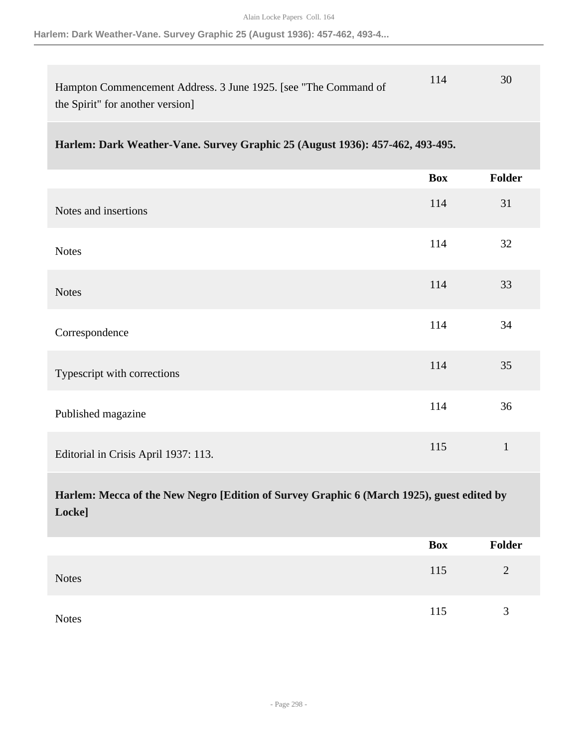| | Box | Folder |
|---|---|---|
| Hampton Commencement Address. 3 June 1925. [see "The Command of the Spirit" for another version] | 114 | 30 |

### Harlem: Dark Weather-Vane. Survey Graphic 25 (August 1936): 457-462, 493-495.

| | Box | Folder |
|---|---|---|
| Notes and insertions | 114 | 31 |
| Notes | 114 | 32 |
| Notes | 114 | 33 |
| Correspondence | 114 | 34 |
| Typescript with corrections | 114 | 35 |
| Published magazine | 114 | 36 |
| Editorial in Crisis April 1937: 113. | 115 | 1 |

### Harlem: Mecca of the New Negro [Edition of Survey Graphic 6 (March 1925), guest edited by Locke]

| | Box | Folder |
|---|---|---|
| Notes | 115 | 2 |
| Notes | 115 | 3 |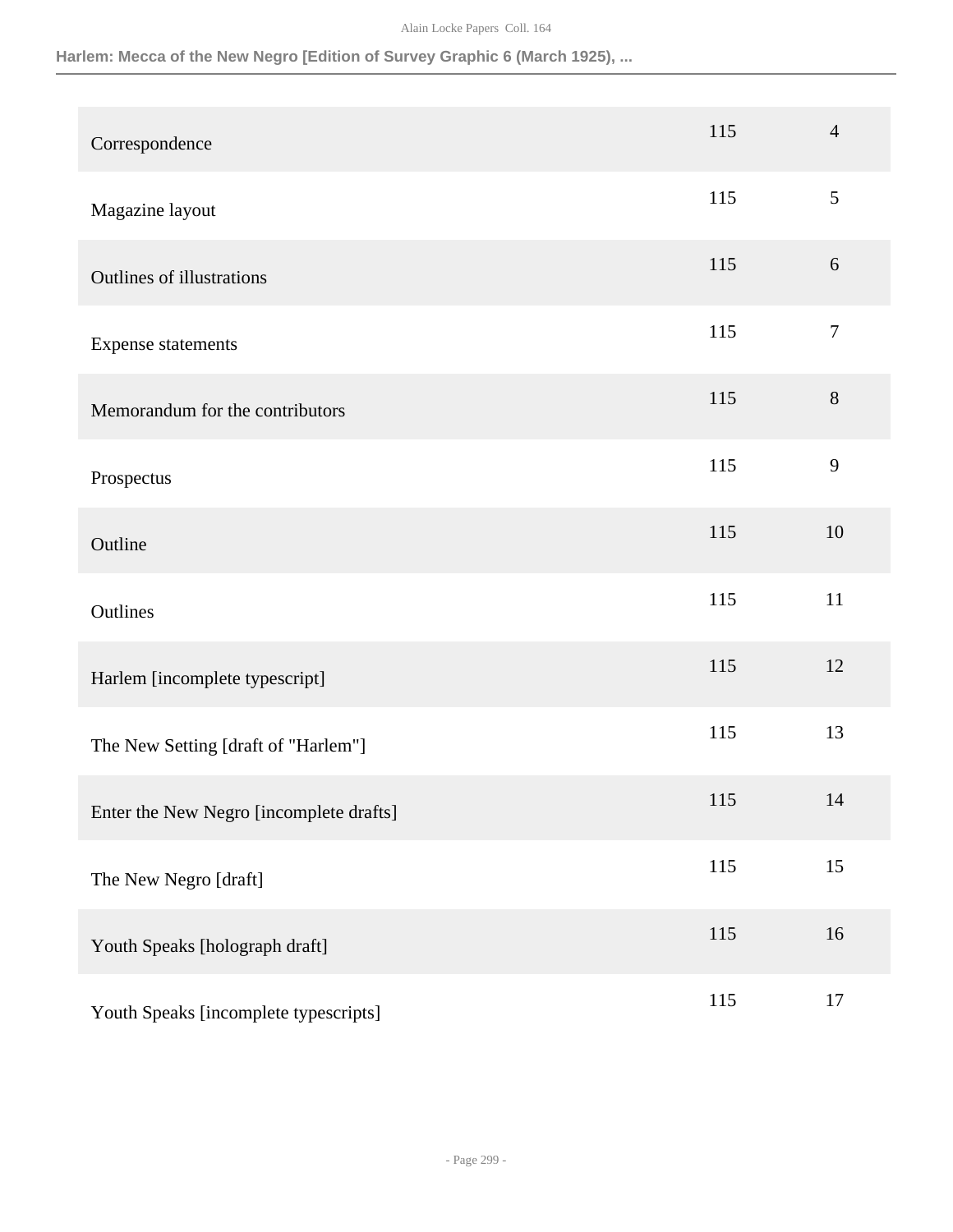| | | |
|---|---|---|
| Correspondence | 115 | 4 |
| Magazine layout | 115 | 5 |
| Outlines of illustrations | 115 | 6 |
| Expense statements | 115 | 7 |
| Memorandum for the contributors | 115 | 8 |
| Prospectus | 115 | 9 |
| Outline | 115 | 10 |
| Outlines | 115 | 11 |
| Harlem [incomplete typescript] | 115 | 12 |
| The New Setting [draft of "Harlem"] | 115 | 13 |
| Enter the New Negro [incomplete drafts] | 115 | 14 |
| The New Negro [draft] | 115 | 15 |
| Youth Speaks [holograph draft] | 115 | 16 |
| Youth Speaks [incomplete typescripts] | 115 | 17 |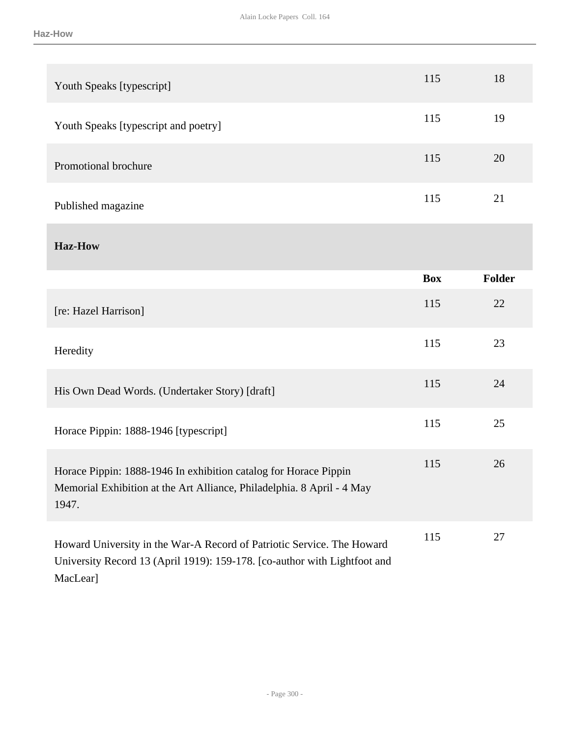| | Box | Folder |
|---|---|---|
| Youth Speaks [typescript] | 115 | 18 |
| Youth Speaks [typescript and poetry] | 115 | 19 |
| Promotional brochure | 115 | 20 |
| Published magazine | 115 | 21 |

## Haz-How

| | Box | Folder |
|---|---|---|
| [re: Hazel Harrison] | 115 | 22 |
| Heredity | 115 | 23 |
| His Own Dead Words. (Undertaker Story) [draft] | 115 | 24 |
| Horace Pippin: 1888-1946 [typescript] | 115 | 25 |
| Horace Pippin: 1888-1946 In exhibition catalog for Horace Pippin Memorial Exhibition at the Art Alliance, Philadelphia. 8 April - 4 May 1947. | 115 | 26 |
| Howard University in the War-A Record of Patriotic Service. The Howard University Record 13 (April 1919): 159-178. [co-author with Lightfoot and MacLear] | 115 | 27 |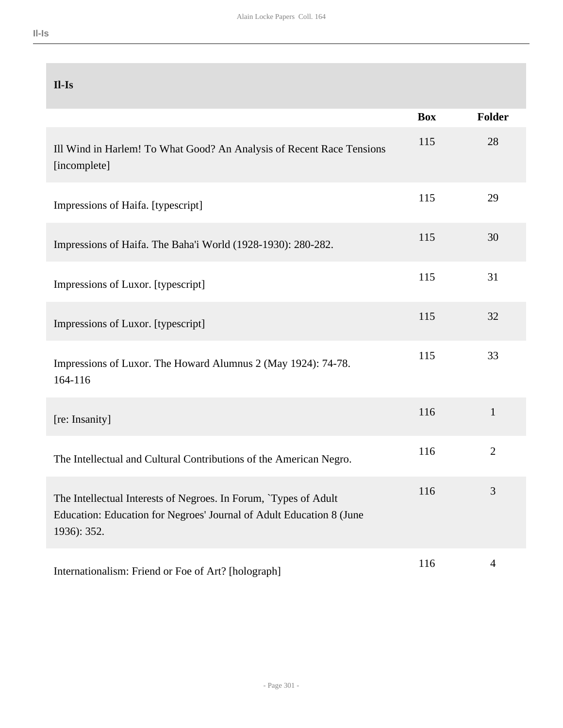## Il-Is

| | Box | Folder |
|---|---|---|
| Ill Wind in Harlem! To What Good? An Analysis of Recent Race Tensions [incomplete] | 115 | 28 |
| Impressions of Haifa. [typescript] | 115 | 29 |
| Impressions of Haifa. The Baha'i World (1928-1930): 280-282. | 115 | 30 |
| Impressions of Luxor. [typescript] | 115 | 31 |
| Impressions of Luxor. [typescript] | 115 | 32 |
| Impressions of Luxor. The Howard Alumnus 2 (May 1924): 74-78. 164-116 | 115 | 33 |
| [re: Insanity] | 116 | 1 |
| The Intellectual and Cultural Contributions of the American Negro. | 116 | 2 |
| The Intellectual Interests of Negroes. In Forum, `Types of Adult Education: Education for Negroes' Journal of Adult Education 8 (June 1936): 352. | 116 | 3 |
| Internationalism: Friend or Foe of Art? [holograph] | 116 | 4 |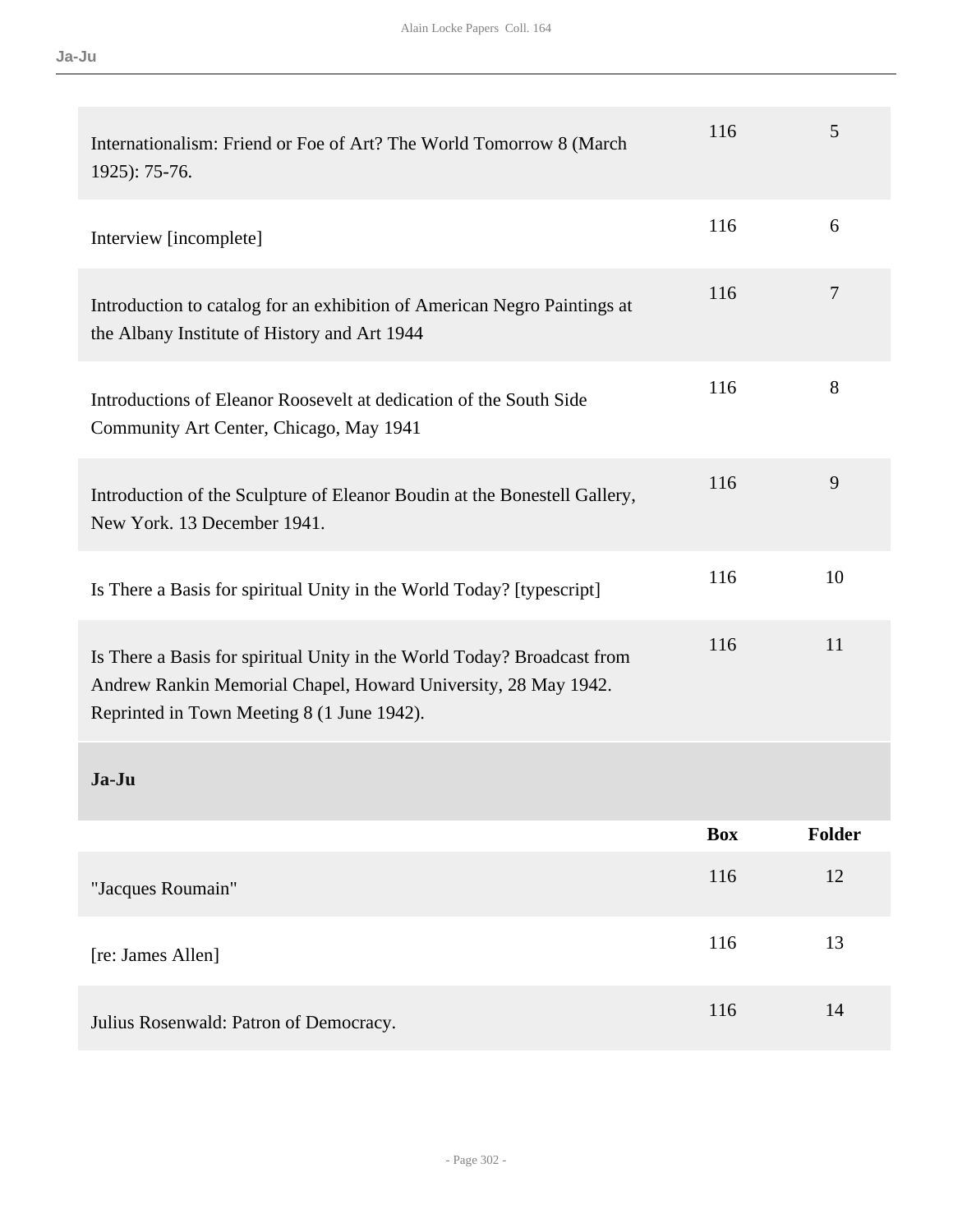| | Box | Folder |
|---|---|---|
| Internationalism: Friend or Foe of Art? The World Tomorrow 8 (March 1925): 75-76. | 116 | 5 |
| Interview [incomplete] | 116 | 6 |
| Introduction to catalog for an exhibition of American Negro Paintings at the Albany Institute of History and Art 1944 | 116 | 7 |
| Introductions of Eleanor Roosevelt at dedication of the South Side Community Art Center, Chicago, May 1941 | 116 | 8 |
| Introduction of the Sculpture of Eleanor Boudin at the Bonestell Gallery, New York. 13 December 1941. | 116 | 9 |
| Is There a Basis for spiritual Unity in the World Today? [typescript] | 116 | 10 |
| Is There a Basis for spiritual Unity in the World Today? Broadcast from Andrew Rankin Memorial Chapel, Howard University, 28 May 1942. Reprinted in Town Meeting 8 (1 June 1942). | 116 | 11 |

### Ja-Ju

| | Box | Folder |
|---|---|---|
| "Jacques Roumain" | 116 | 12 |
| [re: James Allen] | 116 | 13 |
| Julius Rosenwald: Patron of Democracy. | 116 | 14 |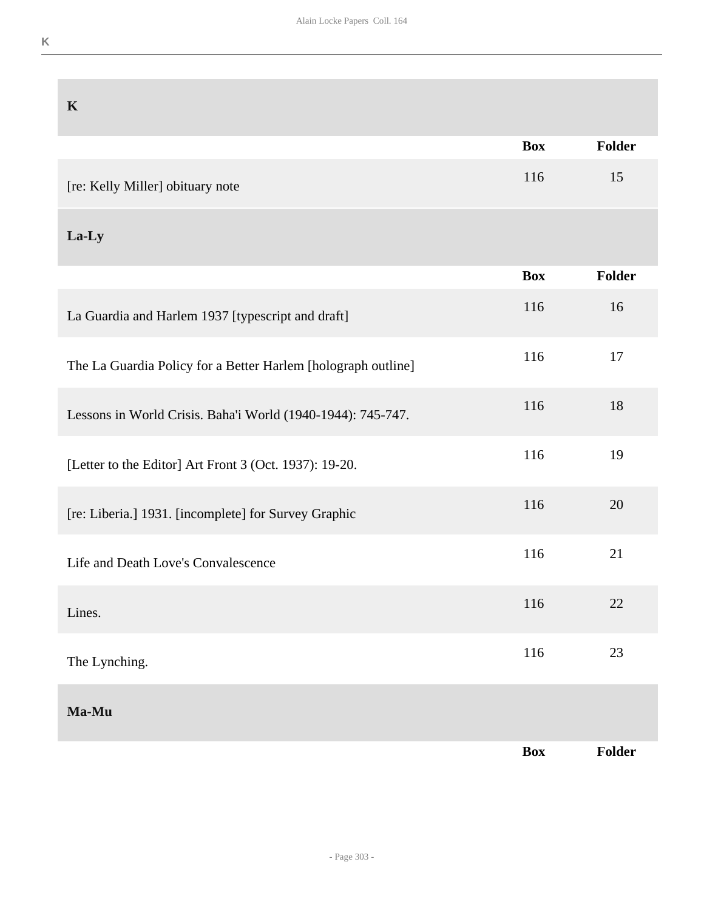## K

| | Box | Folder |
|---|---|---|
| [re: Kelly Miller] obituary note | 116 | 15 |

## La-Ly

| | Box | Folder |
|---|---|---|
| La Guardia and Harlem 1937 [typescript and draft] | 116 | 16 |
| The La Guardia Policy for a Better Harlem [holograph outline] | 116 | 17 |
| Lessons in World Crisis. Baha'i World (1940-1944): 745-747. | 116 | 18 |
| [Letter to the Editor] Art Front 3 (Oct. 1937): 19-20. | 116 | 19 |
| [re: Liberia.] 1931. [incomplete] for Survey Graphic | 116 | 20 |
| Life and Death Love's Convalescence | 116 | 21 |
| Lines. | 116 | 22 |
| The Lynching. | 116 | 23 |

## Ma-Mu

| | Box | Folder |
|---|---|---|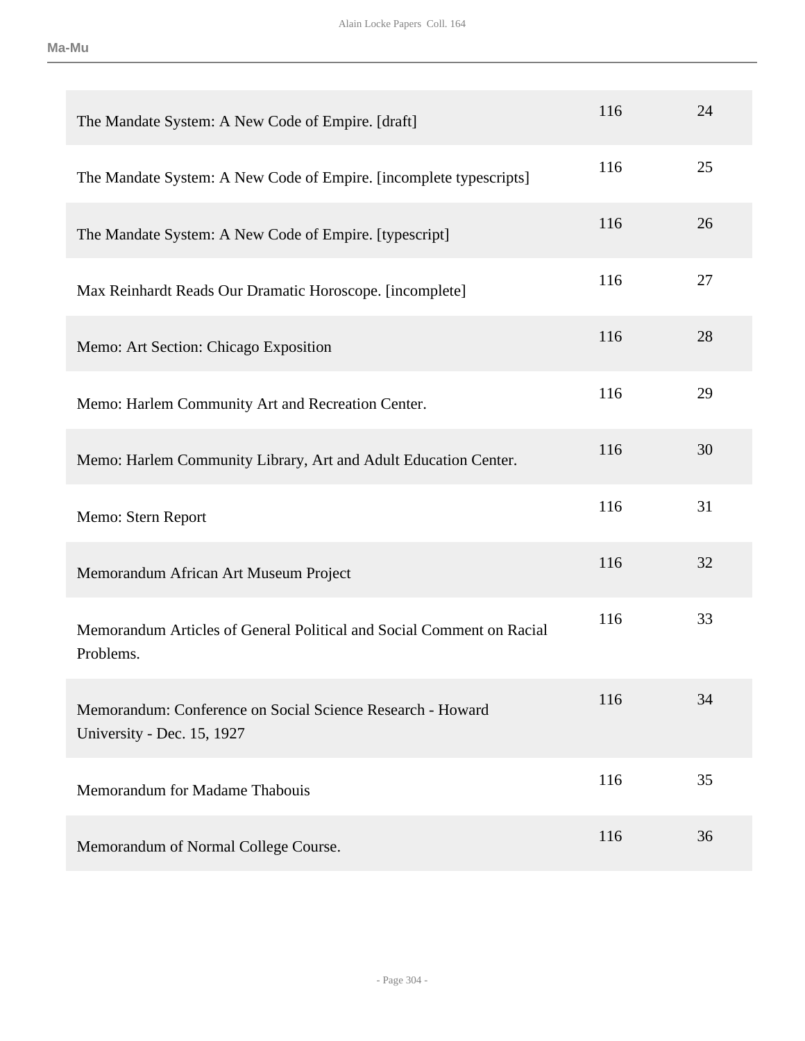| | | |
|---|---|---|
| The Mandate System: A New Code of Empire. [draft] | 116 | 24 |
| The Mandate System: A New Code of Empire. [incomplete typescripts] | 116 | 25 |
| The Mandate System: A New Code of Empire. [typescript] | 116 | 26 |
| Max Reinhardt Reads Our Dramatic Horoscope. [incomplete] | 116 | 27 |
| Memo: Art Section: Chicago Exposition | 116 | 28 |
| Memo: Harlem Community Art and Recreation Center. | 116 | 29 |
| Memo: Harlem Community Library, Art and Adult Education Center. | 116 | 30 |
| Memo: Stern Report | 116 | 31 |
| Memorandum African Art Museum Project | 116 | 32 |
| Memorandum Articles of General Political and Social Comment on Racial Problems. | 116 | 33 |
| Memorandum: Conference on Social Science Research - Howard University - Dec. 15, 1927 | 116 | 34 |
| Memorandum for Madame Thabouis | 116 | 35 |
| Memorandum of Normal College Course. | 116 | 36 |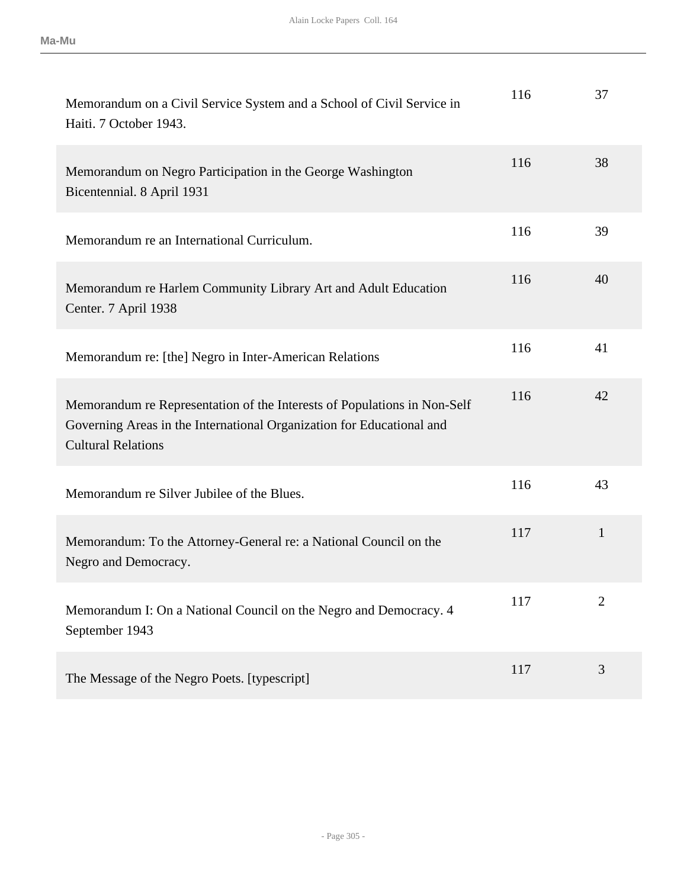| | | |
|---|---|---|
| Memorandum on a Civil Service System and a School of Civil Service in Haiti. 7 October 1943. | 116 | 37 |
| Memorandum on Negro Participation in the George Washington Bicentennial. 8 April 1931 | 116 | 38 |
| Memorandum re an International Curriculum. | 116 | 39 |
| Memorandum re Harlem Community Library Art and Adult Education Center. 7 April 1938 | 116 | 40 |
| Memorandum re: [the] Negro in Inter-American Relations | 116 | 41 |
| Memorandum re Representation of the Interests of Populations in Non-Self Governing Areas in the International Organization for Educational and Cultural Relations | 116 | 42 |
| Memorandum re Silver Jubilee of the Blues. | 116 | 43 |
| Memorandum: To the Attorney-General re: a National Council on the Negro and Democracy. | 117 | 1 |
| Memorandum I: On a National Council on the Negro and Democracy. 4 September 1943 | 117 | 2 |
| The Message of the Negro Poets. [typescript] | 117 | 3 |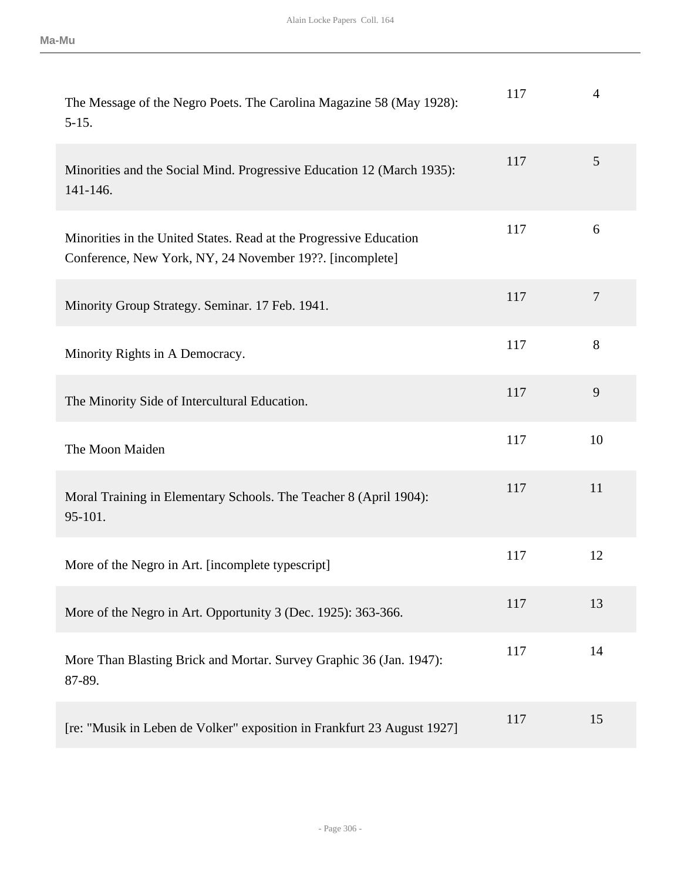| | | |
|---|---|---|
| The Message of the Negro Poets. The Carolina Magazine 58 (May 1928): 5-15. | 117 | 4 |
| Minorities and the Social Mind. Progressive Education 12 (March 1935): 141-146. | 117 | 5 |
| Minorities in the United States. Read at the Progressive Education Conference, New York, NY, 24 November 19??. [incomplete] | 117 | 6 |
| Minority Group Strategy. Seminar. 17 Feb. 1941. | 117 | 7 |
| Minority Rights in A Democracy. | 117 | 8 |
| The Minority Side of Intercultural Education. | 117 | 9 |
| The Moon Maiden | 117 | 10 |
| Moral Training in Elementary Schools. The Teacher 8 (April 1904): 95-101. | 117 | 11 |
| More of the Negro in Art. [incomplete typescript] | 117 | 12 |
| More of the Negro in Art. Opportunity 3 (Dec. 1925): 363-366. | 117 | 13 |
| More Than Blasting Brick and Mortar. Survey Graphic 36 (Jan. 1947): 87-89. | 117 | 14 |
| [re: "Musik in Leben de Volker" exposition in Frankfurt 23 August 1927] | 117 | 15 |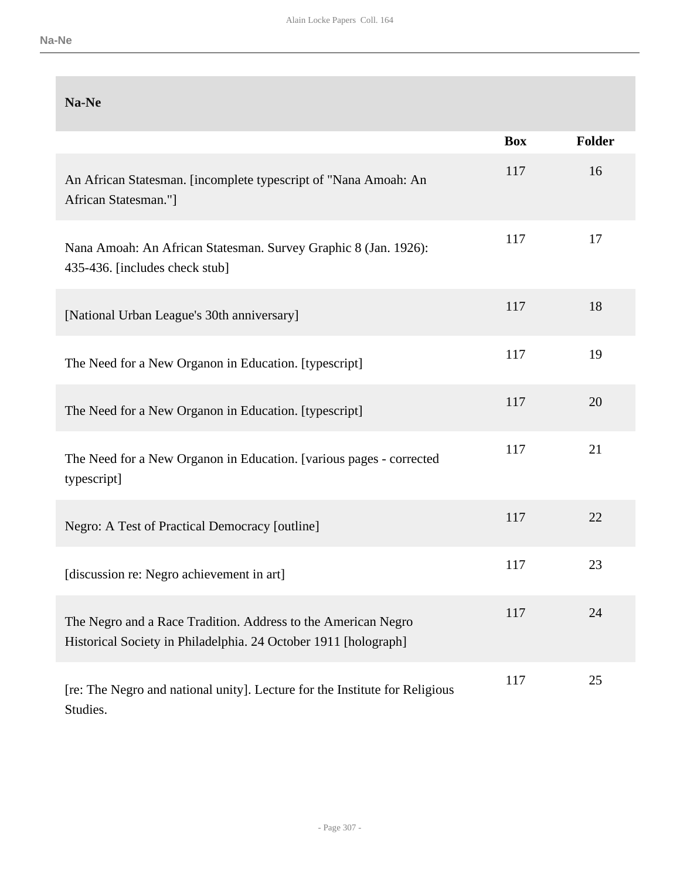## Na-Ne

| | Box | Folder |
|---|---|---|
| An African Statesman. [incomplete typescript of "Nana Amoah: An African Statesman."] | 117 | 16 |
| Nana Amoah: An African Statesman. Survey Graphic 8 (Jan. 1926): 435-436. [includes check stub] | 117 | 17 |
| [National Urban League's 30th anniversary] | 117 | 18 |
| The Need for a New Organon in Education. [typescript] | 117 | 19 |
| The Need for a New Organon in Education. [typescript] | 117 | 20 |
| The Need for a New Organon in Education. [various pages - corrected typescript] | 117 | 21 |
| Negro: A Test of Practical Democracy [outline] | 117 | 22 |
| [discussion re: Negro achievement in art] | 117 | 23 |
| The Negro and a Race Tradition. Address to the American Negro Historical Society in Philadelphia. 24 October 1911 [holograph] | 117 | 24 |
| [re: The Negro and national unity]. Lecture for the Institute for Religious Studies. | 117 | 25 |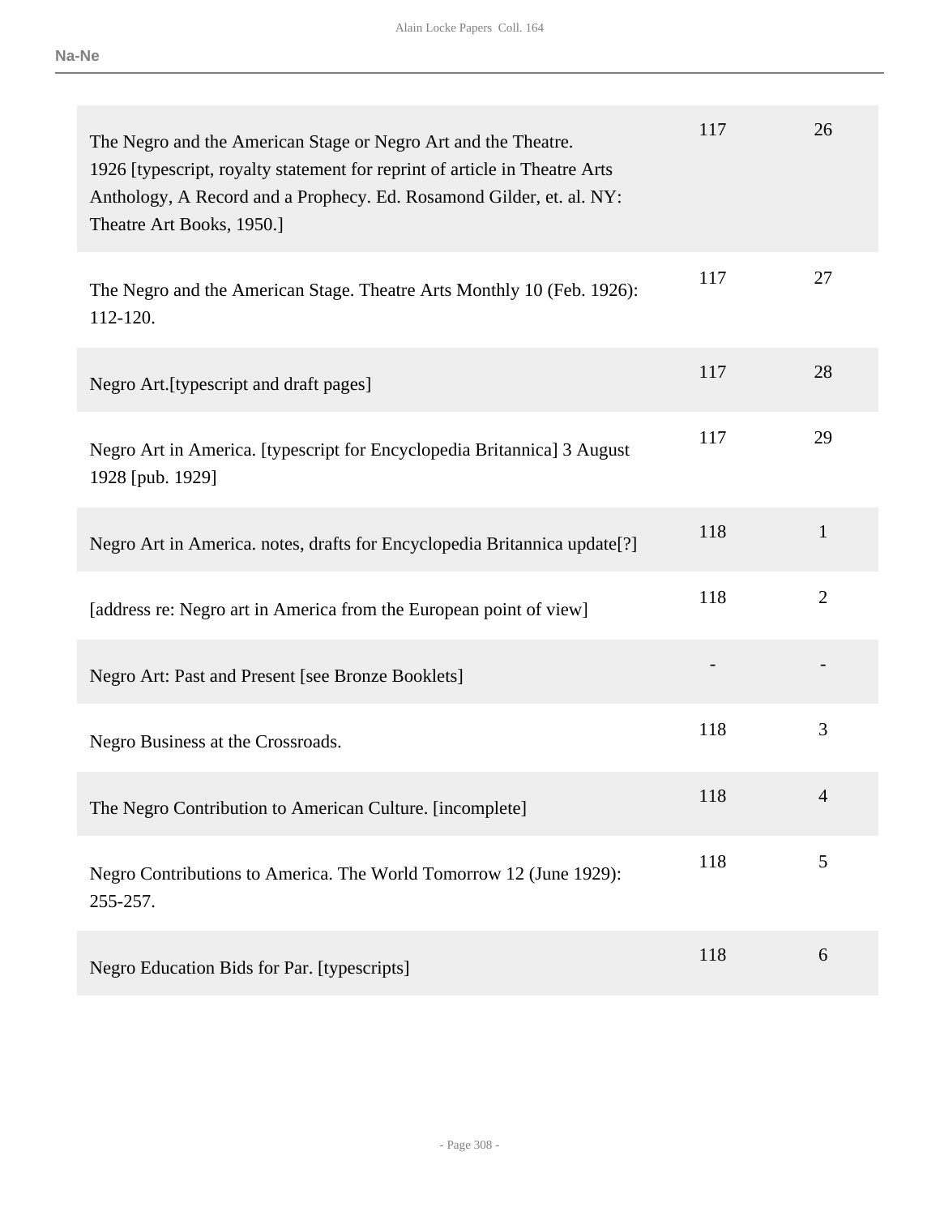| | | |
|---|---|---|
| The Negro and the American Stage or Negro Art and the Theatre. 1926 [typescript, royalty statement for reprint of article in Theatre Arts Anthology, A Record and a Prophecy. Ed. Rosamond Gilder, et. al. NY: Theatre Art Books, 1950.] | 117 | 26 |
| The Negro and the American Stage. Theatre Arts Monthly 10 (Feb. 1926): 112-120. | 117 | 27 |
| Negro Art.[typescript and draft pages] | 117 | 28 |
| Negro Art in America. [typescript for Encyclopedia Britannica] 3 August 1928 [pub. 1929] | 117 | 29 |
| Negro Art in America. notes, drafts for Encyclopedia Britannica update[?] | 118 | 1 |
| [address re: Negro art in America from the European point of view] | 118 | 2 |
| Negro Art: Past and Present [see Bronze Booklets] | - | - |
| Negro Business at the Crossroads. | 118 | 3 |
| The Negro Contribution to American Culture. [incomplete] | 118 | 4 |
| Negro Contributions to America. The World Tomorrow 12 (June 1929): 255-257. | 118 | 5 |
| Negro Education Bids for Par. [typescripts] | 118 | 6 |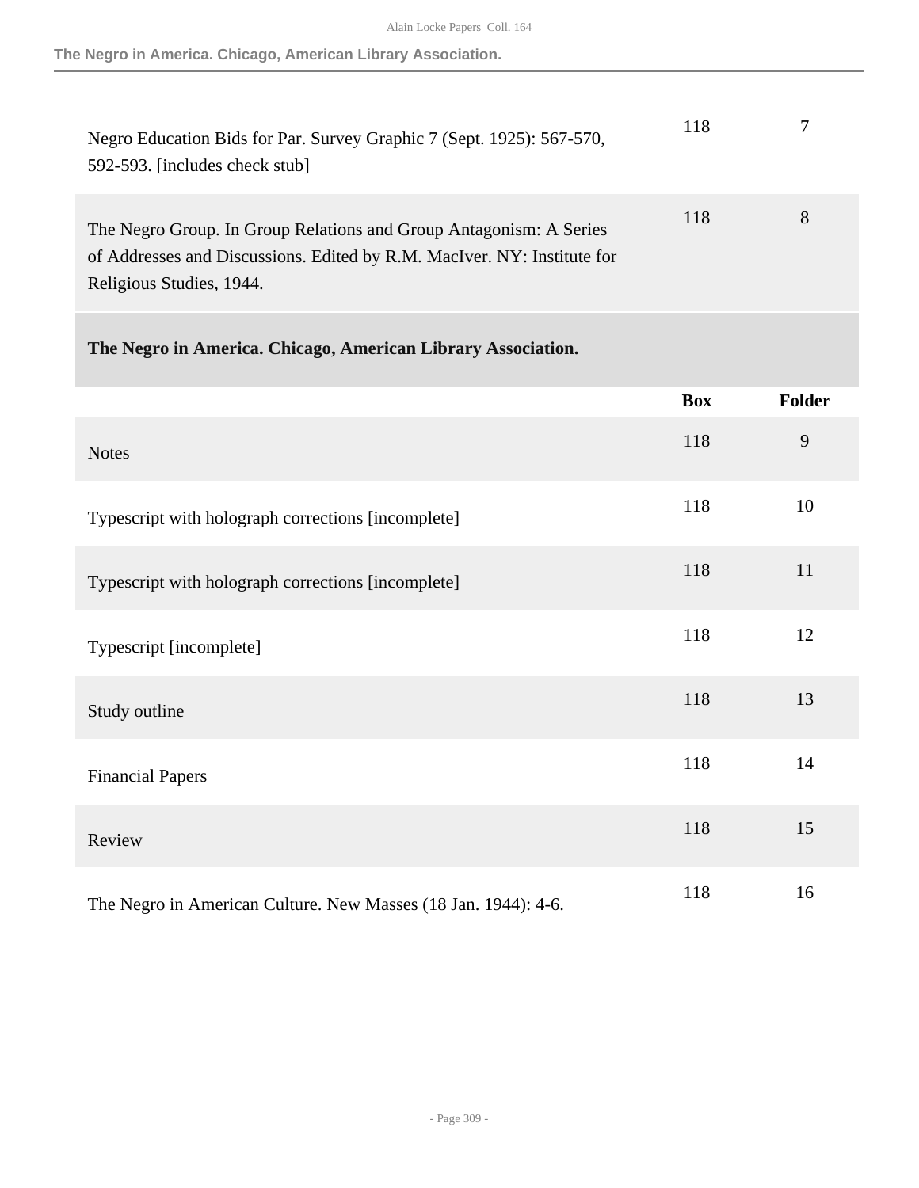| | | |
|---|---|---|
| Negro Education Bids for Par. Survey Graphic 7 (Sept. 1925): 567-570, 592-593. [includes check stub] | 118 | 7 |
| The Negro Group. In Group Relations and Group Antagonism: A Series of Addresses and Discussions. Edited by R.M. MacIver. NY: Institute for Religious Studies, 1944. | 118 | 8 |

### The Negro in America. Chicago, American Library Association.

| | Box | Folder |
|---|---|---|
| Notes | 118 | 9 |
| Typescript with holograph corrections [incomplete] | 118 | 10 |
| Typescript with holograph corrections [incomplete] | 118 | 11 |
| Typescript [incomplete] | 118 | 12 |
| Study outline | 118 | 13 |
| Financial Papers | 118 | 14 |
| Review | 118 | 15 |
| The Negro in American Culture. New Masses (18 Jan. 1944): 4-6. | 118 | 16 |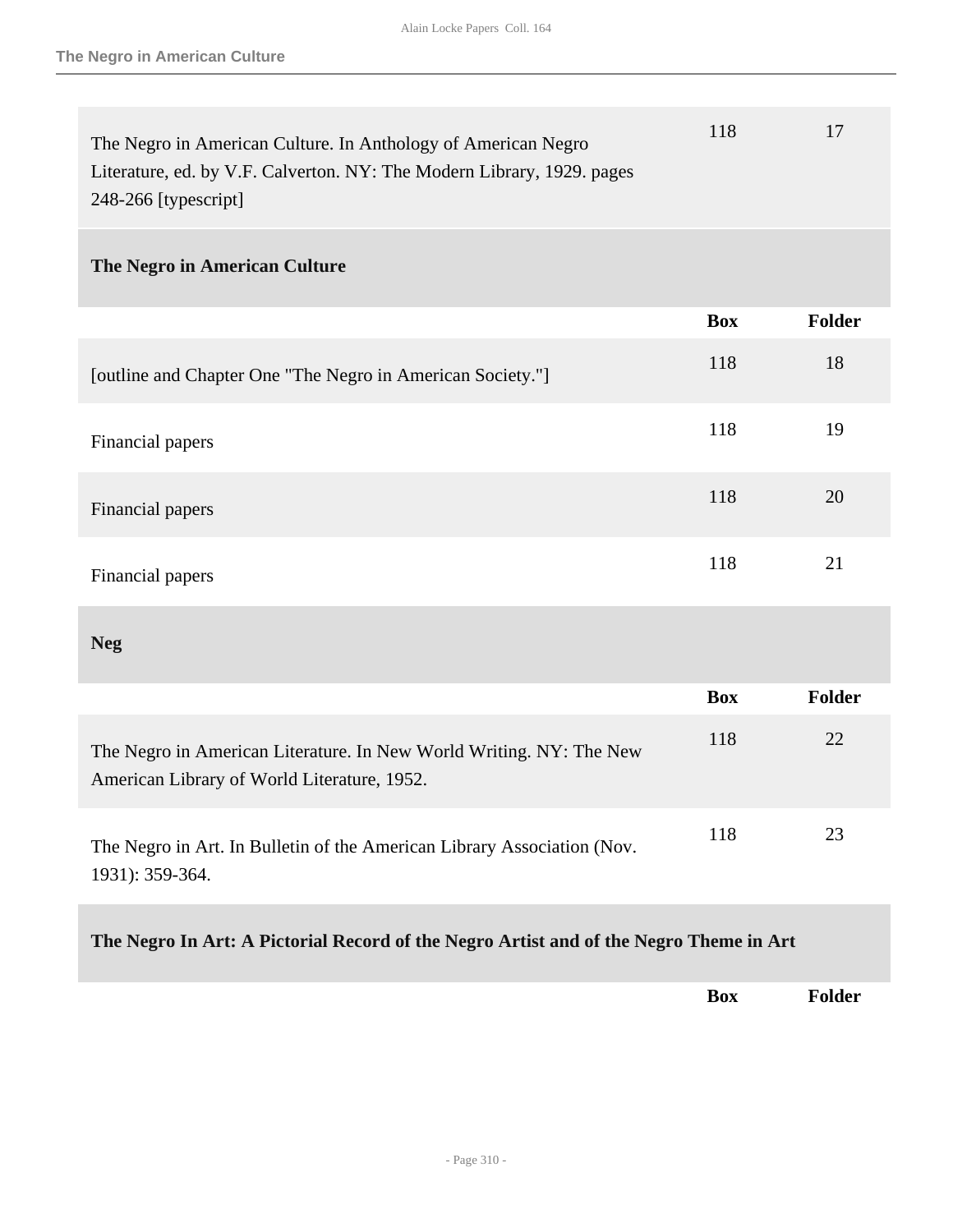| | Box | Folder |
|---|---|---|
| The Negro in American Culture. In Anthology of American Negro Literature, ed. by V.F. Calverton. NY: The Modern Library, 1929. pages 248-266 [typescript] | 118 | 17 |

### The Negro in American Culture

| | Box | Folder |
|---|---|---|
| [outline and Chapter One "The Negro in American Society."] | 118 | 18 |
| Financial papers | 118 | 19 |
| Financial papers | 118 | 20 |
| Financial papers | 118 | 21 |

### Neg

| | Box | Folder |
|---|---|---|
| The Negro in American Literature. In New World Writing. NY: The New American Library of World Literature, 1952. | 118 | 22 |
| The Negro in Art. In Bulletin of the American Library Association (Nov. 1931): 359-364. | 118 | 23 |

### The Negro In Art: A Pictorial Record of the Negro Artist and of the Negro Theme in Art

| | Box | Folder |
|---|---|---|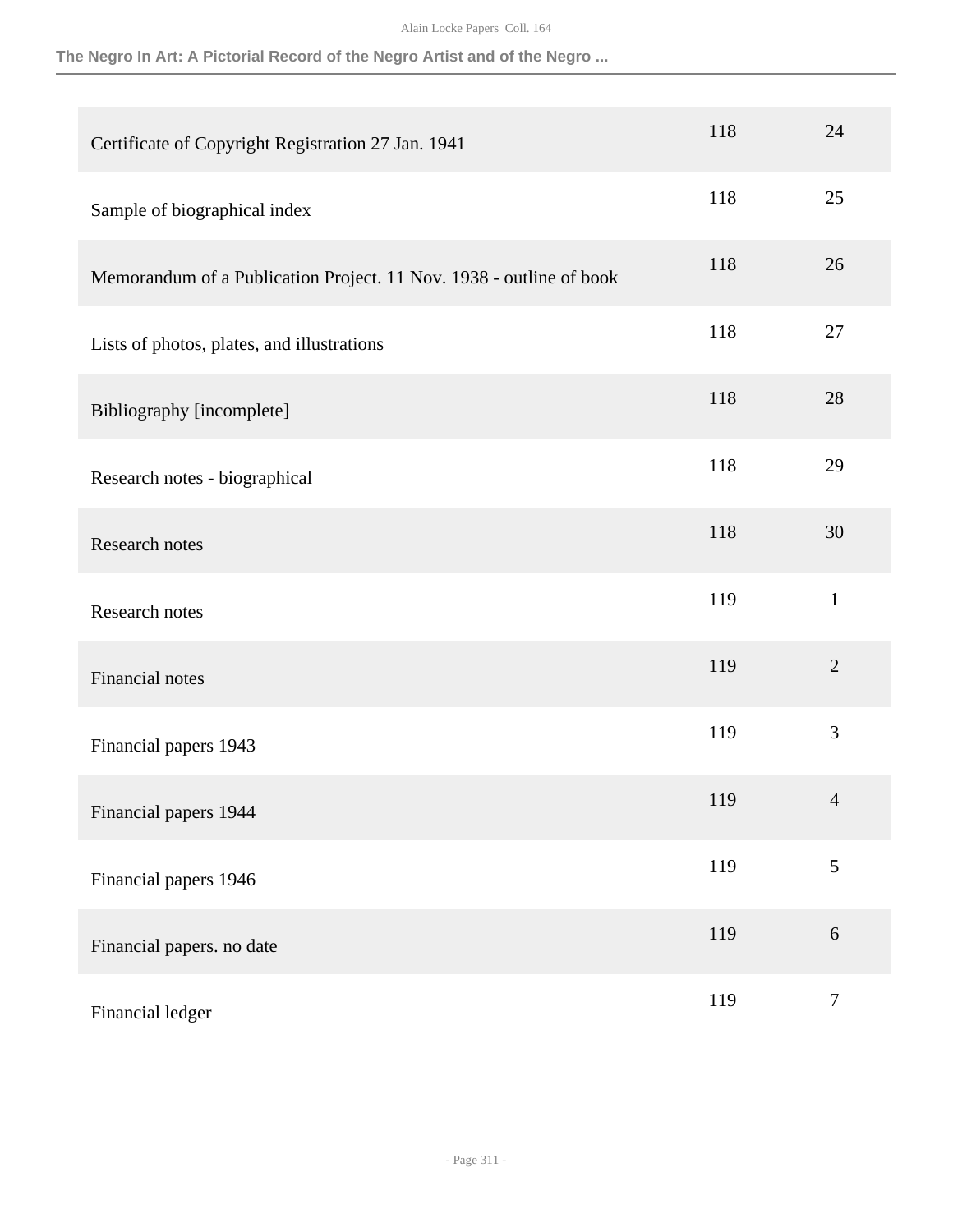| | | |
|---|---|---|
| Certificate of Copyright Registration 27 Jan. 1941 | 118 | 24 |
| Sample of biographical index | 118 | 25 |
| Memorandum of a Publication Project. 11 Nov. 1938 - outline of book | 118 | 26 |
| Lists of photos, plates, and illustrations | 118 | 27 |
| Bibliography [incomplete] | 118 | 28 |
| Research notes - biographical | 118 | 29 |
| Research notes | 118 | 30 |
| Research notes | 119 | 1 |
| Financial notes | 119 | 2 |
| Financial papers 1943 | 119 | 3 |
| Financial papers 1944 | 119 | 4 |
| Financial papers 1946 | 119 | 5 |
| Financial papers. no date | 119 | 6 |
| Financial ledger | 119 | 7 |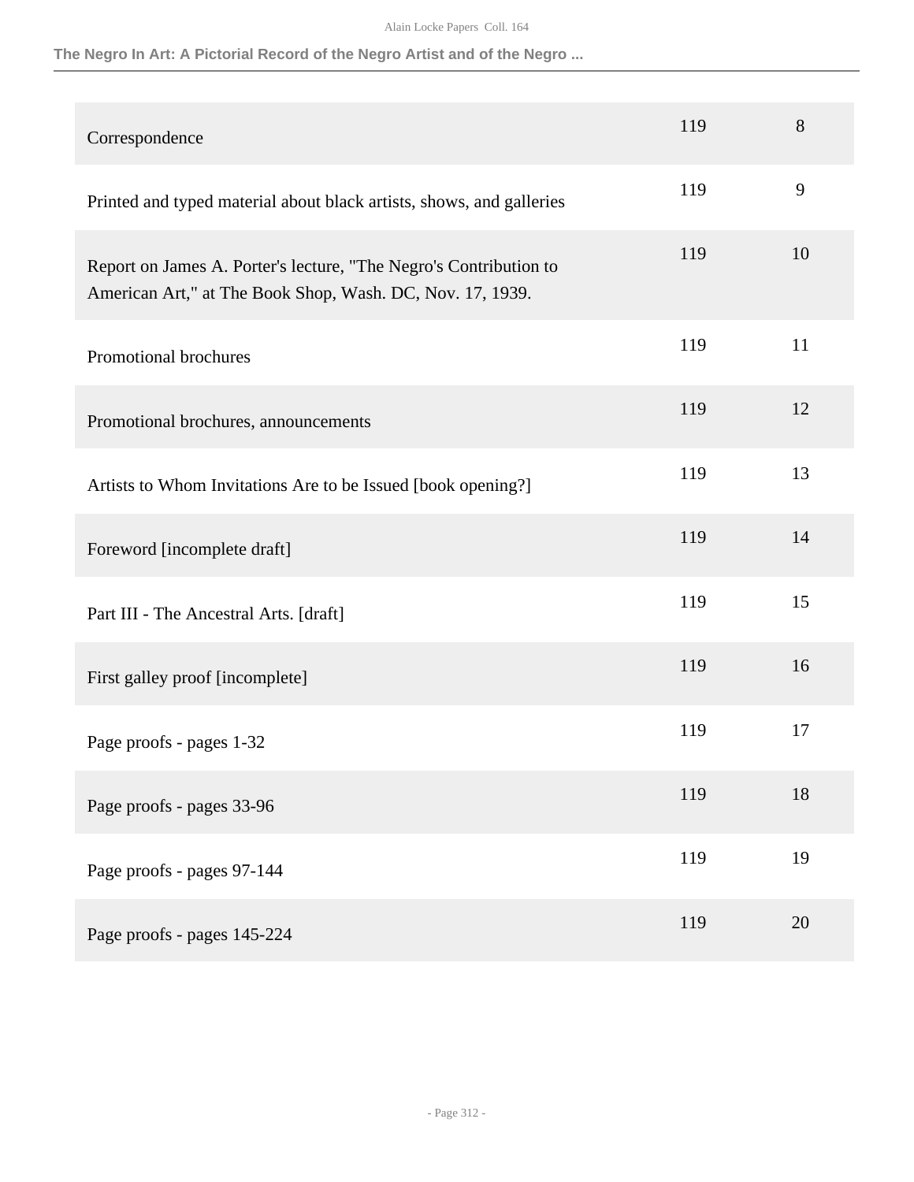| | | |
|---|---|---|
| Correspondence | 119 | 8 |
| Printed and typed material about black artists, shows, and galleries | 119 | 9 |
| Report on James A. Porter's lecture, "The Negro's Contribution to American Art," at The Book Shop, Wash. DC, Nov. 17, 1939. | 119 | 10 |
| Promotional brochures | 119 | 11 |
| Promotional brochures, announcements | 119 | 12 |
| Artists to Whom Invitations Are to be Issued [book opening?] | 119 | 13 |
| Foreword [incomplete draft] | 119 | 14 |
| Part III - The Ancestral Arts. [draft] | 119 | 15 |
| First galley proof [incomplete] | 119 | 16 |
| Page proofs - pages 1-32 | 119 | 17 |
| Page proofs - pages 33-96 | 119 | 18 |
| Page proofs - pages 97-144 | 119 | 19 |
| Page proofs - pages 145-224 | 119 | 20 |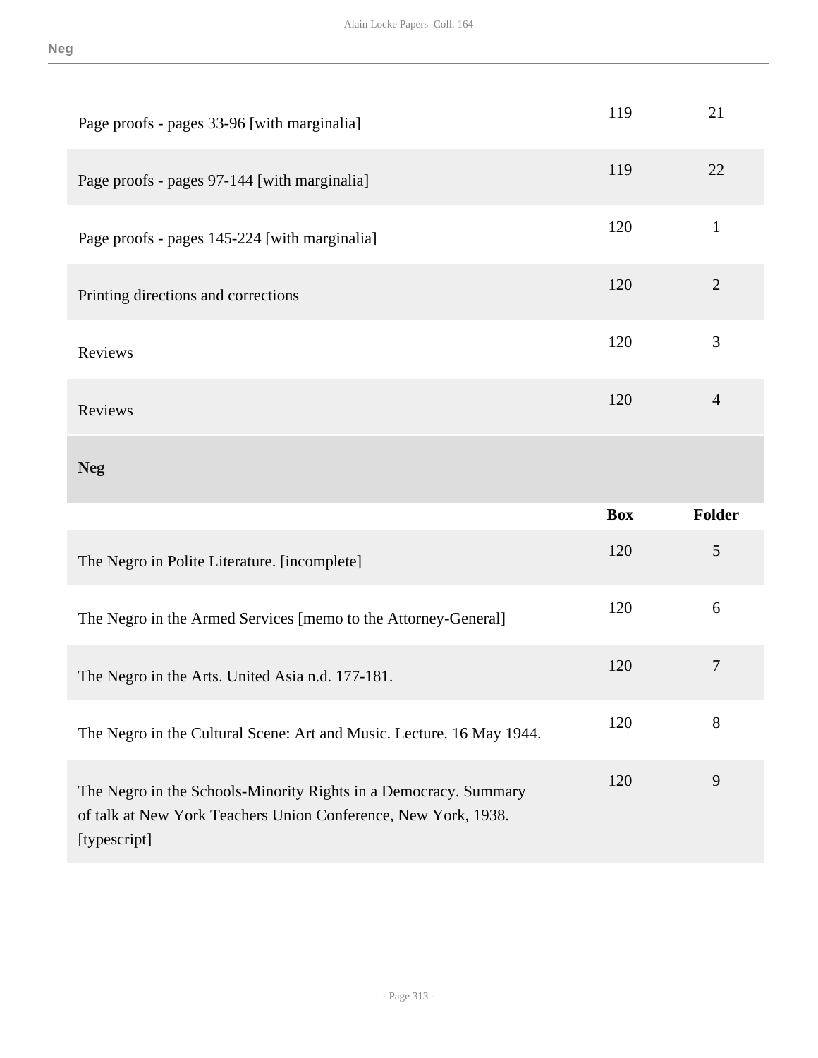| | Box | Folder |
|---|---|---|
| Page proofs - pages 33-96 [with marginalia] | 119 | 21 |
| Page proofs - pages 97-144 [with marginalia] | 119 | 22 |
| Page proofs - pages 145-224 [with marginalia] | 120 | 1 |
| Printing directions and corrections | 120 | 2 |
| Reviews | 120 | 3 |
| Reviews | 120 | 4 |

### Neg

| | Box | Folder |
|---|---|---|
| The Negro in Polite Literature. [incomplete] | 120 | 5 |
| The Negro in the Armed Services [memo to the Attorney-General] | 120 | 6 |
| The Negro in the Arts. United Asia n.d. 177-181. | 120 | 7 |
| The Negro in the Cultural Scene: Art and Music. Lecture. 16 May 1944. | 120 | 8 |
| The Negro in the Schools-Minority Rights in a Democracy. Summary of talk at New York Teachers Union Conference, New York, 1938. [typescript] | 120 | 9 |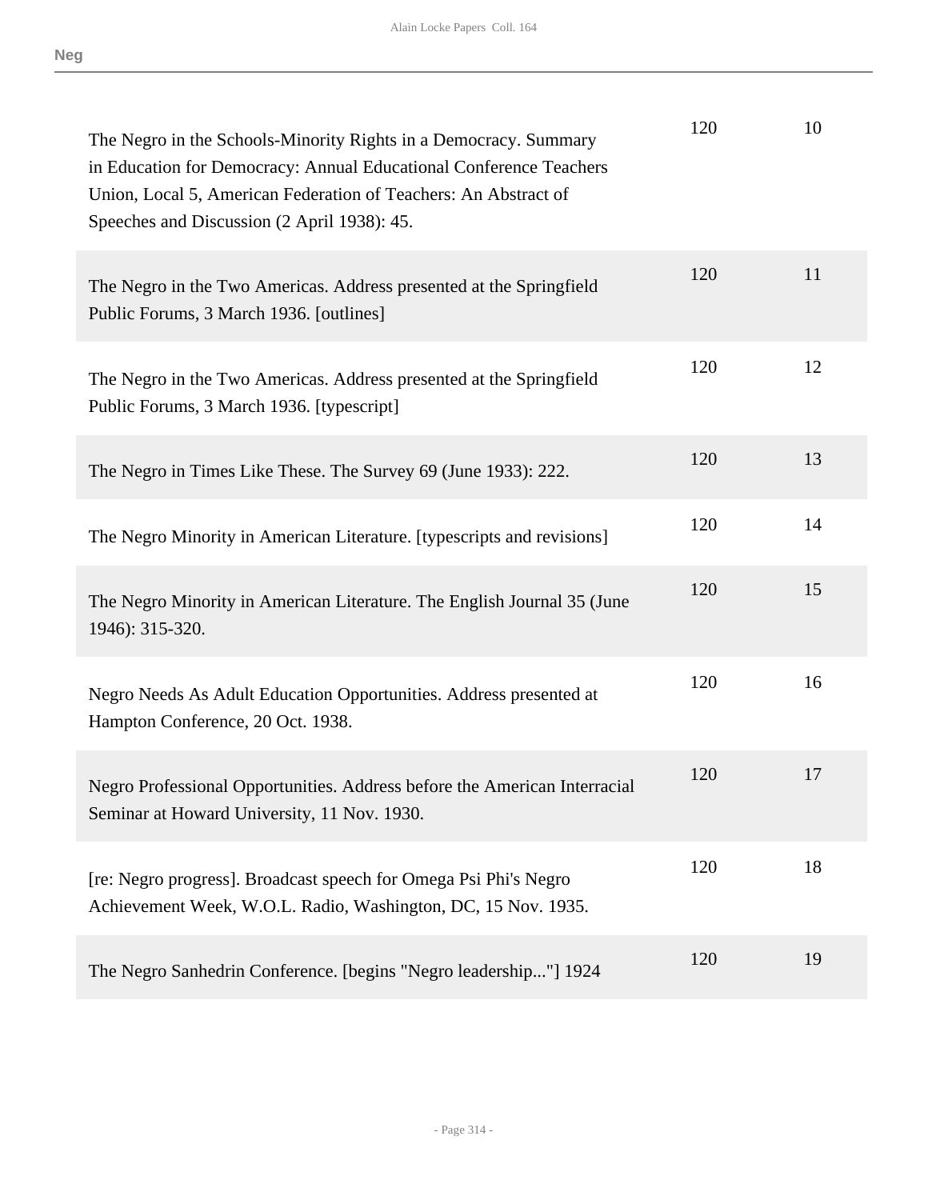| | | |
|---|---|---|
| The Negro in the Schools-Minority Rights in a Democracy. Summary in Education for Democracy: Annual Educational Conference Teachers Union, Local 5, American Federation of Teachers: An Abstract of Speeches and Discussion (2 April 1938): 45. | 120 | 10 |
| The Negro in the Two Americas. Address presented at the Springfield Public Forums, 3 March 1936. [outlines] | 120 | 11 |
| The Negro in the Two Americas. Address presented at the Springfield Public Forums, 3 March 1936. [typescript] | 120 | 12 |
| The Negro in Times Like These. The Survey 69 (June 1933): 222. | 120 | 13 |
| The Negro Minority in American Literature. [typescripts and revisions] | 120 | 14 |
| The Negro Minority in American Literature. The English Journal 35 (June 1946): 315-320. | 120 | 15 |
| Negro Needs As Adult Education Opportunities. Address presented at Hampton Conference, 20 Oct. 1938. | 120 | 16 |
| Negro Professional Opportunities. Address before the American Interracial Seminar at Howard University, 11 Nov. 1930. | 120 | 17 |
| [re: Negro progress]. Broadcast speech for Omega Psi Phi's Negro Achievement Week, W.O.L. Radio, Washington, DC, 15 Nov. 1935. | 120 | 18 |
| The Negro Sanhedrin Conference. [begins "Negro leadership..."] 1924 | 120 | 19 |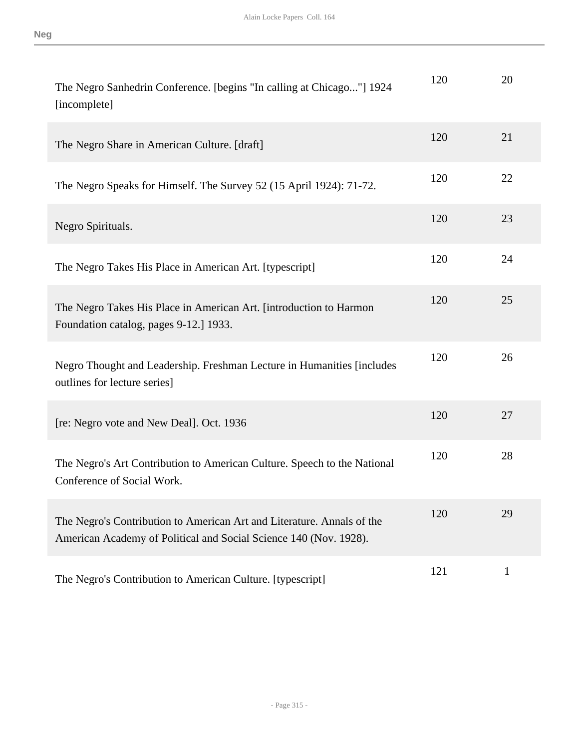| | | |
|---|---|---|
| The Negro Sanhedrin Conference. [begins "In calling at Chicago..."] 1924 [incomplete] | 120 | 20 |
| The Negro Share in American Culture. [draft] | 120 | 21 |
| The Negro Speaks for Himself. The Survey 52 (15 April 1924): 71-72. | 120 | 22 |
| Negro Spirituals. | 120 | 23 |
| The Negro Takes His Place in American Art. [typescript] | 120 | 24 |
| The Negro Takes His Place in American Art. [introduction to Harmon Foundation catalog, pages 9-12.] 1933. | 120 | 25 |
| Negro Thought and Leadership. Freshman Lecture in Humanities [includes outlines for lecture series] | 120 | 26 |
| [re: Negro vote and New Deal]. Oct. 1936 | 120 | 27 |
| The Negro's Art Contribution to American Culture. Speech to the National Conference of Social Work. | 120 | 28 |
| The Negro's Contribution to American Art and Literature. Annals of the American Academy of Political and Social Science 140 (Nov. 1928). | 120 | 29 |
| The Negro's Contribution to American Culture. [typescript] | 121 | 1 |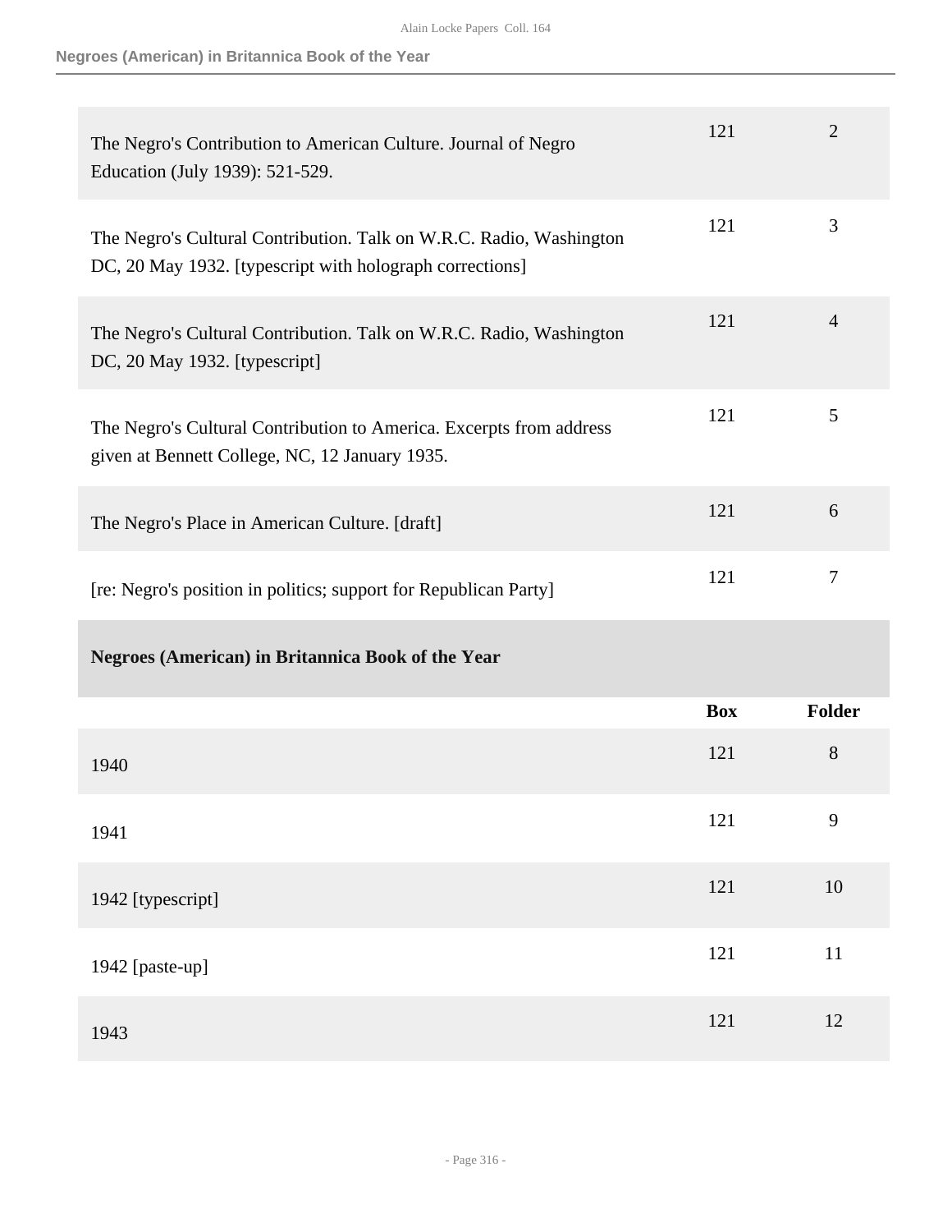| | Box | Folder |
|---|---|---|
| The Negro's Contribution to American Culture. Journal of Negro Education (July 1939): 521-529. | 121 | 2 |
| The Negro's Cultural Contribution. Talk on W.R.C. Radio, Washington DC, 20 May 1932. [typescript with holograph corrections] | 121 | 3 |
| The Negro's Cultural Contribution. Talk on W.R.C. Radio, Washington DC, 20 May 1932. [typescript] | 121 | 4 |
| The Negro's Cultural Contribution to America. Excerpts from address given at Bennett College, NC, 12 January 1935. | 121 | 5 |
| The Negro's Place in American Culture. [draft] | 121 | 6 |
| [re: Negro's position in politics; support for Republican Party] | 121 | 7 |

### Negroes (American) in Britannica Book of the Year

| | Box | Folder |
|---|---|---|
| 1940 | 121 | 8 |
| 1941 | 121 | 9 |
| 1942 [typescript] | 121 | 10 |
| 1942 [paste-up] | 121 | 11 |
| 1943 | 121 | 12 |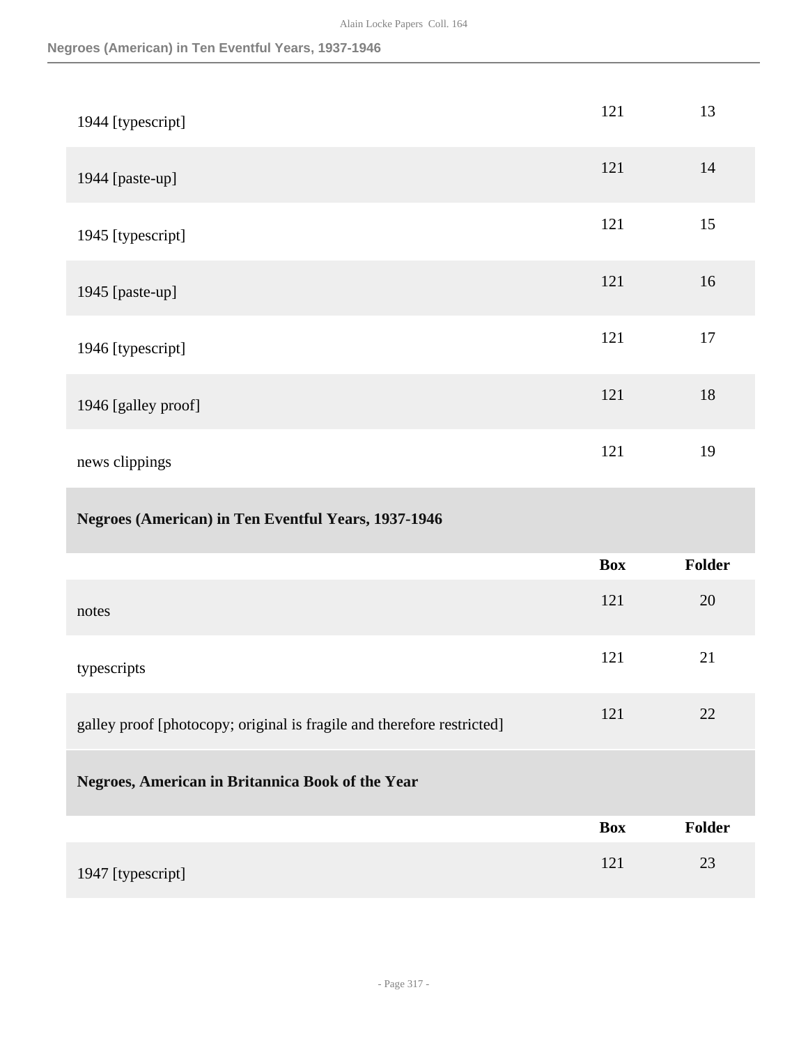| | Box | Folder |
|---|---|---|
| 1944 [typescript] | 121 | 13 |
| 1944 [paste-up] | 121 | 14 |
| 1945 [typescript] | 121 | 15 |
| 1945 [paste-up] | 121 | 16 |
| 1946 [typescript] | 121 | 17 |
| 1946 [galley proof] | 121 | 18 |
| news clippings | 121 | 19 |

### Negroes (American) in Ten Eventful Years, 1937-1946

| | Box | Folder |
|---|---|---|
| notes | 121 | 20 |
| typescripts | 121 | 21 |
| galley proof [photocopy; original is fragile and therefore restricted] | 121 | 22 |

### Negroes, American in Britannica Book of the Year

| | Box | Folder |
|---|---|---|
| 1947 [typescript] | 121 | 23 |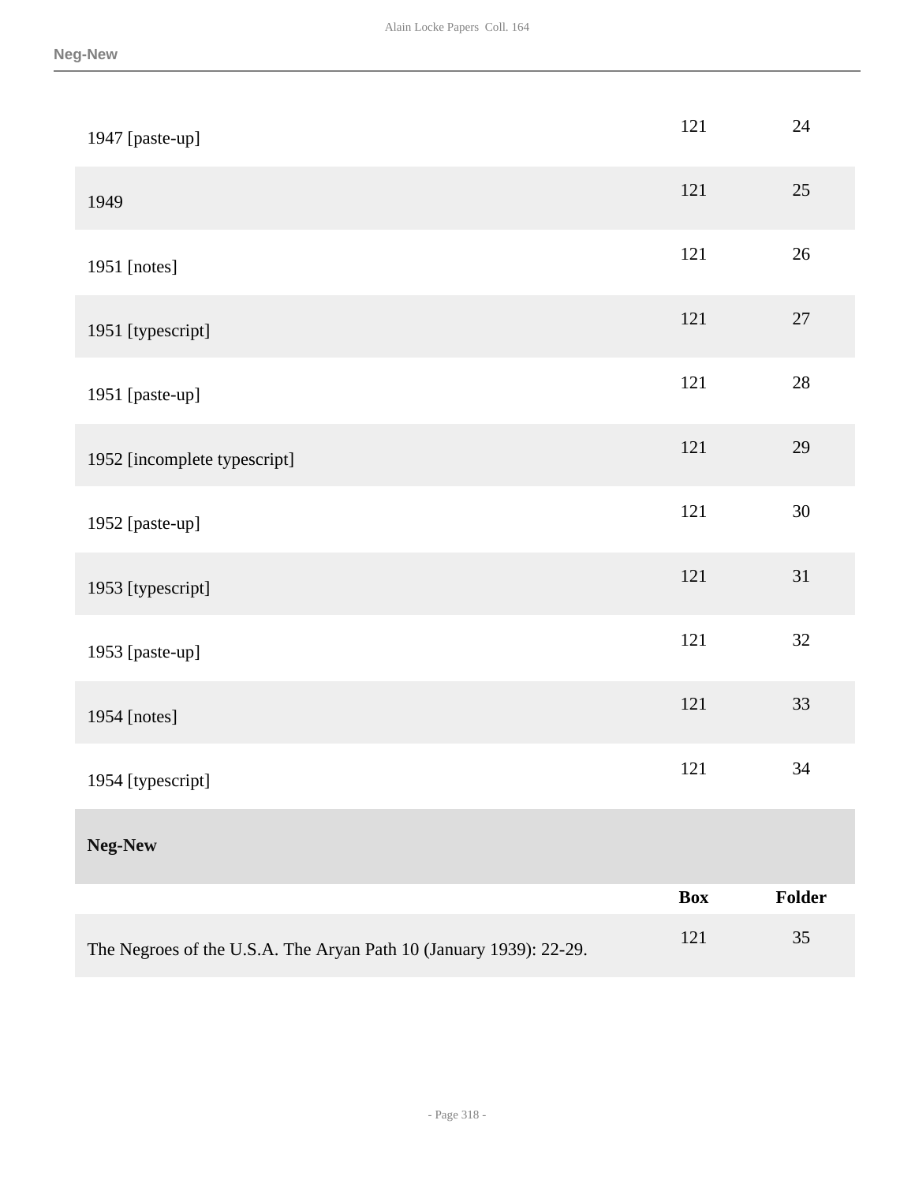| | | |
|---|---|---|
| 1947 [paste-up] | 121 | 24 |
| 1949 | 121 | 25 |
| 1951 [notes] | 121 | 26 |
| 1951 [typescript] | 121 | 27 |
| 1951 [paste-up] | 121 | 28 |
| 1952 [incomplete typescript] | 121 | 29 |
| 1952 [paste-up] | 121 | 30 |
| 1953 [typescript] | 121 | 31 |
| 1953 [paste-up] | 121 | 32 |
| 1954 [notes] | 121 | 33 |
| 1954 [typescript] | 121 | 34 |

### Neg-New

| | Box | Folder |
|---|---|---|
| The Negroes of the U.S.A. The Aryan Path 10 (January 1939): 22-29. | 121 | 35 |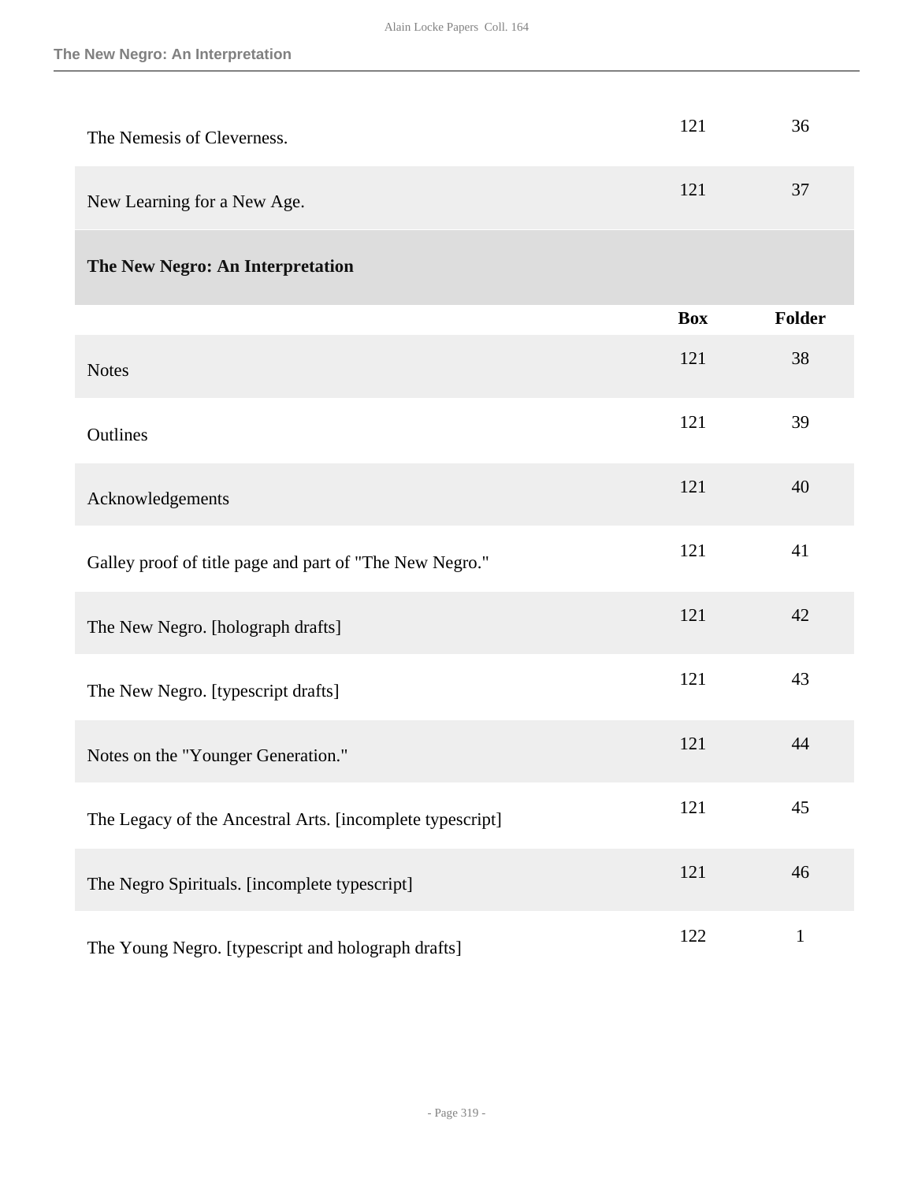| | Box | Folder |
|---|---|---|
| The Nemesis of Cleverness. | 121 | 36 |
| New Learning for a New Age. | 121 | 37 |

## The New Negro: An Interpretation

| | Box | Folder |
|---|---|---|
| Notes | 121 | 38 |
| Outlines | 121 | 39 |
| Acknowledgements | 121 | 40 |
| Galley proof of title page and part of "The New Negro." | 121 | 41 |
| The New Negro. [holograph drafts] | 121 | 42 |
| The New Negro. [typescript drafts] | 121 | 43 |
| Notes on the "Younger Generation." | 121 | 44 |
| The Legacy of the Ancestral Arts. [incomplete typescript] | 121 | 45 |
| The Negro Spirituals. [incomplete typescript] | 121 | 46 |
| The Young Negro. [typescript and holograph drafts] | 122 | 1 |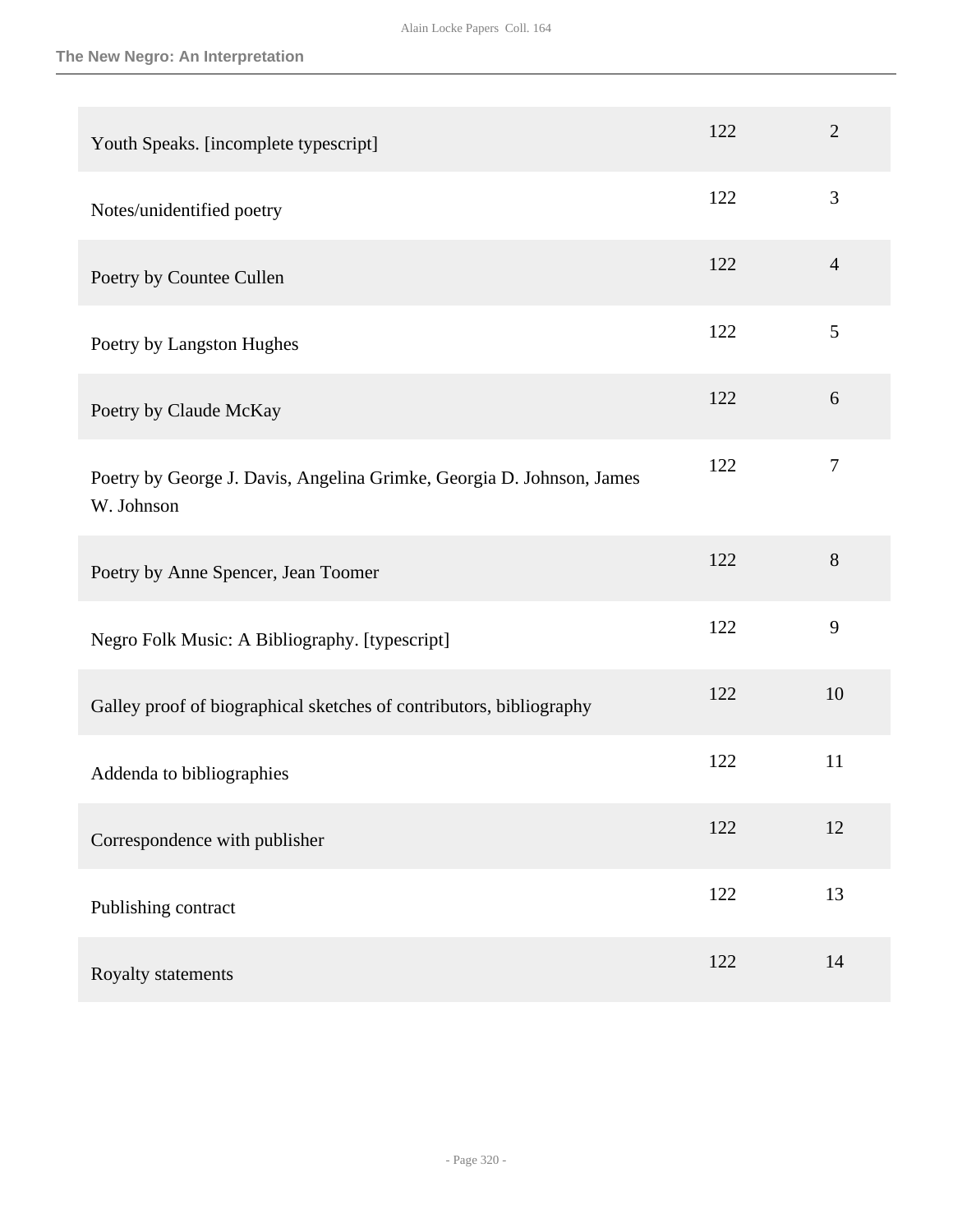| | | |
|---|---|---|
| Youth Speaks. [incomplete typescript] | 122 | 2 |
| Notes/unidentified poetry | 122 | 3 |
| Poetry by Countee Cullen | 122 | 4 |
| Poetry by Langston Hughes | 122 | 5 |
| Poetry by Claude McKay | 122 | 6 |
| Poetry by George J. Davis, Angelina Grimke, Georgia D. Johnson, James W. Johnson | 122 | 7 |
| Poetry by Anne Spencer, Jean Toomer | 122 | 8 |
| Negro Folk Music: A Bibliography. [typescript] | 122 | 9 |
| Galley proof of biographical sketches of contributors, bibliography | 122 | 10 |
| Addenda to bibliographies | 122 | 11 |
| Correspondence with publisher | 122 | 12 |
| Publishing contract | 122 | 13 |
| Royalty statements | 122 | 14 |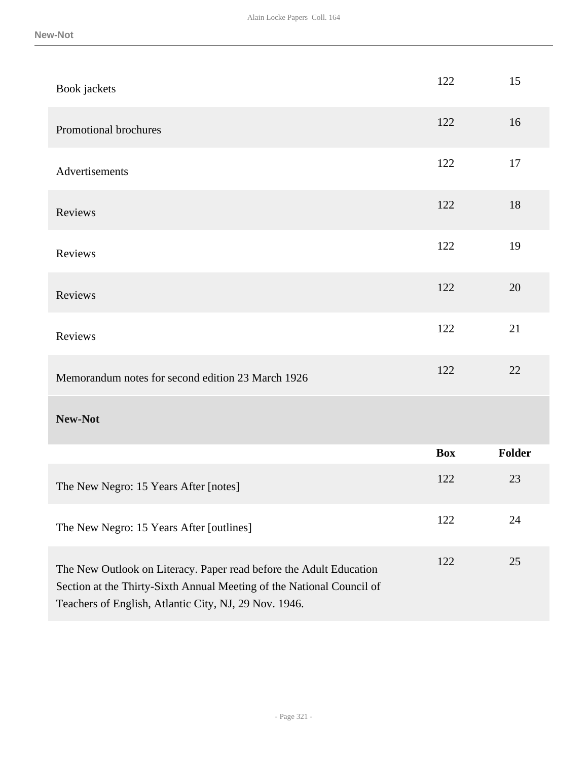| | Box | Folder |
|---|---|---|
| Book jackets | 122 | 15 |
| Promotional brochures | 122 | 16 |
| Advertisements | 122 | 17 |
| Reviews | 122 | 18 |
| Reviews | 122 | 19 |
| Reviews | 122 | 20 |
| Reviews | 122 | 21 |
| Memorandum notes for second edition 23 March 1926 | 122 | 22 |

**New-Not**

| | Box | Folder |
|---|---|---|
| The New Negro: 15 Years After [notes] | 122 | 23 |
| The New Negro: 15 Years After [outlines] | 122 | 24 |
| The New Outlook on Literacy. Paper read before the Adult Education Section at the Thirty-Sixth Annual Meeting of the National Council of Teachers of English, Atlantic City, NJ, 29 Nov. 1946. | 122 | 25 |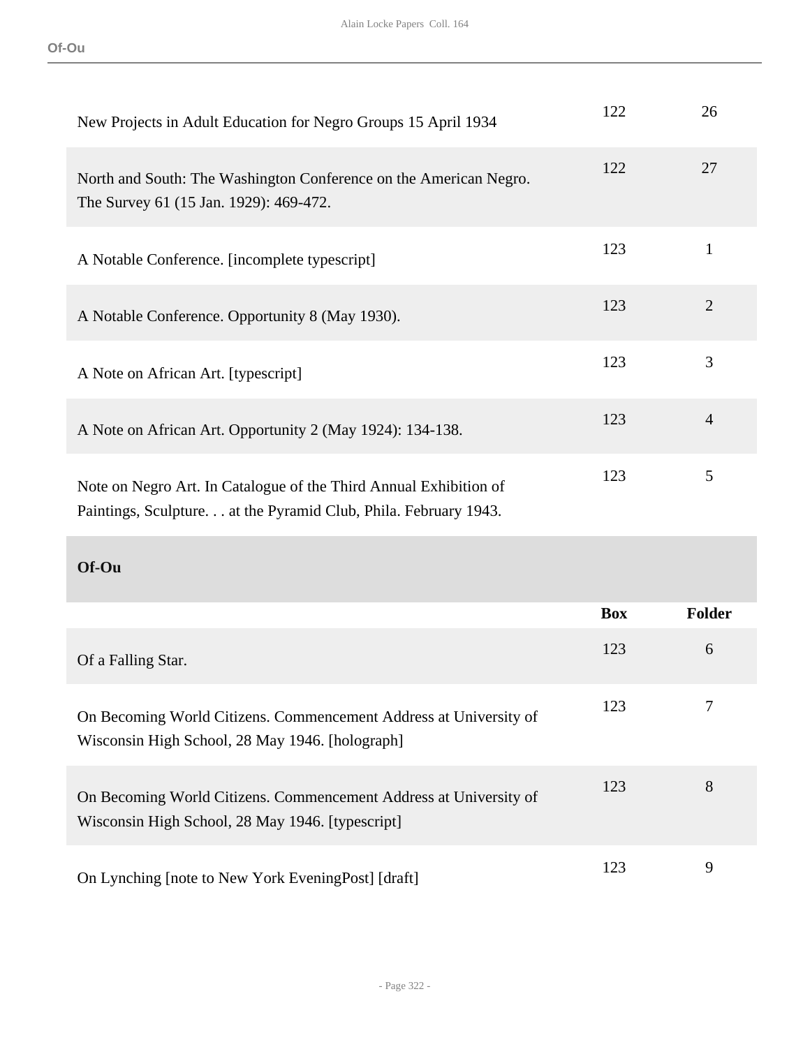| | Box | Folder |
|---|---|---|
| New Projects in Adult Education for Negro Groups 15 April 1934 | 122 | 26 |
| North and South: The Washington Conference on the American Negro. The Survey 61 (15 Jan. 1929): 469-472. | 122 | 27 |
| A Notable Conference. [incomplete typescript] | 123 | 1 |
| A Notable Conference. Opportunity 8 (May 1930). | 123 | 2 |
| A Note on African Art. [typescript] | 123 | 3 |
| A Note on African Art. Opportunity 2 (May 1924): 134-138. | 123 | 4 |
| Note on Negro Art. In Catalogue of the Third Annual Exhibition of Paintings, Sculpture. . . at the Pyramid Club, Phila. February 1943. | 123 | 5 |

## Of-Ou

| | Box | Folder |
|---|---|---|
| Of a Falling Star. | 123 | 6 |
| On Becoming World Citizens. Commencement Address at University of Wisconsin High School, 28 May 1946. [holograph] | 123 | 7 |
| On Becoming World Citizens. Commencement Address at University of Wisconsin High School, 28 May 1946. [typescript] | 123 | 8 |
| On Lynching [note to New York EveningPost] [draft] | 123 | 9 |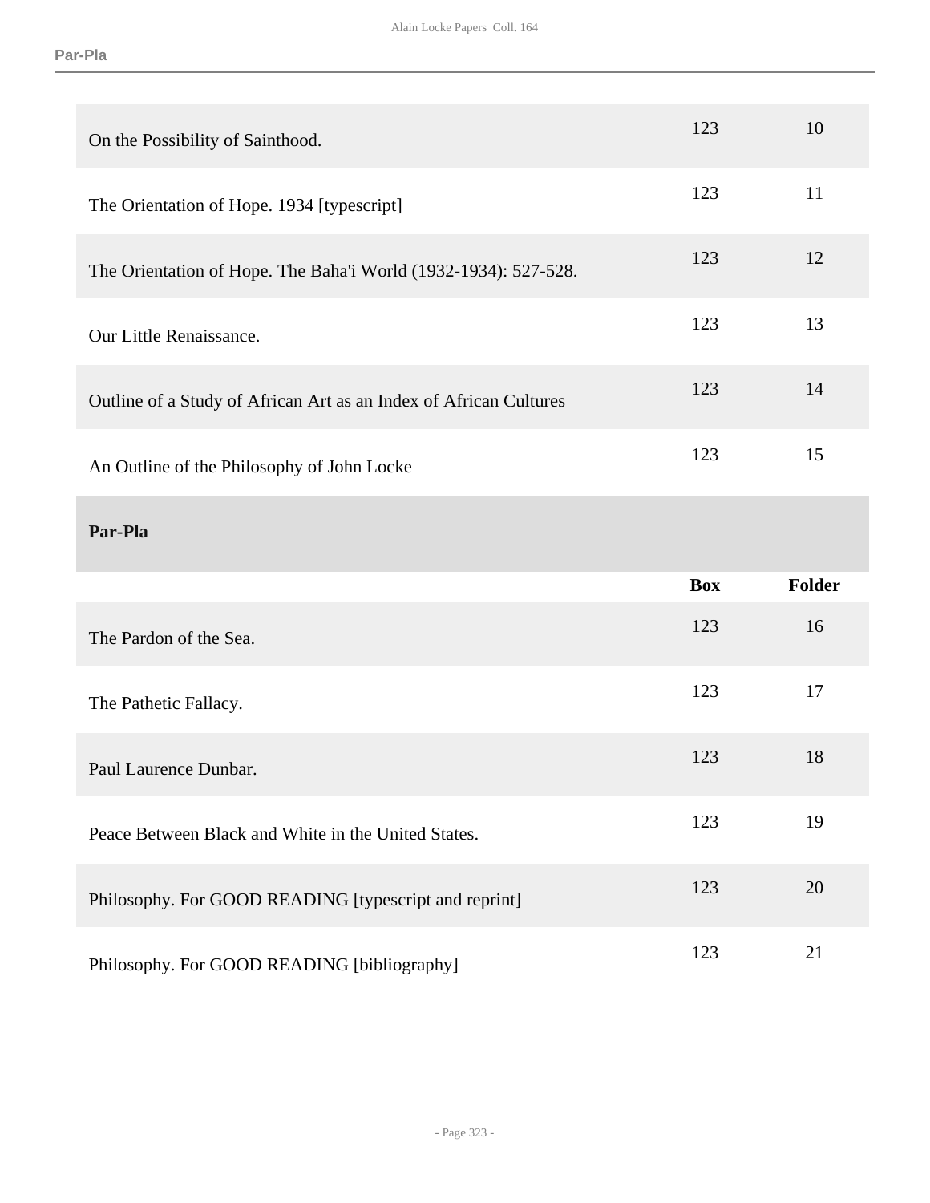| | Box | Folder |
|---|---|---|
| On the Possibility of Sainthood. | 123 | 10 |
| The Orientation of Hope. 1934 [typescript] | 123 | 11 |
| The Orientation of Hope. The Baha'i World (1932-1934): 527-528. | 123 | 12 |
| Our Little Renaissance. | 123 | 13 |
| Outline of a Study of African Art as an Index of African Cultures | 123 | 14 |
| An Outline of the Philosophy of John Locke | 123 | 15 |

## Par-Pla

| | Box | Folder |
|---|---|---|
| The Pardon of the Sea. | 123 | 16 |
| The Pathetic Fallacy. | 123 | 17 |
| Paul Laurence Dunbar. | 123 | 18 |
| Peace Between Black and White in the United States. | 123 | 19 |
| Philosophy. For GOOD READING [typescript and reprint] | 123 | 20 |
| Philosophy. For GOOD READING [bibliography] | 123 | 21 |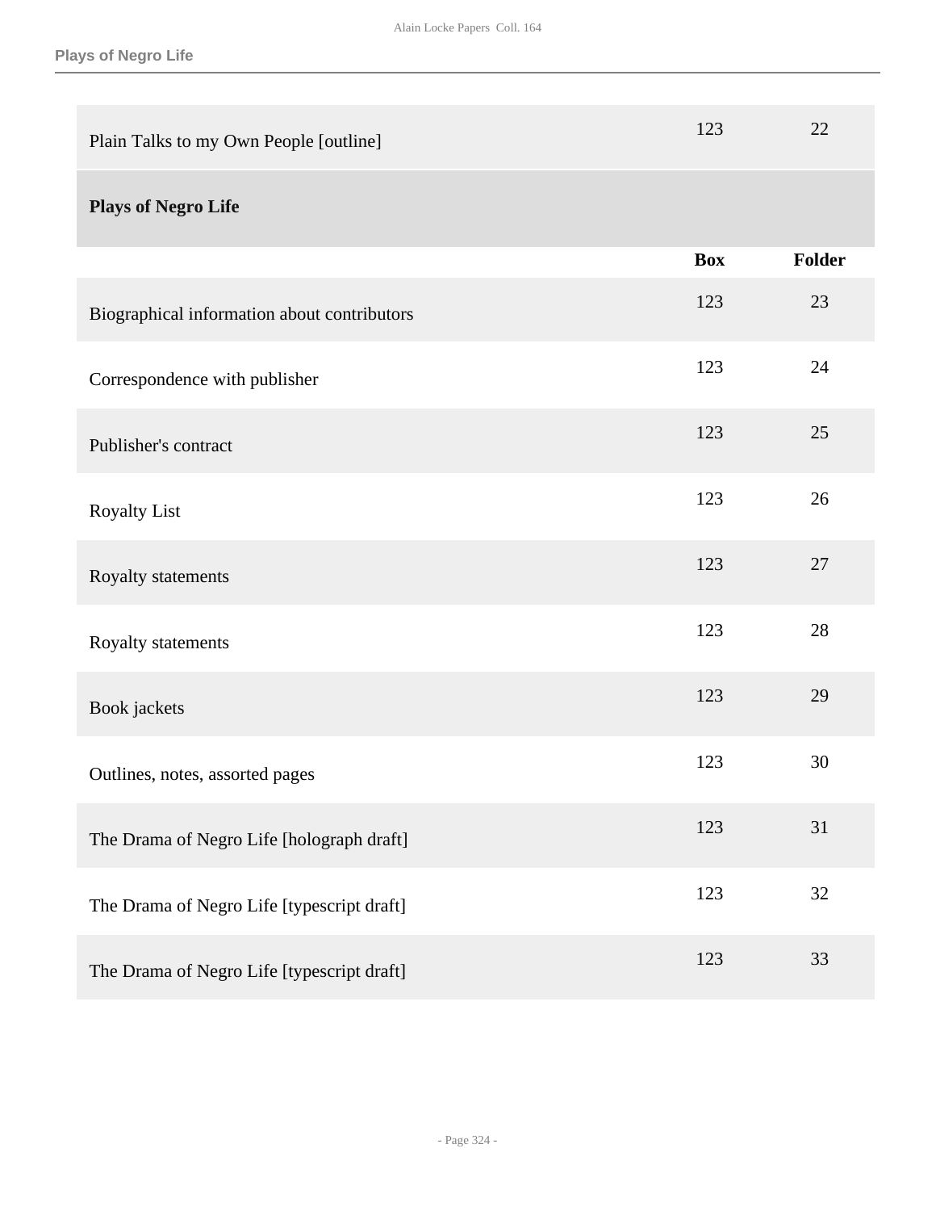| | | |
|---|---|---|
| Plain Talks to my Own People [outline] | 123 | 22 |

## Plays of Negro Life

| | Box | Folder |
|---|---|---|
| Biographical information about contributors | 123 | 23 |
| Correspondence with publisher | 123 | 24 |
| Publisher's contract | 123 | 25 |
| Royalty List | 123 | 26 |
| Royalty statements | 123 | 27 |
| Royalty statements | 123 | 28 |
| Book jackets | 123 | 29 |
| Outlines, notes, assorted pages | 123 | 30 |
| The Drama of Negro Life [holograph draft] | 123 | 31 |
| The Drama of Negro Life [typescript draft] | 123 | 32 |
| The Drama of Negro Life [typescript draft] | 123 | 33 |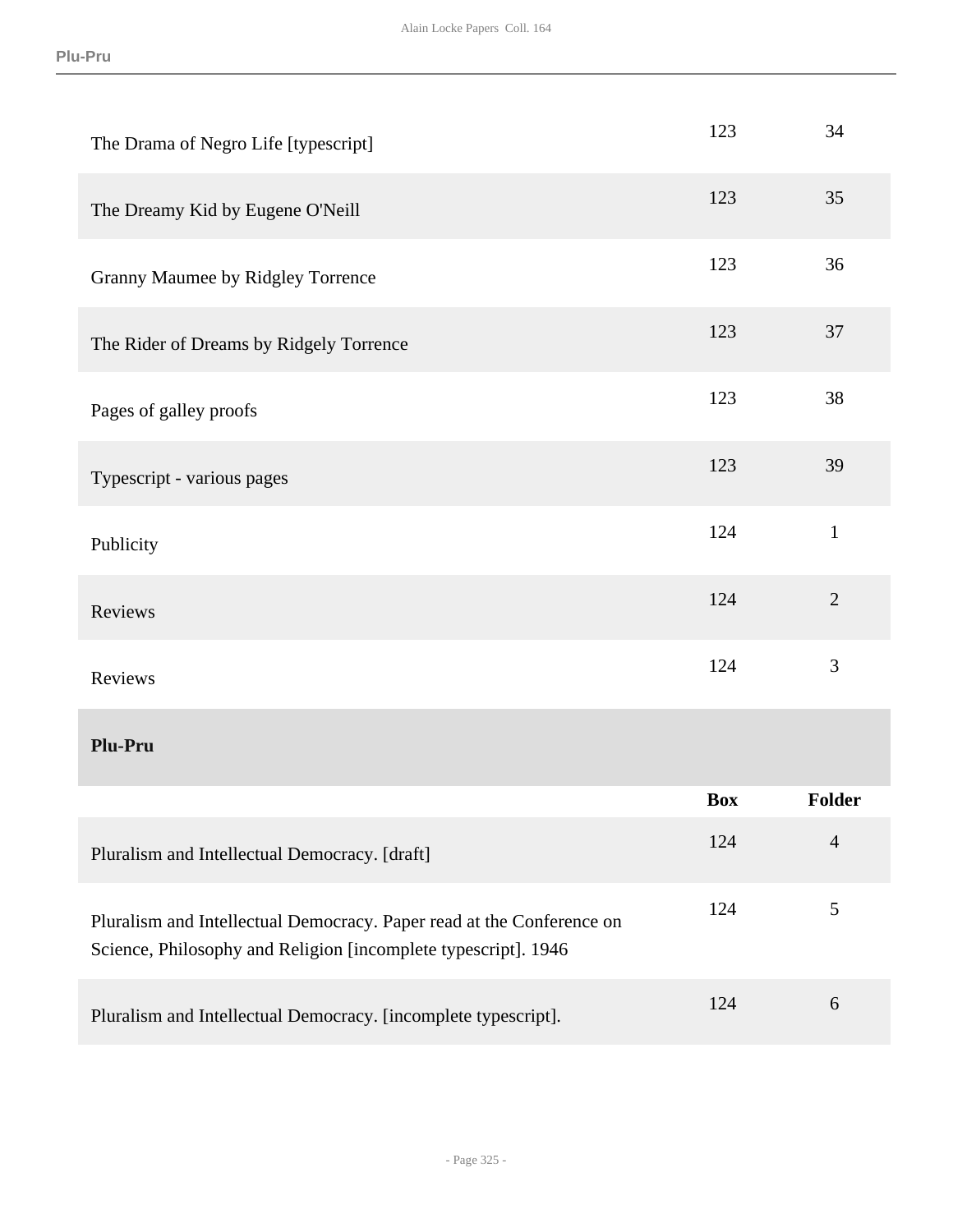| | Box | Folder |
|---|---|---|
| The Drama of Negro Life [typescript] | 123 | 34 |
| The Dreamy Kid by Eugene O'Neill | 123 | 35 |
| Granny Maumee by Ridgley Torrence | 123 | 36 |
| The Rider of Dreams by Ridgely Torrence | 123 | 37 |
| Pages of galley proofs | 123 | 38 |
| Typescript - various pages | 123 | 39 |
| Publicity | 124 | 1 |
| Reviews | 124 | 2 |
| Reviews | 124 | 3 |

**Plu-Pru**

| | Box | Folder |
|---|---|---|
| Pluralism and Intellectual Democracy. [draft] | 124 | 4 |
| Pluralism and Intellectual Democracy. Paper read at the Conference on Science, Philosophy and Religion [incomplete typescript]. 1946 | 124 | 5 |
| Pluralism and Intellectual Democracy. [incomplete typescript]. | 124 | 6 |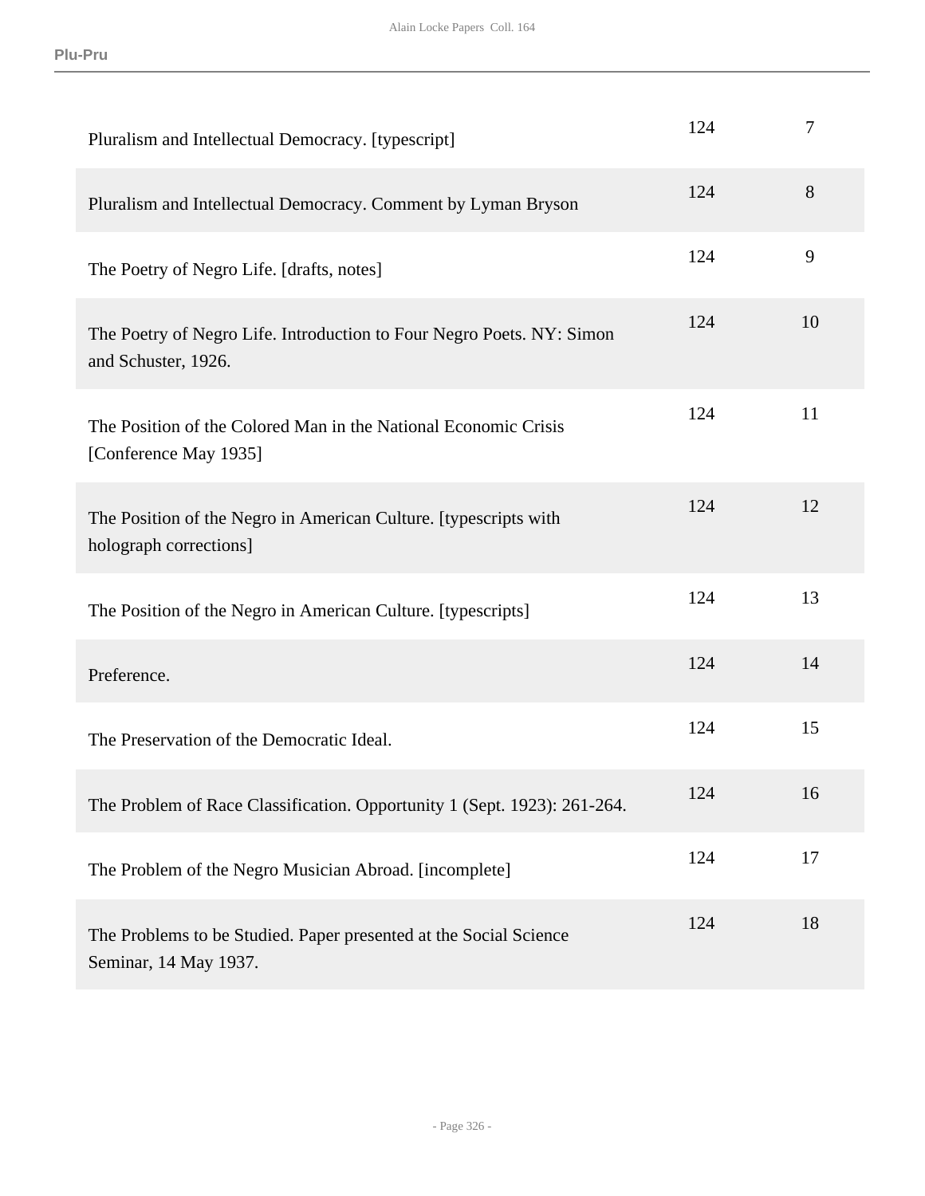| | | |
|---|---|---|
| Pluralism and Intellectual Democracy. [typescript] | 124 | 7 |
| Pluralism and Intellectual Democracy. Comment by Lyman Bryson | 124 | 8 |
| The Poetry of Negro Life. [drafts, notes] | 124 | 9 |
| The Poetry of Negro Life. Introduction to Four Negro Poets. NY: Simon and Schuster, 1926. | 124 | 10 |
| The Position of the Colored Man in the National Economic Crisis [Conference May 1935] | 124 | 11 |
| The Position of the Negro in American Culture. [typescripts with holograph corrections] | 124 | 12 |
| The Position of the Negro in American Culture. [typescripts] | 124 | 13 |
| Preference. | 124 | 14 |
| The Preservation of the Democratic Ideal. | 124 | 15 |
| The Problem of Race Classification. Opportunity 1 (Sept. 1923): 261-264. | 124 | 16 |
| The Problem of the Negro Musician Abroad. [incomplete] | 124 | 17 |
| The Problems to be Studied. Paper presented at the Social Science Seminar, 14 May 1937. | 124 | 18 |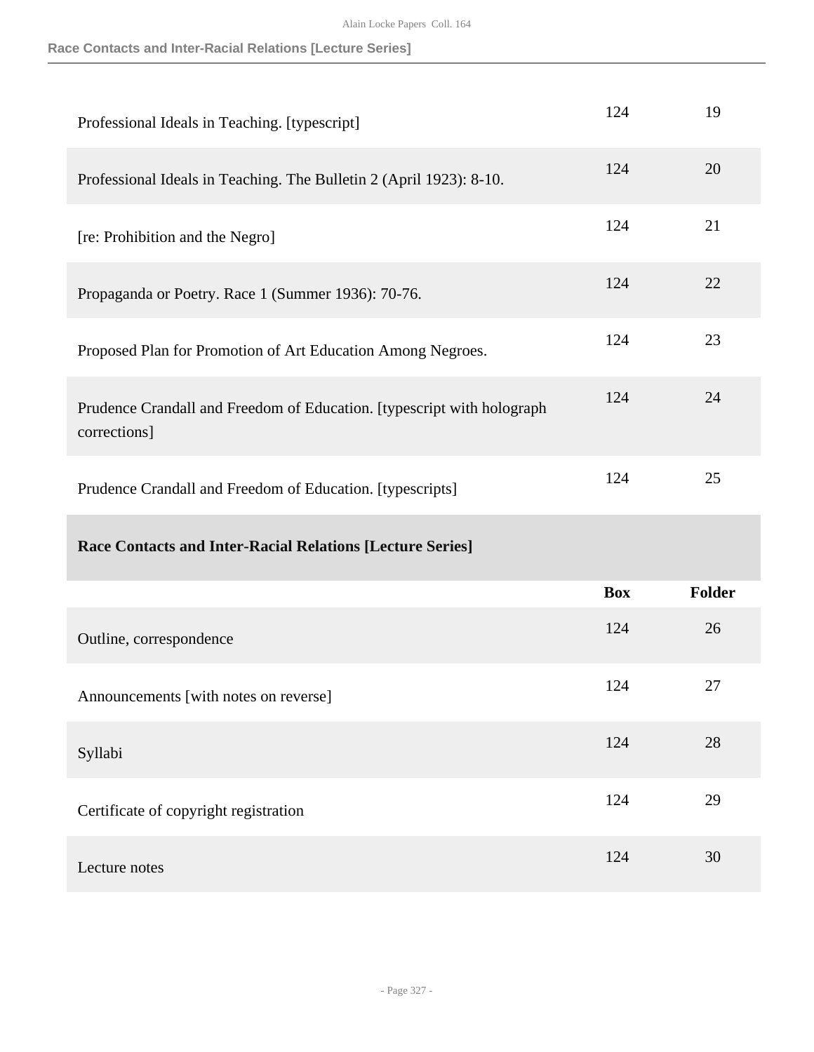| | Box | Folder |
|---|---|---|
| Professional Ideals in Teaching. [typescript] | 124 | 19 |
| Professional Ideals in Teaching. The Bulletin 2 (April 1923): 8-10. | 124 | 20 |
| [re: Prohibition and the Negro] | 124 | 21 |
| Propaganda or Poetry. Race 1 (Summer 1936): 70-76. | 124 | 22 |
| Proposed Plan for Promotion of Art Education Among Negroes. | 124 | 23 |
| Prudence Crandall and Freedom of Education. [typescript with holograph corrections] | 124 | 24 |
| Prudence Crandall and Freedom of Education. [typescripts] | 124 | 25 |

**Race Contacts and Inter-Racial Relations [Lecture Series]**

| | Box | Folder |
|---|---|---|
| Outline, correspondence | 124 | 26 |
| Announcements [with notes on reverse] | 124 | 27 |
| Syllabi | 124 | 28 |
| Certificate of copyright registration | 124 | 29 |
| Lecture notes | 124 | 30 |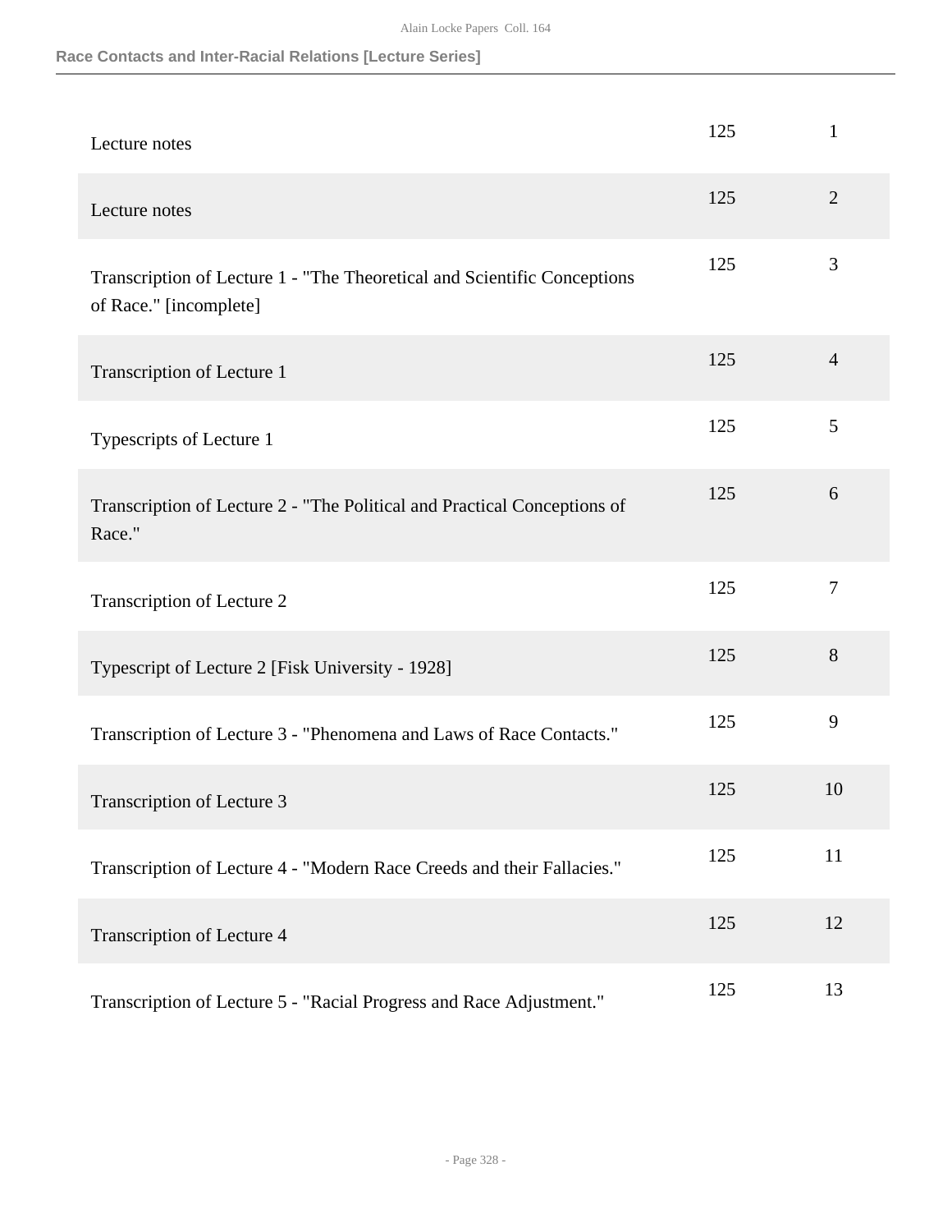## Race Contacts and Inter-Racial Relations [Lecture Series]

| | | |
|---|---|---|
| Lecture notes | 125 | 1 |
| Lecture notes | 125 | 2 |
| Transcription of Lecture 1 - "The Theoretical and Scientific Conceptions of Race." [incomplete] | 125 | 3 |
| Transcription of Lecture 1 | 125 | 4 |
| Typescripts of Lecture 1 | 125 | 5 |
| Transcription of Lecture 2 - "The Political and Practical Conceptions of Race." | 125 | 6 |
| Transcription of Lecture 2 | 125 | 7 |
| Typescript of Lecture 2 [Fisk University - 1928] | 125 | 8 |
| Transcription of Lecture 3 - "Phenomena and Laws of Race Contacts." | 125 | 9 |
| Transcription of Lecture 3 | 125 | 10 |
| Transcription of Lecture 4 - "Modern Race Creeds and their Fallacies." | 125 | 11 |
| Transcription of Lecture 4 | 125 | 12 |
| Transcription of Lecture 5 - "Racial Progress and Race Adjustment." | 125 | 13 |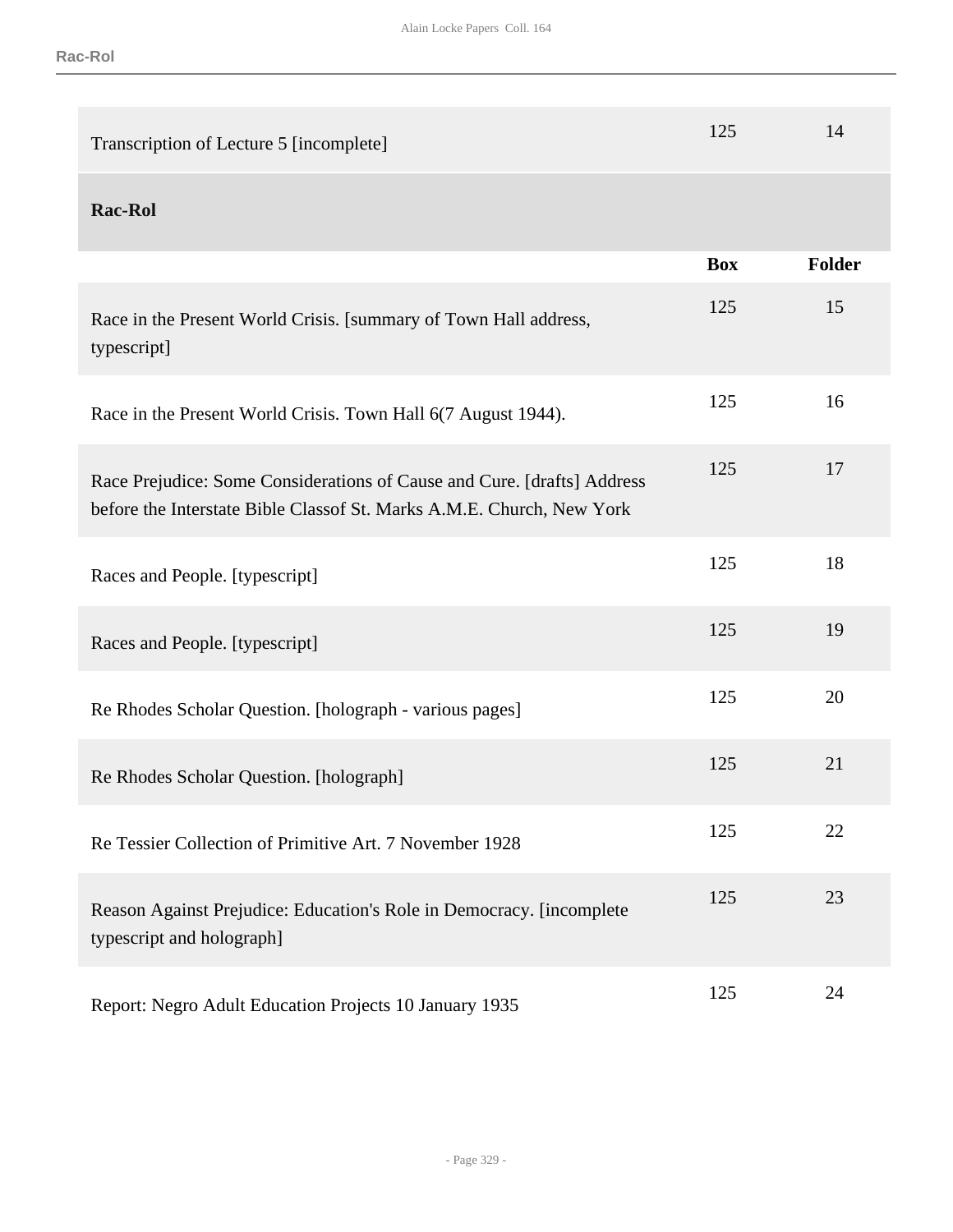| | Box | Folder |
|---|---|---|
| Transcription of Lecture 5 [incomplete] | 125 | 14 |

## Rac-Rol

| | Box | Folder |
|---|---|---|
| Race in the Present World Crisis. [summary of Town Hall address, typescript] | 125 | 15 |
| Race in the Present World Crisis. Town Hall 6(7 August 1944). | 125 | 16 |
| Race Prejudice: Some Considerations of Cause and Cure. [drafts] Address before the Interstate Bible Classof St. Marks A.M.E. Church, New York | 125 | 17 |
| Races and People. [typescript] | 125 | 18 |
| Races and People. [typescript] | 125 | 19 |
| Re Rhodes Scholar Question. [holograph - various pages] | 125 | 20 |
| Re Rhodes Scholar Question. [holograph] | 125 | 21 |
| Re Tessier Collection of Primitive Art. 7 November 1928 | 125 | 22 |
| Reason Against Prejudice: Education's Role in Democracy. [incomplete typescript and holograph] | 125 | 23 |
| Report: Negro Adult Education Projects 10 January 1935 | 125 | 24 |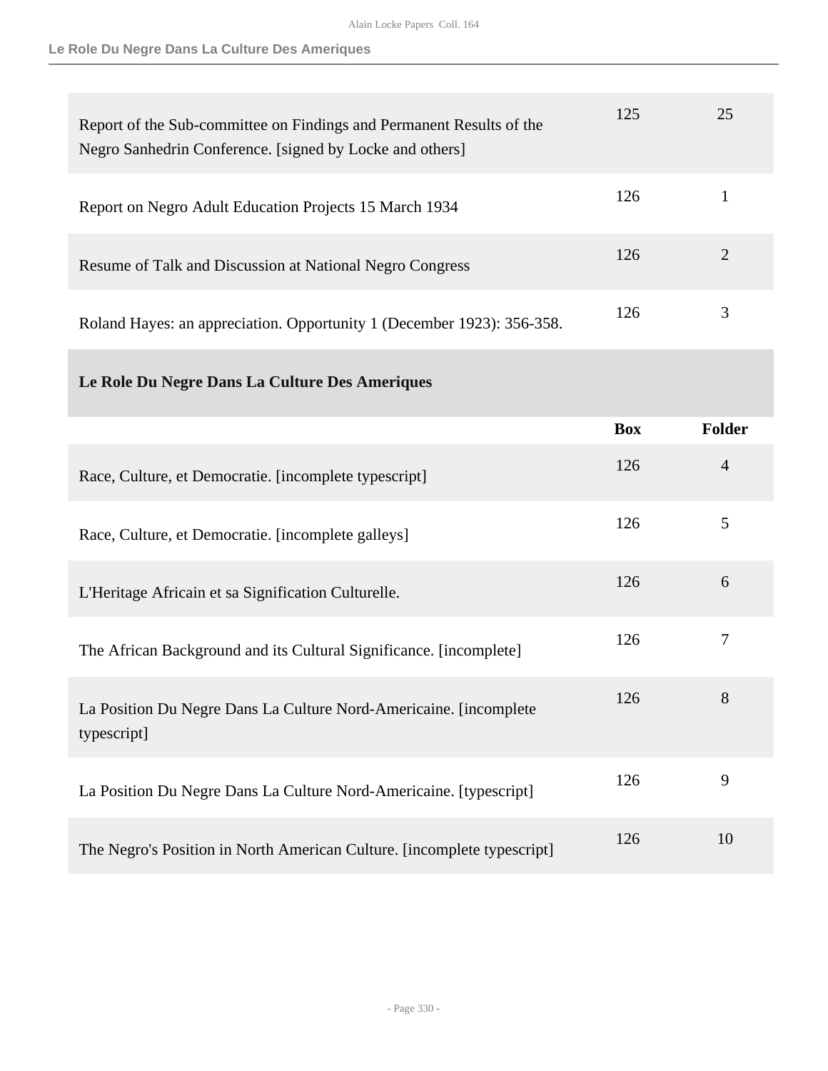| | Box | Folder |
|---|---|---|
| Report of the Sub-committee on Findings and Permanent Results of the Negro Sanhedrin Conference. [signed by Locke and others] | 125 | 25 |
| Report on Negro Adult Education Projects 15 March 1934 | 126 | 1 |
| Resume of Talk and Discussion at National Negro Congress | 126 | 2 |
| Roland Hayes: an appreciation. Opportunity 1 (December 1923): 356-358. | 126 | 3 |

## Le Role Du Negre Dans La Culture Des Ameriques

| | Box | Folder |
|---|---|---|
| Race, Culture, et Democratie. [incomplete typescript] | 126 | 4 |
| Race, Culture, et Democratie. [incomplete galleys] | 126 | 5 |
| L'Heritage Africain et sa Signification Culturelle. | 126 | 6 |
| The African Background and its Cultural Significance. [incomplete] | 126 | 7 |
| La Position Du Negre Dans La Culture Nord-Americaine. [incomplete typescript] | 126 | 8 |
| La Position Du Negre Dans La Culture Nord-Americaine. [typescript] | 126 | 9 |
| The Negro's Position in North American Culture. [incomplete typescript] | 126 | 10 |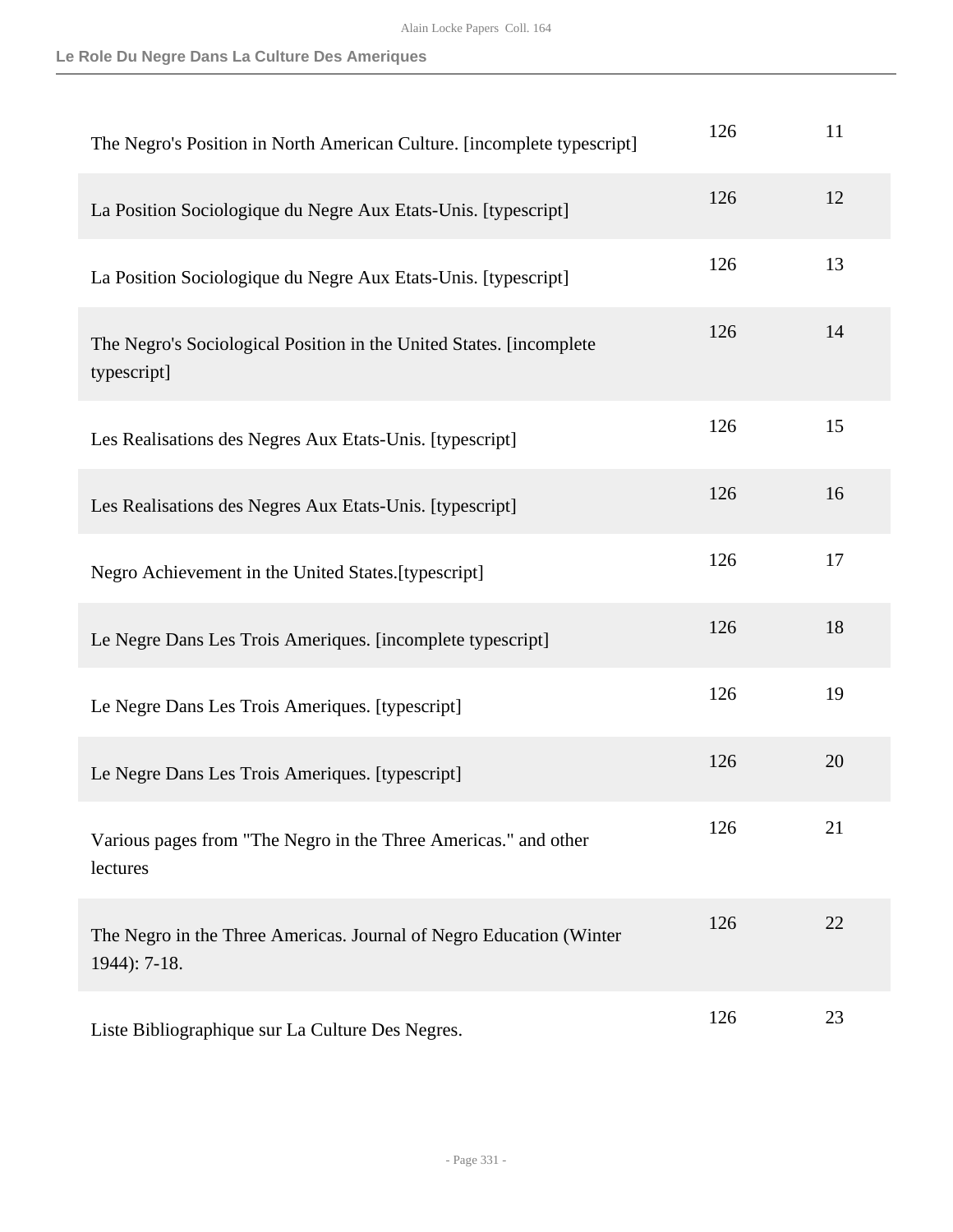### Le Role Du Negre Dans La Culture Des Ameriques

| | | |
|---|---|---|
| The Negro's Position in North American Culture. [incomplete typescript] | 126 | 11 |
| La Position Sociologique du Negre Aux Etats-Unis. [typescript] | 126 | 12 |
| La Position Sociologique du Negre Aux Etats-Unis. [typescript] | 126 | 13 |
| The Negro's Sociological Position in the United States. [incomplete typescript] | 126 | 14 |
| Les Realisations des Negres Aux Etats-Unis. [typescript] | 126 | 15 |
| Les Realisations des Negres Aux Etats-Unis. [typescript] | 126 | 16 |
| Negro Achievement in the United States.[typescript] | 126 | 17 |
| Le Negre Dans Les Trois Ameriques. [incomplete typescript] | 126 | 18 |
| Le Negre Dans Les Trois Ameriques. [typescript] | 126 | 19 |
| Le Negre Dans Les Trois Ameriques. [typescript] | 126 | 20 |
| Various pages from "The Negro in the Three Americas." and other lectures | 126 | 21 |
| The Negro in the Three Americas. Journal of Negro Education (Winter 1944): 7-18. | 126 | 22 |
| Liste Bibliographique sur La Culture Des Negres. | 126 | 23 |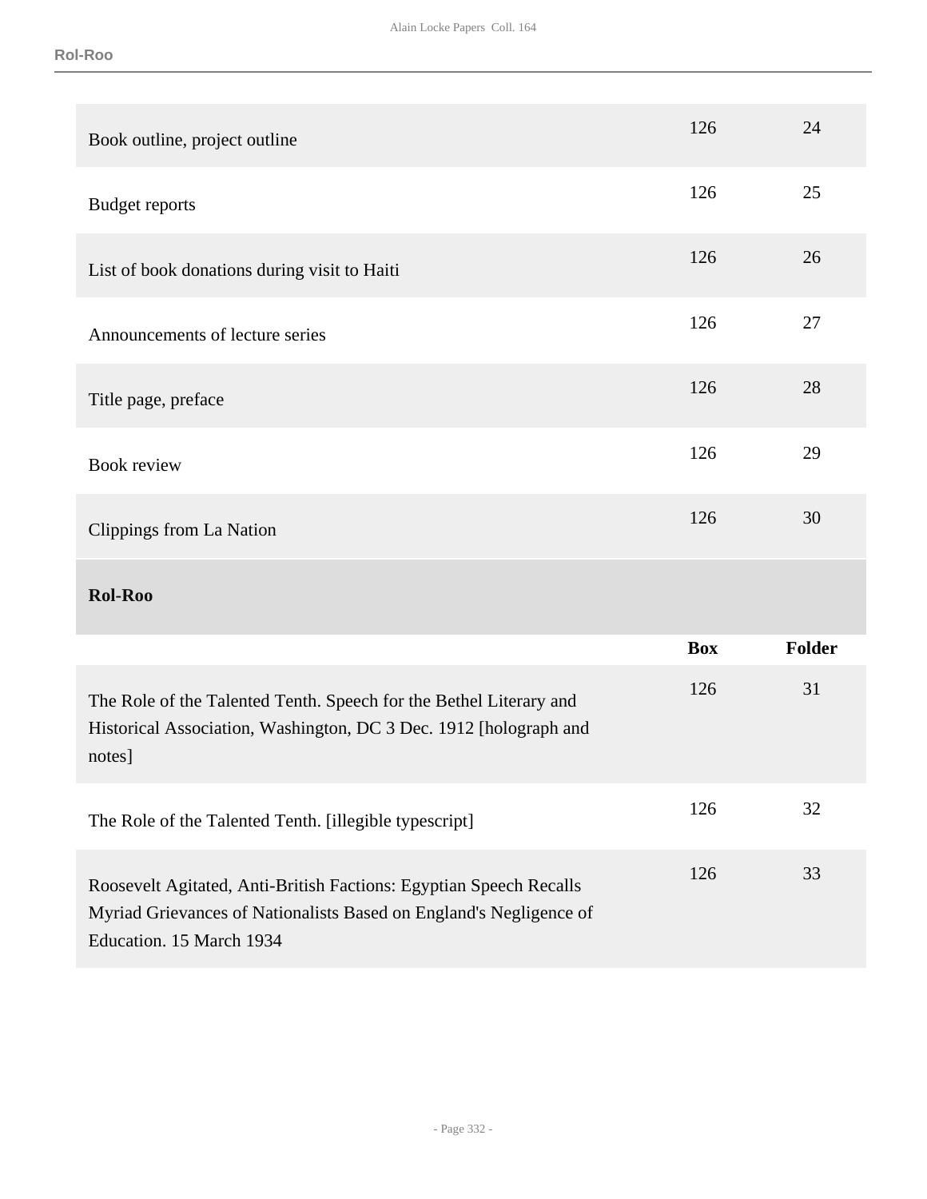| | Box | Folder |
|---|---|---|
| Book outline, project outline | 126 | 24 |
| Budget reports | 126 | 25 |
| List of book donations during visit to Haiti | 126 | 26 |
| Announcements of lecture series | 126 | 27 |
| Title page, preface | 126 | 28 |
| Book review | 126 | 29 |
| Clippings from La Nation | 126 | 30 |

## Rol-Roo

| | Box | Folder |
|---|---|---|
| The Role of the Talented Tenth. Speech for the Bethel Literary and Historical Association, Washington, DC 3 Dec. 1912 [holograph and notes] | 126 | 31 |
| The Role of the Talented Tenth. [illegible typescript] | 126 | 32 |
| Roosevelt Agitated, Anti-British Factions: Egyptian Speech Recalls Myriad Grievances of Nationalists Based on England's Negligence of Education. 15 March 1934 | 126 | 33 |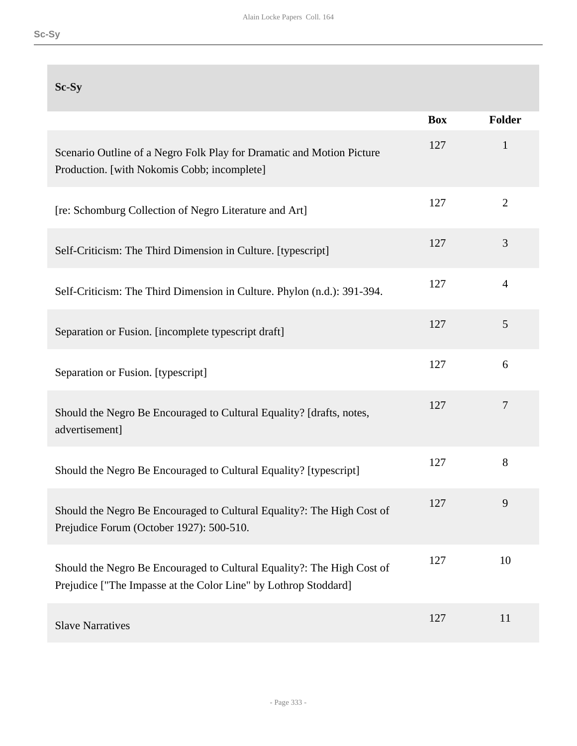## Sc-Sy

|  | Box | Folder |
| --- | --- | --- |
| Scenario Outline of a Negro Folk Play for Dramatic and Motion Picture Production. [with Nokomis Cobb; incomplete] | 127 | 1 |
| [re: Schomburg Collection of Negro Literature and Art] | 127 | 2 |
| Self-Criticism: The Third Dimension in Culture. [typescript] | 127 | 3 |
| Self-Criticism: The Third Dimension in Culture. Phylon (n.d.): 391-394. | 127 | 4 |
| Separation or Fusion. [incomplete typescript draft] | 127 | 5 |
| Separation or Fusion. [typescript] | 127 | 6 |
| Should the Negro Be Encouraged to Cultural Equality? [drafts, notes, advertisement] | 127 | 7 |
| Should the Negro Be Encouraged to Cultural Equality? [typescript] | 127 | 8 |
| Should the Negro Be Encouraged to Cultural Equality?: The High Cost of Prejudice Forum (October 1927): 500-510. | 127 | 9 |
| Should the Negro Be Encouraged to Cultural Equality?: The High Cost of Prejudice ["The Impasse at the Color Line" by Lothrop Stoddard] | 127 | 10 |
| Slave Narratives | 127 | 11 |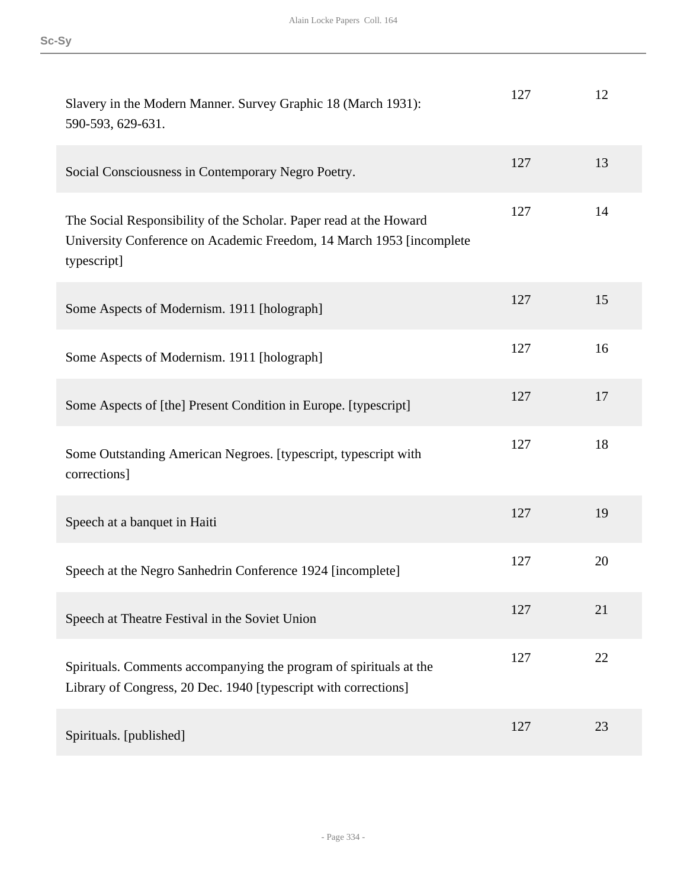| | | |
|---|---|---|
| Slavery in the Modern Manner. Survey Graphic 18 (March 1931): 590-593, 629-631. | 127 | 12 |
| Social Consciousness in Contemporary Negro Poetry. | 127 | 13 |
| The Social Responsibility of the Scholar. Paper read at the Howard University Conference on Academic Freedom, 14 March 1953 [incomplete typescript] | 127 | 14 |
| Some Aspects of Modernism. 1911 [holograph] | 127 | 15 |
| Some Aspects of Modernism. 1911 [holograph] | 127 | 16 |
| Some Aspects of [the] Present Condition in Europe. [typescript] | 127 | 17 |
| Some Outstanding American Negroes. [typescript, typescript with corrections] | 127 | 18 |
| Speech at a banquet in Haiti | 127 | 19 |
| Speech at the Negro Sanhedrin Conference 1924 [incomplete] | 127 | 20 |
| Speech at Theatre Festival in the Soviet Union | 127 | 21 |
| Spirituals. Comments accompanying the program of spirituals at the Library of Congress, 20 Dec. 1940 [typescript with corrections] | 127 | 22 |
| Spirituals. [published] | 127 | 23 |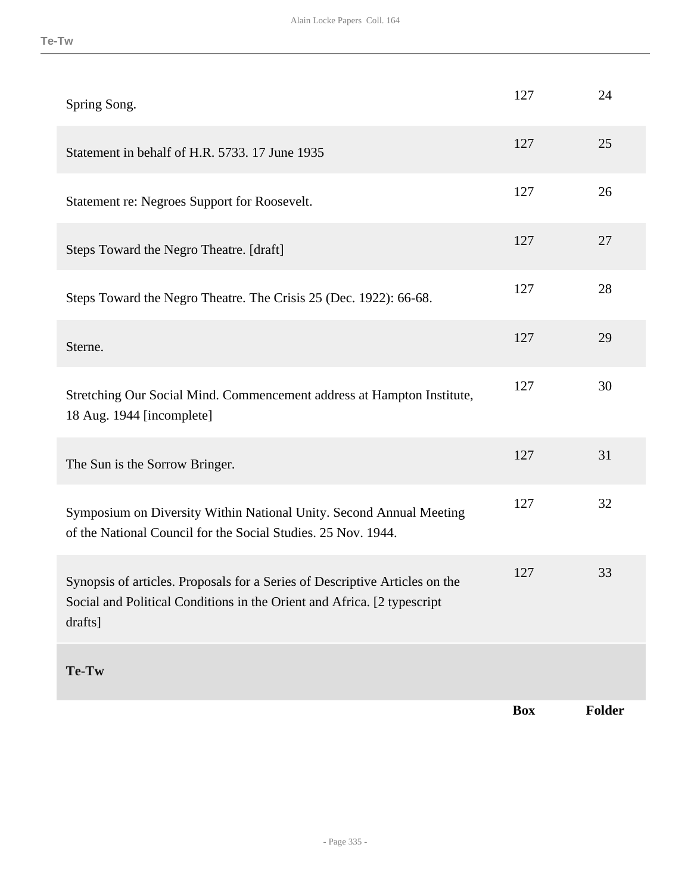| | Box | Folder |
|---|---|---|
| Spring Song. | 127 | 24 |
| Statement in behalf of H.R. 5733. 17 June 1935 | 127 | 25 |
| Statement re: Negroes Support for Roosevelt. | 127 | 26 |
| Steps Toward the Negro Theatre. [draft] | 127 | 27 |
| Steps Toward the Negro Theatre. The Crisis 25 (Dec. 1922): 66-68. | 127 | 28 |
| Sterne. | 127 | 29 |
| Stretching Our Social Mind. Commencement address at Hampton Institute, 18 Aug. 1944 [incomplete] | 127 | 30 |
| The Sun is the Sorrow Bringer. | 127 | 31 |
| Symposium on Diversity Within National Unity. Second Annual Meeting of the National Council for the Social Studies. 25 Nov. 1944. | 127 | 32 |
| Synopsis of articles. Proposals for a Series of Descriptive Articles on the Social and Political Conditions in the Orient and Africa. [2 typescript drafts] | 127 | 33 |

**Te-Tw**

| | Box | Folder |
|---|---|---|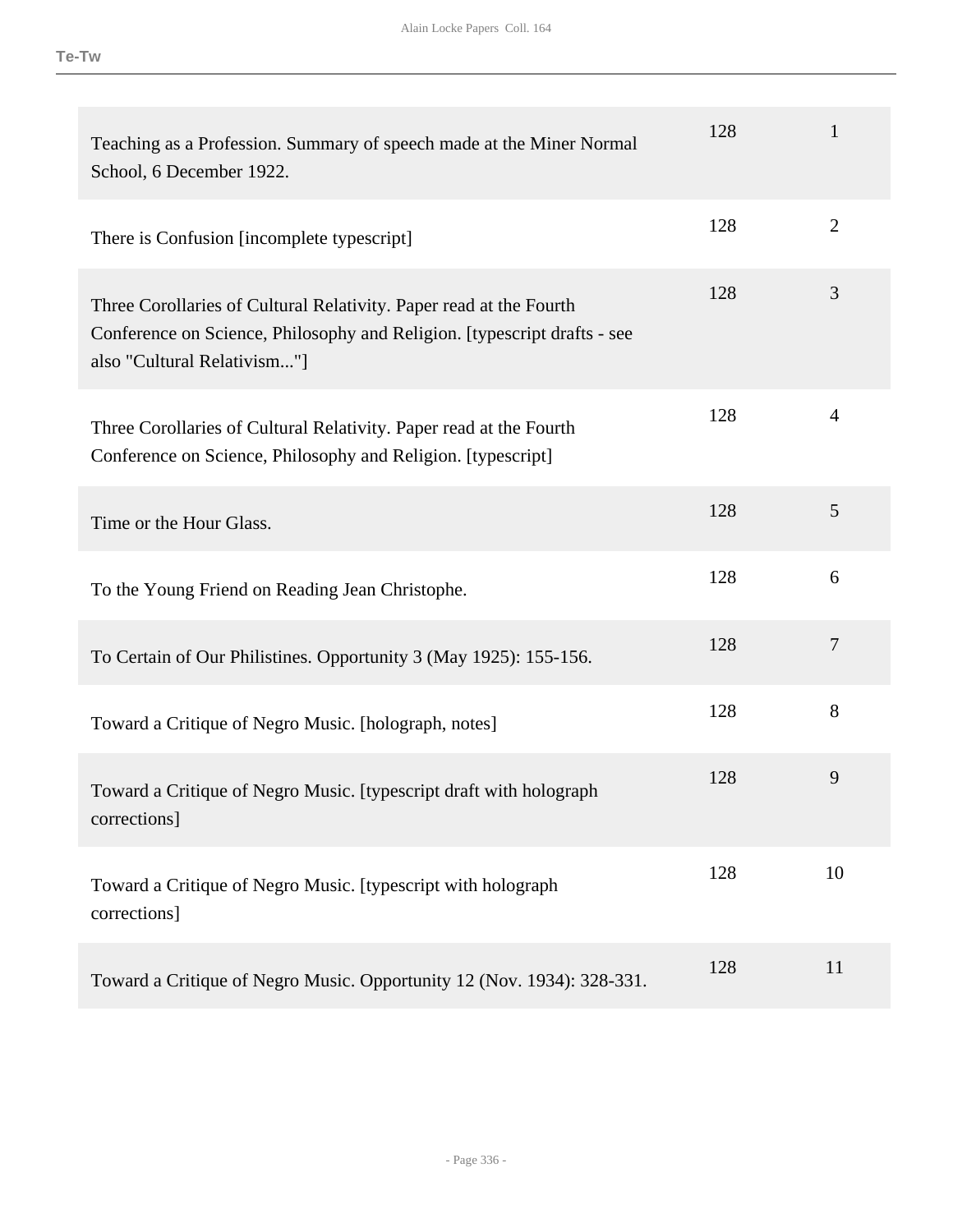Te-Tw

| | | |
|---|---|---|
| Teaching as a Profession. Summary of speech made at the Miner Normal School, 6 December 1922. | 128 | 1 |
| There is Confusion [incomplete typescript] | 128 | 2 |
| Three Corollaries of Cultural Relativity. Paper read at the Fourth Conference on Science, Philosophy and Religion. [typescript drafts - see also "Cultural Relativism..."] | 128 | 3 |
| Three Corollaries of Cultural Relativity. Paper read at the Fourth Conference on Science, Philosophy and Religion. [typescript] | 128 | 4 |
| Time or the Hour Glass. | 128 | 5 |
| To the Young Friend on Reading Jean Christophe. | 128 | 6 |
| To Certain of Our Philistines. Opportunity 3 (May 1925): 155-156. | 128 | 7 |
| Toward a Critique of Negro Music. [holograph, notes] | 128 | 8 |
| Toward a Critique of Negro Music. [typescript draft with holograph corrections] | 128 | 9 |
| Toward a Critique of Negro Music. [typescript with holograph corrections] | 128 | 10 |
| Toward a Critique of Negro Music. Opportunity 12 (Nov. 1934): 328-331. | 128 | 11 |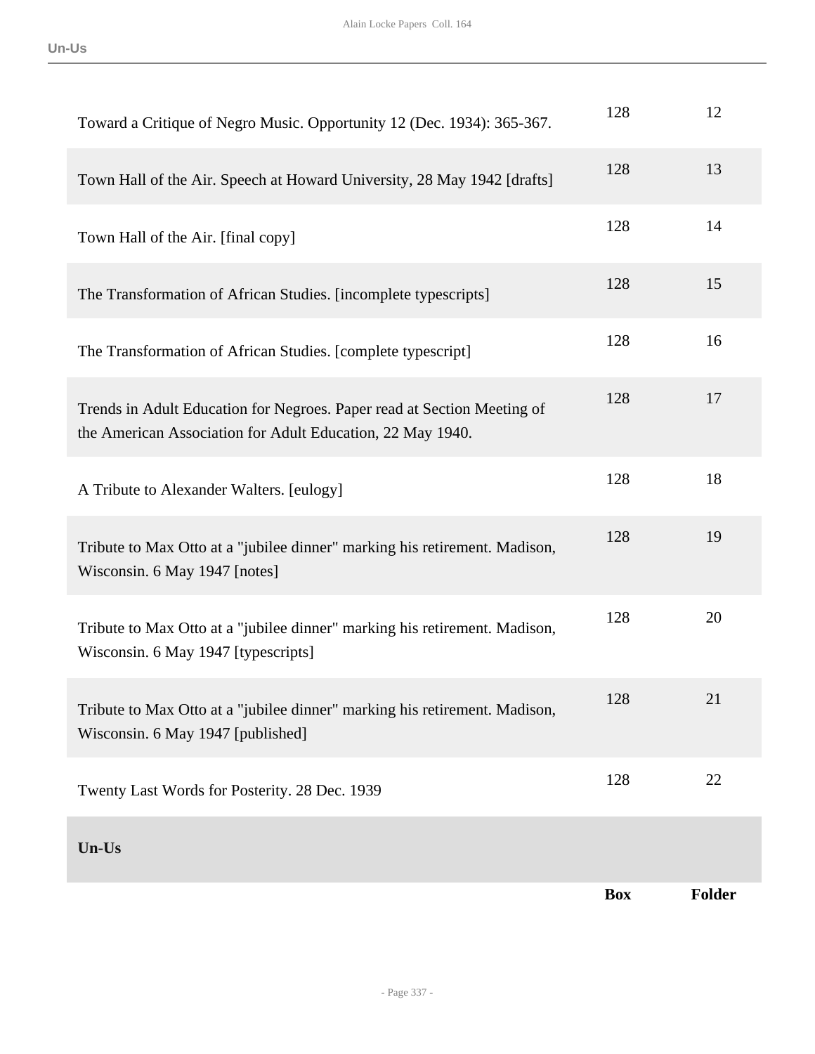| | Box | Folder |
| --- | --- | --- |
| Toward a Critique of Negro Music. Opportunity 12 (Dec. 1934): 365-367. | 128 | 12 |
| Town Hall of the Air. Speech at Howard University, 28 May 1942 [drafts] | 128 | 13 |
| Town Hall of the Air. [final copy] | 128 | 14 |
| The Transformation of African Studies. [incomplete typescripts] | 128 | 15 |
| The Transformation of African Studies. [complete typescript] | 128 | 16 |
| Trends in Adult Education for Negroes. Paper read at Section Meeting of the American Association for Adult Education, 22 May 1940. | 128 | 17 |
| A Tribute to Alexander Walters. [eulogy] | 128 | 18 |
| Tribute to Max Otto at a "jubilee dinner" marking his retirement. Madison, Wisconsin. 6 May 1947 [notes] | 128 | 19 |
| Tribute to Max Otto at a "jubilee dinner" marking his retirement. Madison, Wisconsin. 6 May 1947 [typescripts] | 128 | 20 |
| Tribute to Max Otto at a "jubilee dinner" marking his retirement. Madison, Wisconsin. 6 May 1947 [published] | 128 | 21 |
| Twenty Last Words for Posterity. 28 Dec. 1939 | 128 | 22 |

**Un-Us**

| | Box | Folder |
| --- | --- | --- |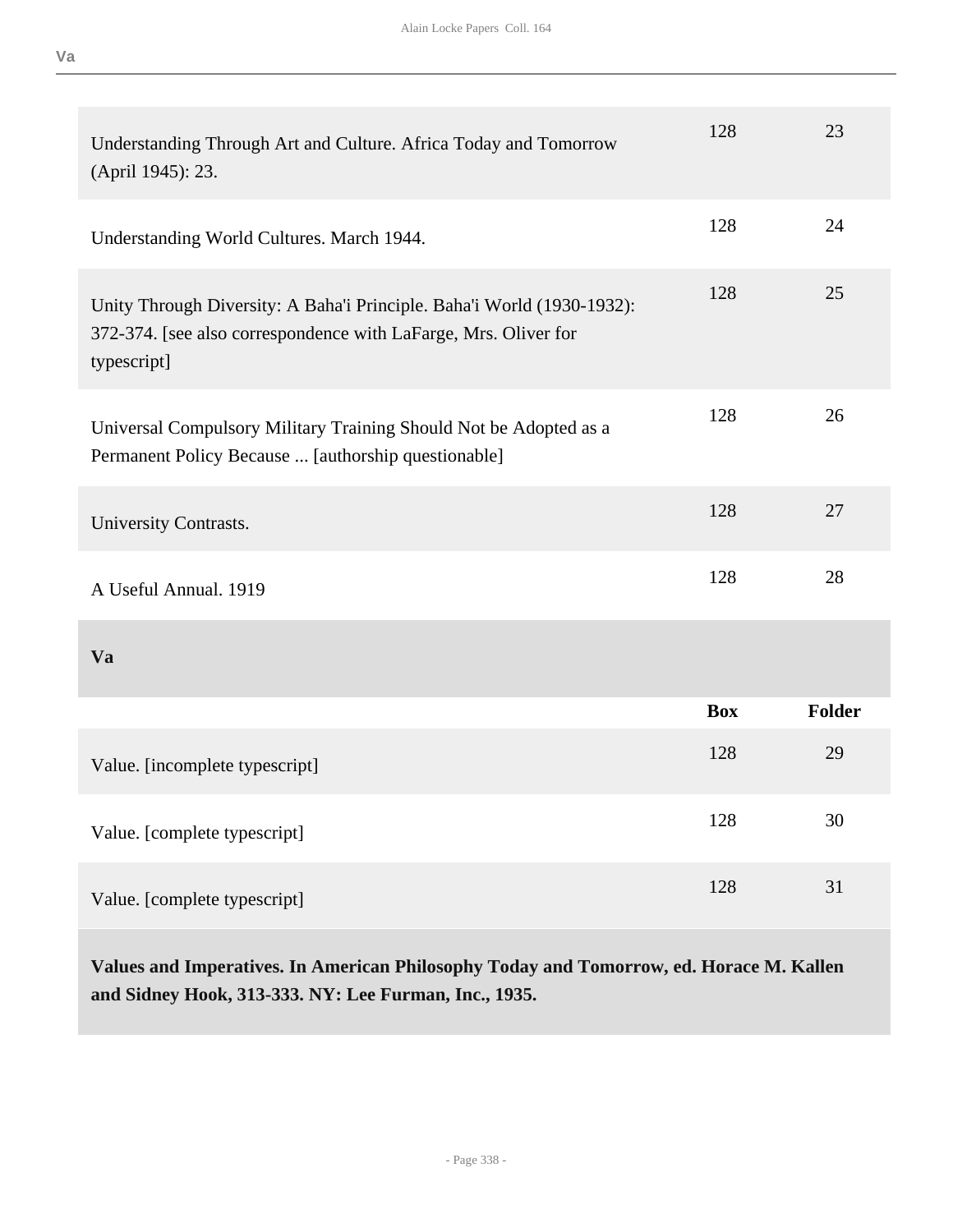| | Box | Folder |
|---|---|---|
| Understanding Through Art and Culture. Africa Today and Tomorrow (April 1945): 23. | 128 | 23 |
| Understanding World Cultures. March 1944. | 128 | 24 |
| Unity Through Diversity: A Baha'i Principle. Baha'i World (1930-1932): 372-374. [see also correspondence with LaFarge, Mrs. Oliver for typescript] | 128 | 25 |
| Universal Compulsory Military Training Should Not be Adopted as a Permanent Policy Because ... [authorship questionable] | 128 | 26 |
| University Contrasts. | 128 | 27 |
| A Useful Annual. 1919 | 128 | 28 |

### Va

| | Box | Folder |
|---|---|---|
| Value. [incomplete typescript] | 128 | 29 |
| Value. [complete typescript] | 128 | 30 |
| Value. [complete typescript] | 128 | 31 |

**Values and Imperatives. In American Philosophy Today and Tomorrow, ed. Horace M. Kallen and Sidney Hook, 313-333. NY: Lee Furman, Inc., 1935.**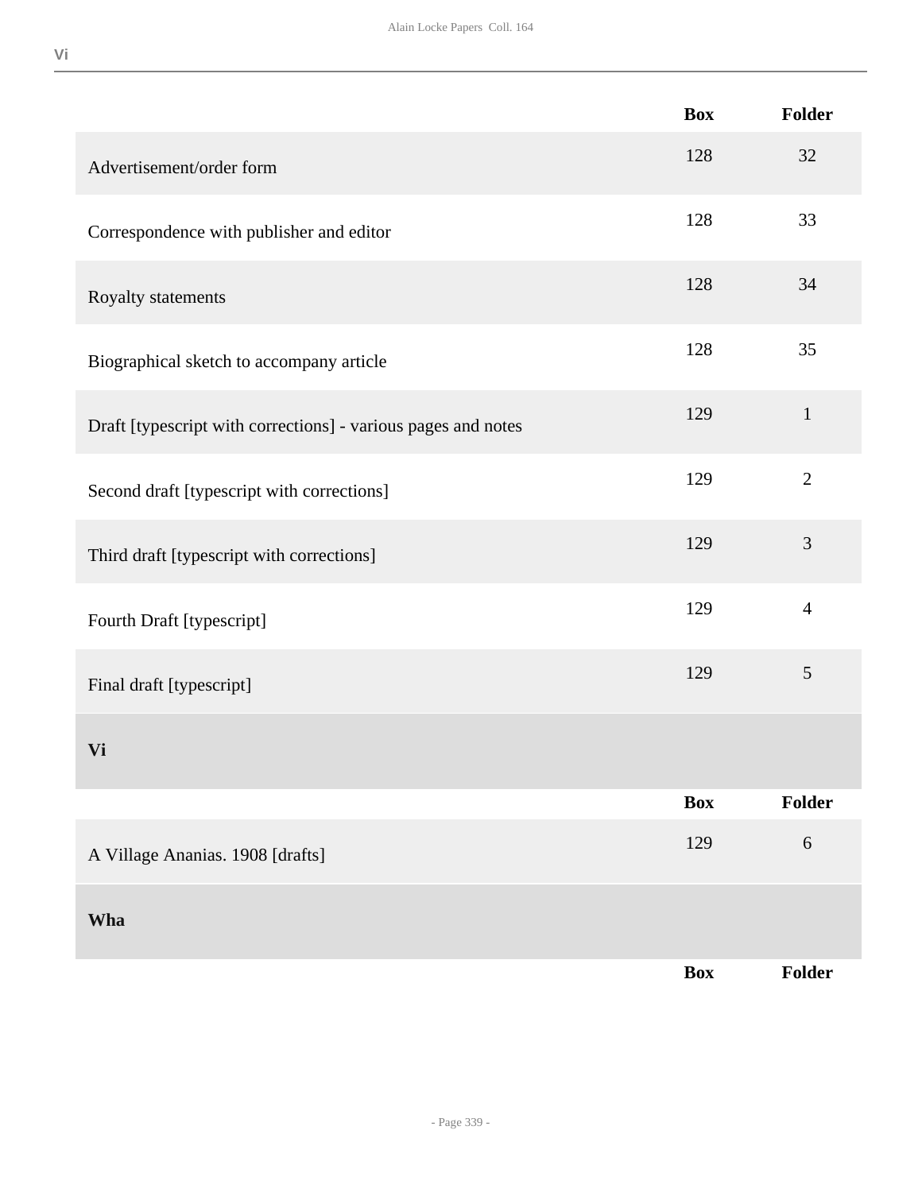| | Box | Folder |
|---|---|---|
| Advertisement/order form | 128 | 32 |
| Correspondence with publisher and editor | 128 | 33 |
| Royalty statements | 128 | 34 |
| Biographical sketch to accompany article | 128 | 35 |
| Draft [typescript with corrections] - various pages and notes | 129 | 1 |
| Second draft [typescript with corrections] | 129 | 2 |
| Third draft [typescript with corrections] | 129 | 3 |
| Fourth Draft [typescript] | 129 | 4 |
| Final draft [typescript] | 129 | 5 |

### Vi

| | Box | Folder |
|---|---|---|
| A Village Ananias. 1908 [drafts] | 129 | 6 |

### Wha

| | Box | Folder |
|---|---|---|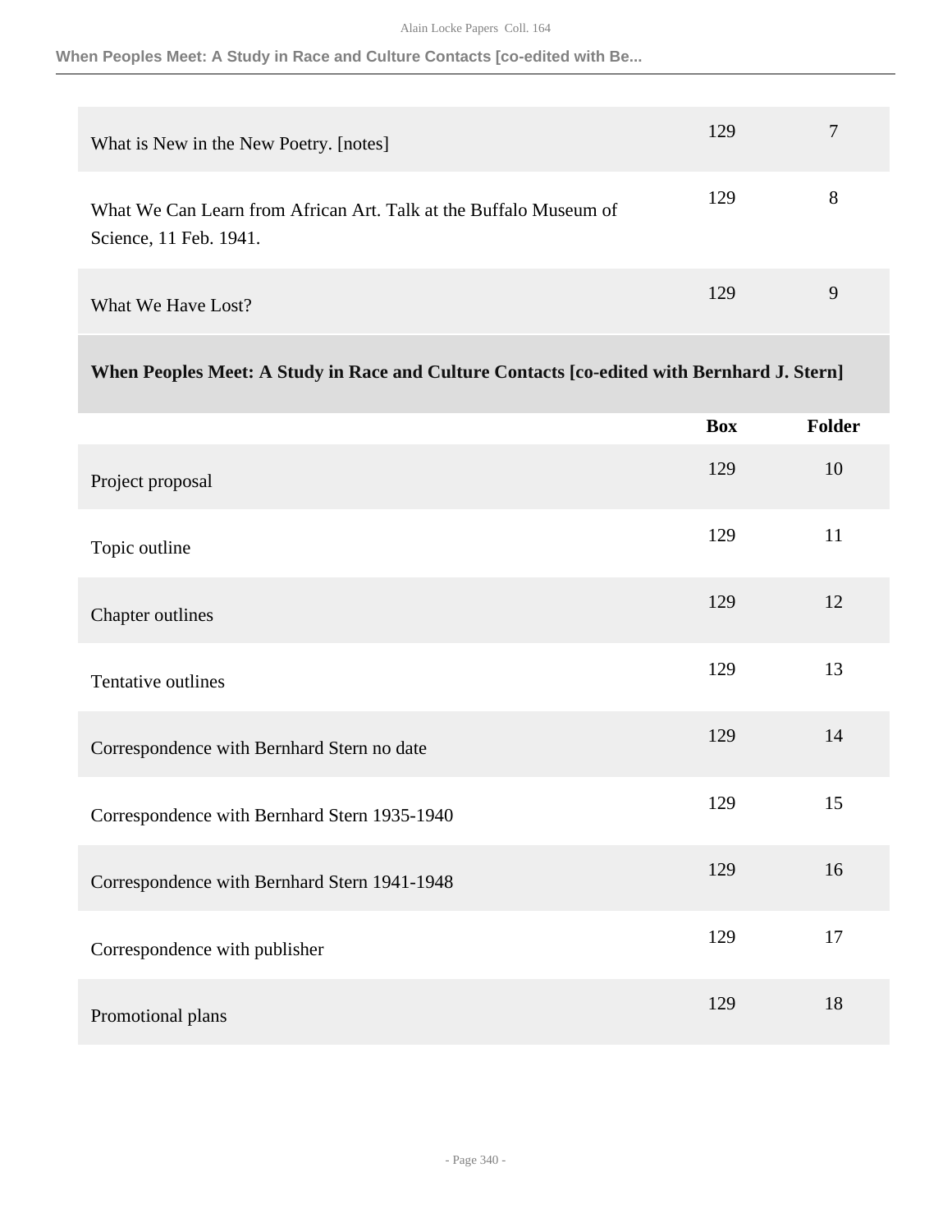| | Box | Folder |
|---|---|---|
| What is New in the New Poetry. [notes] | 129 | 7 |
| What We Can Learn from African Art. Talk at the Buffalo Museum of Science, 11 Feb. 1941. | 129 | 8 |
| What We Have Lost? | 129 | 9 |

## When Peoples Meet: A Study in Race and Culture Contacts [co-edited with Bernhard J. Stern]

| | Box | Folder |
|---|---|---|
| Project proposal | 129 | 10 |
| Topic outline | 129 | 11 |
| Chapter outlines | 129 | 12 |
| Tentative outlines | 129 | 13 |
| Correspondence with Bernhard Stern no date | 129 | 14 |
| Correspondence with Bernhard Stern 1935-1940 | 129 | 15 |
| Correspondence with Bernhard Stern 1941-1948 | 129 | 16 |
| Correspondence with publisher | 129 | 17 |
| Promotional plans | 129 | 18 |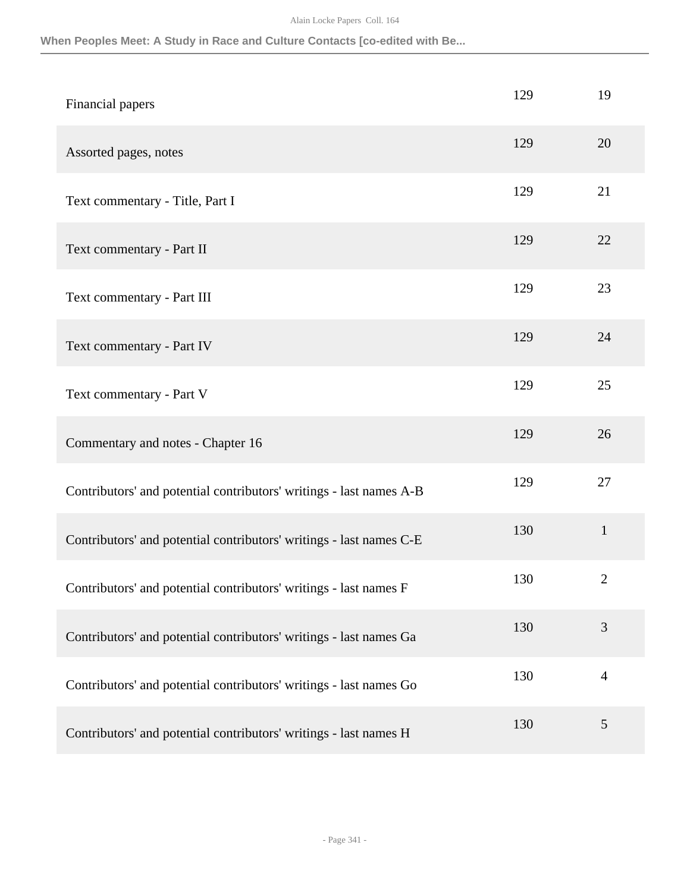| | | |
|---|---|---|
| Financial papers | 129 | 19 |
| Assorted pages, notes | 129 | 20 |
| Text commentary - Title, Part I | 129 | 21 |
| Text commentary - Part II | 129 | 22 |
| Text commentary - Part III | 129 | 23 |
| Text commentary - Part IV | 129 | 24 |
| Text commentary - Part V | 129 | 25 |
| Commentary and notes - Chapter 16 | 129 | 26 |
| Contributors' and potential contributors' writings - last names A-B | 129 | 27 |
| Contributors' and potential contributors' writings - last names C-E | 130 | 1 |
| Contributors' and potential contributors' writings - last names F | 130 | 2 |
| Contributors' and potential contributors' writings - last names Ga | 130 | 3 |
| Contributors' and potential contributors' writings - last names Go | 130 | 4 |
| Contributors' and potential contributors' writings - last names H | 130 | 5 |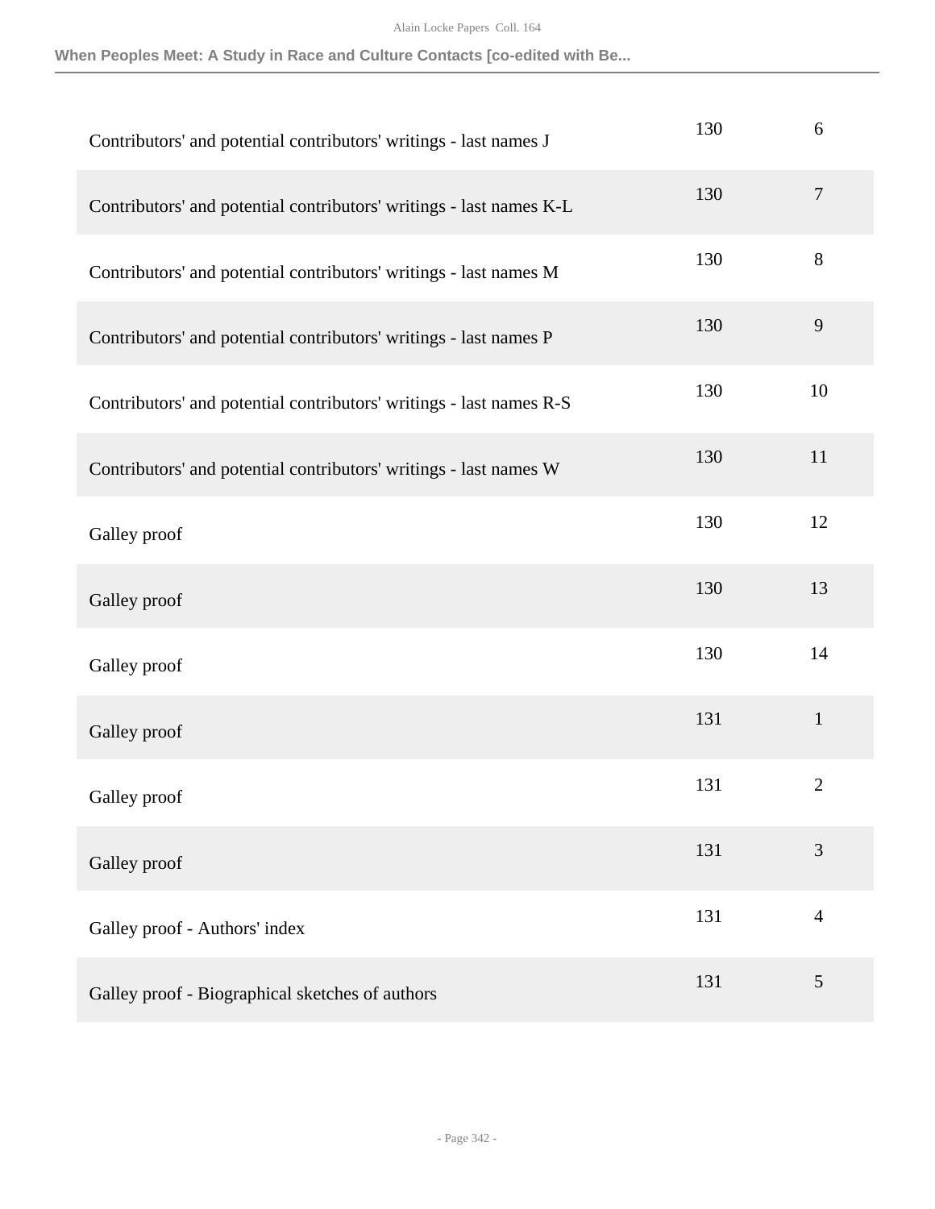| | | |
|---|---|---|
| Contributors' and potential contributors' writings - last names J | 130 | 6 |
| Contributors' and potential contributors' writings - last names K-L | 130 | 7 |
| Contributors' and potential contributors' writings - last names M | 130 | 8 |
| Contributors' and potential contributors' writings - last names P | 130 | 9 |
| Contributors' and potential contributors' writings - last names R-S | 130 | 10 |
| Contributors' and potential contributors' writings - last names W | 130 | 11 |
| Galley proof | 130 | 12 |
| Galley proof | 130 | 13 |
| Galley proof | 130 | 14 |
| Galley proof | 131 | 1 |
| Galley proof | 131 | 2 |
| Galley proof | 131 | 3 |
| Galley proof - Authors' index | 131 | 4 |
| Galley proof - Biographical sketches of authors | 131 | 5 |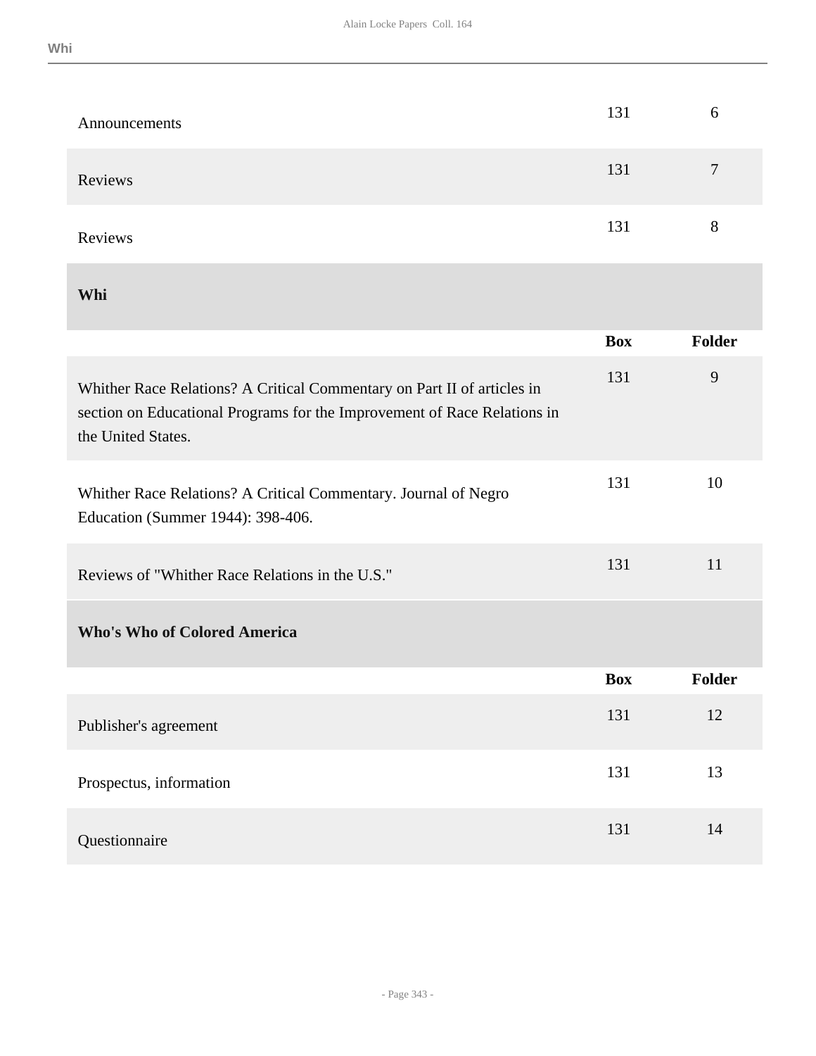| | Box | Folder |
|---|---|---|
| Announcements | 131 | 6 |
| Reviews | 131 | 7 |
| Reviews | 131 | 8 |

### Whi

| | Box | Folder |
|---|---|---|
| Whither Race Relations? A Critical Commentary on Part II of articles in section on Educational Programs for the Improvement of Race Relations in the United States. | 131 | 9 |
| Whither Race Relations? A Critical Commentary. Journal of Negro Education (Summer 1944): 398-406. | 131 | 10 |
| Reviews of "Whither Race Relations in the U.S." | 131 | 11 |

### Who's Who of Colored America

| | Box | Folder |
|---|---|---|
| Publisher's agreement | 131 | 12 |
| Prospectus, information | 131 | 13 |
| Questionnaire | 131 | 14 |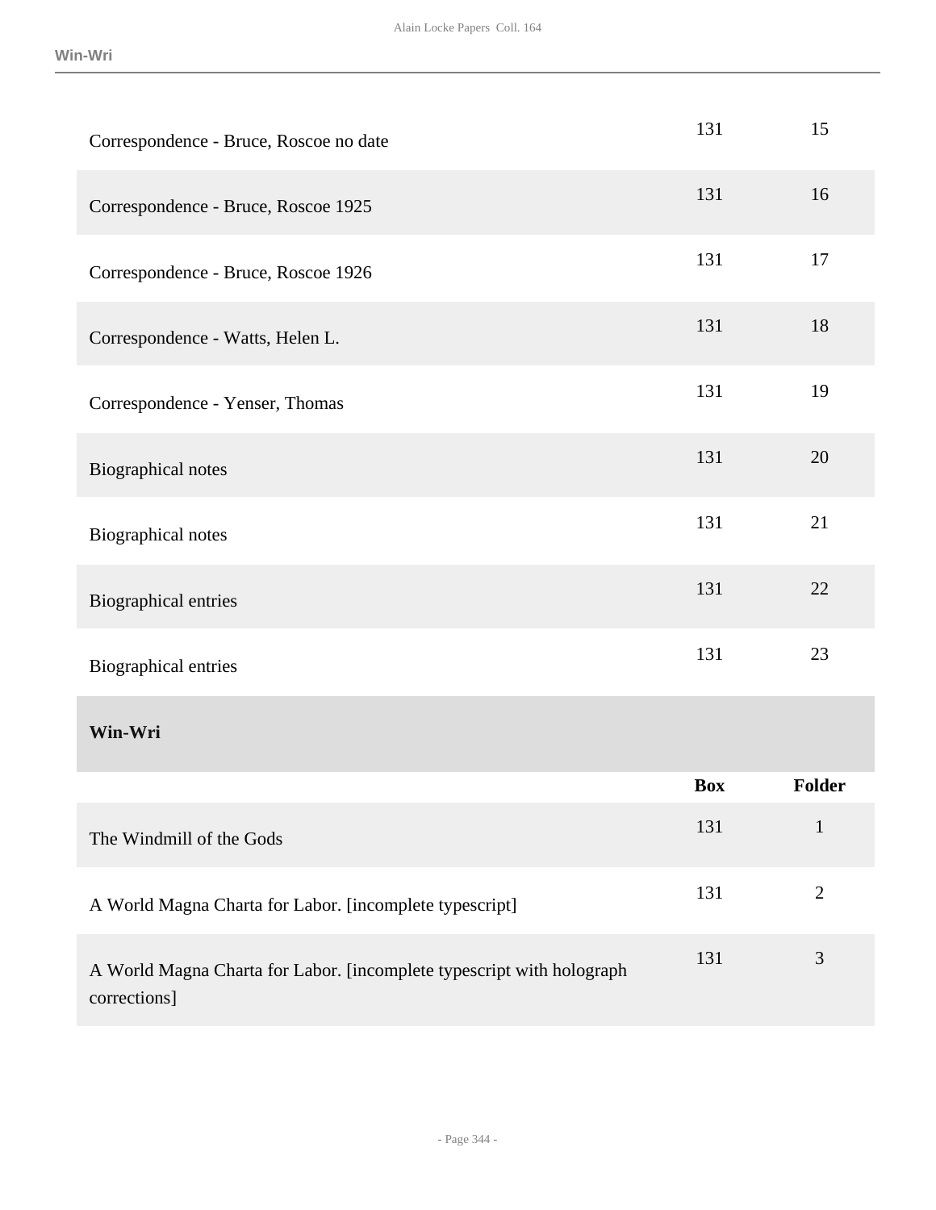| | Box | Folder |
|---|---|---|
| Correspondence - Bruce, Roscoe no date | 131 | 15 |
| Correspondence - Bruce, Roscoe 1925 | 131 | 16 |
| Correspondence - Bruce, Roscoe 1926 | 131 | 17 |
| Correspondence - Watts, Helen L. | 131 | 18 |
| Correspondence - Yenser, Thomas | 131 | 19 |
| Biographical notes | 131 | 20 |
| Biographical notes | 131 | 21 |
| Biographical entries | 131 | 22 |
| Biographical entries | 131 | 23 |

### Win-Wri

| | Box | Folder |
|---|---|---|
| The Windmill of the Gods | 131 | 1 |
| A World Magna Charta for Labor. [incomplete typescript] | 131 | 2 |
| A World Magna Charta for Labor. [incomplete typescript with holograph corrections] | 131 | 3 |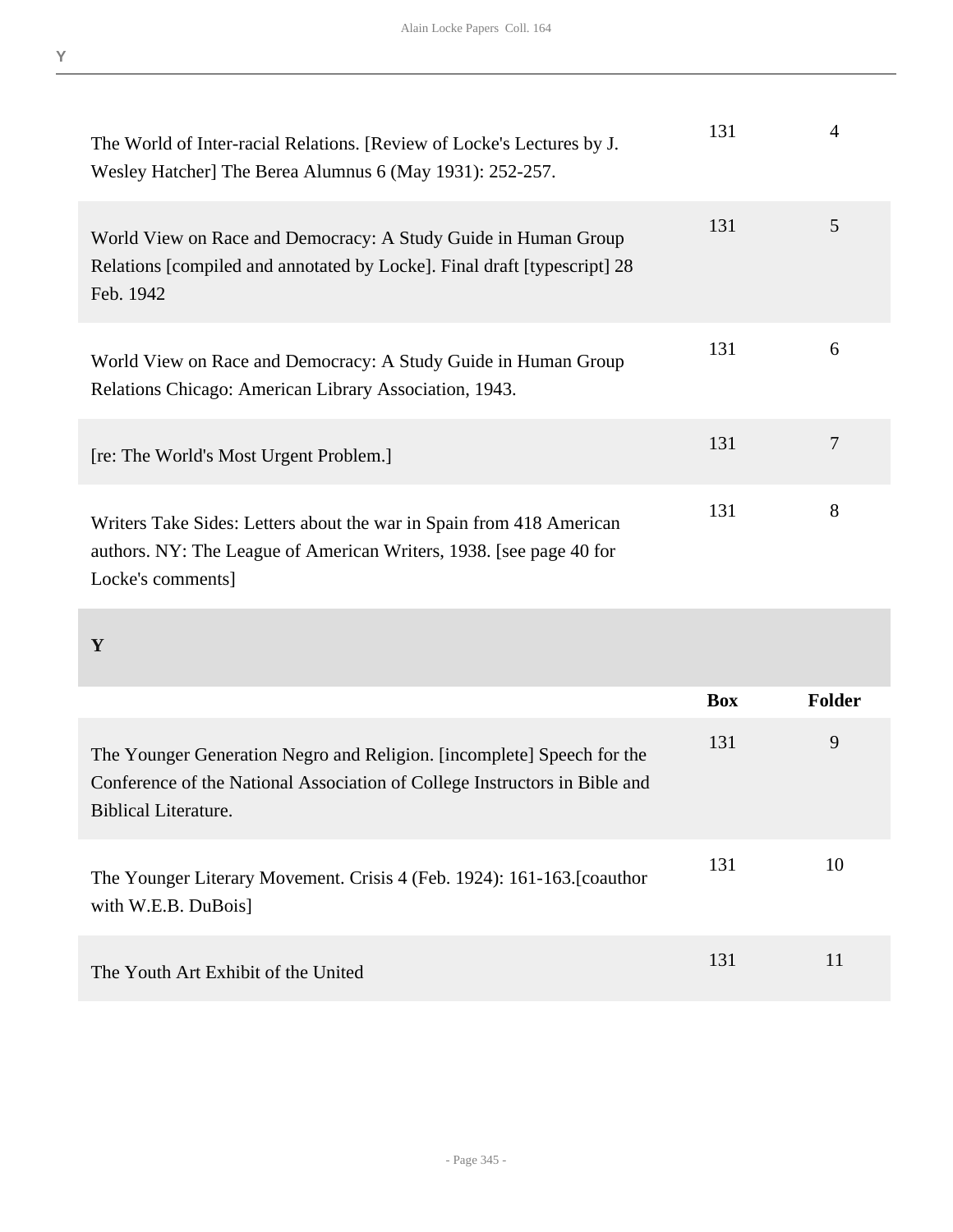| | Box | Folder |
|---|---|---|
| The World of Inter-racial Relations. [Review of Locke's Lectures by J. Wesley Hatcher] The Berea Alumnus 6 (May 1931): 252-257. | 131 | 4 |
| World View on Race and Democracy: A Study Guide in Human Group Relations [compiled and annotated by Locke]. Final draft [typescript] 28 Feb. 1942 | 131 | 5 |
| World View on Race and Democracy: A Study Guide in Human Group Relations Chicago: American Library Association, 1943. | 131 | 6 |
| [re: The World's Most Urgent Problem.] | 131 | 7 |
| Writers Take Sides: Letters about the war in Spain from 418 American authors. NY: The League of American Writers, 1938. [see page 40 for Locke's comments] | 131 | 8 |

## Y

| | Box | Folder |
|---|---|---|
| The Younger Generation Negro and Religion. [incomplete] Speech for the Conference of the National Association of College Instructors in Bible and Biblical Literature. | 131 | 9 |
| The Younger Literary Movement. Crisis 4 (Feb. 1924): 161-163.[coauthor with W.E.B. DuBois] | 131 | 10 |
| The Youth Art Exhibit of the United | 131 | 11 |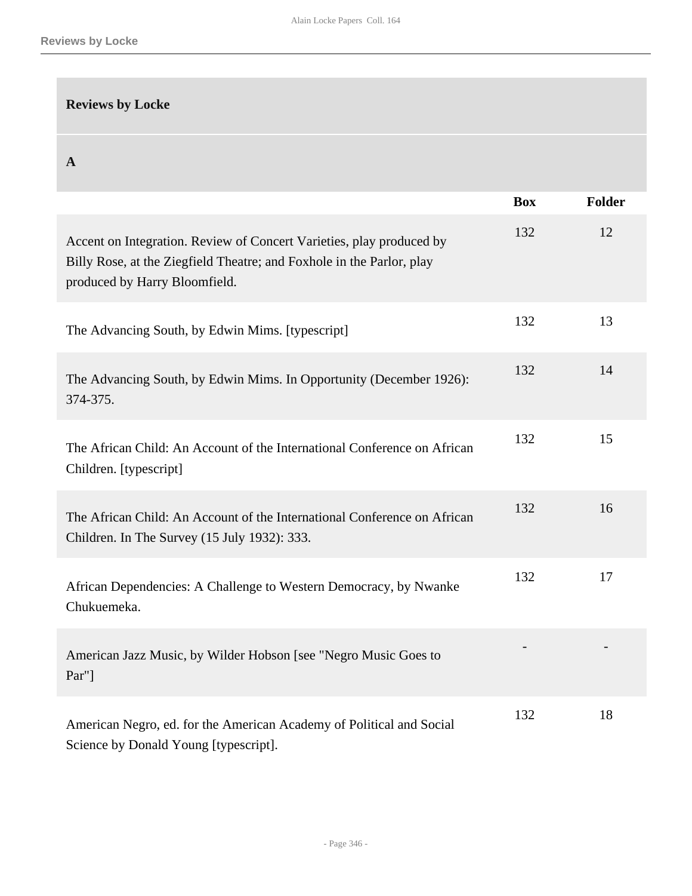## Reviews by Locke

### A

| | Box | Folder |
|---|---|---|
| Accent on Integration. Review of Concert Varieties, play produced by Billy Rose, at the Ziegfield Theatre; and Foxhole in the Parlor, play produced by Harry Bloomfield. | 132 | 12 |
| The Advancing South, by Edwin Mims. [typescript] | 132 | 13 |
| The Advancing South, by Edwin Mims. In Opportunity (December 1926): 374-375. | 132 | 14 |
| The African Child: An Account of the International Conference on African Children. [typescript] | 132 | 15 |
| The African Child: An Account of the International Conference on African Children. In The Survey (15 July 1932): 333. | 132 | 16 |
| African Dependencies: A Challenge to Western Democracy, by Nwanke Chukuemeka. | 132 | 17 |
| American Jazz Music, by Wilder Hobson [see "Negro Music Goes to Par"] | - | - |
| American Negro, ed. for the American Academy of Political and Social Science by Donald Young [typescript]. | 132 | 18 |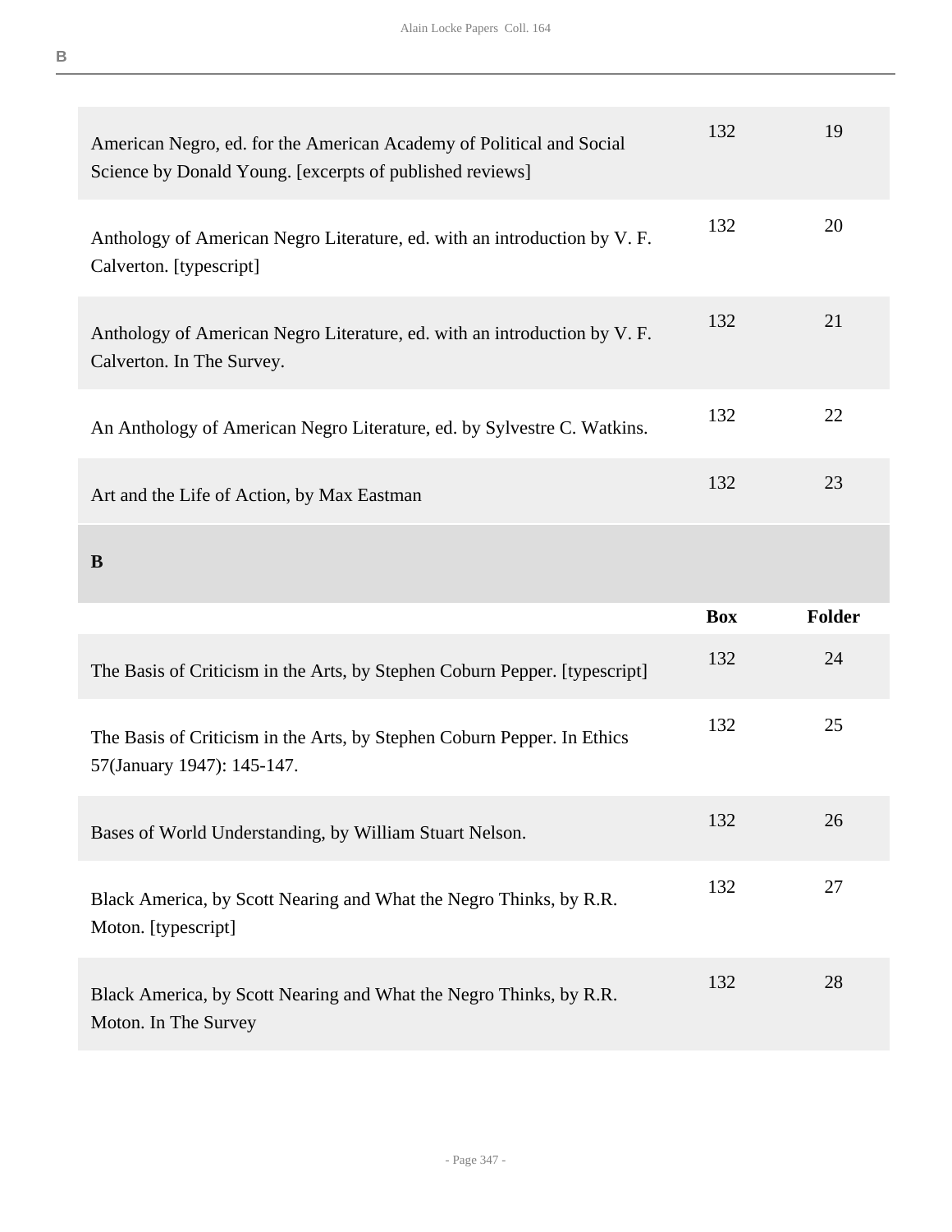| | Box | Folder |
|---|---|---|
| American Negro, ed. for the American Academy of Political and Social Science by Donald Young. [excerpts of published reviews] | 132 | 19 |
| Anthology of American Negro Literature, ed. with an introduction by V. F. Calverton. [typescript] | 132 | 20 |
| Anthology of American Negro Literature, ed. with an introduction by V. F. Calverton. In The Survey. | 132 | 21 |
| An Anthology of American Negro Literature, ed. by Sylvestre C. Watkins. | 132 | 22 |
| Art and the Life of Action, by Max Eastman | 132 | 23 |

## B

| | Box | Folder |
|---|---|---|
| The Basis of Criticism in the Arts, by Stephen Coburn Pepper. [typescript] | 132 | 24 |
| The Basis of Criticism in the Arts, by Stephen Coburn Pepper. In Ethics 57(January 1947): 145-147. | 132 | 25 |
| Bases of World Understanding, by William Stuart Nelson. | 132 | 26 |
| Black America, by Scott Nearing and What the Negro Thinks, by R.R. Moton. [typescript] | 132 | 27 |
| Black America, by Scott Nearing and What the Negro Thinks, by R.R. Moton. In The Survey | 132 | 28 |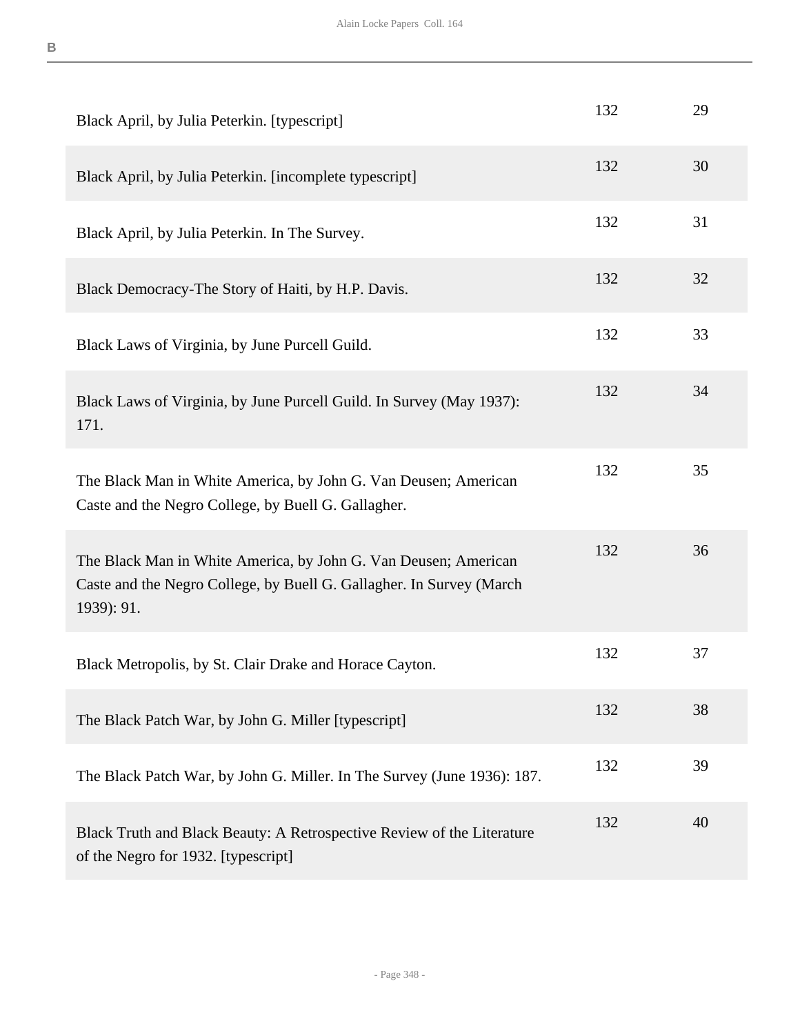| | | |
|---|---|---|
| Black April, by Julia Peterkin. [typescript] | 132 | 29 |
| Black April, by Julia Peterkin. [incomplete typescript] | 132 | 30 |
| Black April, by Julia Peterkin. In The Survey. | 132 | 31 |
| Black Democracy-The Story of Haiti, by H.P. Davis. | 132 | 32 |
| Black Laws of Virginia, by June Purcell Guild. | 132 | 33 |
| Black Laws of Virginia, by June Purcell Guild. In Survey (May 1937): 171. | 132 | 34 |
| The Black Man in White America, by John G. Van Deusen; American Caste and the Negro College, by Buell G. Gallagher. | 132 | 35 |
| The Black Man in White America, by John G. Van Deusen; American Caste and the Negro College, by Buell G. Gallagher. In Survey (March 1939): 91. | 132 | 36 |
| Black Metropolis, by St. Clair Drake and Horace Cayton. | 132 | 37 |
| The Black Patch War, by John G. Miller [typescript] | 132 | 38 |
| The Black Patch War, by John G. Miller. In The Survey (June 1936): 187. | 132 | 39 |
| Black Truth and Black Beauty: A Retrospective Review of the Literature of the Negro for 1932. [typescript] | 132 | 40 |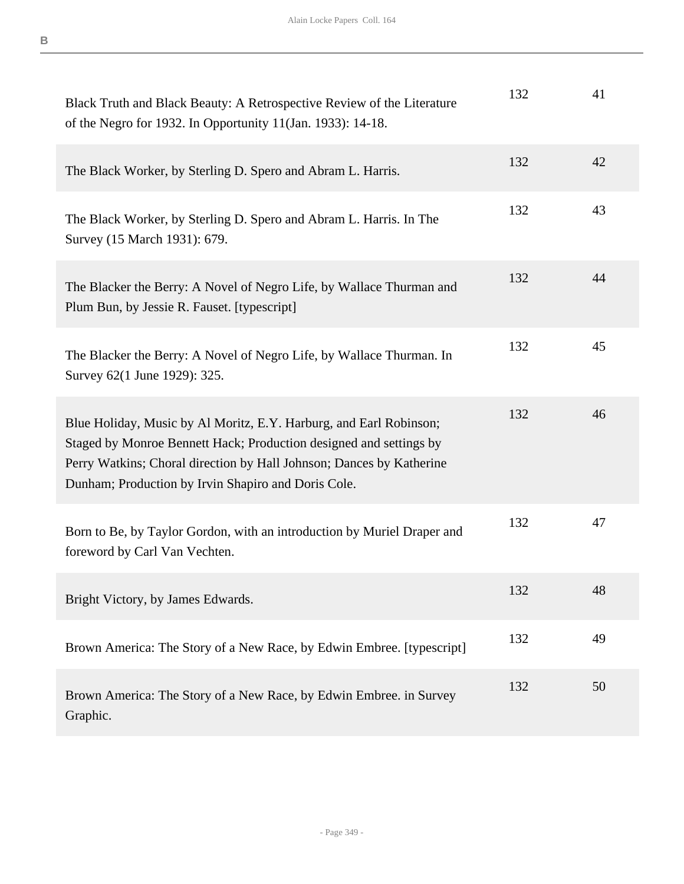| | | |
|---|---|---|
| Black Truth and Black Beauty: A Retrospective Review of the Literature of the Negro for 1932. In Opportunity 11(Jan. 1933): 14-18. | 132 | 41 |
| The Black Worker, by Sterling D. Spero and Abram L. Harris. | 132 | 42 |
| The Black Worker, by Sterling D. Spero and Abram L. Harris. In The Survey (15 March 1931): 679. | 132 | 43 |
| The Blacker the Berry: A Novel of Negro Life, by Wallace Thurman and Plum Bun, by Jessie R. Fauset. [typescript] | 132 | 44 |
| The Blacker the Berry: A Novel of Negro Life, by Wallace Thurman. In Survey 62(1 June 1929): 325. | 132 | 45 |
| Blue Holiday, Music by Al Moritz, E.Y. Harburg, and Earl Robinson; Staged by Monroe Bennett Hack; Production designed and settings by Perry Watkins; Choral direction by Hall Johnson; Dances by Katherine Dunham; Production by Irvin Shapiro and Doris Cole. | 132 | 46 |
| Born to Be, by Taylor Gordon, with an introduction by Muriel Draper and foreword by Carl Van Vechten. | 132 | 47 |
| Bright Victory, by James Edwards. | 132 | 48 |
| Brown America: The Story of a New Race, by Edwin Embree. [typescript] | 132 | 49 |
| Brown America: The Story of a New Race, by Edwin Embree. in Survey Graphic. | 132 | 50 |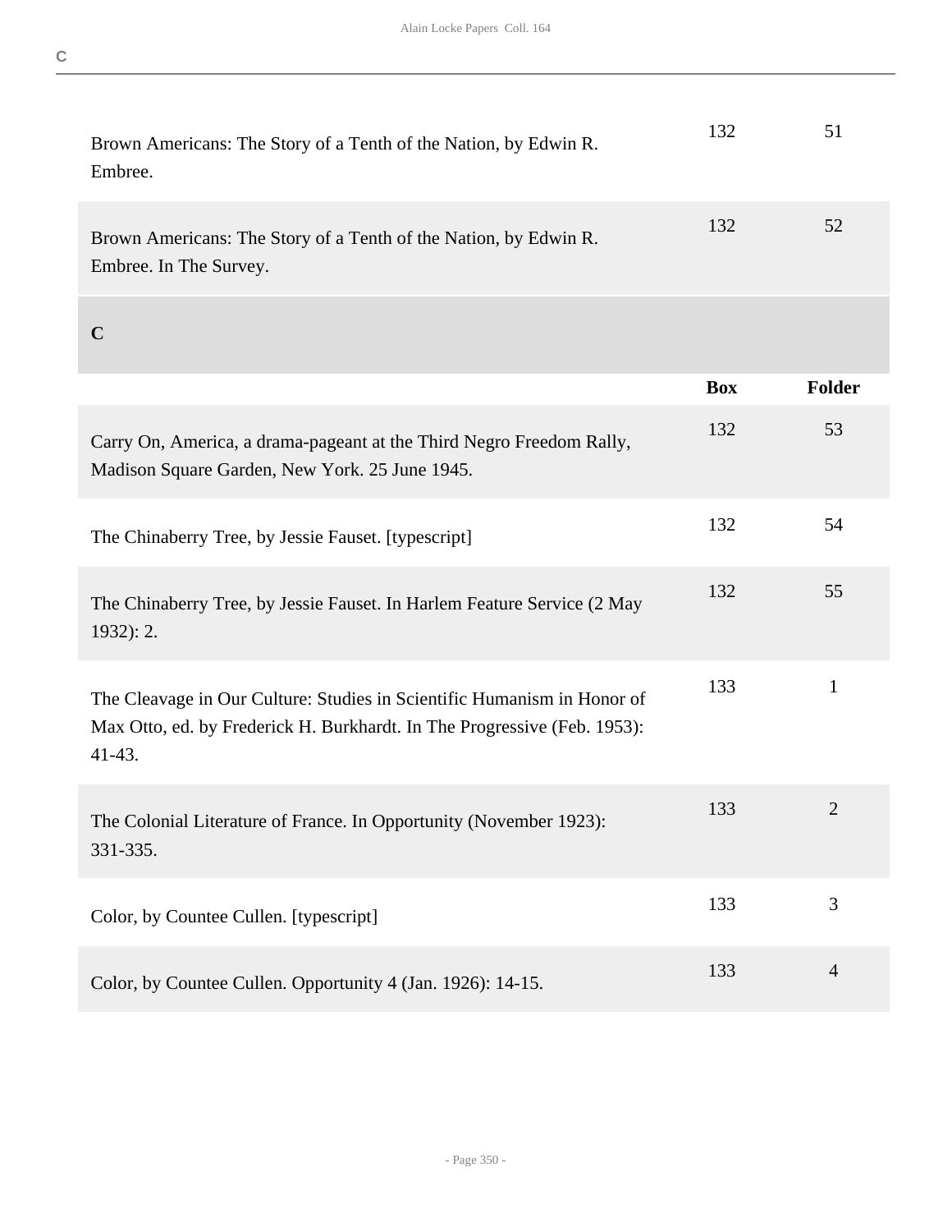| | Box | Folder |
|---|---|---|
| Brown Americans: The Story of a Tenth of the Nation, by Edwin R. Embree. | 132 | 51 |
| Brown Americans: The Story of a Tenth of the Nation, by Edwin R. Embree. In The Survey. | 132 | 52 |

## C

| | Box | Folder |
|---|---|---|
| Carry On, America, a drama-pageant at the Third Negro Freedom Rally, Madison Square Garden, New York. 25 June 1945. | 132 | 53 |
| The Chinaberry Tree, by Jessie Fauset. [typescript] | 132 | 54 |
| The Chinaberry Tree, by Jessie Fauset. In Harlem Feature Service (2 May 1932): 2. | 132 | 55 |
| The Cleavage in Our Culture: Studies in Scientific Humanism in Honor of Max Otto, ed. by Frederick H. Burkhardt. In The Progressive (Feb. 1953): 41-43. | 133 | 1 |
| The Colonial Literature of France. In Opportunity (November 1923): 331-335. | 133 | 2 |
| Color, by Countee Cullen. [typescript] | 133 | 3 |
| Color, by Countee Cullen. Opportunity 4 (Jan. 1926): 14-15. | 133 | 4 |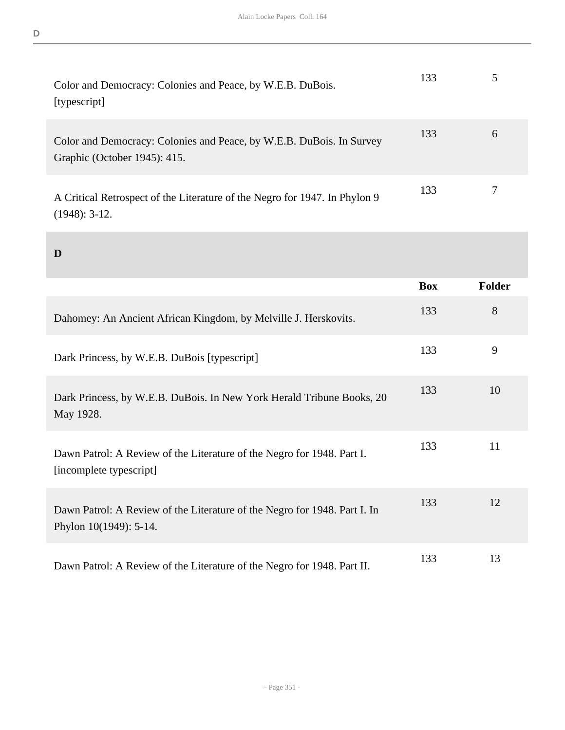| | | |
|---|---|---|
| Color and Democracy: Colonies and Peace, by W.E.B. DuBois. [typescript] | 133 | 5 |
| Color and Democracy: Colonies and Peace, by W.E.B. DuBois. In Survey Graphic (October 1945): 415. | 133 | 6 |
| A Critical Retrospect of the Literature of the Negro for 1947. In Phylon 9 (1948): 3-12. | 133 | 7 |

## D

| | Box | Folder |
|---|---|---|
| Dahomey: An Ancient African Kingdom, by Melville J. Herskovits. | 133 | 8 |
| Dark Princess, by W.E.B. DuBois [typescript] | 133 | 9 |
| Dark Princess, by W.E.B. DuBois. In New York Herald Tribune Books, 20 May 1928. | 133 | 10 |
| Dawn Patrol: A Review of the Literature of the Negro for 1948. Part I. [incomplete typescript] | 133 | 11 |
| Dawn Patrol: A Review of the Literature of the Negro for 1948. Part I. In Phylon 10(1949): 5-14. | 133 | 12 |
| Dawn Patrol: A Review of the Literature of the Negro for 1948. Part II. | 133 | 13 |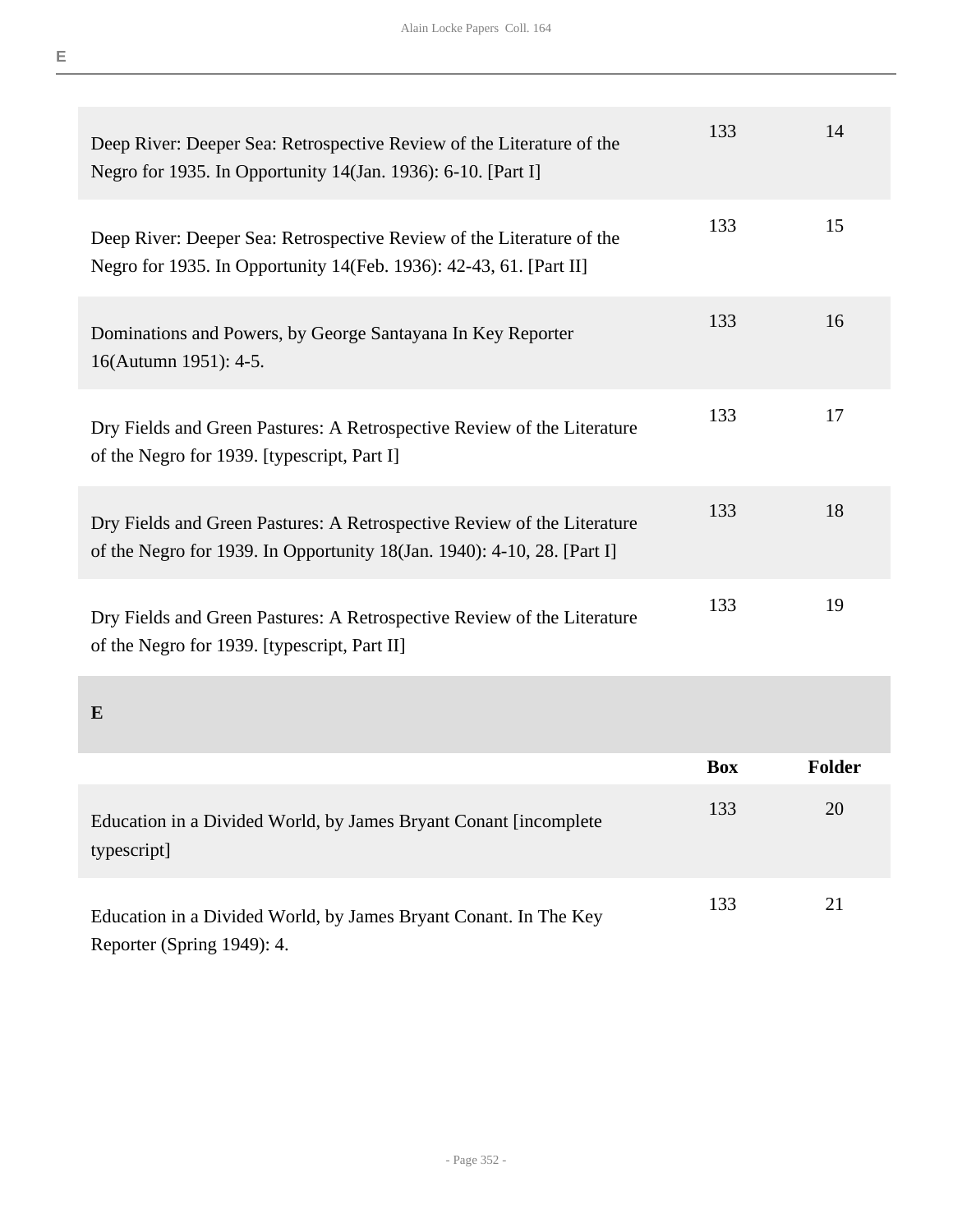| | Box | Folder |
|---|---|---|
| Deep River: Deeper Sea: Retrospective Review of the Literature of the Negro for 1935. In Opportunity 14(Jan. 1936): 6-10. [Part I] | 133 | 14 |
| Deep River: Deeper Sea: Retrospective Review of the Literature of the Negro for 1935. In Opportunity 14(Feb. 1936): 42-43, 61. [Part II] | 133 | 15 |
| Dominations and Powers, by George Santayana In Key Reporter 16(Autumn 1951): 4-5. | 133 | 16 |
| Dry Fields and Green Pastures: A Retrospective Review of the Literature of the Negro for 1939. [typescript, Part I] | 133 | 17 |
| Dry Fields and Green Pastures: A Retrospective Review of the Literature of the Negro for 1939. In Opportunity 18(Jan. 1940): 4-10, 28. [Part I] | 133 | 18 |
| Dry Fields and Green Pastures: A Retrospective Review of the Literature of the Negro for 1939. [typescript, Part II] | 133 | 19 |

## E

| | Box | Folder |
|---|---|---|
| Education in a Divided World, by James Bryant Conant [incomplete typescript] | 133 | 20 |
| Education in a Divided World, by James Bryant Conant. In The Key Reporter (Spring 1949): 4. | 133 | 21 |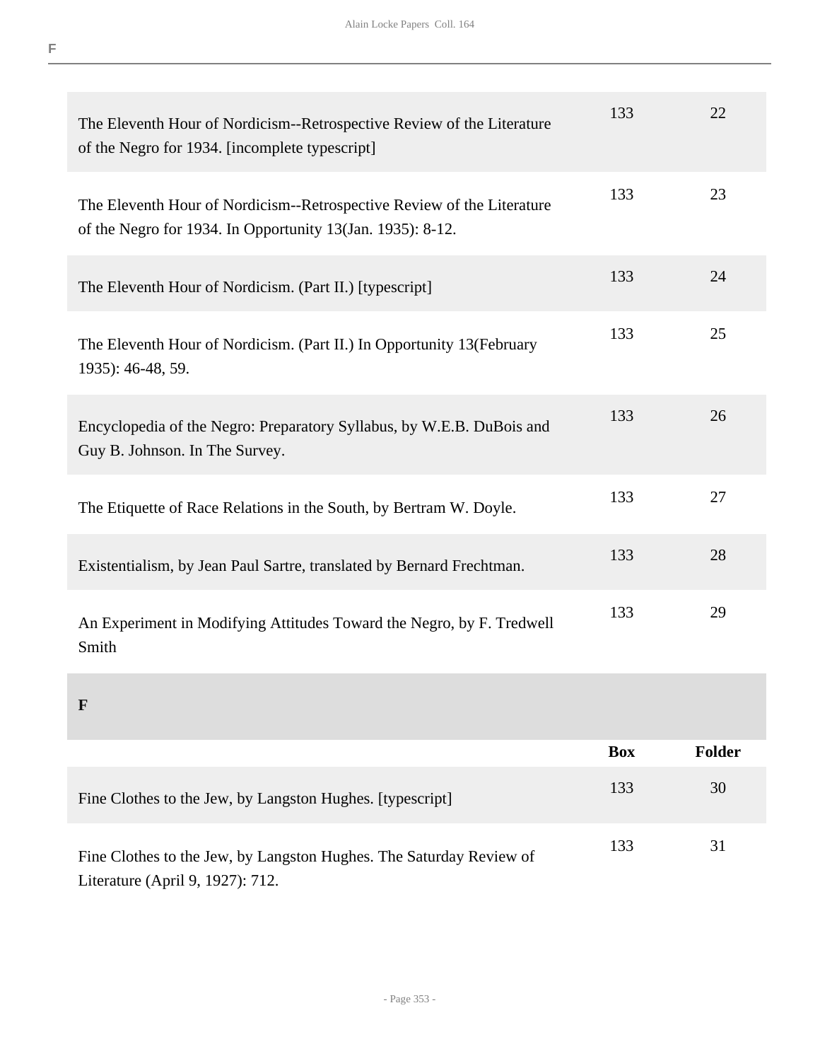| | Box | Folder |
|---|---|---|
| The Eleventh Hour of Nordicism--Retrospective Review of the Literature of the Negro for 1934. [incomplete typescript] | 133 | 22 |
| The Eleventh Hour of Nordicism--Retrospective Review of the Literature of the Negro for 1934. In Opportunity 13(Jan. 1935): 8-12. | 133 | 23 |
| The Eleventh Hour of Nordicism. (Part II.) [typescript] | 133 | 24 |
| The Eleventh Hour of Nordicism. (Part II.) In Opportunity 13(February 1935): 46-48, 59. | 133 | 25 |
| Encyclopedia of the Negro: Preparatory Syllabus, by W.E.B. DuBois and Guy B. Johnson. In The Survey. | 133 | 26 |
| The Etiquette of Race Relations in the South, by Bertram W. Doyle. | 133 | 27 |
| Existentialism, by Jean Paul Sartre, translated by Bernard Frechtman. | 133 | 28 |
| An Experiment in Modifying Attitudes Toward the Negro, by F. Tredwell Smith | 133 | 29 |

## F

| | Box | Folder |
|---|---|---|
| Fine Clothes to the Jew, by Langston Hughes. [typescript] | 133 | 30 |
| Fine Clothes to the Jew, by Langston Hughes. The Saturday Review of Literature (April 9, 1927): 712. | 133 | 31 |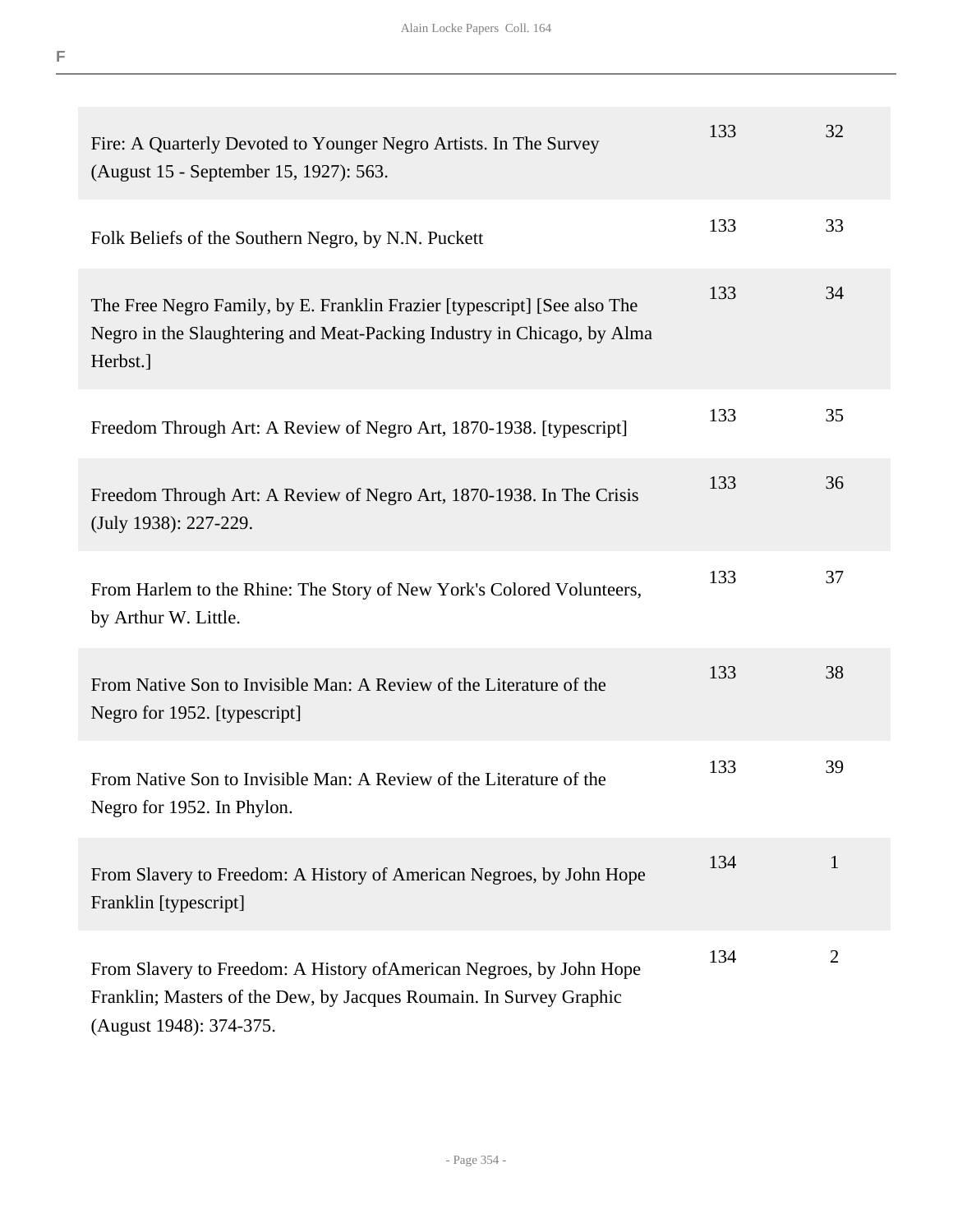F

| | | |
|---|---|---|
| Fire: A Quarterly Devoted to Younger Negro Artists. In The Survey (August 15 - September 15, 1927): 563. | 133 | 32 |
| Folk Beliefs of the Southern Negro, by N.N. Puckett | 133 | 33 |
| The Free Negro Family, by E. Franklin Frazier [typescript] [See also The Negro in the Slaughtering and Meat-Packing Industry in Chicago, by Alma Herbst.] | 133 | 34 |
| Freedom Through Art: A Review of Negro Art, 1870-1938. [typescript] | 133 | 35 |
| Freedom Through Art: A Review of Negro Art, 1870-1938. In The Crisis (July 1938): 227-229. | 133 | 36 |
| From Harlem to the Rhine: The Story of New York's Colored Volunteers, by Arthur W. Little. | 133 | 37 |
| From Native Son to Invisible Man: A Review of the Literature of the Negro for 1952. [typescript] | 133 | 38 |
| From Native Son to Invisible Man: A Review of the Literature of the Negro for 1952. In Phylon. | 133 | 39 |
| From Slavery to Freedom: A History of American Negroes, by John Hope Franklin [typescript] | 134 | 1 |
| From Slavery to Freedom: A History ofAmerican Negroes, by John Hope Franklin; Masters of the Dew, by Jacques Roumain. In Survey Graphic (August 1948): 374-375. | 134 | 2 |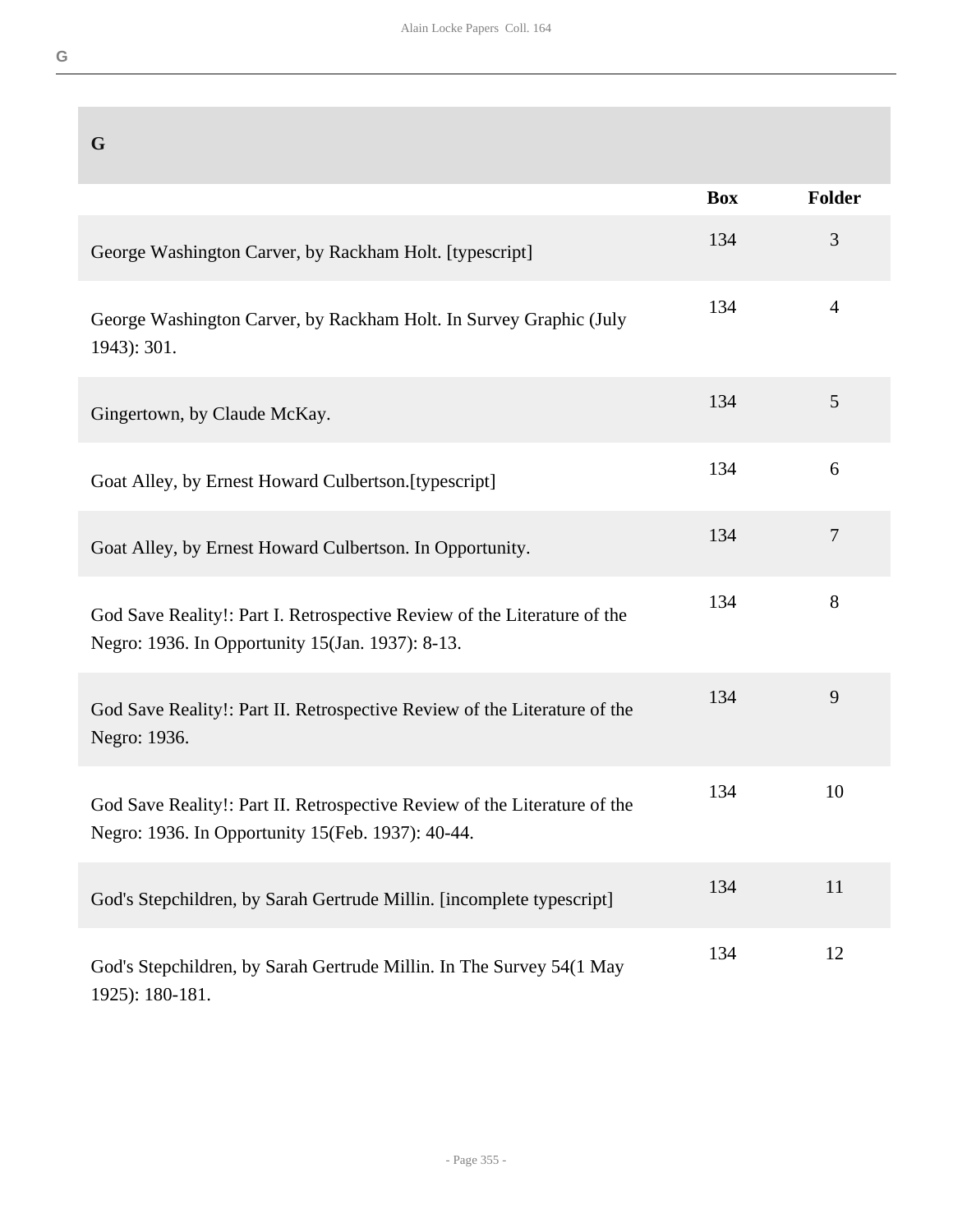## G

| | Box | Folder |
|---|---|---|
| George Washington Carver, by Rackham Holt. [typescript] | 134 | 3 |
| George Washington Carver, by Rackham Holt. In Survey Graphic (July 1943): 301. | 134 | 4 |
| Gingertown, by Claude McKay. | 134 | 5 |
| Goat Alley, by Ernest Howard Culbertson.[typescript] | 134 | 6 |
| Goat Alley, by Ernest Howard Culbertson. In Opportunity. | 134 | 7 |
| God Save Reality!: Part I. Retrospective Review of the Literature of the Negro: 1936. In Opportunity 15(Jan. 1937): 8-13. | 134 | 8 |
| God Save Reality!: Part II. Retrospective Review of the Literature of the Negro: 1936. | 134 | 9 |
| God Save Reality!: Part II. Retrospective Review of the Literature of the Negro: 1936. In Opportunity 15(Feb. 1937): 40-44. | 134 | 10 |
| God's Stepchildren, by Sarah Gertrude Millin. [incomplete typescript] | 134 | 11 |
| God's Stepchildren, by Sarah Gertrude Millin. In The Survey 54(1 May 1925): 180-181. | 134 | 12 |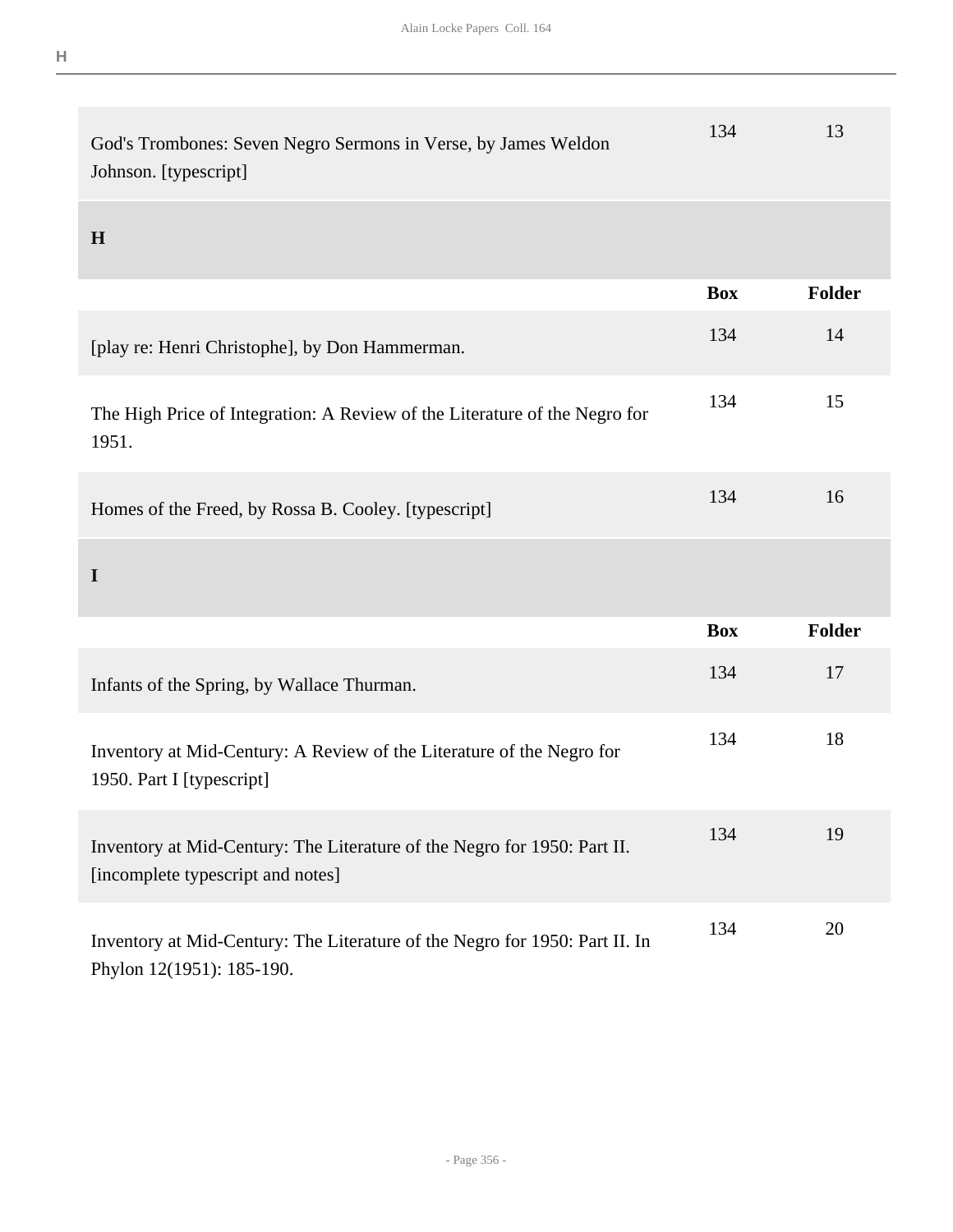| | Box | Folder |
|---|---|---|
| God's Trombones: Seven Negro Sermons in Verse, by James Weldon Johnson. [typescript] | 134 | 13 |

## H

| | Box | Folder |
|---|---|---|
| [play re: Henri Christophe], by Don Hammerman. | 134 | 14 |
| The High Price of Integration: A Review of the Literature of the Negro for 1951. | 134 | 15 |
| Homes of the Freed, by Rossa B. Cooley. [typescript] | 134 | 16 |

## I

| | Box | Folder |
|---|---|---|
| Infants of the Spring, by Wallace Thurman. | 134 | 17 |
| Inventory at Mid-Century: A Review of the Literature of the Negro for 1950. Part I [typescript] | 134 | 18 |
| Inventory at Mid-Century: The Literature of the Negro for 1950: Part II. [incomplete typescript and notes] | 134 | 19 |
| Inventory at Mid-Century: The Literature of the Negro for 1950: Part II. In Phylon 12(1951): 185-190. | 134 | 20 |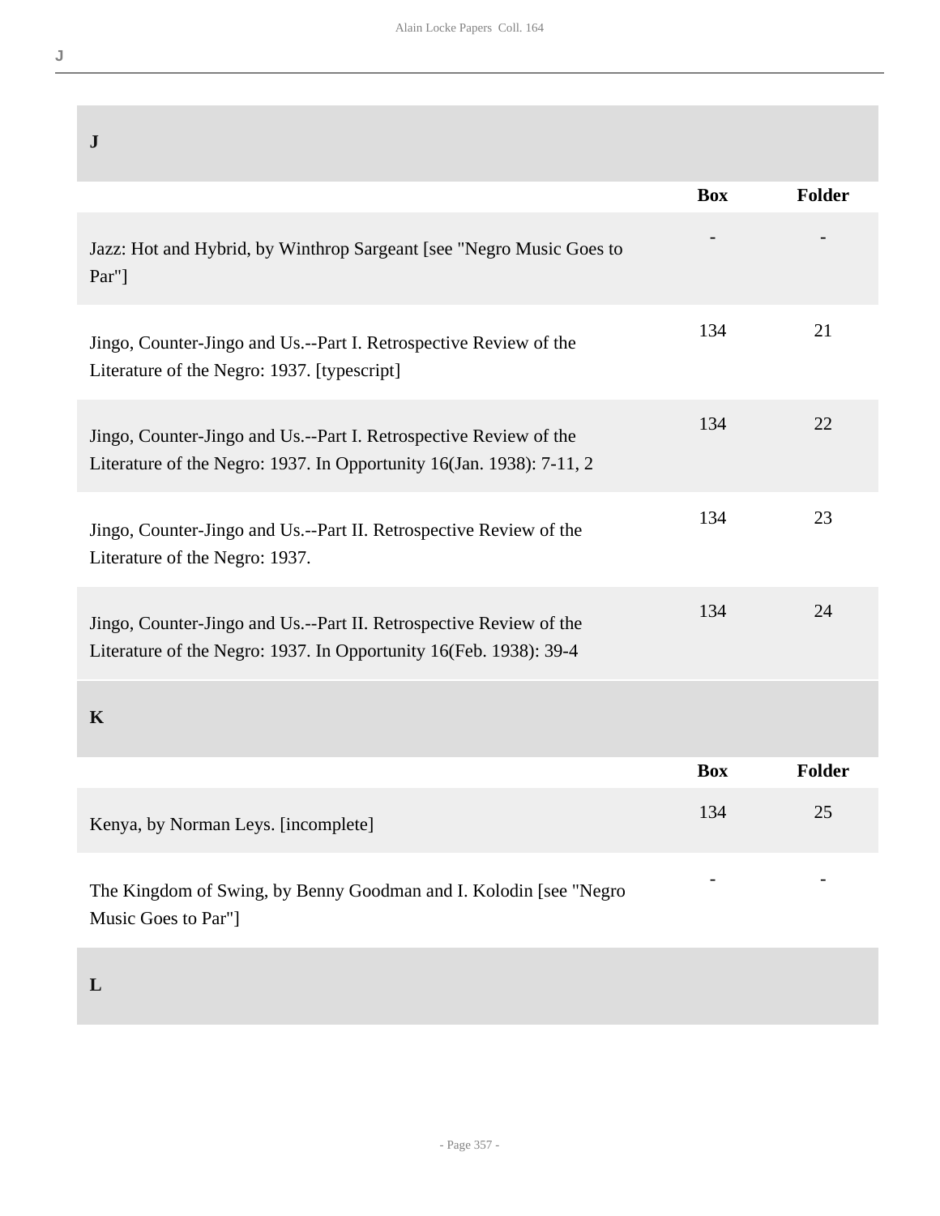## J

| | Box | Folder |
|---|---|---|
| Jazz: Hot and Hybrid, by Winthrop Sargeant [see "Negro Music Goes to Par"] | - | - |
| Jingo, Counter-Jingo and Us.--Part I. Retrospective Review of the Literature of the Negro: 1937. [typescript] | 134 | 21 |
| Jingo, Counter-Jingo and Us.--Part I. Retrospective Review of the Literature of the Negro: 1937. In Opportunity 16(Jan. 1938): 7-11, 2 | 134 | 22 |
| Jingo, Counter-Jingo and Us.--Part II. Retrospective Review of the Literature of the Negro: 1937. | 134 | 23 |
| Jingo, Counter-Jingo and Us.--Part II. Retrospective Review of the Literature of the Negro: 1937. In Opportunity 16(Feb. 1938): 39-4 | 134 | 24 |

## K

| | Box | Folder |
|---|---|---|
| Kenya, by Norman Leys. [incomplete] | 134 | 25 |
| The Kingdom of Swing, by Benny Goodman and I. Kolodin [see "Negro Music Goes to Par"] | - | - |

## L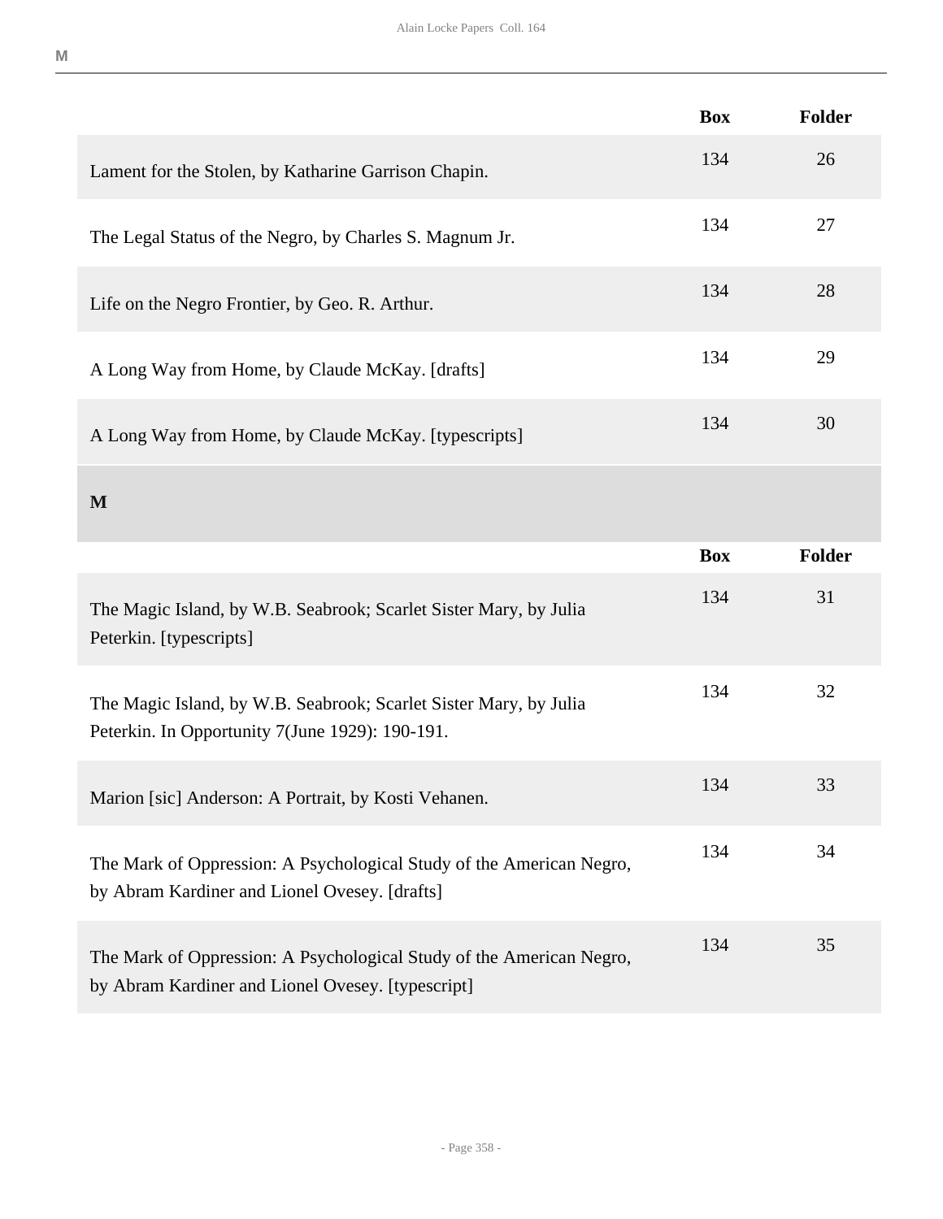| | Box | Folder |
|---|---|---|
| Lament for the Stolen, by Katharine Garrison Chapin. | 134 | 26 |
| The Legal Status of the Negro, by Charles S. Magnum Jr. | 134 | 27 |
| Life on the Negro Frontier, by Geo. R. Arthur. | 134 | 28 |
| A Long Way from Home, by Claude McKay. [drafts] | 134 | 29 |
| A Long Way from Home, by Claude McKay. [typescripts] | 134 | 30 |

## M

| | Box | Folder |
|---|---|---|
| The Magic Island, by W.B. Seabrook; Scarlet Sister Mary, by Julia Peterkin. [typescripts] | 134 | 31 |
| The Magic Island, by W.B. Seabrook; Scarlet Sister Mary, by Julia Peterkin. In Opportunity 7(June 1929): 190-191. | 134 | 32 |
| Marion [sic] Anderson: A Portrait, by Kosti Vehanen. | 134 | 33 |
| The Mark of Oppression: A Psychological Study of the American Negro, by Abram Kardiner and Lionel Ovesey. [drafts] | 134 | 34 |
| The Mark of Oppression: A Psychological Study of the American Negro, by Abram Kardiner and Lionel Ovesey. [typescript] | 134 | 35 |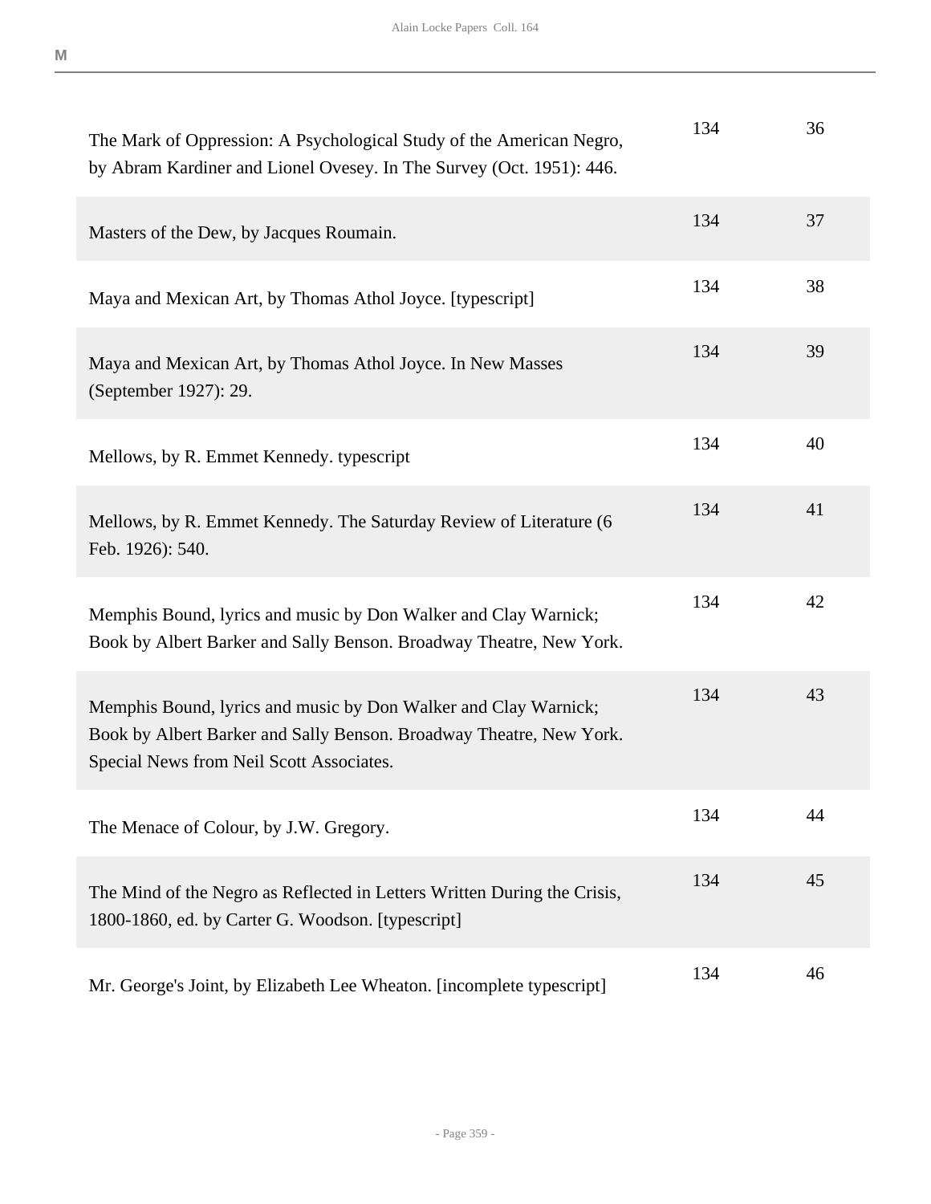| | | |
|---|---|---|
| The Mark of Oppression: A Psychological Study of the American Negro, by Abram Kardiner and Lionel Ovesey. In The Survey (Oct. 1951): 446. | 134 | 36 |
| Masters of the Dew, by Jacques Roumain. | 134 | 37 |
| Maya and Mexican Art, by Thomas Athol Joyce. [typescript] | 134 | 38 |
| Maya and Mexican Art, by Thomas Athol Joyce. In New Masses (September 1927): 29. | 134 | 39 |
| Mellows, by R. Emmet Kennedy. typescript | 134 | 40 |
| Mellows, by R. Emmet Kennedy. The Saturday Review of Literature (6 Feb. 1926): 540. | 134 | 41 |
| Memphis Bound, lyrics and music by Don Walker and Clay Warnick; Book by Albert Barker and Sally Benson. Broadway Theatre, New York. | 134 | 42 |
| Memphis Bound, lyrics and music by Don Walker and Clay Warnick; Book by Albert Barker and Sally Benson. Broadway Theatre, New York. Special News from Neil Scott Associates. | 134 | 43 |
| The Menace of Colour, by J.W. Gregory. | 134 | 44 |
| The Mind of the Negro as Reflected in Letters Written During the Crisis, 1800-1860, ed. by Carter G. Woodson. [typescript] | 134 | 45 |
| Mr. George's Joint, by Elizabeth Lee Wheaton. [incomplete typescript] | 134 | 46 |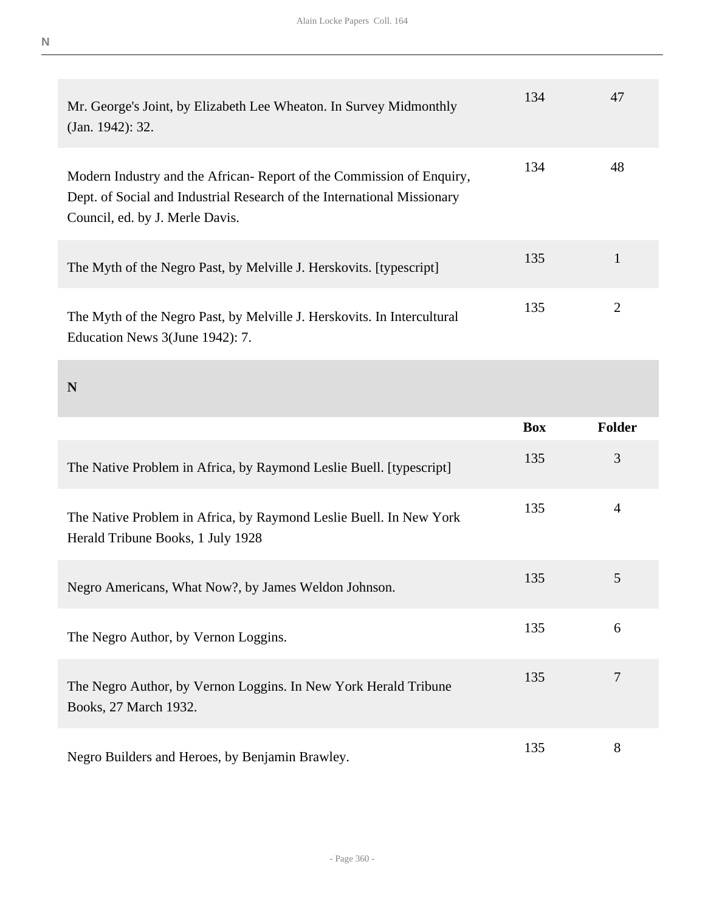| | Box | Folder |
|---|---|---|
| Mr. George's Joint, by Elizabeth Lee Wheaton. In Survey Midmonthly (Jan. 1942): 32. | 134 | 47 |
| Modern Industry and the African- Report of the Commission of Enquiry, Dept. of Social and Industrial Research of the International Missionary Council, ed. by J. Merle Davis. | 134 | 48 |
| The Myth of the Negro Past, by Melville J. Herskovits. [typescript] | 135 | 1 |
| The Myth of the Negro Past, by Melville J. Herskovits. In Intercultural Education News 3(June 1942): 7. | 135 | 2 |

## N

| | Box | Folder |
|---|---|---|
| The Native Problem in Africa, by Raymond Leslie Buell. [typescript] | 135 | 3 |
| The Native Problem in Africa, by Raymond Leslie Buell. In New York Herald Tribune Books, 1 July 1928 | 135 | 4 |
| Negro Americans, What Now?, by James Weldon Johnson. | 135 | 5 |
| The Negro Author, by Vernon Loggins. | 135 | 6 |
| The Negro Author, by Vernon Loggins. In New York Herald Tribune Books, 27 March 1932. | 135 | 7 |
| Negro Builders and Heroes, by Benjamin Brawley. | 135 | 8 |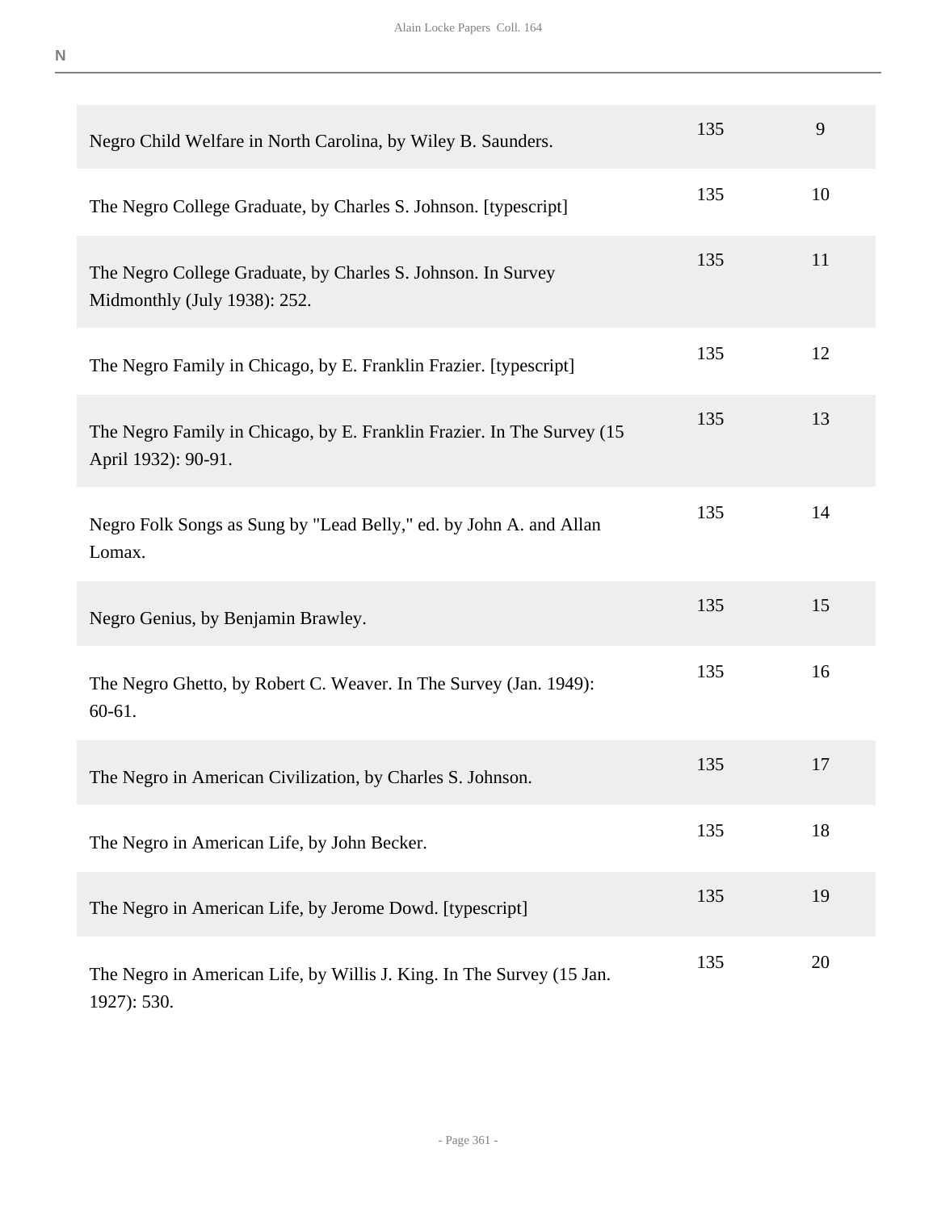N

| | | |
|---|---|---|
| Negro Child Welfare in North Carolina, by Wiley B. Saunders. | 135 | 9 |
| The Negro College Graduate, by Charles S. Johnson. [typescript] | 135 | 10 |
| The Negro College Graduate, by Charles S. Johnson. In Survey Midmonthly (July 1938): 252. | 135 | 11 |
| The Negro Family in Chicago, by E. Franklin Frazier. [typescript] | 135 | 12 |
| The Negro Family in Chicago, by E. Franklin Frazier. In The Survey (15 April 1932): 90-91. | 135 | 13 |
| Negro Folk Songs as Sung by "Lead Belly," ed. by John A. and Allan Lomax. | 135 | 14 |
| Negro Genius, by Benjamin Brawley. | 135 | 15 |
| The Negro Ghetto, by Robert C. Weaver. In The Survey (Jan. 1949): 60-61. | 135 | 16 |
| The Negro in American Civilization, by Charles S. Johnson. | 135 | 17 |
| The Negro in American Life, by John Becker. | 135 | 18 |
| The Negro in American Life, by Jerome Dowd. [typescript] | 135 | 19 |
| The Negro in American Life, by Willis J. King. In The Survey (15 Jan. 1927): 530. | 135 | 20 |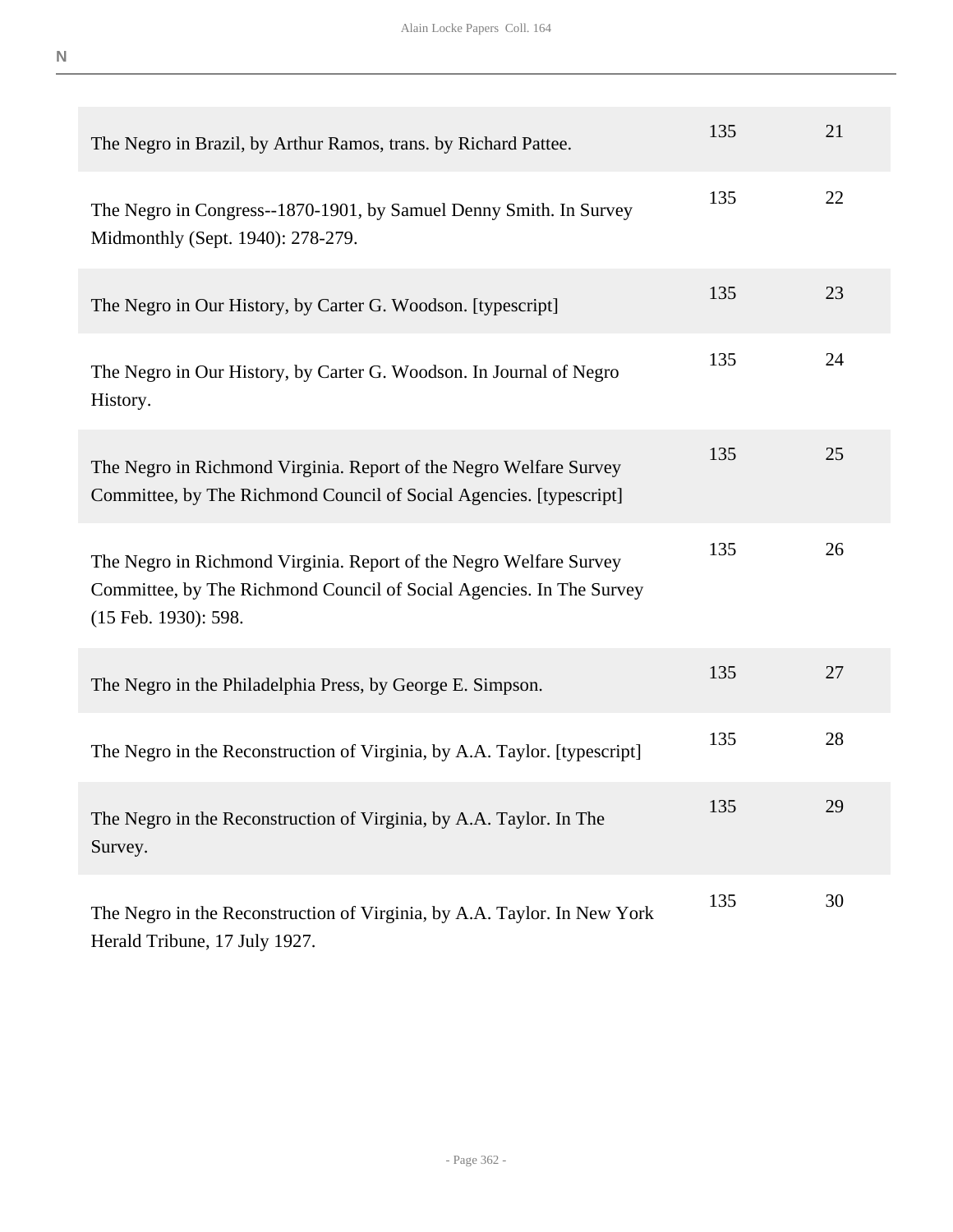| | | |
|---|---|---|
| The Negro in Brazil, by Arthur Ramos, trans. by Richard Pattee. | 135 | 21 |
| The Negro in Congress--1870-1901, by Samuel Denny Smith. In Survey Midmonthly (Sept. 1940): 278-279. | 135 | 22 |
| The Negro in Our History, by Carter G. Woodson. [typescript] | 135 | 23 |
| The Negro in Our History, by Carter G. Woodson. In Journal of Negro History. | 135 | 24 |
| The Negro in Richmond Virginia. Report of the Negro Welfare Survey Committee, by The Richmond Council of Social Agencies. [typescript] | 135 | 25 |
| The Negro in Richmond Virginia. Report of the Negro Welfare Survey Committee, by The Richmond Council of Social Agencies. In The Survey (15 Feb. 1930): 598. | 135 | 26 |
| The Negro in the Philadelphia Press, by George E. Simpson. | 135 | 27 |
| The Negro in the Reconstruction of Virginia, by A.A. Taylor. [typescript] | 135 | 28 |
| The Negro in the Reconstruction of Virginia, by A.A. Taylor. In The Survey. | 135 | 29 |
| The Negro in the Reconstruction of Virginia, by A.A. Taylor. In New York Herald Tribune, 17 July 1927. | 135 | 30 |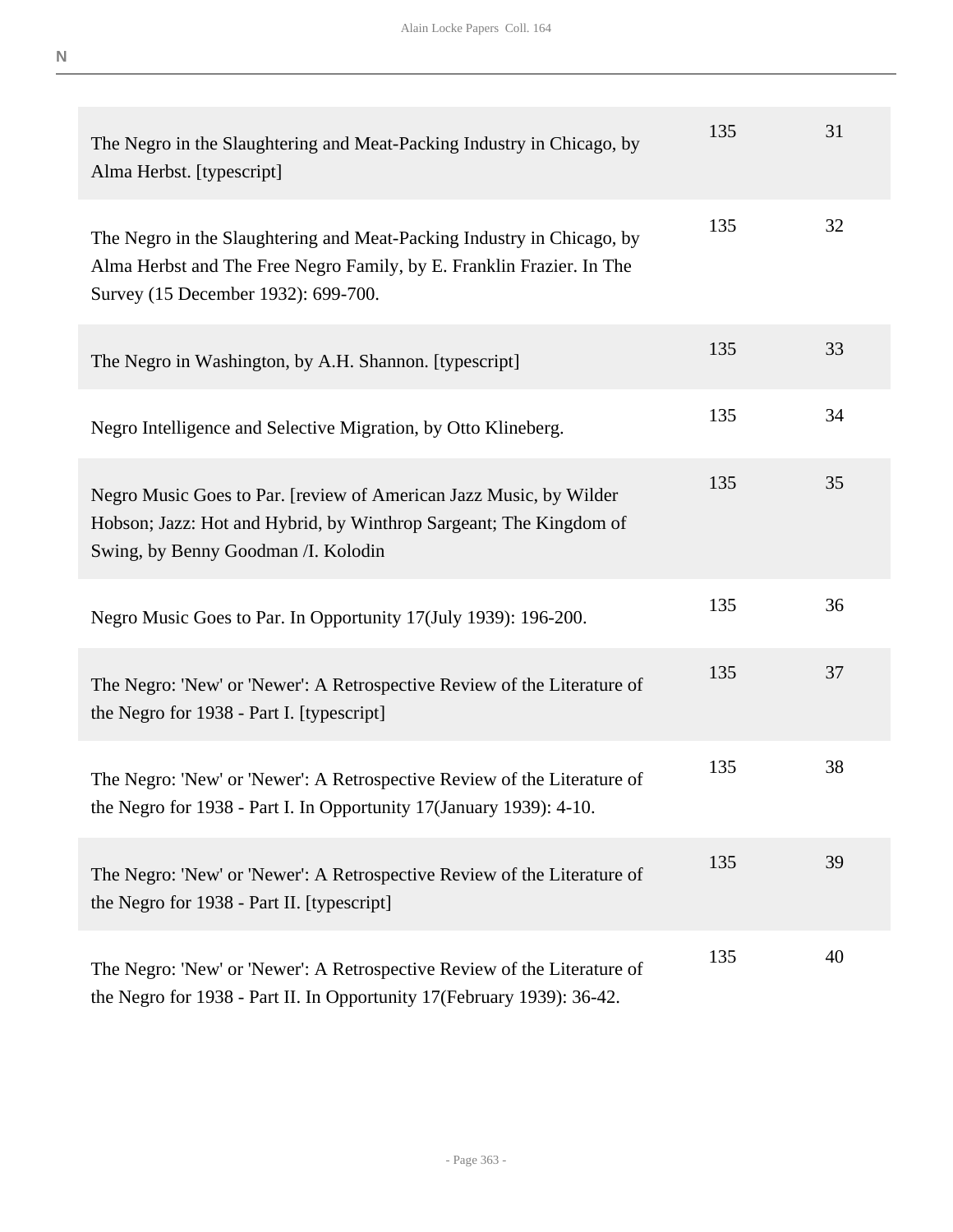| | | |
|---|---|---|
| The Negro in the Slaughtering and Meat-Packing Industry in Chicago, by Alma Herbst. [typescript] | 135 | 31 |
| The Negro in the Slaughtering and Meat-Packing Industry in Chicago, by Alma Herbst and The Free Negro Family, by E. Franklin Frazier. In The Survey (15 December 1932): 699-700. | 135 | 32 |
| The Negro in Washington, by A.H. Shannon. [typescript] | 135 | 33 |
| Negro Intelligence and Selective Migration, by Otto Klineberg. | 135 | 34 |
| Negro Music Goes to Par. [review of American Jazz Music, by Wilder Hobson; Jazz: Hot and Hybrid, by Winthrop Sargeant; The Kingdom of Swing, by Benny Goodman /I. Kolodin | 135 | 35 |
| Negro Music Goes to Par. In Opportunity 17(July 1939): 196-200. | 135 | 36 |
| The Negro: 'New' or 'Newer': A Retrospective Review of the Literature of the Negro for 1938 - Part I. [typescript] | 135 | 37 |
| The Negro: 'New' or 'Newer': A Retrospective Review of the Literature of the Negro for 1938 - Part I. In Opportunity 17(January 1939): 4-10. | 135 | 38 |
| The Negro: 'New' or 'Newer': A Retrospective Review of the Literature of the Negro for 1938 - Part II. [typescript] | 135 | 39 |
| The Negro: 'New' or 'Newer': A Retrospective Review of the Literature of the Negro for 1938 - Part II. In Opportunity 17(February 1939): 36-42. | 135 | 40 |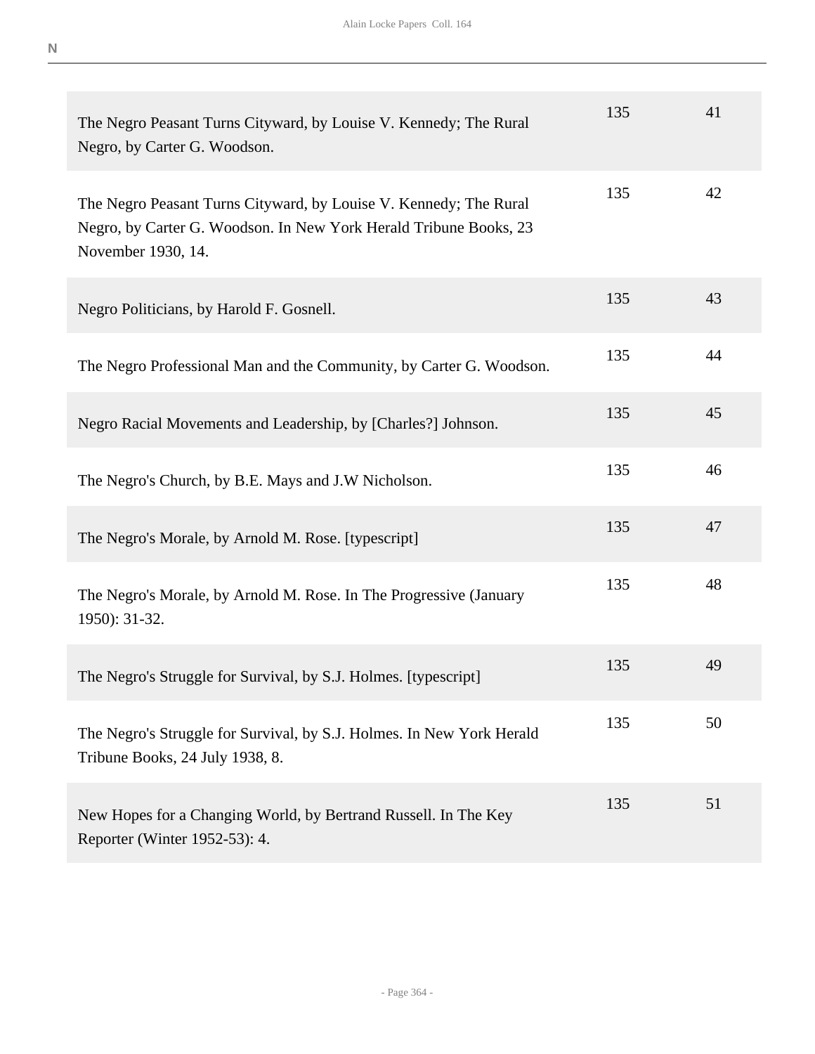N

| | | |
|---|---|---|
| The Negro Peasant Turns Cityward, by Louise V. Kennedy; The Rural Negro, by Carter G. Woodson. | 135 | 41 |
| The Negro Peasant Turns Cityward, by Louise V. Kennedy; The Rural Negro, by Carter G. Woodson. In New York Herald Tribune Books, 23 November 1930, 14. | 135 | 42 |
| Negro Politicians, by Harold F. Gosnell. | 135 | 43 |
| The Negro Professional Man and the Community, by Carter G. Woodson. | 135 | 44 |
| Negro Racial Movements and Leadership, by [Charles?] Johnson. | 135 | 45 |
| The Negro's Church, by B.E. Mays and J.W Nicholson. | 135 | 46 |
| The Negro's Morale, by Arnold M. Rose. [typescript] | 135 | 47 |
| The Negro's Morale, by Arnold M. Rose. In The Progressive (January 1950): 31-32. | 135 | 48 |
| The Negro's Struggle for Survival, by S.J. Holmes. [typescript] | 135 | 49 |
| The Negro's Struggle for Survival, by S.J. Holmes. In New York Herald Tribune Books, 24 July 1938, 8. | 135 | 50 |
| New Hopes for a Changing World, by Bertrand Russell. In The Key Reporter (Winter 1952-53): 4. | 135 | 51 |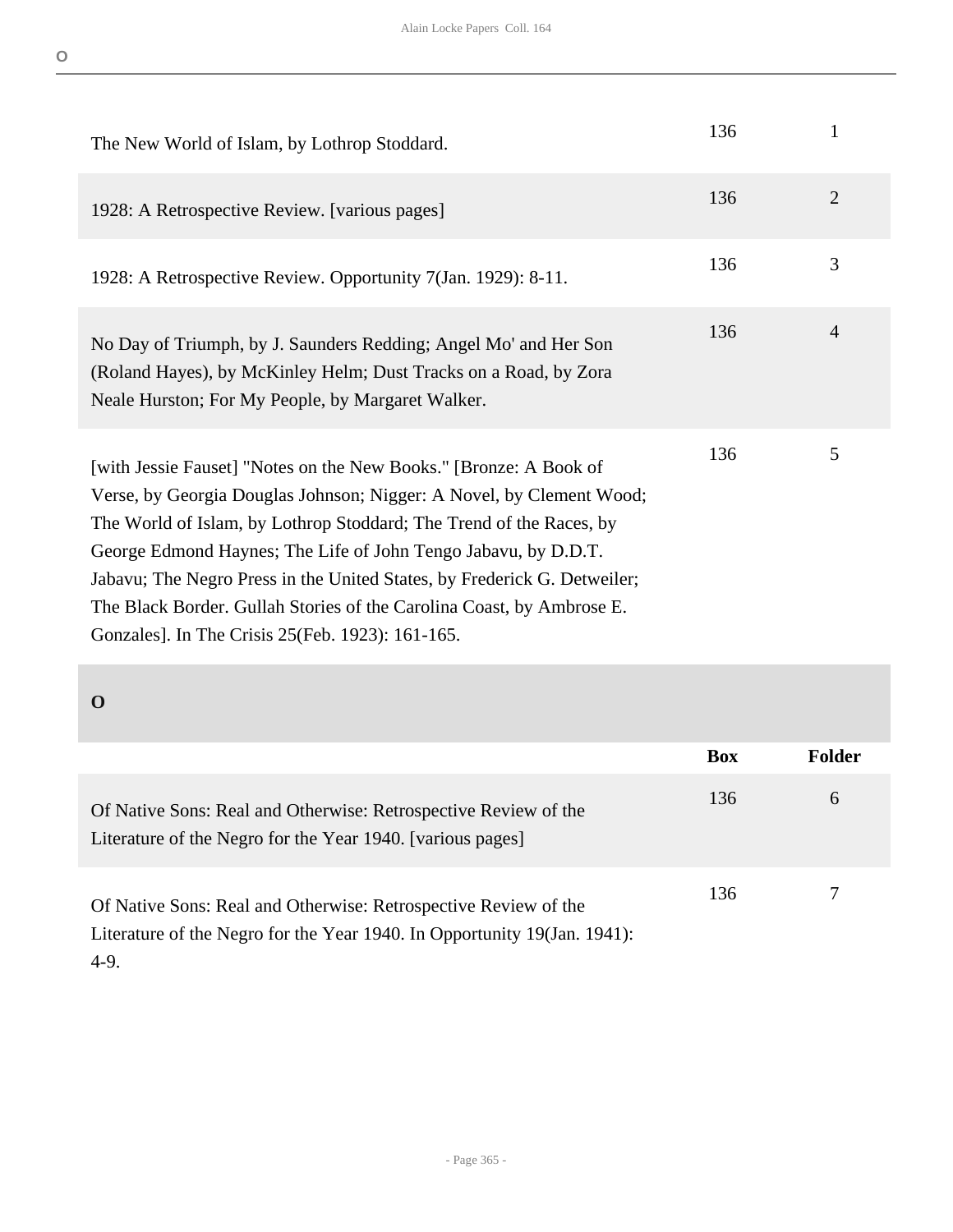| | | |
|---|---|---|
| The New World of Islam, by Lothrop Stoddard. | 136 | 1 |
| 1928: A Retrospective Review. [various pages] | 136 | 2 |
| 1928: A Retrospective Review. Opportunity 7(Jan. 1929): 8-11. | 136 | 3 |
| No Day of Triumph, by J. Saunders Redding; Angel Mo' and Her Son (Roland Hayes), by McKinley Helm; Dust Tracks on a Road, by Zora Neale Hurston; For My People, by Margaret Walker. | 136 | 4 |
| [with Jessie Fauset] "Notes on the New Books." [Bronze: A Book of Verse, by Georgia Douglas Johnson; Nigger: A Novel, by Clement Wood; The World of Islam, by Lothrop Stoddard; The Trend of the Races, by George Edmond Haynes; The Life of John Tengo Jabavu, by D.D.T. Jabavu; The Negro Press in the United States, by Frederick G. Detweiler; The Black Border. Gullah Stories of the Carolina Coast, by Ambrose E. Gonzales]. In The Crisis 25(Feb. 1923): 161-165. | 136 | 5 |

## O

| | Box | Folder |
|---|---|---|
| Of Native Sons: Real and Otherwise: Retrospective Review of the Literature of the Negro for the Year 1940. [various pages] | 136 | 6 |
| Of Native Sons: Real and Otherwise: Retrospective Review of the Literature of the Negro for the Year 1940. In Opportunity 19(Jan. 1941): 4-9. | 136 | 7 |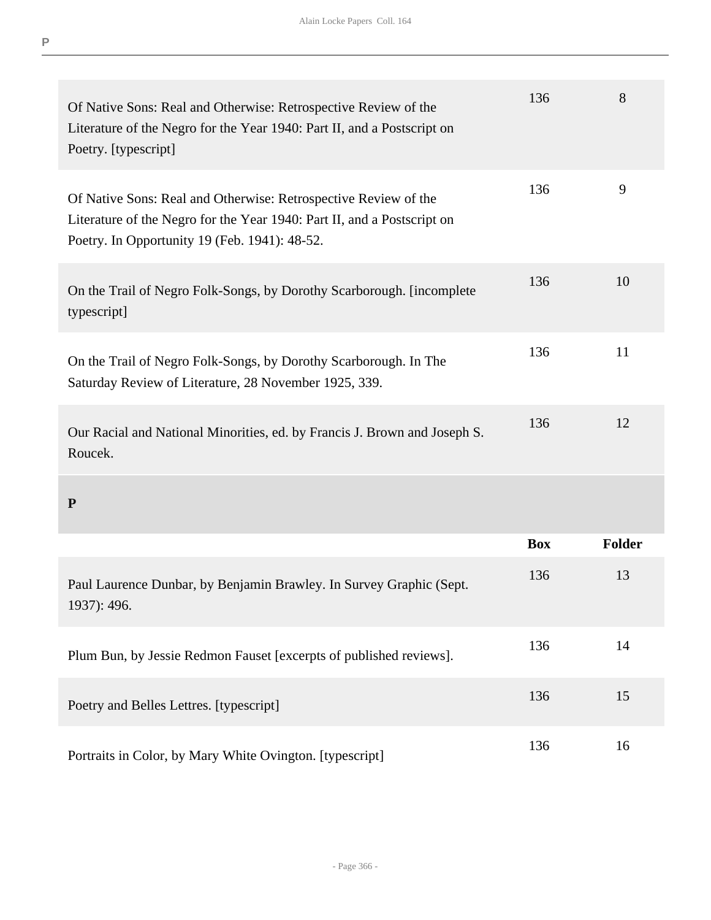| | Box | Folder |
|---|---|---|
| Of Native Sons: Real and Otherwise: Retrospective Review of the Literature of the Negro for the Year 1940: Part II, and a Postscript on Poetry. [typescript] | 136 | 8 |
| Of Native Sons: Real and Otherwise: Retrospective Review of the Literature of the Negro for the Year 1940: Part II, and a Postscript on Poetry. In Opportunity 19 (Feb. 1941): 48-52. | 136 | 9 |
| On the Trail of Negro Folk-Songs, by Dorothy Scarborough. [incomplete typescript] | 136 | 10 |
| On the Trail of Negro Folk-Songs, by Dorothy Scarborough. In The Saturday Review of Literature, 28 November 1925, 339. | 136 | 11 |
| Our Racial and National Minorities, ed. by Francis J. Brown and Joseph S. Roucek. | 136 | 12 |

## P

| | Box | Folder |
|---|---|---|
| Paul Laurence Dunbar, by Benjamin Brawley. In Survey Graphic (Sept. 1937): 496. | 136 | 13 |
| Plum Bun, by Jessie Redmon Fauset [excerpts of published reviews]. | 136 | 14 |
| Poetry and Belles Lettres. [typescript] | 136 | 15 |
| Portraits in Color, by Mary White Ovington. [typescript] | 136 | 16 |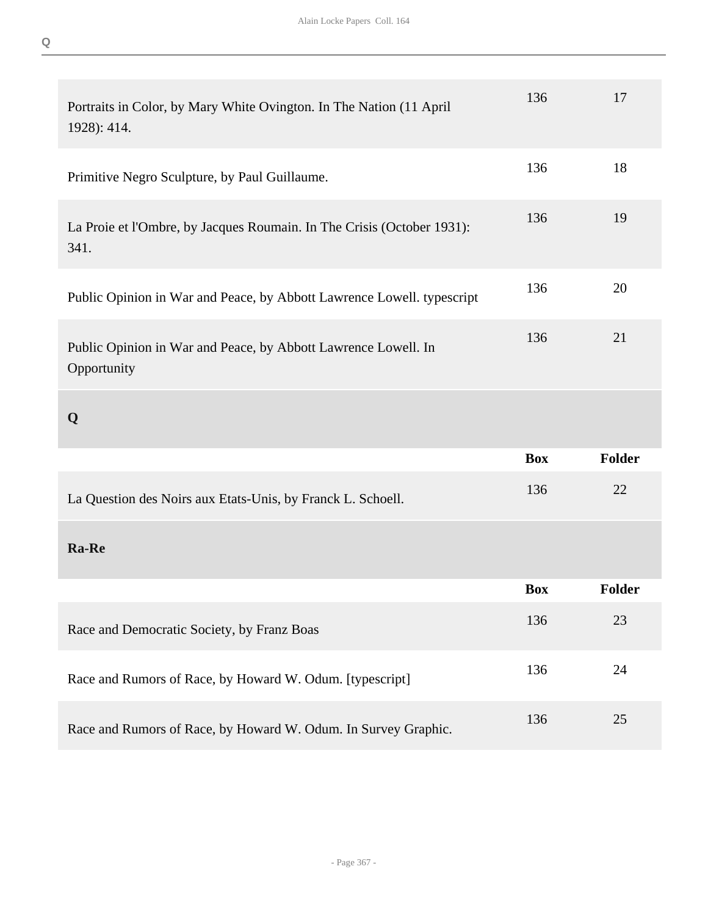| | Box | Folder |
|---|---|---|
| Portraits in Color, by Mary White Ovington. In The Nation (11 April 1928): 414. | 136 | 17 |
| Primitive Negro Sculpture, by Paul Guillaume. | 136 | 18 |
| La Proie et l'Ombre, by Jacques Roumain. In The Crisis (October 1931): 341. | 136 | 19 |
| Public Opinion in War and Peace, by Abbott Lawrence Lowell. typescript | 136 | 20 |
| Public Opinion in War and Peace, by Abbott Lawrence Lowell. In Opportunity | 136 | 21 |

## Q

| | Box | Folder |
|---|---|---|
| La Question des Noirs aux Etats-Unis, by Franck L. Schoell. | 136 | 22 |

## Ra-Re

| | Box | Folder |
|---|---|---|
| Race and Democratic Society, by Franz Boas | 136 | 23 |
| Race and Rumors of Race, by Howard W. Odum. [typescript] | 136 | 24 |
| Race and Rumors of Race, by Howard W. Odum. In Survey Graphic. | 136 | 25 |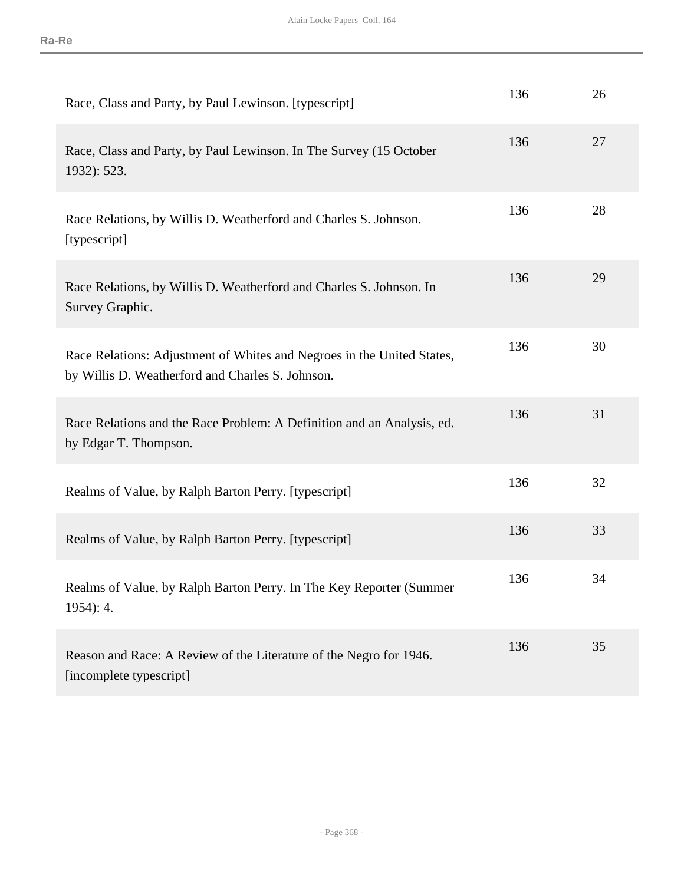| | | |
|---|---|---|
| Race, Class and Party, by Paul Lewinson. [typescript] | 136 | 26 |
| Race, Class and Party, by Paul Lewinson. In The Survey (15 October 1932): 523. | 136 | 27 |
| Race Relations, by Willis D. Weatherford and Charles S. Johnson. [typescript] | 136 | 28 |
| Race Relations, by Willis D. Weatherford and Charles S. Johnson. In Survey Graphic. | 136 | 29 |
| Race Relations: Adjustment of Whites and Negroes in the United States, by Willis D. Weatherford and Charles S. Johnson. | 136 | 30 |
| Race Relations and the Race Problem: A Definition and an Analysis, ed. by Edgar T. Thompson. | 136 | 31 |
| Realms of Value, by Ralph Barton Perry. [typescript] | 136 | 32 |
| Realms of Value, by Ralph Barton Perry. [typescript] | 136 | 33 |
| Realms of Value, by Ralph Barton Perry. In The Key Reporter (Summer 1954): 4. | 136 | 34 |
| Reason and Race: A Review of the Literature of the Negro for 1946. [incomplete typescript] | 136 | 35 |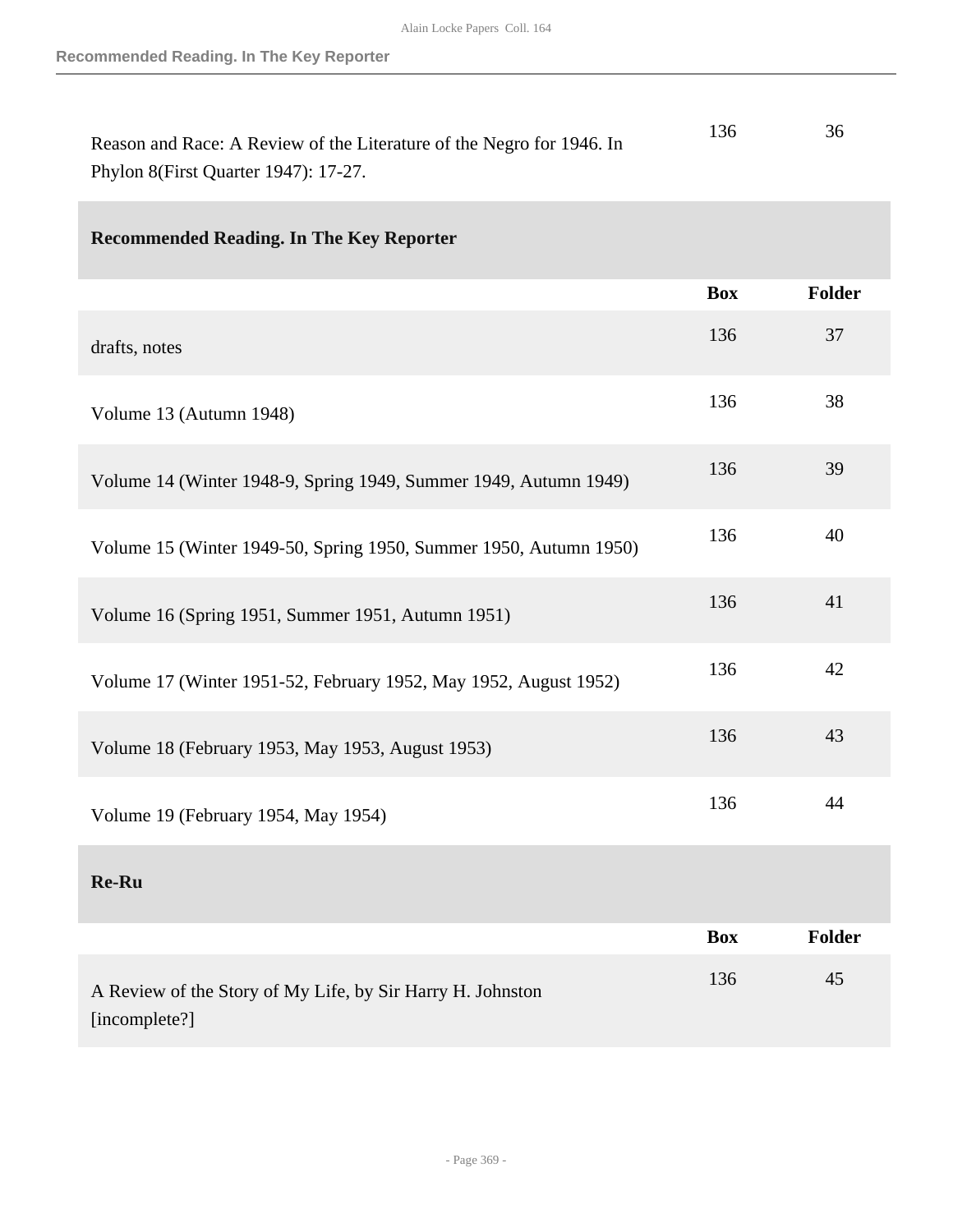| | Box | Folder |
|---|---|---|
| Reason and Race: A Review of the Literature of the Negro for 1946. In Phylon 8(First Quarter 1947): 17-27. | 136 | 36 |

### Recommended Reading. In The Key Reporter

| | Box | Folder |
|---|---|---|
| drafts, notes | 136 | 37 |
| Volume 13 (Autumn 1948) | 136 | 38 |
| Volume 14 (Winter 1948-9, Spring 1949, Summer 1949, Autumn 1949) | 136 | 39 |
| Volume 15 (Winter 1949-50, Spring 1950, Summer 1950, Autumn 1950) | 136 | 40 |
| Volume 16 (Spring 1951, Summer 1951, Autumn 1951) | 136 | 41 |
| Volume 17 (Winter 1951-52, February 1952, May 1952, August 1952) | 136 | 42 |
| Volume 18 (February 1953, May 1953, August 1953) | 136 | 43 |
| Volume 19 (February 1954, May 1954) | 136 | 44 |

### Re-Ru

| | Box | Folder |
|---|---|---|
| A Review of the Story of My Life, by Sir Harry H. Johnston [incomplete?] | 136 | 45 |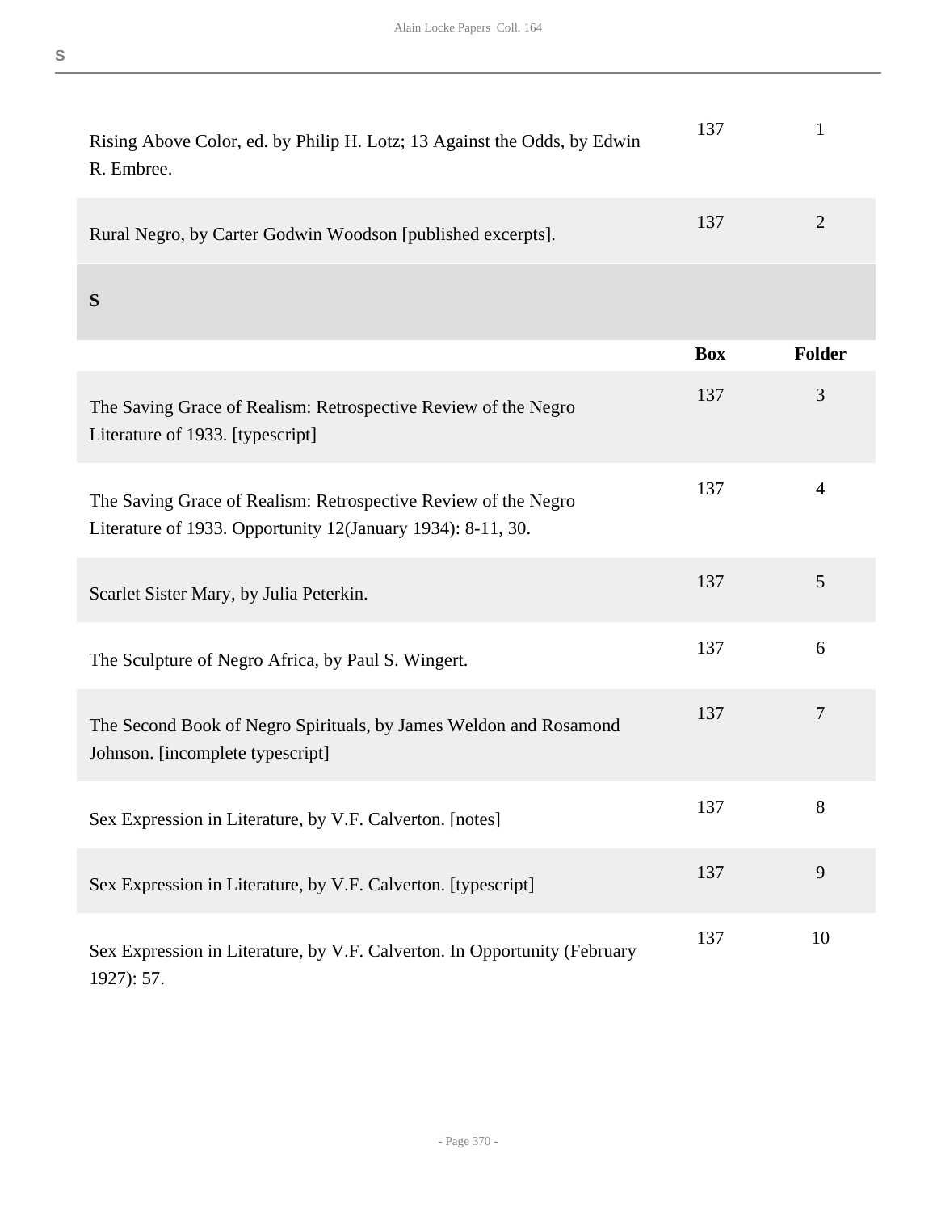| | Box | Folder |
|---|---|---|
| Rising Above Color, ed. by Philip H. Lotz; 13 Against the Odds, by Edwin R. Embree. | 137 | 1 |
| Rural Negro, by Carter Godwin Woodson [published excerpts]. | 137 | 2 |

## S

| | Box | Folder |
|---|---|---|
| The Saving Grace of Realism: Retrospective Review of the Negro Literature of 1933. [typescript] | 137 | 3 |
| The Saving Grace of Realism: Retrospective Review of the Negro Literature of 1933. Opportunity 12(January 1934): 8-11, 30. | 137 | 4 |
| Scarlet Sister Mary, by Julia Peterkin. | 137 | 5 |
| The Sculpture of Negro Africa, by Paul S. Wingert. | 137 | 6 |
| The Second Book of Negro Spirituals, by James Weldon and Rosamond Johnson. [incomplete typescript] | 137 | 7 |
| Sex Expression in Literature, by V.F. Calverton. [notes] | 137 | 8 |
| Sex Expression in Literature, by V.F. Calverton. [typescript] | 137 | 9 |
| Sex Expression in Literature, by V.F. Calverton. In Opportunity (February 1927): 57. | 137 | 10 |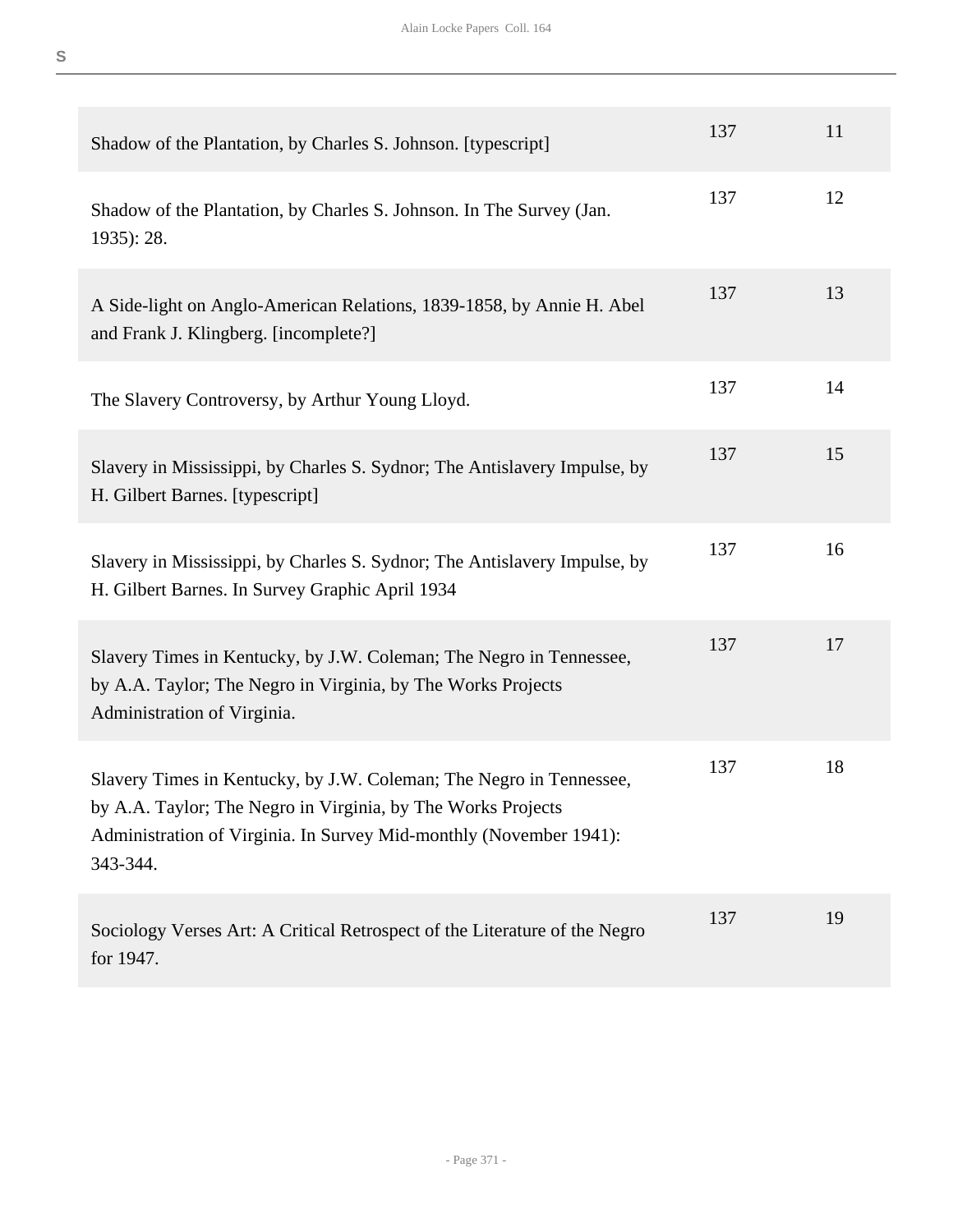| | | |
|---|---|---|
| Shadow of the Plantation, by Charles S. Johnson. [typescript] | 137 | 11 |
| Shadow of the Plantation, by Charles S. Johnson. In The Survey (Jan. 1935): 28. | 137 | 12 |
| A Side-light on Anglo-American Relations, 1839-1858, by Annie H. Abel and Frank J. Klingberg. [incomplete?] | 137 | 13 |
| The Slavery Controversy, by Arthur Young Lloyd. | 137 | 14 |
| Slavery in Mississippi, by Charles S. Sydnor; The Antislavery Impulse, by H. Gilbert Barnes. [typescript] | 137 | 15 |
| Slavery in Mississippi, by Charles S. Sydnor; The Antislavery Impulse, by H. Gilbert Barnes. In Survey Graphic April 1934 | 137 | 16 |
| Slavery Times in Kentucky, by J.W. Coleman; The Negro in Tennessee, by A.A. Taylor; The Negro in Virginia, by The Works Projects Administration of Virginia. | 137 | 17 |
| Slavery Times in Kentucky, by J.W. Coleman; The Negro in Tennessee, by A.A. Taylor; The Negro in Virginia, by The Works Projects Administration of Virginia. In Survey Mid-monthly (November 1941): 343-344. | 137 | 18 |
| Sociology Verses Art: A Critical Retrospect of the Literature of the Negro for 1947. | 137 | 19 |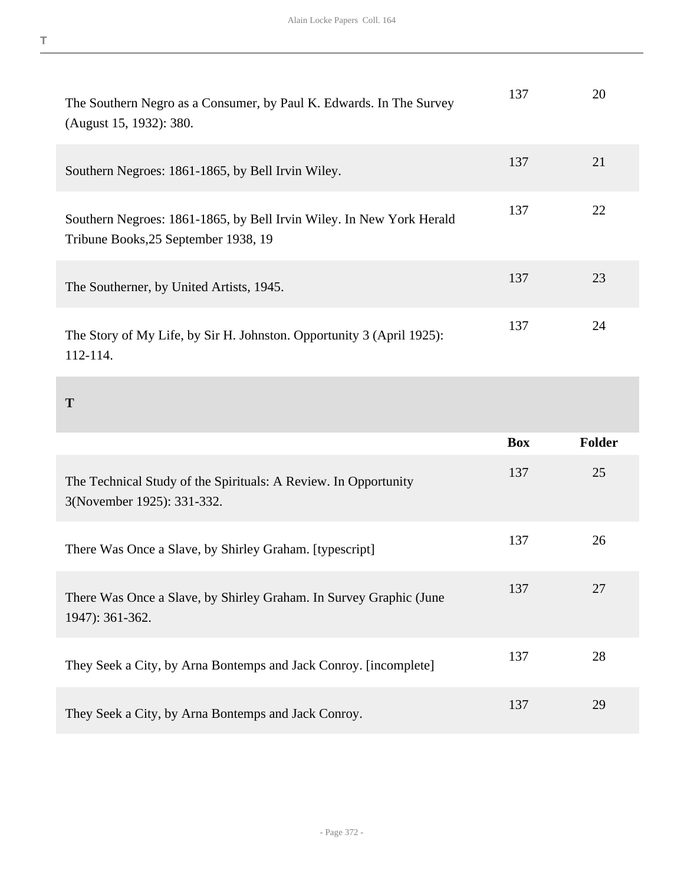| | Box | Folder |
|---|---|---|
| The Southern Negro as a Consumer, by Paul K. Edwards. In The Survey (August 15, 1932): 380. | 137 | 20 |
| Southern Negroes: 1861-1865, by Bell Irvin Wiley. | 137 | 21 |
| Southern Negroes: 1861-1865, by Bell Irvin Wiley. In New York Herald Tribune Books,25 September 1938, 19 | 137 | 22 |
| The Southerner, by United Artists, 1945. | 137 | 23 |
| The Story of My Life, by Sir H. Johnston. Opportunity 3 (April 1925): 112-114. | 137 | 24 |

## T

| | Box | Folder |
|---|---|---|
| The Technical Study of the Spirituals: A Review. In Opportunity 3(November 1925): 331-332. | 137 | 25 |
| There Was Once a Slave, by Shirley Graham. [typescript] | 137 | 26 |
| There Was Once a Slave, by Shirley Graham. In Survey Graphic (June 1947): 361-362. | 137 | 27 |
| They Seek a City, by Arna Bontemps and Jack Conroy. [incomplete] | 137 | 28 |
| They Seek a City, by Arna Bontemps and Jack Conroy. | 137 | 29 |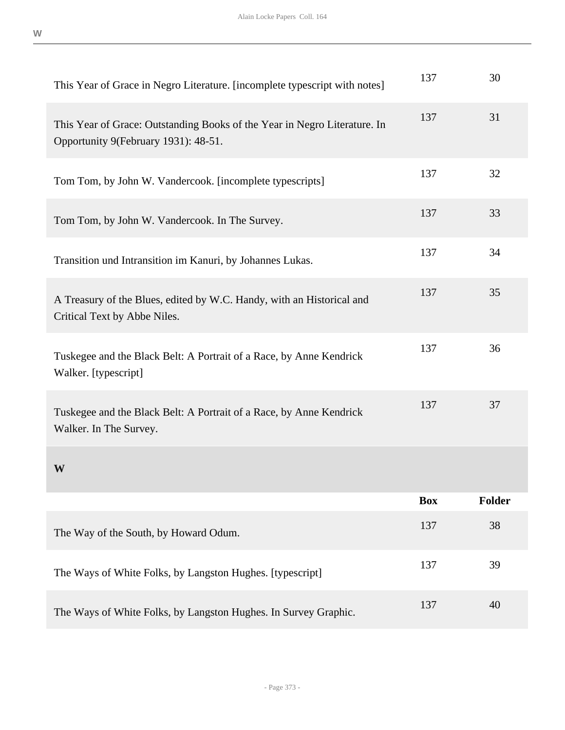| | | |
|---|---|---|
| This Year of Grace in Negro Literature. [incomplete typescript with notes] | 137 | 30 |
| This Year of Grace: Outstanding Books of the Year in Negro Literature. In Opportunity 9(February 1931): 48-51. | 137 | 31 |
| Tom Tom, by John W. Vandercook. [incomplete typescripts] | 137 | 32 |
| Tom Tom, by John W. Vandercook. In The Survey. | 137 | 33 |
| Transition und Intransition im Kanuri, by Johannes Lukas. | 137 | 34 |
| A Treasury of the Blues, edited by W.C. Handy, with an Historical and Critical Text by Abbe Niles. | 137 | 35 |
| Tuskegee and the Black Belt: A Portrait of a Race, by Anne Kendrick Walker. [typescript] | 137 | 36 |
| Tuskegee and the Black Belt: A Portrait of a Race, by Anne Kendrick Walker. In The Survey. | 137 | 37 |

### W

| | Box | Folder |
|---|---|---|
| The Way of the South, by Howard Odum. | 137 | 38 |
| The Ways of White Folks, by Langston Hughes. [typescript] | 137 | 39 |
| The Ways of White Folks, by Langston Hughes. In Survey Graphic. | 137 | 40 |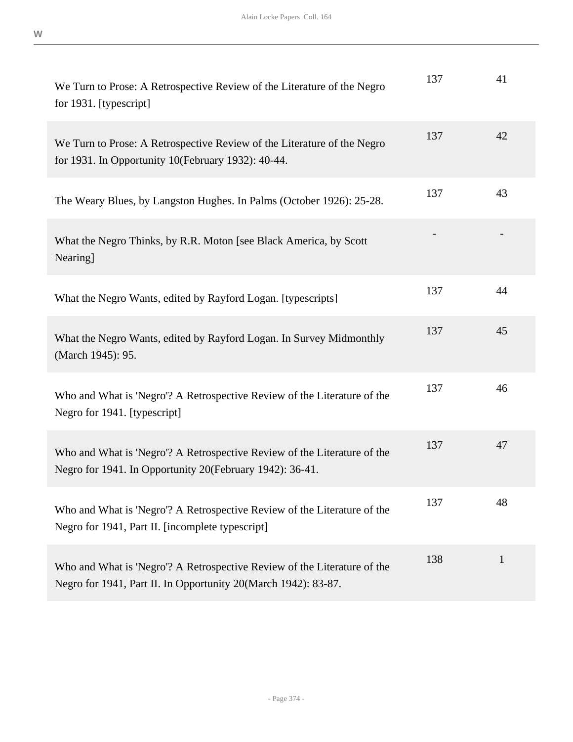| | | |
|---|---|---|
| We Turn to Prose: A Retrospective Review of the Literature of the Negro for 1931. [typescript] | 137 | 41 |
| We Turn to Prose: A Retrospective Review of the Literature of the Negro for 1931. In Opportunity 10(February 1932): 40-44. | 137 | 42 |
| The Weary Blues, by Langston Hughes. In Palms (October 1926): 25-28. | 137 | 43 |
| What the Negro Thinks, by R.R. Moton [see Black America, by Scott Nearing] | - | - |
| What the Negro Wants, edited by Rayford Logan. [typescripts] | 137 | 44 |
| What the Negro Wants, edited by Rayford Logan. In Survey Midmonthly (March 1945): 95. | 137 | 45 |
| Who and What is 'Negro'? A Retrospective Review of the Literature of the Negro for 1941. [typescript] | 137 | 46 |
| Who and What is 'Negro'? A Retrospective Review of the Literature of the Negro for 1941. In Opportunity 20(February 1942): 36-41. | 137 | 47 |
| Who and What is 'Negro'? A Retrospective Review of the Literature of the Negro for 1941, Part II. [incomplete typescript] | 137 | 48 |
| Who and What is 'Negro'? A Retrospective Review of the Literature of the Negro for 1941, Part II. In Opportunity 20(March 1942): 83-87. | 138 | 1 |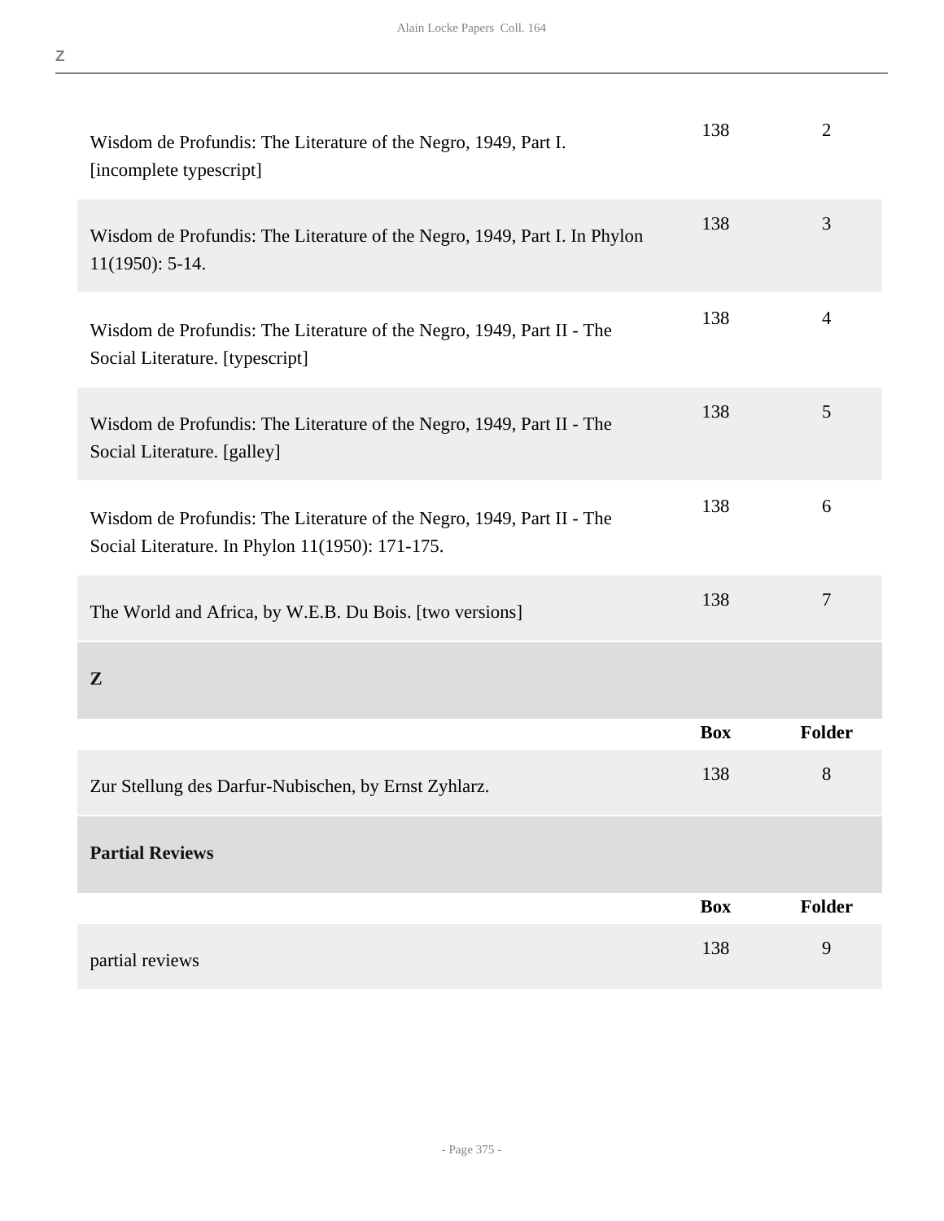| | Box | Folder |
|---|---|---|
| Wisdom de Profundis: The Literature of the Negro, 1949, Part I. [incomplete typescript] | 138 | 2 |
| Wisdom de Profundis: The Literature of the Negro, 1949, Part I. In Phylon 11(1950): 5-14. | 138 | 3 |
| Wisdom de Profundis: The Literature of the Negro, 1949, Part II - The Social Literature. [typescript] | 138 | 4 |
| Wisdom de Profundis: The Literature of the Negro, 1949, Part II - The Social Literature. [galley] | 138 | 5 |
| Wisdom de Profundis: The Literature of the Negro, 1949, Part II - The Social Literature. In Phylon 11(1950): 171-175. | 138 | 6 |
| The World and Africa, by W.E.B. Du Bois. [two versions] | 138 | 7 |

## Z

| | Box | Folder |
|---|---|---|
| Zur Stellung des Darfur-Nubischen, by Ernst Zyhlarz. | 138 | 8 |

## Partial Reviews

| | Box | Folder |
|---|---|---|
| partial reviews | 138 | 9 |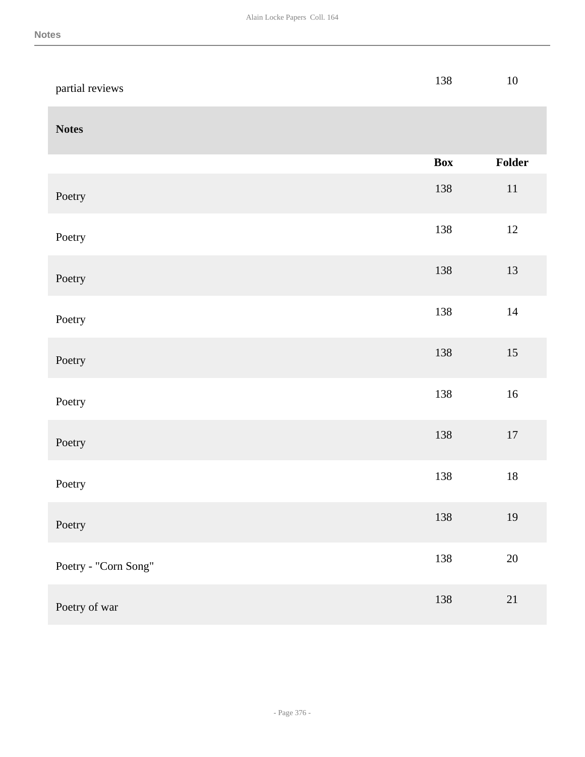| | Box | Folder |
|---|---|---|
| partial reviews | 138 | 10 |

## Notes

| | Box | Folder |
|---|---|---|
| Poetry | 138 | 11 |
| Poetry | 138 | 12 |
| Poetry | 138 | 13 |
| Poetry | 138 | 14 |
| Poetry | 138 | 15 |
| Poetry | 138 | 16 |
| Poetry | 138 | 17 |
| Poetry | 138 | 18 |
| Poetry | 138 | 19 |
| Poetry - "Corn Song" | 138 | 20 |
| Poetry of war | 138 | 21 |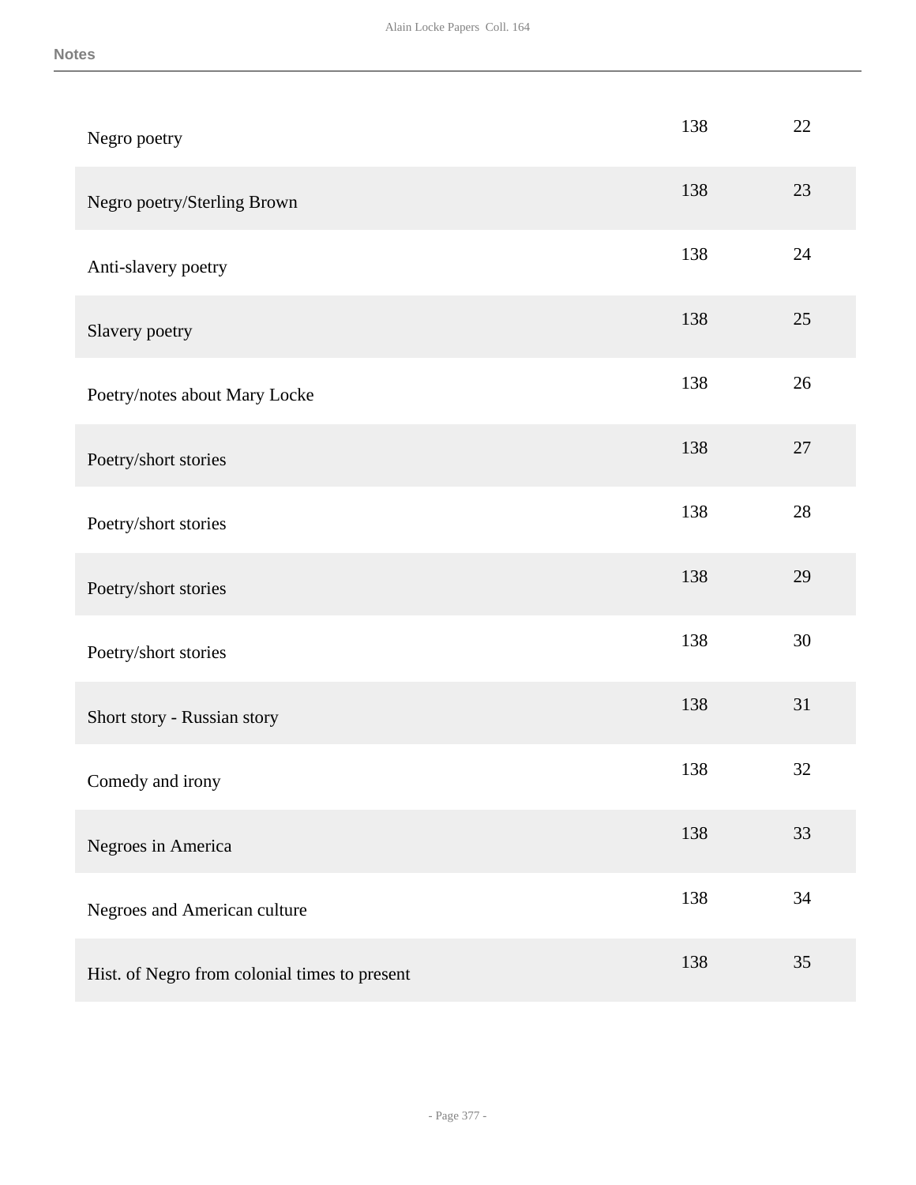| | | |
|---|---|---|
| Negro poetry | 138 | 22 |
| Negro poetry/Sterling Brown | 138 | 23 |
| Anti-slavery poetry | 138 | 24 |
| Slavery poetry | 138 | 25 |
| Poetry/notes about Mary Locke | 138 | 26 |
| Poetry/short stories | 138 | 27 |
| Poetry/short stories | 138 | 28 |
| Poetry/short stories | 138 | 29 |
| Poetry/short stories | 138 | 30 |
| Short story - Russian story | 138 | 31 |
| Comedy and irony | 138 | 32 |
| Negroes in America | 138 | 33 |
| Negroes and American culture | 138 | 34 |
| Hist. of Negro from colonial times to present | 138 | 35 |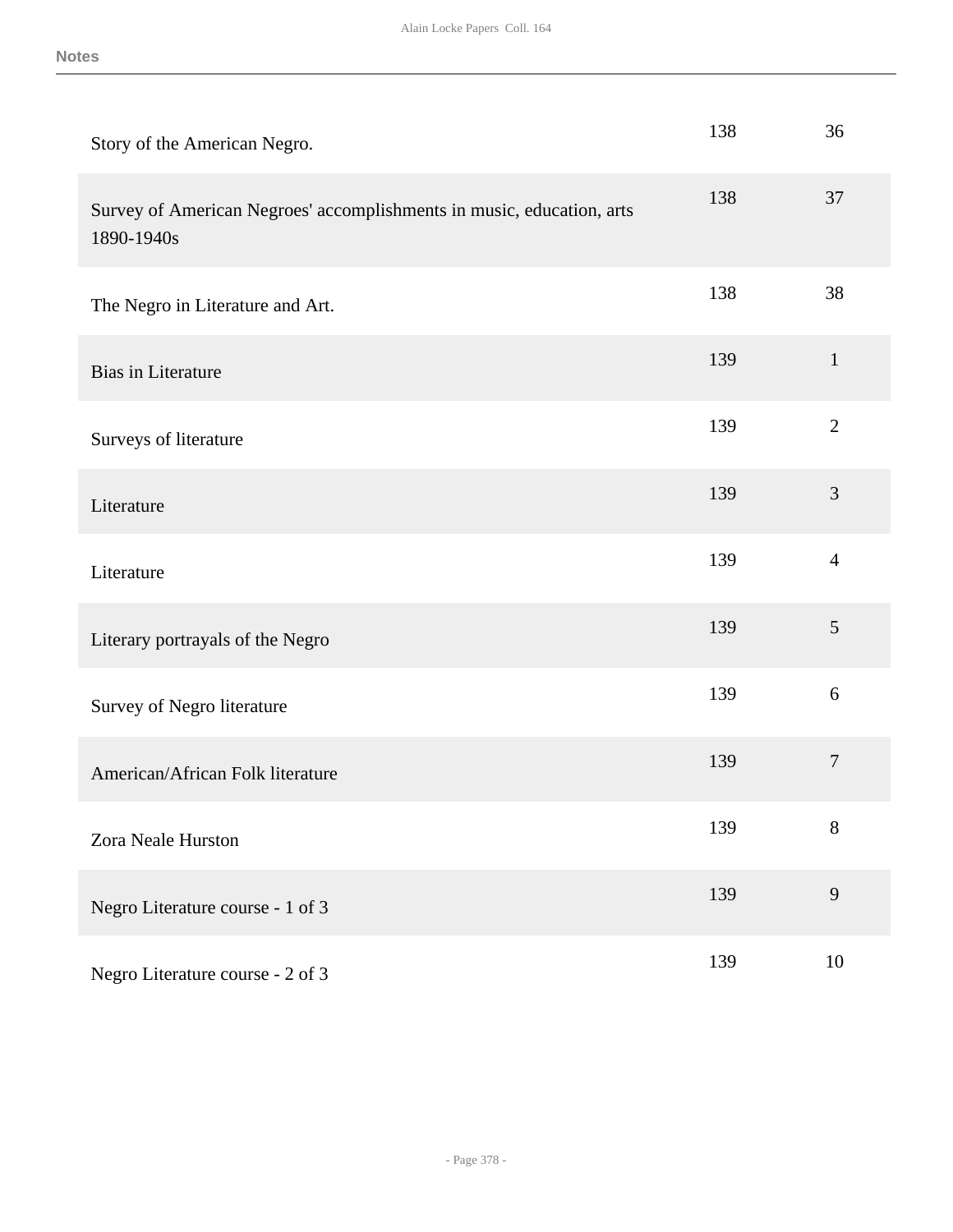| | | |
|---|---|---|
| Story of the American Negro. | 138 | 36 |
| Survey of American Negroes' accomplishments in music, education, arts 1890-1940s | 138 | 37 |
| The Negro in Literature and Art. | 138 | 38 |
| Bias in Literature | 139 | 1 |
| Surveys of literature | 139 | 2 |
| Literature | 139 | 3 |
| Literature | 139 | 4 |
| Literary portrayals of the Negro | 139 | 5 |
| Survey of Negro literature | 139 | 6 |
| American/African Folk literature | 139 | 7 |
| Zora Neale Hurston | 139 | 8 |
| Negro Literature course - 1 of 3 | 139 | 9 |
| Negro Literature course - 2 of 3 | 139 | 10 |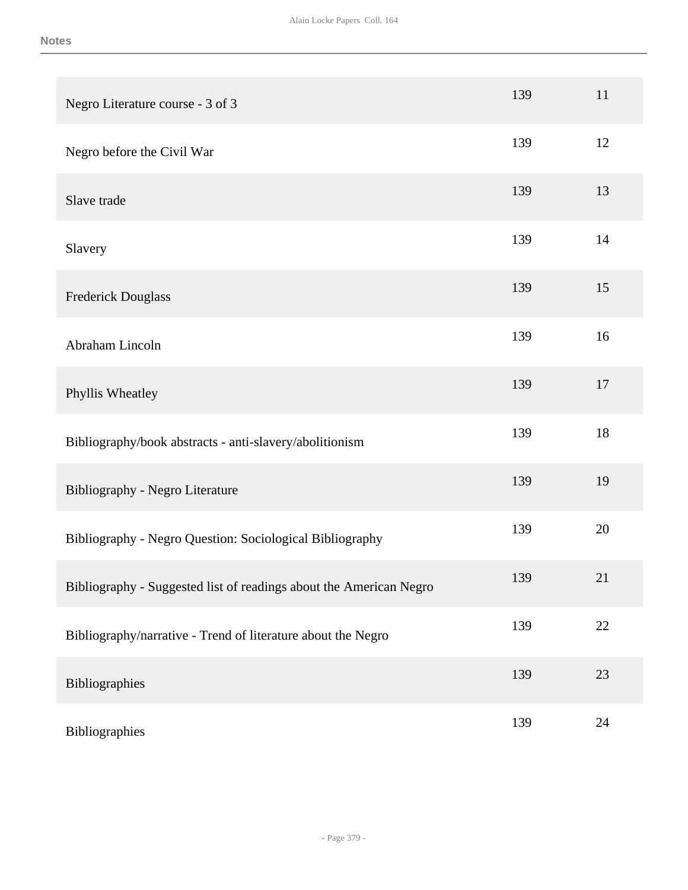**Notes**

| | | |
|---|---|---|
| Negro Literature course - 3 of 3 | 139 | 11 |
| Negro before the Civil War | 139 | 12 |
| Slave trade | 139 | 13 |
| Slavery | 139 | 14 |
| Frederick Douglass | 139 | 15 |
| Abraham Lincoln | 139 | 16 |
| Phyllis Wheatley | 139 | 17 |
| Bibliography/book abstracts - anti-slavery/abolitionism | 139 | 18 |
| Bibliography - Negro Literature | 139 | 19 |
| Bibliography - Negro Question: Sociological Bibliography | 139 | 20 |
| Bibliography - Suggested list of readings about the American Negro | 139 | 21 |
| Bibliography/narrative - Trend of literature about the Negro | 139 | 22 |
| Bibliographies | 139 | 23 |
| Bibliographies | 139 | 24 |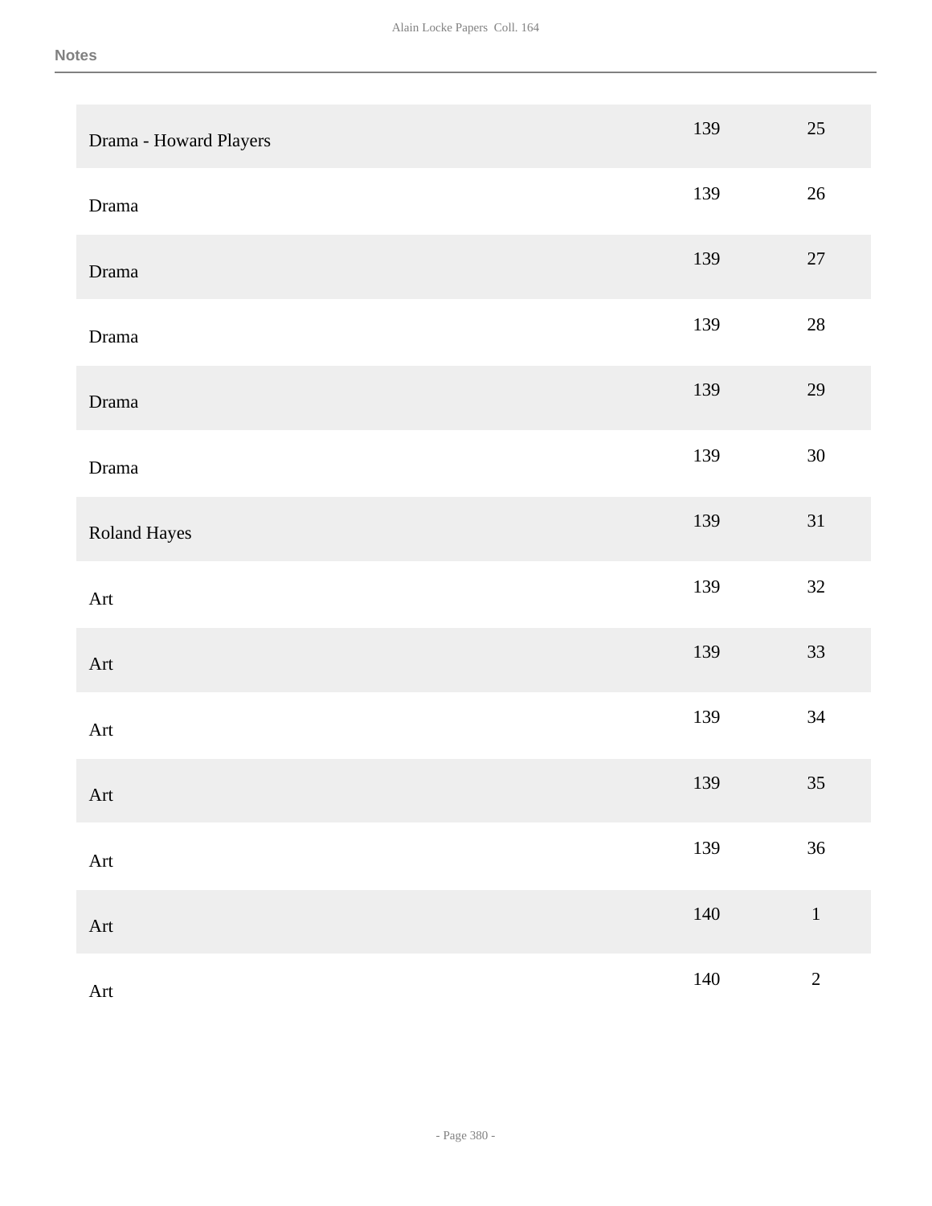## Notes

| | | |
|---|---|---|
| Drama - Howard Players | 139 | 25 |
| Drama | 139 | 26 |
| Drama | 139 | 27 |
| Drama | 139 | 28 |
| Drama | 139 | 29 |
| Drama | 139 | 30 |
| Roland Hayes | 139 | 31 |
| Art | 139 | 32 |
| Art | 139 | 33 |
| Art | 139 | 34 |
| Art | 139 | 35 |
| Art | 139 | 36 |
| Art | 140 | 1 |
| Art | 140 | 2 |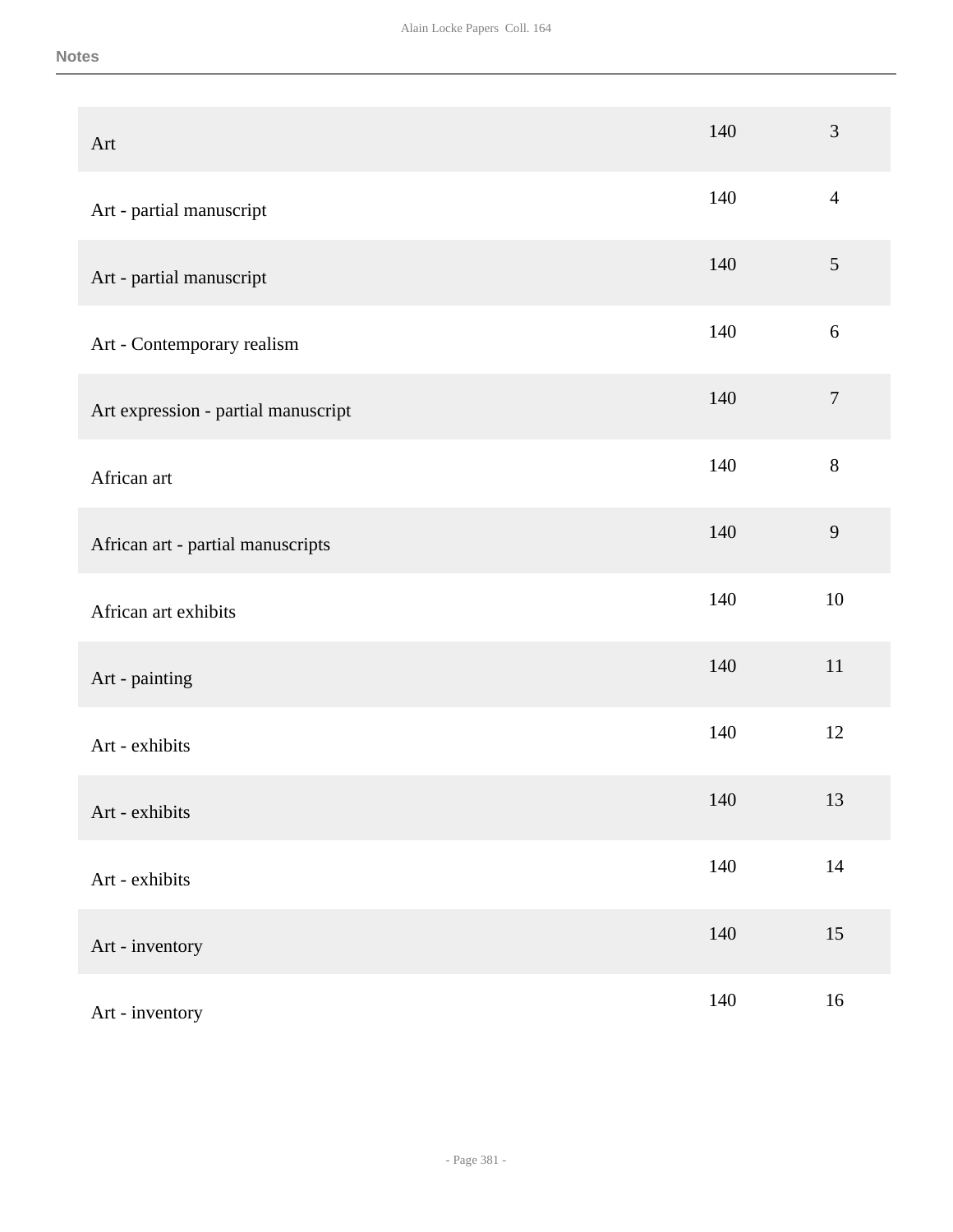Notes

| | | |
|---|---|---|
| Art | 140 | 3 |
| Art - partial manuscript | 140 | 4 |
| Art - partial manuscript | 140 | 5 |
| Art - Contemporary realism | 140 | 6 |
| Art expression - partial manuscript | 140 | 7 |
| African art | 140 | 8 |
| African art - partial manuscripts | 140 | 9 |
| African art exhibits | 140 | 10 |
| Art - painting | 140 | 11 |
| Art - exhibits | 140 | 12 |
| Art - exhibits | 140 | 13 |
| Art - exhibits | 140 | 14 |
| Art - inventory | 140 | 15 |
| Art - inventory | 140 | 16 |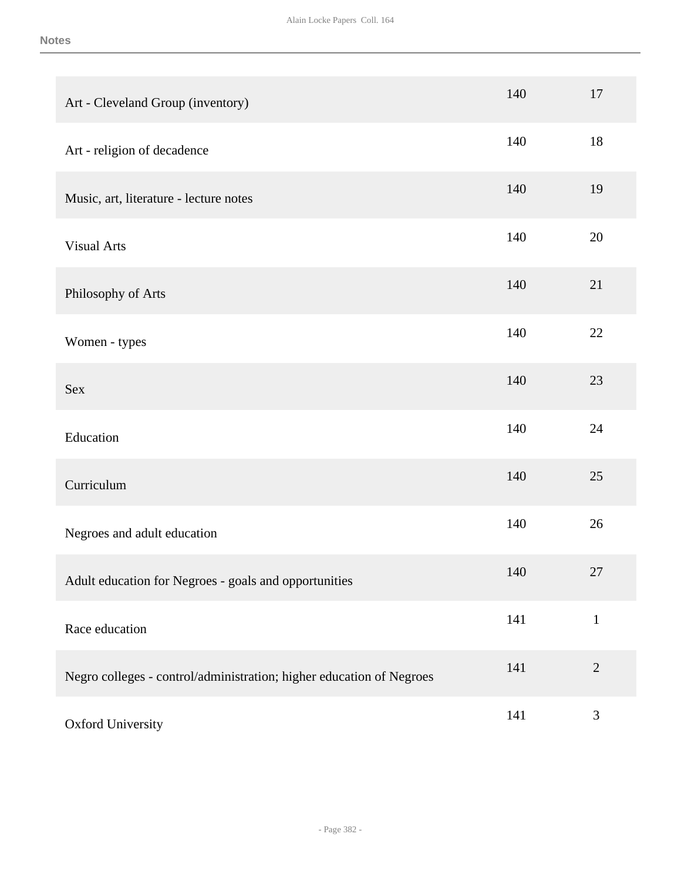| | | |
|---|---|---|
| Art - Cleveland Group (inventory) | 140 | 17 |
| Art - religion of decadence | 140 | 18 |
| Music, art, literature - lecture notes | 140 | 19 |
| Visual Arts | 140 | 20 |
| Philosophy of Arts | 140 | 21 |
| Women - types | 140 | 22 |
| Sex | 140 | 23 |
| Education | 140 | 24 |
| Curriculum | 140 | 25 |
| Negroes and adult education | 140 | 26 |
| Adult education for Negroes - goals and opportunities | 140 | 27 |
| Race education | 141 | 1 |
| Negro colleges - control/administration; higher education of Negroes | 141 | 2 |
| Oxford University | 141 | 3 |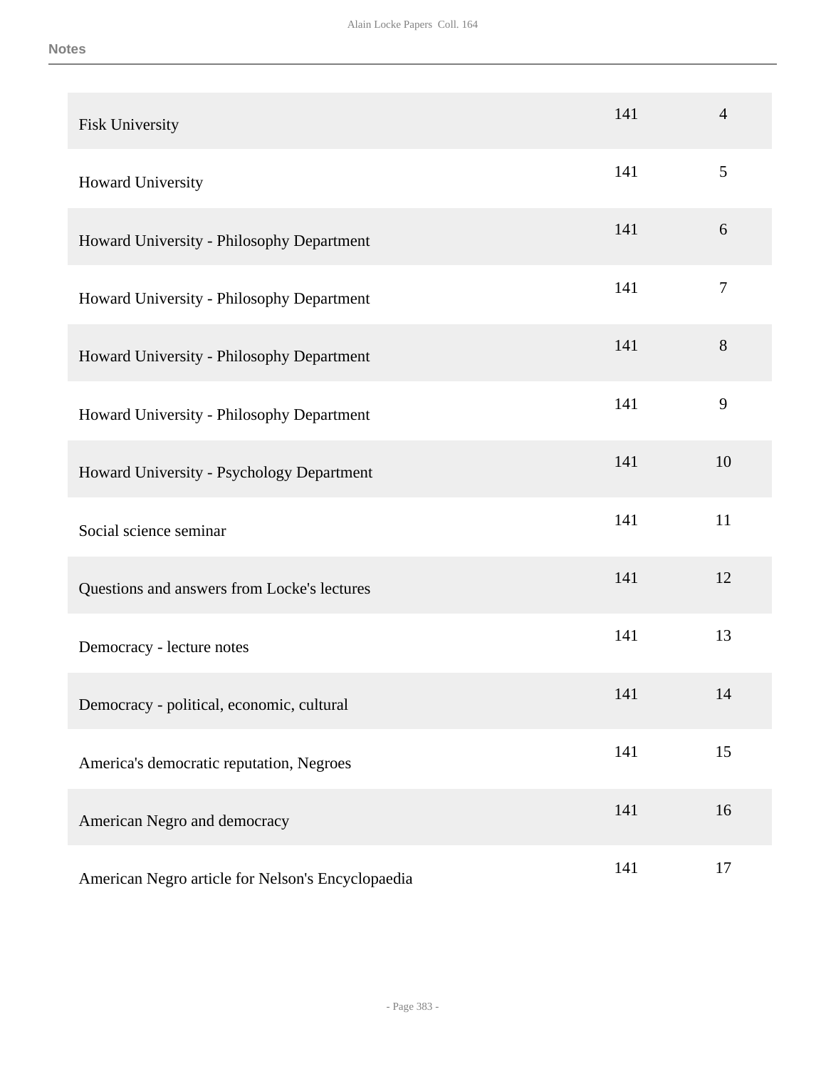| | | |
|---|---|---|
| Fisk University | 141 | 4 |
| Howard University | 141 | 5 |
| Howard University - Philosophy Department | 141 | 6 |
| Howard University - Philosophy Department | 141 | 7 |
| Howard University - Philosophy Department | 141 | 8 |
| Howard University - Philosophy Department | 141 | 9 |
| Howard University - Psychology Department | 141 | 10 |
| Social science seminar | 141 | 11 |
| Questions and answers from Locke's lectures | 141 | 12 |
| Democracy - lecture notes | 141 | 13 |
| Democracy - political, economic, cultural | 141 | 14 |
| America's democratic reputation, Negroes | 141 | 15 |
| American Negro and democracy | 141 | 16 |
| American Negro article for Nelson's Encyclopaedia | 141 | 17 |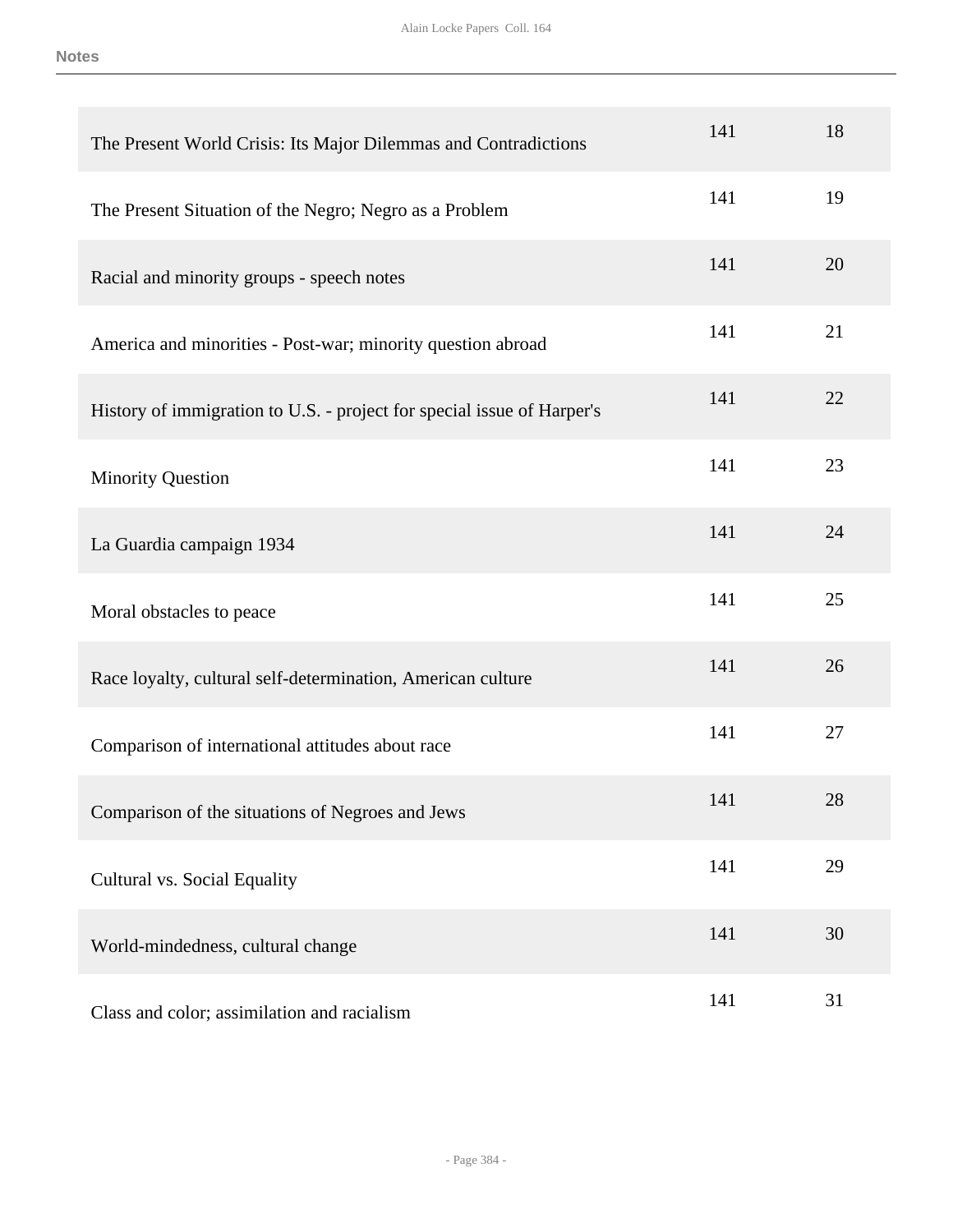| | | |
|---|---|---|
| The Present World Crisis: Its Major Dilemmas and Contradictions | 141 | 18 |
| The Present Situation of the Negro; Negro as a Problem | 141 | 19 |
| Racial and minority groups - speech notes | 141 | 20 |
| America and minorities - Post-war; minority question abroad | 141 | 21 |
| History of immigration to U.S. - project for special issue of Harper's | 141 | 22 |
| Minority Question | 141 | 23 |
| La Guardia campaign 1934 | 141 | 24 |
| Moral obstacles to peace | 141 | 25 |
| Race loyalty, cultural self-determination, American culture | 141 | 26 |
| Comparison of international attitudes about race | 141 | 27 |
| Comparison of the situations of Negroes and Jews | 141 | 28 |
| Cultural vs. Social Equality | 141 | 29 |
| World-mindedness, cultural change | 141 | 30 |
| Class and color; assimilation and racialism | 141 | 31 |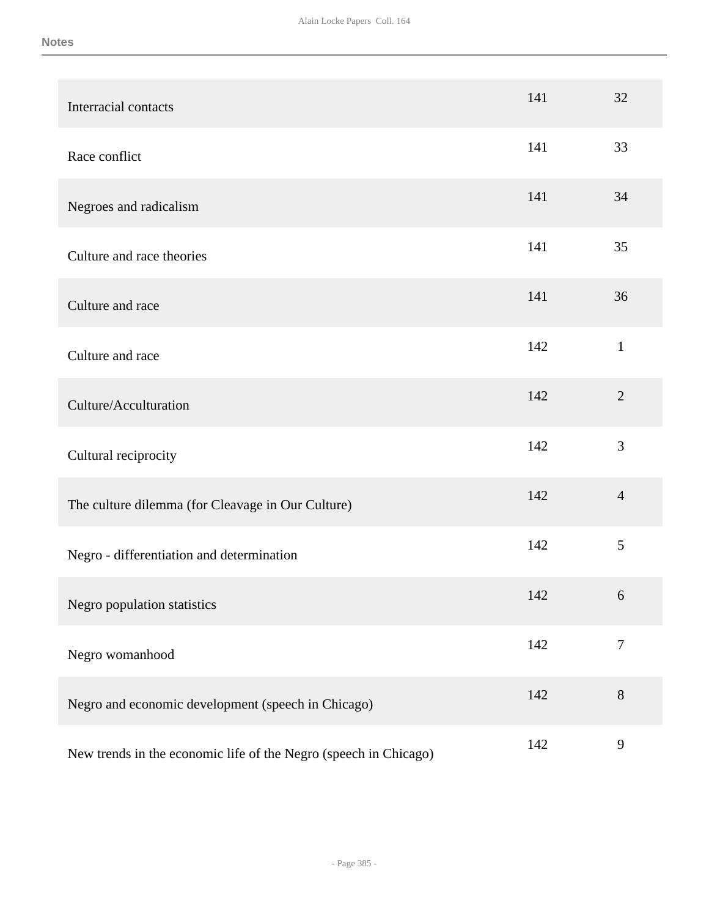| | | |
|---|---|---|
| Interracial contacts | 141 | 32 |
| Race conflict | 141 | 33 |
| Negroes and radicalism | 141 | 34 |
| Culture and race theories | 141 | 35 |
| Culture and race | 141 | 36 |
| Culture and race | 142 | 1 |
| Culture/Acculturation | 142 | 2 |
| Cultural reciprocity | 142 | 3 |
| The culture dilemma (for Cleavage in Our Culture) | 142 | 4 |
| Negro - differentiation and determination | 142 | 5 |
| Negro population statistics | 142 | 6 |
| Negro womanhood | 142 | 7 |
| Negro and economic development (speech in Chicago) | 142 | 8 |
| New trends in the economic life of the Negro (speech in Chicago) | 142 | 9 |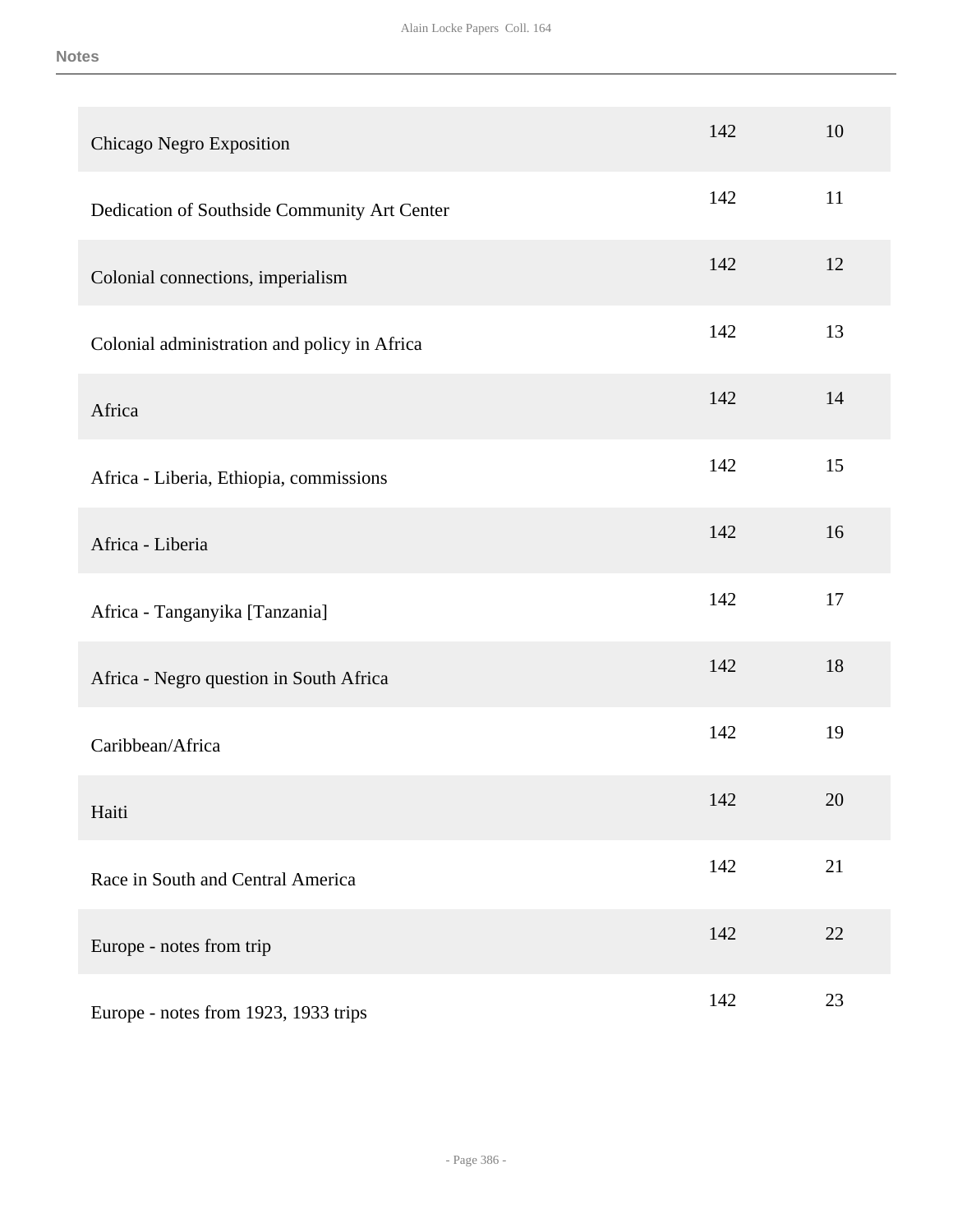**Notes**

| | | |
|---|---|---|
| Chicago Negro Exposition | 142 | 10 |
| Dedication of Southside Community Art Center | 142 | 11 |
| Colonial connections, imperialism | 142 | 12 |
| Colonial administration and policy in Africa | 142 | 13 |
| Africa | 142 | 14 |
| Africa - Liberia, Ethiopia, commissions | 142 | 15 |
| Africa - Liberia | 142 | 16 |
| Africa - Tanganyika [Tanzania] | 142 | 17 |
| Africa - Negro question in South Africa | 142 | 18 |
| Caribbean/Africa | 142 | 19 |
| Haiti | 142 | 20 |
| Race in South and Central America | 142 | 21 |
| Europe - notes from trip | 142 | 22 |
| Europe - notes from 1923, 1933 trips | 142 | 23 |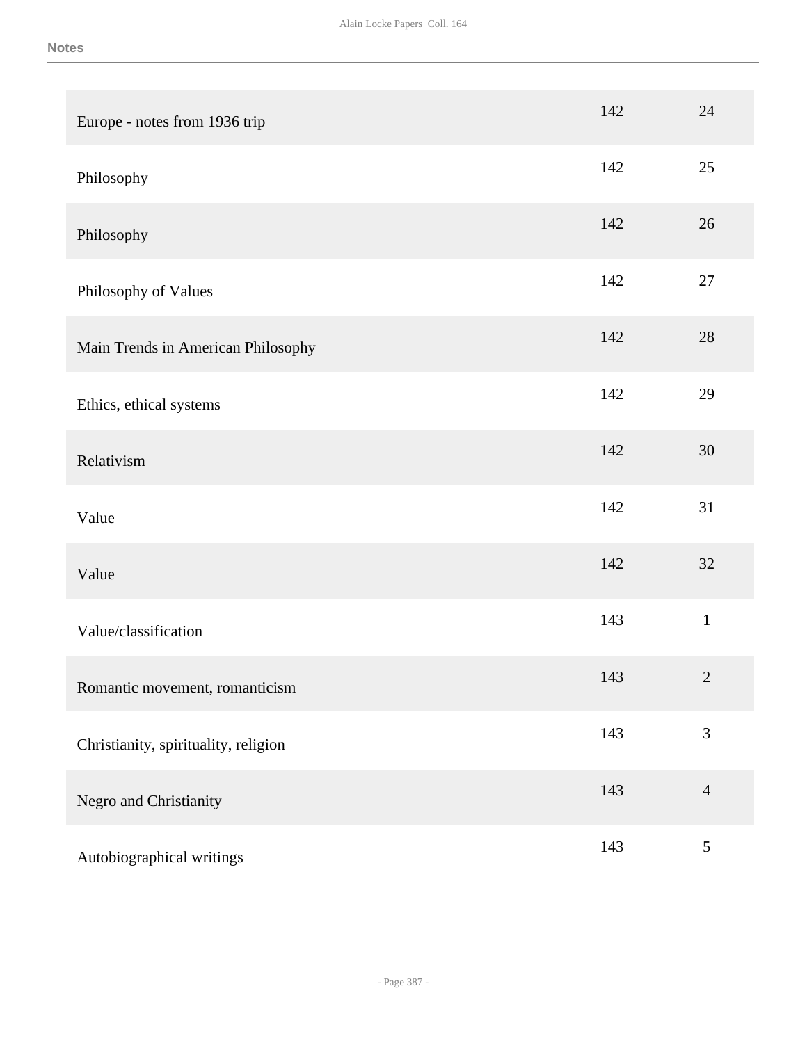| | | |
|---|---|---|
| Europe - notes from 1936 trip | 142 | 24 |
| Philosophy | 142 | 25 |
| Philosophy | 142 | 26 |
| Philosophy of Values | 142 | 27 |
| Main Trends in American Philosophy | 142 | 28 |
| Ethics, ethical systems | 142 | 29 |
| Relativism | 142 | 30 |
| Value | 142 | 31 |
| Value | 142 | 32 |
| Value/classification | 143 | 1 |
| Romantic movement, romanticism | 143 | 2 |
| Christianity, spirituality, religion | 143 | 3 |
| Negro and Christianity | 143 | 4 |
| Autobiographical writings | 143 | 5 |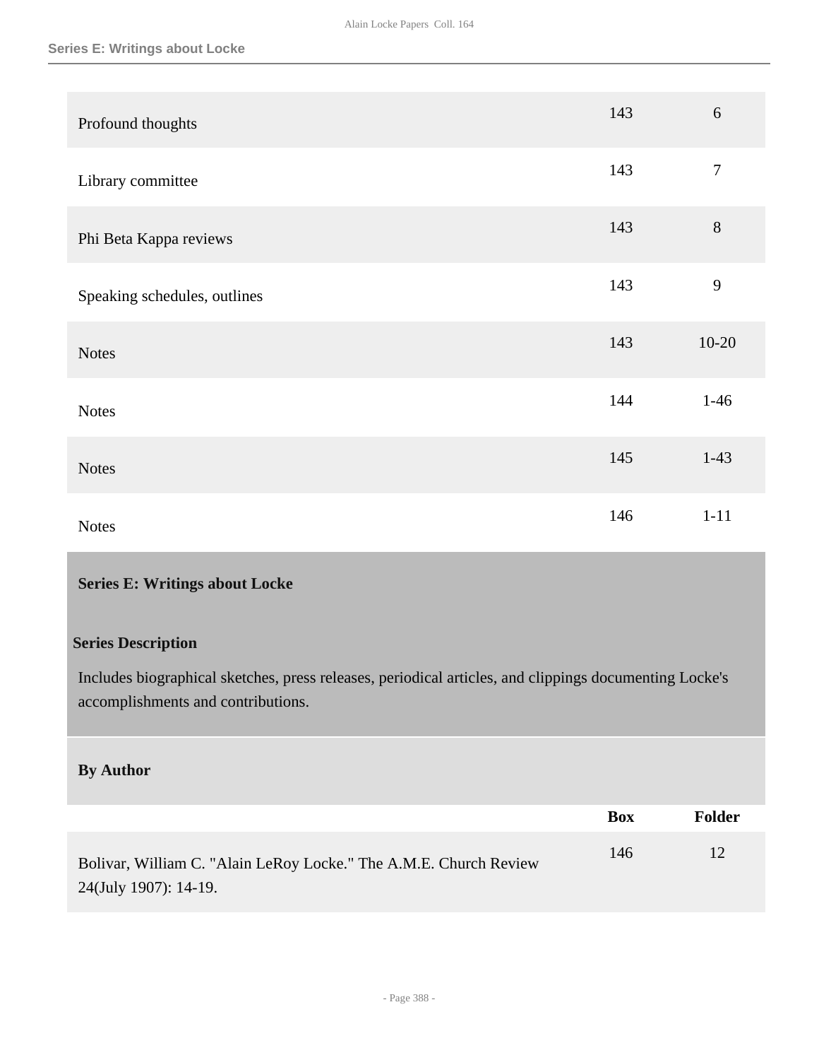| | Box | Folder |
|---|---|---|
| Profound thoughts | 143 | 6 |
| Library committee | 143 | 7 |
| Phi Beta Kappa reviews | 143 | 8 |
| Speaking schedules, outlines | 143 | 9 |
| Notes | 143 | 10-20 |
| Notes | 144 | 1-46 |
| Notes | 145 | 1-43 |
| Notes | 146 | 1-11 |

## Series E: Writings about Locke

### Series Description

Includes biographical sketches, press releases, periodical articles, and clippings documenting Locke's accomplishments and contributions.

### By Author

| | Box | Folder |
|---|---|---|
| Bolivar, William C. "Alain LeRoy Locke." The A.M.E. Church Review 24(July 1907): 14-19. | 146 | 12 |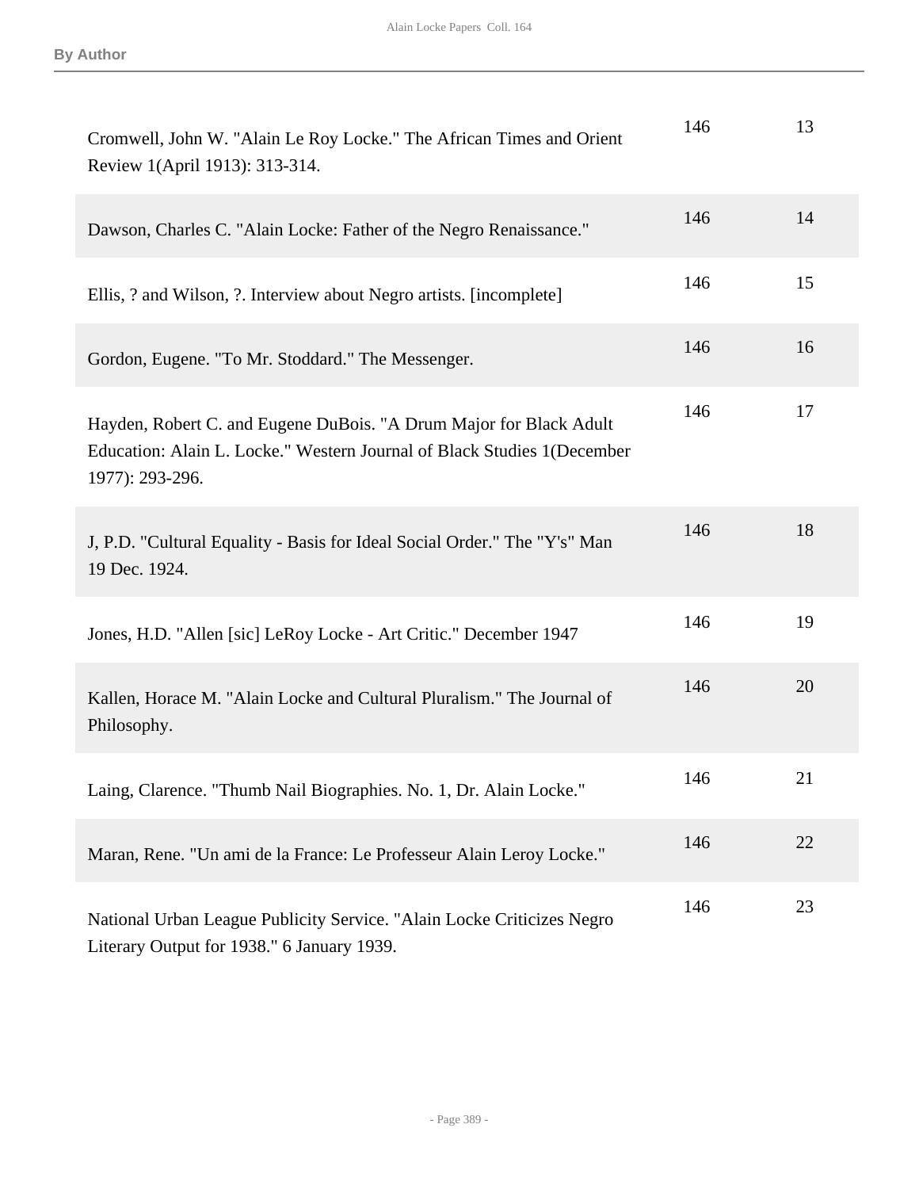| | | |
|---|---|---|
| Cromwell, John W. "Alain Le Roy Locke." The African Times and Orient Review 1(April 1913): 313-314. | 146 | 13 |
| Dawson, Charles C. "Alain Locke: Father of the Negro Renaissance." | 146 | 14 |
| Ellis, ? and Wilson, ?. Interview about Negro artists. [incomplete] | 146 | 15 |
| Gordon, Eugene. "To Mr. Stoddard." The Messenger. | 146 | 16 |
| Hayden, Robert C. and Eugene DuBois. "A Drum Major for Black Adult Education: Alain L. Locke." Western Journal of Black Studies 1(December 1977): 293-296. | 146 | 17 |
| J, P.D. "Cultural Equality - Basis for Ideal Social Order." The "Y's" Man 19 Dec. 1924. | 146 | 18 |
| Jones, H.D. "Allen [sic] LeRoy Locke - Art Critic." December 1947 | 146 | 19 |
| Kallen, Horace M. "Alain Locke and Cultural Pluralism." The Journal of Philosophy. | 146 | 20 |
| Laing, Clarence. "Thumb Nail Biographies. No. 1, Dr. Alain Locke." | 146 | 21 |
| Maran, Rene. "Un ami de la France: Le Professeur Alain Leroy Locke." | 146 | 22 |
| National Urban League Publicity Service. "Alain Locke Criticizes Negro Literary Output for 1938." 6 January 1939. | 146 | 23 |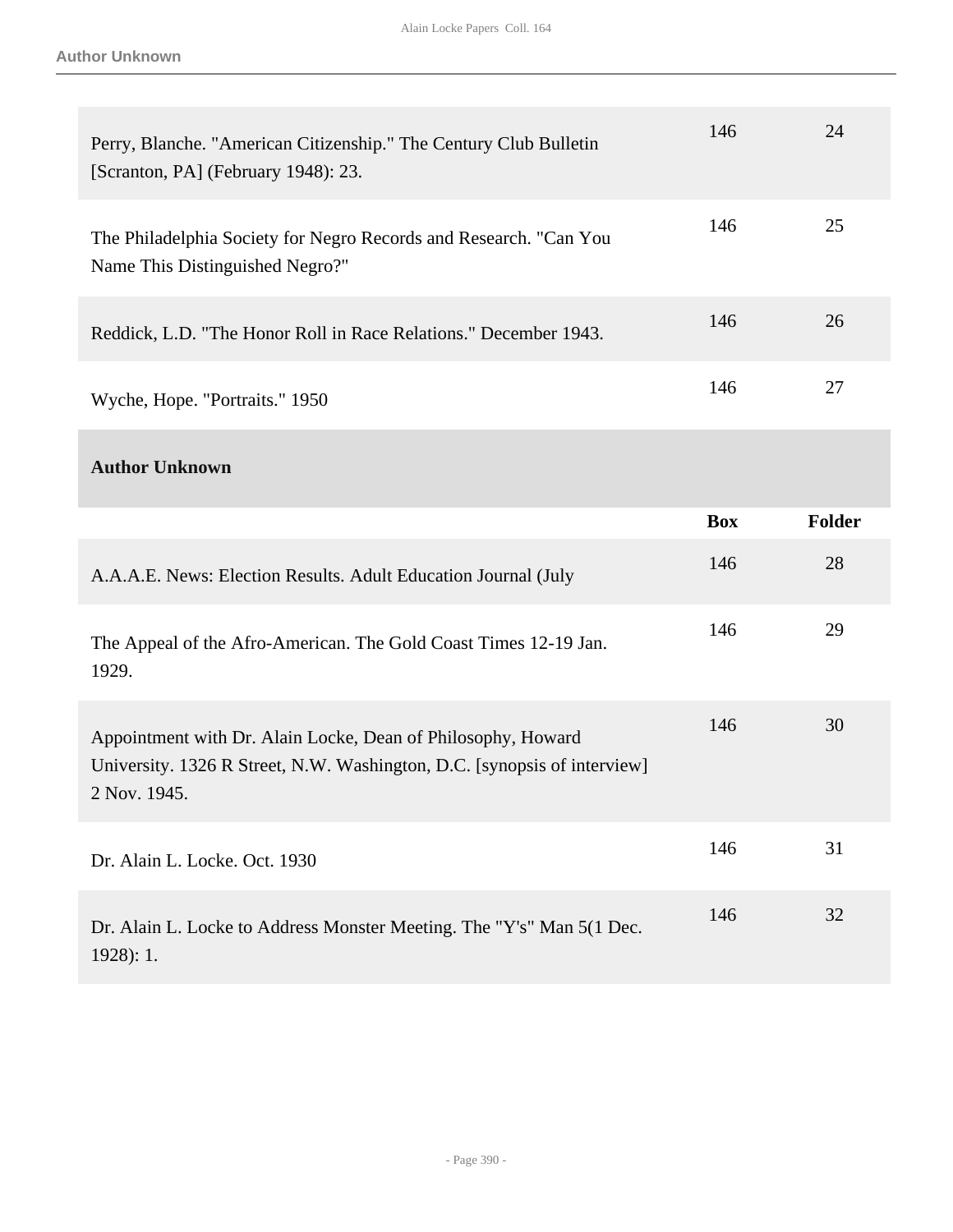| | Box | Folder |
|---|---|---|
| Perry, Blanche. "American Citizenship." The Century Club Bulletin [Scranton, PA] (February 1948): 23. | 146 | 24 |
| The Philadelphia Society for Negro Records and Research. "Can You Name This Distinguished Negro?" | 146 | 25 |
| Reddick, L.D. "The Honor Roll in Race Relations." December 1943. | 146 | 26 |
| Wyche, Hope. "Portraits." 1950 | 146 | 27 |

## Author Unknown

| | Box | Folder |
|---|---|---|
| A.A.A.E. News: Election Results. Adult Education Journal (July | 146 | 28 |
| The Appeal of the Afro-American. The Gold Coast Times 12-19 Jan. 1929. | 146 | 29 |
| Appointment with Dr. Alain Locke, Dean of Philosophy, Howard University. 1326 R Street, N.W. Washington, D.C. [synopsis of interview] 2 Nov. 1945. | 146 | 30 |
| Dr. Alain L. Locke. Oct. 1930 | 146 | 31 |
| Dr. Alain L. Locke to Address Monster Meeting. The "Y's" Man 5(1 Dec. 1928): 1. | 146 | 32 |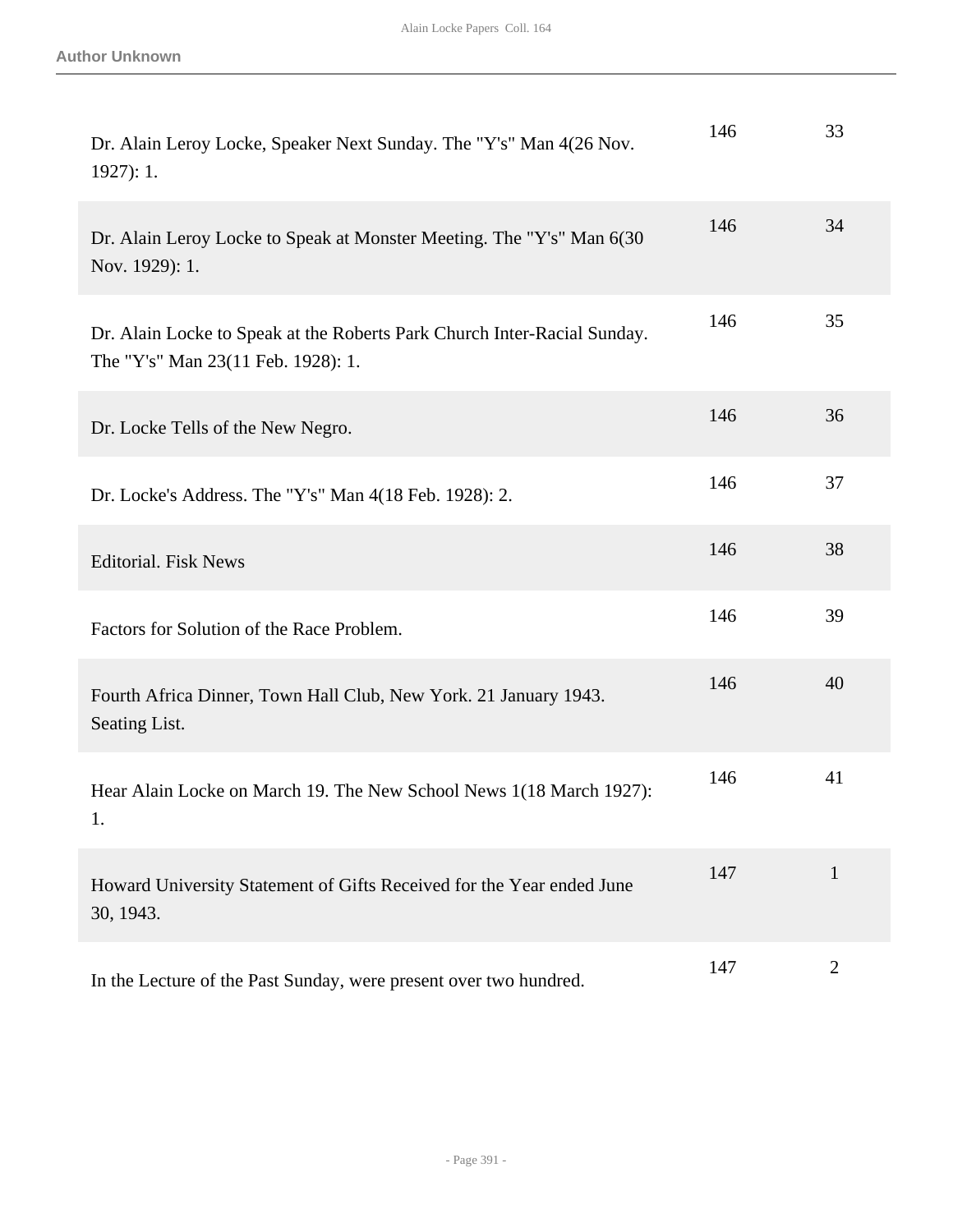**Author Unknown**

| | | |
|---|---|---|
| Dr. Alain Leroy Locke, Speaker Next Sunday. The "Y's" Man 4(26 Nov. 1927): 1. | 146 | 33 |
| Dr. Alain Leroy Locke to Speak at Monster Meeting. The "Y's" Man 6(30 Nov. 1929): 1. | 146 | 34 |
| Dr. Alain Locke to Speak at the Roberts Park Church Inter-Racial Sunday. The "Y's" Man 23(11 Feb. 1928): 1. | 146 | 35 |
| Dr. Locke Tells of the New Negro. | 146 | 36 |
| Dr. Locke's Address. The "Y's" Man 4(18 Feb. 1928): 2. | 146 | 37 |
| Editorial. Fisk News | 146 | 38 |
| Factors for Solution of the Race Problem. | 146 | 39 |
| Fourth Africa Dinner, Town Hall Club, New York. 21 January 1943. Seating List. | 146 | 40 |
| Hear Alain Locke on March 19. The New School News 1(18 March 1927): 1. | 146 | 41 |
| Howard University Statement of Gifts Received for the Year ended June 30, 1943. | 147 | 1 |
| In the Lecture of the Past Sunday, were present over two hundred. | 147 | 2 |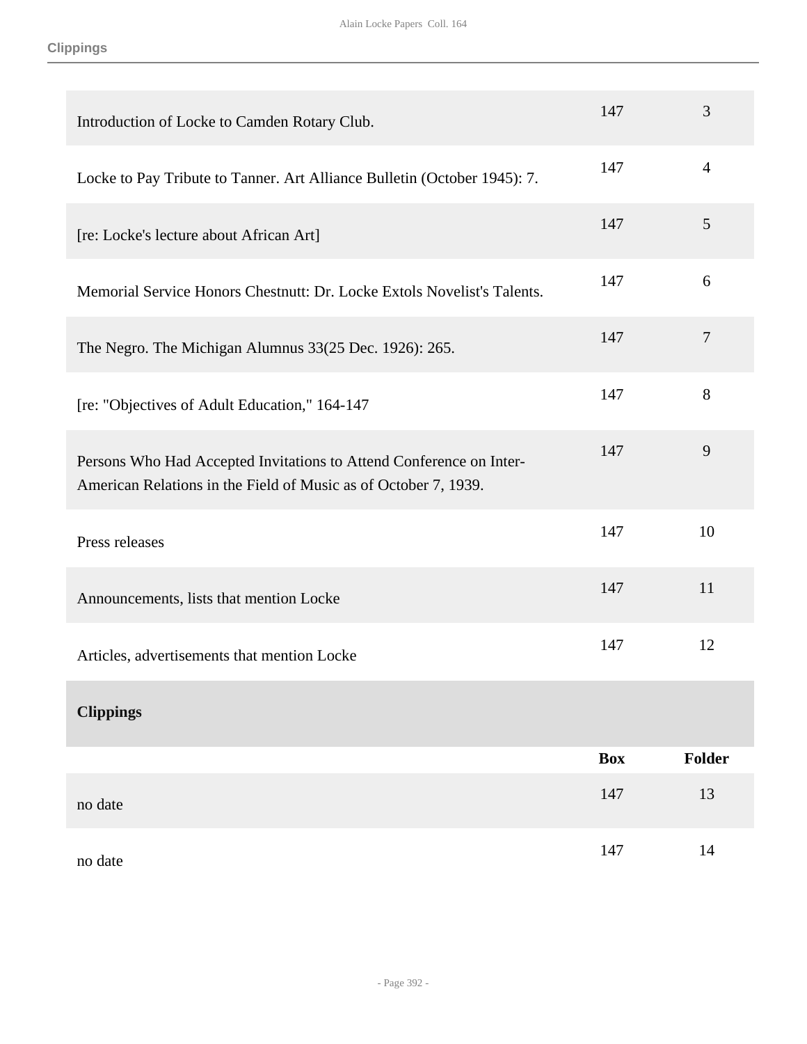| | Box | Folder |
|---|---|---|
| Introduction of Locke to Camden Rotary Club. | 147 | 3 |
| Locke to Pay Tribute to Tanner. Art Alliance Bulletin (October 1945): 7. | 147 | 4 |
| [re: Locke's lecture about African Art] | 147 | 5 |
| Memorial Service Honors Chestnutt: Dr. Locke Extols Novelist's Talents. | 147 | 6 |
| The Negro. The Michigan Alumnus 33(25 Dec. 1926): 265. | 147 | 7 |
| [re: "Objectives of Adult Education," 164-147 | 147 | 8 |
| Persons Who Had Accepted Invitations to Attend Conference on Inter-American Relations in the Field of Music as of October 7, 1939. | 147 | 9 |
| Press releases | 147 | 10 |
| Announcements, lists that mention Locke | 147 | 11 |
| Articles, advertisements that mention Locke | 147 | 12 |

## Clippings

| | Box | Folder |
|---|---|---|
| no date | 147 | 13 |
| no date | 147 | 14 |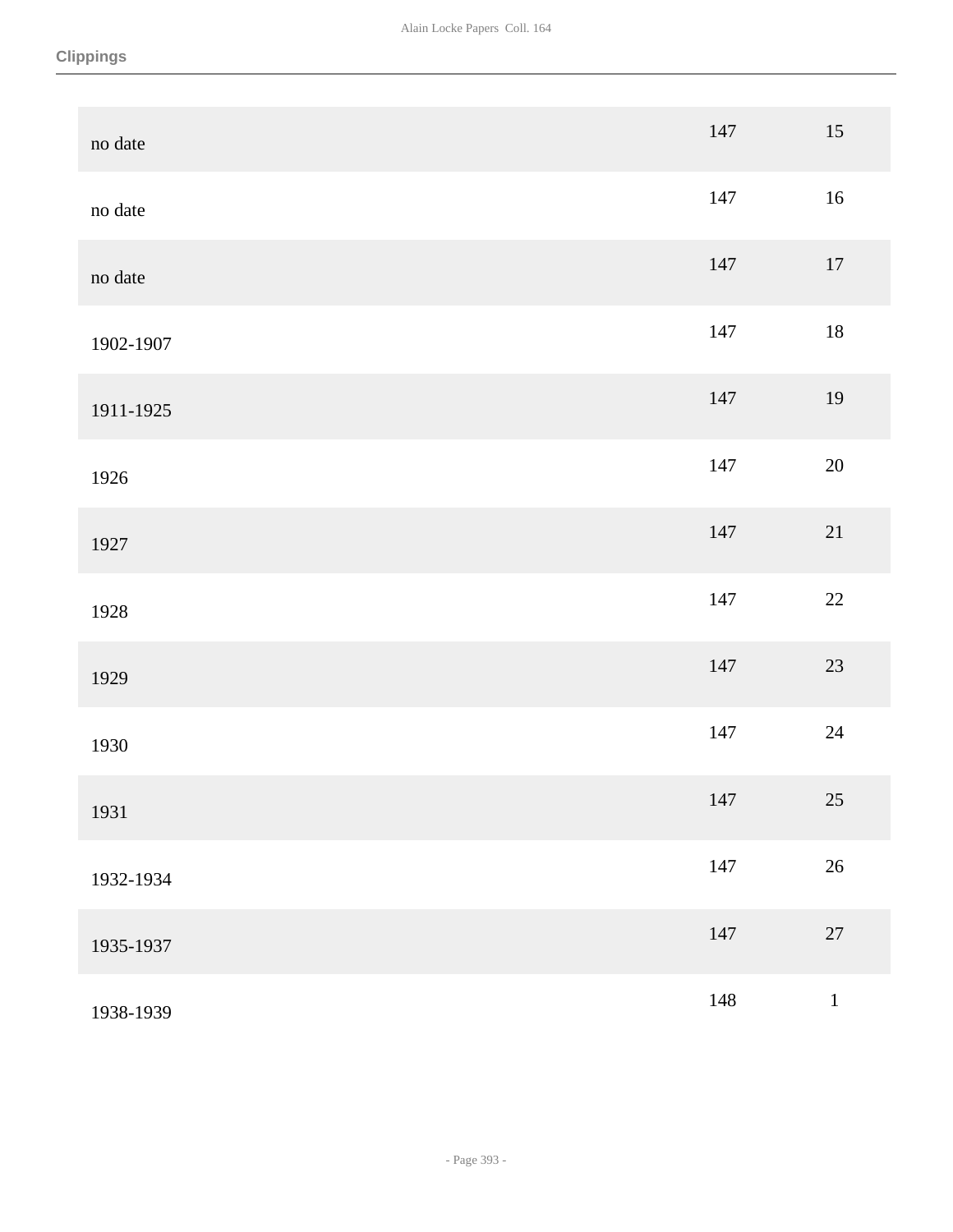## Clippings

| | | |
|---|---|---|
| no date | 147 | 15 |
| no date | 147 | 16 |
| no date | 147 | 17 |
| 1902-1907 | 147 | 18 |
| 1911-1925 | 147 | 19 |
| 1926 | 147 | 20 |
| 1927 | 147 | 21 |
| 1928 | 147 | 22 |
| 1929 | 147 | 23 |
| 1930 | 147 | 24 |
| 1931 | 147 | 25 |
| 1932-1934 | 147 | 26 |
| 1935-1937 | 147 | 27 |
| 1938-1939 | 148 | 1 |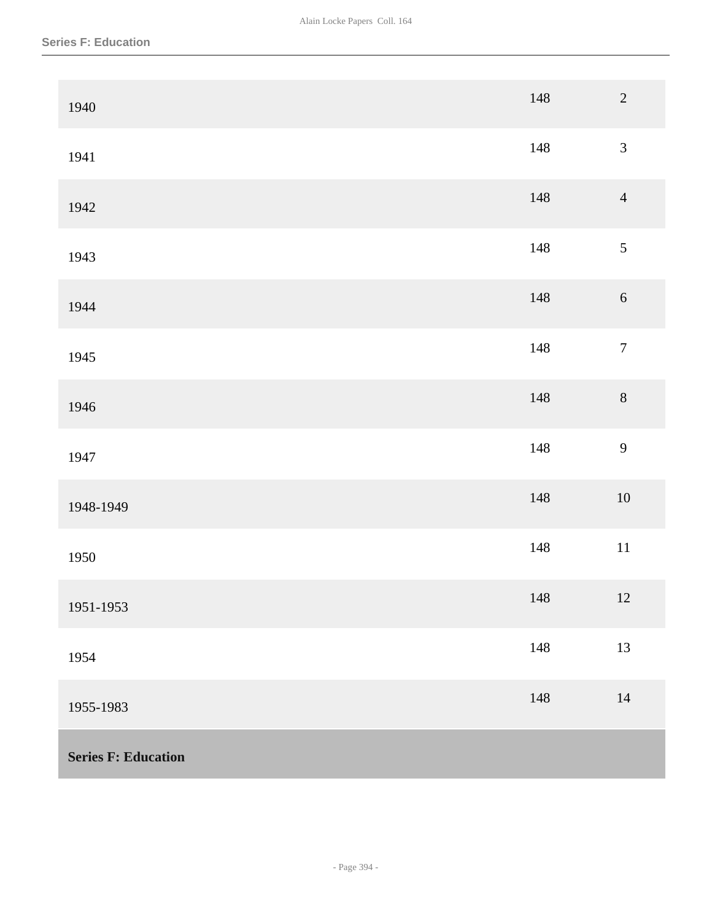| | | |
|---|---|---|
| 1940 | 148 | 2 |
| 1941 | 148 | 3 |
| 1942 | 148 | 4 |
| 1943 | 148 | 5 |
| 1944 | 148 | 6 |
| 1945 | 148 | 7 |
| 1946 | 148 | 8 |
| 1947 | 148 | 9 |
| 1948-1949 | 148 | 10 |
| 1950 | 148 | 11 |
| 1951-1953 | 148 | 12 |
| 1954 | 148 | 13 |
| 1955-1983 | 148 | 14 |

**Series F: Education**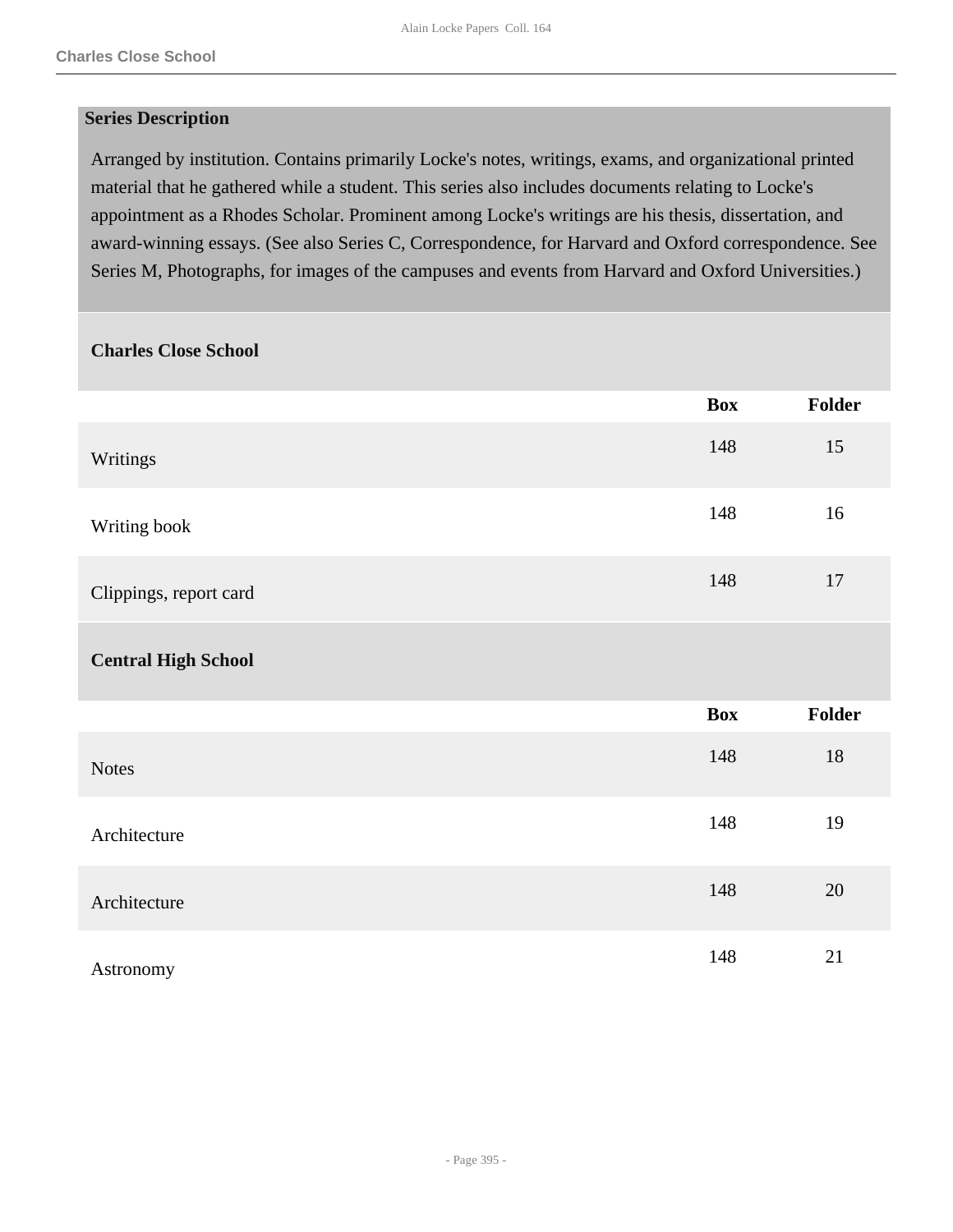### Series Description

Arranged by institution. Contains primarily Locke's notes, writings, exams, and organizational printed material that he gathered while a student. This series also includes documents relating to Locke's appointment as a Rhodes Scholar. Prominent among Locke's writings are his thesis, dissertation, and award-winning essays. (See also Series C, Correspondence, for Harvard and Oxford correspondence. See Series M, Photographs, for images of the campuses and events from Harvard and Oxford Universities.)

### Charles Close School

| | Box | Folder |
|---|---|---|
| Writings | 148 | 15 |
| Writing book | 148 | 16 |
| Clippings, report card | 148 | 17 |

### Central High School

| | Box | Folder |
|---|---|---|
| Notes | 148 | 18 |
| Architecture | 148 | 19 |
| Architecture | 148 | 20 |
| Astronomy | 148 | 21 |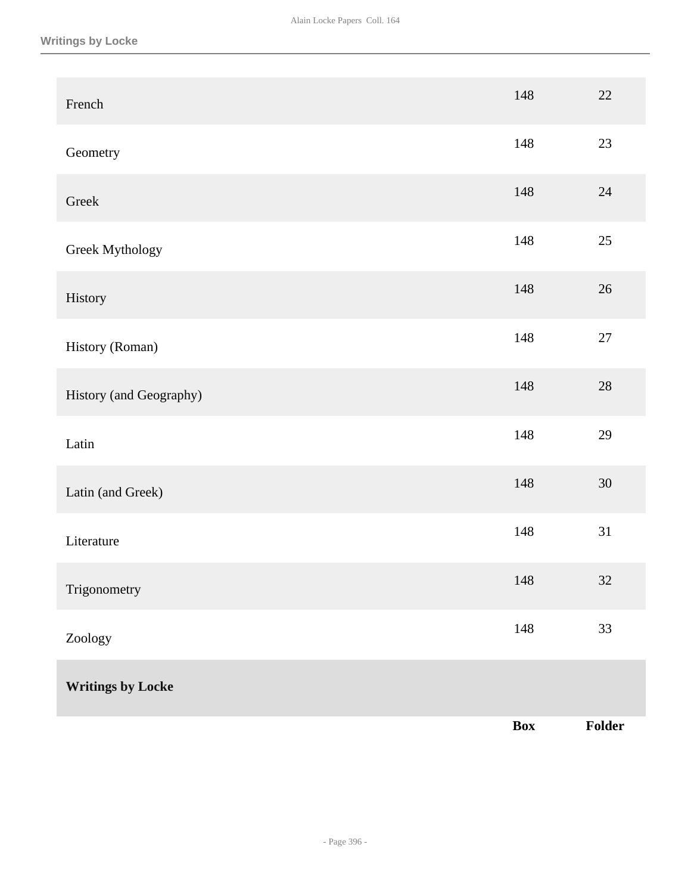| | Box | Folder |
|---|---|---|
| French | 148 | 22 |
| Geometry | 148 | 23 |
| Greek | 148 | 24 |
| Greek Mythology | 148 | 25 |
| History | 148 | 26 |
| History (Roman) | 148 | 27 |
| History (and Geography) | 148 | 28 |
| Latin | 148 | 29 |
| Latin (and Greek) | 148 | 30 |
| Literature | 148 | 31 |
| Trigonometry | 148 | 32 |
| Zoology | 148 | 33 |

## Writings by Locke

| | Box | Folder |
|---|---|---|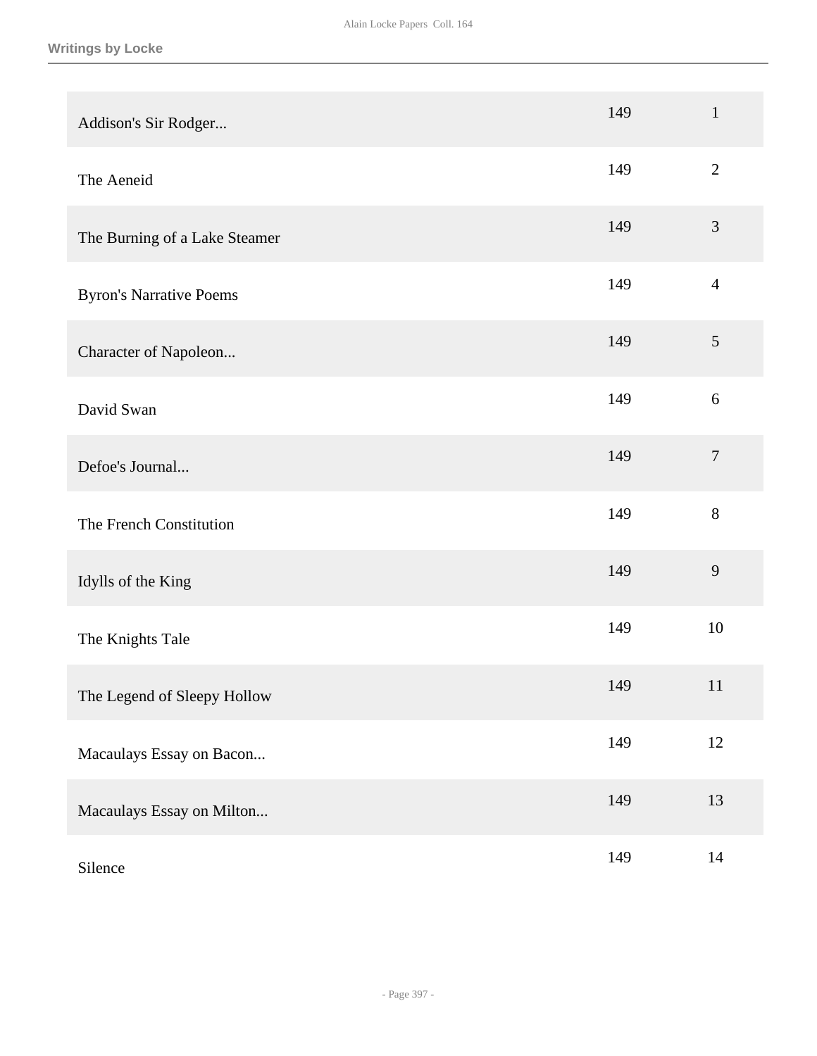## Writings by Locke

| | | |
|---|---|---|
| Addison's Sir Rodger... | 149 | 1 |
| The Aeneid | 149 | 2 |
| The Burning of a Lake Steamer | 149 | 3 |
| Byron's Narrative Poems | 149 | 4 |
| Character of Napoleon... | 149 | 5 |
| David Swan | 149 | 6 |
| Defoe's Journal... | 149 | 7 |
| The French Constitution | 149 | 8 |
| Idylls of the King | 149 | 9 |
| The Knights Tale | 149 | 10 |
| The Legend of Sleepy Hollow | 149 | 11 |
| Macaulays Essay on Bacon... | 149 | 12 |
| Macaulays Essay on Milton... | 149 | 13 |
| Silence | 149 | 14 |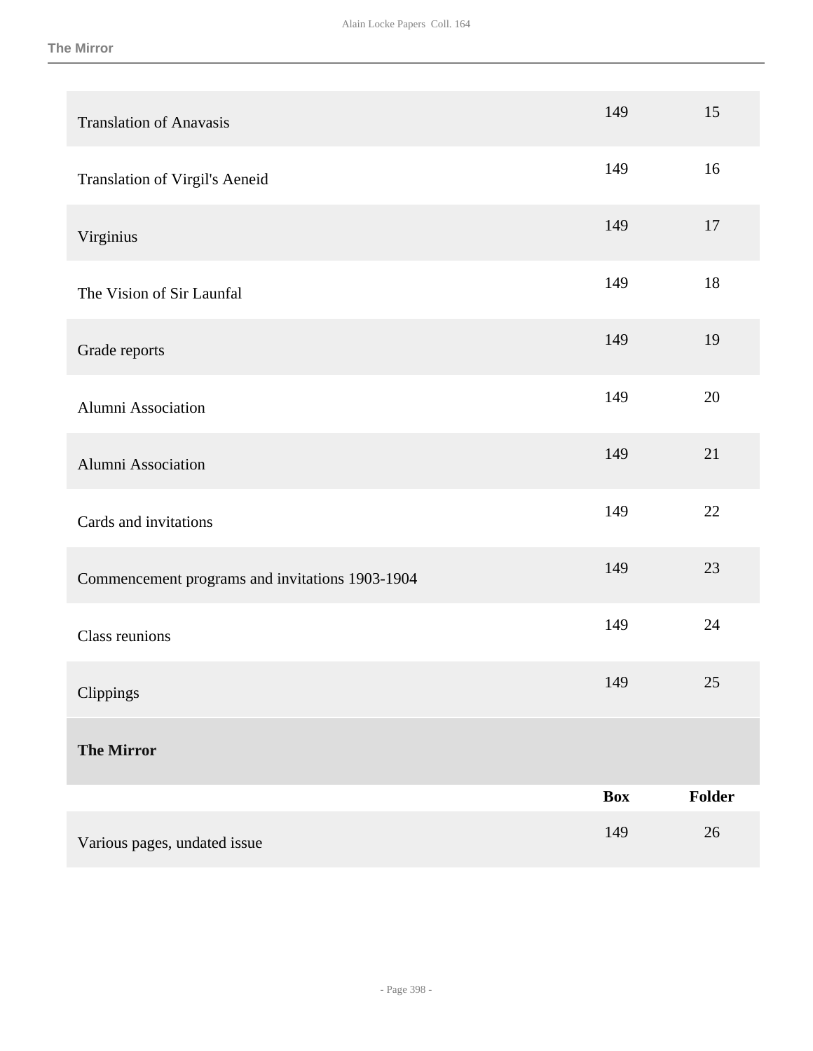| | | |
|---|---|---|
| Translation of Anavasis | 149 | 15 |
| Translation of Virgil's Aeneid | 149 | 16 |
| Virginius | 149 | 17 |
| The Vision of Sir Launfal | 149 | 18 |
| Grade reports | 149 | 19 |
| Alumni Association | 149 | 20 |
| Alumni Association | 149 | 21 |
| Cards and invitations | 149 | 22 |
| Commencement programs and invitations 1903-1904 | 149 | 23 |
| Class reunions | 149 | 24 |
| Clippings | 149 | 25 |

### The Mirror

| | Box | Folder |
|---|---|---|
| Various pages, undated issue | 149 | 26 |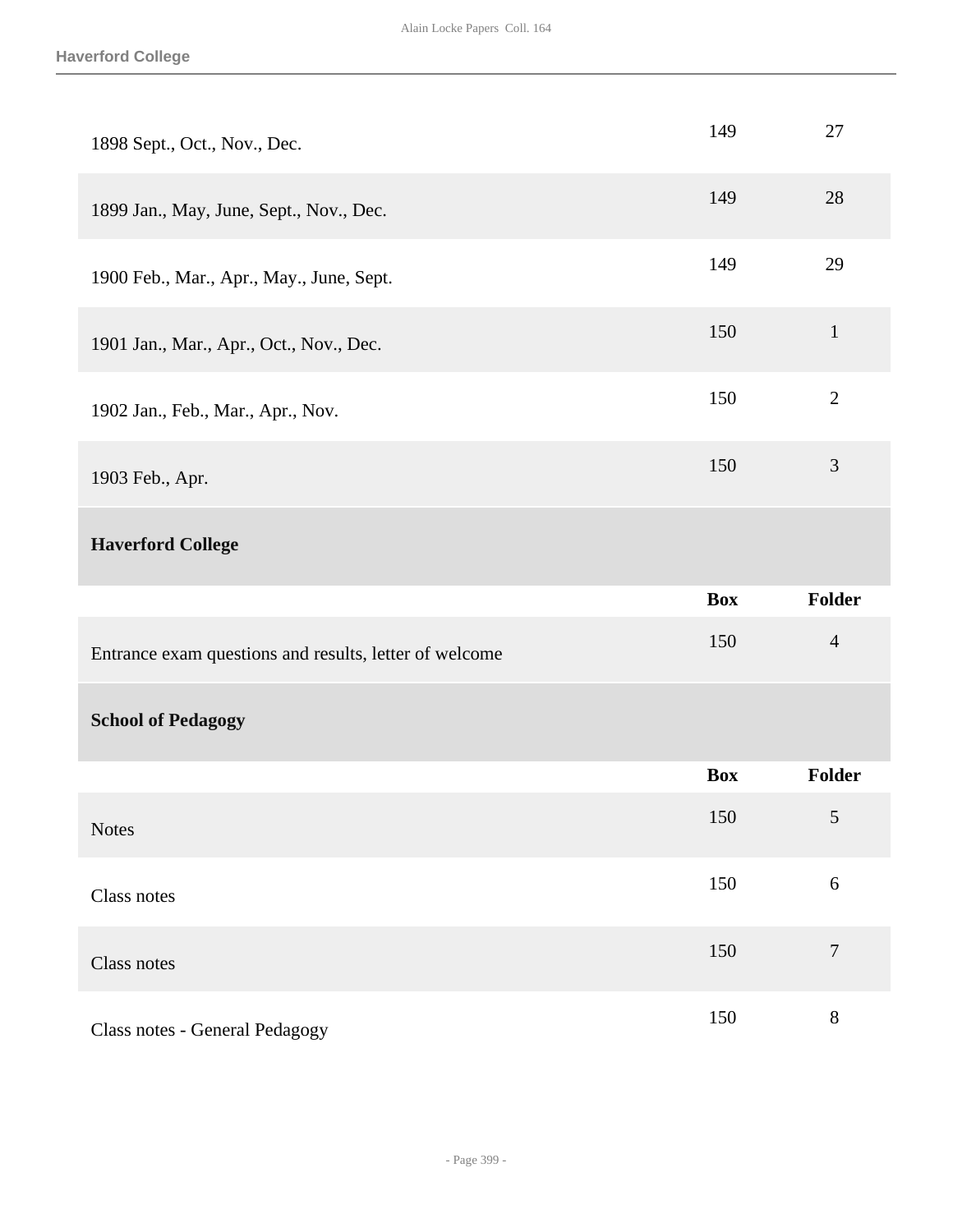| | Box | Folder |
|---|---|---|
| 1898 Sept., Oct., Nov., Dec. | 149 | 27 |
| 1899 Jan., May, June, Sept., Nov., Dec. | 149 | 28 |
| 1900 Feb., Mar., Apr., May., June, Sept. | 149 | 29 |
| 1901 Jan., Mar., Apr., Oct., Nov., Dec. | 150 | 1 |
| 1902 Jan., Feb., Mar., Apr., Nov. | 150 | 2 |
| 1903 Feb., Apr. | 150 | 3 |

### Haverford College

| | Box | Folder |
|---|---|---|
| Entrance exam questions and results, letter of welcome | 150 | 4 |

### School of Pedagogy

| | Box | Folder |
|---|---|---|
| Notes | 150 | 5 |
| Class notes | 150 | 6 |
| Class notes | 150 | 7 |
| Class notes - General Pedagogy | 150 | 8 |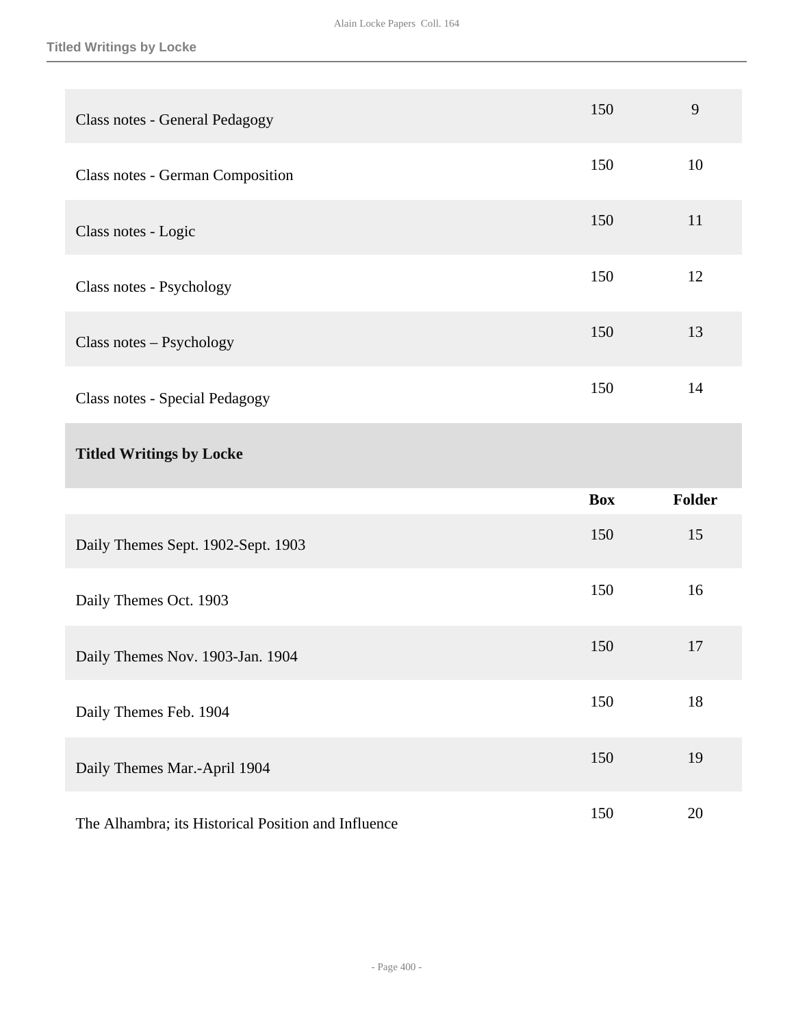| | Box | Folder |
|---|---|---|
| Class notes - General Pedagogy | 150 | 9 |
| Class notes - German Composition | 150 | 10 |
| Class notes - Logic | 150 | 11 |
| Class notes - Psychology | 150 | 12 |
| Class notes – Psychology | 150 | 13 |
| Class notes - Special Pedagogy | 150 | 14 |

## Titled Writings by Locke

| | Box | Folder |
|---|---|---|
| Daily Themes Sept. 1902-Sept. 1903 | 150 | 15 |
| Daily Themes Oct. 1903 | 150 | 16 |
| Daily Themes Nov. 1903-Jan. 1904 | 150 | 17 |
| Daily Themes Feb. 1904 | 150 | 18 |
| Daily Themes Mar.-April 1904 | 150 | 19 |
| The Alhambra; its Historical Position and Influence | 150 | 20 |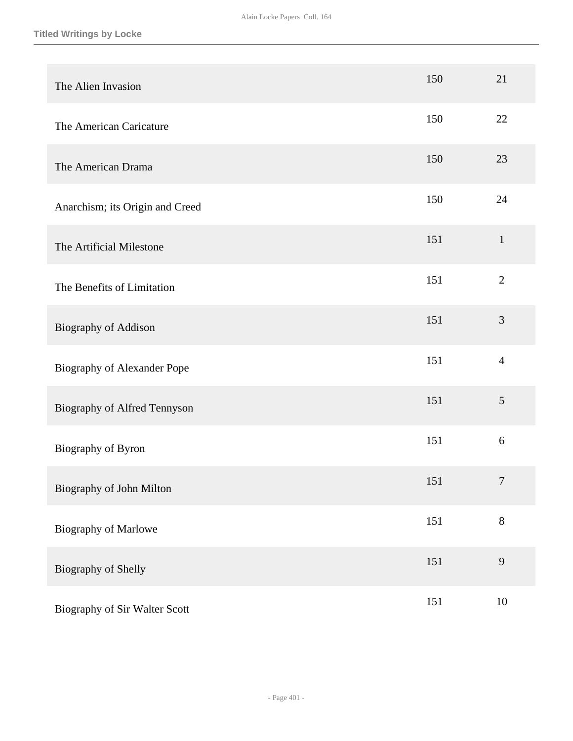| | | |
|---|---|---|
| The Alien Invasion | 150 | 21 |
| The American Caricature | 150 | 22 |
| The American Drama | 150 | 23 |
| Anarchism; its Origin and Creed | 150 | 24 |
| The Artificial Milestone | 151 | 1 |
| The Benefits of Limitation | 151 | 2 |
| Biography of Addison | 151 | 3 |
| Biography of Alexander Pope | 151 | 4 |
| Biography of Alfred Tennyson | 151 | 5 |
| Biography of Byron | 151 | 6 |
| Biography of John Milton | 151 | 7 |
| Biography of Marlowe | 151 | 8 |
| Biography of Shelly | 151 | 9 |
| Biography of Sir Walter Scott | 151 | 10 |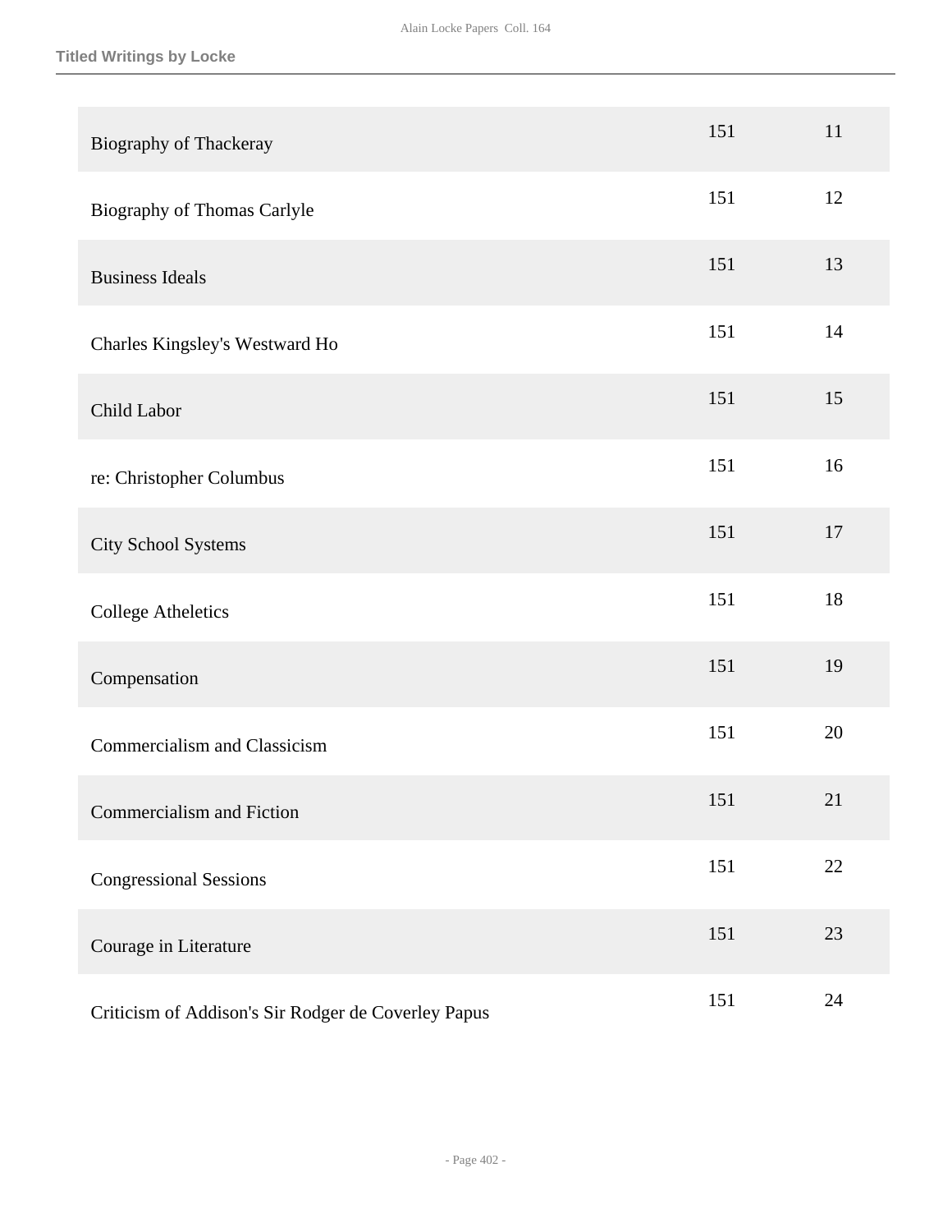**Titled Writings by Locke**

| | | |
|---|---|---|
| Biography of Thackeray | 151 | 11 |
| Biography of Thomas Carlyle | 151 | 12 |
| Business Ideals | 151 | 13 |
| Charles Kingsley's Westward Ho | 151 | 14 |
| Child Labor | 151 | 15 |
| re: Christopher Columbus | 151 | 16 |
| City School Systems | 151 | 17 |
| College Atheletics | 151 | 18 |
| Compensation | 151 | 19 |
| Commercialism and Classicism | 151 | 20 |
| Commercialism and Fiction | 151 | 21 |
| Congressional Sessions | 151 | 22 |
| Courage in Literature | 151 | 23 |
| Criticism of Addison's Sir Rodger de Coverley Papus | 151 | 24 |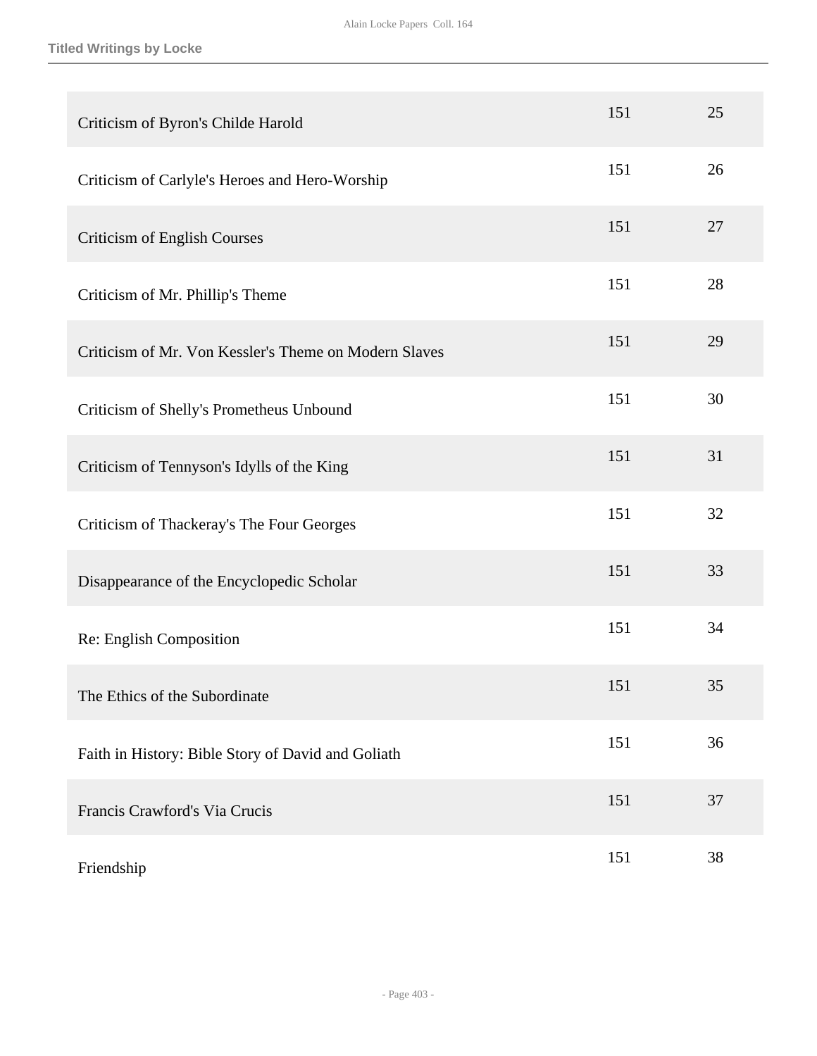| | | |
|---|---|---|
| Criticism of Byron's Childe Harold | 151 | 25 |
| Criticism of Carlyle's Heroes and Hero-Worship | 151 | 26 |
| Criticism of English Courses | 151 | 27 |
| Criticism of Mr. Phillip's Theme | 151 | 28 |
| Criticism of Mr. Von Kessler's Theme on Modern Slaves | 151 | 29 |
| Criticism of Shelly's Prometheus Unbound | 151 | 30 |
| Criticism of Tennyson's Idylls of the King | 151 | 31 |
| Criticism of Thackeray's The Four Georges | 151 | 32 |
| Disappearance of the Encyclopedic Scholar | 151 | 33 |
| Re: English Composition | 151 | 34 |
| The Ethics of the Subordinate | 151 | 35 |
| Faith in History: Bible Story of David and Goliath | 151 | 36 |
| Francis Crawford's Via Crucis | 151 | 37 |
| Friendship | 151 | 38 |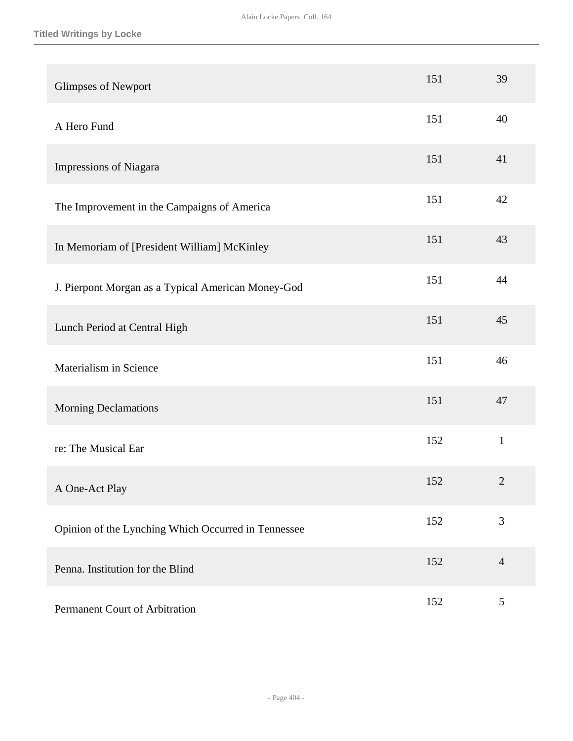| | | |
|---|---|---|
| Glimpses of Newport | 151 | 39 |
| A Hero Fund | 151 | 40 |
| Impressions of Niagara | 151 | 41 |
| The Improvement in the Campaigns of America | 151 | 42 |
| In Memoriam of [President William] McKinley | 151 | 43 |
| J. Pierpont Morgan as a Typical American Money-God | 151 | 44 |
| Lunch Period at Central High | 151 | 45 |
| Materialism in Science | 151 | 46 |
| Morning Declamations | 151 | 47 |
| re: The Musical Ear | 152 | 1 |
| A One-Act Play | 152 | 2 |
| Opinion of the Lynching Which Occurred in Tennessee | 152 | 3 |
| Penna. Institution for the Blind | 152 | 4 |
| Permanent Court of Arbitration | 152 | 5 |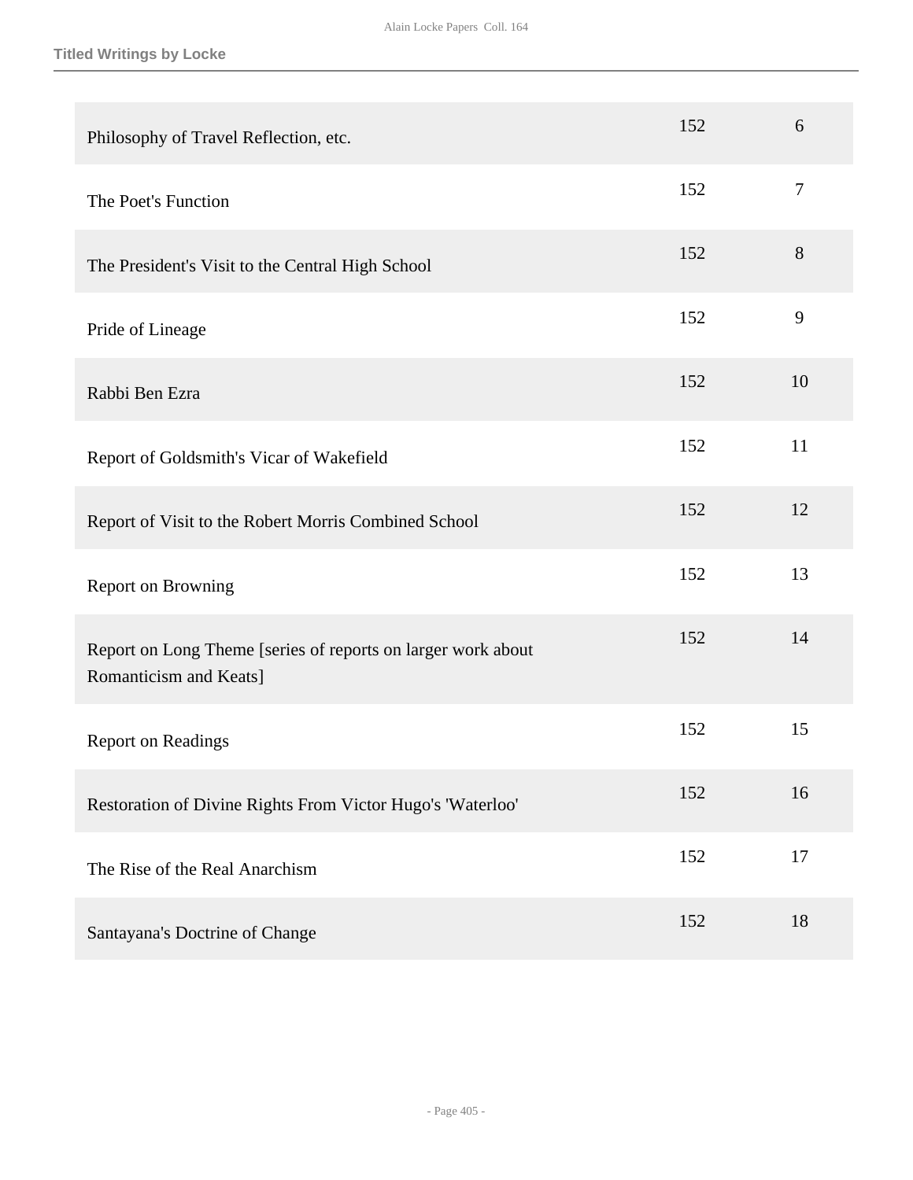| | | |
|---|---|---|
| Philosophy of Travel Reflection, etc. | 152 | 6 |
| The Poet's Function | 152 | 7 |
| The President's Visit to the Central High School | 152 | 8 |
| Pride of Lineage | 152 | 9 |
| Rabbi Ben Ezra | 152 | 10 |
| Report of Goldsmith's Vicar of Wakefield | 152 | 11 |
| Report of Visit to the Robert Morris Combined School | 152 | 12 |
| Report on Browning | 152 | 13 |
| Report on Long Theme [series of reports on larger work about Romanticism and Keats] | 152 | 14 |
| Report on Readings | 152 | 15 |
| Restoration of Divine Rights From Victor Hugo's 'Waterloo' | 152 | 16 |
| The Rise of the Real Anarchism | 152 | 17 |
| Santayana's Doctrine of Change | 152 | 18 |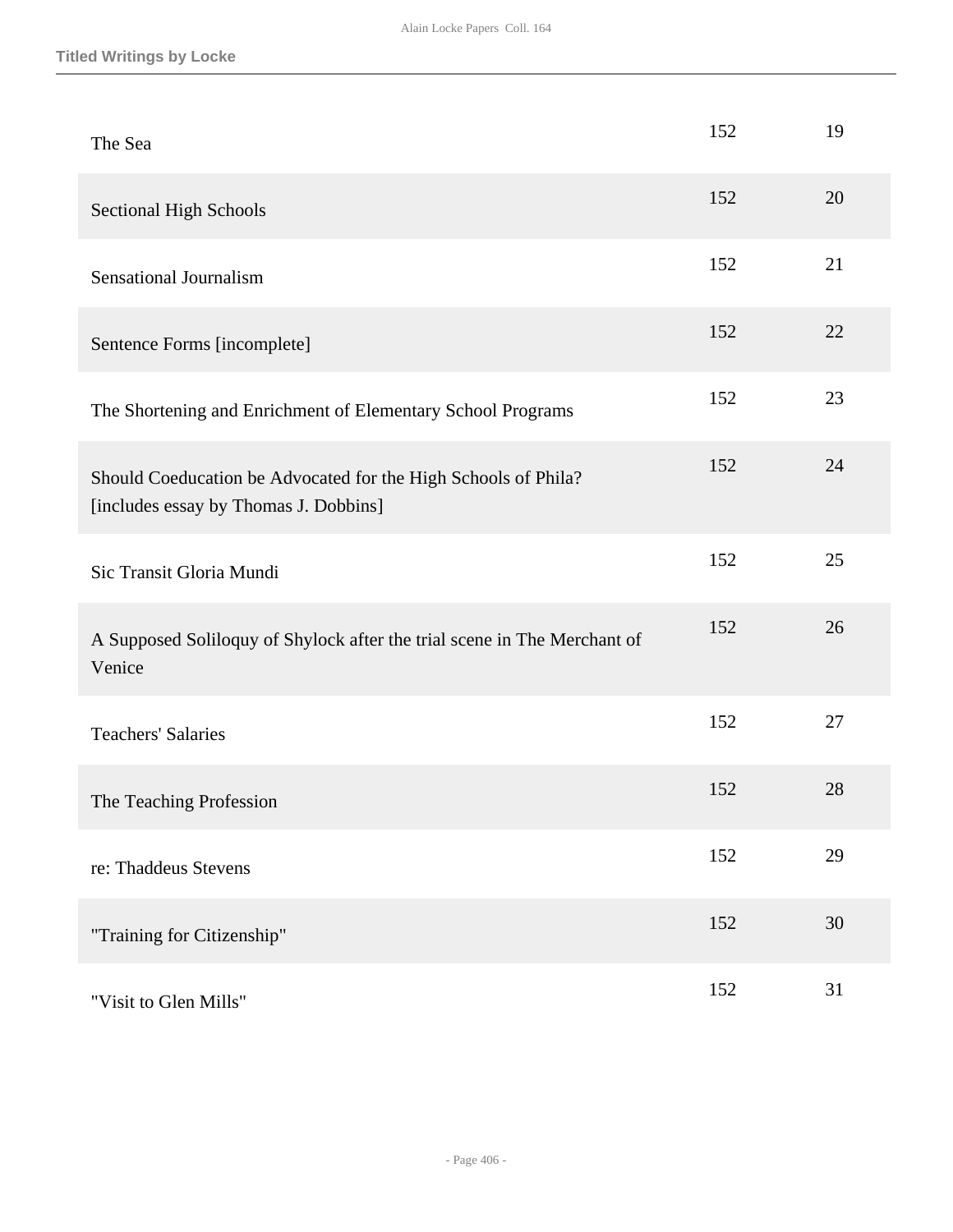| | | |
|---|---|---|
| The Sea | 152 | 19 |
| Sectional High Schools | 152 | 20 |
| Sensational Journalism | 152 | 21 |
| Sentence Forms [incomplete] | 152 | 22 |
| The Shortening and Enrichment of Elementary School Programs | 152 | 23 |
| Should Coeducation be Advocated for the High Schools of Phila? [includes essay by Thomas J. Dobbins] | 152 | 24 |
| Sic Transit Gloria Mundi | 152 | 25 |
| A Supposed Soliloquy of Shylock after the trial scene in The Merchant of Venice | 152 | 26 |
| Teachers' Salaries | 152 | 27 |
| The Teaching Profession | 152 | 28 |
| re: Thaddeus Stevens | 152 | 29 |
| "Training for Citizenship" | 152 | 30 |
| "Visit to Glen Mills" | 152 | 31 |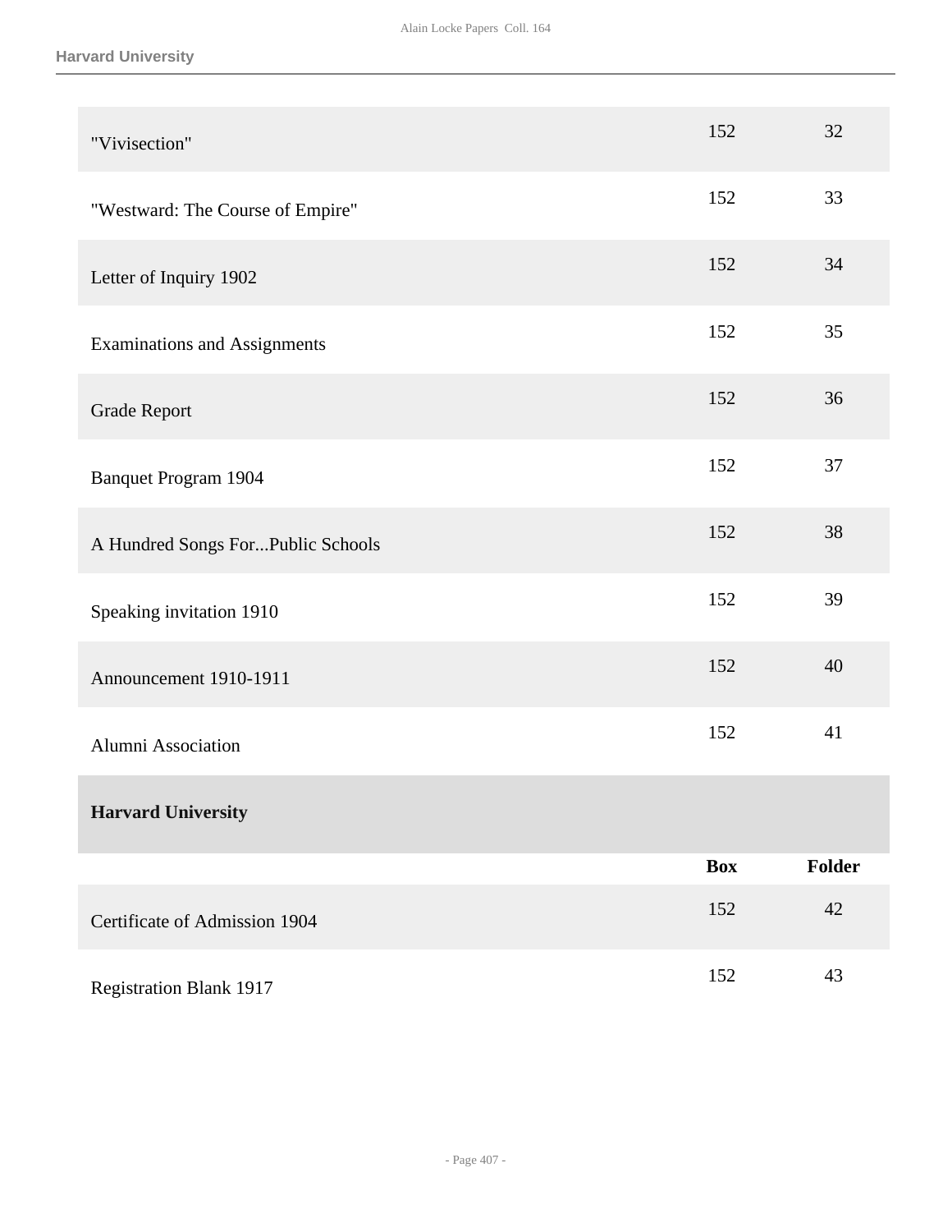| | Box | Folder |
|---|---|---|
| "Vivisection" | 152 | 32 |
| "Westward: The Course of Empire" | 152 | 33 |
| Letter of Inquiry 1902 | 152 | 34 |
| Examinations and Assignments | 152 | 35 |
| Grade Report | 152 | 36 |
| Banquet Program 1904 | 152 | 37 |
| A Hundred Songs For...Public Schools | 152 | 38 |
| Speaking invitation 1910 | 152 | 39 |
| Announcement 1910-1911 | 152 | 40 |
| Alumni Association | 152 | 41 |

**Harvard University**

| | Box | Folder |
|---|---|---|
| Certificate of Admission 1904 | 152 | 42 |
| Registration Blank 1917 | 152 | 43 |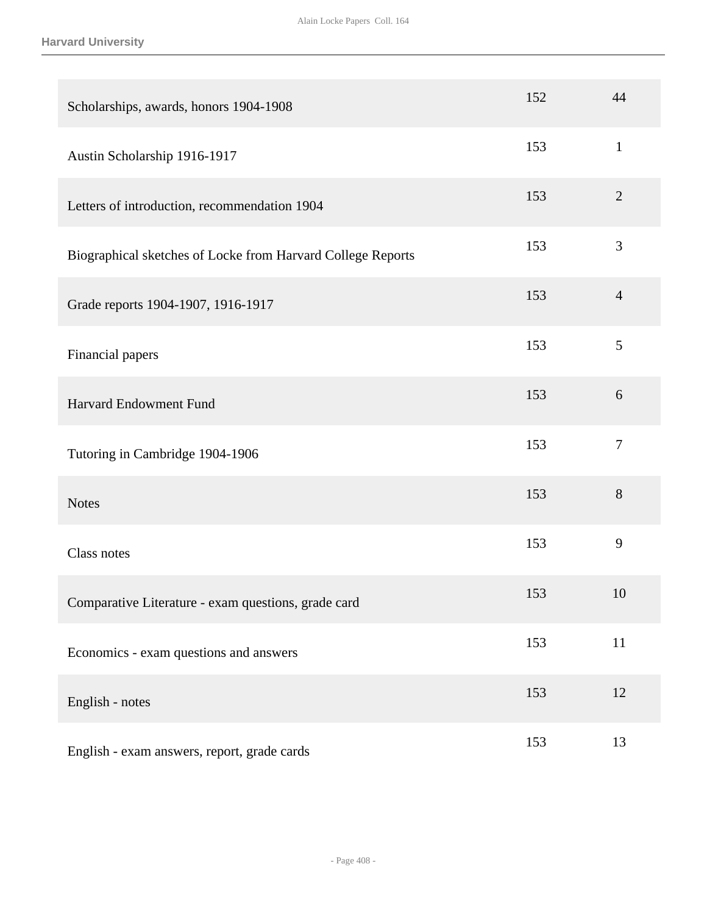| | | |
|---|---|---|
| Scholarships, awards, honors 1904-1908 | 152 | 44 |
| Austin Scholarship 1916-1917 | 153 | 1 |
| Letters of introduction, recommendation 1904 | 153 | 2 |
| Biographical sketches of Locke from Harvard College Reports | 153 | 3 |
| Grade reports 1904-1907, 1916-1917 | 153 | 4 |
| Financial papers | 153 | 5 |
| Harvard Endowment Fund | 153 | 6 |
| Tutoring in Cambridge 1904-1906 | 153 | 7 |
| Notes | 153 | 8 |
| Class notes | 153 | 9 |
| Comparative Literature - exam questions, grade card | 153 | 10 |
| Economics - exam questions and answers | 153 | 11 |
| English - notes | 153 | 12 |
| English - exam answers, report, grade cards | 153 | 13 |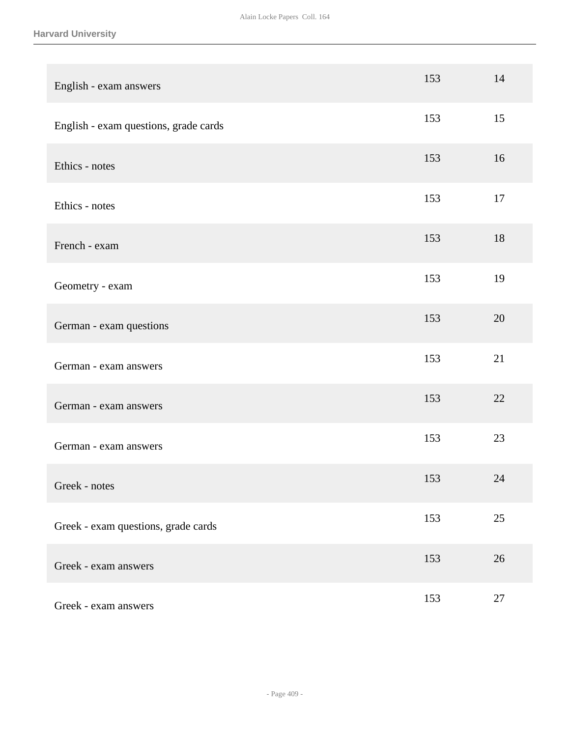| | | |
|---|---|---|
| English - exam answers | 153 | 14 |
| English - exam questions, grade cards | 153 | 15 |
| Ethics - notes | 153 | 16 |
| Ethics - notes | 153 | 17 |
| French - exam | 153 | 18 |
| Geometry - exam | 153 | 19 |
| German - exam questions | 153 | 20 |
| German - exam answers | 153 | 21 |
| German - exam answers | 153 | 22 |
| German - exam answers | 153 | 23 |
| Greek - notes | 153 | 24 |
| Greek - exam questions, grade cards | 153 | 25 |
| Greek - exam answers | 153 | 26 |
| Greek - exam answers | 153 | 27 |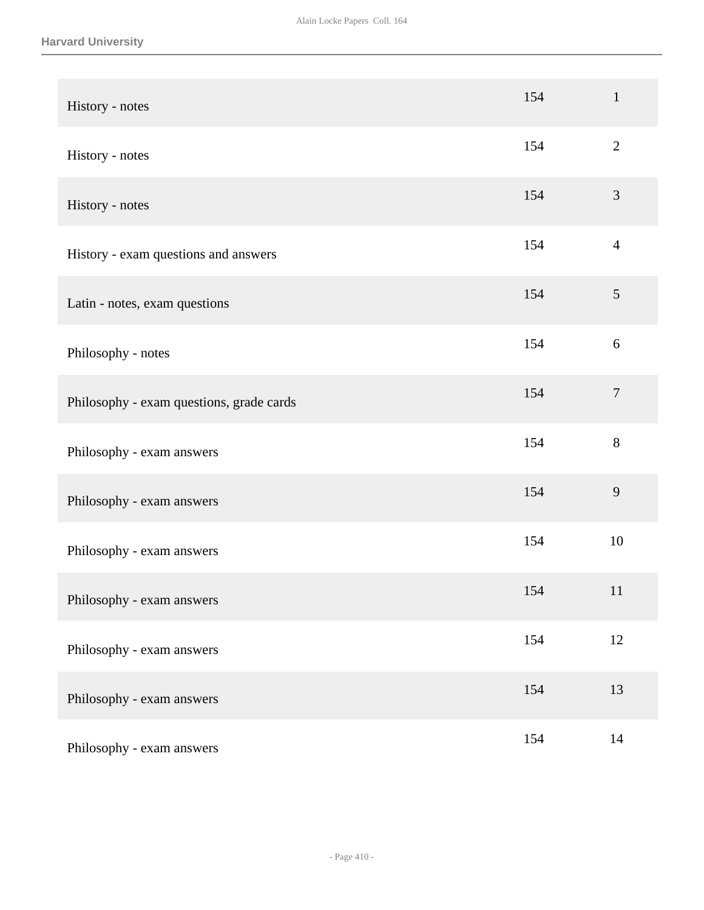| | | |
|---|---|---|
| History - notes | 154 | 1 |
| History - notes | 154 | 2 |
| History - notes | 154 | 3 |
| History - exam questions and answers | 154 | 4 |
| Latin - notes, exam questions | 154 | 5 |
| Philosophy - notes | 154 | 6 |
| Philosophy - exam questions, grade cards | 154 | 7 |
| Philosophy - exam answers | 154 | 8 |
| Philosophy - exam answers | 154 | 9 |
| Philosophy - exam answers | 154 | 10 |
| Philosophy - exam answers | 154 | 11 |
| Philosophy - exam answers | 154 | 12 |
| Philosophy - exam answers | 154 | 13 |
| Philosophy - exam answers | 154 | 14 |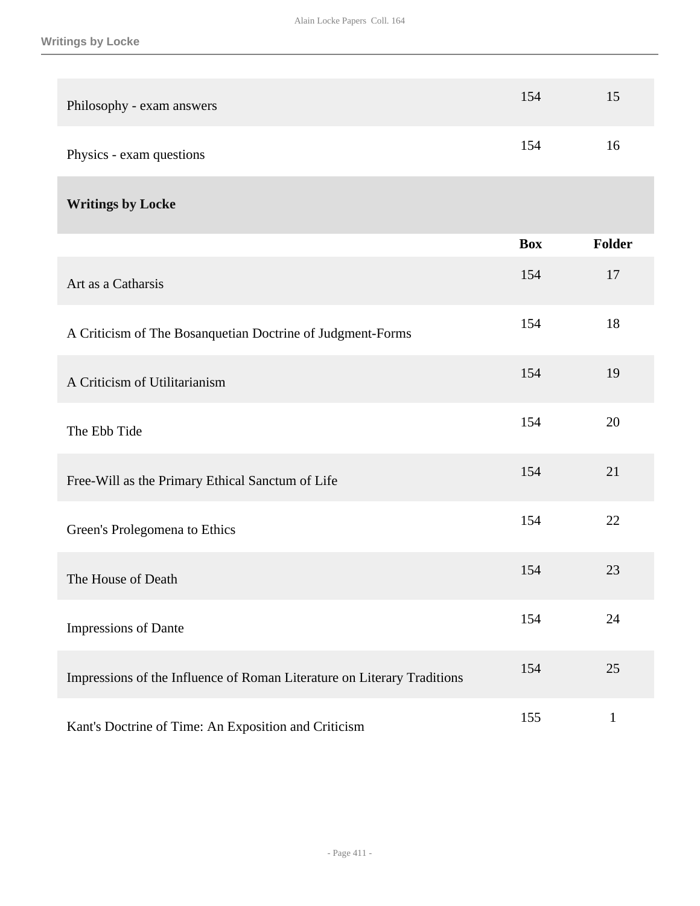| | Box | Folder |
|---|---|---|
| Philosophy - exam answers | 154 | 15 |
| Physics - exam questions | 154 | 16 |

## Writings by Locke

| | Box | Folder |
|---|---|---|
| Art as a Catharsis | 154 | 17 |
| A Criticism of The Bosanquetian Doctrine of Judgment-Forms | 154 | 18 |
| A Criticism of Utilitarianism | 154 | 19 |
| The Ebb Tide | 154 | 20 |
| Free-Will as the Primary Ethical Sanctum of Life | 154 | 21 |
| Green's Prolegomena to Ethics | 154 | 22 |
| The House of Death | 154 | 23 |
| Impressions of Dante | 154 | 24 |
| Impressions of the Influence of Roman Literature on Literary Traditions | 154 | 25 |
| Kant's Doctrine of Time: An Exposition and Criticism | 155 | 1 |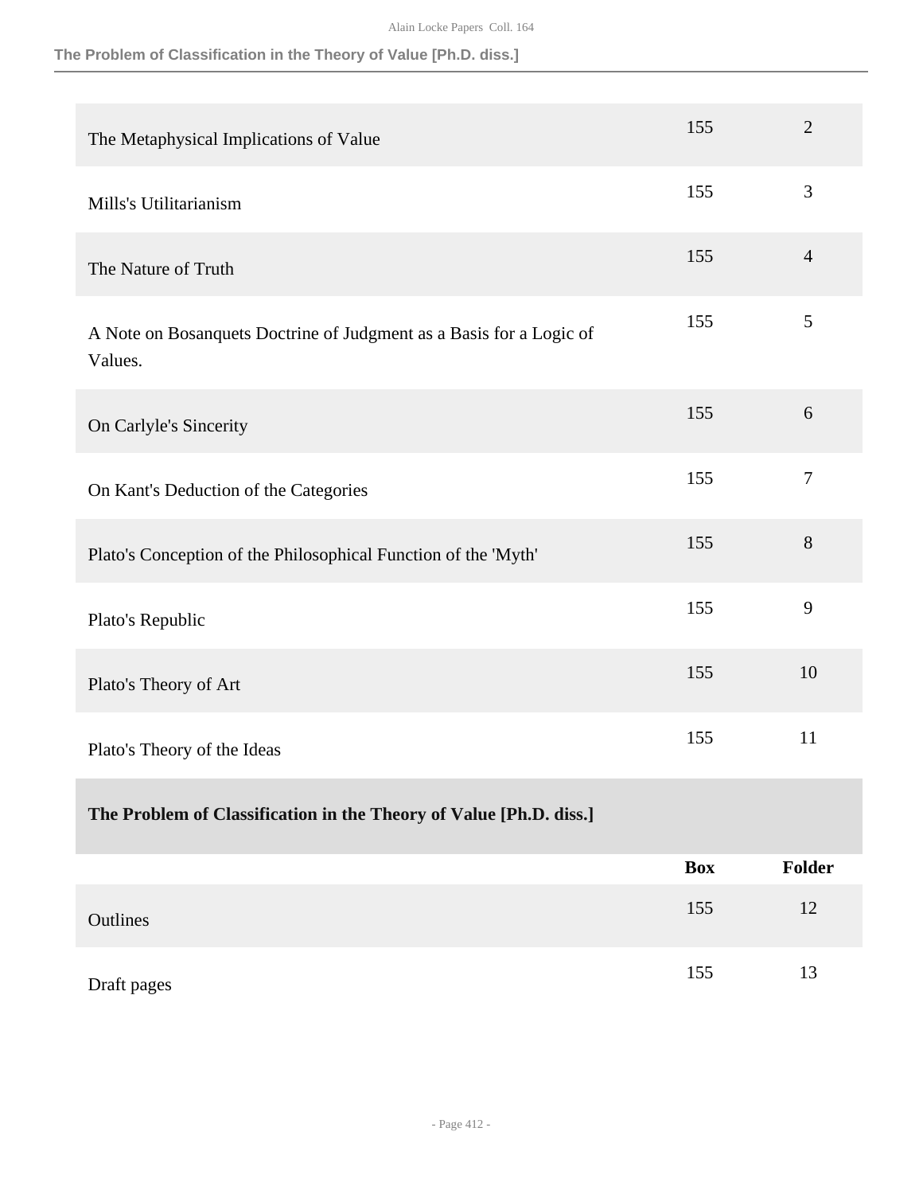| | | |
|---|---|---|
| The Metaphysical Implications of Value | 155 | 2 |
| Mills's Utilitarianism | 155 | 3 |
| The Nature of Truth | 155 | 4 |
| A Note on Bosanquets Doctrine of Judgment as a Basis for a Logic of Values. | 155 | 5 |
| On Carlyle's Sincerity | 155 | 6 |
| On Kant's Deduction of the Categories | 155 | 7 |
| Plato's Conception of the Philosophical Function of the 'Myth' | 155 | 8 |
| Plato's Republic | 155 | 9 |
| Plato's Theory of Art | 155 | 10 |
| Plato's Theory of the Ideas | 155 | 11 |

### The Problem of Classification in the Theory of Value [Ph.D. diss.]

| | Box | Folder |
|---|---|---|
| Outlines | 155 | 12 |
| Draft pages | 155 | 13 |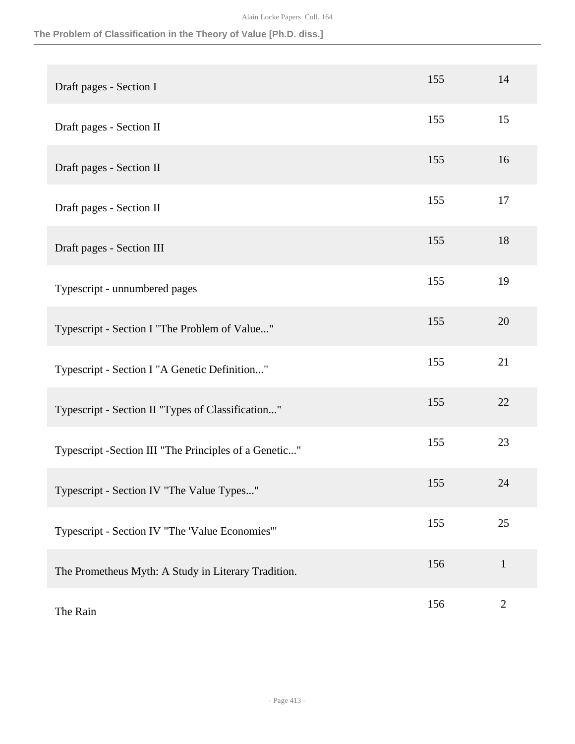| | | |
|---|---|---|
| Draft pages - Section I | 155 | 14 |
| Draft pages - Section II | 155 | 15 |
| Draft pages - Section II | 155 | 16 |
| Draft pages - Section II | 155 | 17 |
| Draft pages - Section III | 155 | 18 |
| Typescript - unnumbered pages | 155 | 19 |
| Typescript - Section I "The Problem of Value..." | 155 | 20 |
| Typescript - Section I "A Genetic Definition..." | 155 | 21 |
| Typescript - Section II "Types of Classification..." | 155 | 22 |
| Typescript -Section III "The Principles of a Genetic..." | 155 | 23 |
| Typescript - Section IV "The Value Types..." | 155 | 24 |
| Typescript - Section IV "The 'Value Economies'" | 155 | 25 |
| The Prometheus Myth: A Study in Literary Tradition. | 156 | 1 |
| The Rain | 156 | 2 |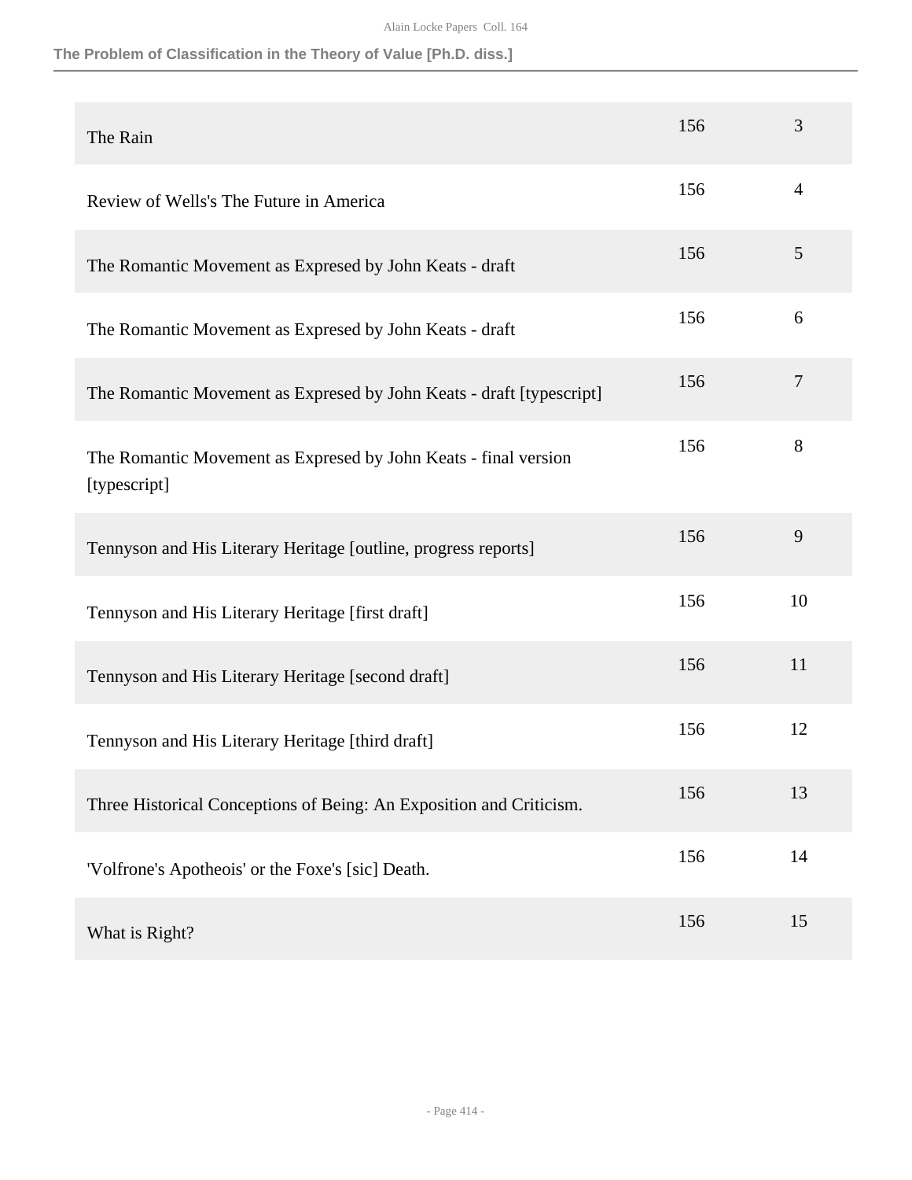| | | |
|---|---|---|
| The Rain | 156 | 3 |
| Review of Wells's The Future in America | 156 | 4 |
| The Romantic Movement as Expresed by John Keats - draft | 156 | 5 |
| The Romantic Movement as Expresed by John Keats - draft | 156 | 6 |
| The Romantic Movement as Expresed by John Keats - draft [typescript] | 156 | 7 |
| The Romantic Movement as Expresed by John Keats - final version [typescript] | 156 | 8 |
| Tennyson and His Literary Heritage [outline, progress reports] | 156 | 9 |
| Tennyson and His Literary Heritage [first draft] | 156 | 10 |
| Tennyson and His Literary Heritage [second draft] | 156 | 11 |
| Tennyson and His Literary Heritage [third draft] | 156 | 12 |
| Three Historical Conceptions of Being: An Exposition and Criticism. | 156 | 13 |
| 'Volfrone's Apotheois' or the Foxe's [sic] Death. | 156 | 14 |
| What is Right? | 156 | 15 |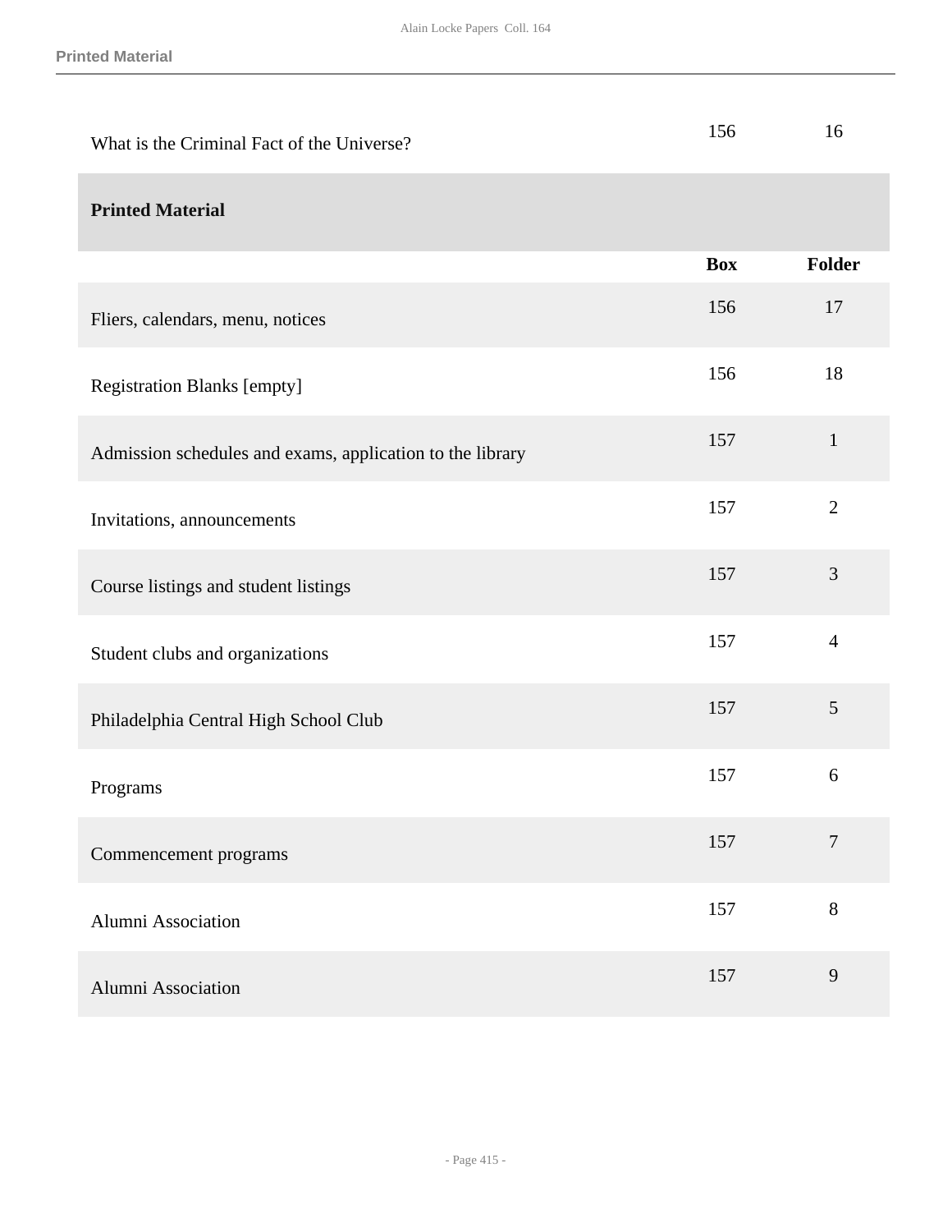| | Box | Folder |
|---|---|---|
| What is the Criminal Fact of the Universe? | 156 | 16 |

## Printed Material

| | Box | Folder |
|---|---|---|
| Fliers, calendars, menu, notices | 156 | 17 |
| Registration Blanks [empty] | 156 | 18 |
| Admission schedules and exams, application to the library | 157 | 1 |
| Invitations, announcements | 157 | 2 |
| Course listings and student listings | 157 | 3 |
| Student clubs and organizations | 157 | 4 |
| Philadelphia Central High School Club | 157 | 5 |
| Programs | 157 | 6 |
| Commencement programs | 157 | 7 |
| Alumni Association | 157 | 8 |
| Alumni Association | 157 | 9 |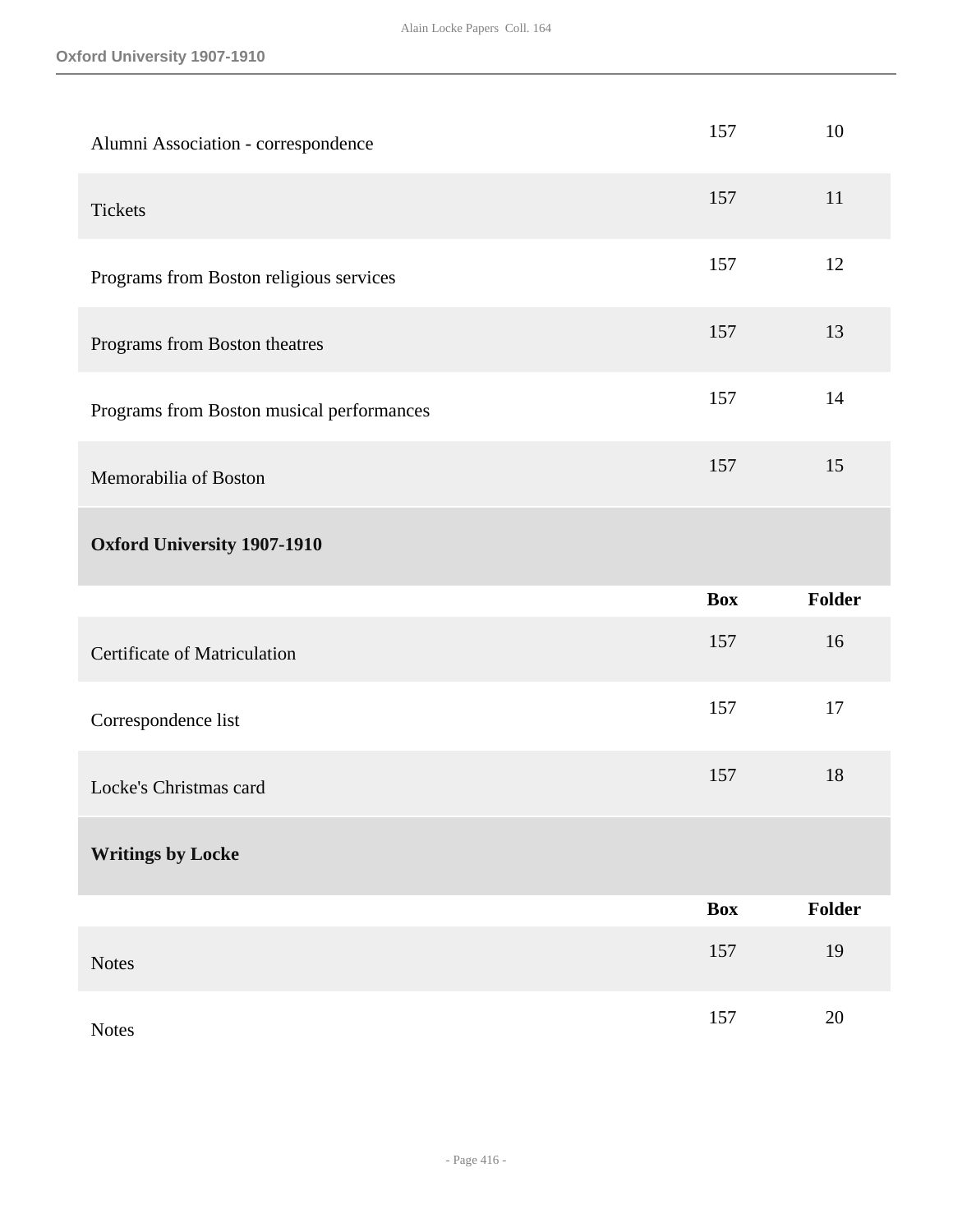| | Box | Folder |
|---|---|---|
| Alumni Association - correspondence | 157 | 10 |
| Tickets | 157 | 11 |
| Programs from Boston religious services | 157 | 12 |
| Programs from Boston theatres | 157 | 13 |
| Programs from Boston musical performances | 157 | 14 |
| Memorabilia of Boston | 157 | 15 |

### Oxford University 1907-1910

| | Box | Folder |
|---|---|---|
| Certificate of Matriculation | 157 | 16 |
| Correspondence list | 157 | 17 |
| Locke's Christmas card | 157 | 18 |

### Writings by Locke

| | Box | Folder |
|---|---|---|
| Notes | 157 | 19 |
| Notes | 157 | 20 |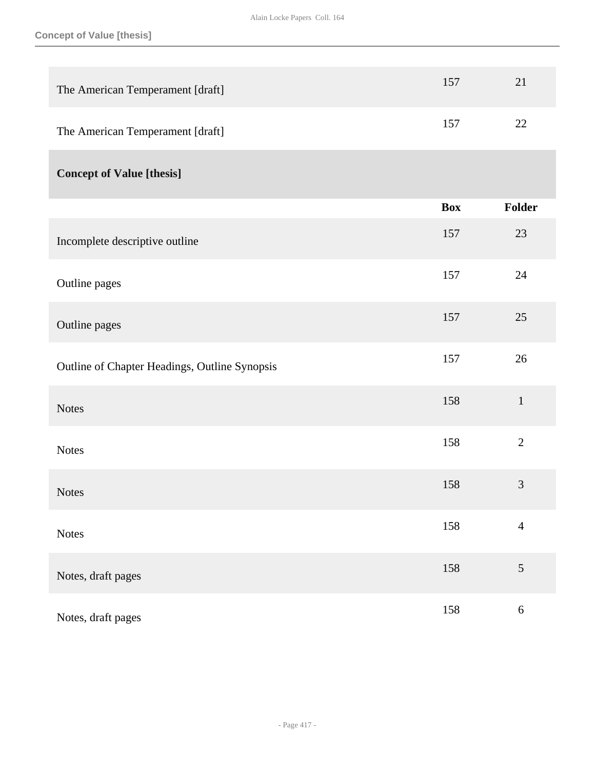| | Box | Folder |
|---|---|---|
| The American Temperament [draft] | 157 | 21 |
| The American Temperament [draft] | 157 | 22 |

## Concept of Value [thesis]

| | Box | Folder |
|---|---|---|
| Incomplete descriptive outline | 157 | 23 |
| Outline pages | 157 | 24 |
| Outline pages | 157 | 25 |
| Outline of Chapter Headings, Outline Synopsis | 157 | 26 |
| Notes | 158 | 1 |
| Notes | 158 | 2 |
| Notes | 158 | 3 |
| Notes | 158 | 4 |
| Notes, draft pages | 158 | 5 |
| Notes, draft pages | 158 | 6 |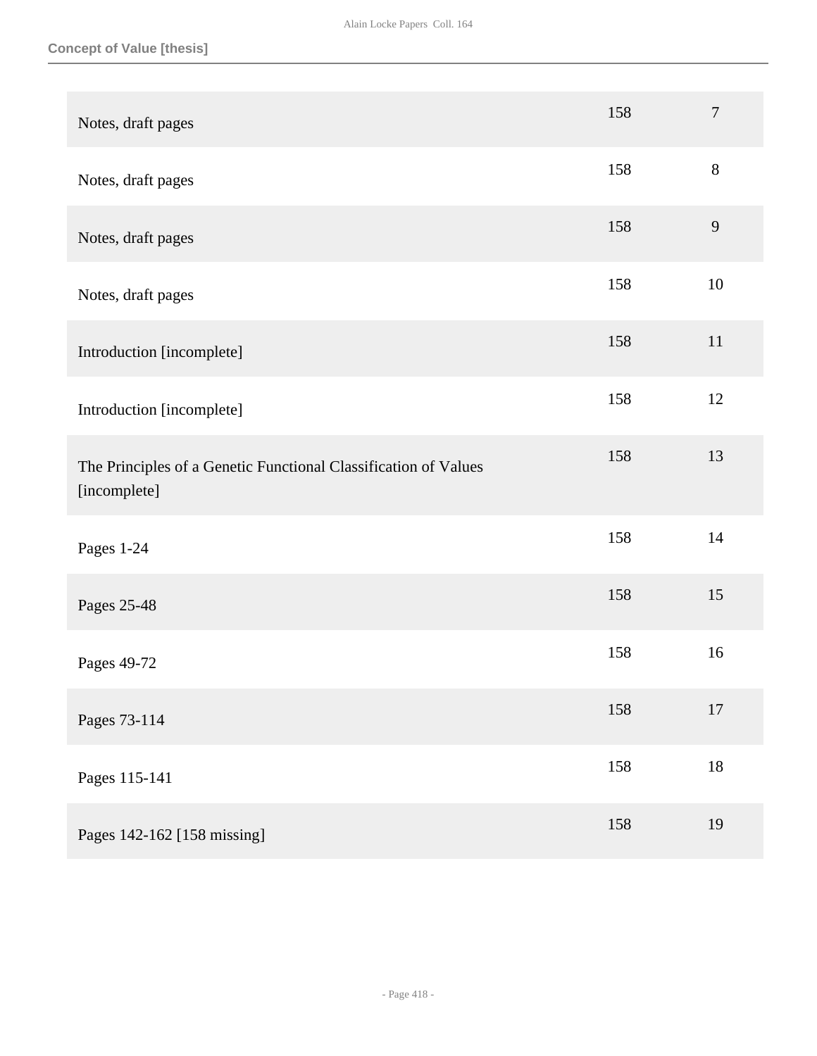**Concept of Value [thesis]**

| | | |
|---|---|---|
| Notes, draft pages | 158 | 7 |
| Notes, draft pages | 158 | 8 |
| Notes, draft pages | 158 | 9 |
| Notes, draft pages | 158 | 10 |
| Introduction [incomplete] | 158 | 11 |
| Introduction [incomplete] | 158 | 12 |
| The Principles of a Genetic Functional Classification of Values [incomplete] | 158 | 13 |
| Pages 1-24 | 158 | 14 |
| Pages 25-48 | 158 | 15 |
| Pages 49-72 | 158 | 16 |
| Pages 73-114 | 158 | 17 |
| Pages 115-141 | 158 | 18 |
| Pages 142-162 [158 missing] | 158 | 19 |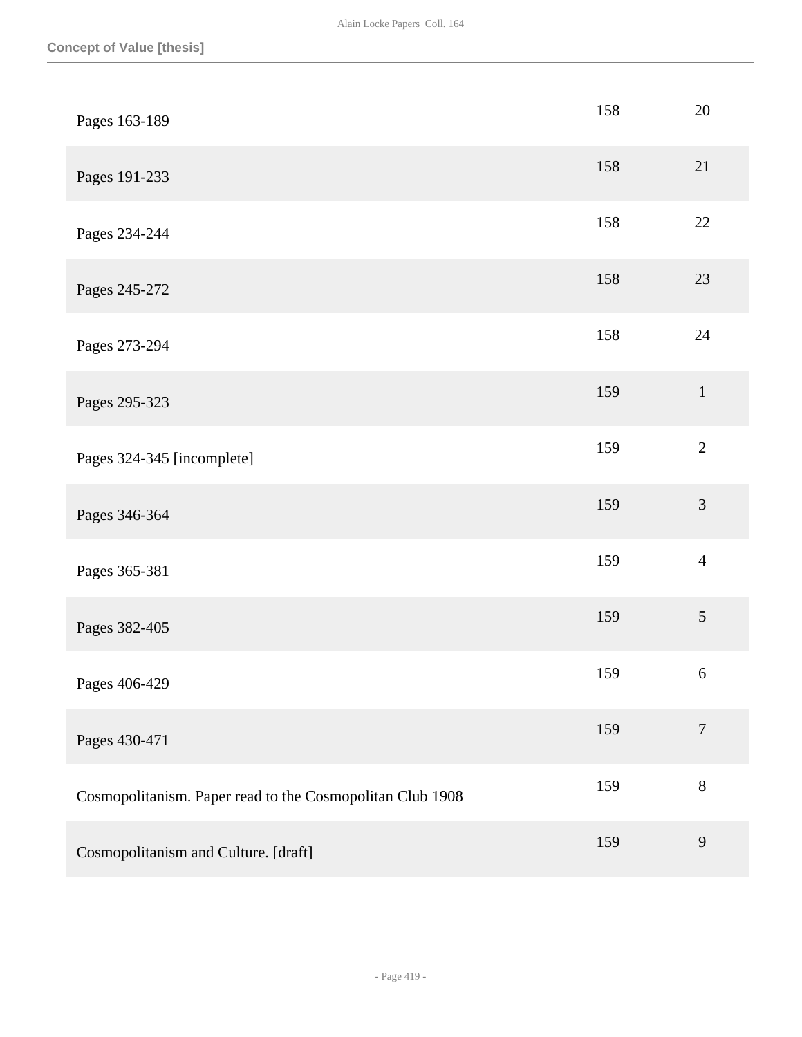Concept of Value [thesis]

| | | |
|---|---|---|
| Pages 163-189 | 158 | 20 |
| Pages 191-233 | 158 | 21 |
| Pages 234-244 | 158 | 22 |
| Pages 245-272 | 158 | 23 |
| Pages 273-294 | 158 | 24 |
| Pages 295-323 | 159 | 1 |
| Pages 324-345 [incomplete] | 159 | 2 |
| Pages 346-364 | 159 | 3 |
| Pages 365-381 | 159 | 4 |
| Pages 382-405 | 159 | 5 |
| Pages 406-429 | 159 | 6 |
| Pages 430-471 | 159 | 7 |
| Cosmopolitanism. Paper read to the Cosmopolitan Club 1908 | 159 | 8 |
| Cosmopolitanism and Culture. [draft] | 159 | 9 |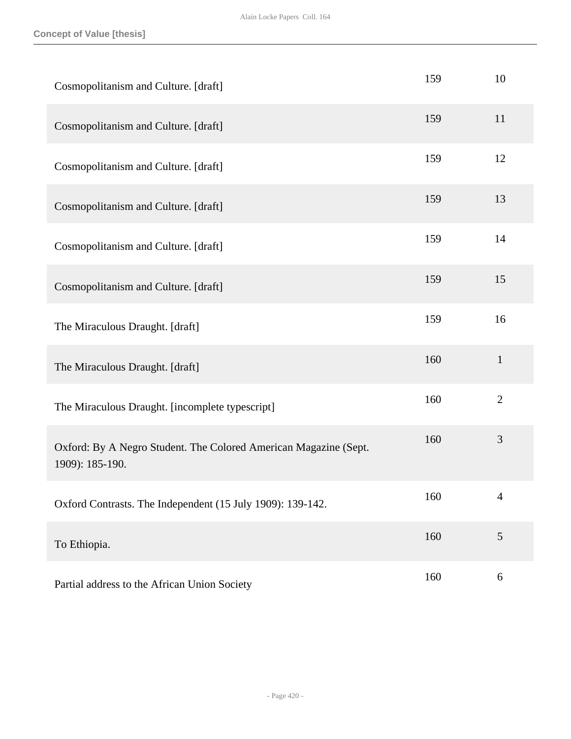| | | |
|---|---|---|
| Cosmopolitanism and Culture. [draft] | 159 | 10 |
| Cosmopolitanism and Culture. [draft] | 159 | 11 |
| Cosmopolitanism and Culture. [draft] | 159 | 12 |
| Cosmopolitanism and Culture. [draft] | 159 | 13 |
| Cosmopolitanism and Culture. [draft] | 159 | 14 |
| Cosmopolitanism and Culture. [draft] | 159 | 15 |
| The Miraculous Draught. [draft] | 159 | 16 |
| The Miraculous Draught. [draft] | 160 | 1 |
| The Miraculous Draught. [incomplete typescript] | 160 | 2 |
| Oxford: By A Negro Student. The Colored American Magazine (Sept. 1909): 185-190. | 160 | 3 |
| Oxford Contrasts. The Independent (15 July 1909): 139-142. | 160 | 4 |
| To Ethiopia. | 160 | 5 |
| Partial address to the African Union Society | 160 | 6 |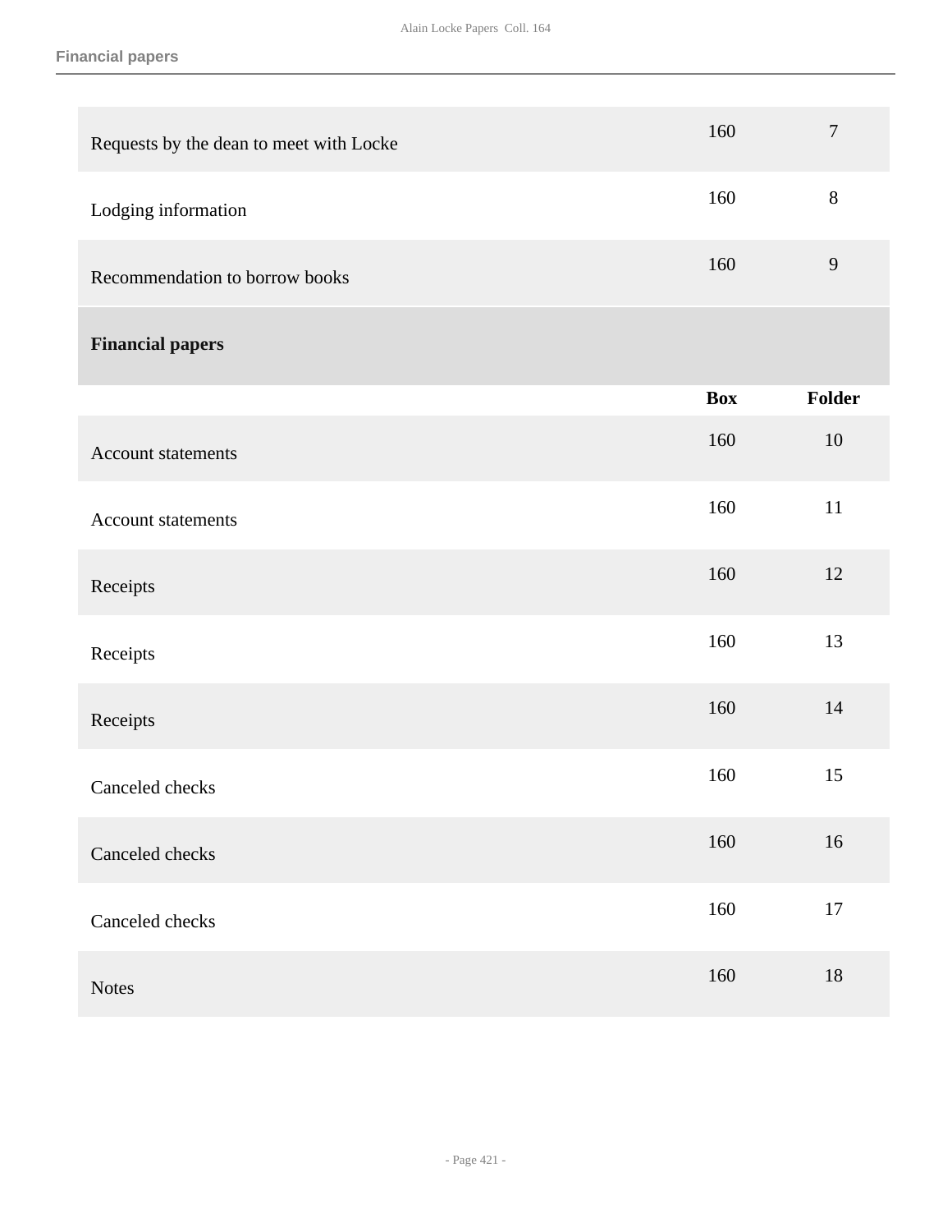| | Box | Folder |
|---|---|---|
| Requests by the dean to meet with Locke | 160 | 7 |
| Lodging information | 160 | 8 |
| Recommendation to borrow books | 160 | 9 |

## Financial papers

| | Box | Folder |
|---|---|---|
| Account statements | 160 | 10 |
| Account statements | 160 | 11 |
| Receipts | 160 | 12 |
| Receipts | 160 | 13 |
| Receipts | 160 | 14 |
| Canceled checks | 160 | 15 |
| Canceled checks | 160 | 16 |
| Canceled checks | 160 | 17 |
| Notes | 160 | 18 |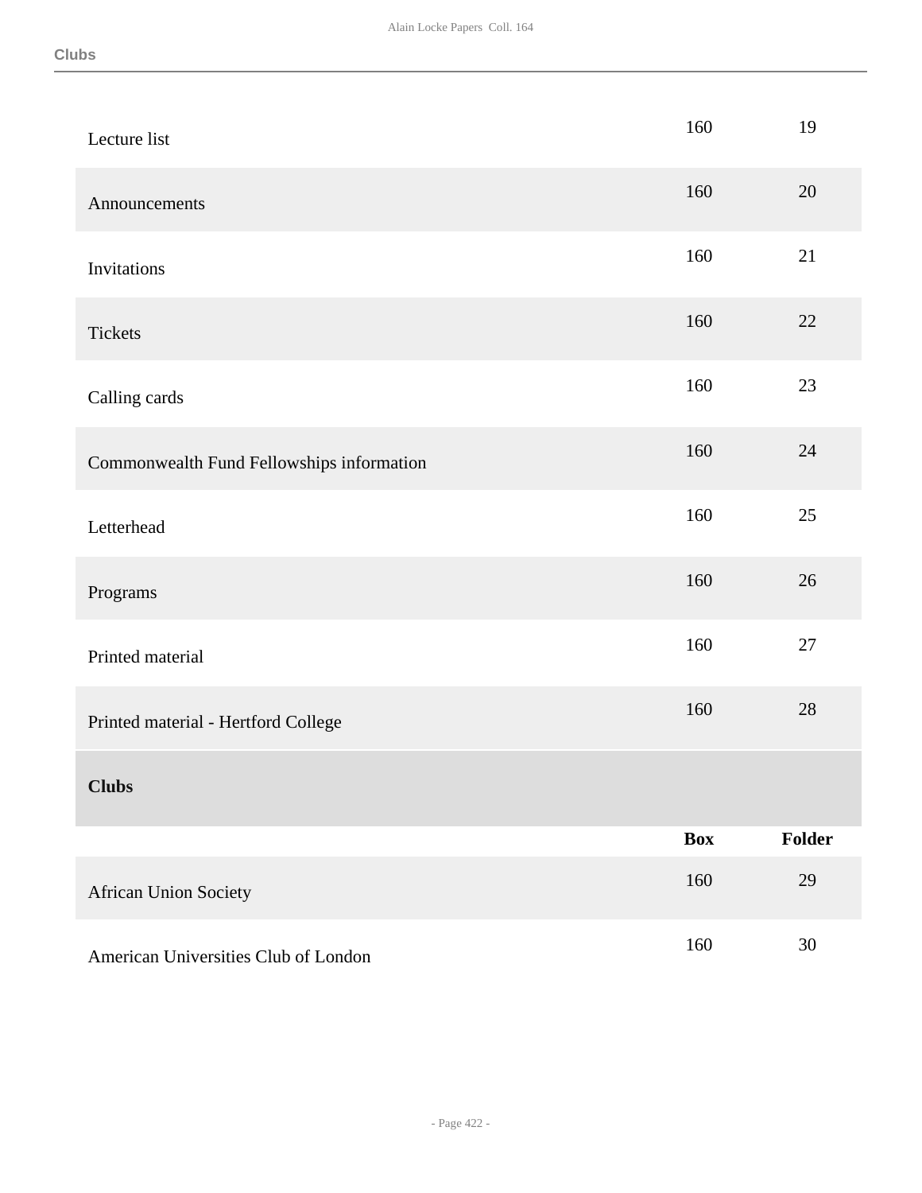| | Box | Folder |
|---|---|---|
| Lecture list | 160 | 19 |
| Announcements | 160 | 20 |
| Invitations | 160 | 21 |
| Tickets | 160 | 22 |
| Calling cards | 160 | 23 |
| Commonwealth Fund Fellowships information | 160 | 24 |
| Letterhead | 160 | 25 |
| Programs | 160 | 26 |
| Printed material | 160 | 27 |
| Printed material - Hertford College | 160 | 28 |

### Clubs

| | Box | Folder |
|---|---|---|
| African Union Society | 160 | 29 |
| American Universities Club of London | 160 | 30 |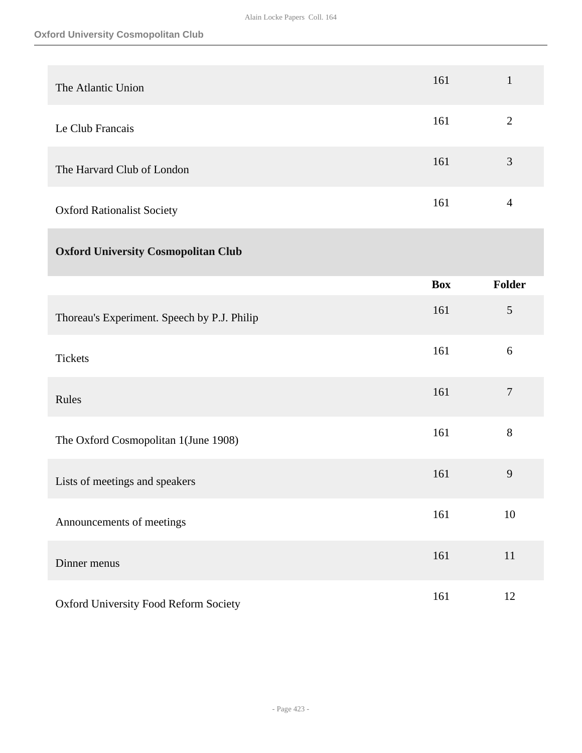| | Box | Folder |
|---|---|---|
| The Atlantic Union | 161 | 1 |
| Le Club Francais | 161 | 2 |
| The Harvard Club of London | 161 | 3 |
| Oxford Rationalist Society | 161 | 4 |

### Oxford University Cosmopolitan Club

| | Box | Folder |
|---|---|---|
| Thoreau's Experiment. Speech by P.J. Philip | 161 | 5 |
| Tickets | 161 | 6 |
| Rules | 161 | 7 |
| The Oxford Cosmopolitan 1(June 1908) | 161 | 8 |
| Lists of meetings and speakers | 161 | 9 |
| Announcements of meetings | 161 | 10 |
| Dinner menus | 161 | 11 |
| Oxford University Food Reform Society | 161 | 12 |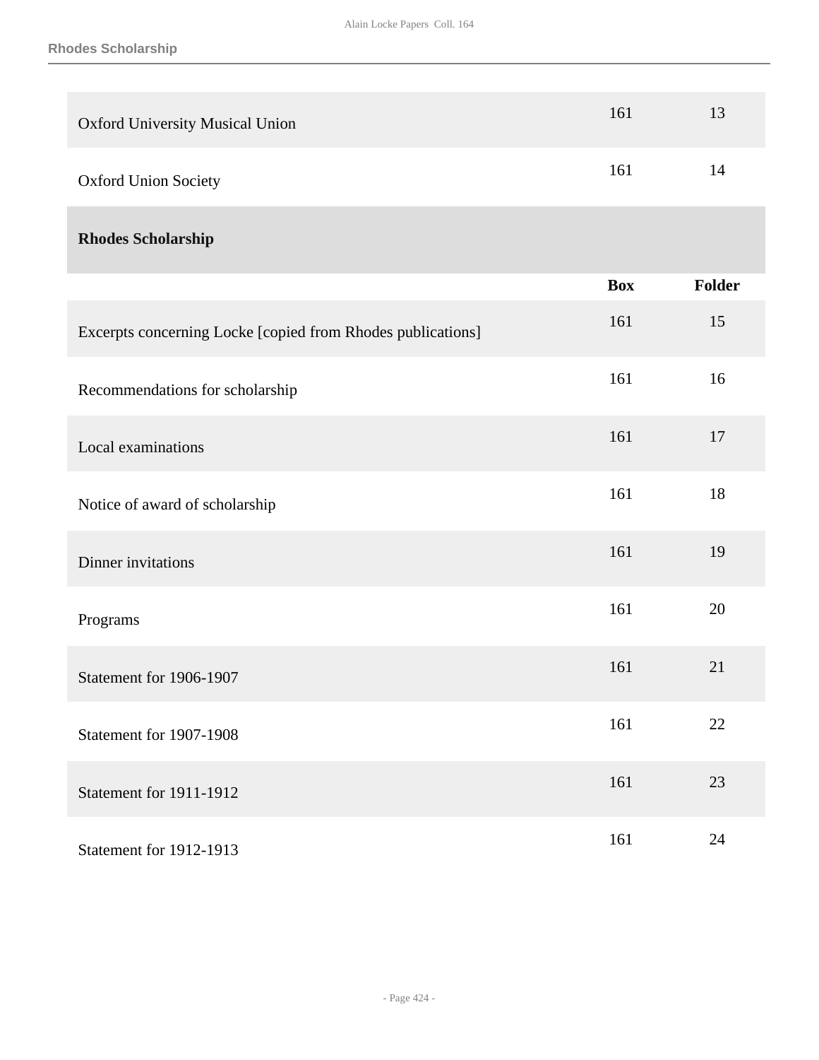| | | |
|---|---|---|
| Oxford University Musical Union | 161 | 13 |
| Oxford Union Society | 161 | 14 |

## Rhodes Scholarship

| | Box | Folder |
|---|---|---|
| Excerpts concerning Locke [copied from Rhodes publications] | 161 | 15 |
| Recommendations for scholarship | 161 | 16 |
| Local examinations | 161 | 17 |
| Notice of award of scholarship | 161 | 18 |
| Dinner invitations | 161 | 19 |
| Programs | 161 | 20 |
| Statement for 1906-1907 | 161 | 21 |
| Statement for 1907-1908 | 161 | 22 |
| Statement for 1911-1912 | 161 | 23 |
| Statement for 1912-1913 | 161 | 24 |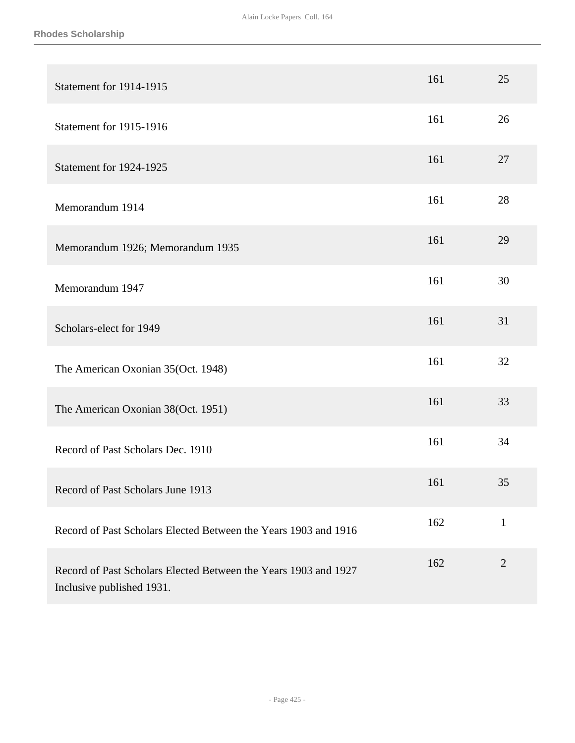| | | |
|---|---|---|
| Statement for 1914-1915 | 161 | 25 |
| Statement for 1915-1916 | 161 | 26 |
| Statement for 1924-1925 | 161 | 27 |
| Memorandum 1914 | 161 | 28 |
| Memorandum 1926; Memorandum 1935 | 161 | 29 |
| Memorandum 1947 | 161 | 30 |
| Scholars-elect for 1949 | 161 | 31 |
| The American Oxonian 35(Oct. 1948) | 161 | 32 |
| The American Oxonian 38(Oct. 1951) | 161 | 33 |
| Record of Past Scholars Dec. 1910 | 161 | 34 |
| Record of Past Scholars June 1913 | 161 | 35 |
| Record of Past Scholars Elected Between the Years 1903 and 1916 | 162 | 1 |
| Record of Past Scholars Elected Between the Years 1903 and 1927 Inclusive published 1931. | 162 | 2 |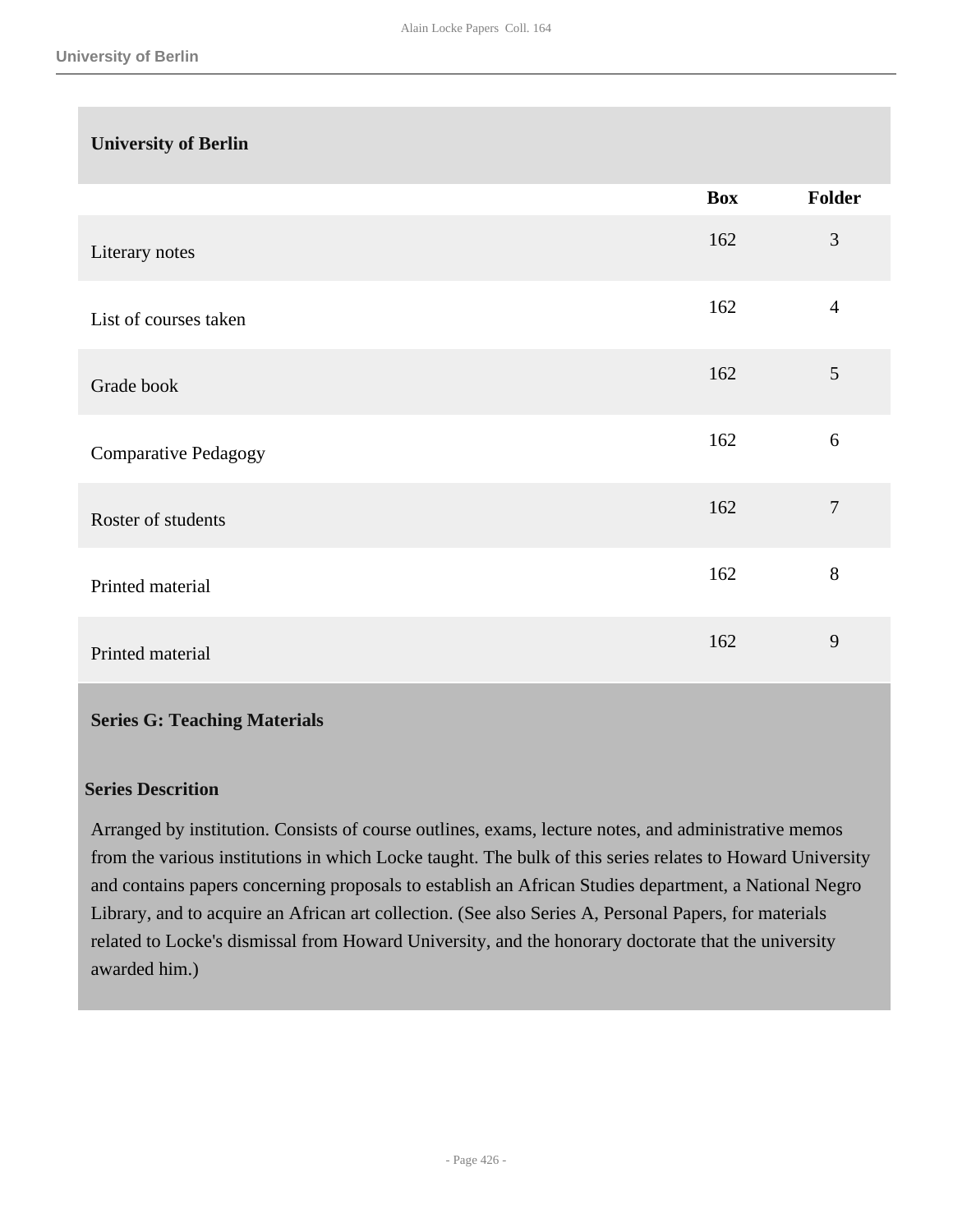### University of Berlin

| | Box | Folder |
|---|---|---|
| Literary notes | 162 | 3 |
| List of courses taken | 162 | 4 |
| Grade book | 162 | 5 |
| Comparative Pedagogy | 162 | 6 |
| Roster of students | 162 | 7 |
| Printed material | 162 | 8 |
| Printed material | 162 | 9 |

## Series G: Teaching Materials

**Series Descrition**

Arranged by institution. Consists of course outlines, exams, lecture notes, and administrative memos from the various institutions in which Locke taught. The bulk of this series relates to Howard University and contains papers concerning proposals to establish an African Studies department, a National Negro Library, and to acquire an African art collection. (See also Series A, Personal Papers, for materials related to Locke's dismissal from Howard University, and the honorary doctorate that the university awarded him.)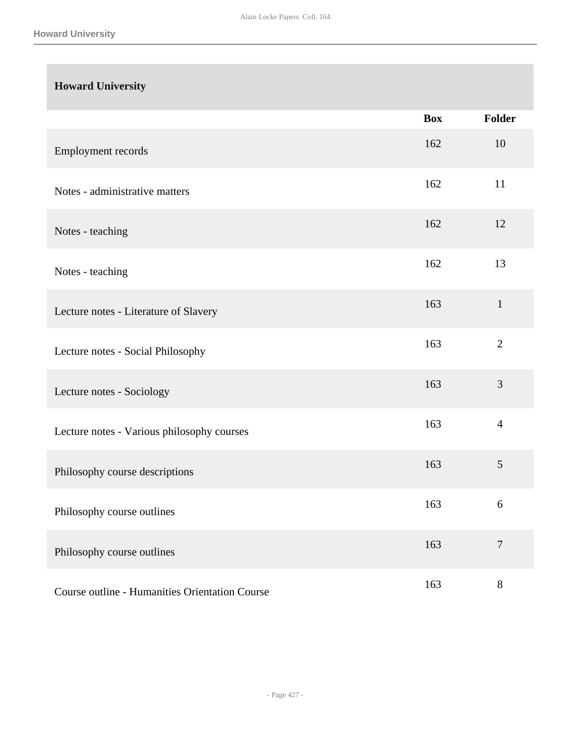## Howard University

| | Box | Folder |
|---|---|---|
| Employment records | 162 | 10 |
| Notes - administrative matters | 162 | 11 |
| Notes - teaching | 162 | 12 |
| Notes - teaching | 162 | 13 |
| Lecture notes - Literature of Slavery | 163 | 1 |
| Lecture notes - Social Philosophy | 163 | 2 |
| Lecture notes - Sociology | 163 | 3 |
| Lecture notes - Various philosophy courses | 163 | 4 |
| Philosophy course descriptions | 163 | 5 |
| Philosophy course outlines | 163 | 6 |
| Philosophy course outlines | 163 | 7 |
| Course outline - Humanities Orientation Course | 163 | 8 |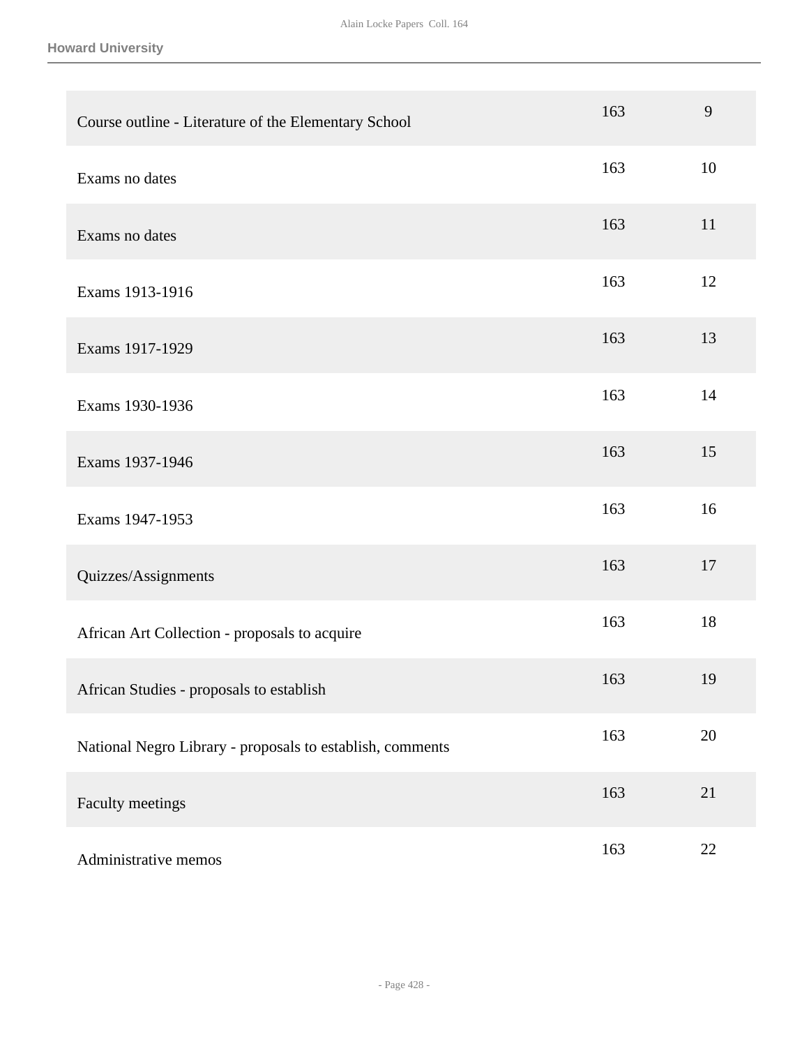| | | |
|---|---|---|
| Course outline - Literature of the Elementary School | 163 | 9 |
| Exams no dates | 163 | 10 |
| Exams no dates | 163 | 11 |
| Exams 1913-1916 | 163 | 12 |
| Exams 1917-1929 | 163 | 13 |
| Exams 1930-1936 | 163 | 14 |
| Exams 1937-1946 | 163 | 15 |
| Exams 1947-1953 | 163 | 16 |
| Quizzes/Assignments | 163 | 17 |
| African Art Collection - proposals to acquire | 163 | 18 |
| African Studies - proposals to establish | 163 | 19 |
| National Negro Library - proposals to establish, comments | 163 | 20 |
| Faculty meetings | 163 | 21 |
| Administrative memos | 163 | 22 |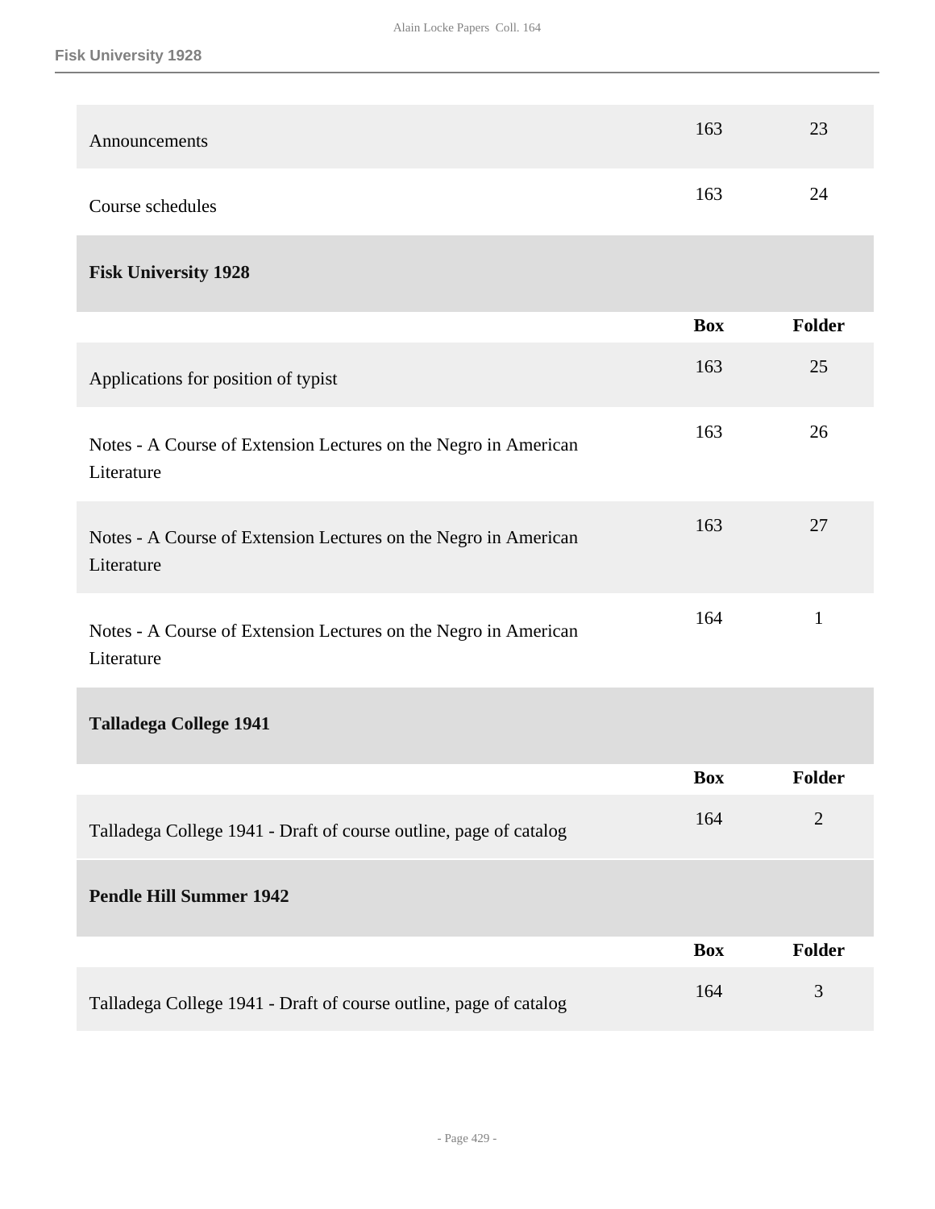| | Box | Folder |
|---|---|---|
| Announcements | 163 | 23 |
| Course schedules | 163 | 24 |

### Fisk University 1928

| | Box | Folder |
|---|---|---|
| Applications for position of typist | 163 | 25 |
| Notes - A Course of Extension Lectures on the Negro in American Literature | 163 | 26 |
| Notes - A Course of Extension Lectures on the Negro in American Literature | 163 | 27 |
| Notes - A Course of Extension Lectures on the Negro in American Literature | 164 | 1 |

### Talladega College 1941

| | Box | Folder |
|---|---|---|
| Talladega College 1941 - Draft of course outline, page of catalog | 164 | 2 |

### Pendle Hill Summer 1942

| | Box | Folder |
|---|---|---|
| Talladega College 1941 - Draft of course outline, page of catalog | 164 | 3 |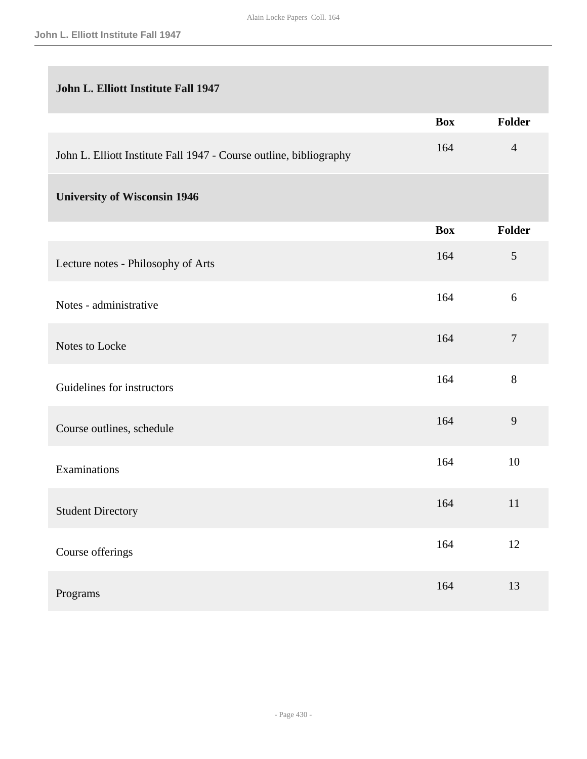## John L. Elliott Institute Fall 1947

| | Box | Folder |
|---|---|---|
| John L. Elliott Institute Fall 1947 - Course outline, bibliography | 164 | 4 |

## University of Wisconsin 1946

| | Box | Folder |
|---|---|---|
| Lecture notes - Philosophy of Arts | 164 | 5 |
| Notes - administrative | 164 | 6 |
| Notes to Locke | 164 | 7 |
| Guidelines for instructors | 164 | 8 |
| Course outlines, schedule | 164 | 9 |
| Examinations | 164 | 10 |
| Student Directory | 164 | 11 |
| Course offerings | 164 | 12 |
| Programs | 164 | 13 |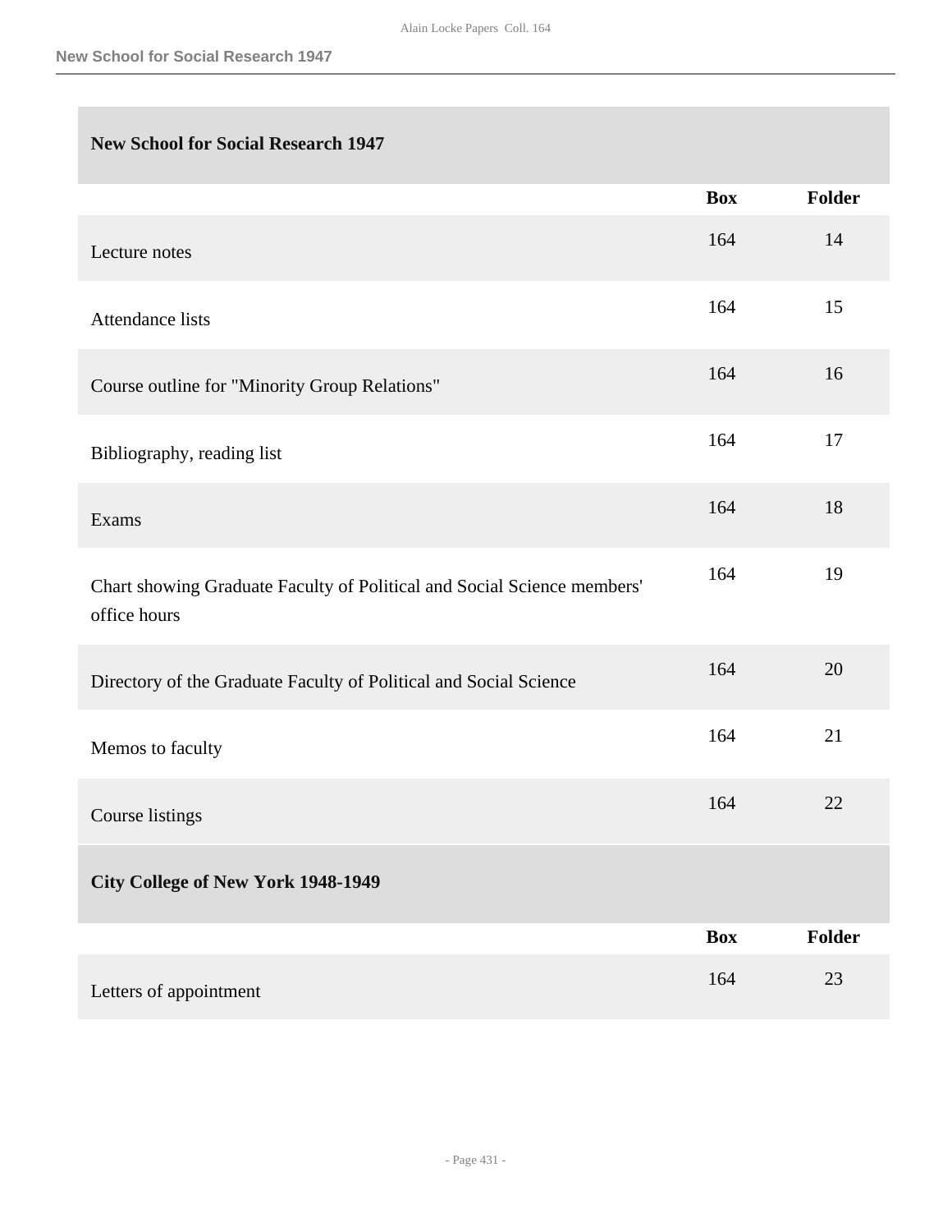## New School for Social Research 1947

| | Box | Folder |
|---|---|---|
| Lecture notes | 164 | 14 |
| Attendance lists | 164 | 15 |
| Course outline for "Minority Group Relations" | 164 | 16 |
| Bibliography, reading list | 164 | 17 |
| Exams | 164 | 18 |
| Chart showing Graduate Faculty of Political and Social Science members' office hours | 164 | 19 |
| Directory of the Graduate Faculty of Political and Social Science | 164 | 20 |
| Memos to faculty | 164 | 21 |
| Course listings | 164 | 22 |

## City College of New York 1948-1949

| | Box | Folder |
|---|---|---|
| Letters of appointment | 164 | 23 |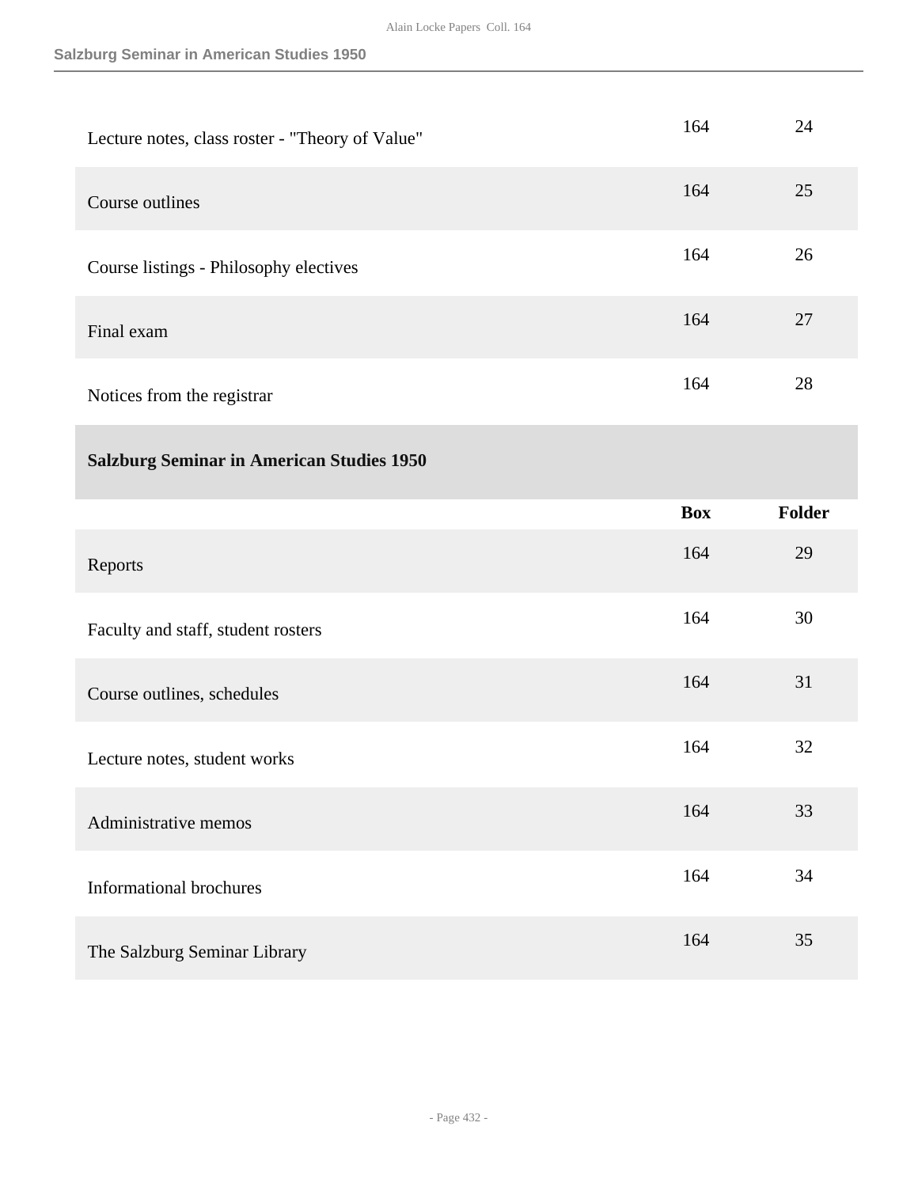| | Box | Folder |
|---|---|---|
| Lecture notes, class roster - "Theory of Value" | 164 | 24 |
| Course outlines | 164 | 25 |
| Course listings - Philosophy electives | 164 | 26 |
| Final exam | 164 | 27 |
| Notices from the registrar | 164 | 28 |

### Salzburg Seminar in American Studies 1950

| | Box | Folder |
|---|---|---|
| Reports | 164 | 29 |
| Faculty and staff, student rosters | 164 | 30 |
| Course outlines, schedules | 164 | 31 |
| Lecture notes, student works | 164 | 32 |
| Administrative memos | 164 | 33 |
| Informational brochures | 164 | 34 |
| The Salzburg Seminar Library | 164 | 35 |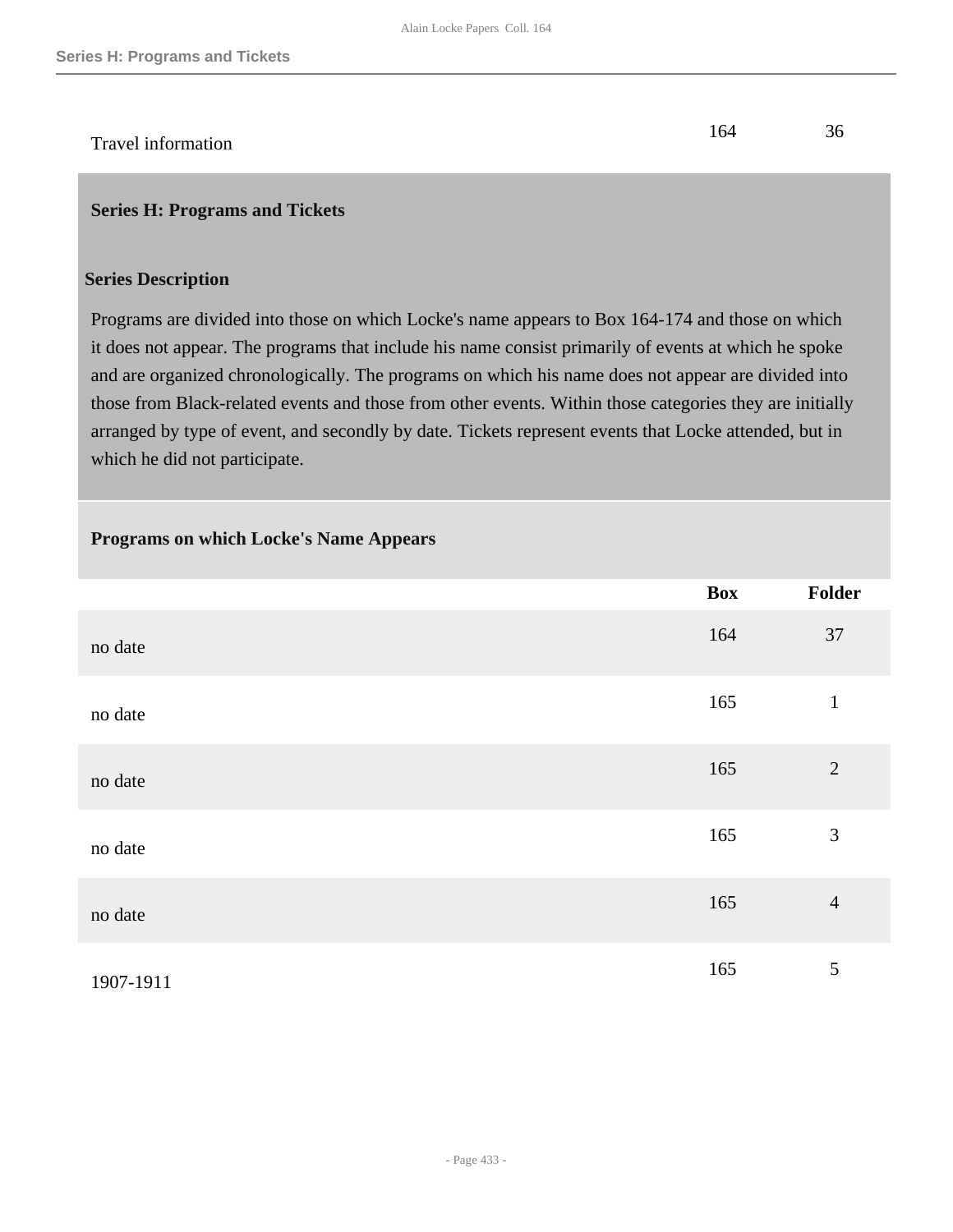| | | |
|---|---|---|
| Travel information | 164 | 36 |

## Series H: Programs and Tickets

### Series Description

Programs are divided into those on which Locke's name appears to Box 164-174 and those on which it does not appear. The programs that include his name consist primarily of events at which he spoke and are organized chronologically. The programs on which his name does not appear are divided into those from Black-related events and those from other events. Within those categories they are initially arranged by type of event, and secondly by date. Tickets represent events that Locke attended, but in which he did not participate.

### Programs on which Locke's Name Appears

| | Box | Folder |
|---|---|---|
| no date | 164 | 37 |
| no date | 165 | 1 |
| no date | 165 | 2 |
| no date | 165 | 3 |
| no date | 165 | 4 |
| 1907-1911 | 165 | 5 |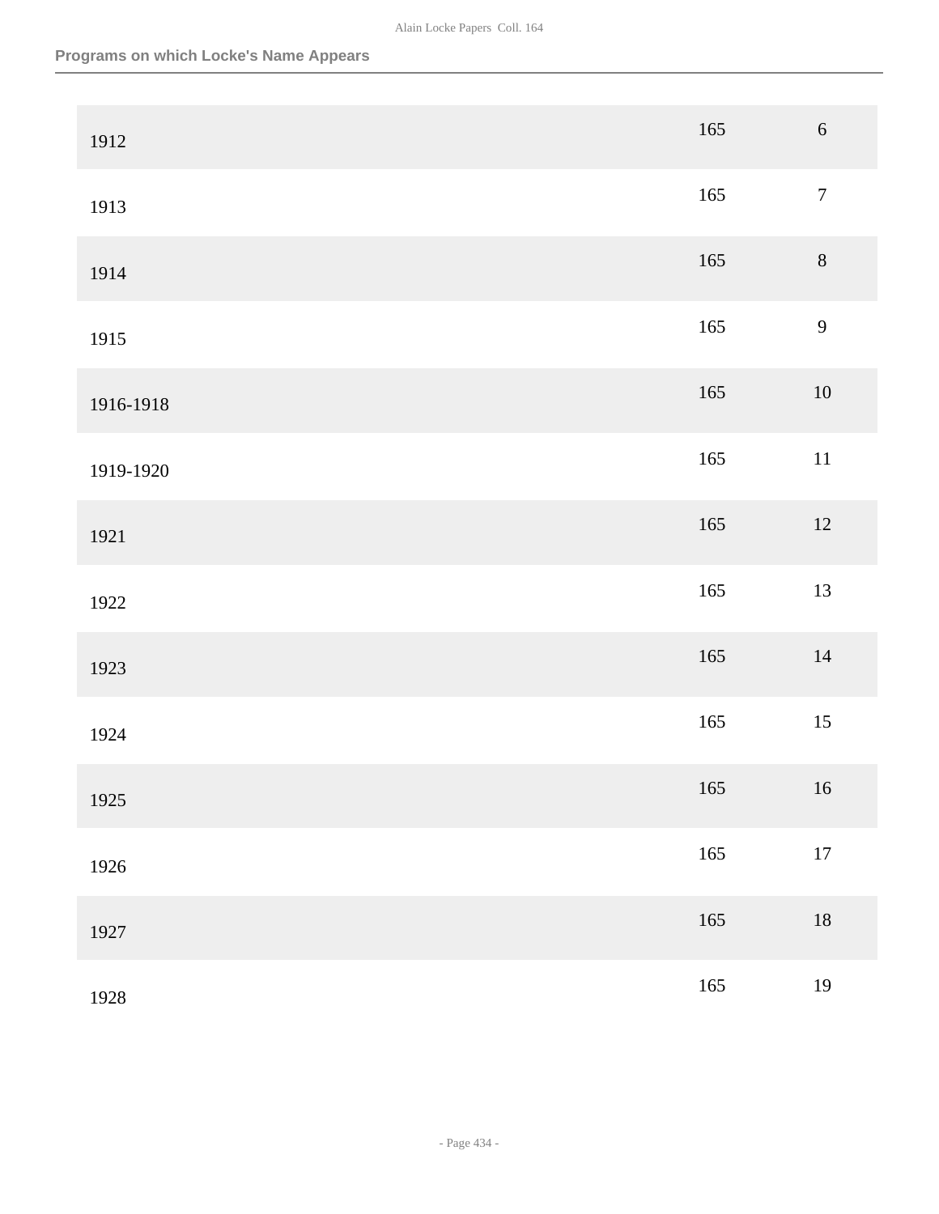## Programs on which Locke's Name Appears

| | | |
|---|---|---|
| 1912 | 165 | 6 |
| 1913 | 165 | 7 |
| 1914 | 165 | 8 |
| 1915 | 165 | 9 |
| 1916-1918 | 165 | 10 |
| 1919-1920 | 165 | 11 |
| 1921 | 165 | 12 |
| 1922 | 165 | 13 |
| 1923 | 165 | 14 |
| 1924 | 165 | 15 |
| 1925 | 165 | 16 |
| 1926 | 165 | 17 |
| 1927 | 165 | 18 |
| 1928 | 165 | 19 |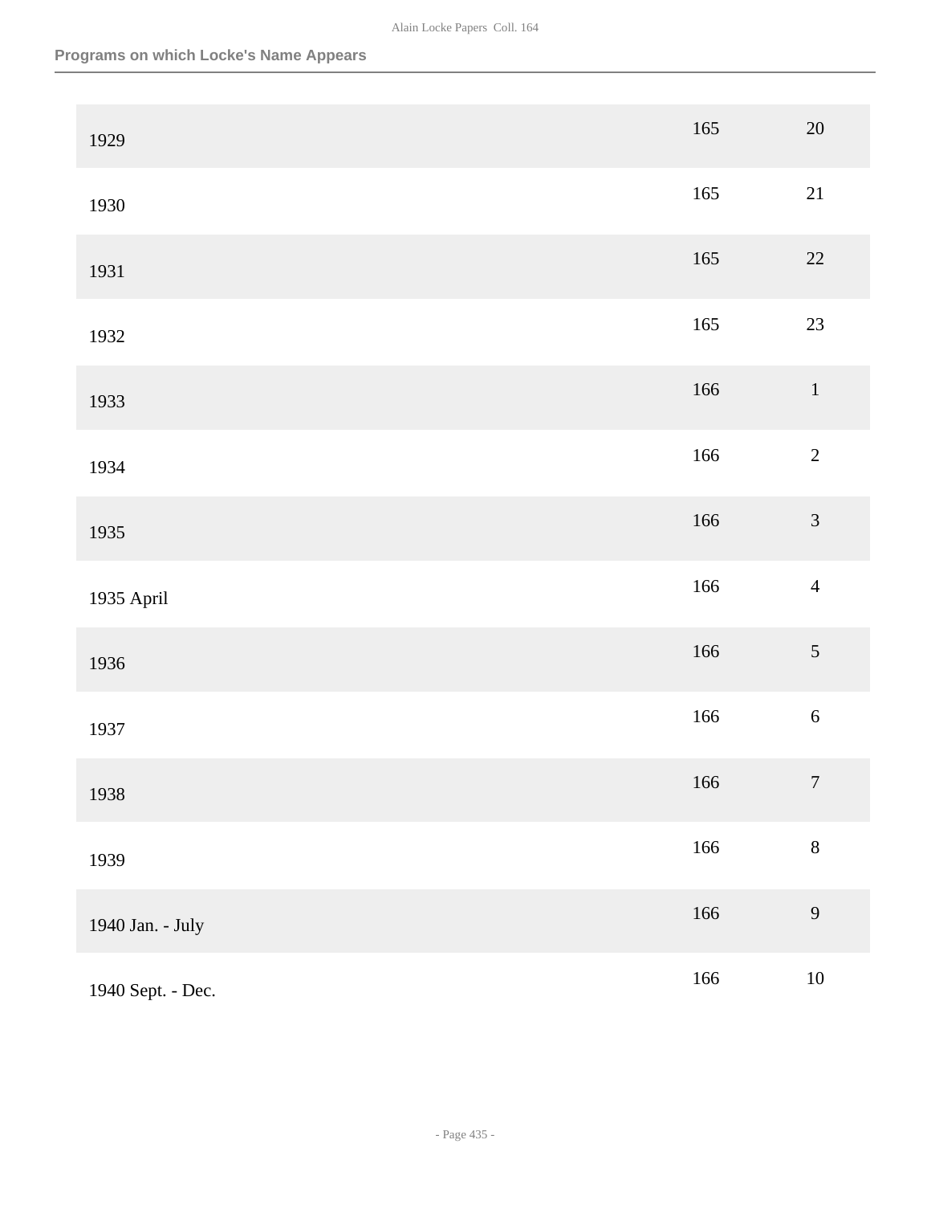## Programs on which Locke's Name Appears

| | | |
|---|---|---|
| 1929 | 165 | 20 |
| 1930 | 165 | 21 |
| 1931 | 165 | 22 |
| 1932 | 165 | 23 |
| 1933 | 166 | 1 |
| 1934 | 166 | 2 |
| 1935 | 166 | 3 |
| 1935 April | 166 | 4 |
| 1936 | 166 | 5 |
| 1937 | 166 | 6 |
| 1938 | 166 | 7 |
| 1939 | 166 | 8 |
| 1940 Jan. - July | 166 | 9 |
| 1940 Sept. - Dec. | 166 | 10 |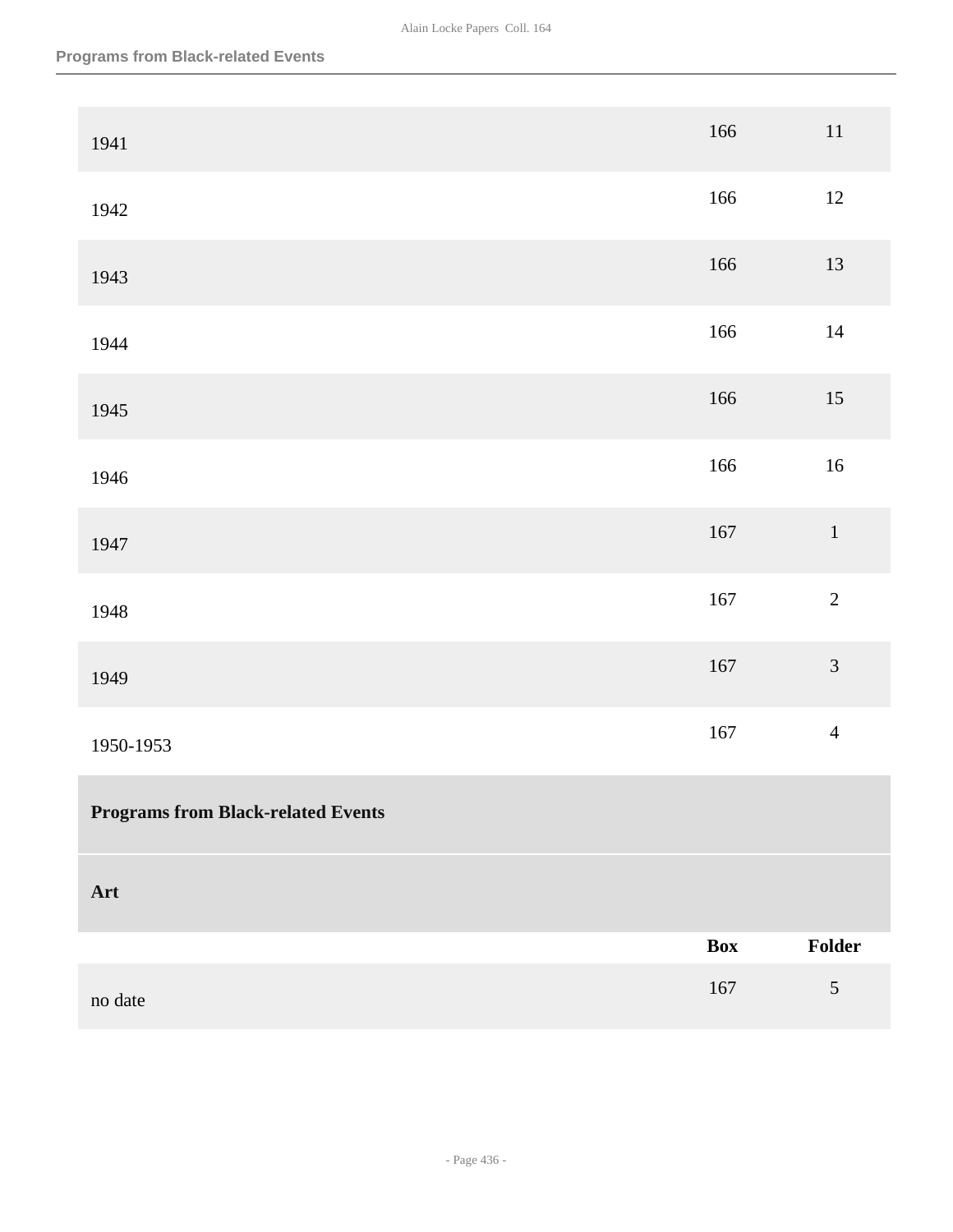| | Box | Folder |
|---|---|---|
| 1941 | 166 | 11 |
| 1942 | 166 | 12 |
| 1943 | 166 | 13 |
| 1944 | 166 | 14 |
| 1945 | 166 | 15 |
| 1946 | 166 | 16 |
| 1947 | 167 | 1 |
| 1948 | 167 | 2 |
| 1949 | 167 | 3 |
| 1950-1953 | 167 | 4 |

**Programs from Black-related Events**

**Art**

| | Box | Folder |
|---|---|---|
| no date | 167 | 5 |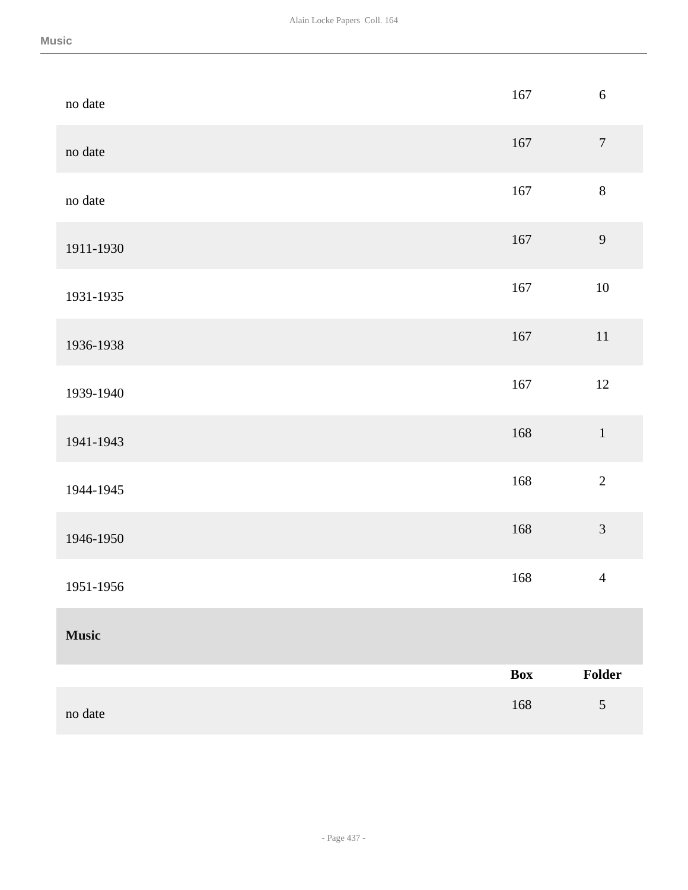| | Box | Folder |
|---|---|---|
| no date | 167 | 6 |
| no date | 167 | 7 |
| no date | 167 | 8 |
| 1911-1930 | 167 | 9 |
| 1931-1935 | 167 | 10 |
| 1936-1938 | 167 | 11 |
| 1939-1940 | 167 | 12 |
| 1941-1943 | 168 | 1 |
| 1944-1945 | 168 | 2 |
| 1946-1950 | 168 | 3 |
| 1951-1956 | 168 | 4 |

**Music**

| | Box | Folder |
|---|---|---|
| no date | 168 | 5 |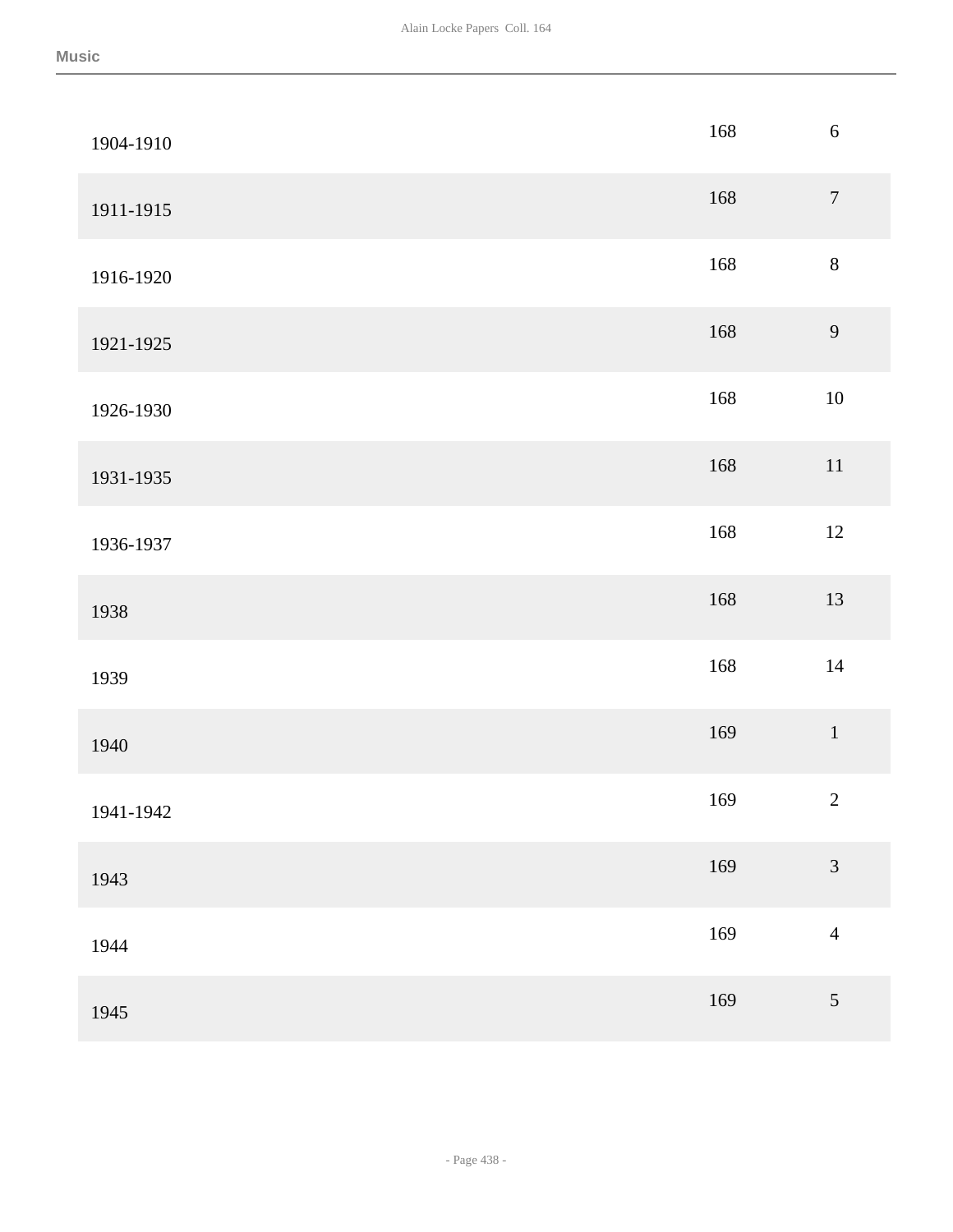## Music

| | | |
|---|---|---|
| 1904-1910 | 168 | 6 |
| 1911-1915 | 168 | 7 |
| 1916-1920 | 168 | 8 |
| 1921-1925 | 168 | 9 |
| 1926-1930 | 168 | 10 |
| 1931-1935 | 168 | 11 |
| 1936-1937 | 168 | 12 |
| 1938 | 168 | 13 |
| 1939 | 168 | 14 |
| 1940 | 169 | 1 |
| 1941-1942 | 169 | 2 |
| 1943 | 169 | 3 |
| 1944 | 169 | 4 |
| 1945 | 169 | 5 |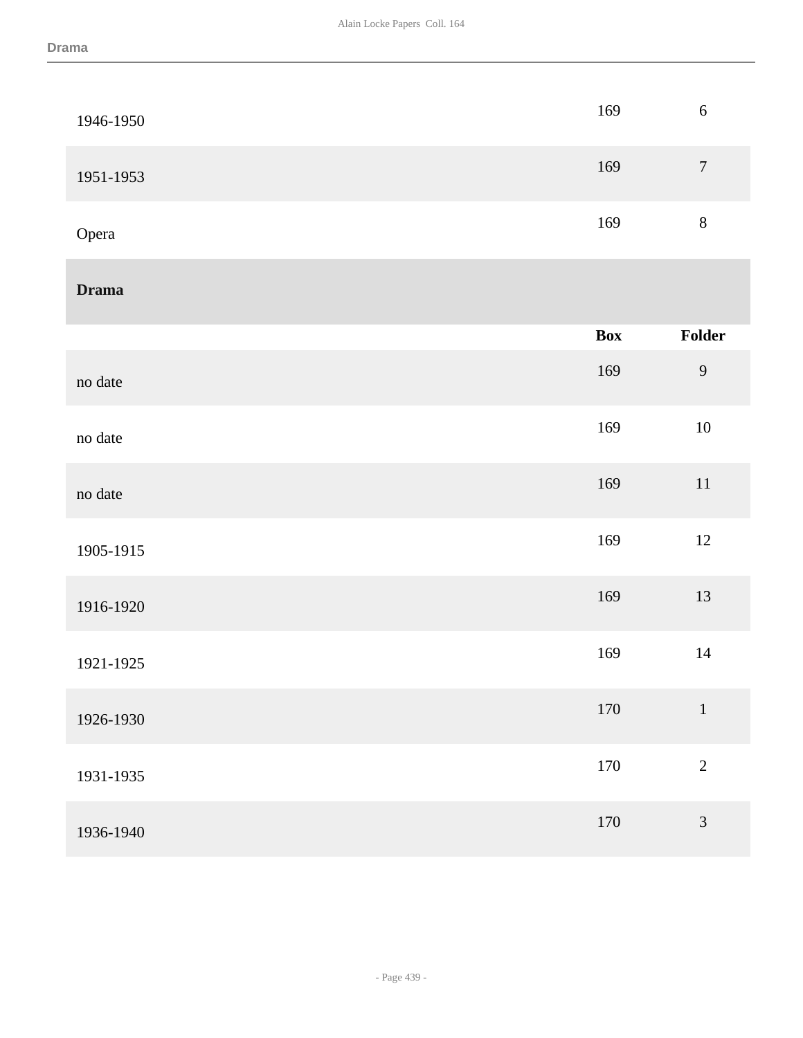| | Box | Folder |
|---|---|---|
| 1946-1950 | 169 | 6 |
| 1951-1953 | 169 | 7 |
| Opera | 169 | 8 |

## Drama

| | Box | Folder |
|---|---|---|
| no date | 169 | 9 |
| no date | 169 | 10 |
| no date | 169 | 11 |
| 1905-1915 | 169 | 12 |
| 1916-1920 | 169 | 13 |
| 1921-1925 | 169 | 14 |
| 1926-1930 | 170 | 1 |
| 1931-1935 | 170 | 2 |
| 1936-1940 | 170 | 3 |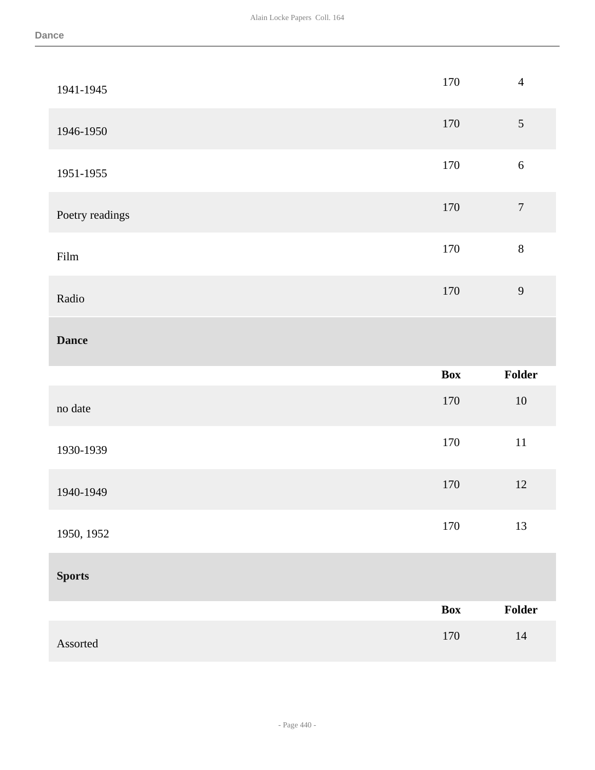| | Box | Folder |
|---|---|---|
| 1941-1945 | 170 | 4 |
| 1946-1950 | 170 | 5 |
| 1951-1955 | 170 | 6 |
| Poetry readings | 170 | 7 |
| Film | 170 | 8 |
| Radio | 170 | 9 |

### Dance

| | Box | Folder |
|---|---|---|
| no date | 170 | 10 |
| 1930-1939 | 170 | 11 |
| 1940-1949 | 170 | 12 |
| 1950, 1952 | 170 | 13 |

### Sports

| | Box | Folder |
|---|---|---|
| Assorted | 170 | 14 |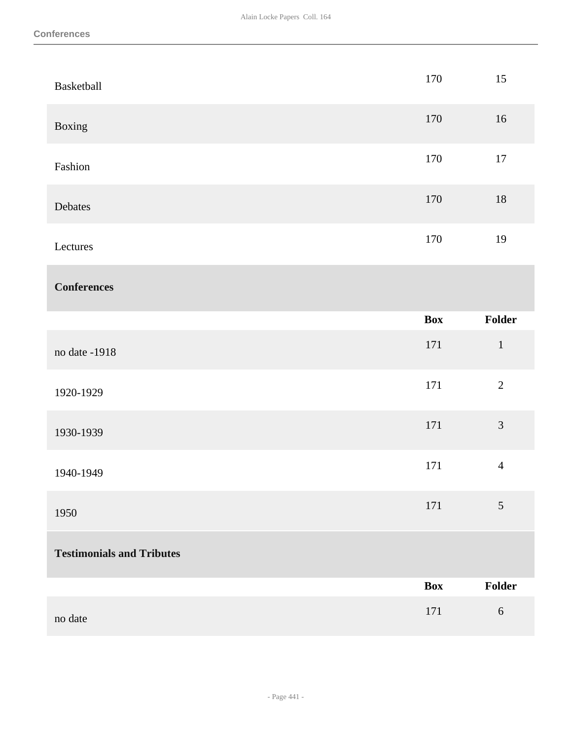| | Box | Folder |
|---|---|---|
| Basketball | 170 | 15 |
| Boxing | 170 | 16 |
| Fashion | 170 | 17 |
| Debates | 170 | 18 |
| Lectures | 170 | 19 |

### Conferences

| | Box | Folder |
|---|---|---|
| no date -1918 | 171 | 1 |
| 1920-1929 | 171 | 2 |
| 1930-1939 | 171 | 3 |
| 1940-1949 | 171 | 4 |
| 1950 | 171 | 5 |

### Testimonials and Tributes

| | Box | Folder |
|---|---|---|
| no date | 171 | 6 |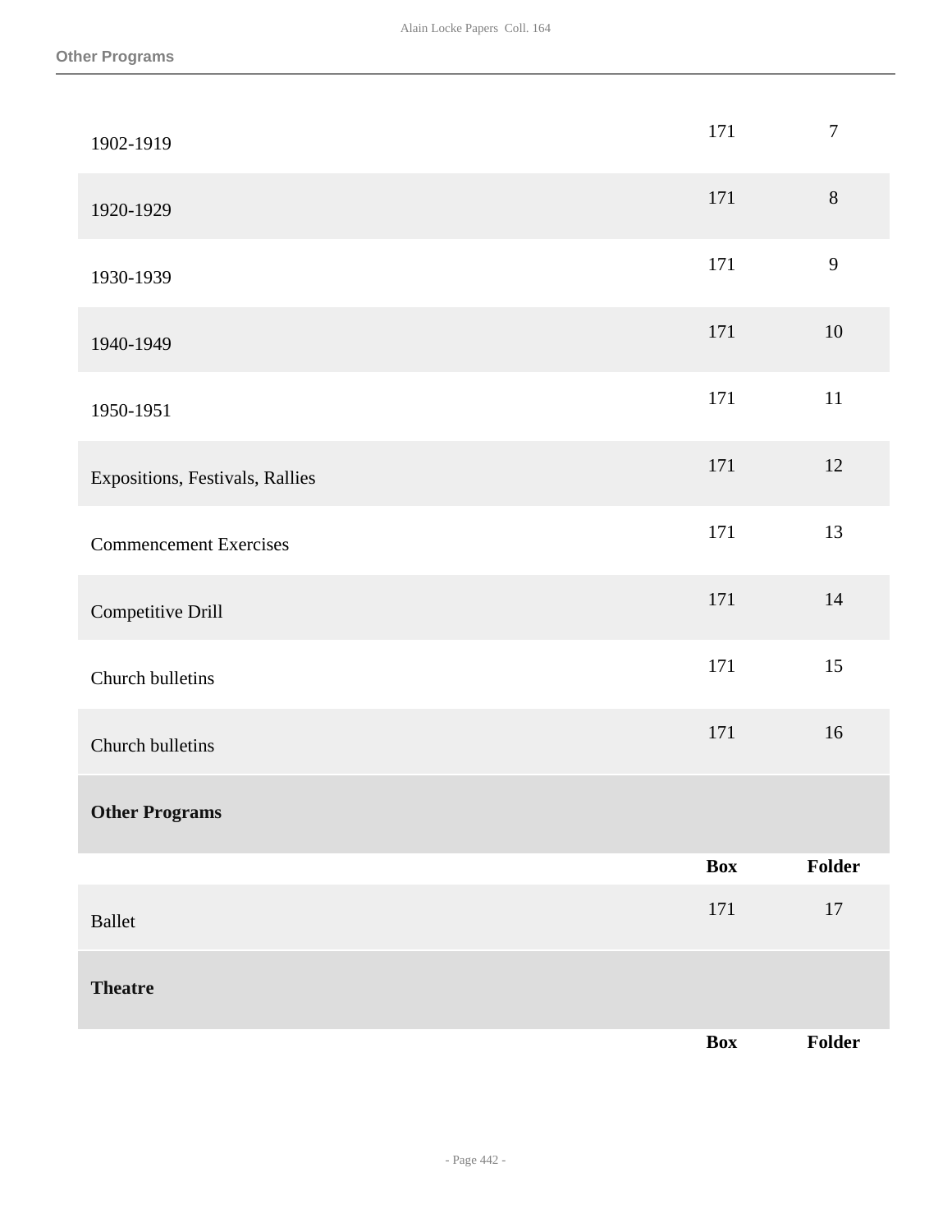| | Box | Folder |
|---|---|---|
| 1902-1919 | 171 | 7 |
| 1920-1929 | 171 | 8 |
| 1930-1939 | 171 | 9 |
| 1940-1949 | 171 | 10 |
| 1950-1951 | 171 | 11 |
| Expositions, Festivals, Rallies | 171 | 12 |
| Commencement Exercises | 171 | 13 |
| Competitive Drill | 171 | 14 |
| Church bulletins | 171 | 15 |
| Church bulletins | 171 | 16 |

**Other Programs**

| | Box | Folder |
|---|---|---|
| Ballet | 171 | 17 |

**Theatre**

| | Box | Folder |
|---|---|---|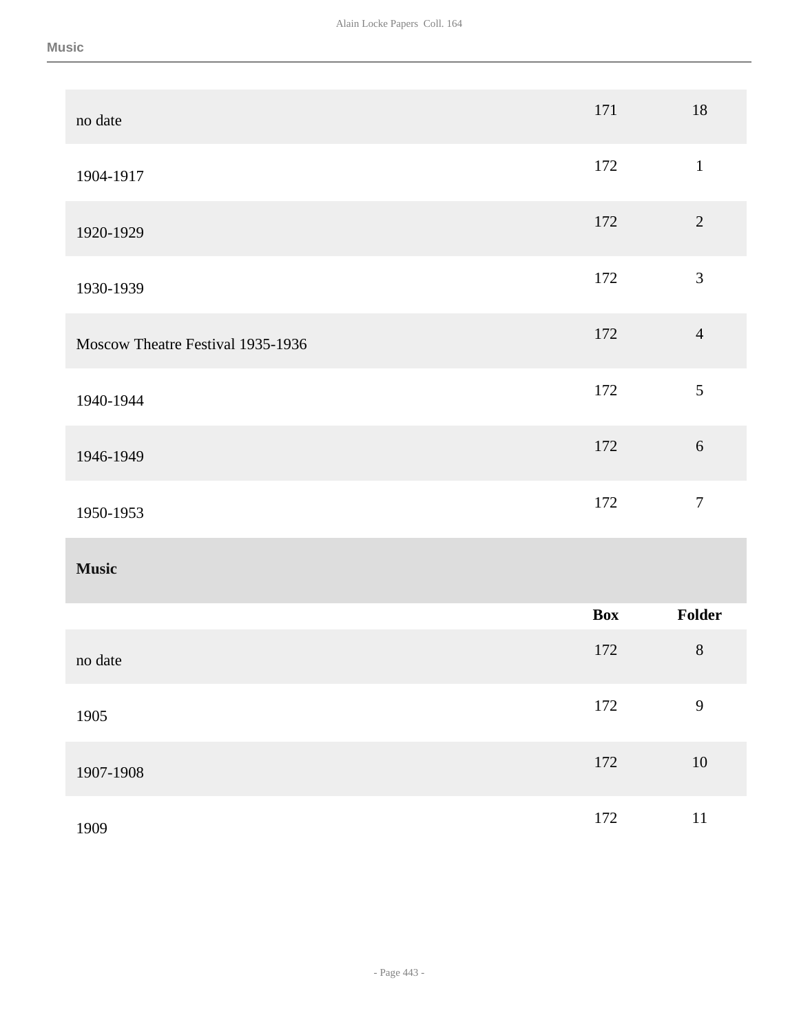| | Box | Folder |
|---|---|---|
| no date | 171 | 18 |
| 1904-1917 | 172 | 1 |
| 1920-1929 | 172 | 2 |
| 1930-1939 | 172 | 3 |
| Moscow Theatre Festival 1935-1936 | 172 | 4 |
| 1940-1944 | 172 | 5 |
| 1946-1949 | 172 | 6 |
| 1950-1953 | 172 | 7 |

## Music

| | Box | Folder |
|---|---|---|
| no date | 172 | 8 |
| 1905 | 172 | 9 |
| 1907-1908 | 172 | 10 |
| 1909 | 172 | 11 |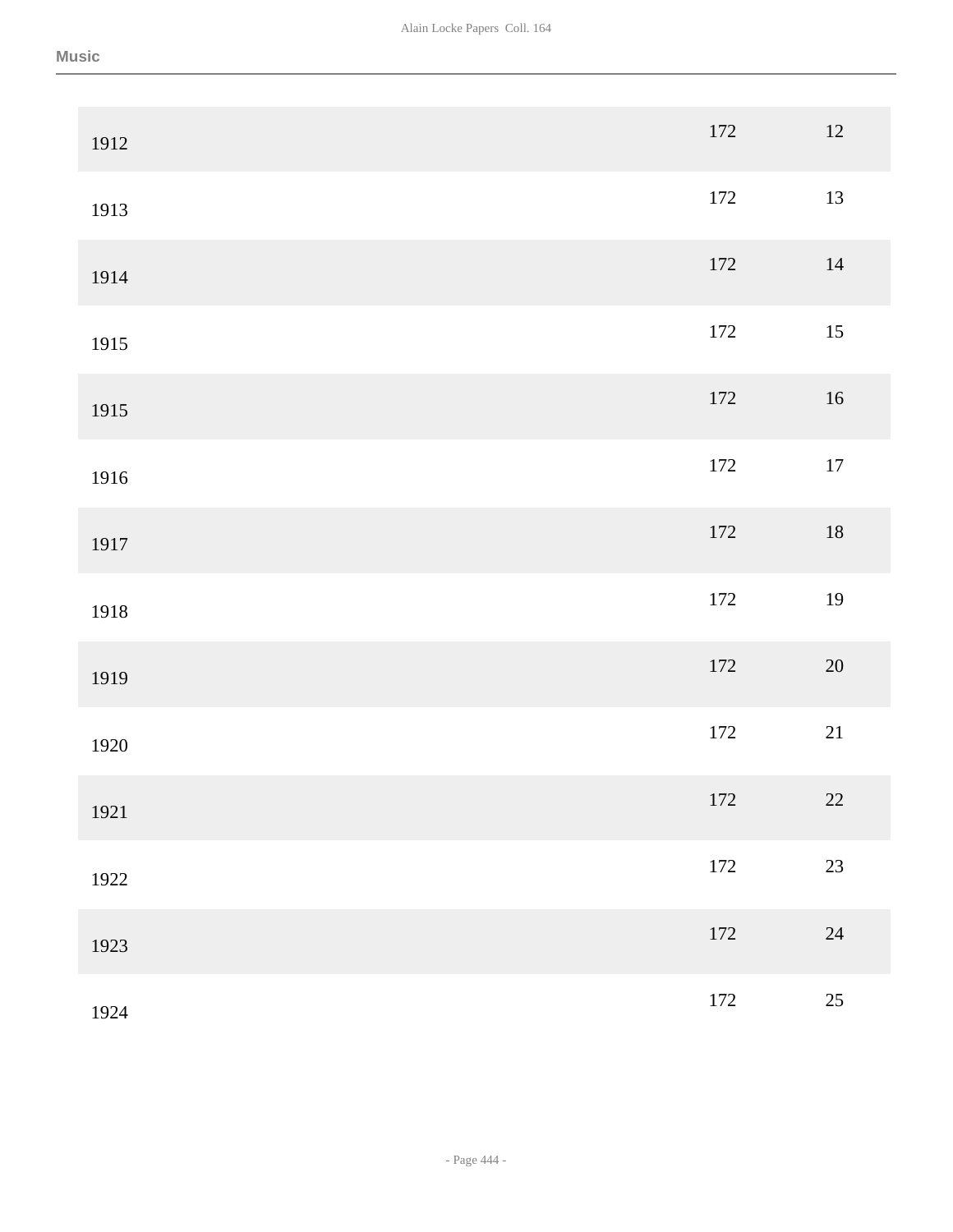Music

| | | |
|---|---|---|
| 1912 | 172 | 12 |
| 1913 | 172 | 13 |
| 1914 | 172 | 14 |
| 1915 | 172 | 15 |
| 1915 | 172 | 16 |
| 1916 | 172 | 17 |
| 1917 | 172 | 18 |
| 1918 | 172 | 19 |
| 1919 | 172 | 20 |
| 1920 | 172 | 21 |
| 1921 | 172 | 22 |
| 1922 | 172 | 23 |
| 1923 | 172 | 24 |
| 1924 | 172 | 25 |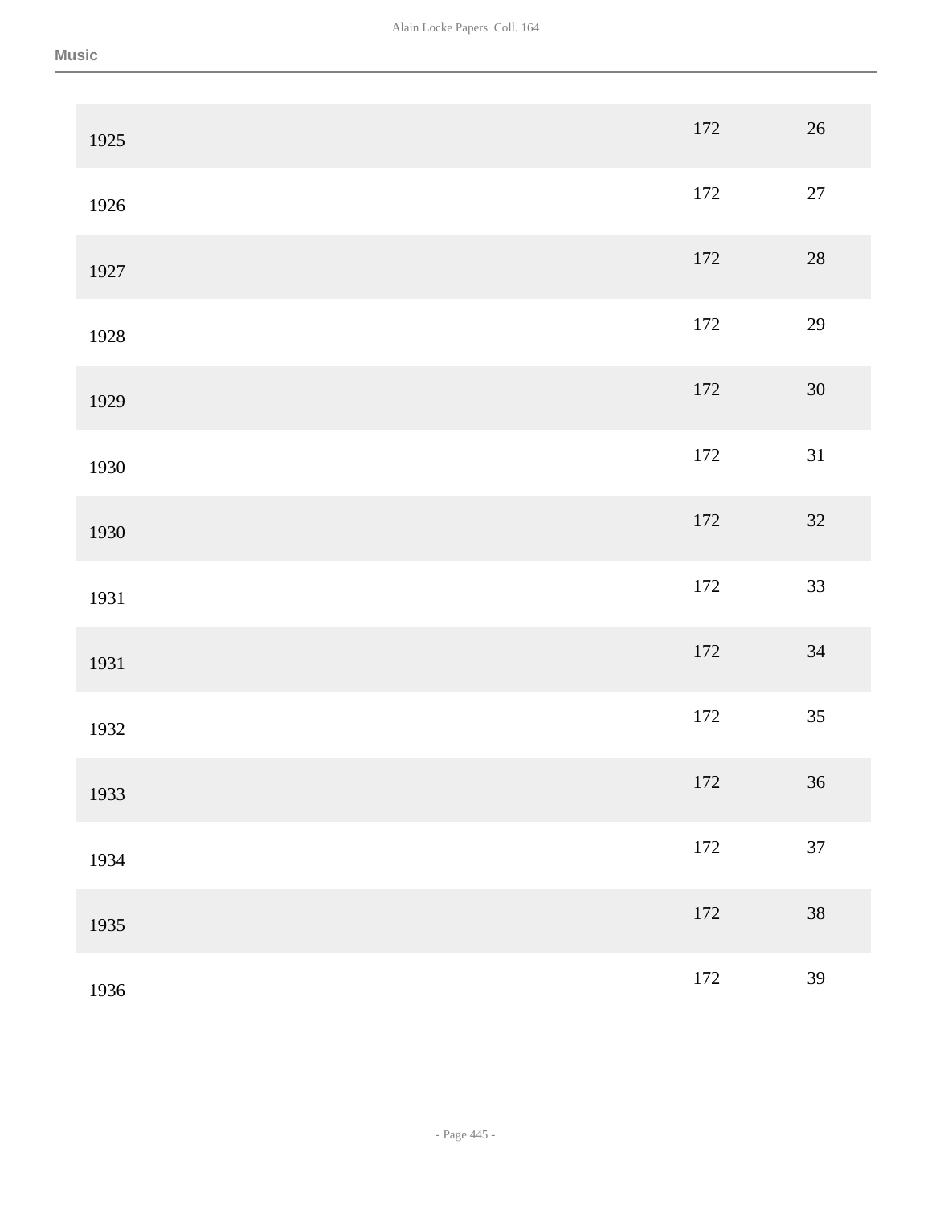| | | |
|---|---|---|
| 1925 | 172 | 26 |
| 1926 | 172 | 27 |
| 1927 | 172 | 28 |
| 1928 | 172 | 29 |
| 1929 | 172 | 30 |
| 1930 | 172 | 31 |
| 1930 | 172 | 32 |
| 1931 | 172 | 33 |
| 1931 | 172 | 34 |
| 1932 | 172 | 35 |
| 1933 | 172 | 36 |
| 1934 | 172 | 37 |
| 1935 | 172 | 38 |
| 1936 | 172 | 39 |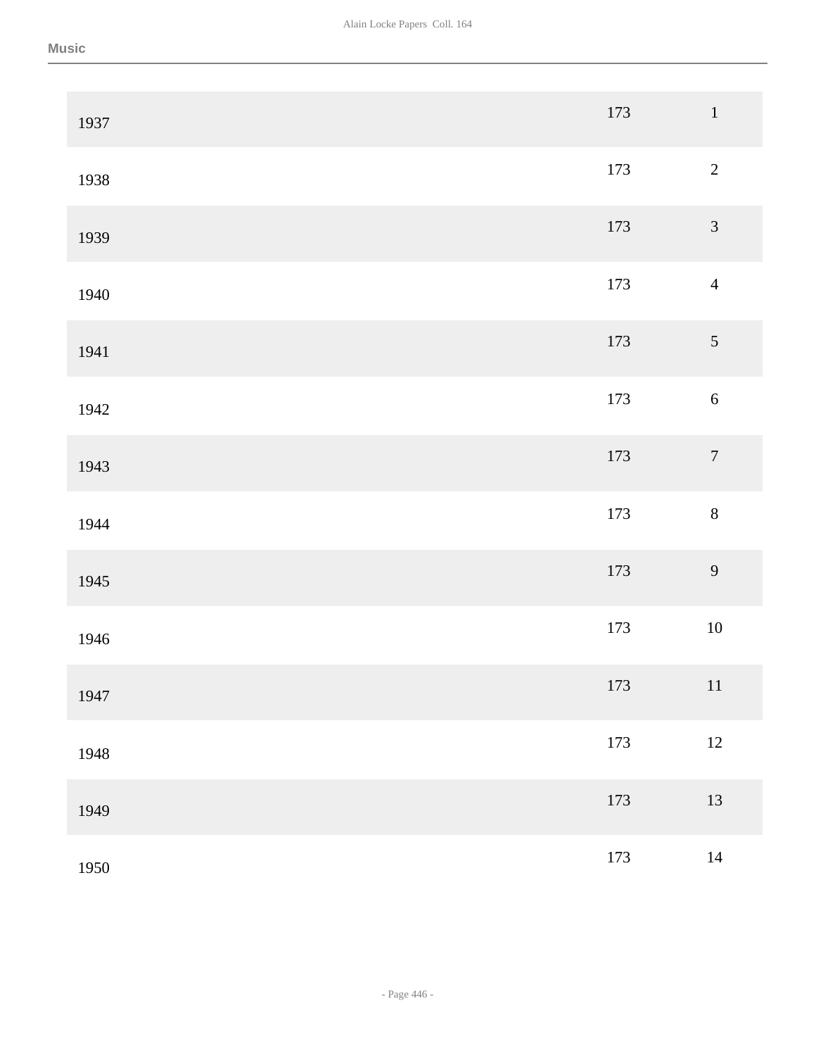Music

| | | |
|---|---|---|
| 1937 | 173 | 1 |
| 1938 | 173 | 2 |
| 1939 | 173 | 3 |
| 1940 | 173 | 4 |
| 1941 | 173 | 5 |
| 1942 | 173 | 6 |
| 1943 | 173 | 7 |
| 1944 | 173 | 8 |
| 1945 | 173 | 9 |
| 1946 | 173 | 10 |
| 1947 | 173 | 11 |
| 1948 | 173 | 12 |
| 1949 | 173 | 13 |
| 1950 | 173 | 14 |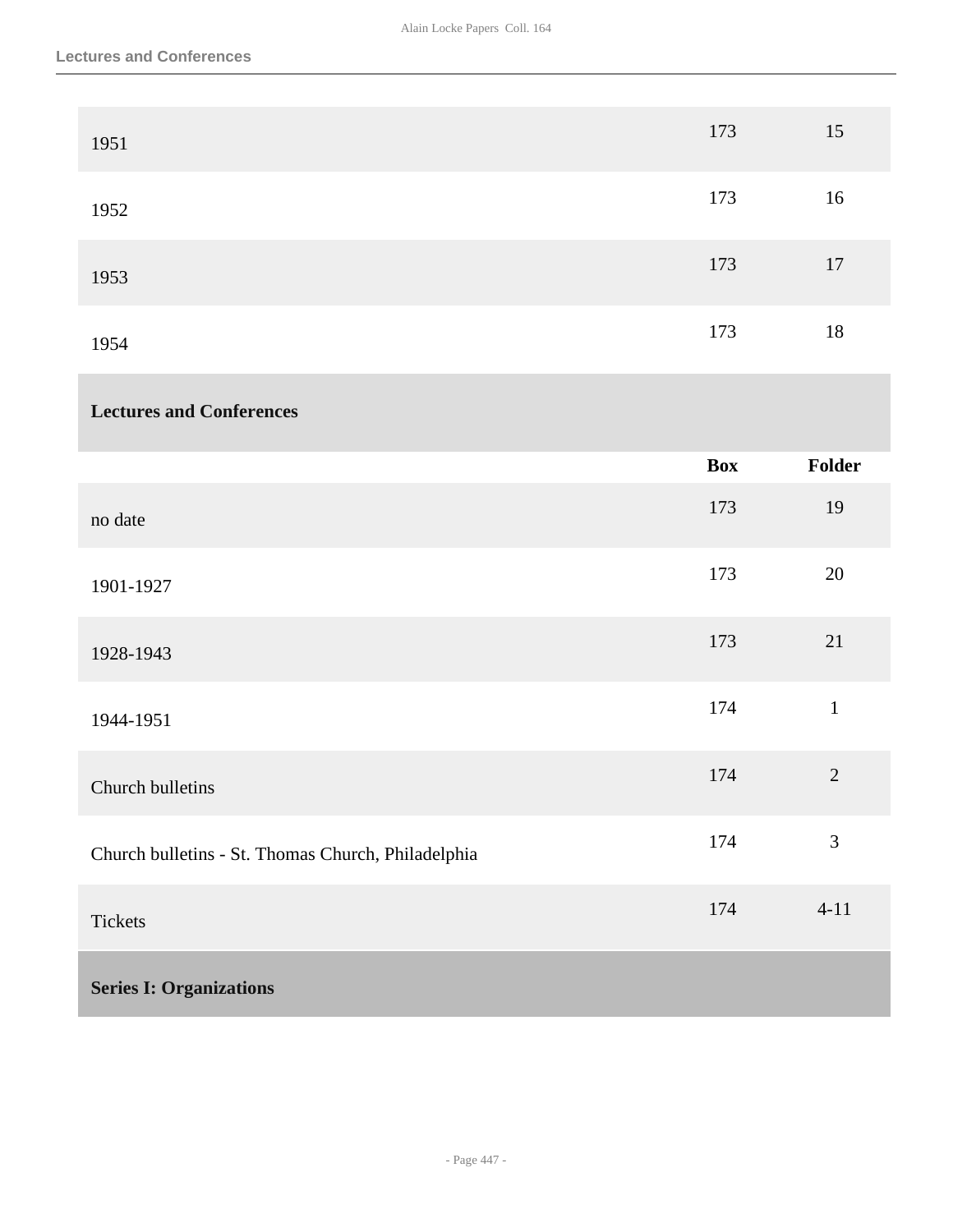| | Box | Folder |
|---|---|---|
| 1951 | 173 | 15 |
| 1952 | 173 | 16 |
| 1953 | 173 | 17 |
| 1954 | 173 | 18 |

**Lectures and Conferences**

| | Box | Folder |
|---|---|---|
| no date | 173 | 19 |
| 1901-1927 | 173 | 20 |
| 1928-1943 | 173 | 21 |
| 1944-1951 | 174 | 1 |
| Church bulletins | 174 | 2 |
| Church bulletins - St. Thomas Church, Philadelphia | 174 | 3 |
| Tickets | 174 | 4-11 |

**Series I: Organizations**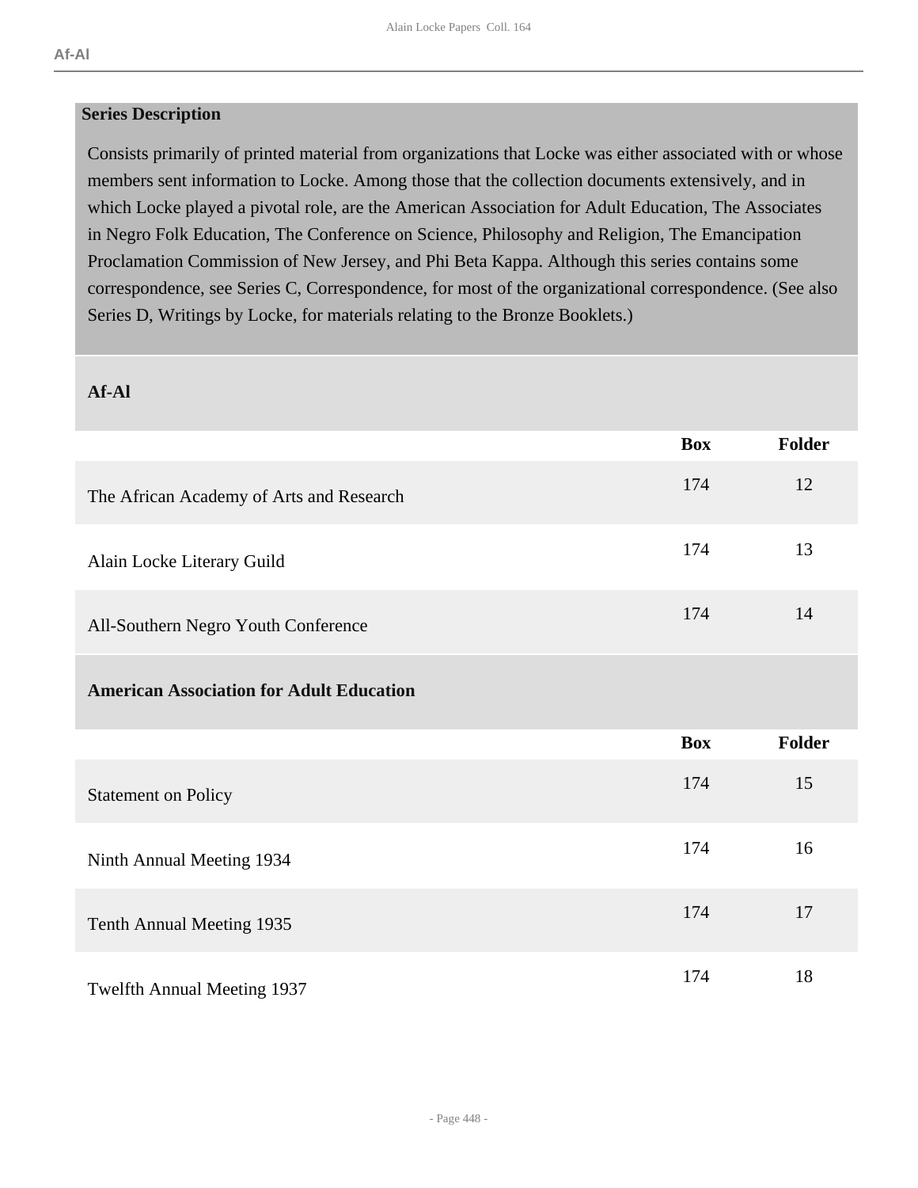### Series Description

Consists primarily of printed material from organizations that Locke was either associated with or whose members sent information to Locke. Among those that the collection documents extensively, and in which Locke played a pivotal role, are the American Association for Adult Education, The Associates in Negro Folk Education, The Conference on Science, Philosophy and Religion, The Emancipation Proclamation Commission of New Jersey, and Phi Beta Kappa. Although this series contains some correspondence, see Series C, Correspondence, for most of the organizational correspondence. (See also Series D, Writings by Locke, for materials relating to the Bronze Booklets.)

### Af-Al

| | Box | Folder |
|---|---|---|
| The African Academy of Arts and Research | 174 | 12 |
| Alain Locke Literary Guild | 174 | 13 |
| All-Southern Negro Youth Conference | 174 | 14 |

### American Association for Adult Education

| | Box | Folder |
|---|---|---|
| Statement on Policy | 174 | 15 |
| Ninth Annual Meeting 1934 | 174 | 16 |
| Tenth Annual Meeting 1935 | 174 | 17 |
| Twelfth Annual Meeting 1937 | 174 | 18 |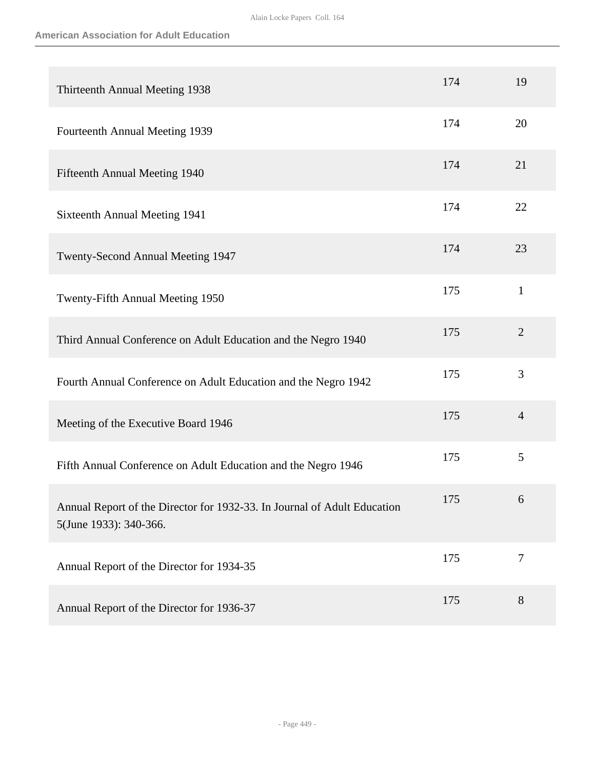| | | |
|---|---|---|
| Thirteenth Annual Meeting 1938 | 174 | 19 |
| Fourteenth Annual Meeting 1939 | 174 | 20 |
| Fifteenth Annual Meeting 1940 | 174 | 21 |
| Sixteenth Annual Meeting 1941 | 174 | 22 |
| Twenty-Second Annual Meeting 1947 | 174 | 23 |
| Twenty-Fifth Annual Meeting 1950 | 175 | 1 |
| Third Annual Conference on Adult Education and the Negro 1940 | 175 | 2 |
| Fourth Annual Conference on Adult Education and the Negro 1942 | 175 | 3 |
| Meeting of the Executive Board 1946 | 175 | 4 |
| Fifth Annual Conference on Adult Education and the Negro 1946 | 175 | 5 |
| Annual Report of the Director for 1932-33. In Journal of Adult Education 5(June 1933): 340-366. | 175 | 6 |
| Annual Report of the Director for 1934-35 | 175 | 7 |
| Annual Report of the Director for 1936-37 | 175 | 8 |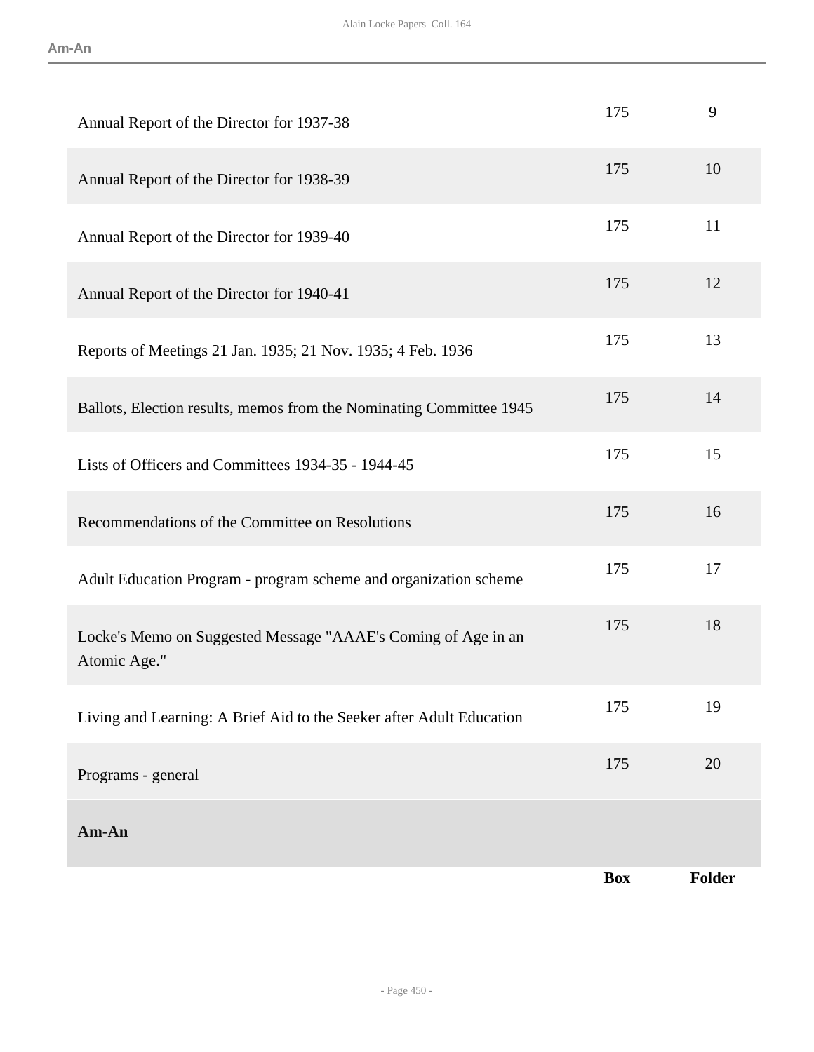| | Box | Folder |
|---|---|---|
| Annual Report of the Director for 1937-38 | 175 | 9 |
| Annual Report of the Director for 1938-39 | 175 | 10 |
| Annual Report of the Director for 1939-40 | 175 | 11 |
| Annual Report of the Director for 1940-41 | 175 | 12 |
| Reports of Meetings 21 Jan. 1935; 21 Nov. 1935; 4 Feb. 1936 | 175 | 13 |
| Ballots, Election results, memos from the Nominating Committee 1945 | 175 | 14 |
| Lists of Officers and Committees 1934-35 - 1944-45 | 175 | 15 |
| Recommendations of the Committee on Resolutions | 175 | 16 |
| Adult Education Program - program scheme and organization scheme | 175 | 17 |
| Locke's Memo on Suggested Message "AAAE's Coming of Age in an Atomic Age." | 175 | 18 |
| Living and Learning: A Brief Aid to the Seeker after Adult Education | 175 | 19 |
| Programs - general | 175 | 20 |

**Am-An**

| | Box | Folder |
|---|---|---|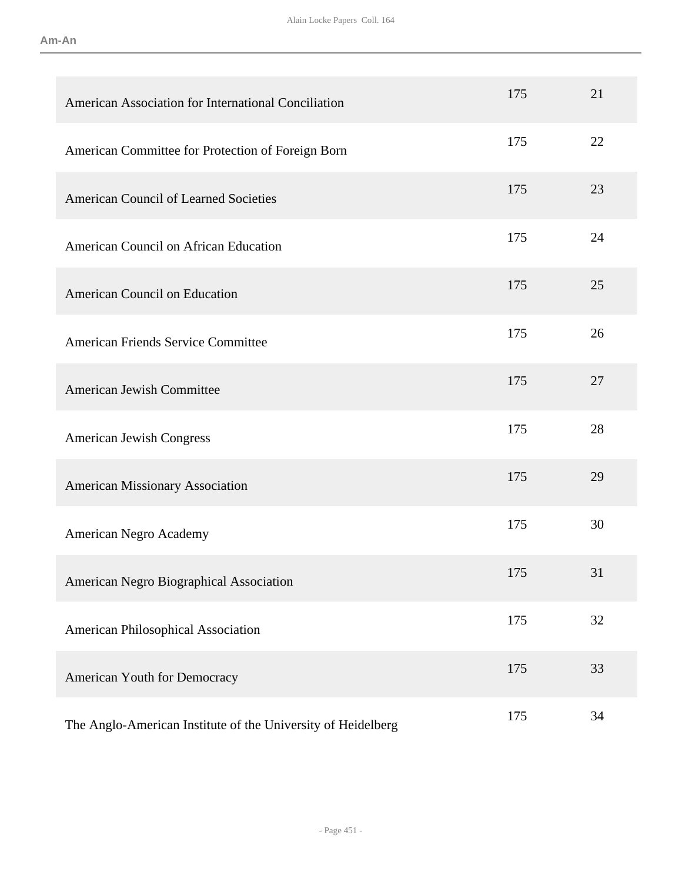| | | |
|---|---|---|
| American Association for International Conciliation | 175 | 21 |
| American Committee for Protection of Foreign Born | 175 | 22 |
| American Council of Learned Societies | 175 | 23 |
| American Council on African Education | 175 | 24 |
| American Council on Education | 175 | 25 |
| American Friends Service Committee | 175 | 26 |
| American Jewish Committee | 175 | 27 |
| American Jewish Congress | 175 | 28 |
| American Missionary Association | 175 | 29 |
| American Negro Academy | 175 | 30 |
| American Negro Biographical Association | 175 | 31 |
| American Philosophical Association | 175 | 32 |
| American Youth for Democracy | 175 | 33 |
| The Anglo-American Institute of the University of Heidelberg | 175 | 34 |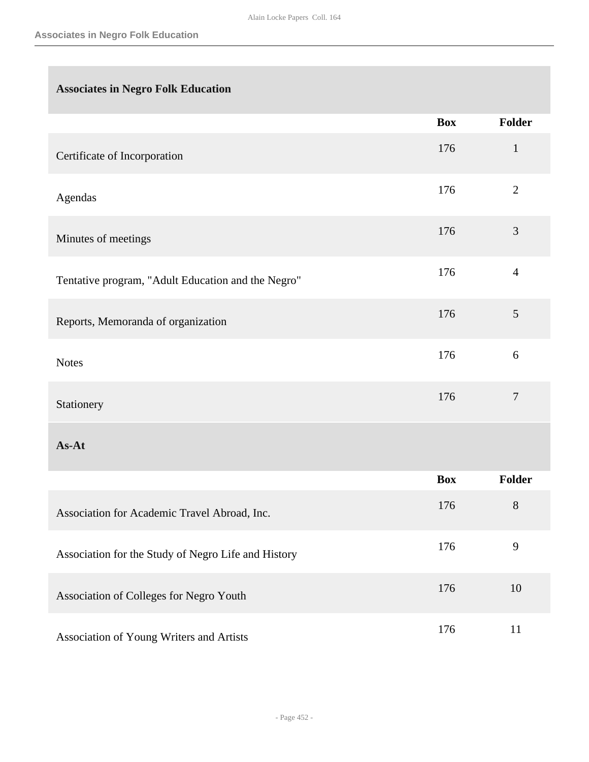## Associates in Negro Folk Education

| | Box | Folder |
|---|---|---|
| Certificate of Incorporation | 176 | 1 |
| Agendas | 176 | 2 |
| Minutes of meetings | 176 | 3 |
| Tentative program, "Adult Education and the Negro" | 176 | 4 |
| Reports, Memoranda of organization | 176 | 5 |
| Notes | 176 | 6 |
| Stationery | 176 | 7 |

## As-At

| | Box | Folder |
|---|---|---|
| Association for Academic Travel Abroad, Inc. | 176 | 8 |
| Association for the Study of Negro Life and History | 176 | 9 |
| Association of Colleges for Negro Youth | 176 | 10 |
| Association of Young Writers and Artists | 176 | 11 |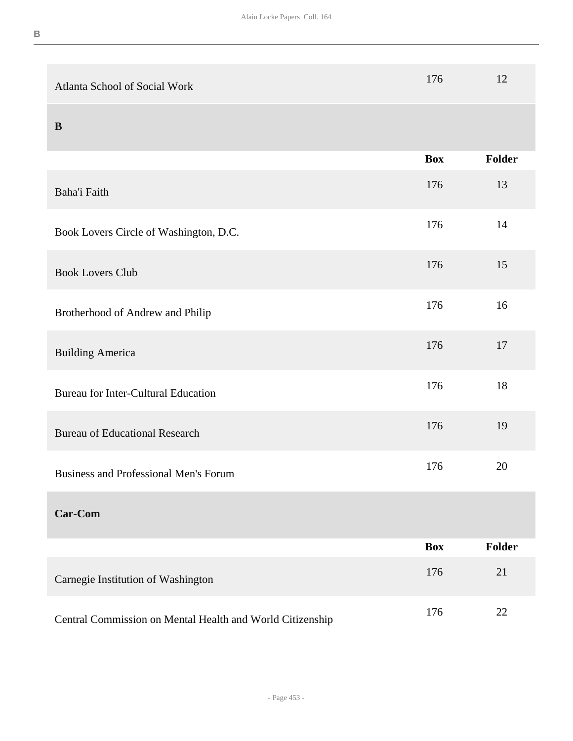| | Box | Folder |
|---|---|---|
| Atlanta School of Social Work | 176 | 12 |

### B

| | Box | Folder |
|---|---|---|
| Baha'i Faith | 176 | 13 |
| Book Lovers Circle of Washington, D.C. | 176 | 14 |
| Book Lovers Club | 176 | 15 |
| Brotherhood of Andrew and Philip | 176 | 16 |
| Building America | 176 | 17 |
| Bureau for Inter-Cultural Education | 176 | 18 |
| Bureau of Educational Research | 176 | 19 |
| Business and Professional Men's Forum | 176 | 20 |

### Car-Com

| | Box | Folder |
|---|---|---|
| Carnegie Institution of Washington | 176 | 21 |
| Central Commission on Mental Health and World Citizenship | 176 | 22 |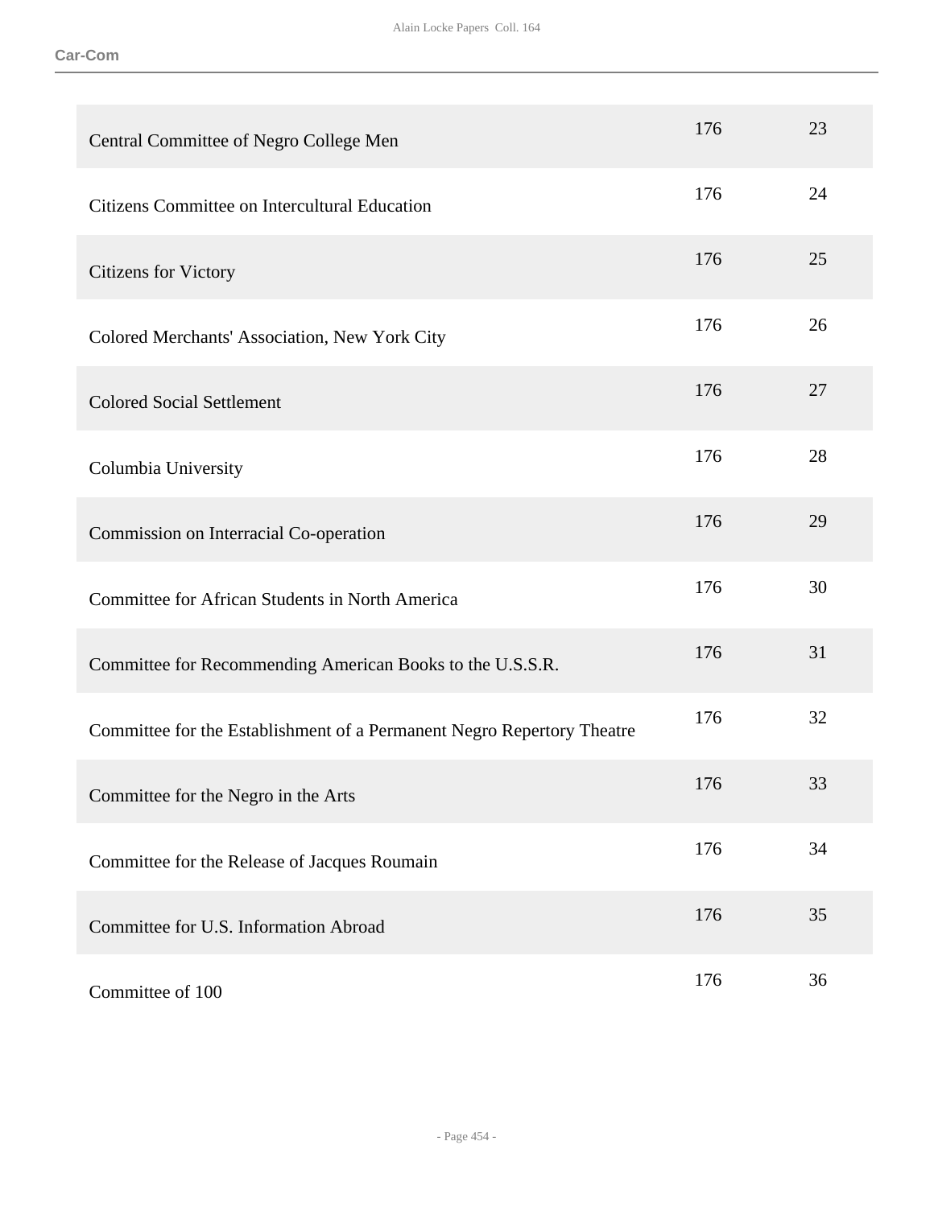| | | |
|---|---|---|
| Central Committee of Negro College Men | 176 | 23 |
| Citizens Committee on Intercultural Education | 176 | 24 |
| Citizens for Victory | 176 | 25 |
| Colored Merchants' Association, New York City | 176 | 26 |
| Colored Social Settlement | 176 | 27 |
| Columbia University | 176 | 28 |
| Commission on Interracial Co-operation | 176 | 29 |
| Committee for African Students in North America | 176 | 30 |
| Committee for Recommending American Books to the U.S.S.R. | 176 | 31 |
| Committee for the Establishment of a Permanent Negro Repertory Theatre | 176 | 32 |
| Committee for the Negro in the Arts | 176 | 33 |
| Committee for the Release of Jacques Roumain | 176 | 34 |
| Committee for U.S. Information Abroad | 176 | 35 |
| Committee of 100 | 176 | 36 |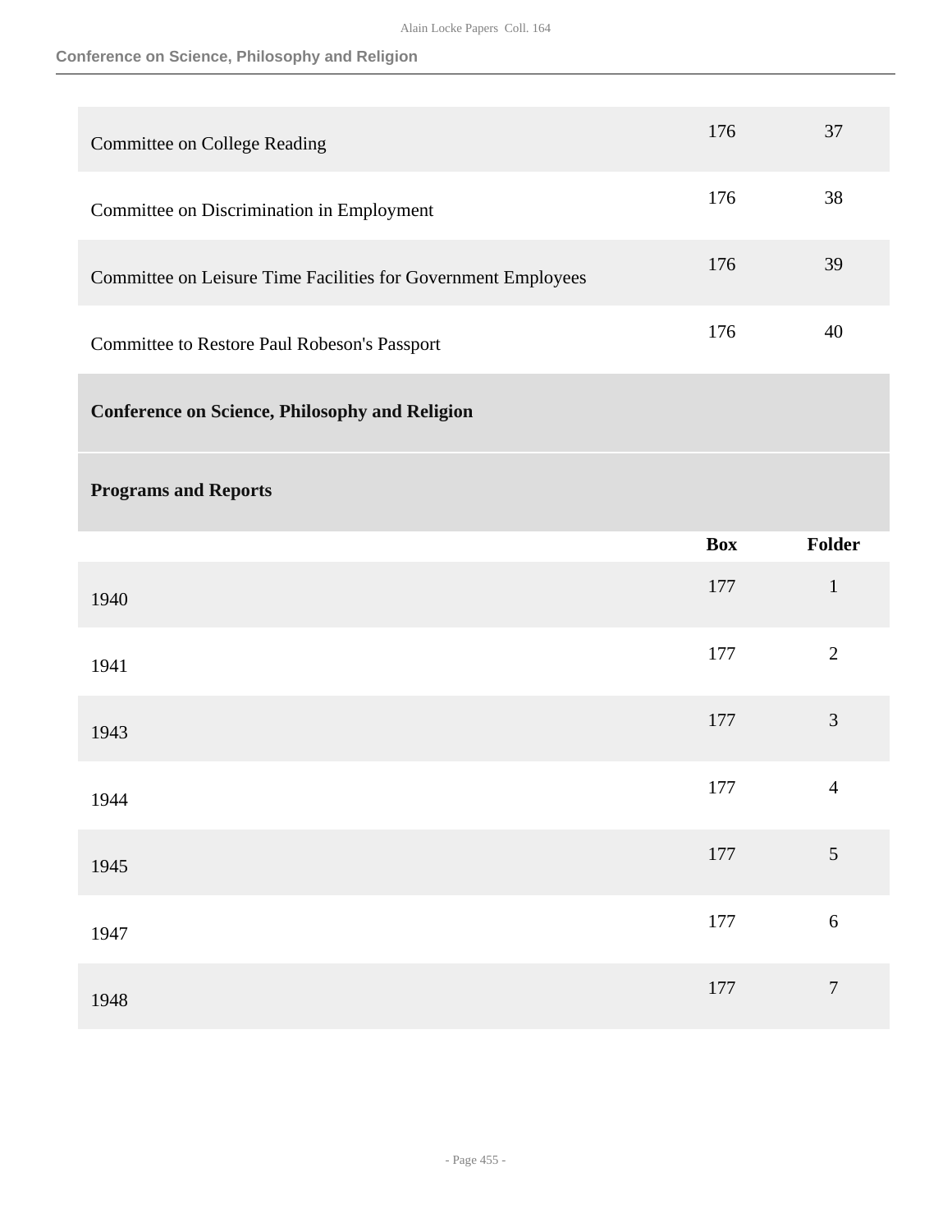| | | |
|---|---|---|
| Committee on College Reading | 176 | 37 |
| Committee on Discrimination in Employment | 176 | 38 |
| Committee on Leisure Time Facilities for Government Employees | 176 | 39 |
| Committee to Restore Paul Robeson's Passport | 176 | 40 |

## Conference on Science, Philosophy and Religion

### Programs and Reports

| | Box | Folder |
|---|---|---|
| 1940 | 177 | 1 |
| 1941 | 177 | 2 |
| 1943 | 177 | 3 |
| 1944 | 177 | 4 |
| 1945 | 177 | 5 |
| 1947 | 177 | 6 |
| 1948 | 177 | 7 |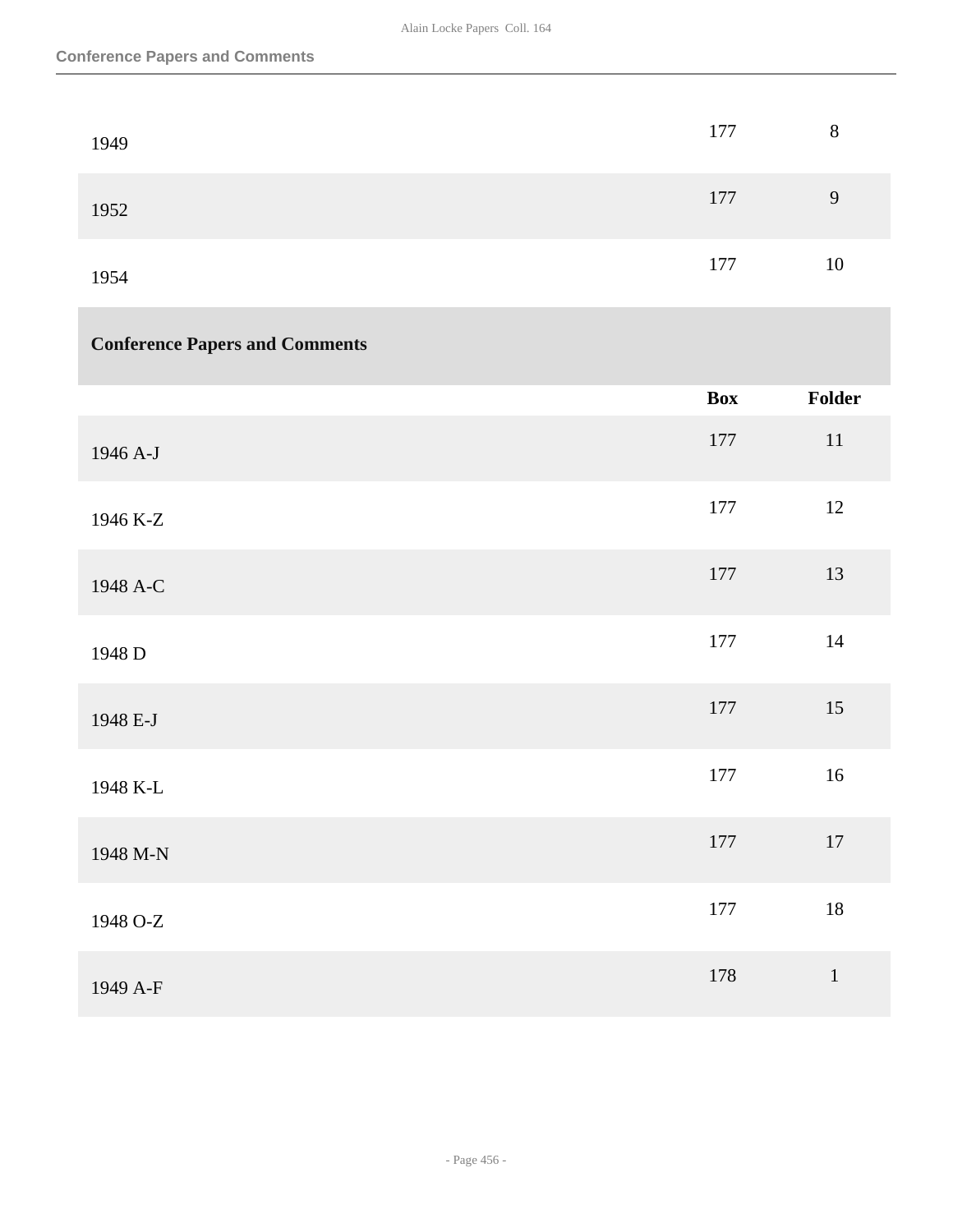| | Box | Folder |
|---|---|---|
| 1949 | 177 | 8 |
| 1952 | 177 | 9 |
| 1954 | 177 | 10 |

### Conference Papers and Comments

| | Box | Folder |
|---|---|---|
| 1946 A-J | 177 | 11 |
| 1946 K-Z | 177 | 12 |
| 1948 A-C | 177 | 13 |
| 1948 D | 177 | 14 |
| 1948 E-J | 177 | 15 |
| 1948 K-L | 177 | 16 |
| 1948 M-N | 177 | 17 |
| 1948 O-Z | 177 | 18 |
| 1949 A-F | 178 | 1 |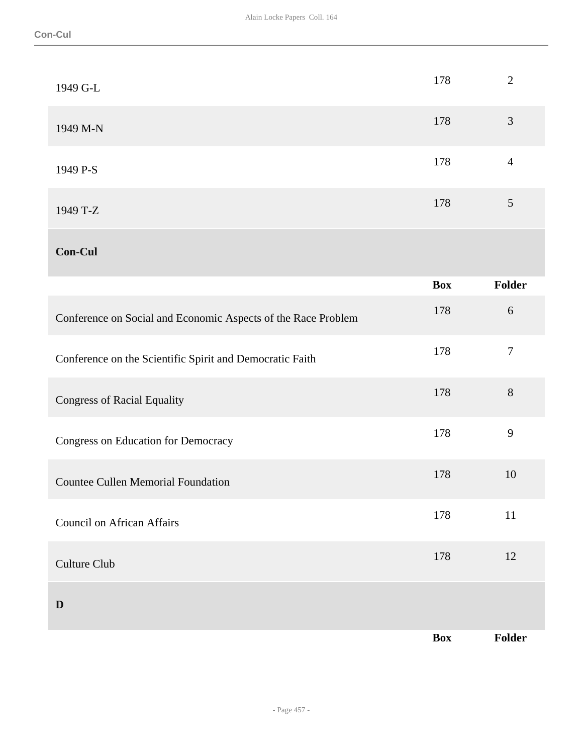| | Box | Folder |
|---|---|---|
| 1949 G-L | 178 | 2 |
| 1949 M-N | 178 | 3 |
| 1949 P-S | 178 | 4 |
| 1949 T-Z | 178 | 5 |

### Con-Cul

| | Box | Folder |
|---|---|---|
| Conference on Social and Economic Aspects of the Race Problem | 178 | 6 |
| Conference on the Scientific Spirit and Democratic Faith | 178 | 7 |
| Congress of Racial Equality | 178 | 8 |
| Congress on Education for Democracy | 178 | 9 |
| Countee Cullen Memorial Foundation | 178 | 10 |
| Council on African Affairs | 178 | 11 |
| Culture Club | 178 | 12 |

### D

| | Box | Folder |
|---|---|---|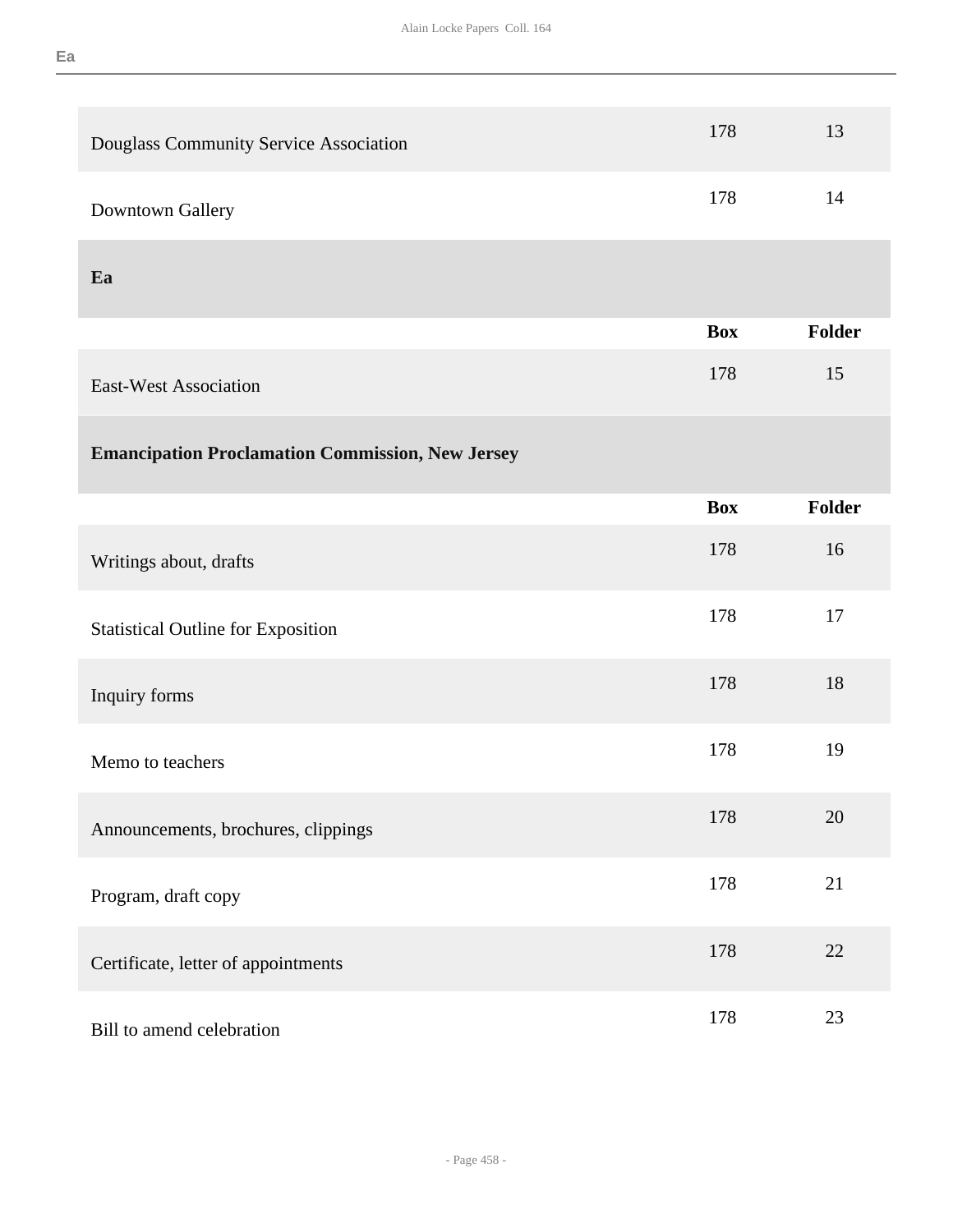| | Box | Folder |
|---|---|---|
| Douglass Community Service Association | 178 | 13 |
| Downtown Gallery | 178 | 14 |

### Ea

| | Box | Folder |
|---|---|---|
| East-West Association | 178 | 15 |

### Emancipation Proclamation Commission, New Jersey

| | Box | Folder |
|---|---|---|
| Writings about, drafts | 178 | 16 |
| Statistical Outline for Exposition | 178 | 17 |
| Inquiry forms | 178 | 18 |
| Memo to teachers | 178 | 19 |
| Announcements, brochures, clippings | 178 | 20 |
| Program, draft copy | 178 | 21 |
| Certificate, letter of appointments | 178 | 22 |
| Bill to amend celebration | 178 | 23 |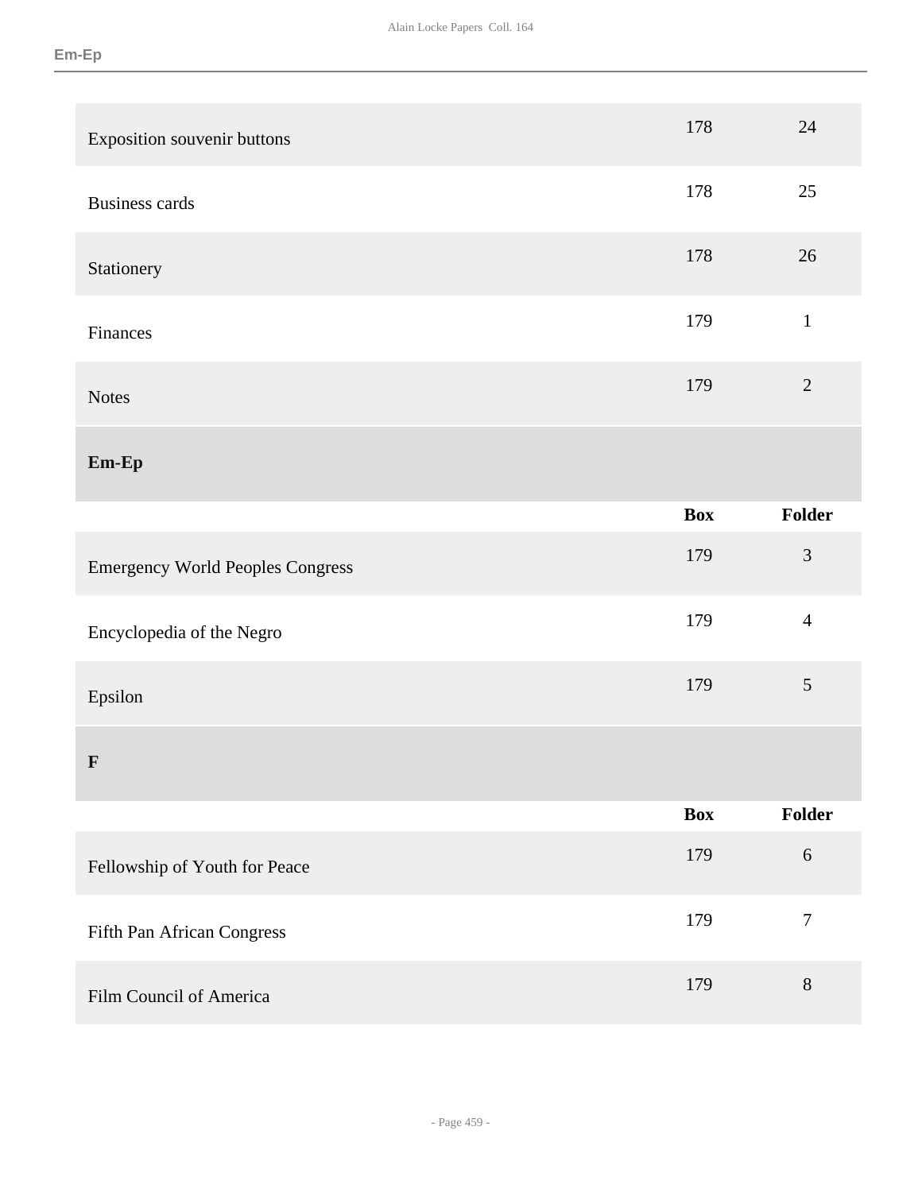| | Box | Folder |
|---|---|---|
| Exposition souvenir buttons | 178 | 24 |
| Business cards | 178 | 25 |
| Stationery | 178 | 26 |
| Finances | 179 | 1 |
| Notes | 179 | 2 |

### Em-Ep

| | Box | Folder |
|---|---|---|
| Emergency World Peoples Congress | 179 | 3 |
| Encyclopedia of the Negro | 179 | 4 |
| Epsilon | 179 | 5 |

### F

| | Box | Folder |
|---|---|---|
| Fellowship of Youth for Peace | 179 | 6 |
| Fifth Pan African Congress | 179 | 7 |
| Film Council of America | 179 | 8 |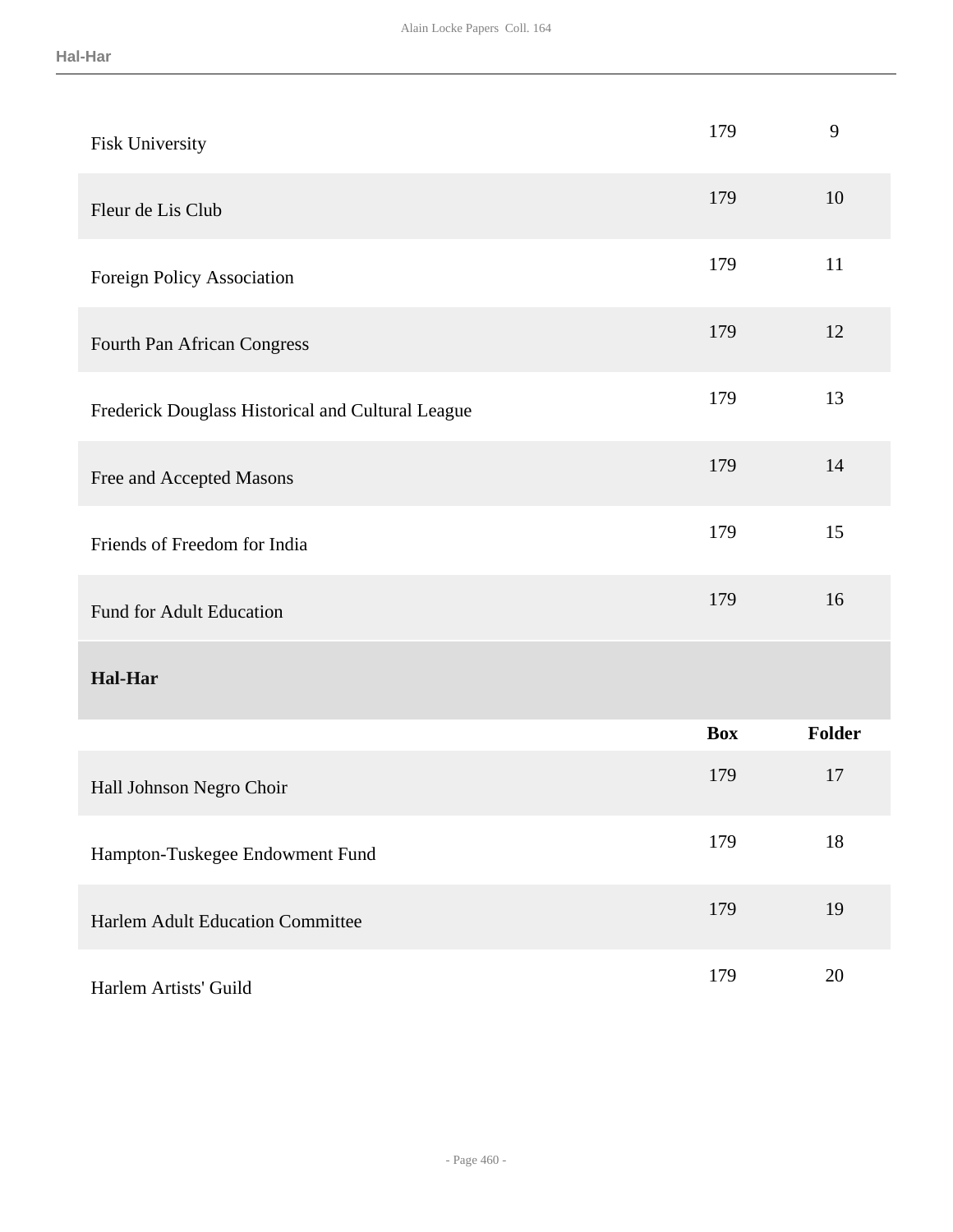| | Box | Folder |
|---|---|---|
| Fisk University | 179 | 9 |
| Fleur de Lis Club | 179 | 10 |
| Foreign Policy Association | 179 | 11 |
| Fourth Pan African Congress | 179 | 12 |
| Frederick Douglass Historical and Cultural League | 179 | 13 |
| Free and Accepted Masons | 179 | 14 |
| Friends of Freedom for India | 179 | 15 |
| Fund for Adult Education | 179 | 16 |

### Hal-Har

| | Box | Folder |
|---|---|---|
| Hall Johnson Negro Choir | 179 | 17 |
| Hampton-Tuskegee Endowment Fund | 179 | 18 |
| Harlem Adult Education Committee | 179 | 19 |
| Harlem Artists' Guild | 179 | 20 |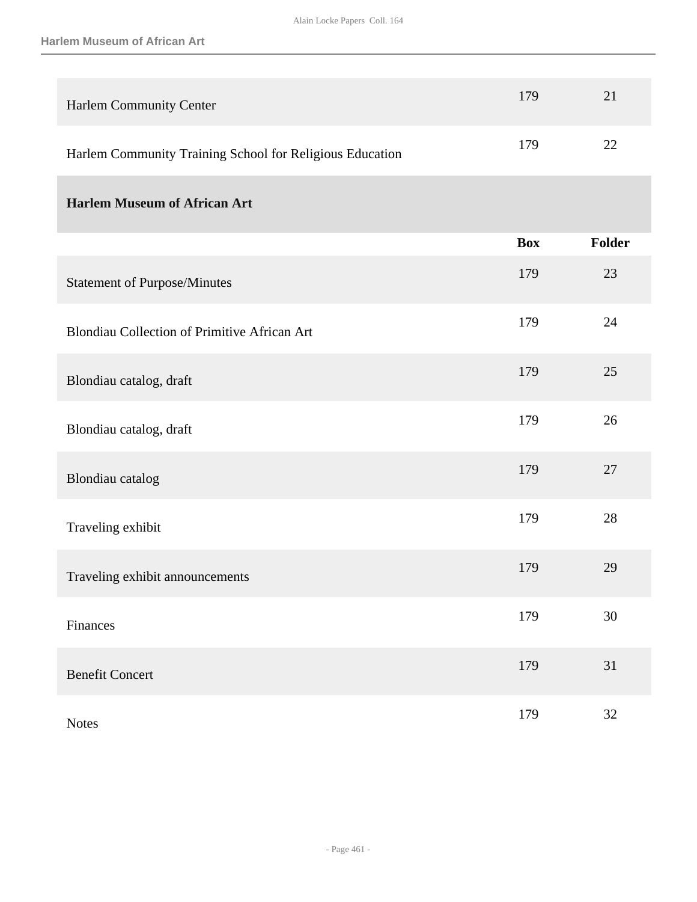| | | |
|---|---|---|
| Harlem Community Center | 179 | 21 |
| Harlem Community Training School for Religious Education | 179 | 22 |

### Harlem Museum of African Art

| | Box | Folder |
|---|---|---|
| Statement of Purpose/Minutes | 179 | 23 |
| Blondiau Collection of Primitive African Art | 179 | 24 |
| Blondiau catalog, draft | 179 | 25 |
| Blondiau catalog, draft | 179 | 26 |
| Blondiau catalog | 179 | 27 |
| Traveling exhibit | 179 | 28 |
| Traveling exhibit announcements | 179 | 29 |
| Finances | 179 | 30 |
| Benefit Concert | 179 | 31 |
| Notes | 179 | 32 |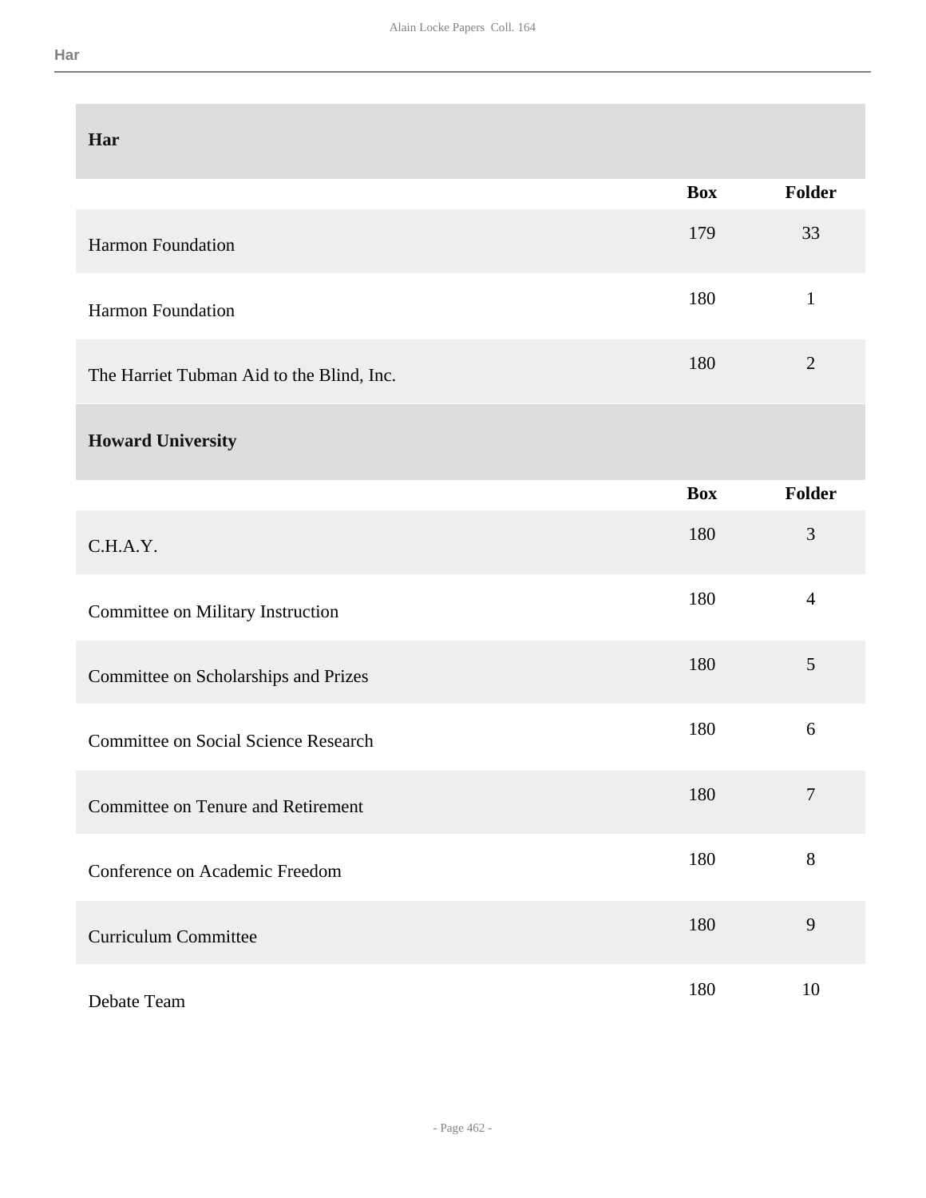## Har

| | Box | Folder |
|---|---|---|
| Harmon Foundation | 179 | 33 |
| Harmon Foundation | 180 | 1 |
| The Harriet Tubman Aid to the Blind, Inc. | 180 | 2 |

## Howard University

| | Box | Folder |
|---|---|---|
| C.H.A.Y. | 180 | 3 |
| Committee on Military Instruction | 180 | 4 |
| Committee on Scholarships and Prizes | 180 | 5 |
| Committee on Social Science Research | 180 | 6 |
| Committee on Tenure and Retirement | 180 | 7 |
| Conference on Academic Freedom | 180 | 8 |
| Curriculum Committee | 180 | 9 |
| Debate Team | 180 | 10 |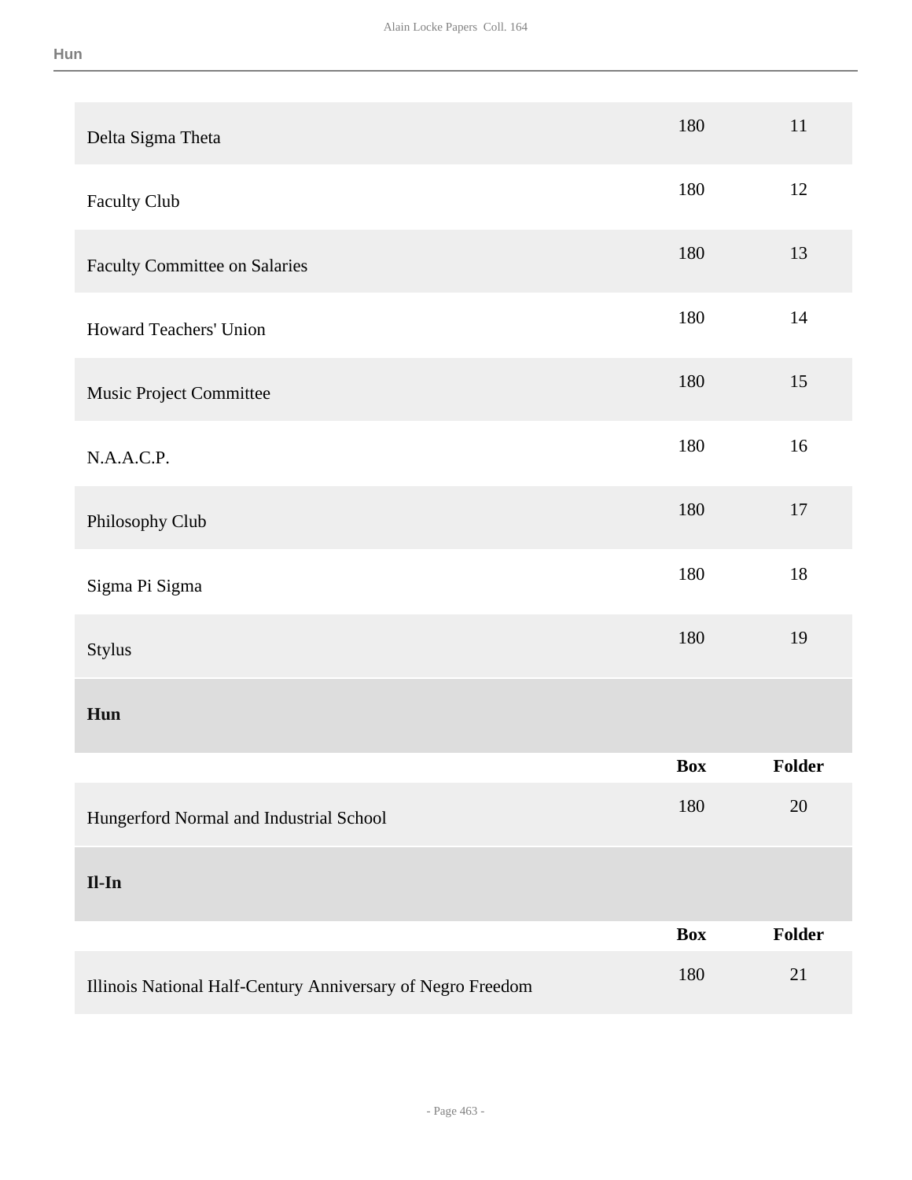| | Box | Folder |
|---|---|---|
| Delta Sigma Theta | 180 | 11 |
| Faculty Club | 180 | 12 |
| Faculty Committee on Salaries | 180 | 13 |
| Howard Teachers' Union | 180 | 14 |
| Music Project Committee | 180 | 15 |
| N.A.A.C.P. | 180 | 16 |
| Philosophy Club | 180 | 17 |
| Sigma Pi Sigma | 180 | 18 |
| Stylus | 180 | 19 |

**Hun**

| | Box | Folder |
|---|---|---|
| Hungerford Normal and Industrial School | 180 | 20 |

**Il-In**

| | Box | Folder |
|---|---|---|
| Illinois National Half-Century Anniversary of Negro Freedom | 180 | 21 |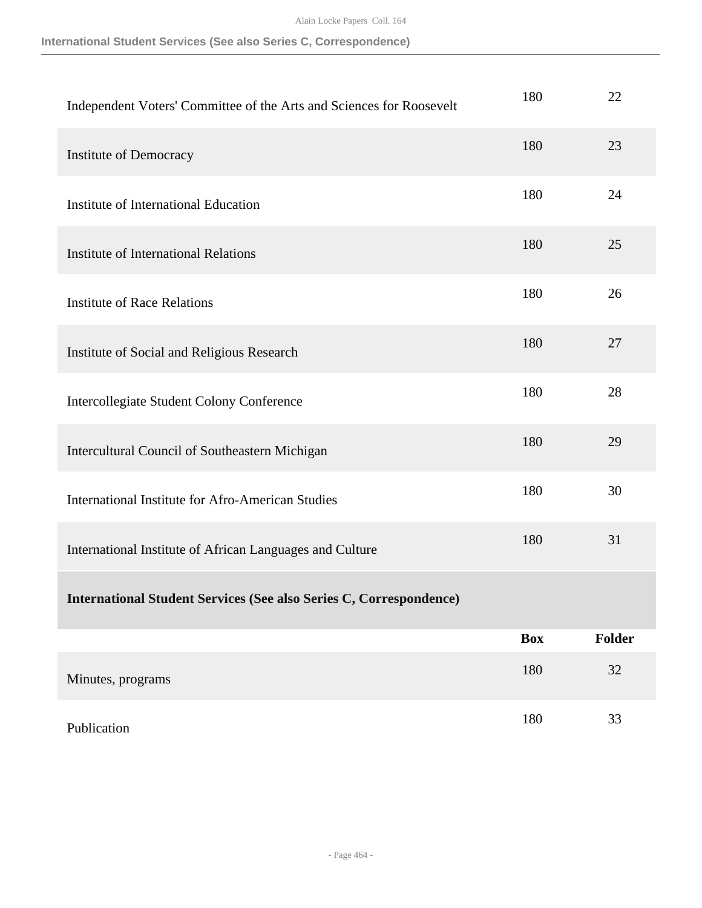| | Box | Folder |
|---|---|---|
| Independent Voters' Committee of the Arts and Sciences for Roosevelt | 180 | 22 |
| Institute of Democracy | 180 | 23 |
| Institute of International Education | 180 | 24 |
| Institute of International Relations | 180 | 25 |
| Institute of Race Relations | 180 | 26 |
| Institute of Social and Religious Research | 180 | 27 |
| Intercollegiate Student Colony Conference | 180 | 28 |
| Intercultural Council of Southeastern Michigan | 180 | 29 |
| International Institute for Afro-American Studies | 180 | 30 |
| International Institute of African Languages and Culture | 180 | 31 |

### International Student Services (See also Series C, Correspondence)

| | Box | Folder |
|---|---|---|
| Minutes, programs | 180 | 32 |
| Publication | 180 | 33 |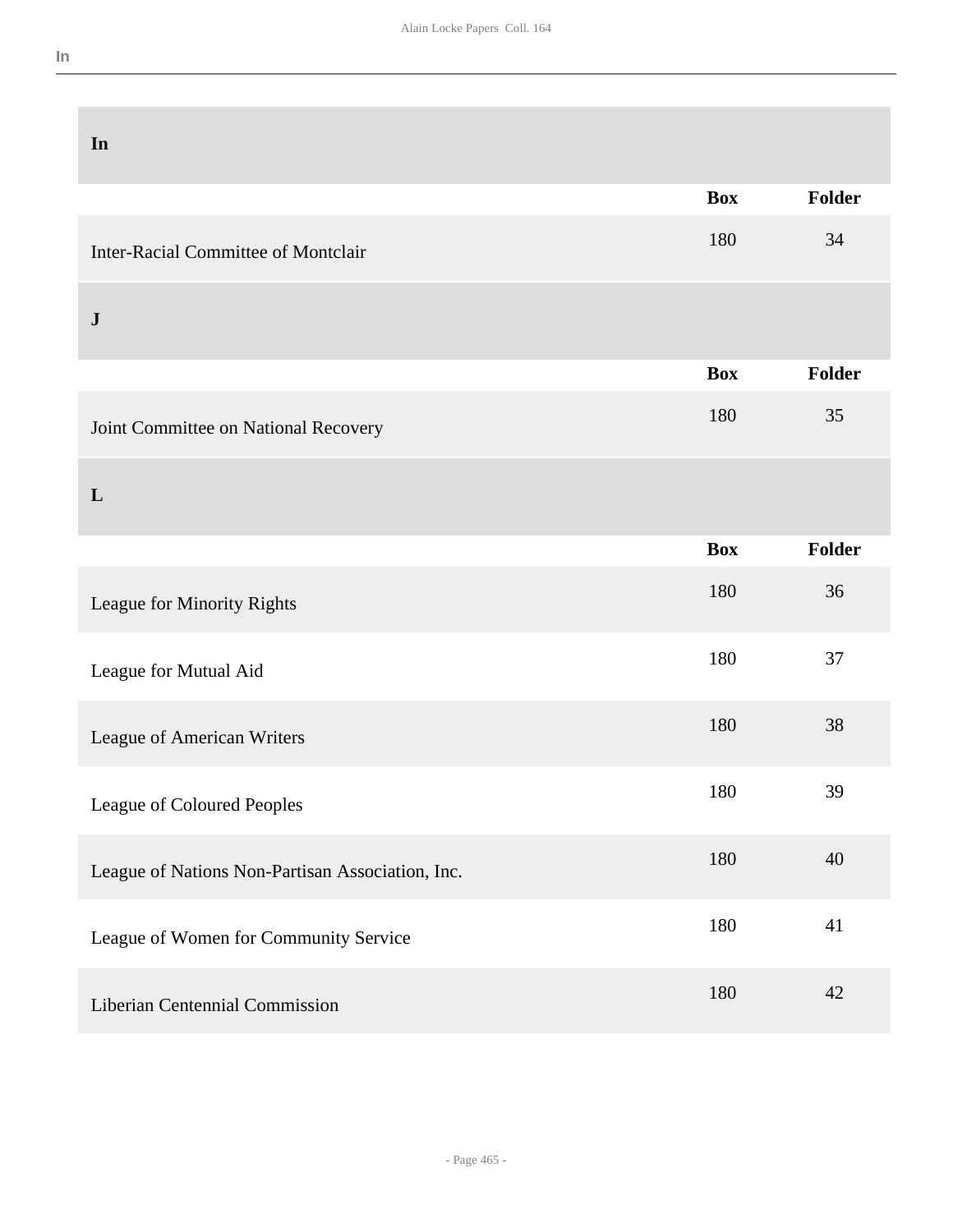## In

| | Box | Folder |
|---|---|---|
| Inter-Racial Committee of Montclair | 180 | 34 |

## J

| | Box | Folder |
|---|---|---|
| Joint Committee on National Recovery | 180 | 35 |

## L

| | Box | Folder |
|---|---|---|
| League for Minority Rights | 180 | 36 |
| League for Mutual Aid | 180 | 37 |
| League of American Writers | 180 | 38 |
| League of Coloured Peoples | 180 | 39 |
| League of Nations Non-Partisan Association, Inc. | 180 | 40 |
| League of Women for Community Service | 180 | 41 |
| Liberian Centennial Commission | 180 | 42 |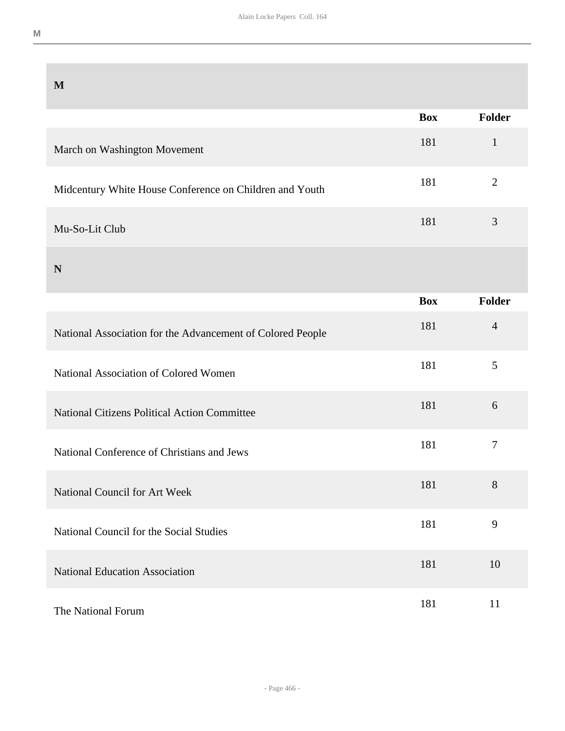## M

| | Box | Folder |
|---|---|---|
| March on Washington Movement | 181 | 1 |
| Midcentury White House Conference on Children and Youth | 181 | 2 |
| Mu-So-Lit Club | 181 | 3 |

## N

| | Box | Folder |
|---|---|---|
| National Association for the Advancement of Colored People | 181 | 4 |
| National Association of Colored Women | 181 | 5 |
| National Citizens Political Action Committee | 181 | 6 |
| National Conference of Christians and Jews | 181 | 7 |
| National Council for Art Week | 181 | 8 |
| National Council for the Social Studies | 181 | 9 |
| National Education Association | 181 | 10 |
| The National Forum | 181 | 11 |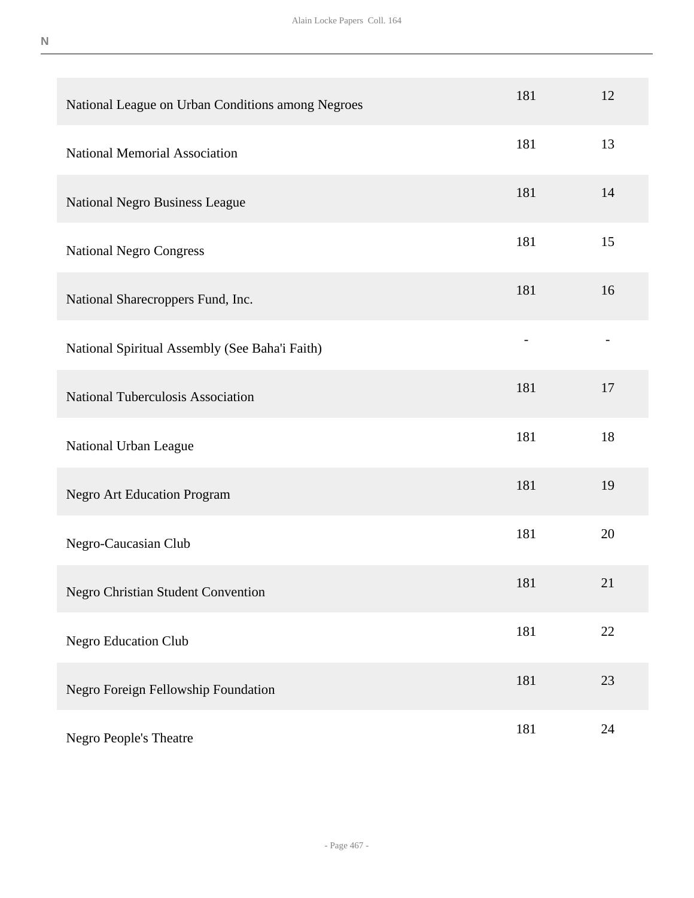N

| | | |
|---|---|---|
| National League on Urban Conditions among Negroes | 181 | 12 |
| National Memorial Association | 181 | 13 |
| National Negro Business League | 181 | 14 |
| National Negro Congress | 181 | 15 |
| National Sharecroppers Fund, Inc. | 181 | 16 |
| National Spiritual Assembly (See Baha'i Faith) | - | - |
| National Tuberculosis Association | 181 | 17 |
| National Urban League | 181 | 18 |
| Negro Art Education Program | 181 | 19 |
| Negro-Caucasian Club | 181 | 20 |
| Negro Christian Student Convention | 181 | 21 |
| Negro Education Club | 181 | 22 |
| Negro Foreign Fellowship Foundation | 181 | 23 |
| Negro People's Theatre | 181 | 24 |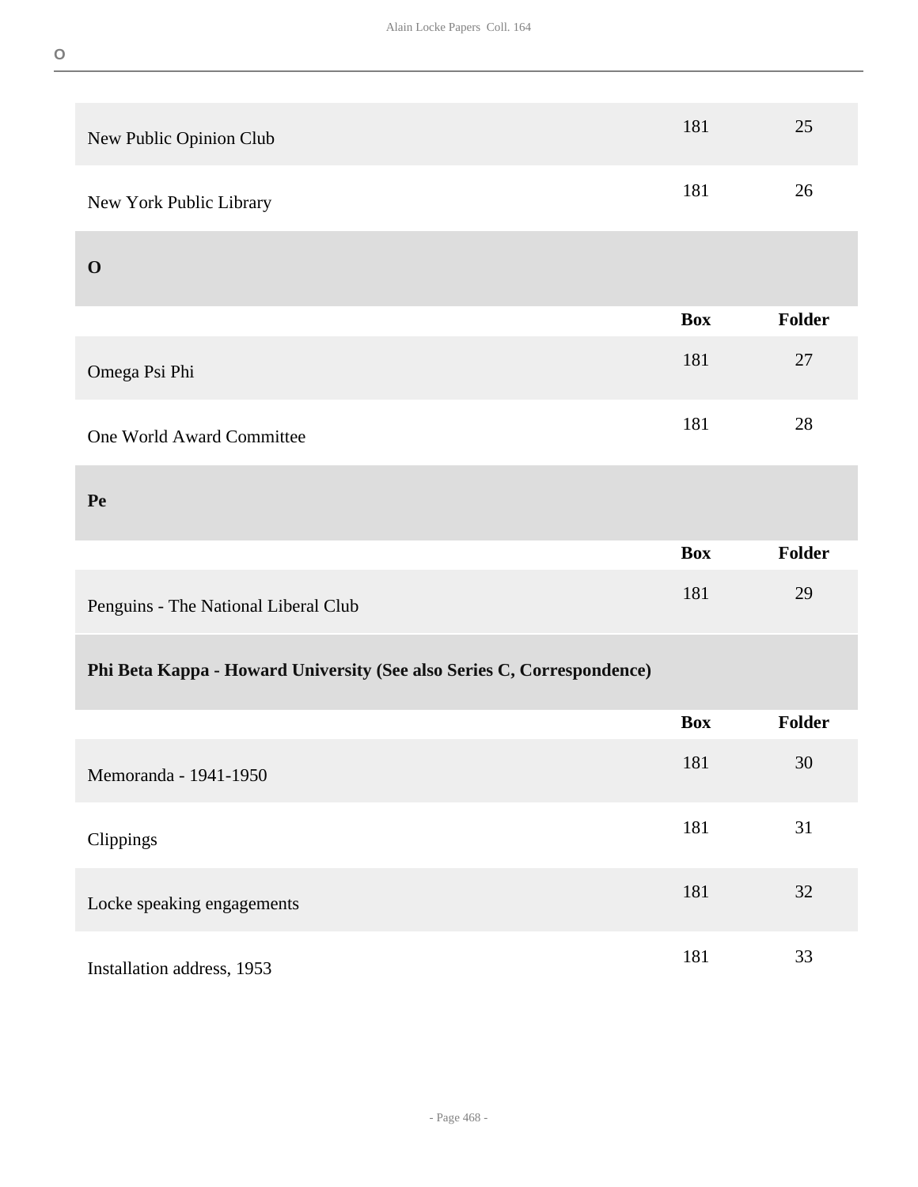| | Box | Folder |
|---|---|---|
| New Public Opinion Club | 181 | 25 |
| New York Public Library | 181 | 26 |

## O

| | Box | Folder |
|---|---|---|
| Omega Psi Phi | 181 | 27 |
| One World Award Committee | 181 | 28 |

## Pe

| | Box | Folder |
|---|---|---|
| Penguins - The National Liberal Club | 181 | 29 |

### Phi Beta Kappa - Howard University (See also Series C, Correspondence)

| | Box | Folder |
|---|---|---|
| Memoranda - 1941-1950 | 181 | 30 |
| Clippings | 181 | 31 |
| Locke speaking engagements | 181 | 32 |
| Installation address, 1953 | 181 | 33 |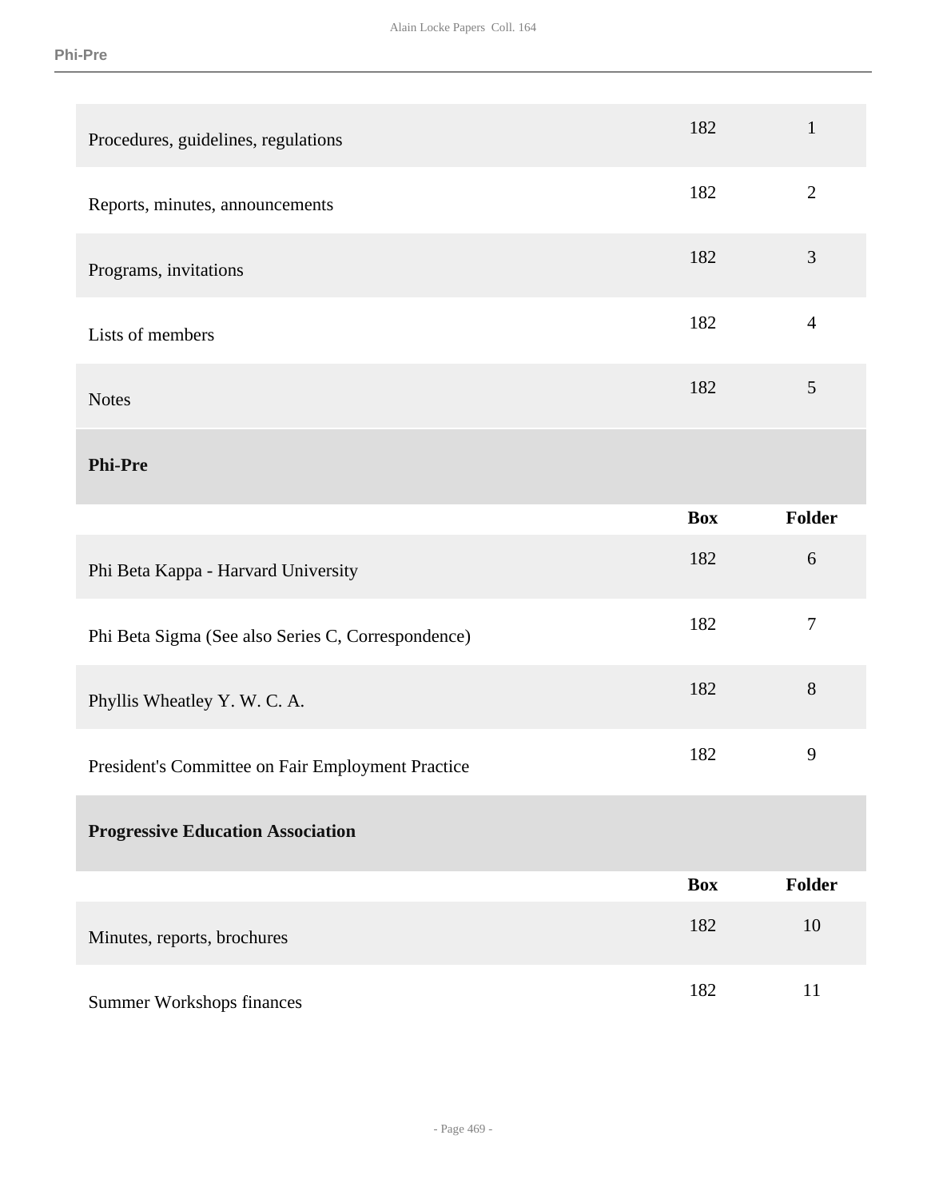| | Box | Folder |
|---|---|---|
| Procedures, guidelines, regulations | 182 | 1 |
| Reports, minutes, announcements | 182 | 2 |
| Programs, invitations | 182 | 3 |
| Lists of members | 182 | 4 |
| Notes | 182 | 5 |

### Phi-Pre

| | Box | Folder |
|---|---|---|
| Phi Beta Kappa - Harvard University | 182 | 6 |
| Phi Beta Sigma (See also Series C, Correspondence) | 182 | 7 |
| Phyllis Wheatley Y. W. C. A. | 182 | 8 |
| President's Committee on Fair Employment Practice | 182 | 9 |

### Progressive Education Association

| | Box | Folder |
|---|---|---|
| Minutes, reports, brochures | 182 | 10 |
| Summer Workshops finances | 182 | 11 |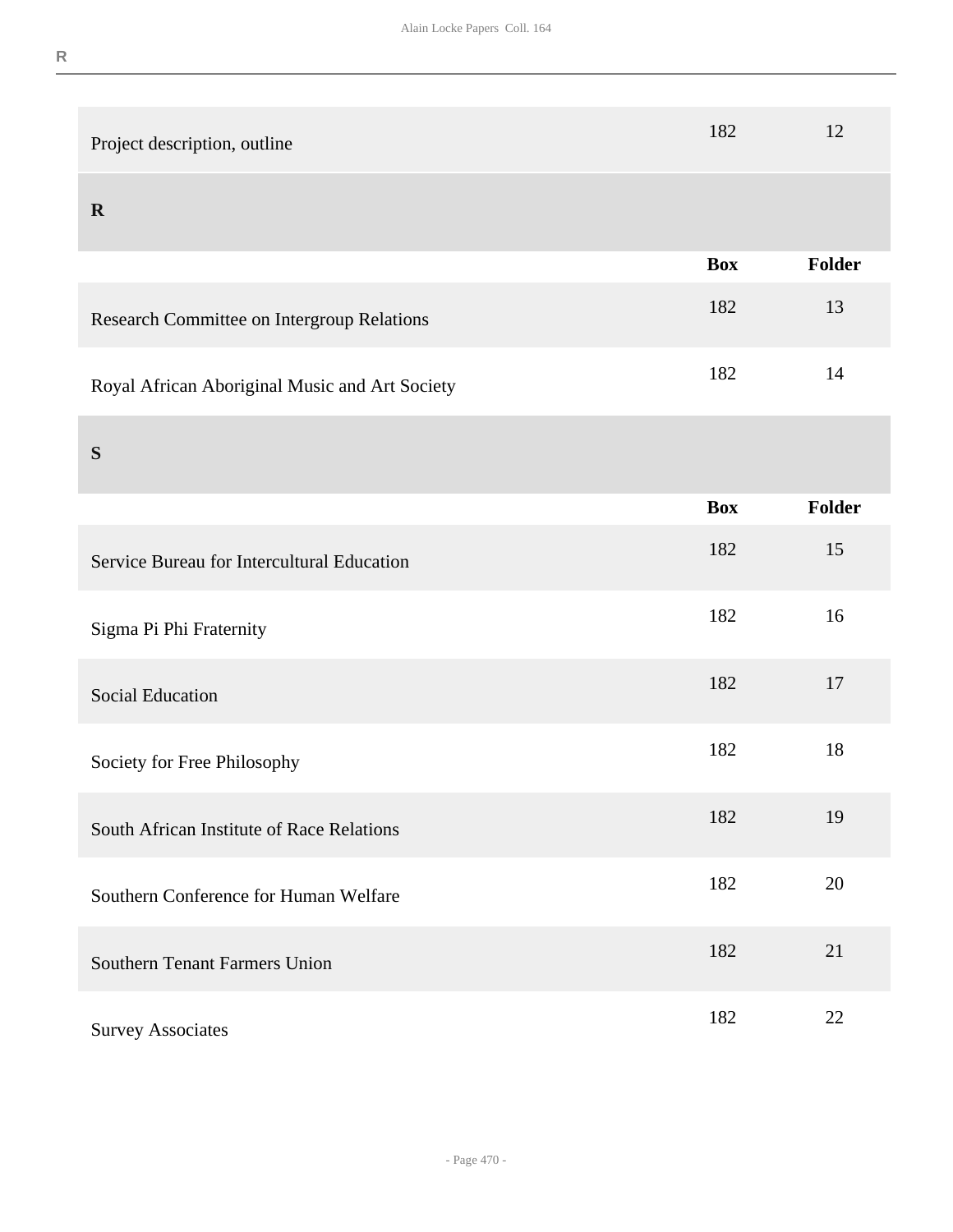| | Box | Folder |
|---|---|---|
| Project description, outline | 182 | 12 |

## R

| | Box | Folder |
|---|---|---|
| Research Committee on Intergroup Relations | 182 | 13 |
| Royal African Aboriginal Music and Art Society | 182 | 14 |

## S

| | Box | Folder |
|---|---|---|
| Service Bureau for Intercultural Education | 182 | 15 |
| Sigma Pi Phi Fraternity | 182 | 16 |
| Social Education | 182 | 17 |
| Society for Free Philosophy | 182 | 18 |
| South African Institute of Race Relations | 182 | 19 |
| Southern Conference for Human Welfare | 182 | 20 |
| Southern Tenant Farmers Union | 182 | 21 |
| Survey Associates | 182 | 22 |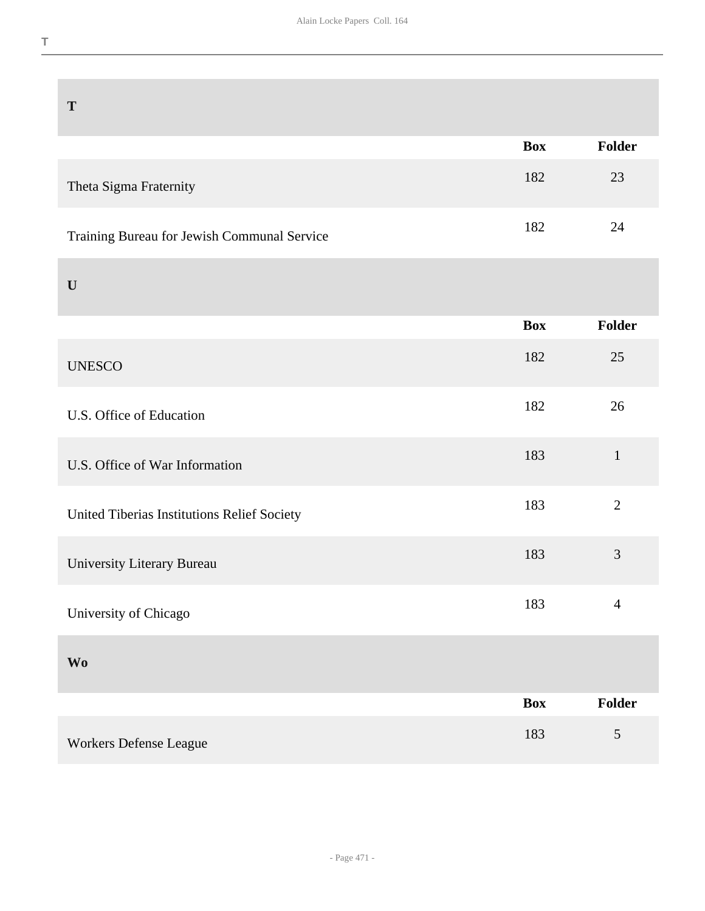## T

| | Box | Folder |
|---|---|---|
| Theta Sigma Fraternity | 182 | 23 |
| Training Bureau for Jewish Communal Service | 182 | 24 |

## U

| | Box | Folder |
|---|---|---|
| UNESCO | 182 | 25 |
| U.S. Office of Education | 182 | 26 |
| U.S. Office of War Information | 183 | 1 |
| United Tiberias Institutions Relief Society | 183 | 2 |
| University Literary Bureau | 183 | 3 |
| University of Chicago | 183 | 4 |

## Wo

| | Box | Folder |
|---|---|---|
| Workers Defense League | 183 | 5 |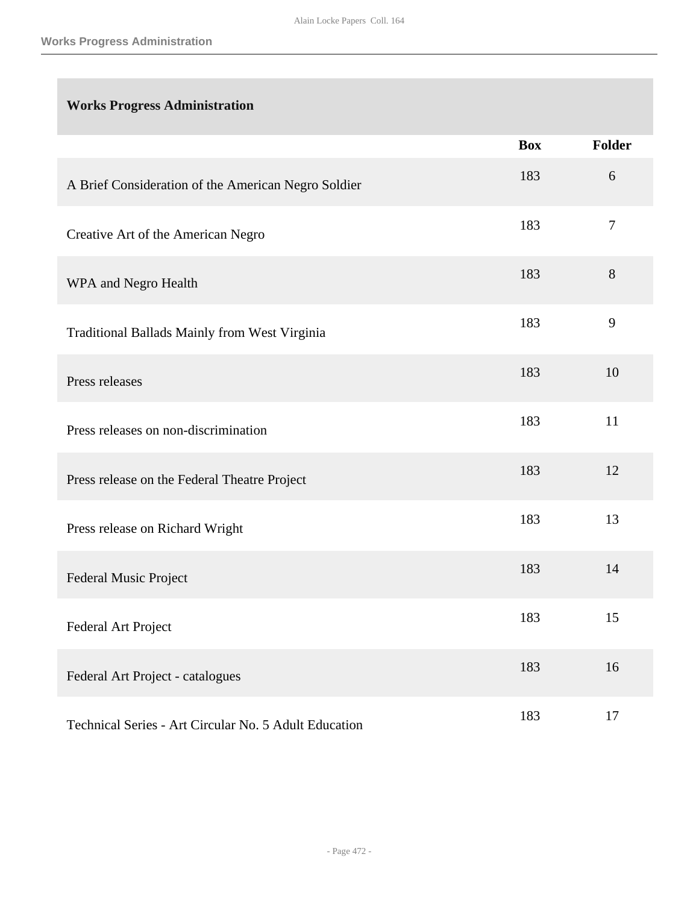## Works Progress Administration

| | Box | Folder |
|---|---|---|
| A Brief Consideration of the American Negro Soldier | 183 | 6 |
| Creative Art of the American Negro | 183 | 7 |
| WPA and Negro Health | 183 | 8 |
| Traditional Ballads Mainly from West Virginia | 183 | 9 |
| Press releases | 183 | 10 |
| Press releases on non-discrimination | 183 | 11 |
| Press release on the Federal Theatre Project | 183 | 12 |
| Press release on Richard Wright | 183 | 13 |
| Federal Music Project | 183 | 14 |
| Federal Art Project | 183 | 15 |
| Federal Art Project - catalogues | 183 | 16 |
| Technical Series - Art Circular No. 5 Adult Education | 183 | 17 |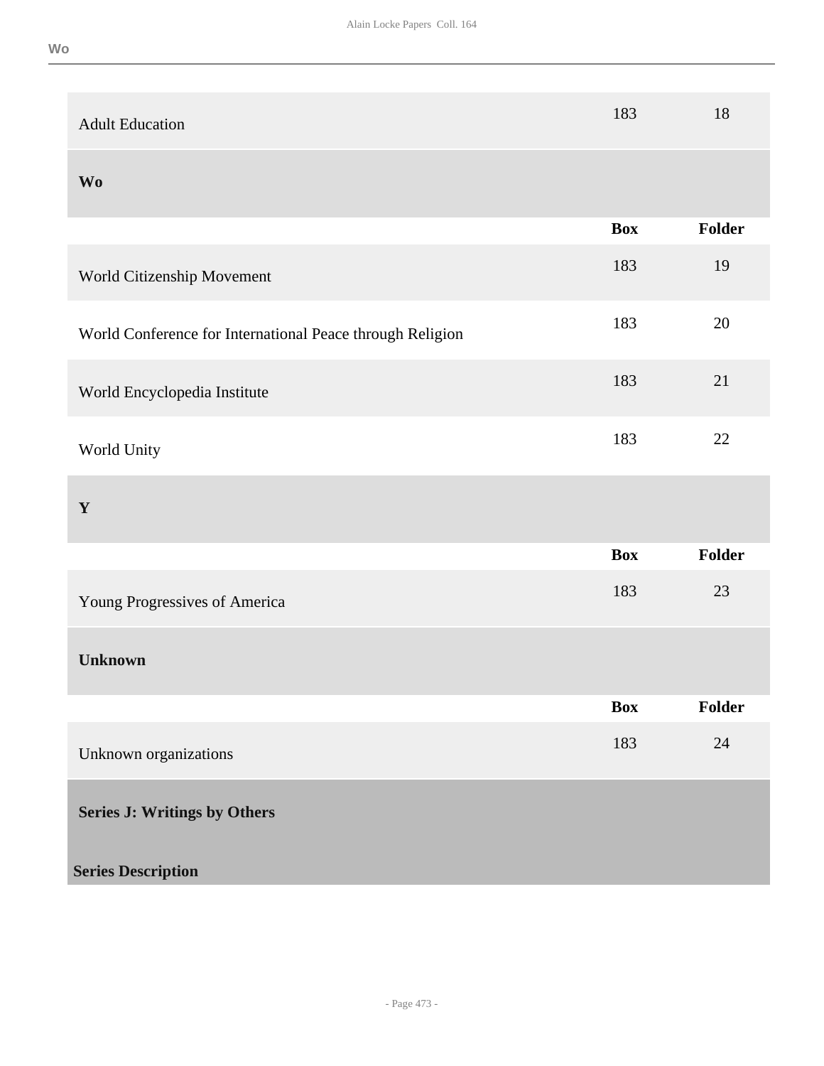| | Box | Folder |
|---|---|---|
| Adult Education | 183 | 18 |

### Wo

| | Box | Folder |
|---|---|---|
| World Citizenship Movement | 183 | 19 |
| World Conference for International Peace through Religion | 183 | 20 |
| World Encyclopedia Institute | 183 | 21 |
| World Unity | 183 | 22 |

### Y

| | Box | Folder |
|---|---|---|
| Young Progressives of America | 183 | 23 |

### Unknown

| | Box | Folder |
|---|---|---|
| Unknown organizations | 183 | 24 |

## Series J: Writings by Others

**Series Description**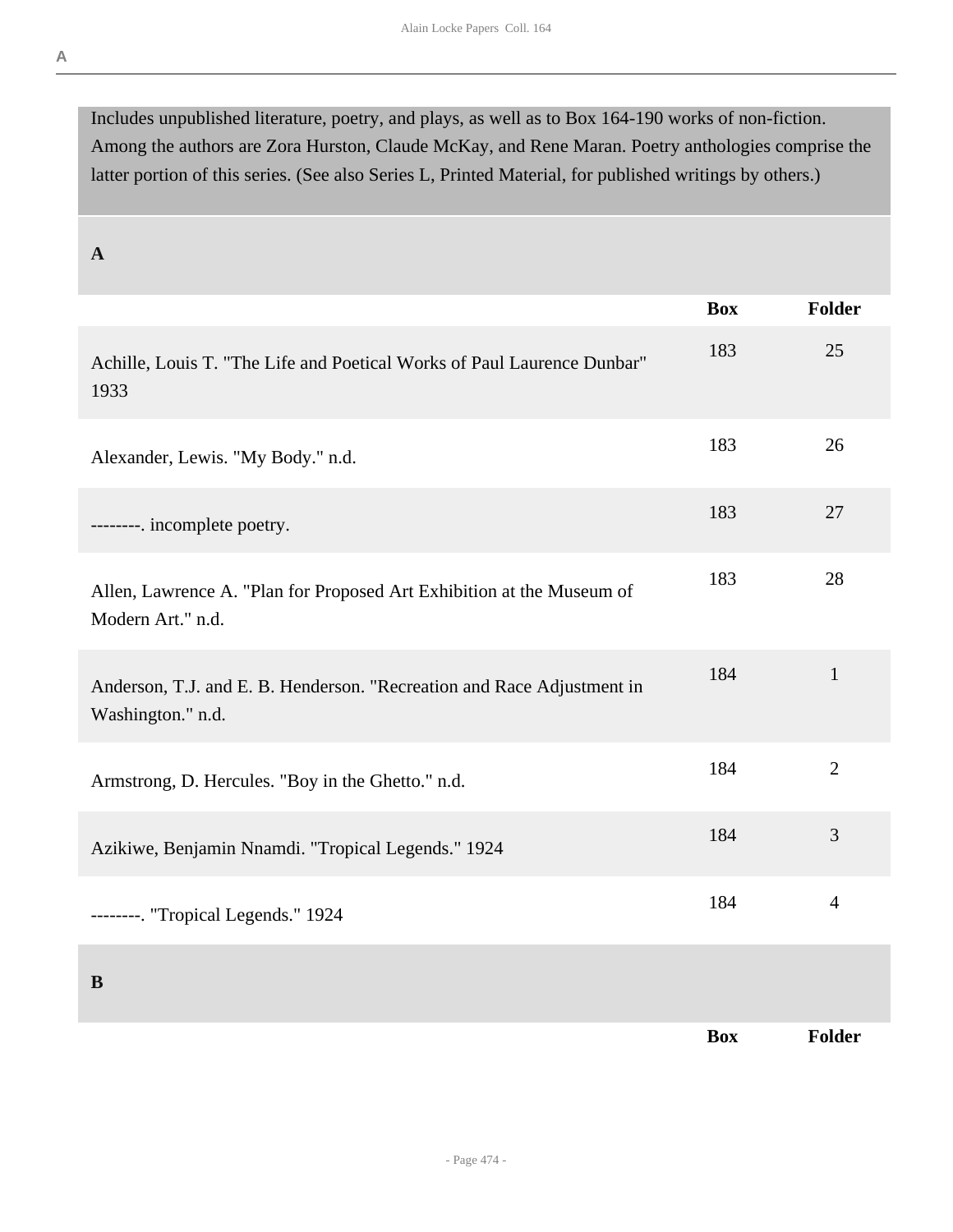Includes unpublished literature, poetry, and plays, as well as to Box 164-190 works of non-fiction. Among the authors are Zora Hurston, Claude McKay, and Rene Maran. Poetry anthologies comprise the latter portion of this series. (See also Series L, Printed Material, for published writings by others.)

## A

| | Box | Folder |
|---|---|---|
| Achille, Louis T. "The Life and Poetical Works of Paul Laurence Dunbar" 1933 | 183 | 25 |
| Alexander, Lewis. "My Body." n.d. | 183 | 26 |
| --------. incomplete poetry. | 183 | 27 |
| Allen, Lawrence A. "Plan for Proposed Art Exhibition at the Museum of Modern Art." n.d. | 183 | 28 |
| Anderson, T.J. and E. B. Henderson. "Recreation and Race Adjustment in Washington." n.d. | 184 | 1 |
| Armstrong, D. Hercules. "Boy in the Ghetto." n.d. | 184 | 2 |
| Azikiwe, Benjamin Nnamdi. "Tropical Legends." 1924 | 184 | 3 |
| --------. "Tropical Legends." 1924 | 184 | 4 |

## B

| | Box | Folder |
|---|---|---|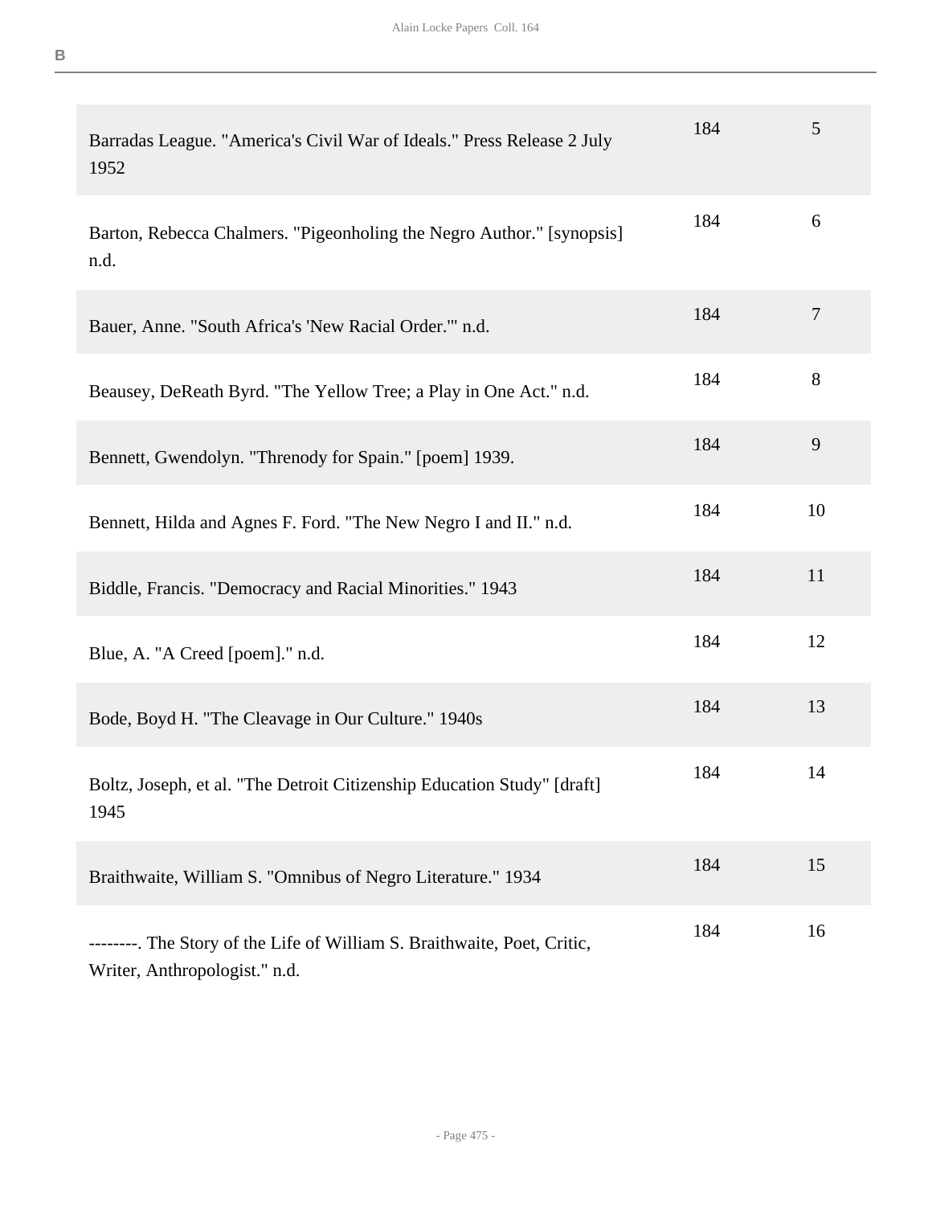| | | |
|---|---|---|
| Barradas League. "America's Civil War of Ideals." Press Release 2 July 1952 | 184 | 5 |
| Barton, Rebecca Chalmers. "Pigeonholing the Negro Author." [synopsis] n.d. | 184 | 6 |
| Bauer, Anne. "South Africa's 'New Racial Order.'" n.d. | 184 | 7 |
| Beausey, DeReath Byrd. "The Yellow Tree; a Play in One Act." n.d. | 184 | 8 |
| Bennett, Gwendolyn. "Threnody for Spain." [poem] 1939. | 184 | 9 |
| Bennett, Hilda and Agnes F. Ford. "The New Negro I and II." n.d. | 184 | 10 |
| Biddle, Francis. "Democracy and Racial Minorities." 1943 | 184 | 11 |
| Blue, A. "A Creed [poem]." n.d. | 184 | 12 |
| Bode, Boyd H. "The Cleavage in Our Culture." 1940s | 184 | 13 |
| Boltz, Joseph, et al. "The Detroit Citizenship Education Study" [draft] 1945 | 184 | 14 |
| Braithwaite, William S. "Omnibus of Negro Literature." 1934 | 184 | 15 |
| --------. The Story of the Life of William S. Braithwaite, Poet, Critic, Writer, Anthropologist." n.d. | 184 | 16 |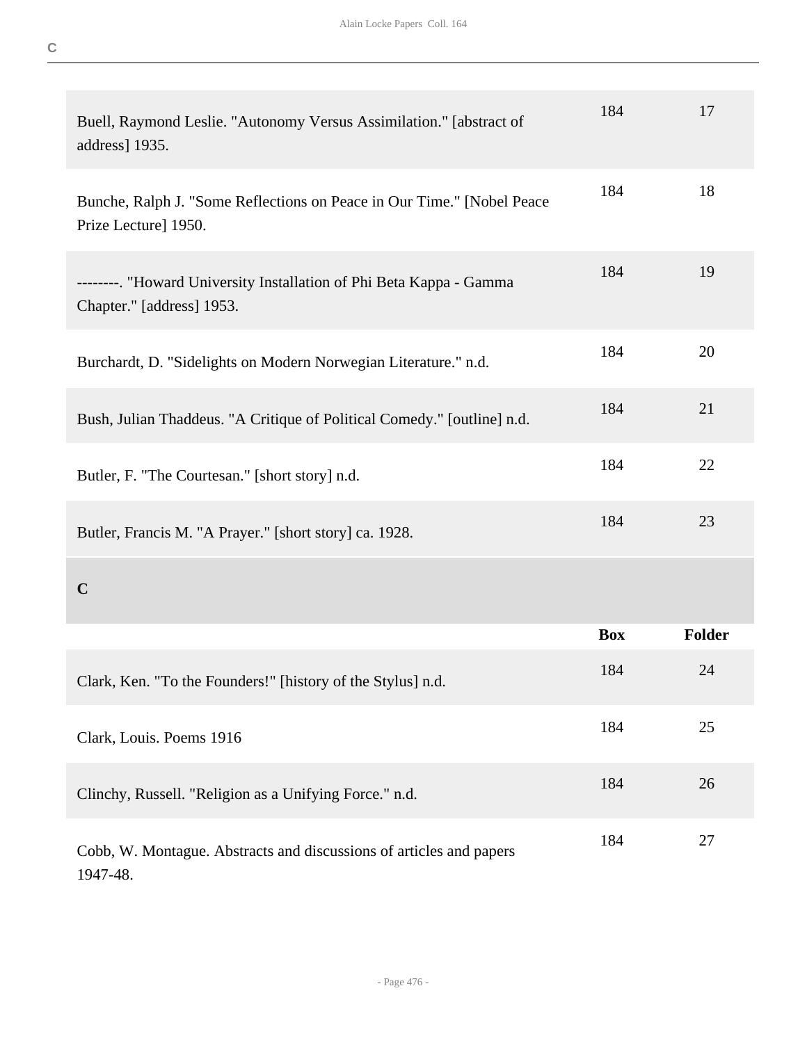| | Box | Folder |
|---|---|---|
| Buell, Raymond Leslie. "Autonomy Versus Assimilation." [abstract of address] 1935. | 184 | 17 |
| Bunche, Ralph J. "Some Reflections on Peace in Our Time." [Nobel Peace Prize Lecture] 1950. | 184 | 18 |
| --------. "Howard University Installation of Phi Beta Kappa - Gamma Chapter." [address] 1953. | 184 | 19 |
| Burchardt, D. "Sidelights on Modern Norwegian Literature." n.d. | 184 | 20 |
| Bush, Julian Thaddeus. "A Critique of Political Comedy." [outline] n.d. | 184 | 21 |
| Butler, F. "The Courtesan." [short story] n.d. | 184 | 22 |
| Butler, Francis M. "A Prayer." [short story] ca. 1928. | 184 | 23 |

## C

| | Box | Folder |
|---|---|---|
| Clark, Ken. "To the Founders!" [history of the Stylus] n.d. | 184 | 24 |
| Clark, Louis. Poems 1916 | 184 | 25 |
| Clinchy, Russell. "Religion as a Unifying Force." n.d. | 184 | 26 |
| Cobb, W. Montague. Abstracts and discussions of articles and papers 1947-48. | 184 | 27 |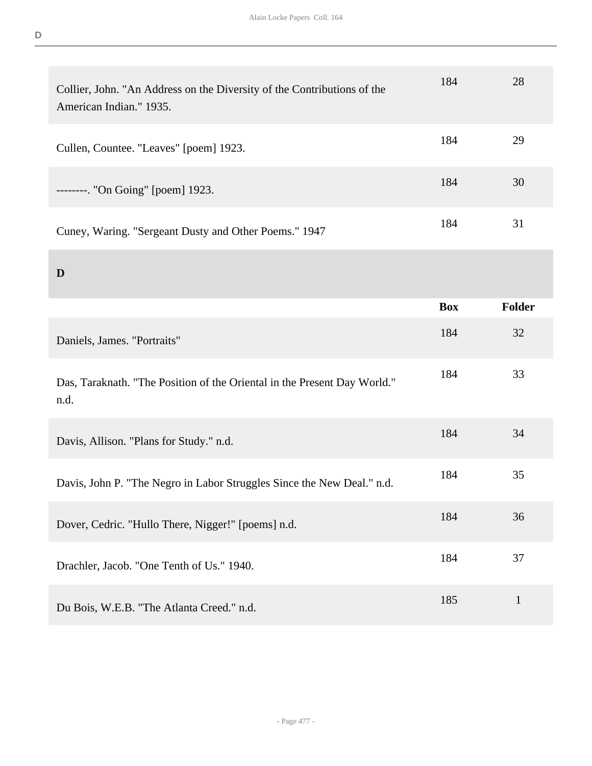| | | |
|---|---|---|
| Collier, John. "An Address on the Diversity of the Contributions of the American Indian." 1935. | 184 | 28 |
| Cullen, Countee. "Leaves" [poem] 1923. | 184 | 29 |
| --------. "On Going" [poem] 1923. | 184 | 30 |
| Cuney, Waring. "Sergeant Dusty and Other Poems." 1947 | 184 | 31 |

## D

| | Box | Folder |
|---|---|---|
| Daniels, James. "Portraits" | 184 | 32 |
| Das, Taraknath. "The Position of the Oriental in the Present Day World." n.d. | 184 | 33 |
| Davis, Allison. "Plans for Study." n.d. | 184 | 34 |
| Davis, John P. "The Negro in Labor Struggles Since the New Deal." n.d. | 184 | 35 |
| Dover, Cedric. "Hullo There, Nigger!" [poems] n.d. | 184 | 36 |
| Drachler, Jacob. "One Tenth of Us." 1940. | 184 | 37 |
| Du Bois, W.E.B. "The Atlanta Creed." n.d. | 185 | 1 |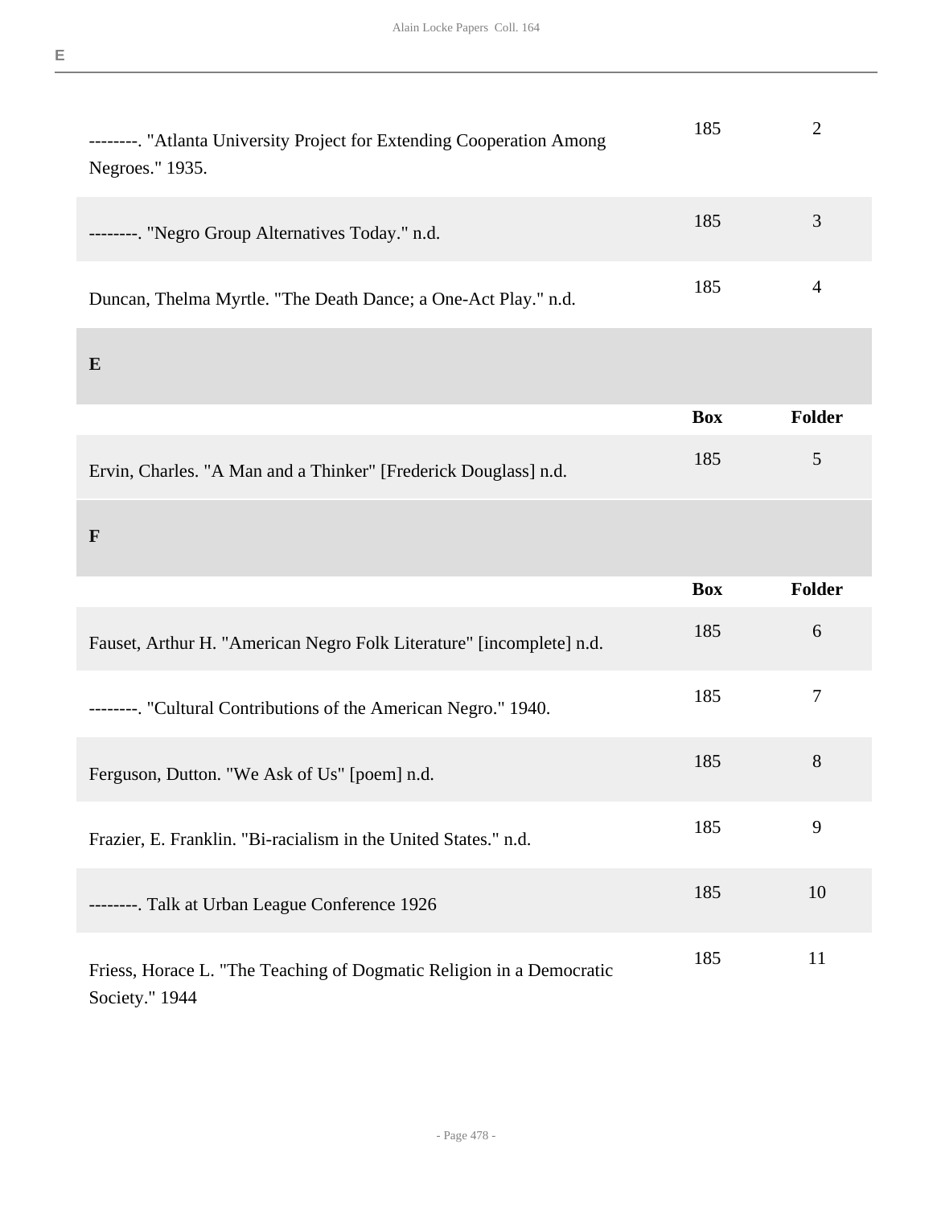| | Box | Folder |
|---|---|---|
| --------. "Atlanta University Project for Extending Cooperation Among Negroes." 1935. | 185 | 2 |
| --------. "Negro Group Alternatives Today." n.d. | 185 | 3 |
| Duncan, Thelma Myrtle. "The Death Dance; a One-Act Play." n.d. | 185 | 4 |

## E

| | Box | Folder |
|---|---|---|
| Ervin, Charles. "A Man and a Thinker" [Frederick Douglass] n.d. | 185 | 5 |

## F

| | Box | Folder |
|---|---|---|
| Fauset, Arthur H. "American Negro Folk Literature" [incomplete] n.d. | 185 | 6 |
| --------. "Cultural Contributions of the American Negro." 1940. | 185 | 7 |
| Ferguson, Dutton. "We Ask of Us" [poem] n.d. | 185 | 8 |
| Frazier, E. Franklin. "Bi-racialism in the United States." n.d. | 185 | 9 |
| --------. Talk at Urban League Conference 1926 | 185 | 10 |
| Friess, Horace L. "The Teaching of Dogmatic Religion in a Democratic Society." 1944 | 185 | 11 |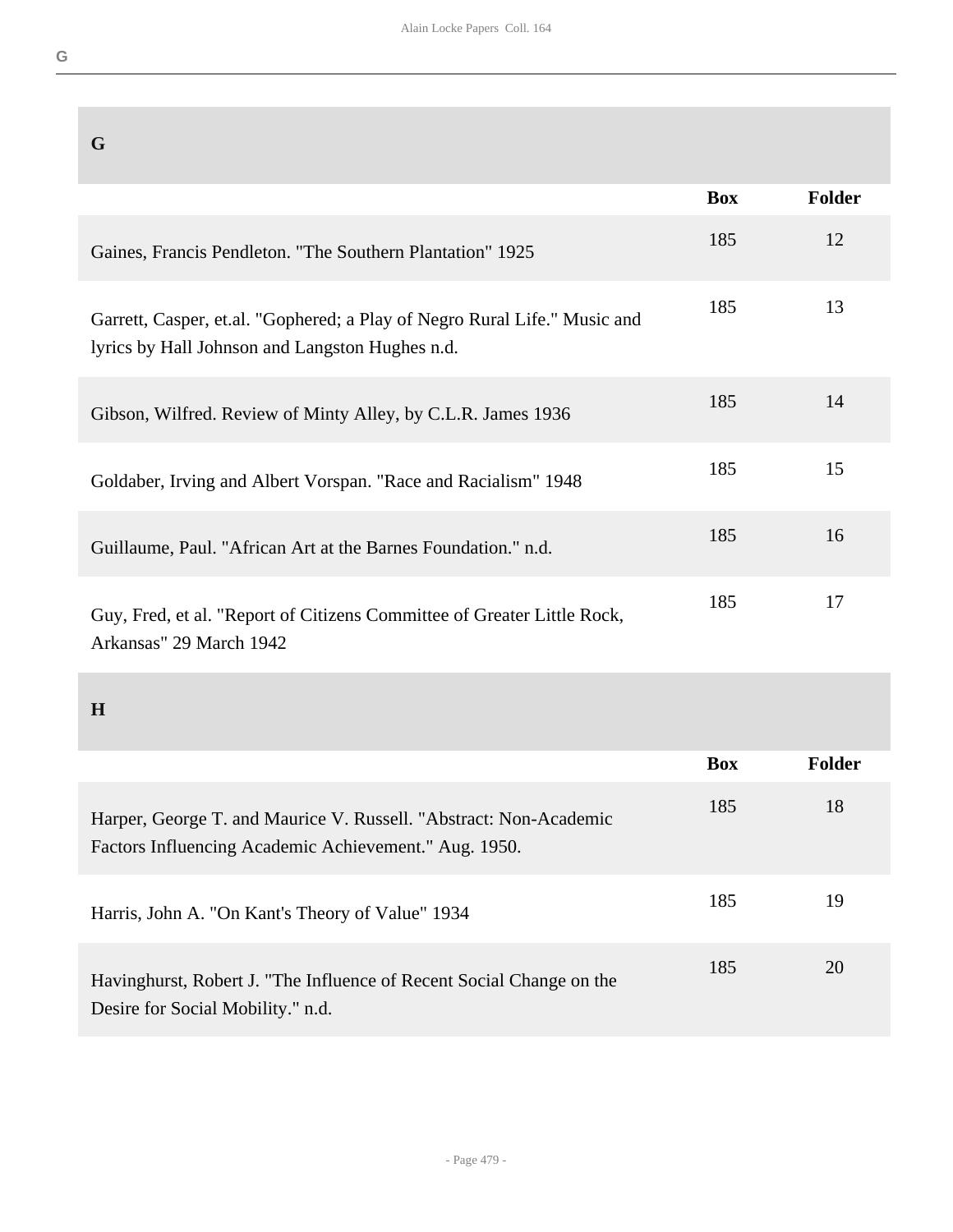## G

| | Box | Folder |
|---|---|---|
| Gaines, Francis Pendleton. "The Southern Plantation" 1925 | 185 | 12 |
| Garrett, Casper, et.al. "Gophered; a Play of Negro Rural Life." Music and lyrics by Hall Johnson and Langston Hughes n.d. | 185 | 13 |
| Gibson, Wilfred. Review of Minty Alley, by C.L.R. James 1936 | 185 | 14 |
| Goldaber, Irving and Albert Vorspan. "Race and Racialism" 1948 | 185 | 15 |
| Guillaume, Paul. "African Art at the Barnes Foundation." n.d. | 185 | 16 |
| Guy, Fred, et al. "Report of Citizens Committee of Greater Little Rock, Arkansas" 29 March 1942 | 185 | 17 |

## H

| | Box | Folder |
|---|---|---|
| Harper, George T. and Maurice V. Russell. "Abstract: Non-Academic Factors Influencing Academic Achievement." Aug. 1950. | 185 | 18 |
| Harris, John A. "On Kant's Theory of Value" 1934 | 185 | 19 |
| Havinghurst, Robert J. "The Influence of Recent Social Change on the Desire for Social Mobility." n.d. | 185 | 20 |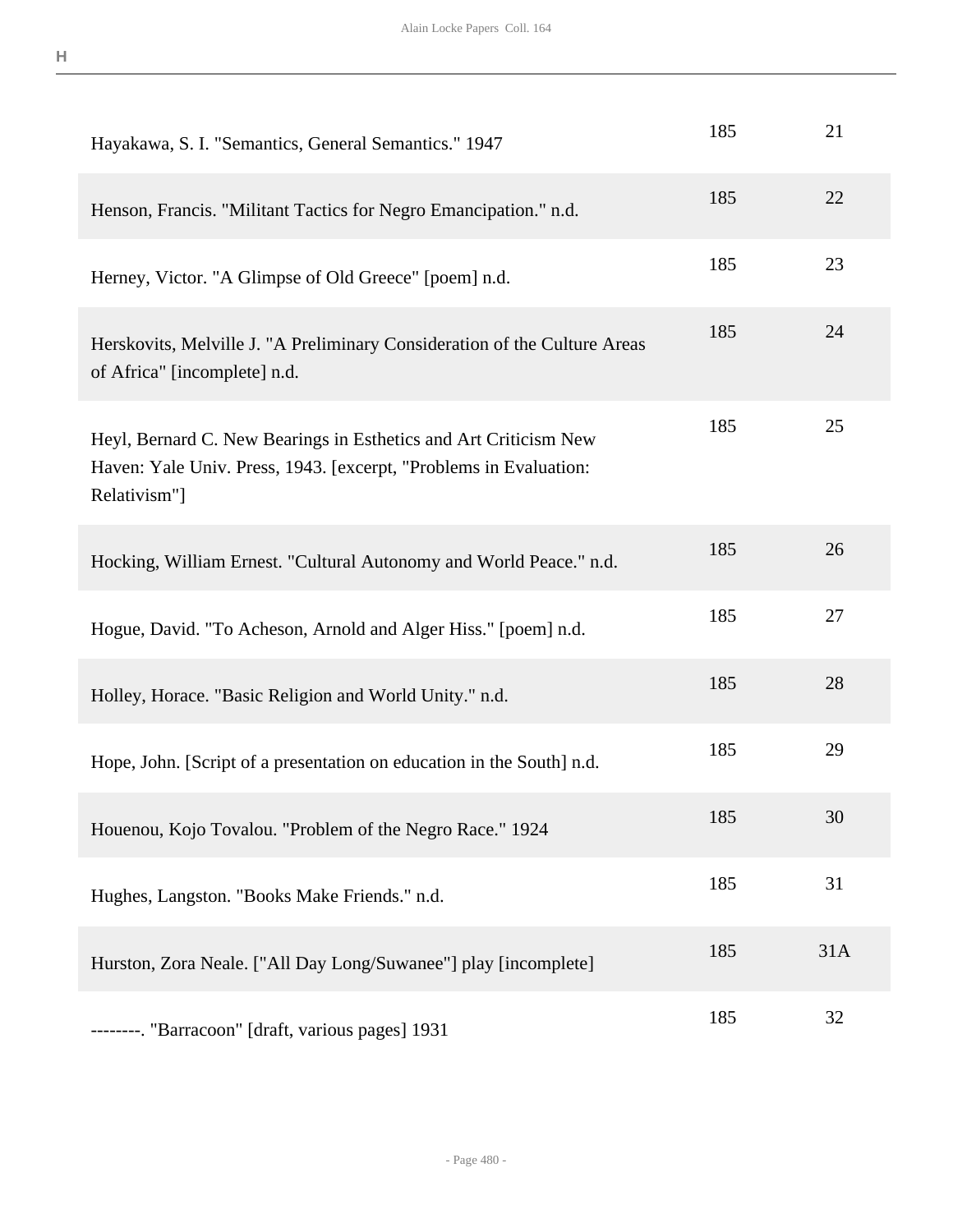## H

| | | |
|---|---|---|
| Hayakawa, S. I. "Semantics, General Semantics." 1947 | 185 | 21 |
| Henson, Francis. "Militant Tactics for Negro Emancipation." n.d. | 185 | 22 |
| Herney, Victor. "A Glimpse of Old Greece" [poem] n.d. | 185 | 23 |
| Herskovits, Melville J. "A Preliminary Consideration of the Culture Areas of Africa" [incomplete] n.d. | 185 | 24 |
| Heyl, Bernard C. New Bearings in Esthetics and Art Criticism New Haven: Yale Univ. Press, 1943. [excerpt, "Problems in Evaluation: Relativism"] | 185 | 25 |
| Hocking, William Ernest. "Cultural Autonomy and World Peace." n.d. | 185 | 26 |
| Hogue, David. "To Acheson, Arnold and Alger Hiss." [poem] n.d. | 185 | 27 |
| Holley, Horace. "Basic Religion and World Unity." n.d. | 185 | 28 |
| Hope, John. [Script of a presentation on education in the South] n.d. | 185 | 29 |
| Houenou, Kojo Tovalou. "Problem of the Negro Race." 1924 | 185 | 30 |
| Hughes, Langston. "Books Make Friends." n.d. | 185 | 31 |
| Hurston, Zora Neale. ["All Day Long/Suwanee"] play [incomplete] | 185 | 31A |
| --------. "Barracoon" [draft, various pages] 1931 | 185 | 32 |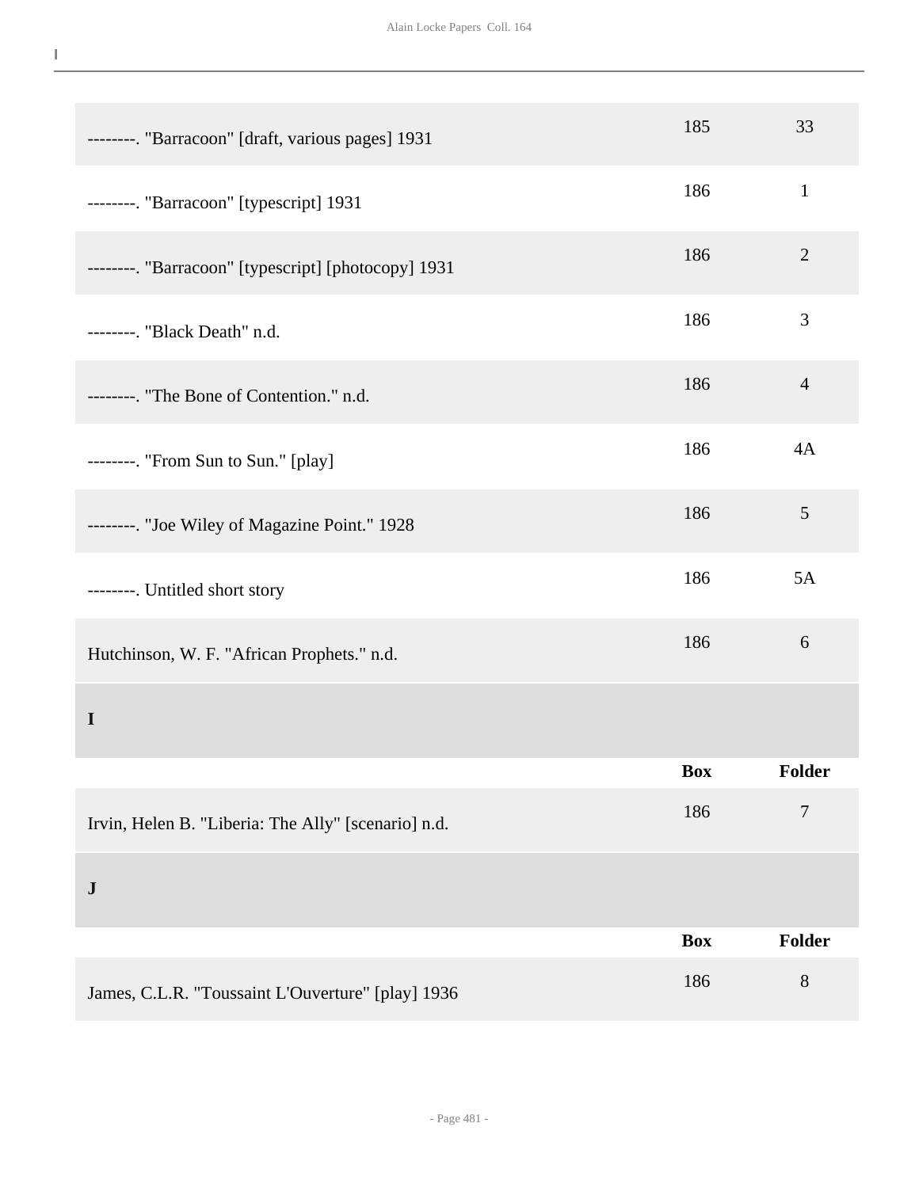| | Box | Folder |
|---|---|---|
| --------. "Barracoon" [draft, various pages] 1931 | 185 | 33 |
| --------. "Barracoon" [typescript] 1931 | 186 | 1 |
| --------. "Barracoon" [typescript] [photocopy] 1931 | 186 | 2 |
| --------. "Black Death" n.d. | 186 | 3 |
| --------. "The Bone of Contention." n.d. | 186 | 4 |
| --------. "From Sun to Sun." [play] | 186 | 4A |
| --------. "Joe Wiley of Magazine Point." 1928 | 186 | 5 |
| --------. Untitled short story | 186 | 5A |
| Hutchinson, W. F. "African Prophets." n.d. | 186 | 6 |

**I**

| | Box | Folder |
|---|---|---|
| Irvin, Helen B. "Liberia: The Ally" [scenario] n.d. | 186 | 7 |

**J**

| | Box | Folder |
|---|---|---|
| James, C.L.R. "Toussaint L'Ouverture" [play] 1936 | 186 | 8 |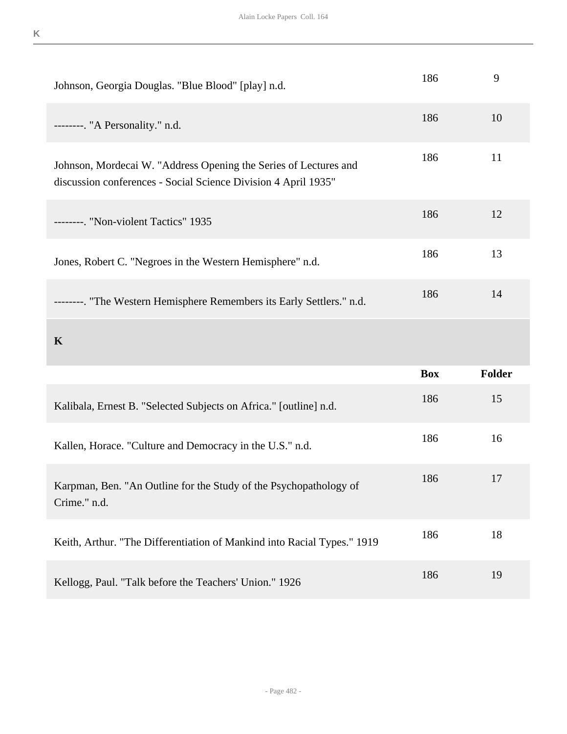| | | |
|---|---|---|
| Johnson, Georgia Douglas. "Blue Blood" [play] n.d. | 186 | 9 |
| --------. "A Personality." n.d. | 186 | 10 |
| Johnson, Mordecai W. "Address Opening the Series of Lectures and discussion conferences - Social Science Division 4 April 1935" | 186 | 11 |
| --------. "Non-violent Tactics" 1935 | 186 | 12 |
| Jones, Robert C. "Negroes in the Western Hemisphere" n.d. | 186 | 13 |
| --------. "The Western Hemisphere Remembers its Early Settlers." n.d. | 186 | 14 |

## K

| | Box | Folder |
|---|---|---|
| Kalibala, Ernest B. "Selected Subjects on Africa." [outline] n.d. | 186 | 15 |
| Kallen, Horace. "Culture and Democracy in the U.S." n.d. | 186 | 16 |
| Karpman, Ben. "An Outline for the Study of the Psychopathology of Crime." n.d. | 186 | 17 |
| Keith, Arthur. "The Differentiation of Mankind into Racial Types." 1919 | 186 | 18 |
| Kellogg, Paul. "Talk before the Teachers' Union." 1926 | 186 | 19 |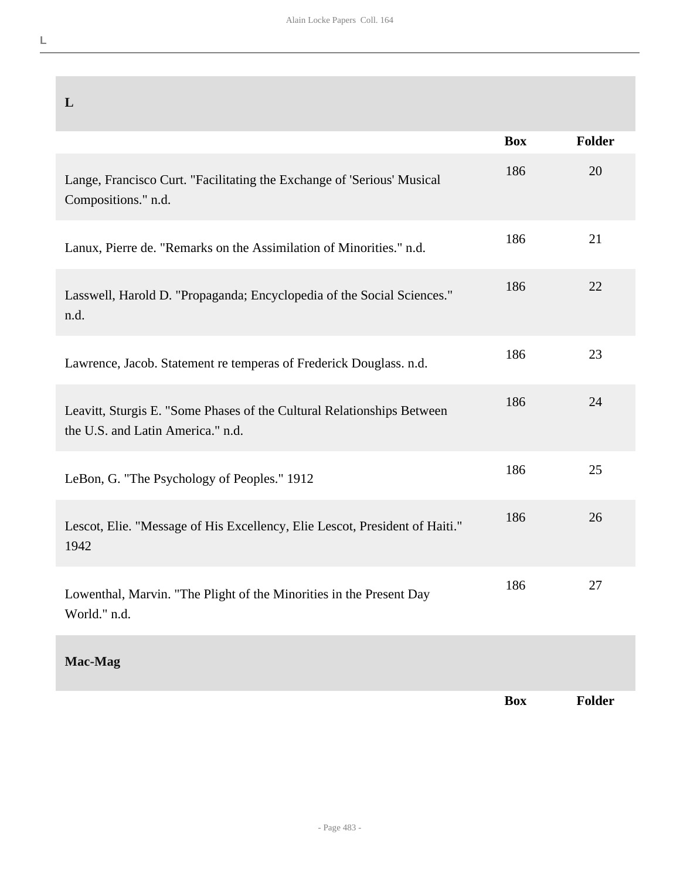## L

| | Box | Folder |
|---|---|---|
| Lange, Francisco Curt. "Facilitating the Exchange of 'Serious' Musical Compositions." n.d. | 186 | 20 |
| Lanux, Pierre de. "Remarks on the Assimilation of Minorities." n.d. | 186 | 21 |
| Lasswell, Harold D. "Propaganda; Encyclopedia of the Social Sciences." n.d. | 186 | 22 |
| Lawrence, Jacob. Statement re temperas of Frederick Douglass. n.d. | 186 | 23 |
| Leavitt, Sturgis E. "Some Phases of the Cultural Relationships Between the U.S. and Latin America." n.d. | 186 | 24 |
| LeBon, G. "The Psychology of Peoples." 1912 | 186 | 25 |
| Lescot, Elie. "Message of His Excellency, Elie Lescot, President of Haiti." 1942 | 186 | 26 |
| Lowenthal, Marvin. "The Plight of the Minorities in the Present Day World." n.d. | 186 | 27 |

## Mac-Mag

| | Box | Folder |
|---|---|---|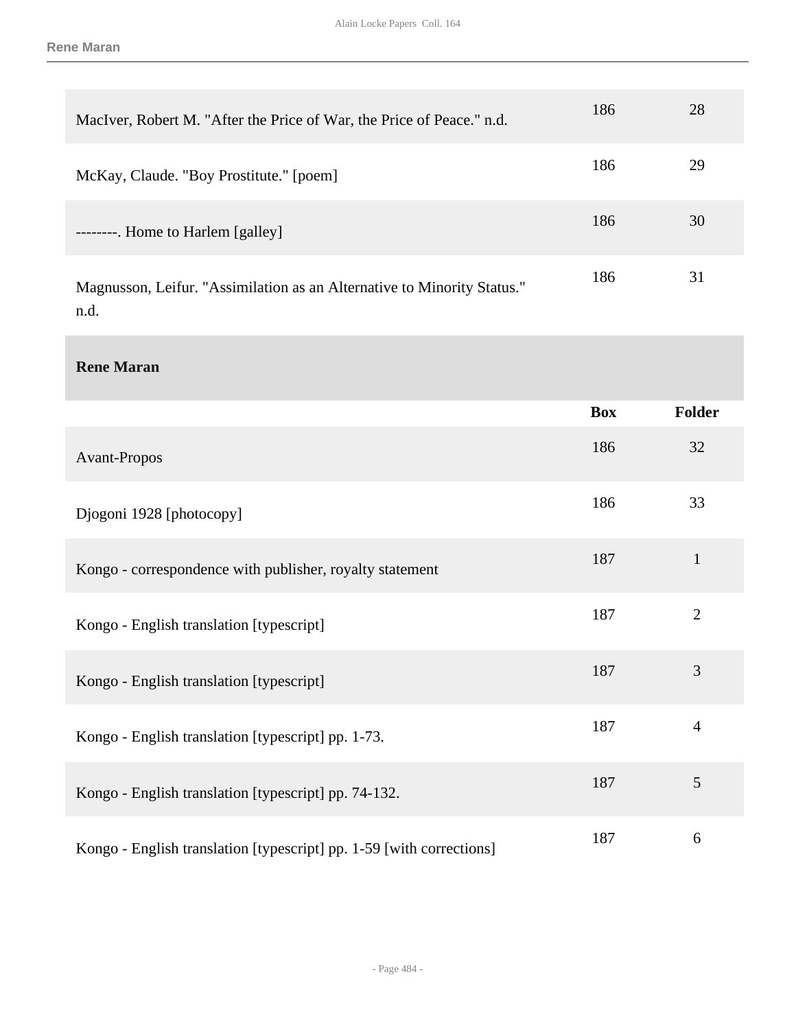| | Box | Folder |
|---|---|---|
| MacIver, Robert M. "After the Price of War, the Price of Peace." n.d. | 186 | 28 |
| McKay, Claude. "Boy Prostitute." [poem] | 186 | 29 |
| --------. Home to Harlem [galley] | 186 | 30 |
| Magnusson, Leifur. "Assimilation as an Alternative to Minority Status." n.d. | 186 | 31 |

## Rene Maran

| | Box | Folder |
|---|---|---|
| Avant-Propos | 186 | 32 |
| Djogoni 1928 [photocopy] | 186 | 33 |
| Kongo - correspondence with publisher, royalty statement | 187 | 1 |
| Kongo - English translation [typescript] | 187 | 2 |
| Kongo - English translation [typescript] | 187 | 3 |
| Kongo - English translation [typescript] pp. 1-73. | 187 | 4 |
| Kongo - English translation [typescript] pp. 74-132. | 187 | 5 |
| Kongo - English translation [typescript] pp. 1-59 [with corrections] | 187 | 6 |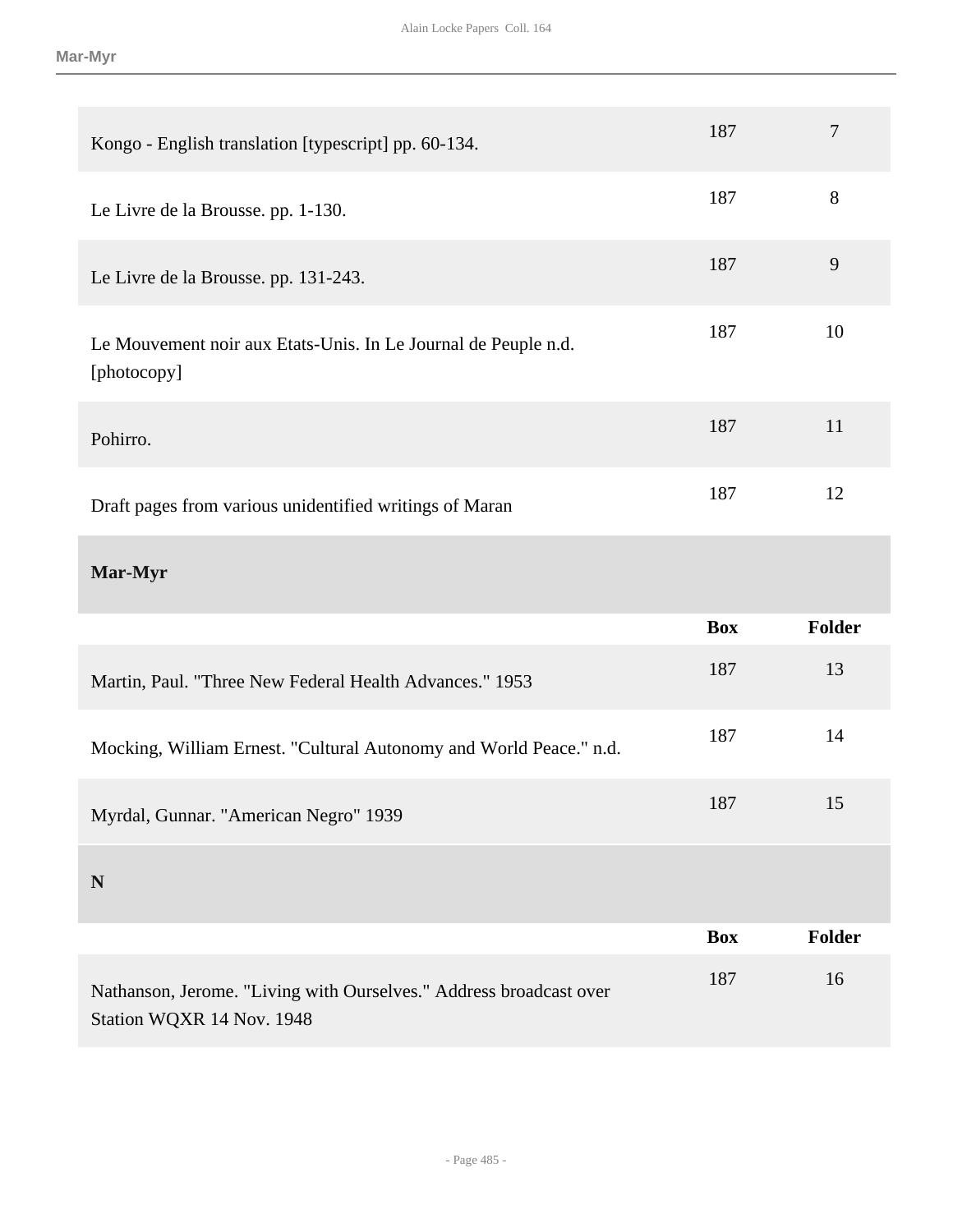| | Box | Folder |
|---|---|---|
| Kongo - English translation [typescript] pp. 60-134. | 187 | 7 |
| Le Livre de la Brousse. pp. 1-130. | 187 | 8 |
| Le Livre de la Brousse. pp. 131-243. | 187 | 9 |
| Le Mouvement noir aux Etats-Unis. In Le Journal de Peuple n.d. [photocopy] | 187 | 10 |
| Pohirro. | 187 | 11 |
| Draft pages from various unidentified writings of Maran | 187 | 12 |

## Mar-Myr

| | Box | Folder |
|---|---|---|
| Martin, Paul. "Three New Federal Health Advances." 1953 | 187 | 13 |
| Mocking, William Ernest. "Cultural Autonomy and World Peace." n.d. | 187 | 14 |
| Myrdal, Gunnar. "American Negro" 1939 | 187 | 15 |

## N

| | Box | Folder |
|---|---|---|
| Nathanson, Jerome. "Living with Ourselves." Address broadcast over Station WQXR 14 Nov. 1948 | 187 | 16 |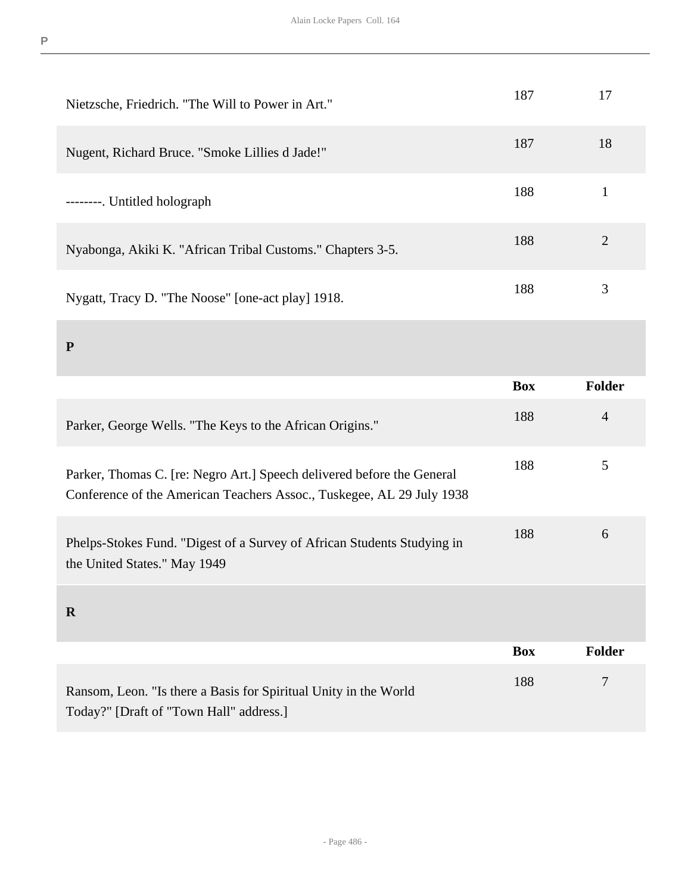| | Box | Folder |
|---|---|---|
| Nietzsche, Friedrich. "The Will to Power in Art." | 187 | 17 |
| Nugent, Richard Bruce. "Smoke Lillies d Jade!" | 187 | 18 |
| --------. Untitled holograph | 188 | 1 |
| Nyabonga, Akiki K. "African Tribal Customs." Chapters 3-5. | 188 | 2 |
| Nygatt, Tracy D. "The Noose" [one-act play] 1918. | 188 | 3 |

### P

| | Box | Folder |
|---|---|---|
| Parker, George Wells. "The Keys to the African Origins." | 188 | 4 |
| Parker, Thomas C. [re: Negro Art.] Speech delivered before the General Conference of the American Teachers Assoc., Tuskegee, AL 29 July 1938 | 188 | 5 |
| Phelps-Stokes Fund. "Digest of a Survey of African Students Studying in the United States." May 1949 | 188 | 6 |

### R

| | Box | Folder |
|---|---|---|
| Ransom, Leon. "Is there a Basis for Spiritual Unity in the World Today?" [Draft of "Town Hall" address.] | 188 | 7 |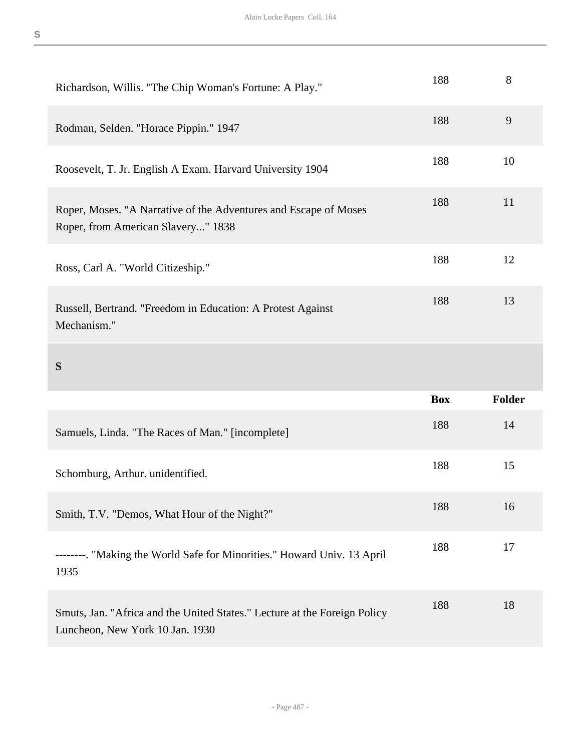| | Box | Folder |
|---|---|---|
| Richardson, Willis. "The Chip Woman's Fortune: A Play." | 188 | 8 |
| Rodman, Selden. "Horace Pippin." 1947 | 188 | 9 |
| Roosevelt, T. Jr. English A Exam. Harvard University 1904 | 188 | 10 |
| Roper, Moses. "A Narrative of the Adventures and Escape of Moses Roper, from American Slavery..." 1838 | 188 | 11 |
| Ross, Carl A. "World Citizeship." | 188 | 12 |
| Russell, Bertrand. "Freedom in Education: A Protest Against Mechanism." | 188 | 13 |

## S

| | Box | Folder |
|---|---|---|
| Samuels, Linda. "The Races of Man." [incomplete] | 188 | 14 |
| Schomburg, Arthur. unidentified. | 188 | 15 |
| Smith, T.V. "Demos, What Hour of the Night?" | 188 | 16 |
| --------. "Making the World Safe for Minorities." Howard Univ. 13 April 1935 | 188 | 17 |
| Smuts, Jan. "Africa and the United States." Lecture at the Foreign Policy Luncheon, New York 10 Jan. 1930 | 188 | 18 |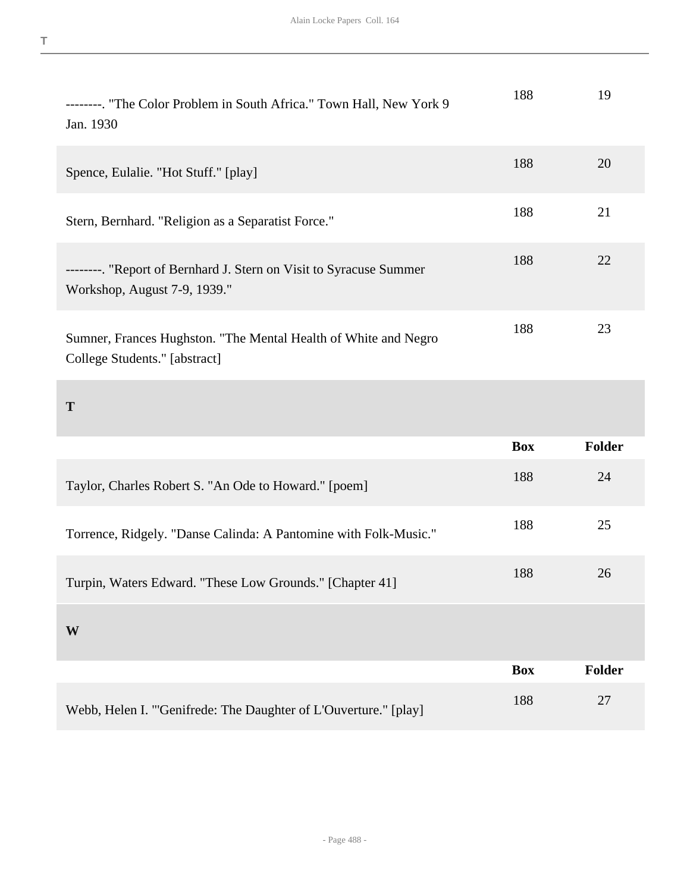| | Box | Folder |
|---|---|---|
| --------. "The Color Problem in South Africa." Town Hall, New York 9 Jan. 1930 | 188 | 19 |
| Spence, Eulalie. "Hot Stuff." [play] | 188 | 20 |
| Stern, Bernhard. "Religion as a Separatist Force." | 188 | 21 |
| --------. "Report of Bernhard J. Stern on Visit to Syracuse Summer Workshop, August 7-9, 1939." | 188 | 22 |
| Sumner, Frances Hughston. "The Mental Health of White and Negro College Students." [abstract] | 188 | 23 |

## T

| | Box | Folder |
|---|---|---|
| Taylor, Charles Robert S. "An Ode to Howard." [poem] | 188 | 24 |
| Torrence, Ridgely. "Danse Calinda: A Pantomine with Folk-Music." | 188 | 25 |
| Turpin, Waters Edward. "These Low Grounds." [Chapter 41] | 188 | 26 |

## W

| | Box | Folder |
|---|---|---|
| Webb, Helen I. "'Genifrede: The Daughter of L'Ouverture." [play] | 188 | 27 |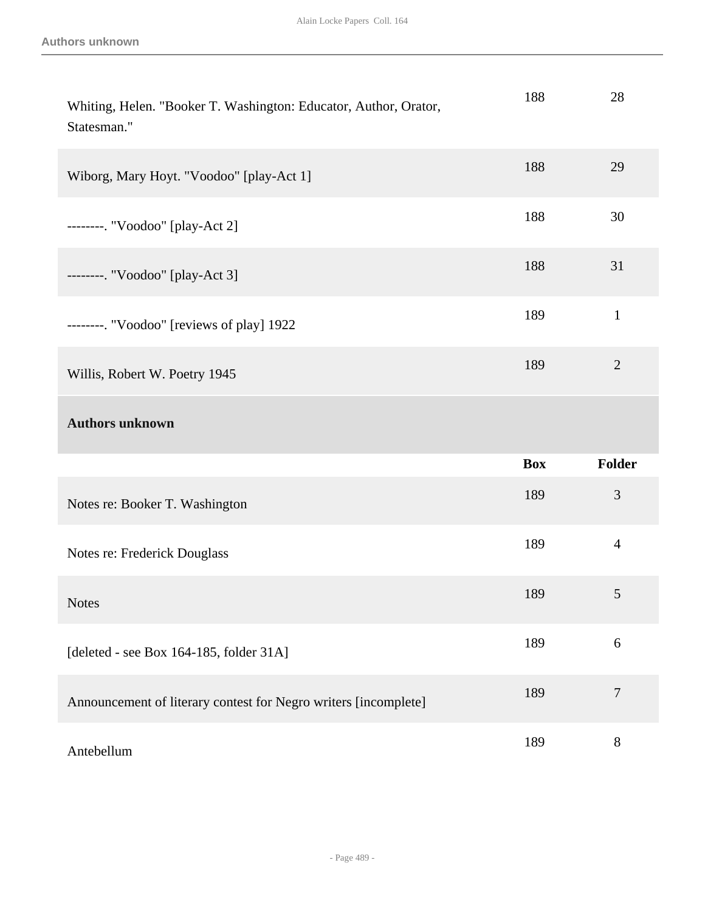| | Box | Folder |
|---|---|---|
| Whiting, Helen. "Booker T. Washington: Educator, Author, Orator, Statesman." | 188 | 28 |
| Wiborg, Mary Hoyt. "Voodoo" [play-Act 1] | 188 | 29 |
| --------. "Voodoo" [play-Act 2] | 188 | 30 |
| --------. "Voodoo" [play-Act 3] | 188 | 31 |
| --------. "Voodoo" [reviews of play] 1922 | 189 | 1 |
| Willis, Robert W. Poetry 1945 | 189 | 2 |

### Authors unknown

| | Box | Folder |
|---|---|---|
| Notes re: Booker T. Washington | 189 | 3 |
| Notes re: Frederick Douglass | 189 | 4 |
| Notes | 189 | 5 |
| [deleted - see Box 164-185, folder 31A] | 189 | 6 |
| Announcement of literary contest for Negro writers [incomplete] | 189 | 7 |
| Antebellum | 189 | 8 |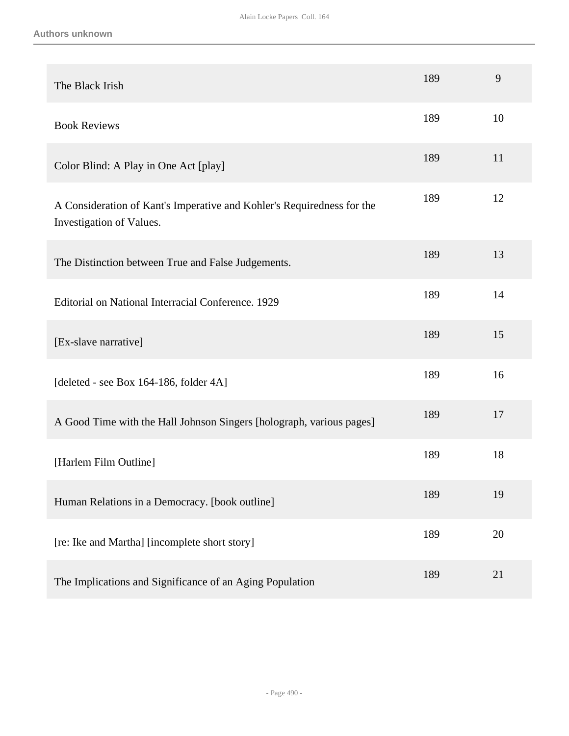**Authors unknown**

| | | |
|---|---|---|
| The Black Irish | 189 | 9 |
| Book Reviews | 189 | 10 |
| Color Blind: A Play in One Act [play] | 189 | 11 |
| A Consideration of Kant's Imperative and Kohler's Requiredness for the Investigation of Values. | 189 | 12 |
| The Distinction between True and False Judgements. | 189 | 13 |
| Editorial on National Interracial Conference. 1929 | 189 | 14 |
| [Ex-slave narrative] | 189 | 15 |
| [deleted - see Box 164-186, folder 4A] | 189 | 16 |
| A Good Time with the Hall Johnson Singers [holograph, various pages] | 189 | 17 |
| [Harlem Film Outline] | 189 | 18 |
| Human Relations in a Democracy. [book outline] | 189 | 19 |
| [re: Ike and Martha] [incomplete short story] | 189 | 20 |
| The Implications and Significance of an Aging Population | 189 | 21 |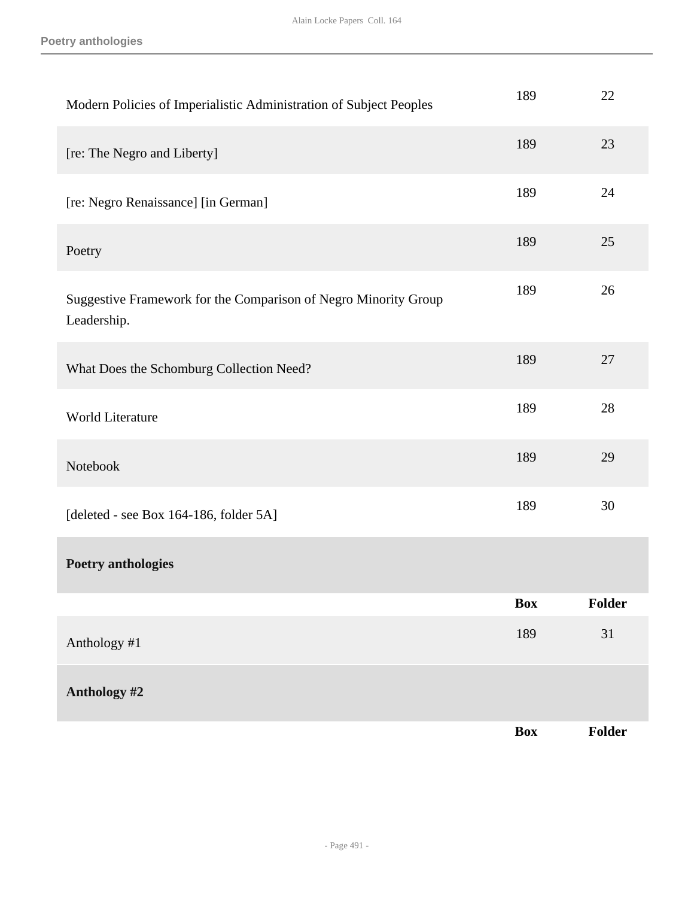| | Box | Folder |
|---|---|---|
| Modern Policies of Imperialistic Administration of Subject Peoples | 189 | 22 |
| [re: The Negro and Liberty] | 189 | 23 |
| [re: Negro Renaissance] [in German] | 189 | 24 |
| Poetry | 189 | 25 |
| Suggestive Framework for the Comparison of Negro Minority Group Leadership. | 189 | 26 |
| What Does the Schomburg Collection Need? | 189 | 27 |
| World Literature | 189 | 28 |
| Notebook | 189 | 29 |
| [deleted - see Box 164-186, folder 5A] | 189 | 30 |

## Poetry anthologies

| | Box | Folder |
|---|---|---|
| Anthology #1 | 189 | 31 |

### Anthology #2

| | Box | Folder |
|---|---|---|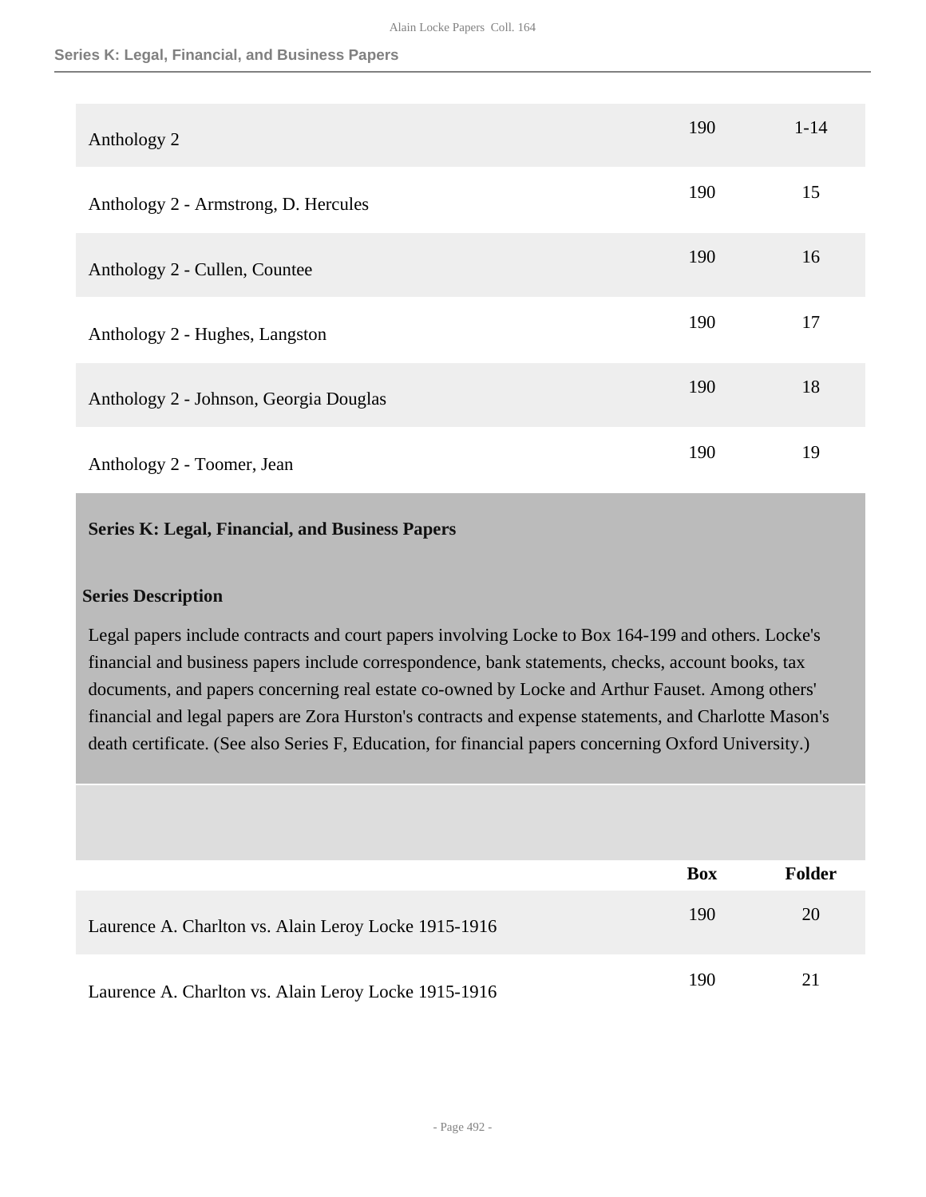| | Box | Folder |
|---|---|---|
| Anthology 2 | 190 | 1-14 |
| Anthology 2 - Armstrong, D. Hercules | 190 | 15 |
| Anthology 2 - Cullen, Countee | 190 | 16 |
| Anthology 2 - Hughes, Langston | 190 | 17 |
| Anthology 2 - Johnson, Georgia Douglas | 190 | 18 |
| Anthology 2 - Toomer, Jean | 190 | 19 |

## Series K: Legal, Financial, and Business Papers

### Series Description

Legal papers include contracts and court papers involving Locke to Box 164-199 and others. Locke's financial and business papers include correspondence, bank statements, checks, account books, tax documents, and papers concerning real estate co-owned by Locke and Arthur Fauset. Among others' financial and legal papers are Zora Hurston's contracts and expense statements, and Charlotte Mason's death certificate. (See also Series F, Education, for financial papers concerning Oxford University.)

| | Box | Folder |
|---|---|---|
| Laurence A. Charlton vs. Alain Leroy Locke 1915-1916 | 190 | 20 |
| Laurence A. Charlton vs. Alain Leroy Locke 1915-1916 | 190 | 21 |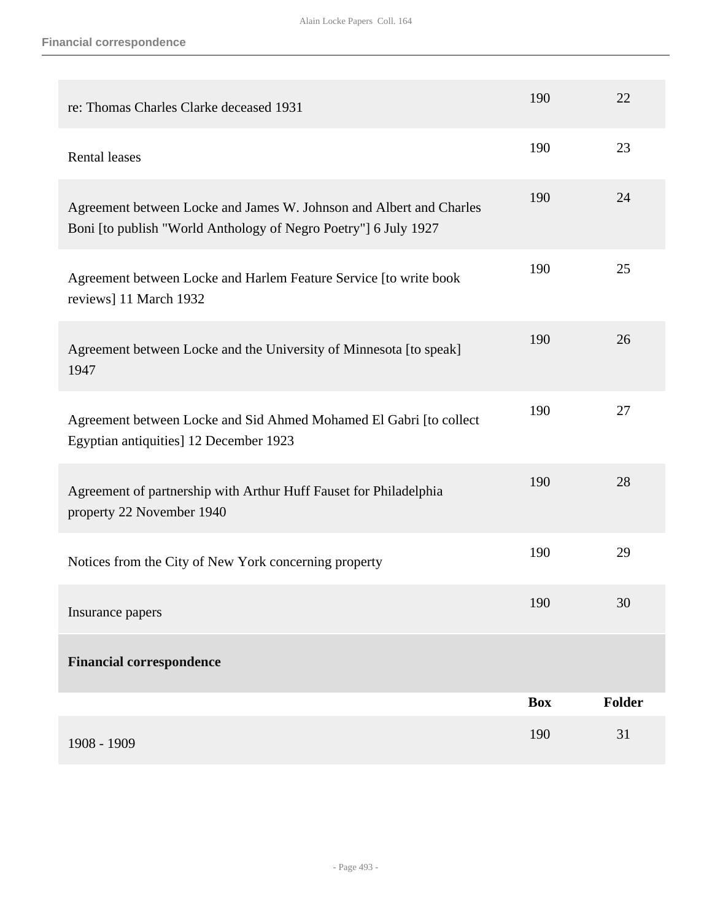| | Box | Folder |
|---|---|---|
| re: Thomas Charles Clarke deceased 1931 | 190 | 22 |
| Rental leases | 190 | 23 |
| Agreement between Locke and James W. Johnson and Albert and Charles Boni [to publish "World Anthology of Negro Poetry"] 6 July 1927 | 190 | 24 |
| Agreement between Locke and Harlem Feature Service [to write book reviews] 11 March 1932 | 190 | 25 |
| Agreement between Locke and the University of Minnesota [to speak] 1947 | 190 | 26 |
| Agreement between Locke and Sid Ahmed Mohamed El Gabri [to collect Egyptian antiquities] 12 December 1923 | 190 | 27 |
| Agreement of partnership with Arthur Huff Fauset for Philadelphia property 22 November 1940 | 190 | 28 |
| Notices from the City of New York concerning property | 190 | 29 |
| Insurance papers | 190 | 30 |

**Financial correspondence**

| | Box | Folder |
|---|---|---|
| 1908 - 1909 | 190 | 31 |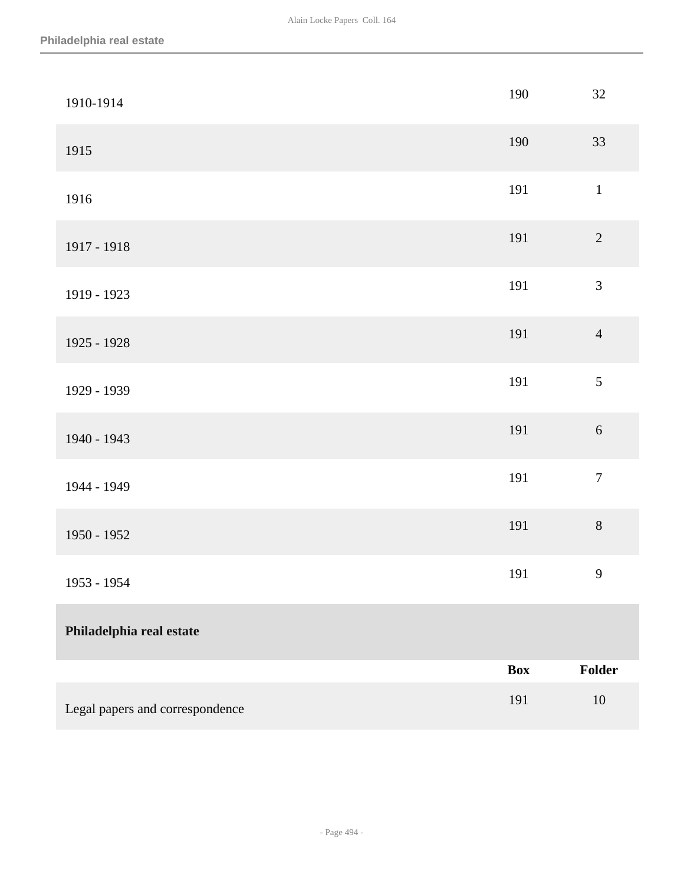| | Box | Folder |
|---|---|---|
| 1910-1914 | 190 | 32 |
| 1915 | 190 | 33 |
| 1916 | 191 | 1 |
| 1917 - 1918 | 191 | 2 |
| 1919 - 1923 | 191 | 3 |
| 1925 - 1928 | 191 | 4 |
| 1929 - 1939 | 191 | 5 |
| 1940 - 1943 | 191 | 6 |
| 1944 - 1949 | 191 | 7 |
| 1950 - 1952 | 191 | 8 |
| 1953 - 1954 | 191 | 9 |

**Philadelphia real estate**

| | Box | Folder |
|---|---|---|
| Legal papers and correspondence | 191 | 10 |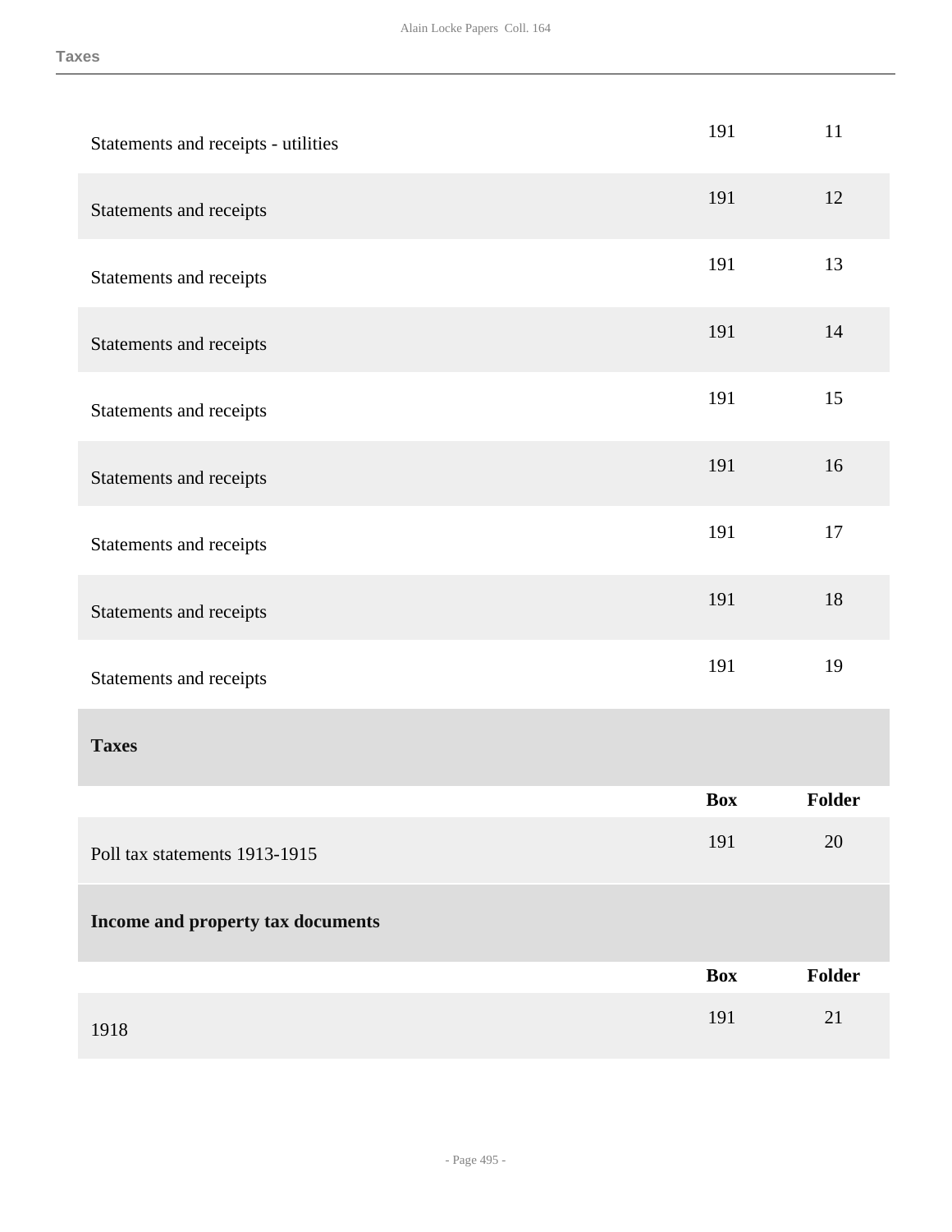| | Box | Folder |
|---|---|---|
| Statements and receipts - utilities | 191 | 11 |
| Statements and receipts | 191 | 12 |
| Statements and receipts | 191 | 13 |
| Statements and receipts | 191 | 14 |
| Statements and receipts | 191 | 15 |
| Statements and receipts | 191 | 16 |
| Statements and receipts | 191 | 17 |
| Statements and receipts | 191 | 18 |
| Statements and receipts | 191 | 19 |

**Taxes**

| | Box | Folder |
|---|---|---|
| Poll tax statements 1913-1915 | 191 | 20 |

**Income and property tax documents**

| | Box | Folder |
|---|---|---|
| 1918 | 191 | 21 |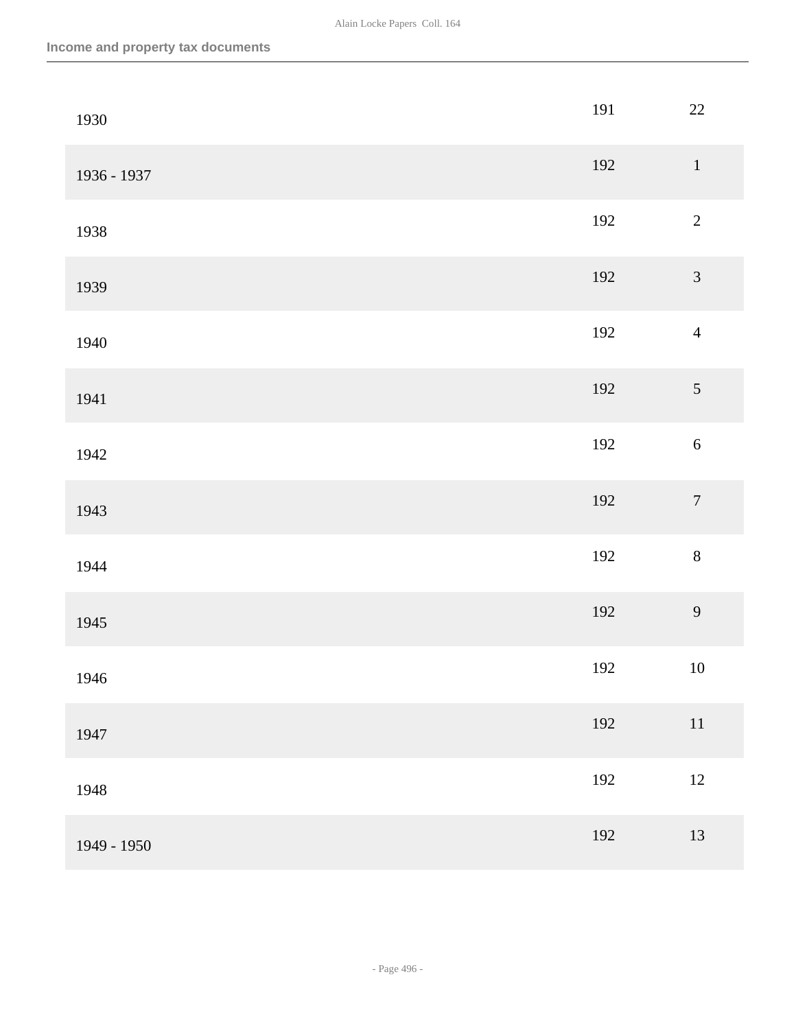| | | |
|---|---|---|
| 1930 | 191 | 22 |
| 1936 - 1937 | 192 | 1 |
| 1938 | 192 | 2 |
| 1939 | 192 | 3 |
| 1940 | 192 | 4 |
| 1941 | 192 | 5 |
| 1942 | 192 | 6 |
| 1943 | 192 | 7 |
| 1944 | 192 | 8 |
| 1945 | 192 | 9 |
| 1946 | 192 | 10 |
| 1947 | 192 | 11 |
| 1948 | 192 | 12 |
| 1949 - 1950 | 192 | 13 |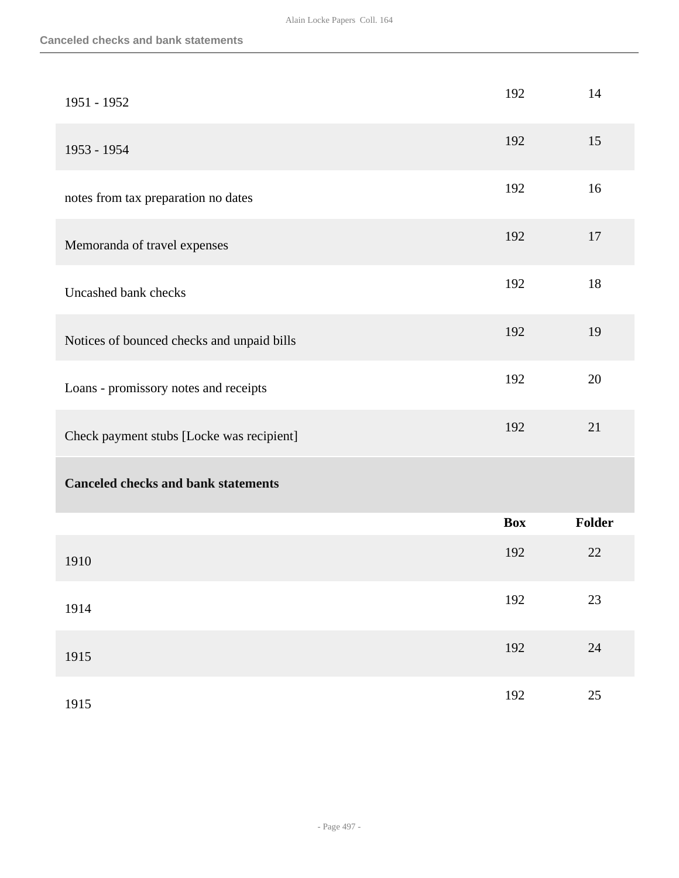| | Box | Folder |
|---|---|---|
| 1951 - 1952 | 192 | 14 |
| 1953 - 1954 | 192 | 15 |
| notes from tax preparation no dates | 192 | 16 |
| Memoranda of travel expenses | 192 | 17 |
| Uncashed bank checks | 192 | 18 |
| Notices of bounced checks and unpaid bills | 192 | 19 |
| Loans - promissory notes and receipts | 192 | 20 |
| Check payment stubs [Locke was recipient] | 192 | 21 |

**Canceled checks and bank statements**

| | Box | Folder |
|---|---|---|
| 1910 | 192 | 22 |
| 1914 | 192 | 23 |
| 1915 | 192 | 24 |
| 1915 | 192 | 25 |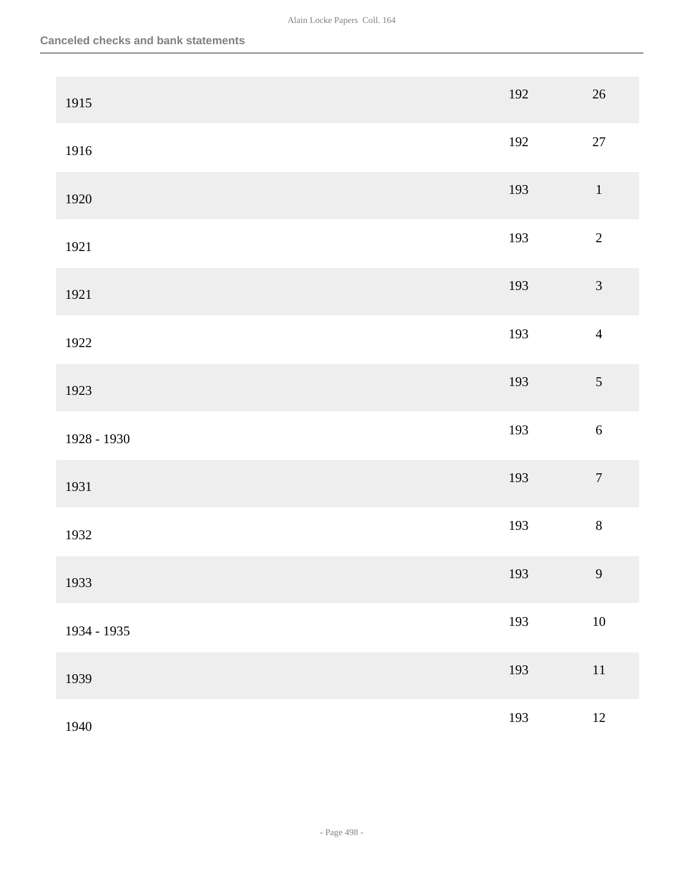## Canceled checks and bank statements

| Date | Box | Folder |
|---|---|---|
| 1915 | 192 | 26 |
| 1916 | 192 | 27 |
| 1920 | 193 | 1 |
| 1921 | 193 | 2 |
| 1921 | 193 | 3 |
| 1922 | 193 | 4 |
| 1923 | 193 | 5 |
| 1928 - 1930 | 193 | 6 |
| 1931 | 193 | 7 |
| 1932 | 193 | 8 |
| 1933 | 193 | 9 |
| 1934 - 1935 | 193 | 10 |
| 1939 | 193 | 11 |
| 1940 | 193 | 12 |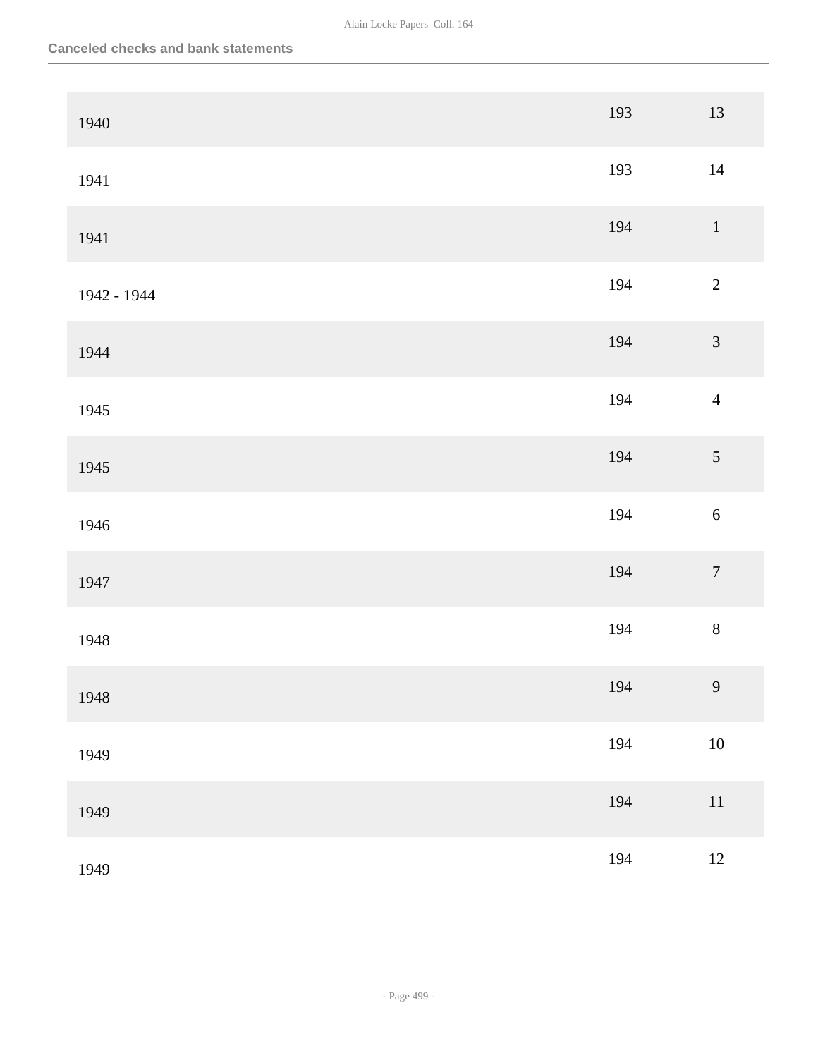## Canceled checks and bank statements

| Date | Box | Folder |
|---|---|---|
| 1940 | 193 | 13 |
| 1941 | 193 | 14 |
| 1941 | 194 | 1 |
| 1942 - 1944 | 194 | 2 |
| 1944 | 194 | 3 |
| 1945 | 194 | 4 |
| 1945 | 194 | 5 |
| 1946 | 194 | 6 |
| 1947 | 194 | 7 |
| 1948 | 194 | 8 |
| 1948 | 194 | 9 |
| 1949 | 194 | 10 |
| 1949 | 194 | 11 |
| 1949 | 194 | 12 |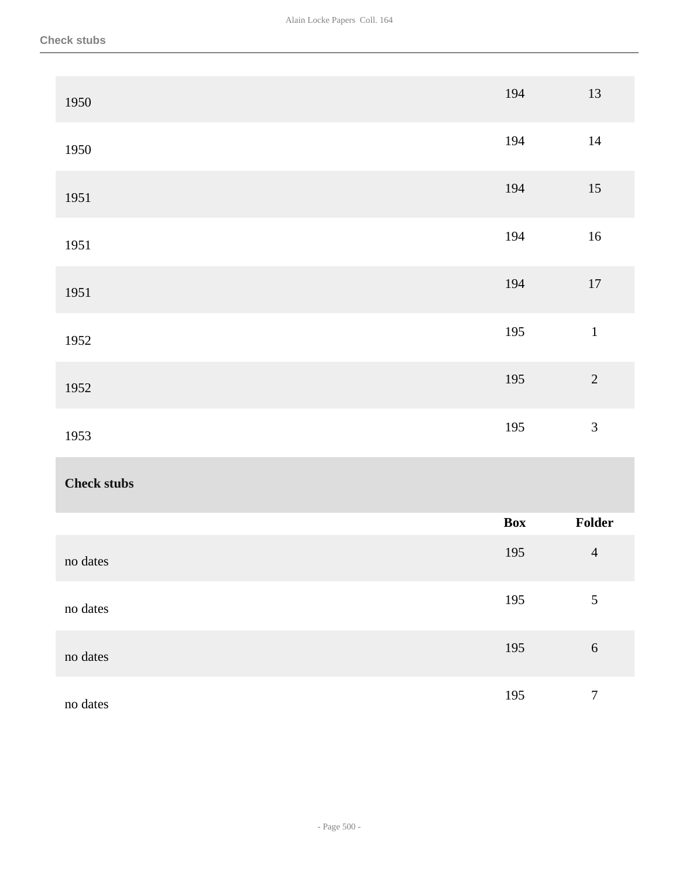| | Box | Folder |
| --- | --- | --- |
| 1950 | 194 | 13 |
| 1950 | 194 | 14 |
| 1951 | 194 | 15 |
| 1951 | 194 | 16 |
| 1951 | 194 | 17 |
| 1952 | 195 | 1 |
| 1952 | 195 | 2 |
| 1953 | 195 | 3 |

### Check stubs

| | Box | Folder |
| --- | --- | --- |
| no dates | 195 | 4 |
| no dates | 195 | 5 |
| no dates | 195 | 6 |
| no dates | 195 | 7 |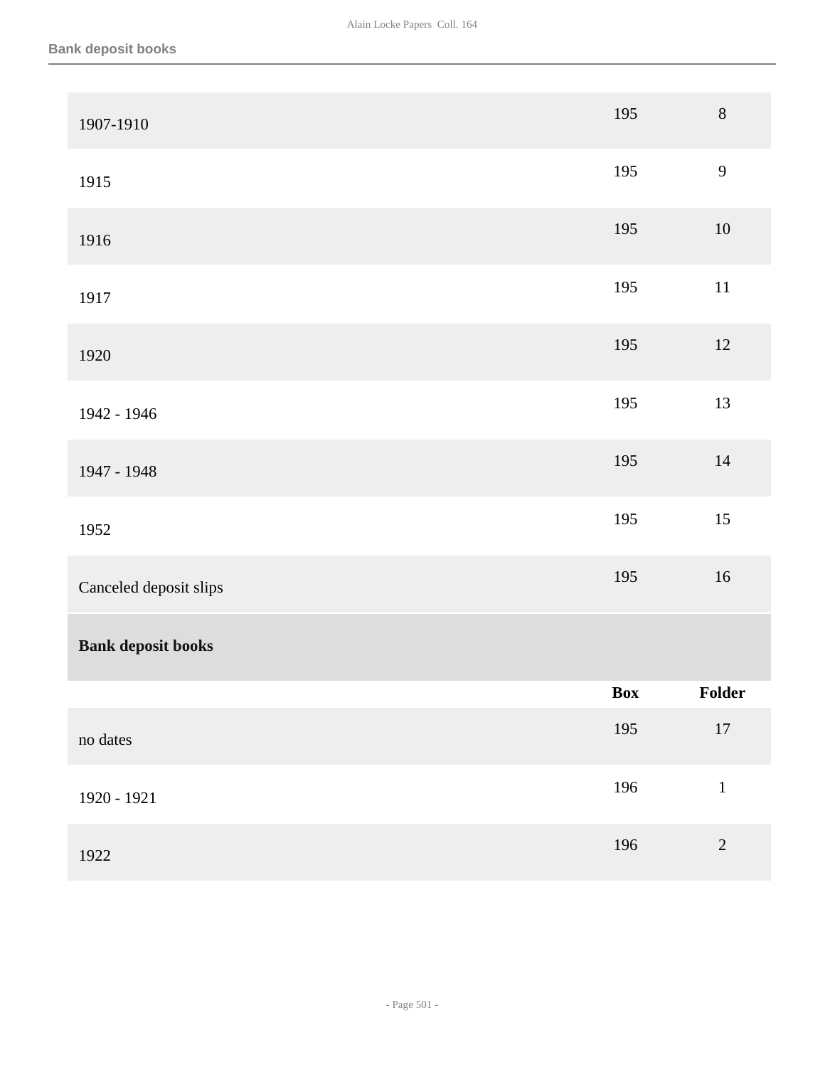| | Box | Folder |
|---|---|---|
| 1907-1910 | 195 | 8 |
| 1915 | 195 | 9 |
| 1916 | 195 | 10 |
| 1917 | 195 | 11 |
| 1920 | 195 | 12 |
| 1942 - 1946 | 195 | 13 |
| 1947 - 1948 | 195 | 14 |
| 1952 | 195 | 15 |
| Canceled deposit slips | 195 | 16 |

**Bank deposit books**

| | Box | Folder |
|---|---|---|
| no dates | 195 | 17 |
| 1920 - 1921 | 196 | 1 |
| 1922 | 196 | 2 |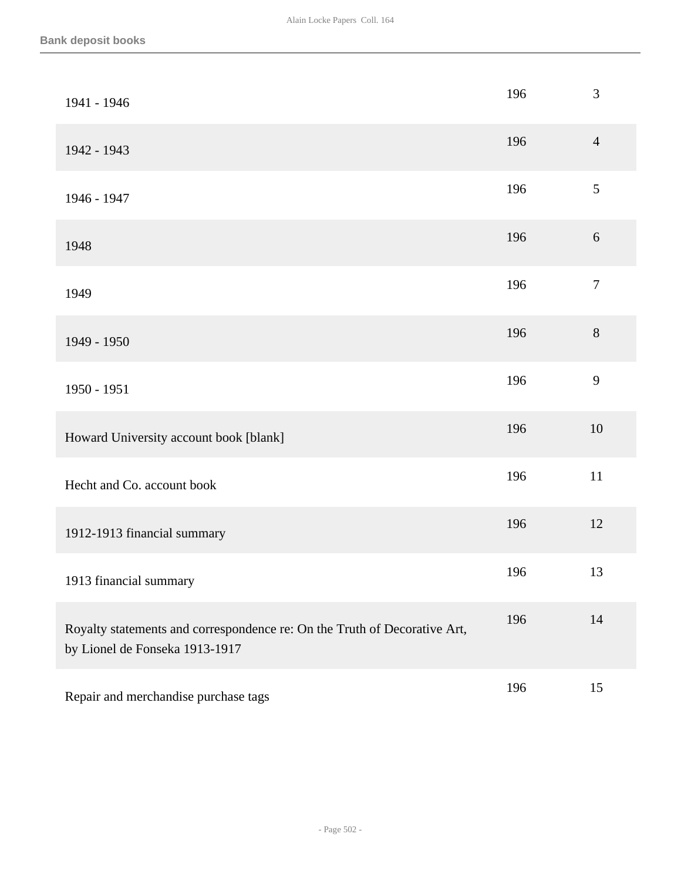**Bank deposit books**

| | | |
|---|---|---|
| 1941 - 1946 | 196 | 3 |
| 1942 - 1943 | 196 | 4 |
| 1946 - 1947 | 196 | 5 |
| 1948 | 196 | 6 |
| 1949 | 196 | 7 |
| 1949 - 1950 | 196 | 8 |
| 1950 - 1951 | 196 | 9 |
| Howard University account book [blank] | 196 | 10 |
| Hecht and Co. account book | 196 | 11 |
| 1912-1913 financial summary | 196 | 12 |
| 1913 financial summary | 196 | 13 |
| Royalty statements and correspondence re: On the Truth of Decorative Art, by Lionel de Fonseka 1913-1917 | 196 | 14 |
| Repair and merchandise purchase tags | 196 | 15 |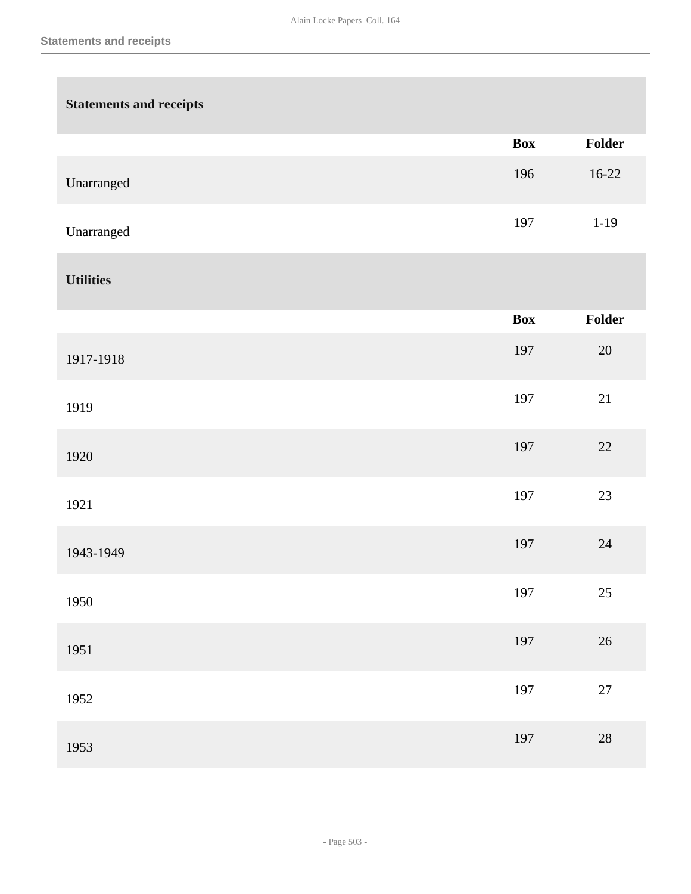## Statements and receipts

| | Box | Folder |
|---|---|---|
| Unarranged | 196 | 16-22 |
| Unarranged | 197 | 1-19 |

## Utilities

| | Box | Folder |
|---|---|---|
| 1917-1918 | 197 | 20 |
| 1919 | 197 | 21 |
| 1920 | 197 | 22 |
| 1921 | 197 | 23 |
| 1943-1949 | 197 | 24 |
| 1950 | 197 | 25 |
| 1951 | 197 | 26 |
| 1952 | 197 | 27 |
| 1953 | 197 | 28 |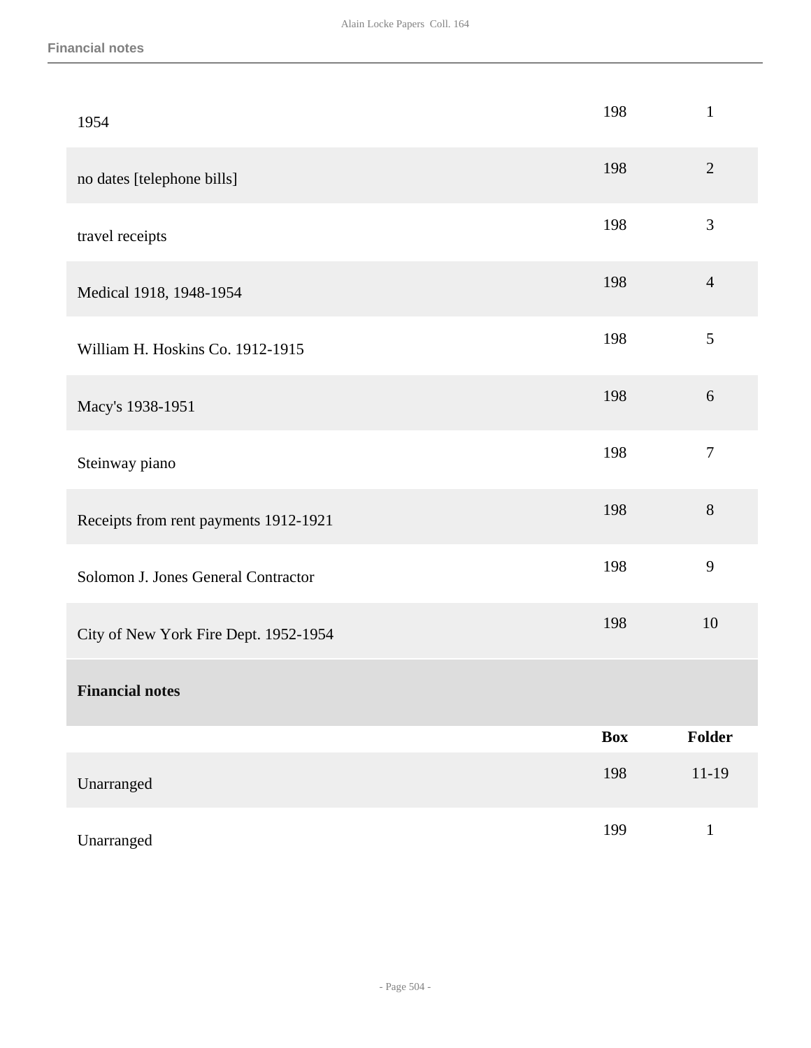| | | |
|---|---|---|
| 1954 | 198 | 1 |
| no dates [telephone bills] | 198 | 2 |
| travel receipts | 198 | 3 |
| Medical 1918, 1948-1954 | 198 | 4 |
| William H. Hoskins Co. 1912-1915 | 198 | 5 |
| Macy's 1938-1951 | 198 | 6 |
| Steinway piano | 198 | 7 |
| Receipts from rent payments 1912-1921 | 198 | 8 |
| Solomon J. Jones General Contractor | 198 | 9 |
| City of New York Fire Dept. 1952-1954 | 198 | 10 |

**Financial notes**

| | Box | Folder |
|---|---|---|
| Unarranged | 198 | 11-19 |
| Unarranged | 199 | 1 |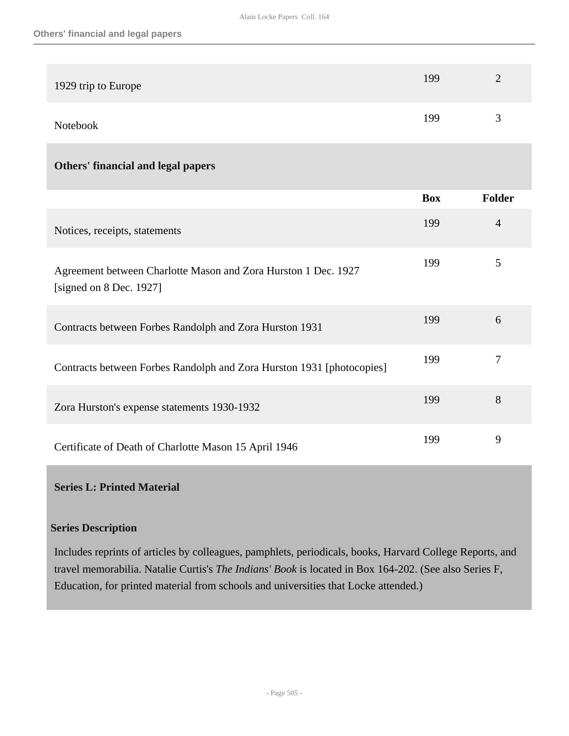| | Box | Folder |
|---|---|---|
| 1929 trip to Europe | 199 | 2 |
| Notebook | 199 | 3 |

**Others' financial and legal papers**

| | Box | Folder |
|---|---|---|
| Notices, receipts, statements | 199 | 4 |
| Agreement between Charlotte Mason and Zora Hurston 1 Dec. 1927 [signed on 8 Dec. 1927] | 199 | 5 |
| Contracts between Forbes Randolph and Zora Hurston 1931 | 199 | 6 |
| Contracts between Forbes Randolph and Zora Hurston 1931 [photocopies] | 199 | 7 |
| Zora Hurston's expense statements 1930-1932 | 199 | 8 |
| Certificate of Death of Charlotte Mason 15 April 1946 | 199 | 9 |

## Series L: Printed Material

### Series Description

Includes reprints of articles by colleagues, pamphlets, periodicals, books, Harvard College Reports, and travel memorabilia. Natalie Curtis's *The Indians' Book* is located in Box 164-202. (See also Series F, Education, for printed material from schools and universities that Locke attended.)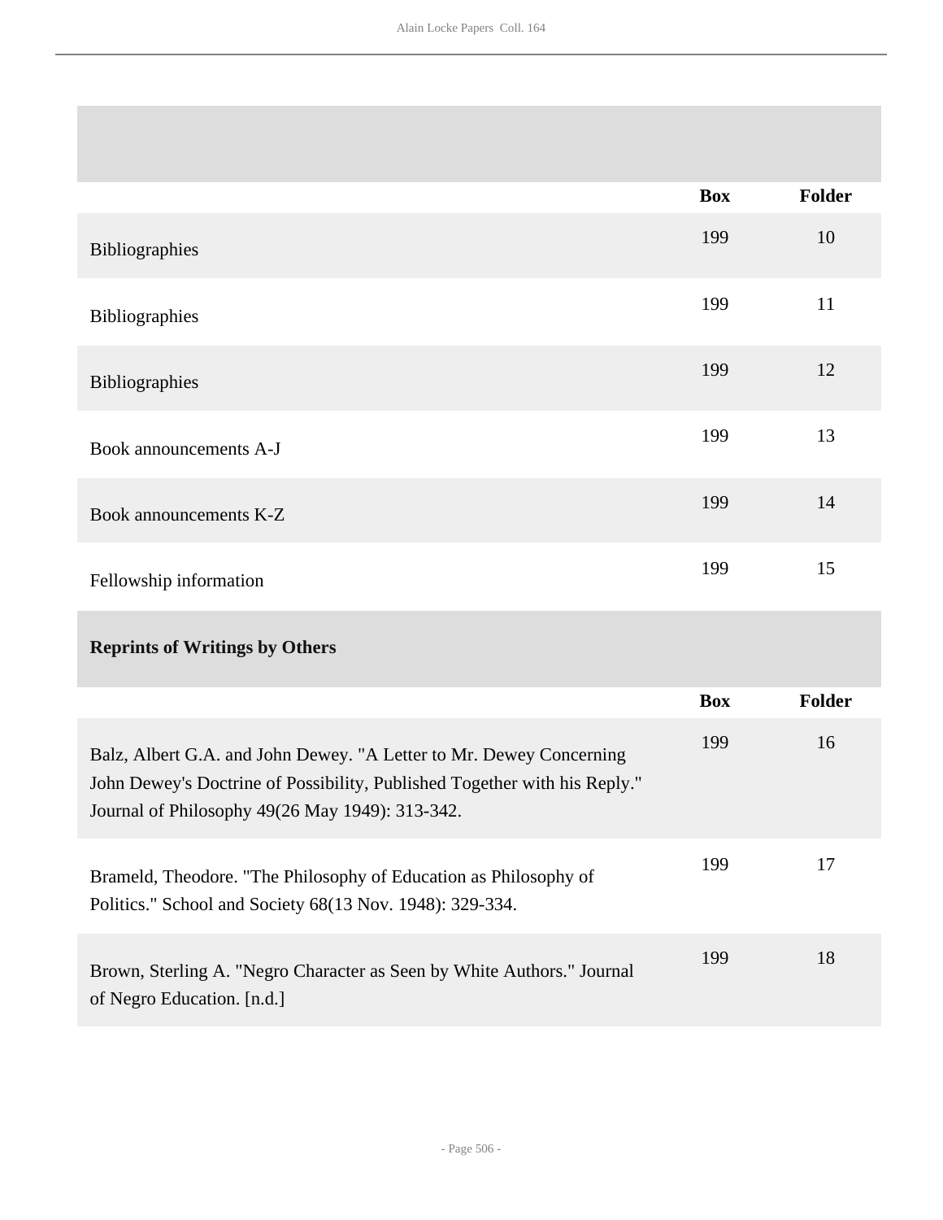| | Box | Folder |
|---|---|---|
| Bibliographies | 199 | 10 |
| Bibliographies | 199 | 11 |
| Bibliographies | 199 | 12 |
| Book announcements A-J | 199 | 13 |
| Book announcements K-Z | 199 | 14 |
| Fellowship information | 199 | 15 |

**Reprints of Writings by Others**

| | Box | Folder |
|---|---|---|
| Balz, Albert G.A. and John Dewey. "A Letter to Mr. Dewey Concerning John Dewey's Doctrine of Possibility, Published Together with his Reply." Journal of Philosophy 49(26 May 1949): 313-342. | 199 | 16 |
| Brameld, Theodore. "The Philosophy of Education as Philosophy of Politics." School and Society 68(13 Nov. 1948): 329-334. | 199 | 17 |
| Brown, Sterling A. "Negro Character as Seen by White Authors." Journal of Negro Education. [n.d.] | 199 | 18 |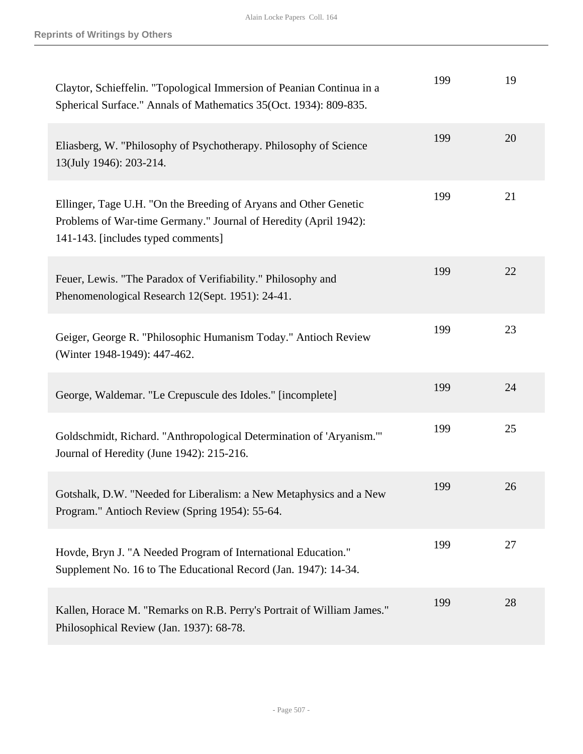## Reprints of Writings by Others

| | | |
|---|---|---|
| Claytor, Schieffelin. "Topological Immersion of Peanian Continua in a Spherical Surface." Annals of Mathematics 35(Oct. 1934): 809-835. | 199 | 19 |
| Eliasberg, W. "Philosophy of Psychotherapy. Philosophy of Science 13(July 1946): 203-214. | 199 | 20 |
| Ellinger, Tage U.H. "On the Breeding of Aryans and Other Genetic Problems of War-time Germany." Journal of Heredity (April 1942): 141-143. [includes typed comments] | 199 | 21 |
| Feuer, Lewis. "The Paradox of Verifiability." Philosophy and Phenomenological Research 12(Sept. 1951): 24-41. | 199 | 22 |
| Geiger, George R. "Philosophic Humanism Today." Antioch Review (Winter 1948-1949): 447-462. | 199 | 23 |
| George, Waldemar. "Le Crepuscule des Idoles." [incomplete] | 199 | 24 |
| Goldschmidt, Richard. "Anthropological Determination of 'Aryanism.'" Journal of Heredity (June 1942): 215-216. | 199 | 25 |
| Gotshalk, D.W. "Needed for Liberalism: a New Metaphysics and a New Program." Antioch Review (Spring 1954): 55-64. | 199 | 26 |
| Hovde, Bryn J. "A Needed Program of International Education." Supplement No. 16 to The Educational Record (Jan. 1947): 14-34. | 199 | 27 |
| Kallen, Horace M. "Remarks on R.B. Perry's Portrait of William James." Philosophical Review (Jan. 1937): 68-78. | 199 | 28 |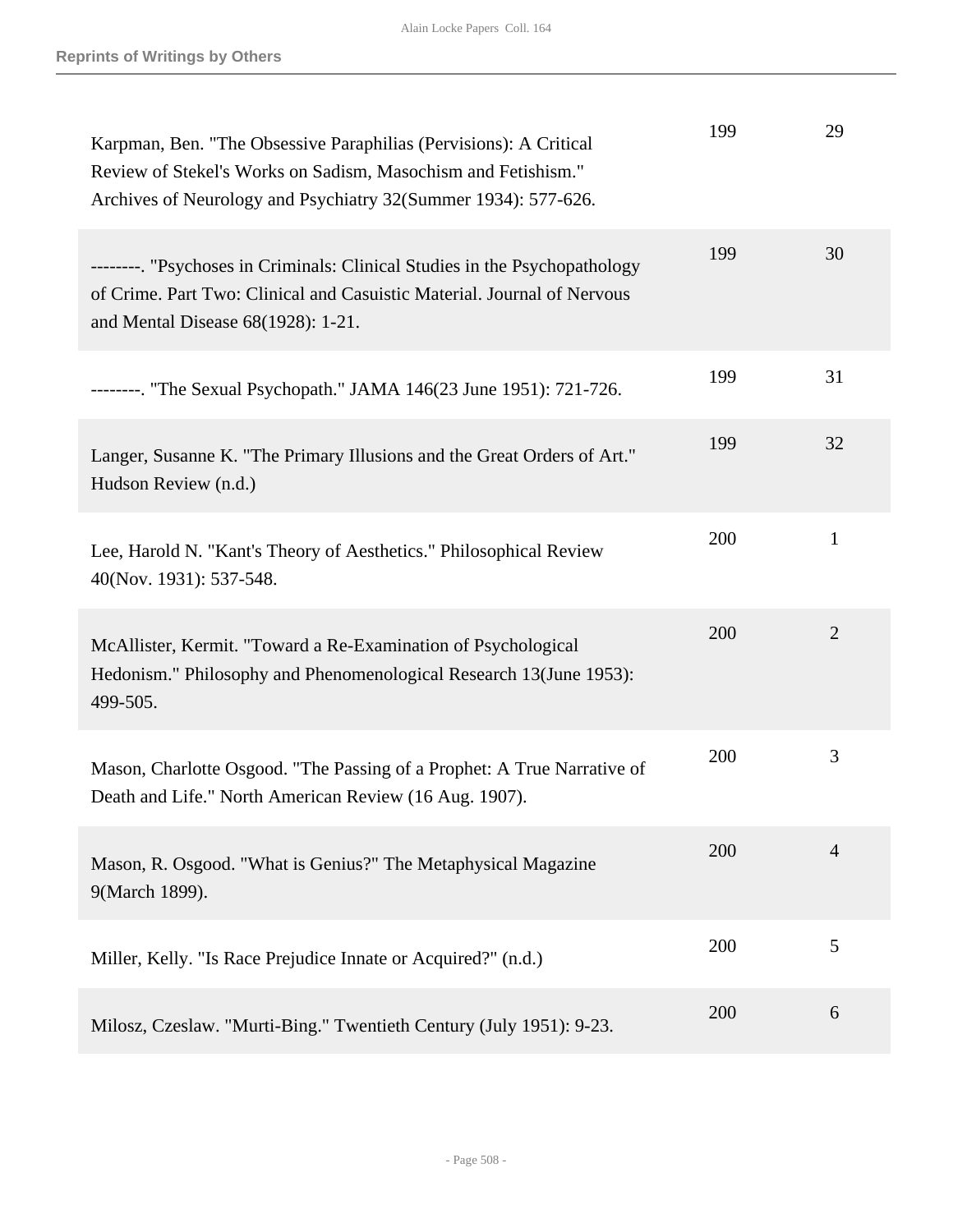## Reprints of Writings by Others

| | | |
|---|---|---|
| Karpman, Ben. "The Obsessive Paraphilias (Pervisions): A Critical Review of Stekel's Works on Sadism, Masochism and Fetishism." Archives of Neurology and Psychiatry 32(Summer 1934): 577-626. | 199 | 29 |
| --------. "Psychoses in Criminals: Clinical Studies in the Psychopathology of Crime. Part Two: Clinical and Casuistic Material. Journal of Nervous and Mental Disease 68(1928): 1-21. | 199 | 30 |
| --------. "The Sexual Psychopath." JAMA 146(23 June 1951): 721-726. | 199 | 31 |
| Langer, Susanne K. "The Primary Illusions and the Great Orders of Art." Hudson Review (n.d.) | 199 | 32 |
| Lee, Harold N. "Kant's Theory of Aesthetics." Philosophical Review 40(Nov. 1931): 537-548. | 200 | 1 |
| McAllister, Kermit. "Toward a Re-Examination of Psychological Hedonism." Philosophy and Phenomenological Research 13(June 1953): 499-505. | 200 | 2 |
| Mason, Charlotte Osgood. "The Passing of a Prophet: A True Narrative of Death and Life." North American Review (16 Aug. 1907). | 200 | 3 |
| Mason, R. Osgood. "What is Genius?" The Metaphysical Magazine 9(March 1899). | 200 | 4 |
| Miller, Kelly. "Is Race Prejudice Innate or Acquired?" (n.d.) | 200 | 5 |
| Milosz, Czeslaw. "Murti-Bing." Twentieth Century (July 1951): 9-23. | 200 | 6 |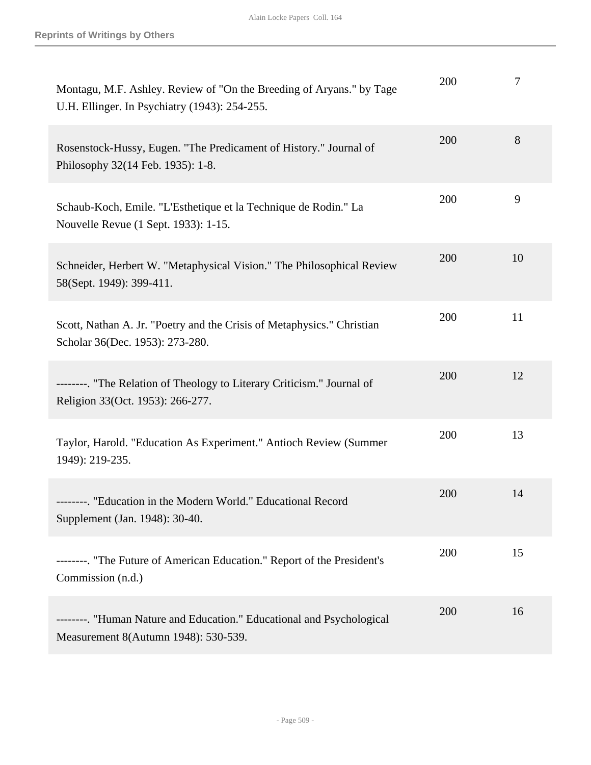## Reprints of Writings by Others

| | | |
|---|---|---|
| Montagu, M.F. Ashley. Review of "On the Breeding of Aryans." by Tage U.H. Ellinger. In Psychiatry (1943): 254-255. | 200 | 7 |
| Rosenstock-Hussy, Eugen. "The Predicament of History." Journal of Philosophy 32(14 Feb. 1935): 1-8. | 200 | 8 |
| Schaub-Koch, Emile. "L'Esthetique et la Technique de Rodin." La Nouvelle Revue (1 Sept. 1933): 1-15. | 200 | 9 |
| Schneider, Herbert W. "Metaphysical Vision." The Philosophical Review 58(Sept. 1949): 399-411. | 200 | 10 |
| Scott, Nathan A. Jr. "Poetry and the Crisis of Metaphysics." Christian Scholar 36(Dec. 1953): 273-280. | 200 | 11 |
| --------. "The Relation of Theology to Literary Criticism." Journal of Religion 33(Oct. 1953): 266-277. | 200 | 12 |
| Taylor, Harold. "Education As Experiment." Antioch Review (Summer 1949): 219-235. | 200 | 13 |
| --------. "Education in the Modern World." Educational Record Supplement (Jan. 1948): 30-40. | 200 | 14 |
| --------. "The Future of American Education." Report of the President's Commission (n.d.) | 200 | 15 |
| --------. "Human Nature and Education." Educational and Psychological Measurement 8(Autumn 1948): 530-539. | 200 | 16 |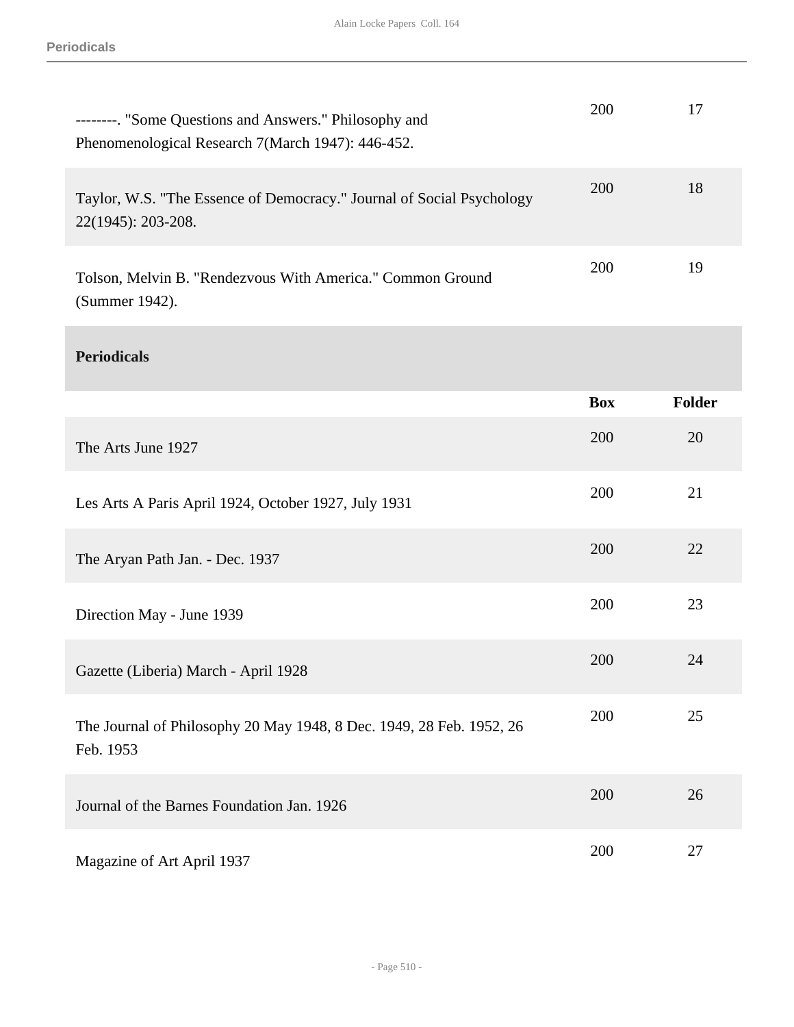| | Box | Folder |
|---|---|---|
| --------. "Some Questions and Answers." Philosophy and Phenomenological Research 7(March 1947): 446-452. | 200 | 17 |
| Taylor, W.S. "The Essence of Democracy." Journal of Social Psychology 22(1945): 203-208. | 200 | 18 |
| Tolson, Melvin B. "Rendezvous With America." Common Ground (Summer 1942). | 200 | 19 |

**Periodicals**

| | Box | Folder |
|---|---|---|
| The Arts June 1927 | 200 | 20 |
| Les Arts A Paris April 1924, October 1927, July 1931 | 200 | 21 |
| The Aryan Path Jan. - Dec. 1937 | 200 | 22 |
| Direction May - June 1939 | 200 | 23 |
| Gazette (Liberia) March - April 1928 | 200 | 24 |
| The Journal of Philosophy 20 May 1948, 8 Dec. 1949, 28 Feb. 1952, 26 Feb. 1953 | 200 | 25 |
| Journal of the Barnes Foundation Jan. 1926 | 200 | 26 |
| Magazine of Art April 1937 | 200 | 27 |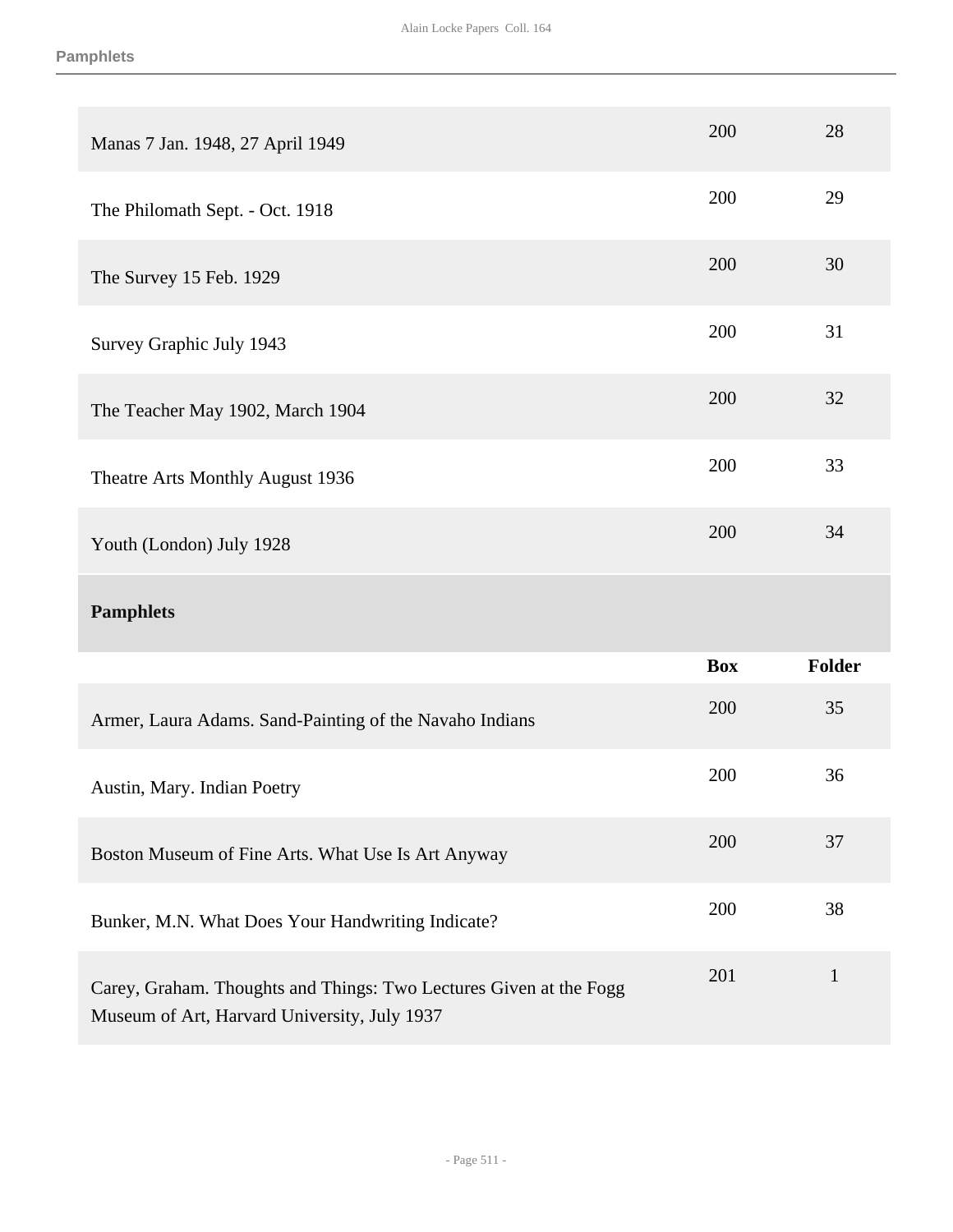| | Box | Folder |
|---|---|---|
| Manas 7 Jan. 1948, 27 April 1949 | 200 | 28 |
| The Philomath Sept. - Oct. 1918 | 200 | 29 |
| The Survey 15 Feb. 1929 | 200 | 30 |
| Survey Graphic July 1943 | 200 | 31 |
| The Teacher May 1902, March 1904 | 200 | 32 |
| Theatre Arts Monthly August 1936 | 200 | 33 |
| Youth (London) July 1928 | 200 | 34 |

## Pamphlets

| | Box | Folder |
|---|---|---|
| Armer, Laura Adams. Sand-Painting of the Navaho Indians | 200 | 35 |
| Austin, Mary. Indian Poetry | 200 | 36 |
| Boston Museum of Fine Arts. What Use Is Art Anyway | 200 | 37 |
| Bunker, M.N. What Does Your Handwriting Indicate? | 200 | 38 |
| Carey, Graham. Thoughts and Things: Two Lectures Given at the Fogg Museum of Art, Harvard University, July 1937 | 201 | 1 |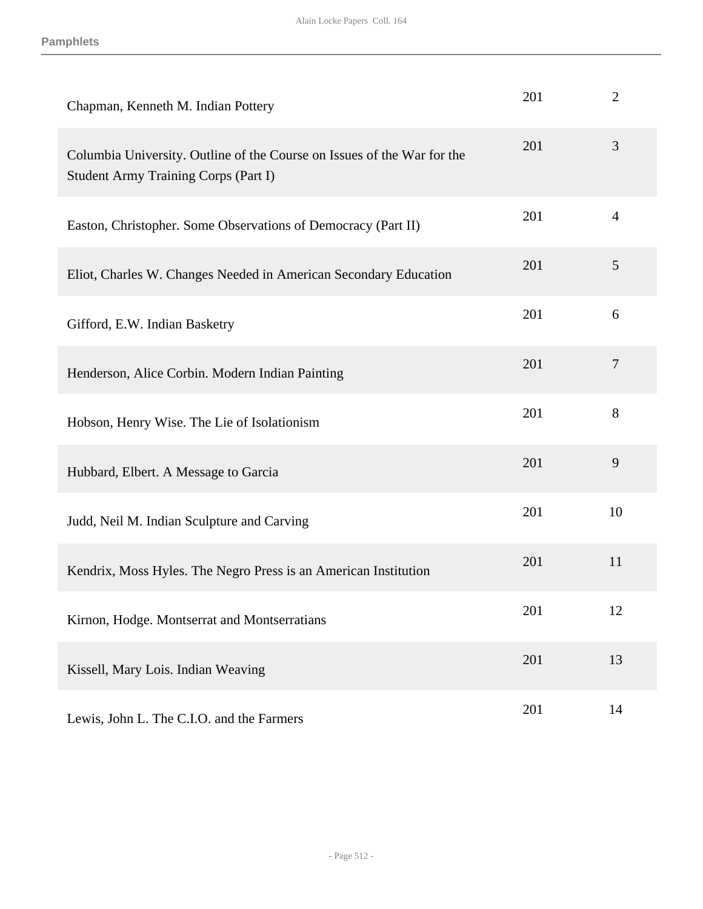| | | |
|---|---|---|
| Chapman, Kenneth M. Indian Pottery | 201 | 2 |
| Columbia University. Outline of the Course on Issues of the War for the Student Army Training Corps (Part I) | 201 | 3 |
| Easton, Christopher. Some Observations of Democracy (Part II) | 201 | 4 |
| Eliot, Charles W. Changes Needed in American Secondary Education | 201 | 5 |
| Gifford, E.W. Indian Basketry | 201 | 6 |
| Henderson, Alice Corbin. Modern Indian Painting | 201 | 7 |
| Hobson, Henry Wise. The Lie of Isolationism | 201 | 8 |
| Hubbard, Elbert. A Message to Garcia | 201 | 9 |
| Judd, Neil M. Indian Sculpture and Carving | 201 | 10 |
| Kendrix, Moss Hyles. The Negro Press is an American Institution | 201 | 11 |
| Kirnon, Hodge. Montserrat and Montserratians | 201 | 12 |
| Kissell, Mary Lois. Indian Weaving | 201 | 13 |
| Lewis, John L. The C.I.O. and the Farmers | 201 | 14 |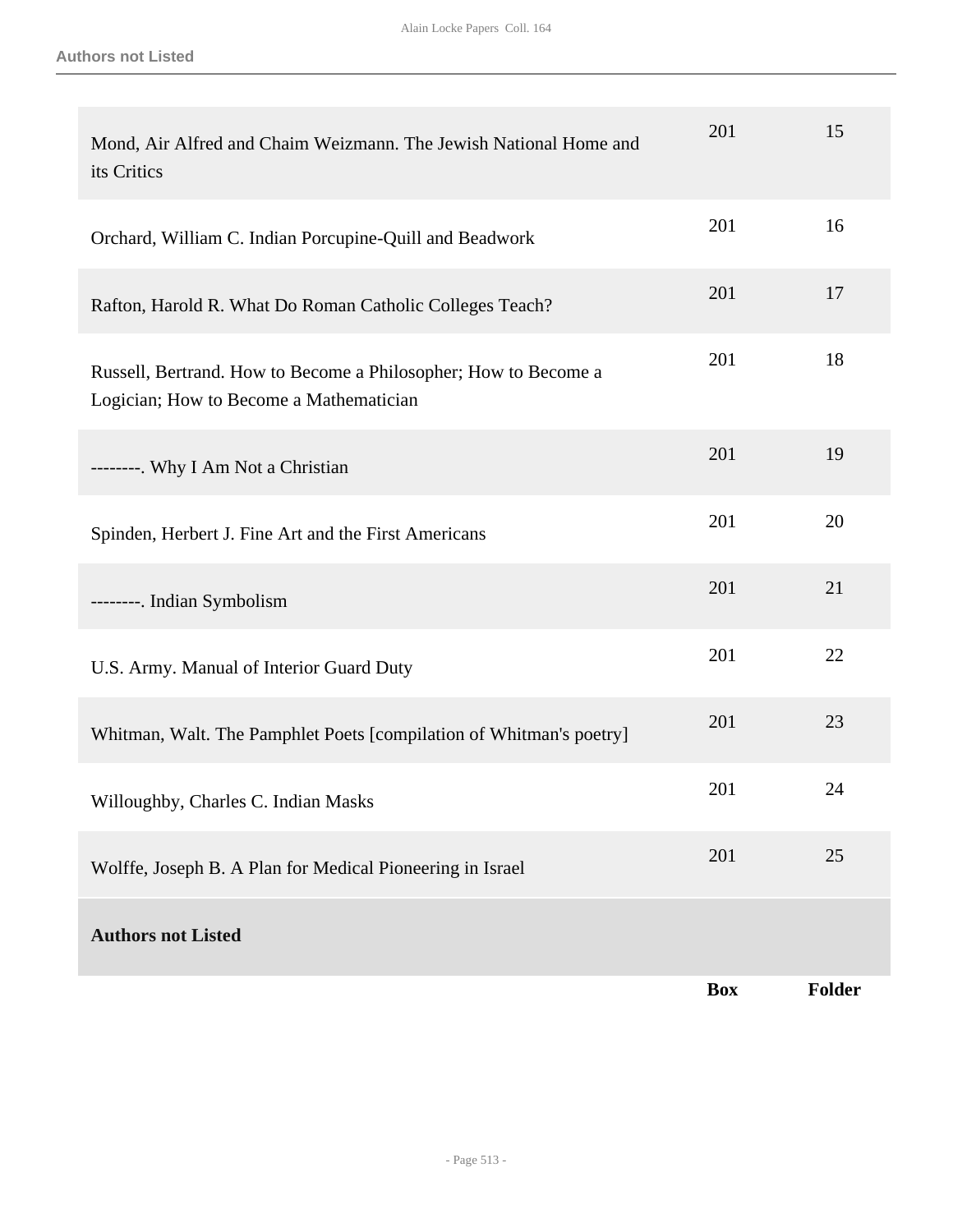| | Box | Folder |
|---|---|---|
| Mond, Air Alfred and Chaim Weizmann. The Jewish National Home and its Critics | 201 | 15 |
| Orchard, William C. Indian Porcupine-Quill and Beadwork | 201 | 16 |
| Rafton, Harold R. What Do Roman Catholic Colleges Teach? | 201 | 17 |
| Russell, Bertrand. How to Become a Philosopher; How to Become a Logician; How to Become a Mathematician | 201 | 18 |
| --------. Why I Am Not a Christian | 201 | 19 |
| Spinden, Herbert J. Fine Art and the First Americans | 201 | 20 |
| --------. Indian Symbolism | 201 | 21 |
| U.S. Army. Manual of Interior Guard Duty | 201 | 22 |
| Whitman, Walt. The Pamphlet Poets [compilation of Whitman's poetry] | 201 | 23 |
| Willoughby, Charles C. Indian Masks | 201 | 24 |
| Wolffe, Joseph B. A Plan for Medical Pioneering in Israel | 201 | 25 |

**Authors not Listed**

| | Box | Folder |
|---|---|---|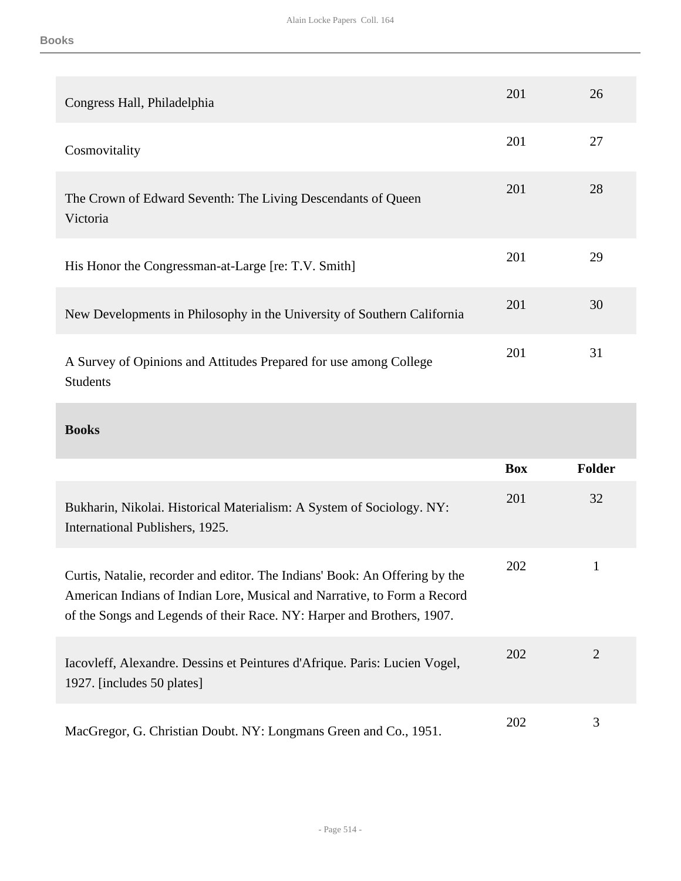| | Box | Folder |
|---|---|---|
| Congress Hall, Philadelphia | 201 | 26 |
| Cosmovitality | 201 | 27 |
| The Crown of Edward Seventh: The Living Descendants of Queen Victoria | 201 | 28 |
| His Honor the Congressman-at-Large [re: T.V. Smith] | 201 | 29 |
| New Developments in Philosophy in the University of Southern California | 201 | 30 |
| A Survey of Opinions and Attitudes Prepared for use among College Students | 201 | 31 |

## Books

| | Box | Folder |
|---|---|---|
| Bukharin, Nikolai. Historical Materialism: A System of Sociology. NY: International Publishers, 1925. | 201 | 32 |
| Curtis, Natalie, recorder and editor. The Indians' Book: An Offering by the American Indians of Indian Lore, Musical and Narrative, to Form a Record of the Songs and Legends of their Race. NY: Harper and Brothers, 1907. | 202 | 1 |
| Iacovleff, Alexandre. Dessins et Peintures d'Afrique. Paris: Lucien Vogel, 1927. [includes 50 plates] | 202 | 2 |
| MacGregor, G. Christian Doubt. NY: Longmans Green and Co., 1951. | 202 | 3 |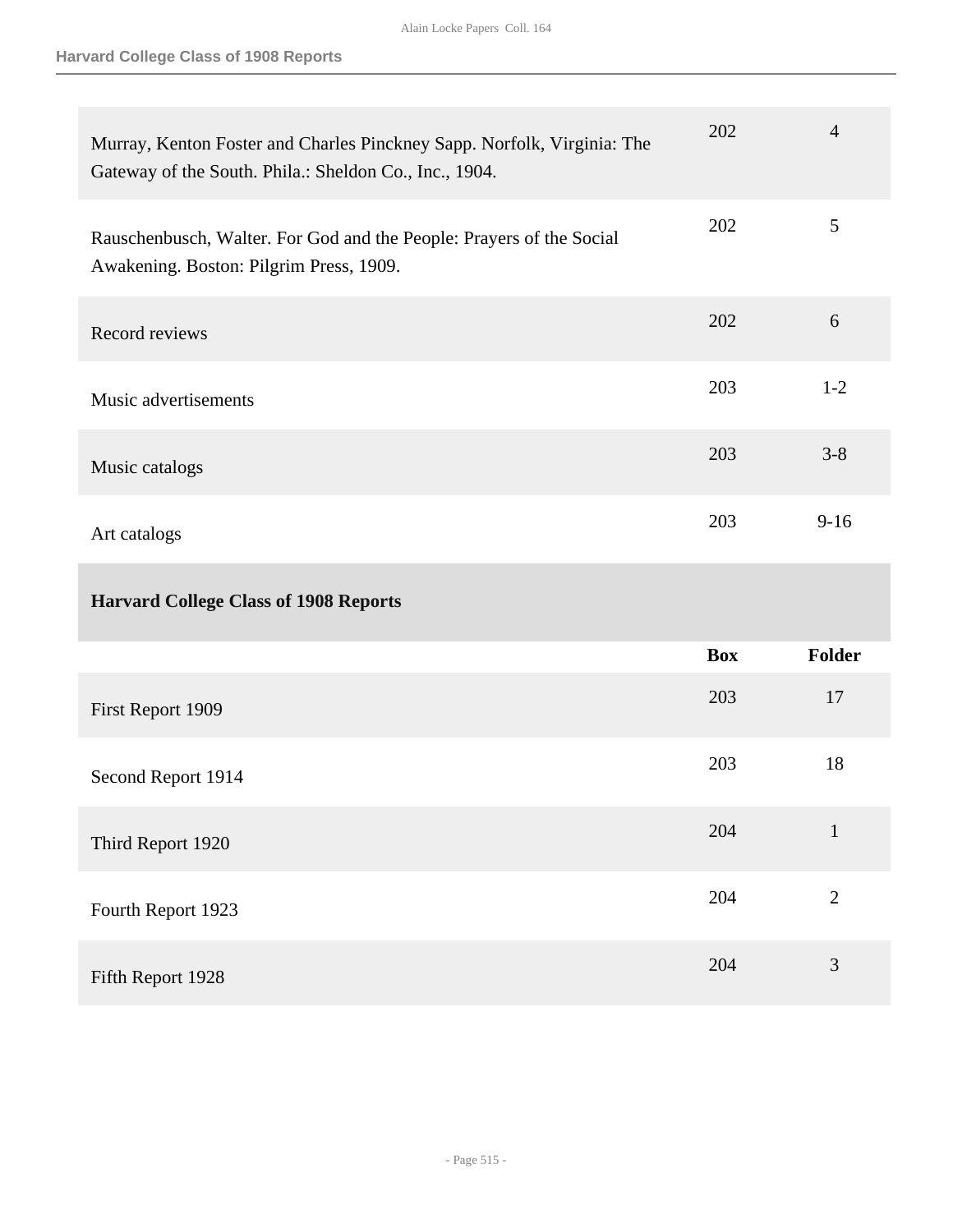| | Box | Folder |
|---|---|---|
| Murray, Kenton Foster and Charles Pinckney Sapp. Norfolk, Virginia: The Gateway of the South. Phila.: Sheldon Co., Inc., 1904. | 202 | 4 |
| Rauschenbusch, Walter. For God and the People: Prayers of the Social Awakening. Boston: Pilgrim Press, 1909. | 202 | 5 |
| Record reviews | 202 | 6 |
| Music advertisements | 203 | 1-2 |
| Music catalogs | 203 | 3-8 |
| Art catalogs | 203 | 9-16 |

## Harvard College Class of 1908 Reports

| | Box | Folder |
|---|---|---|
| First Report 1909 | 203 | 17 |
| Second Report 1914 | 203 | 18 |
| Third Report 1920 | 204 | 1 |
| Fourth Report 1923 | 204 | 2 |
| Fifth Report 1928 | 204 | 3 |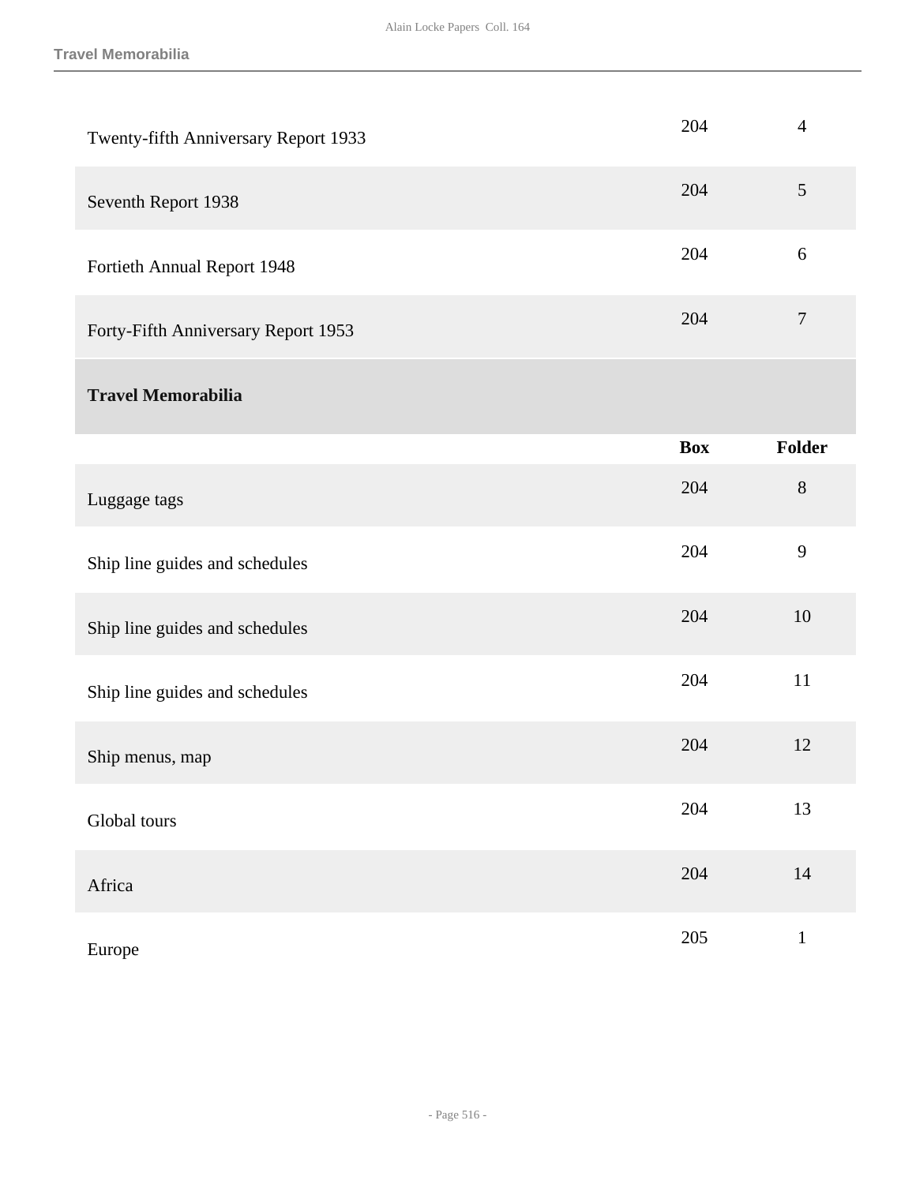| | Box | Folder |
|---|---|---|
| Twenty-fifth Anniversary Report 1933 | 204 | 4 |
| Seventh Report 1938 | 204 | 5 |
| Fortieth Annual Report 1948 | 204 | 6 |
| Forty-Fifth Anniversary Report 1953 | 204 | 7 |

## Travel Memorabilia

| | Box | Folder |
|---|---|---|
| Luggage tags | 204 | 8 |
| Ship line guides and schedules | 204 | 9 |
| Ship line guides and schedules | 204 | 10 |
| Ship line guides and schedules | 204 | 11 |
| Ship menus, map | 204 | 12 |
| Global tours | 204 | 13 |
| Africa | 204 | 14 |
| Europe | 205 | 1 |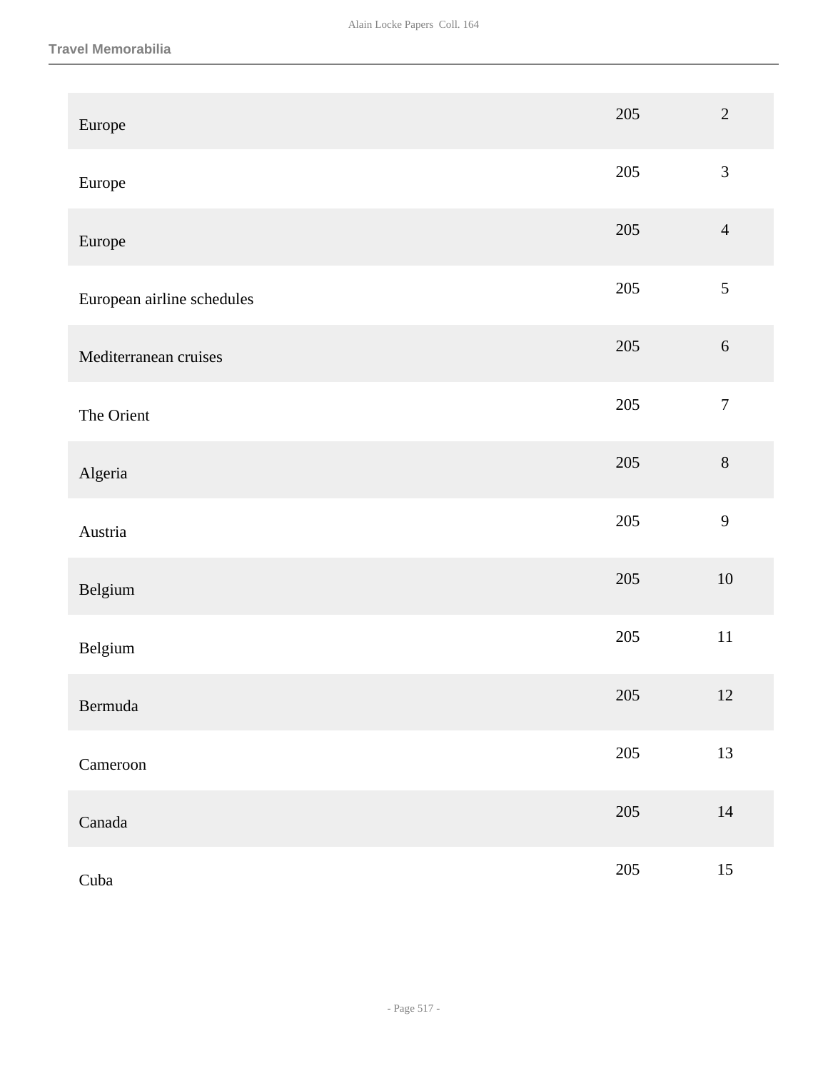| | | |
|---|---|---|
| Europe | 205 | 2 |
| Europe | 205 | 3 |
| Europe | 205 | 4 |
| European airline schedules | 205 | 5 |
| Mediterranean cruises | 205 | 6 |
| The Orient | 205 | 7 |
| Algeria | 205 | 8 |
| Austria | 205 | 9 |
| Belgium | 205 | 10 |
| Belgium | 205 | 11 |
| Bermuda | 205 | 12 |
| Cameroon | 205 | 13 |
| Canada | 205 | 14 |
| Cuba | 205 | 15 |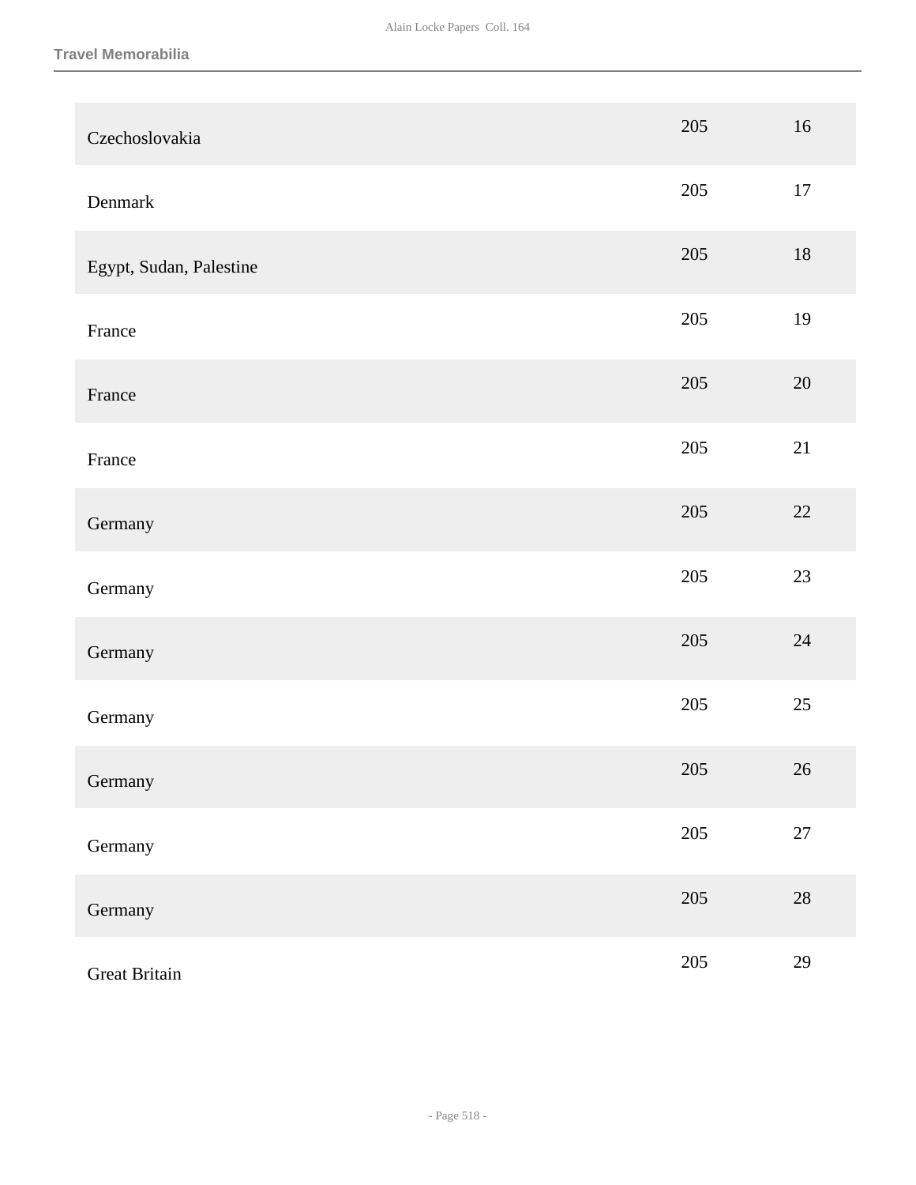| | | |
|---|---|---|
| Czechoslovakia | 205 | 16 |
| Denmark | 205 | 17 |
| Egypt, Sudan, Palestine | 205 | 18 |
| France | 205 | 19 |
| France | 205 | 20 |
| France | 205 | 21 |
| Germany | 205 | 22 |
| Germany | 205 | 23 |
| Germany | 205 | 24 |
| Germany | 205 | 25 |
| Germany | 205 | 26 |
| Germany | 205 | 27 |
| Germany | 205 | 28 |
| Great Britain | 205 | 29 |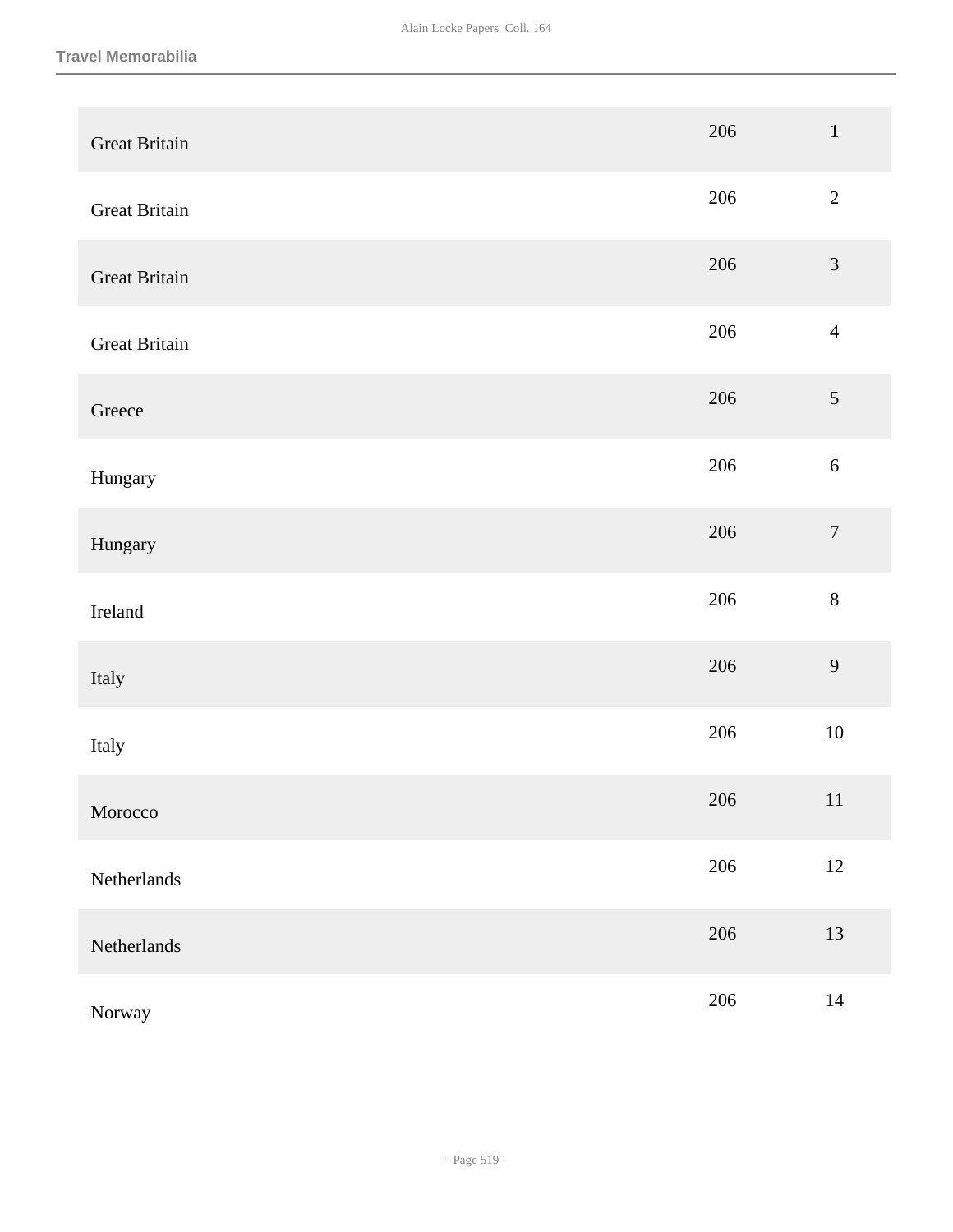| | | |
|---|---|---|
| Great Britain | 206 | 1 |
| Great Britain | 206 | 2 |
| Great Britain | 206 | 3 |
| Great Britain | 206 | 4 |
| Greece | 206 | 5 |
| Hungary | 206 | 6 |
| Hungary | 206 | 7 |
| Ireland | 206 | 8 |
| Italy | 206 | 9 |
| Italy | 206 | 10 |
| Morocco | 206 | 11 |
| Netherlands | 206 | 12 |
| Netherlands | 206 | 13 |
| Norway | 206 | 14 |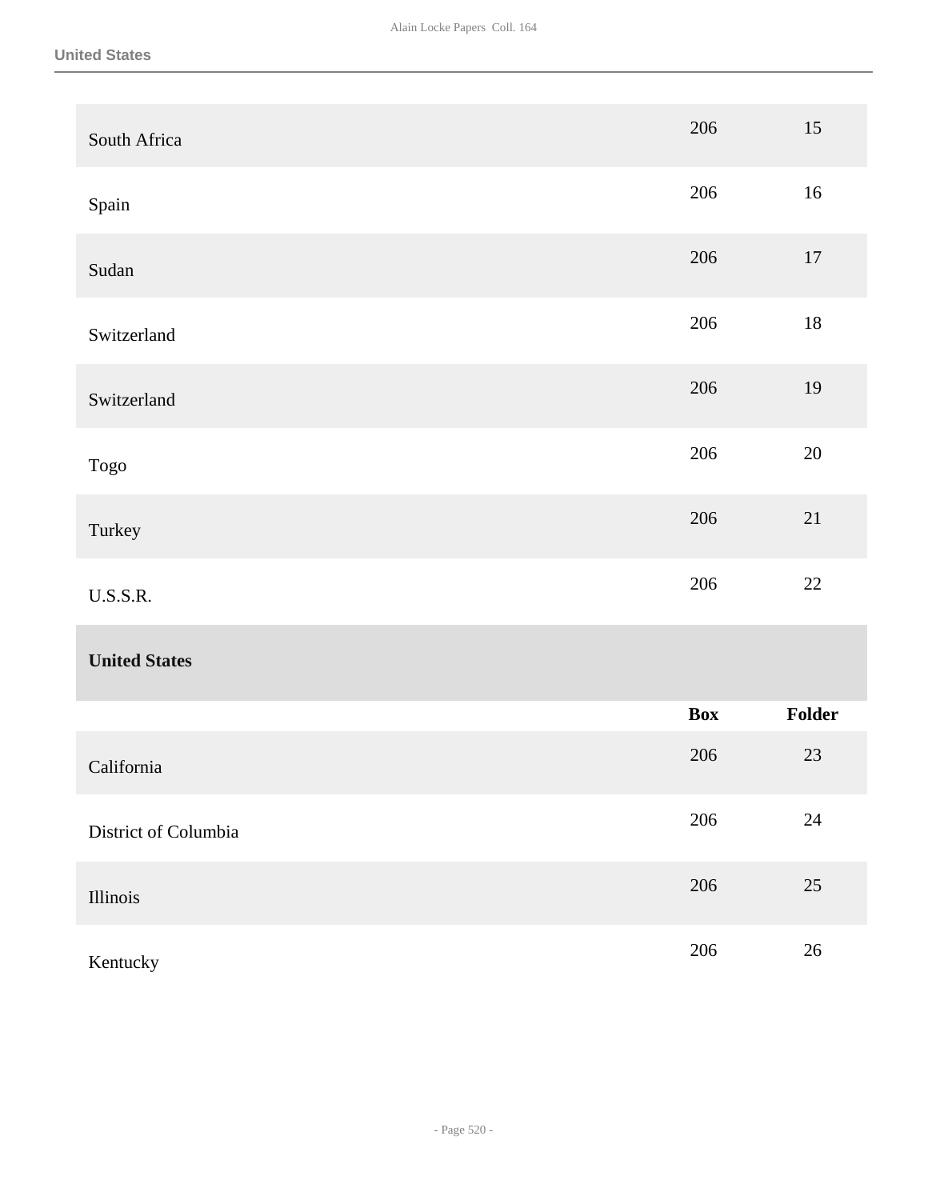| | | |
|---|---|---|
| South Africa | 206 | 15 |
| Spain | 206 | 16 |
| Sudan | 206 | 17 |
| Switzerland | 206 | 18 |
| Switzerland | 206 | 19 |
| Togo | 206 | 20 |
| Turkey | 206 | 21 |
| U.S.S.R. | 206 | 22 |

**United States**

| | Box | Folder |
|---|---|---|
| California | 206 | 23 |
| District of Columbia | 206 | 24 |
| Illinois | 206 | 25 |
| Kentucky | 206 | 26 |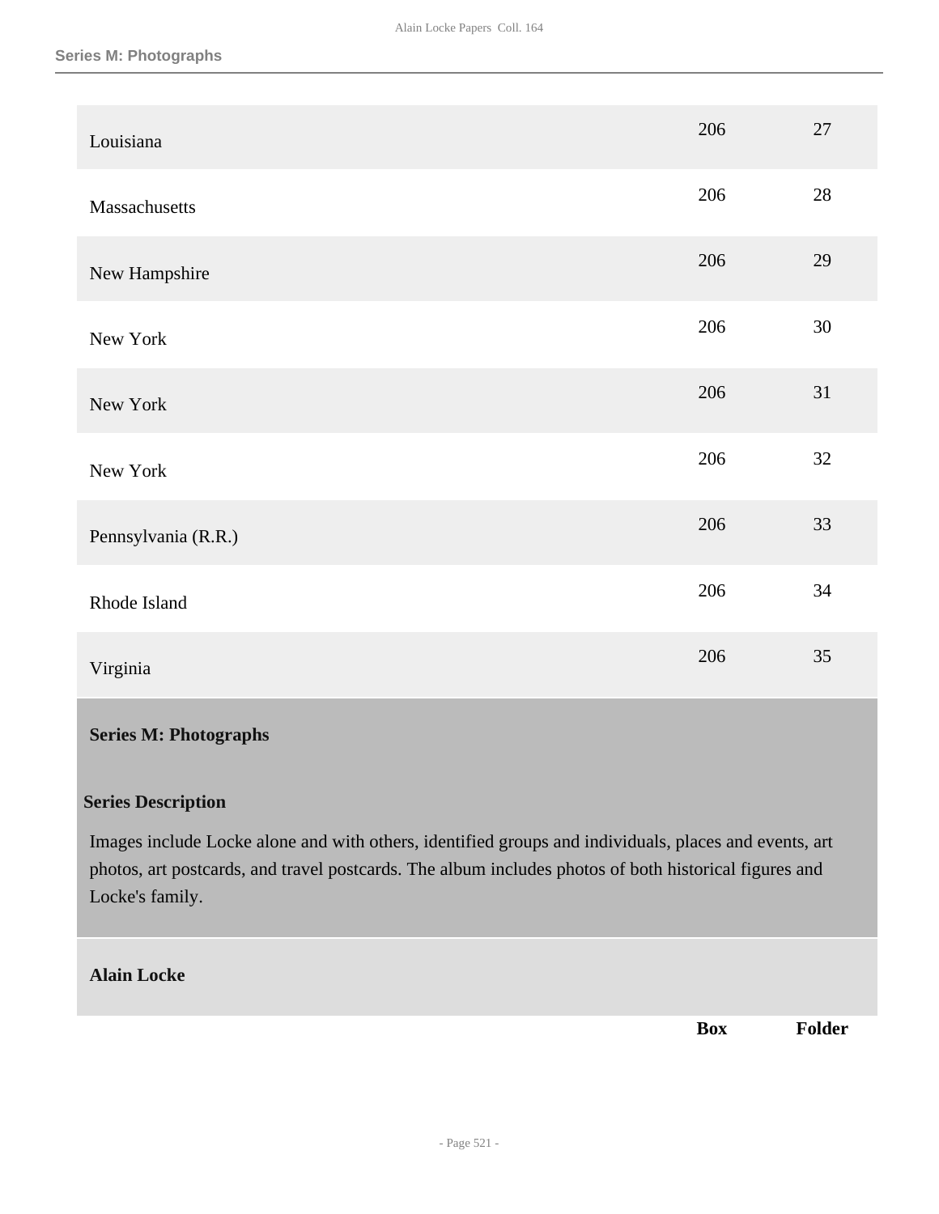| | Box | Folder |
|---|---|---|
| Louisiana | 206 | 27 |
| Massachusetts | 206 | 28 |
| New Hampshire | 206 | 29 |
| New York | 206 | 30 |
| New York | 206 | 31 |
| New York | 206 | 32 |
| Pennsylvania (R.R.) | 206 | 33 |
| Rhode Island | 206 | 34 |
| Virginia | 206 | 35 |

## Series M: Photographs

### Series Description

Images include Locke alone and with others, identified groups and individuals, places and events, art photos, art postcards, and travel postcards. The album includes photos of both historical figures and Locke's family.

### Alain Locke

| | Box | Folder |
|---|---|---|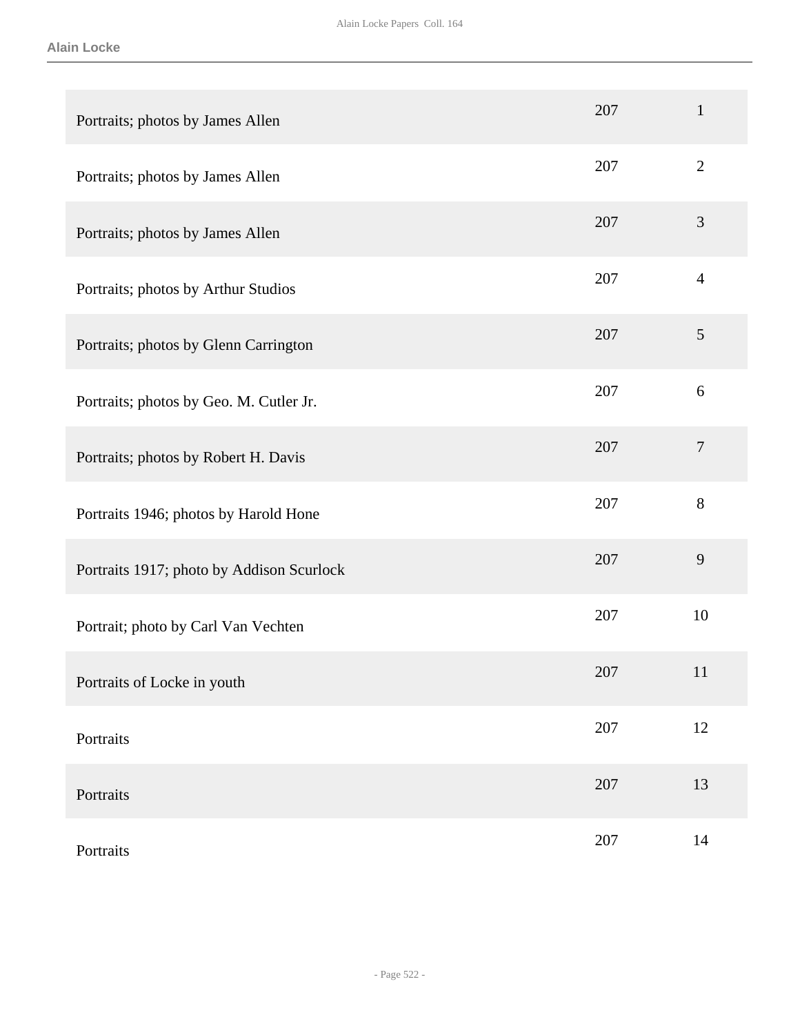| | | |
|---|---|---|
| Portraits; photos by James Allen | 207 | 1 |
| Portraits; photos by James Allen | 207 | 2 |
| Portraits; photos by James Allen | 207 | 3 |
| Portraits; photos by Arthur Studios | 207 | 4 |
| Portraits; photos by Glenn Carrington | 207 | 5 |
| Portraits; photos by Geo. M. Cutler Jr. | 207 | 6 |
| Portraits; photos by Robert H. Davis | 207 | 7 |
| Portraits 1946; photos by Harold Hone | 207 | 8 |
| Portraits 1917; photo by Addison Scurlock | 207 | 9 |
| Portrait; photo by Carl Van Vechten | 207 | 10 |
| Portraits of Locke in youth | 207 | 11 |
| Portraits | 207 | 12 |
| Portraits | 207 | 13 |
| Portraits | 207 | 14 |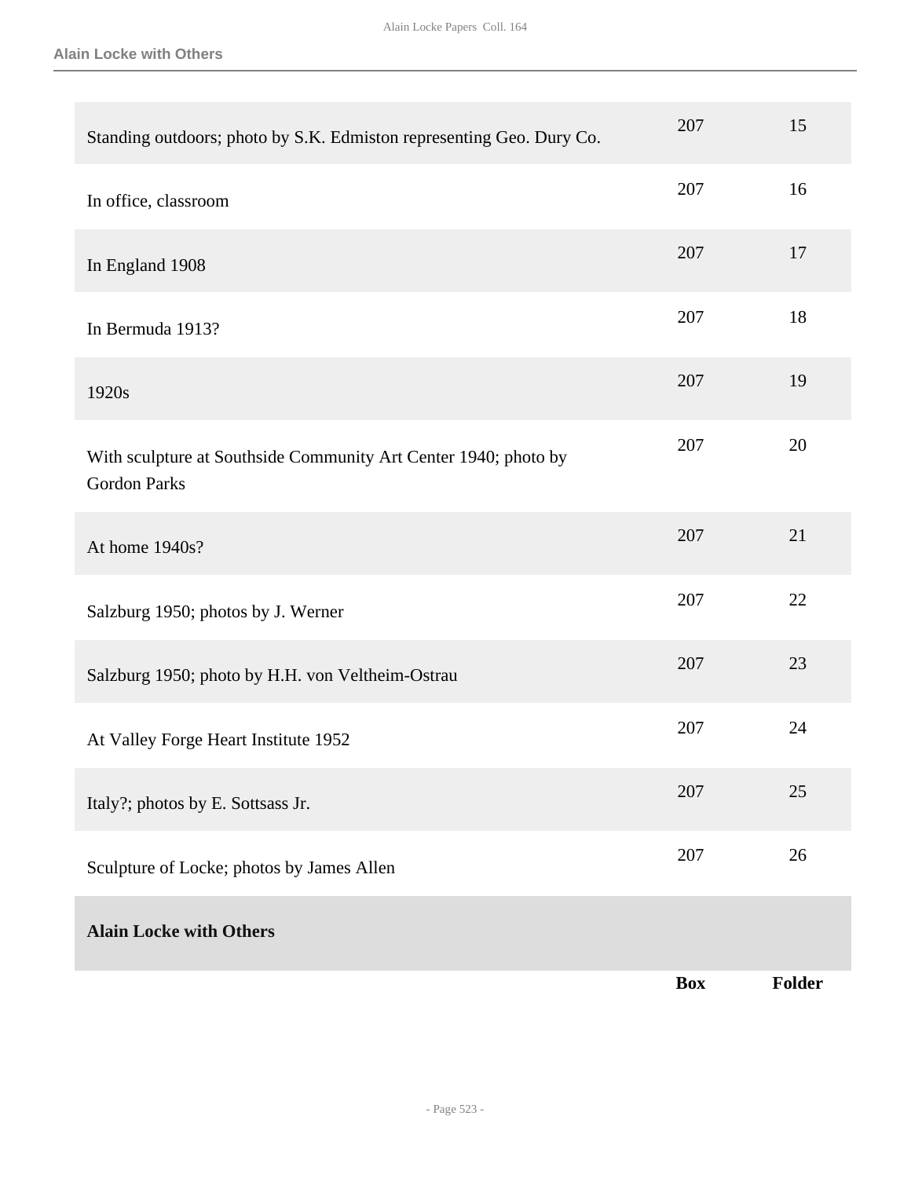| | Box | Folder |
|---|---|---|
| Standing outdoors; photo by S.K. Edmiston representing Geo. Dury Co. | 207 | 15 |
| In office, classroom | 207 | 16 |
| In England 1908 | 207 | 17 |
| In Bermuda 1913? | 207 | 18 |
| 1920s | 207 | 19 |
| With sculpture at Southside Community Art Center 1940; photo by Gordon Parks | 207 | 20 |
| At home 1940s? | 207 | 21 |
| Salzburg 1950; photos by J. Werner | 207 | 22 |
| Salzburg 1950; photo by H.H. von Veltheim-Ostrau | 207 | 23 |
| At Valley Forge Heart Institute 1952 | 207 | 24 |
| Italy?; photos by E. Sottsass Jr. | 207 | 25 |
| Sculpture of Locke; photos by James Allen | 207 | 26 |

**Alain Locke with Others**

| | Box | Folder |
|---|---|---|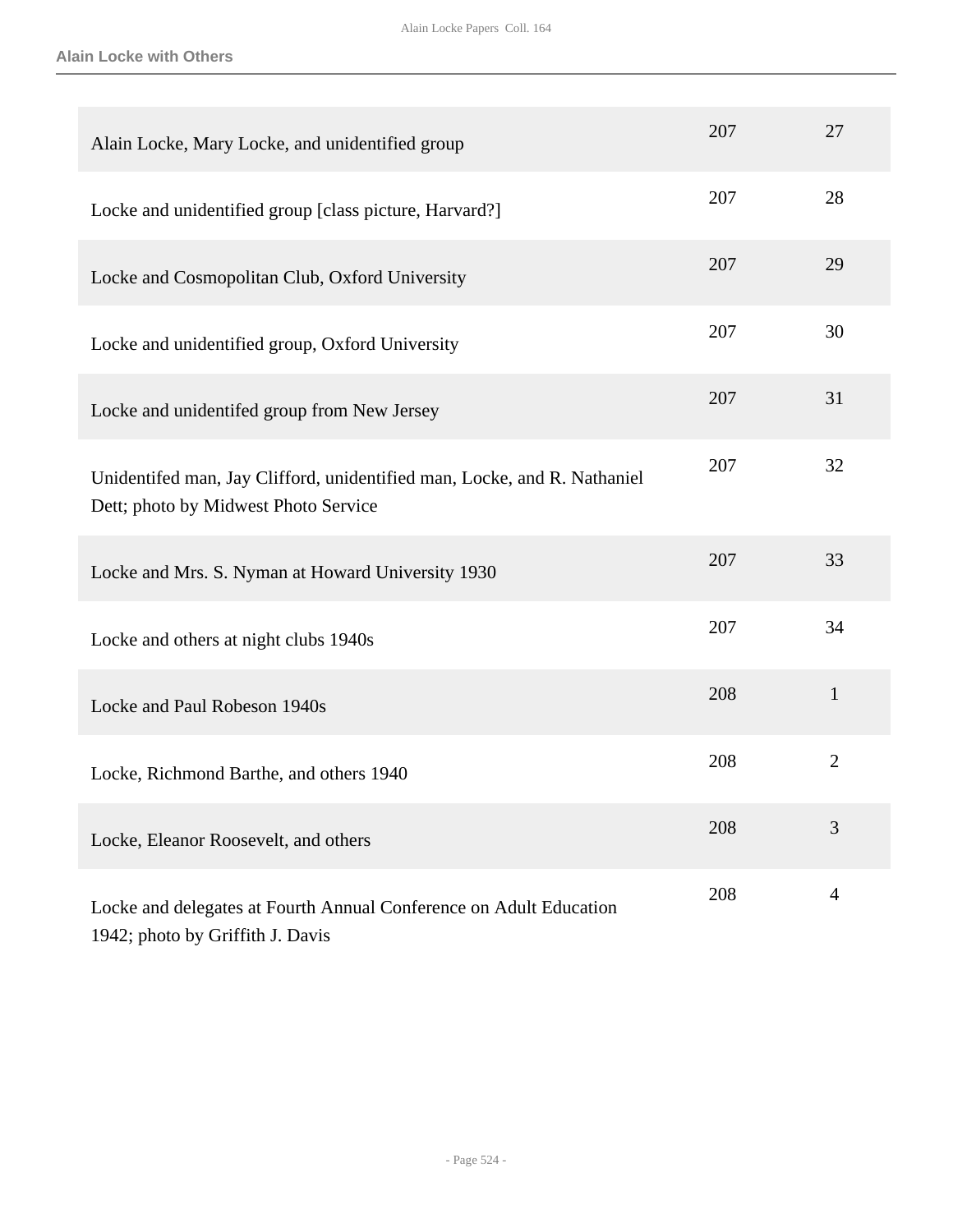**Alain Locke with Others**

| | | |
|---|---|---|
| Alain Locke, Mary Locke, and unidentified group | 207 | 27 |
| Locke and unidentified group [class picture, Harvard?] | 207 | 28 |
| Locke and Cosmopolitan Club, Oxford University | 207 | 29 |
| Locke and unidentified group, Oxford University | 207 | 30 |
| Locke and unidentifed group from New Jersey | 207 | 31 |
| Unidentifed man, Jay Clifford, unidentified man, Locke, and R. Nathaniel Dett; photo by Midwest Photo Service | 207 | 32 |
| Locke and Mrs. S. Nyman at Howard University 1930 | 207 | 33 |
| Locke and others at night clubs 1940s | 207 | 34 |
| Locke and Paul Robeson 1940s | 208 | 1 |
| Locke, Richmond Barthe, and others 1940 | 208 | 2 |
| Locke, Eleanor Roosevelt, and others | 208 | 3 |
| Locke and delegates at Fourth Annual Conference on Adult Education 1942; photo by Griffith J. Davis | 208 | 4 |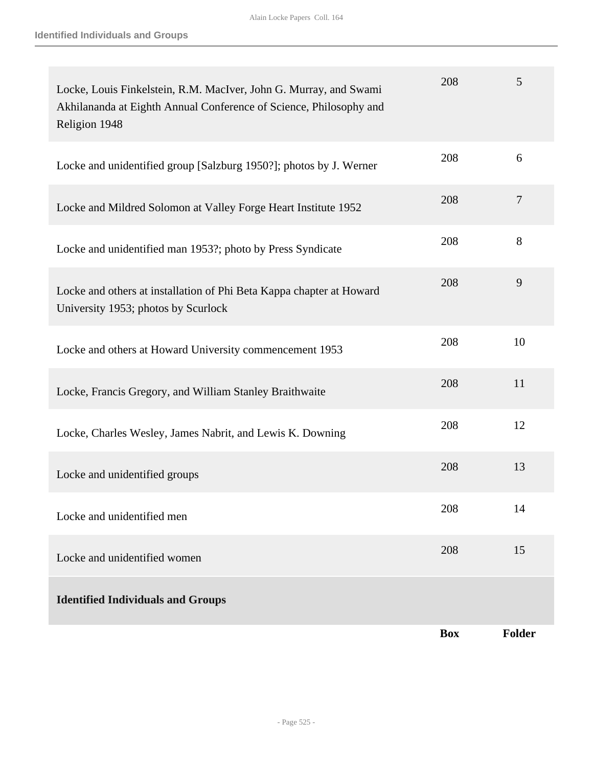| | Box | Folder |
|---|---|---|
| Locke, Louis Finkelstein, R.M. MacIver, John G. Murray, and Swami Akhilananda at Eighth Annual Conference of Science, Philosophy and Religion 1948 | 208 | 5 |
| Locke and unidentified group [Salzburg 1950?]; photos by J. Werner | 208 | 6 |
| Locke and Mildred Solomon at Valley Forge Heart Institute 1952 | 208 | 7 |
| Locke and unidentified man 1953?; photo by Press Syndicate | 208 | 8 |
| Locke and others at installation of Phi Beta Kappa chapter at Howard University 1953; photos by Scurlock | 208 | 9 |
| Locke and others at Howard University commencement 1953 | 208 | 10 |
| Locke, Francis Gregory, and William Stanley Braithwaite | 208 | 11 |
| Locke, Charles Wesley, James Nabrit, and Lewis K. Downing | 208 | 12 |
| Locke and unidentified groups | 208 | 13 |
| Locke and unidentified men | 208 | 14 |
| Locke and unidentified women | 208 | 15 |

**Identified Individuals and Groups**

| | Box | Folder |
|---|---|---|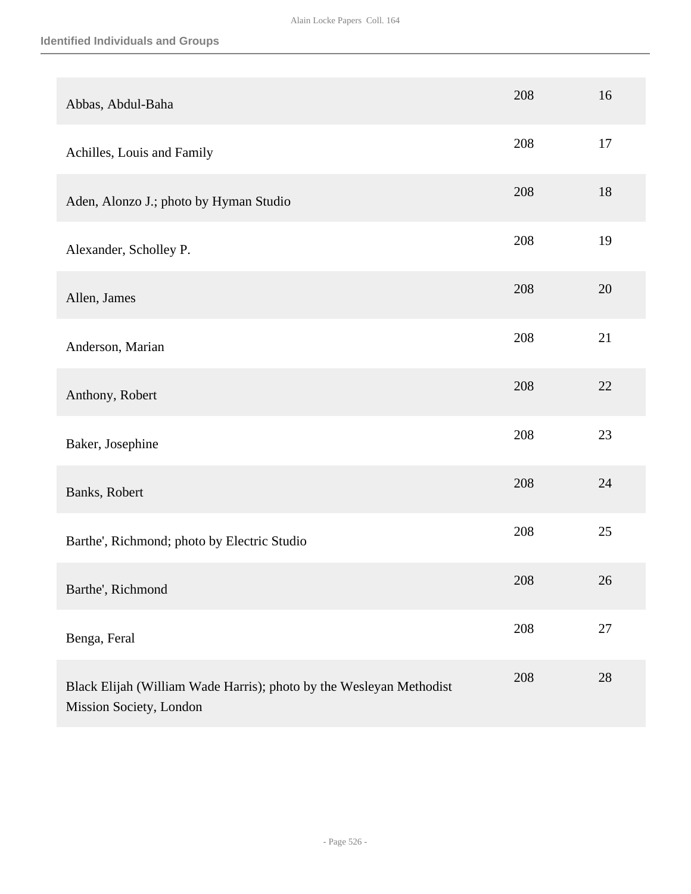## Identified Individuals and Groups

| | | |
|---|---|---|
| Abbas, Abdul-Baha | 208 | 16 |
| Achilles, Louis and Family | 208 | 17 |
| Aden, Alonzo J.; photo by Hyman Studio | 208 | 18 |
| Alexander, Scholley P. | 208 | 19 |
| Allen, James | 208 | 20 |
| Anderson, Marian | 208 | 21 |
| Anthony, Robert | 208 | 22 |
| Baker, Josephine | 208 | 23 |
| Banks, Robert | 208 | 24 |
| Barthe', Richmond; photo by Electric Studio | 208 | 25 |
| Barthe', Richmond | 208 | 26 |
| Benga, Feral | 208 | 27 |
| Black Elijah (William Wade Harris); photo by the Wesleyan Methodist Mission Society, London | 208 | 28 |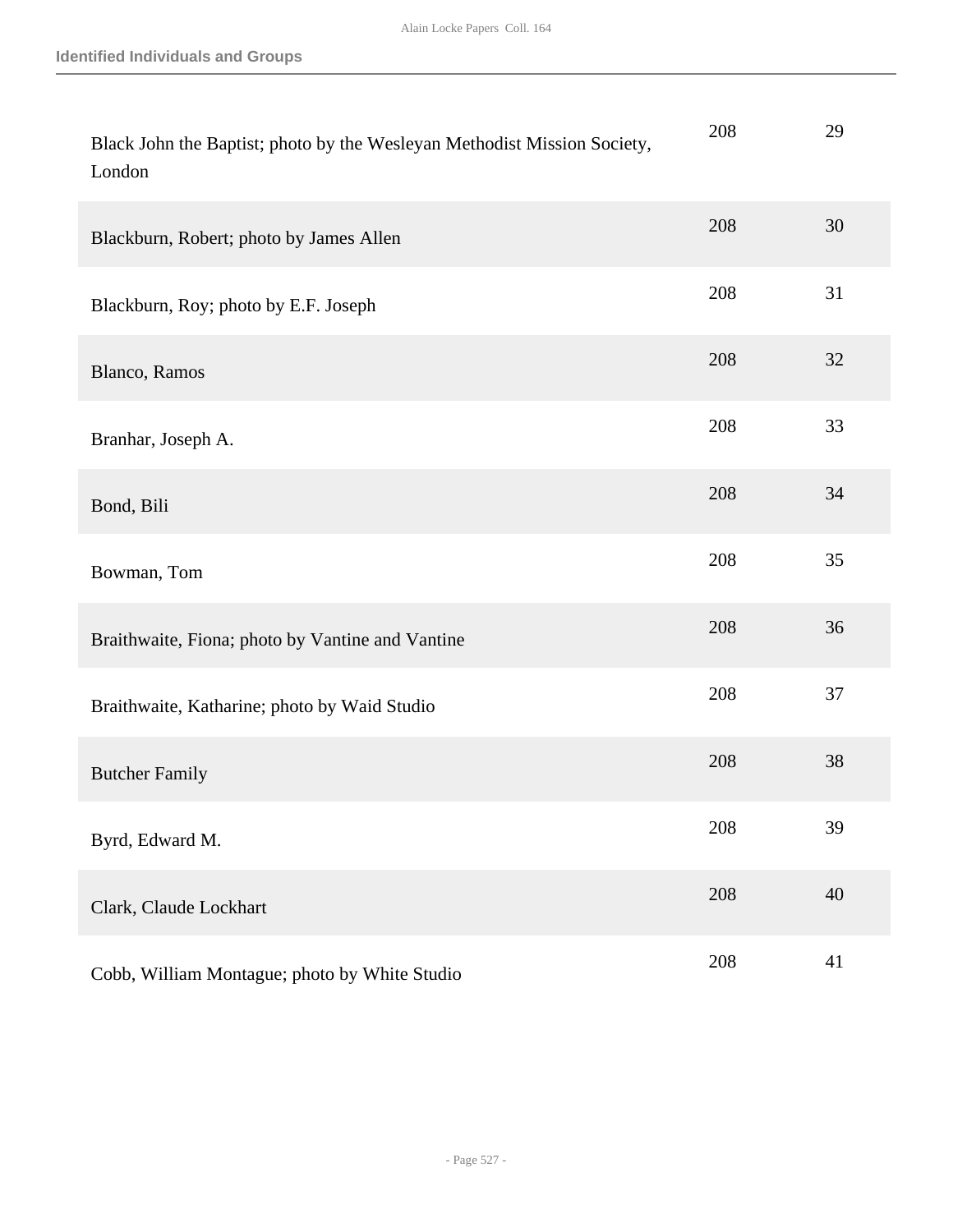### Identified Individuals and Groups

| | | |
|---|---|---|
| Black John the Baptist; photo by the Wesleyan Methodist Mission Society, London | 208 | 29 |
| Blackburn, Robert; photo by James Allen | 208 | 30 |
| Blackburn, Roy; photo by E.F. Joseph | 208 | 31 |
| Blanco, Ramos | 208 | 32 |
| Branhar, Joseph A. | 208 | 33 |
| Bond, Bili | 208 | 34 |
| Bowman, Tom | 208 | 35 |
| Braithwaite, Fiona; photo by Vantine and Vantine | 208 | 36 |
| Braithwaite, Katharine; photo by Waid Studio | 208 | 37 |
| Butcher Family | 208 | 38 |
| Byrd, Edward M. | 208 | 39 |
| Clark, Claude Lockhart | 208 | 40 |
| Cobb, William Montague; photo by White Studio | 208 | 41 |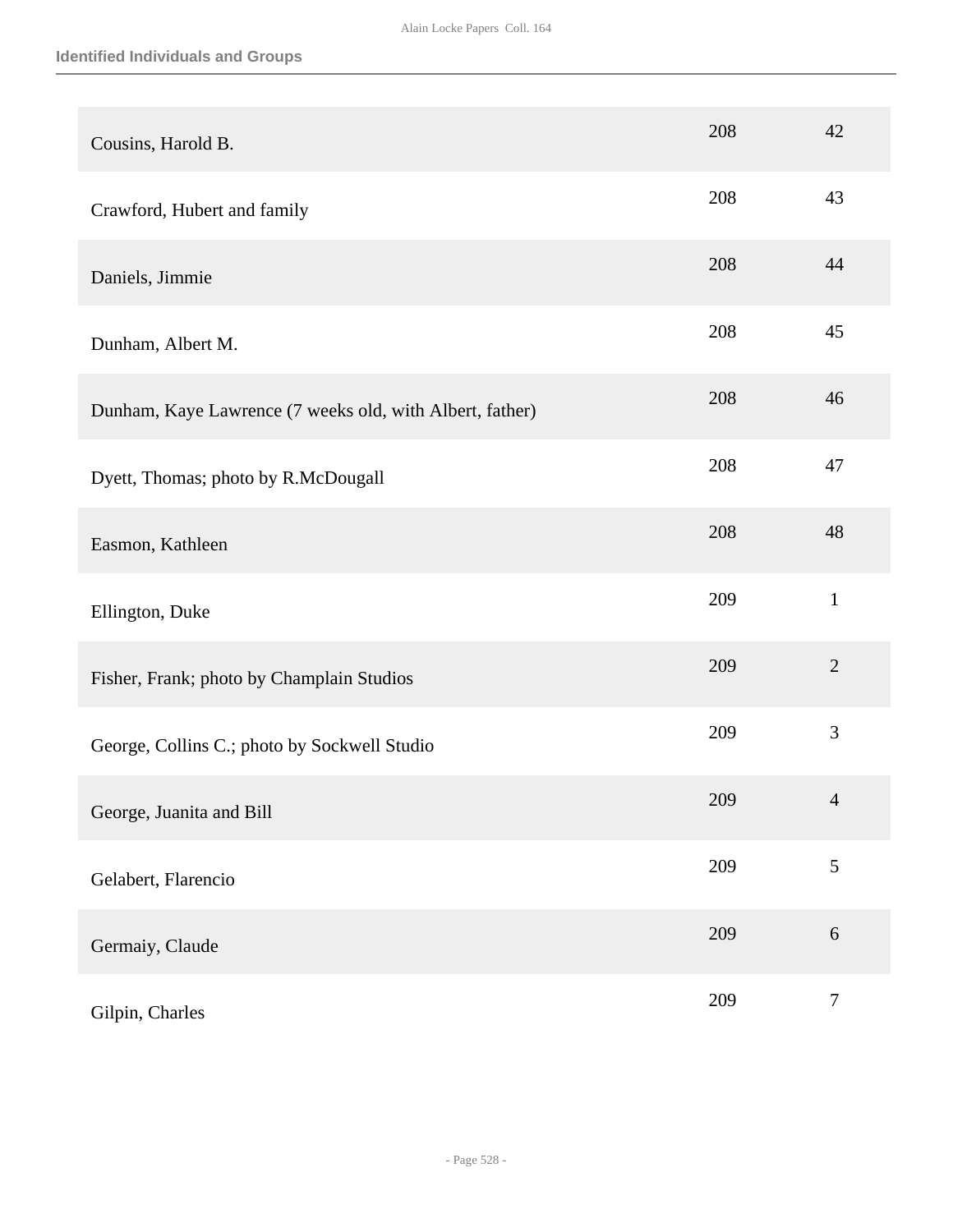## Identified Individuals and Groups

| | | |
|---|---|---|
| Cousins, Harold B. | 208 | 42 |
| Crawford, Hubert and family | 208 | 43 |
| Daniels, Jimmie | 208 | 44 |
| Dunham, Albert M. | 208 | 45 |
| Dunham, Kaye Lawrence (7 weeks old, with Albert, father) | 208 | 46 |
| Dyett, Thomas; photo by R.McDougall | 208 | 47 |
| Easmon, Kathleen | 208 | 48 |
| Ellington, Duke | 209 | 1 |
| Fisher, Frank; photo by Champlain Studios | 209 | 2 |
| George, Collins C.; photo by Sockwell Studio | 209 | 3 |
| George, Juanita and Bill | 209 | 4 |
| Gelabert, Flarencio | 209 | 5 |
| Germaiy, Claude | 209 | 6 |
| Gilpin, Charles | 209 | 7 |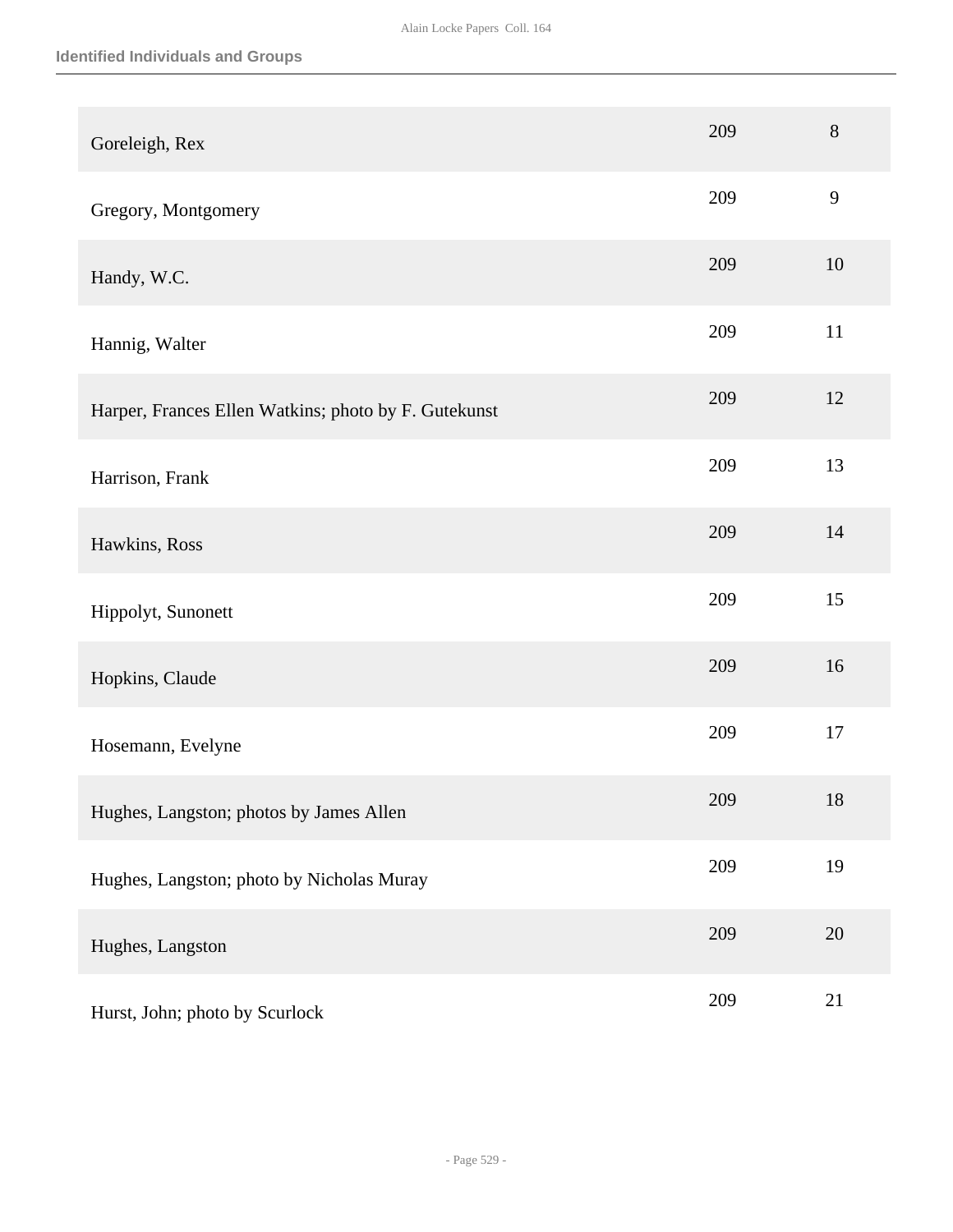## Identified Individuals and Groups

| | | |
|---|---|---|
| Goreleigh, Rex | 209 | 8 |
| Gregory, Montgomery | 209 | 9 |
| Handy, W.C. | 209 | 10 |
| Hannig, Walter | 209 | 11 |
| Harper, Frances Ellen Watkins; photo by F. Gutekunst | 209 | 12 |
| Harrison, Frank | 209 | 13 |
| Hawkins, Ross | 209 | 14 |
| Hippolyt, Sunonett | 209 | 15 |
| Hopkins, Claude | 209 | 16 |
| Hosemann, Evelyne | 209 | 17 |
| Hughes, Langston; photos by James Allen | 209 | 18 |
| Hughes, Langston; photo by Nicholas Muray | 209 | 19 |
| Hughes, Langston | 209 | 20 |
| Hurst, John; photo by Scurlock | 209 | 21 |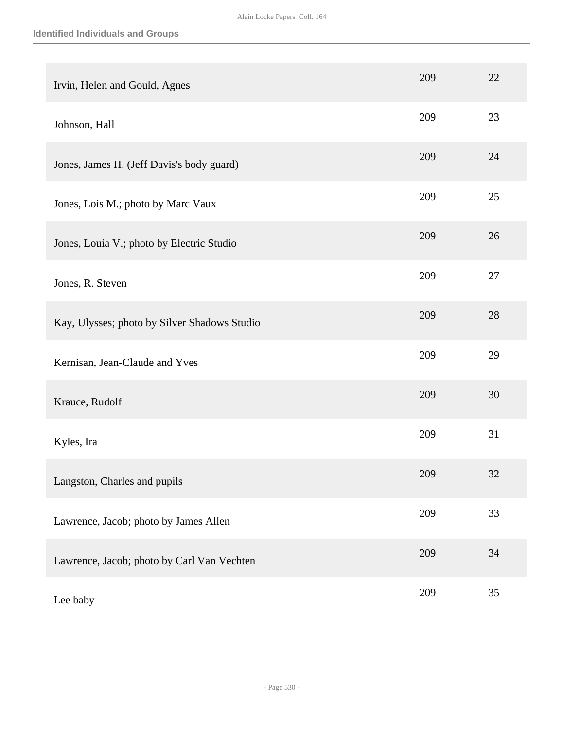## Identified Individuals and Groups

| | | |
|---|---|---|
| Irvin, Helen and Gould, Agnes | 209 | 22 |
| Johnson, Hall | 209 | 23 |
| Jones, James H. (Jeff Davis's body guard) | 209 | 24 |
| Jones, Lois M.; photo by Marc Vaux | 209 | 25 |
| Jones, Louia V.; photo by Electric Studio | 209 | 26 |
| Jones, R. Steven | 209 | 27 |
| Kay, Ulysses; photo by Silver Shadows Studio | 209 | 28 |
| Kernisan, Jean-Claude and Yves | 209 | 29 |
| Krauce, Rudolf | 209 | 30 |
| Kyles, Ira | 209 | 31 |
| Langston, Charles and pupils | 209 | 32 |
| Lawrence, Jacob; photo by James Allen | 209 | 33 |
| Lawrence, Jacob; photo by Carl Van Vechten | 209 | 34 |
| Lee baby | 209 | 35 |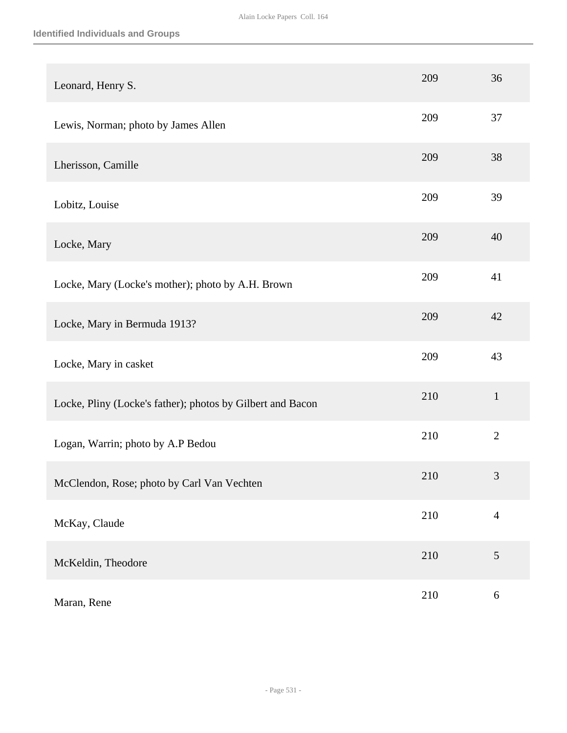## Identified Individuals and Groups

| | | |
|---|---|---|
| Leonard, Henry S. | 209 | 36 |
| Lewis, Norman; photo by James Allen | 209 | 37 |
| Lherisson, Camille | 209 | 38 |
| Lobitz, Louise | 209 | 39 |
| Locke, Mary | 209 | 40 |
| Locke, Mary (Locke's mother); photo by A.H. Brown | 209 | 41 |
| Locke, Mary in Bermuda 1913? | 209 | 42 |
| Locke, Mary in casket | 209 | 43 |
| Locke, Pliny (Locke's father); photos by Gilbert and Bacon | 210 | 1 |
| Logan, Warrin; photo by A.P Bedou | 210 | 2 |
| McClendon, Rose; photo by Carl Van Vechten | 210 | 3 |
| McKay, Claude | 210 | 4 |
| McKeldin, Theodore | 210 | 5 |
| Maran, Rene | 210 | 6 |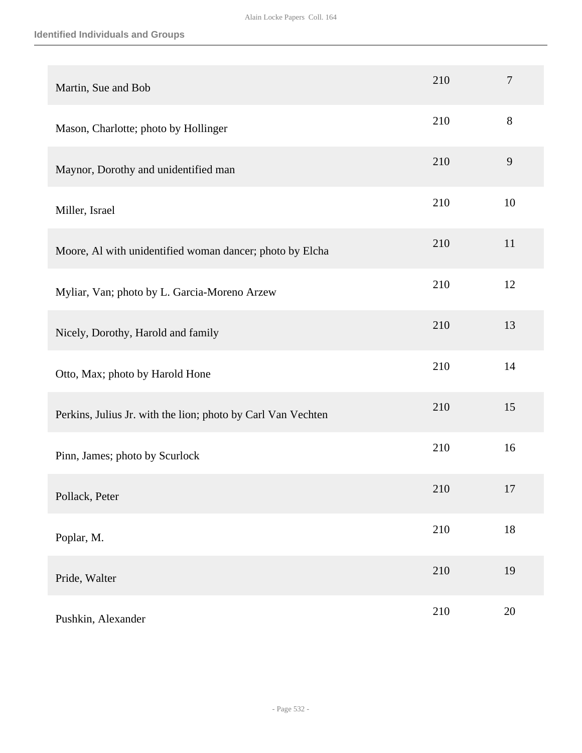| | | |
|---|---|---|
| Martin, Sue and Bob | 210 | 7 |
| Mason, Charlotte; photo by Hollinger | 210 | 8 |
| Maynor, Dorothy and unidentified man | 210 | 9 |
| Miller, Israel | 210 | 10 |
| Moore, Al with unidentified woman dancer; photo by Elcha | 210 | 11 |
| Myliar, Van; photo by L. Garcia-Moreno Arzew | 210 | 12 |
| Nicely, Dorothy, Harold and family | 210 | 13 |
| Otto, Max; photo by Harold Hone | 210 | 14 |
| Perkins, Julius Jr. with the lion; photo by Carl Van Vechten | 210 | 15 |
| Pinn, James; photo by Scurlock | 210 | 16 |
| Pollack, Peter | 210 | 17 |
| Poplar, M. | 210 | 18 |
| Pride, Walter | 210 | 19 |
| Pushkin, Alexander | 210 | 20 |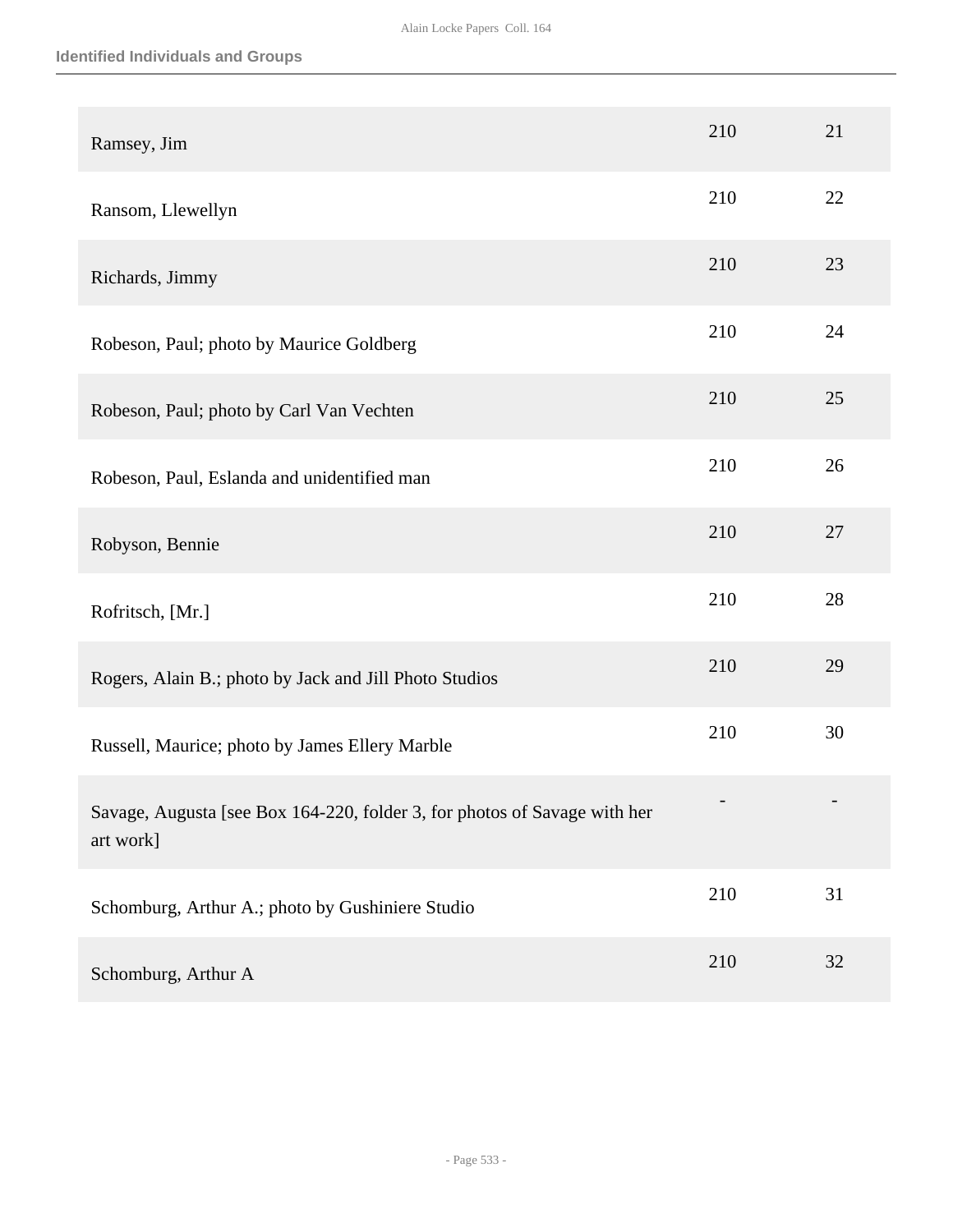## Identified Individuals and Groups

| | | |
|---|---|---|
| Ramsey, Jim | 210 | 21 |
| Ransom, Llewellyn | 210 | 22 |
| Richards, Jimmy | 210 | 23 |
| Robeson, Paul; photo by Maurice Goldberg | 210 | 24 |
| Robeson, Paul; photo by Carl Van Vechten | 210 | 25 |
| Robeson, Paul, Eslanda and unidentified man | 210 | 26 |
| Robyson, Bennie | 210 | 27 |
| Rofritsch, [Mr.] | 210 | 28 |
| Rogers, Alain B.; photo by Jack and Jill Photo Studios | 210 | 29 |
| Russell, Maurice; photo by James Ellery Marble | 210 | 30 |
| Savage, Augusta [see Box 164-220, folder 3, for photos of Savage with her art work] | - | - |
| Schomburg, Arthur A.; photo by Gushiniere Studio | 210 | 31 |
| Schomburg, Arthur A | 210 | 32 |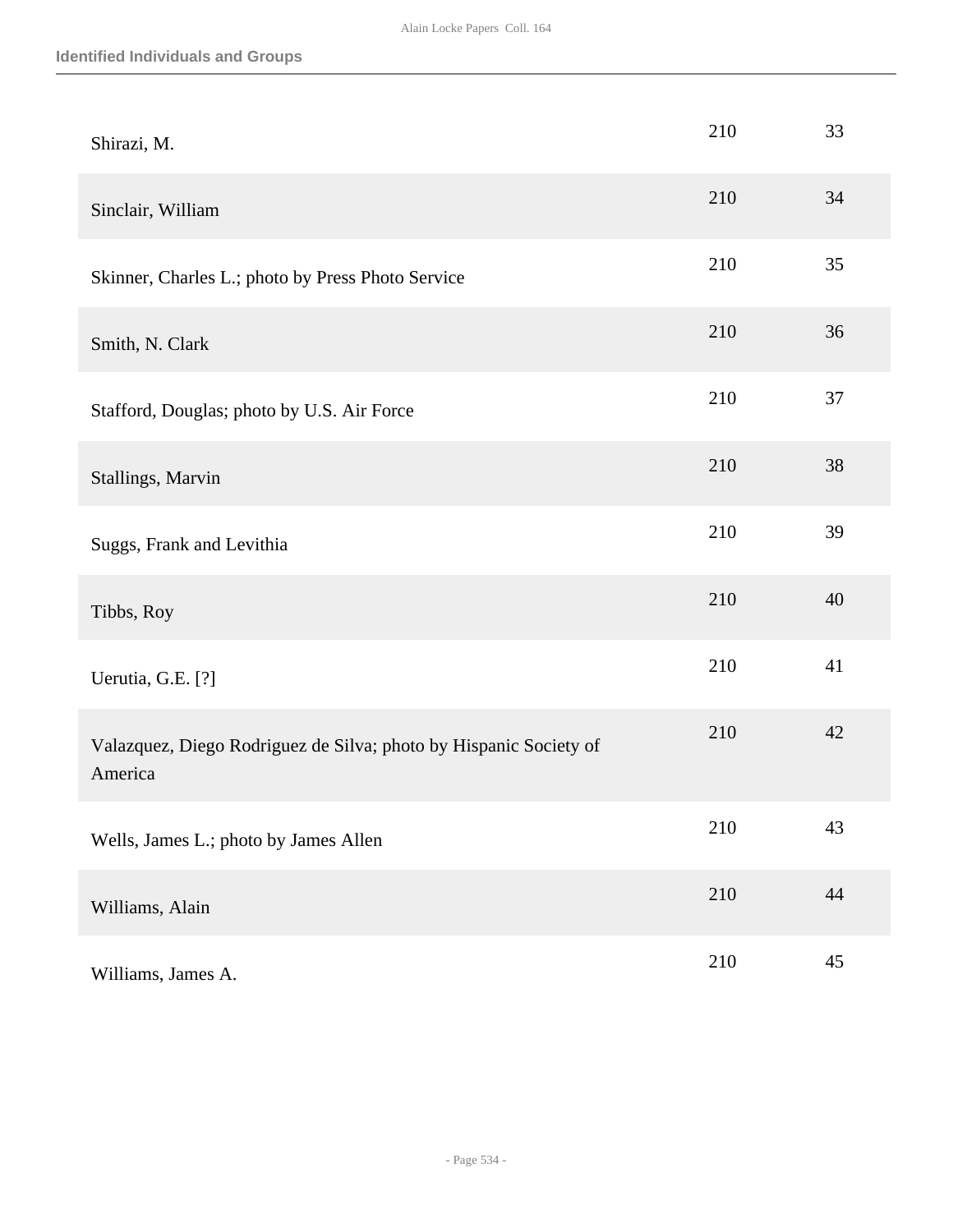| | | |
|---|---|---|
| Shirazi, M. | 210 | 33 |
| Sinclair, William | 210 | 34 |
| Skinner, Charles L.; photo by Press Photo Service | 210 | 35 |
| Smith, N. Clark | 210 | 36 |
| Stafford, Douglas; photo by U.S. Air Force | 210 | 37 |
| Stallings, Marvin | 210 | 38 |
| Suggs, Frank and Levithia | 210 | 39 |
| Tibbs, Roy | 210 | 40 |
| Uerutia, G.E. [?] | 210 | 41 |
| Valazquez, Diego Rodriguez de Silva; photo by Hispanic Society of America | 210 | 42 |
| Wells, James L.; photo by James Allen | 210 | 43 |
| Williams, Alain | 210 | 44 |
| Williams, James A. | 210 | 45 |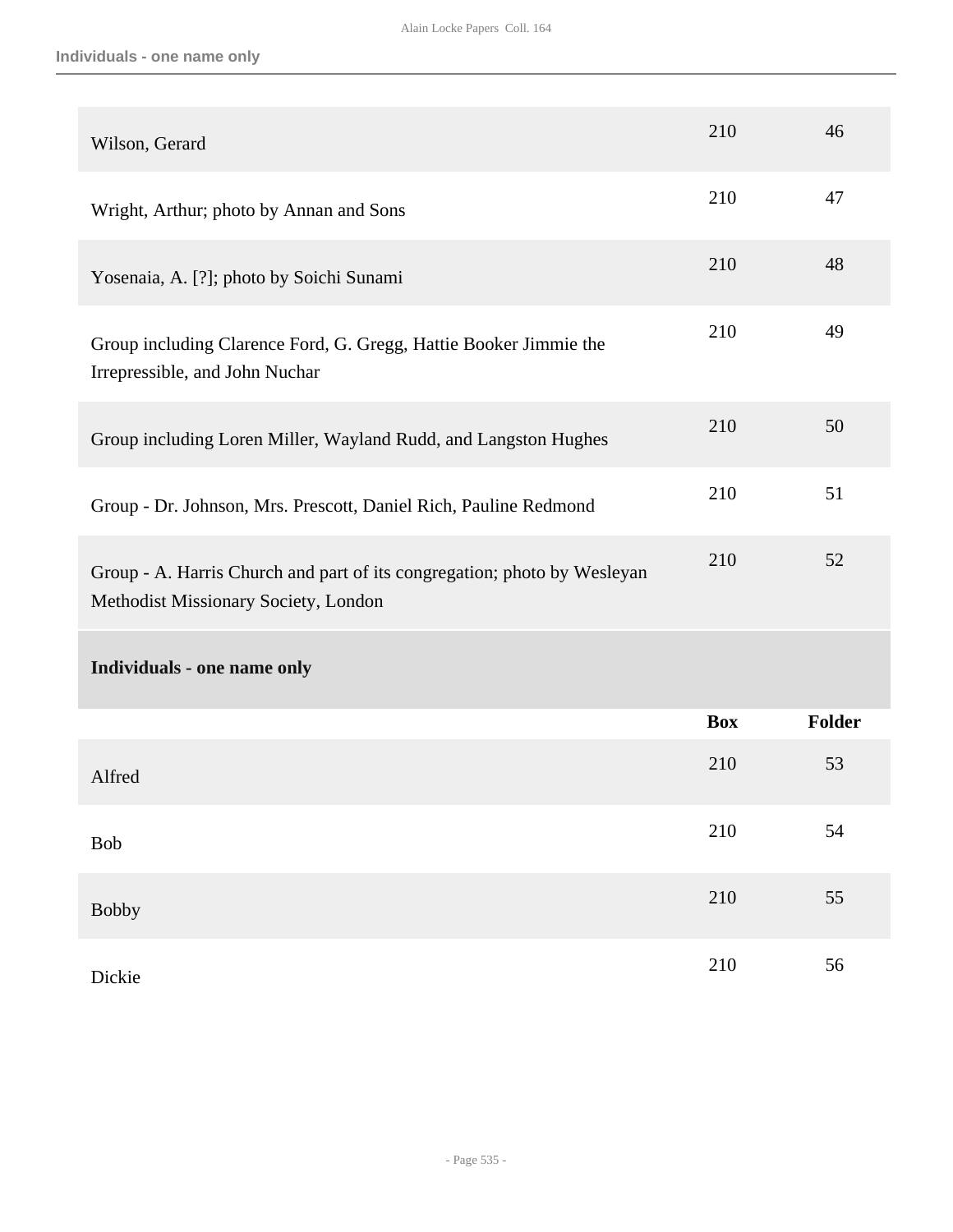| | Box | Folder |
|---|---|---|
| Wilson, Gerard | 210 | 46 |
| Wright, Arthur; photo by Annan and Sons | 210 | 47 |
| Yosenaia, A. [?]; photo by Soichi Sunami | 210 | 48 |
| Group including Clarence Ford, G. Gregg, Hattie Booker Jimmie the Irrepressible, and John Nuchar | 210 | 49 |
| Group including Loren Miller, Wayland Rudd, and Langston Hughes | 210 | 50 |
| Group - Dr. Johnson, Mrs. Prescott, Daniel Rich, Pauline Redmond | 210 | 51 |
| Group - A. Harris Church and part of its congregation; photo by Wesleyan Methodist Missionary Society, London | 210 | 52 |

### Individuals - one name only

| | Box | Folder |
|---|---|---|
| Alfred | 210 | 53 |
| Bob | 210 | 54 |
| Bobby | 210 | 55 |
| Dickie | 210 | 56 |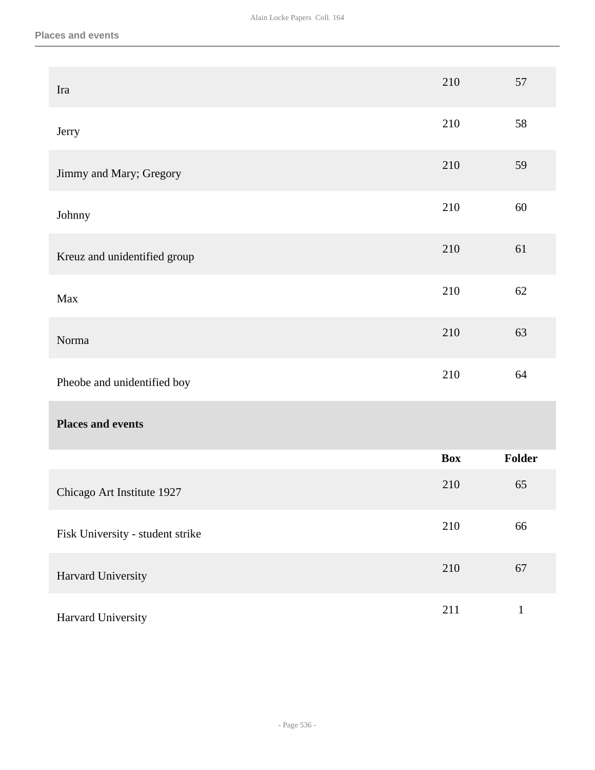| | Box | Folder |
|---|---|---|
| Ira | 210 | 57 |
| Jerry | 210 | 58 |
| Jimmy and Mary; Gregory | 210 | 59 |
| Johnny | 210 | 60 |
| Kreuz and unidentified group | 210 | 61 |
| Max | 210 | 62 |
| Norma | 210 | 63 |
| Pheobe and unidentified boy | 210 | 64 |

**Places and events**

| | Box | Folder |
|---|---|---|
| Chicago Art Institute 1927 | 210 | 65 |
| Fisk University - student strike | 210 | 66 |
| Harvard University | 210 | 67 |
| Harvard University | 211 | 1 |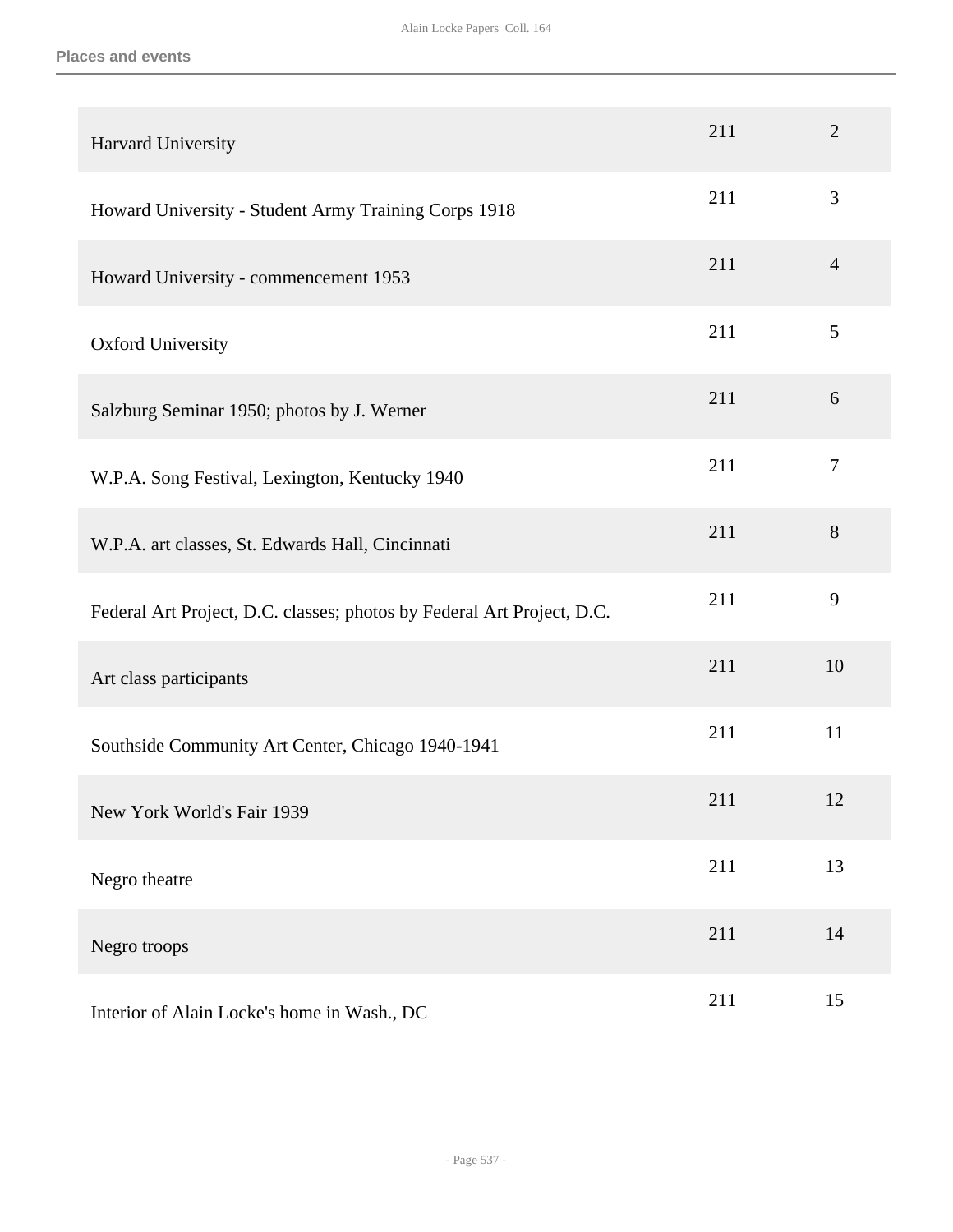| | | |
|---|---|---|
| Harvard University | 211 | 2 |
| Howard University - Student Army Training Corps 1918 | 211 | 3 |
| Howard University - commencement 1953 | 211 | 4 |
| Oxford University | 211 | 5 |
| Salzburg Seminar 1950; photos by J. Werner | 211 | 6 |
| W.P.A. Song Festival, Lexington, Kentucky 1940 | 211 | 7 |
| W.P.A. art classes, St. Edwards Hall, Cincinnati | 211 | 8 |
| Federal Art Project, D.C. classes; photos by Federal Art Project, D.C. | 211 | 9 |
| Art class participants | 211 | 10 |
| Southside Community Art Center, Chicago 1940-1941 | 211 | 11 |
| New York World's Fair 1939 | 211 | 12 |
| Negro theatre | 211 | 13 |
| Negro troops | 211 | 14 |
| Interior of Alain Locke's home in Wash., DC | 211 | 15 |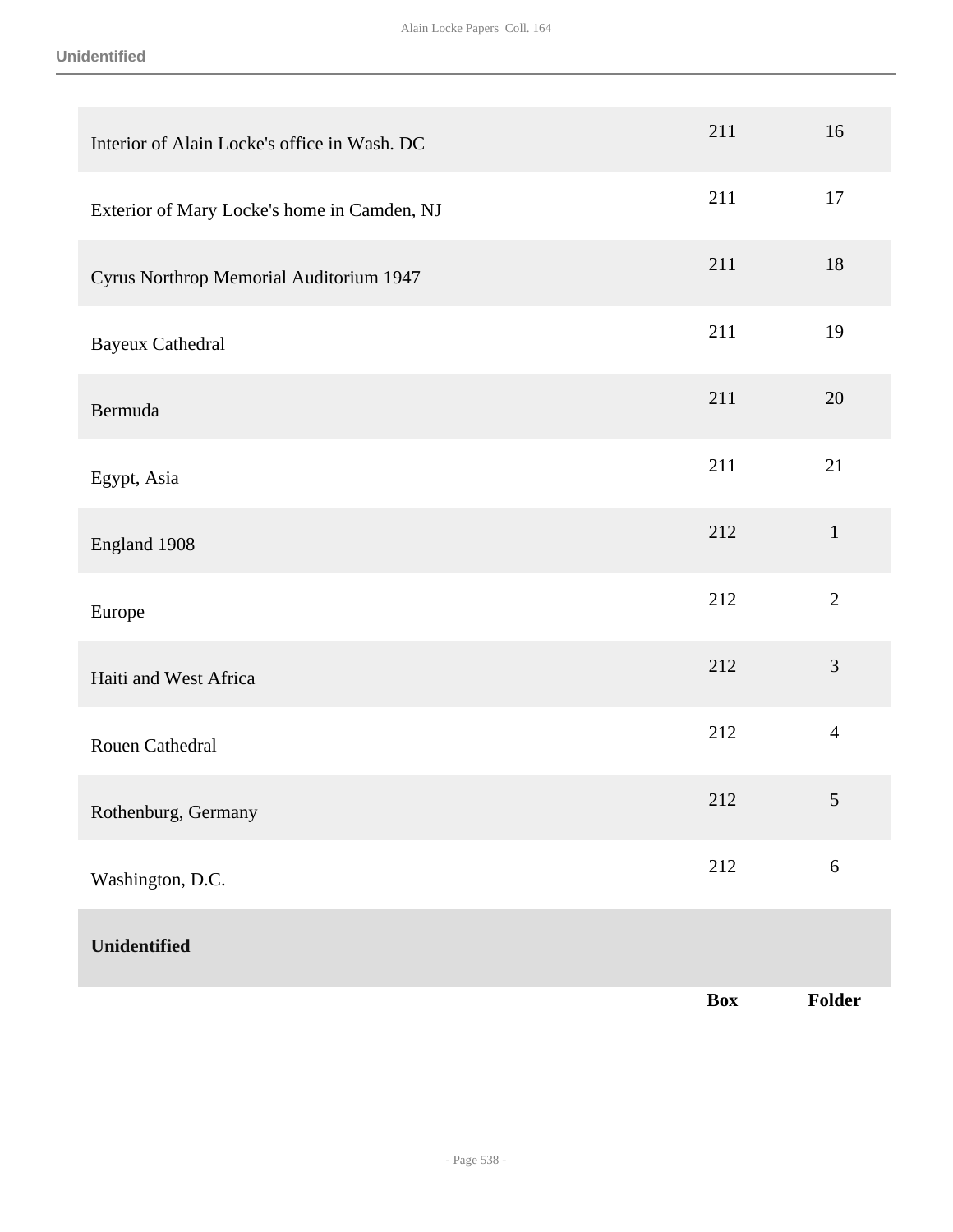| | Box | Folder |
|---|---|---|
| Interior of Alain Locke's office in Wash. DC | 211 | 16 |
| Exterior of Mary Locke's home in Camden, NJ | 211 | 17 |
| Cyrus Northrop Memorial Auditorium 1947 | 211 | 18 |
| Bayeux Cathedral | 211 | 19 |
| Bermuda | 211 | 20 |
| Egypt, Asia | 211 | 21 |
| England 1908 | 212 | 1 |
| Europe | 212 | 2 |
| Haiti and West Africa | 212 | 3 |
| Rouen Cathedral | 212 | 4 |
| Rothenburg, Germany | 212 | 5 |
| Washington, D.C. | 212 | 6 |

**Unidentified**

| | Box | Folder |
|---|---|---|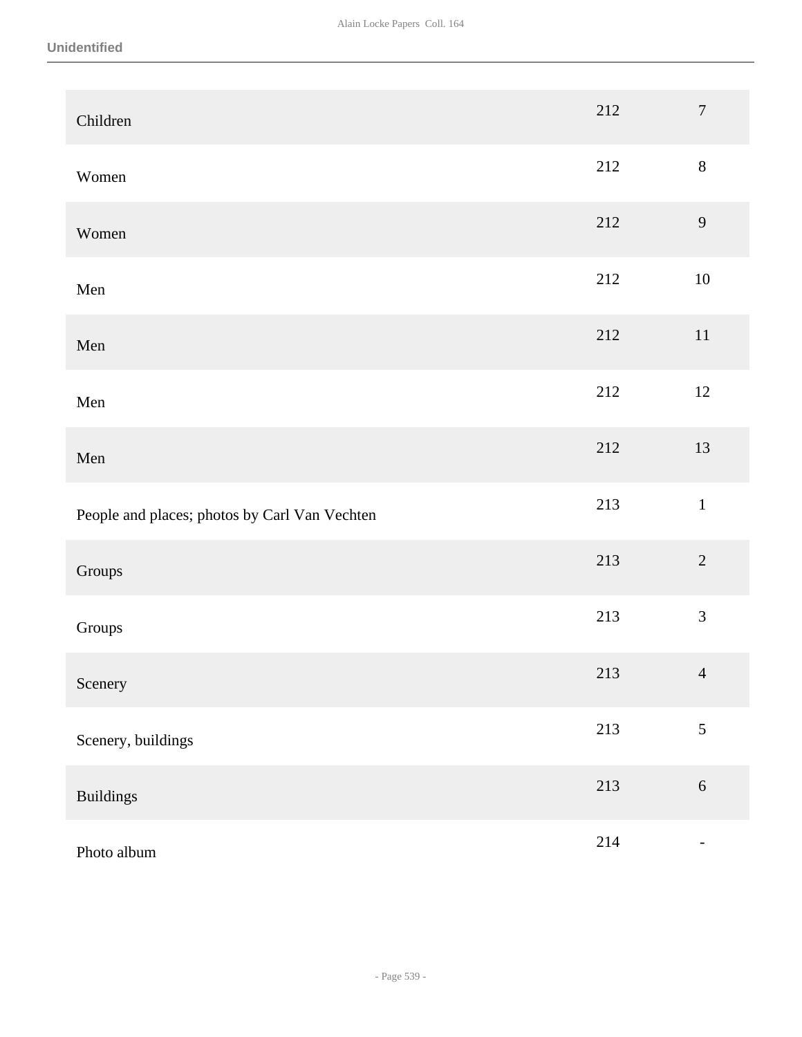## Unidentified

| | | |
|---|---|---|
| Children | 212 | 7 |
| Women | 212 | 8 |
| Women | 212 | 9 |
| Men | 212 | 10 |
| Men | 212 | 11 |
| Men | 212 | 12 |
| Men | 212 | 13 |
| People and places; photos by Carl Van Vechten | 213 | 1 |
| Groups | 213 | 2 |
| Groups | 213 | 3 |
| Scenery | 213 | 4 |
| Scenery, buildings | 213 | 5 |
| Buildings | 213 | 6 |
| Photo album | 214 | - |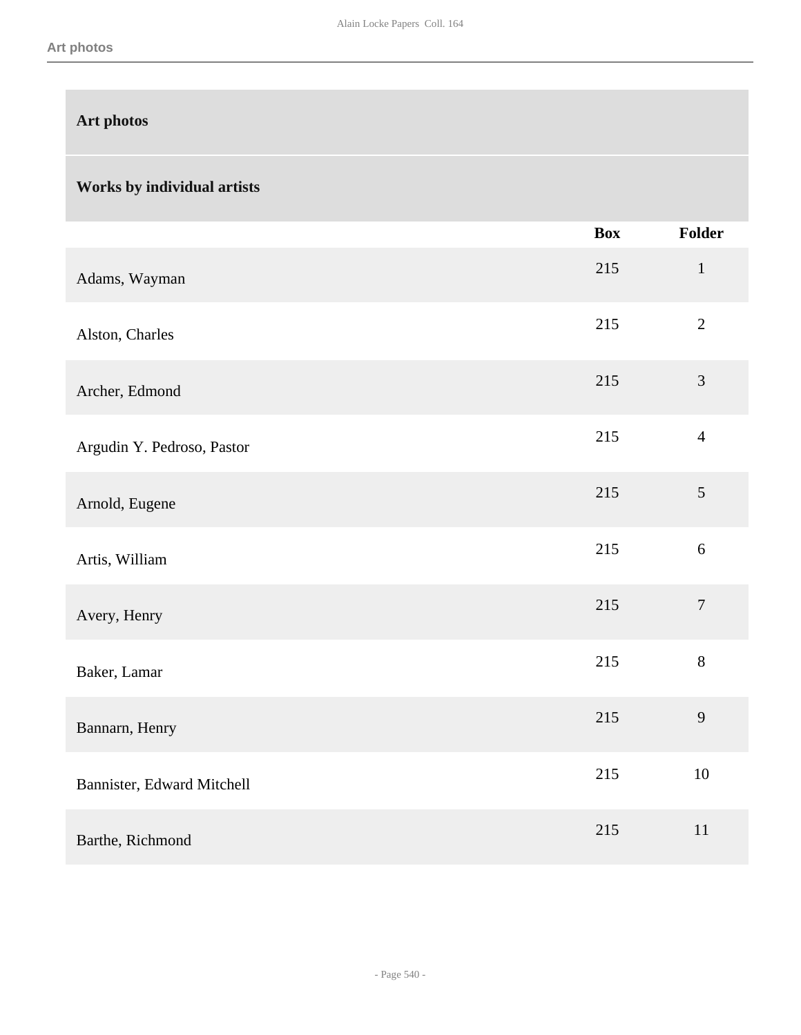## Art photos

### Works by individual artists

| | Box | Folder |
|---|---|---|
| Adams, Wayman | 215 | 1 |
| Alston, Charles | 215 | 2 |
| Archer, Edmond | 215 | 3 |
| Argudin Y. Pedroso, Pastor | 215 | 4 |
| Arnold, Eugene | 215 | 5 |
| Artis, William | 215 | 6 |
| Avery, Henry | 215 | 7 |
| Baker, Lamar | 215 | 8 |
| Bannarn, Henry | 215 | 9 |
| Bannister, Edward Mitchell | 215 | 10 |
| Barthe, Richmond | 215 | 11 |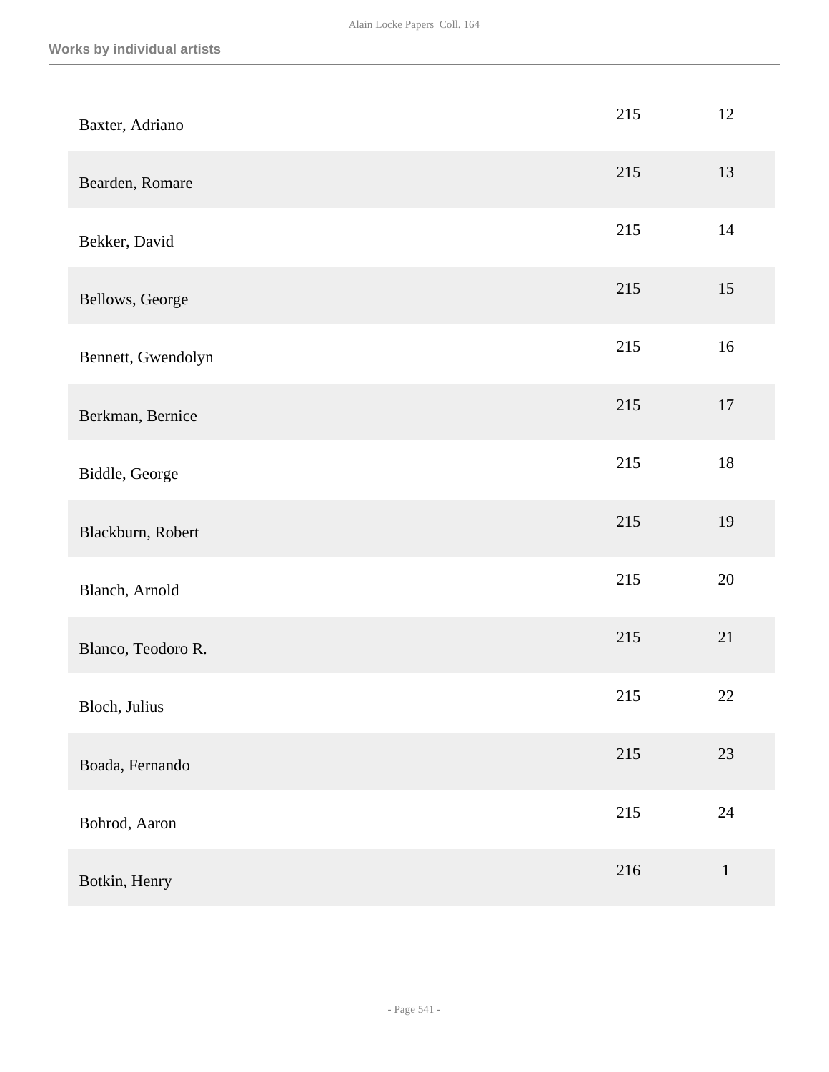## Works by individual artists

| | | |
|---|---|---|
| Baxter, Adriano | 215 | 12 |
| Bearden, Romare | 215 | 13 |
| Bekker, David | 215 | 14 |
| Bellows, George | 215 | 15 |
| Bennett, Gwendolyn | 215 | 16 |
| Berkman, Bernice | 215 | 17 |
| Biddle, George | 215 | 18 |
| Blackburn, Robert | 215 | 19 |
| Blanch, Arnold | 215 | 20 |
| Blanco, Teodoro R. | 215 | 21 |
| Bloch, Julius | 215 | 22 |
| Boada, Fernando | 215 | 23 |
| Bohrod, Aaron | 215 | 24 |
| Botkin, Henry | 216 | 1 |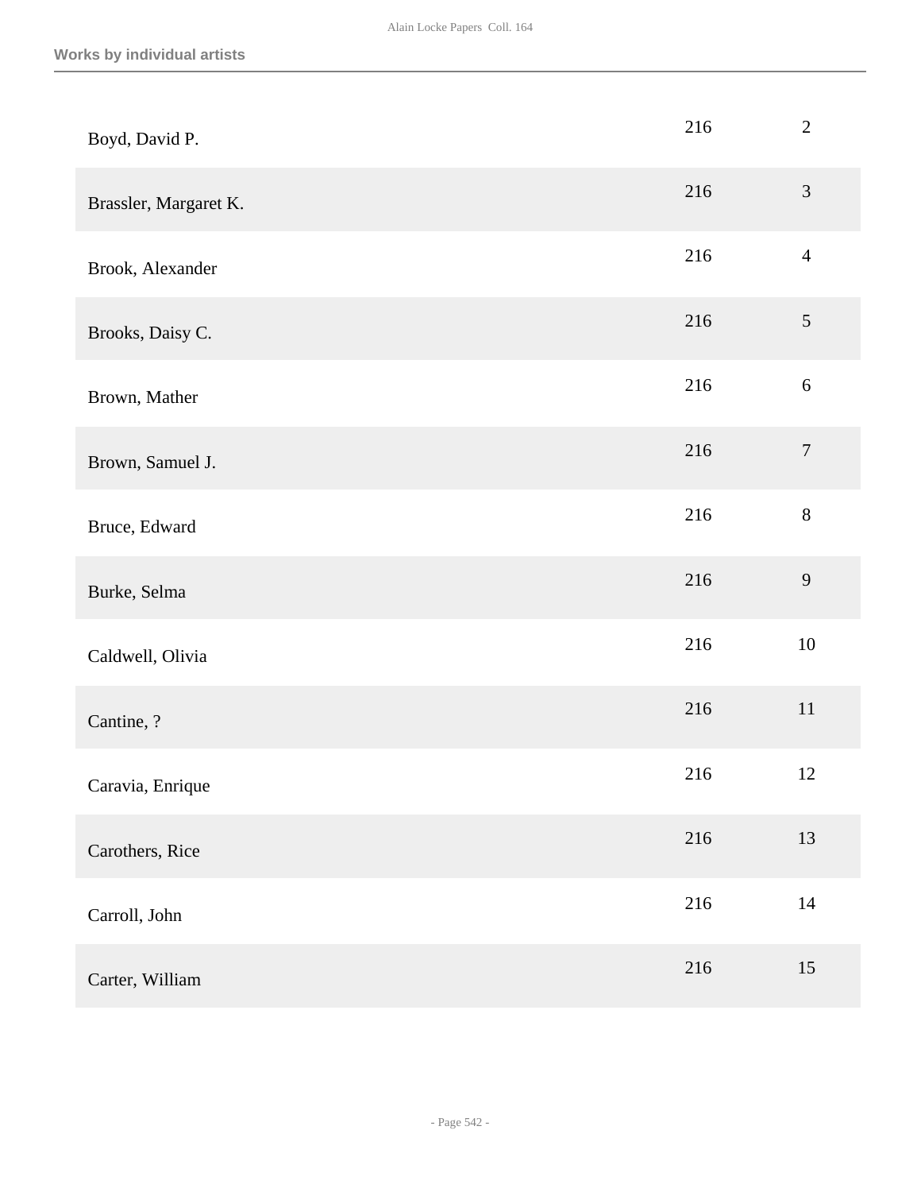| | | |
|---|---|---|
| Boyd, David P. | 216 | 2 |
| Brassler, Margaret K. | 216 | 3 |
| Brook, Alexander | 216 | 4 |
| Brooks, Daisy C. | 216 | 5 |
| Brown, Mather | 216 | 6 |
| Brown, Samuel J. | 216 | 7 |
| Bruce, Edward | 216 | 8 |
| Burke, Selma | 216 | 9 |
| Caldwell, Olivia | 216 | 10 |
| Cantine, ? | 216 | 11 |
| Caravia, Enrique | 216 | 12 |
| Carothers, Rice | 216 | 13 |
| Carroll, John | 216 | 14 |
| Carter, William | 216 | 15 |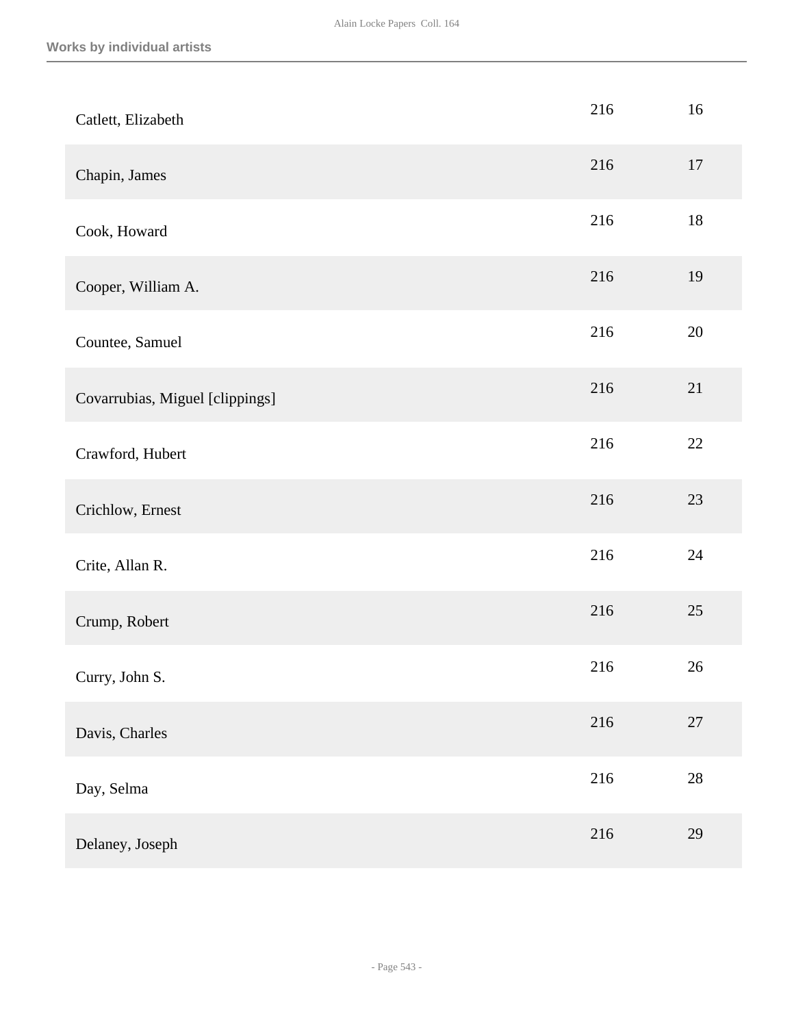Works by individual artists

| | | |
|---|---|---|
| Catlett, Elizabeth | 216 | 16 |
| Chapin, James | 216 | 17 |
| Cook, Howard | 216 | 18 |
| Cooper, William A. | 216 | 19 |
| Countee, Samuel | 216 | 20 |
| Covarrubias, Miguel [clippings] | 216 | 21 |
| Crawford, Hubert | 216 | 22 |
| Crichlow, Ernest | 216 | 23 |
| Crite, Allan R. | 216 | 24 |
| Crump, Robert | 216 | 25 |
| Curry, John S. | 216 | 26 |
| Davis, Charles | 216 | 27 |
| Day, Selma | 216 | 28 |
| Delaney, Joseph | 216 | 29 |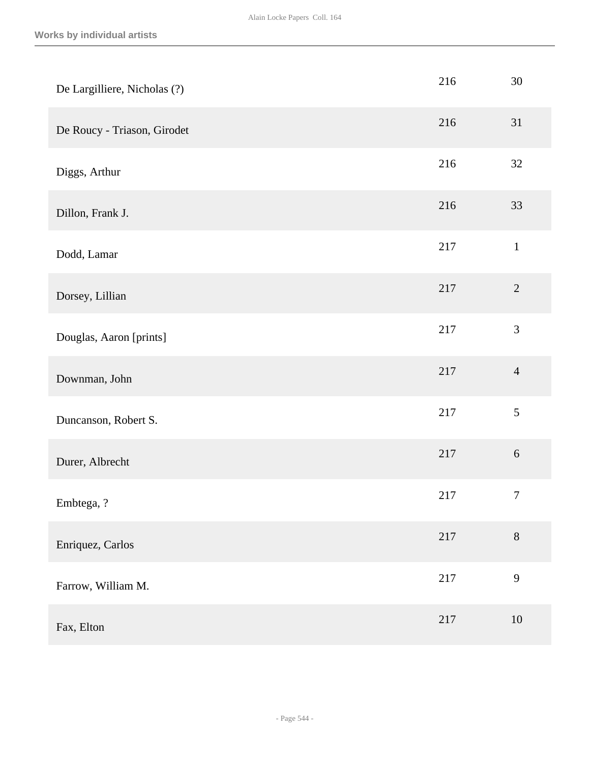| | | |
|---|---|---|
| De Largilliere, Nicholas (?) | 216 | 30 |
| De Roucy - Triason, Girodet | 216 | 31 |
| Diggs, Arthur | 216 | 32 |
| Dillon, Frank J. | 216 | 33 |
| Dodd, Lamar | 217 | 1 |
| Dorsey, Lillian | 217 | 2 |
| Douglas, Aaron [prints] | 217 | 3 |
| Downman, John | 217 | 4 |
| Duncanson, Robert S. | 217 | 5 |
| Durer, Albrecht | 217 | 6 |
| Embtega, ? | 217 | 7 |
| Enriquez, Carlos | 217 | 8 |
| Farrow, William M. | 217 | 9 |
| Fax, Elton | 217 | 10 |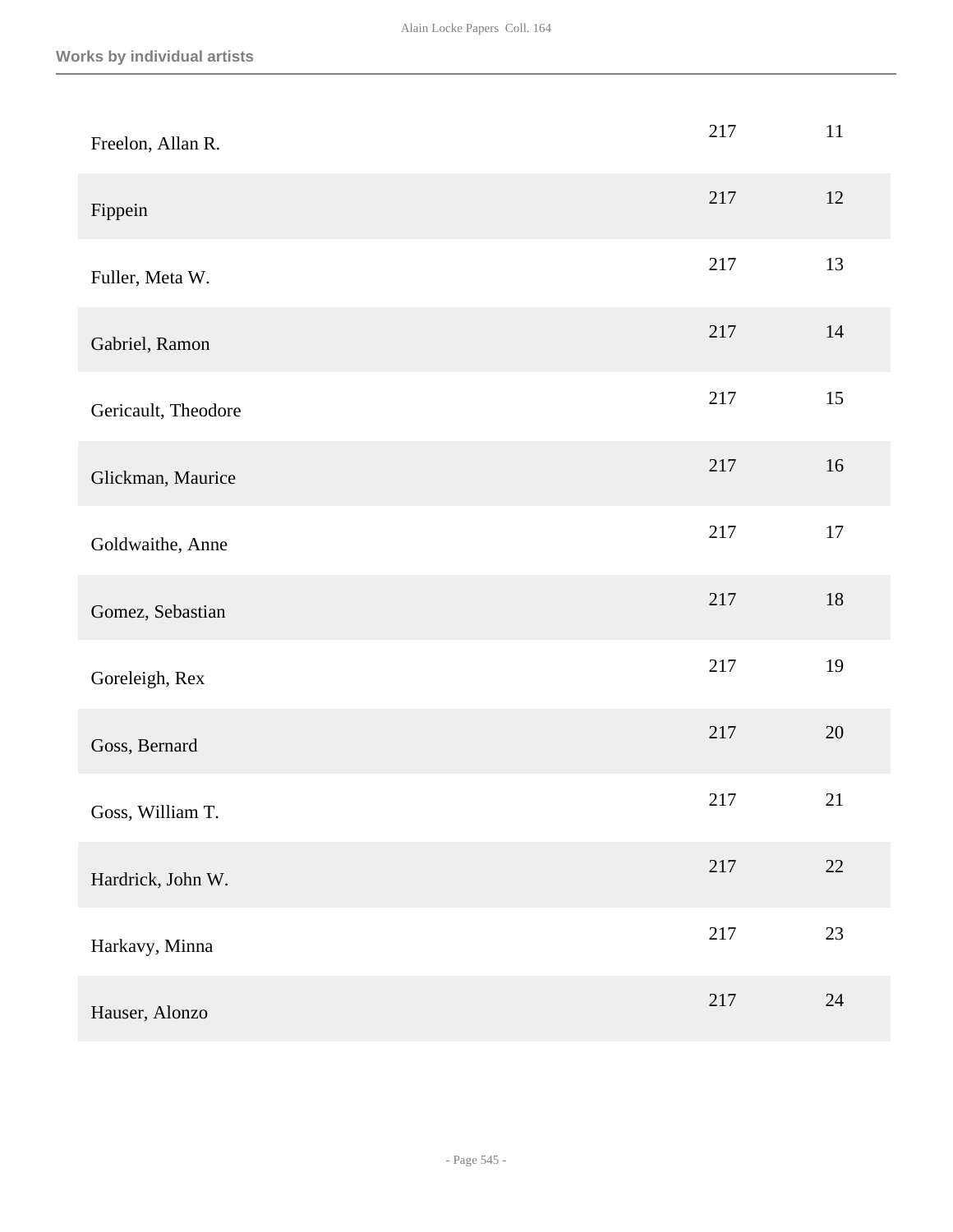## Works by individual artists

| | | |
|---|---|---|
| Freelon, Allan R. | 217 | 11 |
| Fippein | 217 | 12 |
| Fuller, Meta W. | 217 | 13 |
| Gabriel, Ramon | 217 | 14 |
| Gericault, Theodore | 217 | 15 |
| Glickman, Maurice | 217 | 16 |
| Goldwaithe, Anne | 217 | 17 |
| Gomez, Sebastian | 217 | 18 |
| Goreleigh, Rex | 217 | 19 |
| Goss, Bernard | 217 | 20 |
| Goss, William T. | 217 | 21 |
| Hardrick, John W. | 217 | 22 |
| Harkavy, Minna | 217 | 23 |
| Hauser, Alonzo | 217 | 24 |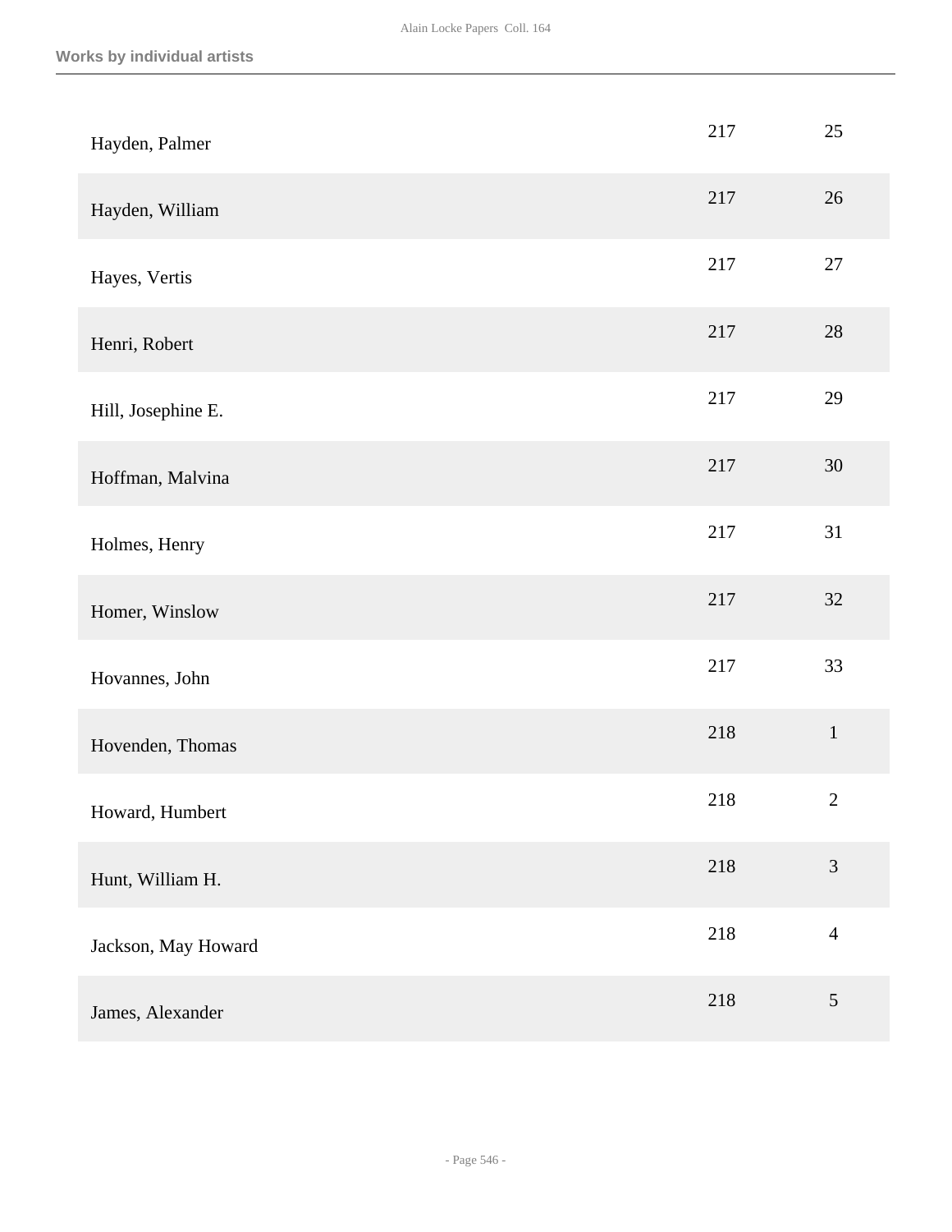Works by individual artists

| | | |
|---|---|---|
| Hayden, Palmer | 217 | 25 |
| Hayden, William | 217 | 26 |
| Hayes, Vertis | 217 | 27 |
| Henri, Robert | 217 | 28 |
| Hill, Josephine E. | 217 | 29 |
| Hoffman, Malvina | 217 | 30 |
| Holmes, Henry | 217 | 31 |
| Homer, Winslow | 217 | 32 |
| Hovannes, John | 217 | 33 |
| Hovenden, Thomas | 218 | 1 |
| Howard, Humbert | 218 | 2 |
| Hunt, William H. | 218 | 3 |
| Jackson, May Howard | 218 | 4 |
| James, Alexander | 218 | 5 |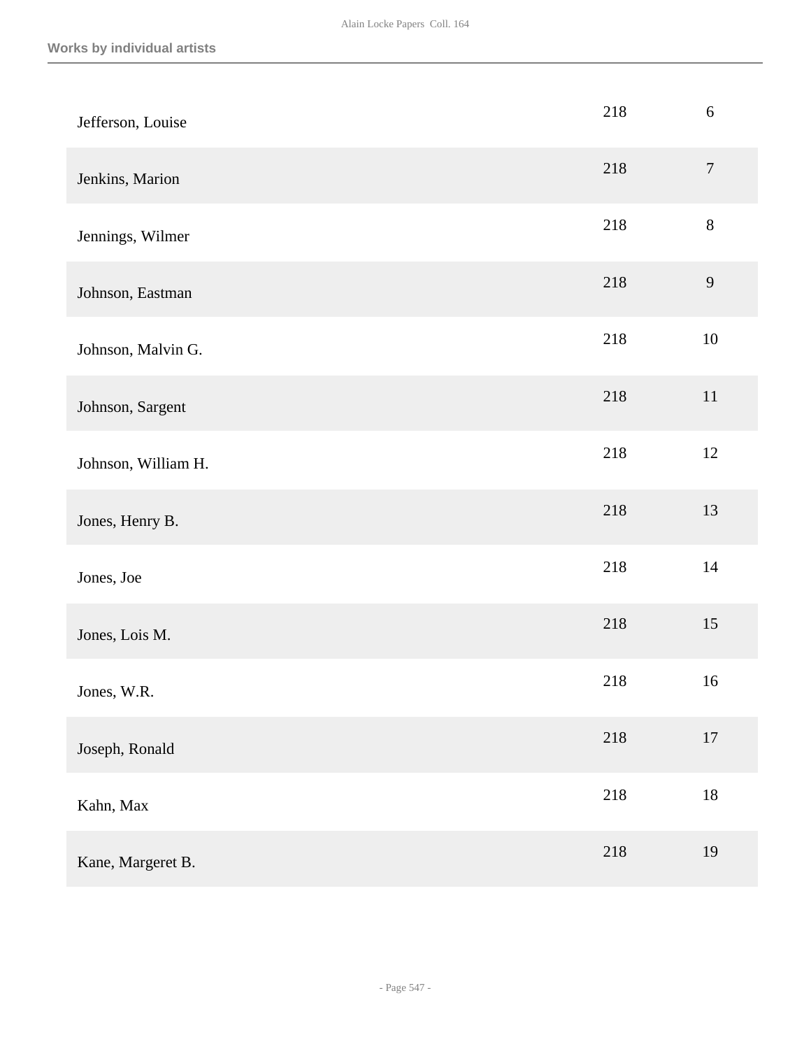| | | |
|---|---|---|
| Jefferson, Louise | 218 | 6 |
| Jenkins, Marion | 218 | 7 |
| Jennings, Wilmer | 218 | 8 |
| Johnson, Eastman | 218 | 9 |
| Johnson, Malvin G. | 218 | 10 |
| Johnson, Sargent | 218 | 11 |
| Johnson, William H. | 218 | 12 |
| Jones, Henry B. | 218 | 13 |
| Jones, Joe | 218 | 14 |
| Jones, Lois M. | 218 | 15 |
| Jones, W.R. | 218 | 16 |
| Joseph, Ronald | 218 | 17 |
| Kahn, Max | 218 | 18 |
| Kane, Margeret B. | 218 | 19 |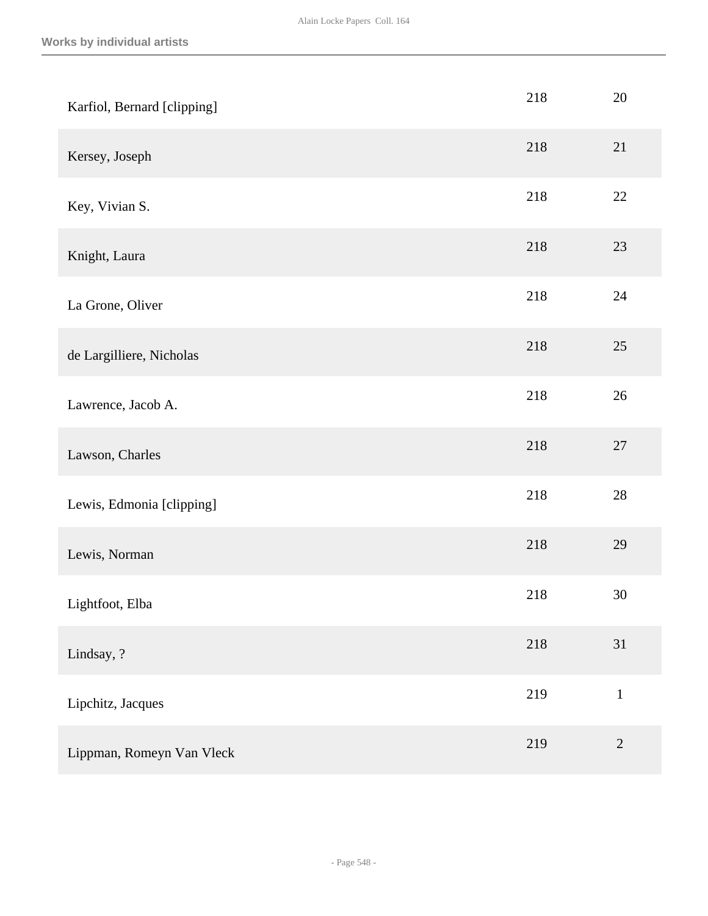## Works by individual artists

| | | |
|---|---|---|
| Karfiol, Bernard [clipping] | 218 | 20 |
| Kersey, Joseph | 218 | 21 |
| Key, Vivian S. | 218 | 22 |
| Knight, Laura | 218 | 23 |
| La Grone, Oliver | 218 | 24 |
| de Largilliere, Nicholas | 218 | 25 |
| Lawrence, Jacob A. | 218 | 26 |
| Lawson, Charles | 218 | 27 |
| Lewis, Edmonia [clipping] | 218 | 28 |
| Lewis, Norman | 218 | 29 |
| Lightfoot, Elba | 218 | 30 |
| Lindsay, ? | 218 | 31 |
| Lipchitz, Jacques | 219 | 1 |
| Lippman, Romeyn Van Vleck | 219 | 2 |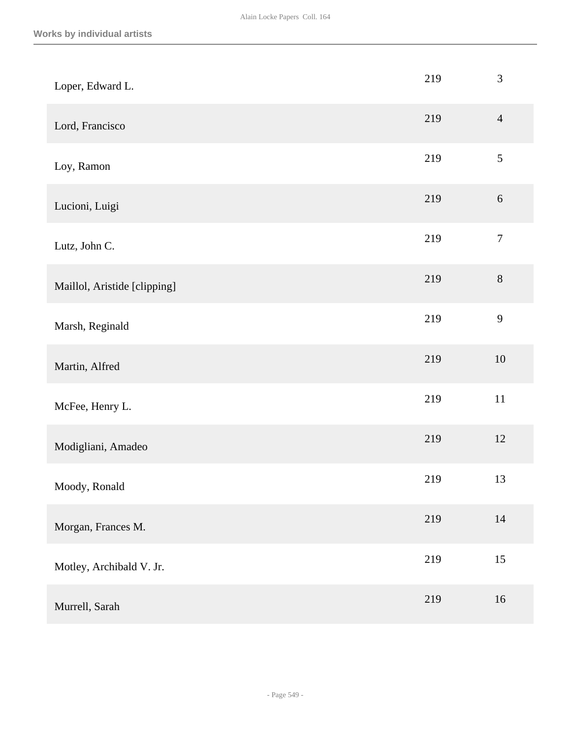| | | |
|---|---|---|
| Loper, Edward L. | 219 | 3 |
| Lord, Francisco | 219 | 4 |
| Loy, Ramon | 219 | 5 |
| Lucioni, Luigi | 219 | 6 |
| Lutz, John C. | 219 | 7 |
| Maillol, Aristide [clipping] | 219 | 8 |
| Marsh, Reginald | 219 | 9 |
| Martin, Alfred | 219 | 10 |
| McFee, Henry L. | 219 | 11 |
| Modigliani, Amadeo | 219 | 12 |
| Moody, Ronald | 219 | 13 |
| Morgan, Frances M. | 219 | 14 |
| Motley, Archibald V. Jr. | 219 | 15 |
| Murrell, Sarah | 219 | 16 |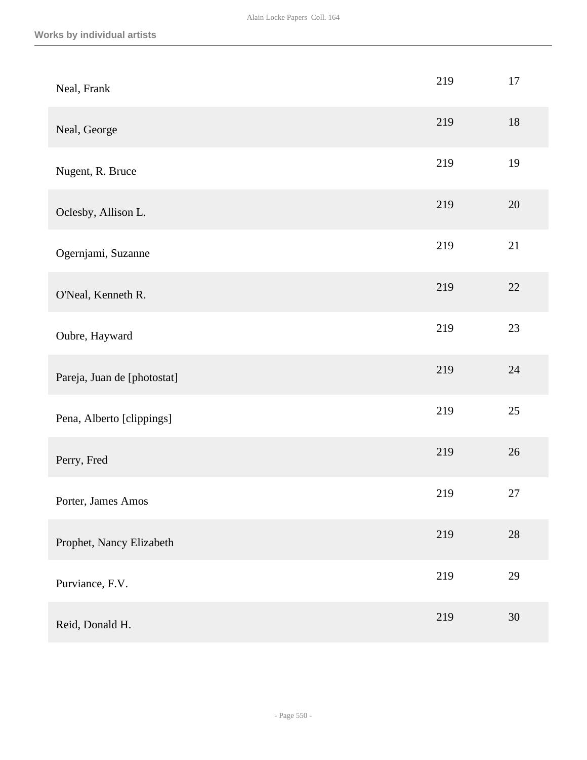| | | |
|---|---|---|
| Neal, Frank | 219 | 17 |
| Neal, George | 219 | 18 |
| Nugent, R. Bruce | 219 | 19 |
| Oclesby, Allison L. | 219 | 20 |
| Ogernjami, Suzanne | 219 | 21 |
| O'Neal, Kenneth R. | 219 | 22 |
| Oubre, Hayward | 219 | 23 |
| Pareja, Juan de [photostat] | 219 | 24 |
| Pena, Alberto [clippings] | 219 | 25 |
| Perry, Fred | 219 | 26 |
| Porter, James Amos | 219 | 27 |
| Prophet, Nancy Elizabeth | 219 | 28 |
| Purviance, F.V. | 219 | 29 |
| Reid, Donald H. | 219 | 30 |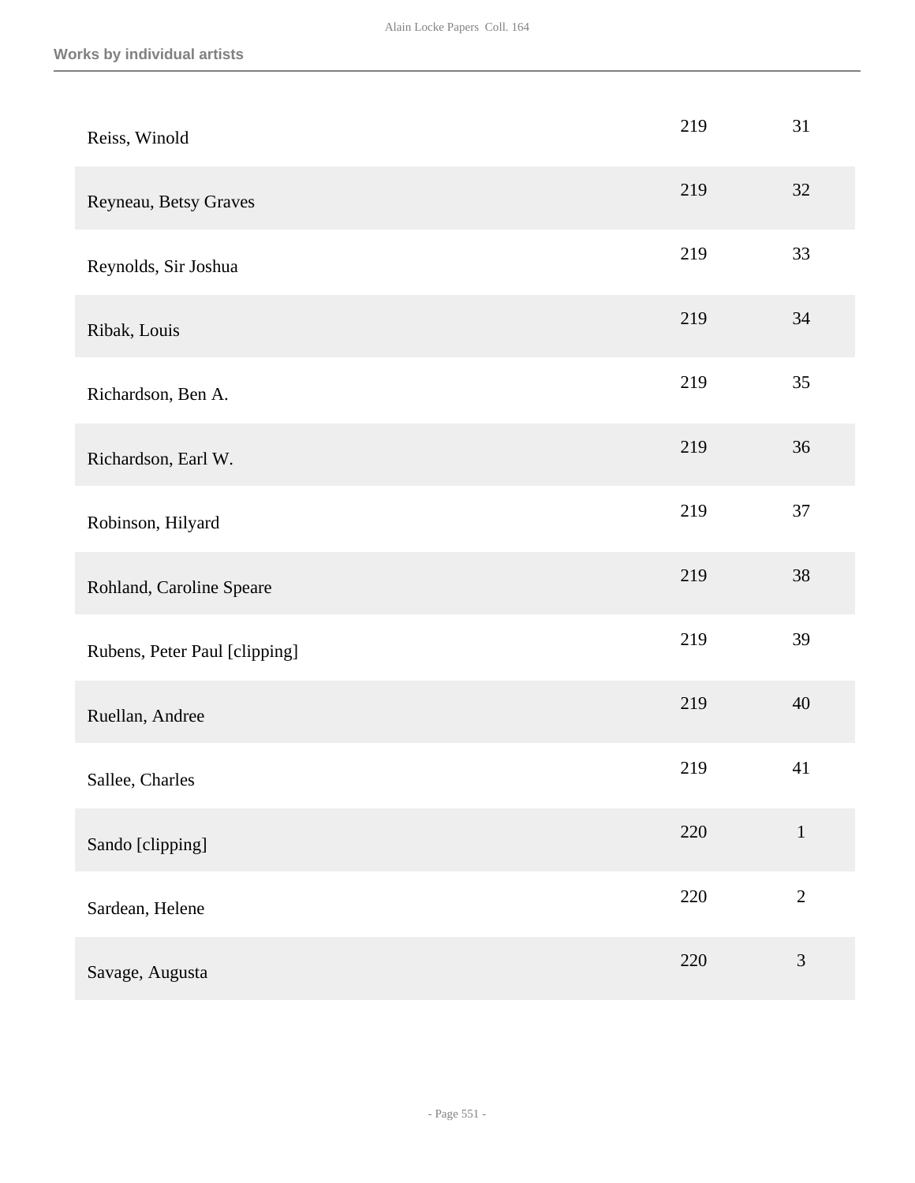| | | |
|---|---|---|
| Reiss, Winold | 219 | 31 |
| Reyneau, Betsy Graves | 219 | 32 |
| Reynolds, Sir Joshua | 219 | 33 |
| Ribak, Louis | 219 | 34 |
| Richardson, Ben A. | 219 | 35 |
| Richardson, Earl W. | 219 | 36 |
| Robinson, Hilyard | 219 | 37 |
| Rohland, Caroline Speare | 219 | 38 |
| Rubens, Peter Paul [clipping] | 219 | 39 |
| Ruellan, Andree | 219 | 40 |
| Sallee, Charles | 219 | 41 |
| Sando [clipping] | 220 | 1 |
| Sardean, Helene | 220 | 2 |
| Savage, Augusta | 220 | 3 |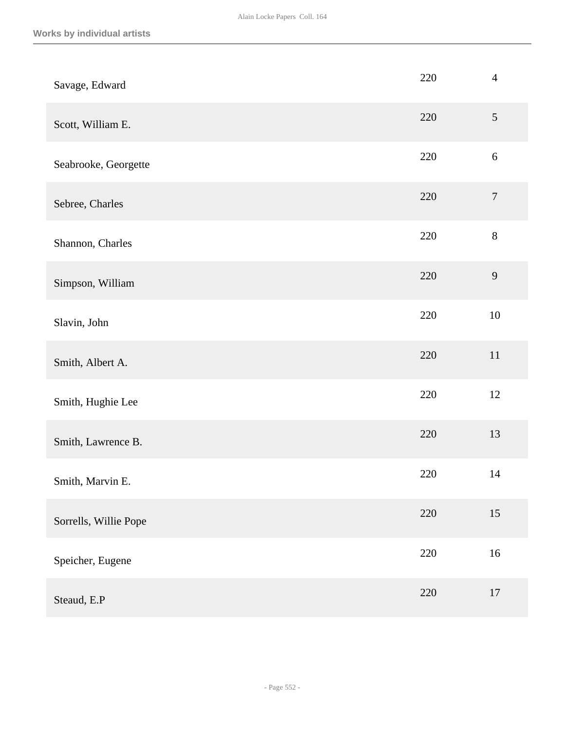## Works by individual artists

| | | |
|---|---|---|
| Savage, Edward | 220 | 4 |
| Scott, William E. | 220 | 5 |
| Seabrooke, Georgette | 220 | 6 |
| Sebree, Charles | 220 | 7 |
| Shannon, Charles | 220 | 8 |
| Simpson, William | 220 | 9 |
| Slavin, John | 220 | 10 |
| Smith, Albert A. | 220 | 11 |
| Smith, Hughie Lee | 220 | 12 |
| Smith, Lawrence B. | 220 | 13 |
| Smith, Marvin E. | 220 | 14 |
| Sorrells, Willie Pope | 220 | 15 |
| Speicher, Eugene | 220 | 16 |
| Steaud, E.P | 220 | 17 |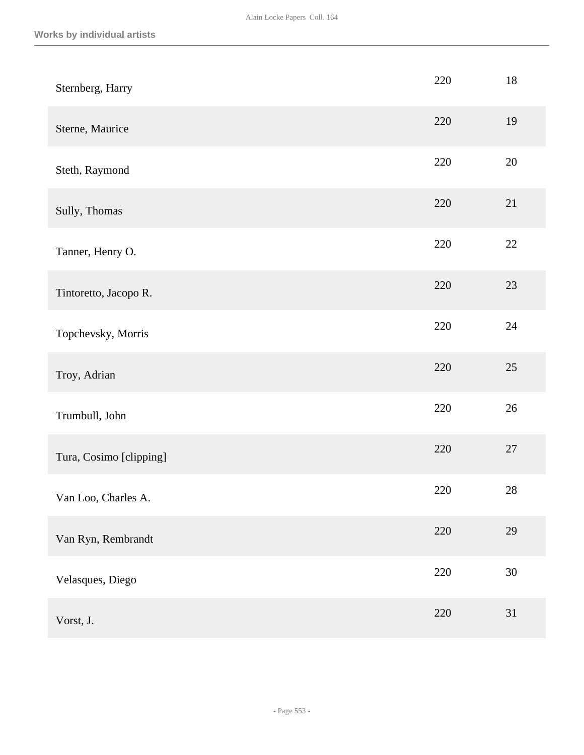**Works by individual artists**

| | | |
|---|---|---|
| Sternberg, Harry | 220 | 18 |
| Sterne, Maurice | 220 | 19 |
| Steth, Raymond | 220 | 20 |
| Sully, Thomas | 220 | 21 |
| Tanner, Henry O. | 220 | 22 |
| Tintoretto, Jacopo R. | 220 | 23 |
| Topchevsky, Morris | 220 | 24 |
| Troy, Adrian | 220 | 25 |
| Trumbull, John | 220 | 26 |
| Tura, Cosimo [clipping] | 220 | 27 |
| Van Loo, Charles A. | 220 | 28 |
| Van Ryn, Rembrandt | 220 | 29 |
| Velasques, Diego | 220 | 30 |
| Vorst, J. | 220 | 31 |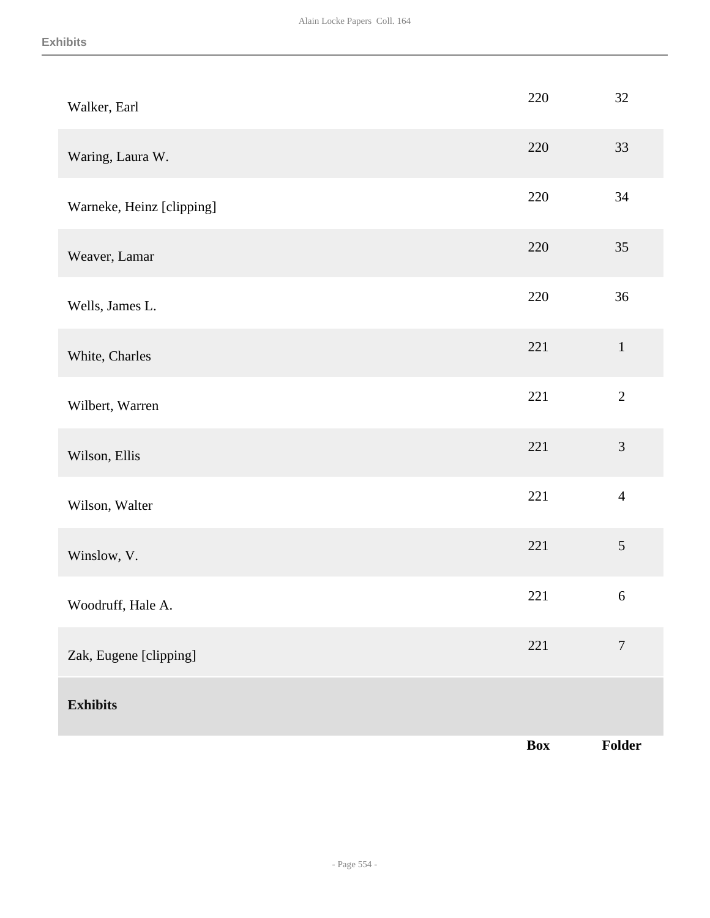| | | |
|---|---|---|
| Walker, Earl | 220 | 32 |
| Waring, Laura W. | 220 | 33 |
| Warneke, Heinz [clipping] | 220 | 34 |
| Weaver, Lamar | 220 | 35 |
| Wells, James L. | 220 | 36 |
| White, Charles | 221 | 1 |
| Wilbert, Warren | 221 | 2 |
| Wilson, Ellis | 221 | 3 |
| Wilson, Walter | 221 | 4 |
| Winslow, V. | 221 | 5 |
| Woodruff, Hale A. | 221 | 6 |
| Zak, Eugene [clipping] | 221 | 7 |

**Exhibits**

| | **Box** | **Folder** |
|---|---|---|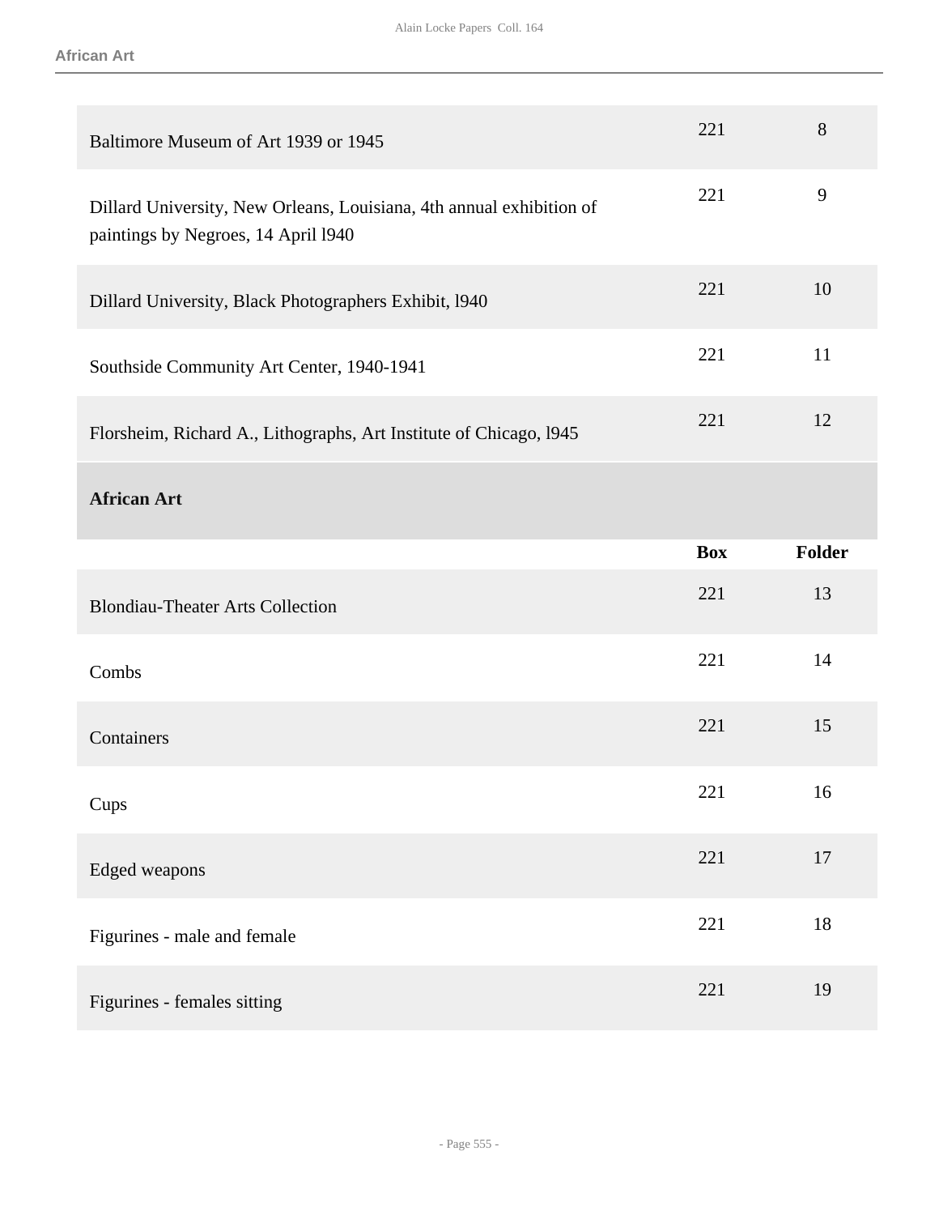| | Box | Folder |
|---|---|---|
| Baltimore Museum of Art 1939 or 1945 | 221 | 8 |
| Dillard University, New Orleans, Louisiana, 4th annual exhibition of paintings by Negroes, 14 April l940 | 221 | 9 |
| Dillard University, Black Photographers Exhibit, l940 | 221 | 10 |
| Southside Community Art Center, 1940-1941 | 221 | 11 |
| Florsheim, Richard A., Lithographs, Art Institute of Chicago, l945 | 221 | 12 |

## African Art

| | Box | Folder |
|---|---|---|
| Blondiau-Theater Arts Collection | 221 | 13 |
| Combs | 221 | 14 |
| Containers | 221 | 15 |
| Cups | 221 | 16 |
| Edged weapons | 221 | 17 |
| Figurines - male and female | 221 | 18 |
| Figurines - females sitting | 221 | 19 |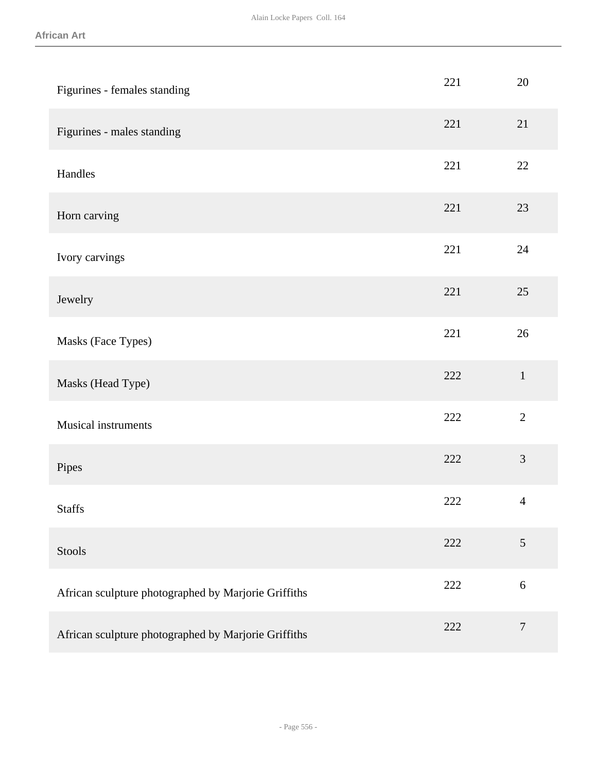| | | |
|---|---|---|
| Figurines - females standing | 221 | 20 |
| Figurines - males standing | 221 | 21 |
| Handles | 221 | 22 |
| Horn carving | 221 | 23 |
| Ivory carvings | 221 | 24 |
| Jewelry | 221 | 25 |
| Masks (Face Types) | 221 | 26 |
| Masks (Head Type) | 222 | 1 |
| Musical instruments | 222 | 2 |
| Pipes | 222 | 3 |
| Staffs | 222 | 4 |
| Stools | 222 | 5 |
| African sculpture photographed by Marjorie Griffiths | 222 | 6 |
| African sculpture photographed by Marjorie Griffiths | 222 | 7 |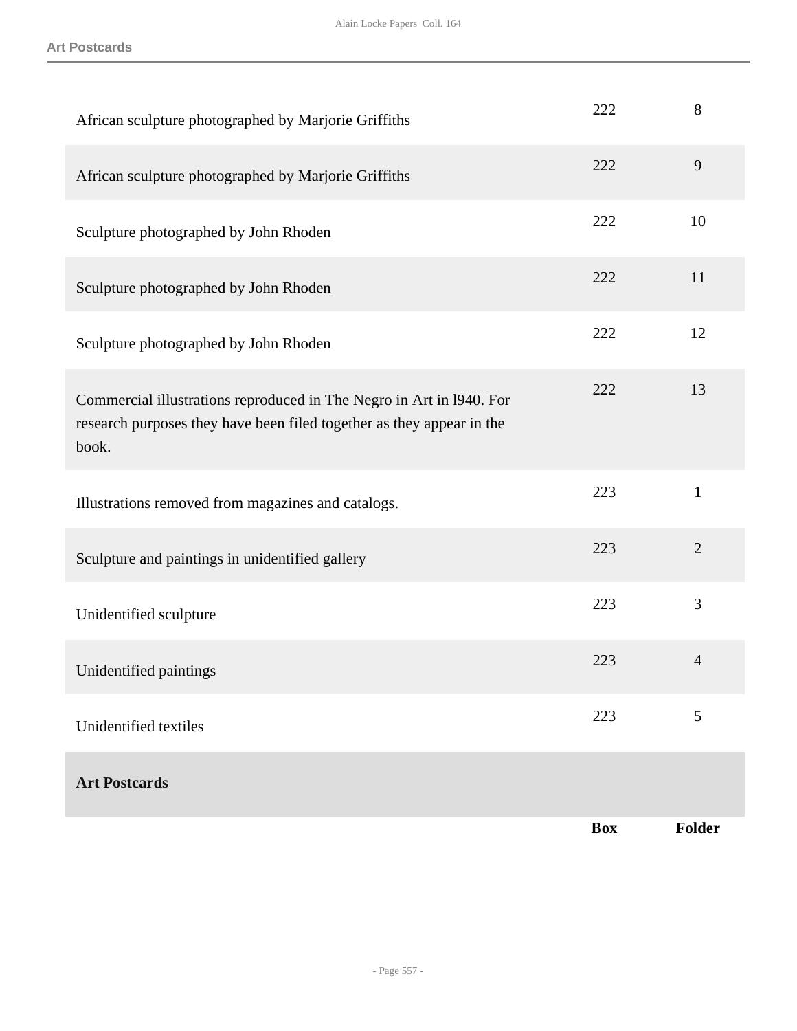| | Box | Folder |
|---|---|---|
| African sculpture photographed by Marjorie Griffiths | 222 | 8 |
| African sculpture photographed by Marjorie Griffiths | 222 | 9 |
| Sculpture photographed by John Rhoden | 222 | 10 |
| Sculpture photographed by John Rhoden | 222 | 11 |
| Sculpture photographed by John Rhoden | 222 | 12 |
| Commercial illustrations reproduced in The Negro in Art in l940. For research purposes they have been filed together as they appear in the book. | 222 | 13 |
| Illustrations removed from magazines and catalogs. | 223 | 1 |
| Sculpture and paintings in unidentified gallery | 223 | 2 |
| Unidentified sculpture | 223 | 3 |
| Unidentified paintings | 223 | 4 |
| Unidentified textiles | 223 | 5 |

**Art Postcards**

| | Box | Folder |
|---|---|---|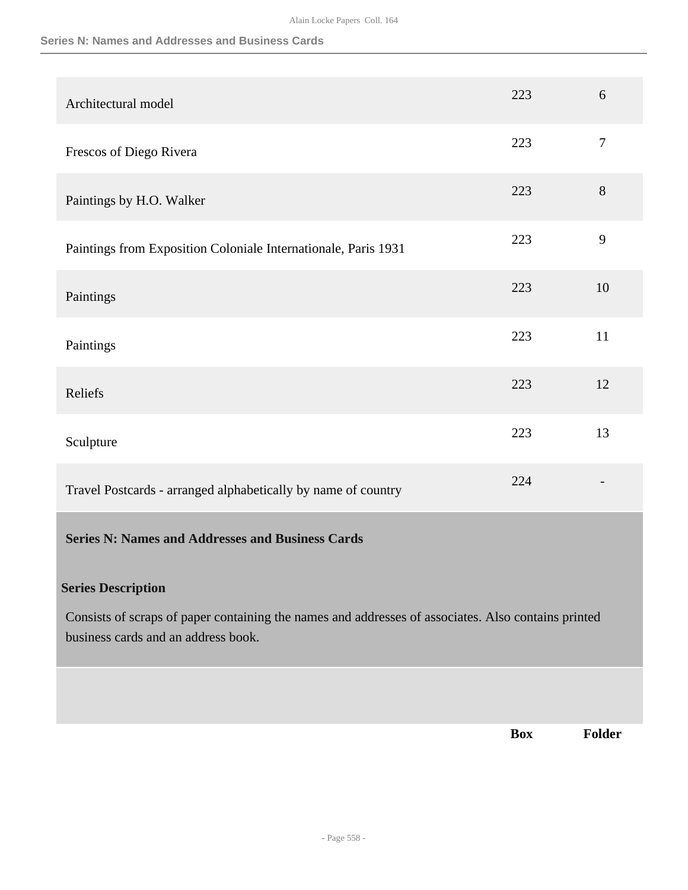| | Box | Folder |
|---|---|---|
| Architectural model | 223 | 6 |
| Frescos of Diego Rivera | 223 | 7 |
| Paintings by H.O. Walker | 223 | 8 |
| Paintings from Exposition Coloniale Internationale, Paris 1931 | 223 | 9 |
| Paintings | 223 | 10 |
| Paintings | 223 | 11 |
| Reliefs | 223 | 12 |
| Sculpture | 223 | 13 |
| Travel Postcards - arranged alphabetically by name of country | 224 | - |

## Series N: Names and Addresses and Business Cards

### Series Description

Consists of scraps of paper containing the names and addresses of associates. Also contains printed business cards and an address book.

| | Box | Folder |
|---|---|---|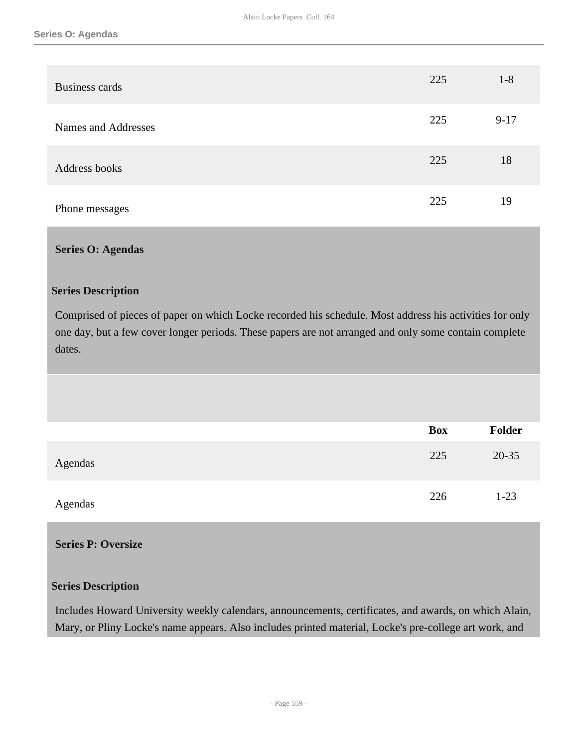| | Box | Folder |
|---|---|---|
| Business cards | 225 | 1-8 |
| Names and Addresses | 225 | 9-17 |
| Address books | 225 | 18 |
| Phone messages | 225 | 19 |

## Series O: Agendas

### Series Description

Comprised of pieces of paper on which Locke recorded his schedule. Most address his activities for only one day, but a few cover longer periods. These papers are not arranged and only some contain complete dates.

| | Box | Folder |
|---|---|---|
| Agendas | 225 | 20-35 |
| Agendas | 226 | 1-23 |

## Series P: Oversize

### Series Description

Includes Howard University weekly calendars, announcements, certificates, and awards, on which Alain, Mary, or Pliny Locke's name appears. Also includes printed material, Locke's pre-college art work, and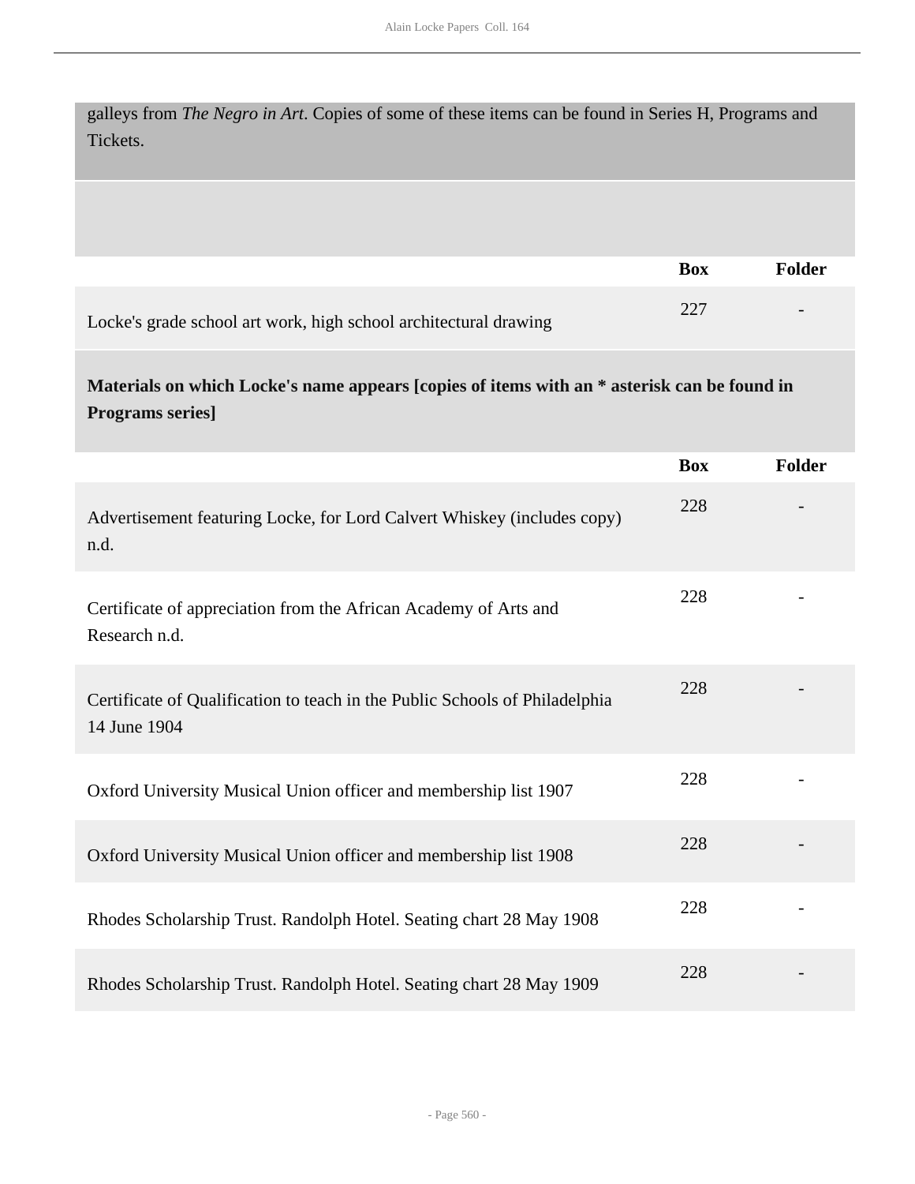galleys from *The Negro in Art*. Copies of some of these items can be found in Series H, Programs and Tickets.

| | Box | Folder |
| --- | --- | --- |
| Locke's grade school art work, high school architectural drawing | 227 | - |

**Materials on which Locke's name appears [copies of items with an * asterisk can be found in Programs series]**

| | Box | Folder |
| --- | --- | --- |
| Advertisement featuring Locke, for Lord Calvert Whiskey (includes copy) n.d. | 228 | - |
| Certificate of appreciation from the African Academy of Arts and Research n.d. | 228 | - |
| Certificate of Qualification to teach in the Public Schools of Philadelphia 14 June 1904 | 228 | - |
| Oxford University Musical Union officer and membership list 1907 | 228 | - |
| Oxford University Musical Union officer and membership list 1908 | 228 | - |
| Rhodes Scholarship Trust. Randolph Hotel. Seating chart 28 May 1908 | 228 | - |
| Rhodes Scholarship Trust. Randolph Hotel. Seating chart 28 May 1909 | 228 | - |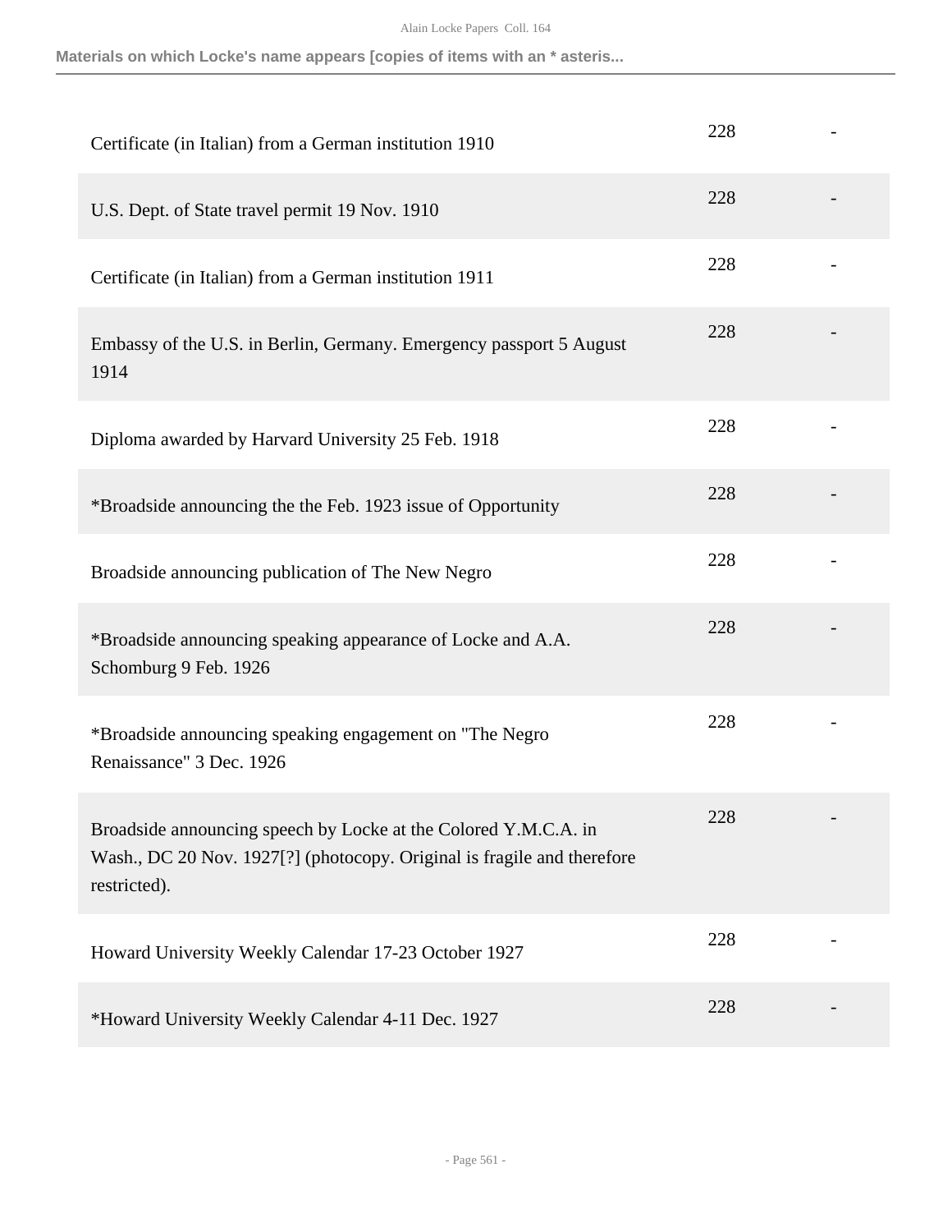| | | |
|---|---|---|
| Certificate (in Italian) from a German institution 1910 | 228 | - |
| U.S. Dept. of State travel permit 19 Nov. 1910 | 228 | - |
| Certificate (in Italian) from a German institution 1911 | 228 | - |
| Embassy of the U.S. in Berlin, Germany. Emergency passport 5 August 1914 | 228 | - |
| Diploma awarded by Harvard University 25 Feb. 1918 | 228 | - |
| *Broadside announcing the the Feb. 1923 issue of Opportunity | 228 | - |
| Broadside announcing publication of The New Negro | 228 | - |
| *Broadside announcing speaking appearance of Locke and A.A. Schomburg 9 Feb. 1926 | 228 | - |
| *Broadside announcing speaking engagement on "The Negro Renaissance" 3 Dec. 1926 | 228 | - |
| Broadside announcing speech by Locke at the Colored Y.M.C.A. in Wash., DC 20 Nov. 1927[?] (photocopy. Original is fragile and therefore restricted). | 228 | - |
| Howard University Weekly Calendar 17-23 October 1927 | 228 | - |
| *Howard University Weekly Calendar 4-11 Dec. 1927 | 228 | - |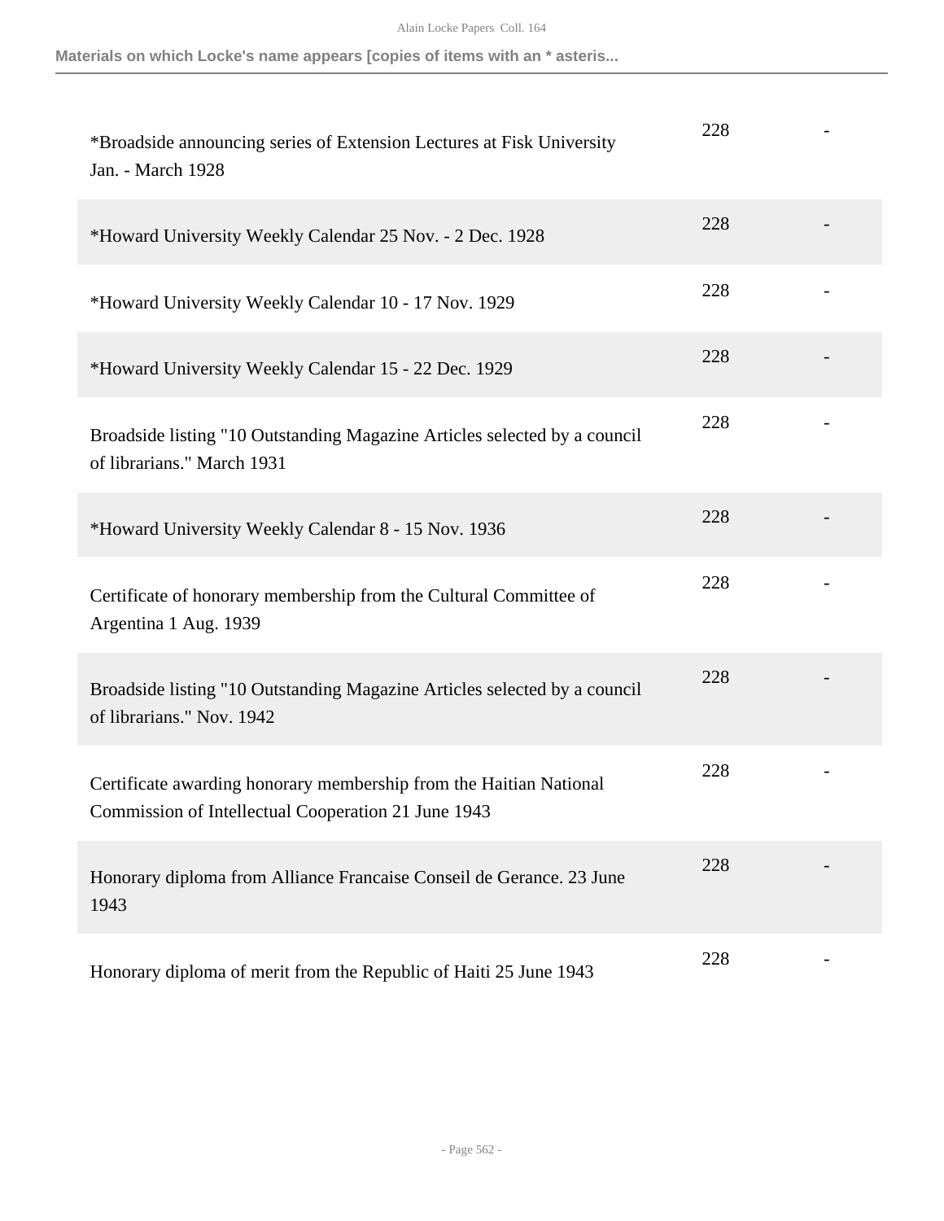| | | |
|---|---|---|
| *Broadside announcing series of Extension Lectures at Fisk University Jan. - March 1928 | 228 | - |
| *Howard University Weekly Calendar 25 Nov. - 2 Dec. 1928 | 228 | - |
| *Howard University Weekly Calendar 10 - 17 Nov. 1929 | 228 | - |
| *Howard University Weekly Calendar 15 - 22 Dec. 1929 | 228 | - |
| Broadside listing "10 Outstanding Magazine Articles selected by a council of librarians." March 1931 | 228 | - |
| *Howard University Weekly Calendar 8 - 15 Nov. 1936 | 228 | - |
| Certificate of honorary membership from the Cultural Committee of Argentina 1 Aug. 1939 | 228 | - |
| Broadside listing "10 Outstanding Magazine Articles selected by a council of librarians." Nov. 1942 | 228 | - |
| Certificate awarding honorary membership from the Haitian National Commission of Intellectual Cooperation 21 June 1943 | 228 | - |
| Honorary diploma from Alliance Francaise Conseil de Gerance. 23 June 1943 | 228 | - |
| Honorary diploma of merit from the Republic of Haiti 25 June 1943 | 228 | - |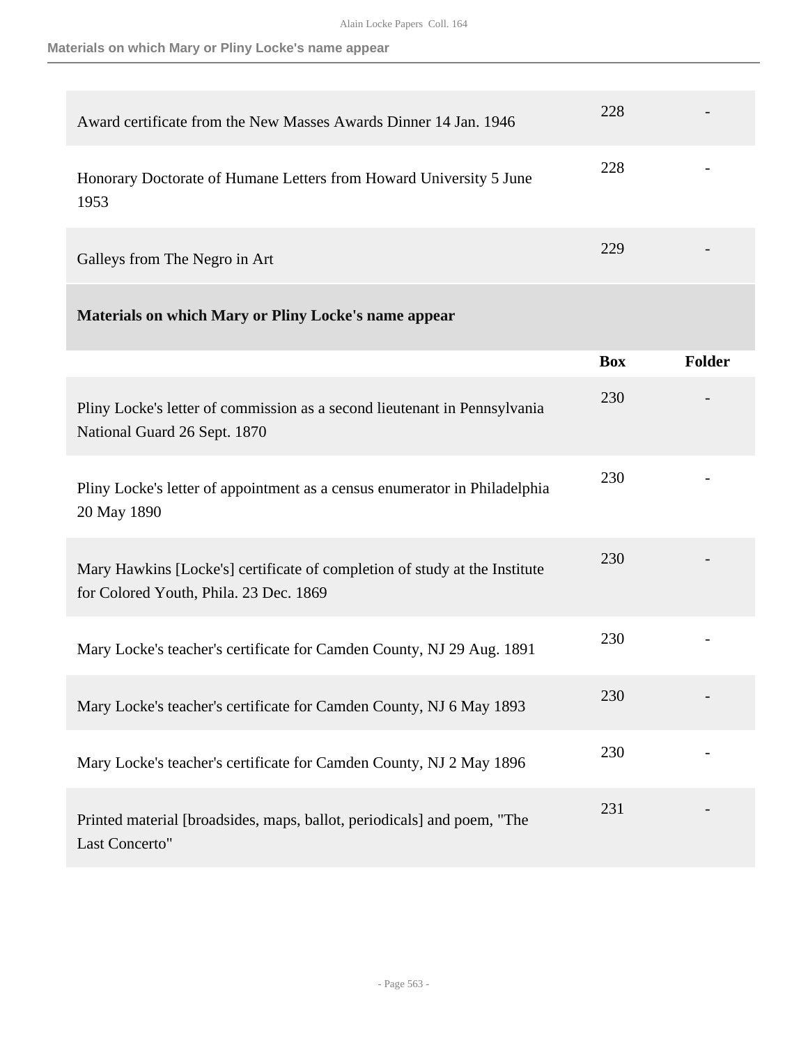| | Box | Folder |
|---|---|---|
| Award certificate from the New Masses Awards Dinner 14 Jan. 1946 | 228 | - |
| Honorary Doctorate of Humane Letters from Howard University 5 June 1953 | 228 | - |
| Galleys from The Negro in Art | 229 | - |

## Materials on which Mary or Pliny Locke's name appear

| | Box | Folder |
|---|---|---|
| Pliny Locke's letter of commission as a second lieutenant in Pennsylvania National Guard 26 Sept. 1870 | 230 | - |
| Pliny Locke's letter of appointment as a census enumerator in Philadelphia 20 May 1890 | 230 | - |
| Mary Hawkins [Locke's] certificate of completion of study at the Institute for Colored Youth, Phila. 23 Dec. 1869 | 230 | - |
| Mary Locke's teacher's certificate for Camden County, NJ 29 Aug. 1891 | 230 | - |
| Mary Locke's teacher's certificate for Camden County, NJ 6 May 1893 | 230 | - |
| Mary Locke's teacher's certificate for Camden County, NJ 2 May 1896 | 230 | - |
| Printed material [broadsides, maps, ballot, periodicals] and poem, "The Last Concerto" | 231 | - |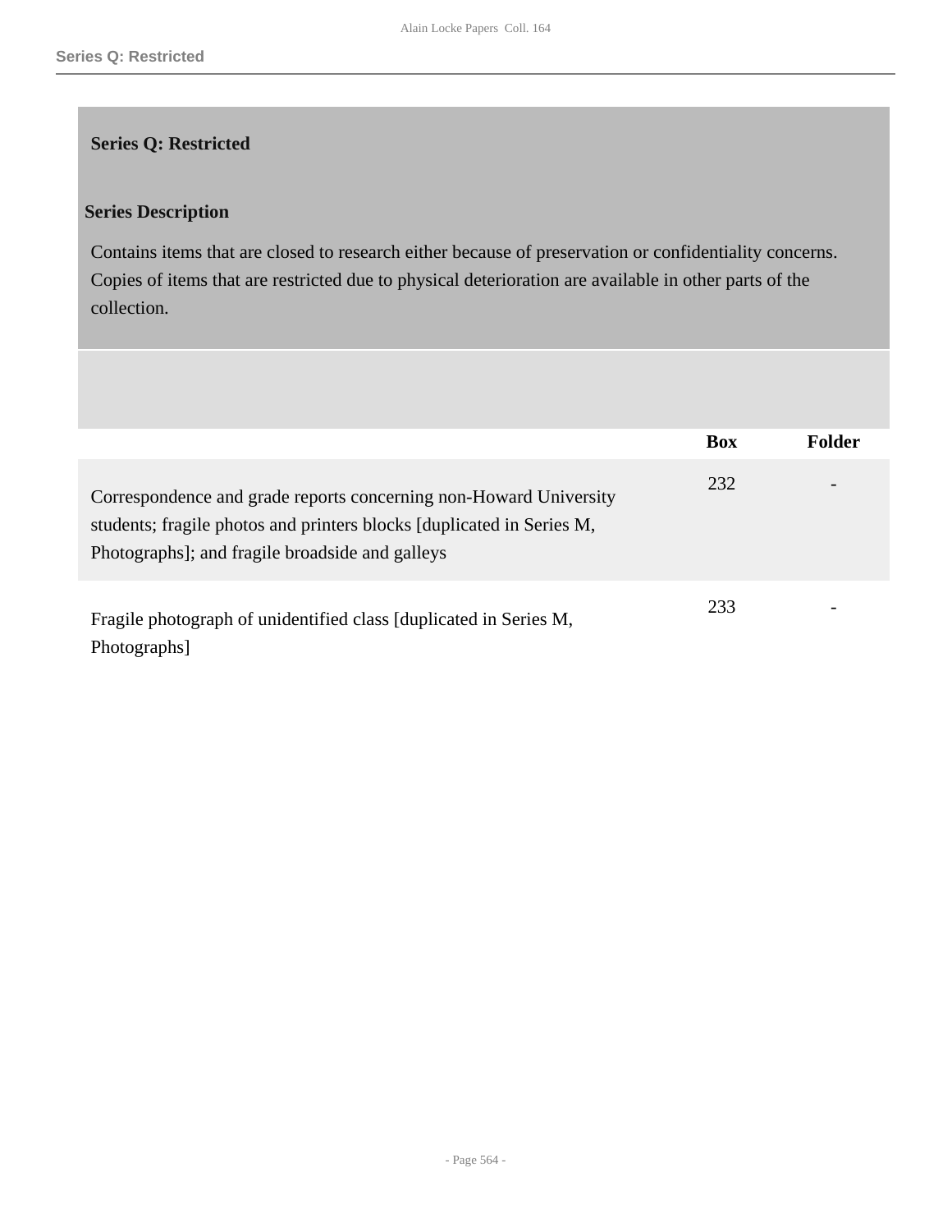## Series Q: Restricted

### Series Description

Contains items that are closed to research either because of preservation or confidentiality concerns. Copies of items that are restricted due to physical deterioration are available in other parts of the collection.

| | Box | Folder |
|---|---|---|
| Correspondence and grade reports concerning non-Howard University students; fragile photos and printers blocks [duplicated in Series M, Photographs]; and fragile broadside and galleys | 232 | - |
| Fragile photograph of unidentified class [duplicated in Series M, Photographs] | 233 | - |